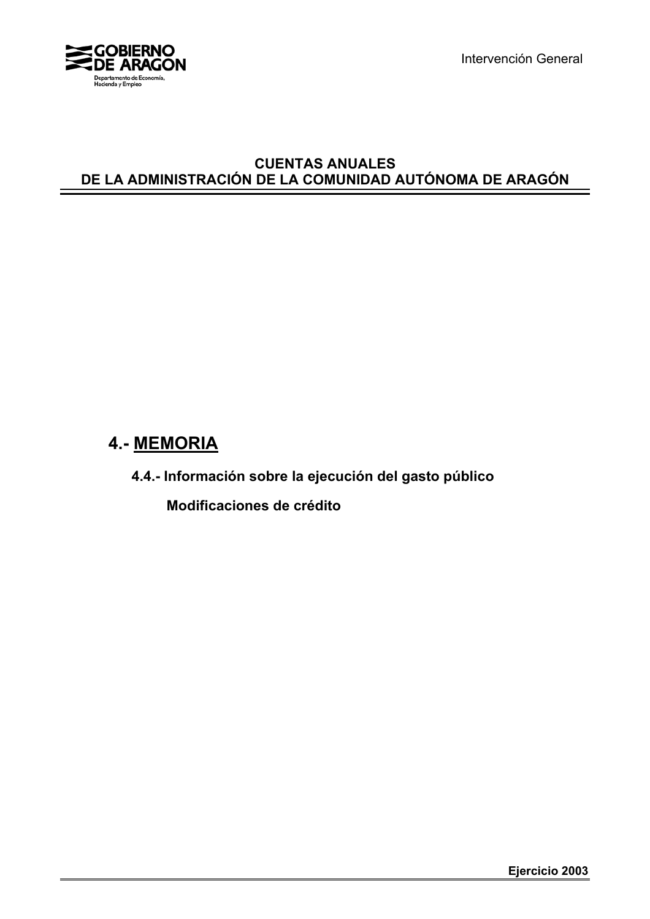GOBIERNO DE ARAGON

Departamento de Economía, Hacienda y Empleo

Intervención General

# CUENTAS ANUALES DE LA ADMINISTRACIÓN DE LA COMUNIDAD AUTÓNOMA DE ARAGÓN

## 4.- MEMORIA

### 4.4.- Información sobre la ejecución del gasto público

#### Modificaciones de crédito

**Ejercicio 2003**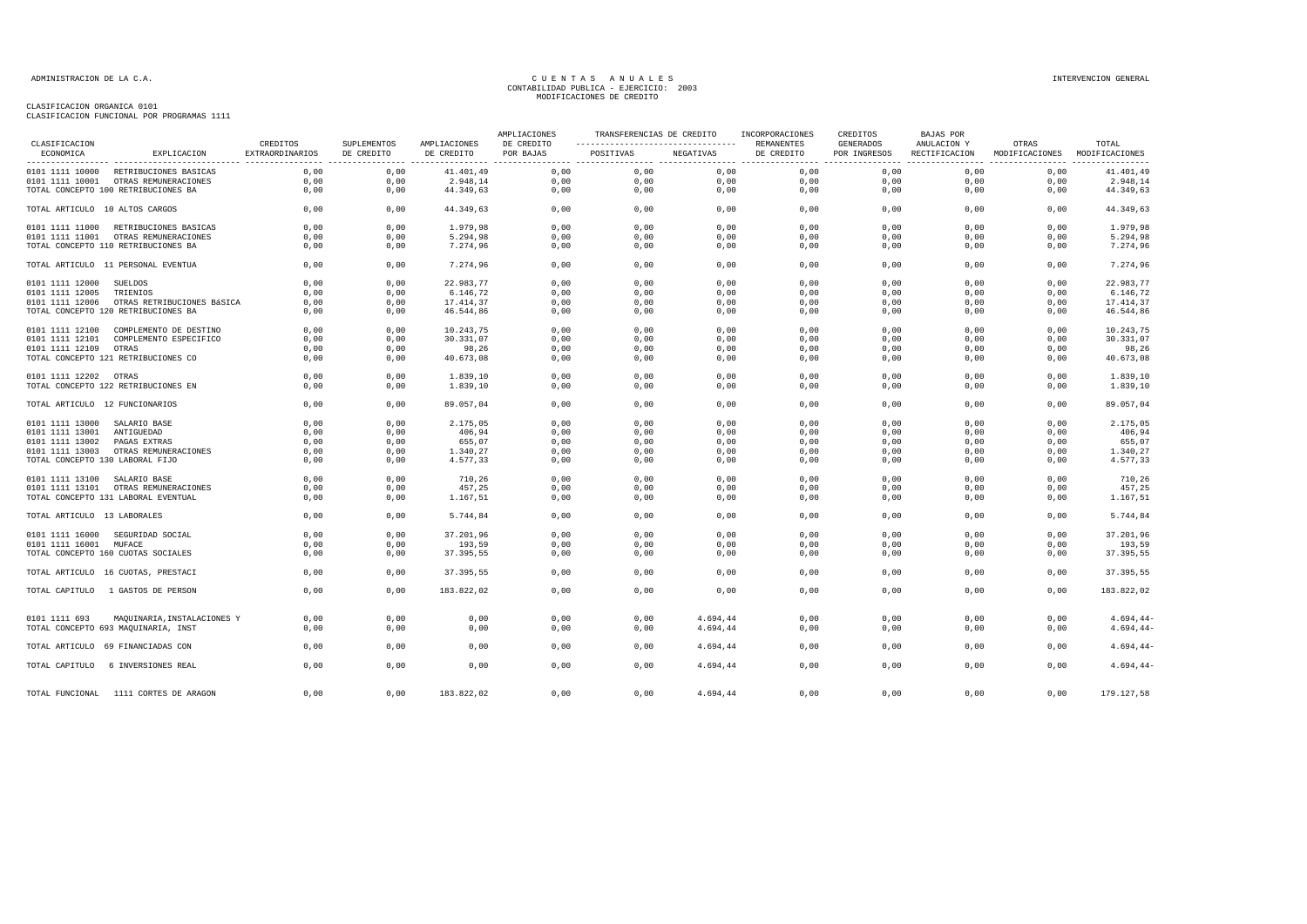ADMINISTRACION DE LA C.A.

# CUENTAS ANUALES
## CONTABILIDAD PUBLICA - EJERCICIO: 2003
## MODIFICACIONES DE CREDITO

INTERVENCION GENERAL

CLASIFICACION ORGANICA 0101
CLASIFICACION FUNCIONAL POR PROGRAMAS 1111

| CLASIFICACION ECONOMICA | EXPLICACION | CREDITOS EXTRAORDINARIOS | SUPLEMENTOS DE CREDITO | AMPLIACIONES DE CREDITO | AMPLIACIONES DE CREDITO POR BAJAS | TRANSFERENCIAS DE CREDITO POSITIVAS | TRANSFERENCIAS DE CREDITO NEGATIVAS | INCORPORACIONES REMANENTES DE CREDITO | CREDITOS GENERADOS POR INGRESOS | BAJAS POR ANULACION Y RECTIFICACION | OTRAS MODIFICACIONES | TOTAL MODIFICACIONES |
|---|---|---|---|---|---|---|---|---|---|---|---|---|
| 0101 1111 10000 | RETRIBUCIONES BASICAS | 0,00 | 0,00 | 41.401,49 | 0,00 | 0,00 | 0,00 | 0,00 | 0,00 | 0,00 | 0,00 | 41.401,49 |
| 0101 1111 10001 | OTRAS REMUNERACIONES | 0,00 | 0,00 | 2.948,14 | 0,00 | 0,00 | 0,00 | 0,00 | 0,00 | 0,00 | 0,00 | 2.948,14 |
| TOTAL CONCEPTO 100 RETRIBUCIONES BA | | 0,00 | 0,00 | 44.349,63 | 0,00 | 0,00 | 0,00 | 0,00 | 0,00 | 0,00 | 0,00 | 44.349,63 |
| TOTAL ARTICULO 10 ALTOS CARGOS | | 0,00 | 0,00 | 44.349,63 | 0,00 | 0,00 | 0,00 | 0,00 | 0,00 | 0,00 | 0,00 | 44.349,63 |
| 0101 1111 11000 | RETRIBUCIONES BASICAS | 0,00 | 0,00 | 1.979,98 | 0,00 | 0,00 | 0,00 | 0,00 | 0,00 | 0,00 | 0,00 | 1.979,98 |
| 0101 1111 11001 | OTRAS REMUNERACIONES | 0,00 | 0,00 | 5.294,98 | 0,00 | 0,00 | 0,00 | 0,00 | 0,00 | 0,00 | 0,00 | 5.294,98 |
| TOTAL CONCEPTO 110 RETRIBUCIONES BA | | 0,00 | 0,00 | 7.274,96 | 0,00 | 0,00 | 0,00 | 0,00 | 0,00 | 0,00 | 0,00 | 7.274,96 |
| TOTAL ARTICULO 11 PERSONAL EVENTUA | | 0,00 | 0,00 | 7.274,96 | 0,00 | 0,00 | 0,00 | 0,00 | 0,00 | 0,00 | 0,00 | 7.274,96 |
| 0101 1111 12000 | SUELDOS | 0,00 | 0,00 | 22.983,77 | 0,00 | 0,00 | 0,00 | 0,00 | 0,00 | 0,00 | 0,00 | 22.983,77 |
| 0101 1111 12005 | TRIENIOS | 0,00 | 0,00 | 6.146,72 | 0,00 | 0,00 | 0,00 | 0,00 | 0,00 | 0,00 | 0,00 | 6.146,72 |
| 0101 1111 12006 | OTRAS RETRIBUCIONES BáSICA | 0,00 | 0,00 | 17.414,37 | 0,00 | 0,00 | 0,00 | 0,00 | 0,00 | 0,00 | 0,00 | 17.414,37 |
| TOTAL CONCEPTO 120 RETRIBUCIONES BA | | 0,00 | 0,00 | 46.544,86 | 0,00 | 0,00 | 0,00 | 0,00 | 0,00 | 0,00 | 0,00 | 46.544,86 |
| 0101 1111 12100 | COMPLEMENTO DE DESTINO | 0,00 | 0,00 | 10.243,75 | 0,00 | 0,00 | 0,00 | 0,00 | 0,00 | 0,00 | 0,00 | 10.243,75 |
| 0101 1111 12101 | COMPLEMENTO ESPECIFICO | 0,00 | 0,00 | 30.331,07 | 0,00 | 0,00 | 0,00 | 0,00 | 0,00 | 0,00 | 0,00 | 30.331,07 |
| 0101 1111 12109 | OTRAS | 0,00 | 0,00 | 98,26 | 0,00 | 0,00 | 0,00 | 0,00 | 0,00 | 0,00 | 0,00 | 98,26 |
| TOTAL CONCEPTO 121 RETRIBUCIONES CO | | 0,00 | 0,00 | 40.673,08 | 0,00 | 0,00 | 0,00 | 0,00 | 0,00 | 0,00 | 0,00 | 40.673,08 |
| 0101 1111 12202 | OTRAS | 0,00 | 0,00 | 1.839,10 | 0,00 | 0,00 | 0,00 | 0,00 | 0,00 | 0,00 | 0,00 | 1.839,10 |
| TOTAL CONCEPTO 122 RETRIBUCIONES EN | | 0,00 | 0,00 | 1.839,10 | 0,00 | 0,00 | 0,00 | 0,00 | 0,00 | 0,00 | 0,00 | 1.839,10 |
| TOTAL ARTICULO 12 FUNCIONARIOS | | 0,00 | 0,00 | 89.057,04 | 0,00 | 0,00 | 0,00 | 0,00 | 0,00 | 0,00 | 0,00 | 89.057,04 |
| 0101 1111 13000 | SALARIO BASE | 0,00 | 0,00 | 2.175,05 | 0,00 | 0,00 | 0,00 | 0,00 | 0,00 | 0,00 | 0,00 | 2.175,05 |
| 0101 1111 13001 | ANTIGUEDAD | 0,00 | 0,00 | 406,94 | 0,00 | 0,00 | 0,00 | 0,00 | 0,00 | 0,00 | 0,00 | 406,94 |
| 0101 1111 13002 | PAGAS EXTRAS | 0,00 | 0,00 | 655,07 | 0,00 | 0,00 | 0,00 | 0,00 | 0,00 | 0,00 | 0,00 | 655,07 |
| 0101 1111 13003 | OTRAS REMUNERACIONES | 0,00 | 0,00 | 1.340,27 | 0,00 | 0,00 | 0,00 | 0,00 | 0,00 | 0,00 | 0,00 | 1.340,27 |
| TOTAL CONCEPTO 130 LABORAL FIJO | | 0,00 | 0,00 | 4.577,33 | 0,00 | 0,00 | 0,00 | 0,00 | 0,00 | 0,00 | 0,00 | 4.577,33 |
| 0101 1111 13100 | SALARIO BASE | 0,00 | 0,00 | 710,26 | 0,00 | 0,00 | 0,00 | 0,00 | 0,00 | 0,00 | 0,00 | 710,26 |
| 0101 1111 13101 | OTRAS REMUNERACIONES | 0,00 | 0,00 | 457,25 | 0,00 | 0,00 | 0,00 | 0,00 | 0,00 | 0,00 | 0,00 | 457,25 |
| TOTAL CONCEPTO 131 LABORAL EVENTUAL | | 0,00 | 0,00 | 1.167,51 | 0,00 | 0,00 | 0,00 | 0,00 | 0,00 | 0,00 | 0,00 | 1.167,51 |
| TOTAL ARTICULO 13 LABORALES | | 0,00 | 0,00 | 5.744,84 | 0,00 | 0,00 | 0,00 | 0,00 | 0,00 | 0,00 | 0,00 | 5.744,84 |
| 0101 1111 16000 | SEGURIDAD SOCIAL | 0,00 | 0,00 | 37.201,96 | 0,00 | 0,00 | 0,00 | 0,00 | 0,00 | 0,00 | 0,00 | 37.201,96 |
| 0101 1111 16001 | MUFACE | 0,00 | 0,00 | 193,59 | 0,00 | 0,00 | 0,00 | 0,00 | 0,00 | 0,00 | 0,00 | 193,59 |
| TOTAL CONCEPTO 160 CUOTAS SOCIALES | | 0,00 | 0,00 | 37.395,55 | 0,00 | 0,00 | 0,00 | 0,00 | 0,00 | 0,00 | 0,00 | 37.395,55 |
| TOTAL ARTICULO 16 CUOTAS, PRESTACI | | 0,00 | 0,00 | 37.395,55 | 0,00 | 0,00 | 0,00 | 0,00 | 0,00 | 0,00 | 0,00 | 37.395,55 |
| TOTAL CAPITULO 1 GASTOS DE PERSON | | 0,00 | 0,00 | 183.822,02 | 0,00 | 0,00 | 0,00 | 0,00 | 0,00 | 0,00 | 0,00 | 183.822,02 |
| 0101 1111 693 | MAQUINARIA,INSTALACIONES Y | 0,00 | 0,00 | 0,00 | 0,00 | 0,00 | 4.694,44 | 0,00 | 0,00 | 0,00 | 0,00 | 4.694,44- |
| TOTAL CONCEPTO 693 MAQUINARIA, INST | | 0,00 | 0,00 | 0,00 | 0,00 | 0,00 | 4.694,44 | 0,00 | 0,00 | 0,00 | 0,00 | 4.694,44- |
| TOTAL ARTICULO 69 FINANCIADAS CON | | 0,00 | 0,00 | 0,00 | 0,00 | 0,00 | 4.694,44 | 0,00 | 0,00 | 0,00 | 0,00 | 4.694,44- |
| TOTAL CAPITULO 6 INVERSIONES REAL | | 0,00 | 0,00 | 0,00 | 0,00 | 0,00 | 4.694,44 | 0,00 | 0,00 | 0,00 | 0,00 | 4.694,44- |
| TOTAL FUNCIONAL 1111 CORTES DE ARAGON | | 0,00 | 0,00 | 183.822,02 | 0,00 | 0,00 | 4.694,44 | 0,00 | 0,00 | 0,00 | 0,00 | 179.127,58 |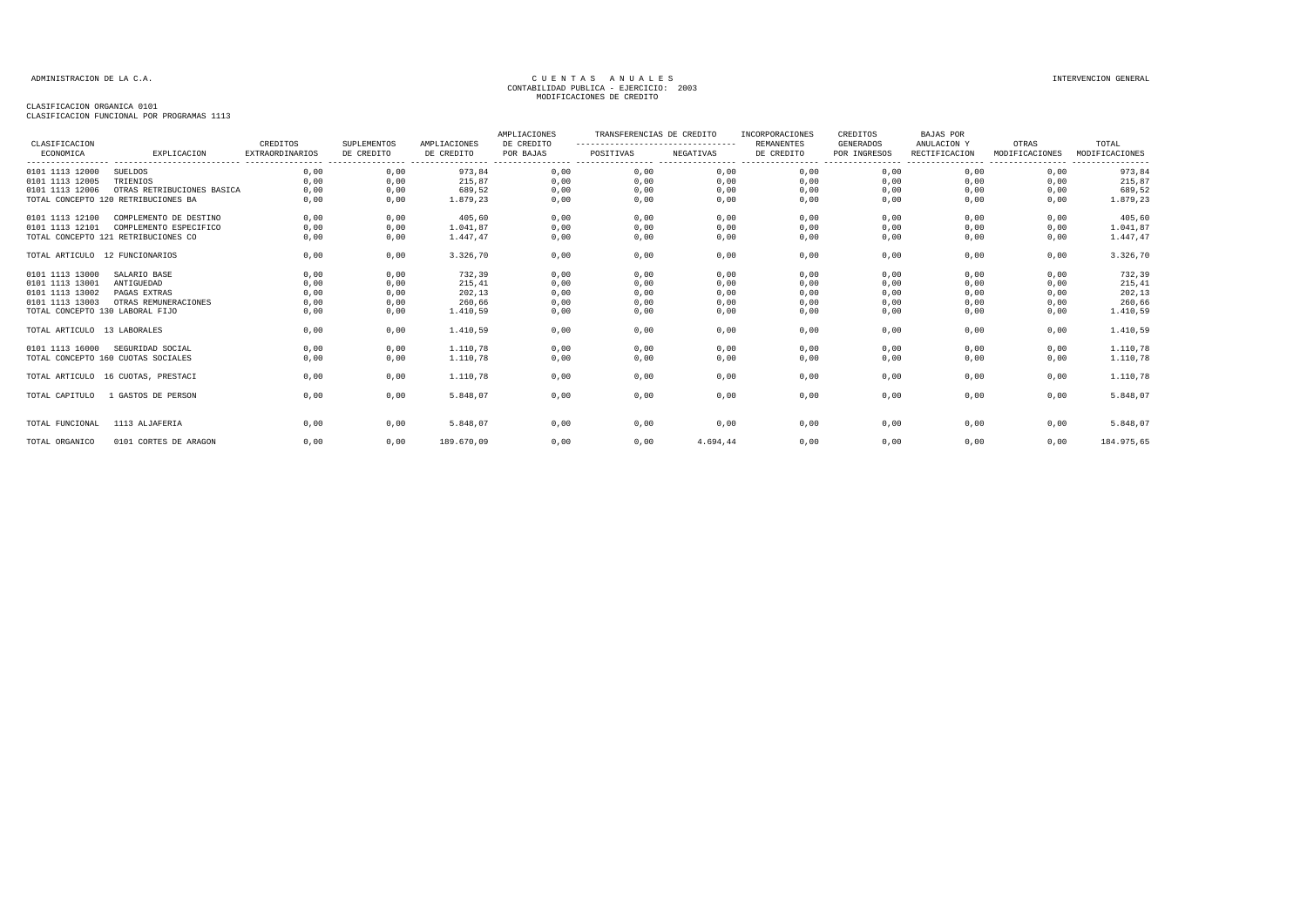CLASIFICACION ORGANICA 0101
CLASIFICACION FUNCIONAL POR PROGRAMAS 1113

| CLASIFICACION ECONOMICA | EXPLICACION | CREDITOS EXTRAORDINARIOS | SUPLEMENTOS DE CREDITO | AMPLIACIONES DE CREDITO | AMPLIACIONES DE CREDITO POR BAJAS | TRANSFERENCIAS DE CREDITO POSITIVAS | TRANSFERENCIAS DE CREDITO NEGATIVAS | INCORPORACIONES REMANENTES DE CREDITO | CREDITOS GENERADOS POR INGRESOS | BAJAS POR ANULACION Y RECTIFICACION | OTRAS MODIFICACIONES | TOTAL MODIFICACIONES |
|---|---|---|---|---|---|---|---|---|---|---|---|---|
| 0101 1113 12000 | SUELDOS | 0,00 | 0,00 | 973,84 | 0,00 | 0,00 | 0,00 | 0,00 | 0,00 | 0,00 | 0,00 | 973,84 |
| 0101 1113 12005 | TRIENIOS | 0,00 | 0,00 | 215,87 | 0,00 | 0,00 | 0,00 | 0,00 | 0,00 | 0,00 | 0,00 | 215,87 |
| 0101 1113 12006 | OTRAS RETRIBUCIONES BASICA | 0,00 | 0,00 | 689,52 | 0,00 | 0,00 | 0,00 | 0,00 | 0,00 | 0,00 | 0,00 | 689,52 |
| TOTAL CONCEPTO 120 RETRIBUCIONES BA | | 0,00 | 0,00 | 1.879,23 | 0,00 | 0,00 | 0,00 | 0,00 | 0,00 | 0,00 | 0,00 | 1.879,23 |
| 0101 1113 12100 | COMPLEMENTO DE DESTINO | 0,00 | 0,00 | 405,60 | 0,00 | 0,00 | 0,00 | 0,00 | 0,00 | 0,00 | 0,00 | 405,60 |
| 0101 1113 12101 | COMPLEMENTO ESPECIFICO | 0,00 | 0,00 | 1.041,87 | 0,00 | 0,00 | 0,00 | 0,00 | 0,00 | 0,00 | 0,00 | 1.041,87 |
| TOTAL CONCEPTO 121 RETRIBUCIONES CO | | 0,00 | 0,00 | 1.447,47 | 0,00 | 0,00 | 0,00 | 0,00 | 0,00 | 0,00 | 0,00 | 1.447,47 |
| TOTAL ARTICULO 12 FUNCIONARIOS | | 0,00 | 0,00 | 3.326,70 | 0,00 | 0,00 | 0,00 | 0,00 | 0,00 | 0,00 | 0,00 | 3.326,70 |
| 0101 1113 13000 | SALARIO BASE | 0,00 | 0,00 | 732,39 | 0,00 | 0,00 | 0,00 | 0,00 | 0,00 | 0,00 | 0,00 | 732,39 |
| 0101 1113 13001 | ANTIGUEDAD | 0,00 | 0,00 | 215,41 | 0,00 | 0,00 | 0,00 | 0,00 | 0,00 | 0,00 | 0,00 | 215,41 |
| 0101 1113 13002 | PAGAS EXTRAS | 0,00 | 0,00 | 202,13 | 0,00 | 0,00 | 0,00 | 0,00 | 0,00 | 0,00 | 0,00 | 202,13 |
| 0101 1113 13003 | OTRAS REMUNERACIONES | 0,00 | 0,00 | 260,66 | 0,00 | 0,00 | 0,00 | 0,00 | 0,00 | 0,00 | 0,00 | 260,66 |
| TOTAL CONCEPTO 130 LABORAL FIJO | | 0,00 | 0,00 | 1.410,59 | 0,00 | 0,00 | 0,00 | 0,00 | 0,00 | 0,00 | 0,00 | 1.410,59 |
| TOTAL ARTICULO 13 LABORALES | | 0,00 | 0,00 | 1.410,59 | 0,00 | 0,00 | 0,00 | 0,00 | 0,00 | 0,00 | 0,00 | 1.410,59 |
| 0101 1113 16000 | SEGURIDAD SOCIAL | 0,00 | 0,00 | 1.110,78 | 0,00 | 0,00 | 0,00 | 0,00 | 0,00 | 0,00 | 0,00 | 1.110,78 |
| TOTAL CONCEPTO 160 CUOTAS SOCIALES | | 0,00 | 0,00 | 1.110,78 | 0,00 | 0,00 | 0,00 | 0,00 | 0,00 | 0,00 | 0,00 | 1.110,78 |
| TOTAL ARTICULO 16 CUOTAS, PRESTACI | | 0,00 | 0,00 | 1.110,78 | 0,00 | 0,00 | 0,00 | 0,00 | 0,00 | 0,00 | 0,00 | 1.110,78 |
| TOTAL CAPITULO 1 GASTOS DE PERSON | | 0,00 | 0,00 | 5.848,07 | 0,00 | 0,00 | 0,00 | 0,00 | 0,00 | 0,00 | 0,00 | 5.848,07 |
| TOTAL FUNCIONAL | 1113 ALJAFERIA | 0,00 | 0,00 | 5.848,07 | 0,00 | 0,00 | 0,00 | 0,00 | 0,00 | 0,00 | 0,00 | 5.848,07 |
| TOTAL ORGANICO | 0101 CORTES DE ARAGON | 0,00 | 0,00 | 189.670,09 | 0,00 | 0,00 | 4.694,44 | 0,00 | 0,00 | 0,00 | 0,00 | 184.975,65 |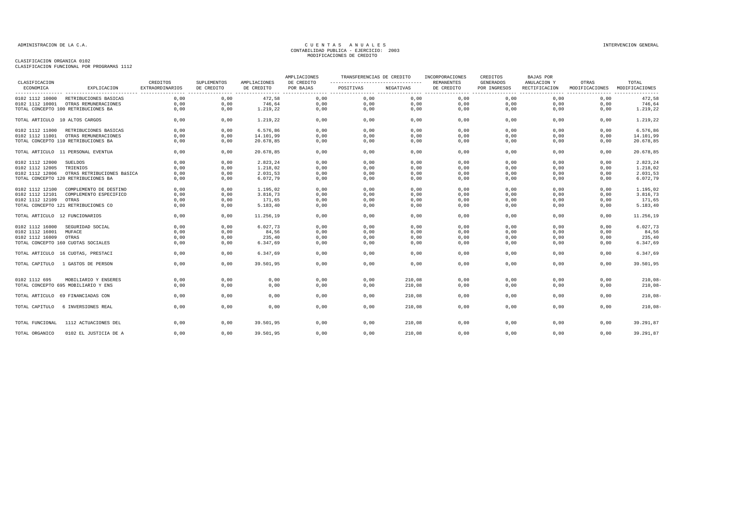ADMINISTRACION DE LA C.A.

CUENTAS ANUALES
CONTABILIDAD PUBLICA - EJERCICIO: 2003
MODIFICACIONES DE CREDITO

INTERVENCION GENERAL

CLASIFICACION ORGANICA 0102
CLASIFICACION FUNCIONAL POR PROGRAMAS 1112

| CLASIFICACION ECONOMICA | EXPLICACION | CREDITOS EXTRAORDINARIOS | SUPLEMENTOS DE CREDITO | AMPLIACIONES DE CREDITO | AMPLIACIONES DE CREDITO POR BAJAS | TRANSFERENCIAS DE CREDITO POSITIVAS | TRANSFERENCIAS DE CREDITO NEGATIVAS | INCORPORACIONES REMANENTES DE CREDITO | CREDITOS GENERADOS POR INGRESOS | BAJAS POR ANULACION Y RECTIFICACION | OTRAS MODIFICACIONES | TOTAL MODIFICACIONES |
|---|---|---|---|---|---|---|---|---|---|---|---|---|
| 0102 1112 10000 | RETRIBUCIONES BASICAS | 0,00 | 0,00 | 472,58 | 0,00 | 0,00 | 0,00 | 0,00 | 0,00 | 0,00 | 0,00 | 472,58 |
| 0102 1112 10001 | OTRAS REMUNERACIONES | 0,00 | 0,00 | 746,64 | 0,00 | 0,00 | 0,00 | 0,00 | 0,00 | 0,00 | 0,00 | 746,64 |
| TOTAL CONCEPTO 100 RETRIBUCIONES BA | | 0,00 | 0,00 | 1.219,22 | 0,00 | 0,00 | 0,00 | 0,00 | 0,00 | 0,00 | 0,00 | 1.219,22 |
| TOTAL ARTICULO 10 ALTOS CARGOS | | 0,00 | 0,00 | 1.219,22 | 0,00 | 0,00 | 0,00 | 0,00 | 0,00 | 0,00 | 0,00 | 1.219,22 |
| 0102 1112 11000 | RETRIBUCIONES BASICAS | 0,00 | 0,00 | 6.576,86 | 0,00 | 0,00 | 0,00 | 0,00 | 0,00 | 0,00 | 0,00 | 6.576,86 |
| 0102 1112 11001 | OTRAS REMUNERACIONES | 0,00 | 0,00 | 14.101,99 | 0,00 | 0,00 | 0,00 | 0,00 | 0,00 | 0,00 | 0,00 | 14.101,99 |
| TOTAL CONCEPTO 110 RETRIBUCIONES BA | | 0,00 | 0,00 | 20.678,85 | 0,00 | 0,00 | 0,00 | 0,00 | 0,00 | 0,00 | 0,00 | 20.678,85 |
| TOTAL ARTICULO 11 PERSONAL EVENTUA | | 0,00 | 0,00 | 20.678,85 | 0,00 | 0,00 | 0,00 | 0,00 | 0,00 | 0,00 | 0,00 | 20.678,85 |
| 0102 1112 12000 | SUELDOS | 0,00 | 0,00 | 2.823,24 | 0,00 | 0,00 | 0,00 | 0,00 | 0,00 | 0,00 | 0,00 | 2.823,24 |
| 0102 1112 12005 | TRIENIOS | 0,00 | 0,00 | 1.218,02 | 0,00 | 0,00 | 0,00 | 0,00 | 0,00 | 0,00 | 0,00 | 1.218,02 |
| 0102 1112 12006 | OTRAS RETRIBUCIONES BáSICA | 0,00 | 0,00 | 2.031,53 | 0,00 | 0,00 | 0,00 | 0,00 | 0,00 | 0,00 | 0,00 | 2.031,53 |
| TOTAL CONCEPTO 120 RETRIBUCIONES BA | | 0,00 | 0,00 | 6.072,79 | 0,00 | 0,00 | 0,00 | 0,00 | 0,00 | 0,00 | 0,00 | 6.072,79 |
| 0102 1112 12100 | COMPLEMENTO DE DESTINO | 0,00 | 0,00 | 1.195,02 | 0,00 | 0,00 | 0,00 | 0,00 | 0,00 | 0,00 | 0,00 | 1.195,02 |
| 0102 1112 12101 | COMPLEMENTO ESPECIFICO | 0,00 | 0,00 | 3.816,73 | 0,00 | 0,00 | 0,00 | 0,00 | 0,00 | 0,00 | 0,00 | 3.816,73 |
| 0102 1112 12109 | OTRAS | 0,00 | 0,00 | 171,65 | 0,00 | 0,00 | 0,00 | 0,00 | 0,00 | 0,00 | 0,00 | 171,65 |
| TOTAL CONCEPTO 121 RETRIBUCIONES CO | | 0,00 | 0,00 | 5.183,40 | 0,00 | 0,00 | 0,00 | 0,00 | 0,00 | 0,00 | 0,00 | 5.183,40 |
| TOTAL ARTICULO 12 FUNCIONARIOS | | 0,00 | 0,00 | 11.256,19 | 0,00 | 0,00 | 0,00 | 0,00 | 0,00 | 0,00 | 0,00 | 11.256,19 |
| 0102 1112 16000 | SEGURIDAD SOCIAL | 0,00 | 0,00 | 6.027,73 | 0,00 | 0,00 | 0,00 | 0,00 | 0,00 | 0,00 | 0,00 | 6.027,73 |
| 0102 1112 16001 | MUFACE | 0,00 | 0,00 | 84,56 | 0,00 | 0,00 | 0,00 | 0,00 | 0,00 | 0,00 | 0,00 | 84,56 |
| 0102 1112 16009 | OTRAS | 0,00 | 0,00 | 235,40 | 0,00 | 0,00 | 0,00 | 0,00 | 0,00 | 0,00 | 0,00 | 235,40 |
| TOTAL CONCEPTO 160 CUOTAS SOCIALES | | 0,00 | 0,00 | 6.347,69 | 0,00 | 0,00 | 0,00 | 0,00 | 0,00 | 0,00 | 0,00 | 6.347,69 |
| TOTAL ARTICULO 16 CUOTAS, PRESTACI | | 0,00 | 0,00 | 6.347,69 | 0,00 | 0,00 | 0,00 | 0,00 | 0,00 | 0,00 | 0,00 | 6.347,69 |
| TOTAL CAPITULO 1 GASTOS DE PERSON | | 0,00 | 0,00 | 39.501,95 | 0,00 | 0,00 | 0,00 | 0,00 | 0,00 | 0,00 | 0,00 | 39.501,95 |
| 0102 1112 695 | MOBILIARIO Y ENSERES | 0,00 | 0,00 | 0,00 | 0,00 | 0,00 | 210,08 | 0,00 | 0,00 | 0,00 | 0,00 | 210,08- |
| TOTAL CONCEPTO 695 MOBILIARIO Y ENS | | 0,00 | 0,00 | 0,00 | 0,00 | 0,00 | 210,08 | 0,00 | 0,00 | 0,00 | 0,00 | 210,08- |
| TOTAL ARTICULO 69 FINANCIADAS CON | | 0,00 | 0,00 | 0,00 | 0,00 | 0,00 | 210,08 | 0,00 | 0,00 | 0,00 | 0,00 | 210,08- |
| TOTAL CAPITULO 6 INVERSIONES REAL | | 0,00 | 0,00 | 0,00 | 0,00 | 0,00 | 210,08 | 0,00 | 0,00 | 0,00 | 0,00 | 210,08- |
| TOTAL FUNCIONAL | 1112 ACTUACIONES DEL | 0,00 | 0,00 | 39.501,95 | 0,00 | 0,00 | 210,08 | 0,00 | 0,00 | 0,00 | 0,00 | 39.291,87 |
| TOTAL ORGANICO | 0102 EL JUSTICIA DE A | 0,00 | 0,00 | 39.501,95 | 0,00 | 0,00 | 210,08 | 0,00 | 0,00 | 0,00 | 0,00 | 39.291,87 |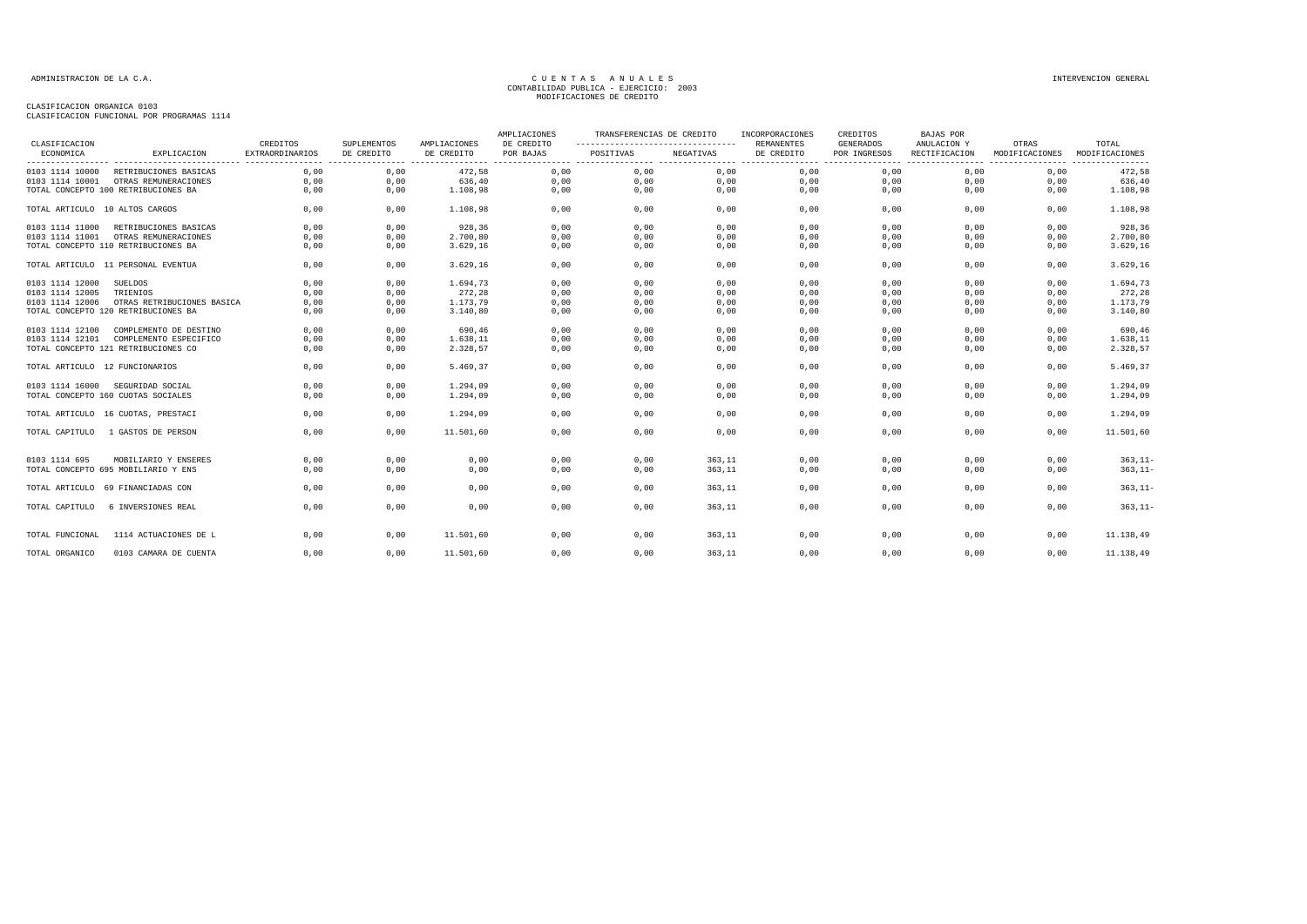ADMINISTRACION DE LA C.A.

# CUENTAS ANUALES
## CONTABILIDAD PUBLICA - EJERCICIO: 2003
## MODIFICACIONES DE CREDITO

INTERVENCION GENERAL

CLASIFICACION ORGANICA 0103
CLASIFICACION FUNCIONAL POR PROGRAMAS 1114

| CLASIFICACION ECONOMICA | EXPLICACION | CREDITOS EXTRAORDINARIOS | SUPLEMENTOS DE CREDITO | AMPLIACIONES DE CREDITO | AMPLIACIONES DE CREDITO POR BAJAS | TRANSFERENCIAS DE CREDITO POSITIVAS | TRANSFERENCIAS DE CREDITO NEGATIVAS | INCORPORACIONES REMANENTES DE CREDITO | CREDITOS GENERADOS POR INGRESOS | BAJAS POR ANULACION Y RECTIFICACION | OTRAS MODIFICACIONES | TOTAL MODIFICACIONES |
|---|---|---|---|---|---|---|---|---|---|---|---|---|
| 0103 1114 10000 | RETRIBUCIONES BASICAS | 0,00 | 0,00 | 472,58 | 0,00 | 0,00 | 0,00 | 0,00 | 0,00 | 0,00 | 0,00 | 472,58 |
| 0103 1114 10001 | OTRAS REMUNERACIONES | 0,00 | 0,00 | 636,40 | 0,00 | 0,00 | 0,00 | 0,00 | 0,00 | 0,00 | 0,00 | 636,40 |
| TOTAL CONCEPTO 100 RETRIBUCIONES BA | | 0,00 | 0,00 | 1.108,98 | 0,00 | 0,00 | 0,00 | 0,00 | 0,00 | 0,00 | 0,00 | 1.108,98 |
| TOTAL ARTICULO 10 ALTOS CARGOS | | 0,00 | 0,00 | 1.108,98 | 0,00 | 0,00 | 0,00 | 0,00 | 0,00 | 0,00 | 0,00 | 1.108,98 |
| 0103 1114 11000 | RETRIBUCIONES BASICAS | 0,00 | 0,00 | 928,36 | 0,00 | 0,00 | 0,00 | 0,00 | 0,00 | 0,00 | 0,00 | 928,36 |
| 0103 1114 11001 | OTRAS REMUNERACIONES | 0,00 | 0,00 | 2.700,80 | 0,00 | 0,00 | 0,00 | 0,00 | 0,00 | 0,00 | 0,00 | 2.700,80 |
| TOTAL CONCEPTO 110 RETRIBUCIONES BA | | 0,00 | 0,00 | 3.629,16 | 0,00 | 0,00 | 0,00 | 0,00 | 0,00 | 0,00 | 0,00 | 3.629,16 |
| TOTAL ARTICULO 11 PERSONAL EVENTUA | | 0,00 | 0,00 | 3.629,16 | 0,00 | 0,00 | 0,00 | 0,00 | 0,00 | 0,00 | 0,00 | 3.629,16 |
| 0103 1114 12000 | SUELDOS | 0,00 | 0,00 | 1.694,73 | 0,00 | 0,00 | 0,00 | 0,00 | 0,00 | 0,00 | 0,00 | 1.694,73 |
| 0103 1114 12005 | TRIENIOS | 0,00 | 0,00 | 272,28 | 0,00 | 0,00 | 0,00 | 0,00 | 0,00 | 0,00 | 0,00 | 272,28 |
| 0103 1114 12006 | OTRAS RETRIBUCIONES BASICA | 0,00 | 0,00 | 1.173,79 | 0,00 | 0,00 | 0,00 | 0,00 | 0,00 | 0,00 | 0,00 | 1.173,79 |
| TOTAL CONCEPTO 120 RETRIBUCIONES BA | | 0,00 | 0,00 | 3.140,80 | 0,00 | 0,00 | 0,00 | 0,00 | 0,00 | 0,00 | 0,00 | 3.140,80 |
| 0103 1114 12100 | COMPLEMENTO DE DESTINO | 0,00 | 0,00 | 690,46 | 0,00 | 0,00 | 0,00 | 0,00 | 0,00 | 0,00 | 0,00 | 690,46 |
| 0103 1114 12101 | COMPLEMENTO ESPECIFICO | 0,00 | 0,00 | 1.638,11 | 0,00 | 0,00 | 0,00 | 0,00 | 0,00 | 0,00 | 0,00 | 1.638,11 |
| TOTAL CONCEPTO 121 RETRIBUCIONES CO | | 0,00 | 0,00 | 2.328,57 | 0,00 | 0,00 | 0,00 | 0,00 | 0,00 | 0,00 | 0,00 | 2.328,57 |
| TOTAL ARTICULO 12 FUNCIONARIOS | | 0,00 | 0,00 | 5.469,37 | 0,00 | 0,00 | 0,00 | 0,00 | 0,00 | 0,00 | 0,00 | 5.469,37 |
| 0103 1114 16000 | SEGURIDAD SOCIAL | 0,00 | 0,00 | 1.294,09 | 0,00 | 0,00 | 0,00 | 0,00 | 0,00 | 0,00 | 0,00 | 1.294,09 |
| TOTAL CONCEPTO 160 CUOTAS SOCIALES | | 0,00 | 0,00 | 1.294,09 | 0,00 | 0,00 | 0,00 | 0,00 | 0,00 | 0,00 | 0,00 | 1.294,09 |
| TOTAL ARTICULO 16 CUOTAS, PRESTACI | | 0,00 | 0,00 | 1.294,09 | 0,00 | 0,00 | 0,00 | 0,00 | 0,00 | 0,00 | 0,00 | 1.294,09 |
| TOTAL CAPITULO 1 GASTOS DE PERSON | | 0,00 | 0,00 | 11.501,60 | 0,00 | 0,00 | 0,00 | 0,00 | 0,00 | 0,00 | 0,00 | 11.501,60 |
| 0103 1114 695 | MOBILIARIO Y ENSERES | 0,00 | 0,00 | 0,00 | 0,00 | 0,00 | 363,11 | 0,00 | 0,00 | 0,00 | 0,00 | 363,11- |
| TOTAL CONCEPTO 695 MOBILIARIO Y ENS | | 0,00 | 0,00 | 0,00 | 0,00 | 0,00 | 363,11 | 0,00 | 0,00 | 0,00 | 0,00 | 363,11- |
| TOTAL ARTICULO 69 FINANCIADAS CON | | 0,00 | 0,00 | 0,00 | 0,00 | 0,00 | 363,11 | 0,00 | 0,00 | 0,00 | 0,00 | 363,11- |
| TOTAL CAPITULO 6 INVERSIONES REAL | | 0,00 | 0,00 | 0,00 | 0,00 | 0,00 | 363,11 | 0,00 | 0,00 | 0,00 | 0,00 | 363,11- |
| TOTAL FUNCIONAL | 1114 ACTUACIONES DE L | 0,00 | 0,00 | 11.501,60 | 0,00 | 0,00 | 363,11 | 0,00 | 0,00 | 0,00 | 0,00 | 11.138,49 |
| TOTAL ORGANICO | 0103 CAMARA DE CUENTA | 0,00 | 0,00 | 11.501,60 | 0,00 | 0,00 | 363,11 | 0,00 | 0,00 | 0,00 | 0,00 | 11.138,49 |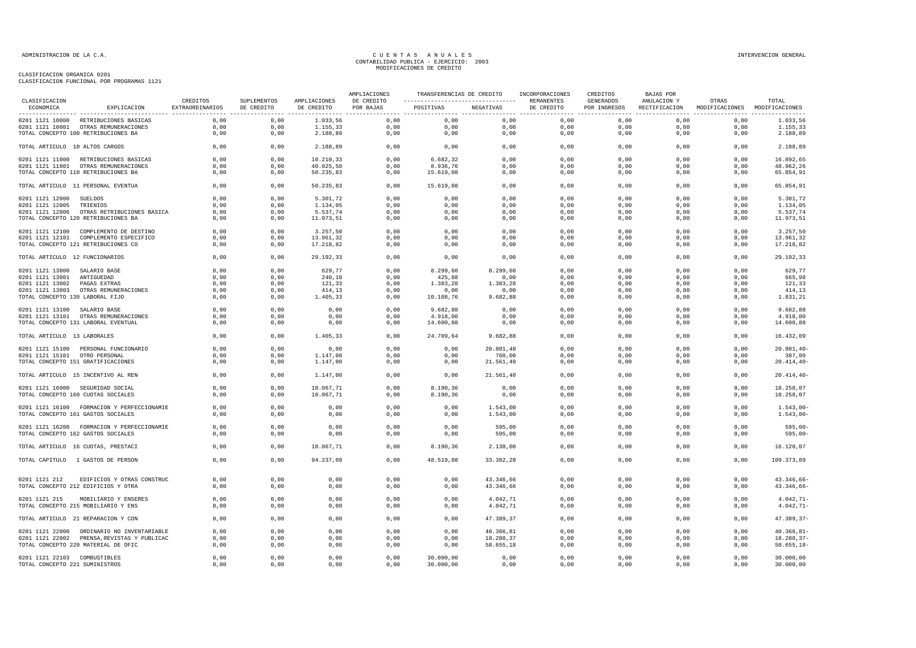ADMINISTRACION DE LA C.A.

# CUENTAS ANUALES
## CONTABILIDAD PUBLICA - EJERCICIO: 2003
## MODIFICACIONES DE CREDITO

INTERVENCION GENERAL

CLASIFICACION ORGANICA 0201
CLASIFICACION FUNCIONAL POR PROGRAMAS 1121

| CLASIFICACION ECONOMICA | EXPLICACION | CREDITOS EXTRAORDINARIOS | SUPLEMENTOS DE CREDITO | AMPLIACIONES DE CREDITO | AMPLIACIONES DE CREDITO POR BAJAS | TRANSFERENCIAS DE CREDITO POSITIVAS | TRANSFERENCIAS DE CREDITO NEGATIVAS | INCORPORACIONES REMANENTES DE CREDITO | CREDITOS GENERADOS POR INGRESOS | BAJAS POR ANULACION Y RECTIFICACION | OTRAS MODIFICACIONES | TOTAL MODIFICACIONES |
|---|---|---|---|---|---|---|---|---|---|---|---|---|
| 0201 1121 10000 | RETRIBUCIONES BASICAS | 0,00 | 0,00 | 1.033,56 | 0,00 | 0,00 | 0,00 | 0,00 | 0,00 | 0,00 | 0,00 | 1.033,56 |
| 0201 1121 10001 | OTRAS REMUNERACIONES | 0,00 | 0,00 | 1.155,33 | 0,00 | 0,00 | 0,00 | 0,00 | 0,00 | 0,00 | 0,00 | 1.155,33 |
| TOTAL CONCEPTO 100 RETRIBUCIONES BA | | 0,00 | 0,00 | 2.188,89 | 0,00 | 0,00 | 0,00 | 0,00 | 0,00 | 0,00 | 0,00 | 2.188,89 |
| TOTAL ARTICULO 10 ALTOS CARGOS | | 0,00 | 0,00 | 2.188,89 | 0,00 | 0,00 | 0,00 | 0,00 | 0,00 | 0,00 | 0,00 | 2.188,89 |
| 0201 1121 11000 | RETRIBUCIONES BASICAS | 0,00 | 0,00 | 10.210,33 | 0,00 | 6.682,32 | 0,00 | 0,00 | 0,00 | 0,00 | 0,00 | 16.892,65 |
| 0201 1121 11001 | OTRAS REMUNERACIONES | 0,00 | 0,00 | 40.025,50 | 0,00 | 8.936,76 | 0,00 | 0,00 | 0,00 | 0,00 | 0,00 | 48.962,26 |
| TOTAL CONCEPTO 110 RETRIBUCIONES BA | | 0,00 | 0,00 | 50.235,83 | 0,00 | 15.619,08 | 0,00 | 0,00 | 0,00 | 0,00 | 0,00 | 65.854,91 |
| TOTAL ARTICULO 11 PERSONAL EVENTUA | | 0,00 | 0,00 | 50.235,83 | 0,00 | 15.619,08 | 0,00 | 0,00 | 0,00 | 0,00 | 0,00 | 65.854,91 |
| 0201 1121 12000 | SUELDOS | 0,00 | 0,00 | 5.301,72 | 0,00 | 0,00 | 0,00 | 0,00 | 0,00 | 0,00 | 0,00 | 5.301,72 |
| 0201 1121 12005 | TRIENIOS | 0,00 | 0,00 | 1.134,05 | 0,00 | 0,00 | 0,00 | 0,00 | 0,00 | 0,00 | 0,00 | 1.134,05 |
| 0201 1121 12006 | OTRAS RETRIBUCIONES BASICA | 0,00 | 0,00 | 5.537,74 | 0,00 | 0,00 | 0,00 | 0,00 | 0,00 | 0,00 | 0,00 | 5.537,74 |
| TOTAL CONCEPTO 120 RETRIBUCIONES BA | | 0,00 | 0,00 | 11.973,51 | 0,00 | 0,00 | 0,00 | 0,00 | 0,00 | 0,00 | 0,00 | 11.973,51 |
| 0201 1121 12100 | COMPLEMENTO DE DESTINO | 0,00 | 0,00 | 3.257,50 | 0,00 | 0,00 | 0,00 | 0,00 | 0,00 | 0,00 | 0,00 | 3.257,50 |
| 0201 1121 12101 | COMPLEMENTO ESPECIFICO | 0,00 | 0,00 | 13.961,32 | 0,00 | 0,00 | 0,00 | 0,00 | 0,00 | 0,00 | 0,00 | 13.961,32 |
| TOTAL CONCEPTO 121 RETRIBUCIONES CO | | 0,00 | 0,00 | 17.218,82 | 0,00 | 0,00 | 0,00 | 0,00 | 0,00 | 0,00 | 0,00 | 17.218,82 |
| TOTAL ARTICULO 12 FUNCIONARIOS | | 0,00 | 0,00 | 29.192,33 | 0,00 | 0,00 | 0,00 | 0,00 | 0,00 | 0,00 | 0,00 | 29.192,33 |
| 0201 1121 13000 | SALARIO BASE | 0,00 | 0,00 | 629,77 | 0,00 | 8.299,60 | 8.299,60 | 0,00 | 0,00 | 0,00 | 0,00 | 629,77 |
| 0201 1121 13001 | ANTIGUEDAD | 0,00 | 0,00 | 240,10 | 0,00 | 425,88 | 0,00 | 0,00 | 0,00 | 0,00 | 0,00 | 665,98 |
| 0201 1121 13002 | PAGAS EXTRAS | 0,00 | 0,00 | 121,33 | 0,00 | 1.383,28 | 1.383,28 | 0,00 | 0,00 | 0,00 | 0,00 | 121,33 |
| 0201 1121 13003 | OTRAS REMUNERACIONES | 0,00 | 0,00 | 414,13 | 0,00 | 0,00 | 0,00 | 0,00 | 0,00 | 0,00 | 0,00 | 414,13 |
| TOTAL CONCEPTO 130 LABORAL FIJO | | 0,00 | 0,00 | 1.405,33 | 0,00 | 10.108,76 | 9.682,88 | 0,00 | 0,00 | 0,00 | 0,00 | 1.831,21 |
| 0201 1121 13100 | SALARIO BASE | 0,00 | 0,00 | 0,00 | 0,00 | 9.682,88 | 0,00 | 0,00 | 0,00 | 0,00 | 0,00 | 9.682,88 |
| 0201 1121 13101 | OTRAS REMUNERACIONES | 0,00 | 0,00 | 0,00 | 0,00 | 4.918,00 | 0,00 | 0,00 | 0,00 | 0,00 | 0,00 | 4.918,00 |
| TOTAL CONCEPTO 131 LABORAL EVENTUAL | | 0,00 | 0,00 | 0,00 | 0,00 | 14.600,88 | 0,00 | 0,00 | 0,00 | 0,00 | 0,00 | 14.600,88 |
| TOTAL ARTICULO 13 LABORALES | | 0,00 | 0,00 | 1.405,33 | 0,00 | 24.709,64 | 9.682,88 | 0,00 | 0,00 | 0,00 | 0,00 | 16.432,09 |
| 0201 1121 15100 | PERSONAL FUNCIONARIO | 0,00 | 0,00 | 0,00 | 0,00 | 0,00 | 20.801,40 | 0,00 | 0,00 | 0,00 | 0,00 | 20.801,40- |
| 0201 1121 15101 | OTRO PERSONAL | 0,00 | 0,00 | 1.147,00 | 0,00 | 0,00 | 760,00 | 0,00 | 0,00 | 0,00 | 0,00 | 387,00 |
| TOTAL CONCEPTO 151 GRATIFICACIONES | | 0,00 | 0,00 | 1.147,00 | 0,00 | 0,00 | 21.561,40 | 0,00 | 0,00 | 0,00 | 0,00 | 20.414,40- |
| TOTAL ARTICULO 15 INCENTIVO AL REN | | 0,00 | 0,00 | 1.147,00 | 0,00 | 0,00 | 21.561,40 | 0,00 | 0,00 | 0,00 | 0,00 | 20.414,40- |
| 0201 1121 16000 | SEGURIDAD SOCIAL | 0,00 | 0,00 | 10.067,71 | 0,00 | 8.190,36 | 0,00 | 0,00 | 0,00 | 0,00 | 0,00 | 18.258,07 |
| TOTAL CONCEPTO 160 CUOTAS SOCIALES | | 0,00 | 0,00 | 10.067,71 | 0,00 | 8.190,36 | 0,00 | 0,00 | 0,00 | 0,00 | 0,00 | 18.258,07 |
| 0201 1121 16100 | FORMACION Y PERFECCIONAMIE | 0,00 | 0,00 | 0,00 | 0,00 | 0,00 | 1.543,00 | 0,00 | 0,00 | 0,00 | 0,00 | 1.543,00- |
| TOTAL CONCEPTO 161 GASTOS SOCIALES | | 0,00 | 0,00 | 0,00 | 0,00 | 0,00 | 1.543,00 | 0,00 | 0,00 | 0,00 | 0,00 | 1.543,00- |
| 0201 1121 16200 | FORMACION Y PERFECCIONAMIE | 0,00 | 0,00 | 0,00 | 0,00 | 0,00 | 595,00 | 0,00 | 0,00 | 0,00 | 0,00 | 595,00- |
| TOTAL CONCEPTO 162 GASTOS SOCIALES | | 0,00 | 0,00 | 0,00 | 0,00 | 0,00 | 595,00 | 0,00 | 0,00 | 0,00 | 0,00 | 595,00- |
| TOTAL ARTICULO 16 CUOTAS, PRESTACI | | 0,00 | 0,00 | 10.067,71 | 0,00 | 8.190,36 | 2.138,00 | 0,00 | 0,00 | 0,00 | 0,00 | 16.120,07 |
| TOTAL CAPITULO 1 GASTOS DE PERSON | | 0,00 | 0,00 | 94.237,09 | 0,00 | 48.519,08 | 33.382,28 | 0,00 | 0,00 | 0,00 | 0,00 | 109.373,89 |
| 0201 1121 212 | EDIFICIOS Y OTRAS CONSTRUC | 0,00 | 0,00 | 0,00 | 0,00 | 0,00 | 43.346,66 | 0,00 | 0,00 | 0,00 | 0,00 | 43.346,66- |
| TOTAL CONCEPTO 212 EDIFICIOS Y OTRA | | 0,00 | 0,00 | 0,00 | 0,00 | 0,00 | 43.346,66 | 0,00 | 0,00 | 0,00 | 0,00 | 43.346,66- |
| 0201 1121 215 | MOBILIARIO Y ENSERES | 0,00 | 0,00 | 0,00 | 0,00 | 0,00 | 4.042,71 | 0,00 | 0,00 | 0,00 | 0,00 | 4.042,71- |
| TOTAL CONCEPTO 215 MOBILIARIO Y ENS | | 0,00 | 0,00 | 0,00 | 0,00 | 0,00 | 4.042,71 | 0,00 | 0,00 | 0,00 | 0,00 | 4.042,71- |
| TOTAL ARTICULO 21 REPARACION Y CON | | 0,00 | 0,00 | 0,00 | 0,00 | 0,00 | 47.389,37 | 0,00 | 0,00 | 0,00 | 0,00 | 47.389,37- |
| 0201 1121 22000 | ORDINARIO NO INVENTARIABLE | 0,00 | 0,00 | 0,00 | 0,00 | 0,00 | 40.366,81 | 0,00 | 0,00 | 0,00 | 0,00 | 40.366,81- |
| 0201 1121 22002 | PRENSA,REVISTAS Y PUBLICAC | 0,00 | 0,00 | 0,00 | 0,00 | 0,00 | 18.288,37 | 0,00 | 0,00 | 0,00 | 0,00 | 18.288,37- |
| TOTAL CONCEPTO 220 MATERIAL DE OFIC | | 0,00 | 0,00 | 0,00 | 0,00 | 0,00 | 58.655,18 | 0,00 | 0,00 | 0,00 | 0,00 | 58.655,18- |
| 0201 1121 22103 | COMBUSTIBLES | 0,00 | 0,00 | 0,00 | 0,00 | 30.000,00 | 0,00 | 0,00 | 0,00 | 0,00 | 0,00 | 30.000,00 |
| TOTAL CONCEPTO 221 SUMINISTROS | | 0,00 | 0,00 | 0,00 | 0,00 | 30.000,00 | 0,00 | 0,00 | 0,00 | 0,00 | 0,00 | 30.000,00 |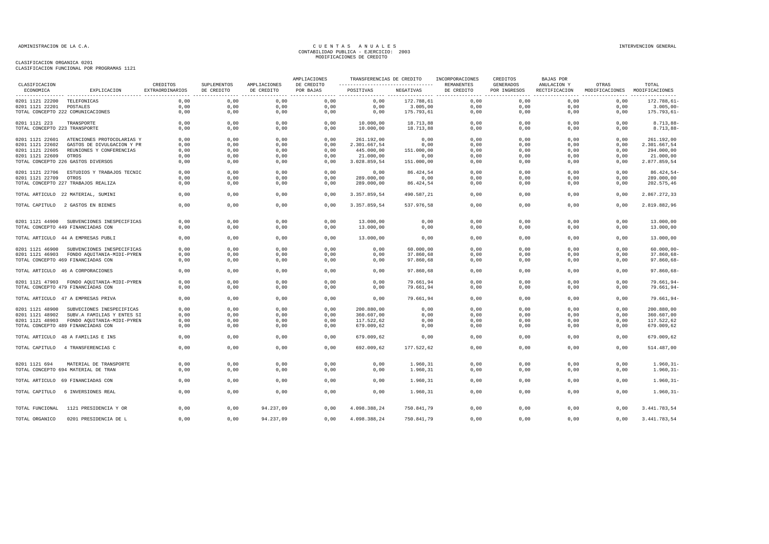ADMINISTRACION DE LA C.A.

# CUENTAS ANUALES
## CONTABILIDAD PUBLICA - EJERCICIO: 2003
## MODIFICACIONES DE CREDITO

INTERVENCION GENERAL

CLASIFICACION ORGANICA 0201
CLASIFICACION FUNCIONAL POR PROGRAMAS 1121

| CLASIFICACION ECONOMICA | EXPLICACION | CREDITOS EXTRAORDINARIOS | SUPLEMENTOS DE CREDITO | AMPLIACIONES DE CREDITO | AMPLIACIONES DE CREDITO POR BAJAS | TRANSFERENCIAS DE CREDITO POSITIVAS | TRANSFERENCIAS DE CREDITO NEGATIVAS | INCORPORACIONES REMANENTES DE CREDITO | CREDITOS GENERADOS POR INGRESOS | BAJAS POR ANULACION Y RECTIFICACION | OTRAS MODIFICACIONES | TOTAL MODIFICACIONES |
|---|---|---|---|---|---|---|---|---|---|---|---|---|
| 0201 1121 22200 | TELEFONICAS | 0,00 | 0,00 | 0,00 | 0,00 | 0,00 | 172.788,61 | 0,00 | 0,00 | 0,00 | 0,00 | 172.788,61- |
| 0201 1121 22201 | POSTALES | 0,00 | 0,00 | 0,00 | 0,00 | 0,00 | 3.005,00 | 0,00 | 0,00 | 0,00 | 0,00 | 3.005,00- |
| TOTAL CONCEPTO 222 COMUNICACIONES | | 0,00 | 0,00 | 0,00 | 0,00 | 0,00 | 175.793,61 | 0,00 | 0,00 | 0,00 | 0,00 | 175.793,61- |
| 0201 1121 223 | TRANSPORTE | 0,00 | 0,00 | 0,00 | 0,00 | 10.000,00 | 18.713,88 | 0,00 | 0,00 | 0,00 | 0,00 | 8.713,88- |
| TOTAL CONCEPTO 223 TRANSPORTE | | 0,00 | 0,00 | 0,00 | 0,00 | 10.000,00 | 18.713,88 | 0,00 | 0,00 | 0,00 | 0,00 | 8.713,88- |
| 0201 1121 22601 | ATENCIONES PROTOCOLARIAS Y | 0,00 | 0,00 | 0,00 | 0,00 | 261.192,00 | 0,00 | 0,00 | 0,00 | 0,00 | 0,00 | 261.192,00 |
| 0201 1121 22602 | GASTOS DE DIVULGACION Y PR | 0,00 | 0,00 | 0,00 | 0,00 | 2.301.667,54 | 0,00 | 0,00 | 0,00 | 0,00 | 0,00 | 2.301.667,54 |
| 0201 1121 22605 | REUNIONES Y CONFERENCIAS | 0,00 | 0,00 | 0,00 | 0,00 | 445.000,00 | 151.000,00 | 0,00 | 0,00 | 0,00 | 0,00 | 294.000,00 |
| 0201 1121 22609 | OTROS | 0,00 | 0,00 | 0,00 | 0,00 | 21.000,00 | 0,00 | 0,00 | 0,00 | 0,00 | 0,00 | 21.000,00 |
| TOTAL CONCEPTO 226 GASTOS DIVERSOS | | 0,00 | 0,00 | 0,00 | 0,00 | 3.028.859,54 | 151.000,00 | 0,00 | 0,00 | 0,00 | 0,00 | 2.877.859,54 |
| 0201 1121 22706 | ESTUDIOS Y TRABAJOS TECNIC | 0,00 | 0,00 | 0,00 | 0,00 | 0,00 | 86.424,54 | 0,00 | 0,00 | 0,00 | 0,00 | 86.424,54- |
| 0201 1121 22709 | OTROS | 0,00 | 0,00 | 0,00 | 0,00 | 289.000,00 | 0,00 | 0,00 | 0,00 | 0,00 | 0,00 | 289.000,00 |
| TOTAL CONCEPTO 227 TRABAJOS REALIZA | | 0,00 | 0,00 | 0,00 | 0,00 | 289.000,00 | 86.424,54 | 0,00 | 0,00 | 0,00 | 0,00 | 202.575,46 |
| TOTAL ARTICULO 22 MATERIAL, SUMINI | | 0,00 | 0,00 | 0,00 | 0,00 | 3.357.859,54 | 490.587,21 | 0,00 | 0,00 | 0,00 | 0,00 | 2.867.272,33 |
| TOTAL CAPITULO 2 GASTOS EN BIENES | | 0,00 | 0,00 | 0,00 | 0,00 | 3.357.859,54 | 537.976,58 | 0,00 | 0,00 | 0,00 | 0,00 | 2.819.882,96 |
| 0201 1121 44900 | SUBVENCIONES INESPECIFICAS | 0,00 | 0,00 | 0,00 | 0,00 | 13.000,00 | 0,00 | 0,00 | 0,00 | 0,00 | 0,00 | 13.000,00 |
| TOTAL CONCEPTO 449 FINANCIADAS CON | | 0,00 | 0,00 | 0,00 | 0,00 | 13.000,00 | 0,00 | 0,00 | 0,00 | 0,00 | 0,00 | 13.000,00 |
| TOTAL ARTICULO 44 A EMPRESAS PUBLI | | 0,00 | 0,00 | 0,00 | 0,00 | 13.000,00 | 0,00 | 0,00 | 0,00 | 0,00 | 0,00 | 13.000,00 |
| 0201 1121 46900 | SUBVENCIONES INESPECIFICAS | 0,00 | 0,00 | 0,00 | 0,00 | 0,00 | 60.000,00 | 0,00 | 0,00 | 0,00 | 0,00 | 60.000,00- |
| 0201 1121 46903 | FONDO AQUITANIA-MIDI-PYREN | 0,00 | 0,00 | 0,00 | 0,00 | 0,00 | 37.860,68 | 0,00 | 0,00 | 0,00 | 0,00 | 37.860,68- |
| TOTAL CONCEPTO 469 FINANCIADAS CON | | 0,00 | 0,00 | 0,00 | 0,00 | 0,00 | 97.860,68 | 0,00 | 0,00 | 0,00 | 0,00 | 97.860,68- |
| TOTAL ARTICULO 46 A CORPORACIONES | | 0,00 | 0,00 | 0,00 | 0,00 | 0,00 | 97.860,68 | 0,00 | 0,00 | 0,00 | 0,00 | 97.860,68- |
| 0201 1121 47903 | FONDO AQUITANIA-MIDI-PYREN | 0,00 | 0,00 | 0,00 | 0,00 | 0,00 | 79.661,94 | 0,00 | 0,00 | 0,00 | 0,00 | 79.661,94- |
| TOTAL CONCEPTO 479 FINANCIADAS CON | | 0,00 | 0,00 | 0,00 | 0,00 | 0,00 | 79.661,94 | 0,00 | 0,00 | 0,00 | 0,00 | 79.661,94- |
| TOTAL ARTICULO 47 A EMPRESAS PRIVA | | 0,00 | 0,00 | 0,00 | 0,00 | 0,00 | 79.661,94 | 0,00 | 0,00 | 0,00 | 0,00 | 79.661,94- |
| 0201 1121 48900 | SUBVENCIONES INESPECIFICAS | 0,00 | 0,00 | 0,00 | 0,00 | 200.880,00 | 0,00 | 0,00 | 0,00 | 0,00 | 0,00 | 200.880,00 |
| 0201 1121 48902 | SUBV.A FAMILIAS Y ENTES SI | 0,00 | 0,00 | 0,00 | 0,00 | 360.607,00 | 0,00 | 0,00 | 0,00 | 0,00 | 0,00 | 360.607,00 |
| 0201 1121 48903 | FONDO AQUITANIA-MIDI-PYREN | 0,00 | 0,00 | 0,00 | 0,00 | 117.522,62 | 0,00 | 0,00 | 0,00 | 0,00 | 0,00 | 117.522,62 |
| TOTAL CONCEPTO 489 FINANCIADAS CON | | 0,00 | 0,00 | 0,00 | 0,00 | 679.009,62 | 0,00 | 0,00 | 0,00 | 0,00 | 0,00 | 679.009,62 |
| TOTAL ARTICULO 48 A FAMILIAS E INS | | 0,00 | 0,00 | 0,00 | 0,00 | 679.009,62 | 0,00 | 0,00 | 0,00 | 0,00 | 0,00 | 679.009,62 |
| TOTAL CAPITULO 4 TRANSFERENCIAS C | | 0,00 | 0,00 | 0,00 | 0,00 | 692.009,62 | 177.522,62 | 0,00 | 0,00 | 0,00 | 0,00 | 514.487,00 |
| 0201 1121 694 | MATERIAL DE TRANSPORTE | 0,00 | 0,00 | 0,00 | 0,00 | 0,00 | 1.960,31 | 0,00 | 0,00 | 0,00 | 0,00 | 1.960,31- |
| TOTAL CONCEPTO 694 MATERIAL DE TRAN | | 0,00 | 0,00 | 0,00 | 0,00 | 0,00 | 1.960,31 | 0,00 | 0,00 | 0,00 | 0,00 | 1.960,31- |
| TOTAL ARTICULO 69 FINANCIADAS CON | | 0,00 | 0,00 | 0,00 | 0,00 | 0,00 | 1.960,31 | 0,00 | 0,00 | 0,00 | 0,00 | 1.960,31- |
| TOTAL CAPITULO 6 INVERSIONES REAL | | 0,00 | 0,00 | 0,00 | 0,00 | 0,00 | 1.960,31 | 0,00 | 0,00 | 0,00 | 0,00 | 1.960,31- |
| TOTAL FUNCIONAL | 1121 PRESIDENCIA Y OR | 0,00 | 0,00 | 94.237,09 | 0,00 | 4.098.388,24 | 750.841,79 | 0,00 | 0,00 | 0,00 | 0,00 | 3.441.783,54 |
| TOTAL ORGANICO | 0201 PRESIDENCIA DE L | 0,00 | 0,00 | 94.237,09 | 0,00 | 4.098.388,24 | 750.841,79 | 0,00 | 0,00 | 0,00 | 0,00 | 3.441.783,54 |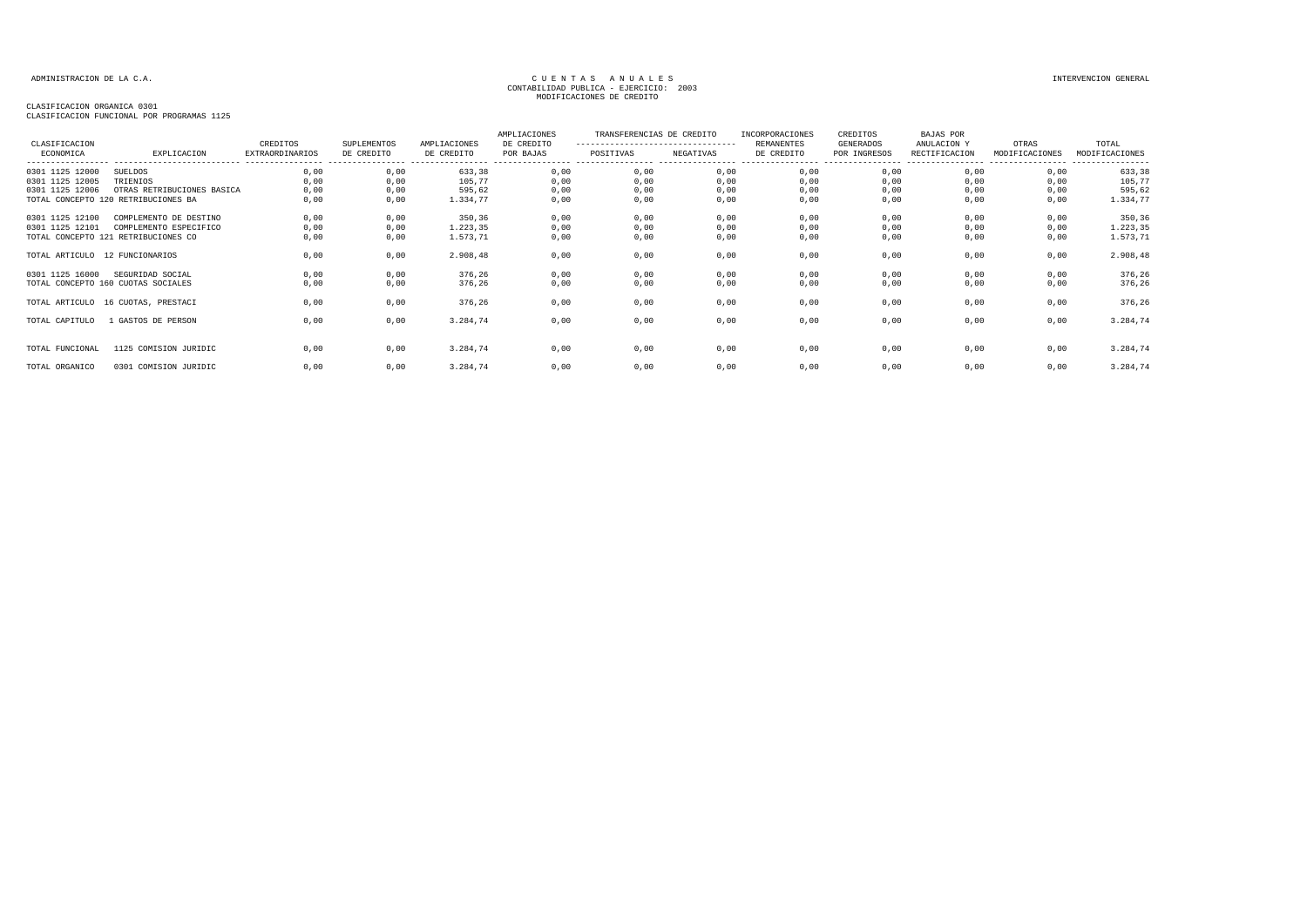ADMINISTRACION DE LA C.A.

# C U E N T A S   A N U A L E S
## CONTABILIDAD PUBLICA - EJERCICIO: 2003
## MODIFICACIONES DE CREDITO

INTERVENCION GENERAL

CLASIFICACION ORGANICA 0301
CLASIFICACION FUNCIONAL POR PROGRAMAS 1125

| CLASIFICACION ECONOMICA | EXPLICACION | CREDITOS EXTRAORDINARIOS | SUPLEMENTOS DE CREDITO | AMPLIACIONES DE CREDITO | AMPLIACIONES DE CREDITO POR BAJAS | TRANSFERENCIAS DE CREDITO POSITIVAS | TRANSFERENCIAS DE CREDITO NEGATIVAS | INCORPORACIONES REMANENTES DE CREDITO | CREDITOS GENERADOS POR INGRESOS | BAJAS POR ANULACION Y RECTIFICACION | OTRAS MODIFICACIONES | TOTAL MODIFICACIONES |
|---|---|---|---|---|---|---|---|---|---|---|---|---|
| 0301 1125 12000 | SUELDOS | 0,00 | 0,00 | 633,38 | 0,00 | 0,00 | 0,00 | 0,00 | 0,00 | 0,00 | 0,00 | 633,38 |
| 0301 1125 12005 | TRIENIOS | 0,00 | 0,00 | 105,77 | 0,00 | 0,00 | 0,00 | 0,00 | 0,00 | 0,00 | 0,00 | 105,77 |
| 0301 1125 12006 | OTRAS RETRIBUCIONES BASICA | 0,00 | 0,00 | 595,62 | 0,00 | 0,00 | 0,00 | 0,00 | 0,00 | 0,00 | 0,00 | 595,62 |
| TOTAL CONCEPTO 120 RETRIBUCIONES BA | | 0,00 | 0,00 | 1.334,77 | 0,00 | 0,00 | 0,00 | 0,00 | 0,00 | 0,00 | 0,00 | 1.334,77 |
| 0301 1125 12100 | COMPLEMENTO DE DESTINO | 0,00 | 0,00 | 350,36 | 0,00 | 0,00 | 0,00 | 0,00 | 0,00 | 0,00 | 0,00 | 350,36 |
| 0301 1125 12101 | COMPLEMENTO ESPECIFICO | 0,00 | 0,00 | 1.223,35 | 0,00 | 0,00 | 0,00 | 0,00 | 0,00 | 0,00 | 0,00 | 1.223,35 |
| TOTAL CONCEPTO 121 RETRIBUCIONES CO | | 0,00 | 0,00 | 1.573,71 | 0,00 | 0,00 | 0,00 | 0,00 | 0,00 | 0,00 | 0,00 | 1.573,71 |
| TOTAL ARTICULO 12 FUNCIONARIOS | | 0,00 | 0,00 | 2.908,48 | 0,00 | 0,00 | 0,00 | 0,00 | 0,00 | 0,00 | 0,00 | 2.908,48 |
| 0301 1125 16000 | SEGURIDAD SOCIAL | 0,00 | 0,00 | 376,26 | 0,00 | 0,00 | 0,00 | 0,00 | 0,00 | 0,00 | 0,00 | 376,26 |
| TOTAL CONCEPTO 160 CUOTAS SOCIALES | | 0,00 | 0,00 | 376,26 | 0,00 | 0,00 | 0,00 | 0,00 | 0,00 | 0,00 | 0,00 | 376,26 |
| TOTAL ARTICULO 16 CUOTAS, PRESTACI | | 0,00 | 0,00 | 376,26 | 0,00 | 0,00 | 0,00 | 0,00 | 0,00 | 0,00 | 0,00 | 376,26 |
| TOTAL CAPITULO 1 GASTOS DE PERSON | | 0,00 | 0,00 | 3.284,74 | 0,00 | 0,00 | 0,00 | 0,00 | 0,00 | 0,00 | 0,00 | 3.284,74 |
| TOTAL FUNCIONAL | 1125 COMISION JURIDIC | 0,00 | 0,00 | 3.284,74 | 0,00 | 0,00 | 0,00 | 0,00 | 0,00 | 0,00 | 0,00 | 3.284,74 |
| TOTAL ORGANICO | 0301 COMISION JURIDIC | 0,00 | 0,00 | 3.284,74 | 0,00 | 0,00 | 0,00 | 0,00 | 0,00 | 0,00 | 0,00 | 3.284,74 |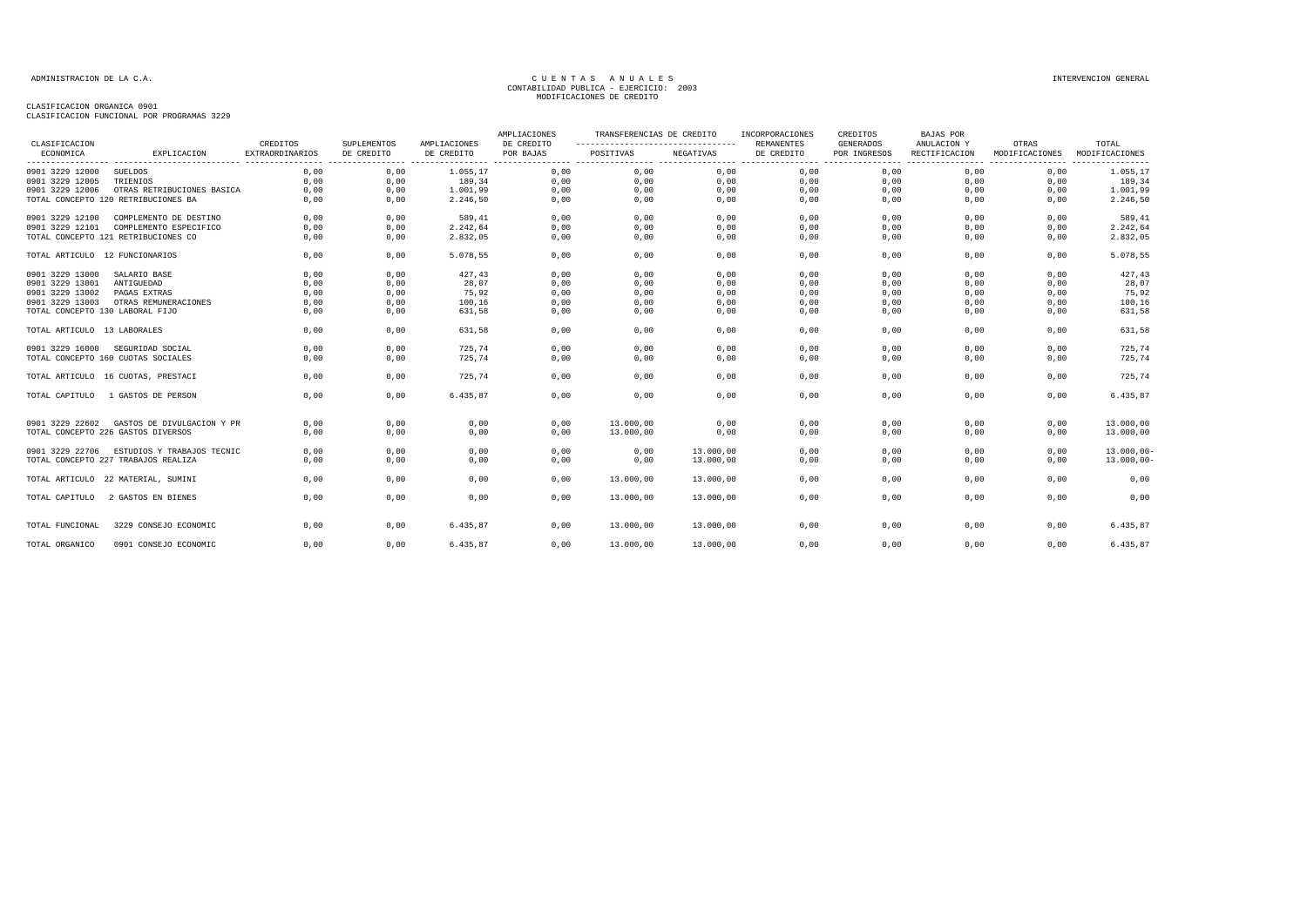ADMINISTRACION DE LA C.A.

# CUENTAS ANUALES
## CONTABILIDAD PUBLICA - EJERCICIO: 2003
## MODIFICACIONES DE CREDITO

INTERVENCION GENERAL

CLASIFICACION ORGANICA 0901
CLASIFICACION FUNCIONAL POR PROGRAMAS 3229

| CLASIFICACION ECONOMICA | EXPLICACION | CREDITOS EXTRAORDINARIOS | SUPLEMENTOS DE CREDITO | AMPLIACIONES DE CREDITO | AMPLIACIONES DE CREDITO POR BAJAS | TRANSFERENCIAS DE CREDITO POSITIVAS | TRANSFERENCIAS DE CREDITO NEGATIVAS | INCORPORACIONES REMANENTES DE CREDITO | CREDITOS GENERADOS POR INGRESOS | BAJAS POR ANULACION Y RECTIFICACION | OTRAS MODIFICACIONES | TOTAL MODIFICACIONES |
|---|---|---|---|---|---|---|---|---|---|---|---|---|
| 0901 3229 12000 | SUELDOS | 0,00 | 0,00 | 1.055,17 | 0,00 | 0,00 | 0,00 | 0,00 | 0,00 | 0,00 | 0,00 | 1.055,17 |
| 0901 3229 12005 | TRIENIOS | 0,00 | 0,00 | 189,34 | 0,00 | 0,00 | 0,00 | 0,00 | 0,00 | 0,00 | 0,00 | 189,34 |
| 0901 3229 12006 | OTRAS RETRIBUCIONES BASICA | 0,00 | 0,00 | 1.001,99 | 0,00 | 0,00 | 0,00 | 0,00 | 0,00 | 0,00 | 0,00 | 1.001,99 |
| TOTAL CONCEPTO 120 RETRIBUCIONES BA | | 0,00 | 0,00 | 2.246,50 | 0,00 | 0,00 | 0,00 | 0,00 | 0,00 | 0,00 | 0,00 | 2.246,50 |
| 0901 3229 12100 | COMPLEMENTO DE DESTINO | 0,00 | 0,00 | 589,41 | 0,00 | 0,00 | 0,00 | 0,00 | 0,00 | 0,00 | 0,00 | 589,41 |
| 0901 3229 12101 | COMPLEMENTO ESPECIFICO | 0,00 | 0,00 | 2.242,64 | 0,00 | 0,00 | 0,00 | 0,00 | 0,00 | 0,00 | 0,00 | 2.242,64 |
| TOTAL CONCEPTO 121 RETRIBUCIONES CO | | 0,00 | 0,00 | 2.832,05 | 0,00 | 0,00 | 0,00 | 0,00 | 0,00 | 0,00 | 0,00 | 2.832,05 |
| TOTAL ARTICULO 12 FUNCIONARIOS | | 0,00 | 0,00 | 5.078,55 | 0,00 | 0,00 | 0,00 | 0,00 | 0,00 | 0,00 | 0,00 | 5.078,55 |
| 0901 3229 13000 | SALARIO BASE | 0,00 | 0,00 | 427,43 | 0,00 | 0,00 | 0,00 | 0,00 | 0,00 | 0,00 | 0,00 | 427,43 |
| 0901 3229 13001 | ANTIGUEDAD | 0,00 | 0,00 | 28,07 | 0,00 | 0,00 | 0,00 | 0,00 | 0,00 | 0,00 | 0,00 | 28,07 |
| 0901 3229 13002 | PAGAS EXTRAS | 0,00 | 0,00 | 75,92 | 0,00 | 0,00 | 0,00 | 0,00 | 0,00 | 0,00 | 0,00 | 75,92 |
| 0901 3229 13003 | OTRAS REMUNERACIONES | 0,00 | 0,00 | 100,16 | 0,00 | 0,00 | 0,00 | 0,00 | 0,00 | 0,00 | 0,00 | 100,16 |
| TOTAL CONCEPTO 130 LABORAL FIJO | | 0,00 | 0,00 | 631,58 | 0,00 | 0,00 | 0,00 | 0,00 | 0,00 | 0,00 | 0,00 | 631,58 |
| TOTAL ARTICULO 13 LABORALES | | 0,00 | 0,00 | 631,58 | 0,00 | 0,00 | 0,00 | 0,00 | 0,00 | 0,00 | 0,00 | 631,58 |
| 0901 3229 16000 | SEGURIDAD SOCIAL | 0,00 | 0,00 | 725,74 | 0,00 | 0,00 | 0,00 | 0,00 | 0,00 | 0,00 | 0,00 | 725,74 |
| TOTAL CONCEPTO 160 CUOTAS SOCIALES | | 0,00 | 0,00 | 725,74 | 0,00 | 0,00 | 0,00 | 0,00 | 0,00 | 0,00 | 0,00 | 725,74 |
| TOTAL ARTICULO 16 CUOTAS, PRESTACI | | 0,00 | 0,00 | 725,74 | 0,00 | 0,00 | 0,00 | 0,00 | 0,00 | 0,00 | 0,00 | 725,74 |
| TOTAL CAPITULO 1 GASTOS DE PERSON | | 0,00 | 0,00 | 6.435,87 | 0,00 | 0,00 | 0,00 | 0,00 | 0,00 | 0,00 | 0,00 | 6.435,87 |
| 0901 3229 22602 | GASTOS DE DIVULGACION Y PR | 0,00 | 0,00 | 0,00 | 0,00 | 13.000,00 | 0,00 | 0,00 | 0,00 | 0,00 | 0,00 | 13.000,00 |
| TOTAL CONCEPTO 226 GASTOS DIVERSOS | | 0,00 | 0,00 | 0,00 | 0,00 | 13.000,00 | 0,00 | 0,00 | 0,00 | 0,00 | 0,00 | 13.000,00 |
| 0901 3229 22706 | ESTUDIOS Y TRABAJOS TECNIC | 0,00 | 0,00 | 0,00 | 0,00 | 0,00 | 13.000,00 | 0,00 | 0,00 | 0,00 | 0,00 | 13.000,00- |
| TOTAL CONCEPTO 227 TRABAJOS REALIZA | | 0,00 | 0,00 | 0,00 | 0,00 | 0,00 | 13.000,00 | 0,00 | 0,00 | 0,00 | 0,00 | 13.000,00- |
| TOTAL ARTICULO 22 MATERIAL, SUMINI | | 0,00 | 0,00 | 0,00 | 0,00 | 13.000,00 | 13.000,00 | 0,00 | 0,00 | 0,00 | 0,00 | 0,00 |
| TOTAL CAPITULO 2 GASTOS EN BIENES | | 0,00 | 0,00 | 0,00 | 0,00 | 13.000,00 | 13.000,00 | 0,00 | 0,00 | 0,00 | 0,00 | 0,00 |
| TOTAL FUNCIONAL | 3229 CONSEJO ECONOMIC | 0,00 | 0,00 | 6.435,87 | 0,00 | 13.000,00 | 13.000,00 | 0,00 | 0,00 | 0,00 | 0,00 | 6.435,87 |
| TOTAL ORGANICO | 0901 CONSEJO ECONOMIC | 0,00 | 0,00 | 6.435,87 | 0,00 | 13.000,00 | 13.000,00 | 0,00 | 0,00 | 0,00 | 0,00 | 6.435,87 |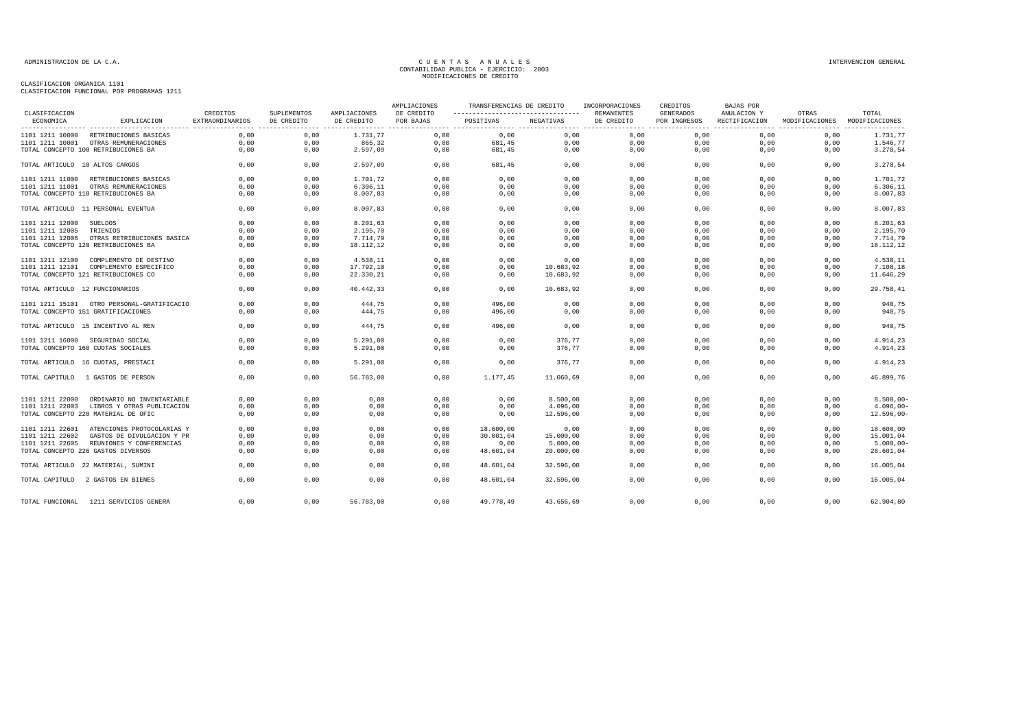ADMINISTRACION DE LA C.A.

# CUENTAS ANUALES
## CONTABILIDAD PUBLICA - EJERCICIO: 2003
## MODIFICACIONES DE CREDITO

INTERVENCION GENERAL

CLASIFICACION ORGANICA 1101
CLASIFICACION FUNCIONAL POR PROGRAMAS 1211

| CLASIFICACION ECONOMICA | EXPLICACION | CREDITOS EXTRAORDINARIOS | SUPLEMENTOS DE CREDITO | AMPLIACIONES DE CREDITO | AMPLIACIONES DE CREDITO POR BAJAS | TRANSFERENCIAS DE CREDITO POSITIVAS | TRANSFERENCIAS DE CREDITO NEGATIVAS | INCORPORACIONES REMANENTES DE CREDITO | CREDITOS GENERADOS POR INGRESOS | BAJAS POR ANULACION Y RECTIFICACION | OTRAS MODIFICACIONES | TOTAL MODIFICACIONES |
|---|---|---|---|---|---|---|---|---|---|---|---|---|
| 1101 1211 10000 | RETRIBUCIONES BASICAS | 0,00 | 0,00 | 1.731,77 | 0,00 | 0,00 | 0,00 | 0,00 | 0,00 | 0,00 | 0,00 | 1.731,77 |
| 1101 1211 10001 | OTRAS REMUNERACIONES | 0,00 | 0,00 | 865,32 | 0,00 | 681,45 | 0,00 | 0,00 | 0,00 | 0,00 | 0,00 | 1.546,77 |
| TOTAL CONCEPTO 100 RETRIBUCIONES BA | | 0,00 | 0,00 | 2.597,09 | 0,00 | 681,45 | 0,00 | 0,00 | 0,00 | 0,00 | 0,00 | 3.278,54 |
| TOTAL ARTICULO 10 ALTOS CARGOS | | 0,00 | 0,00 | 2.597,09 | 0,00 | 681,45 | 0,00 | 0,00 | 0,00 | 0,00 | 0,00 | 3.278,54 |
| 1101 1211 11000 | RETRIBUCIONES BASICAS | 0,00 | 0,00 | 1.701,72 | 0,00 | 0,00 | 0,00 | 0,00 | 0,00 | 0,00 | 0,00 | 1.701,72 |
| 1101 1211 11001 | OTRAS REMUNERACIONES | 0,00 | 0,00 | 6.306,11 | 0,00 | 0,00 | 0,00 | 0,00 | 0,00 | 0,00 | 0,00 | 6.306,11 |
| TOTAL CONCEPTO 110 RETRIBUCIONES BA | | 0,00 | 0,00 | 8.007,83 | 0,00 | 0,00 | 0,00 | 0,00 | 0,00 | 0,00 | 0,00 | 8.007,83 |
| TOTAL ARTICULO 11 PERSONAL EVENTUA | | 0,00 | 0,00 | 8.007,83 | 0,00 | 0,00 | 0,00 | 0,00 | 0,00 | 0,00 | 0,00 | 8.007,83 |
| 1101 1211 12000 | SUELDOS | 0,00 | 0,00 | 8.201,63 | 0,00 | 0,00 | 0,00 | 0,00 | 0,00 | 0,00 | 0,00 | 8.201,63 |
| 1101 1211 12005 | TRIENIOS | 0,00 | 0,00 | 2.195,70 | 0,00 | 0,00 | 0,00 | 0,00 | 0,00 | 0,00 | 0,00 | 2.195,70 |
| 1101 1211 12006 | OTRAS RETRIBUCIONES BASICA | 0,00 | 0,00 | 7.714,79 | 0,00 | 0,00 | 0,00 | 0,00 | 0,00 | 0,00 | 0,00 | 7.714,79 |
| TOTAL CONCEPTO 120 RETRIBUCIONES BA | | 0,00 | 0,00 | 18.112,12 | 0,00 | 0,00 | 0,00 | 0,00 | 0,00 | 0,00 | 0,00 | 18.112,12 |
| 1101 1211 12100 | COMPLEMENTO DE DESTINO | 0,00 | 0,00 | 4.538,11 | 0,00 | 0,00 | 0,00 | 0,00 | 0,00 | 0,00 | 0,00 | 4.538,11 |
| 1101 1211 12101 | COMPLEMENTO ESPECIFICO | 0,00 | 0,00 | 17.792,10 | 0,00 | 0,00 | 10.683,92 | 0,00 | 0,00 | 0,00 | 0,00 | 7.108,18 |
| TOTAL CONCEPTO 121 RETRIBUCIONES CO | | 0,00 | 0,00 | 22.330,21 | 0,00 | 0,00 | 10.683,92 | 0,00 | 0,00 | 0,00 | 0,00 | 11.646,29 |
| TOTAL ARTICULO 12 FUNCIONARIOS | | 0,00 | 0,00 | 40.442,33 | 0,00 | 0,00 | 10.683,92 | 0,00 | 0,00 | 0,00 | 0,00 | 29.758,41 |
| 1101 1211 15101 | OTRO PERSONAL-GRATIFICACIO | 0,00 | 0,00 | 444,75 | 0,00 | 496,00 | 0,00 | 0,00 | 0,00 | 0,00 | 0,00 | 940,75 |
| TOTAL CONCEPTO 151 GRATIFICACIONES | | 0,00 | 0,00 | 444,75 | 0,00 | 496,00 | 0,00 | 0,00 | 0,00 | 0,00 | 0,00 | 940,75 |
| TOTAL ARTICULO 15 INCENTIVO AL REN | | 0,00 | 0,00 | 444,75 | 0,00 | 496,00 | 0,00 | 0,00 | 0,00 | 0,00 | 0,00 | 940,75 |
| 1101 1211 16000 | SEGURIDAD SOCIAL | 0,00 | 0,00 | 5.291,00 | 0,00 | 0,00 | 376,77 | 0,00 | 0,00 | 0,00 | 0,00 | 4.914,23 |
| TOTAL CONCEPTO 160 CUOTAS SOCIALES | | 0,00 | 0,00 | 5.291,00 | 0,00 | 0,00 | 376,77 | 0,00 | 0,00 | 0,00 | 0,00 | 4.914,23 |
| TOTAL ARTICULO 16 CUOTAS, PRESTACI | | 0,00 | 0,00 | 5.291,00 | 0,00 | 0,00 | 376,77 | 0,00 | 0,00 | 0,00 | 0,00 | 4.914,23 |
| TOTAL CAPITULO 1 GASTOS DE PERSON | | 0,00 | 0,00 | 56.783,00 | 0,00 | 1.177,45 | 11.060,69 | 0,00 | 0,00 | 0,00 | 0,00 | 46.899,76 |
| 1101 1211 22000 | ORDINARIO NO INVENTARIABLE | 0,00 | 0,00 | 0,00 | 0,00 | 0,00 | 8.500,00 | 0,00 | 0,00 | 0,00 | 0,00 | 8.500,00- |
| 1101 1211 22003 | LIBROS Y OTRAS PUBLICACION | 0,00 | 0,00 | 0,00 | 0,00 | 0,00 | 4.096,00 | 0,00 | 0,00 | 0,00 | 0,00 | 4.096,00- |
| TOTAL CONCEPTO 220 MATERIAL DE OFIC | | 0,00 | 0,00 | 0,00 | 0,00 | 0,00 | 12.596,00 | 0,00 | 0,00 | 0,00 | 0,00 | 12.596,00- |
| 1101 1211 22601 | ATENCIONES PROTOCOLARIAS Y | 0,00 | 0,00 | 0,00 | 0,00 | 18.600,00 | 0,00 | 0,00 | 0,00 | 0,00 | 0,00 | 18.600,00 |
| 1101 1211 22602 | GASTOS DE DIVULGACION Y PR | 0,00 | 0,00 | 0,00 | 0,00 | 30.001,04 | 15.000,00 | 0,00 | 0,00 | 0,00 | 0,00 | 15.001,04 |
| 1101 1211 22605 | REUNIONES Y CONFERENCIAS | 0,00 | 0,00 | 0,00 | 0,00 | 0,00 | 5.000,00 | 0,00 | 0,00 | 0,00 | 0,00 | 5.000,00- |
| TOTAL CONCEPTO 226 GASTOS DIVERSOS | | 0,00 | 0,00 | 0,00 | 0,00 | 48.601,04 | 20.000,00 | 0,00 | 0,00 | 0,00 | 0,00 | 28.601,04 |
| TOTAL ARTICULO 22 MATERIAL, SUMINI | | 0,00 | 0,00 | 0,00 | 0,00 | 48.601,04 | 32.596,00 | 0,00 | 0,00 | 0,00 | 0,00 | 16.005,04 |
| TOTAL CAPITULO 2 GASTOS EN BIENES | | 0,00 | 0,00 | 0,00 | 0,00 | 48.601,04 | 32.596,00 | 0,00 | 0,00 | 0,00 | 0,00 | 16.005,04 |
| TOTAL FUNCIONAL 1211 SERVICIOS GENERA | | 0,00 | 0,00 | 56.783,00 | 0,00 | 49.778,49 | 43.656,69 | 0,00 | 0,00 | 0,00 | 0,00 | 62.904,80 |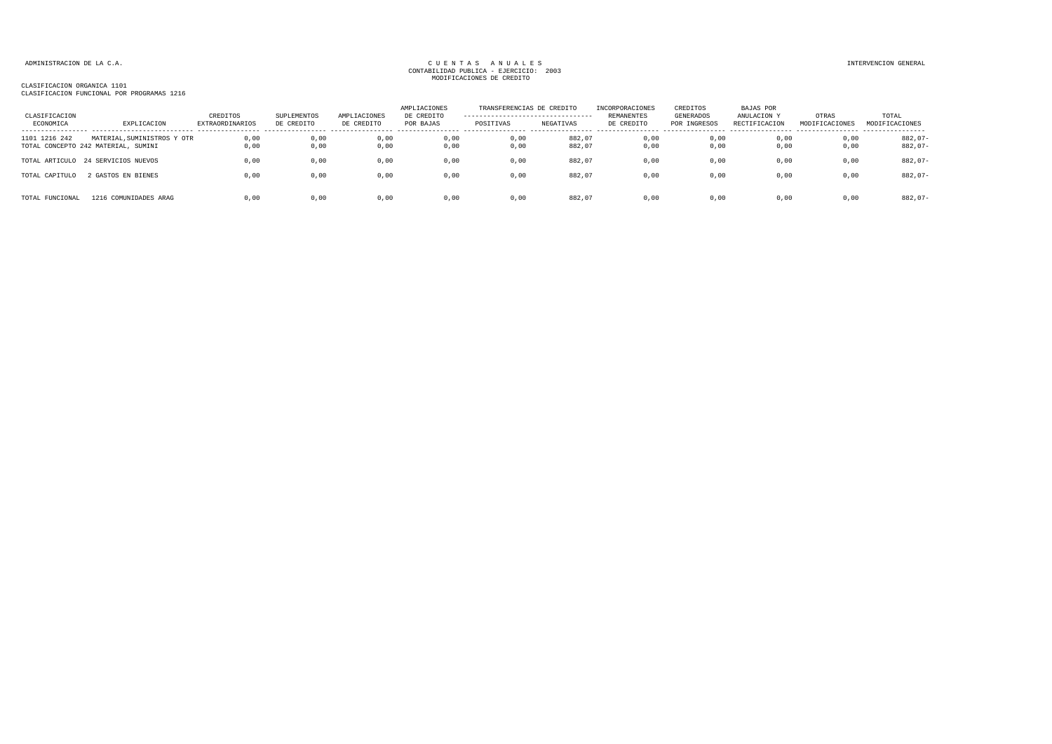ADMINISTRACION DE LA C.A.

CUENTAS ANUALES
CONTABILIDAD PUBLICA - EJERCICIO: 2003
MODIFICACIONES DE CREDITO

INTERVENCION GENERAL

CLASIFICACION ORGANICA 1101
CLASIFICACION FUNCIONAL POR PROGRAMAS 1216

| CLASIFICACION ECONOMICA | EXPLICACION | CREDITOS EXTRAORDINARIOS | SUPLEMENTOS DE CREDITO | AMPLIACIONES DE CREDITO | AMPLIACIONES DE CREDITO POR BAJAS | TRANSFERENCIAS DE CREDITO POSITIVAS | TRANSFERENCIAS DE CREDITO NEGATIVAS | INCORPORACIONES REMANENTES DE CREDITO | CREDITOS GENERADOS POR INGRESOS | BAJAS POR ANULACION Y RECTIFICACION | OTRAS MODIFICACIONES | TOTAL MODIFICACIONES |
|---|---|---|---|---|---|---|---|---|---|---|---|---|
| 1101 1216 242 | MATERIAL,SUMINISTROS Y OTR | 0,00 | 0,00 | 0,00 | 0,00 | 0,00 | 882,07 | 0,00 | 0,00 | 0,00 | 0,00 | 882,07- |
| TOTAL CONCEPTO 242 | MATERIAL, SUMINI | 0,00 | 0,00 | 0,00 | 0,00 | 0,00 | 882,07 | 0,00 | 0,00 | 0,00 | 0,00 | 882,07- |
| TOTAL ARTICULO | 24 SERVICIOS NUEVOS | 0,00 | 0,00 | 0,00 | 0,00 | 0,00 | 882,07 | 0,00 | 0,00 | 0,00 | 0,00 | 882,07- |
| TOTAL CAPITULO | 2 GASTOS EN BIENES | 0,00 | 0,00 | 0,00 | 0,00 | 0,00 | 882,07 | 0,00 | 0,00 | 0,00 | 0,00 | 882,07- |
| TOTAL FUNCIONAL | 1216 COMUNIDADES ARAG | 0,00 | 0,00 | 0,00 | 0,00 | 0,00 | 882,07 | 0,00 | 0,00 | 0,00 | 0,00 | 882,07- |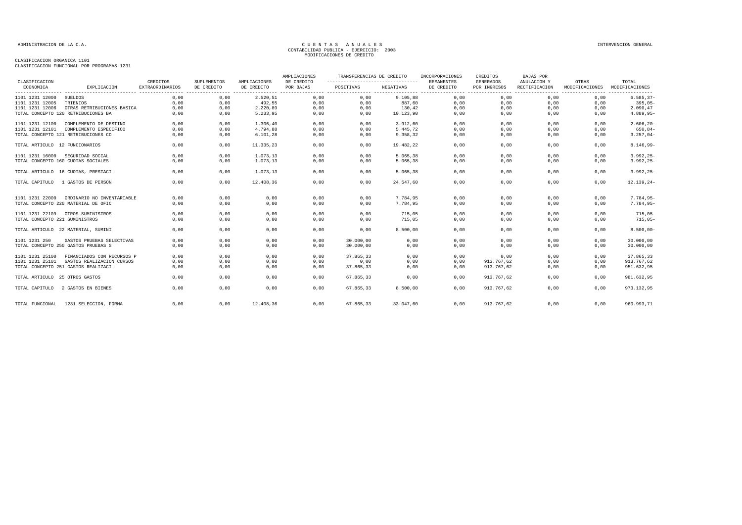ADMINISTRACION DE LA C.A.

# CUENTAS ANUALES
CONTABILIDAD PUBLICA - EJERCICIO: 2003
MODIFICACIONES DE CREDITO

INTERVENCION GENERAL

CLASIFICACION ORGANICA 1101
CLASIFICACION FUNCIONAL POR PROGRAMAS 1231

| CLASIFICACION ECONOMICA | EXPLICACION | CREDITOS EXTRAORDINARIOS | SUPLEMENTOS DE CREDITO | AMPLIACIONES DE CREDITO | AMPLIACIONES DE CREDITO POR BAJAS | TRANSFERENCIAS DE CREDITO POSITIVAS | TRANSFERENCIAS DE CREDITO NEGATIVAS | INCORPORACIONES REMANENTES DE CREDITO | CREDITOS GENERADOS POR INGRESOS | BAJAS POR ANULACION Y RECTIFICACION | OTRAS MODIFICACIONES | TOTAL MODIFICACIONES |
|---|---|---|---|---|---|---|---|---|---|---|---|---|
| 1101 1231 12000 | SUELDOS | 0,00 | 0,00 | 2.520,51 | 0,00 | 0,00 | 9.105,88 | 0,00 | 0,00 | 0,00 | 0,00 | 6.585,37- |
| 1101 1231 12005 | TRIENIOS | 0,00 | 0,00 | 492,55 | 0,00 | 0,00 | 887,60 | 0,00 | 0,00 | 0,00 | 0,00 | 395,05- |
| 1101 1231 12006 | OTRAS RETRIBUCIONES BASICA | 0,00 | 0,00 | 2.220,89 | 0,00 | 0,00 | 130,42 | 0,00 | 0,00 | 0,00 | 0,00 | 2.090,47 |
| TOTAL CONCEPTO 120 RETRIBUCIONES BA | | 0,00 | 0,00 | 5.233,95 | 0,00 | 0,00 | 10.123,90 | 0,00 | 0,00 | 0,00 | 0,00 | 4.889,95- |
| 1101 1231 12100 | COMPLEMENTO DE DESTINO | 0,00 | 0,00 | 1.306,40 | 0,00 | 0,00 | 3.912,60 | 0,00 | 0,00 | 0,00 | 0,00 | 2.606,20- |
| 1101 1231 12101 | COMPLEMENTO ESPECIFICO | 0,00 | 0,00 | 4.794,88 | 0,00 | 0,00 | 5.445,72 | 0,00 | 0,00 | 0,00 | 0,00 | 650,84- |
| TOTAL CONCEPTO 121 RETRIBUCIONES CO | | 0,00 | 0,00 | 6.101,28 | 0,00 | 0,00 | 9.358,32 | 0,00 | 0,00 | 0,00 | 0,00 | 3.257,04- |
| TOTAL ARTICULO 12 FUNCIONARIOS | | 0,00 | 0,00 | 11.335,23 | 0,00 | 0,00 | 19.482,22 | 0,00 | 0,00 | 0,00 | 0,00 | 8.146,99- |
| 1101 1231 16000 | SEGURIDAD SOCIAL | 0,00 | 0,00 | 1.073,13 | 0,00 | 0,00 | 5.065,38 | 0,00 | 0,00 | 0,00 | 0,00 | 3.992,25- |
| TOTAL CONCEPTO 160 CUOTAS SOCIALES | | 0,00 | 0,00 | 1.073,13 | 0,00 | 0,00 | 5.065,38 | 0,00 | 0,00 | 0,00 | 0,00 | 3.992,25- |
| TOTAL ARTICULO 16 CUOTAS, PRESTACI | | 0,00 | 0,00 | 1.073,13 | 0,00 | 0,00 | 5.065,38 | 0,00 | 0,00 | 0,00 | 0,00 | 3.992,25- |
| TOTAL CAPITULO 1 GASTOS DE PERSON | | 0,00 | 0,00 | 12.408,36 | 0,00 | 0,00 | 24.547,60 | 0,00 | 0,00 | 0,00 | 0,00 | 12.139,24- |
| 1101 1231 22000 | ORDINARIO NO INVENTARIABLE | 0,00 | 0,00 | 0,00 | 0,00 | 0,00 | 7.784,95 | 0,00 | 0,00 | 0,00 | 0,00 | 7.784,95- |
| TOTAL CONCEPTO 220 MATERIAL DE OFIC | | 0,00 | 0,00 | 0,00 | 0,00 | 0,00 | 7.784,95 | 0,00 | 0,00 | 0,00 | 0,00 | 7.784,95- |
| 1101 1231 22109 | OTROS SUMINISTROS | 0,00 | 0,00 | 0,00 | 0,00 | 0,00 | 715,05 | 0,00 | 0,00 | 0,00 | 0,00 | 715,05- |
| TOTAL CONCEPTO 221 SUMINISTROS | | 0,00 | 0,00 | 0,00 | 0,00 | 0,00 | 715,05 | 0,00 | 0,00 | 0,00 | 0,00 | 715,05- |
| TOTAL ARTICULO 22 MATERIAL, SUMINI | | 0,00 | 0,00 | 0,00 | 0,00 | 0,00 | 8.500,00 | 0,00 | 0,00 | 0,00 | 0,00 | 8.500,00- |
| 1101 1231 250 | GASTOS PRUEBAS SELECTIVAS | 0,00 | 0,00 | 0,00 | 0,00 | 30.000,00 | 0,00 | 0,00 | 0,00 | 0,00 | 0,00 | 30.000,00 |
| TOTAL CONCEPTO 250 GASTOS PRUEBAS S | | 0,00 | 0,00 | 0,00 | 0,00 | 30.000,00 | 0,00 | 0,00 | 0,00 | 0,00 | 0,00 | 30.000,00 |
| 1101 1231 25100 | FINANCIADOS CON RECURSOS P | 0,00 | 0,00 | 0,00 | 0,00 | 37.865,33 | 0,00 | 0,00 | 0,00 | 0,00 | 0,00 | 37.865,33 |
| 1101 1231 25101 | GASTOS REALIZACION CURSOS | 0,00 | 0,00 | 0,00 | 0,00 | 0,00 | 0,00 | 0,00 | 913.767,62 | 0,00 | 0,00 | 913.767,62 |
| TOTAL CONCEPTO 251 GASTOS REALIZACI | | 0,00 | 0,00 | 0,00 | 0,00 | 37.865,33 | 0,00 | 0,00 | 913.767,62 | 0,00 | 0,00 | 951.632,95 |
| TOTAL ARTICULO 25 OTROS GASTOS | | 0,00 | 0,00 | 0,00 | 0,00 | 67.865,33 | 0,00 | 0,00 | 913.767,62 | 0,00 | 0,00 | 981.632,95 |
| TOTAL CAPITULO 2 GASTOS EN BIENES | | 0,00 | 0,00 | 0,00 | 0,00 | 67.865,33 | 8.500,00 | 0,00 | 913.767,62 | 0,00 | 0,00 | 973.132,95 |
| TOTAL FUNCIONAL 1231 SELECCION, FORMA | | 0,00 | 0,00 | 12.408,36 | 0,00 | 67.865,33 | 33.047,60 | 0,00 | 913.767,62 | 0,00 | 0,00 | 960.993,71 |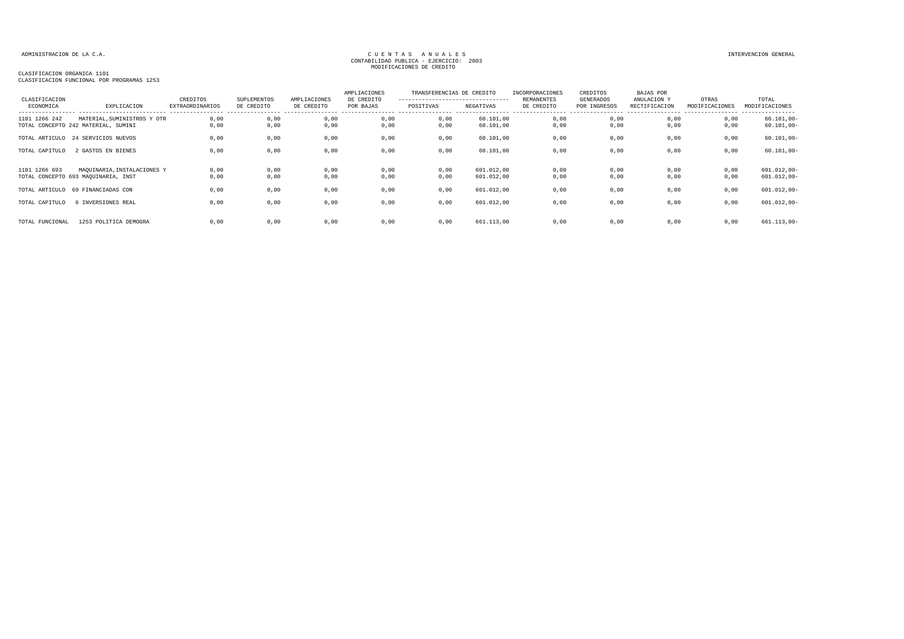ADMINISTRACION DE LA C.A.

# C U E N T A S   A N U A L E S
CONTABILIDAD PUBLICA - EJERCICIO: 2003
MODIFICACIONES DE CREDITO

INTERVENCION GENERAL

CLASIFICACION ORGANICA 1101
CLASIFICACION FUNCIONAL POR PROGRAMAS 1253

| CLASIFICACION ECONOMICA | EXPLICACION | CREDITOS EXTRAORDINARIOS | SUPLEMENTOS DE CREDITO | AMPLIACIONES DE CREDITO | AMPLIACIONES DE CREDITO POR BAJAS | TRANSFERENCIAS DE CREDITO | | INCORPORACIONES REMANENTES DE CREDITO | CREDITOS GENERADOS POR INGRESOS | BAJAS POR ANULACION Y RECTIFICACION | OTRAS MODIFICACIONES | TOTAL MODIFICACIONES |
|---|---|---|---|---|---|---|---|---|---|---|---|---|
| | | | | | | POSITIVAS | NEGATIVAS | | | | | |
| 1101 1266 242 | MATERIAL,SUMINISTROS Y OTR | 0,00 | 0,00 | 0,00 | 0,00 | 0,00 | 60.101,00 | 0,00 | 0,00 | 0,00 | 0,00 | 60.101,00- |
| TOTAL CONCEPTO 242 | MATERIAL, SUMINI | 0,00 | 0,00 | 0,00 | 0,00 | 0,00 | 60.101,00 | 0,00 | 0,00 | 0,00 | 0,00 | 60.101,00- |
| TOTAL ARTICULO | 24 SERVICIOS NUEVOS | 0,00 | 0,00 | 0,00 | 0,00 | 0,00 | 60.101,00 | 0,00 | 0,00 | 0,00 | 0,00 | 60.101,00- |
| TOTAL CAPITULO | 2 GASTOS EN BIENES | 0,00 | 0,00 | 0,00 | 0,00 | 0,00 | 60.101,00 | 0,00 | 0,00 | 0,00 | 0,00 | 60.101,00- |
| 1101 1266 693 | MAQUINARIA,INSTALACIONES Y | 0,00 | 0,00 | 0,00 | 0,00 | 0,00 | 601.012,00 | 0,00 | 0,00 | 0,00 | 0,00 | 601.012,00- |
| TOTAL CONCEPTO 693 | MAQUINARIA, INST | 0,00 | 0,00 | 0,00 | 0,00 | 0,00 | 601.012,00 | 0,00 | 0,00 | 0,00 | 0,00 | 601.012,00- |
| TOTAL ARTICULO | 69 FINANCIADAS CON | 0,00 | 0,00 | 0,00 | 0,00 | 0,00 | 601.012,00 | 0,00 | 0,00 | 0,00 | 0,00 | 601.012,00- |
| TOTAL CAPITULO | 6 INVERSIONES REAL | 0,00 | 0,00 | 0,00 | 0,00 | 0,00 | 601.012,00 | 0,00 | 0,00 | 0,00 | 0,00 | 601.012,00- |
| TOTAL FUNCIONAL | 1253 POLITICA DEMOGRA | 0,00 | 0,00 | 0,00 | 0,00 | 0,00 | 661.113,00 | 0,00 | 0,00 | 0,00 | 0,00 | 661.113,00- |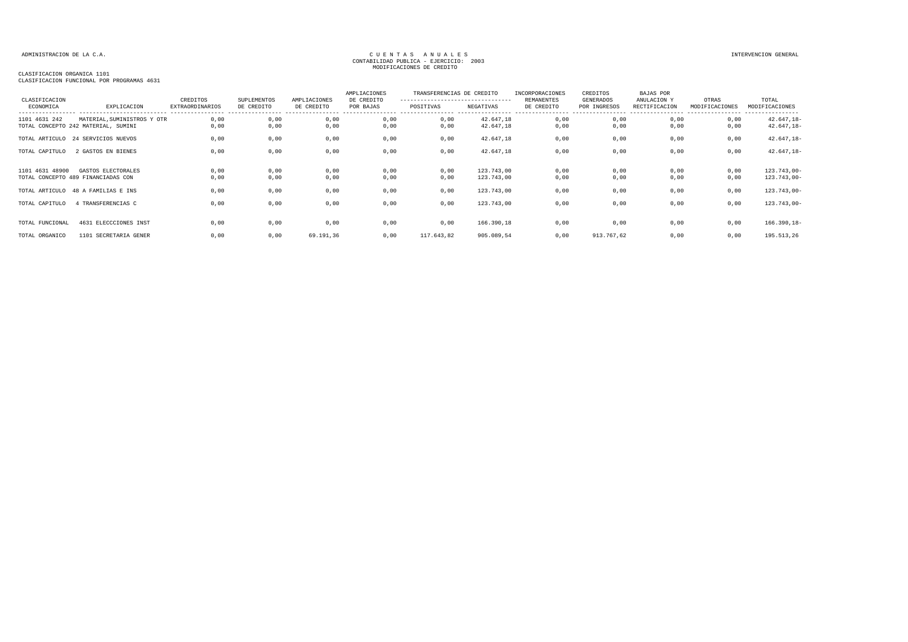ADMINISTRACION DE LA C.A.

CUENTAS ANUALES
CONTABILIDAD PUBLICA - EJERCICIO: 2003
MODIFICACIONES DE CREDITO

INTERVENCION GENERAL

CLASIFICACION ORGANICA 1101
CLASIFICACION FUNCIONAL POR PROGRAMAS 4631

| CLASIFICACION ECONOMICA | EXPLICACION | CREDITOS EXTRAORDINARIOS | SUPLEMENTOS DE CREDITO | AMPLIACIONES DE CREDITO | AMPLIACIONES DE CREDITO POR BAJAS | TRANSFERENCIAS DE CREDITO POSITIVAS | TRANSFERENCIAS DE CREDITO NEGATIVAS | INCORPORACIONES REMANENTES DE CREDITO | CREDITOS GENERADOS POR INGRESOS | BAJAS POR ANULACION Y RECTIFICACION | OTRAS MODIFICACIONES | TOTAL MODIFICACIONES |
|---|---|---|---|---|---|---|---|---|---|---|---|---|
| 1101 4631 242 | MATERIAL,SUMINISTROS Y OTR | 0,00 | 0,00 | 0,00 | 0,00 | 0,00 | 42.647,18 | 0,00 | 0,00 | 0,00 | 0,00 | 42.647,18- |
| TOTAL CONCEPTO 242 | MATERIAL, SUMINI | 0,00 | 0,00 | 0,00 | 0,00 | 0,00 | 42.647,18 | 0,00 | 0,00 | 0,00 | 0,00 | 42.647,18- |
| TOTAL ARTICULO | 24 SERVICIOS NUEVOS | 0,00 | 0,00 | 0,00 | 0,00 | 0,00 | 42.647,18 | 0,00 | 0,00 | 0,00 | 0,00 | 42.647,18- |
| TOTAL CAPITULO | 2 GASTOS EN BIENES | 0,00 | 0,00 | 0,00 | 0,00 | 0,00 | 42.647,18 | 0,00 | 0,00 | 0,00 | 0,00 | 42.647,18- |
| 1101 4631 48900 | GASTOS ELECTORALES | 0,00 | 0,00 | 0,00 | 0,00 | 0,00 | 123.743,00 | 0,00 | 0,00 | 0,00 | 0,00 | 123.743,00- |
| TOTAL CONCEPTO 489 | FINANCIADAS CON | 0,00 | 0,00 | 0,00 | 0,00 | 0,00 | 123.743,00 | 0,00 | 0,00 | 0,00 | 0,00 | 123.743,00- |
| TOTAL ARTICULO | 48 A FAMILIAS E INS | 0,00 | 0,00 | 0,00 | 0,00 | 0,00 | 123.743,00 | 0,00 | 0,00 | 0,00 | 0,00 | 123.743,00- |
| TOTAL CAPITULO | 4 TRANSFERENCIAS C | 0,00 | 0,00 | 0,00 | 0,00 | 0,00 | 123.743,00 | 0,00 | 0,00 | 0,00 | 0,00 | 123.743,00- |
| TOTAL FUNCIONAL | 4631 ELECCCIONES INST | 0,00 | 0,00 | 0,00 | 0,00 | 0,00 | 166.390,18 | 0,00 | 0,00 | 0,00 | 0,00 | 166.390,18- |
| TOTAL ORGANICO | 1101 SECRETARIA GENER | 0,00 | 0,00 | 69.191,36 | 0,00 | 117.643,82 | 905.089,54 | 0,00 | 913.767,62 | 0,00 | 0,00 | 195.513,26 |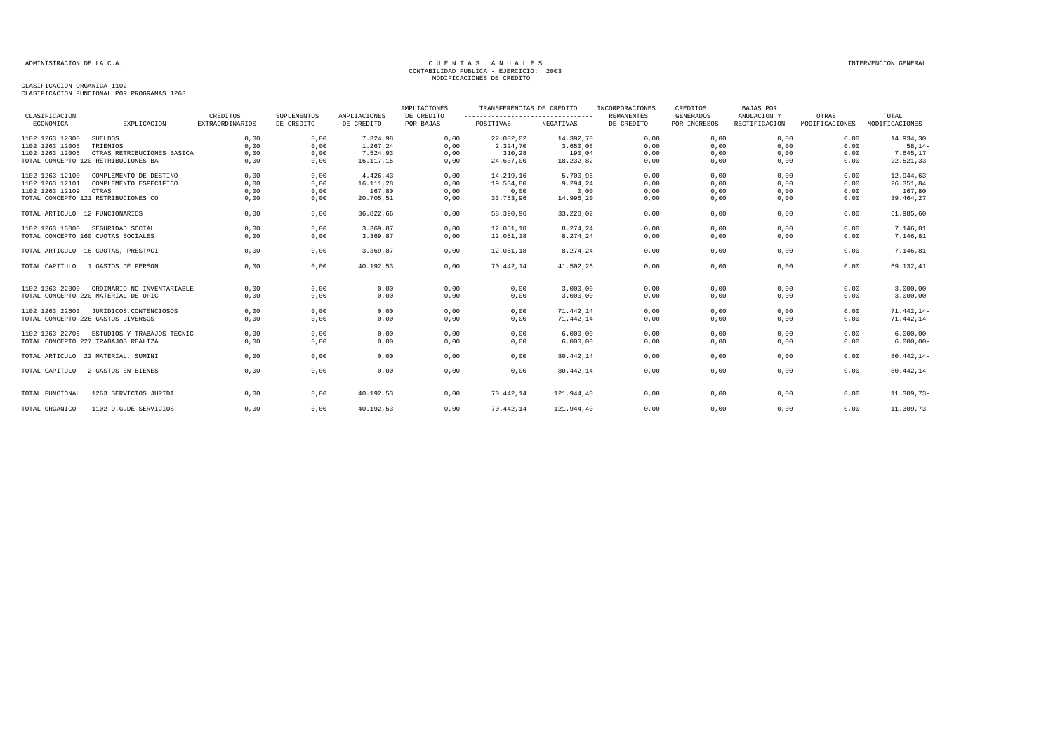ADMINISTRACION DE LA C.A.

CUENTAS ANUALES
CONTABILIDAD PUBLICA - EJERCICIO: 2003
MODIFICACIONES DE CREDITO

INTERVENCION GENERAL

CLASIFICACION ORGANICA 1102
CLASIFICACION FUNCIONAL POR PROGRAMAS 1263

| CLASIFICACION ECONOMICA | EXPLICACION | CREDITOS EXTRAORDINARIOS | SUPLEMENTOS DE CREDITO | AMPLIACIONES DE CREDITO | AMPLIACIONES DE CREDITO POR BAJAS | TRANSFERENCIAS DE CREDITO POSITIVAS | TRANSFERENCIAS DE CREDITO NEGATIVAS | INCORPORACIONES REMANENTES DE CREDITO | CREDITOS GENERADOS POR INGRESOS | BAJAS POR ANULACION Y RECTIFICACION | OTRAS MODIFICACIONES | TOTAL MODIFICACIONES |
|---|---|---|---|---|---|---|---|---|---|---|---|---|
| 1102 1263 12000 | SUELDOS | 0,00 | 0,00 | 7.324,98 | 0,00 | 22.002,02 | 14.392,70 | 0,00 | 0,00 | 0,00 | 0,00 | 14.934,30 |
| 1102 1263 12005 | TRIENIOS | 0,00 | 0,00 | 1.267,24 | 0,00 | 2.324,70 | 3.650,08 | 0,00 | 0,00 | 0,00 | 0,00 | 58,14- |
| 1102 1263 12006 | OTRAS RETRIBUCIONES BASICA | 0,00 | 0,00 | 7.524,93 | 0,00 | 310,28 | 190,04 | 0,00 | 0,00 | 0,00 | 0,00 | 7.645,17 |
| TOTAL CONCEPTO 120 RETRIBUCIONES BA | | 0,00 | 0,00 | 16.117,15 | 0,00 | 24.637,00 | 18.232,82 | 0,00 | 0,00 | 0,00 | 0,00 | 22.521,33 |
| 1102 1263 12100 | COMPLEMENTO DE DESTINO | 0,00 | 0,00 | 4.426,43 | 0,00 | 14.219,16 | 5.700,96 | 0,00 | 0,00 | 0,00 | 0,00 | 12.944,63 |
| 1102 1263 12101 | COMPLEMENTO ESPECIFICO | 0,00 | 0,00 | 16.111,28 | 0,00 | 19.534,80 | 9.294,24 | 0,00 | 0,00 | 0,00 | 0,00 | 26.351,84 |
| 1102 1263 12109 | OTRAS | 0,00 | 0,00 | 167,80 | 0,00 | 0,00 | 0,00 | 0,00 | 0,00 | 0,00 | 0,00 | 167,80 |
| TOTAL CONCEPTO 121 RETRIBUCIONES CO | | 0,00 | 0,00 | 20.705,51 | 0,00 | 33.753,96 | 14.995,20 | 0,00 | 0,00 | 0,00 | 0,00 | 39.464,27 |
| TOTAL ARTICULO 12 FUNCIONARIOS | | 0,00 | 0,00 | 36.822,66 | 0,00 | 58.390,96 | 33.228,02 | 0,00 | 0,00 | 0,00 | 0,00 | 61.985,60 |
| 1102 1263 16000 | SEGURIDAD SOCIAL | 0,00 | 0,00 | 3.369,87 | 0,00 | 12.051,18 | 8.274,24 | 0,00 | 0,00 | 0,00 | 0,00 | 7.146,81 |
| TOTAL CONCEPTO 160 CUOTAS SOCIALES | | 0,00 | 0,00 | 3.369,87 | 0,00 | 12.051,18 | 8.274,24 | 0,00 | 0,00 | 0,00 | 0,00 | 7.146,81 |
| TOTAL ARTICULO 16 CUOTAS, PRESTACI | | 0,00 | 0,00 | 3.369,87 | 0,00 | 12.051,18 | 8.274,24 | 0,00 | 0,00 | 0,00 | 0,00 | 7.146,81 |
| TOTAL CAPITULO 1 GASTOS DE PERSON | | 0,00 | 0,00 | 40.192,53 | 0,00 | 70.442,14 | 41.502,26 | 0,00 | 0,00 | 0,00 | 0,00 | 69.132,41 |
| 1102 1263 22000 | ORDINARIO NO INVENTARIABLE | 0,00 | 0,00 | 0,00 | 0,00 | 0,00 | 3.000,00 | 0,00 | 0,00 | 0,00 | 0,00 | 3.000,00- |
| TOTAL CONCEPTO 220 MATERIAL DE OFIC | | 0,00 | 0,00 | 0,00 | 0,00 | 0,00 | 3.000,00 | 0,00 | 0,00 | 0,00 | 0,00 | 3.000,00- |
| 1102 1263 22603 | JURIDICOS,CONTENCIOSOS | 0,00 | 0,00 | 0,00 | 0,00 | 0,00 | 71.442,14 | 0,00 | 0,00 | 0,00 | 0,00 | 71.442,14- |
| TOTAL CONCEPTO 226 GASTOS DIVERSOS | | 0,00 | 0,00 | 0,00 | 0,00 | 0,00 | 71.442,14 | 0,00 | 0,00 | 0,00 | 0,00 | 71.442,14- |
| 1102 1263 22706 | ESTUDIOS Y TRABAJOS TECNIC | 0,00 | 0,00 | 0,00 | 0,00 | 0,00 | 6.000,00 | 0,00 | 0,00 | 0,00 | 0,00 | 6.000,00- |
| TOTAL CONCEPTO 227 TRABAJOS REALIZA | | 0,00 | 0,00 | 0,00 | 0,00 | 0,00 | 6.000,00 | 0,00 | 0,00 | 0,00 | 0,00 | 6.000,00- |
| TOTAL ARTICULO 22 MATERIAL, SUMINI | | 0,00 | 0,00 | 0,00 | 0,00 | 0,00 | 80.442,14 | 0,00 | 0,00 | 0,00 | 0,00 | 80.442,14- |
| TOTAL CAPITULO 2 GASTOS EN BIENES | | 0,00 | 0,00 | 0,00 | 0,00 | 0,00 | 80.442,14 | 0,00 | 0,00 | 0,00 | 0,00 | 80.442,14- |
| TOTAL FUNCIONAL | 1263 SERVICIOS JURIDI | 0,00 | 0,00 | 40.192,53 | 0,00 | 70.442,14 | 121.944,40 | 0,00 | 0,00 | 0,00 | 0,00 | 11.309,73- |
| TOTAL ORGANICO | 1102 D.G.DE SERVICIOS | 0,00 | 0,00 | 40.192,53 | 0,00 | 70.442,14 | 121.944,40 | 0,00 | 0,00 | 0,00 | 0,00 | 11.309,73- |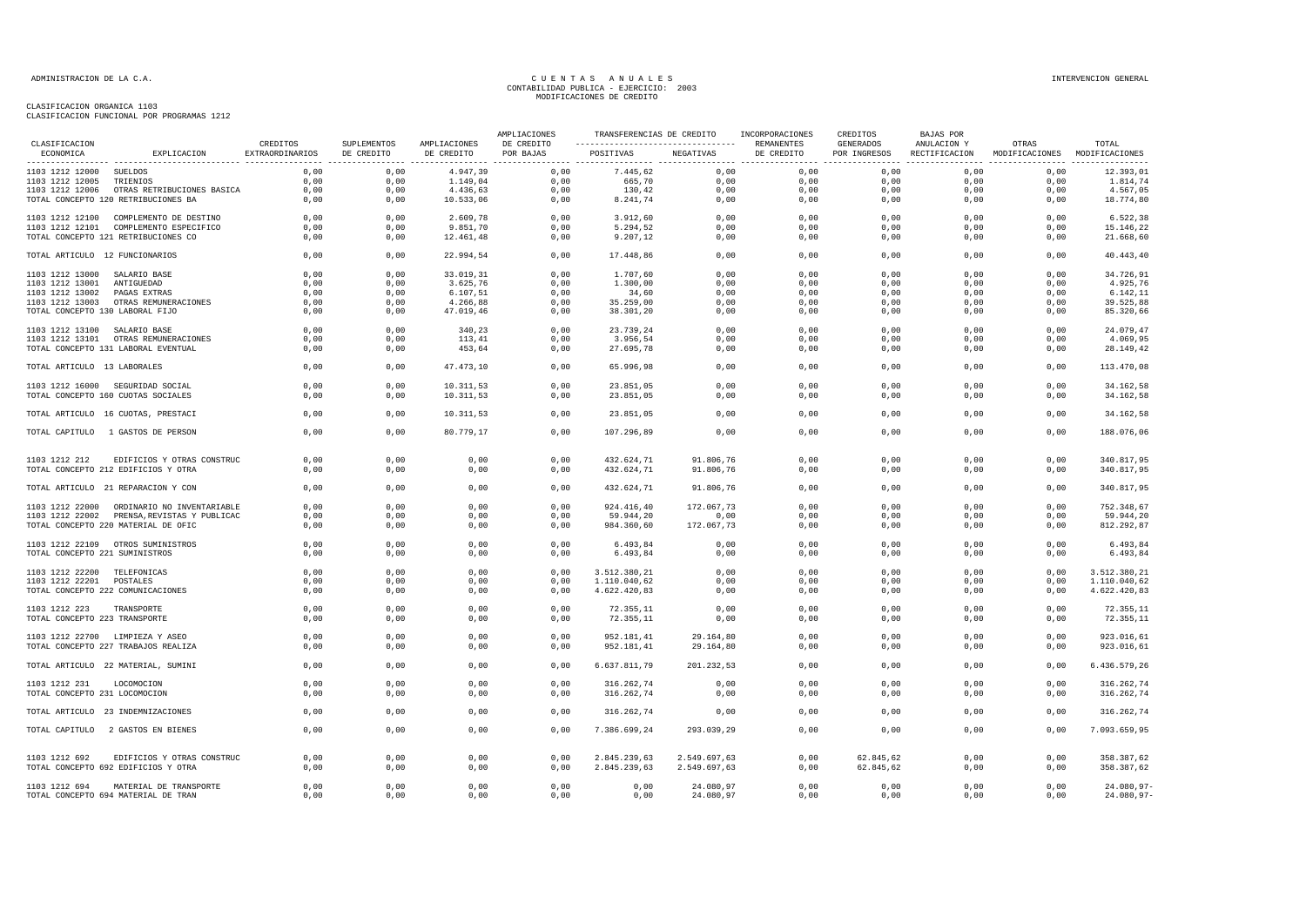ADMINISTRACION DE LA C.A.

# CUENTAS ANUALES
## CONTABILIDAD PUBLICA - EJERCICIO: 2003
## MODIFICACIONES DE CREDITO

INTERVENCION GENERAL

CLASIFICACION ORGANICA 1103
CLASIFICACION FUNCIONAL POR PROGRAMAS 1212

| CLASIFICACION ECONOMICA | EXPLICACION | CREDITOS EXTRAORDINARIOS | SUPLEMENTOS DE CREDITO | AMPLIACIONES DE CREDITO | AMPLIACIONES DE CREDITO POR BAJAS | TRANSFERENCIAS DE CREDITO POSITIVAS | TRANSFERENCIAS DE CREDITO NEGATIVAS | INCORPORACIONES REMANENTES DE CREDITO | CREDITOS GENERADOS POR INGRESOS | BAJAS POR ANULACION Y RECTIFICACION | OTRAS MODIFICACIONES | TOTAL MODIFICACIONES |
|---|---|---|---|---|---|---|---|---|---|---|---|---|
| 1103 1212 12000 | SUELDOS | 0,00 | 0,00 | 4.947,39 | 0,00 | 7.445,62 | 0,00 | 0,00 | 0,00 | 0,00 | 0,00 | 12.393,01 |
| 1103 1212 12005 | TRIENIOS | 0,00 | 0,00 | 1.149,04 | 0,00 | 665,70 | 0,00 | 0,00 | 0,00 | 0,00 | 0,00 | 1.814,74 |
| 1103 1212 12006 | OTRAS RETRIBUCIONES BASICA | 0,00 | 0,00 | 4.436,63 | 0,00 | 130,42 | 0,00 | 0,00 | 0,00 | 0,00 | 0,00 | 4.567,05 |
| TOTAL CONCEPTO 120 RETRIBUCIONES BA | | 0,00 | 0,00 | 10.533,06 | 0,00 | 8.241,74 | 0,00 | 0,00 | 0,00 | 0,00 | 0,00 | 18.774,80 |
| 1103 1212 12100 | COMPLEMENTO DE DESTINO | 0,00 | 0,00 | 2.609,78 | 0,00 | 3.912,60 | 0,00 | 0,00 | 0,00 | 0,00 | 0,00 | 6.522,38 |
| 1103 1212 12101 | COMPLEMENTO ESPECIFICO | 0,00 | 0,00 | 9.851,70 | 0,00 | 5.294,52 | 0,00 | 0,00 | 0,00 | 0,00 | 0,00 | 15.146,22 |
| TOTAL CONCEPTO 121 RETRIBUCIONES CO | | 0,00 | 0,00 | 12.461,48 | 0,00 | 9.207,12 | 0,00 | 0,00 | 0,00 | 0,00 | 0,00 | 21.668,60 |
| TOTAL ARTICULO 12 FUNCIONARIOS | | 0,00 | 0,00 | 22.994,54 | 0,00 | 17.448,86 | 0,00 | 0,00 | 0,00 | 0,00 | 0,00 | 40.443,40 |
| 1103 1212 13000 | SALARIO BASE | 0,00 | 0,00 | 33.019,31 | 0,00 | 1.707,60 | 0,00 | 0,00 | 0,00 | 0,00 | 0,00 | 34.726,91 |
| 1103 1212 13001 | ANTIGUEDAD | 0,00 | 0,00 | 3.625,76 | 0,00 | 1.300,00 | 0,00 | 0,00 | 0,00 | 0,00 | 0,00 | 4.925,76 |
| 1103 1212 13002 | PAGAS EXTRAS | 0,00 | 0,00 | 6.107,51 | 0,00 | 34,60 | 0,00 | 0,00 | 0,00 | 0,00 | 0,00 | 6.142,11 |
| 1103 1212 13003 | OTRAS REMUNERACIONES | 0,00 | 0,00 | 4.266,88 | 0,00 | 35.259,00 | 0,00 | 0,00 | 0,00 | 0,00 | 0,00 | 39.525,88 |
| TOTAL CONCEPTO 130 LABORAL FIJO | | 0,00 | 0,00 | 47.019,46 | 0,00 | 38.301,20 | 0,00 | 0,00 | 0,00 | 0,00 | 0,00 | 85.320,66 |
| 1103 1212 13100 | SALARIO BASE | 0,00 | 0,00 | 340,23 | 0,00 | 23.739,24 | 0,00 | 0,00 | 0,00 | 0,00 | 0,00 | 24.079,47 |
| 1103 1212 13101 | OTRAS REMUNERACIONES | 0,00 | 0,00 | 113,41 | 0,00 | 3.956,54 | 0,00 | 0,00 | 0,00 | 0,00 | 0,00 | 4.069,95 |
| TOTAL CONCEPTO 131 LABORAL EVENTUAL | | 0,00 | 0,00 | 453,64 | 0,00 | 27.695,78 | 0,00 | 0,00 | 0,00 | 0,00 | 0,00 | 28.149,42 |
| TOTAL ARTICULO 13 LABORALES | | 0,00 | 0,00 | 47.473,10 | 0,00 | 65.996,98 | 0,00 | 0,00 | 0,00 | 0,00 | 0,00 | 113.470,08 |
| 1103 1212 16000 | SEGURIDAD SOCIAL | 0,00 | 0,00 | 10.311,53 | 0,00 | 23.851,05 | 0,00 | 0,00 | 0,00 | 0,00 | 0,00 | 34.162,58 |
| TOTAL CONCEPTO 160 CUOTAS SOCIALES | | 0,00 | 0,00 | 10.311,53 | 0,00 | 23.851,05 | 0,00 | 0,00 | 0,00 | 0,00 | 0,00 | 34.162,58 |
| TOTAL ARTICULO 16 CUOTAS, PRESTACI | | 0,00 | 0,00 | 10.311,53 | 0,00 | 23.851,05 | 0,00 | 0,00 | 0,00 | 0,00 | 0,00 | 34.162,58 |
| TOTAL CAPITULO 1 GASTOS DE PERSON | | 0,00 | 0,00 | 80.779,17 | 0,00 | 107.296,89 | 0,00 | 0,00 | 0,00 | 0,00 | 0,00 | 188.076,06 |
| 1103 1212 212 | EDIFICIOS Y OTRAS CONSTRUC | 0,00 | 0,00 | 0,00 | 0,00 | 432.624,71 | 91.806,76 | 0,00 | 0,00 | 0,00 | 0,00 | 340.817,95 |
| TOTAL CONCEPTO 212 EDIFICIOS Y OTRA | | 0,00 | 0,00 | 0,00 | 0,00 | 432.624,71 | 91.806,76 | 0,00 | 0,00 | 0,00 | 0,00 | 340.817,95 |
| TOTAL ARTICULO 21 REPARACION Y CON | | 0,00 | 0,00 | 0,00 | 0,00 | 432.624,71 | 91.806,76 | 0,00 | 0,00 | 0,00 | 0,00 | 340.817,95 |
| 1103 1212 22000 | ORDINARIO NO INVENTARIABLE | 0,00 | 0,00 | 0,00 | 0,00 | 924.416,40 | 172.067,73 | 0,00 | 0,00 | 0,00 | 0,00 | 752.348,67 |
| 1103 1212 22002 | PRENSA,REVISTAS Y PUBLICAC | 0,00 | 0,00 | 0,00 | 0,00 | 59.944,20 | 0,00 | 0,00 | 0,00 | 0,00 | 0,00 | 59.944,20 |
| TOTAL CONCEPTO 220 MATERIAL DE OFIC | | 0,00 | 0,00 | 0,00 | 0,00 | 984.360,60 | 172.067,73 | 0,00 | 0,00 | 0,00 | 0,00 | 812.292,87 |
| 1103 1212 22109 | OTROS SUMINISTROS | 0,00 | 0,00 | 0,00 | 0,00 | 6.493,84 | 0,00 | 0,00 | 0,00 | 0,00 | 0,00 | 6.493,84 |
| TOTAL CONCEPTO 221 SUMINISTROS | | 0,00 | 0,00 | 0,00 | 0,00 | 6.493,84 | 0,00 | 0,00 | 0,00 | 0,00 | 0,00 | 6.493,84 |
| 1103 1212 22200 | TELEFONICAS | 0,00 | 0,00 | 0,00 | 0,00 | 3.512.380,21 | 0,00 | 0,00 | 0,00 | 0,00 | 0,00 | 3.512.380,21 |
| 1103 1212 22201 | POSTALES | 0,00 | 0,00 | 0,00 | 0,00 | 1.110.040,62 | 0,00 | 0,00 | 0,00 | 0,00 | 0,00 | 1.110.040,62 |
| TOTAL CONCEPTO 222 COMUNICACIONES | | 0,00 | 0,00 | 0,00 | 0,00 | 4.622.420,83 | 0,00 | 0,00 | 0,00 | 0,00 | 0,00 | 4.622.420,83 |
| 1103 1212 223 | TRANSPORTE | 0,00 | 0,00 | 0,00 | 0,00 | 72.355,11 | 0,00 | 0,00 | 0,00 | 0,00 | 0,00 | 72.355,11 |
| TOTAL CONCEPTO 223 TRANSPORTE | | 0,00 | 0,00 | 0,00 | 0,00 | 72.355,11 | 0,00 | 0,00 | 0,00 | 0,00 | 0,00 | 72.355,11 |
| 1103 1212 22700 | LIMPIEZA Y ASEO | 0,00 | 0,00 | 0,00 | 0,00 | 952.181,41 | 29.164,80 | 0,00 | 0,00 | 0,00 | 0,00 | 923.016,61 |
| TOTAL CONCEPTO 227 TRABAJOS REALIZA | | 0,00 | 0,00 | 0,00 | 0,00 | 952.181,41 | 29.164,80 | 0,00 | 0,00 | 0,00 | 0,00 | 923.016,61 |
| TOTAL ARTICULO 22 MATERIAL, SUMINI | | 0,00 | 0,00 | 0,00 | 0,00 | 6.637.811,79 | 201.232,53 | 0,00 | 0,00 | 0,00 | 0,00 | 6.436.579,26 |
| 1103 1212 231 | LOCOMOCION | 0,00 | 0,00 | 0,00 | 0,00 | 316.262,74 | 0,00 | 0,00 | 0,00 | 0,00 | 0,00 | 316.262,74 |
| TOTAL CONCEPTO 231 LOCOMOCION | | 0,00 | 0,00 | 0,00 | 0,00 | 316.262,74 | 0,00 | 0,00 | 0,00 | 0,00 | 0,00 | 316.262,74 |
| TOTAL ARTICULO 23 INDEMNIZACIONES | | 0,00 | 0,00 | 0,00 | 0,00 | 316.262,74 | 0,00 | 0,00 | 0,00 | 0,00 | 0,00 | 316.262,74 |
| TOTAL CAPITULO 2 GASTOS EN BIENES | | 0,00 | 0,00 | 0,00 | 0,00 | 7.386.699,24 | 293.039,29 | 0,00 | 0,00 | 0,00 | 0,00 | 7.093.659,95 |
| 1103 1212 692 | EDIFICIOS Y OTRAS CONSTRUC | 0,00 | 0,00 | 0,00 | 0,00 | 2.845.239,63 | 2.549.697,63 | 0,00 | 62.845,62 | 0,00 | 0,00 | 358.387,62 |
| TOTAL CONCEPTO 692 EDIFICIOS Y OTRA | | 0,00 | 0,00 | 0,00 | 0,00 | 2.845.239,63 | 2.549.697,63 | 0,00 | 62.845,62 | 0,00 | 0,00 | 358.387,62 |
| 1103 1212 694 | MATERIAL DE TRANSPORTE | 0,00 | 0,00 | 0,00 | 0,00 | 0,00 | 24.080,97 | 0,00 | 0,00 | 0,00 | 0,00 | 24.080,97- |
| TOTAL CONCEPTO 694 MATERIAL DE TRAN | | 0,00 | 0,00 | 0,00 | 0,00 | 0,00 | 24.080,97 | 0,00 | 0,00 | 0,00 | 0,00 | 24.080,97- |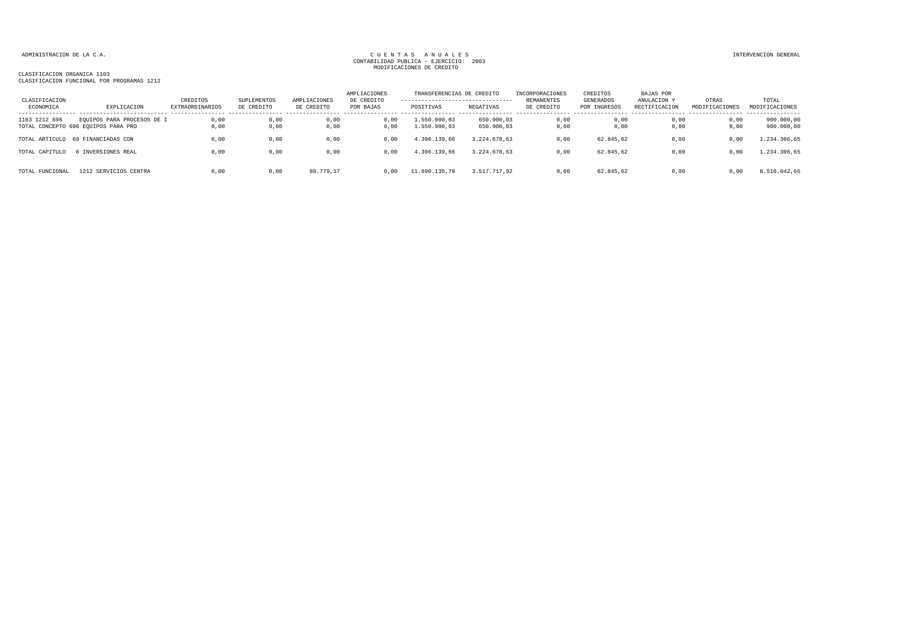ADMINISTRACION DE LA C.A.

CUENTAS ANUALES
CONTABILIDAD PUBLICA - EJERCICIO: 2003
MODIFICACIONES DE CREDITO

INTERVENCION GENERAL

CLASIFICACION ORGANICA 1103
CLASIFICACION FUNCIONAL POR PROGRAMAS 1212

| CLASIFICACION ECONOMICA | EXPLICACION | CREDITOS EXTRAORDINARIOS | SUPLEMENTOS DE CREDITO | AMPLIACIONES DE CREDITO | AMPLIACIONES DE CREDITO POR BAJAS | TRANSFERENCIAS DE CREDITO POSITIVAS | TRANSFERENCIAS DE CREDITO NEGATIVAS | INCORPORACIONES REMANENTES DE CREDITO | CREDITOS GENERADOS POR INGRESOS | BAJAS POR ANULACION Y RECTIFICACION | OTRAS MODIFICACIONES | TOTAL MODIFICACIONES |
|---|---|---|---|---|---|---|---|---|---|---|---|---|
| 1103 1212 696 | EQUIPOS PARA PROCESOS DE I | 0,00 | 0,00 | 0,00 | 0,00 | 1.550.900,03 | 650.900,03 | 0,00 | 0,00 | 0,00 | 0,00 | 900.000,00 |
| TOTAL CONCEPTO 696 | EQUIPOS PARA PRO | 0,00 | 0,00 | 0,00 | 0,00 | 1.550.900,03 | 650.900,03 | 0,00 | 0,00 | 0,00 | 0,00 | 900.000,00 |
| TOTAL ARTICULO | 69 FINANCIADAS CON | 0,00 | 0,00 | 0,00 | 0,00 | 4.396.139,66 | 3.224.678,63 | 0,00 | 62.845,62 | 0,00 | 0,00 | 1.234.306,65 |
| TOTAL CAPITULO | 6 INVERSIONES REAL | 0,00 | 0,00 | 0,00 | 0,00 | 4.396.139,66 | 3.224.678,63 | 0,00 | 62.845,62 | 0,00 | 0,00 | 1.234.306,65 |
| TOTAL FUNCIONAL | 1212 SERVICIOS CENTRA | 0,00 | 0,00 | 80.779,17 | 0,00 | 11.890.135,79 | 3.517.717,92 | 0,00 | 62.845,62 | 0,00 | 0,00 | 8.516.042,66 |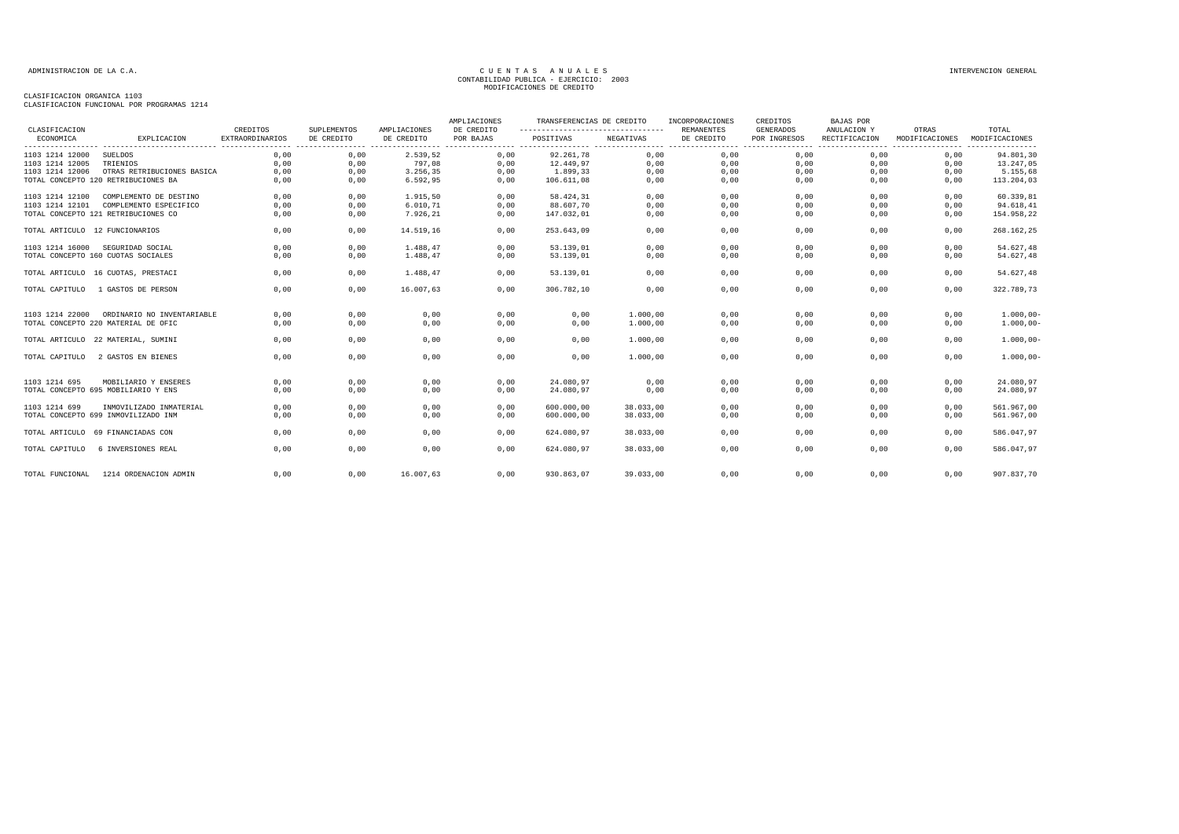ADMINISTRACION DE LA C.A.

# CUENTAS ANUALES
## CONTABILIDAD PUBLICA - EJERCICIO: 2003
## MODIFICACIONES DE CREDITO

INTERVENCION GENERAL

CLASIFICACION ORGANICA 1103
CLASIFICACION FUNCIONAL POR PROGRAMAS 1214

| CLASIFICACION ECONOMICA | EXPLICACION | CREDITOS EXTRAORDINARIOS | SUPLEMENTOS DE CREDITO | AMPLIACIONES DE CREDITO | AMPLIACIONES DE CREDITO POR BAJAS | TRANSFERENCIAS DE CREDITO POSITIVAS | TRANSFERENCIAS DE CREDITO NEGATIVAS | INCORPORACIONES REMANENTES DE CREDITO | CREDITOS GENERADOS POR INGRESOS | BAJAS POR ANULACION Y RECTIFICACION | OTRAS MODIFICACIONES | TOTAL MODIFICACIONES |
|---|---|---|---|---|---|---|---|---|---|---|---|---|
| 1103 1214 12000 | SUELDOS | 0,00 | 0,00 | 2.539,52 | 0,00 | 92.261,78 | 0,00 | 0,00 | 0,00 | 0,00 | 0,00 | 94.801,30 |
| 1103 1214 12005 | TRIENIOS | 0,00 | 0,00 | 797,08 | 0,00 | 12.449,97 | 0,00 | 0,00 | 0,00 | 0,00 | 0,00 | 13.247,05 |
| 1103 1214 12006 | OTRAS RETRIBUCIONES BASICA | 0,00 | 0,00 | 3.256,35 | 0,00 | 1.899,33 | 0,00 | 0,00 | 0,00 | 0,00 | 0,00 | 5.155,68 |
| TOTAL CONCEPTO 120 RETRIBUCIONES BA | | 0,00 | 0,00 | 6.592,95 | 0,00 | 106.611,08 | 0,00 | 0,00 | 0,00 | 0,00 | 0,00 | 113.204,03 |
| 1103 1214 12100 | COMPLEMENTO DE DESTINO | 0,00 | 0,00 | 1.915,50 | 0,00 | 58.424,31 | 0,00 | 0,00 | 0,00 | 0,00 | 0,00 | 60.339,81 |
| 1103 1214 12101 | COMPLEMENTO ESPECIFICO | 0,00 | 0,00 | 6.010,71 | 0,00 | 88.607,70 | 0,00 | 0,00 | 0,00 | 0,00 | 0,00 | 94.618,41 |
| TOTAL CONCEPTO 121 RETRIBUCIONES CO | | 0,00 | 0,00 | 7.926,21 | 0,00 | 147.032,01 | 0,00 | 0,00 | 0,00 | 0,00 | 0,00 | 154.958,22 |
| TOTAL ARTICULO 12 FUNCIONARIOS | | 0,00 | 0,00 | 14.519,16 | 0,00 | 253.643,09 | 0,00 | 0,00 | 0,00 | 0,00 | 0,00 | 268.162,25 |
| 1103 1214 16000 | SEGURIDAD SOCIAL | 0,00 | 0,00 | 1.488,47 | 0,00 | 53.139,01 | 0,00 | 0,00 | 0,00 | 0,00 | 0,00 | 54.627,48 |
| TOTAL CONCEPTO 160 CUOTAS SOCIALES | | 0,00 | 0,00 | 1.488,47 | 0,00 | 53.139,01 | 0,00 | 0,00 | 0,00 | 0,00 | 0,00 | 54.627,48 |
| TOTAL ARTICULO 16 CUOTAS, PRESTACI | | 0,00 | 0,00 | 1.488,47 | 0,00 | 53.139,01 | 0,00 | 0,00 | 0,00 | 0,00 | 0,00 | 54.627,48 |
| TOTAL CAPITULO 1 GASTOS DE PERSON | | 0,00 | 0,00 | 16.007,63 | 0,00 | 306.782,10 | 0,00 | 0,00 | 0,00 | 0,00 | 0,00 | 322.789,73 |
| 1103 1214 22000 | ORDINARIO NO INVENTARIABLE | 0,00 | 0,00 | 0,00 | 0,00 | 0,00 | 1.000,00 | 0,00 | 0,00 | 0,00 | 0,00 | 1.000,00- |
| TOTAL CONCEPTO 220 MATERIAL DE OFIC | | 0,00 | 0,00 | 0,00 | 0,00 | 0,00 | 1.000,00 | 0,00 | 0,00 | 0,00 | 0,00 | 1.000,00- |
| TOTAL ARTICULO 22 MATERIAL, SUMINI | | 0,00 | 0,00 | 0,00 | 0,00 | 0,00 | 1.000,00 | 0,00 | 0,00 | 0,00 | 0,00 | 1.000,00- |
| TOTAL CAPITULO 2 GASTOS EN BIENES | | 0,00 | 0,00 | 0,00 | 0,00 | 0,00 | 1.000,00 | 0,00 | 0,00 | 0,00 | 0,00 | 1.000,00- |
| 1103 1214 695 | MOBILIARIO Y ENSERES | 0,00 | 0,00 | 0,00 | 0,00 | 24.080,97 | 0,00 | 0,00 | 0,00 | 0,00 | 0,00 | 24.080,97 |
| TOTAL CONCEPTO 695 MOBILIARIO Y ENS | | 0,00 | 0,00 | 0,00 | 0,00 | 24.080,97 | 0,00 | 0,00 | 0,00 | 0,00 | 0,00 | 24.080,97 |
| 1103 1214 699 | INMOVILIZADO INMATERIAL | 0,00 | 0,00 | 0,00 | 0,00 | 600.000,00 | 38.033,00 | 0,00 | 0,00 | 0,00 | 0,00 | 561.967,00 |
| TOTAL CONCEPTO 699 INMOVILIZADO INM | | 0,00 | 0,00 | 0,00 | 0,00 | 600.000,00 | 38.033,00 | 0,00 | 0,00 | 0,00 | 0,00 | 561.967,00 |
| TOTAL ARTICULO 69 FINANCIADAS CON | | 0,00 | 0,00 | 0,00 | 0,00 | 624.080,97 | 38.033,00 | 0,00 | 0,00 | 0,00 | 0,00 | 586.047,97 |
| TOTAL CAPITULO 6 INVERSIONES REAL | | 0,00 | 0,00 | 0,00 | 0,00 | 624.080,97 | 38.033,00 | 0,00 | 0,00 | 0,00 | 0,00 | 586.047,97 |
| TOTAL FUNCIONAL 1214 ORDENACION ADMIN | | 0,00 | 0,00 | 16.007,63 | 0,00 | 930.863,07 | 39.033,00 | 0,00 | 0,00 | 0,00 | 0,00 | 907.837,70 |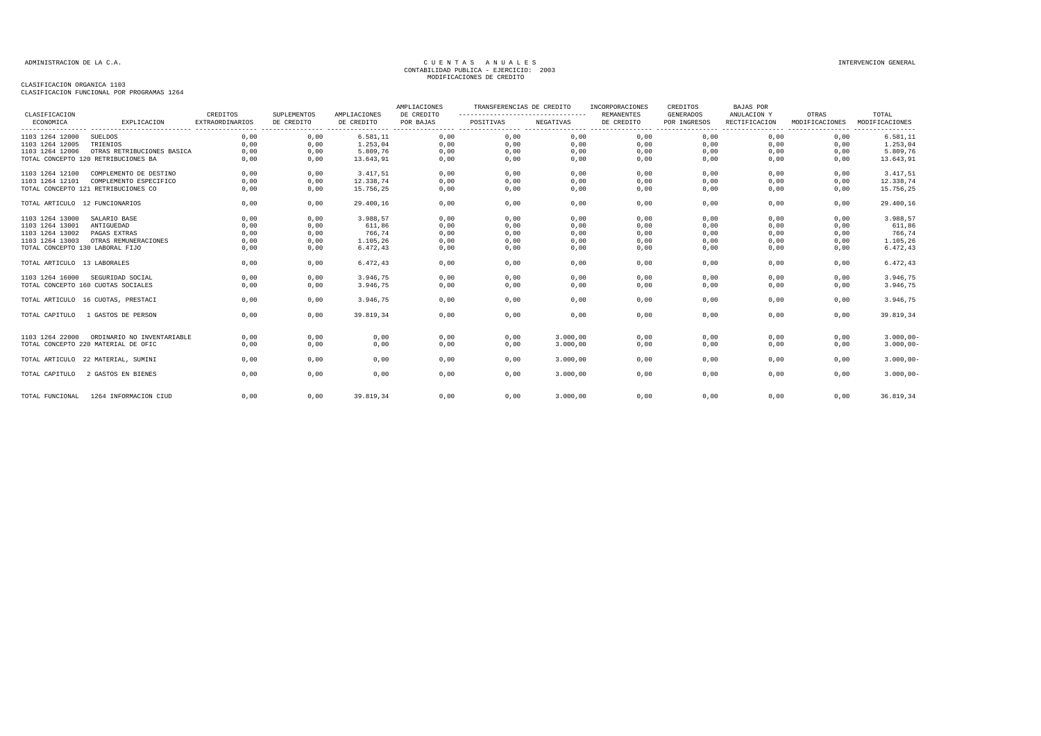ADMINISTRACION DE LA C.A.

# C U E N T A S A N U A L E S
CONTABILIDAD PUBLICA - EJERCICIO: 2003
MODIFICACIONES DE CREDITO

INTERVENCION GENERAL

CLASIFICACION ORGANICA 1103
CLASIFICACION FUNCIONAL POR PROGRAMAS 1264

| CLASIFICACION ECONOMICA | EXPLICACION | CREDITOS EXTRAORDINARIOS | SUPLEMENTOS DE CREDITO | AMPLIACIONES DE CREDITO | AMPLIACIONES DE CREDITO POR BAJAS | TRANSFERENCIAS DE CREDITO POSITIVAS | TRANSFERENCIAS DE CREDITO NEGATIVAS | INCORPORACIONES REMANENTES DE CREDITO | CREDITOS GENERADOS POR INGRESOS | BAJAS POR ANULACION Y RECTIFICACION | OTRAS MODIFICACIONES | TOTAL MODIFICACIONES |
|---|---|---|---|---|---|---|---|---|---|---|---|---|
| 1103 1264 12000 | SUELDOS | 0,00 | 0,00 | 6.581,11 | 0,00 | 0,00 | 0,00 | 0,00 | 0,00 | 0,00 | 0,00 | 6.581,11 |
| 1103 1264 12005 | TRIENIOS | 0,00 | 0,00 | 1.253,04 | 0,00 | 0,00 | 0,00 | 0,00 | 0,00 | 0,00 | 0,00 | 1.253,04 |
| 1103 1264 12006 | OTRAS RETRIBUCIONES BASICA | 0,00 | 0,00 | 5.809,76 | 0,00 | 0,00 | 0,00 | 0,00 | 0,00 | 0,00 | 0,00 | 5.809,76 |
| TOTAL CONCEPTO 120 RETRIBUCIONES BA | | 0,00 | 0,00 | 13.643,91 | 0,00 | 0,00 | 0,00 | 0,00 | 0,00 | 0,00 | 0,00 | 13.643,91 |
| 1103 1264 12100 | COMPLEMENTO DE DESTINO | 0,00 | 0,00 | 3.417,51 | 0,00 | 0,00 | 0,00 | 0,00 | 0,00 | 0,00 | 0,00 | 3.417,51 |
| 1103 1264 12101 | COMPLEMENTO ESPECIFICO | 0,00 | 0,00 | 12.338,74 | 0,00 | 0,00 | 0,00 | 0,00 | 0,00 | 0,00 | 0,00 | 12.338,74 |
| TOTAL CONCEPTO 121 RETRIBUCIONES CO | | 0,00 | 0,00 | 15.756,25 | 0,00 | 0,00 | 0,00 | 0,00 | 0,00 | 0,00 | 0,00 | 15.756,25 |
| TOTAL ARTICULO 12 FUNCIONARIOS | | 0,00 | 0,00 | 29.400,16 | 0,00 | 0,00 | 0,00 | 0,00 | 0,00 | 0,00 | 0,00 | 29.400,16 |
| 1103 1264 13000 | SALARIO BASE | 0,00 | 0,00 | 3.988,57 | 0,00 | 0,00 | 0,00 | 0,00 | 0,00 | 0,00 | 0,00 | 3.988,57 |
| 1103 1264 13001 | ANTIGUEDAD | 0,00 | 0,00 | 611,86 | 0,00 | 0,00 | 0,00 | 0,00 | 0,00 | 0,00 | 0,00 | 611,86 |
| 1103 1264 13002 | PAGAS EXTRAS | 0,00 | 0,00 | 766,74 | 0,00 | 0,00 | 0,00 | 0,00 | 0,00 | 0,00 | 0,00 | 766,74 |
| 1103 1264 13003 | OTRAS REMUNERACIONES | 0,00 | 0,00 | 1.105,26 | 0,00 | 0,00 | 0,00 | 0,00 | 0,00 | 0,00 | 0,00 | 1.105,26 |
| TOTAL CONCEPTO 130 LABORAL FIJO | | 0,00 | 0,00 | 6.472,43 | 0,00 | 0,00 | 0,00 | 0,00 | 0,00 | 0,00 | 0,00 | 6.472,43 |
| TOTAL ARTICULO 13 LABORALES | | 0,00 | 0,00 | 6.472,43 | 0,00 | 0,00 | 0,00 | 0,00 | 0,00 | 0,00 | 0,00 | 6.472,43 |
| 1103 1264 16000 | SEGURIDAD SOCIAL | 0,00 | 0,00 | 3.946,75 | 0,00 | 0,00 | 0,00 | 0,00 | 0,00 | 0,00 | 0,00 | 3.946,75 |
| TOTAL CONCEPTO 160 CUOTAS SOCIALES | | 0,00 | 0,00 | 3.946,75 | 0,00 | 0,00 | 0,00 | 0,00 | 0,00 | 0,00 | 0,00 | 3.946,75 |
| TOTAL ARTICULO 16 CUOTAS, PRESTACI | | 0,00 | 0,00 | 3.946,75 | 0,00 | 0,00 | 0,00 | 0,00 | 0,00 | 0,00 | 0,00 | 3.946,75 |
| TOTAL CAPITULO 1 GASTOS DE PERSON | | 0,00 | 0,00 | 39.819,34 | 0,00 | 0,00 | 0,00 | 0,00 | 0,00 | 0,00 | 0,00 | 39.819,34 |
| 1103 1264 22000 | ORDINARIO NO INVENTARIABLE | 0,00 | 0,00 | 0,00 | 0,00 | 0,00 | 3.000,00 | 0,00 | 0,00 | 0,00 | 0,00 | 3.000,00- |
| TOTAL CONCEPTO 220 MATERIAL DE OFIC | | 0,00 | 0,00 | 0,00 | 0,00 | 0,00 | 3.000,00 | 0,00 | 0,00 | 0,00 | 0,00 | 3.000,00- |
| TOTAL ARTICULO 22 MATERIAL, SUMINI | | 0,00 | 0,00 | 0,00 | 0,00 | 0,00 | 3.000,00 | 0,00 | 0,00 | 0,00 | 0,00 | 3.000,00- |
| TOTAL CAPITULO 2 GASTOS EN BIENES | | 0,00 | 0,00 | 0,00 | 0,00 | 0,00 | 3.000,00 | 0,00 | 0,00 | 0,00 | 0,00 | 3.000,00- |
| TOTAL FUNCIONAL 1264 INFORMACION CIUD | | 0,00 | 0,00 | 39.819,34 | 0,00 | 0,00 | 3.000,00 | 0,00 | 0,00 | 0,00 | 0,00 | 36.819,34 |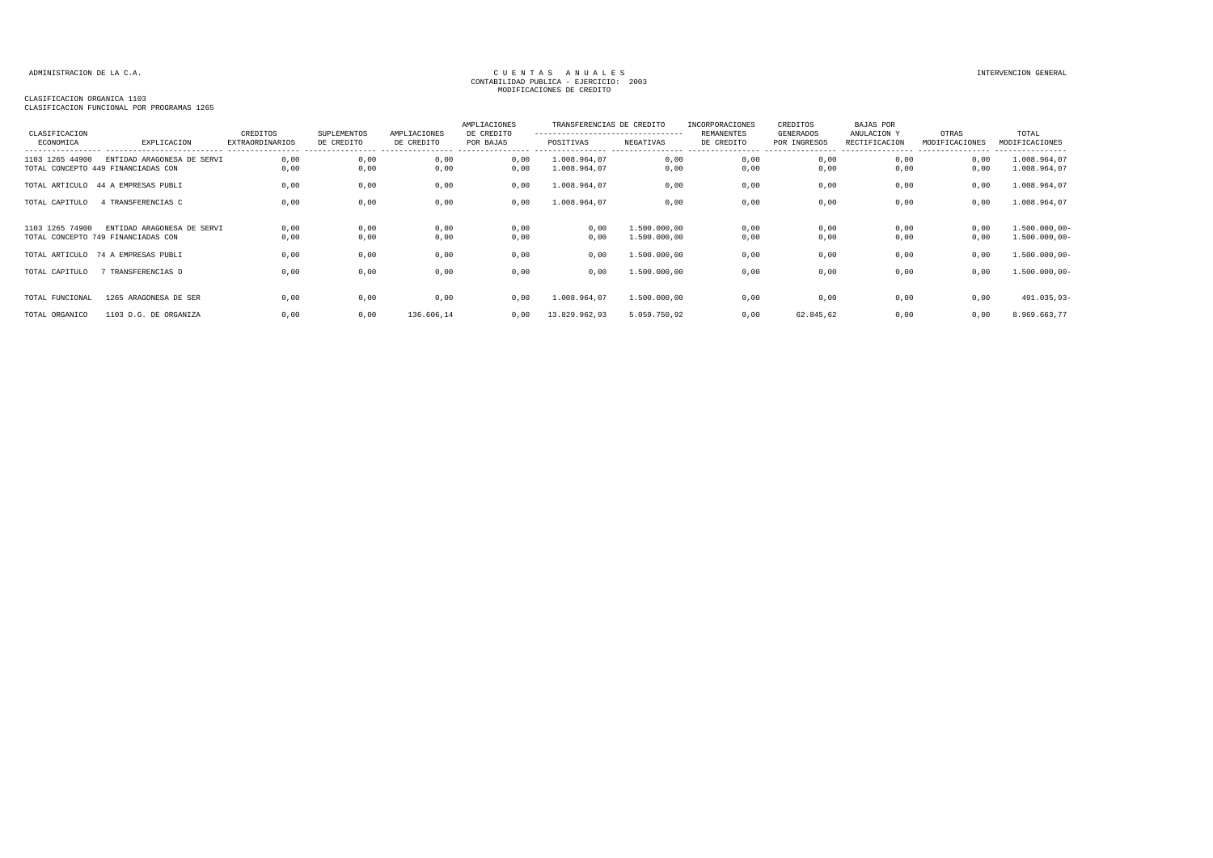ADMINISTRACION DE LA C.A.

CUENTAS ANUALES
CONTABILIDAD PUBLICA - EJERCICIO: 2003
MODIFICACIONES DE CREDITO

INTERVENCION GENERAL

CLASIFICACION ORGANICA 1103
CLASIFICACION FUNCIONAL POR PROGRAMAS 1265

| CLASIFICACION ECONOMICA | EXPLICACION | CREDITOS EXTRAORDINARIOS | SUPLEMENTOS DE CREDITO | AMPLIACIONES DE CREDITO | AMPLIACIONES DE CREDITO POR BAJAS | TRANSFERENCIAS DE CREDITO POSITIVAS | TRANSFERENCIAS DE CREDITO NEGATIVAS | INCORPORACIONES REMANENTES DE CREDITO | CREDITOS GENERADOS POR INGRESOS | BAJAS POR ANULACION Y RECTIFICACION | OTRAS MODIFICACIONES | TOTAL MODIFICACIONES |
|---|---|---|---|---|---|---|---|---|---|---|---|---|
| 1103 1265 44900 | ENTIDAD ARAGONESA DE SERVI | 0,00 | 0,00 | 0,00 | 0,00 | 1.008.964,07 | 0,00 | 0,00 | 0,00 | 0,00 | 0,00 | 1.008.964,07 |
| TOTAL CONCEPTO 449 FINANCIADAS CON | | 0,00 | 0,00 | 0,00 | 0,00 | 1.008.964,07 | 0,00 | 0,00 | 0,00 | 0,00 | 0,00 | 1.008.964,07 |
| TOTAL ARTICULO | 44 A EMPRESAS PUBLI | 0,00 | 0,00 | 0,00 | 0,00 | 1.008.964,07 | 0,00 | 0,00 | 0,00 | 0,00 | 0,00 | 1.008.964,07 |
| TOTAL CAPITULO | 4 TRANSFERENCIAS C | 0,00 | 0,00 | 0,00 | 0,00 | 1.008.964,07 | 0,00 | 0,00 | 0,00 | 0,00 | 0,00 | 1.008.964,07 |
| 1103 1265 74900 | ENTIDAD ARAGONESA DE SERVI | 0,00 | 0,00 | 0,00 | 0,00 | 0,00 | 1.500.000,00 | 0,00 | 0,00 | 0,00 | 0,00 | 1.500.000,00- |
| TOTAL CONCEPTO 749 FINANCIADAS CON | | 0,00 | 0,00 | 0,00 | 0,00 | 0,00 | 1.500.000,00 | 0,00 | 0,00 | 0,00 | 0,00 | 1.500.000,00- |
| TOTAL ARTICULO | 74 A EMPRESAS PUBLI | 0,00 | 0,00 | 0,00 | 0,00 | 0,00 | 1.500.000,00 | 0,00 | 0,00 | 0,00 | 0,00 | 1.500.000,00- |
| TOTAL CAPITULO | 7 TRANSFERENCIAS D | 0,00 | 0,00 | 0,00 | 0,00 | 0,00 | 1.500.000,00 | 0,00 | 0,00 | 0,00 | 0,00 | 1.500.000,00- |
| TOTAL FUNCIONAL | 1265 ARAGONESA DE SER | 0,00 | 0,00 | 0,00 | 0,00 | 1.008.964,07 | 1.500.000,00 | 0,00 | 0,00 | 0,00 | 0,00 | 491.035,93- |
| TOTAL ORGANICO | 1103 D.G. DE ORGANIZA | 0,00 | 0,00 | 136.606,14 | 0,00 | 13.829.962,93 | 5.059.750,92 | 0,00 | 62.845,62 | 0,00 | 0,00 | 8.969.663,77 |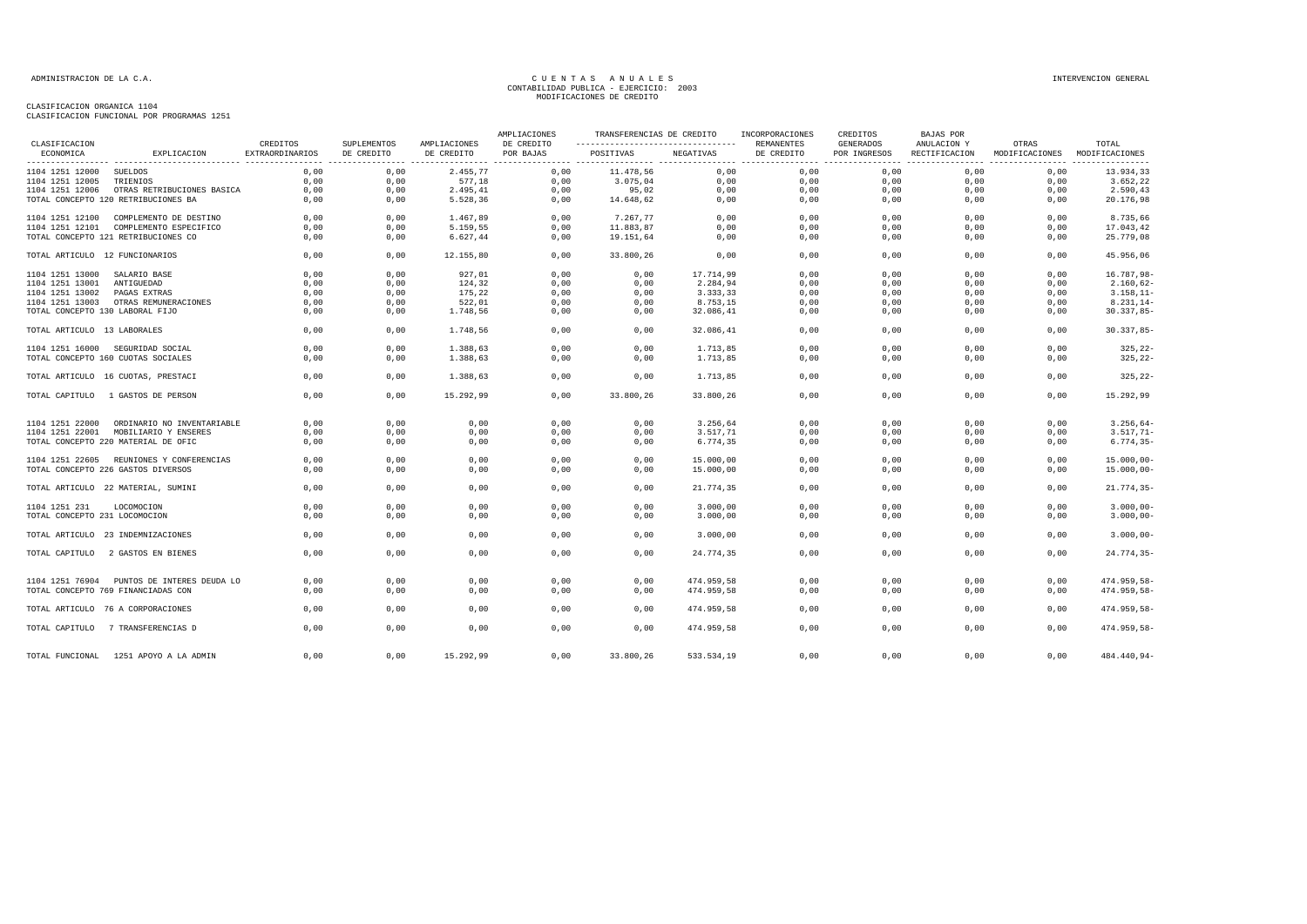ADMINISTRACION DE LA C.A.

# CUENTAS ANUALES
## CONTABILIDAD PUBLICA - EJERCICIO: 2003
## MODIFICACIONES DE CREDITO

INTERVENCION GENERAL

CLASIFICACION ORGANICA 1104
CLASIFICACION FUNCIONAL POR PROGRAMAS 1251

| CLASIFICACION ECONOMICA | EXPLICACION | CREDITOS EXTRAORDINARIOS | SUPLEMENTOS DE CREDITO | AMPLIACIONES DE CREDITO | AMPLIACIONES DE CREDITO POR BAJAS | TRANSFERENCIAS DE CREDITO POSITIVAS | TRANSFERENCIAS DE CREDITO NEGATIVAS | INCORPORACIONES REMANENTES DE CREDITO | CREDITOS GENERADOS POR INGRESOS | BAJAS POR ANULACION Y RECTIFICACION | OTRAS MODIFICACIONES | TOTAL MODIFICACIONES |
|---|---|---|---|---|---|---|---|---|---|---|---|---|
| 1104 1251 12000 | SUELDOS | 0,00 | 0,00 | 2.455,77 | 0,00 | 11.478,56 | 0,00 | 0,00 | 0,00 | 0,00 | 0,00 | 13.934,33 |
| 1104 1251 12005 | TRIENIOS | 0,00 | 0,00 | 577,18 | 0,00 | 3.075,04 | 0,00 | 0,00 | 0,00 | 0,00 | 0,00 | 3.652,22 |
| 1104 1251 12006 | OTRAS RETRIBUCIONES BASICA | 0,00 | 0,00 | 2.495,41 | 0,00 | 95,02 | 0,00 | 0,00 | 0,00 | 0,00 | 0,00 | 2.590,43 |
| TOTAL CONCEPTO 120 RETRIBUCIONES BA | | 0,00 | 0,00 | 5.528,36 | 0,00 | 14.648,62 | 0,00 | 0,00 | 0,00 | 0,00 | 0,00 | 20.176,98 |
| 1104 1251 12100 | COMPLEMENTO DE DESTINO | 0,00 | 0,00 | 1.467,89 | 0,00 | 7.267,77 | 0,00 | 0,00 | 0,00 | 0,00 | 0,00 | 8.735,66 |
| 1104 1251 12101 | COMPLEMENTO ESPECIFICO | 0,00 | 0,00 | 5.159,55 | 0,00 | 11.883,87 | 0,00 | 0,00 | 0,00 | 0,00 | 0,00 | 17.043,42 |
| TOTAL CONCEPTO 121 RETRIBUCIONES CO | | 0,00 | 0,00 | 6.627,44 | 0,00 | 19.151,64 | 0,00 | 0,00 | 0,00 | 0,00 | 0,00 | 25.779,08 |
| TOTAL ARTICULO 12 FUNCIONARIOS | | 0,00 | 0,00 | 12.155,80 | 0,00 | 33.800,26 | 0,00 | 0,00 | 0,00 | 0,00 | 0,00 | 45.956,06 |
| 1104 1251 13000 | SALARIO BASE | 0,00 | 0,00 | 927,01 | 0,00 | 0,00 | 17.714,99 | 0,00 | 0,00 | 0,00 | 0,00 | 16.787,98- |
| 1104 1251 13001 | ANTIGUEDAD | 0,00 | 0,00 | 124,32 | 0,00 | 0,00 | 2.284,94 | 0,00 | 0,00 | 0,00 | 0,00 | 2.160,62- |
| 1104 1251 13002 | PAGAS EXTRAS | 0,00 | 0,00 | 175,22 | 0,00 | 0,00 | 3.333,33 | 0,00 | 0,00 | 0,00 | 0,00 | 3.158,11- |
| 1104 1251 13003 | OTRAS REMUNERACIONES | 0,00 | 0,00 | 522,01 | 0,00 | 0,00 | 8.753,15 | 0,00 | 0,00 | 0,00 | 0,00 | 8.231,14- |
| TOTAL CONCEPTO 130 LABORAL FIJO | | 0,00 | 0,00 | 1.748,56 | 0,00 | 0,00 | 32.086,41 | 0,00 | 0,00 | 0,00 | 0,00 | 30.337,85- |
| TOTAL ARTICULO 13 LABORALES | | 0,00 | 0,00 | 1.748,56 | 0,00 | 0,00 | 32.086,41 | 0,00 | 0,00 | 0,00 | 0,00 | 30.337,85- |
| 1104 1251 16000 | SEGURIDAD SOCIAL | 0,00 | 0,00 | 1.388,63 | 0,00 | 0,00 | 1.713,85 | 0,00 | 0,00 | 0,00 | 0,00 | 325,22- |
| TOTAL CONCEPTO 160 CUOTAS SOCIALES | | 0,00 | 0,00 | 1.388,63 | 0,00 | 0,00 | 1.713,85 | 0,00 | 0,00 | 0,00 | 0,00 | 325,22- |
| TOTAL ARTICULO 16 CUOTAS, PRESTACI | | 0,00 | 0,00 | 1.388,63 | 0,00 | 0,00 | 1.713,85 | 0,00 | 0,00 | 0,00 | 0,00 | 325,22- |
| TOTAL CAPITULO 1 GASTOS DE PERSON | | 0,00 | 0,00 | 15.292,99 | 0,00 | 33.800,26 | 33.800,26 | 0,00 | 0,00 | 0,00 | 0,00 | 15.292,99 |
| 1104 1251 22000 | ORDINARIO NO INVENTARIABLE | 0,00 | 0,00 | 0,00 | 0,00 | 0,00 | 3.256,64 | 0,00 | 0,00 | 0,00 | 0,00 | 3.256,64- |
| 1104 1251 22001 | MOBILIARIO Y ENSERES | 0,00 | 0,00 | 0,00 | 0,00 | 0,00 | 3.517,71 | 0,00 | 0,00 | 0,00 | 0,00 | 3.517,71- |
| TOTAL CONCEPTO 220 MATERIAL DE OFIC | | 0,00 | 0,00 | 0,00 | 0,00 | 0,00 | 6.774,35 | 0,00 | 0,00 | 0,00 | 0,00 | 6.774,35- |
| 1104 1251 22605 | REUNIONES Y CONFERENCIAS | 0,00 | 0,00 | 0,00 | 0,00 | 0,00 | 15.000,00 | 0,00 | 0,00 | 0,00 | 0,00 | 15.000,00- |
| TOTAL CONCEPTO 226 GASTOS DIVERSOS | | 0,00 | 0,00 | 0,00 | 0,00 | 0,00 | 15.000,00 | 0,00 | 0,00 | 0,00 | 0,00 | 15.000,00- |
| TOTAL ARTICULO 22 MATERIAL, SUMINI | | 0,00 | 0,00 | 0,00 | 0,00 | 0,00 | 21.774,35 | 0,00 | 0,00 | 0,00 | 0,00 | 21.774,35- |
| 1104 1251 231 | LOCOMOCION | 0,00 | 0,00 | 0,00 | 0,00 | 0,00 | 3.000,00 | 0,00 | 0,00 | 0,00 | 0,00 | 3.000,00- |
| TOTAL CONCEPTO 231 LOCOMOCION | | 0,00 | 0,00 | 0,00 | 0,00 | 0,00 | 3.000,00 | 0,00 | 0,00 | 0,00 | 0,00 | 3.000,00- |
| TOTAL ARTICULO 23 INDEMNIZACIONES | | 0,00 | 0,00 | 0,00 | 0,00 | 0,00 | 3.000,00 | 0,00 | 0,00 | 0,00 | 0,00 | 3.000,00- |
| TOTAL CAPITULO 2 GASTOS EN BIENES | | 0,00 | 0,00 | 0,00 | 0,00 | 0,00 | 24.774,35 | 0,00 | 0,00 | 0,00 | 0,00 | 24.774,35- |
| 1104 1251 76904 | PUNTOS DE INTERES DEUDA LO | 0,00 | 0,00 | 0,00 | 0,00 | 0,00 | 474.959,58 | 0,00 | 0,00 | 0,00 | 0,00 | 474.959,58- |
| TOTAL CONCEPTO 769 FINANCIADAS CON | | 0,00 | 0,00 | 0,00 | 0,00 | 0,00 | 474.959,58 | 0,00 | 0,00 | 0,00 | 0,00 | 474.959,58- |
| TOTAL ARTICULO 76 A CORPORACIONES | | 0,00 | 0,00 | 0,00 | 0,00 | 0,00 | 474.959,58 | 0,00 | 0,00 | 0,00 | 0,00 | 474.959,58- |
| TOTAL CAPITULO 7 TRANSFERENCIAS D | | 0,00 | 0,00 | 0,00 | 0,00 | 0,00 | 474.959,58 | 0,00 | 0,00 | 0,00 | 0,00 | 474.959,58- |
| TOTAL FUNCIONAL 1251 APOYO A LA ADMIN | | 0,00 | 0,00 | 15.292,99 | 0,00 | 33.800,26 | 533.534,19 | 0,00 | 0,00 | 0,00 | 0,00 | 484.440,94- |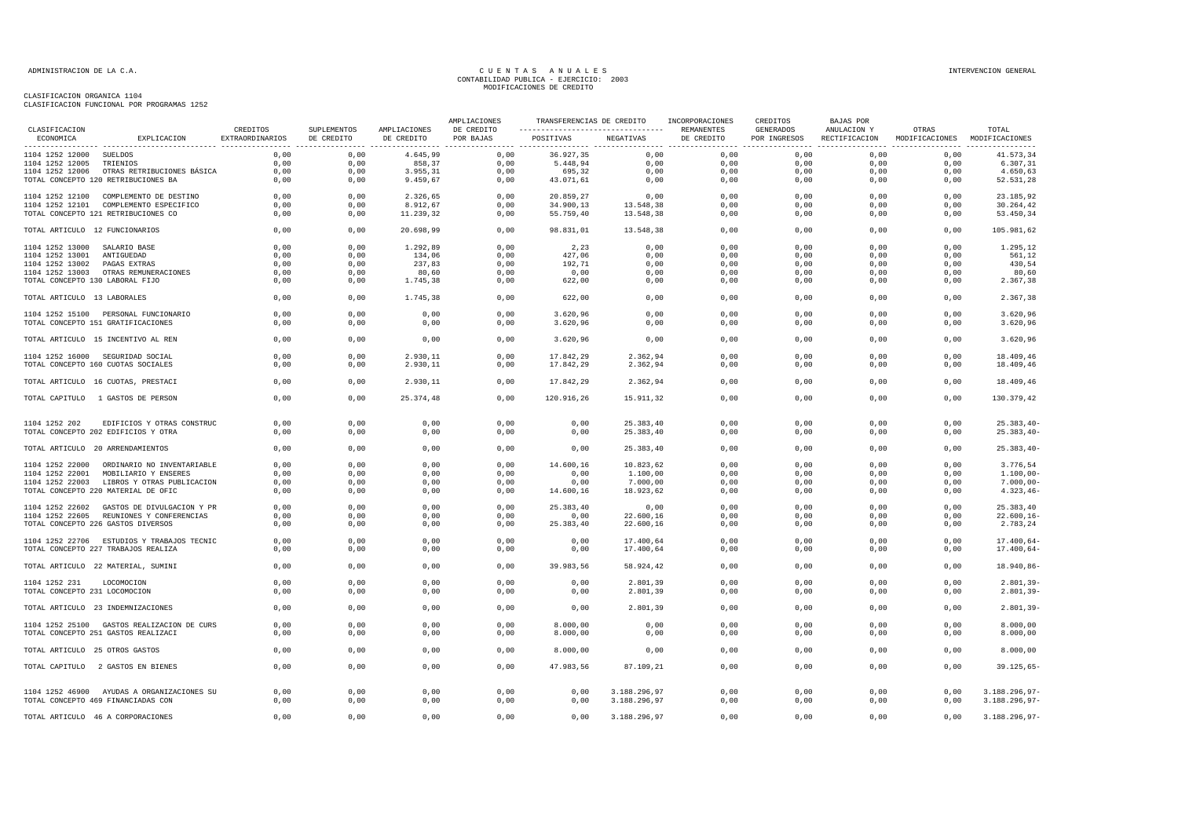CUENTAS ANUALES
CONTABILIDAD PUBLICA - EJERCICIO: 2003
MODIFICACIONES DE CREDITO

CLASIFICACION ORGANICA 1104
CLASIFICACION FUNCIONAL POR PROGRAMAS 1252

| CLASIFICACION ECONOMICA | EXPLICACION | CREDITOS EXTRAORDINARIOS | SUPLEMENTOS DE CREDITO | AMPLIACIONES DE CREDITO | AMPLIACIONES DE CREDITO POR BAJAS | TRANSFERENCIAS DE CREDITO POSITIVAS | TRANSFERENCIAS DE CREDITO NEGATIVAS | INCORPORACIONES REMANENTES DE CREDITO | CREDITOS GENERADOS POR INGRESOS | BAJAS POR ANULACION Y RECTIFICACION | OTRAS MODIFICACIONES | TOTAL MODIFICACIONES |
|---|---|---|---|---|---|---|---|---|---|---|---|---|
| 1104 1252 12000 | SUELDOS | 0,00 | 0,00 | 4.645,99 | 0,00 | 36.927,35 | 0,00 | 0,00 | 0,00 | 0,00 | 0,00 | 41.573,34 |
| 1104 1252 12005 | TRIENIOS | 0,00 | 0,00 | 858,37 | 0,00 | 5.448,94 | 0,00 | 0,00 | 0,00 | 0,00 | 0,00 | 6.307,31 |
| 1104 1252 12006 | OTRAS RETRIBUCIONES BÁSICA | 0,00 | 0,00 | 3.955,31 | 0,00 | 695,32 | 0,00 | 0,00 | 0,00 | 0,00 | 0,00 | 4.650,63 |
| TOTAL CONCEPTO 120 RETRIBUCIONES BA | | 0,00 | 0,00 | 9.459,67 | 0,00 | 43.071,61 | 0,00 | 0,00 | 0,00 | 0,00 | 0,00 | 52.531,28 |
| 1104 1252 12100 | COMPLEMENTO DE DESTINO | 0,00 | 0,00 | 2.326,65 | 0,00 | 20.859,27 | 0,00 | 0,00 | 0,00 | 0,00 | 0,00 | 23.185,92 |
| 1104 1252 12101 | COMPLEMENTO ESPECIFICO | 0,00 | 0,00 | 8.912,67 | 0,00 | 34.900,13 | 13.548,38 | 0,00 | 0,00 | 0,00 | 0,00 | 30.264,42 |
| TOTAL CONCEPTO 121 RETRIBUCIONES CO | | 0,00 | 0,00 | 11.239,32 | 0,00 | 55.759,40 | 13.548,38 | 0,00 | 0,00 | 0,00 | 0,00 | 53.450,34 |
| TOTAL ARTICULO 12 FUNCIONARIOS | | 0,00 | 0,00 | 20.698,99 | 0,00 | 98.831,01 | 13.548,38 | 0,00 | 0,00 | 0,00 | 0,00 | 105.981,62 |
| 1104 1252 13000 | SALARIO BASE | 0,00 | 0,00 | 1.292,89 | 0,00 | 2,23 | 0,00 | 0,00 | 0,00 | 0,00 | 0,00 | 1.295,12 |
| 1104 1252 13001 | ANTIGUEDAD | 0,00 | 0,00 | 134,06 | 0,00 | 427,06 | 0,00 | 0,00 | 0,00 | 0,00 | 0,00 | 561,12 |
| 1104 1252 13002 | PAGAS EXTRAS | 0,00 | 0,00 | 237,83 | 0,00 | 192,71 | 0,00 | 0,00 | 0,00 | 0,00 | 0,00 | 430,54 |
| 1104 1252 13003 | OTRAS REMUNERACIONES | 0,00 | 0,00 | 80,60 | 0,00 | 0,00 | 0,00 | 0,00 | 0,00 | 0,00 | 0,00 | 80,60 |
| TOTAL CONCEPTO 130 LABORAL FIJO | | 0,00 | 0,00 | 1.745,38 | 0,00 | 622,00 | 0,00 | 0,00 | 0,00 | 0,00 | 0,00 | 2.367,38 |
| TOTAL ARTICULO 13 LABORALES | | 0,00 | 0,00 | 1.745,38 | 0,00 | 622,00 | 0,00 | 0,00 | 0,00 | 0,00 | 0,00 | 2.367,38 |
| 1104 1252 15100 | PERSONAL FUNCIONARIO | 0,00 | 0,00 | 0,00 | 0,00 | 3.620,96 | 0,00 | 0,00 | 0,00 | 0,00 | 0,00 | 3.620,96 |
| TOTAL CONCEPTO 151 GRATIFICACIONES | | 0,00 | 0,00 | 0,00 | 0,00 | 3.620,96 | 0,00 | 0,00 | 0,00 | 0,00 | 0,00 | 3.620,96 |
| TOTAL ARTICULO 15 INCENTIVO AL REN | | 0,00 | 0,00 | 0,00 | 0,00 | 3.620,96 | 0,00 | 0,00 | 0,00 | 0,00 | 0,00 | 3.620,96 |
| 1104 1252 16000 | SEGURIDAD SOCIAL | 0,00 | 0,00 | 2.930,11 | 0,00 | 17.842,29 | 2.362,94 | 0,00 | 0,00 | 0,00 | 0,00 | 18.409,46 |
| TOTAL CONCEPTO 160 CUOTAS SOCIALES | | 0,00 | 0,00 | 2.930,11 | 0,00 | 17.842,29 | 2.362,94 | 0,00 | 0,00 | 0,00 | 0,00 | 18.409,46 |
| TOTAL ARTICULO 16 CUOTAS, PRESTACI | | 0,00 | 0,00 | 2.930,11 | 0,00 | 17.842,29 | 2.362,94 | 0,00 | 0,00 | 0,00 | 0,00 | 18.409,46 |
| TOTAL CAPITULO 1 GASTOS DE PERSON | | 0,00 | 0,00 | 25.374,48 | 0,00 | 120.916,26 | 15.911,32 | 0,00 | 0,00 | 0,00 | 0,00 | 130.379,42 |
| 1104 1252 202 | EDIFICIOS Y OTRAS CONSTRUC | 0,00 | 0,00 | 0,00 | 0,00 | 0,00 | 25.383,40 | 0,00 | 0,00 | 0,00 | 0,00 | 25.383,40- |
| TOTAL CONCEPTO 202 EDIFICIOS Y OTRA | | 0,00 | 0,00 | 0,00 | 0,00 | 0,00 | 25.383,40 | 0,00 | 0,00 | 0,00 | 0,00 | 25.383,40- |
| TOTAL ARTICULO 20 ARRENDAMIENTOS | | 0,00 | 0,00 | 0,00 | 0,00 | 0,00 | 25.383,40 | 0,00 | 0,00 | 0,00 | 0,00 | 25.383,40- |
| 1104 1252 22000 | ORDINARIO NO INVENTARIABLE | 0,00 | 0,00 | 0,00 | 0,00 | 14.600,16 | 10.823,62 | 0,00 | 0,00 | 0,00 | 0,00 | 3.776,54 |
| 1104 1252 22001 | MOBILIARIO Y ENSERES | 0,00 | 0,00 | 0,00 | 0,00 | 0,00 | 1.100,00 | 0,00 | 0,00 | 0,00 | 0,00 | 1.100,00- |
| 1104 1252 22003 | LIBROS Y OTRAS PUBLICACION | 0,00 | 0,00 | 0,00 | 0,00 | 0,00 | 7.000,00 | 0,00 | 0,00 | 0,00 | 0,00 | 7.000,00- |
| TOTAL CONCEPTO 220 MATERIAL DE OFIC | | 0,00 | 0,00 | 0,00 | 0,00 | 14.600,16 | 18.923,62 | 0,00 | 0,00 | 0,00 | 0,00 | 4.323,46- |
| 1104 1252 22602 | GASTOS DE DIVULGACION Y PR | 0,00 | 0,00 | 0,00 | 0,00 | 25.383,40 | 0,00 | 0,00 | 0,00 | 0,00 | 0,00 | 25.383,40 |
| 1104 1252 22605 | REUNIONES Y CONFERENCIAS | 0,00 | 0,00 | 0,00 | 0,00 | 0,00 | 22.600,16 | 0,00 | 0,00 | 0,00 | 0,00 | 22.600,16- |
| TOTAL CONCEPTO 226 GASTOS DIVERSOS | | 0,00 | 0,00 | 0,00 | 0,00 | 25.383,40 | 22.600,16 | 0,00 | 0,00 | 0,00 | 0,00 | 2.783,24 |
| 1104 1252 22706 | ESTUDIOS Y TRABAJOS TECNIC | 0,00 | 0,00 | 0,00 | 0,00 | 0,00 | 17.400,64 | 0,00 | 0,00 | 0,00 | 0,00 | 17.400,64- |
| TOTAL CONCEPTO 227 TRABAJOS REALIZA | | 0,00 | 0,00 | 0,00 | 0,00 | 0,00 | 17.400,64 | 0,00 | 0,00 | 0,00 | 0,00 | 17.400,64- |
| TOTAL ARTICULO 22 MATERIAL, SUMINI | | 0,00 | 0,00 | 0,00 | 0,00 | 39.983,56 | 58.924,42 | 0,00 | 0,00 | 0,00 | 0,00 | 18.940,86- |
| 1104 1252 231 | LOCOMOCION | 0,00 | 0,00 | 0,00 | 0,00 | 0,00 | 2.801,39 | 0,00 | 0,00 | 0,00 | 0,00 | 2.801,39- |
| TOTAL CONCEPTO 231 LOCOMOCION | | 0,00 | 0,00 | 0,00 | 0,00 | 0,00 | 2.801,39 | 0,00 | 0,00 | 0,00 | 0,00 | 2.801,39- |
| TOTAL ARTICULO 23 INDEMNIZACIONES | | 0,00 | 0,00 | 0,00 | 0,00 | 0,00 | 2.801,39 | 0,00 | 0,00 | 0,00 | 0,00 | 2.801,39- |
| 1104 1252 25100 | GASTOS REALIZACION DE CURS | 0,00 | 0,00 | 0,00 | 0,00 | 8.000,00 | 0,00 | 0,00 | 0,00 | 0,00 | 0,00 | 8.000,00 |
| TOTAL CONCEPTO 251 GASTOS REALIZACI | | 0,00 | 0,00 | 0,00 | 0,00 | 8.000,00 | 0,00 | 0,00 | 0,00 | 0,00 | 0,00 | 8.000,00 |
| TOTAL ARTICULO 25 OTROS GASTOS | | 0,00 | 0,00 | 0,00 | 0,00 | 8.000,00 | 0,00 | 0,00 | 0,00 | 0,00 | 0,00 | 8.000,00 |
| TOTAL CAPITULO 2 GASTOS EN BIENES | | 0,00 | 0,00 | 0,00 | 0,00 | 47.983,56 | 87.109,21 | 0,00 | 0,00 | 0,00 | 0,00 | 39.125,65- |
| 1104 1252 46900 | AYUDAS A ORGANIZACIONES SU | 0,00 | 0,00 | 0,00 | 0,00 | 0,00 | 3.188.296,97 | 0,00 | 0,00 | 0,00 | 0,00 | 3.188.296,97- |
| TOTAL CONCEPTO 469 FINANCIADAS CON | | 0,00 | 0,00 | 0,00 | 0,00 | 0,00 | 3.188.296,97 | 0,00 | 0,00 | 0,00 | 0,00 | 3.188.296,97- |
| TOTAL ARTICULO 46 A CORPORACIONES | | 0,00 | 0,00 | 0,00 | 0,00 | 0,00 | 3.188.296,97 | 0,00 | 0,00 | 0,00 | 0,00 | 3.188.296,97- |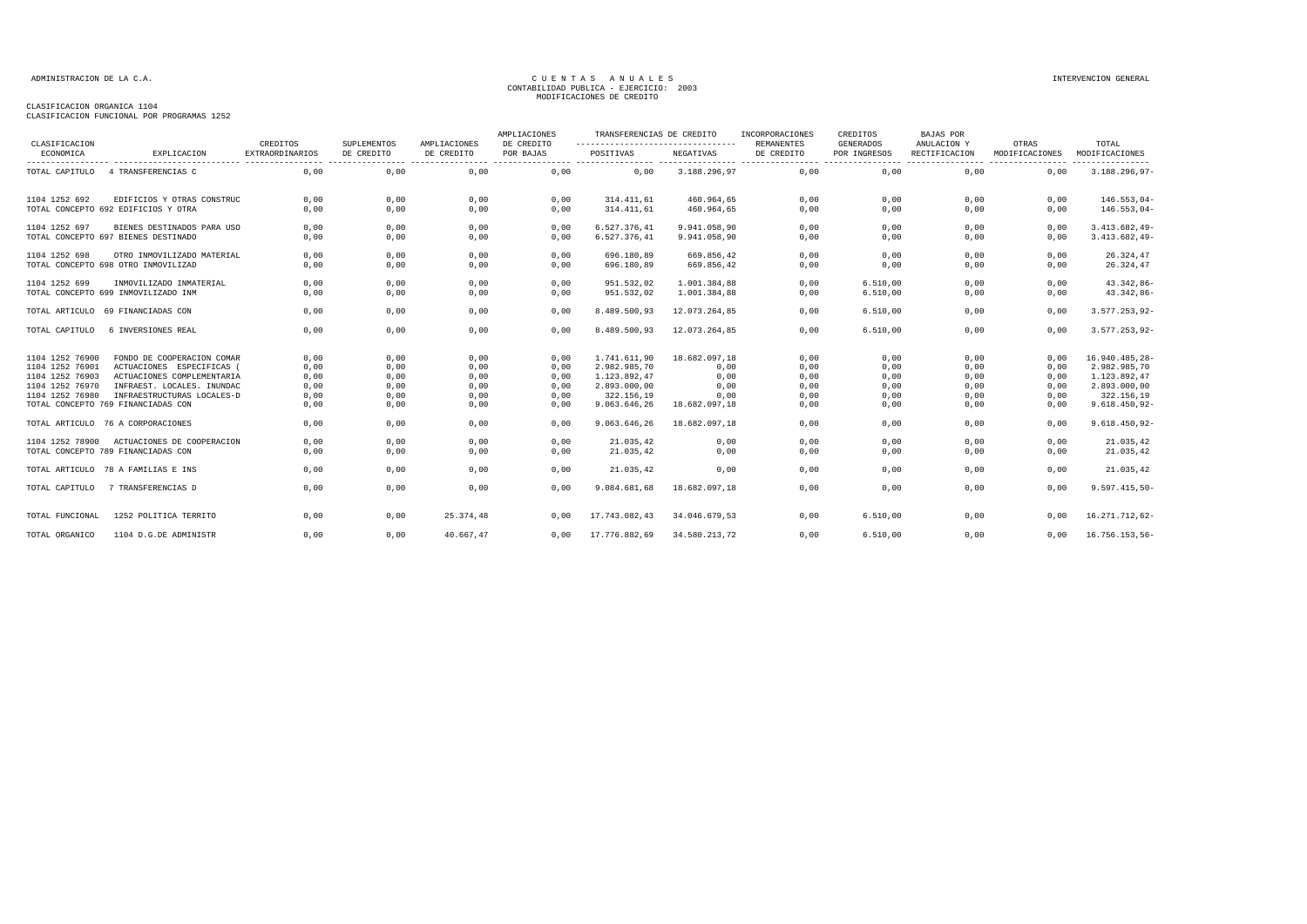CLASIFICACION ORGANICA 1104
CLASIFICACION FUNCIONAL POR PROGRAMAS 1252

| CLASIFICACION ECONOMICA | EXPLICACION | CREDITOS EXTRAORDINARIOS | SUPLEMENTOS DE CREDITO | AMPLIACIONES DE CREDITO | AMPLIACIONES DE CREDITO POR BAJAS | TRANSFERENCIAS DE CREDITO POSITIVAS | TRANSFERENCIAS DE CREDITO NEGATIVAS | INCORPORACIONES REMANENTES DE CREDITO | CREDITOS GENERADOS POR INGRESOS | BAJAS POR ANULACION Y RECTIFICACION | OTRAS MODIFICACIONES | TOTAL MODIFICACIONES |
|---|---|---|---|---|---|---|---|---|---|---|---|---|
| TOTAL CAPITULO | 4 TRANSFERENCIAS C | 0,00 | 0,00 | 0,00 | 0,00 | 0,00 | 3.188.296,97 | 0,00 | 0,00 | 0,00 | 0,00 | 3.188.296,97- |
| 1104 1252 692 | EDIFICIOS Y OTRAS CONSTRUC | 0,00 | 0,00 | 0,00 | 0,00 | 314.411,61 | 460.964,65 | 0,00 | 0,00 | 0,00 | 0,00 | 146.553,04- |
| TOTAL CONCEPTO 692 EDIFICIOS Y OTRA | | 0,00 | 0,00 | 0,00 | 0,00 | 314.411,61 | 460.964,65 | 0,00 | 0,00 | 0,00 | 0,00 | 146.553,04- |
| 1104 1252 697 | BIENES DESTINADOS PARA USO | 0,00 | 0,00 | 0,00 | 0,00 | 6.527.376,41 | 9.941.058,90 | 0,00 | 0,00 | 0,00 | 0,00 | 3.413.682,49- |
| TOTAL CONCEPTO 697 BIENES DESTINADO | | 0,00 | 0,00 | 0,00 | 0,00 | 6.527.376,41 | 9.941.058,90 | 0,00 | 0,00 | 0,00 | 0,00 | 3.413.682,49- |
| 1104 1252 698 | OTRO INMOVILIZADO MATERIAL | 0,00 | 0,00 | 0,00 | 0,00 | 696.180,89 | 669.856,42 | 0,00 | 0,00 | 0,00 | 0,00 | 26.324,47 |
| TOTAL CONCEPTO 698 OTRO INMOVILIZAD | | 0,00 | 0,00 | 0,00 | 0,00 | 696.180,89 | 669.856,42 | 0,00 | 0,00 | 0,00 | 0,00 | 26.324,47 |
| 1104 1252 699 | INMOVILIZADO INMATERIAL | 0,00 | 0,00 | 0,00 | 0,00 | 951.532,02 | 1.001.384,88 | 0,00 | 6.510,00 | 0,00 | 0,00 | 43.342,86- |
| TOTAL CONCEPTO 699 INMOVILIZADO INM | | 0,00 | 0,00 | 0,00 | 0,00 | 951.532,02 | 1.001.384,88 | 0,00 | 6.510,00 | 0,00 | 0,00 | 43.342,86- |
| TOTAL ARTICULO | 69 FINANCIADAS CON | 0,00 | 0,00 | 0,00 | 0,00 | 8.489.500,93 | 12.073.264,85 | 0,00 | 6.510,00 | 0,00 | 0,00 | 3.577.253,92- |
| TOTAL CAPITULO | 6 INVERSIONES REAL | 0,00 | 0,00 | 0,00 | 0,00 | 8.489.500,93 | 12.073.264,85 | 0,00 | 6.510,00 | 0,00 | 0,00 | 3.577.253,92- |
| 1104 1252 76900 | FONDO DE COOPERACION COMAR | 0,00 | 0,00 | 0,00 | 0,00 | 1.741.611,90 | 18.682.097,18 | 0,00 | 0,00 | 0,00 | 0,00 | 16.940.485,28- |
| 1104 1252 76901 | ACTUACIONES ESPECIFICAS ( | 0,00 | 0,00 | 0,00 | 0,00 | 2.982.985,70 | 0,00 | 0,00 | 0,00 | 0,00 | 0,00 | 2.982.985,70 |
| 1104 1252 76903 | ACTUACIONES COMPLEMENTARIA | 0,00 | 0,00 | 0,00 | 0,00 | 1.123.892,47 | 0,00 | 0,00 | 0,00 | 0,00 | 0,00 | 1.123.892,47 |
| 1104 1252 76970 | INFRAEST. LOCALES. INUNDAC | 0,00 | 0,00 | 0,00 | 0,00 | 2.893.000,00 | 0,00 | 0,00 | 0,00 | 0,00 | 0,00 | 2.893.000,00 |
| 1104 1252 76980 | INFRAESTRUCTURAS LOCALES-D | 0,00 | 0,00 | 0,00 | 0,00 | 322.156,19 | 0,00 | 0,00 | 0,00 | 0,00 | 0,00 | 322.156,19 |
| TOTAL CONCEPTO 769 FINANCIADAS CON | | 0,00 | 0,00 | 0,00 | 0,00 | 9.063.646,26 | 18.682.097,18 | 0,00 | 0,00 | 0,00 | 0,00 | 9.618.450,92- |
| TOTAL ARTICULO | 76 A CORPORACIONES | 0,00 | 0,00 | 0,00 | 0,00 | 9.063.646,26 | 18.682.097,18 | 0,00 | 0,00 | 0,00 | 0,00 | 9.618.450,92- |
| 1104 1252 78900 | ACTUACIONES DE COOPERACION | 0,00 | 0,00 | 0,00 | 0,00 | 21.035,42 | 0,00 | 0,00 | 0,00 | 0,00 | 0,00 | 21.035,42 |
| TOTAL CONCEPTO 789 FINANCIADAS CON | | 0,00 | 0,00 | 0,00 | 0,00 | 21.035,42 | 0,00 | 0,00 | 0,00 | 0,00 | 0,00 | 21.035,42 |
| TOTAL ARTICULO | 78 A FAMILIAS E INS | 0,00 | 0,00 | 0,00 | 0,00 | 21.035,42 | 0,00 | 0,00 | 0,00 | 0,00 | 0,00 | 21.035,42 |
| TOTAL CAPITULO | 7 TRANSFERENCIAS D | 0,00 | 0,00 | 0,00 | 0,00 | 9.084.681,68 | 18.682.097,18 | 0,00 | 0,00 | 0,00 | 0,00 | 9.597.415,50- |
| TOTAL FUNCIONAL | 1252 POLITICA TERRITO | 0,00 | 0,00 | 25.374,48 | 0,00 | 17.743.082,43 | 34.046.679,53 | 0,00 | 6.510,00 | 0,00 | 0,00 | 16.271.712,62- |
| TOTAL ORGANICO | 1104 D.G.DE ADMINISTR | 0,00 | 0,00 | 40.667,47 | 0,00 | 17.776.882,69 | 34.580.213,72 | 0,00 | 6.510,00 | 0,00 | 0,00 | 16.756.153,56- |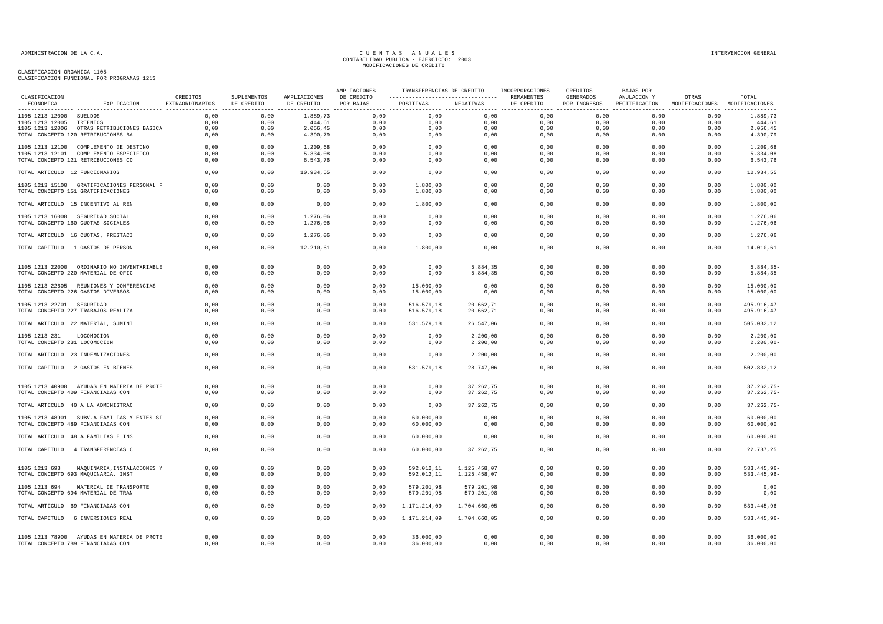CLASIFICACION ORGANICA 1105
CLASIFICACION FUNCIONAL POR PROGRAMAS 1213

| CLASIFICACION ECONOMICA | EXPLICACION | CREDITOS EXTRAORDINARIOS | SUPLEMENTOS DE CREDITO | AMPLIACIONES DE CREDITO | AMPLIACIONES DE CREDITO POR BAJAS | TRANSFERENCIAS DE CREDITO POSITIVAS | TRANSFERENCIAS DE CREDITO NEGATIVAS | INCORPORACIONES REMANENTES DE CREDITO | CREDITOS GENERADOS POR INGRESOS | BAJAS POR ANULACION Y RECTIFICACION | OTRAS MODIFICACIONES | TOTAL MODIFICACIONES |
|---|---|---|---|---|---|---|---|---|---|---|---|---|
| 1105 1213 12000 | SUELDOS | 0,00 | 0,00 | 1.889,73 | 0,00 | 0,00 | 0,00 | 0,00 | 0,00 | 0,00 | 0,00 | 1.889,73 |
| 1105 1213 12005 | TRIENIOS | 0,00 | 0,00 | 444,61 | 0,00 | 0,00 | 0,00 | 0,00 | 0,00 | 0,00 | 0,00 | 444,61 |
| 1105 1213 12006 | OTRAS RETRIBUCIONES BASICA | 0,00 | 0,00 | 2.056,45 | 0,00 | 0,00 | 0,00 | 0,00 | 0,00 | 0,00 | 0,00 | 2.056,45 |
| TOTAL CONCEPTO 120 RETRIBUCIONES BA | | 0,00 | 0,00 | 4.390,79 | 0,00 | 0,00 | 0,00 | 0,00 | 0,00 | 0,00 | 0,00 | 4.390,79 |
| 1105 1213 12100 | COMPLEMENTO DE DESTINO | 0,00 | 0,00 | 1.209,68 | 0,00 | 0,00 | 0,00 | 0,00 | 0,00 | 0,00 | 0,00 | 1.209,68 |
| 1105 1213 12101 | COMPLEMENTO ESPECIFICO | 0,00 | 0,00 | 5.334,08 | 0,00 | 0,00 | 0,00 | 0,00 | 0,00 | 0,00 | 0,00 | 5.334,08 |
| TOTAL CONCEPTO 121 RETRIBUCIONES CO | | 0,00 | 0,00 | 6.543,76 | 0,00 | 0,00 | 0,00 | 0,00 | 0,00 | 0,00 | 0,00 | 6.543,76 |
| TOTAL ARTICULO 12 FUNCIONARIOS | | 0,00 | 0,00 | 10.934,55 | 0,00 | 0,00 | 0,00 | 0,00 | 0,00 | 0,00 | 0,00 | 10.934,55 |
| 1105 1213 15100 | GRATIFICACIONES PERSONAL F | 0,00 | 0,00 | 0,00 | 0,00 | 1.800,00 | 0,00 | 0,00 | 0,00 | 0,00 | 0,00 | 1.800,00 |
| TOTAL CONCEPTO 151 GRATIFICACIONES | | 0,00 | 0,00 | 0,00 | 0,00 | 1.800,00 | 0,00 | 0,00 | 0,00 | 0,00 | 0,00 | 1.800,00 |
| TOTAL ARTICULO 15 INCENTIVO AL REN | | 0,00 | 0,00 | 0,00 | 0,00 | 1.800,00 | 0,00 | 0,00 | 0,00 | 0,00 | 0,00 | 1.800,00 |
| 1105 1213 16000 | SEGURIDAD SOCIAL | 0,00 | 0,00 | 1.276,06 | 0,00 | 0,00 | 0,00 | 0,00 | 0,00 | 0,00 | 0,00 | 1.276,06 |
| TOTAL CONCEPTO 160 CUOTAS SOCIALES | | 0,00 | 0,00 | 1.276,06 | 0,00 | 0,00 | 0,00 | 0,00 | 0,00 | 0,00 | 0,00 | 1.276,06 |
| TOTAL ARTICULO 16 CUOTAS, PRESTACI | | 0,00 | 0,00 | 1.276,06 | 0,00 | 0,00 | 0,00 | 0,00 | 0,00 | 0,00 | 0,00 | 1.276,06 |
| TOTAL CAPITULO 1 GASTOS DE PERSON | | 0,00 | 0,00 | 12.210,61 | 0,00 | 1.800,00 | 0,00 | 0,00 | 0,00 | 0,00 | 0,00 | 14.010,61 |
| 1105 1213 22000 | ORDINARIO NO INVENTARIABLE | 0,00 | 0,00 | 0,00 | 0,00 | 0,00 | 5.884,35 | 0,00 | 0,00 | 0,00 | 0,00 | 5.884,35- |
| TOTAL CONCEPTO 220 MATERIAL DE OFIC | | 0,00 | 0,00 | 0,00 | 0,00 | 0,00 | 5.884,35 | 0,00 | 0,00 | 0,00 | 0,00 | 5.884,35- |
| 1105 1213 22605 | REUNIONES Y CONFERENCIAS | 0,00 | 0,00 | 0,00 | 0,00 | 15.000,00 | 0,00 | 0,00 | 0,00 | 0,00 | 0,00 | 15.000,00 |
| TOTAL CONCEPTO 226 GASTOS DIVERSOS | | 0,00 | 0,00 | 0,00 | 0,00 | 15.000,00 | 0,00 | 0,00 | 0,00 | 0,00 | 0,00 | 15.000,00 |
| 1105 1213 22701 | SEGURIDAD | 0,00 | 0,00 | 0,00 | 0,00 | 516.579,18 | 20.662,71 | 0,00 | 0,00 | 0,00 | 0,00 | 495.916,47 |
| TOTAL CONCEPTO 227 TRABAJOS REALIZA | | 0,00 | 0,00 | 0,00 | 0,00 | 516.579,18 | 20.662,71 | 0,00 | 0,00 | 0,00 | 0,00 | 495.916,47 |
| TOTAL ARTICULO 22 MATERIAL, SUMINI | | 0,00 | 0,00 | 0,00 | 0,00 | 531.579,18 | 26.547,06 | 0,00 | 0,00 | 0,00 | 0,00 | 505.032,12 |
| 1105 1213 231 | LOCOMOCION | 0,00 | 0,00 | 0,00 | 0,00 | 0,00 | 2.200,00 | 0,00 | 0,00 | 0,00 | 0,00 | 2.200,00- |
| TOTAL CONCEPTO 231 LOCOMOCION | | 0,00 | 0,00 | 0,00 | 0,00 | 0,00 | 2.200,00 | 0,00 | 0,00 | 0,00 | 0,00 | 2.200,00- |
| TOTAL ARTICULO 23 INDEMNIZACIONES | | 0,00 | 0,00 | 0,00 | 0,00 | 0,00 | 2.200,00 | 0,00 | 0,00 | 0,00 | 0,00 | 2.200,00- |
| TOTAL CAPITULO 2 GASTOS EN BIENES | | 0,00 | 0,00 | 0,00 | 0,00 | 531.579,18 | 28.747,06 | 0,00 | 0,00 | 0,00 | 0,00 | 502.832,12 |
| 1105 1213 40900 | AYUDAS EN MATERIA DE PROTE | 0,00 | 0,00 | 0,00 | 0,00 | 0,00 | 37.262,75 | 0,00 | 0,00 | 0,00 | 0,00 | 37.262,75- |
| TOTAL CONCEPTO 409 FINANCIADAS CON | | 0,00 | 0,00 | 0,00 | 0,00 | 0,00 | 37.262,75 | 0,00 | 0,00 | 0,00 | 0,00 | 37.262,75- |
| TOTAL ARTICULO 40 A LA ADMINISTRAC | | 0,00 | 0,00 | 0,00 | 0,00 | 0,00 | 37.262,75 | 0,00 | 0,00 | 0,00 | 0,00 | 37.262,75- |
| 1105 1213 48901 | SUBV.A FAMILIAS Y ENTES SI | 0,00 | 0,00 | 0,00 | 0,00 | 60.000,00 | 0,00 | 0,00 | 0,00 | 0,00 | 0,00 | 60.000,00 |
| TOTAL CONCEPTO 489 FINANCIADAS CON | | 0,00 | 0,00 | 0,00 | 0,00 | 60.000,00 | 0,00 | 0,00 | 0,00 | 0,00 | 0,00 | 60.000,00 |
| TOTAL ARTICULO 48 A FAMILIAS E INS | | 0,00 | 0,00 | 0,00 | 0,00 | 60.000,00 | 0,00 | 0,00 | 0,00 | 0,00 | 0,00 | 60.000,00 |
| TOTAL CAPITULO 4 TRANSFERENCIAS C | | 0,00 | 0,00 | 0,00 | 0,00 | 60.000,00 | 37.262,75 | 0,00 | 0,00 | 0,00 | 0,00 | 22.737,25 |
| 1105 1213 693 | MAQUINARIA,INSTALACIONES Y | 0,00 | 0,00 | 0,00 | 0,00 | 592.012,11 | 1.125.458,07 | 0,00 | 0,00 | 0,00 | 0,00 | 533.445,96- |
| TOTAL CONCEPTO 693 MAQUINARIA, INST | | 0,00 | 0,00 | 0,00 | 0,00 | 592.012,11 | 1.125.458,07 | 0,00 | 0,00 | 0,00 | 0,00 | 533.445,96- |
| 1105 1213 694 | MATERIAL DE TRANSPORTE | 0,00 | 0,00 | 0,00 | 0,00 | 579.201,98 | 579.201,98 | 0,00 | 0,00 | 0,00 | 0,00 | 0,00 |
| TOTAL CONCEPTO 694 MATERIAL DE TRAN | | 0,00 | 0,00 | 0,00 | 0,00 | 579.201,98 | 579.201,98 | 0,00 | 0,00 | 0,00 | 0,00 | 0,00 |
| TOTAL ARTICULO 69 FINANCIADAS CON | | 0,00 | 0,00 | 0,00 | 0,00 | 1.171.214,09 | 1.704.660,05 | 0,00 | 0,00 | 0,00 | 0,00 | 533.445,96- |
| TOTAL CAPITULO 6 INVERSIONES REAL | | 0,00 | 0,00 | 0,00 | 0,00 | 1.171.214,09 | 1.704.660,05 | 0,00 | 0,00 | 0,00 | 0,00 | 533.445,96- |
| 1105 1213 78900 | AYUDAS EN MATERIA DE PROTE | 0,00 | 0,00 | 0,00 | 0,00 | 36.000,00 | 0,00 | 0,00 | 0,00 | 0,00 | 0,00 | 36.000,00 |
| TOTAL CONCEPTO 789 FINANCIADAS CON | | 0,00 | 0,00 | 0,00 | 0,00 | 36.000,00 | 0,00 | 0,00 | 0,00 | 0,00 | 0,00 | 36.000,00 |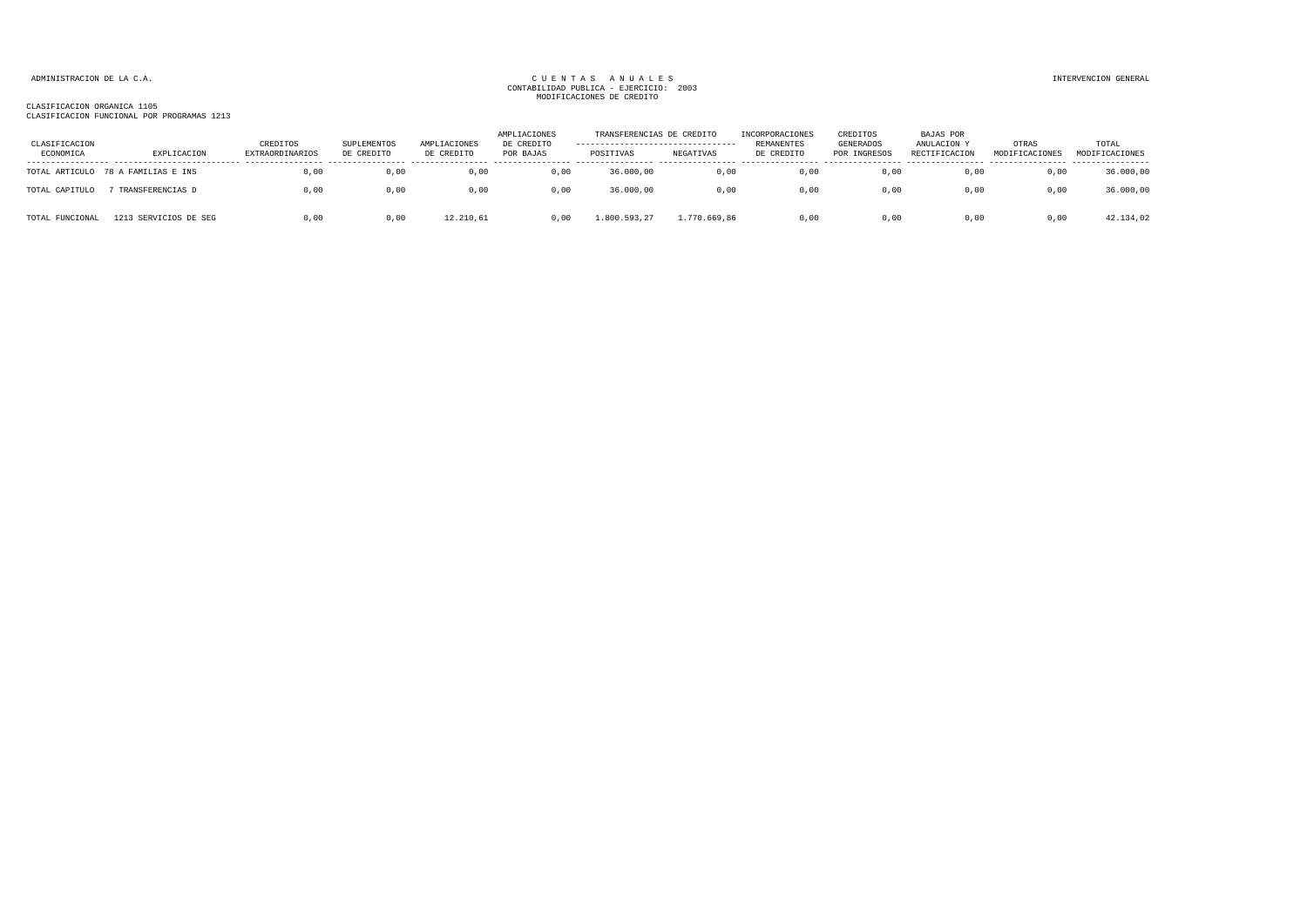ADMINISTRACION DE LA C.A.

CUENTAS ANUALES
CONTABILIDAD PUBLICA - EJERCICIO: 2003
MODIFICACIONES DE CREDITO

INTERVENCION GENERAL

CLASIFICACION ORGANICA 1105
CLASIFICACION FUNCIONAL POR PROGRAMAS 1213

| CLASIFICACION ECONOMICA | EXPLICACION | CREDITOS EXTRAORDINARIOS | SUPLEMENTOS DE CREDITO | AMPLIACIONES DE CREDITO | AMPLIACIONES DE CREDITO POR BAJAS | TRANSFERENCIAS DE CREDITO POSITIVAS | TRANSFERENCIAS DE CREDITO NEGATIVAS | INCORPORACIONES REMANENTES DE CREDITO | CREDITOS GENERADOS POR INGRESOS | BAJAS POR ANULACION Y RECTIFICACION | OTRAS MODIFICACIONES | TOTAL MODIFICACIONES |
|---|---|---|---|---|---|---|---|---|---|---|---|---|
| TOTAL ARTICULO | 78 A FAMILIAS E INS | 0,00 | 0,00 | 0,00 | 0,00 | 36.000,00 | 0,00 | 0,00 | 0,00 | 0,00 | 0,00 | 36.000,00 |
| TOTAL CAPITULO | 7 TRANSFERENCIAS D | 0,00 | 0,00 | 0,00 | 0,00 | 36.000,00 | 0,00 | 0,00 | 0,00 | 0,00 | 0,00 | 36.000,00 |
| TOTAL FUNCIONAL | 1213 SERVICIOS DE SEG | 0,00 | 0,00 | 12.210,61 | 0,00 | 1.800.593,27 | 1.770.669,86 | 0,00 | 0,00 | 0,00 | 0,00 | 42.134,02 |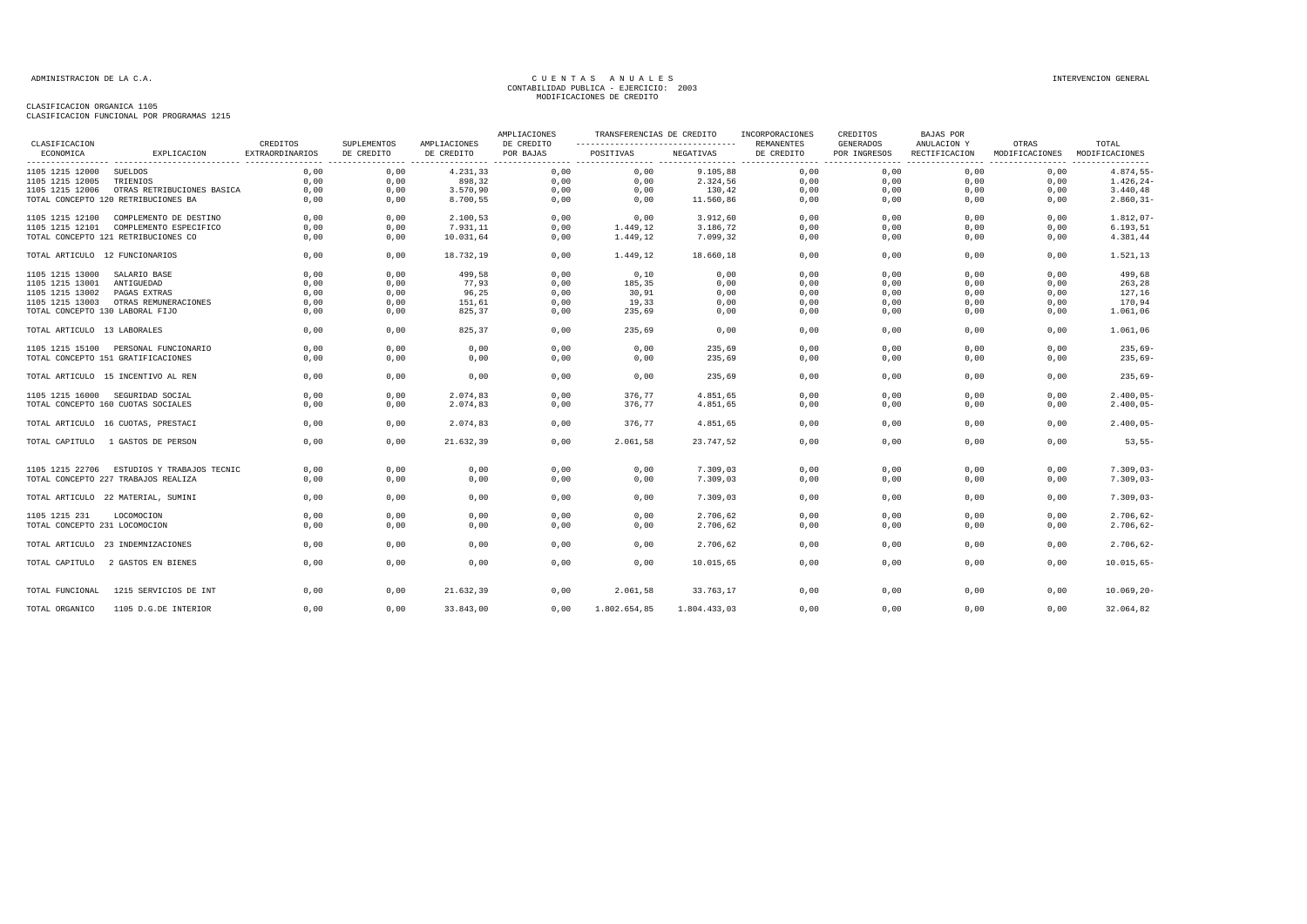ADMINISTRACION DE LA C.A.

# CUENTAS ANUALES
CONTABILIDAD PUBLICA - EJERCICIO: 2003
MODIFICACIONES DE CREDITO

INTERVENCION GENERAL

CLASIFICACION ORGANICA 1105
CLASIFICACION FUNCIONAL POR PROGRAMAS 1215

| CLASIFICACION ECONOMICA | EXPLICACION | CREDITOS EXTRAORDINARIOS | SUPLEMENTOS DE CREDITO | AMPLIACIONES DE CREDITO | AMPLIACIONES DE CREDITO POR BAJAS | TRANSFERENCIAS DE CREDITO POSITIVAS | TRANSFERENCIAS DE CREDITO NEGATIVAS | INCORPORACIONES REMANENTES DE CREDITO | CREDITOS GENERADOS POR INGRESOS | BAJAS POR ANULACION Y RECTIFICACION | OTRAS MODIFICACIONES | TOTAL MODIFICACIONES |
|---|---|---|---|---|---|---|---|---|---|---|---|---|
| 1105 1215 12000 | SUELDOS | 0,00 | 0,00 | 4.231,33 | 0,00 | 0,00 | 9.105,88 | 0,00 | 0,00 | 0,00 | 0,00 | 4.874,55- |
| 1105 1215 12005 | TRIENIOS | 0,00 | 0,00 | 898,32 | 0,00 | 0,00 | 2.324,56 | 0,00 | 0,00 | 0,00 | 0,00 | 1.426,24- |
| 1105 1215 12006 | OTRAS RETRIBUCIONES BASICA | 0,00 | 0,00 | 3.570,90 | 0,00 | 0,00 | 130,42 | 0,00 | 0,00 | 0,00 | 0,00 | 3.440,48 |
| TOTAL CONCEPTO 120 RETRIBUCIONES BA | | 0,00 | 0,00 | 8.700,55 | 0,00 | 0,00 | 11.560,86 | 0,00 | 0,00 | 0,00 | 0,00 | 2.860,31- |
| 1105 1215 12100 | COMPLEMENTO DE DESTINO | 0,00 | 0,00 | 2.100,53 | 0,00 | 0,00 | 3.912,60 | 0,00 | 0,00 | 0,00 | 0,00 | 1.812,07- |
| 1105 1215 12101 | COMPLEMENTO ESPECIFICO | 0,00 | 0,00 | 7.931,11 | 0,00 | 1.449,12 | 3.186,72 | 0,00 | 0,00 | 0,00 | 0,00 | 6.193,51 |
| TOTAL CONCEPTO 121 RETRIBUCIONES CO | | 0,00 | 0,00 | 10.031,64 | 0,00 | 1.449,12 | 7.099,32 | 0,00 | 0,00 | 0,00 | 0,00 | 4.381,44 |
| TOTAL ARTICULO 12 FUNCIONARIOS | | 0,00 | 0,00 | 18.732,19 | 0,00 | 1.449,12 | 18.660,18 | 0,00 | 0,00 | 0,00 | 0,00 | 1.521,13 |
| 1105 1215 13000 | SALARIO BASE | 0,00 | 0,00 | 499,58 | 0,00 | 0,10 | 0,00 | 0,00 | 0,00 | 0,00 | 0,00 | 499,68 |
| 1105 1215 13001 | ANTIGUEDAD | 0,00 | 0,00 | 77,93 | 0,00 | 185,35 | 0,00 | 0,00 | 0,00 | 0,00 | 0,00 | 263,28 |
| 1105 1215 13002 | PAGAS EXTRAS | 0,00 | 0,00 | 96,25 | 0,00 | 30,91 | 0,00 | 0,00 | 0,00 | 0,00 | 0,00 | 127,16 |
| 1105 1215 13003 | OTRAS REMUNERACIONES | 0,00 | 0,00 | 151,61 | 0,00 | 19,33 | 0,00 | 0,00 | 0,00 | 0,00 | 0,00 | 170,94 |
| TOTAL CONCEPTO 130 LABORAL FIJO | | 0,00 | 0,00 | 825,37 | 0,00 | 235,69 | 0,00 | 0,00 | 0,00 | 0,00 | 0,00 | 1.061,06 |
| TOTAL ARTICULO 13 LABORALES | | 0,00 | 0,00 | 825,37 | 0,00 | 235,69 | 0,00 | 0,00 | 0,00 | 0,00 | 0,00 | 1.061,06 |
| 1105 1215 15100 | PERSONAL FUNCIONARIO | 0,00 | 0,00 | 0,00 | 0,00 | 0,00 | 235,69 | 0,00 | 0,00 | 0,00 | 0,00 | 235,69- |
| TOTAL CONCEPTO 151 GRATIFICACIONES | | 0,00 | 0,00 | 0,00 | 0,00 | 0,00 | 235,69 | 0,00 | 0,00 | 0,00 | 0,00 | 235,69- |
| TOTAL ARTICULO 15 INCENTIVO AL REN | | 0,00 | 0,00 | 0,00 | 0,00 | 0,00 | 235,69 | 0,00 | 0,00 | 0,00 | 0,00 | 235,69- |
| 1105 1215 16000 | SEGURIDAD SOCIAL | 0,00 | 0,00 | 2.074,83 | 0,00 | 376,77 | 4.851,65 | 0,00 | 0,00 | 0,00 | 0,00 | 2.400,05- |
| TOTAL CONCEPTO 160 CUOTAS SOCIALES | | 0,00 | 0,00 | 2.074,83 | 0,00 | 376,77 | 4.851,65 | 0,00 | 0,00 | 0,00 | 0,00 | 2.400,05- |
| TOTAL ARTICULO 16 CUOTAS, PRESTACI | | 0,00 | 0,00 | 2.074,83 | 0,00 | 376,77 | 4.851,65 | 0,00 | 0,00 | 0,00 | 0,00 | 2.400,05- |
| TOTAL CAPITULO 1 GASTOS DE PERSON | | 0,00 | 0,00 | 21.632,39 | 0,00 | 2.061,58 | 23.747,52 | 0,00 | 0,00 | 0,00 | 0,00 | 53,55- |
| 1105 1215 22706 | ESTUDIOS Y TRABAJOS TECNIC | 0,00 | 0,00 | 0,00 | 0,00 | 0,00 | 7.309,03 | 0,00 | 0,00 | 0,00 | 0,00 | 7.309,03- |
| TOTAL CONCEPTO 227 TRABAJOS REALIZA | | 0,00 | 0,00 | 0,00 | 0,00 | 0,00 | 7.309,03 | 0,00 | 0,00 | 0,00 | 0,00 | 7.309,03- |
| TOTAL ARTICULO 22 MATERIAL, SUMINI | | 0,00 | 0,00 | 0,00 | 0,00 | 0,00 | 7.309,03 | 0,00 | 0,00 | 0,00 | 0,00 | 7.309,03- |
| 1105 1215 231 | LOCOMOCION | 0,00 | 0,00 | 0,00 | 0,00 | 0,00 | 2.706,62 | 0,00 | 0,00 | 0,00 | 0,00 | 2.706,62- |
| TOTAL CONCEPTO 231 LOCOMOCION | | 0,00 | 0,00 | 0,00 | 0,00 | 0,00 | 2.706,62 | 0,00 | 0,00 | 0,00 | 0,00 | 2.706,62- |
| TOTAL ARTICULO 23 INDEMNIZACIONES | | 0,00 | 0,00 | 0,00 | 0,00 | 0,00 | 2.706,62 | 0,00 | 0,00 | 0,00 | 0,00 | 2.706,62- |
| TOTAL CAPITULO 2 GASTOS EN BIENES | | 0,00 | 0,00 | 0,00 | 0,00 | 0,00 | 10.015,65 | 0,00 | 0,00 | 0,00 | 0,00 | 10.015,65- |
| TOTAL FUNCIONAL | 1215 SERVICIOS DE INT | 0,00 | 0,00 | 21.632,39 | 0,00 | 2.061,58 | 33.763,17 | 0,00 | 0,00 | 0,00 | 0,00 | 10.069,20- |
| TOTAL ORGANICO | 1105 D.G.DE INTERIOR | 0,00 | 0,00 | 33.843,00 | 0,00 | 1.802.654,85 | 1.804.433,03 | 0,00 | 0,00 | 0,00 | 0,00 | 32.064,82 |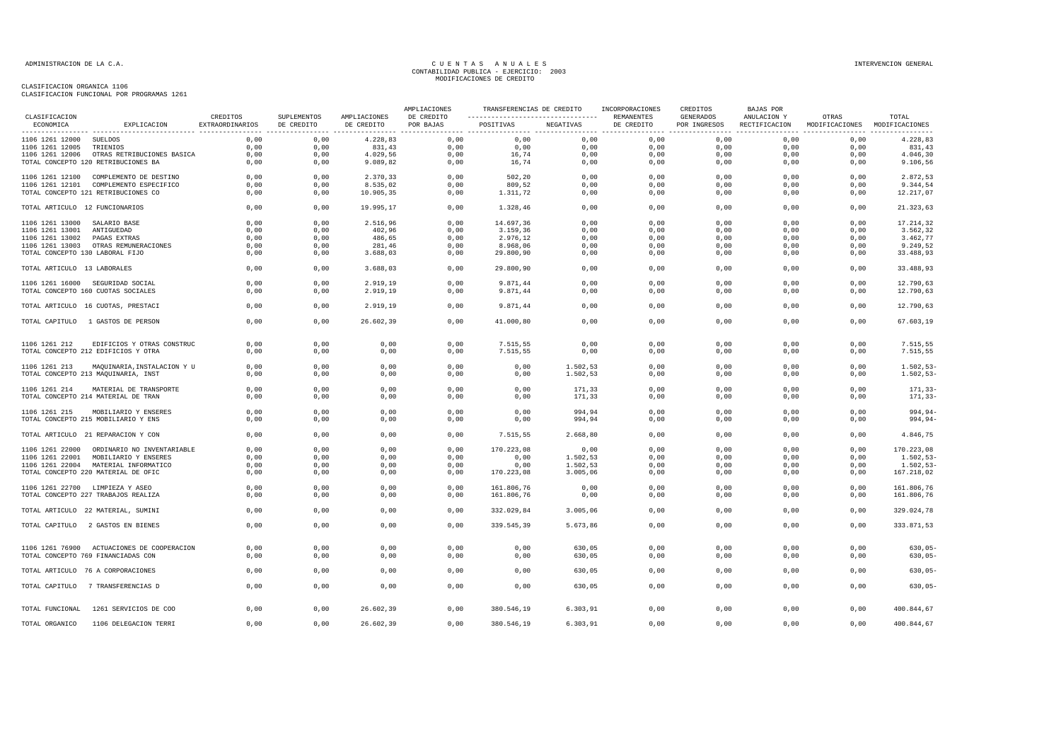CUENTAS ANUALES
CONTABILIDAD PUBLICA - EJERCICIO: 2003
MODIFICACIONES DE CREDITO

CLASIFICACION ORGANICA 1106
CLASIFICACION FUNCIONAL POR PROGRAMAS 1261

| CLASIFICACION ECONOMICA | EXPLICACION | CREDITOS EXTRAORDINARIOS | SUPLEMENTOS DE CREDITO | AMPLIACIONES DE CREDITO | AMPLIACIONES DE CREDITO POR BAJAS | TRANSFERENCIAS DE CREDITO POSITIVAS | TRANSFERENCIAS DE CREDITO NEGATIVAS | INCORPORACIONES REMANENTES DE CREDITO | CREDITOS GENERADOS POR INGRESOS | BAJAS POR ANULACION Y RECTIFICACION | OTRAS MODIFICACIONES | TOTAL MODIFICACIONES |
|---|---|---|---|---|---|---|---|---|---|---|---|---|
| 1106 1261 12000 | SUELDOS | 0,00 | 0,00 | 4.228,83 | 0,00 | 0,00 | 0,00 | 0,00 | 0,00 | 0,00 | 0,00 | 4.228,83 |
| 1106 1261 12005 | TRIENIOS | 0,00 | 0,00 | 831,43 | 0,00 | 0,00 | 0,00 | 0,00 | 0,00 | 0,00 | 0,00 | 831,43 |
| 1106 1261 12006 | OTRAS RETRIBUCIONES BASICA | 0,00 | 0,00 | 4.029,56 | 0,00 | 16,74 | 0,00 | 0,00 | 0,00 | 0,00 | 0,00 | 4.046,30 |
| TOTAL CONCEPTO 120 RETRIBUCIONES BA | | 0,00 | 0,00 | 9.089,82 | 0,00 | 16,74 | 0,00 | 0,00 | 0,00 | 0,00 | 0,00 | 9.106,56 |
| 1106 1261 12100 | COMPLEMENTO DE DESTINO | 0,00 | 0,00 | 2.370,33 | 0,00 | 502,20 | 0,00 | 0,00 | 0,00 | 0,00 | 0,00 | 2.872,53 |
| 1106 1261 12101 | COMPLEMENTO ESPECIFICO | 0,00 | 0,00 | 8.535,02 | 0,00 | 809,52 | 0,00 | 0,00 | 0,00 | 0,00 | 0,00 | 9.344,54 |
| TOTAL CONCEPTO 121 RETRIBUCIONES CO | | 0,00 | 0,00 | 10.905,35 | 0,00 | 1.311,72 | 0,00 | 0,00 | 0,00 | 0,00 | 0,00 | 12.217,07 |
| TOTAL ARTICULO 12 FUNCIONARIOS | | 0,00 | 0,00 | 19.995,17 | 0,00 | 1.328,46 | 0,00 | 0,00 | 0,00 | 0,00 | 0,00 | 21.323,63 |
| 1106 1261 13000 | SALARIO BASE | 0,00 | 0,00 | 2.516,96 | 0,00 | 14.697,36 | 0,00 | 0,00 | 0,00 | 0,00 | 0,00 | 17.214,32 |
| 1106 1261 13001 | ANTIGUEDAD | 0,00 | 0,00 | 402,96 | 0,00 | 3.159,36 | 0,00 | 0,00 | 0,00 | 0,00 | 0,00 | 3.562,32 |
| 1106 1261 13002 | PAGAS EXTRAS | 0,00 | 0,00 | 486,65 | 0,00 | 2.976,12 | 0,00 | 0,00 | 0,00 | 0,00 | 0,00 | 3.462,77 |
| 1106 1261 13003 | OTRAS REMUNERACIONES | 0,00 | 0,00 | 281,46 | 0,00 | 8.968,06 | 0,00 | 0,00 | 0,00 | 0,00 | 0,00 | 9.249,52 |
| TOTAL CONCEPTO 130 LABORAL FIJO | | 0,00 | 0,00 | 3.688,03 | 0,00 | 29.800,90 | 0,00 | 0,00 | 0,00 | 0,00 | 0,00 | 33.488,93 |
| TOTAL ARTICULO 13 LABORALES | | 0,00 | 0,00 | 3.688,03 | 0,00 | 29.800,90 | 0,00 | 0,00 | 0,00 | 0,00 | 0,00 | 33.488,93 |
| 1106 1261 16000 | SEGURIDAD SOCIAL | 0,00 | 0,00 | 2.919,19 | 0,00 | 9.871,44 | 0,00 | 0,00 | 0,00 | 0,00 | 0,00 | 12.790,63 |
| TOTAL CONCEPTO 160 CUOTAS SOCIALES | | 0,00 | 0,00 | 2.919,19 | 0,00 | 9.871,44 | 0,00 | 0,00 | 0,00 | 0,00 | 0,00 | 12.790,63 |
| TOTAL ARTICULO 16 CUOTAS, PRESTACI | | 0,00 | 0,00 | 2.919,19 | 0,00 | 9.871,44 | 0,00 | 0,00 | 0,00 | 0,00 | 0,00 | 12.790,63 |
| TOTAL CAPITULO 1 GASTOS DE PERSON | | 0,00 | 0,00 | 26.602,39 | 0,00 | 41.000,80 | 0,00 | 0,00 | 0,00 | 0,00 | 0,00 | 67.603,19 |
| 1106 1261 212 | EDIFICIOS Y OTRAS CONSTRUC | 0,00 | 0,00 | 0,00 | 0,00 | 7.515,55 | 0,00 | 0,00 | 0,00 | 0,00 | 0,00 | 7.515,55 |
| TOTAL CONCEPTO 212 EDIFICIOS Y OTRA | | 0,00 | 0,00 | 0,00 | 0,00 | 7.515,55 | 0,00 | 0,00 | 0,00 | 0,00 | 0,00 | 7.515,55 |
| 1106 1261 213 | MAQUINARIA,INSTALACION Y U | 0,00 | 0,00 | 0,00 | 0,00 | 0,00 | 1.502,53 | 0,00 | 0,00 | 0,00 | 0,00 | 1.502,53- |
| TOTAL CONCEPTO 213 MAQUINARIA, INST | | 0,00 | 0,00 | 0,00 | 0,00 | 0,00 | 1.502,53 | 0,00 | 0,00 | 0,00 | 0,00 | 1.502,53- |
| 1106 1261 214 | MATERIAL DE TRANSPORTE | 0,00 | 0,00 | 0,00 | 0,00 | 0,00 | 171,33 | 0,00 | 0,00 | 0,00 | 0,00 | 171,33- |
| TOTAL CONCEPTO 214 MATERIAL DE TRAN | | 0,00 | 0,00 | 0,00 | 0,00 | 0,00 | 171,33 | 0,00 | 0,00 | 0,00 | 0,00 | 171,33- |
| 1106 1261 215 | MOBILIARIO Y ENSERES | 0,00 | 0,00 | 0,00 | 0,00 | 0,00 | 994,94 | 0,00 | 0,00 | 0,00 | 0,00 | 994,94- |
| TOTAL CONCEPTO 215 MOBILIARIO Y ENS | | 0,00 | 0,00 | 0,00 | 0,00 | 0,00 | 994,94 | 0,00 | 0,00 | 0,00 | 0,00 | 994,94- |
| TOTAL ARTICULO 21 REPARACION Y CON | | 0,00 | 0,00 | 0,00 | 0,00 | 7.515,55 | 2.668,80 | 0,00 | 0,00 | 0,00 | 0,00 | 4.846,75 |
| 1106 1261 22000 | ORDINARIO NO INVENTARIABLE | 0,00 | 0,00 | 0,00 | 0,00 | 170.223,08 | 0,00 | 0,00 | 0,00 | 0,00 | 0,00 | 170.223,08 |
| 1106 1261 22001 | MOBILIARIO Y ENSERES | 0,00 | 0,00 | 0,00 | 0,00 | 0,00 | 1.502,53 | 0,00 | 0,00 | 0,00 | 0,00 | 1.502,53- |
| 1106 1261 22004 | MATERIAL INFORMATICO | 0,00 | 0,00 | 0,00 | 0,00 | 0,00 | 1.502,53 | 0,00 | 0,00 | 0,00 | 0,00 | 1.502,53- |
| TOTAL CONCEPTO 220 MATERIAL DE OFIC | | 0,00 | 0,00 | 0,00 | 0,00 | 170.223,08 | 3.005,06 | 0,00 | 0,00 | 0,00 | 0,00 | 167.218,02 |
| 1106 1261 22700 | LIMPIEZA Y ASEO | 0,00 | 0,00 | 0,00 | 0,00 | 161.806,76 | 0,00 | 0,00 | 0,00 | 0,00 | 0,00 | 161.806,76 |
| TOTAL CONCEPTO 227 TRABAJOS REALIZA | | 0,00 | 0,00 | 0,00 | 0,00 | 161.806,76 | 0,00 | 0,00 | 0,00 | 0,00 | 0,00 | 161.806,76 |
| TOTAL ARTICULO 22 MATERIAL, SUMINI | | 0,00 | 0,00 | 0,00 | 0,00 | 332.029,84 | 3.005,06 | 0,00 | 0,00 | 0,00 | 0,00 | 329.024,78 |
| TOTAL CAPITULO 2 GASTOS EN BIENES | | 0,00 | 0,00 | 0,00 | 0,00 | 339.545,39 | 5.673,86 | 0,00 | 0,00 | 0,00 | 0,00 | 333.871,53 |
| 1106 1261 76900 | ACTUACIONES DE COOPERACION | 0,00 | 0,00 | 0,00 | 0,00 | 0,00 | 630,05 | 0,00 | 0,00 | 0,00 | 0,00 | 630,05- |
| TOTAL CONCEPTO 769 FINANCIADAS CON | | 0,00 | 0,00 | 0,00 | 0,00 | 0,00 | 630,05 | 0,00 | 0,00 | 0,00 | 0,00 | 630,05- |
| TOTAL ARTICULO 76 A CORPORACIONES | | 0,00 | 0,00 | 0,00 | 0,00 | 0,00 | 630,05 | 0,00 | 0,00 | 0,00 | 0,00 | 630,05- |
| TOTAL CAPITULO 7 TRANSFERENCIAS D | | 0,00 | 0,00 | 0,00 | 0,00 | 0,00 | 630,05 | 0,00 | 0,00 | 0,00 | 0,00 | 630,05- |
| TOTAL FUNCIONAL 1261 SERVICIOS DE COO | | 0,00 | 0,00 | 26.602,39 | 0,00 | 380.546,19 | 6.303,91 | 0,00 | 0,00 | 0,00 | 0,00 | 400.844,67 |
| TOTAL ORGANICO 1106 DELEGACION TERRI | | 0,00 | 0,00 | 26.602,39 | 0,00 | 380.546,19 | 6.303,91 | 0,00 | 0,00 | 0,00 | 0,00 | 400.844,67 |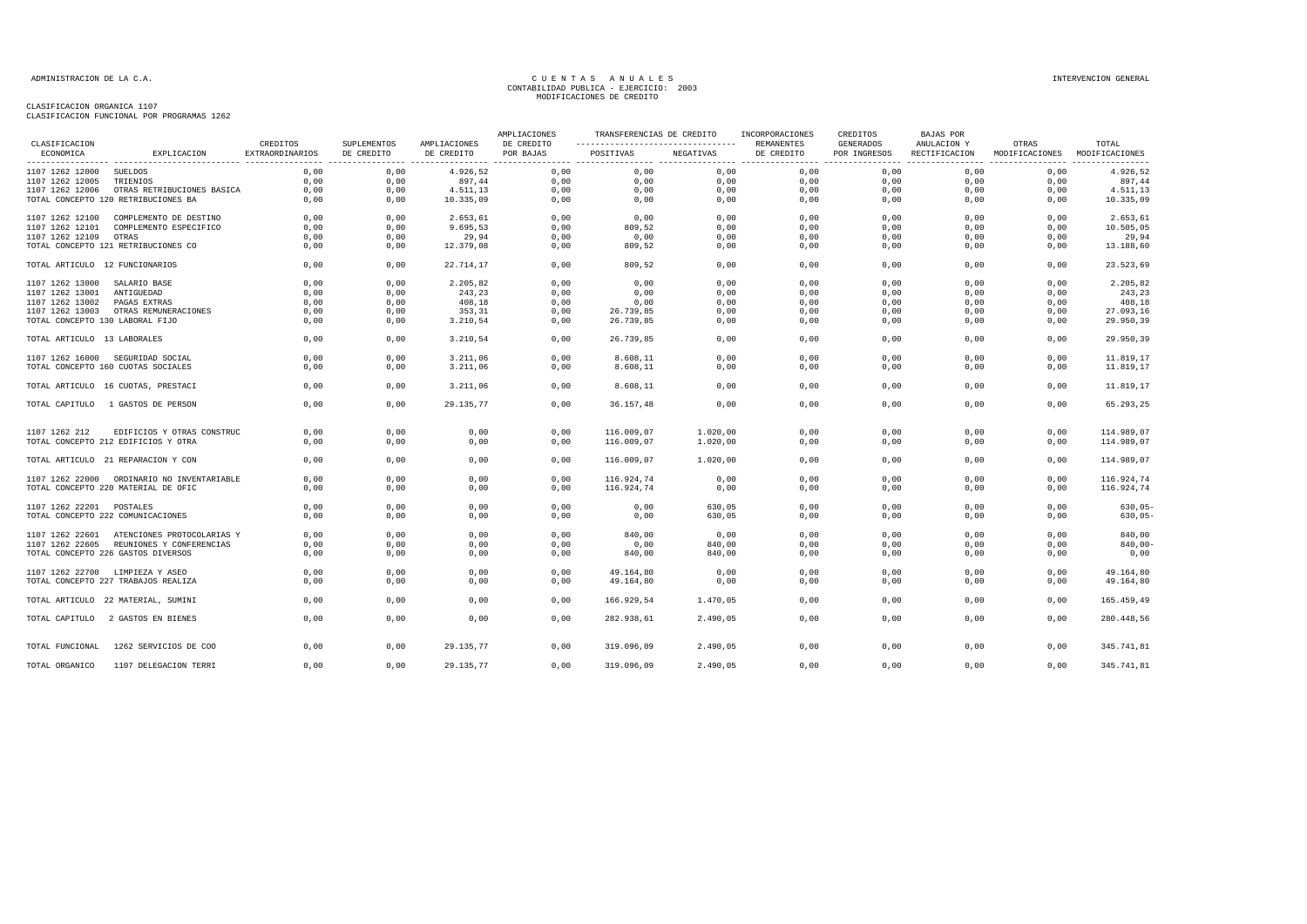ADMINISTRACION DE LA C.A.

# CUENTAS ANUALES
## CONTABILIDAD PUBLICA - EJERCICIO: 2003
## MODIFICACIONES DE CREDITO

INTERVENCION GENERAL

CLASIFICACION ORGANICA 1107
CLASIFICACION FUNCIONAL POR PROGRAMAS 1262

| CLASIFICACION ECONOMICA | EXPLICACION | CREDITOS EXTRAORDINARIOS | SUPLEMENTOS DE CREDITO | AMPLIACIONES DE CREDITO | AMPLIACIONES DE CREDITO POR BAJAS | TRANSFERENCIAS DE CREDITO POSITIVAS | TRANSFERENCIAS DE CREDITO NEGATIVAS | INCORPORACIONES REMANENTES DE CREDITO | CREDITOS GENERADOS POR INGRESOS | BAJAS POR ANULACION Y RECTIFICACION | OTRAS MODIFICACIONES | TOTAL MODIFICACIONES |
|---|---|---|---|---|---|---|---|---|---|---|---|---|
| 1107 1262 12000 | SUELDOS | 0,00 | 0,00 | 4.926,52 | 0,00 | 0,00 | 0,00 | 0,00 | 0,00 | 0,00 | 0,00 | 4.926,52 |
| 1107 1262 12005 | TRIENIOS | 0,00 | 0,00 | 897,44 | 0,00 | 0,00 | 0,00 | 0,00 | 0,00 | 0,00 | 0,00 | 897,44 |
| 1107 1262 12006 | OTRAS RETRIBUCIONES BASICA | 0,00 | 0,00 | 4.511,13 | 0,00 | 0,00 | 0,00 | 0,00 | 0,00 | 0,00 | 0,00 | 4.511,13 |
| TOTAL CONCEPTO 120 RETRIBUCIONES BA | | 0,00 | 0,00 | 10.335,09 | 0,00 | 0,00 | 0,00 | 0,00 | 0,00 | 0,00 | 0,00 | 10.335,09 |
| 1107 1262 12100 | COMPLEMENTO DE DESTINO | 0,00 | 0,00 | 2.653,61 | 0,00 | 0,00 | 0,00 | 0,00 | 0,00 | 0,00 | 0,00 | 2.653,61 |
| 1107 1262 12101 | COMPLEMENTO ESPECIFICO | 0,00 | 0,00 | 9.695,53 | 0,00 | 809,52 | 0,00 | 0,00 | 0,00 | 0,00 | 0,00 | 10.505,05 |
| 1107 1262 12109 | OTRAS | 0,00 | 0,00 | 29,94 | 0,00 | 0,00 | 0,00 | 0,00 | 0,00 | 0,00 | 0,00 | 29,94 |
| TOTAL CONCEPTO 121 RETRIBUCIONES CO | | 0,00 | 0,00 | 12.379,08 | 0,00 | 809,52 | 0,00 | 0,00 | 0,00 | 0,00 | 0,00 | 13.188,60 |
| TOTAL ARTICULO 12 FUNCIONARIOS | | 0,00 | 0,00 | 22.714,17 | 0,00 | 809,52 | 0,00 | 0,00 | 0,00 | 0,00 | 0,00 | 23.523,69 |
| 1107 1262 13000 | SALARIO BASE | 0,00 | 0,00 | 2.205,82 | 0,00 | 0,00 | 0,00 | 0,00 | 0,00 | 0,00 | 0,00 | 2.205,82 |
| 1107 1262 13001 | ANTIGUEDAD | 0,00 | 0,00 | 243,23 | 0,00 | 0,00 | 0,00 | 0,00 | 0,00 | 0,00 | 0,00 | 243,23 |
| 1107 1262 13002 | PAGAS EXTRAS | 0,00 | 0,00 | 408,18 | 0,00 | 0,00 | 0,00 | 0,00 | 0,00 | 0,00 | 0,00 | 408,18 |
| 1107 1262 13003 | OTRAS REMUNERACIONES | 0,00 | 0,00 | 353,31 | 0,00 | 26.739,85 | 0,00 | 0,00 | 0,00 | 0,00 | 0,00 | 27.093,16 |
| TOTAL CONCEPTO 130 LABORAL FIJO | | 0,00 | 0,00 | 3.210,54 | 0,00 | 26.739,85 | 0,00 | 0,00 | 0,00 | 0,00 | 0,00 | 29.950,39 |
| TOTAL ARTICULO 13 LABORALES | | 0,00 | 0,00 | 3.210,54 | 0,00 | 26.739,85 | 0,00 | 0,00 | 0,00 | 0,00 | 0,00 | 29.950,39 |
| 1107 1262 16000 | SEGURIDAD SOCIAL | 0,00 | 0,00 | 3.211,06 | 0,00 | 8.608,11 | 0,00 | 0,00 | 0,00 | 0,00 | 0,00 | 11.819,17 |
| TOTAL CONCEPTO 160 CUOTAS SOCIALES | | 0,00 | 0,00 | 3.211,06 | 0,00 | 8.608,11 | 0,00 | 0,00 | 0,00 | 0,00 | 0,00 | 11.819,17 |
| TOTAL ARTICULO 16 CUOTAS, PRESTACI | | 0,00 | 0,00 | 3.211,06 | 0,00 | 8.608,11 | 0,00 | 0,00 | 0,00 | 0,00 | 0,00 | 11.819,17 |
| TOTAL CAPITULO 1 GASTOS DE PERSON | | 0,00 | 0,00 | 29.135,77 | 0,00 | 36.157,48 | 0,00 | 0,00 | 0,00 | 0,00 | 0,00 | 65.293,25 |
| 1107 1262 212 | EDIFICIOS Y OTRAS CONSTRUC | 0,00 | 0,00 | 0,00 | 0,00 | 116.009,07 | 1.020,00 | 0,00 | 0,00 | 0,00 | 0,00 | 114.989,07 |
| TOTAL CONCEPTO 212 EDIFICIOS Y OTRA | | 0,00 | 0,00 | 0,00 | 0,00 | 116.009,07 | 1.020,00 | 0,00 | 0,00 | 0,00 | 0,00 | 114.989,07 |
| TOTAL ARTICULO 21 REPARACION Y CON | | 0,00 | 0,00 | 0,00 | 0,00 | 116.009,07 | 1.020,00 | 0,00 | 0,00 | 0,00 | 0,00 | 114.989,07 |
| 1107 1262 22000 | ORDINARIO NO INVENTARIABLE | 0,00 | 0,00 | 0,00 | 0,00 | 116.924,74 | 0,00 | 0,00 | 0,00 | 0,00 | 0,00 | 116.924,74 |
| TOTAL CONCEPTO 220 MATERIAL DE OFIC | | 0,00 | 0,00 | 0,00 | 0,00 | 116.924,74 | 0,00 | 0,00 | 0,00 | 0,00 | 0,00 | 116.924,74 |
| 1107 1262 22201 | POSTALES | 0,00 | 0,00 | 0,00 | 0,00 | 0,00 | 630,05 | 0,00 | 0,00 | 0,00 | 0,00 | 630,05- |
| TOTAL CONCEPTO 222 COMUNICACIONES | | 0,00 | 0,00 | 0,00 | 0,00 | 0,00 | 630,05 | 0,00 | 0,00 | 0,00 | 0,00 | 630,05- |
| 1107 1262 22601 | ATENCIONES PROTOCOLARIAS Y | 0,00 | 0,00 | 0,00 | 0,00 | 840,00 | 0,00 | 0,00 | 0,00 | 0,00 | 0,00 | 840,00 |
| 1107 1262 22605 | REUNIONES Y CONFERENCIAS | 0,00 | 0,00 | 0,00 | 0,00 | 0,00 | 840,00 | 0,00 | 0,00 | 0,00 | 0,00 | 840,00- |
| TOTAL CONCEPTO 226 GASTOS DIVERSOS | | 0,00 | 0,00 | 0,00 | 0,00 | 840,00 | 840,00 | 0,00 | 0,00 | 0,00 | 0,00 | 0,00 |
| 1107 1262 22700 | LIMPIEZA Y ASEO | 0,00 | 0,00 | 0,00 | 0,00 | 49.164,80 | 0,00 | 0,00 | 0,00 | 0,00 | 0,00 | 49.164,80 |
| TOTAL CONCEPTO 227 TRABAJOS REALIZA | | 0,00 | 0,00 | 0,00 | 0,00 | 49.164,80 | 0,00 | 0,00 | 0,00 | 0,00 | 0,00 | 49.164,80 |
| TOTAL ARTICULO 22 MATERIAL, SUMINI | | 0,00 | 0,00 | 0,00 | 0,00 | 166.929,54 | 1.470,05 | 0,00 | 0,00 | 0,00 | 0,00 | 165.459,49 |
| TOTAL CAPITULO 2 GASTOS EN BIENES | | 0,00 | 0,00 | 0,00 | 0,00 | 282.938,61 | 2.490,05 | 0,00 | 0,00 | 0,00 | 0,00 | 280.448,56 |
| TOTAL FUNCIONAL | 1262 SERVICIOS DE COO | 0,00 | 0,00 | 29.135,77 | 0,00 | 319.096,09 | 2.490,05 | 0,00 | 0,00 | 0,00 | 0,00 | 345.741,81 |
| TOTAL ORGANICO | 1107 DELEGACION TERRI | 0,00 | 0,00 | 29.135,77 | 0,00 | 319.096,09 | 2.490,05 | 0,00 | 0,00 | 0,00 | 0,00 | 345.741,81 |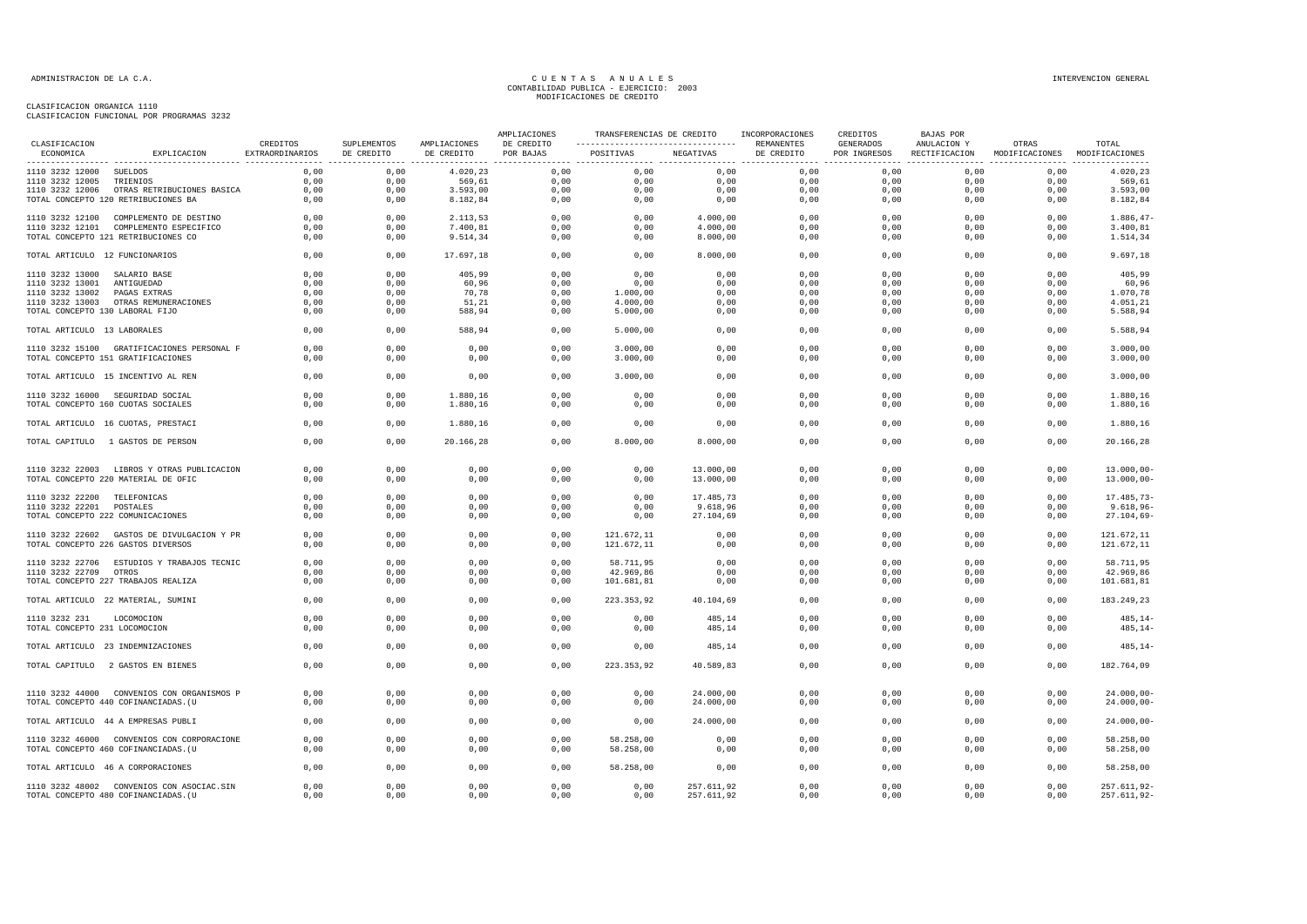ADMINISTRACION DE LA C.A.

# CUENTAS ANUALES
## CONTABILIDAD PUBLICA - EJERCICIO: 2003
## MODIFICACIONES DE CREDITO

INTERVENCION GENERAL

CLASIFICACION ORGANICA 1110
CLASIFICACION FUNCIONAL POR PROGRAMAS 3232

| CLASIFICACION ECONOMICA | EXPLICACION | CREDITOS EXTRAORDINARIOS | SUPLEMENTOS DE CREDITO | AMPLIACIONES DE CREDITO | AMPLIACIONES DE CREDITO POR BAJAS | TRANSFERENCIAS DE CREDITO POSITIVAS | TRANSFERENCIAS DE CREDITO NEGATIVAS | INCORPORACIONES REMANENTES DE CREDITO | CREDITOS GENERADOS POR INGRESOS | BAJAS POR ANULACION Y RECTIFICACION | OTRAS MODIFICACIONES | TOTAL MODIFICACIONES |
|---|---|---|---|---|---|---|---|---|---|---|---|---|
| 1110 3232 12000 | SUELDOS | 0,00 | 0,00 | 4.020,23 | 0,00 | 0,00 | 0,00 | 0,00 | 0,00 | 0,00 | 0,00 | 4.020,23 |
| 1110 3232 12005 | TRIENIOS | 0,00 | 0,00 | 569,61 | 0,00 | 0,00 | 0,00 | 0,00 | 0,00 | 0,00 | 0,00 | 569,61 |
| 1110 3232 12006 | OTRAS RETRIBUCIONES BASICA | 0,00 | 0,00 | 3.593,00 | 0,00 | 0,00 | 0,00 | 0,00 | 0,00 | 0,00 | 0,00 | 3.593,00 |
| TOTAL CONCEPTO 120 RETRIBUCIONES BA | | 0,00 | 0,00 | 8.182,84 | 0,00 | 0,00 | 0,00 | 0,00 | 0,00 | 0,00 | 0,00 | 8.182,84 |
| 1110 3232 12100 | COMPLEMENTO DE DESTINO | 0,00 | 0,00 | 2.113,53 | 0,00 | 0,00 | 4.000,00 | 0,00 | 0,00 | 0,00 | 0,00 | 1.886,47- |
| 1110 3232 12101 | COMPLEMENTO ESPECIFICO | 0,00 | 0,00 | 7.400,81 | 0,00 | 0,00 | 4.000,00 | 0,00 | 0,00 | 0,00 | 0,00 | 3.400,81 |
| TOTAL CONCEPTO 121 RETRIBUCIONES CO | | 0,00 | 0,00 | 9.514,34 | 0,00 | 0,00 | 8.000,00 | 0,00 | 0,00 | 0,00 | 0,00 | 1.514,34 |
| TOTAL ARTICULO 12 FUNCIONARIOS | | 0,00 | 0,00 | 17.697,18 | 0,00 | 0,00 | 8.000,00 | 0,00 | 0,00 | 0,00 | 0,00 | 9.697,18 |
| 1110 3232 13000 | SALARIO BASE | 0,00 | 0,00 | 405,99 | 0,00 | 0,00 | 0,00 | 0,00 | 0,00 | 0,00 | 0,00 | 405,99 |
| 1110 3232 13001 | ANTIGUEDAD | 0,00 | 0,00 | 60,96 | 0,00 | 0,00 | 0,00 | 0,00 | 0,00 | 0,00 | 0,00 | 60,96 |
| 1110 3232 13002 | PAGAS EXTRAS | 0,00 | 0,00 | 70,78 | 0,00 | 1.000,00 | 0,00 | 0,00 | 0,00 | 0,00 | 0,00 | 1.070,78 |
| 1110 3232 13003 | OTRAS REMUNERACIONES | 0,00 | 0,00 | 51,21 | 0,00 | 4.000,00 | 0,00 | 0,00 | 0,00 | 0,00 | 0,00 | 4.051,21 |
| TOTAL CONCEPTO 130 LABORAL FIJO | | 0,00 | 0,00 | 588,94 | 0,00 | 5.000,00 | 0,00 | 0,00 | 0,00 | 0,00 | 0,00 | 5.588,94 |
| TOTAL ARTICULO 13 LABORALES | | 0,00 | 0,00 | 588,94 | 0,00 | 5.000,00 | 0,00 | 0,00 | 0,00 | 0,00 | 0,00 | 5.588,94 |
| 1110 3232 15100 | GRATIFICACIONES PERSONAL F | 0,00 | 0,00 | 0,00 | 0,00 | 3.000,00 | 0,00 | 0,00 | 0,00 | 0,00 | 0,00 | 3.000,00 |
| TOTAL CONCEPTO 151 GRATIFICACIONES | | 0,00 | 0,00 | 0,00 | 0,00 | 3.000,00 | 0,00 | 0,00 | 0,00 | 0,00 | 0,00 | 3.000,00 |
| TOTAL ARTICULO 15 INCENTIVO AL REN | | 0,00 | 0,00 | 0,00 | 0,00 | 3.000,00 | 0,00 | 0,00 | 0,00 | 0,00 | 0,00 | 3.000,00 |
| 1110 3232 16000 | SEGURIDAD SOCIAL | 0,00 | 0,00 | 1.880,16 | 0,00 | 0,00 | 0,00 | 0,00 | 0,00 | 0,00 | 0,00 | 1.880,16 |
| TOTAL CONCEPTO 160 CUOTAS SOCIALES | | 0,00 | 0,00 | 1.880,16 | 0,00 | 0,00 | 0,00 | 0,00 | 0,00 | 0,00 | 0,00 | 1.880,16 |
| TOTAL ARTICULO 16 CUOTAS, PRESTACI | | 0,00 | 0,00 | 1.880,16 | 0,00 | 0,00 | 0,00 | 0,00 | 0,00 | 0,00 | 0,00 | 1.880,16 |
| TOTAL CAPITULO 1 GASTOS DE PERSON | | 0,00 | 0,00 | 20.166,28 | 0,00 | 8.000,00 | 8.000,00 | 0,00 | 0,00 | 0,00 | 0,00 | 20.166,28 |
| 1110 3232 22003 | LIBROS Y OTRAS PUBLICACION | 0,00 | 0,00 | 0,00 | 0,00 | 0,00 | 13.000,00 | 0,00 | 0,00 | 0,00 | 0,00 | 13.000,00- |
| TOTAL CONCEPTO 220 MATERIAL DE OFIC | | 0,00 | 0,00 | 0,00 | 0,00 | 0,00 | 13.000,00 | 0,00 | 0,00 | 0,00 | 0,00 | 13.000,00- |
| 1110 3232 22200 | TELEFONICAS | 0,00 | 0,00 | 0,00 | 0,00 | 0,00 | 17.485,73 | 0,00 | 0,00 | 0,00 | 0,00 | 17.485,73- |
| 1110 3232 22201 | POSTALES | 0,00 | 0,00 | 0,00 | 0,00 | 0,00 | 9.618,96 | 0,00 | 0,00 | 0,00 | 0,00 | 9.618,96- |
| TOTAL CONCEPTO 222 COMUNICACIONES | | 0,00 | 0,00 | 0,00 | 0,00 | 0,00 | 27.104,69 | 0,00 | 0,00 | 0,00 | 0,00 | 27.104,69- |
| 1110 3232 22602 | GASTOS DE DIVULGACION Y PR | 0,00 | 0,00 | 0,00 | 0,00 | 121.672,11 | 0,00 | 0,00 | 0,00 | 0,00 | 0,00 | 121.672,11 |
| TOTAL CONCEPTO 226 GASTOS DIVERSOS | | 0,00 | 0,00 | 0,00 | 0,00 | 121.672,11 | 0,00 | 0,00 | 0,00 | 0,00 | 0,00 | 121.672,11 |
| 1110 3232 22706 | ESTUDIOS Y TRABAJOS TECNIC | 0,00 | 0,00 | 0,00 | 0,00 | 58.711,95 | 0,00 | 0,00 | 0,00 | 0,00 | 0,00 | 58.711,95 |
| 1110 3232 22709 | OTROS | 0,00 | 0,00 | 0,00 | 0,00 | 42.969,86 | 0,00 | 0,00 | 0,00 | 0,00 | 0,00 | 42.969,86 |
| TOTAL CONCEPTO 227 TRABAJOS REALIZA | | 0,00 | 0,00 | 0,00 | 0,00 | 101.681,81 | 0,00 | 0,00 | 0,00 | 0,00 | 0,00 | 101.681,81 |
| TOTAL ARTICULO 22 MATERIAL, SUMINI | | 0,00 | 0,00 | 0,00 | 0,00 | 223.353,92 | 40.104,69 | 0,00 | 0,00 | 0,00 | 0,00 | 183.249,23 |
| 1110 3232 231 | LOCOMOCION | 0,00 | 0,00 | 0,00 | 0,00 | 0,00 | 485,14 | 0,00 | 0,00 | 0,00 | 0,00 | 485,14- |
| TOTAL CONCEPTO 231 LOCOMOCION | | 0,00 | 0,00 | 0,00 | 0,00 | 0,00 | 485,14 | 0,00 | 0,00 | 0,00 | 0,00 | 485,14- |
| TOTAL ARTICULO 23 INDEMNIZACIONES | | 0,00 | 0,00 | 0,00 | 0,00 | 0,00 | 485,14 | 0,00 | 0,00 | 0,00 | 0,00 | 485,14- |
| TOTAL CAPITULO 2 GASTOS EN BIENES | | 0,00 | 0,00 | 0,00 | 0,00 | 223.353,92 | 40.589,83 | 0,00 | 0,00 | 0,00 | 0,00 | 182.764,09 |
| 1110 3232 44000 | CONVENIOS CON ORGANISMOS P | 0,00 | 0,00 | 0,00 | 0,00 | 0,00 | 24.000,00 | 0,00 | 0,00 | 0,00 | 0,00 | 24.000,00- |
| TOTAL CONCEPTO 440 COFINANCIADAS.(U | | 0,00 | 0,00 | 0,00 | 0,00 | 0,00 | 24.000,00 | 0,00 | 0,00 | 0,00 | 0,00 | 24.000,00- |
| TOTAL ARTICULO 44 A EMPRESAS PUBLI | | 0,00 | 0,00 | 0,00 | 0,00 | 0,00 | 24.000,00 | 0,00 | 0,00 | 0,00 | 0,00 | 24.000,00- |
| 1110 3232 46000 | CONVENIOS CON CORPORACIONE | 0,00 | 0,00 | 0,00 | 0,00 | 58.258,00 | 0,00 | 0,00 | 0,00 | 0,00 | 0,00 | 58.258,00 |
| TOTAL CONCEPTO 460 COFINANCIADAS.(U | | 0,00 | 0,00 | 0,00 | 0,00 | 58.258,00 | 0,00 | 0,00 | 0,00 | 0,00 | 0,00 | 58.258,00 |
| TOTAL ARTICULO 46 A CORPORACIONES | | 0,00 | 0,00 | 0,00 | 0,00 | 58.258,00 | 0,00 | 0,00 | 0,00 | 0,00 | 0,00 | 58.258,00 |
| 1110 3232 48002 | CONVENIOS CON ASOCIAC.SIN | 0,00 | 0,00 | 0,00 | 0,00 | 0,00 | 257.611,92 | 0,00 | 0,00 | 0,00 | 0,00 | 257.611,92- |
| TOTAL CONCEPTO 480 COFINANCIADAS.(U | | 0,00 | 0,00 | 0,00 | 0,00 | 0,00 | 257.611,92 | 0,00 | 0,00 | 0,00 | 0,00 | 257.611,92- |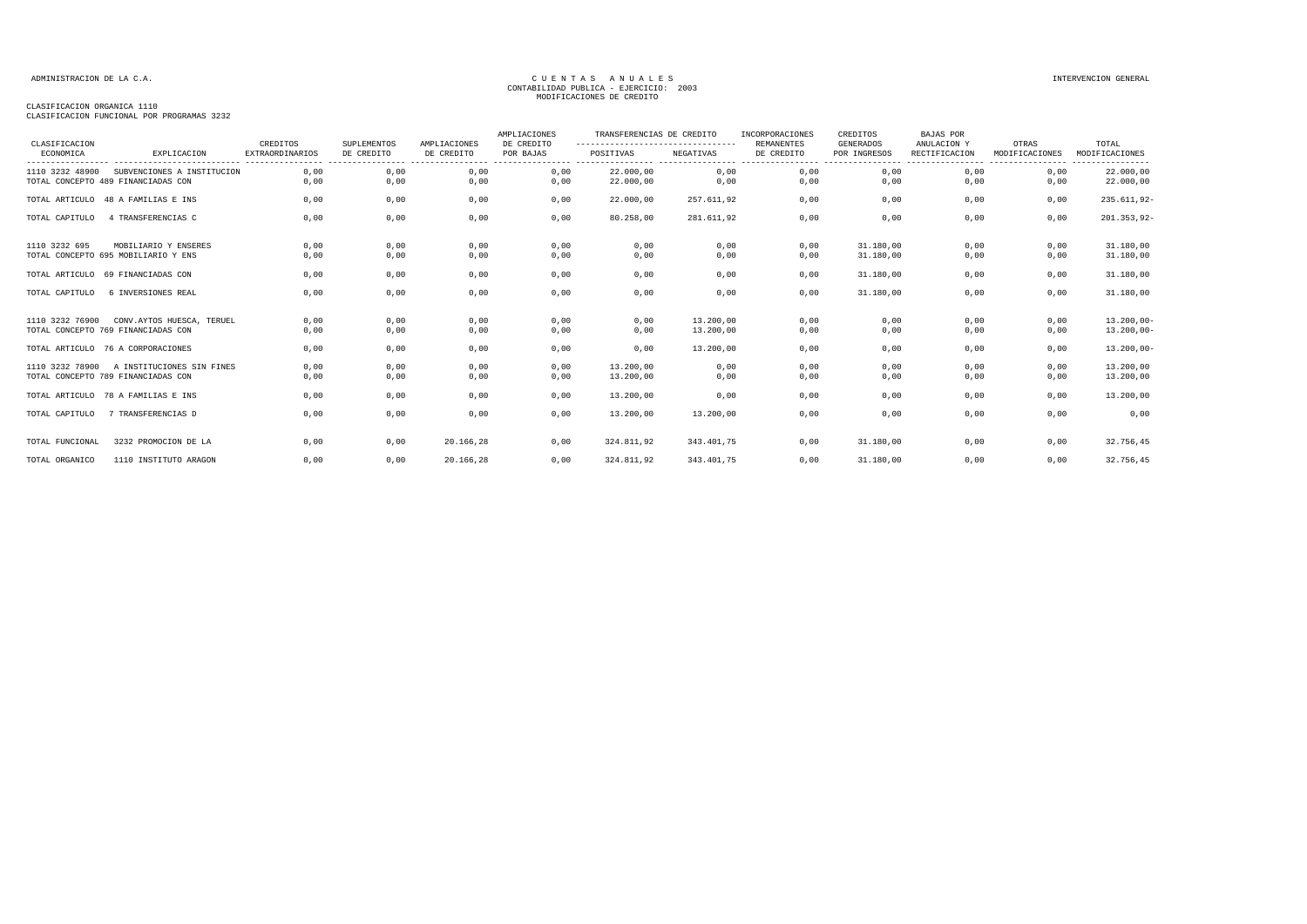ADMINISTRACION DE LA C.A.

CUENTAS ANUALES
CONTABILIDAD PUBLICA - EJERCICIO: 2003
MODIFICACIONES DE CREDITO

INTERVENCION GENERAL

CLASIFICACION ORGANICA 1110
CLASIFICACION FUNCIONAL POR PROGRAMAS 3232

| CLASIFICACION ECONOMICA | EXPLICACION | CREDITOS EXTRAORDINARIOS | SUPLEMENTOS DE CREDITO | AMPLIACIONES DE CREDITO | AMPLIACIONES DE CREDITO POR BAJAS | TRANSFERENCIAS DE CREDITO POSITIVAS | TRANSFERENCIAS DE CREDITO NEGATIVAS | INCORPORACIONES REMANENTES DE CREDITO | CREDITOS GENERADOS POR INGRESOS | BAJAS POR ANULACION Y RECTIFICACION | OTRAS MODIFICACIONES | TOTAL MODIFICACIONES |
|---|---|---|---|---|---|---|---|---|---|---|---|---|
| 1110 3232 48900 | SUBVENCIONES A INSTITUCION | 0,00 | 0,00 | 0,00 | 0,00 | 22.000,00 | 0,00 | 0,00 | 0,00 | 0,00 | 0,00 | 22.000,00 |
| TOTAL CONCEPTO 489 FINANCIADAS CON | | 0,00 | 0,00 | 0,00 | 0,00 | 22.000,00 | 0,00 | 0,00 | 0,00 | 0,00 | 0,00 | 22.000,00 |
| TOTAL ARTICULO 48 A FAMILIAS E INS | | 0,00 | 0,00 | 0,00 | 0,00 | 22.000,00 | 257.611,92 | 0,00 | 0,00 | 0,00 | 0,00 | 235.611,92- |
| TOTAL CAPITULO 4 TRANSFERENCIAS C | | 0,00 | 0,00 | 0,00 | 0,00 | 80.258,00 | 281.611,92 | 0,00 | 0,00 | 0,00 | 0,00 | 201.353,92- |
| 1110 3232 695 | MOBILIARIO Y ENSERES | 0,00 | 0,00 | 0,00 | 0,00 | 0,00 | 0,00 | 0,00 | 31.180,00 | 0,00 | 0,00 | 31.180,00 |
| TOTAL CONCEPTO 695 MOBILIARIO Y ENS | | 0,00 | 0,00 | 0,00 | 0,00 | 0,00 | 0,00 | 0,00 | 31.180,00 | 0,00 | 0,00 | 31.180,00 |
| TOTAL ARTICULO 69 FINANCIADAS CON | | 0,00 | 0,00 | 0,00 | 0,00 | 0,00 | 0,00 | 0,00 | 31.180,00 | 0,00 | 0,00 | 31.180,00 |
| TOTAL CAPITULO 6 INVERSIONES REAL | | 0,00 | 0,00 | 0,00 | 0,00 | 0,00 | 0,00 | 0,00 | 31.180,00 | 0,00 | 0,00 | 31.180,00 |
| 1110 3232 76900 | CONV.AYTOS HUESCA, TERUEL | 0,00 | 0,00 | 0,00 | 0,00 | 0,00 | 13.200,00 | 0,00 | 0,00 | 0,00 | 0,00 | 13.200,00- |
| TOTAL CONCEPTO 769 FINANCIADAS CON | | 0,00 | 0,00 | 0,00 | 0,00 | 0,00 | 13.200,00 | 0,00 | 0,00 | 0,00 | 0,00 | 13.200,00- |
| TOTAL ARTICULO 76 A CORPORACIONES | | 0,00 | 0,00 | 0,00 | 0,00 | 0,00 | 13.200,00 | 0,00 | 0,00 | 0,00 | 0,00 | 13.200,00- |
| 1110 3232 78900 | A INSTITUCIONES SIN FINES | 0,00 | 0,00 | 0,00 | 0,00 | 13.200,00 | 0,00 | 0,00 | 0,00 | 0,00 | 0,00 | 13.200,00 |
| TOTAL CONCEPTO 789 FINANCIADAS CON | | 0,00 | 0,00 | 0,00 | 0,00 | 13.200,00 | 0,00 | 0,00 | 0,00 | 0,00 | 0,00 | 13.200,00 |
| TOTAL ARTICULO 78 A FAMILIAS E INS | | 0,00 | 0,00 | 0,00 | 0,00 | 13.200,00 | 0,00 | 0,00 | 0,00 | 0,00 | 0,00 | 13.200,00 |
| TOTAL CAPITULO 7 TRANSFERENCIAS D | | 0,00 | 0,00 | 0,00 | 0,00 | 13.200,00 | 13.200,00 | 0,00 | 0,00 | 0,00 | 0,00 | 0,00 |
| TOTAL FUNCIONAL | 3232 PROMOCION DE LA | 0,00 | 0,00 | 20.166,28 | 0,00 | 324.811,92 | 343.401,75 | 0,00 | 31.180,00 | 0,00 | 0,00 | 32.756,45 |
| TOTAL ORGANICO | 1110 INSTITUTO ARAGON | 0,00 | 0,00 | 20.166,28 | 0,00 | 324.811,92 | 343.401,75 | 0,00 | 31.180,00 | 0,00 | 0,00 | 32.756,45 |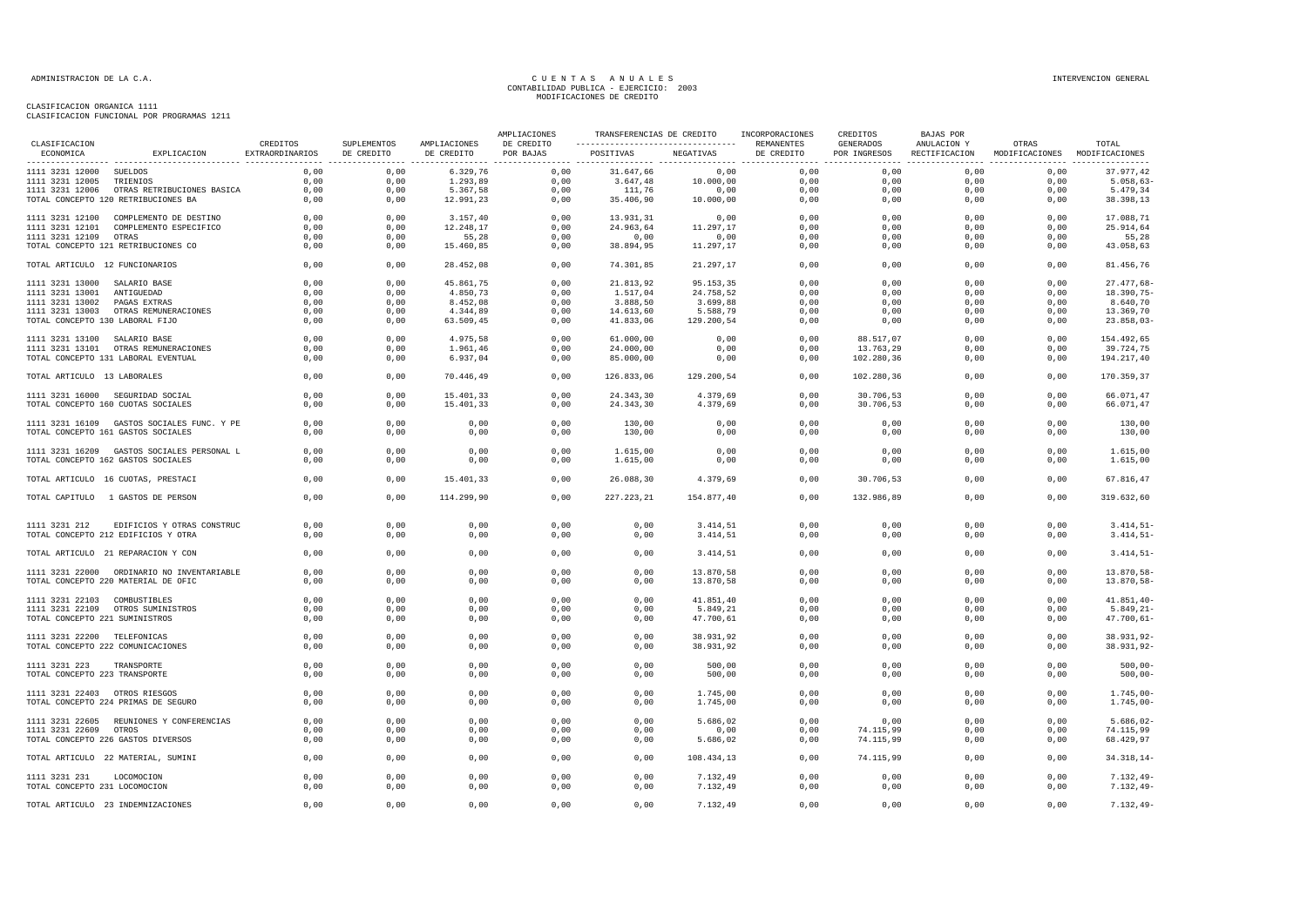CLASIFICACION ORGANICA 1111
CLASIFICACION FUNCIONAL POR PROGRAMAS 1211

CUENTAS ANUALES
CONTABILIDAD PUBLICA - EJERCICIO: 2003
MODIFICACIONES DE CREDITO

| CLASIFICACION ECONOMICA | EXPLICACION | CREDITOS EXTRAORDINARIOS | SUPLEMENTOS DE CREDITO | AMPLIACIONES DE CREDITO | AMPLIACIONES DE CREDITO POR BAJAS | TRANSFERENCIAS DE CREDITO POSITIVAS | TRANSFERENCIAS DE CREDITO NEGATIVAS | INCORPORACIONES REMANENTES DE CREDITO | CREDITOS GENERADOS POR INGRESOS | BAJAS POR ANULACION Y RECTIFICACION | OTRAS MODIFICACIONES | TOTAL MODIFICACIONES |
|---|---|---|---|---|---|---|---|---|---|---|---|---|
| 1111 3231 12000 | SUELDOS | 0,00 | 0,00 | 6.329,76 | 0,00 | 31.647,66 | 0,00 | 0,00 | 0,00 | 0,00 | 0,00 | 37.977,42 |
| 1111 3231 12005 | TRIENIOS | 0,00 | 0,00 | 1.293,89 | 0,00 | 3.647,48 | 10.000,00 | 0,00 | 0,00 | 0,00 | 0,00 | 5.058,63- |
| 1111 3231 12006 | OTRAS RETRIBUCIONES BASICA | 0,00 | 0,00 | 5.367,58 | 0,00 | 111,76 | 0,00 | 0,00 | 0,00 | 0,00 | 0,00 | 5.479,34 |
| TOTAL CONCEPTO 120 RETRIBUCIONES BA | | 0,00 | 0,00 | 12.991,23 | 0,00 | 35.406,90 | 10.000,00 | 0,00 | 0,00 | 0,00 | 0,00 | 38.398,13 |
| 1111 3231 12100 | COMPLEMENTO DE DESTINO | 0,00 | 0,00 | 3.157,40 | 0,00 | 13.931,31 | 0,00 | 0,00 | 0,00 | 0,00 | 0,00 | 17.088,71 |
| 1111 3231 12101 | COMPLEMENTO ESPECIFICO | 0,00 | 0,00 | 12.248,17 | 0,00 | 24.963,64 | 11.297,17 | 0,00 | 0,00 | 0,00 | 0,00 | 25.914,64 |
| 1111 3231 12109 | OTRAS | 0,00 | 0,00 | 55,28 | 0,00 | 0,00 | 0,00 | 0,00 | 0,00 | 0,00 | 0,00 | 55,28 |
| TOTAL CONCEPTO 121 RETRIBUCIONES CO | | 0,00 | 0,00 | 15.460,85 | 0,00 | 38.894,95 | 11.297,17 | 0,00 | 0,00 | 0,00 | 0,00 | 43.058,63 |
| TOTAL ARTICULO 12 FUNCIONARIOS | | 0,00 | 0,00 | 28.452,08 | 0,00 | 74.301,85 | 21.297,17 | 0,00 | 0,00 | 0,00 | 0,00 | 81.456,76 |
| 1111 3231 13000 | SALARIO BASE | 0,00 | 0,00 | 45.861,75 | 0,00 | 21.813,92 | 95.153,35 | 0,00 | 0,00 | 0,00 | 0,00 | 27.477,68- |
| 1111 3231 13001 | ANTIGUEDAD | 0,00 | 0,00 | 4.850,73 | 0,00 | 1.517,04 | 24.758,52 | 0,00 | 0,00 | 0,00 | 0,00 | 18.390,75- |
| 1111 3231 13002 | PAGAS EXTRAS | 0,00 | 0,00 | 8.452,08 | 0,00 | 3.888,50 | 3.699,88 | 0,00 | 0,00 | 0,00 | 0,00 | 8.640,70 |
| 1111 3231 13003 | OTRAS REMUNERACIONES | 0,00 | 0,00 | 4.344,89 | 0,00 | 14.613,60 | 5.588,79 | 0,00 | 0,00 | 0,00 | 0,00 | 13.369,70 |
| TOTAL CONCEPTO 130 LABORAL FIJO | | 0,00 | 0,00 | 63.509,45 | 0,00 | 41.833,06 | 129.200,54 | 0,00 | 0,00 | 0,00 | 0,00 | 23.858,03- |
| 1111 3231 13100 | SALARIO BASE | 0,00 | 0,00 | 4.975,58 | 0,00 | 61.000,00 | 0,00 | 0,00 | 88.517,07 | 0,00 | 0,00 | 154.492,65 |
| 1111 3231 13101 | OTRAS REMUNERACIONES | 0,00 | 0,00 | 1.961,46 | 0,00 | 24.000,00 | 0,00 | 0,00 | 13.763,29 | 0,00 | 0,00 | 39.724,75 |
| TOTAL CONCEPTO 131 LABORAL EVENTUAL | | 0,00 | 0,00 | 6.937,04 | 0,00 | 85.000,00 | 0,00 | 0,00 | 102.280,36 | 0,00 | 0,00 | 194.217,40 |
| TOTAL ARTICULO 13 LABORALES | | 0,00 | 0,00 | 70.446,49 | 0,00 | 126.833,06 | 129.200,54 | 0,00 | 102.280,36 | 0,00 | 0,00 | 170.359,37 |
| 1111 3231 16000 | SEGURIDAD SOCIAL | 0,00 | 0,00 | 15.401,33 | 0,00 | 24.343,30 | 4.379,69 | 0,00 | 30.706,53 | 0,00 | 0,00 | 66.071,47 |
| TOTAL CONCEPTO 160 CUOTAS SOCIALES | | 0,00 | 0,00 | 15.401,33 | 0,00 | 24.343,30 | 4.379,69 | 0,00 | 30.706,53 | 0,00 | 0,00 | 66.071,47 |
| 1111 3231 16109 | GASTOS SOCIALES FUNC. Y PE | 0,00 | 0,00 | 0,00 | 0,00 | 130,00 | 0,00 | 0,00 | 0,00 | 0,00 | 0,00 | 130,00 |
| TOTAL CONCEPTO 161 GASTOS SOCIALES | | 0,00 | 0,00 | 0,00 | 0,00 | 130,00 | 0,00 | 0,00 | 0,00 | 0,00 | 0,00 | 130,00 |
| 1111 3231 16209 | GASTOS SOCIALES PERSONAL L | 0,00 | 0,00 | 0,00 | 0,00 | 1.615,00 | 0,00 | 0,00 | 0,00 | 0,00 | 0,00 | 1.615,00 |
| TOTAL CONCEPTO 162 GASTOS SOCIALES | | 0,00 | 0,00 | 0,00 | 0,00 | 1.615,00 | 0,00 | 0,00 | 0,00 | 0,00 | 0,00 | 1.615,00 |
| TOTAL ARTICULO 16 CUOTAS, PRESTACI | | 0,00 | 0,00 | 15.401,33 | 0,00 | 26.088,30 | 4.379,69 | 0,00 | 30.706,53 | 0,00 | 0,00 | 67.816,47 |
| TOTAL CAPITULO 1 GASTOS DE PERSON | | 0,00 | 0,00 | 114.299,90 | 0,00 | 227.223,21 | 154.877,40 | 0,00 | 132.986,89 | 0,00 | 0,00 | 319.632,60 |
| 1111 3231 212 | EDIFICIOS Y OTRAS CONSTRUC | 0,00 | 0,00 | 0,00 | 0,00 | 0,00 | 3.414,51 | 0,00 | 0,00 | 0,00 | 0,00 | 3.414,51- |
| TOTAL CONCEPTO 212 EDIFICIOS Y OTRA | | 0,00 | 0,00 | 0,00 | 0,00 | 0,00 | 3.414,51 | 0,00 | 0,00 | 0,00 | 0,00 | 3.414,51- |
| TOTAL ARTICULO 21 REPARACION Y CON | | 0,00 | 0,00 | 0,00 | 0,00 | 0,00 | 3.414,51 | 0,00 | 0,00 | 0,00 | 0,00 | 3.414,51- |
| 1111 3231 22000 | ORDINARIO NO INVENTARIABLE | 0,00 | 0,00 | 0,00 | 0,00 | 0,00 | 13.870,58 | 0,00 | 0,00 | 0,00 | 0,00 | 13.870,58- |
| TOTAL CONCEPTO 220 MATERIAL DE OFIC | | 0,00 | 0,00 | 0,00 | 0,00 | 0,00 | 13.870,58 | 0,00 | 0,00 | 0,00 | 0,00 | 13.870,58- |
| 1111 3231 22103 | COMBUSTIBLES | 0,00 | 0,00 | 0,00 | 0,00 | 0,00 | 41.851,40 | 0,00 | 0,00 | 0,00 | 0,00 | 41.851,40- |
| 1111 3231 22109 | OTROS SUMINISTROS | 0,00 | 0,00 | 0,00 | 0,00 | 0,00 | 5.849,21 | 0,00 | 0,00 | 0,00 | 0,00 | 5.849,21- |
| TOTAL CONCEPTO 221 SUMINISTROS | | 0,00 | 0,00 | 0,00 | 0,00 | 0,00 | 47.700,61 | 0,00 | 0,00 | 0,00 | 0,00 | 47.700,61- |
| 1111 3231 22200 | TELEFONICAS | 0,00 | 0,00 | 0,00 | 0,00 | 0,00 | 38.931,92 | 0,00 | 0,00 | 0,00 | 0,00 | 38.931,92- |
| TOTAL CONCEPTO 222 COMUNICACIONES | | 0,00 | 0,00 | 0,00 | 0,00 | 0,00 | 38.931,92 | 0,00 | 0,00 | 0,00 | 0,00 | 38.931,92- |
| 1111 3231 223 | TRANSPORTE | 0,00 | 0,00 | 0,00 | 0,00 | 0,00 | 500,00 | 0,00 | 0,00 | 0,00 | 0,00 | 500,00- |
| TOTAL CONCEPTO 223 TRANSPORTE | | 0,00 | 0,00 | 0,00 | 0,00 | 0,00 | 500,00 | 0,00 | 0,00 | 0,00 | 0,00 | 500,00- |
| 1111 3231 22403 | OTROS RIESGOS | 0,00 | 0,00 | 0,00 | 0,00 | 0,00 | 1.745,00 | 0,00 | 0,00 | 0,00 | 0,00 | 1.745,00- |
| TOTAL CONCEPTO 224 PRIMAS DE SEGURO | | 0,00 | 0,00 | 0,00 | 0,00 | 0,00 | 1.745,00 | 0,00 | 0,00 | 0,00 | 0,00 | 1.745,00- |
| 1111 3231 22605 | REUNIONES Y CONFERENCIAS | 0,00 | 0,00 | 0,00 | 0,00 | 0,00 | 5.686,02 | 0,00 | 0,00 | 0,00 | 0,00 | 5.686,02- |
| 1111 3231 22609 | OTROS | 0,00 | 0,00 | 0,00 | 0,00 | 0,00 | 0,00 | 0,00 | 74.115,99 | 0,00 | 0,00 | 74.115,99 |
| TOTAL CONCEPTO 226 GASTOS DIVERSOS | | 0,00 | 0,00 | 0,00 | 0,00 | 0,00 | 5.686,02 | 0,00 | 74.115,99 | 0,00 | 0,00 | 68.429,97 |
| TOTAL ARTICULO 22 MATERIAL, SUMINI | | 0,00 | 0,00 | 0,00 | 0,00 | 0,00 | 108.434,13 | 0,00 | 74.115,99 | 0,00 | 0,00 | 34.318,14- |
| 1111 3231 231 | LOCOMOCION | 0,00 | 0,00 | 0,00 | 0,00 | 0,00 | 7.132,49 | 0,00 | 0,00 | 0,00 | 0,00 | 7.132,49- |
| TOTAL CONCEPTO 231 LOCOMOCION | | 0,00 | 0,00 | 0,00 | 0,00 | 0,00 | 7.132,49 | 0,00 | 0,00 | 0,00 | 0,00 | 7.132,49- |
| TOTAL ARTICULO 23 INDEMNIZACIONES | | 0,00 | 0,00 | 0,00 | 0,00 | 0,00 | 7.132,49 | 0,00 | 0,00 | 0,00 | 0,00 | 7.132,49- |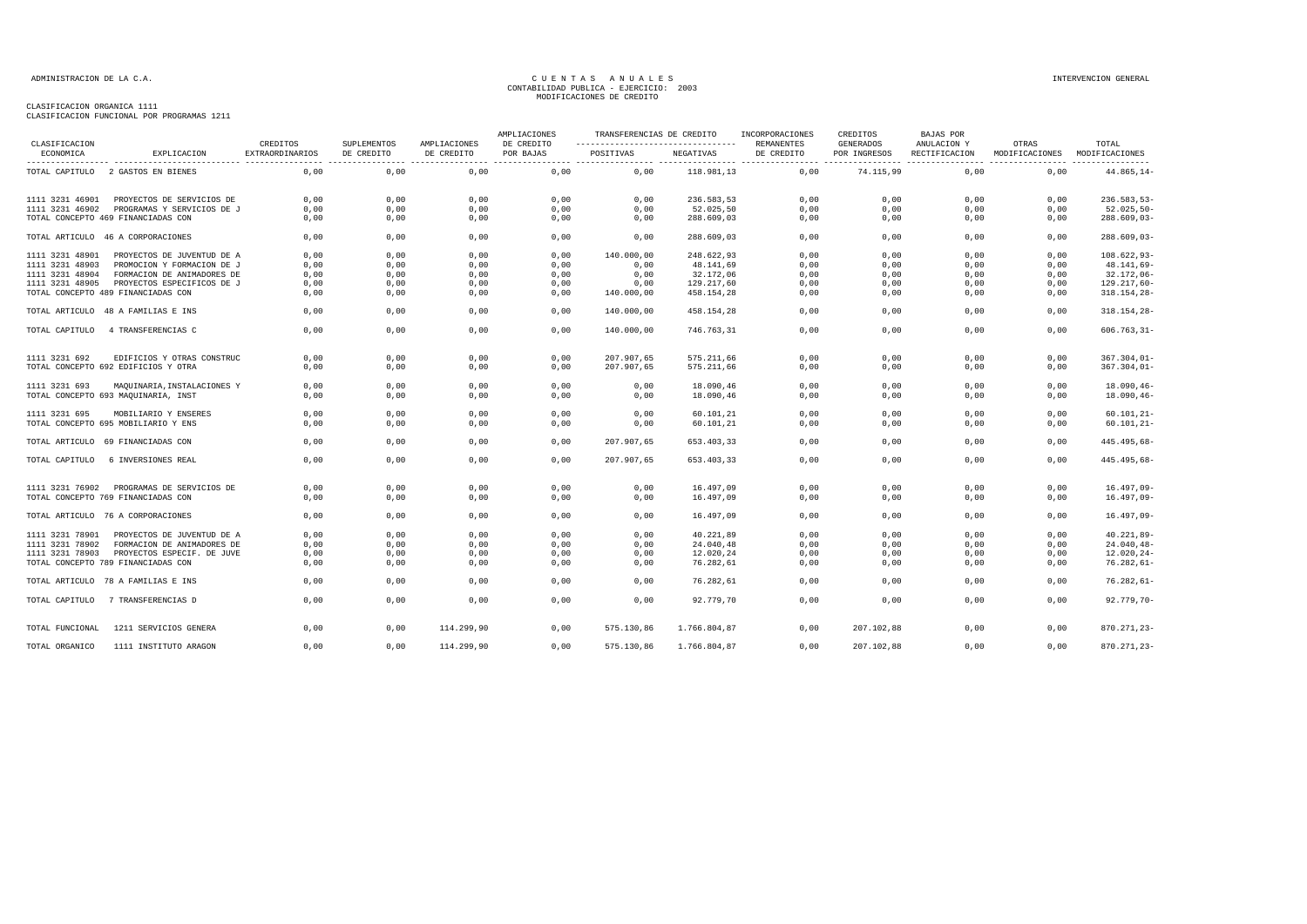ADMINISTRACION DE LA C.A.

CUENTAS ANUALES
CONTABILIDAD PUBLICA - EJERCICIO: 2003
MODIFICACIONES DE CREDITO

INTERVENCION GENERAL

CLASIFICACION ORGANICA 1111
CLASIFICACION FUNCIONAL POR PROGRAMAS 1211

| CLASIFICACION ECONOMICA | EXPLICACION | CREDITOS EXTRAORDINARIOS | SUPLEMENTOS DE CREDITO | AMPLIACIONES DE CREDITO | AMPLIACIONES DE CREDITO POR BAJAS | TRANSFERENCIAS DE CREDITO POSITIVAS | TRANSFERENCIAS DE CREDITO NEGATIVAS | INCORPORACIONES REMANENTES DE CREDITO | CREDITOS GENERADOS POR INGRESOS | BAJAS POR ANULACION Y RECTIFICACION | OTRAS MODIFICACIONES | TOTAL MODIFICACIONES |
|---|---|---|---|---|---|---|---|---|---|---|---|---|
| TOTAL CAPITULO | 2 GASTOS EN BIENES | 0,00 | 0,00 | 0,00 | 0,00 | 0,00 | 118.981,13 | 0,00 | 74.115,99 | 0,00 | 0,00 | 44.865,14- |
| 1111 3231 46901 | PROYECTOS DE SERVICIOS DE | 0,00 | 0,00 | 0,00 | 0,00 | 0,00 | 236.583,53 | 0,00 | 0,00 | 0,00 | 0,00 | 236.583,53- |
| 1111 3231 46902 | PROGRAMAS Y SERVICIOS DE J | 0,00 | 0,00 | 0,00 | 0,00 | 0,00 | 52.025,50 | 0,00 | 0,00 | 0,00 | 0,00 | 52.025,50- |
| TOTAL CONCEPTO 469 FINANCIADAS CON | | 0,00 | 0,00 | 0,00 | 0,00 | 0,00 | 288.609,03 | 0,00 | 0,00 | 0,00 | 0,00 | 288.609,03- |
| TOTAL ARTICULO 46 A CORPORACIONES | | 0,00 | 0,00 | 0,00 | 0,00 | 0,00 | 288.609,03 | 0,00 | 0,00 | 0,00 | 0,00 | 288.609,03- |
| 1111 3231 48901 | PROYECTOS DE JUVENTUD DE A | 0,00 | 0,00 | 0,00 | 0,00 | 140.000,00 | 248.622,93 | 0,00 | 0,00 | 0,00 | 0,00 | 108.622,93- |
| 1111 3231 48903 | PROMOCION Y FORMACION DE J | 0,00 | 0,00 | 0,00 | 0,00 | 0,00 | 48.141,69 | 0,00 | 0,00 | 0,00 | 0,00 | 48.141,69- |
| 1111 3231 48904 | FORMACION DE ANIMADORES DE | 0,00 | 0,00 | 0,00 | 0,00 | 0,00 | 32.172,06 | 0,00 | 0,00 | 0,00 | 0,00 | 32.172,06- |
| 1111 3231 48905 | PROYECTOS ESPECIFICOS DE J | 0,00 | 0,00 | 0,00 | 0,00 | 0,00 | 129.217,60 | 0,00 | 0,00 | 0,00 | 0,00 | 129.217,60- |
| TOTAL CONCEPTO 489 FINANCIADAS CON | | 0,00 | 0,00 | 0,00 | 0,00 | 140.000,00 | 458.154,28 | 0,00 | 0,00 | 0,00 | 0,00 | 318.154,28- |
| TOTAL ARTICULO 48 A FAMILIAS E INS | | 0,00 | 0,00 | 0,00 | 0,00 | 140.000,00 | 458.154,28 | 0,00 | 0,00 | 0,00 | 0,00 | 318.154,28- |
| TOTAL CAPITULO | 4 TRANSFERENCIAS C | 0,00 | 0,00 | 0,00 | 0,00 | 140.000,00 | 746.763,31 | 0,00 | 0,00 | 0,00 | 0,00 | 606.763,31- |
| 1111 3231 692 | EDIFICIOS Y OTRAS CONSTRUC | 0,00 | 0,00 | 0,00 | 0,00 | 207.907,65 | 575.211,66 | 0,00 | 0,00 | 0,00 | 0,00 | 367.304,01- |
| TOTAL CONCEPTO 692 EDIFICIOS Y OTRA | | 0,00 | 0,00 | 0,00 | 0,00 | 207.907,65 | 575.211,66 | 0,00 | 0,00 | 0,00 | 0,00 | 367.304,01- |
| 1111 3231 693 | MAQUINARIA,INSTALACIONES Y | 0,00 | 0,00 | 0,00 | 0,00 | 0,00 | 18.090,46 | 0,00 | 0,00 | 0,00 | 0,00 | 18.090,46- |
| TOTAL CONCEPTO 693 MAQUINARIA, INST | | 0,00 | 0,00 | 0,00 | 0,00 | 0,00 | 18.090,46 | 0,00 | 0,00 | 0,00 | 0,00 | 18.090,46- |
| 1111 3231 695 | MOBILIARIO Y ENSERES | 0,00 | 0,00 | 0,00 | 0,00 | 0,00 | 60.101,21 | 0,00 | 0,00 | 0,00 | 0,00 | 60.101,21- |
| TOTAL CONCEPTO 695 MOBILIARIO Y ENS | | 0,00 | 0,00 | 0,00 | 0,00 | 0,00 | 60.101,21 | 0,00 | 0,00 | 0,00 | 0,00 | 60.101,21- |
| TOTAL ARTICULO 69 FINANCIADAS CON | | 0,00 | 0,00 | 0,00 | 0,00 | 207.907,65 | 653.403,33 | 0,00 | 0,00 | 0,00 | 0,00 | 445.495,68- |
| TOTAL CAPITULO | 6 INVERSIONES REAL | 0,00 | 0,00 | 0,00 | 0,00 | 207.907,65 | 653.403,33 | 0,00 | 0,00 | 0,00 | 0,00 | 445.495,68- |
| 1111 3231 76902 | PROGRAMAS DE SERVICIOS DE | 0,00 | 0,00 | 0,00 | 0,00 | 0,00 | 16.497,09 | 0,00 | 0,00 | 0,00 | 0,00 | 16.497,09- |
| TOTAL CONCEPTO 769 FINANCIADAS CON | | 0,00 | 0,00 | 0,00 | 0,00 | 0,00 | 16.497,09 | 0,00 | 0,00 | 0,00 | 0,00 | 16.497,09- |
| TOTAL ARTICULO 76 A CORPORACIONES | | 0,00 | 0,00 | 0,00 | 0,00 | 0,00 | 16.497,09 | 0,00 | 0,00 | 0,00 | 0,00 | 16.497,09- |
| 1111 3231 78901 | PROYECTOS DE JUVENTUD DE A | 0,00 | 0,00 | 0,00 | 0,00 | 0,00 | 40.221,89 | 0,00 | 0,00 | 0,00 | 0,00 | 40.221,89- |
| 1111 3231 78902 | FORMACION DE ANIMADORES DE | 0,00 | 0,00 | 0,00 | 0,00 | 0,00 | 24.040,48 | 0,00 | 0,00 | 0,00 | 0,00 | 24.040,48- |
| 1111 3231 78903 | PROYECTOS ESPECIF. DE JUVE | 0,00 | 0,00 | 0,00 | 0,00 | 0,00 | 12.020,24 | 0,00 | 0,00 | 0,00 | 0,00 | 12.020,24- |
| TOTAL CONCEPTO 789 FINANCIADAS CON | | 0,00 | 0,00 | 0,00 | 0,00 | 0,00 | 76.282,61 | 0,00 | 0,00 | 0,00 | 0,00 | 76.282,61- |
| TOTAL ARTICULO 78 A FAMILIAS E INS | | 0,00 | 0,00 | 0,00 | 0,00 | 0,00 | 76.282,61 | 0,00 | 0,00 | 0,00 | 0,00 | 76.282,61- |
| TOTAL CAPITULO | 7 TRANSFERENCIAS D | 0,00 | 0,00 | 0,00 | 0,00 | 0,00 | 92.779,70 | 0,00 | 0,00 | 0,00 | 0,00 | 92.779,70- |
| TOTAL FUNCIONAL | 1211 SERVICIOS GENERA | 0,00 | 0,00 | 114.299,90 | 0,00 | 575.130,86 | 1.766.804,87 | 0,00 | 207.102,88 | 0,00 | 0,00 | 870.271,23- |
| TOTAL ORGANICO | 1111 INSTITUTO ARAGON | 0,00 | 0,00 | 114.299,90 | 0,00 | 575.130,86 | 1.766.804,87 | 0,00 | 207.102,88 | 0,00 | 0,00 | 870.271,23- |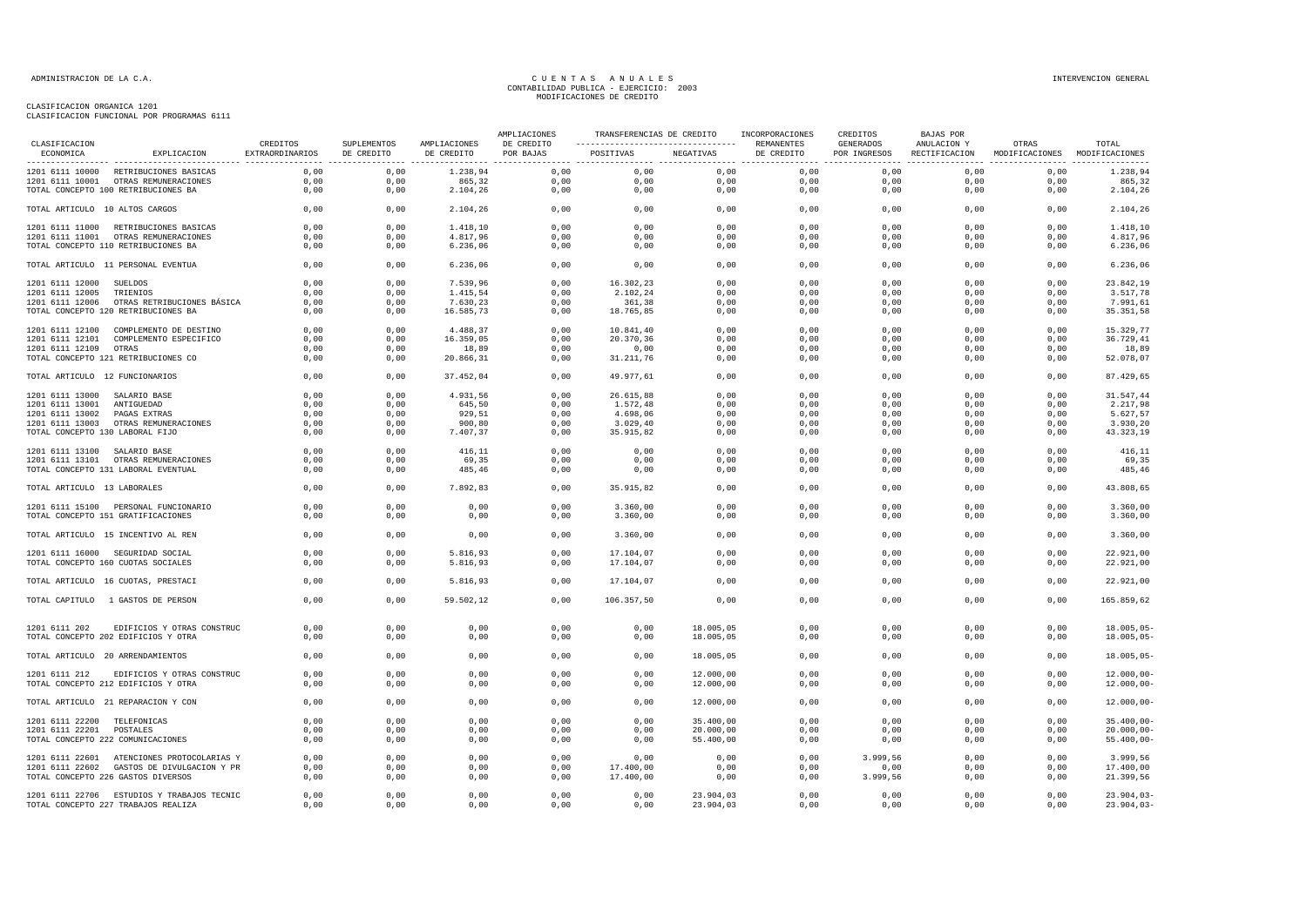ADMINISTRACION DE LA C.A.

# CUENTAS ANUALES
## CONTABILIDAD PUBLICA - EJERCICIO: 2003
## MODIFICACIONES DE CREDITO

INTERVENCION GENERAL

CLASIFICACION ORGANICA 1201
CLASIFICACION FUNCIONAL POR PROGRAMAS 6111

| CLASIFICACION ECONOMICA | EXPLICACION | CREDITOS EXTRAORDINARIOS | SUPLEMENTOS DE CREDITO | AMPLIACIONES DE CREDITO | AMPLIACIONES DE CREDITO POR BAJAS | TRANSFERENCIAS DE CREDITO POSITIVAS | TRANSFERENCIAS DE CREDITO NEGATIVAS | INCORPORACIONES REMANENTES DE CREDITO | CREDITOS GENERADOS POR INGRESOS | BAJAS POR ANULACION Y RECTIFICACION | OTRAS MODIFICACIONES | TOTAL MODIFICACIONES |
|---|---|---|---|---|---|---|---|---|---|---|---|---|
| 1201 6111 10000 | RETRIBUCIONES BASICAS | 0,00 | 0,00 | 1.238,94 | 0,00 | 0,00 | 0,00 | 0,00 | 0,00 | 0,00 | 0,00 | 1.238,94 |
| 1201 6111 10001 | OTRAS REMUNERACIONES | 0,00 | 0,00 | 865,32 | 0,00 | 0,00 | 0,00 | 0,00 | 0,00 | 0,00 | 0,00 | 865,32 |
| TOTAL CONCEPTO 100 RETRIBUCIONES BA | | 0,00 | 0,00 | 2.104,26 | 0,00 | 0,00 | 0,00 | 0,00 | 0,00 | 0,00 | 0,00 | 2.104,26 |
| TOTAL ARTICULO 10 ALTOS CARGOS | | 0,00 | 0,00 | 2.104,26 | 0,00 | 0,00 | 0,00 | 0,00 | 0,00 | 0,00 | 0,00 | 2.104,26 |
| 1201 6111 11000 | RETRIBUCIONES BASICAS | 0,00 | 0,00 | 1.418,10 | 0,00 | 0,00 | 0,00 | 0,00 | 0,00 | 0,00 | 0,00 | 1.418,10 |
| 1201 6111 11001 | OTRAS REMUNERACIONES | 0,00 | 0,00 | 4.817,96 | 0,00 | 0,00 | 0,00 | 0,00 | 0,00 | 0,00 | 0,00 | 4.817,96 |
| TOTAL CONCEPTO 110 RETRIBUCIONES BA | | 0,00 | 0,00 | 6.236,06 | 0,00 | 0,00 | 0,00 | 0,00 | 0,00 | 0,00 | 0,00 | 6.236,06 |
| TOTAL ARTICULO 11 PERSONAL EVENTUA | | 0,00 | 0,00 | 6.236,06 | 0,00 | 0,00 | 0,00 | 0,00 | 0,00 | 0,00 | 0,00 | 6.236,06 |
| 1201 6111 12000 | SUELDOS | 0,00 | 0,00 | 7.539,96 | 0,00 | 16.302,23 | 0,00 | 0,00 | 0,00 | 0,00 | 0,00 | 23.842,19 |
| 1201 6111 12005 | TRIENIOS | 0,00 | 0,00 | 1.415,54 | 0,00 | 2.102,24 | 0,00 | 0,00 | 0,00 | 0,00 | 0,00 | 3.517,78 |
| 1201 6111 12006 | OTRAS RETRIBUCIONES BÁSICA | 0,00 | 0,00 | 7.630,23 | 0,00 | 361,38 | 0,00 | 0,00 | 0,00 | 0,00 | 0,00 | 7.991,61 |
| TOTAL CONCEPTO 120 RETRIBUCIONES BA | | 0,00 | 0,00 | 16.585,73 | 0,00 | 18.765,85 | 0,00 | 0,00 | 0,00 | 0,00 | 0,00 | 35.351,58 |
| 1201 6111 12100 | COMPLEMENTO DE DESTINO | 0,00 | 0,00 | 4.488,37 | 0,00 | 10.841,40 | 0,00 | 0,00 | 0,00 | 0,00 | 0,00 | 15.329,77 |
| 1201 6111 12101 | COMPLEMENTO ESPECIFICO | 0,00 | 0,00 | 16.359,05 | 0,00 | 20.370,36 | 0,00 | 0,00 | 0,00 | 0,00 | 0,00 | 36.729,41 |
| 1201 6111 12109 | OTRAS | 0,00 | 0,00 | 18,89 | 0,00 | 0,00 | 0,00 | 0,00 | 0,00 | 0,00 | 0,00 | 18,89 |
| TOTAL CONCEPTO 121 RETRIBUCIONES CO | | 0,00 | 0,00 | 20.866,31 | 0,00 | 31.211,76 | 0,00 | 0,00 | 0,00 | 0,00 | 0,00 | 52.078,07 |
| TOTAL ARTICULO 12 FUNCIONARIOS | | 0,00 | 0,00 | 37.452,04 | 0,00 | 49.977,61 | 0,00 | 0,00 | 0,00 | 0,00 | 0,00 | 87.429,65 |
| 1201 6111 13000 | SALARIO BASE | 0,00 | 0,00 | 4.931,56 | 0,00 | 26.615,88 | 0,00 | 0,00 | 0,00 | 0,00 | 0,00 | 31.547,44 |
| 1201 6111 13001 | ANTIGUEDAD | 0,00 | 0,00 | 645,50 | 0,00 | 1.572,48 | 0,00 | 0,00 | 0,00 | 0,00 | 0,00 | 2.217,98 |
| 1201 6111 13002 | PAGAS EXTRAS | 0,00 | 0,00 | 929,51 | 0,00 | 4.698,06 | 0,00 | 0,00 | 0,00 | 0,00 | 0,00 | 5.627,57 |
| 1201 6111 13003 | OTRAS REMUNERACIONES | 0,00 | 0,00 | 900,80 | 0,00 | 3.029,40 | 0,00 | 0,00 | 0,00 | 0,00 | 0,00 | 3.930,20 |
| TOTAL CONCEPTO 130 LABORAL FIJO | | 0,00 | 0,00 | 7.407,37 | 0,00 | 35.915,82 | 0,00 | 0,00 | 0,00 | 0,00 | 0,00 | 43.323,19 |
| 1201 6111 13100 | SALARIO BASE | 0,00 | 0,00 | 416,11 | 0,00 | 0,00 | 0,00 | 0,00 | 0,00 | 0,00 | 0,00 | 416,11 |
| 1201 6111 13101 | OTRAS REMUNERACIONES | 0,00 | 0,00 | 69,35 | 0,00 | 0,00 | 0,00 | 0,00 | 0,00 | 0,00 | 0,00 | 69,35 |
| TOTAL CONCEPTO 131 LABORAL EVENTUAL | | 0,00 | 0,00 | 485,46 | 0,00 | 0,00 | 0,00 | 0,00 | 0,00 | 0,00 | 0,00 | 485,46 |
| TOTAL ARTICULO 13 LABORALES | | 0,00 | 0,00 | 7.892,83 | 0,00 | 35.915,82 | 0,00 | 0,00 | 0,00 | 0,00 | 0,00 | 43.808,65 |
| 1201 6111 15100 | PERSONAL FUNCIONARIO | 0,00 | 0,00 | 0,00 | 0,00 | 3.360,00 | 0,00 | 0,00 | 0,00 | 0,00 | 0,00 | 3.360,00 |
| TOTAL CONCEPTO 151 GRATIFICACIONES | | 0,00 | 0,00 | 0,00 | 0,00 | 3.360,00 | 0,00 | 0,00 | 0,00 | 0,00 | 0,00 | 3.360,00 |
| TOTAL ARTICULO 15 INCENTIVO AL REN | | 0,00 | 0,00 | 0,00 | 0,00 | 3.360,00 | 0,00 | 0,00 | 0,00 | 0,00 | 0,00 | 3.360,00 |
| 1201 6111 16000 | SEGURIDAD SOCIAL | 0,00 | 0,00 | 5.816,93 | 0,00 | 17.104,07 | 0,00 | 0,00 | 0,00 | 0,00 | 0,00 | 22.921,00 |
| TOTAL CONCEPTO 160 CUOTAS SOCIALES | | 0,00 | 0,00 | 5.816,93 | 0,00 | 17.104,07 | 0,00 | 0,00 | 0,00 | 0,00 | 0,00 | 22.921,00 |
| TOTAL ARTICULO 16 CUOTAS, PRESTACI | | 0,00 | 0,00 | 5.816,93 | 0,00 | 17.104,07 | 0,00 | 0,00 | 0,00 | 0,00 | 0,00 | 22.921,00 |
| TOTAL CAPITULO 1 GASTOS DE PERSON | | 0,00 | 0,00 | 59.502,12 | 0,00 | 106.357,50 | 0,00 | 0,00 | 0,00 | 0,00 | 0,00 | 165.859,62 |
| 1201 6111 202 | EDIFICIOS Y OTRAS CONSTRUC | 0,00 | 0,00 | 0,00 | 0,00 | 0,00 | 18.005,05 | 0,00 | 0,00 | 0,00 | 0,00 | 18.005,05- |
| TOTAL CONCEPTO 202 EDIFICIOS Y OTRA | | 0,00 | 0,00 | 0,00 | 0,00 | 0,00 | 18.005,05 | 0,00 | 0,00 | 0,00 | 0,00 | 18.005,05- |
| TOTAL ARTICULO 20 ARRENDAMIENTOS | | 0,00 | 0,00 | 0,00 | 0,00 | 0,00 | 18.005,05 | 0,00 | 0,00 | 0,00 | 0,00 | 18.005,05- |
| 1201 6111 212 | EDIFICIOS Y OTRAS CONSTRUC | 0,00 | 0,00 | 0,00 | 0,00 | 0,00 | 12.000,00 | 0,00 | 0,00 | 0,00 | 0,00 | 12.000,00- |
| TOTAL CONCEPTO 212 EDIFICIOS Y OTRA | | 0,00 | 0,00 | 0,00 | 0,00 | 0,00 | 12.000,00 | 0,00 | 0,00 | 0,00 | 0,00 | 12.000,00- |
| TOTAL ARTICULO 21 REPARACION Y CON | | 0,00 | 0,00 | 0,00 | 0,00 | 0,00 | 12.000,00 | 0,00 | 0,00 | 0,00 | 0,00 | 12.000,00- |
| 1201 6111 22200 | TELEFONICAS | 0,00 | 0,00 | 0,00 | 0,00 | 0,00 | 35.400,00 | 0,00 | 0,00 | 0,00 | 0,00 | 35.400,00- |
| 1201 6111 22201 | POSTALES | 0,00 | 0,00 | 0,00 | 0,00 | 0,00 | 20.000,00 | 0,00 | 0,00 | 0,00 | 0,00 | 20.000,00- |
| TOTAL CONCEPTO 222 COMUNICACIONES | | 0,00 | 0,00 | 0,00 | 0,00 | 0,00 | 55.400,00 | 0,00 | 0,00 | 0,00 | 0,00 | 55.400,00- |
| 1201 6111 22601 | ATENCIONES PROTOCOLARIAS Y | 0,00 | 0,00 | 0,00 | 0,00 | 0,00 | 0,00 | 0,00 | 3.999,56 | 0,00 | 0,00 | 3.999,56 |
| 1201 6111 22602 | GASTOS DE DIVULGACION Y PR | 0,00 | 0,00 | 0,00 | 0,00 | 17.400,00 | 0,00 | 0,00 | 0,00 | 0,00 | 0,00 | 17.400,00 |
| TOTAL CONCEPTO 226 GASTOS DIVERSOS | | 0,00 | 0,00 | 0,00 | 0,00 | 17.400,00 | 0,00 | 0,00 | 3.999,56 | 0,00 | 0,00 | 21.399,56 |
| 1201 6111 22706 | ESTUDIOS Y TRABAJOS TECNIC | 0,00 | 0,00 | 0,00 | 0,00 | 0,00 | 23.904,03 | 0,00 | 0,00 | 0,00 | 0,00 | 23.904,03- |
| TOTAL CONCEPTO 227 TRABAJOS REALIZA | | 0,00 | 0,00 | 0,00 | 0,00 | 0,00 | 23.904,03 | 0,00 | 0,00 | 0,00 | 0,00 | 23.904,03- |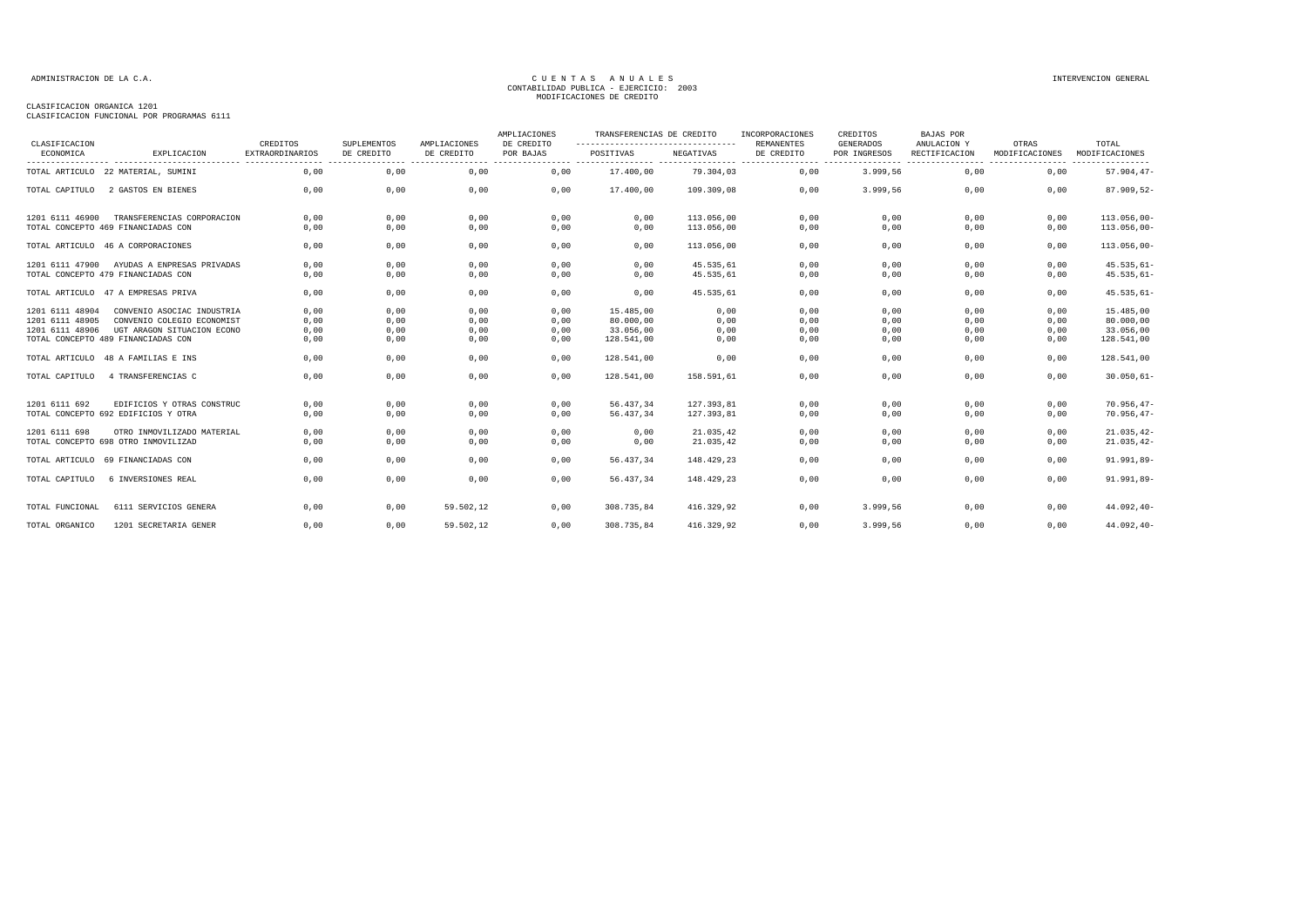ADMINISTRACION DE LA C.A.

INTERVENCION GENERAL

# CUENTAS ANUALES
## CONTABILIDAD PUBLICA - EJERCICIO: 2003
## MODIFICACIONES DE CREDITO

CLASIFICACION ORGANICA 1201
CLASIFICACION FUNCIONAL POR PROGRAMAS 6111

| CLASIFICACION ECONOMICA | EXPLICACION | CREDITOS EXTRAORDINARIOS | SUPLEMENTOS DE CREDITO | AMPLIACIONES DE CREDITO | AMPLIACIONES DE CREDITO POR BAJAS | TRANSFERENCIAS DE CREDITO POSITIVAS | TRANSFERENCIAS DE CREDITO NEGATIVAS | INCORPORACIONES REMANENTES DE CREDITO | CREDITOS GENERADOS POR INGRESOS | BAJAS POR ANULACION Y RECTIFICACION | OTRAS MODIFICACIONES | TOTAL MODIFICACIONES |
|---|---|---|---|---|---|---|---|---|---|---|---|---|
| TOTAL ARTICULO | 22 MATERIAL, SUMINI | 0,00 | 0,00 | 0,00 | 0,00 | 17.400,00 | 79.304,03 | 0,00 | 3.999,56 | 0,00 | 0,00 | 57.904,47- |
| TOTAL CAPITULO | 2 GASTOS EN BIENES | 0,00 | 0,00 | 0,00 | 0,00 | 17.400,00 | 109.309,08 | 0,00 | 3.999,56 | 0,00 | 0,00 | 87.909,52- |
| 1201 6111 46900 | TRANSFERENCIAS CORPORACION | 0,00 | 0,00 | 0,00 | 0,00 | 0,00 | 113.056,00 | 0,00 | 0,00 | 0,00 | 0,00 | 113.056,00- |
| TOTAL CONCEPTO 469 FINANCIADAS CON | | 0,00 | 0,00 | 0,00 | 0,00 | 0,00 | 113.056,00 | 0,00 | 0,00 | 0,00 | 0,00 | 113.056,00- |
| TOTAL ARTICULO | 46 A CORPORACIONES | 0,00 | 0,00 | 0,00 | 0,00 | 0,00 | 113.056,00 | 0,00 | 0,00 | 0,00 | 0,00 | 113.056,00- |
| 1201 6111 47900 | AYUDAS A ENPRESAS PRIVADAS | 0,00 | 0,00 | 0,00 | 0,00 | 0,00 | 45.535,61 | 0,00 | 0,00 | 0,00 | 0,00 | 45.535,61- |
| TOTAL CONCEPTO 479 FINANCIADAS CON | | 0,00 | 0,00 | 0,00 | 0,00 | 0,00 | 45.535,61 | 0,00 | 0,00 | 0,00 | 0,00 | 45.535,61- |
| TOTAL ARTICULO | 47 A EMPRESAS PRIVA | 0,00 | 0,00 | 0,00 | 0,00 | 0,00 | 45.535,61 | 0,00 | 0,00 | 0,00 | 0,00 | 45.535,61- |
| 1201 6111 48904 | CONVENIO ASOCIAC INDUSTRIA | 0,00 | 0,00 | 0,00 | 0,00 | 15.485,00 | 0,00 | 0,00 | 0,00 | 0,00 | 0,00 | 15.485,00 |
| 1201 6111 48905 | CONVENIO COLEGIO ECONOMIST | 0,00 | 0,00 | 0,00 | 0,00 | 80.000,00 | 0,00 | 0,00 | 0,00 | 0,00 | 0,00 | 80.000,00 |
| 1201 6111 48906 | UGT ARAGON SITUACION ECONO | 0,00 | 0,00 | 0,00 | 0,00 | 33.056,00 | 0,00 | 0,00 | 0,00 | 0,00 | 0,00 | 33.056,00 |
| TOTAL CONCEPTO 489 FINANCIADAS CON | | 0,00 | 0,00 | 0,00 | 0,00 | 128.541,00 | 0,00 | 0,00 | 0,00 | 0,00 | 0,00 | 128.541,00 |
| TOTAL ARTICULO | 48 A FAMILIAS E INS | 0,00 | 0,00 | 0,00 | 0,00 | 128.541,00 | 0,00 | 0,00 | 0,00 | 0,00 | 0,00 | 128.541,00 |
| TOTAL CAPITULO | 4 TRANSFERENCIAS C | 0,00 | 0,00 | 0,00 | 0,00 | 128.541,00 | 158.591,61 | 0,00 | 0,00 | 0,00 | 0,00 | 30.050,61- |
| 1201 6111 692 | EDIFICIOS Y OTRAS CONSTRUC | 0,00 | 0,00 | 0,00 | 0,00 | 56.437,34 | 127.393,81 | 0,00 | 0,00 | 0,00 | 0,00 | 70.956,47- |
| TOTAL CONCEPTO 692 EDIFICIOS Y OTRA | | 0,00 | 0,00 | 0,00 | 0,00 | 56.437,34 | 127.393,81 | 0,00 | 0,00 | 0,00 | 0,00 | 70.956,47- |
| 1201 6111 698 | OTRO INMOVILIZADO MATERIAL | 0,00 | 0,00 | 0,00 | 0,00 | 0,00 | 21.035,42 | 0,00 | 0,00 | 0,00 | 0,00 | 21.035,42- |
| TOTAL CONCEPTO 698 OTRO INMOVILIZAD | | 0,00 | 0,00 | 0,00 | 0,00 | 0,00 | 21.035,42 | 0,00 | 0,00 | 0,00 | 0,00 | 21.035,42- |
| TOTAL ARTICULO | 69 FINANCIADAS CON | 0,00 | 0,00 | 0,00 | 0,00 | 56.437,34 | 148.429,23 | 0,00 | 0,00 | 0,00 | 0,00 | 91.991,89- |
| TOTAL CAPITULO | 6 INVERSIONES REAL | 0,00 | 0,00 | 0,00 | 0,00 | 56.437,34 | 148.429,23 | 0,00 | 0,00 | 0,00 | 0,00 | 91.991,89- |
| TOTAL FUNCIONAL | 6111 SERVICIOS GENERA | 0,00 | 0,00 | 59.502,12 | 0,00 | 308.735,84 | 416.329,92 | 0,00 | 3.999,56 | 0,00 | 0,00 | 44.092,40- |
| TOTAL ORGANICO | 1201 SECRETARIA GENER | 0,00 | 0,00 | 59.502,12 | 0,00 | 308.735,84 | 416.329,92 | 0,00 | 3.999,56 | 0,00 | 0,00 | 44.092,40- |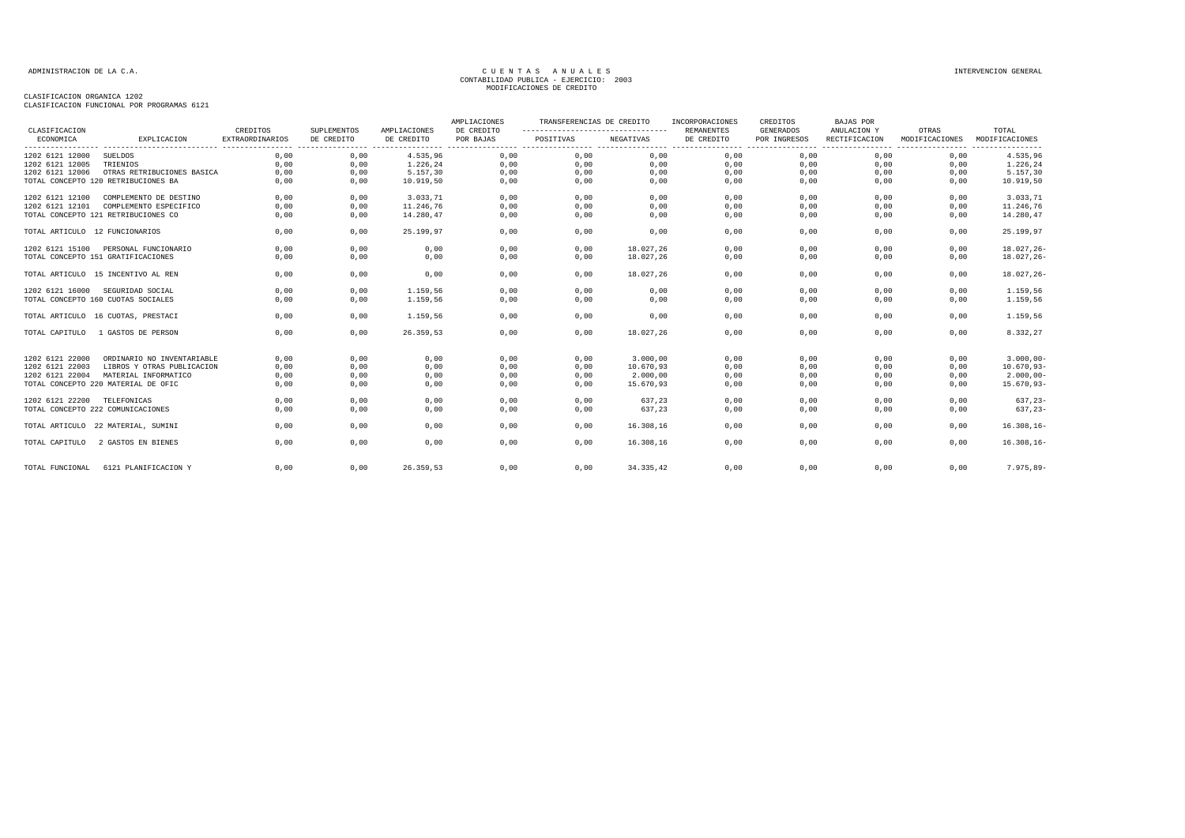ADMINISTRACION DE LA C.A.

CUENTAS ANUALES
CONTABILIDAD PUBLICA - EJERCICIO: 2003
MODIFICACIONES DE CREDITO

INTERVENCION GENERAL

CLASIFICACION ORGANICA 1202
CLASIFICACION FUNCIONAL POR PROGRAMAS 6121

| CLASIFICACION ECONOMICA | EXPLICACION | CREDITOS EXTRAORDINARIOS | SUPLEMENTOS DE CREDITO | AMPLIACIONES DE CREDITO | AMPLIACIONES DE CREDITO POR BAJAS | TRANSFERENCIAS DE CREDITO POSITIVAS | TRANSFERENCIAS DE CREDITO NEGATIVAS | INCORPORACIONES REMANENTES DE CREDITO | CREDITOS GENERADOS POR INGRESOS | BAJAS POR ANULACION Y RECTIFICACION | OTRAS MODIFICACIONES | TOTAL MODIFICACIONES |
|---|---|---|---|---|---|---|---|---|---|---|---|---|
| 1202 6121 12000 | SUELDOS | 0,00 | 0,00 | 4.535,96 | 0,00 | 0,00 | 0,00 | 0,00 | 0,00 | 0,00 | 0,00 | 4.535,96 |
| 1202 6121 12005 | TRIENIOS | 0,00 | 0,00 | 1.226,24 | 0,00 | 0,00 | 0,00 | 0,00 | 0,00 | 0,00 | 0,00 | 1.226,24 |
| 1202 6121 12006 | OTRAS RETRIBUCIONES BASICA | 0,00 | 0,00 | 5.157,30 | 0,00 | 0,00 | 0,00 | 0,00 | 0,00 | 0,00 | 0,00 | 5.157,30 |
| TOTAL CONCEPTO 120 RETRIBUCIONES BA | | 0,00 | 0,00 | 10.919,50 | 0,00 | 0,00 | 0,00 | 0,00 | 0,00 | 0,00 | 0,00 | 10.919,50 |
| 1202 6121 12100 | COMPLEMENTO DE DESTINO | 0,00 | 0,00 | 3.033,71 | 0,00 | 0,00 | 0,00 | 0,00 | 0,00 | 0,00 | 0,00 | 3.033,71 |
| 1202 6121 12101 | COMPLEMENTO ESPECIFICO | 0,00 | 0,00 | 11.246,76 | 0,00 | 0,00 | 0,00 | 0,00 | 0,00 | 0,00 | 0,00 | 11.246,76 |
| TOTAL CONCEPTO 121 RETRIBUCIONES CO | | 0,00 | 0,00 | 14.280,47 | 0,00 | 0,00 | 0,00 | 0,00 | 0,00 | 0,00 | 0,00 | 14.280,47 |
| TOTAL ARTICULO 12 FUNCIONARIOS | | 0,00 | 0,00 | 25.199,97 | 0,00 | 0,00 | 0,00 | 0,00 | 0,00 | 0,00 | 0,00 | 25.199,97 |
| 1202 6121 15100 | PERSONAL FUNCIONARIO | 0,00 | 0,00 | 0,00 | 0,00 | 0,00 | 18.027,26 | 0,00 | 0,00 | 0,00 | 0,00 | 18.027,26- |
| TOTAL CONCEPTO 151 GRATIFICACIONES | | 0,00 | 0,00 | 0,00 | 0,00 | 0,00 | 18.027,26 | 0,00 | 0,00 | 0,00 | 0,00 | 18.027,26- |
| TOTAL ARTICULO 15 INCENTIVO AL REN | | 0,00 | 0,00 | 0,00 | 0,00 | 0,00 | 18.027,26 | 0,00 | 0,00 | 0,00 | 0,00 | 18.027,26- |
| 1202 6121 16000 | SEGURIDAD SOCIAL | 0,00 | 0,00 | 1.159,56 | 0,00 | 0,00 | 0,00 | 0,00 | 0,00 | 0,00 | 0,00 | 1.159,56 |
| TOTAL CONCEPTO 160 CUOTAS SOCIALES | | 0,00 | 0,00 | 1.159,56 | 0,00 | 0,00 | 0,00 | 0,00 | 0,00 | 0,00 | 0,00 | 1.159,56 |
| TOTAL ARTICULO 16 CUOTAS, PRESTACI | | 0,00 | 0,00 | 1.159,56 | 0,00 | 0,00 | 0,00 | 0,00 | 0,00 | 0,00 | 0,00 | 1.159,56 |
| TOTAL CAPITULO 1 GASTOS DE PERSON | | 0,00 | 0,00 | 26.359,53 | 0,00 | 0,00 | 18.027,26 | 0,00 | 0,00 | 0,00 | 0,00 | 8.332,27 |
| 1202 6121 22000 | ORDINARIO NO INVENTARIABLE | 0,00 | 0,00 | 0,00 | 0,00 | 0,00 | 3.000,00 | 0,00 | 0,00 | 0,00 | 0,00 | 3.000,00- |
| 1202 6121 22003 | LIBROS Y OTRAS PUBLICACION | 0,00 | 0,00 | 0,00 | 0,00 | 0,00 | 10.670,93 | 0,00 | 0,00 | 0,00 | 0,00 | 10.670,93- |
| 1202 6121 22004 | MATERIAL INFORMATICO | 0,00 | 0,00 | 0,00 | 0,00 | 0,00 | 2.000,00 | 0,00 | 0,00 | 0,00 | 0,00 | 2.000,00- |
| TOTAL CONCEPTO 220 MATERIAL DE OFIC | | 0,00 | 0,00 | 0,00 | 0,00 | 0,00 | 15.670,93 | 0,00 | 0,00 | 0,00 | 0,00 | 15.670,93- |
| 1202 6121 22200 | TELEFONICAS | 0,00 | 0,00 | 0,00 | 0,00 | 0,00 | 637,23 | 0,00 | 0,00 | 0,00 | 0,00 | 637,23- |
| TOTAL CONCEPTO 222 COMUNICACIONES | | 0,00 | 0,00 | 0,00 | 0,00 | 0,00 | 637,23 | 0,00 | 0,00 | 0,00 | 0,00 | 637,23- |
| TOTAL ARTICULO 22 MATERIAL, SUMINI | | 0,00 | 0,00 | 0,00 | 0,00 | 0,00 | 16.308,16 | 0,00 | 0,00 | 0,00 | 0,00 | 16.308,16- |
| TOTAL CAPITULO 2 GASTOS EN BIENES | | 0,00 | 0,00 | 0,00 | 0,00 | 0,00 | 16.308,16 | 0,00 | 0,00 | 0,00 | 0,00 | 16.308,16- |
| TOTAL FUNCIONAL 6121 PLANIFICACION Y | | 0,00 | 0,00 | 26.359,53 | 0,00 | 0,00 | 34.335,42 | 0,00 | 0,00 | 0,00 | 0,00 | 7.975,89- |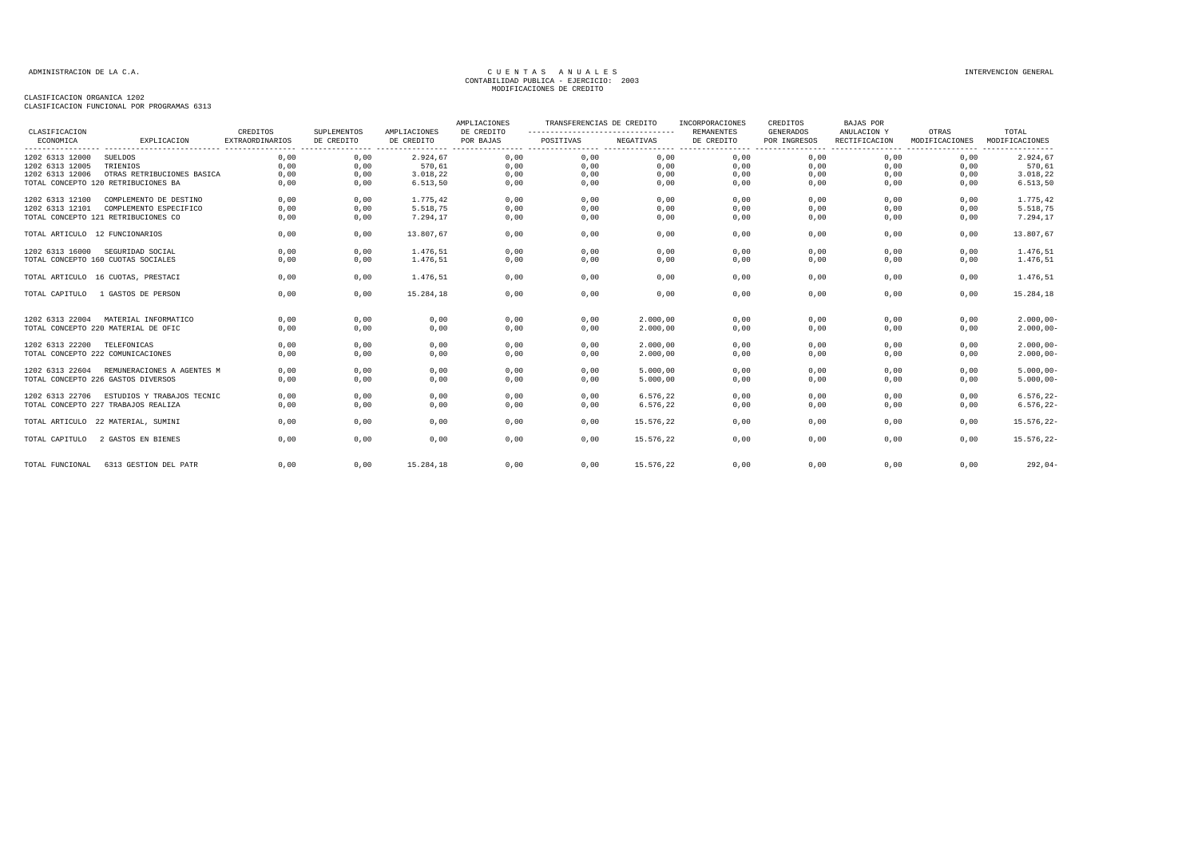ADMINISTRACION DE LA C.A.

# CUENTAS ANUALES
CONTABILIDAD PUBLICA - EJERCICIO: 2003
MODIFICACIONES DE CREDITO

INTERVENCION GENERAL

CLASIFICACION ORGANICA 1202
CLASIFICACION FUNCIONAL POR PROGRAMAS 6313

| CLASIFICACION ECONOMICA | EXPLICACION | CREDITOS EXTRAORDINARIOS | SUPLEMENTOS DE CREDITO | AMPLIACIONES DE CREDITO | AMPLIACIONES DE CREDITO POR BAJAS | TRANSFERENCIAS DE CREDITO POSITIVAS | TRANSFERENCIAS DE CREDITO NEGATIVAS | INCORPORACIONES REMANENTES DE CREDITO | CREDITOS GENERADOS POR INGRESOS | BAJAS POR ANULACION Y RECTIFICACION | OTRAS MODIFICACIONES | TOTAL MODIFICACIONES |
|---|---|---|---|---|---|---|---|---|---|---|---|---|
| 1202 6313 12000 | SUELDOS | 0,00 | 0,00 | 2.924,67 | 0,00 | 0,00 | 0,00 | 0,00 | 0,00 | 0,00 | 0,00 | 2.924,67 |
| 1202 6313 12005 | TRIENIOS | 0,00 | 0,00 | 570,61 | 0,00 | 0,00 | 0,00 | 0,00 | 0,00 | 0,00 | 0,00 | 570,61 |
| 1202 6313 12006 | OTRAS RETRIBUCIONES BASICA | 0,00 | 0,00 | 3.018,22 | 0,00 | 0,00 | 0,00 | 0,00 | 0,00 | 0,00 | 0,00 | 3.018,22 |
| TOTAL CONCEPTO 120 RETRIBUCIONES BA | | 0,00 | 0,00 | 6.513,50 | 0,00 | 0,00 | 0,00 | 0,00 | 0,00 | 0,00 | 0,00 | 6.513,50 |
| 1202 6313 12100 | COMPLEMENTO DE DESTINO | 0,00 | 0,00 | 1.775,42 | 0,00 | 0,00 | 0,00 | 0,00 | 0,00 | 0,00 | 0,00 | 1.775,42 |
| 1202 6313 12101 | COMPLEMENTO ESPECIFICO | 0,00 | 0,00 | 5.518,75 | 0,00 | 0,00 | 0,00 | 0,00 | 0,00 | 0,00 | 0,00 | 5.518,75 |
| TOTAL CONCEPTO 121 RETRIBUCIONES CO | | 0,00 | 0,00 | 7.294,17 | 0,00 | 0,00 | 0,00 | 0,00 | 0,00 | 0,00 | 0,00 | 7.294,17 |
| TOTAL ARTICULO 12 FUNCIONARIOS | | 0,00 | 0,00 | 13.807,67 | 0,00 | 0,00 | 0,00 | 0,00 | 0,00 | 0,00 | 0,00 | 13.807,67 |
| 1202 6313 16000 | SEGURIDAD SOCIAL | 0,00 | 0,00 | 1.476,51 | 0,00 | 0,00 | 0,00 | 0,00 | 0,00 | 0,00 | 0,00 | 1.476,51 |
| TOTAL CONCEPTO 160 CUOTAS SOCIALES | | 0,00 | 0,00 | 1.476,51 | 0,00 | 0,00 | 0,00 | 0,00 | 0,00 | 0,00 | 0,00 | 1.476,51 |
| TOTAL ARTICULO 16 CUOTAS, PRESTACI | | 0,00 | 0,00 | 1.476,51 | 0,00 | 0,00 | 0,00 | 0,00 | 0,00 | 0,00 | 0,00 | 1.476,51 |
| TOTAL CAPITULO 1 GASTOS DE PERSON | | 0,00 | 0,00 | 15.284,18 | 0,00 | 0,00 | 0,00 | 0,00 | 0,00 | 0,00 | 0,00 | 15.284,18 |
| 1202 6313 22004 | MATERIAL INFORMATICO | 0,00 | 0,00 | 0,00 | 0,00 | 0,00 | 2.000,00 | 0,00 | 0,00 | 0,00 | 0,00 | 2.000,00- |
| TOTAL CONCEPTO 220 MATERIAL DE OFIC | | 0,00 | 0,00 | 0,00 | 0,00 | 0,00 | 2.000,00 | 0,00 | 0,00 | 0,00 | 0,00 | 2.000,00- |
| 1202 6313 22200 | TELEFONICAS | 0,00 | 0,00 | 0,00 | 0,00 | 0,00 | 2.000,00 | 0,00 | 0,00 | 0,00 | 0,00 | 2.000,00- |
| TOTAL CONCEPTO 222 COMUNICACIONES | | 0,00 | 0,00 | 0,00 | 0,00 | 0,00 | 2.000,00 | 0,00 | 0,00 | 0,00 | 0,00 | 2.000,00- |
| 1202 6313 22604 | REMUNERACIONES A AGENTES M | 0,00 | 0,00 | 0,00 | 0,00 | 0,00 | 5.000,00 | 0,00 | 0,00 | 0,00 | 0,00 | 5.000,00- |
| TOTAL CONCEPTO 226 GASTOS DIVERSOS | | 0,00 | 0,00 | 0,00 | 0,00 | 0,00 | 5.000,00 | 0,00 | 0,00 | 0,00 | 0,00 | 5.000,00- |
| 1202 6313 22706 | ESTUDIOS Y TRABAJOS TECNIC | 0,00 | 0,00 | 0,00 | 0,00 | 0,00 | 6.576,22 | 0,00 | 0,00 | 0,00 | 0,00 | 6.576,22- |
| TOTAL CONCEPTO 227 TRABAJOS REALIZA | | 0,00 | 0,00 | 0,00 | 0,00 | 0,00 | 6.576,22 | 0,00 | 0,00 | 0,00 | 0,00 | 6.576,22- |
| TOTAL ARTICULO 22 MATERIAL, SUMINI | | 0,00 | 0,00 | 0,00 | 0,00 | 0,00 | 15.576,22 | 0,00 | 0,00 | 0,00 | 0,00 | 15.576,22- |
| TOTAL CAPITULO 2 GASTOS EN BIENES | | 0,00 | 0,00 | 0,00 | 0,00 | 0,00 | 15.576,22 | 0,00 | 0,00 | 0,00 | 0,00 | 15.576,22- |
| TOTAL FUNCIONAL 6313 GESTION DEL PATR | | 0,00 | 0,00 | 15.284,18 | 0,00 | 0,00 | 15.576,22 | 0,00 | 0,00 | 0,00 | 0,00 | 292,04- |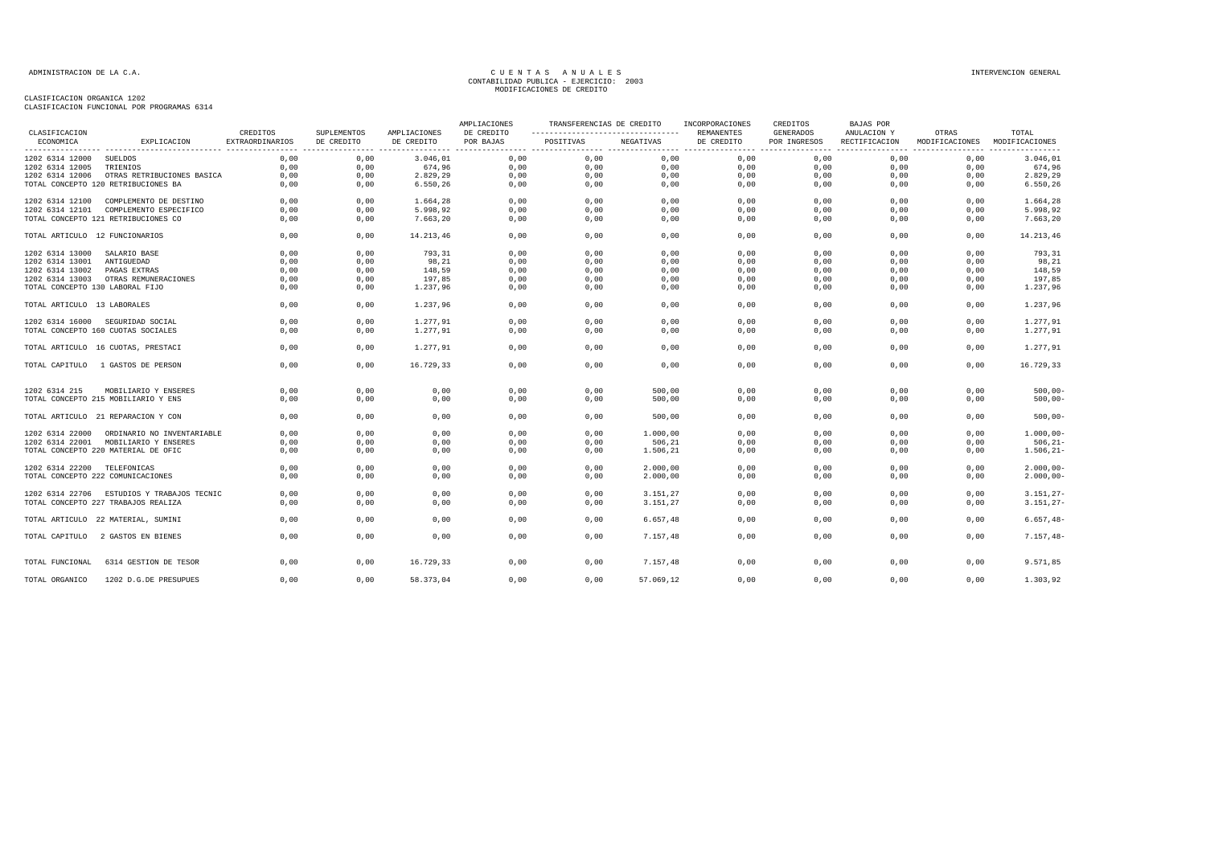ADMINISTRACION DE LA C.A.

# CUENTAS ANUALES
## CONTABILIDAD PUBLICA - EJERCICIO: 2003
## MODIFICACIONES DE CREDITO

INTERVENCION GENERAL

CLASIFICACION ORGANICA 1202
CLASIFICACION FUNCIONAL POR PROGRAMAS 6314

| CLASIFICACION ECONOMICA | EXPLICACION | CREDITOS EXTRAORDINARIOS | SUPLEMENTOS DE CREDITO | AMPLIACIONES DE CREDITO | AMPLIACIONES DE CREDITO POR BAJAS | TRANSFERENCIAS DE CREDITO POSITIVAS | TRANSFERENCIAS DE CREDITO NEGATIVAS | INCORPORACIONES REMANENTES DE CREDITO | CREDITOS GENERADOS POR INGRESOS | BAJAS POR ANULACION Y RECTIFICACION | OTRAS MODIFICACIONES | TOTAL MODIFICACIONES |
|---|---|---|---|---|---|---|---|---|---|---|---|---|
| 1202 6314 12000 | SUELDOS | 0,00 | 0,00 | 3.046,01 | 0,00 | 0,00 | 0,00 | 0,00 | 0,00 | 0,00 | 0,00 | 3.046,01 |
| 1202 6314 12005 | TRIENIOS | 0,00 | 0,00 | 674,96 | 0,00 | 0,00 | 0,00 | 0,00 | 0,00 | 0,00 | 0,00 | 674,96 |
| 1202 6314 12006 | OTRAS RETRIBUCIONES BASICA | 0,00 | 0,00 | 2.829,29 | 0,00 | 0,00 | 0,00 | 0,00 | 0,00 | 0,00 | 0,00 | 2.829,29 |
| TOTAL CONCEPTO 120 RETRIBUCIONES BA | | 0,00 | 0,00 | 6.550,26 | 0,00 | 0,00 | 0,00 | 0,00 | 0,00 | 0,00 | 0,00 | 6.550,26 |
| 1202 6314 12100 | COMPLEMENTO DE DESTINO | 0,00 | 0,00 | 1.664,28 | 0,00 | 0,00 | 0,00 | 0,00 | 0,00 | 0,00 | 0,00 | 1.664,28 |
| 1202 6314 12101 | COMPLEMENTO ESPECIFICO | 0,00 | 0,00 | 5.998,92 | 0,00 | 0,00 | 0,00 | 0,00 | 0,00 | 0,00 | 0,00 | 5.998,92 |
| TOTAL CONCEPTO 121 RETRIBUCIONES CO | | 0,00 | 0,00 | 7.663,20 | 0,00 | 0,00 | 0,00 | 0,00 | 0,00 | 0,00 | 0,00 | 7.663,20 |
| TOTAL ARTICULO 12 FUNCIONARIOS | | 0,00 | 0,00 | 14.213,46 | 0,00 | 0,00 | 0,00 | 0,00 | 0,00 | 0,00 | 0,00 | 14.213,46 |
| 1202 6314 13000 | SALARIO BASE | 0,00 | 0,00 | 793,31 | 0,00 | 0,00 | 0,00 | 0,00 | 0,00 | 0,00 | 0,00 | 793,31 |
| 1202 6314 13001 | ANTIGUEDAD | 0,00 | 0,00 | 98,21 | 0,00 | 0,00 | 0,00 | 0,00 | 0,00 | 0,00 | 0,00 | 98,21 |
| 1202 6314 13002 | PAGAS EXTRAS | 0,00 | 0,00 | 148,59 | 0,00 | 0,00 | 0,00 | 0,00 | 0,00 | 0,00 | 0,00 | 148,59 |
| 1202 6314 13003 | OTRAS REMUNERACIONES | 0,00 | 0,00 | 197,85 | 0,00 | 0,00 | 0,00 | 0,00 | 0,00 | 0,00 | 0,00 | 197,85 |
| TOTAL CONCEPTO 130 LABORAL FIJO | | 0,00 | 0,00 | 1.237,96 | 0,00 | 0,00 | 0,00 | 0,00 | 0,00 | 0,00 | 0,00 | 1.237,96 |
| TOTAL ARTICULO 13 LABORALES | | 0,00 | 0,00 | 1.237,96 | 0,00 | 0,00 | 0,00 | 0,00 | 0,00 | 0,00 | 0,00 | 1.237,96 |
| 1202 6314 16000 | SEGURIDAD SOCIAL | 0,00 | 0,00 | 1.277,91 | 0,00 | 0,00 | 0,00 | 0,00 | 0,00 | 0,00 | 0,00 | 1.277,91 |
| TOTAL CONCEPTO 160 CUOTAS SOCIALES | | 0,00 | 0,00 | 1.277,91 | 0,00 | 0,00 | 0,00 | 0,00 | 0,00 | 0,00 | 0,00 | 1.277,91 |
| TOTAL ARTICULO 16 CUOTAS, PRESTACI | | 0,00 | 0,00 | 1.277,91 | 0,00 | 0,00 | 0,00 | 0,00 | 0,00 | 0,00 | 0,00 | 1.277,91 |
| TOTAL CAPITULO 1 GASTOS DE PERSON | | 0,00 | 0,00 | 16.729,33 | 0,00 | 0,00 | 0,00 | 0,00 | 0,00 | 0,00 | 0,00 | 16.729,33 |
| 1202 6314 215 | MOBILIARIO Y ENSERES | 0,00 | 0,00 | 0,00 | 0,00 | 0,00 | 500,00 | 0,00 | 0,00 | 0,00 | 0,00 | 500,00- |
| TOTAL CONCEPTO 215 MOBILIARIO Y ENS | | 0,00 | 0,00 | 0,00 | 0,00 | 0,00 | 500,00 | 0,00 | 0,00 | 0,00 | 0,00 | 500,00- |
| TOTAL ARTICULO 21 REPARACION Y CON | | 0,00 | 0,00 | 0,00 | 0,00 | 0,00 | 500,00 | 0,00 | 0,00 | 0,00 | 0,00 | 500,00- |
| 1202 6314 22000 | ORDINARIO NO INVENTARIABLE | 0,00 | 0,00 | 0,00 | 0,00 | 0,00 | 1.000,00 | 0,00 | 0,00 | 0,00 | 0,00 | 1.000,00- |
| 1202 6314 22001 | MOBILIARIO Y ENSERES | 0,00 | 0,00 | 0,00 | 0,00 | 0,00 | 506,21 | 0,00 | 0,00 | 0,00 | 0,00 | 506,21- |
| TOTAL CONCEPTO 220 MATERIAL DE OFIC | | 0,00 | 0,00 | 0,00 | 0,00 | 0,00 | 1.506,21 | 0,00 | 0,00 | 0,00 | 0,00 | 1.506,21- |
| 1202 6314 22200 | TELEFONICAS | 0,00 | 0,00 | 0,00 | 0,00 | 0,00 | 2.000,00 | 0,00 | 0,00 | 0,00 | 0,00 | 2.000,00- |
| TOTAL CONCEPTO 222 COMUNICACIONES | | 0,00 | 0,00 | 0,00 | 0,00 | 0,00 | 2.000,00 | 0,00 | 0,00 | 0,00 | 0,00 | 2.000,00- |
| 1202 6314 22706 | ESTUDIOS Y TRABAJOS TECNIC | 0,00 | 0,00 | 0,00 | 0,00 | 0,00 | 3.151,27 | 0,00 | 0,00 | 0,00 | 0,00 | 3.151,27- |
| TOTAL CONCEPTO 227 TRABAJOS REALIZA | | 0,00 | 0,00 | 0,00 | 0,00 | 0,00 | 3.151,27 | 0,00 | 0,00 | 0,00 | 0,00 | 3.151,27- |
| TOTAL ARTICULO 22 MATERIAL, SUMINI | | 0,00 | 0,00 | 0,00 | 0,00 | 0,00 | 6.657,48 | 0,00 | 0,00 | 0,00 | 0,00 | 6.657,48- |
| TOTAL CAPITULO 2 GASTOS EN BIENES | | 0,00 | 0,00 | 0,00 | 0,00 | 0,00 | 7.157,48 | 0,00 | 0,00 | 0,00 | 0,00 | 7.157,48- |
| TOTAL FUNCIONAL | 6314 GESTION DE TESOR | 0,00 | 0,00 | 16.729,33 | 0,00 | 0,00 | 7.157,48 | 0,00 | 0,00 | 0,00 | 0,00 | 9.571,85 |
| TOTAL ORGANICO | 1202 D.G.DE PRESUPUES | 0,00 | 0,00 | 58.373,04 | 0,00 | 0,00 | 57.069,12 | 0,00 | 0,00 | 0,00 | 0,00 | 1.303,92 |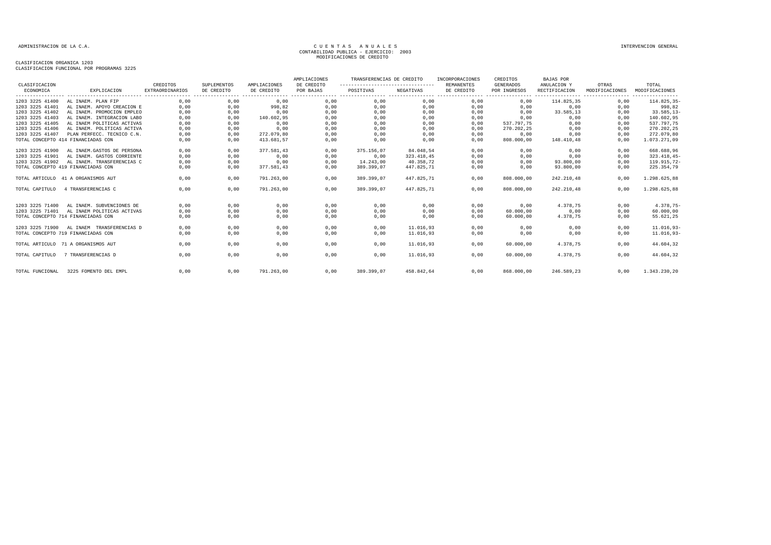ADMINISTRACION DE LA C.A.

CUENTAS ANUALES
CONTABILIDAD PUBLICA - EJERCICIO: 2003
MODIFICACIONES DE CREDITO

INTERVENCION GENERAL

CLASIFICACION ORGANICA 1203
CLASIFICACION FUNCIONAL POR PROGRAMAS 3225

| CLASIFICACION ECONOMICA | EXPLICACION | CREDITOS EXTRAORDINARIOS | SUPLEMENTOS DE CREDITO | AMPLIACIONES DE CREDITO | AMPLIACIONES DE CREDITO POR BAJAS | TRANSFERENCIAS DE CREDITO POSITIVAS | TRANSFERENCIAS DE CREDITO NEGATIVAS | INCORPORACIONES REMANENTES DE CREDITO | CREDITOS GENERADOS POR INGRESOS | BAJAS POR ANULACION Y RECTIFICACION | OTRAS MODIFICACIONES | TOTAL MODIFICACIONES |
|---|---|---|---|---|---|---|---|---|---|---|---|---|
| 1203 3225 41400 | AL INAEM. PLAN FIP | 0,00 | 0,00 | 0,00 | 0,00 | 0,00 | 0,00 | 0,00 | 0,00 | 114.825,35 | 0,00 | 114.825,35- |
| 1203 3225 41401 | AL INAEM. APOYO CREACION E | 0,00 | 0,00 | 998,82 | 0,00 | 0,00 | 0,00 | 0,00 | 0,00 | 0,00 | 0,00 | 998,82 |
| 1203 3225 41402 | AL INAEM. PROMOCION EMPLEO | 0,00 | 0,00 | 0,00 | 0,00 | 0,00 | 0,00 | 0,00 | 0,00 | 33.585,13 | 0,00 | 33.585,13- |
| 1203 3225 41403 | AL INAEM. INTEGRACION LABO | 0,00 | 0,00 | 140.602,95 | 0,00 | 0,00 | 0,00 | 0,00 | 0,00 | 0,00 | 0,00 | 140.602,95 |
| 1203 3225 41405 | AL INAEM POLITICAS ACTIVAS | 0,00 | 0,00 | 0,00 | 0,00 | 0,00 | 0,00 | 0,00 | 537.797,75 | 0,00 | 0,00 | 537.797,75 |
| 1203 3225 41406 | AL INAEM. POLITICAS ACTIVA | 0,00 | 0,00 | 0,00 | 0,00 | 0,00 | 0,00 | 0,00 | 270.202,25 | 0,00 | 0,00 | 270.202,25 |
| 1203 3225 41407 | PLAN PERFECC. TECNICO C.N. | 0,00 | 0,00 | 272.079,80 | 0,00 | 0,00 | 0,00 | 0,00 | 0,00 | 0,00 | 0,00 | 272.079,80 |
| TOTAL CONCEPTO 414 FINANCIADAS CON | | 0,00 | 0,00 | 413.681,57 | 0,00 | 0,00 | 0,00 | 0,00 | 808.000,00 | 148.410,48 | 0,00 | 1.073.271,09 |
| 1203 3225 41900 | AL INAEM.GASTOS DE PERSONA | 0,00 | 0,00 | 377.581,43 | 0,00 | 375.156,07 | 84.048,54 | 0,00 | 0,00 | 0,00 | 0,00 | 668.688,96 |
| 1203 3225 41901 | AL INAEM. GASTOS CORRIENTE | 0,00 | 0,00 | 0,00 | 0,00 | 0,00 | 323.418,45 | 0,00 | 0,00 | 0,00 | 0,00 | 323.418,45- |
| 1203 3225 41902 | AL INAEM. TRANSFERENCIAS C | 0,00 | 0,00 | 0,00 | 0,00 | 14.243,00 | 40.358,72 | 0,00 | 0,00 | 93.800,00 | 0,00 | 119.915,72- |
| TOTAL CONCEPTO 419 FINANCIADAS CON | | 0,00 | 0,00 | 377.581,43 | 0,00 | 389.399,07 | 447.825,71 | 0,00 | 0,00 | 93.800,00 | 0,00 | 225.354,79 |
| TOTAL ARTICULO 41 A ORGANISMOS AUT | | 0,00 | 0,00 | 791.263,00 | 0,00 | 389.399,07 | 447.825,71 | 0,00 | 808.000,00 | 242.210,48 | 0,00 | 1.298.625,88 |
| TOTAL CAPITULO 4 TRANSFERENCIAS C | | 0,00 | 0,00 | 791.263,00 | 0,00 | 389.399,07 | 447.825,71 | 0,00 | 808.000,00 | 242.210,48 | 0,00 | 1.298.625,88 |
| 1203 3225 71400 | AL INAEM. SUBVENCIONES DE | 0,00 | 0,00 | 0,00 | 0,00 | 0,00 | 0,00 | 0,00 | 0,00 | 4.378,75 | 0,00 | 4.378,75- |
| 1203 3225 71401 | AL INAEM POLITICAS ACTIVAS | 0,00 | 0,00 | 0,00 | 0,00 | 0,00 | 0,00 | 0,00 | 60.000,00 | 0,00 | 0,00 | 60.000,00 |
| TOTAL CONCEPTO 714 FINANCIADAS CON | | 0,00 | 0,00 | 0,00 | 0,00 | 0,00 | 0,00 | 0,00 | 60.000,00 | 4.378,75 | 0,00 | 55.621,25 |
| 1203 3225 71900 | AL INAEM TRANSFERENCIAS D | 0,00 | 0,00 | 0,00 | 0,00 | 0,00 | 11.016,93 | 0,00 | 0,00 | 0,00 | 0,00 | 11.016,93- |
| TOTAL CONCEPTO 719 FINANCIADAS CON | | 0,00 | 0,00 | 0,00 | 0,00 | 0,00 | 11.016,93 | 0,00 | 0,00 | 0,00 | 0,00 | 11.016,93- |
| TOTAL ARTICULO 71 A ORGANISMOS AUT | | 0,00 | 0,00 | 0,00 | 0,00 | 0,00 | 11.016,93 | 0,00 | 60.000,00 | 4.378,75 | 0,00 | 44.604,32 |
| TOTAL CAPITULO 7 TRANSFERENCIAS D | | 0,00 | 0,00 | 0,00 | 0,00 | 0,00 | 11.016,93 | 0,00 | 60.000,00 | 4.378,75 | 0,00 | 44.604,32 |
| TOTAL FUNCIONAL 3225 FOMENTO DEL EMPL | | 0,00 | 0,00 | 791.263,00 | 0,00 | 389.399,07 | 458.842,64 | 0,00 | 868.000,00 | 246.589,23 | 0,00 | 1.343.230,20 |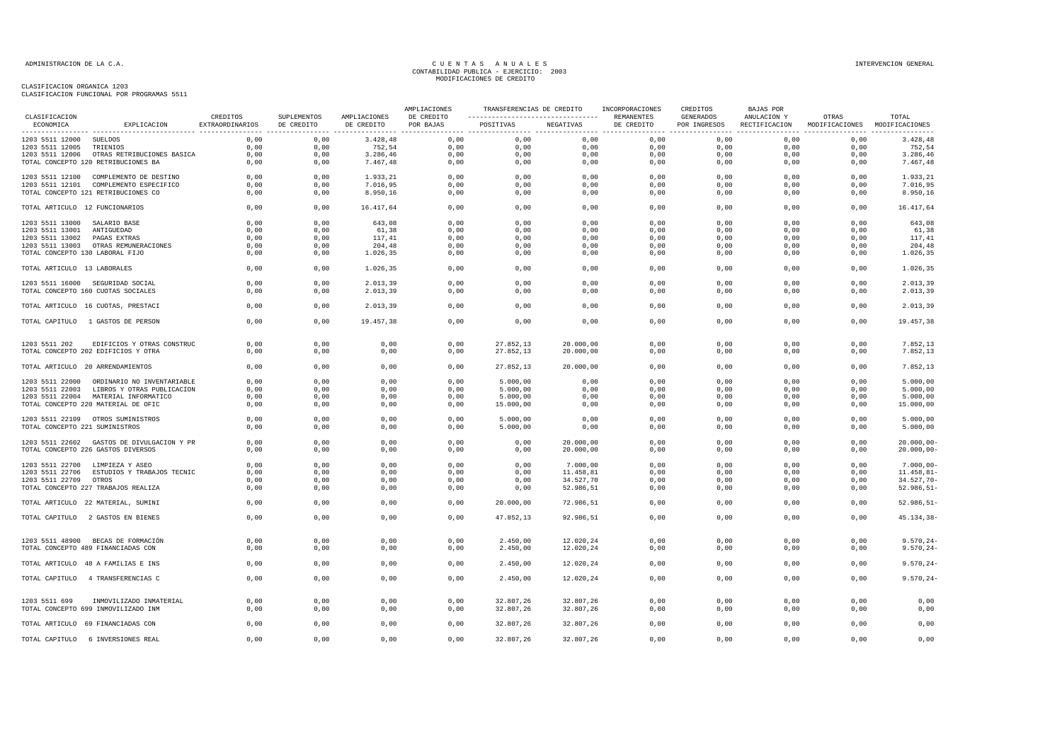CLASIFICACION ORGANICA 1203
CLASIFICACION FUNCIONAL POR PROGRAMAS 5511

| CLASIFICACION ECONOMICA | EXPLICACION | CREDITOS EXTRAORDINARIOS | SUPLEMENTOS DE CREDITO | AMPLIACIONES DE CREDITO | AMPLIACIONES DE CREDITO POR BAJAS | TRANSFERENCIAS DE CREDITO POSITIVAS | TRANSFERENCIAS DE CREDITO NEGATIVAS | INCORPORACIONES REMANENTES DE CREDITO | CREDITOS GENERADOS POR INGRESOS | BAJAS POR ANULACION Y RECTIFICACION | OTRAS MODIFICACIONES | TOTAL MODIFICACIONES |
|---|---|---|---|---|---|---|---|---|---|---|---|---|
| 1203 5511 12000 | SUELDOS | 0,00 | 0,00 | 3.428,48 | 0,00 | 0,00 | 0,00 | 0,00 | 0,00 | 0,00 | 0,00 | 3.428,48 |
| 1203 5511 12005 | TRIENIOS | 0,00 | 0,00 | 752,54 | 0,00 | 0,00 | 0,00 | 0,00 | 0,00 | 0,00 | 0,00 | 752,54 |
| 1203 5511 12006 | OTRAS RETRIBUCIONES BASICA | 0,00 | 0,00 | 3.286,46 | 0,00 | 0,00 | 0,00 | 0,00 | 0,00 | 0,00 | 0,00 | 3.286,46 |
| TOTAL CONCEPTO 120 RETRIBUCIONES BA | | 0,00 | 0,00 | 7.467,48 | 0,00 | 0,00 | 0,00 | 0,00 | 0,00 | 0,00 | 0,00 | 7.467,48 |
| 1203 5511 12100 | COMPLEMENTO DE DESTINO | 0,00 | 0,00 | 1.933,21 | 0,00 | 0,00 | 0,00 | 0,00 | 0,00 | 0,00 | 0,00 | 1.933,21 |
| 1203 5511 12101 | COMPLEMENTO ESPECIFICO | 0,00 | 0,00 | 7.016,95 | 0,00 | 0,00 | 0,00 | 0,00 | 0,00 | 0,00 | 0,00 | 7.016,95 |
| TOTAL CONCEPTO 121 RETRIBUCIONES CO | | 0,00 | 0,00 | 8.950,16 | 0,00 | 0,00 | 0,00 | 0,00 | 0,00 | 0,00 | 0,00 | 8.950,16 |
| TOTAL ARTICULO 12 FUNCIONARIOS | | 0,00 | 0,00 | 16.417,64 | 0,00 | 0,00 | 0,00 | 0,00 | 0,00 | 0,00 | 0,00 | 16.417,64 |
| 1203 5511 13000 | SALARIO BASE | 0,00 | 0,00 | 643,08 | 0,00 | 0,00 | 0,00 | 0,00 | 0,00 | 0,00 | 0,00 | 643,08 |
| 1203 5511 13001 | ANTIGUEDAD | 0,00 | 0,00 | 61,38 | 0,00 | 0,00 | 0,00 | 0,00 | 0,00 | 0,00 | 0,00 | 61,38 |
| 1203 5511 13002 | PAGAS EXTRAS | 0,00 | 0,00 | 117,41 | 0,00 | 0,00 | 0,00 | 0,00 | 0,00 | 0,00 | 0,00 | 117,41 |
| 1203 5511 13003 | OTRAS REMUNERACIONES | 0,00 | 0,00 | 204,48 | 0,00 | 0,00 | 0,00 | 0,00 | 0,00 | 0,00 | 0,00 | 204,48 |
| TOTAL CONCEPTO 130 LABORAL FIJO | | 0,00 | 0,00 | 1.026,35 | 0,00 | 0,00 | 0,00 | 0,00 | 0,00 | 0,00 | 0,00 | 1.026,35 |
| TOTAL ARTICULO 13 LABORALES | | 0,00 | 0,00 | 1.026,35 | 0,00 | 0,00 | 0,00 | 0,00 | 0,00 | 0,00 | 0,00 | 1.026,35 |
| 1203 5511 16000 | SEGURIDAD SOCIAL | 0,00 | 0,00 | 2.013,39 | 0,00 | 0,00 | 0,00 | 0,00 | 0,00 | 0,00 | 0,00 | 2.013,39 |
| TOTAL CONCEPTO 160 CUOTAS SOCIALES | | 0,00 | 0,00 | 2.013,39 | 0,00 | 0,00 | 0,00 | 0,00 | 0,00 | 0,00 | 0,00 | 2.013,39 |
| TOTAL ARTICULO 16 CUOTAS, PRESTACI | | 0,00 | 0,00 | 2.013,39 | 0,00 | 0,00 | 0,00 | 0,00 | 0,00 | 0,00 | 0,00 | 2.013,39 |
| TOTAL CAPITULO 1 GASTOS DE PERSON | | 0,00 | 0,00 | 19.457,38 | 0,00 | 0,00 | 0,00 | 0,00 | 0,00 | 0,00 | 0,00 | 19.457,38 |
| 1203 5511 202 | EDIFICIOS Y OTRAS CONSTRUC | 0,00 | 0,00 | 0,00 | 0,00 | 27.852,13 | 20.000,00 | 0,00 | 0,00 | 0,00 | 0,00 | 7.852,13 |
| TOTAL CONCEPTO 202 EDIFICIOS Y OTRA | | 0,00 | 0,00 | 0,00 | 0,00 | 27.852,13 | 20.000,00 | 0,00 | 0,00 | 0,00 | 0,00 | 7.852,13 |
| TOTAL ARTICULO 20 ARRENDAMIENTOS | | 0,00 | 0,00 | 0,00 | 0,00 | 27.852,13 | 20.000,00 | 0,00 | 0,00 | 0,00 | 0,00 | 7.852,13 |
| 1203 5511 22000 | ORDINARIO NO INVENTARIABLE | 0,00 | 0,00 | 0,00 | 0,00 | 5.000,00 | 0,00 | 0,00 | 0,00 | 0,00 | 0,00 | 5.000,00 |
| 1203 5511 22003 | LIBROS Y OTRAS PUBLICACION | 0,00 | 0,00 | 0,00 | 0,00 | 5.000,00 | 0,00 | 0,00 | 0,00 | 0,00 | 0,00 | 5.000,00 |
| 1203 5511 22004 | MATERIAL INFORMATICO | 0,00 | 0,00 | 0,00 | 0,00 | 5.000,00 | 0,00 | 0,00 | 0,00 | 0,00 | 0,00 | 5.000,00 |
| TOTAL CONCEPTO 220 MATERIAL DE OFIC | | 0,00 | 0,00 | 0,00 | 0,00 | 15.000,00 | 0,00 | 0,00 | 0,00 | 0,00 | 0,00 | 15.000,00 |
| 1203 5511 22109 | OTROS SUMINISTROS | 0,00 | 0,00 | 0,00 | 0,00 | 5.000,00 | 0,00 | 0,00 | 0,00 | 0,00 | 0,00 | 5.000,00 |
| TOTAL CONCEPTO 221 SUMINISTROS | | 0,00 | 0,00 | 0,00 | 0,00 | 5.000,00 | 0,00 | 0,00 | 0,00 | 0,00 | 0,00 | 5.000,00 |
| 1203 5511 22602 | GASTOS DE DIVULGACION Y PR | 0,00 | 0,00 | 0,00 | 0,00 | 0,00 | 20.000,00 | 0,00 | 0,00 | 0,00 | 0,00 | 20.000,00- |
| TOTAL CONCEPTO 226 GASTOS DIVERSOS | | 0,00 | 0,00 | 0,00 | 0,00 | 0,00 | 20.000,00 | 0,00 | 0,00 | 0,00 | 0,00 | 20.000,00- |
| 1203 5511 22700 | LIMPIEZA Y ASEO | 0,00 | 0,00 | 0,00 | 0,00 | 0,00 | 7.000,00 | 0,00 | 0,00 | 0,00 | 0,00 | 7.000,00- |
| 1203 5511 22706 | ESTUDIOS Y TRABAJOS TECNIC | 0,00 | 0,00 | 0,00 | 0,00 | 0,00 | 11.458,81 | 0,00 | 0,00 | 0,00 | 0,00 | 11.458,81- |
| 1203 5511 22709 | OTROS | 0,00 | 0,00 | 0,00 | 0,00 | 0,00 | 34.527,70 | 0,00 | 0,00 | 0,00 | 0,00 | 34.527,70- |
| TOTAL CONCEPTO 227 TRABAJOS REALIZA | | 0,00 | 0,00 | 0,00 | 0,00 | 0,00 | 52.986,51 | 0,00 | 0,00 | 0,00 | 0,00 | 52.986,51- |
| TOTAL ARTICULO 22 MATERIAL, SUMINI | | 0,00 | 0,00 | 0,00 | 0,00 | 20.000,00 | 72.986,51 | 0,00 | 0,00 | 0,00 | 0,00 | 52.986,51- |
| TOTAL CAPITULO 2 GASTOS EN BIENES | | 0,00 | 0,00 | 0,00 | 0,00 | 47.852,13 | 92.986,51 | 0,00 | 0,00 | 0,00 | 0,00 | 45.134,38- |
| 1203 5511 48900 | BECAS DE FORMACIÓN | 0,00 | 0,00 | 0,00 | 0,00 | 2.450,00 | 12.020,24 | 0,00 | 0,00 | 0,00 | 0,00 | 9.570,24- |
| TOTAL CONCEPTO 489 FINANCIADAS CON | | 0,00 | 0,00 | 0,00 | 0,00 | 2.450,00 | 12.020,24 | 0,00 | 0,00 | 0,00 | 0,00 | 9.570,24- |
| TOTAL ARTICULO 48 A FAMILIAS E INS | | 0,00 | 0,00 | 0,00 | 0,00 | 2.450,00 | 12.020,24 | 0,00 | 0,00 | 0,00 | 0,00 | 9.570,24- |
| TOTAL CAPITULO 4 TRANSFERENCIAS C | | 0,00 | 0,00 | 0,00 | 0,00 | 2.450,00 | 12.020,24 | 0,00 | 0,00 | 0,00 | 0,00 | 9.570,24- |
| 1203 5511 699 | INMOVILIZADO INMATERIAL | 0,00 | 0,00 | 0,00 | 0,00 | 32.807,26 | 32.807,26 | 0,00 | 0,00 | 0,00 | 0,00 | 0,00 |
| TOTAL CONCEPTO 699 INMOVILIZADO INM | | 0,00 | 0,00 | 0,00 | 0,00 | 32.807,26 | 32.807,26 | 0,00 | 0,00 | 0,00 | 0,00 | 0,00 |
| TOTAL ARTICULO 69 FINANCIADAS CON | | 0,00 | 0,00 | 0,00 | 0,00 | 32.807,26 | 32.807,26 | 0,00 | 0,00 | 0,00 | 0,00 | 0,00 |
| TOTAL CAPITULO 6 INVERSIONES REAL | | 0,00 | 0,00 | 0,00 | 0,00 | 32.807,26 | 32.807,26 | 0,00 | 0,00 | 0,00 | 0,00 | 0,00 |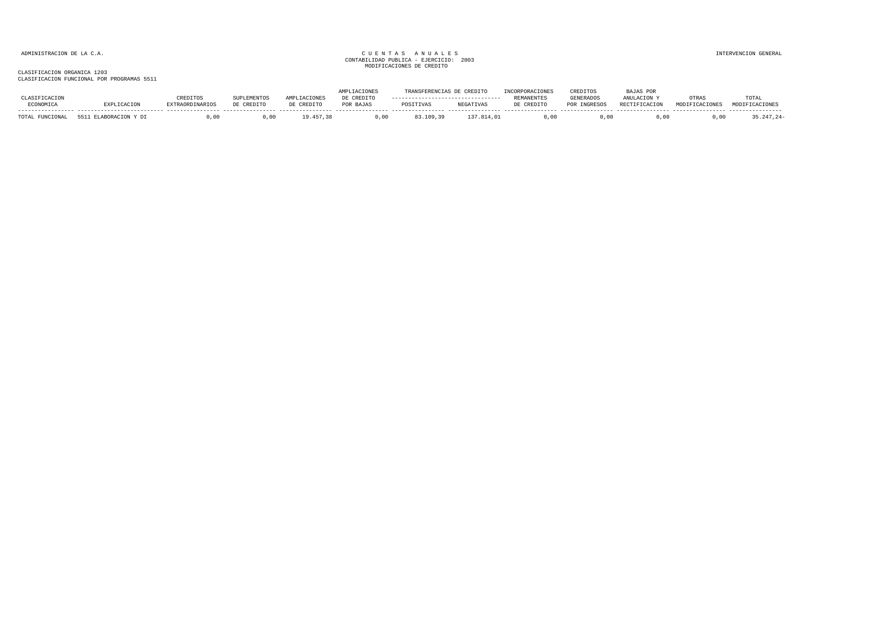ADMINISTRACION DE LA C.A.

CUENTAS ANUALES
CONTABILIDAD PUBLICA - EJERCICIO: 2003
MODIFICACIONES DE CREDITO

INTERVENCION GENERAL

CLASIFICACION ORGANICA 1203
CLASIFICACION FUNCIONAL POR PROGRAMAS 5511

| CLASIFICACION ECONOMICA | EXPLICACION | CREDITOS EXTRAORDINARIOS | SUPLEMENTOS DE CREDITO | AMPLIACIONES DE CREDITO | AMPLIACIONES DE CREDITO POR BAJAS | TRANSFERENCIAS DE CREDITO POSITIVAS | TRANSFERENCIAS DE CREDITO NEGATIVAS | INCORPORACIONES REMANENTES DE CREDITO | CREDITOS GENERADOS POR INGRESOS | BAJAS POR ANULACION Y RECTIFICACION | OTRAS MODIFICACIONES | TOTAL MODIFICACIONES |
|---|---|---|---|---|---|---|---|---|---|---|---|---|
| TOTAL FUNCIONAL | 5511 ELABORACION Y DI | 0,00 | 0,00 | 19.457,38 | 0,00 | 83.109,39 | 137.814,01 | 0,00 | 0,00 | 0,00 | 0,00 | 35.247,24- |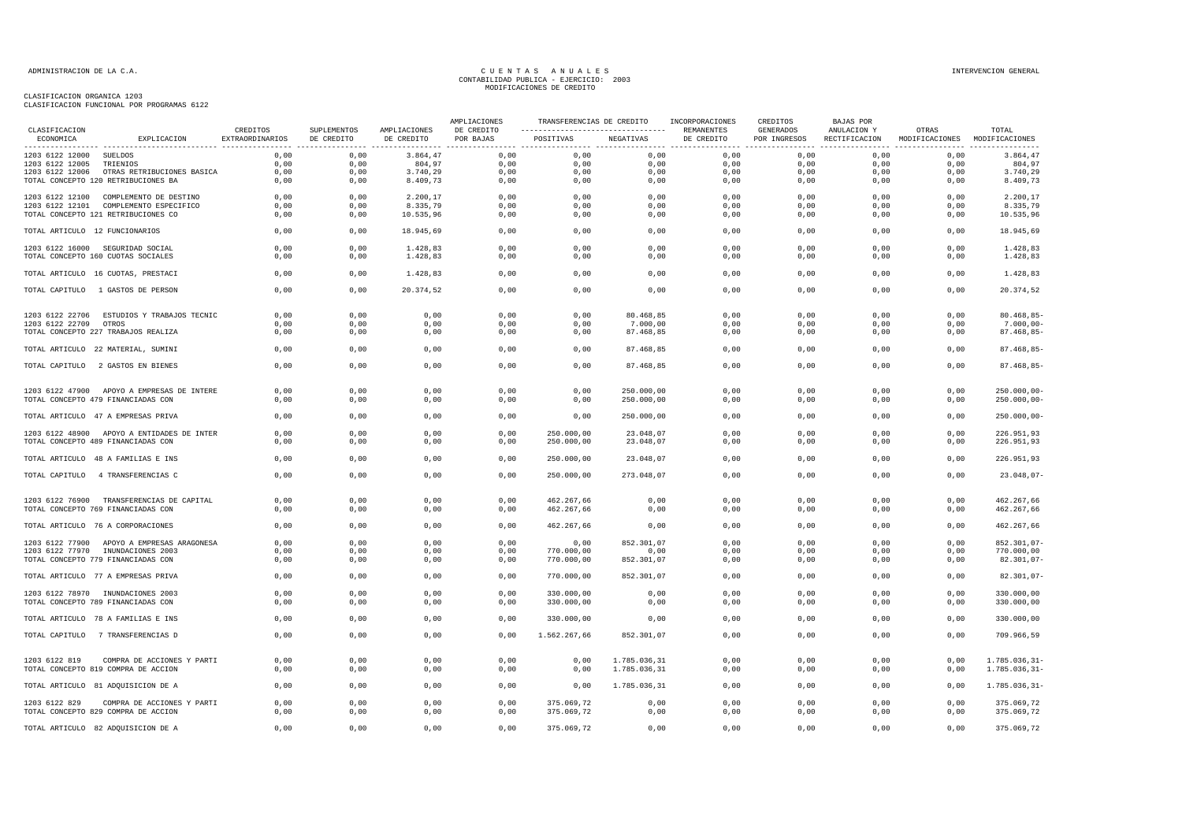CLASIFICACION ORGANICA 1203
CLASIFICACION FUNCIONAL POR PROGRAMAS 6122

| CLASIFICACION ECONOMICA | EXPLICACION | CREDITOS EXTRAORDINARIOS | SUPLEMENTOS DE CREDITO | AMPLIACIONES DE CREDITO | AMPLIACIONES DE CREDITO POR BAJAS | TRANSFERENCIAS DE CREDITO POSITIVAS | TRANSFERENCIAS DE CREDITO NEGATIVAS | INCORPORACIONES REMANENTES DE CREDITO | CREDITOS GENERADOS POR INGRESOS | BAJAS POR ANULACION Y RECTIFICACION | OTRAS MODIFICACIONES | TOTAL MODIFICACIONES |
|---|---|---|---|---|---|---|---|---|---|---|---|---|
| 1203 6122 12000 | SUELDOS | 0,00 | 0,00 | 3.864,47 | 0,00 | 0,00 | 0,00 | 0,00 | 0,00 | 0,00 | 0,00 | 3.864,47 |
| 1203 6122 12005 | TRIENIOS | 0,00 | 0,00 | 804,97 | 0,00 | 0,00 | 0,00 | 0,00 | 0,00 | 0,00 | 0,00 | 804,97 |
| 1203 6122 12006 | OTRAS RETRIBUCIONES BASICA | 0,00 | 0,00 | 3.740,29 | 0,00 | 0,00 | 0,00 | 0,00 | 0,00 | 0,00 | 0,00 | 3.740,29 |
| TOTAL CONCEPTO 120 RETRIBUCIONES BA | | 0,00 | 0,00 | 8.409,73 | 0,00 | 0,00 | 0,00 | 0,00 | 0,00 | 0,00 | 0,00 | 8.409,73 |
| 1203 6122 12100 | COMPLEMENTO DE DESTINO | 0,00 | 0,00 | 2.200,17 | 0,00 | 0,00 | 0,00 | 0,00 | 0,00 | 0,00 | 0,00 | 2.200,17 |
| 1203 6122 12101 | COMPLEMENTO ESPECIFICO | 0,00 | 0,00 | 8.335,79 | 0,00 | 0,00 | 0,00 | 0,00 | 0,00 | 0,00 | 0,00 | 8.335,79 |
| TOTAL CONCEPTO 121 RETRIBUCIONES CO | | 0,00 | 0,00 | 10.535,96 | 0,00 | 0,00 | 0,00 | 0,00 | 0,00 | 0,00 | 0,00 | 10.535,96 |
| TOTAL ARTICULO 12 FUNCIONARIOS | | 0,00 | 0,00 | 18.945,69 | 0,00 | 0,00 | 0,00 | 0,00 | 0,00 | 0,00 | 0,00 | 18.945,69 |
| 1203 6122 16000 | SEGURIDAD SOCIAL | 0,00 | 0,00 | 1.428,83 | 0,00 | 0,00 | 0,00 | 0,00 | 0,00 | 0,00 | 0,00 | 1.428,83 |
| TOTAL CONCEPTO 160 CUOTAS SOCIALES | | 0,00 | 0,00 | 1.428,83 | 0,00 | 0,00 | 0,00 | 0,00 | 0,00 | 0,00 | 0,00 | 1.428,83 |
| TOTAL ARTICULO 16 CUOTAS, PRESTACI | | 0,00 | 0,00 | 1.428,83 | 0,00 | 0,00 | 0,00 | 0,00 | 0,00 | 0,00 | 0,00 | 1.428,83 |
| TOTAL CAPITULO 1 GASTOS DE PERSON | | 0,00 | 0,00 | 20.374,52 | 0,00 | 0,00 | 0,00 | 0,00 | 0,00 | 0,00 | 0,00 | 20.374,52 |
| 1203 6122 22706 | ESTUDIOS Y TRABAJOS TECNIC | 0,00 | 0,00 | 0,00 | 0,00 | 0,00 | 80.468,85 | 0,00 | 0,00 | 0,00 | 0,00 | 80.468,85- |
| 1203 6122 22709 | OTROS | 0,00 | 0,00 | 0,00 | 0,00 | 0,00 | 7.000,00 | 0,00 | 0,00 | 0,00 | 0,00 | 7.000,00- |
| TOTAL CONCEPTO 227 TRABAJOS REALIZA | | 0,00 | 0,00 | 0,00 | 0,00 | 0,00 | 87.468,85 | 0,00 | 0,00 | 0,00 | 0,00 | 87.468,85- |
| TOTAL ARTICULO 22 MATERIAL, SUMINI | | 0,00 | 0,00 | 0,00 | 0,00 | 0,00 | 87.468,85 | 0,00 | 0,00 | 0,00 | 0,00 | 87.468,85- |
| TOTAL CAPITULO 2 GASTOS EN BIENES | | 0,00 | 0,00 | 0,00 | 0,00 | 0,00 | 87.468,85 | 0,00 | 0,00 | 0,00 | 0,00 | 87.468,85- |
| 1203 6122 47900 | APOYO A EMPRESAS DE INTERE | 0,00 | 0,00 | 0,00 | 0,00 | 0,00 | 250.000,00 | 0,00 | 0,00 | 0,00 | 0,00 | 250.000,00- |
| TOTAL CONCEPTO 479 FINANCIADAS CON | | 0,00 | 0,00 | 0,00 | 0,00 | 0,00 | 250.000,00 | 0,00 | 0,00 | 0,00 | 0,00 | 250.000,00- |
| TOTAL ARTICULO 47 A EMPRESAS PRIVA | | 0,00 | 0,00 | 0,00 | 0,00 | 0,00 | 250.000,00 | 0,00 | 0,00 | 0,00 | 0,00 | 250.000,00- |
| 1203 6122 48900 | APOYO A ENTIDADES DE INTER | 0,00 | 0,00 | 0,00 | 0,00 | 250.000,00 | 23.048,07 | 0,00 | 0,00 | 0,00 | 0,00 | 226.951,93 |
| TOTAL CONCEPTO 489 FINANCIADAS CON | | 0,00 | 0,00 | 0,00 | 0,00 | 250.000,00 | 23.048,07 | 0,00 | 0,00 | 0,00 | 0,00 | 226.951,93 |
| TOTAL ARTICULO 48 A FAMILIAS E INS | | 0,00 | 0,00 | 0,00 | 0,00 | 250.000,00 | 23.048,07 | 0,00 | 0,00 | 0,00 | 0,00 | 226.951,93 |
| TOTAL CAPITULO 4 TRANSFERENCIAS C | | 0,00 | 0,00 | 0,00 | 0,00 | 250.000,00 | 273.048,07 | 0,00 | 0,00 | 0,00 | 0,00 | 23.048,07- |
| 1203 6122 76900 | TRANSFERENCIAS DE CAPITAL | 0,00 | 0,00 | 0,00 | 0,00 | 462.267,66 | 0,00 | 0,00 | 0,00 | 0,00 | 0,00 | 462.267,66 |
| TOTAL CONCEPTO 769 FINANCIADAS CON | | 0,00 | 0,00 | 0,00 | 0,00 | 462.267,66 | 0,00 | 0,00 | 0,00 | 0,00 | 0,00 | 462.267,66 |
| TOTAL ARTICULO 76 A CORPORACIONES | | 0,00 | 0,00 | 0,00 | 0,00 | 462.267,66 | 0,00 | 0,00 | 0,00 | 0,00 | 0,00 | 462.267,66 |
| 1203 6122 77900 | APOYO A EMPRESAS ARAGONESA | 0,00 | 0,00 | 0,00 | 0,00 | 0,00 | 852.301,07 | 0,00 | 0,00 | 0,00 | 0,00 | 852.301,07- |
| 1203 6122 77970 | INUNDACIONES 2003 | 0,00 | 0,00 | 0,00 | 0,00 | 770.000,00 | 0,00 | 0,00 | 0,00 | 0,00 | 0,00 | 770.000,00 |
| TOTAL CONCEPTO 779 FINANCIADAS CON | | 0,00 | 0,00 | 0,00 | 0,00 | 770.000,00 | 852.301,07 | 0,00 | 0,00 | 0,00 | 0,00 | 82.301,07- |
| TOTAL ARTICULO 77 A EMPRESAS PRIVA | | 0,00 | 0,00 | 0,00 | 0,00 | 770.000,00 | 852.301,07 | 0,00 | 0,00 | 0,00 | 0,00 | 82.301,07- |
| 1203 6122 78970 | INUNDACIONES 2003 | 0,00 | 0,00 | 0,00 | 0,00 | 330.000,00 | 0,00 | 0,00 | 0,00 | 0,00 | 0,00 | 330.000,00 |
| TOTAL CONCEPTO 789 FINANCIADAS CON | | 0,00 | 0,00 | 0,00 | 0,00 | 330.000,00 | 0,00 | 0,00 | 0,00 | 0,00 | 0,00 | 330.000,00 |
| TOTAL ARTICULO 78 A FAMILIAS E INS | | 0,00 | 0,00 | 0,00 | 0,00 | 330.000,00 | 0,00 | 0,00 | 0,00 | 0,00 | 0,00 | 330.000,00 |
| TOTAL CAPITULO 7 TRANSFERENCIAS D | | 0,00 | 0,00 | 0,00 | 0,00 | 1.562.267,66 | 852.301,07 | 0,00 | 0,00 | 0,00 | 0,00 | 709.966,59 |
| 1203 6122 819 | COMPRA DE ACCIONES Y PARTI | 0,00 | 0,00 | 0,00 | 0,00 | 0,00 | 1.785.036,31 | 0,00 | 0,00 | 0,00 | 0,00 | 1.785.036,31- |
| TOTAL CONCEPTO 819 COMPRA DE ACCION | | 0,00 | 0,00 | 0,00 | 0,00 | 0,00 | 1.785.036,31 | 0,00 | 0,00 | 0,00 | 0,00 | 1.785.036,31- |
| TOTAL ARTICULO 81 ADQUISICION DE A | | 0,00 | 0,00 | 0,00 | 0,00 | 0,00 | 1.785.036,31 | 0,00 | 0,00 | 0,00 | 0,00 | 1.785.036,31- |
| 1203 6122 829 | COMPRA DE ACCIONES Y PARTI | 0,00 | 0,00 | 0,00 | 0,00 | 375.069,72 | 0,00 | 0,00 | 0,00 | 0,00 | 0,00 | 375.069,72 |
| TOTAL CONCEPTO 829 COMPRA DE ACCION | | 0,00 | 0,00 | 0,00 | 0,00 | 375.069,72 | 0,00 | 0,00 | 0,00 | 0,00 | 0,00 | 375.069,72 |
| TOTAL ARTICULO 82 ADQUISICION DE A | | 0,00 | 0,00 | 0,00 | 0,00 | 375.069,72 | 0,00 | 0,00 | 0,00 | 0,00 | 0,00 | 375.069,72 |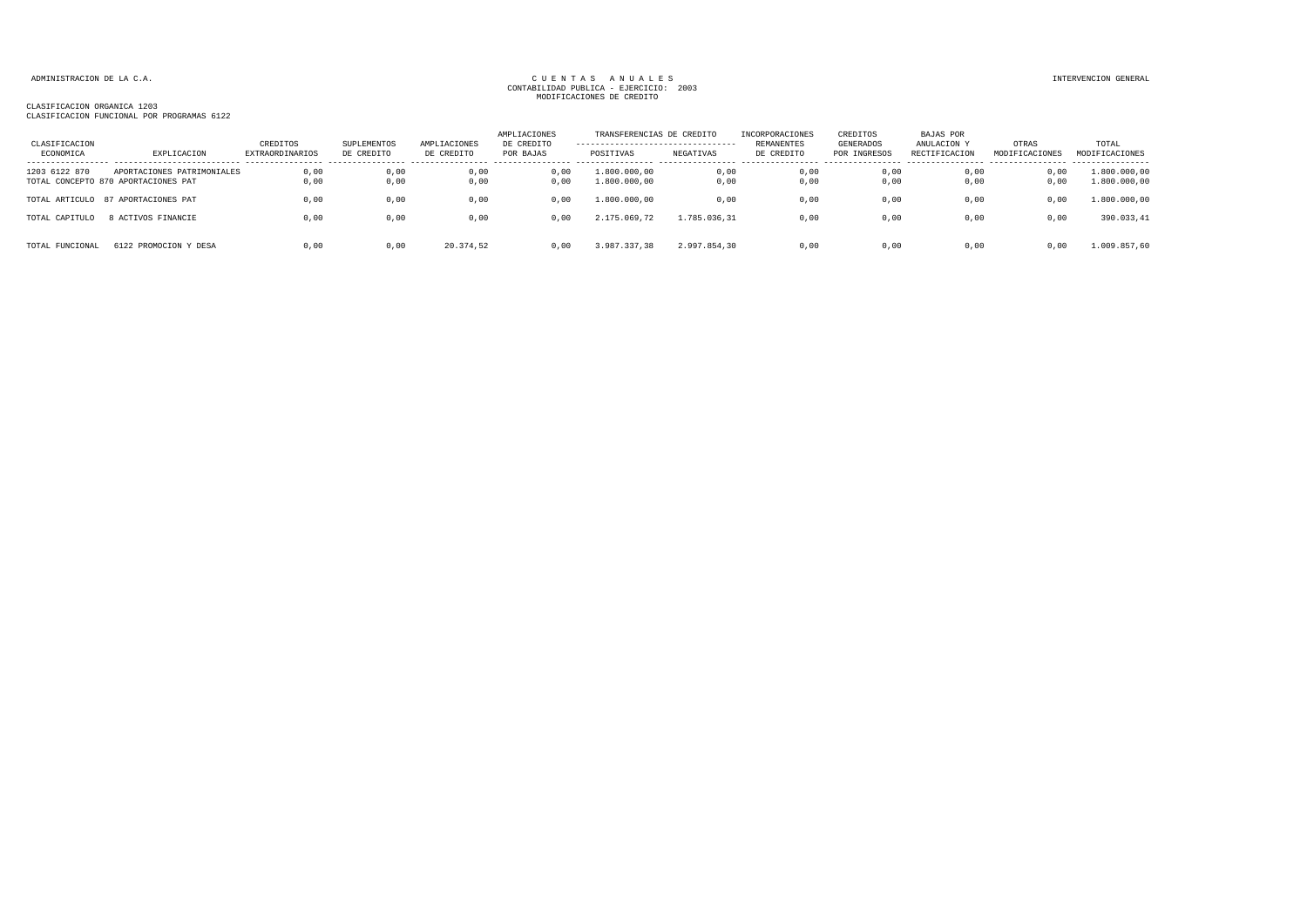ADMINISTRACION DE LA C.A. | CUENTAS ANUALES | INTERVENCION GENERAL

CONTABILIDAD PUBLICA - EJERCICIO: 2003

MODIFICACIONES DE CREDITO

CLASIFICACION ORGANICA 1203

CLASIFICACION FUNCIONAL POR PROGRAMAS 6122

| CLASIFICACION ECONOMICA | EXPLICACION | CREDITOS EXTRAORDINARIOS | SUPLEMENTOS DE CREDITO | AMPLIACIONES DE CREDITO | AMPLIACIONES DE CREDITO POR BAJAS | TRANSFERENCIAS DE CREDITO POSITIVAS | TRANSFERENCIAS DE CREDITO NEGATIVAS | INCORPORACIONES REMANENTES DE CREDITO | CREDITOS GENERADOS POR INGRESOS | BAJAS POR ANULACION Y RECTIFICACION | OTRAS MODIFICACIONES | TOTAL MODIFICACIONES |
|---|---|---|---|---|---|---|---|---|---|---|---|---|
| 1203 6122 870 | APORTACIONES PATRIMONIALES | 0,00 | 0,00 | 0,00 | 0,00 | 1.800.000,00 | 0,00 | 0,00 | 0,00 | 0,00 | 0,00 | 1.800.000,00 |
| TOTAL CONCEPTO 870 | APORTACIONES PAT | 0,00 | 0,00 | 0,00 | 0,00 | 1.800.000,00 | 0,00 | 0,00 | 0,00 | 0,00 | 0,00 | 1.800.000,00 |
| TOTAL ARTICULO | 87 APORTACIONES PAT | 0,00 | 0,00 | 0,00 | 0,00 | 1.800.000,00 | 0,00 | 0,00 | 0,00 | 0,00 | 0,00 | 1.800.000,00 |
| TOTAL CAPITULO | 8 ACTIVOS FINANCIE | 0,00 | 0,00 | 0,00 | 0,00 | 2.175.069,72 | 1.785.036,31 | 0,00 | 0,00 | 0,00 | 0,00 | 390.033,41 |
| TOTAL FUNCIONAL | 6122 PROMOCION Y DESA | 0,00 | 0,00 | 20.374,52 | 0,00 | 3.987.337,38 | 2.997.854,30 | 0,00 | 0,00 | 0,00 | 0,00 | 1.009.857,60 |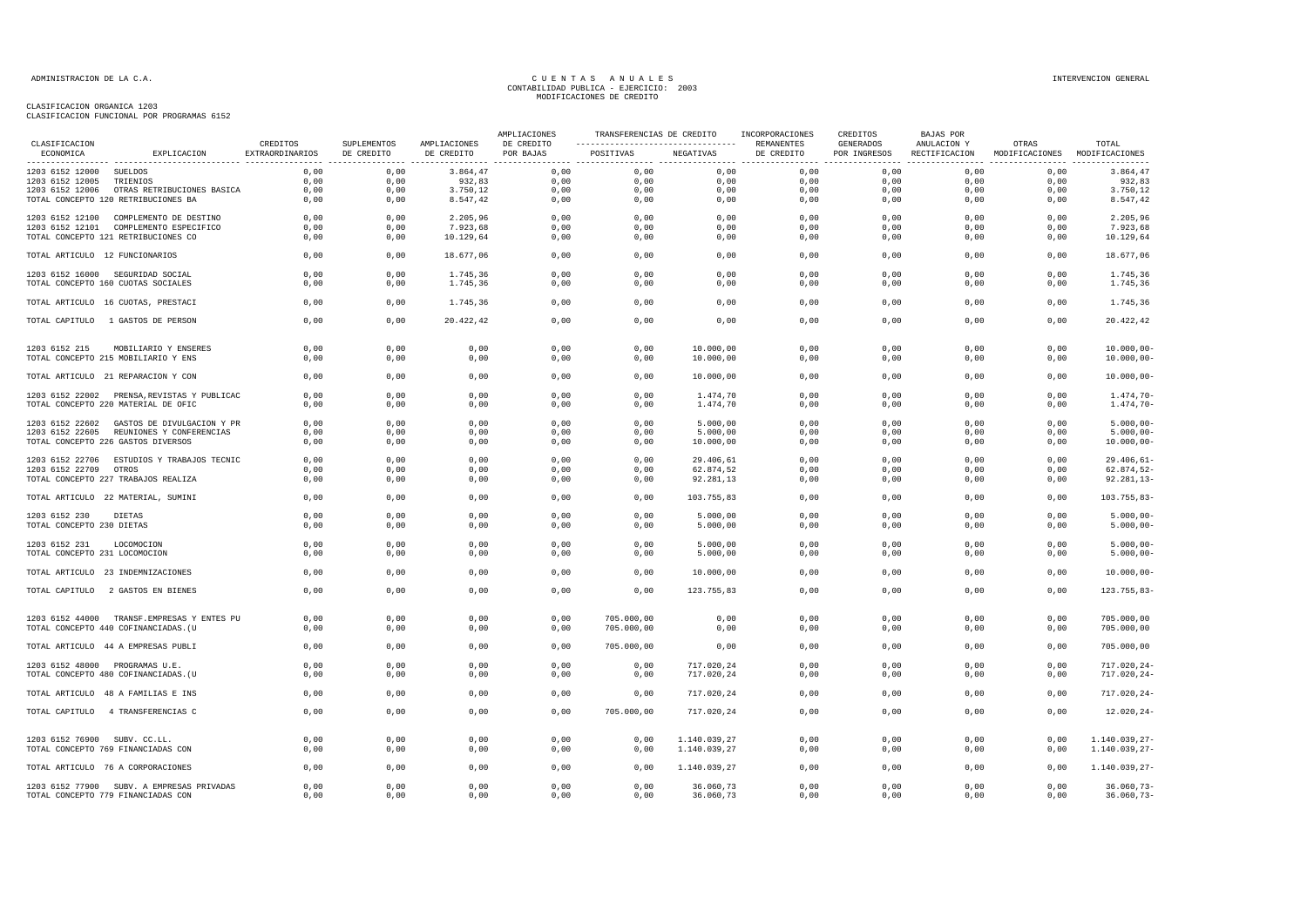ADMINISTRACION DE LA C.A. | CUENTAS ANUALES | INTERVENCION GENERAL

CONTABILIDAD PUBLICA - EJERCICIO: 2003

MODIFICACIONES DE CREDITO

CLASIFICACION ORGANICA 1203

CLASIFICACION FUNCIONAL POR PROGRAMAS 6152

| CLASIFICACION ECONOMICA | EXPLICACION | CREDITOS EXTRAORDINARIOS | SUPLEMENTOS DE CREDITO | AMPLIACIONES DE CREDITO | AMPLIACIONES DE CREDITO POR BAJAS | TRANSFERENCIAS DE CREDITO POSITIVAS | TRANSFERENCIAS DE CREDITO NEGATIVAS | INCORPORACIONES REMANENTES DE CREDITO | CREDITOS GENERADOS POR INGRESOS | BAJAS POR ANULACION Y RECTIFICACION | OTRAS MODIFICACIONES | TOTAL MODIFICACIONES |
|---|---|---|---|---|---|---|---|---|---|---|---|---|
| 1203 6152 12000 | SUELDOS | 0,00 | 0,00 | 3.864,47 | 0,00 | 0,00 | 0,00 | 0,00 | 0,00 | 0,00 | 0,00 | 3.864,47 |
| 1203 6152 12005 | TRIENIOS | 0,00 | 0,00 | 932,83 | 0,00 | 0,00 | 0,00 | 0,00 | 0,00 | 0,00 | 0,00 | 932,83 |
| 1203 6152 12006 | OTRAS RETRIBUCIONES BASICA | 0,00 | 0,00 | 3.750,12 | 0,00 | 0,00 | 0,00 | 0,00 | 0,00 | 0,00 | 0,00 | 3.750,12 |
| TOTAL CONCEPTO 120 RETRIBUCIONES BA | | 0,00 | 0,00 | 8.547,42 | 0,00 | 0,00 | 0,00 | 0,00 | 0,00 | 0,00 | 0,00 | 8.547,42 |
| 1203 6152 12100 | COMPLEMENTO DE DESTINO | 0,00 | 0,00 | 2.205,96 | 0,00 | 0,00 | 0,00 | 0,00 | 0,00 | 0,00 | 0,00 | 2.205,96 |
| 1203 6152 12101 | COMPLEMENTO ESPECIFICO | 0,00 | 0,00 | 7.923,68 | 0,00 | 0,00 | 0,00 | 0,00 | 0,00 | 0,00 | 0,00 | 7.923,68 |
| TOTAL CONCEPTO 121 RETRIBUCIONES CO | | 0,00 | 0,00 | 10.129,64 | 0,00 | 0,00 | 0,00 | 0,00 | 0,00 | 0,00 | 0,00 | 10.129,64 |
| TOTAL ARTICULO 12 FUNCIONARIOS | | 0,00 | 0,00 | 18.677,06 | 0,00 | 0,00 | 0,00 | 0,00 | 0,00 | 0,00 | 0,00 | 18.677,06 |
| 1203 6152 16000 | SEGURIDAD SOCIAL | 0,00 | 0,00 | 1.745,36 | 0,00 | 0,00 | 0,00 | 0,00 | 0,00 | 0,00 | 0,00 | 1.745,36 |
| TOTAL CONCEPTO 160 CUOTAS SOCIALES | | 0,00 | 0,00 | 1.745,36 | 0,00 | 0,00 | 0,00 | 0,00 | 0,00 | 0,00 | 0,00 | 1.745,36 |
| TOTAL ARTICULO 16 CUOTAS, PRESTACI | | 0,00 | 0,00 | 1.745,36 | 0,00 | 0,00 | 0,00 | 0,00 | 0,00 | 0,00 | 0,00 | 1.745,36 |
| TOTAL CAPITULO 1 GASTOS DE PERSON | | 0,00 | 0,00 | 20.422,42 | 0,00 | 0,00 | 0,00 | 0,00 | 0,00 | 0,00 | 0,00 | 20.422,42 |
| 1203 6152 215 | MOBILIARIO Y ENSERES | 0,00 | 0,00 | 0,00 | 0,00 | 0,00 | 10.000,00 | 0,00 | 0,00 | 0,00 | 0,00 | 10.000,00- |
| TOTAL CONCEPTO 215 MOBILIARIO Y ENS | | 0,00 | 0,00 | 0,00 | 0,00 | 0,00 | 10.000,00 | 0,00 | 0,00 | 0,00 | 0,00 | 10.000,00- |
| TOTAL ARTICULO 21 REPARACION Y CON | | 0,00 | 0,00 | 0,00 | 0,00 | 0,00 | 10.000,00 | 0,00 | 0,00 | 0,00 | 0,00 | 10.000,00- |
| 1203 6152 22002 | PRENSA,REVISTAS Y PUBLICAC | 0,00 | 0,00 | 0,00 | 0,00 | 0,00 | 1.474,70 | 0,00 | 0,00 | 0,00 | 0,00 | 1.474,70- |
| TOTAL CONCEPTO 220 MATERIAL DE OFIC | | 0,00 | 0,00 | 0,00 | 0,00 | 0,00 | 1.474,70 | 0,00 | 0,00 | 0,00 | 0,00 | 1.474,70- |
| 1203 6152 22602 | GASTOS DE DIVULGACION Y PR | 0,00 | 0,00 | 0,00 | 0,00 | 0,00 | 5.000,00 | 0,00 | 0,00 | 0,00 | 0,00 | 5.000,00- |
| 1203 6152 22605 | REUNIONES Y CONFERENCIAS | 0,00 | 0,00 | 0,00 | 0,00 | 0,00 | 5.000,00 | 0,00 | 0,00 | 0,00 | 0,00 | 5.000,00- |
| TOTAL CONCEPTO 226 GASTOS DIVERSOS | | 0,00 | 0,00 | 0,00 | 0,00 | 0,00 | 10.000,00 | 0,00 | 0,00 | 0,00 | 0,00 | 10.000,00- |
| 1203 6152 22706 | ESTUDIOS Y TRABAJOS TECNIC | 0,00 | 0,00 | 0,00 | 0,00 | 0,00 | 29.406,61 | 0,00 | 0,00 | 0,00 | 0,00 | 29.406,61- |
| 1203 6152 22709 | OTROS | 0,00 | 0,00 | 0,00 | 0,00 | 0,00 | 62.874,52 | 0,00 | 0,00 | 0,00 | 0,00 | 62.874,52- |
| TOTAL CONCEPTO 227 TRABAJOS REALIZA | | 0,00 | 0,00 | 0,00 | 0,00 | 0,00 | 92.281,13 | 0,00 | 0,00 | 0,00 | 0,00 | 92.281,13- |
| TOTAL ARTICULO 22 MATERIAL, SUMINI | | 0,00 | 0,00 | 0,00 | 0,00 | 0,00 | 103.755,83 | 0,00 | 0,00 | 0,00 | 0,00 | 103.755,83- |
| 1203 6152 230 | DIETAS | 0,00 | 0,00 | 0,00 | 0,00 | 0,00 | 5.000,00 | 0,00 | 0,00 | 0,00 | 0,00 | 5.000,00- |
| TOTAL CONCEPTO 230 DIETAS | | 0,00 | 0,00 | 0,00 | 0,00 | 0,00 | 5.000,00 | 0,00 | 0,00 | 0,00 | 0,00 | 5.000,00- |
| 1203 6152 231 | LOCOMOCION | 0,00 | 0,00 | 0,00 | 0,00 | 0,00 | 5.000,00 | 0,00 | 0,00 | 0,00 | 0,00 | 5.000,00- |
| TOTAL CONCEPTO 231 LOCOMOCION | | 0,00 | 0,00 | 0,00 | 0,00 | 0,00 | 5.000,00 | 0,00 | 0,00 | 0,00 | 0,00 | 5.000,00- |
| TOTAL ARTICULO 23 INDEMNIZACIONES | | 0,00 | 0,00 | 0,00 | 0,00 | 0,00 | 10.000,00 | 0,00 | 0,00 | 0,00 | 0,00 | 10.000,00- |
| TOTAL CAPITULO 2 GASTOS EN BIENES | | 0,00 | 0,00 | 0,00 | 0,00 | 0,00 | 123.755,83 | 0,00 | 0,00 | 0,00 | 0,00 | 123.755,83- |
| 1203 6152 44000 | TRANSF.EMPRESAS Y ENTES PU | 0,00 | 0,00 | 0,00 | 0,00 | 705.000,00 | 0,00 | 0,00 | 0,00 | 0,00 | 0,00 | 705.000,00 |
| TOTAL CONCEPTO 440 COFINANCIADAS.(U | | 0,00 | 0,00 | 0,00 | 0,00 | 705.000,00 | 0,00 | 0,00 | 0,00 | 0,00 | 0,00 | 705.000,00 |
| TOTAL ARTICULO 44 A EMPRESAS PUBLI | | 0,00 | 0,00 | 0,00 | 0,00 | 705.000,00 | 0,00 | 0,00 | 0,00 | 0,00 | 0,00 | 705.000,00 |
| 1203 6152 48000 | PROGRAMAS U.E. | 0,00 | 0,00 | 0,00 | 0,00 | 0,00 | 717.020,24 | 0,00 | 0,00 | 0,00 | 0,00 | 717.020,24- |
| TOTAL CONCEPTO 480 COFINANCIADAS.(U | | 0,00 | 0,00 | 0,00 | 0,00 | 0,00 | 717.020,24 | 0,00 | 0,00 | 0,00 | 0,00 | 717.020,24- |
| TOTAL ARTICULO 48 A FAMILIAS E INS | | 0,00 | 0,00 | 0,00 | 0,00 | 0,00 | 717.020,24 | 0,00 | 0,00 | 0,00 | 0,00 | 717.020,24- |
| TOTAL CAPITULO 4 TRANSFERENCIAS C | | 0,00 | 0,00 | 0,00 | 0,00 | 705.000,00 | 717.020,24 | 0,00 | 0,00 | 0,00 | 0,00 | 12.020,24- |
| 1203 6152 76900 | SUBV. CC.LL. | 0,00 | 0,00 | 0,00 | 0,00 | 0,00 | 1.140.039,27 | 0,00 | 0,00 | 0,00 | 0,00 | 1.140.039,27- |
| TOTAL CONCEPTO 769 FINANCIADAS CON | | 0,00 | 0,00 | 0,00 | 0,00 | 0,00 | 1.140.039,27 | 0,00 | 0,00 | 0,00 | 0,00 | 1.140.039,27- |
| TOTAL ARTICULO 76 A CORPORACIONES | | 0,00 | 0,00 | 0,00 | 0,00 | 0,00 | 1.140.039,27 | 0,00 | 0,00 | 0,00 | 0,00 | 1.140.039,27- |
| 1203 6152 77900 | SUBV. A EMPRESAS PRIVADAS | 0,00 | 0,00 | 0,00 | 0,00 | 0,00 | 36.060,73 | 0,00 | 0,00 | 0,00 | 0,00 | 36.060,73- |
| TOTAL CONCEPTO 779 FINANCIADAS CON | | 0,00 | 0,00 | 0,00 | 0,00 | 0,00 | 36.060,73 | 0,00 | 0,00 | 0,00 | 0,00 | 36.060,73- |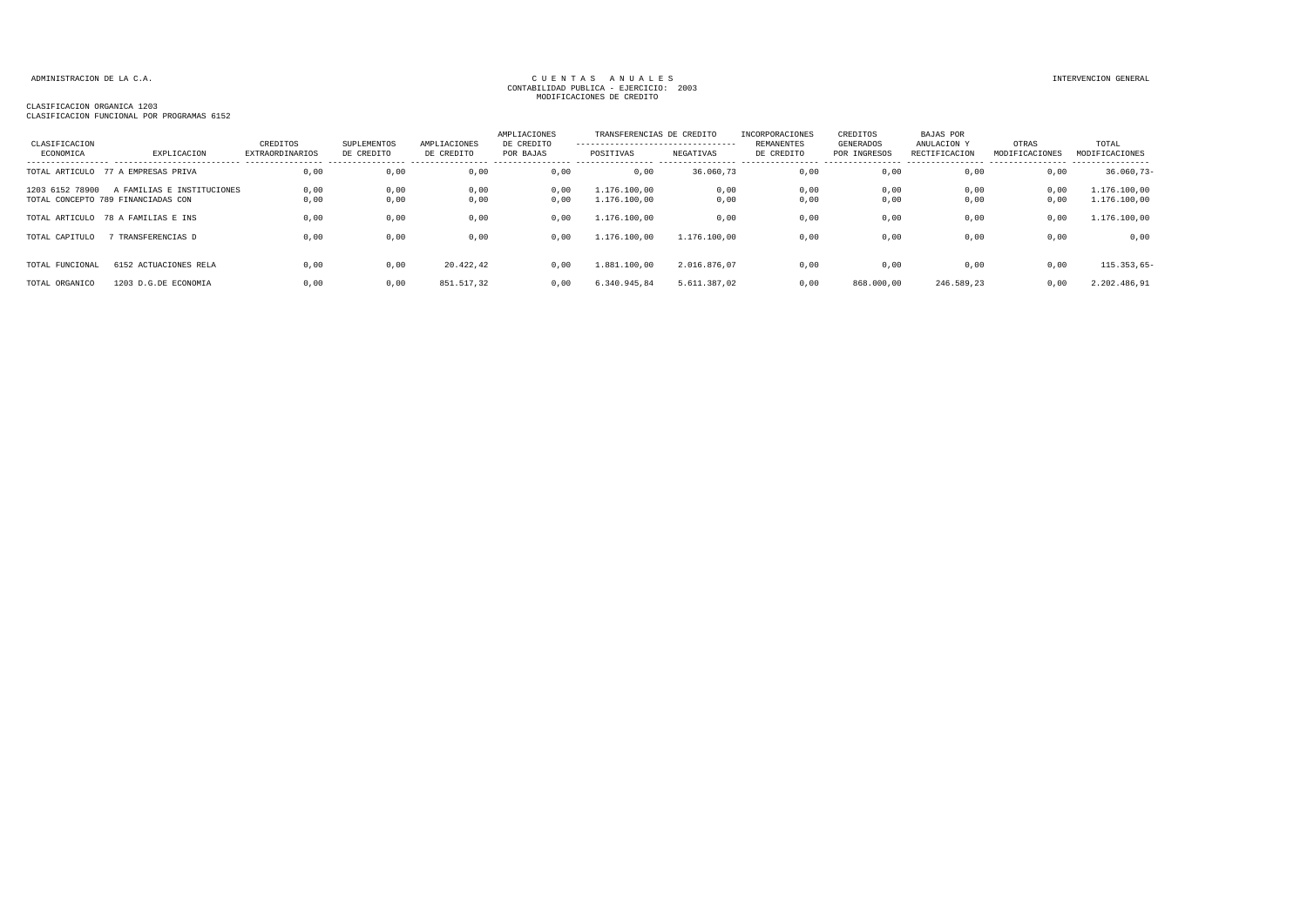ADMINISTRACION DE LA C.A.

CUENTAS ANUALES
CONTABILIDAD PUBLICA - EJERCICIO: 2003
MODIFICACIONES DE CREDITO

INTERVENCION GENERAL

CLASIFICACION ORGANICA 1203
CLASIFICACION FUNCIONAL POR PROGRAMAS 6152

| CLASIFICACION ECONOMICA | EXPLICACION | CREDITOS EXTRAORDINARIOS | SUPLEMENTOS DE CREDITO | AMPLIACIONES DE CREDITO | AMPLIACIONES DE CREDITO POR BAJAS | TRANSFERENCIAS DE CREDITO POSITIVAS | TRANSFERENCIAS DE CREDITO NEGATIVAS | INCORPORACIONES REMANENTES DE CREDITO | CREDITOS GENERADOS POR INGRESOS | BAJAS POR ANULACION Y RECTIFICACION | OTRAS MODIFICACIONES | TOTAL MODIFICACIONES |
|---|---|---|---|---|---|---|---|---|---|---|---|---|
| TOTAL ARTICULO | 77 A EMPRESAS PRIVA | 0,00 | 0,00 | 0,00 | 0,00 | 0,00 | 36.060,73 | 0,00 | 0,00 | 0,00 | 0,00 | 36.060,73- |
| 1203 6152 78900 | A FAMILIAS E INSTITUCIONES | 0,00 | 0,00 | 0,00 | 0,00 | 1.176.100,00 | 0,00 | 0,00 | 0,00 | 0,00 | 0,00 | 1.176.100,00 |
| TOTAL CONCEPTO 789 | FINANCIADAS CON | 0,00 | 0,00 | 0,00 | 0,00 | 1.176.100,00 | 0,00 | 0,00 | 0,00 | 0,00 | 0,00 | 1.176.100,00 |
| TOTAL ARTICULO | 78 A FAMILIAS E INS | 0,00 | 0,00 | 0,00 | 0,00 | 1.176.100,00 | 0,00 | 0,00 | 0,00 | 0,00 | 0,00 | 1.176.100,00 |
| TOTAL CAPITULO | 7 TRANSFERENCIAS D | 0,00 | 0,00 | 0,00 | 0,00 | 1.176.100,00 | 1.176.100,00 | 0,00 | 0,00 | 0,00 | 0,00 | 0,00 |
| TOTAL FUNCIONAL | 6152 ACTUACIONES RELA | 0,00 | 0,00 | 20.422,42 | 0,00 | 1.881.100,00 | 2.016.876,07 | 0,00 | 0,00 | 0,00 | 0,00 | 115.353,65- |
| TOTAL ORGANICO | 1203 D.G.DE ECONOMIA | 0,00 | 0,00 | 851.517,32 | 0,00 | 6.340.945,84 | 5.611.387,02 | 0,00 | 868.000,00 | 246.589,23 | 0,00 | 2.202.486,91 |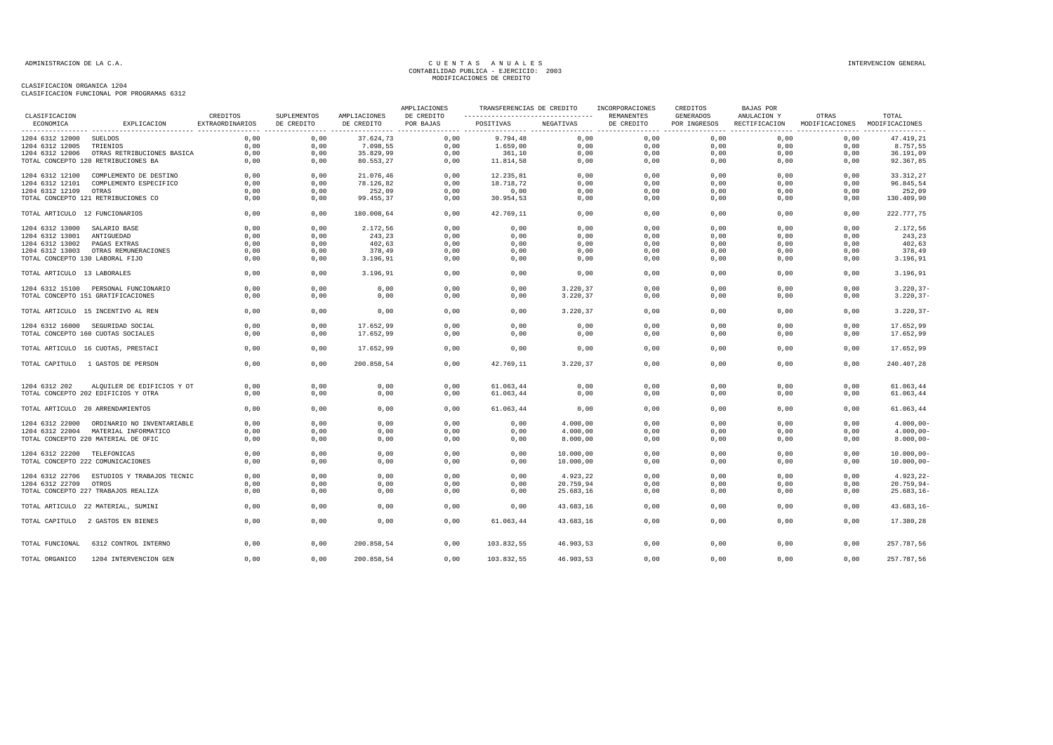ADMINISTRACION DE LA C.A.

# CUENTAS ANUALES
## CONTABILIDAD PUBLICA - EJERCICIO: 2003
## MODIFICACIONES DE CREDITO

INTERVENCION GENERAL

CLASIFICACION ORGANICA 1204
CLASIFICACION FUNCIONAL POR PROGRAMAS 6312

| CLASIFICACION ECONOMICA | EXPLICACION | CREDITOS EXTRAORDINARIOS | SUPLEMENTOS DE CREDITO | AMPLIACIONES DE CREDITO | AMPLIACIONES DE CREDITO POR BAJAS | TRANSFERENCIAS DE CREDITO POSITIVAS | TRANSFERENCIAS DE CREDITO NEGATIVAS | INCORPORACIONES REMANENTES DE CREDITO | CREDITOS GENERADOS POR INGRESOS | BAJAS POR ANULACION Y RECTIFICACION | OTRAS MODIFICACIONES | TOTAL MODIFICACIONES |
|---|---|---|---|---|---|---|---|---|---|---|---|---|
| 1204 6312 12000 | SUELDOS | 0,00 | 0,00 | 37.624,73 | 0,00 | 9.794,48 | 0,00 | 0,00 | 0,00 | 0,00 | 0,00 | 47.419,21 |
| 1204 6312 12005 | TRIENIOS | 0,00 | 0,00 | 7.098,55 | 0,00 | 1.659,00 | 0,00 | 0,00 | 0,00 | 0,00 | 0,00 | 8.757,55 |
| 1204 6312 12006 | OTRAS RETRIBUCIONES BASICA | 0,00 | 0,00 | 35.829,99 | 0,00 | 361,10 | 0,00 | 0,00 | 0,00 | 0,00 | 0,00 | 36.191,09 |
| TOTAL CONCEPTO 120 RETRIBUCIONES BA | | 0,00 | 0,00 | 80.553,27 | 0,00 | 11.814,58 | 0,00 | 0,00 | 0,00 | 0,00 | 0,00 | 92.367,85 |
| 1204 6312 12100 | COMPLEMENTO DE DESTINO | 0,00 | 0,00 | 21.076,46 | 0,00 | 12.235,81 | 0,00 | 0,00 | 0,00 | 0,00 | 0,00 | 33.312,27 |
| 1204 6312 12101 | COMPLEMENTO ESPECIFICO | 0,00 | 0,00 | 78.126,82 | 0,00 | 18.718,72 | 0,00 | 0,00 | 0,00 | 0,00 | 0,00 | 96.845,54 |
| 1204 6312 12109 | OTRAS | 0,00 | 0,00 | 252,09 | 0,00 | 0,00 | 0,00 | 0,00 | 0,00 | 0,00 | 0,00 | 252,09 |
| TOTAL CONCEPTO 121 RETRIBUCIONES CO | | 0,00 | 0,00 | 99.455,37 | 0,00 | 30.954,53 | 0,00 | 0,00 | 0,00 | 0,00 | 0,00 | 130.409,90 |
| TOTAL ARTICULO 12 FUNCIONARIOS | | 0,00 | 0,00 | 180.008,64 | 0,00 | 42.769,11 | 0,00 | 0,00 | 0,00 | 0,00 | 0,00 | 222.777,75 |
| 1204 6312 13000 | SALARIO BASE | 0,00 | 0,00 | 2.172,56 | 0,00 | 0,00 | 0,00 | 0,00 | 0,00 | 0,00 | 0,00 | 2.172,56 |
| 1204 6312 13001 | ANTIGUEDAD | 0,00 | 0,00 | 243,23 | 0,00 | 0,00 | 0,00 | 0,00 | 0,00 | 0,00 | 0,00 | 243,23 |
| 1204 6312 13002 | PAGAS EXTRAS | 0,00 | 0,00 | 402,63 | 0,00 | 0,00 | 0,00 | 0,00 | 0,00 | 0,00 | 0,00 | 402,63 |
| 1204 6312 13003 | OTRAS REMUNERACIONES | 0,00 | 0,00 | 378,49 | 0,00 | 0,00 | 0,00 | 0,00 | 0,00 | 0,00 | 0,00 | 378,49 |
| TOTAL CONCEPTO 130 LABORAL FIJO | | 0,00 | 0,00 | 3.196,91 | 0,00 | 0,00 | 0,00 | 0,00 | 0,00 | 0,00 | 0,00 | 3.196,91 |
| TOTAL ARTICULO 13 LABORALES | | 0,00 | 0,00 | 3.196,91 | 0,00 | 0,00 | 0,00 | 0,00 | 0,00 | 0,00 | 0,00 | 3.196,91 |
| 1204 6312 15100 | PERSONAL FUNCIONARIO | 0,00 | 0,00 | 0,00 | 0,00 | 0,00 | 3.220,37 | 0,00 | 0,00 | 0,00 | 0,00 | 3.220,37- |
| TOTAL CONCEPTO 151 GRATIFICACIONES | | 0,00 | 0,00 | 0,00 | 0,00 | 0,00 | 3.220,37 | 0,00 | 0,00 | 0,00 | 0,00 | 3.220,37- |
| TOTAL ARTICULO 15 INCENTIVO AL REN | | 0,00 | 0,00 | 0,00 | 0,00 | 0,00 | 3.220,37 | 0,00 | 0,00 | 0,00 | 0,00 | 3.220,37- |
| 1204 6312 16000 | SEGURIDAD SOCIAL | 0,00 | 0,00 | 17.652,99 | 0,00 | 0,00 | 0,00 | 0,00 | 0,00 | 0,00 | 0,00 | 17.652,99 |
| TOTAL CONCEPTO 160 CUOTAS SOCIALES | | 0,00 | 0,00 | 17.652,99 | 0,00 | 0,00 | 0,00 | 0,00 | 0,00 | 0,00 | 0,00 | 17.652,99 |
| TOTAL ARTICULO 16 CUOTAS, PRESTACI | | 0,00 | 0,00 | 17.652,99 | 0,00 | 0,00 | 0,00 | 0,00 | 0,00 | 0,00 | 0,00 | 17.652,99 |
| TOTAL CAPITULO 1 GASTOS DE PERSON | | 0,00 | 0,00 | 200.858,54 | 0,00 | 42.769,11 | 3.220,37 | 0,00 | 0,00 | 0,00 | 0,00 | 240.407,28 |
| 1204 6312 202 | ALQUILER DE EDIFICIOS Y OT | 0,00 | 0,00 | 0,00 | 0,00 | 61.063,44 | 0,00 | 0,00 | 0,00 | 0,00 | 0,00 | 61.063,44 |
| TOTAL CONCEPTO 202 EDIFICIOS Y OTRA | | 0,00 | 0,00 | 0,00 | 0,00 | 61.063,44 | 0,00 | 0,00 | 0,00 | 0,00 | 0,00 | 61.063,44 |
| TOTAL ARTICULO 20 ARRENDAMIENTOS | | 0,00 | 0,00 | 0,00 | 0,00 | 61.063,44 | 0,00 | 0,00 | 0,00 | 0,00 | 0,00 | 61.063,44 |
| 1204 6312 22000 | ORDINARIO NO INVENTARIABLE | 0,00 | 0,00 | 0,00 | 0,00 | 0,00 | 4.000,00 | 0,00 | 0,00 | 0,00 | 0,00 | 4.000,00- |
| 1204 6312 22004 | MATERIAL INFORMATICO | 0,00 | 0,00 | 0,00 | 0,00 | 0,00 | 4.000,00 | 0,00 | 0,00 | 0,00 | 0,00 | 4.000,00- |
| TOTAL CONCEPTO 220 MATERIAL DE OFIC | | 0,00 | 0,00 | 0,00 | 0,00 | 0,00 | 8.000,00 | 0,00 | 0,00 | 0,00 | 0,00 | 8.000,00- |
| 1204 6312 22200 | TELEFONICAS | 0,00 | 0,00 | 0,00 | 0,00 | 0,00 | 10.000,00 | 0,00 | 0,00 | 0,00 | 0,00 | 10.000,00- |
| TOTAL CONCEPTO 222 COMUNICACIONES | | 0,00 | 0,00 | 0,00 | 0,00 | 0,00 | 10.000,00 | 0,00 | 0,00 | 0,00 | 0,00 | 10.000,00- |
| 1204 6312 22706 | ESTUDIOS Y TRABAJOS TECNIC | 0,00 | 0,00 | 0,00 | 0,00 | 0,00 | 4.923,22 | 0,00 | 0,00 | 0,00 | 0,00 | 4.923,22- |
| 1204 6312 22709 | OTROS | 0,00 | 0,00 | 0,00 | 0,00 | 0,00 | 20.759,94 | 0,00 | 0,00 | 0,00 | 0,00 | 20.759,94- |
| TOTAL CONCEPTO 227 TRABAJOS REALIZA | | 0,00 | 0,00 | 0,00 | 0,00 | 0,00 | 25.683,16 | 0,00 | 0,00 | 0,00 | 0,00 | 25.683,16- |
| TOTAL ARTICULO 22 MATERIAL, SUMINI | | 0,00 | 0,00 | 0,00 | 0,00 | 0,00 | 43.683,16 | 0,00 | 0,00 | 0,00 | 0,00 | 43.683,16- |
| TOTAL CAPITULO 2 GASTOS EN BIENES | | 0,00 | 0,00 | 0,00 | 0,00 | 61.063,44 | 43.683,16 | 0,00 | 0,00 | 0,00 | 0,00 | 17.380,28 |
| TOTAL FUNCIONAL | 6312 CONTROL INTERNO | 0,00 | 0,00 | 200.858,54 | 0,00 | 103.832,55 | 46.903,53 | 0,00 | 0,00 | 0,00 | 0,00 | 257.787,56 |
| TOTAL ORGANICO | 1204 INTERVENCION GEN | 0,00 | 0,00 | 200.858,54 | 0,00 | 103.832,55 | 46.903,53 | 0,00 | 0,00 | 0,00 | 0,00 | 257.787,56 |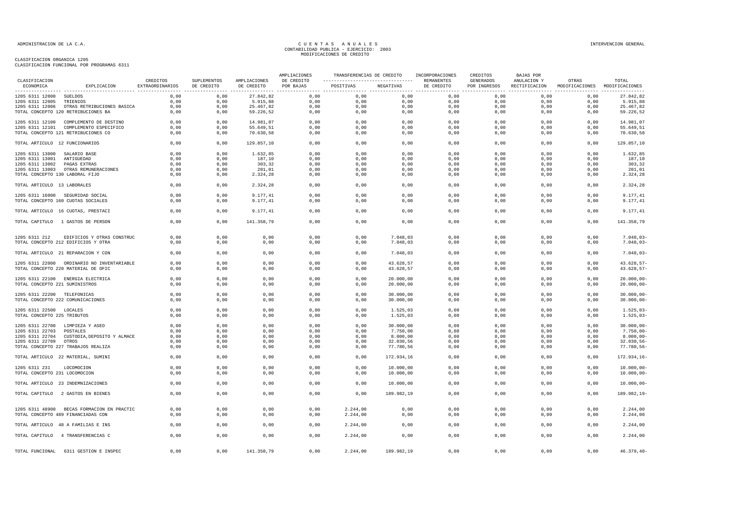ADMINISTRACION DE LA C.A. — CUENTAS ANUALES — CONTABILIDAD PUBLICA - EJERCICIO: 2003 — MODIFICACIONES DE CREDITO — INTERVENCION GENERAL

CLASIFICACION ORGANICA 1205
CLASIFICACION FUNCIONAL POR PROGRAMAS 6311

| CLASIFICACION ECONOMICA | EXPLICACION | CREDITOS EXTRAORDINARIOS | SUPLEMENTOS DE CREDITO | AMPLIACIONES DE CREDITO | AMPLIACIONES DE CREDITO POR BAJAS | TRANSFERENCIAS DE CREDITO POSITIVAS | TRANSFERENCIAS DE CREDITO NEGATIVAS | INCORPORACIONES REMANENTES DE CREDITO | CREDITOS GENERADOS POR INGRESOS | BAJAS POR ANULACION Y RECTIFICACION | OTRAS MODIFICACIONES | TOTAL MODIFICACIONES |
|---|---|---|---|---|---|---|---|---|---|---|---|---|
| 1205 6311 12000 | SUELDOS | 0,00 | 0,00 | 27.842,82 | 0,00 | 0,00 | 0,00 | 0,00 | 0,00 | 0,00 | 0,00 | 27.842,82 |
| 1205 6311 12005 | TRIENIOS | 0,00 | 0,00 | 5.915,88 | 0,00 | 0,00 | 0,00 | 0,00 | 0,00 | 0,00 | 0,00 | 5.915,88 |
| 1205 6311 12006 | OTRAS RETRIBUCIONES BASICA | 0,00 | 0,00 | 25.467,82 | 0,00 | 0,00 | 0,00 | 0,00 | 0,00 | 0,00 | 0,00 | 25.467,82 |
| TOTAL CONCEPTO 120 RETRIBUCIONES BA | | 0,00 | 0,00 | 59.226,52 | 0,00 | 0,00 | 0,00 | 0,00 | 0,00 | 0,00 | 0,00 | 59.226,52 |
| 1205 6311 12100 | COMPLEMENTO DE DESTINO | 0,00 | 0,00 | 14.981,07 | 0,00 | 0,00 | 0,00 | 0,00 | 0,00 | 0,00 | 0,00 | 14.981,07 |
| 1205 6311 12101 | COMPLEMENTO ESPECIFICO | 0,00 | 0,00 | 55.649,51 | 0,00 | 0,00 | 0,00 | 0,00 | 0,00 | 0,00 | 0,00 | 55.649,51 |
| TOTAL CONCEPTO 121 RETRIBUCIONES CO | | 0,00 | 0,00 | 70.630,58 | 0,00 | 0,00 | 0,00 | 0,00 | 0,00 | 0,00 | 0,00 | 70.630,58 |
| TOTAL ARTICULO 12 FUNCIONARIOS | | 0,00 | 0,00 | 129.857,10 | 0,00 | 0,00 | 0,00 | 0,00 | 0,00 | 0,00 | 0,00 | 129.857,10 |
| 1205 6311 13000 | SALARIO BASE | 0,00 | 0,00 | 1.632,85 | 0,00 | 0,00 | 0,00 | 0,00 | 0,00 | 0,00 | 0,00 | 1.632,85 |
| 1205 6311 13001 | ANTIGUEDAD | 0,00 | 0,00 | 187,10 | 0,00 | 0,00 | 0,00 | 0,00 | 0,00 | 0,00 | 0,00 | 187,10 |
| 1205 6311 13002 | PAGAS EXTRAS | 0,00 | 0,00 | 303,32 | 0,00 | 0,00 | 0,00 | 0,00 | 0,00 | 0,00 | 0,00 | 303,32 |
| 1205 6311 13003 | OTRAS REMUNERACIONES | 0,00 | 0,00 | 201,01 | 0,00 | 0,00 | 0,00 | 0,00 | 0,00 | 0,00 | 0,00 | 201,01 |
| TOTAL CONCEPTO 130 LABORAL FIJO | | 0,00 | 0,00 | 2.324,28 | 0,00 | 0,00 | 0,00 | 0,00 | 0,00 | 0,00 | 0,00 | 2.324,28 |
| TOTAL ARTICULO 13 LABORALES | | 0,00 | 0,00 | 2.324,28 | 0,00 | 0,00 | 0,00 | 0,00 | 0,00 | 0,00 | 0,00 | 2.324,28 |
| 1205 6311 16000 | SEGURIDAD SOCIAL | 0,00 | 0,00 | 9.177,41 | 0,00 | 0,00 | 0,00 | 0,00 | 0,00 | 0,00 | 0,00 | 9.177,41 |
| TOTAL CONCEPTO 160 CUOTAS SOCIALES | | 0,00 | 0,00 | 9.177,41 | 0,00 | 0,00 | 0,00 | 0,00 | 0,00 | 0,00 | 0,00 | 9.177,41 |
| TOTAL ARTICULO 16 CUOTAS, PRESTACI | | 0,00 | 0,00 | 9.177,41 | 0,00 | 0,00 | 0,00 | 0,00 | 0,00 | 0,00 | 0,00 | 9.177,41 |
| TOTAL CAPITULO 1 GASTOS DE PERSON | | 0,00 | 0,00 | 141.358,79 | 0,00 | 0,00 | 0,00 | 0,00 | 0,00 | 0,00 | 0,00 | 141.358,79 |
| 1205 6311 212 | EDIFICIOS Y OTRAS CONSTRUC | 0,00 | 0,00 | 0,00 | 0,00 | 0,00 | 7.048,03 | 0,00 | 0,00 | 0,00 | 0,00 | 7.048,03- |
| TOTAL CONCEPTO 212 EDIFICIOS Y OTRA | | 0,00 | 0,00 | 0,00 | 0,00 | 0,00 | 7.048,03 | 0,00 | 0,00 | 0,00 | 0,00 | 7.048,03- |
| TOTAL ARTICULO 21 REPARACION Y CON | | 0,00 | 0,00 | 0,00 | 0,00 | 0,00 | 7.048,03 | 0,00 | 0,00 | 0,00 | 0,00 | 7.048,03- |
| 1205 6311 22000 | ORDINARIO NO INVENTARIABLE | 0,00 | 0,00 | 0,00 | 0,00 | 0,00 | 43.628,57 | 0,00 | 0,00 | 0,00 | 0,00 | 43.628,57- |
| TOTAL CONCEPTO 220 MATERIAL DE OFIC | | 0,00 | 0,00 | 0,00 | 0,00 | 0,00 | 43.628,57 | 0,00 | 0,00 | 0,00 | 0,00 | 43.628,57- |
| 1205 6311 22100 | ENERGIA ELECTRICA | 0,00 | 0,00 | 0,00 | 0,00 | 0,00 | 20.000,00 | 0,00 | 0,00 | 0,00 | 0,00 | 20.000,00- |
| TOTAL CONCEPTO 221 SUMINISTROS | | 0,00 | 0,00 | 0,00 | 0,00 | 0,00 | 20.000,00 | 0,00 | 0,00 | 0,00 | 0,00 | 20.000,00- |
| 1205 6311 22200 | TELEFONICAS | 0,00 | 0,00 | 0,00 | 0,00 | 0,00 | 30.000,00 | 0,00 | 0,00 | 0,00 | 0,00 | 30.000,00- |
| TOTAL CONCEPTO 222 COMUNICACIONES | | 0,00 | 0,00 | 0,00 | 0,00 | 0,00 | 30.000,00 | 0,00 | 0,00 | 0,00 | 0,00 | 30.000,00- |
| 1205 6311 22500 | LOCALES | 0,00 | 0,00 | 0,00 | 0,00 | 0,00 | 1.525,03 | 0,00 | 0,00 | 0,00 | 0,00 | 1.525,03- |
| TOTAL CONCEPTO 225 TRIBUTOS | | 0,00 | 0,00 | 0,00 | 0,00 | 0,00 | 1.525,03 | 0,00 | 0,00 | 0,00 | 0,00 | 1.525,03- |
| 1205 6311 22700 | LIMPIEZA Y ASEO | 0,00 | 0,00 | 0,00 | 0,00 | 0,00 | 30.000,00 | 0,00 | 0,00 | 0,00 | 0,00 | 30.000,00- |
| 1205 6311 22703 | POSTALES | 0,00 | 0,00 | 0,00 | 0,00 | 0,00 | 7.750,00 | 0,00 | 0,00 | 0,00 | 0,00 | 7.750,00- |
| 1205 6311 22704 | CUSTODIA,DEPOSITO Y ALMACE | 0,00 | 0,00 | 0,00 | 0,00 | 0,00 | 8.000,00 | 0,00 | 0,00 | 0,00 | 0,00 | 8.000,00- |
| 1205 6311 22709 | OTROS | 0,00 | 0,00 | 0,00 | 0,00 | 0,00 | 32.030,56 | 0,00 | 0,00 | 0,00 | 0,00 | 32.030,56- |
| TOTAL CONCEPTO 227 TRABAJOS REALIZA | | 0,00 | 0,00 | 0,00 | 0,00 | 0,00 | 77.780,56 | 0,00 | 0,00 | 0,00 | 0,00 | 77.780,56- |
| TOTAL ARTICULO 22 MATERIAL, SUMINI | | 0,00 | 0,00 | 0,00 | 0,00 | 0,00 | 172.934,16 | 0,00 | 0,00 | 0,00 | 0,00 | 172.934,16- |
| 1205 6311 231 | LOCOMOCION | 0,00 | 0,00 | 0,00 | 0,00 | 0,00 | 10.000,00 | 0,00 | 0,00 | 0,00 | 0,00 | 10.000,00- |
| TOTAL CONCEPTO 231 LOCOMOCION | | 0,00 | 0,00 | 0,00 | 0,00 | 0,00 | 10.000,00 | 0,00 | 0,00 | 0,00 | 0,00 | 10.000,00- |
| TOTAL ARTICULO 23 INDEMNIZACIONES | | 0,00 | 0,00 | 0,00 | 0,00 | 0,00 | 10.000,00 | 0,00 | 0,00 | 0,00 | 0,00 | 10.000,00- |
| TOTAL CAPITULO 2 GASTOS EN BIENES | | 0,00 | 0,00 | 0,00 | 0,00 | 0,00 | 189.982,19 | 0,00 | 0,00 | 0,00 | 0,00 | 189.982,19- |
| 1205 6311 48900 | BECAS FORMACION EN PRACTIC | 0,00 | 0,00 | 0,00 | 0,00 | 2.244,00 | 0,00 | 0,00 | 0,00 | 0,00 | 0,00 | 2.244,00 |
| TOTAL CONCEPTO 489 FINANCIADAS CON | | 0,00 | 0,00 | 0,00 | 0,00 | 2.244,00 | 0,00 | 0,00 | 0,00 | 0,00 | 0,00 | 2.244,00 |
| TOTAL ARTICULO 48 A FAMILIAS E INS | | 0,00 | 0,00 | 0,00 | 0,00 | 2.244,00 | 0,00 | 0,00 | 0,00 | 0,00 | 0,00 | 2.244,00 |
| TOTAL CAPITULO 4 TRANSFERENCIAS C | | 0,00 | 0,00 | 0,00 | 0,00 | 2.244,00 | 0,00 | 0,00 | 0,00 | 0,00 | 0,00 | 2.244,00 |
| TOTAL FUNCIONAL 6311 GESTION E INSPEC | | 0,00 | 0,00 | 141.358,79 | 0,00 | 2.244,00 | 189.982,19 | 0,00 | 0,00 | 0,00 | 0,00 | 46.379,40- |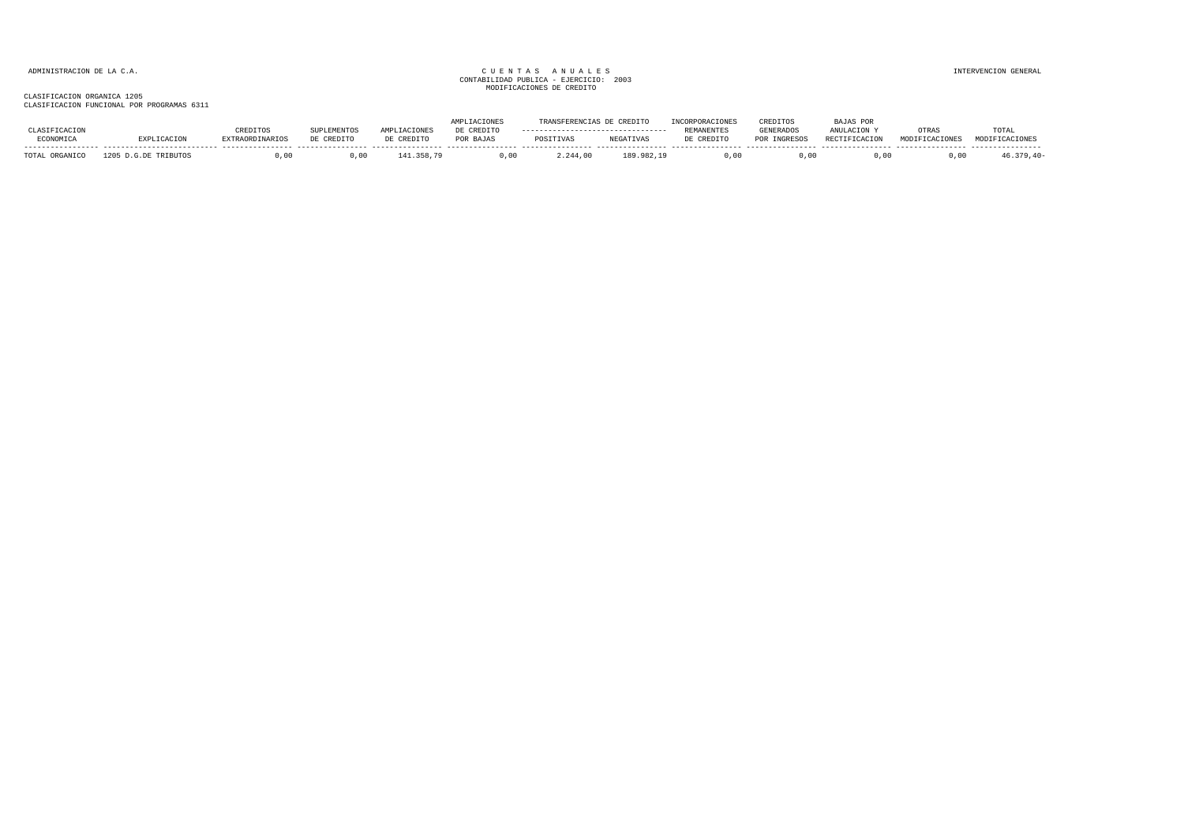ADMINISTRACION DE LA C.A.

C U E N T A S   A N U A L E S
CONTABILIDAD PUBLICA - EJERCICIO: 2003
MODIFICACIONES DE CREDITO

INTERVENCION GENERAL

CLASIFICACION ORGANICA 1205
CLASIFICACION FUNCIONAL POR PROGRAMAS 6311

| CLASIFICACION ECONOMICA | EXPLICACION | CREDITOS EXTRAORDINARIOS | SUPLEMENTOS DE CREDITO | AMPLIACIONES DE CREDITO | AMPLIACIONES DE CREDITO POR BAJAS | TRANSFERENCIAS DE CREDITO POSITIVAS | TRANSFERENCIAS DE CREDITO NEGATIVAS | INCORPORACIONES REMANENTES DE CREDITO | CREDITOS GENERADOS POR INGRESOS | BAJAS POR ANULACION Y RECTIFICACION | OTRAS MODIFICACIONES | TOTAL MODIFICACIONES |
|---|---|---|---|---|---|---|---|---|---|---|---|---|
| TOTAL ORGANICO | 1205 D.G.DE TRIBUTOS | 0,00 | 0,00 | 141.358,79 | 0,00 | 2.244,00 | 189.982,19 | 0,00 | 0,00 | 0,00 | 0,00 | 46.379,40- |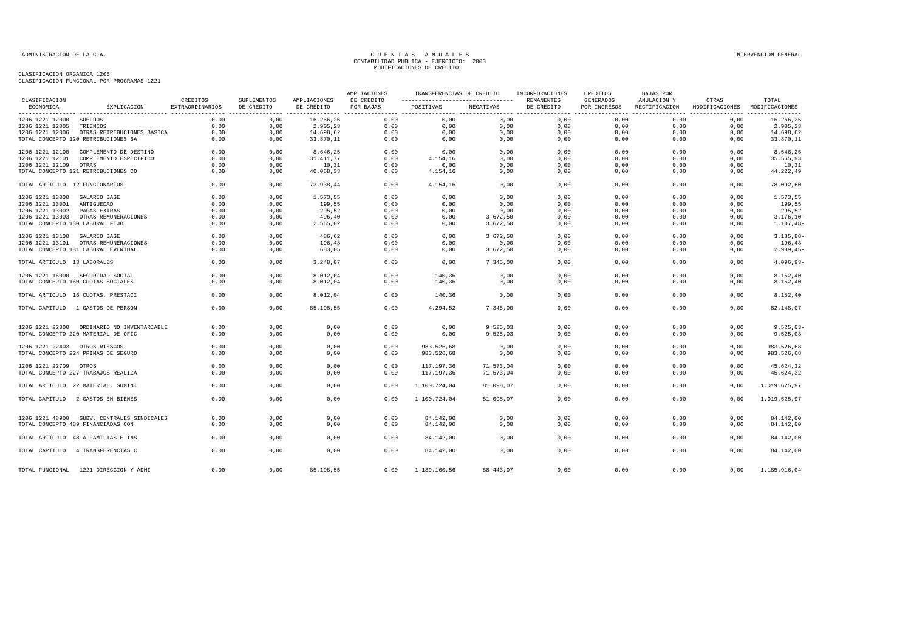CLASIFICACION ORGANICA 1206
CLASIFICACION FUNCIONAL POR PROGRAMAS 1221

| CLASIFICACION ECONOMICA | EXPLICACION | CREDITOS EXTRAORDINARIOS | SUPLEMENTOS DE CREDITO | AMPLIACIONES DE CREDITO | AMPLIACIONES DE CREDITO POR BAJAS | TRANSFERENCIAS DE CREDITO POSITIVAS | TRANSFERENCIAS DE CREDITO NEGATIVAS | INCORPORACIONES REMANENTES DE CREDITO | CREDITOS GENERADOS POR INGRESOS | BAJAS POR ANULACION Y RECTIFICACION | OTRAS MODIFICACIONES | TOTAL MODIFICACIONES |
|---|---|---|---|---|---|---|---|---|---|---|---|---|
| 1206 1221 12000 | SUELDOS | 0,00 | 0,00 | 16.266,26 | 0,00 | 0,00 | 0,00 | 0,00 | 0,00 | 0,00 | 0,00 | 16.266,26 |
| 1206 1221 12005 | TRIENIOS | 0,00 | 0,00 | 2.905,23 | 0,00 | 0,00 | 0,00 | 0,00 | 0,00 | 0,00 | 0,00 | 2.905,23 |
| 1206 1221 12006 | OTRAS RETRIBUCIONES BASICA | 0,00 | 0,00 | 14.698,62 | 0,00 | 0,00 | 0,00 | 0,00 | 0,00 | 0,00 | 0,00 | 14.698,62 |
| TOTAL CONCEPTO 120 RETRIBUCIONES BA | | 0,00 | 0,00 | 33.870,11 | 0,00 | 0,00 | 0,00 | 0,00 | 0,00 | 0,00 | 0,00 | 33.870,11 |
| 1206 1221 12100 | COMPLEMENTO DE DESTINO | 0,00 | 0,00 | 8.646,25 | 0,00 | 0,00 | 0,00 | 0,00 | 0,00 | 0,00 | 0,00 | 8.646,25 |
| 1206 1221 12101 | COMPLEMENTO ESPECIFICO | 0,00 | 0,00 | 31.411,77 | 0,00 | 4.154,16 | 0,00 | 0,00 | 0,00 | 0,00 | 0,00 | 35.565,93 |
| 1206 1221 12109 | OTRAS | 0,00 | 0,00 | 10,31 | 0,00 | 0,00 | 0,00 | 0,00 | 0,00 | 0,00 | 0,00 | 10,31 |
| TOTAL CONCEPTO 121 RETRIBUCIONES CO | | 0,00 | 0,00 | 40.068,33 | 0,00 | 4.154,16 | 0,00 | 0,00 | 0,00 | 0,00 | 0,00 | 44.222,49 |
| TOTAL ARTICULO 12 FUNCIONARIOS | | 0,00 | 0,00 | 73.938,44 | 0,00 | 4.154,16 | 0,00 | 0,00 | 0,00 | 0,00 | 0,00 | 78.092,60 |
| 1206 1221 13000 | SALARIO BASE | 0,00 | 0,00 | 1.573,55 | 0,00 | 0,00 | 0,00 | 0,00 | 0,00 | 0,00 | 0,00 | 1.573,55 |
| 1206 1221 13001 | ANTIGUEDAD | 0,00 | 0,00 | 199,55 | 0,00 | 0,00 | 0,00 | 0,00 | 0,00 | 0,00 | 0,00 | 199,55 |
| 1206 1221 13002 | PAGAS EXTRAS | 0,00 | 0,00 | 295,52 | 0,00 | 0,00 | 0,00 | 0,00 | 0,00 | 0,00 | 0,00 | 295,52 |
| 1206 1221 13003 | OTRAS REMUNERACIONES | 0,00 | 0,00 | 496,40 | 0,00 | 0,00 | 3.672,50 | 0,00 | 0,00 | 0,00 | 0,00 | 3.176,10- |
| TOTAL CONCEPTO 130 LABORAL FIJO | | 0,00 | 0,00 | 2.565,02 | 0,00 | 0,00 | 3.672,50 | 0,00 | 0,00 | 0,00 | 0,00 | 1.107,48- |
| 1206 1221 13100 | SALARIO BASE | 0,00 | 0,00 | 486,62 | 0,00 | 0,00 | 3.672,50 | 0,00 | 0,00 | 0,00 | 0,00 | 3.185,88- |
| 1206 1221 13101 | OTRAS REMUNERACIONES | 0,00 | 0,00 | 196,43 | 0,00 | 0,00 | 0,00 | 0,00 | 0,00 | 0,00 | 0,00 | 196,43 |
| TOTAL CONCEPTO 131 LABORAL EVENTUAL | | 0,00 | 0,00 | 683,05 | 0,00 | 0,00 | 3.672,50 | 0,00 | 0,00 | 0,00 | 0,00 | 2.989,45- |
| TOTAL ARTICULO 13 LABORALES | | 0,00 | 0,00 | 3.248,07 | 0,00 | 0,00 | 7.345,00 | 0,00 | 0,00 | 0,00 | 0,00 | 4.096,93- |
| 1206 1221 16000 | SEGURIDAD SOCIAL | 0,00 | 0,00 | 8.012,04 | 0,00 | 140,36 | 0,00 | 0,00 | 0,00 | 0,00 | 0,00 | 8.152,40 |
| TOTAL CONCEPTO 160 CUOTAS SOCIALES | | 0,00 | 0,00 | 8.012,04 | 0,00 | 140,36 | 0,00 | 0,00 | 0,00 | 0,00 | 0,00 | 8.152,40 |
| TOTAL ARTICULO 16 CUOTAS, PRESTACI | | 0,00 | 0,00 | 8.012,04 | 0,00 | 140,36 | 0,00 | 0,00 | 0,00 | 0,00 | 0,00 | 8.152,40 |
| TOTAL CAPITULO 1 GASTOS DE PERSON | | 0,00 | 0,00 | 85.198,55 | 0,00 | 4.294,52 | 7.345,00 | 0,00 | 0,00 | 0,00 | 0,00 | 82.148,07 |
| 1206 1221 22000 | ORDINARIO NO INVENTARIABLE | 0,00 | 0,00 | 0,00 | 0,00 | 0,00 | 9.525,03 | 0,00 | 0,00 | 0,00 | 0,00 | 9.525,03- |
| TOTAL CONCEPTO 220 MATERIAL DE OFIC | | 0,00 | 0,00 | 0,00 | 0,00 | 0,00 | 9.525,03 | 0,00 | 0,00 | 0,00 | 0,00 | 9.525,03- |
| 1206 1221 22403 | OTROS RIESGOS | 0,00 | 0,00 | 0,00 | 0,00 | 983.526,68 | 0,00 | 0,00 | 0,00 | 0,00 | 0,00 | 983.526,68 |
| TOTAL CONCEPTO 224 PRIMAS DE SEGURO | | 0,00 | 0,00 | 0,00 | 0,00 | 983.526,68 | 0,00 | 0,00 | 0,00 | 0,00 | 0,00 | 983.526,68 |
| 1206 1221 22709 | OTROS | 0,00 | 0,00 | 0,00 | 0,00 | 117.197,36 | 71.573,04 | 0,00 | 0,00 | 0,00 | 0,00 | 45.624,32 |
| TOTAL CONCEPTO 227 TRABAJOS REALIZA | | 0,00 | 0,00 | 0,00 | 0,00 | 117.197,36 | 71.573,04 | 0,00 | 0,00 | 0,00 | 0,00 | 45.624,32 |
| TOTAL ARTICULO 22 MATERIAL, SUMINI | | 0,00 | 0,00 | 0,00 | 0,00 | 1.100.724,04 | 81.098,07 | 0,00 | 0,00 | 0,00 | 0,00 | 1.019.625,97 |
| TOTAL CAPITULO 2 GASTOS EN BIENES | | 0,00 | 0,00 | 0,00 | 0,00 | 1.100.724,04 | 81.098,07 | 0,00 | 0,00 | 0,00 | 0,00 | 1.019.625,97 |
| 1206 1221 48900 | SUBV. CENTRALES SINDICALES | 0,00 | 0,00 | 0,00 | 0,00 | 84.142,00 | 0,00 | 0,00 | 0,00 | 0,00 | 0,00 | 84.142,00 |
| TOTAL CONCEPTO 489 FINANCIADAS CON | | 0,00 | 0,00 | 0,00 | 0,00 | 84.142,00 | 0,00 | 0,00 | 0,00 | 0,00 | 0,00 | 84.142,00 |
| TOTAL ARTICULO 48 A FAMILIAS E INS | | 0,00 | 0,00 | 0,00 | 0,00 | 84.142,00 | 0,00 | 0,00 | 0,00 | 0,00 | 0,00 | 84.142,00 |
| TOTAL CAPITULO 4 TRANSFERENCIAS C | | 0,00 | 0,00 | 0,00 | 0,00 | 84.142,00 | 0,00 | 0,00 | 0,00 | 0,00 | 0,00 | 84.142,00 |
| TOTAL FUNCIONAL 1221 DIRECCION Y ADMI | | 0,00 | 0,00 | 85.198,55 | 0,00 | 1.189.160,56 | 88.443,07 | 0,00 | 0,00 | 0,00 | 0,00 | 1.185.916,04 |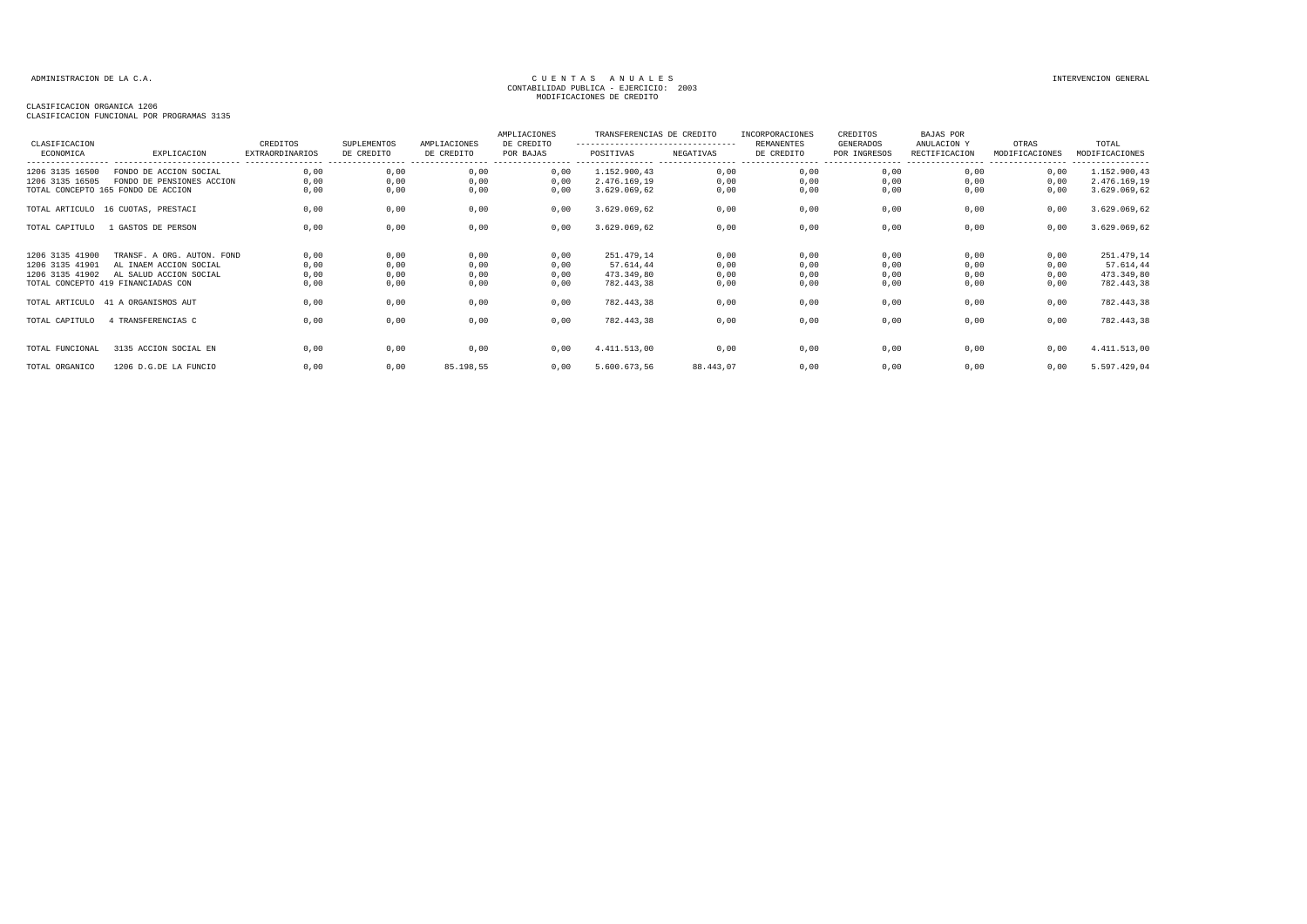ADMINISTRACION DE LA C.A.

CUENTAS ANUALES
CONTABILIDAD PUBLICA - EJERCICIO: 2003
MODIFICACIONES DE CREDITO

INTERVENCION GENERAL

CLASIFICACION ORGANICA 1206
CLASIFICACION FUNCIONAL POR PROGRAMAS 3135

| CLASIFICACION ECONOMICA | EXPLICACION | CREDITOS EXTRAORDINARIOS | SUPLEMENTOS DE CREDITO | AMPLIACIONES DE CREDITO | AMPLIACIONES DE CREDITO POR BAJAS | TRANSFERENCIAS DE CREDITO POSITIVAS | TRANSFERENCIAS DE CREDITO NEGATIVAS | INCORPORACIONES REMANENTES DE CREDITO | CREDITOS GENERADOS POR INGRESOS | BAJAS POR ANULACION Y RECTIFICACION | OTRAS MODIFICACIONES | TOTAL MODIFICACIONES |
|---|---|---|---|---|---|---|---|---|---|---|---|---|
| 1206 3135 16500 | FONDO DE ACCION SOCIAL | 0,00 | 0,00 | 0,00 | 0,00 | 1.152.900,43 | 0,00 | 0,00 | 0,00 | 0,00 | 0,00 | 1.152.900,43 |
| 1206 3135 16505 | FONDO DE PENSIONES ACCION | 0,00 | 0,00 | 0,00 | 0,00 | 2.476.169,19 | 0,00 | 0,00 | 0,00 | 0,00 | 0,00 | 2.476.169,19 |
| TOTAL CONCEPTO 165 FONDO DE ACCION | | 0,00 | 0,00 | 0,00 | 0,00 | 3.629.069,62 | 0,00 | 0,00 | 0,00 | 0,00 | 0,00 | 3.629.069,62 |
| TOTAL ARTICULO | 16 CUOTAS, PRESTACI | 0,00 | 0,00 | 0,00 | 0,00 | 3.629.069,62 | 0,00 | 0,00 | 0,00 | 0,00 | 0,00 | 3.629.069,62 |
| TOTAL CAPITULO | 1 GASTOS DE PERSON | 0,00 | 0,00 | 0,00 | 0,00 | 3.629.069,62 | 0,00 | 0,00 | 0,00 | 0,00 | 0,00 | 3.629.069,62 |
| 1206 3135 41900 | TRANSF. A ORG. AUTON. FOND | 0,00 | 0,00 | 0,00 | 0,00 | 251.479,14 | 0,00 | 0,00 | 0,00 | 0,00 | 0,00 | 251.479,14 |
| 1206 3135 41901 | AL INAEM ACCION SOCIAL | 0,00 | 0,00 | 0,00 | 0,00 | 57.614,44 | 0,00 | 0,00 | 0,00 | 0,00 | 0,00 | 57.614,44 |
| 1206 3135 41902 | AL SALUD ACCION SOCIAL | 0,00 | 0,00 | 0,00 | 0,00 | 473.349,80 | 0,00 | 0,00 | 0,00 | 0,00 | 0,00 | 473.349,80 |
| TOTAL CONCEPTO 419 FINANCIADAS CON | | 0,00 | 0,00 | 0,00 | 0,00 | 782.443,38 | 0,00 | 0,00 | 0,00 | 0,00 | 0,00 | 782.443,38 |
| TOTAL ARTICULO | 41 A ORGANISMOS AUT | 0,00 | 0,00 | 0,00 | 0,00 | 782.443,38 | 0,00 | 0,00 | 0,00 | 0,00 | 0,00 | 782.443,38 |
| TOTAL CAPITULO | 4 TRANSFERENCIAS C | 0,00 | 0,00 | 0,00 | 0,00 | 782.443,38 | 0,00 | 0,00 | 0,00 | 0,00 | 0,00 | 782.443,38 |
| TOTAL FUNCIONAL | 3135 ACCION SOCIAL EN | 0,00 | 0,00 | 0,00 | 0,00 | 4.411.513,00 | 0,00 | 0,00 | 0,00 | 0,00 | 0,00 | 4.411.513,00 |
| TOTAL ORGANICO | 1206 D.G.DE LA FUNCIO | 0,00 | 0,00 | 85.198,55 | 0,00 | 5.600.673,56 | 88.443,07 | 0,00 | 0,00 | 0,00 | 0,00 | 5.597.429,04 |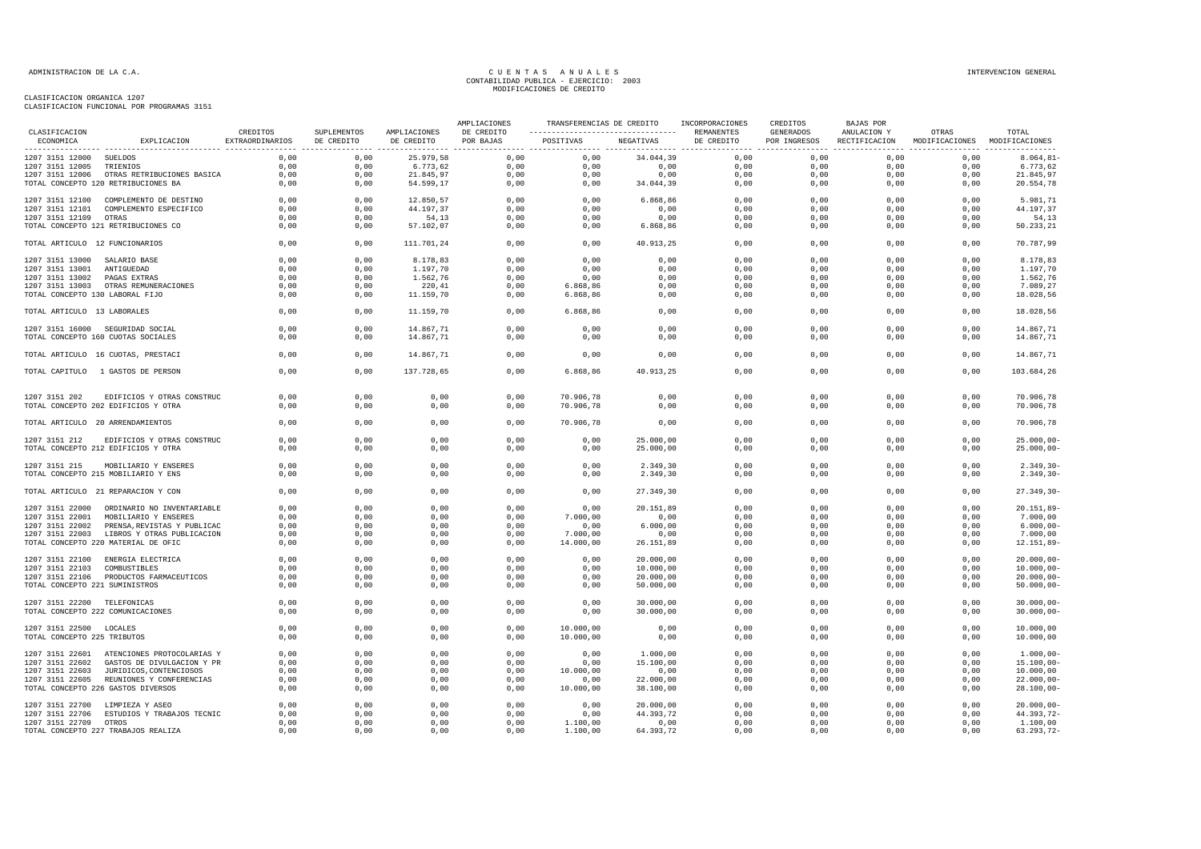CLASIFICACION ORGANICA 1207
CLASIFICACION FUNCIONAL POR PROGRAMAS 3151

| CLASIFICACION ECONOMICA | EXPLICACION | CREDITOS EXTRAORDINARIOS | SUPLEMENTOS DE CREDITO | AMPLIACIONES DE CREDITO | AMPLIACIONES DE CREDITO POR BAJAS | TRANSFERENCIAS DE CREDITO POSITIVAS | TRANSFERENCIAS DE CREDITO NEGATIVAS | INCORPORACIONES REMANENTES DE CREDITO | CREDITOS GENERADOS POR INGRESOS | BAJAS POR ANULACION Y RECTIFICACION | OTRAS MODIFICACIONES | TOTAL MODIFICACIONES |
|---|---|---|---|---|---|---|---|---|---|---|---|---|
| 1207 3151 12000 | SUELDOS | 0,00 | 0,00 | 25.979,58 | 0,00 | 0,00 | 34.044,39 | 0,00 | 0,00 | 0,00 | 0,00 | 8.064,81- |
| 1207 3151 12005 | TRIENIOS | 0,00 | 0,00 | 6.773,62 | 0,00 | 0,00 | 0,00 | 0,00 | 0,00 | 0,00 | 0,00 | 6.773,62 |
| 1207 3151 12006 | OTRAS RETRIBUCIONES BASICA | 0,00 | 0,00 | 21.845,97 | 0,00 | 0,00 | 0,00 | 0,00 | 0,00 | 0,00 | 0,00 | 21.845,97 |
| TOTAL CONCEPTO 120 RETRIBUCIONES BA | | 0,00 | 0,00 | 54.599,17 | 0,00 | 0,00 | 34.044,39 | 0,00 | 0,00 | 0,00 | 0,00 | 20.554,78 |
| 1207 3151 12100 | COMPLEMENTO DE DESTINO | 0,00 | 0,00 | 12.850,57 | 0,00 | 0,00 | 6.868,86 | 0,00 | 0,00 | 0,00 | 0,00 | 5.981,71 |
| 1207 3151 12101 | COMPLEMENTO ESPECIFICO | 0,00 | 0,00 | 44.197,37 | 0,00 | 0,00 | 0,00 | 0,00 | 0,00 | 0,00 | 0,00 | 44.197,37 |
| 1207 3151 12109 | OTRAS | 0,00 | 0,00 | 54,13 | 0,00 | 0,00 | 0,00 | 0,00 | 0,00 | 0,00 | 0,00 | 54,13 |
| TOTAL CONCEPTO 121 RETRIBUCIONES CO | | 0,00 | 0,00 | 57.102,07 | 0,00 | 0,00 | 6.868,86 | 0,00 | 0,00 | 0,00 | 0,00 | 50.233,21 |
| TOTAL ARTICULO 12 FUNCIONARIOS | | 0,00 | 0,00 | 111.701,24 | 0,00 | 0,00 | 40.913,25 | 0,00 | 0,00 | 0,00 | 0,00 | 70.787,99 |
| 1207 3151 13000 | SALARIO BASE | 0,00 | 0,00 | 8.178,83 | 0,00 | 0,00 | 0,00 | 0,00 | 0,00 | 0,00 | 0,00 | 8.178,83 |
| 1207 3151 13001 | ANTIGUEDAD | 0,00 | 0,00 | 1.197,70 | 0,00 | 0,00 | 0,00 | 0,00 | 0,00 | 0,00 | 0,00 | 1.197,70 |
| 1207 3151 13002 | PAGAS EXTRAS | 0,00 | 0,00 | 1.562,76 | 0,00 | 0,00 | 0,00 | 0,00 | 0,00 | 0,00 | 0,00 | 1.562,76 |
| 1207 3151 13003 | OTRAS REMUNERACIONES | 0,00 | 0,00 | 220,41 | 0,00 | 6.868,86 | 0,00 | 0,00 | 0,00 | 0,00 | 0,00 | 7.089,27 |
| TOTAL CONCEPTO 130 LABORAL FIJO | | 0,00 | 0,00 | 11.159,70 | 0,00 | 6.868,86 | 0,00 | 0,00 | 0,00 | 0,00 | 0,00 | 18.028,56 |
| TOTAL ARTICULO 13 LABORALES | | 0,00 | 0,00 | 11.159,70 | 0,00 | 6.868,86 | 0,00 | 0,00 | 0,00 | 0,00 | 0,00 | 18.028,56 |
| 1207 3151 16000 | SEGURIDAD SOCIAL | 0,00 | 0,00 | 14.867,71 | 0,00 | 0,00 | 0,00 | 0,00 | 0,00 | 0,00 | 0,00 | 14.867,71 |
| TOTAL CONCEPTO 160 CUOTAS SOCIALES | | 0,00 | 0,00 | 14.867,71 | 0,00 | 0,00 | 0,00 | 0,00 | 0,00 | 0,00 | 0,00 | 14.867,71 |
| TOTAL ARTICULO 16 CUOTAS, PRESTACI | | 0,00 | 0,00 | 14.867,71 | 0,00 | 0,00 | 0,00 | 0,00 | 0,00 | 0,00 | 0,00 | 14.867,71 |
| TOTAL CAPITULO 1 GASTOS DE PERSON | | 0,00 | 0,00 | 137.728,65 | 0,00 | 6.868,86 | 40.913,25 | 0,00 | 0,00 | 0,00 | 0,00 | 103.684,26 |
| 1207 3151 202 | EDIFICIOS Y OTRAS CONSTRUC | 0,00 | 0,00 | 0,00 | 0,00 | 70.906,78 | 0,00 | 0,00 | 0,00 | 0,00 | 0,00 | 70.906,78 |
| TOTAL CONCEPTO 202 EDIFICIOS Y OTRA | | 0,00 | 0,00 | 0,00 | 0,00 | 70.906,78 | 0,00 | 0,00 | 0,00 | 0,00 | 0,00 | 70.906,78 |
| TOTAL ARTICULO 20 ARRENDAMIENTOS | | 0,00 | 0,00 | 0,00 | 0,00 | 70.906,78 | 0,00 | 0,00 | 0,00 | 0,00 | 0,00 | 70.906,78 |
| 1207 3151 212 | EDIFICIOS Y OTRAS CONSTRUC | 0,00 | 0,00 | 0,00 | 0,00 | 0,00 | 25.000,00 | 0,00 | 0,00 | 0,00 | 0,00 | 25.000,00- |
| TOTAL CONCEPTO 212 EDIFICIOS Y OTRA | | 0,00 | 0,00 | 0,00 | 0,00 | 0,00 | 25.000,00 | 0,00 | 0,00 | 0,00 | 0,00 | 25.000,00- |
| 1207 3151 215 | MOBILIARIO Y ENSERES | 0,00 | 0,00 | 0,00 | 0,00 | 0,00 | 2.349,30 | 0,00 | 0,00 | 0,00 | 0,00 | 2.349,30- |
| TOTAL CONCEPTO 215 MOBILIARIO Y ENS | | 0,00 | 0,00 | 0,00 | 0,00 | 0,00 | 2.349,30 | 0,00 | 0,00 | 0,00 | 0,00 | 2.349,30- |
| TOTAL ARTICULO 21 REPARACION Y CON | | 0,00 | 0,00 | 0,00 | 0,00 | 0,00 | 27.349,30 | 0,00 | 0,00 | 0,00 | 0,00 | 27.349,30- |
| 1207 3151 22000 | ORDINARIO NO INVENTARIABLE | 0,00 | 0,00 | 0,00 | 0,00 | 0,00 | 20.151,89 | 0,00 | 0,00 | 0,00 | 0,00 | 20.151,89- |
| 1207 3151 22001 | MOBILIARIO Y ENSERES | 0,00 | 0,00 | 0,00 | 0,00 | 7.000,00 | 0,00 | 0,00 | 0,00 | 0,00 | 0,00 | 7.000,00 |
| 1207 3151 22002 | PRENSA,REVISTAS Y PUBLICAC | 0,00 | 0,00 | 0,00 | 0,00 | 0,00 | 6.000,00 | 0,00 | 0,00 | 0,00 | 0,00 | 6.000,00- |
| 1207 3151 22003 | LIBROS Y OTRAS PUBLICACION | 0,00 | 0,00 | 0,00 | 0,00 | 7.000,00 | 0,00 | 0,00 | 0,00 | 0,00 | 0,00 | 7.000,00 |
| TOTAL CONCEPTO 220 MATERIAL DE OFIC | | 0,00 | 0,00 | 0,00 | 0,00 | 14.000,00 | 26.151,89 | 0,00 | 0,00 | 0,00 | 0,00 | 12.151,89- |
| 1207 3151 22100 | ENERGIA ELECTRICA | 0,00 | 0,00 | 0,00 | 0,00 | 0,00 | 20.000,00 | 0,00 | 0,00 | 0,00 | 0,00 | 20.000,00- |
| 1207 3151 22103 | COMBUSTIBLES | 0,00 | 0,00 | 0,00 | 0,00 | 0,00 | 10.000,00 | 0,00 | 0,00 | 0,00 | 0,00 | 10.000,00- |
| 1207 3151 22106 | PRODUCTOS FARMACEUTICOS | 0,00 | 0,00 | 0,00 | 0,00 | 0,00 | 20.000,00 | 0,00 | 0,00 | 0,00 | 0,00 | 20.000,00- |
| TOTAL CONCEPTO 221 SUMINISTROS | | 0,00 | 0,00 | 0,00 | 0,00 | 0,00 | 50.000,00 | 0,00 | 0,00 | 0,00 | 0,00 | 50.000,00- |
| 1207 3151 22200 | TELEFONICAS | 0,00 | 0,00 | 0,00 | 0,00 | 0,00 | 30.000,00 | 0,00 | 0,00 | 0,00 | 0,00 | 30.000,00- |
| TOTAL CONCEPTO 222 COMUNICACIONES | | 0,00 | 0,00 | 0,00 | 0,00 | 0,00 | 30.000,00 | 0,00 | 0,00 | 0,00 | 0,00 | 30.000,00- |
| 1207 3151 22500 | LOCALES | 0,00 | 0,00 | 0,00 | 0,00 | 10.000,00 | 0,00 | 0,00 | 0,00 | 0,00 | 0,00 | 10.000,00 |
| TOTAL CONCEPTO 225 TRIBUTOS | | 0,00 | 0,00 | 0,00 | 0,00 | 10.000,00 | 0,00 | 0,00 | 0,00 | 0,00 | 0,00 | 10.000,00 |
| 1207 3151 22601 | ATENCIONES PROTOCOLARIAS Y | 0,00 | 0,00 | 0,00 | 0,00 | 0,00 | 1.000,00 | 0,00 | 0,00 | 0,00 | 0,00 | 1.000,00- |
| 1207 3151 22602 | GASTOS DE DIVULGACION Y PR | 0,00 | 0,00 | 0,00 | 0,00 | 0,00 | 15.100,00 | 0,00 | 0,00 | 0,00 | 0,00 | 15.100,00- |
| 1207 3151 22603 | JURIDICOS,CONTENCIOSOS | 0,00 | 0,00 | 0,00 | 0,00 | 10.000,00 | 0,00 | 0,00 | 0,00 | 0,00 | 0,00 | 10.000,00 |
| 1207 3151 22605 | REUNIONES Y CONFERENCIAS | 0,00 | 0,00 | 0,00 | 0,00 | 0,00 | 22.000,00 | 0,00 | 0,00 | 0,00 | 0,00 | 22.000,00- |
| TOTAL CONCEPTO 226 GASTOS DIVERSOS | | 0,00 | 0,00 | 0,00 | 0,00 | 10.000,00 | 38.100,00 | 0,00 | 0,00 | 0,00 | 0,00 | 28.100,00- |
| 1207 3151 22700 | LIMPIEZA Y ASEO | 0,00 | 0,00 | 0,00 | 0,00 | 0,00 | 20.000,00 | 0,00 | 0,00 | 0,00 | 0,00 | 20.000,00- |
| 1207 3151 22706 | ESTUDIOS Y TRABAJOS TECNIC | 0,00 | 0,00 | 0,00 | 0,00 | 0,00 | 44.393,72 | 0,00 | 0,00 | 0,00 | 0,00 | 44.393,72- |
| 1207 3151 22709 | OTROS | 0,00 | 0,00 | 0,00 | 0,00 | 1.100,00 | 0,00 | 0,00 | 0,00 | 0,00 | 0,00 | 1.100,00 |
| TOTAL CONCEPTO 227 TRABAJOS REALIZA | | 0,00 | 0,00 | 0,00 | 0,00 | 1.100,00 | 64.393,72 | 0,00 | 0,00 | 0,00 | 0,00 | 63.293,72- |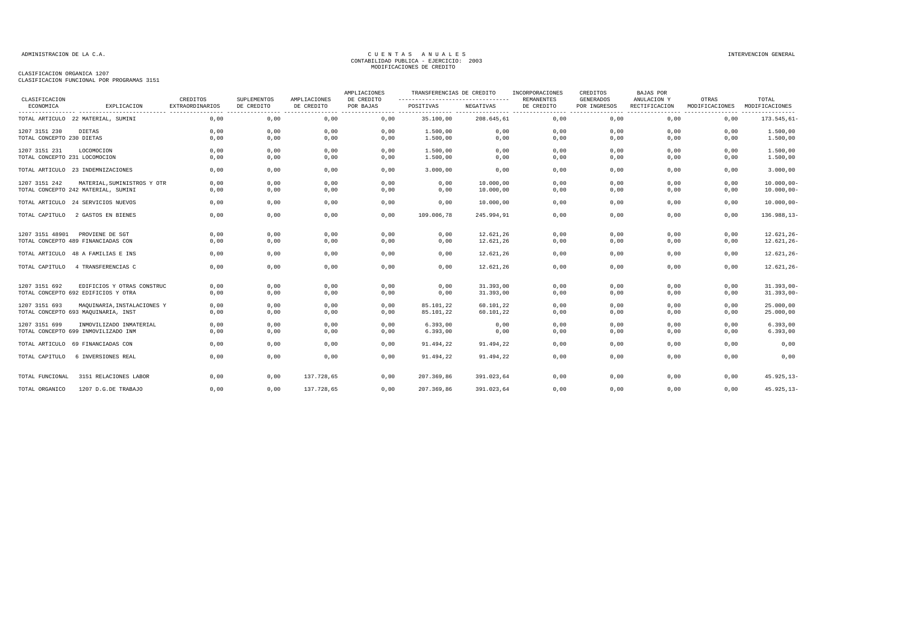CLASIFICACION ORGANICA 1207
CLASIFICACION FUNCIONAL POR PROGRAMAS 3151

| CLASIFICACION ECONOMICA | EXPLICACION | CREDITOS EXTRAORDINARIOS | SUPLEMENTOS DE CREDITO | AMPLIACIONES DE CREDITO | AMPLIACIONES DE CREDITO POR BAJAS | TRANSFERENCIAS DE CREDITO POSITIVAS | TRANSFERENCIAS DE CREDITO NEGATIVAS | INCORPORACIONES REMANENTES DE CREDITO | CREDITOS GENERADOS POR INGRESOS | BAJAS POR ANULACION Y RECTIFICACION | OTRAS MODIFICACIONES | TOTAL MODIFICACIONES |
|---|---|---|---|---|---|---|---|---|---|---|---|---|
| TOTAL ARTICULO 22 | MATERIAL, SUMINI | 0,00 | 0,00 | 0,00 | 0,00 | 35.100,00 | 208.645,61 | 0,00 | 0,00 | 0,00 | 0,00 | 173.545,61- |
| 1207 3151 230 | DIETAS | 0,00 | 0,00 | 0,00 | 0,00 | 1.500,00 | 0,00 | 0,00 | 0,00 | 0,00 | 0,00 | 1.500,00 |
| TOTAL CONCEPTO 230 | DIETAS | 0,00 | 0,00 | 0,00 | 0,00 | 1.500,00 | 0,00 | 0,00 | 0,00 | 0,00 | 0,00 | 1.500,00 |
| 1207 3151 231 | LOCOMOCION | 0,00 | 0,00 | 0,00 | 0,00 | 1.500,00 | 0,00 | 0,00 | 0,00 | 0,00 | 0,00 | 1.500,00 |
| TOTAL CONCEPTO 231 | LOCOMOCION | 0,00 | 0,00 | 0,00 | 0,00 | 1.500,00 | 0,00 | 0,00 | 0,00 | 0,00 | 0,00 | 1.500,00 |
| TOTAL ARTICULO 23 | INDEMNIZACIONES | 0,00 | 0,00 | 0,00 | 0,00 | 3.000,00 | 0,00 | 0,00 | 0,00 | 0,00 | 0,00 | 3.000,00 |
| 1207 3151 242 | MATERIAL,SUMINISTROS Y OTR | 0,00 | 0,00 | 0,00 | 0,00 | 0,00 | 10.000,00 | 0,00 | 0,00 | 0,00 | 0,00 | 10.000,00- |
| TOTAL CONCEPTO 242 | MATERIAL, SUMINI | 0,00 | 0,00 | 0,00 | 0,00 | 0,00 | 10.000,00 | 0,00 | 0,00 | 0,00 | 0,00 | 10.000,00- |
| TOTAL ARTICULO 24 | SERVICIOS NUEVOS | 0,00 | 0,00 | 0,00 | 0,00 | 0,00 | 10.000,00 | 0,00 | 0,00 | 0,00 | 0,00 | 10.000,00- |
| TOTAL CAPITULO 2 | GASTOS EN BIENES | 0,00 | 0,00 | 0,00 | 0,00 | 109.006,78 | 245.994,91 | 0,00 | 0,00 | 0,00 | 0,00 | 136.988,13- |
| 1207 3151 48901 | PROVIENE DE SGT | 0,00 | 0,00 | 0,00 | 0,00 | 0,00 | 12.621,26 | 0,00 | 0,00 | 0,00 | 0,00 | 12.621,26- |
| TOTAL CONCEPTO 489 | FINANCIADAS CON | 0,00 | 0,00 | 0,00 | 0,00 | 0,00 | 12.621,26 | 0,00 | 0,00 | 0,00 | 0,00 | 12.621,26- |
| TOTAL ARTICULO 48 | A FAMILIAS E INS | 0,00 | 0,00 | 0,00 | 0,00 | 0,00 | 12.621,26 | 0,00 | 0,00 | 0,00 | 0,00 | 12.621,26- |
| TOTAL CAPITULO 4 | TRANSFERENCIAS C | 0,00 | 0,00 | 0,00 | 0,00 | 0,00 | 12.621,26 | 0,00 | 0,00 | 0,00 | 0,00 | 12.621,26- |
| 1207 3151 692 | EDIFICIOS Y OTRAS CONSTRUC | 0,00 | 0,00 | 0,00 | 0,00 | 0,00 | 31.393,00 | 0,00 | 0,00 | 0,00 | 0,00 | 31.393,00- |
| TOTAL CONCEPTO 692 | EDIFICIOS Y OTRA | 0,00 | 0,00 | 0,00 | 0,00 | 0,00 | 31.393,00 | 0,00 | 0,00 | 0,00 | 0,00 | 31.393,00- |
| 1207 3151 693 | MAQUINARIA,INSTALACIONES Y | 0,00 | 0,00 | 0,00 | 0,00 | 85.101,22 | 60.101,22 | 0,00 | 0,00 | 0,00 | 0,00 | 25.000,00 |
| TOTAL CONCEPTO 693 | MAQUINARIA, INST | 0,00 | 0,00 | 0,00 | 0,00 | 85.101,22 | 60.101,22 | 0,00 | 0,00 | 0,00 | 0,00 | 25.000,00 |
| 1207 3151 699 | INMOVILIZADO INMATERIAL | 0,00 | 0,00 | 0,00 | 0,00 | 6.393,00 | 0,00 | 0,00 | 0,00 | 0,00 | 0,00 | 6.393,00 |
| TOTAL CONCEPTO 699 | INMOVILIZADO INM | 0,00 | 0,00 | 0,00 | 0,00 | 6.393,00 | 0,00 | 0,00 | 0,00 | 0,00 | 0,00 | 6.393,00 |
| TOTAL ARTICULO 69 | FINANCIADAS CON | 0,00 | 0,00 | 0,00 | 0,00 | 91.494,22 | 91.494,22 | 0,00 | 0,00 | 0,00 | 0,00 | 0,00 |
| TOTAL CAPITULO 6 | INVERSIONES REAL | 0,00 | 0,00 | 0,00 | 0,00 | 91.494,22 | 91.494,22 | 0,00 | 0,00 | 0,00 | 0,00 | 0,00 |
| TOTAL FUNCIONAL | 3151 RELACIONES LABOR | 0,00 | 0,00 | 137.728,65 | 0,00 | 207.369,86 | 391.023,64 | 0,00 | 0,00 | 0,00 | 0,00 | 45.925,13- |
| TOTAL ORGANICO | 1207 D.G.DE TRABAJO | 0,00 | 0,00 | 137.728,65 | 0,00 | 207.369,86 | 391.023,64 | 0,00 | 0,00 | 0,00 | 0,00 | 45.925,13- |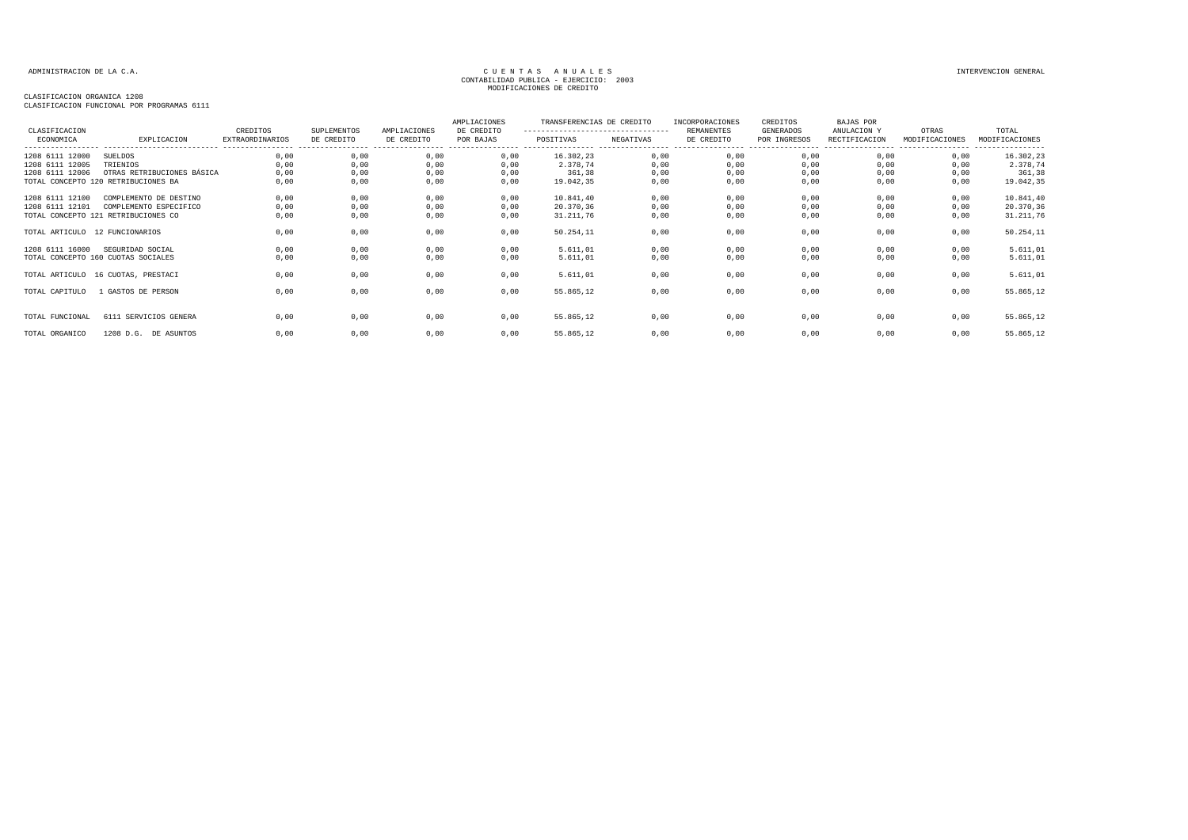ADMINISTRACION DE LA C.A.

# CUENTAS ANUALES
## CONTABILIDAD PUBLICA - EJERCICIO: 2003
## MODIFICACIONES DE CREDITO

INTERVENCION GENERAL

CLASIFICACION ORGANICA 1208
CLASIFICACION FUNCIONAL POR PROGRAMAS 6111

| CLASIFICACION ECONOMICA | EXPLICACION | CREDITOS EXTRAORDINARIOS | SUPLEMENTOS DE CREDITO | AMPLIACIONES DE CREDITO | AMPLIACIONES DE CREDITO POR BAJAS | TRANSFERENCIAS DE CREDITO POSITIVAS | TRANSFERENCIAS DE CREDITO NEGATIVAS | INCORPORACIONES REMANENTES DE CREDITO | CREDITOS GENERADOS POR INGRESOS | BAJAS POR ANULACION Y RECTIFICACION | OTRAS MODIFICACIONES | TOTAL MODIFICACIONES |
|---|---|---|---|---|---|---|---|---|---|---|---|---|
| 1208 6111 12000 | SUELDOS | 0,00 | 0,00 | 0,00 | 0,00 | 16.302,23 | 0,00 | 0,00 | 0,00 | 0,00 | 0,00 | 16.302,23 |
| 1208 6111 12005 | TRIENIOS | 0,00 | 0,00 | 0,00 | 0,00 | 2.378,74 | 0,00 | 0,00 | 0,00 | 0,00 | 0,00 | 2.378,74 |
| 1208 6111 12006 | OTRAS RETRIBUCIONES BÁSICA | 0,00 | 0,00 | 0,00 | 0,00 | 361,38 | 0,00 | 0,00 | 0,00 | 0,00 | 0,00 | 361,38 |
| TOTAL CONCEPTO 120 | RETRIBUCIONES BA | 0,00 | 0,00 | 0,00 | 0,00 | 19.042,35 | 0,00 | 0,00 | 0,00 | 0,00 | 0,00 | 19.042,35 |
| 1208 6111 12100 | COMPLEMENTO DE DESTINO | 0,00 | 0,00 | 0,00 | 0,00 | 10.841,40 | 0,00 | 0,00 | 0,00 | 0,00 | 0,00 | 10.841,40 |
| 1208 6111 12101 | COMPLEMENTO ESPECIFICO | 0,00 | 0,00 | 0,00 | 0,00 | 20.370,36 | 0,00 | 0,00 | 0,00 | 0,00 | 0,00 | 20.370,36 |
| TOTAL CONCEPTO 121 | RETRIBUCIONES CO | 0,00 | 0,00 | 0,00 | 0,00 | 31.211,76 | 0,00 | 0,00 | 0,00 | 0,00 | 0,00 | 31.211,76 |
| TOTAL ARTICULO | 12 FUNCIONARIOS | 0,00 | 0,00 | 0,00 | 0,00 | 50.254,11 | 0,00 | 0,00 | 0,00 | 0,00 | 0,00 | 50.254,11 |
| 1208 6111 16000 | SEGURIDAD SOCIAL | 0,00 | 0,00 | 0,00 | 0,00 | 5.611,01 | 0,00 | 0,00 | 0,00 | 0,00 | 0,00 | 5.611,01 |
| TOTAL CONCEPTO 160 | CUOTAS SOCIALES | 0,00 | 0,00 | 0,00 | 0,00 | 5.611,01 | 0,00 | 0,00 | 0,00 | 0,00 | 0,00 | 5.611,01 |
| TOTAL ARTICULO | 16 CUOTAS, PRESTACI | 0,00 | 0,00 | 0,00 | 0,00 | 5.611,01 | 0,00 | 0,00 | 0,00 | 0,00 | 0,00 | 5.611,01 |
| TOTAL CAPITULO | 1 GASTOS DE PERSON | 0,00 | 0,00 | 0,00 | 0,00 | 55.865,12 | 0,00 | 0,00 | 0,00 | 0,00 | 0,00 | 55.865,12 |
| TOTAL FUNCIONAL | 6111 SERVICIOS GENERA | 0,00 | 0,00 | 0,00 | 0,00 | 55.865,12 | 0,00 | 0,00 | 0,00 | 0,00 | 0,00 | 55.865,12 |
| TOTAL ORGANICO | 1208 D.G. DE ASUNTOS | 0,00 | 0,00 | 0,00 | 0,00 | 55.865,12 | 0,00 | 0,00 | 0,00 | 0,00 | 0,00 | 55.865,12 |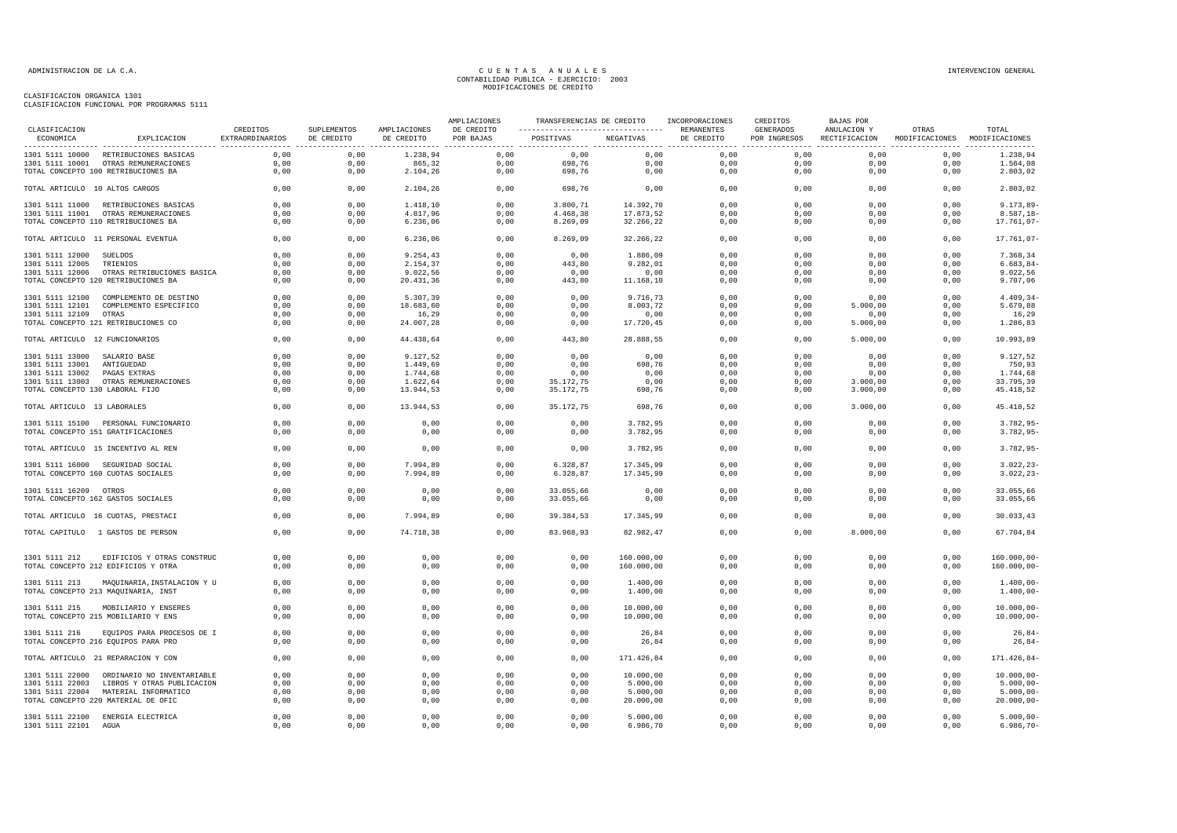CLASIFICACION ORGANICA 1301
CLASIFICACION FUNCIONAL POR PROGRAMAS 5111

CUENTAS ANUALES
CONTABILIDAD PUBLICA - EJERCICIO: 2003
MODIFICACIONES DE CREDITO

| CLASIFICACION ECONOMICA | EXPLICACION | CREDITOS EXTRAORDINARIOS | SUPLEMENTOS DE CREDITO | AMPLIACIONES DE CREDITO | AMPLIACIONES DE CREDITO POR BAJAS | TRANSFERENCIAS DE CREDITO POSITIVAS | TRANSFERENCIAS DE CREDITO NEGATIVAS | INCORPORACIONES REMANENTES DE CREDITO | CREDITOS GENERADOS POR INGRESOS | BAJAS POR ANULACION Y RECTIFICACION | OTRAS MODIFICACIONES | TOTAL MODIFICACIONES |
|---|---|---|---|---|---|---|---|---|---|---|---|---|
| 1301 5111 10000 | RETRIBUCIONES BASICAS | 0,00 | 0,00 | 1.238,94 | 0,00 | 0,00 | 0,00 | 0,00 | 0,00 | 0,00 | 0,00 | 1.238,94 |
| 1301 5111 10001 | OTRAS REMUNERACIONES | 0,00 | 0,00 | 865,32 | 0,00 | 698,76 | 0,00 | 0,00 | 0,00 | 0,00 | 0,00 | 1.564,08 |
| TOTAL CONCEPTO 100 RETRIBUCIONES BA | | 0,00 | 0,00 | 2.104,26 | 0,00 | 698,76 | 0,00 | 0,00 | 0,00 | 0,00 | 0,00 | 2.803,02 |
| TOTAL ARTICULO 10 ALTOS CARGOS | | 0,00 | 0,00 | 2.104,26 | 0,00 | 698,76 | 0,00 | 0,00 | 0,00 | 0,00 | 0,00 | 2.803,02 |
| 1301 5111 11000 | RETRIBUCIONES BASICAS | 0,00 | 0,00 | 1.418,10 | 0,00 | 3.800,71 | 14.392,70 | 0,00 | 0,00 | 0,00 | 0,00 | 9.173,89- |
| 1301 5111 11001 | OTRAS REMUNERACIONES | 0,00 | 0,00 | 4.817,96 | 0,00 | 4.468,38 | 17.873,52 | 0,00 | 0,00 | 0,00 | 0,00 | 8.587,18- |
| TOTAL CONCEPTO 110 RETRIBUCIONES BA | | 0,00 | 0,00 | 6.236,06 | 0,00 | 8.269,09 | 32.266,22 | 0,00 | 0,00 | 0,00 | 0,00 | 17.761,07- |
| TOTAL ARTICULO 11 PERSONAL EVENTUA | | 0,00 | 0,00 | 6.236,06 | 0,00 | 8.269,09 | 32.266,22 | 0,00 | 0,00 | 0,00 | 0,00 | 17.761,07- |
| 1301 5111 12000 | SUELDOS | 0,00 | 0,00 | 9.254,43 | 0,00 | 0,00 | 1.886,09 | 0,00 | 0,00 | 0,00 | 0,00 | 7.368,34 |
| 1301 5111 12005 | TRIENIOS | 0,00 | 0,00 | 2.154,37 | 0,00 | 443,80 | 9.282,01 | 0,00 | 0,00 | 0,00 | 0,00 | 6.683,84- |
| 1301 5111 12006 | OTRAS RETRIBUCIONES BASICA | 0,00 | 0,00 | 9.022,56 | 0,00 | 0,00 | 0,00 | 0,00 | 0,00 | 0,00 | 0,00 | 9.022,56 |
| TOTAL CONCEPTO 120 RETRIBUCIONES BA | | 0,00 | 0,00 | 20.431,36 | 0,00 | 443,80 | 11.168,10 | 0,00 | 0,00 | 0,00 | 0,00 | 9.707,06 |
| 1301 5111 12100 | COMPLEMENTO DE DESTINO | 0,00 | 0,00 | 5.307,39 | 0,00 | 0,00 | 9.716,73 | 0,00 | 0,00 | 0,00 | 0,00 | 4.409,34- |
| 1301 5111 12101 | COMPLEMENTO ESPECIFICO | 0,00 | 0,00 | 18.683,60 | 0,00 | 0,00 | 8.003,72 | 0,00 | 0,00 | 5.000,00 | 0,00 | 5.679,88 |
| 1301 5111 12109 | OTRAS | 0,00 | 0,00 | 16,29 | 0,00 | 0,00 | 0,00 | 0,00 | 0,00 | 0,00 | 0,00 | 16,29 |
| TOTAL CONCEPTO 121 RETRIBUCIONES CO | | 0,00 | 0,00 | 24.007,28 | 0,00 | 0,00 | 17.720,45 | 0,00 | 0,00 | 5.000,00 | 0,00 | 1.286,83 |
| TOTAL ARTICULO 12 FUNCIONARIOS | | 0,00 | 0,00 | 44.438,64 | 0,00 | 443,80 | 28.888,55 | 0,00 | 0,00 | 5.000,00 | 0,00 | 10.993,89 |
| 1301 5111 13000 | SALARIO BASE | 0,00 | 0,00 | 9.127,52 | 0,00 | 0,00 | 0,00 | 0,00 | 0,00 | 0,00 | 0,00 | 9.127,52 |
| 1301 5111 13001 | ANTIGUEDAD | 0,00 | 0,00 | 1.449,69 | 0,00 | 0,00 | 698,76 | 0,00 | 0,00 | 0,00 | 0,00 | 750,93 |
| 1301 5111 13002 | PAGAS EXTRAS | 0,00 | 0,00 | 1.744,68 | 0,00 | 0,00 | 0,00 | 0,00 | 0,00 | 0,00 | 0,00 | 1.744,68 |
| 1301 5111 13003 | OTRAS REMUNERACIONES | 0,00 | 0,00 | 1.622,64 | 0,00 | 35.172,75 | 0,00 | 0,00 | 0,00 | 3.000,00 | 0,00 | 33.795,39 |
| TOTAL CONCEPTO 130 LABORAL FIJO | | 0,00 | 0,00 | 13.944,53 | 0,00 | 35.172,75 | 698,76 | 0,00 | 0,00 | 3.000,00 | 0,00 | 45.418,52 |
| TOTAL ARTICULO 13 LABORALES | | 0,00 | 0,00 | 13.944,53 | 0,00 | 35.172,75 | 698,76 | 0,00 | 0,00 | 3.000,00 | 0,00 | 45.418,52 |
| 1301 5111 15100 | PERSONAL FUNCIONARIO | 0,00 | 0,00 | 0,00 | 0,00 | 0,00 | 3.782,95 | 0,00 | 0,00 | 0,00 | 0,00 | 3.782,95- |
| TOTAL CONCEPTO 151 GRATIFICACIONES | | 0,00 | 0,00 | 0,00 | 0,00 | 0,00 | 3.782,95 | 0,00 | 0,00 | 0,00 | 0,00 | 3.782,95- |
| TOTAL ARTICULO 15 INCENTIVO AL REN | | 0,00 | 0,00 | 0,00 | 0,00 | 0,00 | 3.782,95 | 0,00 | 0,00 | 0,00 | 0,00 | 3.782,95- |
| 1301 5111 16000 | SEGURIDAD SOCIAL | 0,00 | 0,00 | 7.994,89 | 0,00 | 6.328,87 | 17.345,99 | 0,00 | 0,00 | 0,00 | 0,00 | 3.022,23- |
| TOTAL CONCEPTO 160 CUOTAS SOCIALES | | 0,00 | 0,00 | 7.994,89 | 0,00 | 6.328,87 | 17.345,99 | 0,00 | 0,00 | 0,00 | 0,00 | 3.022,23- |
| 1301 5111 16209 | OTROS | 0,00 | 0,00 | 0,00 | 0,00 | 33.055,66 | 0,00 | 0,00 | 0,00 | 0,00 | 0,00 | 33.055,66 |
| TOTAL CONCEPTO 162 GASTOS SOCIALES | | 0,00 | 0,00 | 0,00 | 0,00 | 33.055,66 | 0,00 | 0,00 | 0,00 | 0,00 | 0,00 | 33.055,66 |
| TOTAL ARTICULO 16 CUOTAS, PRESTACI | | 0,00 | 0,00 | 7.994,89 | 0,00 | 39.384,53 | 17.345,99 | 0,00 | 0,00 | 0,00 | 0,00 | 30.033,43 |
| TOTAL CAPITULO 1 GASTOS DE PERSON | | 0,00 | 0,00 | 74.718,38 | 0,00 | 83.968,93 | 82.982,47 | 0,00 | 0,00 | 8.000,00 | 0,00 | 67.704,84 |
| 1301 5111 212 | EDIFICIOS Y OTRAS CONSTRUC | 0,00 | 0,00 | 0,00 | 0,00 | 0,00 | 160.000,00 | 0,00 | 0,00 | 0,00 | 0,00 | 160.000,00- |
| TOTAL CONCEPTO 212 EDIFICIOS Y OTRA | | 0,00 | 0,00 | 0,00 | 0,00 | 0,00 | 160.000,00 | 0,00 | 0,00 | 0,00 | 0,00 | 160.000,00- |
| 1301 5111 213 | MAQUINARIA,INSTALACION Y U | 0,00 | 0,00 | 0,00 | 0,00 | 0,00 | 1.400,00 | 0,00 | 0,00 | 0,00 | 0,00 | 1.400,00- |
| TOTAL CONCEPTO 213 MAQUINARIA, INST | | 0,00 | 0,00 | 0,00 | 0,00 | 0,00 | 1.400,00 | 0,00 | 0,00 | 0,00 | 0,00 | 1.400,00- |
| 1301 5111 215 | MOBILIARIO Y ENSERES | 0,00 | 0,00 | 0,00 | 0,00 | 0,00 | 10.000,00 | 0,00 | 0,00 | 0,00 | 0,00 | 10.000,00- |
| TOTAL CONCEPTO 215 MOBILIARIO Y ENS | | 0,00 | 0,00 | 0,00 | 0,00 | 0,00 | 10.000,00 | 0,00 | 0,00 | 0,00 | 0,00 | 10.000,00- |
| 1301 5111 216 | EQUIPOS PARA PROCESOS DE I | 0,00 | 0,00 | 0,00 | 0,00 | 0,00 | 26,84 | 0,00 | 0,00 | 0,00 | 0,00 | 26,84- |
| TOTAL CONCEPTO 216 EQUIPOS PARA PRO | | 0,00 | 0,00 | 0,00 | 0,00 | 0,00 | 26,84 | 0,00 | 0,00 | 0,00 | 0,00 | 26,84- |
| TOTAL ARTICULO 21 REPARACION Y CON | | 0,00 | 0,00 | 0,00 | 0,00 | 0,00 | 171.426,84 | 0,00 | 0,00 | 0,00 | 0,00 | 171.426,84- |
| 1301 5111 22000 | ORDINARIO NO INVENTARIABLE | 0,00 | 0,00 | 0,00 | 0,00 | 0,00 | 10.000,00 | 0,00 | 0,00 | 0,00 | 0,00 | 10.000,00- |
| 1301 5111 22003 | LIBROS Y OTRAS PUBLICACION | 0,00 | 0,00 | 0,00 | 0,00 | 0,00 | 5.000,00 | 0,00 | 0,00 | 0,00 | 0,00 | 5.000,00- |
| 1301 5111 22004 | MATERIAL INFORMATICO | 0,00 | 0,00 | 0,00 | 0,00 | 0,00 | 5.000,00 | 0,00 | 0,00 | 0,00 | 0,00 | 5.000,00- |
| TOTAL CONCEPTO 220 MATERIAL DE OFIC | | 0,00 | 0,00 | 0,00 | 0,00 | 0,00 | 20.000,00 | 0,00 | 0,00 | 0,00 | 0,00 | 20.000,00- |
| 1301 5111 22100 | ENERGIA ELECTRICA | 0,00 | 0,00 | 0,00 | 0,00 | 0,00 | 5.000,00 | 0,00 | 0,00 | 0,00 | 0,00 | 5.000,00- |
| 1301 5111 22101 | AGUA | 0,00 | 0,00 | 0,00 | 0,00 | 0,00 | 6.986,70 | 0,00 | 0,00 | 0,00 | 0,00 | 6.986,70- |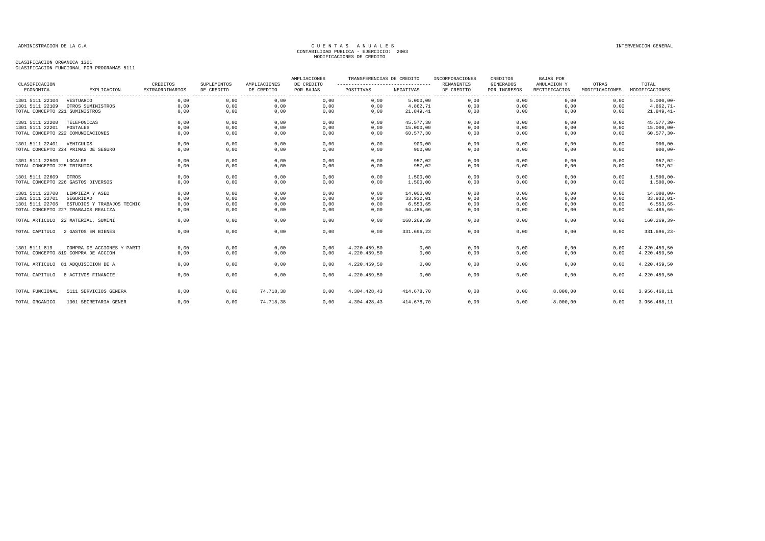ADMINISTRACION DE LA C.A.

CUENTAS ANUALES
CONTABILIDAD PUBLICA - EJERCICIO: 2003
MODIFICACIONES DE CREDITO

INTERVENCION GENERAL

CLASIFICACION ORGANICA 1301
CLASIFICACION FUNCIONAL POR PROGRAMAS 5111

| CLASIFICACION ECONOMICA | EXPLICACION | CREDITOS EXTRAORDINARIOS | SUPLEMENTOS DE CREDITO | AMPLIACIONES DE CREDITO | AMPLIACIONES DE CREDITO POR BAJAS | TRANSFERENCIAS DE CREDITO POSITIVAS | TRANSFERENCIAS DE CREDITO NEGATIVAS | INCORPORACIONES REMANENTES DE CREDITO | CREDITOS GENERADOS POR INGRESOS | BAJAS POR ANULACION Y RECTIFICACION | OTRAS MODIFICACIONES | TOTAL MODIFICACIONES |
|---|---|---|---|---|---|---|---|---|---|---|---|---|
| 1301 5111 22104 | VESTUARIO | 0,00 | 0,00 | 0,00 | 0,00 | 0,00 | 5.000,00 | 0,00 | 0,00 | 0,00 | 0,00 | 5.000,00- |
| 1301 5111 22109 | OTROS SUMINISTROS | 0,00 | 0,00 | 0,00 | 0,00 | 0,00 | 4.862,71 | 0,00 | 0,00 | 0,00 | 0,00 | 4.862,71- |
| TOTAL CONCEPTO 221 SUMINISTROS | | 0,00 | 0,00 | 0,00 | 0,00 | 0,00 | 21.849,41 | 0,00 | 0,00 | 0,00 | 0,00 | 21.849,41- |
| 1301 5111 22200 | TELEFONICAS | 0,00 | 0,00 | 0,00 | 0,00 | 0,00 | 45.577,30 | 0,00 | 0,00 | 0,00 | 0,00 | 45.577,30- |
| 1301 5111 22201 | POSTALES | 0,00 | 0,00 | 0,00 | 0,00 | 0,00 | 15.000,00 | 0,00 | 0,00 | 0,00 | 0,00 | 15.000,00- |
| TOTAL CONCEPTO 222 COMUNICACIONES | | 0,00 | 0,00 | 0,00 | 0,00 | 0,00 | 60.577,30 | 0,00 | 0,00 | 0,00 | 0,00 | 60.577,30- |
| 1301 5111 22401 | VEHICULOS | 0,00 | 0,00 | 0,00 | 0,00 | 0,00 | 900,00 | 0,00 | 0,00 | 0,00 | 0,00 | 900,00- |
| TOTAL CONCEPTO 224 PRIMAS DE SEGURO | | 0,00 | 0,00 | 0,00 | 0,00 | 0,00 | 900,00 | 0,00 | 0,00 | 0,00 | 0,00 | 900,00- |
| 1301 5111 22500 | LOCALES | 0,00 | 0,00 | 0,00 | 0,00 | 0,00 | 957,02 | 0,00 | 0,00 | 0,00 | 0,00 | 957,02- |
| TOTAL CONCEPTO 225 TRIBUTOS | | 0,00 | 0,00 | 0,00 | 0,00 | 0,00 | 957,02 | 0,00 | 0,00 | 0,00 | 0,00 | 957,02- |
| 1301 5111 22609 | OTROS | 0,00 | 0,00 | 0,00 | 0,00 | 0,00 | 1.500,00 | 0,00 | 0,00 | 0,00 | 0,00 | 1.500,00- |
| TOTAL CONCEPTO 226 GASTOS DIVERSOS | | 0,00 | 0,00 | 0,00 | 0,00 | 0,00 | 1.500,00 | 0,00 | 0,00 | 0,00 | 0,00 | 1.500,00- |
| 1301 5111 22700 | LIMPIEZA Y ASEO | 0,00 | 0,00 | 0,00 | 0,00 | 0,00 | 14.000,00 | 0,00 | 0,00 | 0,00 | 0,00 | 14.000,00- |
| 1301 5111 22701 | SEGURIDAD | 0,00 | 0,00 | 0,00 | 0,00 | 0,00 | 33.932,01 | 0,00 | 0,00 | 0,00 | 0,00 | 33.932,01- |
| 1301 5111 22706 | ESTUDIOS Y TRABAJOS TECNIC | 0,00 | 0,00 | 0,00 | 0,00 | 0,00 | 6.553,65 | 0,00 | 0,00 | 0,00 | 0,00 | 6.553,65- |
| TOTAL CONCEPTO 227 TRABAJOS REALIZA | | 0,00 | 0,00 | 0,00 | 0,00 | 0,00 | 54.485,66 | 0,00 | 0,00 | 0,00 | 0,00 | 54.485,66- |
| TOTAL ARTICULO 22 MATERIAL, SUMINI | | 0,00 | 0,00 | 0,00 | 0,00 | 0,00 | 160.269,39 | 0,00 | 0,00 | 0,00 | 0,00 | 160.269,39- |
| TOTAL CAPITULO 2 GASTOS EN BIENES | | 0,00 | 0,00 | 0,00 | 0,00 | 0,00 | 331.696,23 | 0,00 | 0,00 | 0,00 | 0,00 | 331.696,23- |
| 1301 5111 819 | COMPRA DE ACCIONES Y PARTI | 0,00 | 0,00 | 0,00 | 0,00 | 4.220.459,50 | 0,00 | 0,00 | 0,00 | 0,00 | 0,00 | 4.220.459,50 |
| TOTAL CONCEPTO 819 COMPRA DE ACCION | | 0,00 | 0,00 | 0,00 | 0,00 | 4.220.459,50 | 0,00 | 0,00 | 0,00 | 0,00 | 0,00 | 4.220.459,50 |
| TOTAL ARTICULO 81 ADQUISICION DE A | | 0,00 | 0,00 | 0,00 | 0,00 | 4.220.459,50 | 0,00 | 0,00 | 0,00 | 0,00 | 0,00 | 4.220.459,50 |
| TOTAL CAPITULO 8 ACTIVOS FINANCIE | | 0,00 | 0,00 | 0,00 | 0,00 | 4.220.459,50 | 0,00 | 0,00 | 0,00 | 0,00 | 0,00 | 4.220.459,50 |
| TOTAL FUNCIONAL | 5111 SERVICIOS GENERA | 0,00 | 0,00 | 74.718,38 | 0,00 | 4.304.428,43 | 414.678,70 | 0,00 | 0,00 | 8.000,00 | 0,00 | 3.956.468,11 |
| TOTAL ORGANICO | 1301 SECRETARIA GENER | 0,00 | 0,00 | 74.718,38 | 0,00 | 4.304.428,43 | 414.678,70 | 0,00 | 0,00 | 8.000,00 | 0,00 | 3.956.468,11 |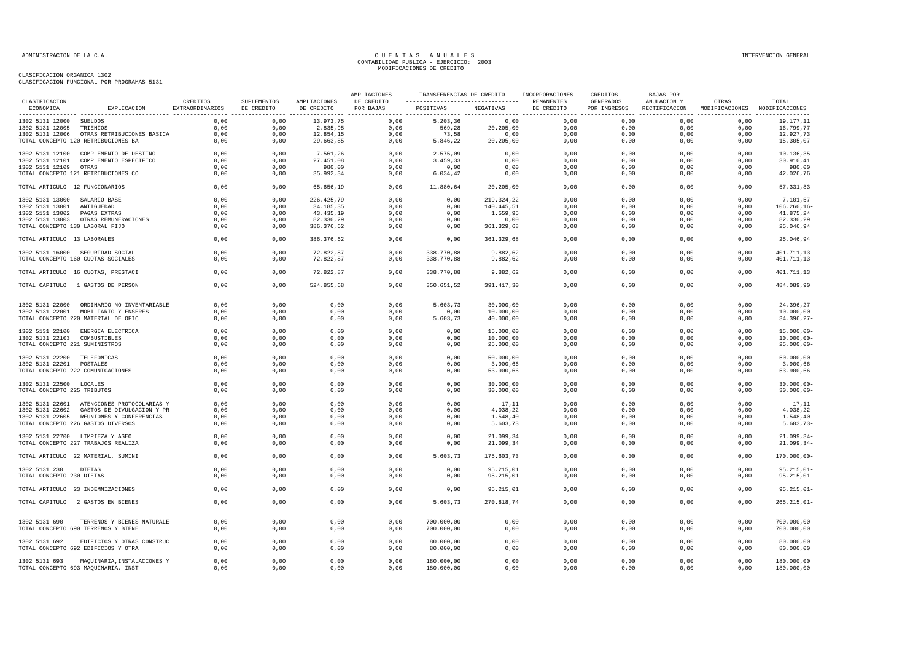CLASIFICACION ORGANICA 1302
CLASIFICACION FUNCIONAL POR PROGRAMAS 5131

# C U E N T A S   A N U A L E S
## CONTABILIDAD PUBLICA - EJERCICIO: 2003
## MODIFICACIONES DE CREDITO

| CLASIFICACION ECONOMICA | EXPLICACION | CREDITOS EXTRAORDINARIOS | SUPLEMENTOS DE CREDITO | AMPLIACIONES DE CREDITO | AMPLIACIONES DE CREDITO POR BAJAS | TRANSFERENCIAS DE CREDITO POSITIVAS | TRANSFERENCIAS DE CREDITO NEGATIVAS | INCORPORACIONES REMANENTES DE CREDITO | CREDITOS GENERADOS POR INGRESOS | BAJAS POR ANULACION Y RECTIFICACION | OTRAS MODIFICACIONES | TOTAL MODIFICACIONES |
|---|---|---|---|---|---|---|---|---|---|---|---|---|
| 1302 5131 12000 | SUELDOS | 0,00 | 0,00 | 13.973,75 | 0,00 | 5.203,36 | 0,00 | 0,00 | 0,00 | 0,00 | 0,00 | 19.177,11 |
| 1302 5131 12005 | TRIENIOS | 0,00 | 0,00 | 2.835,95 | 0,00 | 569,28 | 20.205,00 | 0,00 | 0,00 | 0,00 | 0,00 | 16.799,77- |
| 1302 5131 12006 | OTRAS RETRIBUCIONES BASICA | 0,00 | 0,00 | 12.854,15 | 0,00 | 73,58 | 0,00 | 0,00 | 0,00 | 0,00 | 0,00 | 12.927,73 |
| TOTAL CONCEPTO 120 RETRIBUCIONES BA | | 0,00 | 0,00 | 29.663,85 | 0,00 | 5.846,22 | 20.205,00 | 0,00 | 0,00 | 0,00 | 0,00 | 15.305,07 |
| 1302 5131 12100 | COMPLEMENTO DE DESTINO | 0,00 | 0,00 | 7.561,26 | 0,00 | 2.575,09 | 0,00 | 0,00 | 0,00 | 0,00 | 0,00 | 10.136,35 |
| 1302 5131 12101 | COMPLEMENTO ESPECIFICO | 0,00 | 0,00 | 27.451,08 | 0,00 | 3.459,33 | 0,00 | 0,00 | 0,00 | 0,00 | 0,00 | 30.910,41 |
| 1302 5131 12109 | OTRAS | 0,00 | 0,00 | 980,00 | 0,00 | 0,00 | 0,00 | 0,00 | 0,00 | 0,00 | 0,00 | 980,00 |
| TOTAL CONCEPTO 121 RETRIBUCIONES CO | | 0,00 | 0,00 | 35.992,34 | 0,00 | 6.034,42 | 0,00 | 0,00 | 0,00 | 0,00 | 0,00 | 42.026,76 |
| TOTAL ARTICULO 12 FUNCIONARIOS | | 0,00 | 0,00 | 65.656,19 | 0,00 | 11.880,64 | 20.205,00 | 0,00 | 0,00 | 0,00 | 0,00 | 57.331,83 |
| 1302 5131 13000 | SALARIO BASE | 0,00 | 0,00 | 226.425,79 | 0,00 | 0,00 | 219.324,22 | 0,00 | 0,00 | 0,00 | 0,00 | 7.101,57 |
| 1302 5131 13001 | ANTIGUEDAD | 0,00 | 0,00 | 34.185,35 | 0,00 | 0,00 | 140.445,51 | 0,00 | 0,00 | 0,00 | 0,00 | 106.260,16- |
| 1302 5131 13002 | PAGAS EXTRAS | 0,00 | 0,00 | 43.435,19 | 0,00 | 0,00 | 1.559,95 | 0,00 | 0,00 | 0,00 | 0,00 | 41.875,24 |
| 1302 5131 13003 | OTRAS REMUNERACIONES | 0,00 | 0,00 | 82.330,29 | 0,00 | 0,00 | 0,00 | 0,00 | 0,00 | 0,00 | 0,00 | 82.330,29 |
| TOTAL CONCEPTO 130 LABORAL FIJO | | 0,00 | 0,00 | 386.376,62 | 0,00 | 0,00 | 361.329,68 | 0,00 | 0,00 | 0,00 | 0,00 | 25.046,94 |
| TOTAL ARTICULO 13 LABORALES | | 0,00 | 0,00 | 386.376,62 | 0,00 | 0,00 | 361.329,68 | 0,00 | 0,00 | 0,00 | 0,00 | 25.046,94 |
| 1302 5131 16000 | SEGURIDAD SOCIAL | 0,00 | 0,00 | 72.822,87 | 0,00 | 338.770,88 | 9.882,62 | 0,00 | 0,00 | 0,00 | 0,00 | 401.711,13 |
| TOTAL CONCEPTO 160 CUOTAS SOCIALES | | 0,00 | 0,00 | 72.822,87 | 0,00 | 338.770,88 | 9.882,62 | 0,00 | 0,00 | 0,00 | 0,00 | 401.711,13 |
| TOTAL ARTICULO 16 CUOTAS, PRESTACI | | 0,00 | 0,00 | 72.822,87 | 0,00 | 338.770,88 | 9.882,62 | 0,00 | 0,00 | 0,00 | 0,00 | 401.711,13 |
| TOTAL CAPITULO 1 GASTOS DE PERSON | | 0,00 | 0,00 | 524.855,68 | 0,00 | 350.651,52 | 391.417,30 | 0,00 | 0,00 | 0,00 | 0,00 | 484.089,90 |
| 1302 5131 22000 | ORDINARIO NO INVENTARIABLE | 0,00 | 0,00 | 0,00 | 0,00 | 5.603,73 | 30.000,00 | 0,00 | 0,00 | 0,00 | 0,00 | 24.396,27- |
| 1302 5131 22001 | MOBILIARIO Y ENSERES | 0,00 | 0,00 | 0,00 | 0,00 | 0,00 | 10.000,00 | 0,00 | 0,00 | 0,00 | 0,00 | 10.000,00- |
| TOTAL CONCEPTO 220 MATERIAL DE OFIC | | 0,00 | 0,00 | 0,00 | 0,00 | 5.603,73 | 40.000,00 | 0,00 | 0,00 | 0,00 | 0,00 | 34.396,27- |
| 1302 5131 22100 | ENERGIA ELECTRICA | 0,00 | 0,00 | 0,00 | 0,00 | 0,00 | 15.000,00 | 0,00 | 0,00 | 0,00 | 0,00 | 15.000,00- |
| 1302 5131 22103 | COMBUSTIBLES | 0,00 | 0,00 | 0,00 | 0,00 | 0,00 | 10.000,00 | 0,00 | 0,00 | 0,00 | 0,00 | 10.000,00- |
| TOTAL CONCEPTO 221 SUMINISTROS | | 0,00 | 0,00 | 0,00 | 0,00 | 0,00 | 25.000,00 | 0,00 | 0,00 | 0,00 | 0,00 | 25.000,00- |
| 1302 5131 22200 | TELEFONICAS | 0,00 | 0,00 | 0,00 | 0,00 | 0,00 | 50.000,00 | 0,00 | 0,00 | 0,00 | 0,00 | 50.000,00- |
| 1302 5131 22201 | POSTALES | 0,00 | 0,00 | 0,00 | 0,00 | 0,00 | 3.900,66 | 0,00 | 0,00 | 0,00 | 0,00 | 3.900,66- |
| TOTAL CONCEPTO 222 COMUNICACIONES | | 0,00 | 0,00 | 0,00 | 0,00 | 0,00 | 53.900,66 | 0,00 | 0,00 | 0,00 | 0,00 | 53.900,66- |
| 1302 5131 22500 | LOCALES | 0,00 | 0,00 | 0,00 | 0,00 | 0,00 | 30.000,00 | 0,00 | 0,00 | 0,00 | 0,00 | 30.000,00- |
| TOTAL CONCEPTO 225 TRIBUTOS | | 0,00 | 0,00 | 0,00 | 0,00 | 0,00 | 30.000,00 | 0,00 | 0,00 | 0,00 | 0,00 | 30.000,00- |
| 1302 5131 22601 | ATENCIONES PROTOCOLARIAS Y | 0,00 | 0,00 | 0,00 | 0,00 | 0,00 | 17,11 | 0,00 | 0,00 | 0,00 | 0,00 | 17,11- |
| 1302 5131 22602 | GASTOS DE DIVULGACION Y PR | 0,00 | 0,00 | 0,00 | 0,00 | 0,00 | 4.038,22 | 0,00 | 0,00 | 0,00 | 0,00 | 4.038,22- |
| 1302 5131 22605 | REUNIONES Y CONFERENCIAS | 0,00 | 0,00 | 0,00 | 0,00 | 0,00 | 1.548,40 | 0,00 | 0,00 | 0,00 | 0,00 | 1.548,40- |
| TOTAL CONCEPTO 226 GASTOS DIVERSOS | | 0,00 | 0,00 | 0,00 | 0,00 | 0,00 | 5.603,73 | 0,00 | 0,00 | 0,00 | 0,00 | 5.603,73- |
| 1302 5131 22700 | LIMPIEZA Y ASEO | 0,00 | 0,00 | 0,00 | 0,00 | 0,00 | 21.099,34 | 0,00 | 0,00 | 0,00 | 0,00 | 21.099,34- |
| TOTAL CONCEPTO 227 TRABAJOS REALIZA | | 0,00 | 0,00 | 0,00 | 0,00 | 0,00 | 21.099,34 | 0,00 | 0,00 | 0,00 | 0,00 | 21.099,34- |
| TOTAL ARTICULO 22 MATERIAL, SUMINI | | 0,00 | 0,00 | 0,00 | 0,00 | 5.603,73 | 175.603,73 | 0,00 | 0,00 | 0,00 | 0,00 | 170.000,00- |
| 1302 5131 230 | DIETAS | 0,00 | 0,00 | 0,00 | 0,00 | 0,00 | 95.215,01 | 0,00 | 0,00 | 0,00 | 0,00 | 95.215,01- |
| TOTAL CONCEPTO 230 DIETAS | | 0,00 | 0,00 | 0,00 | 0,00 | 0,00 | 95.215,01 | 0,00 | 0,00 | 0,00 | 0,00 | 95.215,01- |
| TOTAL ARTICULO 23 INDEMNIZACIONES | | 0,00 | 0,00 | 0,00 | 0,00 | 0,00 | 95.215,01 | 0,00 | 0,00 | 0,00 | 0,00 | 95.215,01- |
| TOTAL CAPITULO 2 GASTOS EN BIENES | | 0,00 | 0,00 | 0,00 | 0,00 | 5.603,73 | 270.818,74 | 0,00 | 0,00 | 0,00 | 0,00 | 265.215,01- |
| 1302 5131 690 | TERRENOS Y BIENES NATURALE | 0,00 | 0,00 | 0,00 | 0,00 | 700.000,00 | 0,00 | 0,00 | 0,00 | 0,00 | 0,00 | 700.000,00 |
| TOTAL CONCEPTO 690 TERRENOS Y BIENE | | 0,00 | 0,00 | 0,00 | 0,00 | 700.000,00 | 0,00 | 0,00 | 0,00 | 0,00 | 0,00 | 700.000,00 |
| 1302 5131 692 | EDIFICIOS Y OTRAS CONSTRUC | 0,00 | 0,00 | 0,00 | 0,00 | 80.000,00 | 0,00 | 0,00 | 0,00 | 0,00 | 0,00 | 80.000,00 |
| TOTAL CONCEPTO 692 EDIFICIOS Y OTRA | | 0,00 | 0,00 | 0,00 | 0,00 | 80.000,00 | 0,00 | 0,00 | 0,00 | 0,00 | 0,00 | 80.000,00 |
| 1302 5131 693 | MAQUINARIA,INSTALACIONES Y | 0,00 | 0,00 | 0,00 | 0,00 | 180.000,00 | 0,00 | 0,00 | 0,00 | 0,00 | 0,00 | 180.000,00 |
| TOTAL CONCEPTO 693 MAQUINARIA, INST | | 0,00 | 0,00 | 0,00 | 0,00 | 180.000,00 | 0,00 | 0,00 | 0,00 | 0,00 | 0,00 | 180.000,00 |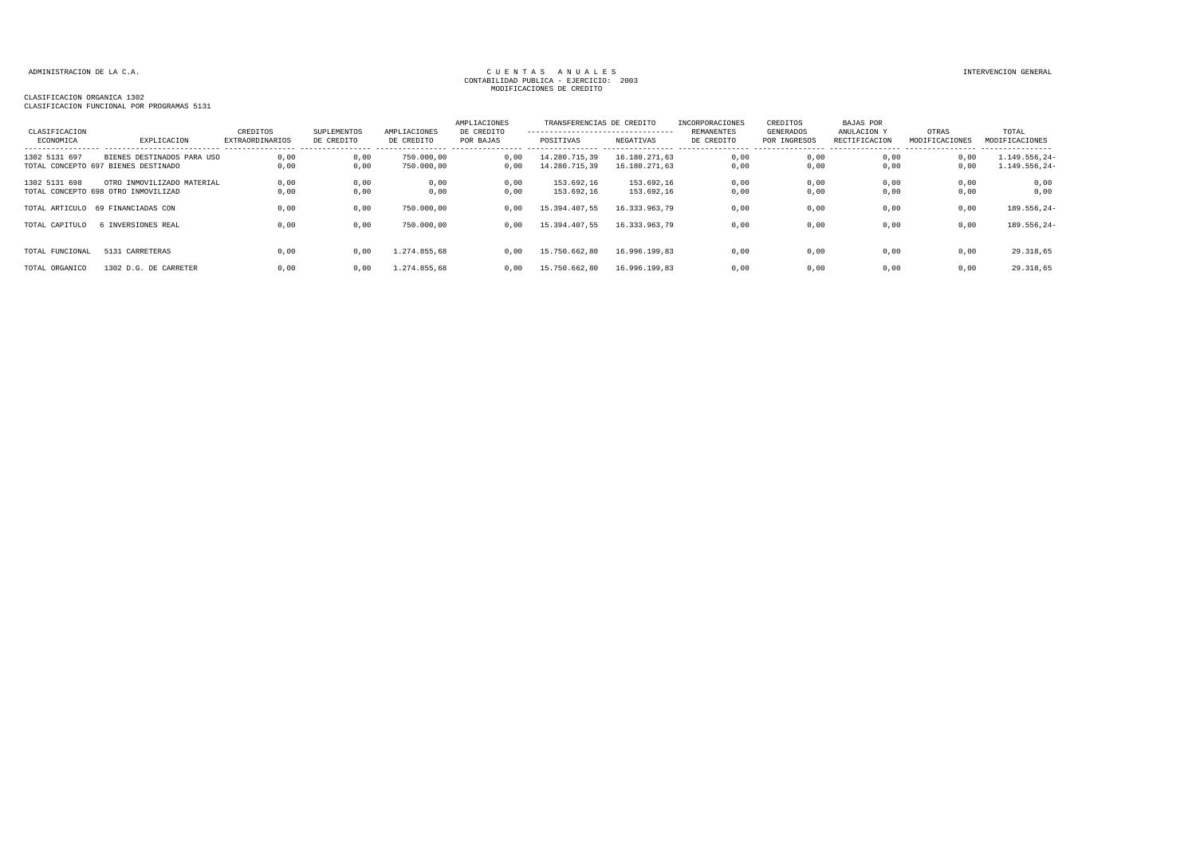ADMINISTRACION DE LA C.A.

CUENTAS ANUALES
CONTABILIDAD PUBLICA - EJERCICIO: 2003
MODIFICACIONES DE CREDITO

INTERVENCION GENERAL

CLASIFICACION ORGANICA 1302
CLASIFICACION FUNCIONAL POR PROGRAMAS 5131

| CLASIFICACION ECONOMICA | EXPLICACION | CREDITOS EXTRAORDINARIOS | SUPLEMENTOS DE CREDITO | AMPLIACIONES DE CREDITO | AMPLIACIONES DE CREDITO POR BAJAS | TRANSFERENCIAS DE CREDITO POSITIVAS | TRANSFERENCIAS DE CREDITO NEGATIVAS | INCORPORACIONES REMANENTES DE CREDITO | CREDITOS GENERADOS POR INGRESOS | BAJAS POR ANULACION Y RECTIFICACION | OTRAS MODIFICACIONES | TOTAL MODIFICACIONES |
|---|---|---|---|---|---|---|---|---|---|---|---|---|
| 1302 5131 697 | BIENES DESTINADOS PARA USO | 0,00 | 0,00 | 750.000,00 | 0,00 | 14.280.715,39 | 16.180.271,63 | 0,00 | 0,00 | 0,00 | 0,00 | 1.149.556,24- |
| TOTAL CONCEPTO 697 | BIENES DESTINADO | 0,00 | 0,00 | 750.000,00 | 0,00 | 14.280.715,39 | 16.180.271,63 | 0,00 | 0,00 | 0,00 | 0,00 | 1.149.556,24- |
| 1302 5131 698 | OTRO INMOVILIZADO MATERIAL | 0,00 | 0,00 | 0,00 | 0,00 | 153.692,16 | 153.692,16 | 0,00 | 0,00 | 0,00 | 0,00 | 0,00 |
| TOTAL CONCEPTO 698 | OTRO INMOVILIZAD | 0,00 | 0,00 | 0,00 | 0,00 | 153.692,16 | 153.692,16 | 0,00 | 0,00 | 0,00 | 0,00 | 0,00 |
| TOTAL ARTICULO | 69 FINANCIADAS CON | 0,00 | 0,00 | 750.000,00 | 0,00 | 15.394.407,55 | 16.333.963,79 | 0,00 | 0,00 | 0,00 | 0,00 | 189.556,24- |
| TOTAL CAPITULO | 6 INVERSIONES REAL | 0,00 | 0,00 | 750.000,00 | 0,00 | 15.394.407,55 | 16.333.963,79 | 0,00 | 0,00 | 0,00 | 0,00 | 189.556,24- |
| TOTAL FUNCIONAL | 5131 CARRETERAS | 0,00 | 0,00 | 1.274.855,68 | 0,00 | 15.750.662,80 | 16.996.199,83 | 0,00 | 0,00 | 0,00 | 0,00 | 29.318,65 |
| TOTAL ORGANICO | 1302 D.G. DE CARRETER | 0,00 | 0,00 | 1.274.855,68 | 0,00 | 15.750.662,80 | 16.996.199,83 | 0,00 | 0,00 | 0,00 | 0,00 | 29.318,65 |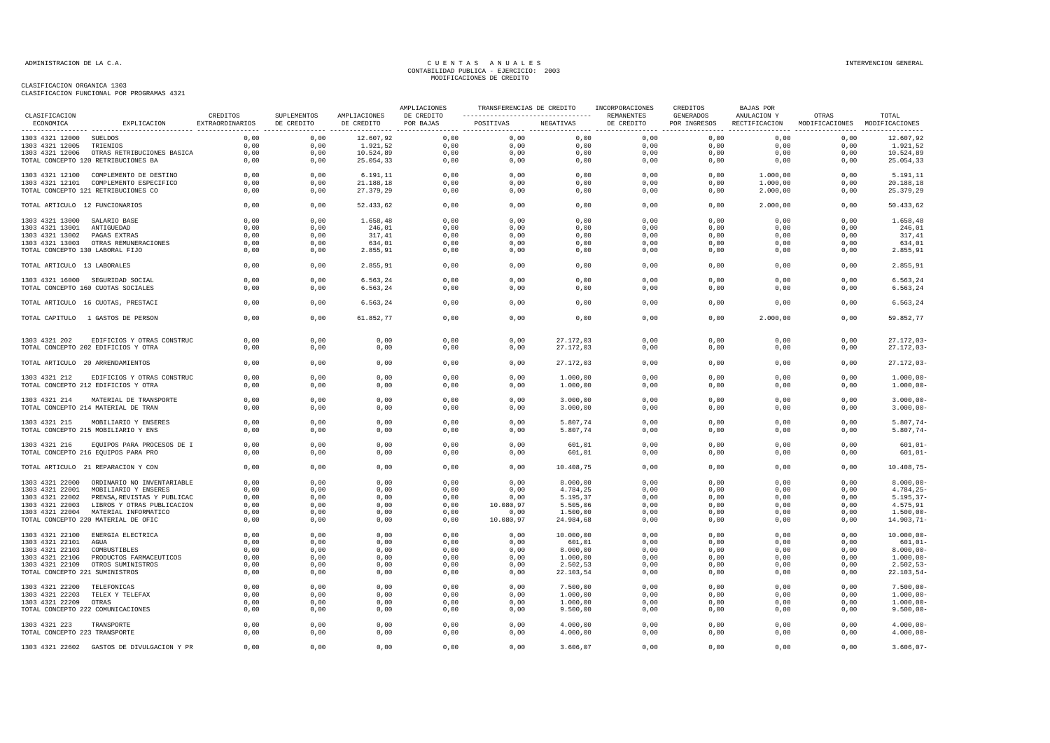ADMINISTRACION DE LA C.A.

# CUENTAS ANUALES
## CONTABILIDAD PUBLICA - EJERCICIO: 2003
## MODIFICACIONES DE CREDITO

INTERVENCION GENERAL

CLASIFICACION ORGANICA 1303
CLASIFICACION FUNCIONAL POR PROGRAMAS 4321

| CLASIFICACION ECONOMICA | EXPLICACION | CREDITOS EXTRAORDINARIOS | SUPLEMENTOS DE CREDITO | AMPLIACIONES DE CREDITO | AMPLIACIONES DE CREDITO POR BAJAS | TRANSFERENCIAS DE CREDITO POSITIVAS | TRANSFERENCIAS DE CREDITO NEGATIVAS | INCORPORACIONES REMANENTES DE CREDITO | CREDITOS GENERADOS POR INGRESOS | BAJAS POR ANULACION Y RECTIFICACION | OTRAS MODIFICACIONES | TOTAL MODIFICACIONES |
|---|---|---|---|---|---|---|---|---|---|---|---|---|
| 1303 4321 12000 | SUELDOS | 0,00 | 0,00 | 12.607,92 | 0,00 | 0,00 | 0,00 | 0,00 | 0,00 | 0,00 | 0,00 | 12.607,92 |
| 1303 4321 12005 | TRIENIOS | 0,00 | 0,00 | 1.921,52 | 0,00 | 0,00 | 0,00 | 0,00 | 0,00 | 0,00 | 0,00 | 1.921,52 |
| 1303 4321 12006 | OTRAS RETRIBUCIONES BASICA | 0,00 | 0,00 | 10.524,89 | 0,00 | 0,00 | 0,00 | 0,00 | 0,00 | 0,00 | 0,00 | 10.524,89 |
| TOTAL CONCEPTO 120 RETRIBUCIONES BA | | 0,00 | 0,00 | 25.054,33 | 0,00 | 0,00 | 0,00 | 0,00 | 0,00 | 0,00 | 0,00 | 25.054,33 |
| 1303 4321 12100 | COMPLEMENTO DE DESTINO | 0,00 | 0,00 | 6.191,11 | 0,00 | 0,00 | 0,00 | 0,00 | 0,00 | 1.000,00 | 0,00 | 5.191,11 |
| 1303 4321 12101 | COMPLEMENTO ESPECIFICO | 0,00 | 0,00 | 21.188,18 | 0,00 | 0,00 | 0,00 | 0,00 | 0,00 | 1.000,00 | 0,00 | 20.188,18 |
| TOTAL CONCEPTO 121 RETRIBUCIONES CO | | 0,00 | 0,00 | 27.379,29 | 0,00 | 0,00 | 0,00 | 0,00 | 0,00 | 2.000,00 | 0,00 | 25.379,29 |
| TOTAL ARTICULO 12 FUNCIONARIOS | | 0,00 | 0,00 | 52.433,62 | 0,00 | 0,00 | 0,00 | 0,00 | 0,00 | 2.000,00 | 0,00 | 50.433,62 |
| 1303 4321 13000 | SALARIO BASE | 0,00 | 0,00 | 1.658,48 | 0,00 | 0,00 | 0,00 | 0,00 | 0,00 | 0,00 | 0,00 | 1.658,48 |
| 1303 4321 13001 | ANTIGUEDAD | 0,00 | 0,00 | 246,01 | 0,00 | 0,00 | 0,00 | 0,00 | 0,00 | 0,00 | 0,00 | 246,01 |
| 1303 4321 13002 | PAGAS EXTRAS | 0,00 | 0,00 | 317,41 | 0,00 | 0,00 | 0,00 | 0,00 | 0,00 | 0,00 | 0,00 | 317,41 |
| 1303 4321 13003 | OTRAS REMUNERACIONES | 0,00 | 0,00 | 634,01 | 0,00 | 0,00 | 0,00 | 0,00 | 0,00 | 0,00 | 0,00 | 634,01 |
| TOTAL CONCEPTO 130 LABORAL FIJO | | 0,00 | 0,00 | 2.855,91 | 0,00 | 0,00 | 0,00 | 0,00 | 0,00 | 0,00 | 0,00 | 2.855,91 |
| TOTAL ARTICULO 13 LABORALES | | 0,00 | 0,00 | 2.855,91 | 0,00 | 0,00 | 0,00 | 0,00 | 0,00 | 0,00 | 0,00 | 2.855,91 |
| 1303 4321 16000 | SEGURIDAD SOCIAL | 0,00 | 0,00 | 6.563,24 | 0,00 | 0,00 | 0,00 | 0,00 | 0,00 | 0,00 | 0,00 | 6.563,24 |
| TOTAL CONCEPTO 160 CUOTAS SOCIALES | | 0,00 | 0,00 | 6.563,24 | 0,00 | 0,00 | 0,00 | 0,00 | 0,00 | 0,00 | 0,00 | 6.563,24 |
| TOTAL ARTICULO 16 CUOTAS, PRESTACI | | 0,00 | 0,00 | 6.563,24 | 0,00 | 0,00 | 0,00 | 0,00 | 0,00 | 0,00 | 0,00 | 6.563,24 |
| TOTAL CAPITULO 1 GASTOS DE PERSON | | 0,00 | 0,00 | 61.852,77 | 0,00 | 0,00 | 0,00 | 0,00 | 0,00 | 2.000,00 | 0,00 | 59.852,77 |
| 1303 4321 202 | EDIFICIOS Y OTRAS CONSTRUC | 0,00 | 0,00 | 0,00 | 0,00 | 0,00 | 27.172,03 | 0,00 | 0,00 | 0,00 | 0,00 | 27.172,03- |
| TOTAL CONCEPTO 202 EDIFICIOS Y OTRA | | 0,00 | 0,00 | 0,00 | 0,00 | 0,00 | 27.172,03 | 0,00 | 0,00 | 0,00 | 0,00 | 27.172,03- |
| TOTAL ARTICULO 20 ARRENDAMIENTOS | | 0,00 | 0,00 | 0,00 | 0,00 | 0,00 | 27.172,03 | 0,00 | 0,00 | 0,00 | 0,00 | 27.172,03- |
| 1303 4321 212 | EDIFICIOS Y OTRAS CONSTRUC | 0,00 | 0,00 | 0,00 | 0,00 | 0,00 | 1.000,00 | 0,00 | 0,00 | 0,00 | 0,00 | 1.000,00- |
| TOTAL CONCEPTO 212 EDIFICIOS Y OTRA | | 0,00 | 0,00 | 0,00 | 0,00 | 0,00 | 1.000,00 | 0,00 | 0,00 | 0,00 | 0,00 | 1.000,00- |
| 1303 4321 214 | MATERIAL DE TRANSPORTE | 0,00 | 0,00 | 0,00 | 0,00 | 0,00 | 3.000,00 | 0,00 | 0,00 | 0,00 | 0,00 | 3.000,00- |
| TOTAL CONCEPTO 214 MATERIAL DE TRAN | | 0,00 | 0,00 | 0,00 | 0,00 | 0,00 | 3.000,00 | 0,00 | 0,00 | 0,00 | 0,00 | 3.000,00- |
| 1303 4321 215 | MOBILIARIO Y ENSERES | 0,00 | 0,00 | 0,00 | 0,00 | 0,00 | 5.807,74 | 0,00 | 0,00 | 0,00 | 0,00 | 5.807,74- |
| TOTAL CONCEPTO 215 MOBILIARIO Y ENS | | 0,00 | 0,00 | 0,00 | 0,00 | 0,00 | 5.807,74 | 0,00 | 0,00 | 0,00 | 0,00 | 5.807,74- |
| 1303 4321 216 | EQUIPOS PARA PROCESOS DE I | 0,00 | 0,00 | 0,00 | 0,00 | 0,00 | 601,01 | 0,00 | 0,00 | 0,00 | 0,00 | 601,01- |
| TOTAL CONCEPTO 216 EQUIPOS PARA PRO | | 0,00 | 0,00 | 0,00 | 0,00 | 0,00 | 601,01 | 0,00 | 0,00 | 0,00 | 0,00 | 601,01- |
| TOTAL ARTICULO 21 REPARACION Y CON | | 0,00 | 0,00 | 0,00 | 0,00 | 0,00 | 10.408,75 | 0,00 | 0,00 | 0,00 | 0,00 | 10.408,75- |
| 1303 4321 22000 | ORDINARIO NO INVENTARIABLE | 0,00 | 0,00 | 0,00 | 0,00 | 0,00 | 8.000,00 | 0,00 | 0,00 | 0,00 | 0,00 | 8.000,00- |
| 1303 4321 22001 | MOBILIARIO Y ENSERES | 0,00 | 0,00 | 0,00 | 0,00 | 0,00 | 4.784,25 | 0,00 | 0,00 | 0,00 | 0,00 | 4.784,25- |
| 1303 4321 22002 | PRENSA,REVISTAS Y PUBLICAC | 0,00 | 0,00 | 0,00 | 0,00 | 0,00 | 5.195,37 | 0,00 | 0,00 | 0,00 | 0,00 | 5.195,37- |
| 1303 4321 22003 | LIBROS Y OTRAS PUBLICACION | 0,00 | 0,00 | 0,00 | 0,00 | 10.080,97 | 5.505,06 | 0,00 | 0,00 | 0,00 | 0,00 | 4.575,91 |
| 1303 4321 22004 | MATERIAL INFORMATICO | 0,00 | 0,00 | 0,00 | 0,00 | 0,00 | 1.500,00 | 0,00 | 0,00 | 0,00 | 0,00 | 1.500,00- |
| TOTAL CONCEPTO 220 MATERIAL DE OFIC | | 0,00 | 0,00 | 0,00 | 0,00 | 10.080,97 | 24.984,68 | 0,00 | 0,00 | 0,00 | 0,00 | 14.903,71- |
| 1303 4321 22100 | ENERGIA ELECTRICA | 0,00 | 0,00 | 0,00 | 0,00 | 0,00 | 10.000,00 | 0,00 | 0,00 | 0,00 | 0,00 | 10.000,00- |
| 1303 4321 22101 | AGUA | 0,00 | 0,00 | 0,00 | 0,00 | 0,00 | 601,01 | 0,00 | 0,00 | 0,00 | 0,00 | 601,01- |
| 1303 4321 22103 | COMBUSTIBLES | 0,00 | 0,00 | 0,00 | 0,00 | 0,00 | 8.000,00 | 0,00 | 0,00 | 0,00 | 0,00 | 8.000,00- |
| 1303 4321 22106 | PRODUCTOS FARMACEUTICOS | 0,00 | 0,00 | 0,00 | 0,00 | 0,00 | 1.000,00 | 0,00 | 0,00 | 0,00 | 0,00 | 1.000,00- |
| 1303 4321 22109 | OTROS SUMINISTROS | 0,00 | 0,00 | 0,00 | 0,00 | 0,00 | 2.502,53 | 0,00 | 0,00 | 0,00 | 0,00 | 2.502,53- |
| TOTAL CONCEPTO 221 SUMINISTROS | | 0,00 | 0,00 | 0,00 | 0,00 | 0,00 | 22.103,54 | 0,00 | 0,00 | 0,00 | 0,00 | 22.103,54- |
| 1303 4321 22200 | TELEFONICAS | 0,00 | 0,00 | 0,00 | 0,00 | 0,00 | 7.500,00 | 0,00 | 0,00 | 0,00 | 0,00 | 7.500,00- |
| 1303 4321 22203 | TELEX Y TELEFAX | 0,00 | 0,00 | 0,00 | 0,00 | 0,00 | 1.000,00 | 0,00 | 0,00 | 0,00 | 0,00 | 1.000,00- |
| 1303 4321 22209 | OTRAS | 0,00 | 0,00 | 0,00 | 0,00 | 0,00 | 1.000,00 | 0,00 | 0,00 | 0,00 | 0,00 | 1.000,00- |
| TOTAL CONCEPTO 222 COMUNICACIONES | | 0,00 | 0,00 | 0,00 | 0,00 | 0,00 | 9.500,00 | 0,00 | 0,00 | 0,00 | 0,00 | 9.500,00- |
| 1303 4321 223 | TRANSPORTE | 0,00 | 0,00 | 0,00 | 0,00 | 0,00 | 4.000,00 | 0,00 | 0,00 | 0,00 | 0,00 | 4.000,00- |
| TOTAL CONCEPTO 223 TRANSPORTE | | 0,00 | 0,00 | 0,00 | 0,00 | 0,00 | 4.000,00 | 0,00 | 0,00 | 0,00 | 0,00 | 4.000,00- |
| 1303 4321 22602 | GASTOS DE DIVULGACION Y PR | 0,00 | 0,00 | 0,00 | 0,00 | 0,00 | 3.606,07 | 0,00 | 0,00 | 0,00 | 0,00 | 3.606,07- |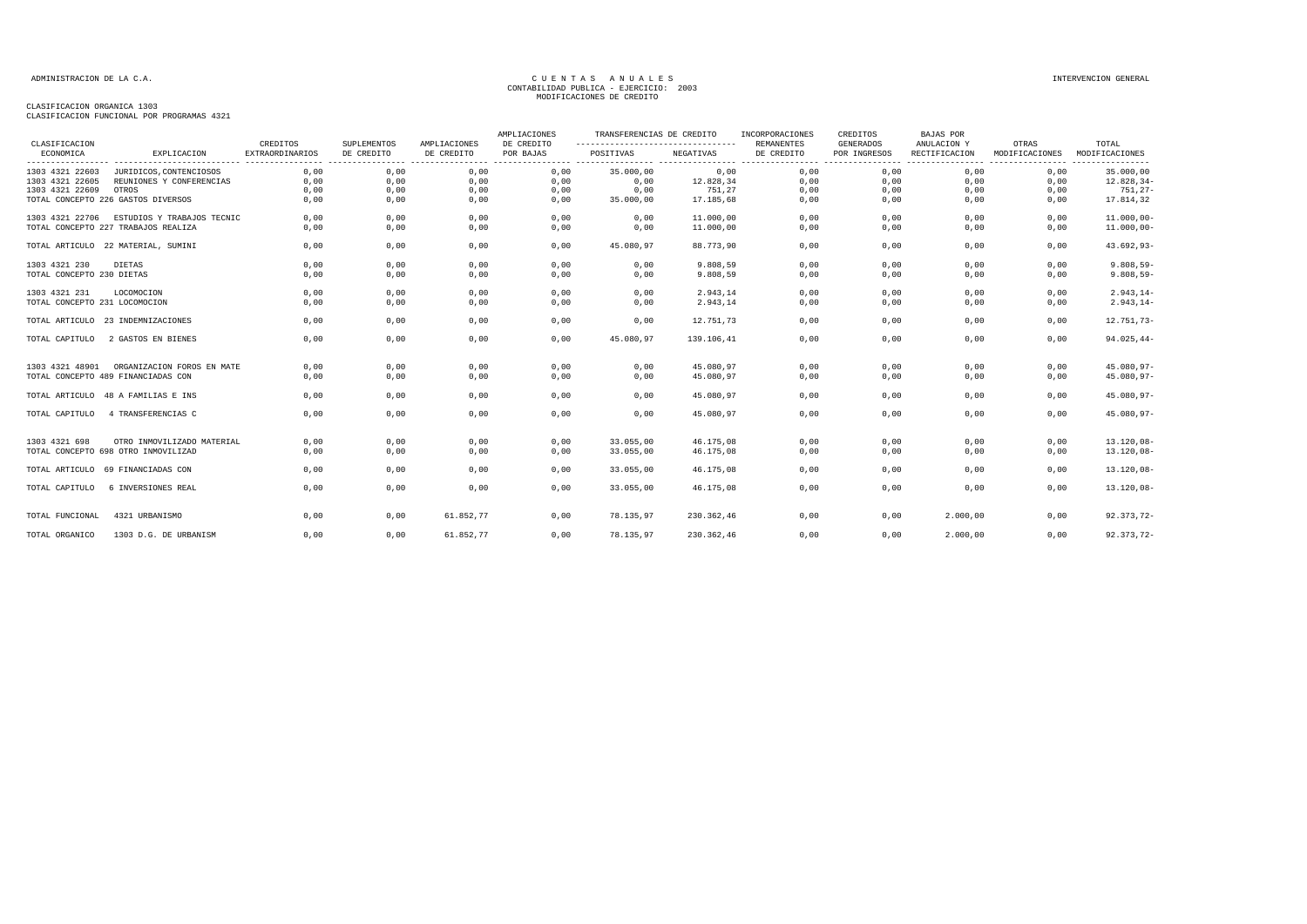ADMINISTRACION DE LA C.A.

CUENTAS ANUALES
CONTABILIDAD PUBLICA - EJERCICIO: 2003
MODIFICACIONES DE CREDITO

INTERVENCION GENERAL

CLASIFICACION ORGANICA 1303
CLASIFICACION FUNCIONAL POR PROGRAMAS 4321

| CLASIFICACION ECONOMICA | EXPLICACION | CREDITOS EXTRAORDINARIOS | SUPLEMENTOS DE CREDITO | AMPLIACIONES DE CREDITO | AMPLIACIONES DE CREDITO POR BAJAS | TRANSFERENCIAS DE CREDITO POSITIVAS | TRANSFERENCIAS DE CREDITO NEGATIVAS | INCORPORACIONES REMANENTES DE CREDITO | CREDITOS GENERADOS POR INGRESOS | BAJAS POR ANULACION Y RECTIFICACION | OTRAS MODIFICACIONES | TOTAL MODIFICACIONES |
|---|---|---|---|---|---|---|---|---|---|---|---|---|
| 1303 4321 22603 | JURIDICOS,CONTENCIOSOS | 0,00 | 0,00 | 0,00 | 0,00 | 35.000,00 | 0,00 | 0,00 | 0,00 | 0,00 | 0,00 | 35.000,00 |
| 1303 4321 22605 | REUNIONES Y CONFERENCIAS | 0,00 | 0,00 | 0,00 | 0,00 | 0,00 | 12.828,34 | 0,00 | 0,00 | 0,00 | 0,00 | 12.828,34- |
| 1303 4321 22609 | OTROS | 0,00 | 0,00 | 0,00 | 0,00 | 0,00 | 751,27 | 0,00 | 0,00 | 0,00 | 0,00 | 751,27- |
| TOTAL CONCEPTO 226 GASTOS DIVERSOS | | 0,00 | 0,00 | 0,00 | 0,00 | 35.000,00 | 17.185,68 | 0,00 | 0,00 | 0,00 | 0,00 | 17.814,32 |
| 1303 4321 22706 | ESTUDIOS Y TRABAJOS TECNIC | 0,00 | 0,00 | 0,00 | 0,00 | 0,00 | 11.000,00 | 0,00 | 0,00 | 0,00 | 0,00 | 11.000,00- |
| TOTAL CONCEPTO 227 TRABAJOS REALIZA | | 0,00 | 0,00 | 0,00 | 0,00 | 0,00 | 11.000,00 | 0,00 | 0,00 | 0,00 | 0,00 | 11.000,00- |
| TOTAL ARTICULO 22 MATERIAL, SUMINI | | 0,00 | 0,00 | 0,00 | 0,00 | 45.080,97 | 88.773,90 | 0,00 | 0,00 | 0,00 | 0,00 | 43.692,93- |
| 1303 4321 230 | DIETAS | 0,00 | 0,00 | 0,00 | 0,00 | 0,00 | 9.808,59 | 0,00 | 0,00 | 0,00 | 0,00 | 9.808,59- |
| TOTAL CONCEPTO 230 DIETAS | | 0,00 | 0,00 | 0,00 | 0,00 | 0,00 | 9.808,59 | 0,00 | 0,00 | 0,00 | 0,00 | 9.808,59- |
| 1303 4321 231 | LOCOMOCION | 0,00 | 0,00 | 0,00 | 0,00 | 0,00 | 2.943,14 | 0,00 | 0,00 | 0,00 | 0,00 | 2.943,14- |
| TOTAL CONCEPTO 231 LOCOMOCION | | 0,00 | 0,00 | 0,00 | 0,00 | 0,00 | 2.943,14 | 0,00 | 0,00 | 0,00 | 0,00 | 2.943,14- |
| TOTAL ARTICULO 23 INDEMNIZACIONES | | 0,00 | 0,00 | 0,00 | 0,00 | 0,00 | 12.751,73 | 0,00 | 0,00 | 0,00 | 0,00 | 12.751,73- |
| TOTAL CAPITULO 2 GASTOS EN BIENES | | 0,00 | 0,00 | 0,00 | 0,00 | 45.080,97 | 139.106,41 | 0,00 | 0,00 | 0,00 | 0,00 | 94.025,44- |
| 1303 4321 48901 | ORGANIZACION FOROS EN MATE | 0,00 | 0,00 | 0,00 | 0,00 | 0,00 | 45.080,97 | 0,00 | 0,00 | 0,00 | 0,00 | 45.080,97- |
| TOTAL CONCEPTO 489 FINANCIADAS CON | | 0,00 | 0,00 | 0,00 | 0,00 | 0,00 | 45.080,97 | 0,00 | 0,00 | 0,00 | 0,00 | 45.080,97- |
| TOTAL ARTICULO 48 A FAMILIAS E INS | | 0,00 | 0,00 | 0,00 | 0,00 | 0,00 | 45.080,97 | 0,00 | 0,00 | 0,00 | 0,00 | 45.080,97- |
| TOTAL CAPITULO 4 TRANSFERENCIAS C | | 0,00 | 0,00 | 0,00 | 0,00 | 0,00 | 45.080,97 | 0,00 | 0,00 | 0,00 | 0,00 | 45.080,97- |
| 1303 4321 698 | OTRO INMOVILIZADO MATERIAL | 0,00 | 0,00 | 0,00 | 0,00 | 33.055,00 | 46.175,08 | 0,00 | 0,00 | 0,00 | 0,00 | 13.120,08- |
| TOTAL CONCEPTO 698 OTRO INMOVILIZAD | | 0,00 | 0,00 | 0,00 | 0,00 | 33.055,00 | 46.175,08 | 0,00 | 0,00 | 0,00 | 0,00 | 13.120,08- |
| TOTAL ARTICULO 69 FINANCIADAS CON | | 0,00 | 0,00 | 0,00 | 0,00 | 33.055,00 | 46.175,08 | 0,00 | 0,00 | 0,00 | 0,00 | 13.120,08- |
| TOTAL CAPITULO 6 INVERSIONES REAL | | 0,00 | 0,00 | 0,00 | 0,00 | 33.055,00 | 46.175,08 | 0,00 | 0,00 | 0,00 | 0,00 | 13.120,08- |
| TOTAL FUNCIONAL | 4321 URBANISMO | 0,00 | 0,00 | 61.852,77 | 0,00 | 78.135,97 | 230.362,46 | 0,00 | 0,00 | 2.000,00 | 0,00 | 92.373,72- |
| TOTAL ORGANICO | 1303 D.G. DE URBANISM | 0,00 | 0,00 | 61.852,77 | 0,00 | 78.135,97 | 230.362,46 | 0,00 | 0,00 | 2.000,00 | 0,00 | 92.373,72- |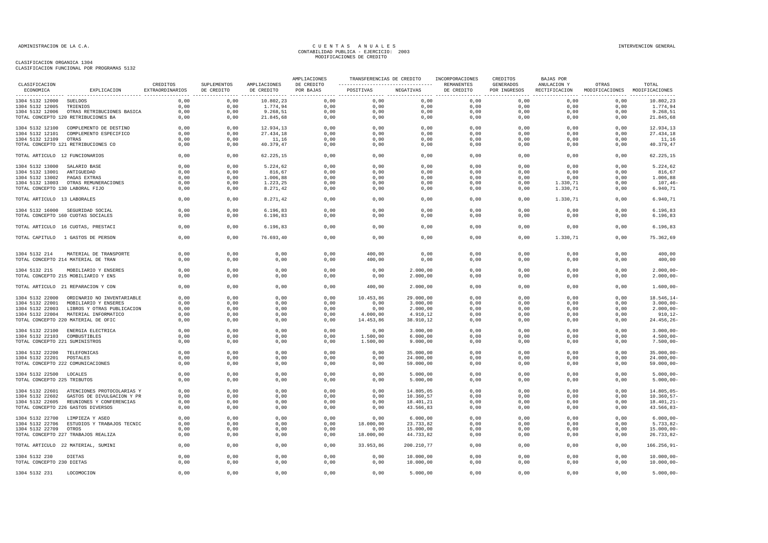ADMINISTRACION DE LA C.A.

# CUENTAS ANUALES
## CONTABILIDAD PUBLICA - EJERCICIO: 2003
## MODIFICACIONES DE CREDITO

INTERVENCION GENERAL

CLASIFICACION ORGANICA 1304
CLASIFICACION FUNCIONAL POR PROGRAMAS 5132

| CLASIFICACION ECONOMICA | EXPLICACION | CREDITOS EXTRAORDINARIOS | SUPLEMENTOS DE CREDITO | AMPLIACIONES DE CREDITO | AMPLIACIONES DE CREDITO POR BAJAS | TRANSFERENCIAS DE CREDITO POSITIVAS | TRANSFERENCIAS DE CREDITO NEGATIVAS | INCORPORACIONES REMANENTES DE CREDITO | CREDITOS GENERADOS POR INGRESOS | BAJAS POR ANULACION Y RECTIFICACION | OTRAS MODIFICACIONES | TOTAL MODIFICACIONES |
|---|---|---|---|---|---|---|---|---|---|---|---|---|
| 1304 5132 12000 | SUELDOS | 0,00 | 0,00 | 10.802,23 | 0,00 | 0,00 | 0,00 | 0,00 | 0,00 | 0,00 | 0,00 | 10.802,23 |
| 1304 5132 12005 | TRIENIOS | 0,00 | 0,00 | 1.774,94 | 0,00 | 0,00 | 0,00 | 0,00 | 0,00 | 0,00 | 0,00 | 1.774,94 |
| 1304 5132 12006 | OTRAS RETRIBUCIONES BASICA | 0,00 | 0,00 | 9.268,51 | 0,00 | 0,00 | 0,00 | 0,00 | 0,00 | 0,00 | 0,00 | 9.268,51 |
| TOTAL CONCEPTO 120 RETRIBUCIONES BA | | 0,00 | 0,00 | 21.845,68 | 0,00 | 0,00 | 0,00 | 0,00 | 0,00 | 0,00 | 0,00 | 21.845,68 |
| 1304 5132 12100 | COMPLEMENTO DE DESTINO | 0,00 | 0,00 | 12.934,13 | 0,00 | 0,00 | 0,00 | 0,00 | 0,00 | 0,00 | 0,00 | 12.934,13 |
| 1304 5132 12101 | COMPLEMENTO ESPECIFICO | 0,00 | 0,00 | 27.434,18 | 0,00 | 0,00 | 0,00 | 0,00 | 0,00 | 0,00 | 0,00 | 27.434,18 |
| 1304 5132 12109 | OTRAS | 0,00 | 0,00 | 11,16 | 0,00 | 0,00 | 0,00 | 0,00 | 0,00 | 0,00 | 0,00 | 11,16 |
| TOTAL CONCEPTO 121 RETRIBUCIONES CO | | 0,00 | 0,00 | 40.379,47 | 0,00 | 0,00 | 0,00 | 0,00 | 0,00 | 0,00 | 0,00 | 40.379,47 |
| TOTAL ARTICULO 12 FUNCIONARIOS | | 0,00 | 0,00 | 62.225,15 | 0,00 | 0,00 | 0,00 | 0,00 | 0,00 | 0,00 | 0,00 | 62.225,15 |
| 1304 5132 13000 | SALARIO BASE | 0,00 | 0,00 | 5.224,62 | 0,00 | 0,00 | 0,00 | 0,00 | 0,00 | 0,00 | 0,00 | 5.224,62 |
| 1304 5132 13001 | ANTIGUEDAD | 0,00 | 0,00 | 816,67 | 0,00 | 0,00 | 0,00 | 0,00 | 0,00 | 0,00 | 0,00 | 816,67 |
| 1304 5132 13002 | PAGAS EXTRAS | 0,00 | 0,00 | 1.006,88 | 0,00 | 0,00 | 0,00 | 0,00 | 0,00 | 0,00 | 0,00 | 1.006,88 |
| 1304 5132 13003 | OTRAS REMUNERACIONES | 0,00 | 0,00 | 1.223,25 | 0,00 | 0,00 | 0,00 | 0,00 | 0,00 | 1.330,71 | 0,00 | 107,46- |
| TOTAL CONCEPTO 130 LABORAL FIJO | | 0,00 | 0,00 | 8.271,42 | 0,00 | 0,00 | 0,00 | 0,00 | 0,00 | 1.330,71 | 0,00 | 6.940,71 |
| TOTAL ARTICULO 13 LABORALES | | 0,00 | 0,00 | 8.271,42 | 0,00 | 0,00 | 0,00 | 0,00 | 0,00 | 1.330,71 | 0,00 | 6.940,71 |
| 1304 5132 16000 | SEGURIDAD SOCIAL | 0,00 | 0,00 | 6.196,83 | 0,00 | 0,00 | 0,00 | 0,00 | 0,00 | 0,00 | 0,00 | 6.196,83 |
| TOTAL CONCEPTO 160 CUOTAS SOCIALES | | 0,00 | 0,00 | 6.196,83 | 0,00 | 0,00 | 0,00 | 0,00 | 0,00 | 0,00 | 0,00 | 6.196,83 |
| TOTAL ARTICULO 16 CUOTAS, PRESTACI | | 0,00 | 0,00 | 6.196,83 | 0,00 | 0,00 | 0,00 | 0,00 | 0,00 | 0,00 | 0,00 | 6.196,83 |
| TOTAL CAPITULO 1 GASTOS DE PERSON | | 0,00 | 0,00 | 76.693,40 | 0,00 | 0,00 | 0,00 | 0,00 | 0,00 | 1.330,71 | 0,00 | 75.362,69 |
| 1304 5132 214 | MATERIAL DE TRANSPORTE | 0,00 | 0,00 | 0,00 | 0,00 | 400,00 | 0,00 | 0,00 | 0,00 | 0,00 | 0,00 | 400,00 |
| TOTAL CONCEPTO 214 MATERIAL DE TRAN | | 0,00 | 0,00 | 0,00 | 0,00 | 400,00 | 0,00 | 0,00 | 0,00 | 0,00 | 0,00 | 400,00 |
| 1304 5132 215 | MOBILIARIO Y ENSERES | 0,00 | 0,00 | 0,00 | 0,00 | 0,00 | 2.000,00 | 0,00 | 0,00 | 0,00 | 0,00 | 2.000,00- |
| TOTAL CONCEPTO 215 MOBILIARIO Y ENS | | 0,00 | 0,00 | 0,00 | 0,00 | 0,00 | 2.000,00 | 0,00 | 0,00 | 0,00 | 0,00 | 2.000,00- |
| TOTAL ARTICULO 21 REPARACION Y CON | | 0,00 | 0,00 | 0,00 | 0,00 | 400,00 | 2.000,00 | 0,00 | 0,00 | 0,00 | 0,00 | 1.600,00- |
| 1304 5132 22000 | ORDINARIO NO INVENTARIABLE | 0,00 | 0,00 | 0,00 | 0,00 | 10.453,86 | 29.000,00 | 0,00 | 0,00 | 0,00 | 0,00 | 18.546,14- |
| 1304 5132 22001 | MOBILIARIO Y ENSERES | 0,00 | 0,00 | 0,00 | 0,00 | 0,00 | 3.000,00 | 0,00 | 0,00 | 0,00 | 0,00 | 3.000,00- |
| 1304 5132 22003 | LIBROS Y OTRAS PUBLICACION | 0,00 | 0,00 | 0,00 | 0,00 | 0,00 | 2.000,00 | 0,00 | 0,00 | 0,00 | 0,00 | 2.000,00- |
| 1304 5132 22004 | MATERIAL INFORMATICO | 0,00 | 0,00 | 0,00 | 0,00 | 4.000,00 | 4.910,12 | 0,00 | 0,00 | 0,00 | 0,00 | 910,12- |
| TOTAL CONCEPTO 220 MATERIAL DE OFIC | | 0,00 | 0,00 | 0,00 | 0,00 | 14.453,86 | 38.910,12 | 0,00 | 0,00 | 0,00 | 0,00 | 24.456,26- |
| 1304 5132 22100 | ENERGIA ELECTRICA | 0,00 | 0,00 | 0,00 | 0,00 | 0,00 | 3.000,00 | 0,00 | 0,00 | 0,00 | 0,00 | 3.000,00- |
| 1304 5132 22103 | COMBUSTIBLES | 0,00 | 0,00 | 0,00 | 0,00 | 1.500,00 | 6.000,00 | 0,00 | 0,00 | 0,00 | 0,00 | 4.500,00- |
| TOTAL CONCEPTO 221 SUMINISTROS | | 0,00 | 0,00 | 0,00 | 0,00 | 1.500,00 | 9.000,00 | 0,00 | 0,00 | 0,00 | 0,00 | 7.500,00- |
| 1304 5132 22200 | TELEFONICAS | 0,00 | 0,00 | 0,00 | 0,00 | 0,00 | 35.000,00 | 0,00 | 0,00 | 0,00 | 0,00 | 35.000,00- |
| 1304 5132 22201 | POSTALES | 0,00 | 0,00 | 0,00 | 0,00 | 0,00 | 24.000,00 | 0,00 | 0,00 | 0,00 | 0,00 | 24.000,00- |
| TOTAL CONCEPTO 222 COMUNICACIONES | | 0,00 | 0,00 | 0,00 | 0,00 | 0,00 | 59.000,00 | 0,00 | 0,00 | 0,00 | 0,00 | 59.000,00- |
| 1304 5132 22500 | LOCALES | 0,00 | 0,00 | 0,00 | 0,00 | 0,00 | 5.000,00 | 0,00 | 0,00 | 0,00 | 0,00 | 5.000,00- |
| TOTAL CONCEPTO 225 TRIBUTOS | | 0,00 | 0,00 | 0,00 | 0,00 | 0,00 | 5.000,00 | 0,00 | 0,00 | 0,00 | 0,00 | 5.000,00- |
| 1304 5132 22601 | ATENCIONES PROTOCOLARIAS Y | 0,00 | 0,00 | 0,00 | 0,00 | 0,00 | 14.805,05 | 0,00 | 0,00 | 0,00 | 0,00 | 14.805,05- |
| 1304 5132 22602 | GASTOS DE DIVULGACION Y PR | 0,00 | 0,00 | 0,00 | 0,00 | 0,00 | 10.360,57 | 0,00 | 0,00 | 0,00 | 0,00 | 10.360,57- |
| 1304 5132 22605 | REUNIONES Y CONFERENCIAS | 0,00 | 0,00 | 0,00 | 0,00 | 0,00 | 18.401,21 | 0,00 | 0,00 | 0,00 | 0,00 | 18.401,21- |
| TOTAL CONCEPTO 226 GASTOS DIVERSOS | | 0,00 | 0,00 | 0,00 | 0,00 | 0,00 | 43.566,83 | 0,00 | 0,00 | 0,00 | 0,00 | 43.566,83- |
| 1304 5132 22700 | LIMPIEZA Y ASEO | 0,00 | 0,00 | 0,00 | 0,00 | 0,00 | 6.000,00 | 0,00 | 0,00 | 0,00 | 0,00 | 6.000,00- |
| 1304 5132 22706 | ESTUDIOS Y TRABAJOS TECNIC | 0,00 | 0,00 | 0,00 | 0,00 | 18.000,00 | 23.733,82 | 0,00 | 0,00 | 0,00 | 0,00 | 5.733,82- |
| 1304 5132 22709 | OTROS | 0,00 | 0,00 | 0,00 | 0,00 | 0,00 | 15.000,00 | 0,00 | 0,00 | 0,00 | 0,00 | 15.000,00- |
| TOTAL CONCEPTO 227 TRABAJOS REALIZA | | 0,00 | 0,00 | 0,00 | 0,00 | 18.000,00 | 44.733,82 | 0,00 | 0,00 | 0,00 | 0,00 | 26.733,82- |
| TOTAL ARTICULO 22 MATERIAL, SUMINI | | 0,00 | 0,00 | 0,00 | 0,00 | 33.953,86 | 200.210,77 | 0,00 | 0,00 | 0,00 | 0,00 | 166.256,91- |
| 1304 5132 230 | DIETAS | 0,00 | 0,00 | 0,00 | 0,00 | 0,00 | 10.000,00 | 0,00 | 0,00 | 0,00 | 0,00 | 10.000,00- |
| TOTAL CONCEPTO 230 DIETAS | | 0,00 | 0,00 | 0,00 | 0,00 | 0,00 | 10.000,00 | 0,00 | 0,00 | 0,00 | 0,00 | 10.000,00- |
| 1304 5132 231 | LOCOMOCION | 0,00 | 0,00 | 0,00 | 0,00 | 0,00 | 5.000,00 | 0,00 | 0,00 | 0,00 | 0,00 | 5.000,00- |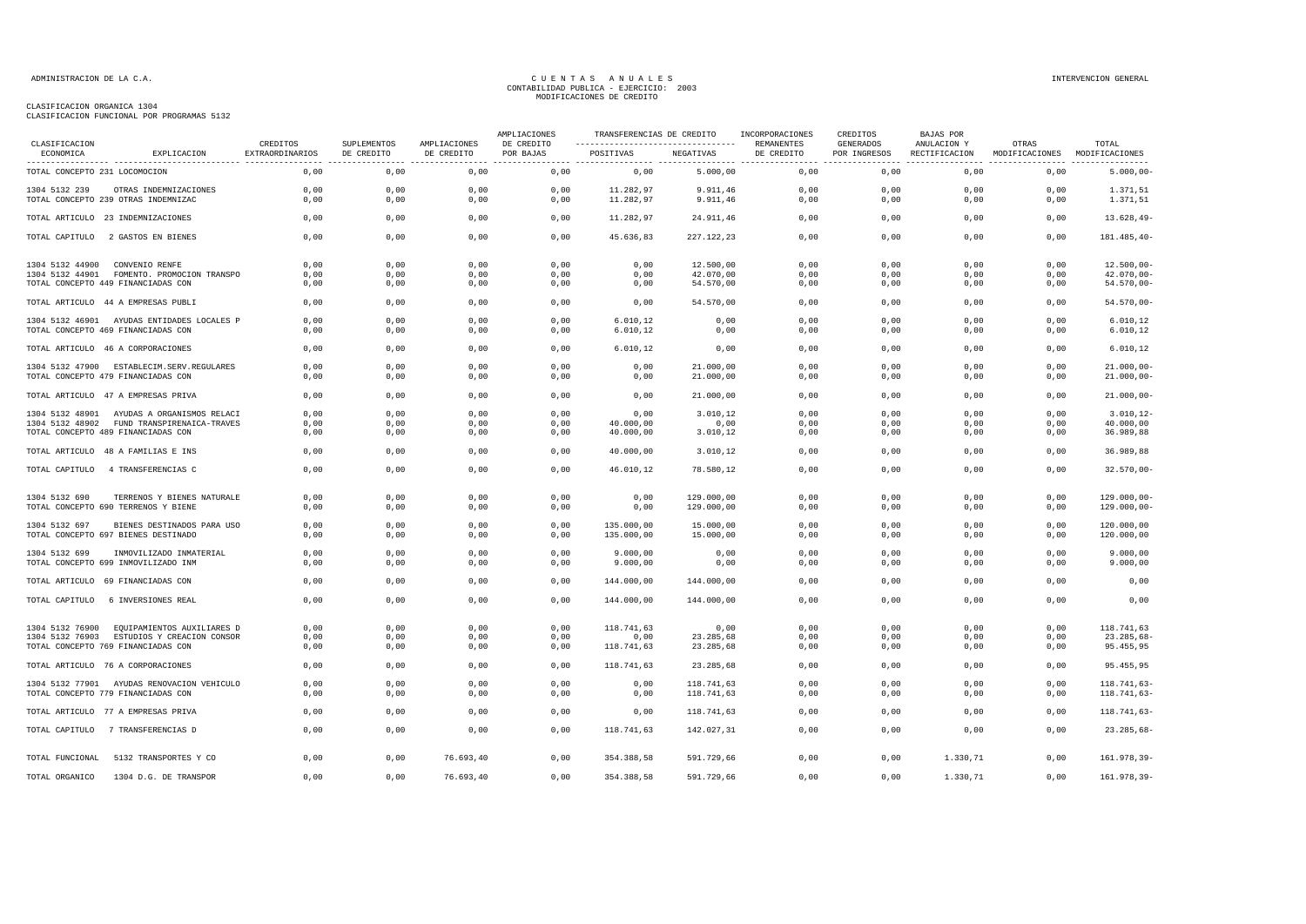ADMINISTRACION DE LA C.A.

CUENTAS ANUALES
CONTABILIDAD PUBLICA - EJERCICIO: 2003
MODIFICACIONES DE CREDITO

INTERVENCION GENERAL

CLASIFICACION ORGANICA 1304
CLASIFICACION FUNCIONAL POR PROGRAMAS 5132

| CLASIFICACION ECONOMICA | EXPLICACION | CREDITOS EXTRAORDINARIOS | SUPLEMENTOS DE CREDITO | AMPLIACIONES DE CREDITO | AMPLIACIONES DE CREDITO POR BAJAS | TRANSFERENCIAS DE CREDITO POSITIVAS | TRANSFERENCIAS DE CREDITO NEGATIVAS | INCORPORACIONES REMANENTES DE CREDITO | CREDITOS GENERADOS POR INGRESOS | BAJAS POR ANULACION Y RECTIFICACION | OTRAS MODIFICACIONES | TOTAL MODIFICACIONES |
|---|---|---|---|---|---|---|---|---|---|---|---|---|
| TOTAL CONCEPTO 231 LOCOMOCION | | 0,00 | 0,00 | 0,00 | 0,00 | 0,00 | 5.000,00 | 0,00 | 0,00 | 0,00 | 0,00 | 5.000,00- |
| 1304 5132 239 | OTRAS INDEMNIZACIONES | 0,00 | 0,00 | 0,00 | 0,00 | 11.282,97 | 9.911,46 | 0,00 | 0,00 | 0,00 | 0,00 | 1.371,51 |
| TOTAL CONCEPTO 239 OTRAS INDEMNIZAC | | 0,00 | 0,00 | 0,00 | 0,00 | 11.282,97 | 9.911,46 | 0,00 | 0,00 | 0,00 | 0,00 | 1.371,51 |
| TOTAL ARTICULO 23 INDEMNIZACIONES | | 0,00 | 0,00 | 0,00 | 0,00 | 11.282,97 | 24.911,46 | 0,00 | 0,00 | 0,00 | 0,00 | 13.628,49- |
| TOTAL CAPITULO 2 GASTOS EN BIENES | | 0,00 | 0,00 | 0,00 | 0,00 | 45.636,83 | 227.122,23 | 0,00 | 0,00 | 0,00 | 0,00 | 181.485,40- |
| 1304 5132 44900 | CONVENIO RENFE | 0,00 | 0,00 | 0,00 | 0,00 | 0,00 | 12.500,00 | 0,00 | 0,00 | 0,00 | 0,00 | 12.500,00- |
| 1304 5132 44901 | FOMENTO. PROMOCION TRANSPO | 0,00 | 0,00 | 0,00 | 0,00 | 0,00 | 42.070,00 | 0,00 | 0,00 | 0,00 | 0,00 | 42.070,00- |
| TOTAL CONCEPTO 449 FINANCIADAS CON | | 0,00 | 0,00 | 0,00 | 0,00 | 0,00 | 54.570,00 | 0,00 | 0,00 | 0,00 | 0,00 | 54.570,00- |
| TOTAL ARTICULO 44 A EMPRESAS PUBLI | | 0,00 | 0,00 | 0,00 | 0,00 | 0,00 | 54.570,00 | 0,00 | 0,00 | 0,00 | 0,00 | 54.570,00- |
| 1304 5132 46901 | AYUDAS ENTIDADES LOCALES P | 0,00 | 0,00 | 0,00 | 0,00 | 6.010,12 | 0,00 | 0,00 | 0,00 | 0,00 | 0,00 | 6.010,12 |
| TOTAL CONCEPTO 469 FINANCIADAS CON | | 0,00 | 0,00 | 0,00 | 0,00 | 6.010,12 | 0,00 | 0,00 | 0,00 | 0,00 | 0,00 | 6.010,12 |
| TOTAL ARTICULO 46 A CORPORACIONES | | 0,00 | 0,00 | 0,00 | 0,00 | 6.010,12 | 0,00 | 0,00 | 0,00 | 0,00 | 0,00 | 6.010,12 |
| 1304 5132 47900 | ESTABLECIM.SERV.REGULARES | 0,00 | 0,00 | 0,00 | 0,00 | 0,00 | 21.000,00 | 0,00 | 0,00 | 0,00 | 0,00 | 21.000,00- |
| TOTAL CONCEPTO 479 FINANCIADAS CON | | 0,00 | 0,00 | 0,00 | 0,00 | 0,00 | 21.000,00 | 0,00 | 0,00 | 0,00 | 0,00 | 21.000,00- |
| TOTAL ARTICULO 47 A EMPRESAS PRIVA | | 0,00 | 0,00 | 0,00 | 0,00 | 0,00 | 21.000,00 | 0,00 | 0,00 | 0,00 | 0,00 | 21.000,00- |
| 1304 5132 48901 | AYUDAS A ORGANISMOS RELACI | 0,00 | 0,00 | 0,00 | 0,00 | 0,00 | 3.010,12 | 0,00 | 0,00 | 0,00 | 0,00 | 3.010,12- |
| 1304 5132 48902 | FUND TRANSPIRENAICA-TRAVES | 0,00 | 0,00 | 0,00 | 0,00 | 40.000,00 | 0,00 | 0,00 | 0,00 | 0,00 | 0,00 | 40.000,00 |
| TOTAL CONCEPTO 489 FINANCIADAS CON | | 0,00 | 0,00 | 0,00 | 0,00 | 40.000,00 | 3.010,12 | 0,00 | 0,00 | 0,00 | 0,00 | 36.989,88 |
| TOTAL ARTICULO 48 A FAMILIAS E INS | | 0,00 | 0,00 | 0,00 | 0,00 | 40.000,00 | 3.010,12 | 0,00 | 0,00 | 0,00 | 0,00 | 36.989,88 |
| TOTAL CAPITULO 4 TRANSFERENCIAS C | | 0,00 | 0,00 | 0,00 | 0,00 | 46.010,12 | 78.580,12 | 0,00 | 0,00 | 0,00 | 0,00 | 32.570,00- |
| 1304 5132 690 | TERRENOS Y BIENES NATURALE | 0,00 | 0,00 | 0,00 | 0,00 | 0,00 | 129.000,00 | 0,00 | 0,00 | 0,00 | 0,00 | 129.000,00- |
| TOTAL CONCEPTO 690 TERRENOS Y BIENE | | 0,00 | 0,00 | 0,00 | 0,00 | 0,00 | 129.000,00 | 0,00 | 0,00 | 0,00 | 0,00 | 129.000,00- |
| 1304 5132 697 | BIENES DESTINADOS PARA USO | 0,00 | 0,00 | 0,00 | 0,00 | 135.000,00 | 15.000,00 | 0,00 | 0,00 | 0,00 | 0,00 | 120.000,00 |
| TOTAL CONCEPTO 697 BIENES DESTINADO | | 0,00 | 0,00 | 0,00 | 0,00 | 135.000,00 | 15.000,00 | 0,00 | 0,00 | 0,00 | 0,00 | 120.000,00 |
| 1304 5132 699 | INMOVILIZADO INMATERIAL | 0,00 | 0,00 | 0,00 | 0,00 | 9.000,00 | 0,00 | 0,00 | 0,00 | 0,00 | 0,00 | 9.000,00 |
| TOTAL CONCEPTO 699 INMOVILIZADO INM | | 0,00 | 0,00 | 0,00 | 0,00 | 9.000,00 | 0,00 | 0,00 | 0,00 | 0,00 | 0,00 | 9.000,00 |
| TOTAL ARTICULO 69 FINANCIADAS CON | | 0,00 | 0,00 | 0,00 | 0,00 | 144.000,00 | 144.000,00 | 0,00 | 0,00 | 0,00 | 0,00 | 0,00 |
| TOTAL CAPITULO 6 INVERSIONES REAL | | 0,00 | 0,00 | 0,00 | 0,00 | 144.000,00 | 144.000,00 | 0,00 | 0,00 | 0,00 | 0,00 | 0,00 |
| 1304 5132 76900 | EQUIPAMIENTOS AUXILIARES D | 0,00 | 0,00 | 0,00 | 0,00 | 118.741,63 | 0,00 | 0,00 | 0,00 | 0,00 | 0,00 | 118.741,63 |
| 1304 5132 76903 | ESTUDIOS Y CREACION CONSOR | 0,00 | 0,00 | 0,00 | 0,00 | 0,00 | 23.285,68 | 0,00 | 0,00 | 0,00 | 0,00 | 23.285,68- |
| TOTAL CONCEPTO 769 FINANCIADAS CON | | 0,00 | 0,00 | 0,00 | 0,00 | 118.741,63 | 23.285,68 | 0,00 | 0,00 | 0,00 | 0,00 | 95.455,95 |
| TOTAL ARTICULO 76 A CORPORACIONES | | 0,00 | 0,00 | 0,00 | 0,00 | 118.741,63 | 23.285,68 | 0,00 | 0,00 | 0,00 | 0,00 | 95.455,95 |
| 1304 5132 77901 | AYUDAS RENOVACION VEHICULO | 0,00 | 0,00 | 0,00 | 0,00 | 0,00 | 118.741,63 | 0,00 | 0,00 | 0,00 | 0,00 | 118.741,63- |
| TOTAL CONCEPTO 779 FINANCIADAS CON | | 0,00 | 0,00 | 0,00 | 0,00 | 0,00 | 118.741,63 | 0,00 | 0,00 | 0,00 | 0,00 | 118.741,63- |
| TOTAL ARTICULO 77 A EMPRESAS PRIVA | | 0,00 | 0,00 | 0,00 | 0,00 | 0,00 | 118.741,63 | 0,00 | 0,00 | 0,00 | 0,00 | 118.741,63- |
| TOTAL CAPITULO 7 TRANSFERENCIAS D | | 0,00 | 0,00 | 0,00 | 0,00 | 118.741,63 | 142.027,31 | 0,00 | 0,00 | 0,00 | 0,00 | 23.285,68- |
| TOTAL FUNCIONAL | 5132 TRANSPORTES Y CO | 0,00 | 0,00 | 76.693,40 | 0,00 | 354.388,58 | 591.729,66 | 0,00 | 0,00 | 1.330,71 | 0,00 | 161.978,39- |
| TOTAL ORGANICO | 1304 D.G. DE TRANSPOR | 0,00 | 0,00 | 76.693,40 | 0,00 | 354.388,58 | 591.729,66 | 0,00 | 0,00 | 1.330,71 | 0,00 | 161.978,39- |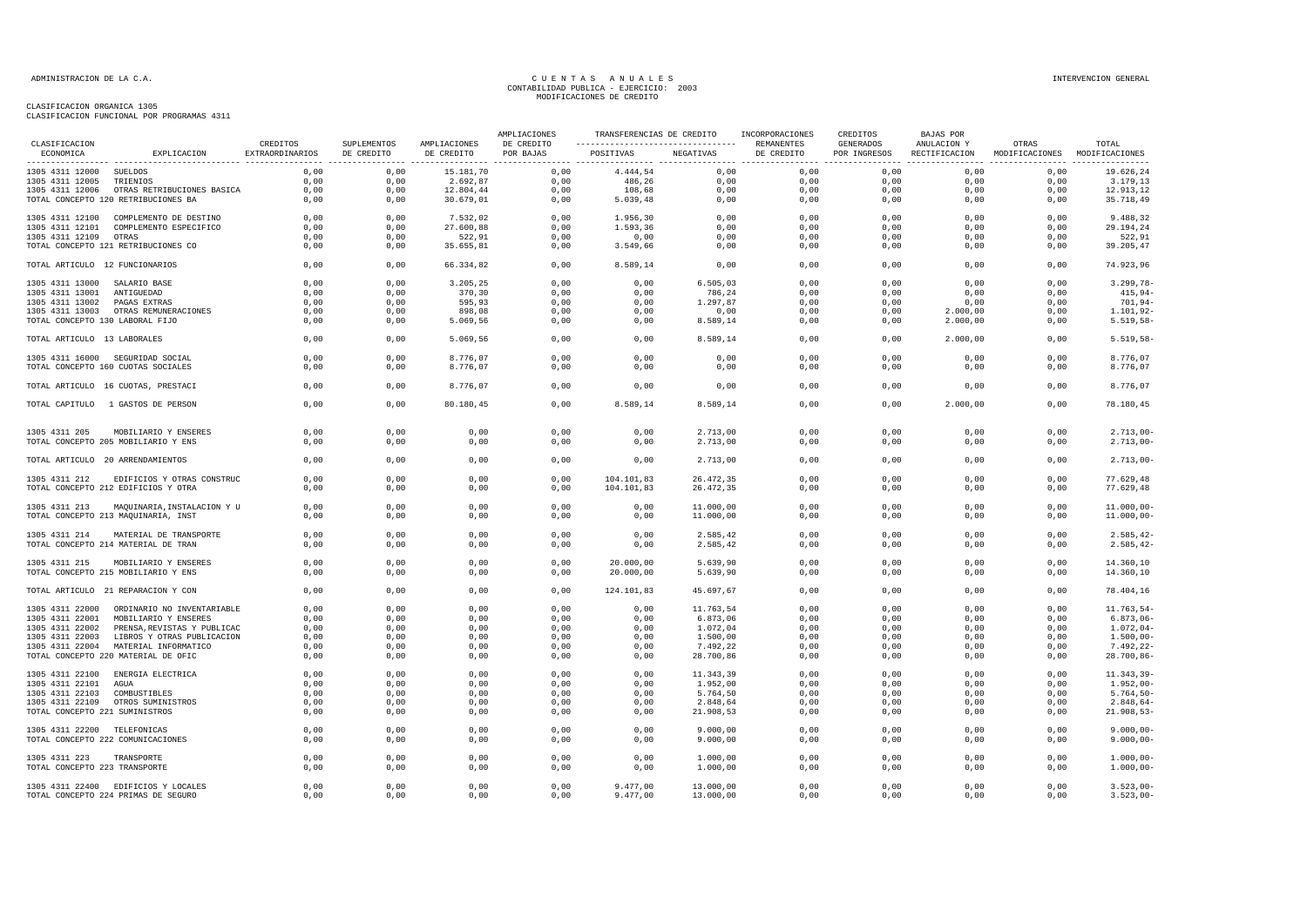ADMINISTRACION DE LA C.A.

# CUENTAS ANUALES
## CONTABILIDAD PUBLICA - EJERCICIO: 2003
## MODIFICACIONES DE CREDITO

INTERVENCION GENERAL

CLASIFICACION ORGANICA 1305
CLASIFICACION FUNCIONAL POR PROGRAMAS 4311

| CLASIFICACION ECONOMICA | EXPLICACION | CREDITOS EXTRAORDINARIOS | SUPLEMENTOS DE CREDITO | AMPLIACIONES DE CREDITO | AMPLIACIONES DE CREDITO POR BAJAS | TRANSFERENCIAS DE CREDITO POSITIVAS | TRANSFERENCIAS DE CREDITO NEGATIVAS | INCORPORACIONES REMANENTES DE CREDITO | CREDITOS GENERADOS POR INGRESOS | BAJAS POR ANULACION Y RECTIFICACION | OTRAS MODIFICACIONES | TOTAL MODIFICACIONES |
|---|---|---|---|---|---|---|---|---|---|---|---|---|
| 1305 4311 12000 | SUELDOS | 0,00 | 0,00 | 15.181,70 | 0,00 | 4.444,54 | 0,00 | 0,00 | 0,00 | 0,00 | 0,00 | 19.626,24 |
| 1305 4311 12005 | TRIENIOS | 0,00 | 0,00 | 2.692,87 | 0,00 | 486,26 | 0,00 | 0,00 | 0,00 | 0,00 | 0,00 | 3.179,13 |
| 1305 4311 12006 | OTRAS RETRIBUCIONES BASICA | 0,00 | 0,00 | 12.804,44 | 0,00 | 108,68 | 0,00 | 0,00 | 0,00 | 0,00 | 0,00 | 12.913,12 |
| TOTAL CONCEPTO 120 RETRIBUCIONES BA | | 0,00 | 0,00 | 30.679,01 | 0,00 | 5.039,48 | 0,00 | 0,00 | 0,00 | 0,00 | 0,00 | 35.718,49 |
| 1305 4311 12100 | COMPLEMENTO DE DESTINO | 0,00 | 0,00 | 7.532,02 | 0,00 | 1.956,30 | 0,00 | 0,00 | 0,00 | 0,00 | 0,00 | 9.488,32 |
| 1305 4311 12101 | COMPLEMENTO ESPECIFICO | 0,00 | 0,00 | 27.600,88 | 0,00 | 1.593,36 | 0,00 | 0,00 | 0,00 | 0,00 | 0,00 | 29.194,24 |
| 1305 4311 12109 | OTRAS | 0,00 | 0,00 | 522,91 | 0,00 | 0,00 | 0,00 | 0,00 | 0,00 | 0,00 | 0,00 | 522,91 |
| TOTAL CONCEPTO 121 RETRIBUCIONES CO | | 0,00 | 0,00 | 35.655,81 | 0,00 | 3.549,66 | 0,00 | 0,00 | 0,00 | 0,00 | 0,00 | 39.205,47 |
| TOTAL ARTICULO 12 FUNCIONARIOS | | 0,00 | 0,00 | 66.334,82 | 0,00 | 8.589,14 | 0,00 | 0,00 | 0,00 | 0,00 | 0,00 | 74.923,96 |
| 1305 4311 13000 | SALARIO BASE | 0,00 | 0,00 | 3.205,25 | 0,00 | 0,00 | 6.505,03 | 0,00 | 0,00 | 0,00 | 0,00 | 3.299,78- |
| 1305 4311 13001 | ANTIGUEDAD | 0,00 | 0,00 | 370,30 | 0,00 | 0,00 | 786,24 | 0,00 | 0,00 | 0,00 | 0,00 | 415,94- |
| 1305 4311 13002 | PAGAS EXTRAS | 0,00 | 0,00 | 595,93 | 0,00 | 0,00 | 1.297,87 | 0,00 | 0,00 | 0,00 | 0,00 | 701,94- |
| 1305 4311 13003 | OTRAS REMUNERACIONES | 0,00 | 0,00 | 898,08 | 0,00 | 0,00 | 0,00 | 0,00 | 0,00 | 2.000,00 | 0,00 | 1.101,92- |
| TOTAL CONCEPTO 130 LABORAL FIJO | | 0,00 | 0,00 | 5.069,56 | 0,00 | 0,00 | 8.589,14 | 0,00 | 0,00 | 2.000,00 | 0,00 | 5.519,58- |
| TOTAL ARTICULO 13 LABORALES | | 0,00 | 0,00 | 5.069,56 | 0,00 | 0,00 | 8.589,14 | 0,00 | 0,00 | 2.000,00 | 0,00 | 5.519,58- |
| 1305 4311 16000 | SEGURIDAD SOCIAL | 0,00 | 0,00 | 8.776,07 | 0,00 | 0,00 | 0,00 | 0,00 | 0,00 | 0,00 | 0,00 | 8.776,07 |
| TOTAL CONCEPTO 160 CUOTAS SOCIALES | | 0,00 | 0,00 | 8.776,07 | 0,00 | 0,00 | 0,00 | 0,00 | 0,00 | 0,00 | 0,00 | 8.776,07 |
| TOTAL ARTICULO 16 CUOTAS, PRESTACI | | 0,00 | 0,00 | 8.776,07 | 0,00 | 0,00 | 0,00 | 0,00 | 0,00 | 0,00 | 0,00 | 8.776,07 |
| TOTAL CAPITULO 1 GASTOS DE PERSON | | 0,00 | 0,00 | 80.180,45 | 0,00 | 8.589,14 | 8.589,14 | 0,00 | 0,00 | 2.000,00 | 0,00 | 78.180,45 |
| 1305 4311 205 | MOBILIARIO Y ENSERES | 0,00 | 0,00 | 0,00 | 0,00 | 0,00 | 2.713,00 | 0,00 | 0,00 | 0,00 | 0,00 | 2.713,00- |
| TOTAL CONCEPTO 205 MOBILIARIO Y ENS | | 0,00 | 0,00 | 0,00 | 0,00 | 0,00 | 2.713,00 | 0,00 | 0,00 | 0,00 | 0,00 | 2.713,00- |
| TOTAL ARTICULO 20 ARRENDAMIENTOS | | 0,00 | 0,00 | 0,00 | 0,00 | 0,00 | 2.713,00 | 0,00 | 0,00 | 0,00 | 0,00 | 2.713,00- |
| 1305 4311 212 | EDIFICIOS Y OTRAS CONSTRUC | 0,00 | 0,00 | 0,00 | 0,00 | 104.101,83 | 26.472,35 | 0,00 | 0,00 | 0,00 | 0,00 | 77.629,48 |
| TOTAL CONCEPTO 212 EDIFICIOS Y OTRA | | 0,00 | 0,00 | 0,00 | 0,00 | 104.101,83 | 26.472,35 | 0,00 | 0,00 | 0,00 | 0,00 | 77.629,48 |
| 1305 4311 213 | MAQUINARIA,INSTALACION Y U | 0,00 | 0,00 | 0,00 | 0,00 | 0,00 | 11.000,00 | 0,00 | 0,00 | 0,00 | 0,00 | 11.000,00- |
| TOTAL CONCEPTO 213 MAQUINARIA, INST | | 0,00 | 0,00 | 0,00 | 0,00 | 0,00 | 11.000,00 | 0,00 | 0,00 | 0,00 | 0,00 | 11.000,00- |
| 1305 4311 214 | MATERIAL DE TRANSPORTE | 0,00 | 0,00 | 0,00 | 0,00 | 0,00 | 2.585,42 | 0,00 | 0,00 | 0,00 | 0,00 | 2.585,42- |
| TOTAL CONCEPTO 214 MATERIAL DE TRAN | | 0,00 | 0,00 | 0,00 | 0,00 | 0,00 | 2.585,42 | 0,00 | 0,00 | 0,00 | 0,00 | 2.585,42- |
| 1305 4311 215 | MOBILIARIO Y ENSERES | 0,00 | 0,00 | 0,00 | 0,00 | 20.000,00 | 5.639,90 | 0,00 | 0,00 | 0,00 | 0,00 | 14.360,10 |
| TOTAL CONCEPTO 215 MOBILIARIO Y ENS | | 0,00 | 0,00 | 0,00 | 0,00 | 20.000,00 | 5.639,90 | 0,00 | 0,00 | 0,00 | 0,00 | 14.360,10 |
| TOTAL ARTICULO 21 REPARACION Y CON | | 0,00 | 0,00 | 0,00 | 0,00 | 124.101,83 | 45.697,67 | 0,00 | 0,00 | 0,00 | 0,00 | 78.404,16 |
| 1305 4311 22000 | ORDINARIO NO INVENTARIABLE | 0,00 | 0,00 | 0,00 | 0,00 | 0,00 | 11.763,54 | 0,00 | 0,00 | 0,00 | 0,00 | 11.763,54- |
| 1305 4311 22001 | MOBILIARIO Y ENSERES | 0,00 | 0,00 | 0,00 | 0,00 | 0,00 | 6.873,06 | 0,00 | 0,00 | 0,00 | 0,00 | 6.873,06- |
| 1305 4311 22002 | PRENSA,REVISTAS Y PUBLICAC | 0,00 | 0,00 | 0,00 | 0,00 | 0,00 | 1.072,04 | 0,00 | 0,00 | 0,00 | 0,00 | 1.072,04- |
| 1305 4311 22003 | LIBROS Y OTRAS PUBLICACION | 0,00 | 0,00 | 0,00 | 0,00 | 0,00 | 1.500,00 | 0,00 | 0,00 | 0,00 | 0,00 | 1.500,00- |
| 1305 4311 22004 | MATERIAL INFORMATICO | 0,00 | 0,00 | 0,00 | 0,00 | 0,00 | 7.492,22 | 0,00 | 0,00 | 0,00 | 0,00 | 7.492,22- |
| TOTAL CONCEPTO 220 MATERIAL DE OFIC | | 0,00 | 0,00 | 0,00 | 0,00 | 0,00 | 28.700,86 | 0,00 | 0,00 | 0,00 | 0,00 | 28.700,86- |
| 1305 4311 22100 | ENERGIA ELECTRICA | 0,00 | 0,00 | 0,00 | 0,00 | 0,00 | 11.343,39 | 0,00 | 0,00 | 0,00 | 0,00 | 11.343,39- |
| 1305 4311 22101 | AGUA | 0,00 | 0,00 | 0,00 | 0,00 | 0,00 | 1.952,00 | 0,00 | 0,00 | 0,00 | 0,00 | 1.952,00- |
| 1305 4311 22103 | COMBUSTIBLES | 0,00 | 0,00 | 0,00 | 0,00 | 0,00 | 5.764,50 | 0,00 | 0,00 | 0,00 | 0,00 | 5.764,50- |
| 1305 4311 22109 | OTROS SUMINISTROS | 0,00 | 0,00 | 0,00 | 0,00 | 0,00 | 2.848,64 | 0,00 | 0,00 | 0,00 | 0,00 | 2.848,64- |
| TOTAL CONCEPTO 221 SUMINISTROS | | 0,00 | 0,00 | 0,00 | 0,00 | 0,00 | 21.908,53 | 0,00 | 0,00 | 0,00 | 0,00 | 21.908,53- |
| 1305 4311 22200 | TELEFONICAS | 0,00 | 0,00 | 0,00 | 0,00 | 0,00 | 9.000,00 | 0,00 | 0,00 | 0,00 | 0,00 | 9.000,00- |
| TOTAL CONCEPTO 222 COMUNICACIONES | | 0,00 | 0,00 | 0,00 | 0,00 | 0,00 | 9.000,00 | 0,00 | 0,00 | 0,00 | 0,00 | 9.000,00- |
| 1305 4311 223 | TRANSPORTE | 0,00 | 0,00 | 0,00 | 0,00 | 0,00 | 1.000,00 | 0,00 | 0,00 | 0,00 | 0,00 | 1.000,00- |
| TOTAL CONCEPTO 223 TRANSPORTE | | 0,00 | 0,00 | 0,00 | 0,00 | 0,00 | 1.000,00 | 0,00 | 0,00 | 0,00 | 0,00 | 1.000,00- |
| 1305 4311 22400 | EDIFICIOS Y LOCALES | 0,00 | 0,00 | 0,00 | 0,00 | 9.477,00 | 13.000,00 | 0,00 | 0,00 | 0,00 | 0,00 | 3.523,00- |
| TOTAL CONCEPTO 224 PRIMAS DE SEGURO | | 0,00 | 0,00 | 0,00 | 0,00 | 9.477,00 | 13.000,00 | 0,00 | 0,00 | 0,00 | 0,00 | 3.523,00- |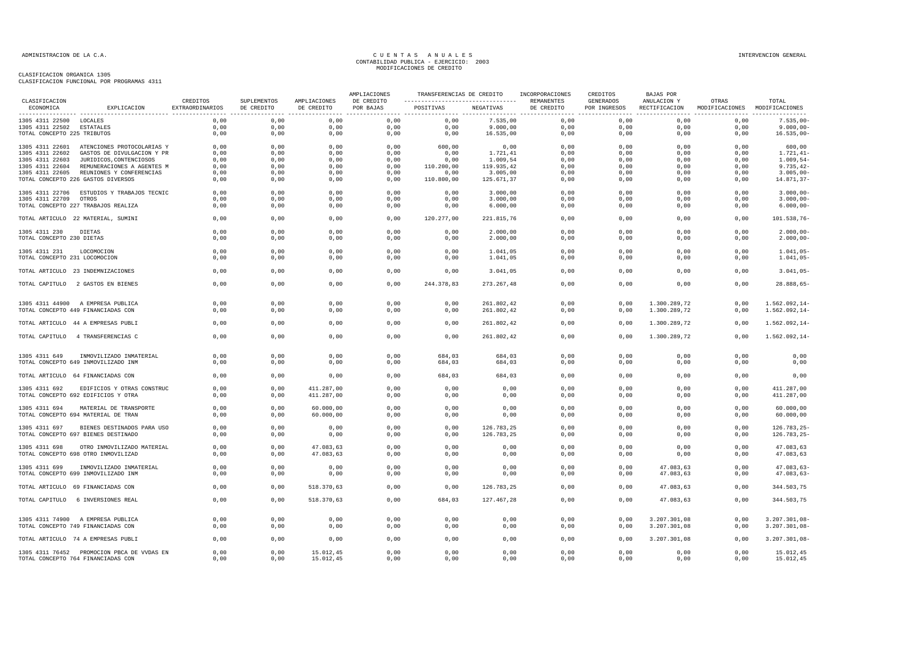CLASIFICACION ORGANICA 1305
CLASIFICACION FUNCIONAL POR PROGRAMAS 4311

| CLASIFICACION ECONOMICA | EXPLICACION | CREDITOS EXTRAORDINARIOS | SUPLEMENTOS DE CREDITO | AMPLIACIONES DE CREDITO | AMPLIACIONES DE CREDITO POR BAJAS | TRANSFERENCIAS DE CREDITO POSITIVAS | TRANSFERENCIAS DE CREDITO NEGATIVAS | INCORPORACIONES REMANENTES DE CREDITO | CREDITOS GENERADOS POR INGRESOS | BAJAS POR ANULACION Y RECTIFICACION | OTRAS MODIFICACIONES | TOTAL MODIFICACIONES |
|---|---|---|---|---|---|---|---|---|---|---|---|---|
| 1305 4311 22500 | LOCALES | 0,00 | 0,00 | 0,00 | 0,00 | 0,00 | 7.535,00 | 0,00 | 0,00 | 0,00 | 0,00 | 7.535,00- |
| 1305 4311 22502 | ESTATALES | 0,00 | 0,00 | 0,00 | 0,00 | 0,00 | 9.000,00 | 0,00 | 0,00 | 0,00 | 0,00 | 9.000,00- |
| TOTAL CONCEPTO 225 TRIBUTOS | | 0,00 | 0,00 | 0,00 | 0,00 | 0,00 | 16.535,00 | 0,00 | 0,00 | 0,00 | 0,00 | 16.535,00- |
| 1305 4311 22601 | ATENCIONES PROTOCOLARIAS Y | 0,00 | 0,00 | 0,00 | 0,00 | 600,00 | 0,00 | 0,00 | 0,00 | 0,00 | 0,00 | 600,00 |
| 1305 4311 22602 | GASTOS DE DIVULGACION Y PR | 0,00 | 0,00 | 0,00 | 0,00 | 0,00 | 1.721,41 | 0,00 | 0,00 | 0,00 | 0,00 | 1.721,41- |
| 1305 4311 22603 | JURIDICOS,CONTENCIOSOS | 0,00 | 0,00 | 0,00 | 0,00 | 0,00 | 1.009,54 | 0,00 | 0,00 | 0,00 | 0,00 | 1.009,54- |
| 1305 4311 22604 | REMUNERACIONES A AGENTES M | 0,00 | 0,00 | 0,00 | 0,00 | 110.200,00 | 119.935,42 | 0,00 | 0,00 | 0,00 | 0,00 | 9.735,42- |
| 1305 4311 22605 | REUNIONES Y CONFERENCIAS | 0,00 | 0,00 | 0,00 | 0,00 | 0,00 | 3.005,00 | 0,00 | 0,00 | 0,00 | 0,00 | 3.005,00- |
| TOTAL CONCEPTO 226 GASTOS DIVERSOS | | 0,00 | 0,00 | 0,00 | 0,00 | 110.800,00 | 125.671,37 | 0,00 | 0,00 | 0,00 | 0,00 | 14.871,37- |
| 1305 4311 22706 | ESTUDIOS Y TRABAJOS TECNIC | 0,00 | 0,00 | 0,00 | 0,00 | 0,00 | 3.000,00 | 0,00 | 0,00 | 0,00 | 0,00 | 3.000,00- |
| 1305 4311 22709 | OTROS | 0,00 | 0,00 | 0,00 | 0,00 | 0,00 | 3.000,00 | 0,00 | 0,00 | 0,00 | 0,00 | 3.000,00- |
| TOTAL CONCEPTO 227 TRABAJOS REALIZA | | 0,00 | 0,00 | 0,00 | 0,00 | 0,00 | 6.000,00 | 0,00 | 0,00 | 0,00 | 0,00 | 6.000,00- |
| TOTAL ARTICULO 22 MATERIAL, SUMINI | | 0,00 | 0,00 | 0,00 | 0,00 | 120.277,00 | 221.815,76 | 0,00 | 0,00 | 0,00 | 0,00 | 101.538,76- |
| 1305 4311 230 | DIETAS | 0,00 | 0,00 | 0,00 | 0,00 | 0,00 | 2.000,00 | 0,00 | 0,00 | 0,00 | 0,00 | 2.000,00- |
| TOTAL CONCEPTO 230 DIETAS | | 0,00 | 0,00 | 0,00 | 0,00 | 0,00 | 2.000,00 | 0,00 | 0,00 | 0,00 | 0,00 | 2.000,00- |
| 1305 4311 231 | LOCOMOCION | 0,00 | 0,00 | 0,00 | 0,00 | 0,00 | 1.041,05 | 0,00 | 0,00 | 0,00 | 0,00 | 1.041,05- |
| TOTAL CONCEPTO 231 LOCOMOCION | | 0,00 | 0,00 | 0,00 | 0,00 | 0,00 | 1.041,05 | 0,00 | 0,00 | 0,00 | 0,00 | 1.041,05- |
| TOTAL ARTICULO 23 INDEMNIZACIONES | | 0,00 | 0,00 | 0,00 | 0,00 | 0,00 | 3.041,05 | 0,00 | 0,00 | 0,00 | 0,00 | 3.041,05- |
| TOTAL CAPITULO 2 GASTOS EN BIENES | | 0,00 | 0,00 | 0,00 | 0,00 | 244.378,83 | 273.267,48 | 0,00 | 0,00 | 0,00 | 0,00 | 28.888,65- |
| 1305 4311 44900 | A EMPRESA PUBLICA | 0,00 | 0,00 | 0,00 | 0,00 | 0,00 | 261.802,42 | 0,00 | 0,00 | 1.300.289,72 | 0,00 | 1.562.092,14- |
| TOTAL CONCEPTO 449 FINANCIADAS CON | | 0,00 | 0,00 | 0,00 | 0,00 | 0,00 | 261.802,42 | 0,00 | 0,00 | 1.300.289,72 | 0,00 | 1.562.092,14- |
| TOTAL ARTICULO 44 A EMPRESAS PUBLI | | 0,00 | 0,00 | 0,00 | 0,00 | 0,00 | 261.802,42 | 0,00 | 0,00 | 1.300.289,72 | 0,00 | 1.562.092,14- |
| TOTAL CAPITULO 4 TRANSFERENCIAS C | | 0,00 | 0,00 | 0,00 | 0,00 | 0,00 | 261.802,42 | 0,00 | 0,00 | 1.300.289,72 | 0,00 | 1.562.092,14- |
| 1305 4311 649 | INMOVILIZADO INMATERIAL | 0,00 | 0,00 | 0,00 | 0,00 | 684,03 | 684,03 | 0,00 | 0,00 | 0,00 | 0,00 | 0,00 |
| TOTAL CONCEPTO 649 INMOVILIZADO INM | | 0,00 | 0,00 | 0,00 | 0,00 | 684,03 | 684,03 | 0,00 | 0,00 | 0,00 | 0,00 | 0,00 |
| TOTAL ARTICULO 64 FINANCIADAS CON | | 0,00 | 0,00 | 0,00 | 0,00 | 684,03 | 684,03 | 0,00 | 0,00 | 0,00 | 0,00 | 0,00 |
| 1305 4311 692 | EDIFICIOS Y OTRAS CONSTRUC | 0,00 | 0,00 | 411.287,00 | 0,00 | 0,00 | 0,00 | 0,00 | 0,00 | 0,00 | 0,00 | 411.287,00 |
| TOTAL CONCEPTO 692 EDIFICIOS Y OTRA | | 0,00 | 0,00 | 411.287,00 | 0,00 | 0,00 | 0,00 | 0,00 | 0,00 | 0,00 | 0,00 | 411.287,00 |
| 1305 4311 694 | MATERIAL DE TRANSPORTE | 0,00 | 0,00 | 60.000,00 | 0,00 | 0,00 | 0,00 | 0,00 | 0,00 | 0,00 | 0,00 | 60.000,00 |
| TOTAL CONCEPTO 694 MATERIAL DE TRAN | | 0,00 | 0,00 | 60.000,00 | 0,00 | 0,00 | 0,00 | 0,00 | 0,00 | 0,00 | 0,00 | 60.000,00 |
| 1305 4311 697 | BIENES DESTINADOS PARA USO | 0,00 | 0,00 | 0,00 | 0,00 | 0,00 | 126.783,25 | 0,00 | 0,00 | 0,00 | 0,00 | 126.783,25- |
| TOTAL CONCEPTO 697 BIENES DESTINADO | | 0,00 | 0,00 | 0,00 | 0,00 | 0,00 | 126.783,25 | 0,00 | 0,00 | 0,00 | 0,00 | 126.783,25- |
| 1305 4311 698 | OTRO INMOVILIZADO MATERIAL | 0,00 | 0,00 | 47.083,63 | 0,00 | 0,00 | 0,00 | 0,00 | 0,00 | 0,00 | 0,00 | 47.083,63 |
| TOTAL CONCEPTO 698 OTRO INMOVILIZAD | | 0,00 | 0,00 | 47.083,63 | 0,00 | 0,00 | 0,00 | 0,00 | 0,00 | 0,00 | 0,00 | 47.083,63 |
| 1305 4311 699 | INMOVILIZADO INMATERIAL | 0,00 | 0,00 | 0,00 | 0,00 | 0,00 | 0,00 | 0,00 | 0,00 | 47.083,63 | 0,00 | 47.083,63- |
| TOTAL CONCEPTO 699 INMOVILIZADO INM | | 0,00 | 0,00 | 0,00 | 0,00 | 0,00 | 0,00 | 0,00 | 0,00 | 47.083,63 | 0,00 | 47.083,63- |
| TOTAL ARTICULO 69 FINANCIADAS CON | | 0,00 | 0,00 | 518.370,63 | 0,00 | 0,00 | 126.783,25 | 0,00 | 0,00 | 47.083,63 | 0,00 | 344.503,75 |
| TOTAL CAPITULO 6 INVERSIONES REAL | | 0,00 | 0,00 | 518.370,63 | 0,00 | 684,03 | 127.467,28 | 0,00 | 0,00 | 47.083,63 | 0,00 | 344.503,75 |
| 1305 4311 74900 | A EMPRESA PUBLICA | 0,00 | 0,00 | 0,00 | 0,00 | 0,00 | 0,00 | 0,00 | 0,00 | 3.207.301,08 | 0,00 | 3.207.301,08- |
| TOTAL CONCEPTO 749 FINANCIADAS CON | | 0,00 | 0,00 | 0,00 | 0,00 | 0,00 | 0,00 | 0,00 | 0,00 | 3.207.301,08 | 0,00 | 3.207.301,08- |
| TOTAL ARTICULO 74 A EMPRESAS PUBLI | | 0,00 | 0,00 | 0,00 | 0,00 | 0,00 | 0,00 | 0,00 | 0,00 | 3.207.301,08 | 0,00 | 3.207.301,08- |
| 1305 4311 76452 | PROMOCION PBCA DE VVDAS EN | 0,00 | 0,00 | 15.012,45 | 0,00 | 0,00 | 0,00 | 0,00 | 0,00 | 0,00 | 0,00 | 15.012,45 |
| TOTAL CONCEPTO 764 FINANCIADAS CON | | 0,00 | 0,00 | 15.012,45 | 0,00 | 0,00 | 0,00 | 0,00 | 0,00 | 0,00 | 0,00 | 15.012,45 |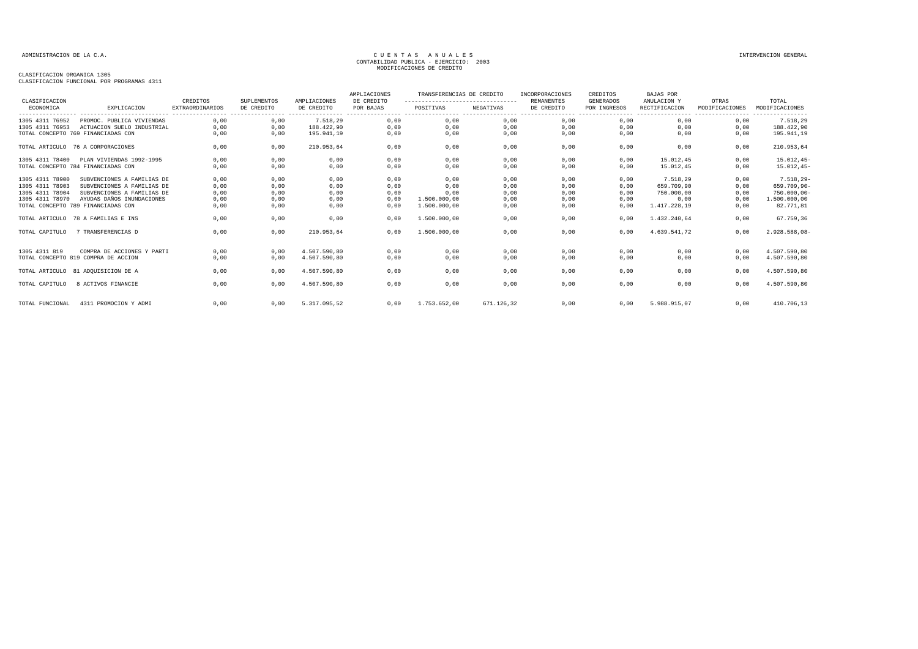ADMINISTRACION DE LA C.A.

# C U E N T A S   A N U A L E S

CONTABILIDAD PUBLICA - EJERCICIO: 2003

MODIFICACIONES DE CREDITO

INTERVENCION GENERAL

CLASIFICACION ORGANICA 1305

CLASIFICACION FUNCIONAL POR PROGRAMAS 4311

| CLASIFICACION ECONOMICA | EXPLICACION | CREDITOS EXTRAORDINARIOS | SUPLEMENTOS DE CREDITO | AMPLIACIONES DE CREDITO | AMPLIACIONES DE CREDITO POR BAJAS | TRANSFERENCIAS DE CREDITO POSITIVAS | TRANSFERENCIAS DE CREDITO NEGATIVAS | INCORPORACIONES REMANENTES DE CREDITO | CREDITOS GENERADOS POR INGRESOS | BAJAS POR ANULACION Y RECTIFICACION | OTRAS MODIFICACIONES | TOTAL MODIFICACIONES |
|---|---|---|---|---|---|---|---|---|---|---|---|---|
| 1305 4311 76952 | PROMOC. PUBLICA VIVIENDAS | 0,00 | 0,00 | 7.518,29 | 0,00 | 0,00 | 0,00 | 0,00 | 0,00 | 0,00 | 0,00 | 7.518,29 |
| 1305 4311 76953 | ACTUACION SUELO INDUSTRIAL | 0,00 | 0,00 | 188.422,90 | 0,00 | 0,00 | 0,00 | 0,00 | 0,00 | 0,00 | 0,00 | 188.422,90 |
| TOTAL CONCEPTO 769 FINANCIADAS CON | | 0,00 | 0,00 | 195.941,19 | 0,00 | 0,00 | 0,00 | 0,00 | 0,00 | 0,00 | 0,00 | 195.941,19 |
| TOTAL ARTICULO 76 A CORPORACIONES | | 0,00 | 0,00 | 210.953,64 | 0,00 | 0,00 | 0,00 | 0,00 | 0,00 | 0,00 | 0,00 | 210.953,64 |
| 1305 4311 78400 | PLAN VIVIENDAS 1992-1995 | 0,00 | 0,00 | 0,00 | 0,00 | 0,00 | 0,00 | 0,00 | 0,00 | 15.012,45 | 0,00 | 15.012,45- |
| TOTAL CONCEPTO 784 FINANCIADAS CON | | 0,00 | 0,00 | 0,00 | 0,00 | 0,00 | 0,00 | 0,00 | 0,00 | 15.012,45 | 0,00 | 15.012,45- |
| 1305 4311 78900 | SUBVENCIONES A FAMILIAS DE | 0,00 | 0,00 | 0,00 | 0,00 | 0,00 | 0,00 | 0,00 | 0,00 | 7.518,29 | 0,00 | 7.518,29- |
| 1305 4311 78903 | SUBVENCIONES A FAMILIAS DE | 0,00 | 0,00 | 0,00 | 0,00 | 0,00 | 0,00 | 0,00 | 0,00 | 659.709,90 | 0,00 | 659.709,90- |
| 1305 4311 78904 | SUBVENCIONES A FAMILIAS DE | 0,00 | 0,00 | 0,00 | 0,00 | 0,00 | 0,00 | 0,00 | 0,00 | 750.000,00 | 0,00 | 750.000,00- |
| 1305 4311 78970 | AYUDAS DAÑOS INUNDACIONES | 0,00 | 0,00 | 0,00 | 0,00 | 1.500.000,00 | 0,00 | 0,00 | 0,00 | 0,00 | 0,00 | 1.500.000,00 |
| TOTAL CONCEPTO 789 FINANCIADAS CON | | 0,00 | 0,00 | 0,00 | 0,00 | 1.500.000,00 | 0,00 | 0,00 | 0,00 | 1.417.228,19 | 0,00 | 82.771,81 |
| TOTAL ARTICULO 78 A FAMILIAS E INS | | 0,00 | 0,00 | 0,00 | 0,00 | 1.500.000,00 | 0,00 | 0,00 | 0,00 | 1.432.240,64 | 0,00 | 67.759,36 |
| TOTAL CAPITULO 7 TRANSFERENCIAS D | | 0,00 | 0,00 | 210.953,64 | 0,00 | 1.500.000,00 | 0,00 | 0,00 | 0,00 | 4.639.541,72 | 0,00 | 2.928.588,08- |
| 1305 4311 819 | COMPRA DE ACCIONES Y PARTI | 0,00 | 0,00 | 4.507.590,80 | 0,00 | 0,00 | 0,00 | 0,00 | 0,00 | 0,00 | 0,00 | 4.507.590,80 |
| TOTAL CONCEPTO 819 COMPRA DE ACCION | | 0,00 | 0,00 | 4.507.590,80 | 0,00 | 0,00 | 0,00 | 0,00 | 0,00 | 0,00 | 0,00 | 4.507.590,80 |
| TOTAL ARTICULO 81 ADQUISICION DE A | | 0,00 | 0,00 | 4.507.590,80 | 0,00 | 0,00 | 0,00 | 0,00 | 0,00 | 0,00 | 0,00 | 4.507.590,80 |
| TOTAL CAPITULO 8 ACTIVOS FINANCIE | | 0,00 | 0,00 | 4.507.590,80 | 0,00 | 0,00 | 0,00 | 0,00 | 0,00 | 0,00 | 0,00 | 4.507.590,80 |
| TOTAL FUNCIONAL 4311 PROMOCION Y ADMI | | 0,00 | 0,00 | 5.317.095,52 | 0,00 | 1.753.652,00 | 671.126,32 | 0,00 | 0,00 | 5.988.915,07 | 0,00 | 410.706,13 |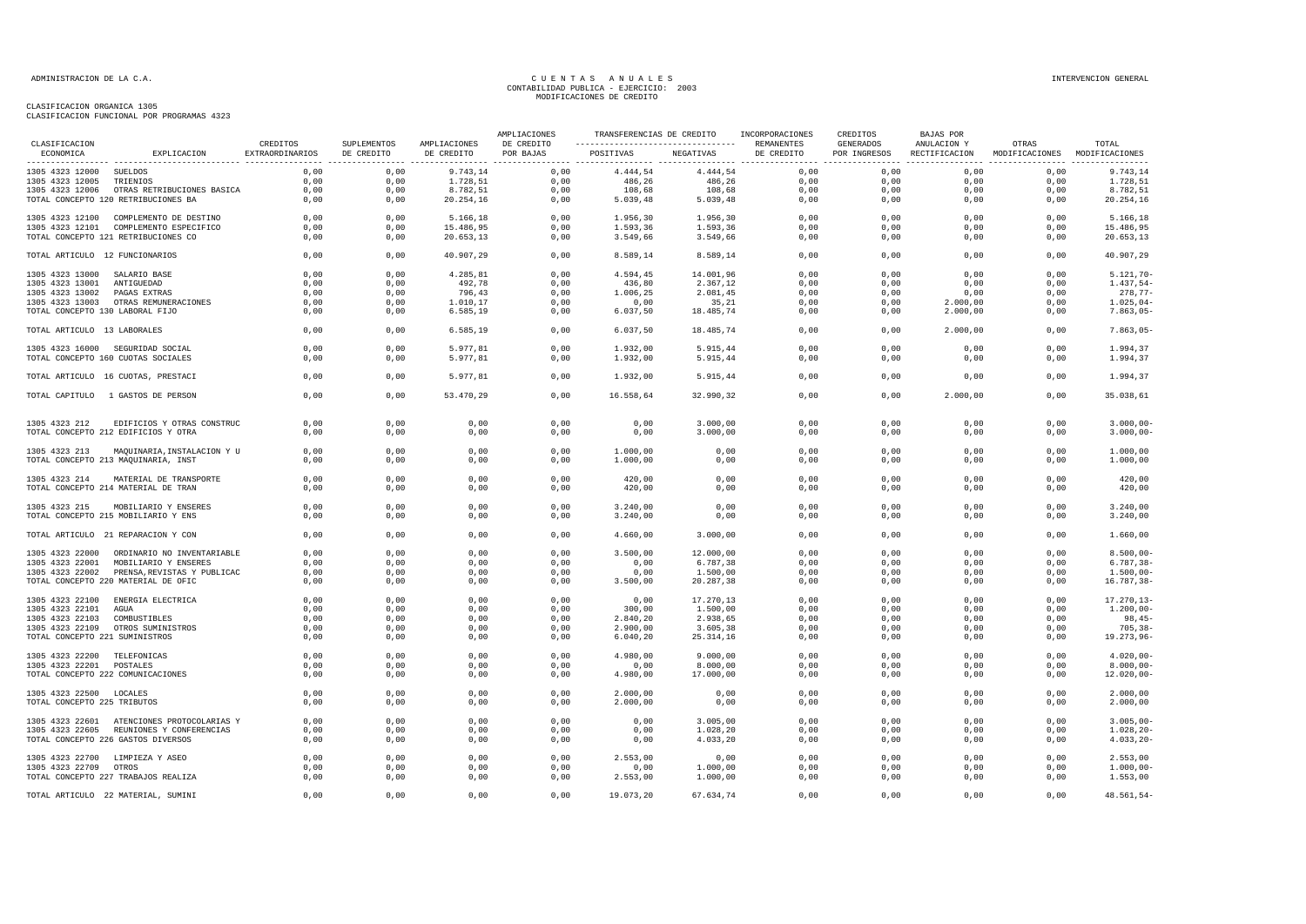ADMINISTRACION DE LA C.A.

# CUENTAS ANUALES
## CONTABILIDAD PUBLICA - EJERCICIO: 2003
## MODIFICACIONES DE CREDITO

INTERVENCION GENERAL

CLASIFICACION ORGANICA 1305
CLASIFICACION FUNCIONAL POR PROGRAMAS 4323

| CLASIFICACION ECONOMICA | EXPLICACION | CREDITOS EXTRAORDINARIOS | SUPLEMENTOS DE CREDITO | AMPLIACIONES DE CREDITO | AMPLIACIONES DE CREDITO POR BAJAS | TRANSFERENCIAS DE CREDITO POSITIVAS | TRANSFERENCIAS DE CREDITO NEGATIVAS | INCORPORACIONES REMANENTES DE CREDITO | CREDITOS GENERADOS POR INGRESOS | BAJAS POR ANULACION Y RECTIFICACION | OTRAS MODIFICACIONES | TOTAL MODIFICACIONES |
|---|---|---|---|---|---|---|---|---|---|---|---|---|
| 1305 4323 12000 | SUELDOS | 0,00 | 0,00 | 9.743,14 | 0,00 | 4.444,54 | 4.444,54 | 0,00 | 0,00 | 0,00 | 0,00 | 9.743,14 |
| 1305 4323 12005 | TRIENIOS | 0,00 | 0,00 | 1.728,51 | 0,00 | 486,26 | 486,26 | 0,00 | 0,00 | 0,00 | 0,00 | 1.728,51 |
| 1305 4323 12006 | OTRAS RETRIBUCIONES BASICA | 0,00 | 0,00 | 8.782,51 | 0,00 | 108,68 | 108,68 | 0,00 | 0,00 | 0,00 | 0,00 | 8.782,51 |
| TOTAL CONCEPTO 120 RETRIBUCIONES BA | | 0,00 | 0,00 | 20.254,16 | 0,00 | 5.039,48 | 5.039,48 | 0,00 | 0,00 | 0,00 | 0,00 | 20.254,16 |
| 1305 4323 12100 | COMPLEMENTO DE DESTINO | 0,00 | 0,00 | 5.166,18 | 0,00 | 1.956,30 | 1.956,30 | 0,00 | 0,00 | 0,00 | 0,00 | 5.166,18 |
| 1305 4323 12101 | COMPLEMENTO ESPECIFICO | 0,00 | 0,00 | 15.486,95 | 0,00 | 1.593,36 | 1.593,36 | 0,00 | 0,00 | 0,00 | 0,00 | 15.486,95 |
| TOTAL CONCEPTO 121 RETRIBUCIONES CO | | 0,00 | 0,00 | 20.653,13 | 0,00 | 3.549,66 | 3.549,66 | 0,00 | 0,00 | 0,00 | 0,00 | 20.653,13 |
| TOTAL ARTICULO 12 FUNCIONARIOS | | 0,00 | 0,00 | 40.907,29 | 0,00 | 8.589,14 | 8.589,14 | 0,00 | 0,00 | 0,00 | 0,00 | 40.907,29 |
| 1305 4323 13000 | SALARIO BASE | 0,00 | 0,00 | 4.285,81 | 0,00 | 4.594,45 | 14.001,96 | 0,00 | 0,00 | 0,00 | 0,00 | 5.121,70- |
| 1305 4323 13001 | ANTIGUEDAD | 0,00 | 0,00 | 492,78 | 0,00 | 436,80 | 2.367,12 | 0,00 | 0,00 | 0,00 | 0,00 | 1.437,54- |
| 1305 4323 13002 | PAGAS EXTRAS | 0,00 | 0,00 | 796,43 | 0,00 | 1.006,25 | 2.081,45 | 0,00 | 0,00 | 0,00 | 0,00 | 278,77- |
| 1305 4323 13003 | OTRAS REMUNERACIONES | 0,00 | 0,00 | 1.010,17 | 0,00 | 0,00 | 35,21 | 0,00 | 0,00 | 2.000,00 | 0,00 | 1.025,04- |
| TOTAL CONCEPTO 130 LABORAL FIJO | | 0,00 | 0,00 | 6.585,19 | 0,00 | 6.037,50 | 18.485,74 | 0,00 | 0,00 | 2.000,00 | 0,00 | 7.863,05- |
| TOTAL ARTICULO 13 LABORALES | | 0,00 | 0,00 | 6.585,19 | 0,00 | 6.037,50 | 18.485,74 | 0,00 | 0,00 | 2.000,00 | 0,00 | 7.863,05- |
| 1305 4323 16000 | SEGURIDAD SOCIAL | 0,00 | 0,00 | 5.977,81 | 0,00 | 1.932,00 | 5.915,44 | 0,00 | 0,00 | 0,00 | 0,00 | 1.994,37 |
| TOTAL CONCEPTO 160 CUOTAS SOCIALES | | 0,00 | 0,00 | 5.977,81 | 0,00 | 1.932,00 | 5.915,44 | 0,00 | 0,00 | 0,00 | 0,00 | 1.994,37 |
| TOTAL ARTICULO 16 CUOTAS, PRESTACI | | 0,00 | 0,00 | 5.977,81 | 0,00 | 1.932,00 | 5.915,44 | 0,00 | 0,00 | 0,00 | 0,00 | 1.994,37 |
| TOTAL CAPITULO 1 GASTOS DE PERSON | | 0,00 | 0,00 | 53.470,29 | 0,00 | 16.558,64 | 32.990,32 | 0,00 | 0,00 | 2.000,00 | 0,00 | 35.038,61 |
| 1305 4323 212 | EDIFICIOS Y OTRAS CONSTRUC | 0,00 | 0,00 | 0,00 | 0,00 | 0,00 | 3.000,00 | 0,00 | 0,00 | 0,00 | 0,00 | 3.000,00- |
| TOTAL CONCEPTO 212 EDIFICIOS Y OTRA | | 0,00 | 0,00 | 0,00 | 0,00 | 0,00 | 3.000,00 | 0,00 | 0,00 | 0,00 | 0,00 | 3.000,00- |
| 1305 4323 213 | MAQUINARIA,INSTALACION Y U | 0,00 | 0,00 | 0,00 | 0,00 | 1.000,00 | 0,00 | 0,00 | 0,00 | 0,00 | 0,00 | 1.000,00 |
| TOTAL CONCEPTO 213 MAQUINARIA, INST | | 0,00 | 0,00 | 0,00 | 0,00 | 1.000,00 | 0,00 | 0,00 | 0,00 | 0,00 | 0,00 | 1.000,00 |
| 1305 4323 214 | MATERIAL DE TRANSPORTE | 0,00 | 0,00 | 0,00 | 0,00 | 420,00 | 0,00 | 0,00 | 0,00 | 0,00 | 0,00 | 420,00 |
| TOTAL CONCEPTO 214 MATERIAL DE TRAN | | 0,00 | 0,00 | 0,00 | 0,00 | 420,00 | 0,00 | 0,00 | 0,00 | 0,00 | 0,00 | 420,00 |
| 1305 4323 215 | MOBILIARIO Y ENSERES | 0,00 | 0,00 | 0,00 | 0,00 | 3.240,00 | 0,00 | 0,00 | 0,00 | 0,00 | 0,00 | 3.240,00 |
| TOTAL CONCEPTO 215 MOBILIARIO Y ENS | | 0,00 | 0,00 | 0,00 | 0,00 | 3.240,00 | 0,00 | 0,00 | 0,00 | 0,00 | 0,00 | 3.240,00 |
| TOTAL ARTICULO 21 REPARACION Y CON | | 0,00 | 0,00 | 0,00 | 0,00 | 4.660,00 | 3.000,00 | 0,00 | 0,00 | 0,00 | 0,00 | 1.660,00 |
| 1305 4323 22000 | ORDINARIO NO INVENTARIABLE | 0,00 | 0,00 | 0,00 | 0,00 | 3.500,00 | 12.000,00 | 0,00 | 0,00 | 0,00 | 0,00 | 8.500,00- |
| 1305 4323 22001 | MOBILIARIO Y ENSERES | 0,00 | 0,00 | 0,00 | 0,00 | 0,00 | 6.787,38 | 0,00 | 0,00 | 0,00 | 0,00 | 6.787,38- |
| 1305 4323 22002 | PRENSA,REVISTAS Y PUBLICAC | 0,00 | 0,00 | 0,00 | 0,00 | 0,00 | 1.500,00 | 0,00 | 0,00 | 0,00 | 0,00 | 1.500,00- |
| TOTAL CONCEPTO 220 MATERIAL DE OFIC | | 0,00 | 0,00 | 0,00 | 0,00 | 3.500,00 | 20.287,38 | 0,00 | 0,00 | 0,00 | 0,00 | 16.787,38- |
| 1305 4323 22100 | ENERGIA ELECTRICA | 0,00 | 0,00 | 0,00 | 0,00 | 0,00 | 17.270,13 | 0,00 | 0,00 | 0,00 | 0,00 | 17.270,13- |
| 1305 4323 22101 | AGUA | 0,00 | 0,00 | 0,00 | 0,00 | 300,00 | 1.500,00 | 0,00 | 0,00 | 0,00 | 0,00 | 1.200,00- |
| 1305 4323 22103 | COMBUSTIBLES | 0,00 | 0,00 | 0,00 | 0,00 | 2.840,20 | 2.938,65 | 0,00 | 0,00 | 0,00 | 0,00 | 98,45- |
| 1305 4323 22109 | OTROS SUMINISTROS | 0,00 | 0,00 | 0,00 | 0,00 | 2.900,00 | 3.605,38 | 0,00 | 0,00 | 0,00 | 0,00 | 705,38- |
| TOTAL CONCEPTO 221 SUMINISTROS | | 0,00 | 0,00 | 0,00 | 0,00 | 6.040,20 | 25.314,16 | 0,00 | 0,00 | 0,00 | 0,00 | 19.273,96- |
| 1305 4323 22200 | TELEFONICAS | 0,00 | 0,00 | 0,00 | 0,00 | 4.980,00 | 9.000,00 | 0,00 | 0,00 | 0,00 | 0,00 | 4.020,00- |
| 1305 4323 22201 | POSTALES | 0,00 | 0,00 | 0,00 | 0,00 | 0,00 | 8.000,00 | 0,00 | 0,00 | 0,00 | 0,00 | 8.000,00- |
| TOTAL CONCEPTO 222 COMUNICACIONES | | 0,00 | 0,00 | 0,00 | 0,00 | 4.980,00 | 17.000,00 | 0,00 | 0,00 | 0,00 | 0,00 | 12.020,00- |
| 1305 4323 22500 | LOCALES | 0,00 | 0,00 | 0,00 | 0,00 | 2.000,00 | 0,00 | 0,00 | 0,00 | 0,00 | 0,00 | 2.000,00 |
| TOTAL CONCEPTO 225 TRIBUTOS | | 0,00 | 0,00 | 0,00 | 0,00 | 2.000,00 | 0,00 | 0,00 | 0,00 | 0,00 | 0,00 | 2.000,00 |
| 1305 4323 22601 | ATENCIONES PROTOCOLARIAS Y | 0,00 | 0,00 | 0,00 | 0,00 | 0,00 | 3.005,00 | 0,00 | 0,00 | 0,00 | 0,00 | 3.005,00- |
| 1305 4323 22605 | REUNIONES Y CONFERENCIAS | 0,00 | 0,00 | 0,00 | 0,00 | 0,00 | 1.028,20 | 0,00 | 0,00 | 0,00 | 0,00 | 1.028,20- |
| TOTAL CONCEPTO 226 GASTOS DIVERSOS | | 0,00 | 0,00 | 0,00 | 0,00 | 0,00 | 4.033,20 | 0,00 | 0,00 | 0,00 | 0,00 | 4.033,20- |
| 1305 4323 22700 | LIMPIEZA Y ASEO | 0,00 | 0,00 | 0,00 | 0,00 | 2.553,00 | 0,00 | 0,00 | 0,00 | 0,00 | 0,00 | 2.553,00 |
| 1305 4323 22709 | OTROS | 0,00 | 0,00 | 0,00 | 0,00 | 0,00 | 1.000,00 | 0,00 | 0,00 | 0,00 | 0,00 | 1.000,00- |
| TOTAL CONCEPTO 227 TRABAJOS REALIZA | | 0,00 | 0,00 | 0,00 | 0,00 | 2.553,00 | 1.000,00 | 0,00 | 0,00 | 0,00 | 0,00 | 1.553,00 |
| TOTAL ARTICULO 22 MATERIAL, SUMINI | | 0,00 | 0,00 | 0,00 | 0,00 | 19.073,20 | 67.634,74 | 0,00 | 0,00 | 0,00 | 0,00 | 48.561,54- |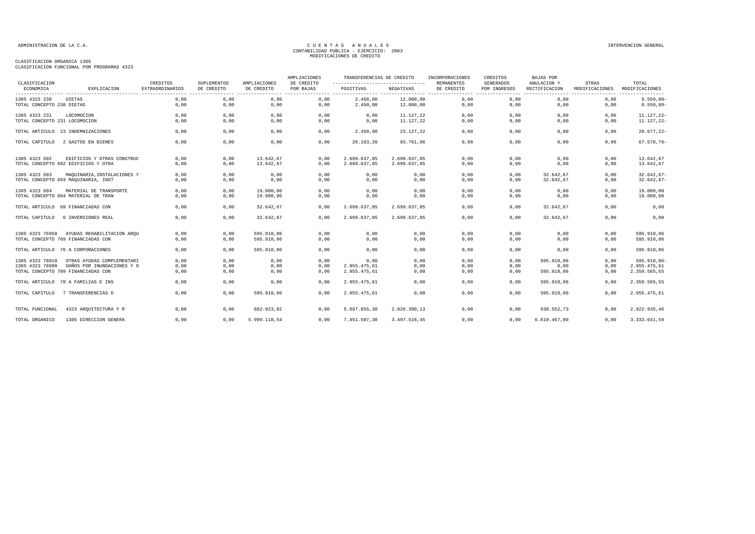ADMINISTRACION DE LA C.A.

# C U E N T A S   A N U A L E S
## CONTABILIDAD PUBLICA - EJERCICIO: 2003
## MODIFICACIONES DE CREDITO

INTERVENCION GENERAL

CLASIFICACION ORGANICA 1305
CLASIFICACION FUNCIONAL POR PROGRAMAS 4323

| CLASIFICACION ECONOMICA | EXPLICACION | CREDITOS EXTRAORDINARIOS | SUPLEMENTOS DE CREDITO | AMPLIACIONES DE CREDITO | AMPLIACIONES DE CREDITO POR BAJAS | TRANSFERENCIAS DE CREDITO POSITIVAS | TRANSFERENCIAS DE CREDITO NEGATIVAS | INCORPORACIONES REMANENTES DE CREDITO | CREDITOS GENERADOS POR INGRESOS | BAJAS POR ANULACION Y RECTIFICACION | OTRAS MODIFICACIONES | TOTAL MODIFICACIONES |
|---|---|---|---|---|---|---|---|---|---|---|---|---|
| 1305 4323 230 | DIETAS | 0,00 | 0,00 | 0,00 | 0,00 | 2.450,00 | 12.000,00 | 0,00 | 0,00 | 0,00 | 0,00 | 9.550,00- |
| TOTAL CONCEPTO 230 DIETAS | | 0,00 | 0,00 | 0,00 | 0,00 | 2.450,00 | 12.000,00 | 0,00 | 0,00 | 0,00 | 0,00 | 9.550,00- |
| 1305 4323 231 | LOCOMOCION | 0,00 | 0,00 | 0,00 | 0,00 | 0,00 | 11.127,22 | 0,00 | 0,00 | 0,00 | 0,00 | 11.127,22- |
| TOTAL CONCEPTO 231 LOCOMOCION | | 0,00 | 0,00 | 0,00 | 0,00 | 0,00 | 11.127,22 | 0,00 | 0,00 | 0,00 | 0,00 | 11.127,22- |
| TOTAL ARTICULO 23 INDEMNIZACIONES | | 0,00 | 0,00 | 0,00 | 0,00 | 2.450,00 | 23.127,22 | 0,00 | 0,00 | 0,00 | 0,00 | 20.677,22- |
| TOTAL CAPITULO 2 GASTOS EN BIENES | | 0,00 | 0,00 | 0,00 | 0,00 | 26.183,20 | 93.761,96 | 0,00 | 0,00 | 0,00 | 0,00 | 67.578,76- |
| 1305 4323 692 | EDIFICIOS Y OTRAS CONSTRUC | 0,00 | 0,00 | 13.642,67 | 0,00 | 2.699.637,85 | 2.699.637,85 | 0,00 | 0,00 | 0,00 | 0,00 | 13.642,67 |
| TOTAL CONCEPTO 692 EDIFICIOS Y OTRA | | 0,00 | 0,00 | 13.642,67 | 0,00 | 2.699.637,85 | 2.699.637,85 | 0,00 | 0,00 | 0,00 | 0,00 | 13.642,67 |
| 1305 4323 693 | MAQUINARIA,INSTALACIONES Y | 0,00 | 0,00 | 0,00 | 0,00 | 0,00 | 0,00 | 0,00 | 0,00 | 32.642,67 | 0,00 | 32.642,67- |
| TOTAL CONCEPTO 693 MAQUINARIA, INST | | 0,00 | 0,00 | 0,00 | 0,00 | 0,00 | 0,00 | 0,00 | 0,00 | 32.642,67 | 0,00 | 32.642,67- |
| 1305 4323 694 | MATERIAL DE TRANSPORTE | 0,00 | 0,00 | 19.000,00 | 0,00 | 0,00 | 0,00 | 0,00 | 0,00 | 0,00 | 0,00 | 19.000,00 |
| TOTAL CONCEPTO 694 MATERIAL DE TRAN | | 0,00 | 0,00 | 19.000,00 | 0,00 | 0,00 | 0,00 | 0,00 | 0,00 | 0,00 | 0,00 | 19.000,00 |
| TOTAL ARTICULO 69 FINANCIADAS CON | | 0,00 | 0,00 | 32.642,67 | 0,00 | 2.699.637,85 | 2.699.637,85 | 0,00 | 0,00 | 32.642,67 | 0,00 | 0,00 |
| TOTAL CAPITULO 6 INVERSIONES REAL | | 0,00 | 0,00 | 32.642,67 | 0,00 | 2.699.637,85 | 2.699.637,85 | 0,00 | 0,00 | 32.642,67 | 0,00 | 0,00 |
| 1305 4323 76950 | AYUDAS REHABILITACION ARQU | 0,00 | 0,00 | 595.910,06 | 0,00 | 0,00 | 0,00 | 0,00 | 0,00 | 0,00 | 0,00 | 595.910,06 |
| TOTAL CONCEPTO 769 FINANCIADAS CON | | 0,00 | 0,00 | 595.910,06 | 0,00 | 0,00 | 0,00 | 0,00 | 0,00 | 0,00 | 0,00 | 595.910,06 |
| TOTAL ARTICULO 76 A CORPORACIONES | | 0,00 | 0,00 | 595.910,06 | 0,00 | 0,00 | 0,00 | 0,00 | 0,00 | 0,00 | 0,00 | 595.910,06 |
| 1305 4323 78910 | OTRAS AYUDAS COMPLEMENTARI | 0,00 | 0,00 | 0,00 | 0,00 | 0,00 | 0,00 | 0,00 | 0,00 | 595.910,06 | 0,00 | 595.910,06- |
| 1305 4323 78980 | DAÑOS POR INUNDACIONES Y O | 0,00 | 0,00 | 0,00 | 0,00 | 2.955.475,61 | 0,00 | 0,00 | 0,00 | 0,00 | 0,00 | 2.955.475,61 |
| TOTAL CONCEPTO 789 FINANCIADAS CON | | 0,00 | 0,00 | 0,00 | 0,00 | 2.955.475,61 | 0,00 | 0,00 | 0,00 | 595.910,06 | 0,00 | 2.359.565,55 |
| TOTAL ARTICULO 78 A FAMILIAS E INS | | 0,00 | 0,00 | 0,00 | 0,00 | 2.955.475,61 | 0,00 | 0,00 | 0,00 | 595.910,06 | 0,00 | 2.359.565,55 |
| TOTAL CAPITULO 7 TRANSFERENCIAS D | | 0,00 | 0,00 | 595.910,06 | 0,00 | 2.955.475,61 | 0,00 | 0,00 | 0,00 | 595.910,06 | 0,00 | 2.955.475,61 |
| TOTAL FUNCIONAL | 4323 ARQUITECTURA Y R | 0,00 | 0,00 | 682.023,02 | 0,00 | 5.697.855,30 | 2.826.390,13 | 0,00 | 0,00 | 630.552,73 | 0,00 | 2.922.935,46 |
| TOTAL ORGANICO | 1305 DIRECCION GENERA | 0,00 | 0,00 | 5.999.118,54 | 0,00 | 7.451.507,30 | 3.497.516,45 | 0,00 | 0,00 | 6.619.467,80 | 0,00 | 3.333.641,59 |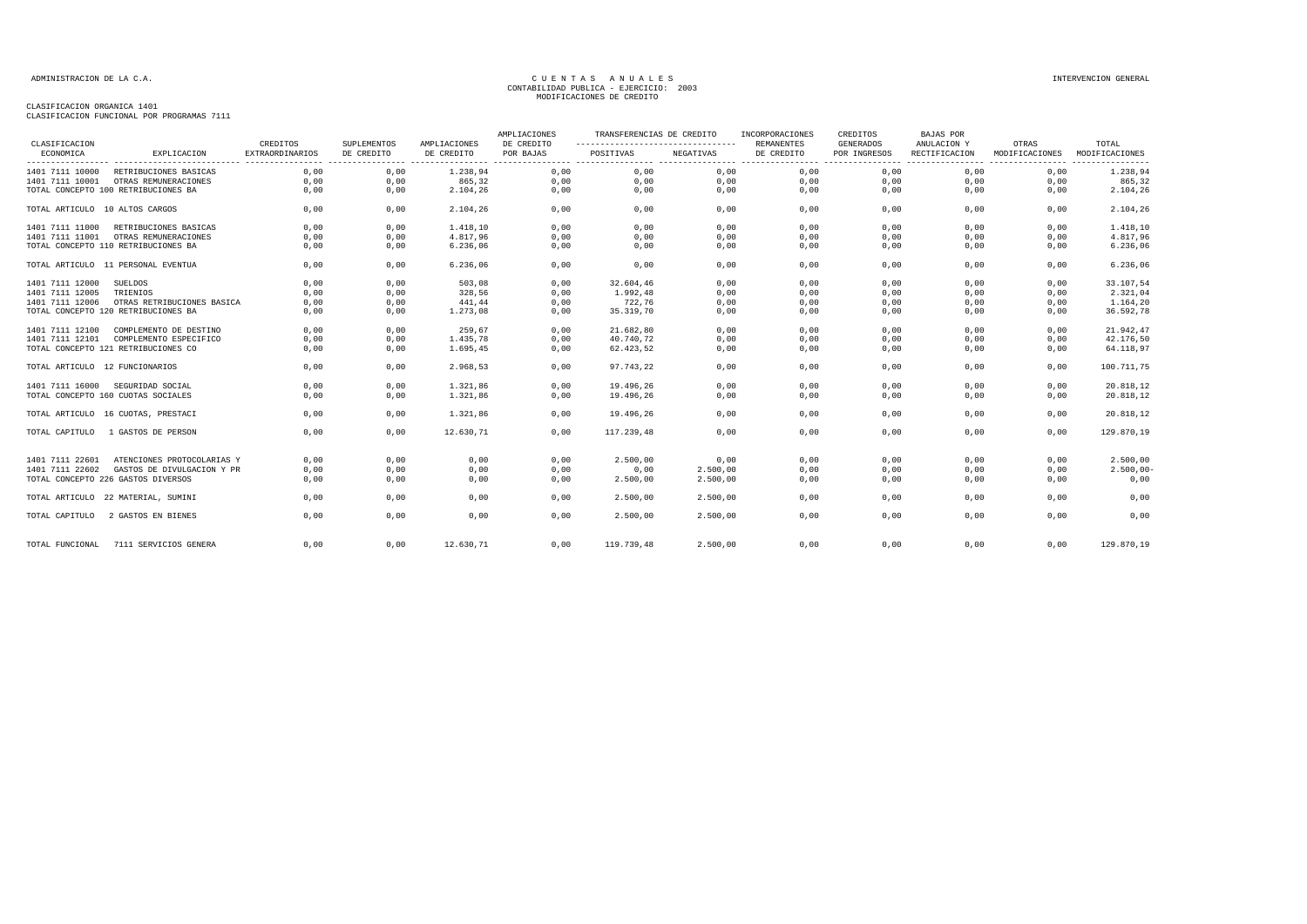ADMINISTRACION DE LA C.A.

# CUENTAS ANUALES
## CONTABILIDAD PUBLICA - EJERCICIO: 2003
## MODIFICACIONES DE CREDITO

INTERVENCION GENERAL

CLASIFICACION ORGANICA 1401
CLASIFICACION FUNCIONAL POR PROGRAMAS 7111

| CLASIFICACION ECONOMICA | EXPLICACION | CREDITOS EXTRAORDINARIOS | SUPLEMENTOS DE CREDITO | AMPLIACIONES DE CREDITO | AMPLIACIONES DE CREDITO POR BAJAS | TRANSFERENCIAS DE CREDITO POSITIVAS | TRANSFERENCIAS DE CREDITO NEGATIVAS | INCORPORACIONES REMANENTES DE CREDITO | CREDITOS GENERADOS POR INGRESOS | BAJAS POR ANULACION Y RECTIFICACION | OTRAS MODIFICACIONES | TOTAL MODIFICACIONES |
|---|---|---|---|---|---|---|---|---|---|---|---|---|
| 1401 7111 10000 | RETRIBUCIONES BASICAS | 0,00 | 0,00 | 1.238,94 | 0,00 | 0,00 | 0,00 | 0,00 | 0,00 | 0,00 | 0,00 | 1.238,94 |
| 1401 7111 10001 | OTRAS REMUNERACIONES | 0,00 | 0,00 | 865,32 | 0,00 | 0,00 | 0,00 | 0,00 | 0,00 | 0,00 | 0,00 | 865,32 |
| TOTAL CONCEPTO 100 RETRIBUCIONES BA | | 0,00 | 0,00 | 2.104,26 | 0,00 | 0,00 | 0,00 | 0,00 | 0,00 | 0,00 | 0,00 | 2.104,26 |
| TOTAL ARTICULO 10 ALTOS CARGOS | | 0,00 | 0,00 | 2.104,26 | 0,00 | 0,00 | 0,00 | 0,00 | 0,00 | 0,00 | 0,00 | 2.104,26 |
| 1401 7111 11000 | RETRIBUCIONES BASICAS | 0,00 | 0,00 | 1.418,10 | 0,00 | 0,00 | 0,00 | 0,00 | 0,00 | 0,00 | 0,00 | 1.418,10 |
| 1401 7111 11001 | OTRAS REMUNERACIONES | 0,00 | 0,00 | 4.817,96 | 0,00 | 0,00 | 0,00 | 0,00 | 0,00 | 0,00 | 0,00 | 4.817,96 |
| TOTAL CONCEPTO 110 RETRIBUCIONES BA | | 0,00 | 0,00 | 6.236,06 | 0,00 | 0,00 | 0,00 | 0,00 | 0,00 | 0,00 | 0,00 | 6.236,06 |
| TOTAL ARTICULO 11 PERSONAL EVENTUA | | 0,00 | 0,00 | 6.236,06 | 0,00 | 0,00 | 0,00 | 0,00 | 0,00 | 0,00 | 0,00 | 6.236,06 |
| 1401 7111 12000 | SUELDOS | 0,00 | 0,00 | 503,08 | 0,00 | 32.604,46 | 0,00 | 0,00 | 0,00 | 0,00 | 0,00 | 33.107,54 |
| 1401 7111 12005 | TRIENIOS | 0,00 | 0,00 | 328,56 | 0,00 | 1.992,48 | 0,00 | 0,00 | 0,00 | 0,00 | 0,00 | 2.321,04 |
| 1401 7111 12006 | OTRAS RETRIBUCIONES BASICA | 0,00 | 0,00 | 441,44 | 0,00 | 722,76 | 0,00 | 0,00 | 0,00 | 0,00 | 0,00 | 1.164,20 |
| TOTAL CONCEPTO 120 RETRIBUCIONES BA | | 0,00 | 0,00 | 1.273,08 | 0,00 | 35.319,70 | 0,00 | 0,00 | 0,00 | 0,00 | 0,00 | 36.592,78 |
| 1401 7111 12100 | COMPLEMENTO DE DESTINO | 0,00 | 0,00 | 259,67 | 0,00 | 21.682,80 | 0,00 | 0,00 | 0,00 | 0,00 | 0,00 | 21.942,47 |
| 1401 7111 12101 | COMPLEMENTO ESPECIFICO | 0,00 | 0,00 | 1.435,78 | 0,00 | 40.740,72 | 0,00 | 0,00 | 0,00 | 0,00 | 0,00 | 42.176,50 |
| TOTAL CONCEPTO 121 RETRIBUCIONES CO | | 0,00 | 0,00 | 1.695,45 | 0,00 | 62.423,52 | 0,00 | 0,00 | 0,00 | 0,00 | 0,00 | 64.118,97 |
| TOTAL ARTICULO 12 FUNCIONARIOS | | 0,00 | 0,00 | 2.968,53 | 0,00 | 97.743,22 | 0,00 | 0,00 | 0,00 | 0,00 | 0,00 | 100.711,75 |
| 1401 7111 16000 | SEGURIDAD SOCIAL | 0,00 | 0,00 | 1.321,86 | 0,00 | 19.496,26 | 0,00 | 0,00 | 0,00 | 0,00 | 0,00 | 20.818,12 |
| TOTAL CONCEPTO 160 CUOTAS SOCIALES | | 0,00 | 0,00 | 1.321,86 | 0,00 | 19.496,26 | 0,00 | 0,00 | 0,00 | 0,00 | 0,00 | 20.818,12 |
| TOTAL ARTICULO 16 CUOTAS, PRESTACI | | 0,00 | 0,00 | 1.321,86 | 0,00 | 19.496,26 | 0,00 | 0,00 | 0,00 | 0,00 | 0,00 | 20.818,12 |
| TOTAL CAPITULO 1 GASTOS DE PERSON | | 0,00 | 0,00 | 12.630,71 | 0,00 | 117.239,48 | 0,00 | 0,00 | 0,00 | 0,00 | 0,00 | 129.870,19 |
| 1401 7111 22601 | ATENCIONES PROTOCOLARIAS Y | 0,00 | 0,00 | 0,00 | 0,00 | 2.500,00 | 0,00 | 0,00 | 0,00 | 0,00 | 0,00 | 2.500,00 |
| 1401 7111 22602 | GASTOS DE DIVULGACION Y PR | 0,00 | 0,00 | 0,00 | 0,00 | 0,00 | 2.500,00 | 0,00 | 0,00 | 0,00 | 0,00 | 2.500,00- |
| TOTAL CONCEPTO 226 GASTOS DIVERSOS | | 0,00 | 0,00 | 0,00 | 0,00 | 2.500,00 | 2.500,00 | 0,00 | 0,00 | 0,00 | 0,00 | 0,00 |
| TOTAL ARTICULO 22 MATERIAL, SUMINI | | 0,00 | 0,00 | 0,00 | 0,00 | 2.500,00 | 2.500,00 | 0,00 | 0,00 | 0,00 | 0,00 | 0,00 |
| TOTAL CAPITULO 2 GASTOS EN BIENES | | 0,00 | 0,00 | 0,00 | 0,00 | 2.500,00 | 2.500,00 | 0,00 | 0,00 | 0,00 | 0,00 | 0,00 |
| TOTAL FUNCIONAL 7111 SERVICIOS GENERA | | 0,00 | 0,00 | 12.630,71 | 0,00 | 119.739,48 | 2.500,00 | 0,00 | 0,00 | 0,00 | 0,00 | 129.870,19 |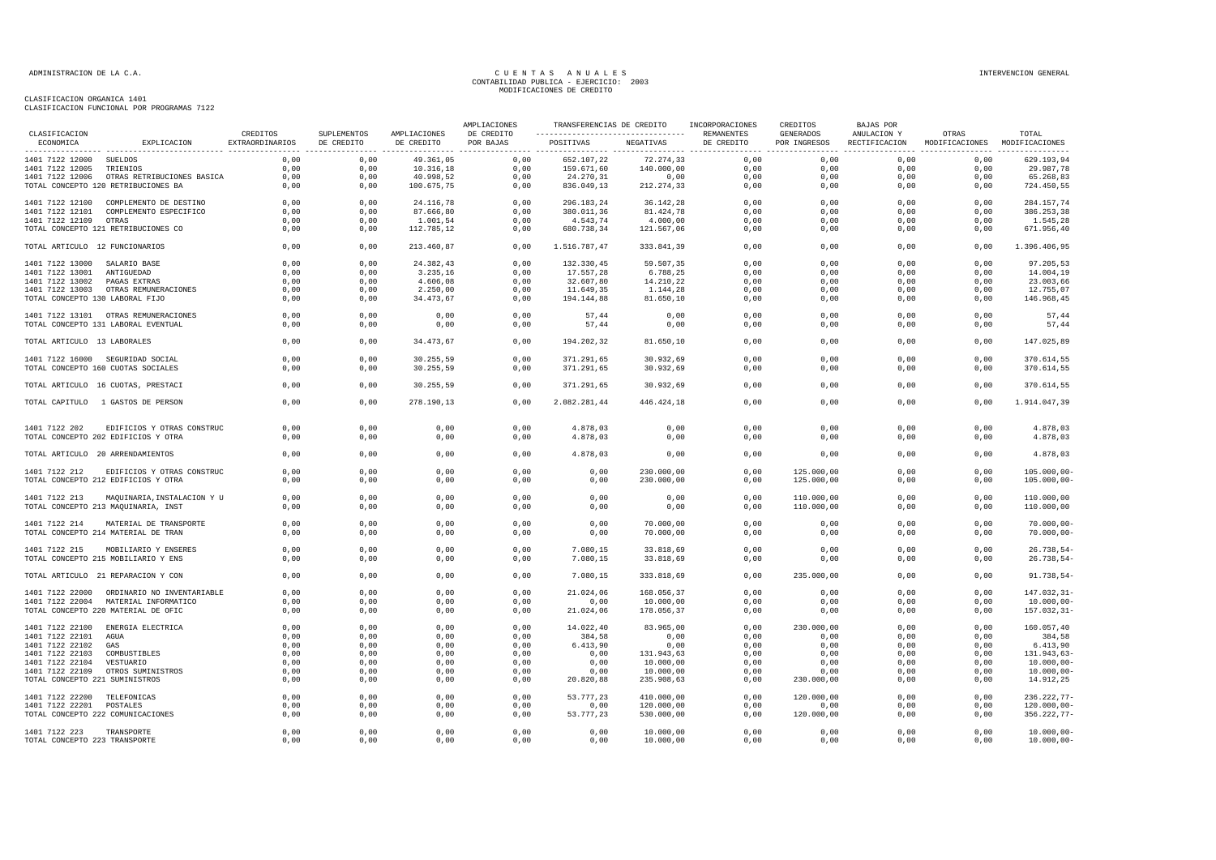CLASIFICACION ORGANICA 1401
CLASIFICACION FUNCIONAL POR PROGRAMAS 7122

CUENTAS ANUALES
CONTABILIDAD PUBLICA - EJERCICIO: 2003
MODIFICACIONES DE CREDITO

| CLASIFICACION ECONOMICA | EXPLICACION | CREDITOS EXTRAORDINARIOS | SUPLEMENTOS DE CREDITO | AMPLIACIONES DE CREDITO | AMPLIACIONES DE CREDITO POR BAJAS | TRANSFERENCIAS DE CREDITO POSITIVAS | TRANSFERENCIAS DE CREDITO NEGATIVAS | INCORPORACIONES REMANENTES DE CREDITO | CREDITOS GENERADOS POR INGRESOS | BAJAS POR ANULACION Y RECTIFICACION | OTRAS MODIFICACIONES | TOTAL MODIFICACIONES |
|---|---|---|---|---|---|---|---|---|---|---|---|---|
| 1401 7122 12000 | SUELDOS | 0,00 | 0,00 | 49.361,05 | 0,00 | 652.107,22 | 72.274,33 | 0,00 | 0,00 | 0,00 | 0,00 | 629.193,94 |
| 1401 7122 12005 | TRIENIOS | 0,00 | 0,00 | 10.316,18 | 0,00 | 159.671,60 | 140.000,00 | 0,00 | 0,00 | 0,00 | 0,00 | 29.987,78 |
| 1401 7122 12006 | OTRAS RETRIBUCIONES BASICA | 0,00 | 0,00 | 40.998,52 | 0,00 | 24.270,31 | 0,00 | 0,00 | 0,00 | 0,00 | 0,00 | 65.268,83 |
| TOTAL CONCEPTO 120 RETRIBUCIONES BA | | 0,00 | 0,00 | 100.675,75 | 0,00 | 836.049,13 | 212.274,33 | 0,00 | 0,00 | 0,00 | 0,00 | 724.450,55 |
| 1401 7122 12100 | COMPLEMENTO DE DESTINO | 0,00 | 0,00 | 24.116,78 | 0,00 | 296.183,24 | 36.142,28 | 0,00 | 0,00 | 0,00 | 0,00 | 284.157,74 |
| 1401 7122 12101 | COMPLEMENTO ESPECIFICO | 0,00 | 0,00 | 87.666,80 | 0,00 | 380.011,36 | 81.424,78 | 0,00 | 0,00 | 0,00 | 0,00 | 386.253,38 |
| 1401 7122 12109 | OTRAS | 0,00 | 0,00 | 1.001,54 | 0,00 | 4.543,74 | 4.000,00 | 0,00 | 0,00 | 0,00 | 0,00 | 1.545,28 |
| TOTAL CONCEPTO 121 RETRIBUCIONES CO | | 0,00 | 0,00 | 112.785,12 | 0,00 | 680.738,34 | 121.567,06 | 0,00 | 0,00 | 0,00 | 0,00 | 671.956,40 |
| TOTAL ARTICULO 12 FUNCIONARIOS | | 0,00 | 0,00 | 213.460,87 | 0,00 | 1.516.787,47 | 333.841,39 | 0,00 | 0,00 | 0,00 | 0,00 | 1.396.406,95 |
| 1401 7122 13000 | SALARIO BASE | 0,00 | 0,00 | 24.382,43 | 0,00 | 132.330,45 | 59.507,35 | 0,00 | 0,00 | 0,00 | 0,00 | 97.205,53 |
| 1401 7122 13001 | ANTIGUEDAD | 0,00 | 0,00 | 3.235,16 | 0,00 | 17.557,28 | 6.788,25 | 0,00 | 0,00 | 0,00 | 0,00 | 14.004,19 |
| 1401 7122 13002 | PAGAS EXTRAS | 0,00 | 0,00 | 4.606,08 | 0,00 | 32.607,80 | 14.210,22 | 0,00 | 0,00 | 0,00 | 0,00 | 23.003,66 |
| 1401 7122 13003 | OTRAS REMUNERACIONES | 0,00 | 0,00 | 2.250,00 | 0,00 | 11.649,35 | 1.144,28 | 0,00 | 0,00 | 0,00 | 0,00 | 12.755,07 |
| TOTAL CONCEPTO 130 LABORAL FIJO | | 0,00 | 0,00 | 34.473,67 | 0,00 | 194.144,88 | 81.650,10 | 0,00 | 0,00 | 0,00 | 0,00 | 146.968,45 |
| 1401 7122 13101 | OTRAS REMUNERACIONES | 0,00 | 0,00 | 0,00 | 0,00 | 57,44 | 0,00 | 0,00 | 0,00 | 0,00 | 0,00 | 57,44 |
| TOTAL CONCEPTO 131 LABORAL EVENTUAL | | 0,00 | 0,00 | 0,00 | 0,00 | 57,44 | 0,00 | 0,00 | 0,00 | 0,00 | 0,00 | 57,44 |
| TOTAL ARTICULO 13 LABORALES | | 0,00 | 0,00 | 34.473,67 | 0,00 | 194.202,32 | 81.650,10 | 0,00 | 0,00 | 0,00 | 0,00 | 147.025,89 |
| 1401 7122 16000 | SEGURIDAD SOCIAL | 0,00 | 0,00 | 30.255,59 | 0,00 | 371.291,65 | 30.932,69 | 0,00 | 0,00 | 0,00 | 0,00 | 370.614,55 |
| TOTAL CONCEPTO 160 CUOTAS SOCIALES | | 0,00 | 0,00 | 30.255,59 | 0,00 | 371.291,65 | 30.932,69 | 0,00 | 0,00 | 0,00 | 0,00 | 370.614,55 |
| TOTAL ARTICULO 16 CUOTAS, PRESTACI | | 0,00 | 0,00 | 30.255,59 | 0,00 | 371.291,65 | 30.932,69 | 0,00 | 0,00 | 0,00 | 0,00 | 370.614,55 |
| TOTAL CAPITULO 1 GASTOS DE PERSON | | 0,00 | 0,00 | 278.190,13 | 0,00 | 2.082.281,44 | 446.424,18 | 0,00 | 0,00 | 0,00 | 0,00 | 1.914.047,39 |
| 1401 7122 202 | EDIFICIOS Y OTRAS CONSTRUC | 0,00 | 0,00 | 0,00 | 0,00 | 4.878,03 | 0,00 | 0,00 | 0,00 | 0,00 | 0,00 | 4.878,03 |
| TOTAL CONCEPTO 202 EDIFICIOS Y OTRA | | 0,00 | 0,00 | 0,00 | 0,00 | 4.878,03 | 0,00 | 0,00 | 0,00 | 0,00 | 0,00 | 4.878,03 |
| TOTAL ARTICULO 20 ARRENDAMIENTOS | | 0,00 | 0,00 | 0,00 | 0,00 | 4.878,03 | 0,00 | 0,00 | 0,00 | 0,00 | 0,00 | 4.878,03 |
| 1401 7122 212 | EDIFICIOS Y OTRAS CONSTRUC | 0,00 | 0,00 | 0,00 | 0,00 | 0,00 | 230.000,00 | 0,00 | 125.000,00 | 0,00 | 0,00 | 105.000,00- |
| TOTAL CONCEPTO 212 EDIFICIOS Y OTRA | | 0,00 | 0,00 | 0,00 | 0,00 | 0,00 | 230.000,00 | 0,00 | 125.000,00 | 0,00 | 0,00 | 105.000,00- |
| 1401 7122 213 | MAQUINARIA,INSTALACION Y U | 0,00 | 0,00 | 0,00 | 0,00 | 0,00 | 0,00 | 0,00 | 110.000,00 | 0,00 | 0,00 | 110.000,00 |
| TOTAL CONCEPTO 213 MAQUINARIA, INST | | 0,00 | 0,00 | 0,00 | 0,00 | 0,00 | 0,00 | 0,00 | 110.000,00 | 0,00 | 0,00 | 110.000,00 |
| 1401 7122 214 | MATERIAL DE TRANSPORTE | 0,00 | 0,00 | 0,00 | 0,00 | 0,00 | 70.000,00 | 0,00 | 0,00 | 0,00 | 0,00 | 70.000,00- |
| TOTAL CONCEPTO 214 MATERIAL DE TRAN | | 0,00 | 0,00 | 0,00 | 0,00 | 0,00 | 70.000,00 | 0,00 | 0,00 | 0,00 | 0,00 | 70.000,00- |
| 1401 7122 215 | MOBILIARIO Y ENSERES | 0,00 | 0,00 | 0,00 | 0,00 | 7.080,15 | 33.818,69 | 0,00 | 0,00 | 0,00 | 0,00 | 26.738,54- |
| TOTAL CONCEPTO 215 MOBILIARIO Y ENS | | 0,00 | 0,00 | 0,00 | 0,00 | 7.080,15 | 33.818,69 | 0,00 | 0,00 | 0,00 | 0,00 | 26.738,54- |
| TOTAL ARTICULO 21 REPARACION Y CON | | 0,00 | 0,00 | 0,00 | 0,00 | 7.080,15 | 333.818,69 | 0,00 | 235.000,00 | 0,00 | 0,00 | 91.738,54- |
| 1401 7122 22000 | ORDINARIO NO INVENTARIABLE | 0,00 | 0,00 | 0,00 | 0,00 | 21.024,06 | 168.056,37 | 0,00 | 0,00 | 0,00 | 0,00 | 147.032,31- |
| 1401 7122 22004 | MATERIAL INFORMATICO | 0,00 | 0,00 | 0,00 | 0,00 | 0,00 | 10.000,00 | 0,00 | 0,00 | 0,00 | 0,00 | 10.000,00- |
| TOTAL CONCEPTO 220 MATERIAL DE OFIC | | 0,00 | 0,00 | 0,00 | 0,00 | 21.024,06 | 178.056,37 | 0,00 | 0,00 | 0,00 | 0,00 | 157.032,31- |
| 1401 7122 22100 | ENERGIA ELECTRICA | 0,00 | 0,00 | 0,00 | 0,00 | 14.022,40 | 83.965,00 | 0,00 | 230.000,00 | 0,00 | 0,00 | 160.057,40 |
| 1401 7122 22101 | AGUA | 0,00 | 0,00 | 0,00 | 0,00 | 384,58 | 0,00 | 0,00 | 0,00 | 0,00 | 0,00 | 384,58 |
| 1401 7122 22102 | GAS | 0,00 | 0,00 | 0,00 | 0,00 | 6.413,90 | 0,00 | 0,00 | 0,00 | 0,00 | 0,00 | 6.413,90 |
| 1401 7122 22103 | COMBUSTIBLES | 0,00 | 0,00 | 0,00 | 0,00 | 0,00 | 131.943,63 | 0,00 | 0,00 | 0,00 | 0,00 | 131.943,63- |
| 1401 7122 22104 | VESTUARIO | 0,00 | 0,00 | 0,00 | 0,00 | 0,00 | 10.000,00 | 0,00 | 0,00 | 0,00 | 0,00 | 10.000,00- |
| 1401 7122 22109 | OTROS SUMINISTROS | 0,00 | 0,00 | 0,00 | 0,00 | 0,00 | 10.000,00 | 0,00 | 0,00 | 0,00 | 0,00 | 10.000,00- |
| TOTAL CONCEPTO 221 SUMINISTROS | | 0,00 | 0,00 | 0,00 | 0,00 | 20.820,88 | 235.908,63 | 0,00 | 230.000,00 | 0,00 | 0,00 | 14.912,25 |
| 1401 7122 22200 | TELEFONICAS | 0,00 | 0,00 | 0,00 | 0,00 | 53.777,23 | 410.000,00 | 0,00 | 120.000,00 | 0,00 | 0,00 | 236.222,77- |
| 1401 7122 22201 | POSTALES | 0,00 | 0,00 | 0,00 | 0,00 | 0,00 | 120.000,00 | 0,00 | 0,00 | 0,00 | 0,00 | 120.000,00- |
| TOTAL CONCEPTO 222 COMUNICACIONES | | 0,00 | 0,00 | 0,00 | 0,00 | 53.777,23 | 530.000,00 | 0,00 | 120.000,00 | 0,00 | 0,00 | 356.222,77- |
| 1401 7122 223 | TRANSPORTE | 0,00 | 0,00 | 0,00 | 0,00 | 0,00 | 10.000,00 | 0,00 | 0,00 | 0,00 | 0,00 | 10.000,00- |
| TOTAL CONCEPTO 223 TRANSPORTE | | 0,00 | 0,00 | 0,00 | 0,00 | 0,00 | 10.000,00 | 0,00 | 0,00 | 0,00 | 0,00 | 10.000,00- |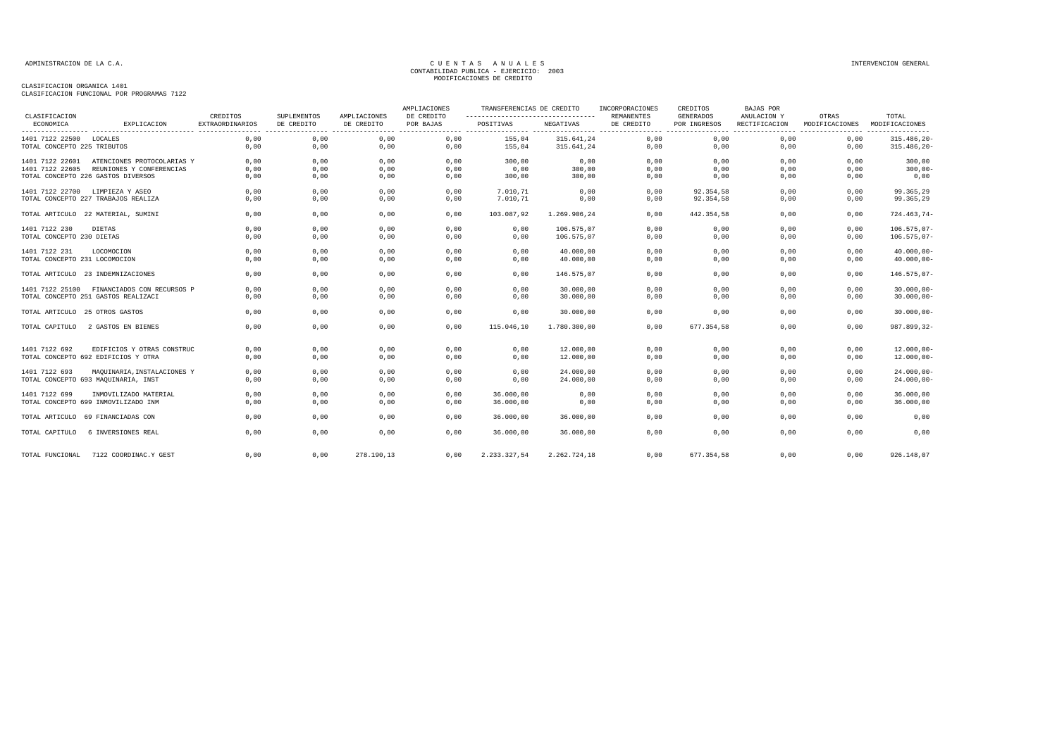ADMINISTRACION DE LA C.A.

CUENTAS ANUALES
CONTABILIDAD PUBLICA - EJERCICIO: 2003
MODIFICACIONES DE CREDITO

INTERVENCION GENERAL

CLASIFICACION ORGANICA 1401
CLASIFICACION FUNCIONAL POR PROGRAMAS 7122

| CLASIFICACION ECONOMICA | EXPLICACION | CREDITOS EXTRAORDINARIOS | SUPLEMENTOS DE CREDITO | AMPLIACIONES DE CREDITO | AMPLIACIONES DE CREDITO POR BAJAS | TRANSFERENCIAS DE CREDITO POSITIVAS | TRANSFERENCIAS DE CREDITO NEGATIVAS | INCORPORACIONES REMANENTES DE CREDITO | CREDITOS GENERADOS POR INGRESOS | BAJAS POR ANULACION Y RECTIFICACION | OTRAS MODIFICACIONES | TOTAL MODIFICACIONES |
|---|---|---|---|---|---|---|---|---|---|---|---|---|
| 1401 7122 22500 | LOCALES | 0,00 | 0,00 | 0,00 | 0,00 | 155,04 | 315.641,24 | 0,00 | 0,00 | 0,00 | 0,00 | 315.486,20- |
| TOTAL CONCEPTO 225 TRIBUTOS | | 0,00 | 0,00 | 0,00 | 0,00 | 155,04 | 315.641,24 | 0,00 | 0,00 | 0,00 | 0,00 | 315.486,20- |
| 1401 7122 22601 | ATENCIONES PROTOCOLARIAS Y | 0,00 | 0,00 | 0,00 | 0,00 | 300,00 | 0,00 | 0,00 | 0,00 | 0,00 | 0,00 | 300,00 |
| 1401 7122 22605 | REUNIONES Y CONFERENCIAS | 0,00 | 0,00 | 0,00 | 0,00 | 0,00 | 300,00 | 0,00 | 0,00 | 0,00 | 0,00 | 300,00- |
| TOTAL CONCEPTO 226 GASTOS DIVERSOS | | 0,00 | 0,00 | 0,00 | 0,00 | 300,00 | 300,00 | 0,00 | 0,00 | 0,00 | 0,00 | 0,00 |
| 1401 7122 22700 | LIMPIEZA Y ASEO | 0,00 | 0,00 | 0,00 | 0,00 | 7.010,71 | 0,00 | 0,00 | 92.354,58 | 0,00 | 0,00 | 99.365,29 |
| TOTAL CONCEPTO 227 TRABAJOS REALIZA | | 0,00 | 0,00 | 0,00 | 0,00 | 7.010,71 | 0,00 | 0,00 | 92.354,58 | 0,00 | 0,00 | 99.365,29 |
| TOTAL ARTICULO 22 MATERIAL, SUMINI | | 0,00 | 0,00 | 0,00 | 0,00 | 103.087,92 | 1.269.906,24 | 0,00 | 442.354,58 | 0,00 | 0,00 | 724.463,74- |
| 1401 7122 230 | DIETAS | 0,00 | 0,00 | 0,00 | 0,00 | 0,00 | 106.575,07 | 0,00 | 0,00 | 0,00 | 0,00 | 106.575,07- |
| TOTAL CONCEPTO 230 DIETAS | | 0,00 | 0,00 | 0,00 | 0,00 | 0,00 | 106.575,07 | 0,00 | 0,00 | 0,00 | 0,00 | 106.575,07- |
| 1401 7122 231 | LOCOMOCION | 0,00 | 0,00 | 0,00 | 0,00 | 0,00 | 40.000,00 | 0,00 | 0,00 | 0,00 | 0,00 | 40.000,00- |
| TOTAL CONCEPTO 231 LOCOMOCION | | 0,00 | 0,00 | 0,00 | 0,00 | 0,00 | 40.000,00 | 0,00 | 0,00 | 0,00 | 0,00 | 40.000,00- |
| TOTAL ARTICULO 23 INDEMNIZACIONES | | 0,00 | 0,00 | 0,00 | 0,00 | 0,00 | 146.575,07 | 0,00 | 0,00 | 0,00 | 0,00 | 146.575,07- |
| 1401 7122 25100 | FINANCIADOS CON RECURSOS P | 0,00 | 0,00 | 0,00 | 0,00 | 0,00 | 30.000,00 | 0,00 | 0,00 | 0,00 | 0,00 | 30.000,00- |
| TOTAL CONCEPTO 251 GASTOS REALIZACI | | 0,00 | 0,00 | 0,00 | 0,00 | 0,00 | 30.000,00 | 0,00 | 0,00 | 0,00 | 0,00 | 30.000,00- |
| TOTAL ARTICULO 25 OTROS GASTOS | | 0,00 | 0,00 | 0,00 | 0,00 | 0,00 | 30.000,00 | 0,00 | 0,00 | 0,00 | 0,00 | 30.000,00- |
| TOTAL CAPITULO 2 GASTOS EN BIENES | | 0,00 | 0,00 | 0,00 | 0,00 | 115.046,10 | 1.780.300,00 | 0,00 | 677.354,58 | 0,00 | 0,00 | 987.899,32- |
| 1401 7122 692 | EDIFICIOS Y OTRAS CONSTRUC | 0,00 | 0,00 | 0,00 | 0,00 | 0,00 | 12.000,00 | 0,00 | 0,00 | 0,00 | 0,00 | 12.000,00- |
| TOTAL CONCEPTO 692 EDIFICIOS Y OTRA | | 0,00 | 0,00 | 0,00 | 0,00 | 0,00 | 12.000,00 | 0,00 | 0,00 | 0,00 | 0,00 | 12.000,00- |
| 1401 7122 693 | MAQUINARIA,INSTALACIONES Y | 0,00 | 0,00 | 0,00 | 0,00 | 0,00 | 24.000,00 | 0,00 | 0,00 | 0,00 | 0,00 | 24.000,00- |
| TOTAL CONCEPTO 693 MAQUINARIA, INST | | 0,00 | 0,00 | 0,00 | 0,00 | 0,00 | 24.000,00 | 0,00 | 0,00 | 0,00 | 0,00 | 24.000,00- |
| 1401 7122 699 | INMOVILIZADO MATERIAL | 0,00 | 0,00 | 0,00 | 0,00 | 36.000,00 | 0,00 | 0,00 | 0,00 | 0,00 | 0,00 | 36.000,00 |
| TOTAL CONCEPTO 699 INMOVILIZADO INM | | 0,00 | 0,00 | 0,00 | 0,00 | 36.000,00 | 0,00 | 0,00 | 0,00 | 0,00 | 0,00 | 36.000,00 |
| TOTAL ARTICULO 69 FINANCIADAS CON | | 0,00 | 0,00 | 0,00 | 0,00 | 36.000,00 | 36.000,00 | 0,00 | 0,00 | 0,00 | 0,00 | 0,00 |
| TOTAL CAPITULO 6 INVERSIONES REAL | | 0,00 | 0,00 | 0,00 | 0,00 | 36.000,00 | 36.000,00 | 0,00 | 0,00 | 0,00 | 0,00 | 0,00 |
| TOTAL FUNCIONAL 7122 COORDINAC.Y GEST | | 0,00 | 0,00 | 278.190,13 | 0,00 | 2.233.327,54 | 2.262.724,18 | 0,00 | 677.354,58 | 0,00 | 0,00 | 926.148,07 |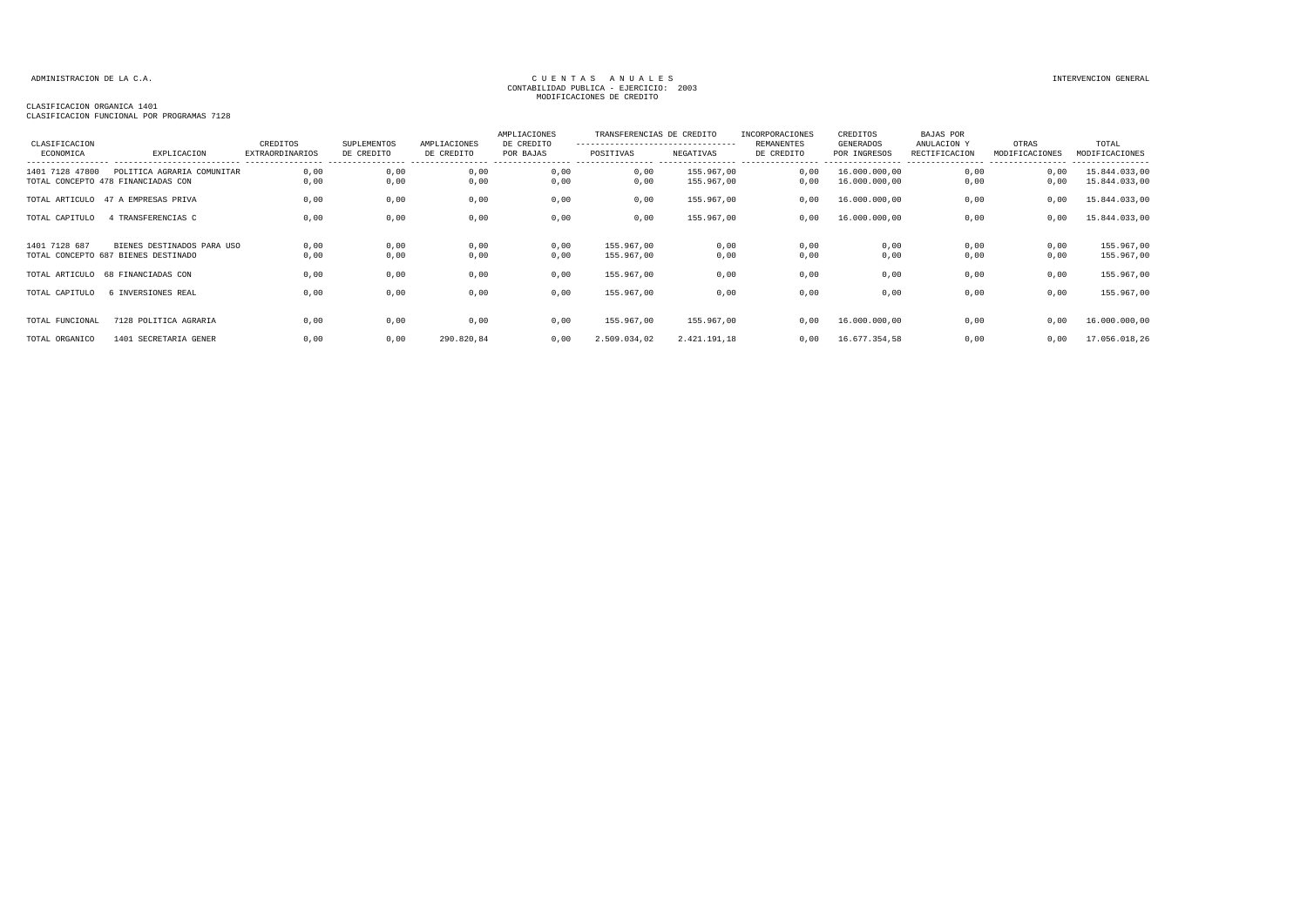ADMINISTRACION DE LA C.A.

CUENTAS ANUALES
CONTABILIDAD PUBLICA - EJERCICIO: 2003
MODIFICACIONES DE CREDITO

INTERVENCION GENERAL

CLASIFICACION ORGANICA 1401
CLASIFICACION FUNCIONAL POR PROGRAMAS 7128

| CLASIFICACION ECONOMICA | EXPLICACION | CREDITOS EXTRAORDINARIOS | SUPLEMENTOS DE CREDITO | AMPLIACIONES DE CREDITO | AMPLIACIONES DE CREDITO POR BAJAS | TRANSFERENCIAS DE CREDITO POSITIVAS | TRANSFERENCIAS DE CREDITO NEGATIVAS | INCORPORACIONES REMANENTES DE CREDITO | CREDITOS GENERADOS POR INGRESOS | BAJAS POR ANULACION Y RECTIFICACION | OTRAS MODIFICACIONES | TOTAL MODIFICACIONES |
|---|---|---|---|---|---|---|---|---|---|---|---|---|
| 1401 7128 47800 | POLITICA AGRARIA COMUNITAR | 0,00 | 0,00 | 0,00 | 0,00 | 0,00 | 155.967,00 | 0,00 | 16.000.000,00 | 0,00 | 0,00 | 15.844.033,00 |
| TOTAL CONCEPTO 478 | FINANCIADAS CON | 0,00 | 0,00 | 0,00 | 0,00 | 0,00 | 155.967,00 | 0,00 | 16.000.000,00 | 0,00 | 0,00 | 15.844.033,00 |
| TOTAL ARTICULO 47 | A EMPRESAS PRIVA | 0,00 | 0,00 | 0,00 | 0,00 | 0,00 | 155.967,00 | 0,00 | 16.000.000,00 | 0,00 | 0,00 | 15.844.033,00 |
| TOTAL CAPITULO 4 | TRANSFERENCIAS C | 0,00 | 0,00 | 0,00 | 0,00 | 0,00 | 155.967,00 | 0,00 | 16.000.000,00 | 0,00 | 0,00 | 15.844.033,00 |
| 1401 7128 687 | BIENES DESTINADOS PARA USO | 0,00 | 0,00 | 0,00 | 0,00 | 155.967,00 | 0,00 | 0,00 | 0,00 | 0,00 | 0,00 | 155.967,00 |
| TOTAL CONCEPTO 687 | BIENES DESTINADO | 0,00 | 0,00 | 0,00 | 0,00 | 155.967,00 | 0,00 | 0,00 | 0,00 | 0,00 | 0,00 | 155.967,00 |
| TOTAL ARTICULO 68 | FINANCIADAS CON | 0,00 | 0,00 | 0,00 | 0,00 | 155.967,00 | 0,00 | 0,00 | 0,00 | 0,00 | 0,00 | 155.967,00 |
| TOTAL CAPITULO 6 | INVERSIONES REAL | 0,00 | 0,00 | 0,00 | 0,00 | 155.967,00 | 0,00 | 0,00 | 0,00 | 0,00 | 0,00 | 155.967,00 |
| TOTAL FUNCIONAL | 7128 POLITICA AGRARIA | 0,00 | 0,00 | 0,00 | 0,00 | 155.967,00 | 155.967,00 | 0,00 | 16.000.000,00 | 0,00 | 0,00 | 16.000.000,00 |
| TOTAL ORGANICO | 1401 SECRETARIA GENER | 0,00 | 0,00 | 290.820,84 | 0,00 | 2.509.034,02 | 2.421.191,18 | 0,00 | 16.677.354,58 | 0,00 | 0,00 | 17.056.018,26 |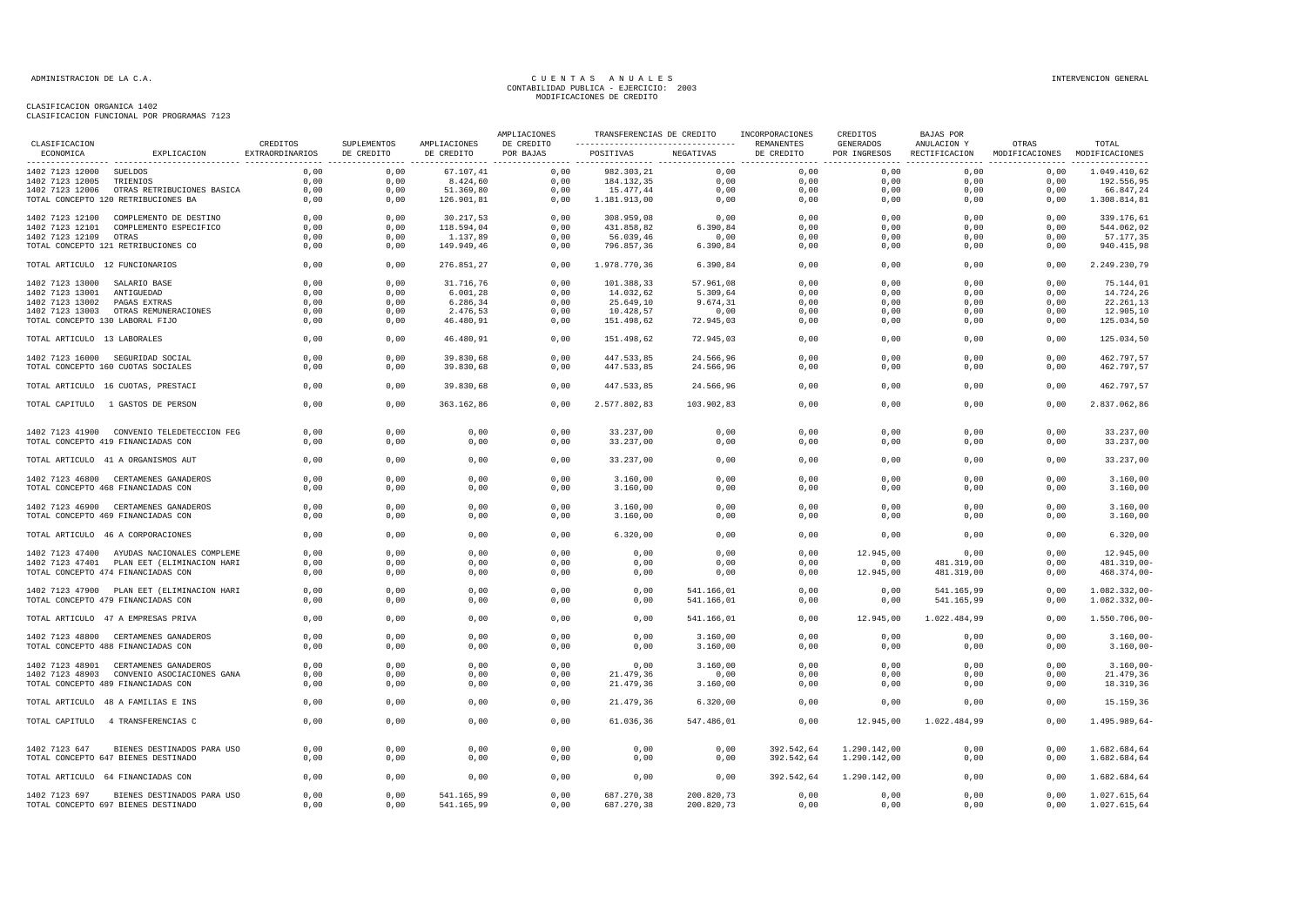ADMINISTRACION DE LA C.A.

# C U E N T A S   A N U A L E S
## CONTABILIDAD PUBLICA - EJERCICIO: 2003
## MODIFICACIONES DE CREDITO

INTERVENCION GENERAL

CLASIFICACION ORGANICA 1402
CLASIFICACION FUNCIONAL POR PROGRAMAS 7123

| CLASIFICACION ECONOMICA | EXPLICACION | CREDITOS EXTRAORDINARIOS | SUPLEMENTOS DE CREDITO | AMPLIACIONES DE CREDITO | AMPLIACIONES DE CREDITO POR BAJAS | TRANSFERENCIAS DE CREDITO POSITIVAS | TRANSFERENCIAS DE CREDITO NEGATIVAS | INCORPORACIONES REMANENTES DE CREDITO | CREDITOS GENERADOS POR INGRESOS | BAJAS POR ANULACION Y RECTIFICACION | OTRAS MODIFICACIONES | TOTAL MODIFICACIONES |
|---|---|---|---|---|---|---|---|---|---|---|---|---|
| 1402 7123 12000 | SUELDOS | 0,00 | 0,00 | 67.107,41 | 0,00 | 982.303,21 | 0,00 | 0,00 | 0,00 | 0,00 | 0,00 | 1.049.410,62 |
| 1402 7123 12005 | TRIENIOS | 0,00 | 0,00 | 8.424,60 | 0,00 | 184.132,35 | 0,00 | 0,00 | 0,00 | 0,00 | 0,00 | 192.556,95 |
| 1402 7123 12006 | OTRAS RETRIBUCIONES BASICA | 0,00 | 0,00 | 51.369,80 | 0,00 | 15.477,44 | 0,00 | 0,00 | 0,00 | 0,00 | 0,00 | 66.847,24 |
| TOTAL CONCEPTO 120 RETRIBUCIONES BA | | 0,00 | 0,00 | 126.901,81 | 0,00 | 1.181.913,00 | 0,00 | 0,00 | 0,00 | 0,00 | 0,00 | 1.308.814,81 |
| 1402 7123 12100 | COMPLEMENTO DE DESTINO | 0,00 | 0,00 | 30.217,53 | 0,00 | 308.959,08 | 0,00 | 0,00 | 0,00 | 0,00 | 0,00 | 339.176,61 |
| 1402 7123 12101 | COMPLEMENTO ESPECIFICO | 0,00 | 0,00 | 118.594,04 | 0,00 | 431.858,82 | 6.390,84 | 0,00 | 0,00 | 0,00 | 0,00 | 544.062,02 |
| 1402 7123 12109 | OTRAS | 0,00 | 0,00 | 1.137,89 | 0,00 | 56.039,46 | 0,00 | 0,00 | 0,00 | 0,00 | 0,00 | 57.177,35 |
| TOTAL CONCEPTO 121 RETRIBUCIONES CO | | 0,00 | 0,00 | 149.949,46 | 0,00 | 796.857,36 | 6.390,84 | 0,00 | 0,00 | 0,00 | 0,00 | 940.415,98 |
| TOTAL ARTICULO 12 FUNCIONARIOS | | 0,00 | 0,00 | 276.851,27 | 0,00 | 1.978.770,36 | 6.390,84 | 0,00 | 0,00 | 0,00 | 0,00 | 2.249.230,79 |
| 1402 7123 13000 | SALARIO BASE | 0,00 | 0,00 | 31.716,76 | 0,00 | 101.388,33 | 57.961,08 | 0,00 | 0,00 | 0,00 | 0,00 | 75.144,01 |
| 1402 7123 13001 | ANTIGUEDAD | 0,00 | 0,00 | 6.001,28 | 0,00 | 14.032,62 | 5.309,64 | 0,00 | 0,00 | 0,00 | 0,00 | 14.724,26 |
| 1402 7123 13002 | PAGAS EXTRAS | 0,00 | 0,00 | 6.286,34 | 0,00 | 25.649,10 | 9.674,31 | 0,00 | 0,00 | 0,00 | 0,00 | 22.261,13 |
| 1402 7123 13003 | OTRAS REMUNERACIONES | 0,00 | 0,00 | 2.476,53 | 0,00 | 10.428,57 | 0,00 | 0,00 | 0,00 | 0,00 | 0,00 | 12.905,10 |
| TOTAL CONCEPTO 130 LABORAL FIJO | | 0,00 | 0,00 | 46.480,91 | 0,00 | 151.498,62 | 72.945,03 | 0,00 | 0,00 | 0,00 | 0,00 | 125.034,50 |
| TOTAL ARTICULO 13 LABORALES | | 0,00 | 0,00 | 46.480,91 | 0,00 | 151.498,62 | 72.945,03 | 0,00 | 0,00 | 0,00 | 0,00 | 125.034,50 |
| 1402 7123 16000 | SEGURIDAD SOCIAL | 0,00 | 0,00 | 39.830,68 | 0,00 | 447.533,85 | 24.566,96 | 0,00 | 0,00 | 0,00 | 0,00 | 462.797,57 |
| TOTAL CONCEPTO 160 CUOTAS SOCIALES | | 0,00 | 0,00 | 39.830,68 | 0,00 | 447.533,85 | 24.566,96 | 0,00 | 0,00 | 0,00 | 0,00 | 462.797,57 |
| TOTAL ARTICULO 16 CUOTAS, PRESTACI | | 0,00 | 0,00 | 39.830,68 | 0,00 | 447.533,85 | 24.566,96 | 0,00 | 0,00 | 0,00 | 0,00 | 462.797,57 |
| TOTAL CAPITULO 1 GASTOS DE PERSON | | 0,00 | 0,00 | 363.162,86 | 0,00 | 2.577.802,83 | 103.902,83 | 0,00 | 0,00 | 0,00 | 0,00 | 2.837.062,86 |
| 1402 7123 41900 | CONVENIO TELEDETECCION FEG | 0,00 | 0,00 | 0,00 | 0,00 | 33.237,00 | 0,00 | 0,00 | 0,00 | 0,00 | 0,00 | 33.237,00 |
| TOTAL CONCEPTO 419 FINANCIADAS CON | | 0,00 | 0,00 | 0,00 | 0,00 | 33.237,00 | 0,00 | 0,00 | 0,00 | 0,00 | 0,00 | 33.237,00 |
| TOTAL ARTICULO 41 A ORGANISMOS AUT | | 0,00 | 0,00 | 0,00 | 0,00 | 33.237,00 | 0,00 | 0,00 | 0,00 | 0,00 | 0,00 | 33.237,00 |
| 1402 7123 46800 | CERTAMENES GANADEROS | 0,00 | 0,00 | 0,00 | 0,00 | 3.160,00 | 0,00 | 0,00 | 0,00 | 0,00 | 0,00 | 3.160,00 |
| TOTAL CONCEPTO 468 FINANCIADAS CON | | 0,00 | 0,00 | 0,00 | 0,00 | 3.160,00 | 0,00 | 0,00 | 0,00 | 0,00 | 0,00 | 3.160,00 |
| 1402 7123 46900 | CERTAMENES GANADEROS | 0,00 | 0,00 | 0,00 | 0,00 | 3.160,00 | 0,00 | 0,00 | 0,00 | 0,00 | 0,00 | 3.160,00 |
| TOTAL CONCEPTO 469 FINANCIADAS CON | | 0,00 | 0,00 | 0,00 | 0,00 | 3.160,00 | 0,00 | 0,00 | 0,00 | 0,00 | 0,00 | 3.160,00 |
| TOTAL ARTICULO 46 A CORPORACIONES | | 0,00 | 0,00 | 0,00 | 0,00 | 6.320,00 | 0,00 | 0,00 | 0,00 | 0,00 | 0,00 | 6.320,00 |
| 1402 7123 47400 | AYUDAS NACIONALES COMPLEME | 0,00 | 0,00 | 0,00 | 0,00 | 0,00 | 0,00 | 0,00 | 12.945,00 | 0,00 | 0,00 | 12.945,00 |
| 1402 7123 47401 | PLAN EET (ELIMINACION HARI | 0,00 | 0,00 | 0,00 | 0,00 | 0,00 | 0,00 | 0,00 | 0,00 | 481.319,00 | 0,00 | 481.319,00- |
| TOTAL CONCEPTO 474 FINANCIADAS CON | | 0,00 | 0,00 | 0,00 | 0,00 | 0,00 | 0,00 | 0,00 | 12.945,00 | 481.319,00 | 0,00 | 468.374,00- |
| 1402 7123 47900 | PLAN EET (ELIMINACION HARI | 0,00 | 0,00 | 0,00 | 0,00 | 0,00 | 541.166,01 | 0,00 | 0,00 | 541.165,99 | 0,00 | 1.082.332,00- |
| TOTAL CONCEPTO 479 FINANCIADAS CON | | 0,00 | 0,00 | 0,00 | 0,00 | 0,00 | 541.166,01 | 0,00 | 0,00 | 541.165,99 | 0,00 | 1.082.332,00- |
| TOTAL ARTICULO 47 A EMPRESAS PRIVA | | 0,00 | 0,00 | 0,00 | 0,00 | 0,00 | 541.166,01 | 0,00 | 12.945,00 | 1.022.484,99 | 0,00 | 1.550.706,00- |
| 1402 7123 48800 | CERTAMENES GANADEROS | 0,00 | 0,00 | 0,00 | 0,00 | 0,00 | 3.160,00 | 0,00 | 0,00 | 0,00 | 0,00 | 3.160,00- |
| TOTAL CONCEPTO 488 FINANCIADAS CON | | 0,00 | 0,00 | 0,00 | 0,00 | 0,00 | 3.160,00 | 0,00 | 0,00 | 0,00 | 0,00 | 3.160,00- |
| 1402 7123 48901 | CERTAMENES GANADEROS | 0,00 | 0,00 | 0,00 | 0,00 | 0,00 | 3.160,00 | 0,00 | 0,00 | 0,00 | 0,00 | 3.160,00- |
| 1402 7123 48903 | CONVENIO ASOCIACIONES GANA | 0,00 | 0,00 | 0,00 | 0,00 | 21.479,36 | 0,00 | 0,00 | 0,00 | 0,00 | 0,00 | 21.479,36 |
| TOTAL CONCEPTO 489 FINANCIADAS CON | | 0,00 | 0,00 | 0,00 | 0,00 | 21.479,36 | 3.160,00 | 0,00 | 0,00 | 0,00 | 0,00 | 18.319,36 |
| TOTAL ARTICULO 48 A FAMILIAS E INS | | 0,00 | 0,00 | 0,00 | 0,00 | 21.479,36 | 6.320,00 | 0,00 | 0,00 | 0,00 | 0,00 | 15.159,36 |
| TOTAL CAPITULO 4 TRANSFERENCIAS C | | 0,00 | 0,00 | 0,00 | 0,00 | 61.036,36 | 547.486,01 | 0,00 | 12.945,00 | 1.022.484,99 | 0,00 | 1.495.989,64- |
| 1402 7123 647 | BIENES DESTINADOS PARA USO | 0,00 | 0,00 | 0,00 | 0,00 | 0,00 | 0,00 | 392.542,64 | 1.290.142,00 | 0,00 | 0,00 | 1.682.684,64 |
| TOTAL CONCEPTO 647 BIENES DESTINADO | | 0,00 | 0,00 | 0,00 | 0,00 | 0,00 | 0,00 | 392.542,64 | 1.290.142,00 | 0,00 | 0,00 | 1.682.684,64 |
| TOTAL ARTICULO 64 FINANCIADAS CON | | 0,00 | 0,00 | 0,00 | 0,00 | 0,00 | 0,00 | 392.542,64 | 1.290.142,00 | 0,00 | 0,00 | 1.682.684,64 |
| 1402 7123 697 | BIENES DESTINADOS PARA USO | 0,00 | 0,00 | 541.165,99 | 0,00 | 687.270,38 | 200.820,73 | 0,00 | 0,00 | 0,00 | 0,00 | 1.027.615,64 |
| TOTAL CONCEPTO 697 BIENES DESTINADO | | 0,00 | 0,00 | 541.165,99 | 0,00 | 687.270,38 | 200.820,73 | 0,00 | 0,00 | 0,00 | 0,00 | 1.027.615,64 |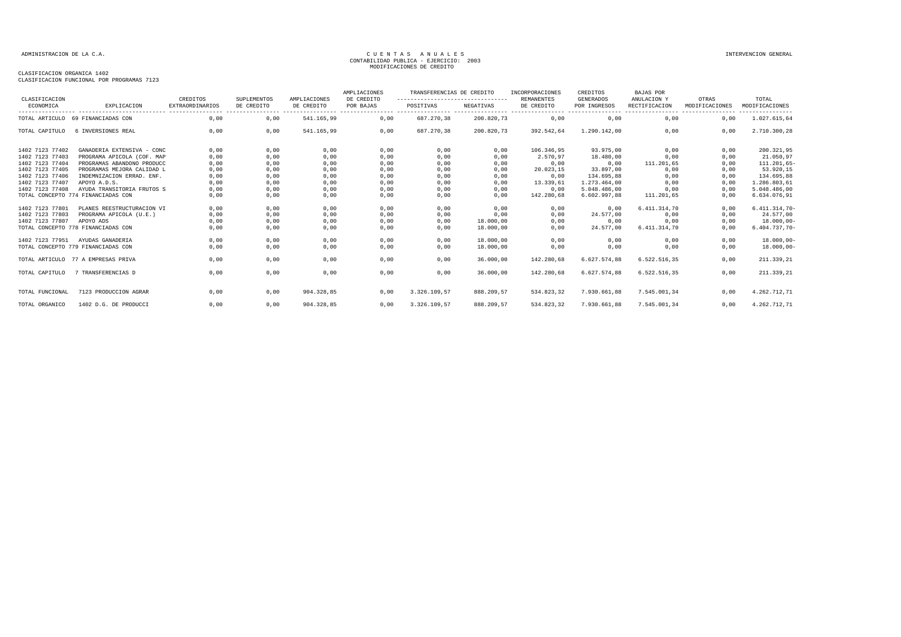ADMINISTRACION DE LA C.A.

CUENTAS ANUALES
CONTABILIDAD PUBLICA - EJERCICIO: 2003
MODIFICACIONES DE CREDITO

INTERVENCION GENERAL

CLASIFICACION ORGANICA 1402
CLASIFICACION FUNCIONAL POR PROGRAMAS 7123

| CLASIFICACION ECONOMICA | EXPLICACION | CREDITOS EXTRAORDINARIOS | SUPLEMENTOS DE CREDITO | AMPLIACIONES DE CREDITO | AMPLIACIONES DE CREDITO POR BAJAS | TRANSFERENCIAS DE CREDITO POSITIVAS | TRANSFERENCIAS DE CREDITO NEGATIVAS | INCORPORACIONES REMANENTES DE CREDITO | CREDITOS GENERADOS POR INGRESOS | BAJAS POR ANULACION Y RECTIFICACION | OTRAS MODIFICACIONES | TOTAL MODIFICACIONES |
|---|---|---|---|---|---|---|---|---|---|---|---|---|
| TOTAL ARTICULO | 69 FINANCIADAS CON | 0,00 | 0,00 | 541.165,99 | 0,00 | 687.270,38 | 200.820,73 | 0,00 | 0,00 | 0,00 | 0,00 | 1.027.615,64 |
| TOTAL CAPITULO | 6 INVERSIONES REAL | 0,00 | 0,00 | 541.165,99 | 0,00 | 687.270,38 | 200.820,73 | 392.542,64 | 1.290.142,00 | 0,00 | 0,00 | 2.710.300,28 |
| 1402 7123 77402 | GANADERIA EXTENSIVA - CONC | 0,00 | 0,00 | 0,00 | 0,00 | 0,00 | 0,00 | 106.346,95 | 93.975,00 | 0,00 | 0,00 | 200.321,95 |
| 1402 7123 77403 | PROGRAMA APICOLA (COF. MAP | 0,00 | 0,00 | 0,00 | 0,00 | 0,00 | 0,00 | 2.570,97 | 18.480,00 | 0,00 | 0,00 | 21.050,97 |
| 1402 7123 77404 | PROGRAMAS ABANDONO PRODUCC | 0,00 | 0,00 | 0,00 | 0,00 | 0,00 | 0,00 | 0,00 | 0,00 | 111.201,65 | 0,00 | 111.201,65- |
| 1402 7123 77405 | PROGRAMAS MEJORA CALIDAD L | 0,00 | 0,00 | 0,00 | 0,00 | 0,00 | 0,00 | 20.023,15 | 33.897,00 | 0,00 | 0,00 | 53.920,15 |
| 1402 7123 77406 | INDEMNIZACION ERRAD. ENF. | 0,00 | 0,00 | 0,00 | 0,00 | 0,00 | 0,00 | 0,00 | 134.695,88 | 0,00 | 0,00 | 134.695,88 |
| 1402 7123 77407 | APOYO A.D.S. | 0,00 | 0,00 | 0,00 | 0,00 | 0,00 | 0,00 | 13.339,61 | 1.273.464,00 | 0,00 | 0,00 | 1.286.803,61 |
| 1402 7123 77408 | AYUDA TRANSITORIA FRUTOS S | 0,00 | 0,00 | 0,00 | 0,00 | 0,00 | 0,00 | 0,00 | 5.048.486,00 | 0,00 | 0,00 | 5.048.486,00 |
| TOTAL CONCEPTO 774 FINANCIADAS CON | | 0,00 | 0,00 | 0,00 | 0,00 | 0,00 | 0,00 | 142.280,68 | 6.602.997,88 | 111.201,65 | 0,00 | 6.634.076,91 |
| 1402 7123 77801 | PLANES REESTRUCTURACION VI | 0,00 | 0,00 | 0,00 | 0,00 | 0,00 | 0,00 | 0,00 | 0,00 | 6.411.314,70 | 0,00 | 6.411.314,70- |
| 1402 7123 77803 | PROGRAMA APICOLA (U.E.) | 0,00 | 0,00 | 0,00 | 0,00 | 0,00 | 0,00 | 0,00 | 24.577,00 | 0,00 | 0,00 | 24.577,00 |
| 1402 7123 77807 | APOYO ADS | 0,00 | 0,00 | 0,00 | 0,00 | 0,00 | 18.000,00 | 0,00 | 0,00 | 0,00 | 0,00 | 18.000,00- |
| TOTAL CONCEPTO 778 FINANCIADAS CON | | 0,00 | 0,00 | 0,00 | 0,00 | 0,00 | 18.000,00 | 0,00 | 24.577,00 | 6.411.314,70 | 0,00 | 6.404.737,70- |
| 1402 7123 77951 | AYUDAS GANADERIA | 0,00 | 0,00 | 0,00 | 0,00 | 0,00 | 18.000,00 | 0,00 | 0,00 | 0,00 | 0,00 | 18.000,00- |
| TOTAL CONCEPTO 779 FINANCIADAS CON | | 0,00 | 0,00 | 0,00 | 0,00 | 0,00 | 18.000,00 | 0,00 | 0,00 | 0,00 | 0,00 | 18.000,00- |
| TOTAL ARTICULO | 77 A EMPRESAS PRIVA | 0,00 | 0,00 | 0,00 | 0,00 | 0,00 | 36.000,00 | 142.280,68 | 6.627.574,88 | 6.522.516,35 | 0,00 | 211.339,21 |
| TOTAL CAPITULO | 7 TRANSFERENCIAS D | 0,00 | 0,00 | 0,00 | 0,00 | 0,00 | 36.000,00 | 142.280,68 | 6.627.574,88 | 6.522.516,35 | 0,00 | 211.339,21 |
| TOTAL FUNCIONAL | 7123 PRODUCCION AGRAR | 0,00 | 0,00 | 904.328,85 | 0,00 | 3.326.109,57 | 888.209,57 | 534.823,32 | 7.930.661,88 | 7.545.001,34 | 0,00 | 4.262.712,71 |
| TOTAL ORGANICO | 1402 D.G. DE PRODUCCI | 0,00 | 0,00 | 904.328,85 | 0,00 | 3.326.109,57 | 888.209,57 | 534.823,32 | 7.930.661,88 | 7.545.001,34 | 0,00 | 4.262.712,71 |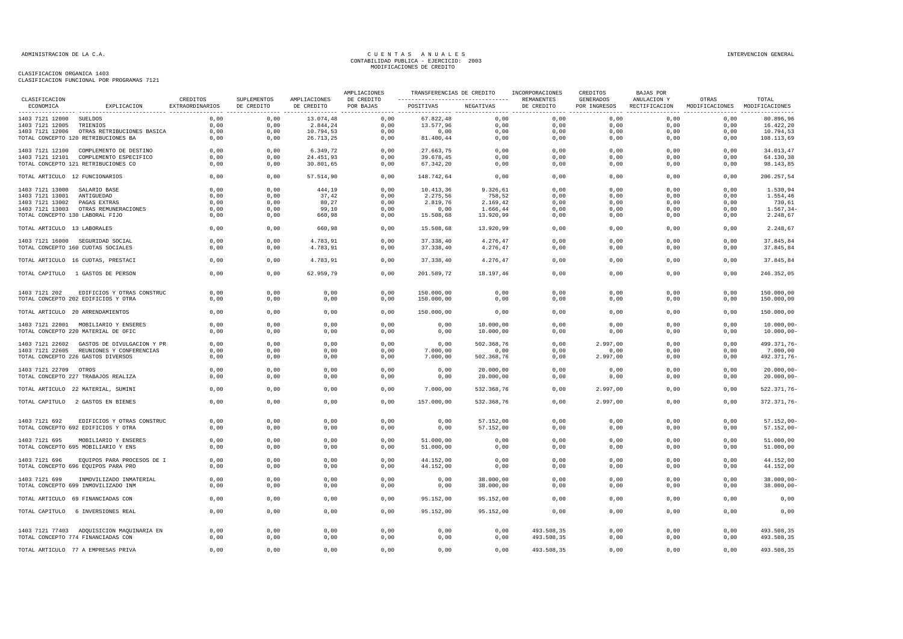CLASIFICACION ORGANICA 1403
CLASIFICACION FUNCIONAL POR PROGRAMAS 7121

| CLASIFICACION ECONOMICA | EXPLICACION | CREDITOS EXTRAORDINARIOS | SUPLEMENTOS DE CREDITO | AMPLIACIONES DE CREDITO | AMPLIACIONES DE CREDITO POR BAJAS | TRANSFERENCIAS DE CREDITO POSITIVAS | TRANSFERENCIAS DE CREDITO NEGATIVAS | INCORPORACIONES REMANENTES DE CREDITO | CREDITOS GENERADOS POR INGRESOS | BAJAS POR ANULACION Y RECTIFICACION | OTRAS MODIFICACIONES | TOTAL MODIFICACIONES |
|---|---|---|---|---|---|---|---|---|---|---|---|---|
| 1403 7121 12000 | SUELDOS | 0,00 | 0,00 | 13.074,48 | 0,00 | 67.822,48 | 0,00 | 0,00 | 0,00 | 0,00 | 0,00 | 80.896,96 |
| 1403 7121 12005 | TRIENIOS | 0,00 | 0,00 | 2.844,24 | 0,00 | 13.577,96 | 0,00 | 0,00 | 0,00 | 0,00 | 0,00 | 16.422,20 |
| 1403 7121 12006 | OTRAS RETRIBUCIONES BASICA | 0,00 | 0,00 | 10.794,53 | 0,00 | 0,00 | 0,00 | 0,00 | 0,00 | 0,00 | 0,00 | 10.794,53 |
| TOTAL CONCEPTO 120 RETRIBUCIONES BA | | 0,00 | 0,00 | 26.713,25 | 0,00 | 81.400,44 | 0,00 | 0,00 | 0,00 | 0,00 | 0,00 | 108.113,69 |
| 1403 7121 12100 | COMPLEMENTO DE DESTINO | 0,00 | 0,00 | 6.349,72 | 0,00 | 27.663,75 | 0,00 | 0,00 | 0,00 | 0,00 | 0,00 | 34.013,47 |
| 1403 7121 12101 | COMPLEMENTO ESPECIFICO | 0,00 | 0,00 | 24.451,93 | 0,00 | 39.678,45 | 0,00 | 0,00 | 0,00 | 0,00 | 0,00 | 64.130,38 |
| TOTAL CONCEPTO 121 RETRIBUCIONES CO | | 0,00 | 0,00 | 30.801,65 | 0,00 | 67.342,20 | 0,00 | 0,00 | 0,00 | 0,00 | 0,00 | 98.143,85 |
| TOTAL ARTICULO 12 FUNCIONARIOS | | 0,00 | 0,00 | 57.514,90 | 0,00 | 148.742,64 | 0,00 | 0,00 | 0,00 | 0,00 | 0,00 | 206.257,54 |
| 1403 7121 13000 | SALARIO BASE | 0,00 | 0,00 | 444,19 | 0,00 | 10.413,36 | 9.326,61 | 0,00 | 0,00 | 0,00 | 0,00 | 1.530,94 |
| 1403 7121 13001 | ANTIGUEDAD | 0,00 | 0,00 | 37,42 | 0,00 | 2.275,56 | 758,52 | 0,00 | 0,00 | 0,00 | 0,00 | 1.554,46 |
| 1403 7121 13002 | PAGAS EXTRAS | 0,00 | 0,00 | 80,27 | 0,00 | 2.819,76 | 2.169,42 | 0,00 | 0,00 | 0,00 | 0,00 | 730,61 |
| 1403 7121 13003 | OTRAS REMUNERACIONES | 0,00 | 0,00 | 99,10 | 0,00 | 0,00 | 1.666,44 | 0,00 | 0,00 | 0,00 | 0,00 | 1.567,34- |
| TOTAL CONCEPTO 130 LABORAL FIJO | | 0,00 | 0,00 | 660,98 | 0,00 | 15.508,68 | 13.920,99 | 0,00 | 0,00 | 0,00 | 0,00 | 2.248,67 |
| TOTAL ARTICULO 13 LABORALES | | 0,00 | 0,00 | 660,98 | 0,00 | 15.508,68 | 13.920,99 | 0,00 | 0,00 | 0,00 | 0,00 | 2.248,67 |
| 1403 7121 16000 | SEGURIDAD SOCIAL | 0,00 | 0,00 | 4.783,91 | 0,00 | 37.338,40 | 4.276,47 | 0,00 | 0,00 | 0,00 | 0,00 | 37.845,84 |
| TOTAL CONCEPTO 160 CUOTAS SOCIALES | | 0,00 | 0,00 | 4.783,91 | 0,00 | 37.338,40 | 4.276,47 | 0,00 | 0,00 | 0,00 | 0,00 | 37.845,84 |
| TOTAL ARTICULO 16 CUOTAS, PRESTACI | | 0,00 | 0,00 | 4.783,91 | 0,00 | 37.338,40 | 4.276,47 | 0,00 | 0,00 | 0,00 | 0,00 | 37.845,84 |
| TOTAL CAPITULO 1 GASTOS DE PERSON | | 0,00 | 0,00 | 62.959,79 | 0,00 | 201.589,72 | 18.197,46 | 0,00 | 0,00 | 0,00 | 0,00 | 246.352,05 |
| 1403 7121 202 | EDIFICIOS Y OTRAS CONSTRUC | 0,00 | 0,00 | 0,00 | 0,00 | 150.000,00 | 0,00 | 0,00 | 0,00 | 0,00 | 0,00 | 150.000,00 |
| TOTAL CONCEPTO 202 EDIFICIOS Y OTRA | | 0,00 | 0,00 | 0,00 | 0,00 | 150.000,00 | 0,00 | 0,00 | 0,00 | 0,00 | 0,00 | 150.000,00 |
| TOTAL ARTICULO 20 ARRENDAMIENTOS | | 0,00 | 0,00 | 0,00 | 0,00 | 150.000,00 | 0,00 | 0,00 | 0,00 | 0,00 | 0,00 | 150.000,00 |
| 1403 7121 22001 | MOBILIARIO Y ENSERES | 0,00 | 0,00 | 0,00 | 0,00 | 0,00 | 10.000,00 | 0,00 | 0,00 | 0,00 | 0,00 | 10.000,00- |
| TOTAL CONCEPTO 220 MATERIAL DE OFIC | | 0,00 | 0,00 | 0,00 | 0,00 | 0,00 | 10.000,00 | 0,00 | 0,00 | 0,00 | 0,00 | 10.000,00- |
| 1403 7121 22602 | GASTOS DE DIVULGACION Y PR | 0,00 | 0,00 | 0,00 | 0,00 | 0,00 | 502.368,76 | 0,00 | 2.997,00 | 0,00 | 0,00 | 499.371,76- |
| 1403 7121 22605 | REUNIONES Y CONFERENCIAS | 0,00 | 0,00 | 0,00 | 0,00 | 7.000,00 | 0,00 | 0,00 | 0,00 | 0,00 | 0,00 | 7.000,00 |
| TOTAL CONCEPTO 226 GASTOS DIVERSOS | | 0,00 | 0,00 | 0,00 | 0,00 | 7.000,00 | 502.368,76 | 0,00 | 2.997,00 | 0,00 | 0,00 | 492.371,76- |
| 1403 7121 22709 | OTROS | 0,00 | 0,00 | 0,00 | 0,00 | 0,00 | 20.000,00 | 0,00 | 0,00 | 0,00 | 0,00 | 20.000,00- |
| TOTAL CONCEPTO 227 TRABAJOS REALIZA | | 0,00 | 0,00 | 0,00 | 0,00 | 0,00 | 20.000,00 | 0,00 | 0,00 | 0,00 | 0,00 | 20.000,00- |
| TOTAL ARTICULO 22 MATERIAL, SUMINI | | 0,00 | 0,00 | 0,00 | 0,00 | 7.000,00 | 532.368,76 | 0,00 | 2.997,00 | 0,00 | 0,00 | 522.371,76- |
| TOTAL CAPITULO 2 GASTOS EN BIENES | | 0,00 | 0,00 | 0,00 | 0,00 | 157.000,00 | 532.368,76 | 0,00 | 2.997,00 | 0,00 | 0,00 | 372.371,76- |
| 1403 7121 692 | EDIFICIOS Y OTRAS CONSTRUC | 0,00 | 0,00 | 0,00 | 0,00 | 0,00 | 57.152,00 | 0,00 | 0,00 | 0,00 | 0,00 | 57.152,00- |
| TOTAL CONCEPTO 692 EDIFICIOS Y OTRA | | 0,00 | 0,00 | 0,00 | 0,00 | 0,00 | 57.152,00 | 0,00 | 0,00 | 0,00 | 0,00 | 57.152,00- |
| 1403 7121 695 | MOBILIARIO Y ENSERES | 0,00 | 0,00 | 0,00 | 0,00 | 51.000,00 | 0,00 | 0,00 | 0,00 | 0,00 | 0,00 | 51.000,00 |
| TOTAL CONCEPTO 695 MOBILIARIO Y ENS | | 0,00 | 0,00 | 0,00 | 0,00 | 51.000,00 | 0,00 | 0,00 | 0,00 | 0,00 | 0,00 | 51.000,00 |
| 1403 7121 696 | EQUIPOS PARA PROCESOS DE I | 0,00 | 0,00 | 0,00 | 0,00 | 44.152,00 | 0,00 | 0,00 | 0,00 | 0,00 | 0,00 | 44.152,00 |
| TOTAL CONCEPTO 696 EQUIPOS PARA PRO | | 0,00 | 0,00 | 0,00 | 0,00 | 44.152,00 | 0,00 | 0,00 | 0,00 | 0,00 | 0,00 | 44.152,00 |
| 1403 7121 699 | INMOVILIZADO INMATERIAL | 0,00 | 0,00 | 0,00 | 0,00 | 0,00 | 38.000,00 | 0,00 | 0,00 | 0,00 | 0,00 | 38.000,00- |
| TOTAL CONCEPTO 699 INMOVILIZADO INM | | 0,00 | 0,00 | 0,00 | 0,00 | 0,00 | 38.000,00 | 0,00 | 0,00 | 0,00 | 0,00 | 38.000,00- |
| TOTAL ARTICULO 69 FINANCIADAS CON | | 0,00 | 0,00 | 0,00 | 0,00 | 95.152,00 | 95.152,00 | 0,00 | 0,00 | 0,00 | 0,00 | 0,00 |
| TOTAL CAPITULO 6 INVERSIONES REAL | | 0,00 | 0,00 | 0,00 | 0,00 | 95.152,00 | 95.152,00 | 0,00 | 0,00 | 0,00 | 0,00 | 0,00 |
| 1403 7121 77403 | ADQUISICION MAQUINARIA EN | 0,00 | 0,00 | 0,00 | 0,00 | 0,00 | 0,00 | 493.508,35 | 0,00 | 0,00 | 0,00 | 493.508,35 |
| TOTAL CONCEPTO 774 FINANCIADAS CON | | 0,00 | 0,00 | 0,00 | 0,00 | 0,00 | 0,00 | 493.508,35 | 0,00 | 0,00 | 0,00 | 493.508,35 |
| TOTAL ARTICULO 77 A EMPRESAS PRIVA | | 0,00 | 0,00 | 0,00 | 0,00 | 0,00 | 0,00 | 493.508,35 | 0,00 | 0,00 | 0,00 | 493.508,35 |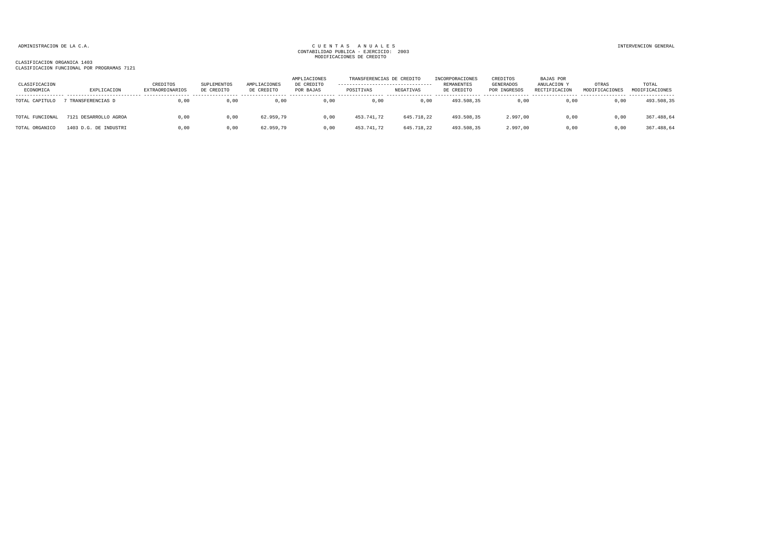ADMINISTRACION DE LA C.A.

CUENTAS ANUALES
CONTABILIDAD PUBLICA - EJERCICIO: 2003
MODIFICACIONES DE CREDITO

INTERVENCION GENERAL

CLASIFICACION ORGANICA 1403
CLASIFICACION FUNCIONAL POR PROGRAMAS 7121

| CLASIFICACION ECONOMICA | EXPLICACION | CREDITOS EXTRAORDINARIOS | SUPLEMENTOS DE CREDITO | AMPLIACIONES DE CREDITO | AMPLIACIONES DE CREDITO POR BAJAS | TRANSFERENCIAS DE CREDITO POSITIVAS | TRANSFERENCIAS DE CREDITO NEGATIVAS | INCORPORACIONES REMANENTES DE CREDITO | CREDITOS GENERADOS POR INGRESOS | BAJAS POR ANULACION Y RECTIFICACION | OTRAS MODIFICACIONES | TOTAL MODIFICACIONES |
|---|---|---|---|---|---|---|---|---|---|---|---|---|
| TOTAL CAPITULO | 7 TRANSFERENCIAS D | 0,00 | 0,00 | 0,00 | 0,00 | 0,00 | 0,00 | 493.508,35 | 0,00 | 0,00 | 0,00 | 493.508,35 |
| TOTAL FUNCIONAL | 7121 DESARROLLO AGROA | 0,00 | 0,00 | 62.959,79 | 0,00 | 453.741,72 | 645.718,22 | 493.508,35 | 2.997,00 | 0,00 | 0,00 | 367.488,64 |
| TOTAL ORGANICO | 1403 D.G. DE INDUSTRI | 0,00 | 0,00 | 62.959,79 | 0,00 | 453.741,72 | 645.718,22 | 493.508,35 | 2.997,00 | 0,00 | 0,00 | 367.488,64 |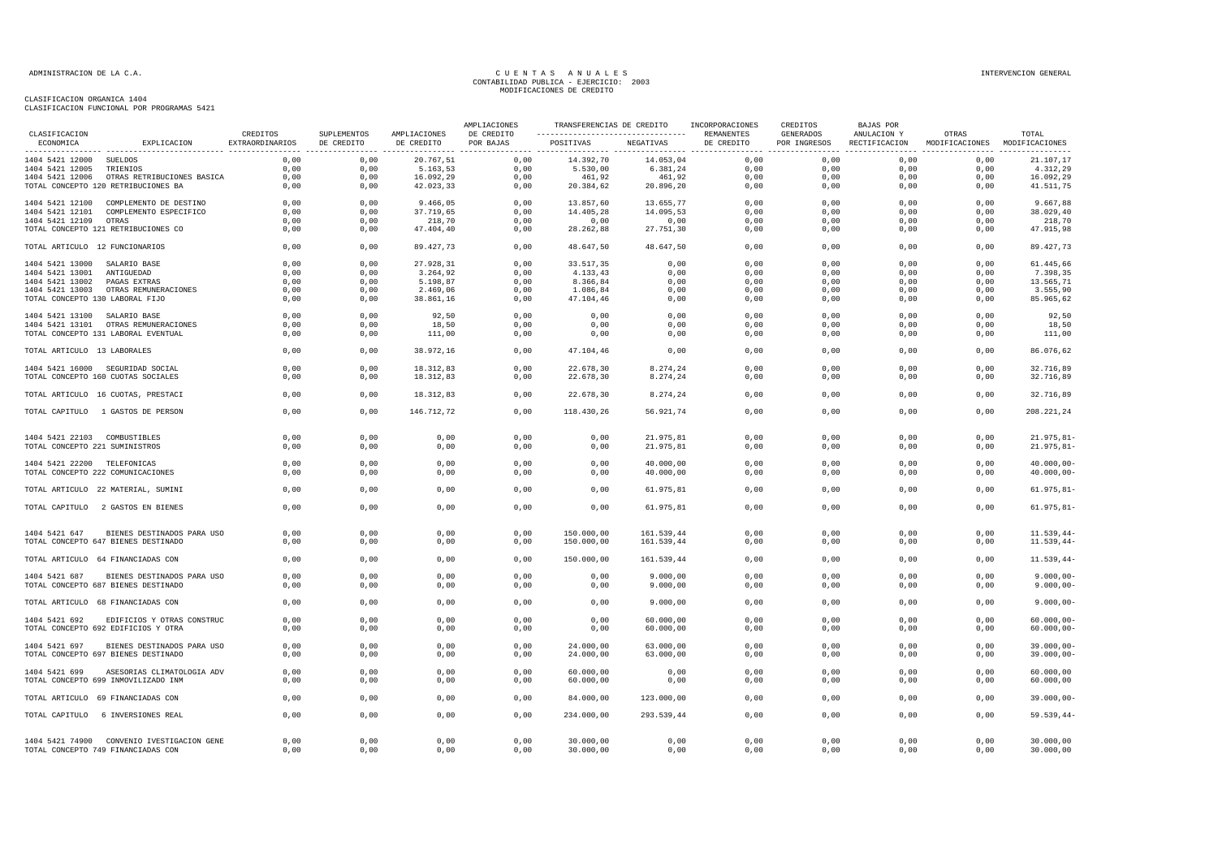ADMINISTRACION DE LA C.A.

CUENTAS ANUALES
CONTABILIDAD PUBLICA - EJERCICIO: 2003
MODIFICACIONES DE CREDITO

INTERVENCION GENERAL

CLASIFICACION ORGANICA 1404
CLASIFICACION FUNCIONAL POR PROGRAMAS 5421

| CLASIFICACION ECONOMICA | EXPLICACION | CREDITOS EXTRAORDINARIOS | SUPLEMENTOS DE CREDITO | AMPLIACIONES DE CREDITO | AMPLIACIONES DE CREDITO POR BAJAS | TRANSFERENCIAS DE CREDITO POSITIVAS | TRANSFERENCIAS DE CREDITO NEGATIVAS | INCORPORACIONES REMANENTES DE CREDITO | CREDITOS GENERADOS POR INGRESOS | BAJAS POR ANULACION Y RECTIFICACION | OTRAS MODIFICACIONES | TOTAL MODIFICACIONES |
|---|---|---|---|---|---|---|---|---|---|---|---|---|
| 1404 5421 12000 | SUELDOS | 0,00 | 0,00 | 20.767,51 | 0,00 | 14.392,70 | 14.053,04 | 0,00 | 0,00 | 0,00 | 0,00 | 21.107,17 |
| 1404 5421 12005 | TRIENIOS | 0,00 | 0,00 | 5.163,53 | 0,00 | 5.530,00 | 6.381,24 | 0,00 | 0,00 | 0,00 | 0,00 | 4.312,29 |
| 1404 5421 12006 | OTRAS RETRIBUCIONES BASICA | 0,00 | 0,00 | 16.092,29 | 0,00 | 461,92 | 461,92 | 0,00 | 0,00 | 0,00 | 0,00 | 16.092,29 |
| TOTAL CONCEPTO 120 RETRIBUCIONES BA | | 0,00 | 0,00 | 42.023,33 | 0,00 | 20.384,62 | 20.896,20 | 0,00 | 0,00 | 0,00 | 0,00 | 41.511,75 |
| 1404 5421 12100 | COMPLEMENTO DE DESTINO | 0,00 | 0,00 | 9.466,05 | 0,00 | 13.857,60 | 13.655,77 | 0,00 | 0,00 | 0,00 | 0,00 | 9.667,88 |
| 1404 5421 12101 | COMPLEMENTO ESPECIFICO | 0,00 | 0,00 | 37.719,65 | 0,00 | 14.405,28 | 14.095,53 | 0,00 | 0,00 | 0,00 | 0,00 | 38.029,40 |
| 1404 5421 12109 | OTRAS | 0,00 | 0,00 | 218,70 | 0,00 | 0,00 | 0,00 | 0,00 | 0,00 | 0,00 | 0,00 | 218,70 |
| TOTAL CONCEPTO 121 RETRIBUCIONES CO | | 0,00 | 0,00 | 47.404,40 | 0,00 | 28.262,88 | 27.751,30 | 0,00 | 0,00 | 0,00 | 0,00 | 47.915,98 |
| TOTAL ARTICULO 12 FUNCIONARIOS | | 0,00 | 0,00 | 89.427,73 | 0,00 | 48.647,50 | 48.647,50 | 0,00 | 0,00 | 0,00 | 0,00 | 89.427,73 |
| 1404 5421 13000 | SALARIO BASE | 0,00 | 0,00 | 27.928,31 | 0,00 | 33.517,35 | 0,00 | 0,00 | 0,00 | 0,00 | 0,00 | 61.445,66 |
| 1404 5421 13001 | ANTIGUEDAD | 0,00 | 0,00 | 3.264,92 | 0,00 | 4.133,43 | 0,00 | 0,00 | 0,00 | 0,00 | 0,00 | 7.398,35 |
| 1404 5421 13002 | PAGAS EXTRAS | 0,00 | 0,00 | 5.198,87 | 0,00 | 8.366,84 | 0,00 | 0,00 | 0,00 | 0,00 | 0,00 | 13.565,71 |
| 1404 5421 13003 | OTRAS REMUNERACIONES | 0,00 | 0,00 | 2.469,06 | 0,00 | 1.086,84 | 0,00 | 0,00 | 0,00 | 0,00 | 0,00 | 3.555,90 |
| TOTAL CONCEPTO 130 LABORAL FIJO | | 0,00 | 0,00 | 38.861,16 | 0,00 | 47.104,46 | 0,00 | 0,00 | 0,00 | 0,00 | 0,00 | 85.965,62 |
| 1404 5421 13100 | SALARIO BASE | 0,00 | 0,00 | 92,50 | 0,00 | 0,00 | 0,00 | 0,00 | 0,00 | 0,00 | 0,00 | 92,50 |
| 1404 5421 13101 | OTRAS REMUNERACIONES | 0,00 | 0,00 | 18,50 | 0,00 | 0,00 | 0,00 | 0,00 | 0,00 | 0,00 | 0,00 | 18,50 |
| TOTAL CONCEPTO 131 LABORAL EVENTUAL | | 0,00 | 0,00 | 111,00 | 0,00 | 0,00 | 0,00 | 0,00 | 0,00 | 0,00 | 0,00 | 111,00 |
| TOTAL ARTICULO 13 LABORALES | | 0,00 | 0,00 | 38.972,16 | 0,00 | 47.104,46 | 0,00 | 0,00 | 0,00 | 0,00 | 0,00 | 86.076,62 |
| 1404 5421 16000 | SEGURIDAD SOCIAL | 0,00 | 0,00 | 18.312,83 | 0,00 | 22.678,30 | 8.274,24 | 0,00 | 0,00 | 0,00 | 0,00 | 32.716,89 |
| TOTAL CONCEPTO 160 CUOTAS SOCIALES | | 0,00 | 0,00 | 18.312,83 | 0,00 | 22.678,30 | 8.274,24 | 0,00 | 0,00 | 0,00 | 0,00 | 32.716,89 |
| TOTAL ARTICULO 16 CUOTAS, PRESTACI | | 0,00 | 0,00 | 18.312,83 | 0,00 | 22.678,30 | 8.274,24 | 0,00 | 0,00 | 0,00 | 0,00 | 32.716,89 |
| TOTAL CAPITULO 1 GASTOS DE PERSON | | 0,00 | 0,00 | 146.712,72 | 0,00 | 118.430,26 | 56.921,74 | 0,00 | 0,00 | 0,00 | 0,00 | 208.221,24 |
| 1404 5421 22103 | COMBUSTIBLES | 0,00 | 0,00 | 0,00 | 0,00 | 0,00 | 21.975,81 | 0,00 | 0,00 | 0,00 | 0,00 | 21.975,81- |
| TOTAL CONCEPTO 221 SUMINISTROS | | 0,00 | 0,00 | 0,00 | 0,00 | 0,00 | 21.975,81 | 0,00 | 0,00 | 0,00 | 0,00 | 21.975,81- |
| 1404 5421 22200 | TELEFONICAS | 0,00 | 0,00 | 0,00 | 0,00 | 0,00 | 40.000,00 | 0,00 | 0,00 | 0,00 | 0,00 | 40.000,00- |
| TOTAL CONCEPTO 222 COMUNICACIONES | | 0,00 | 0,00 | 0,00 | 0,00 | 0,00 | 40.000,00 | 0,00 | 0,00 | 0,00 | 0,00 | 40.000,00- |
| TOTAL ARTICULO 22 MATERIAL, SUMINI | | 0,00 | 0,00 | 0,00 | 0,00 | 0,00 | 61.975,81 | 0,00 | 0,00 | 0,00 | 0,00 | 61.975,81- |
| TOTAL CAPITULO 2 GASTOS EN BIENES | | 0,00 | 0,00 | 0,00 | 0,00 | 0,00 | 61.975,81 | 0,00 | 0,00 | 0,00 | 0,00 | 61.975,81- |
| 1404 5421 647 | BIENES DESTINADOS PARA USO | 0,00 | 0,00 | 0,00 | 0,00 | 150.000,00 | 161.539,44 | 0,00 | 0,00 | 0,00 | 0,00 | 11.539,44- |
| TOTAL CONCEPTO 647 BIENES DESTINADO | | 0,00 | 0,00 | 0,00 | 0,00 | 150.000,00 | 161.539,44 | 0,00 | 0,00 | 0,00 | 0,00 | 11.539,44- |
| TOTAL ARTICULO 64 FINANCIADAS CON | | 0,00 | 0,00 | 0,00 | 0,00 | 150.000,00 | 161.539,44 | 0,00 | 0,00 | 0,00 | 0,00 | 11.539,44- |
| 1404 5421 687 | BIENES DESTINADOS PARA USO | 0,00 | 0,00 | 0,00 | 0,00 | 0,00 | 9.000,00 | 0,00 | 0,00 | 0,00 | 0,00 | 9.000,00- |
| TOTAL CONCEPTO 687 BIENES DESTINADO | | 0,00 | 0,00 | 0,00 | 0,00 | 0,00 | 9.000,00 | 0,00 | 0,00 | 0,00 | 0,00 | 9.000,00- |
| TOTAL ARTICULO 68 FINANCIADAS CON | | 0,00 | 0,00 | 0,00 | 0,00 | 0,00 | 9.000,00 | 0,00 | 0,00 | 0,00 | 0,00 | 9.000,00- |
| 1404 5421 692 | EDIFICIOS Y OTRAS CONSTRUC | 0,00 | 0,00 | 0,00 | 0,00 | 0,00 | 60.000,00 | 0,00 | 0,00 | 0,00 | 0,00 | 60.000,00- |
| TOTAL CONCEPTO 692 EDIFICIOS Y OTRA | | 0,00 | 0,00 | 0,00 | 0,00 | 0,00 | 60.000,00 | 0,00 | 0,00 | 0,00 | 0,00 | 60.000,00- |
| 1404 5421 697 | BIENES DESTINADOS PARA USO | 0,00 | 0,00 | 0,00 | 0,00 | 24.000,00 | 63.000,00 | 0,00 | 0,00 | 0,00 | 0,00 | 39.000,00- |
| TOTAL CONCEPTO 697 BIENES DESTINADO | | 0,00 | 0,00 | 0,00 | 0,00 | 24.000,00 | 63.000,00 | 0,00 | 0,00 | 0,00 | 0,00 | 39.000,00- |
| 1404 5421 699 | ASESORIAS CLIMATOLOGIA ADV | 0,00 | 0,00 | 0,00 | 0,00 | 60.000,00 | 0,00 | 0,00 | 0,00 | 0,00 | 0,00 | 60.000,00 |
| TOTAL CONCEPTO 699 INMOVILIZADO INM | | 0,00 | 0,00 | 0,00 | 0,00 | 60.000,00 | 0,00 | 0,00 | 0,00 | 0,00 | 0,00 | 60.000,00 |
| TOTAL ARTICULO 69 FINANCIADAS CON | | 0,00 | 0,00 | 0,00 | 0,00 | 84.000,00 | 123.000,00 | 0,00 | 0,00 | 0,00 | 0,00 | 39.000,00- |
| TOTAL CAPITULO 6 INVERSIONES REAL | | 0,00 | 0,00 | 0,00 | 0,00 | 234.000,00 | 293.539,44 | 0,00 | 0,00 | 0,00 | 0,00 | 59.539,44- |
| 1404 5421 74900 | CONVENIO IVESTIGACION GENE | 0,00 | 0,00 | 0,00 | 0,00 | 30.000,00 | 0,00 | 0,00 | 0,00 | 0,00 | 0,00 | 30.000,00 |
| TOTAL CONCEPTO 749 FINANCIADAS CON | | 0,00 | 0,00 | 0,00 | 0,00 | 30.000,00 | 0,00 | 0,00 | 0,00 | 0,00 | 0,00 | 30.000,00 |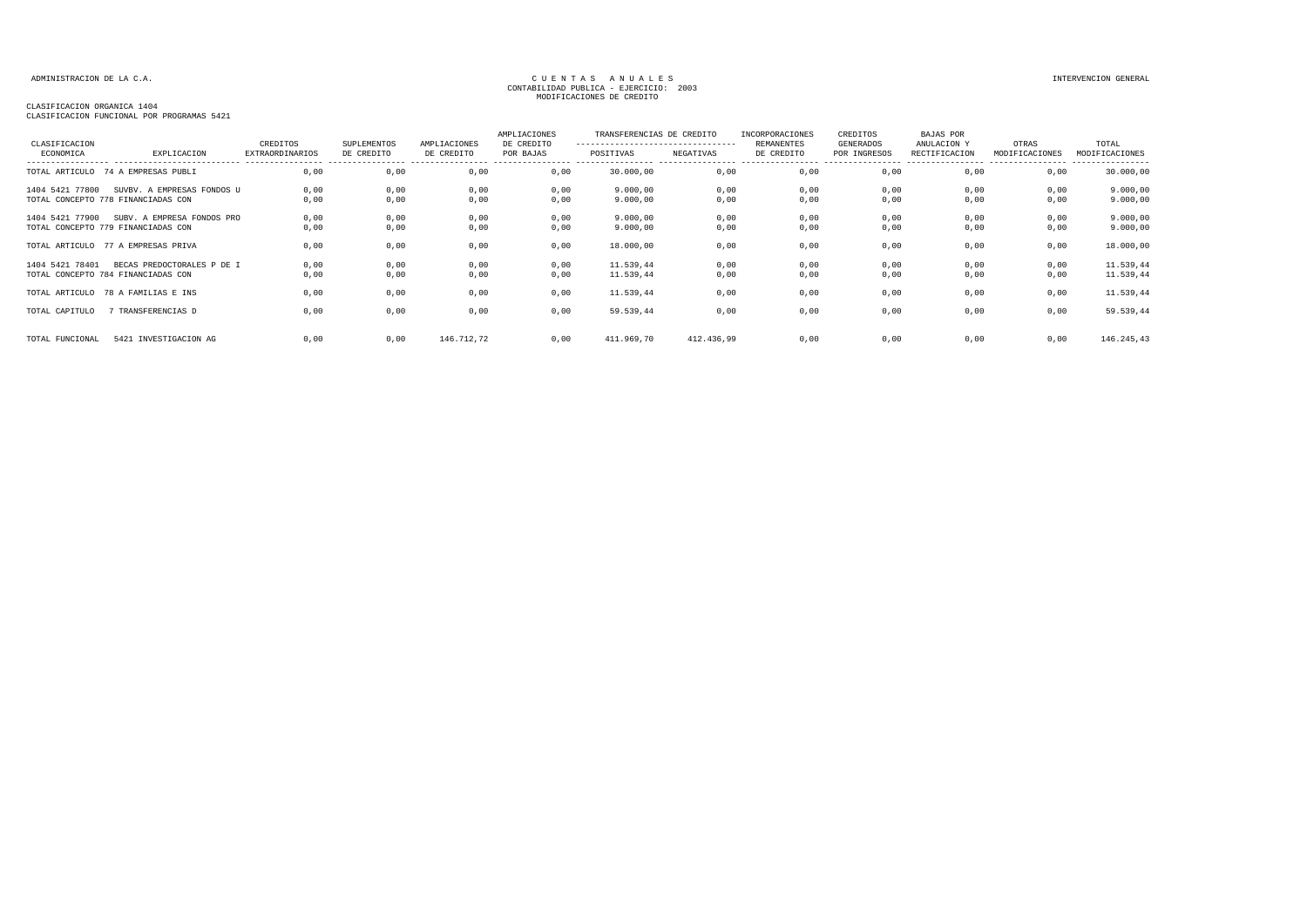ADMINISTRACION DE LA C.A.

CUENTAS ANUALES
CONTABILIDAD PUBLICA - EJERCICIO: 2003
MODIFICACIONES DE CREDITO

INTERVENCION GENERAL

CLASIFICACION ORGANICA 1404
CLASIFICACION FUNCIONAL POR PROGRAMAS 5421

| CLASIFICACION ECONOMICA | EXPLICACION | CREDITOS EXTRAORDINARIOS | SUPLEMENTOS DE CREDITO | AMPLIACIONES DE CREDITO | AMPLIACIONES DE CREDITO POR BAJAS | TRANSFERENCIAS DE CREDITO POSITIVAS | TRANSFERENCIAS DE CREDITO NEGATIVAS | INCORPORACIONES REMANENTES DE CREDITO | CREDITOS GENERADOS POR INGRESOS | BAJAS POR ANULACION Y RECTIFICACION | OTRAS MODIFICACIONES | TOTAL MODIFICACIONES |
|---|---|---|---|---|---|---|---|---|---|---|---|---|
| TOTAL ARTICULO | 74 A EMPRESAS PUBLI | 0,00 | 0,00 | 0,00 | 0,00 | 30.000,00 | 0,00 | 0,00 | 0,00 | 0,00 | 0,00 | 30.000,00 |
| 1404 5421 77800 | SUVBV. A EMPRESAS FONDOS U | 0,00 | 0,00 | 0,00 | 0,00 | 9.000,00 | 0,00 | 0,00 | 0,00 | 0,00 | 0,00 | 9.000,00 |
| TOTAL CONCEPTO 778 FINANCIADAS CON | | 0,00 | 0,00 | 0,00 | 0,00 | 9.000,00 | 0,00 | 0,00 | 0,00 | 0,00 | 0,00 | 9.000,00 |
| 1404 5421 77900 | SUBV. A EMPRESA FONDOS PRO | 0,00 | 0,00 | 0,00 | 0,00 | 9.000,00 | 0,00 | 0,00 | 0,00 | 0,00 | 0,00 | 9.000,00 |
| TOTAL CONCEPTO 779 FINANCIADAS CON | | 0,00 | 0,00 | 0,00 | 0,00 | 9.000,00 | 0,00 | 0,00 | 0,00 | 0,00 | 0,00 | 9.000,00 |
| TOTAL ARTICULO | 77 A EMPRESAS PRIVA | 0,00 | 0,00 | 0,00 | 0,00 | 18.000,00 | 0,00 | 0,00 | 0,00 | 0,00 | 0,00 | 18.000,00 |
| 1404 5421 78401 | BECAS PREDOCTORALES P DE I | 0,00 | 0,00 | 0,00 | 0,00 | 11.539,44 | 0,00 | 0,00 | 0,00 | 0,00 | 0,00 | 11.539,44 |
| TOTAL CONCEPTO 784 FINANCIADAS CON | | 0,00 | 0,00 | 0,00 | 0,00 | 11.539,44 | 0,00 | 0,00 | 0,00 | 0,00 | 0,00 | 11.539,44 |
| TOTAL ARTICULO | 78 A FAMILIAS E INS | 0,00 | 0,00 | 0,00 | 0,00 | 11.539,44 | 0,00 | 0,00 | 0,00 | 0,00 | 0,00 | 11.539,44 |
| TOTAL CAPITULO | 7 TRANSFERENCIAS D | 0,00 | 0,00 | 0,00 | 0,00 | 59.539,44 | 0,00 | 0,00 | 0,00 | 0,00 | 0,00 | 59.539,44 |
| TOTAL FUNCIONAL | 5421 INVESTIGACION AG | 0,00 | 0,00 | 146.712,72 | 0,00 | 411.969,70 | 412.436,99 | 0,00 | 0,00 | 0,00 | 0,00 | 146.245,43 |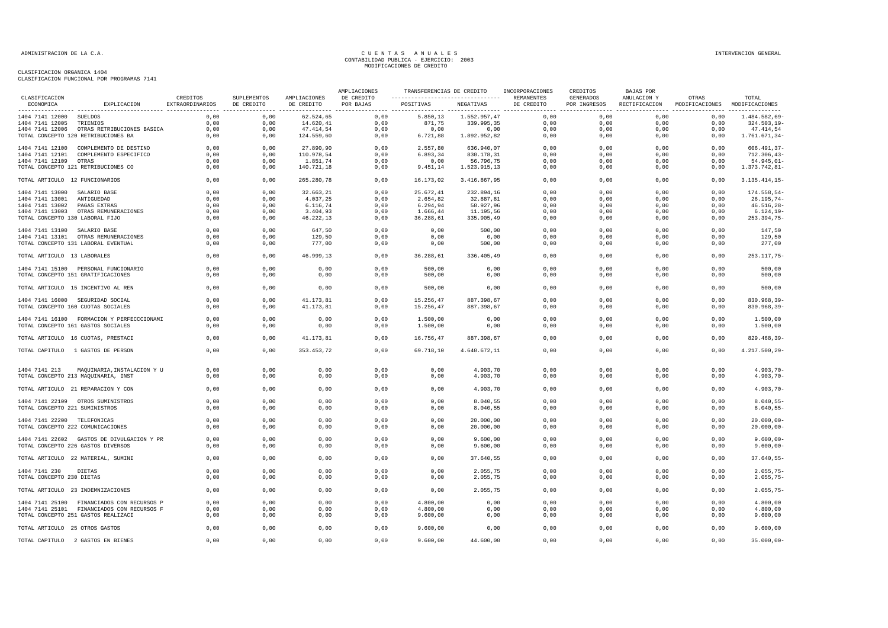ADMINISTRACION DE LA C.A.

# CUENTAS ANUALES
## CONTABILIDAD PUBLICA - EJERCICIO: 2003
## MODIFICACIONES DE CREDITO

INTERVENCION GENERAL

CLASIFICACION ORGANICA 1404
CLASIFICACION FUNCIONAL POR PROGRAMAS 7141

| CLASIFICACION ECONOMICA | EXPLICACION | CREDITOS EXTRAORDINARIOS | SUPLEMENTOS DE CREDITO | AMPLIACIONES DE CREDITO | AMPLIACIONES DE CREDITO POR BAJAS | TRANSFERENCIAS DE CREDITO POSITIVAS | TRANSFERENCIAS DE CREDITO NEGATIVAS | INCORPORACIONES REMANENTES DE CREDITO | CREDITOS GENERADOS POR INGRESOS | BAJAS POR ANULACION Y RECTIFICACION | OTRAS MODIFICACIONES | TOTAL MODIFICACIONES |
|---|---|---|---|---|---|---|---|---|---|---|---|---|
| 1404 7141 12000 | SUELDOS | 0,00 | 0,00 | 62.524,65 | 0,00 | 5.850,13 | 1.552.957,47 | 0,00 | 0,00 | 0,00 | 0,00 | 1.484.582,69- |
| 1404 7141 12005 | TRIENIOS | 0,00 | 0,00 | 14.620,41 | 0,00 | 871,75 | 339.995,35 | 0,00 | 0,00 | 0,00 | 0,00 | 324.503,19- |
| 1404 7141 12006 | OTRAS RETRIBUCIONES BASICA | 0,00 | 0,00 | 47.414,54 | 0,00 | 0,00 | 0,00 | 0,00 | 0,00 | 0,00 | 0,00 | 47.414,54 |
| TOTAL CONCEPTO 120 RETRIBUCIONES BA | | 0,00 | 0,00 | 124.559,60 | 0,00 | 6.721,88 | 1.892.952,82 | 0,00 | 0,00 | 0,00 | 0,00 | 1.761.671,34- |
| 1404 7141 12100 | COMPLEMENTO DE DESTINO | 0,00 | 0,00 | 27.890,90 | 0,00 | 2.557,80 | 636.940,07 | 0,00 | 0,00 | 0,00 | 0,00 | 606.491,37- |
| 1404 7141 12101 | COMPLEMENTO ESPECIFICO | 0,00 | 0,00 | 110.978,54 | 0,00 | 6.893,34 | 830.178,31 | 0,00 | 0,00 | 0,00 | 0,00 | 712.306,43- |
| 1404 7141 12109 | OTRAS | 0,00 | 0,00 | 1.851,74 | 0,00 | 0,00 | 56.796,75 | 0,00 | 0,00 | 0,00 | 0,00 | 54.945,01- |
| TOTAL CONCEPTO 121 RETRIBUCIONES CO | | 0,00 | 0,00 | 140.721,18 | 0,00 | 9.451,14 | 1.523.915,13 | 0,00 | 0,00 | 0,00 | 0,00 | 1.373.742,81- |
| TOTAL ARTICULO 12 FUNCIONARIOS | | 0,00 | 0,00 | 265.280,78 | 0,00 | 16.173,02 | 3.416.867,95 | 0,00 | 0,00 | 0,00 | 0,00 | 3.135.414,15- |
| 1404 7141 13000 | SALARIO BASE | 0,00 | 0,00 | 32.663,21 | 0,00 | 25.672,41 | 232.894,16 | 0,00 | 0,00 | 0,00 | 0,00 | 174.558,54- |
| 1404 7141 13001 | ANTIGUEDAD | 0,00 | 0,00 | 4.037,25 | 0,00 | 2.654,82 | 32.887,81 | 0,00 | 0,00 | 0,00 | 0,00 | 26.195,74- |
| 1404 7141 13002 | PAGAS EXTRAS | 0,00 | 0,00 | 6.116,74 | 0,00 | 6.294,94 | 58.927,96 | 0,00 | 0,00 | 0,00 | 0,00 | 46.516,28- |
| 1404 7141 13003 | OTRAS REMUNERACIONES | 0,00 | 0,00 | 3.404,93 | 0,00 | 1.666,44 | 11.195,56 | 0,00 | 0,00 | 0,00 | 0,00 | 6.124,19- |
| TOTAL CONCEPTO 130 LABORAL FIJO | | 0,00 | 0,00 | 46.222,13 | 0,00 | 36.288,61 | 335.905,49 | 0,00 | 0,00 | 0,00 | 0,00 | 253.394,75- |
| 1404 7141 13100 | SALARIO BASE | 0,00 | 0,00 | 647,50 | 0,00 | 0,00 | 500,00 | 0,00 | 0,00 | 0,00 | 0,00 | 147,50 |
| 1404 7141 13101 | OTRAS REMUNERACIONES | 0,00 | 0,00 | 129,50 | 0,00 | 0,00 | 0,00 | 0,00 | 0,00 | 0,00 | 0,00 | 129,50 |
| TOTAL CONCEPTO 131 LABORAL EVENTUAL | | 0,00 | 0,00 | 777,00 | 0,00 | 0,00 | 500,00 | 0,00 | 0,00 | 0,00 | 0,00 | 277,00 |
| TOTAL ARTICULO 13 LABORALES | | 0,00 | 0,00 | 46.999,13 | 0,00 | 36.288,61 | 336.405,49 | 0,00 | 0,00 | 0,00 | 0,00 | 253.117,75- |
| 1404 7141 15100 | PERSONAL FUNCIONARIO | 0,00 | 0,00 | 0,00 | 0,00 | 500,00 | 0,00 | 0,00 | 0,00 | 0,00 | 0,00 | 500,00 |
| TOTAL CONCEPTO 151 GRATIFICACIONES | | 0,00 | 0,00 | 0,00 | 0,00 | 500,00 | 0,00 | 0,00 | 0,00 | 0,00 | 0,00 | 500,00 |
| TOTAL ARTICULO 15 INCENTIVO AL REN | | 0,00 | 0,00 | 0,00 | 0,00 | 500,00 | 0,00 | 0,00 | 0,00 | 0,00 | 0,00 | 500,00 |
| 1404 7141 16000 | SEGURIDAD SOCIAL | 0,00 | 0,00 | 41.173,81 | 0,00 | 15.256,47 | 887.398,67 | 0,00 | 0,00 | 0,00 | 0,00 | 830.968,39- |
| TOTAL CONCEPTO 160 CUOTAS SOCIALES | | 0,00 | 0,00 | 41.173,81 | 0,00 | 15.256,47 | 887.398,67 | 0,00 | 0,00 | 0,00 | 0,00 | 830.968,39- |
| 1404 7141 16100 | FORMACION Y PERFECCCIONAMI | 0,00 | 0,00 | 0,00 | 0,00 | 1.500,00 | 0,00 | 0,00 | 0,00 | 0,00 | 0,00 | 1.500,00 |
| TOTAL CONCEPTO 161 GASTOS SOCIALES | | 0,00 | 0,00 | 0,00 | 0,00 | 1.500,00 | 0,00 | 0,00 | 0,00 | 0,00 | 0,00 | 1.500,00 |
| TOTAL ARTICULO 16 CUOTAS, PRESTACI | | 0,00 | 0,00 | 41.173,81 | 0,00 | 16.756,47 | 887.398,67 | 0,00 | 0,00 | 0,00 | 0,00 | 829.468,39- |
| TOTAL CAPITULO 1 GASTOS DE PERSON | | 0,00 | 0,00 | 353.453,72 | 0,00 | 69.718,10 | 4.640.672,11 | 0,00 | 0,00 | 0,00 | 0,00 | 4.217.500,29- |
| 1404 7141 213 | MAQUINARIA,INSTALACION Y U | 0,00 | 0,00 | 0,00 | 0,00 | 0,00 | 4.903,70 | 0,00 | 0,00 | 0,00 | 0,00 | 4.903,70- |
| TOTAL CONCEPTO 213 MAQUINARIA, INST | | 0,00 | 0,00 | 0,00 | 0,00 | 0,00 | 4.903,70 | 0,00 | 0,00 | 0,00 | 0,00 | 4.903,70- |
| TOTAL ARTICULO 21 REPARACION Y CON | | 0,00 | 0,00 | 0,00 | 0,00 | 0,00 | 4.903,70 | 0,00 | 0,00 | 0,00 | 0,00 | 4.903,70- |
| 1404 7141 22109 | OTROS SUMINISTROS | 0,00 | 0,00 | 0,00 | 0,00 | 0,00 | 8.040,55 | 0,00 | 0,00 | 0,00 | 0,00 | 8.040,55- |
| TOTAL CONCEPTO 221 SUMINISTROS | | 0,00 | 0,00 | 0,00 | 0,00 | 0,00 | 8.040,55 | 0,00 | 0,00 | 0,00 | 0,00 | 8.040,55- |
| 1404 7141 22200 | TELEFONICAS | 0,00 | 0,00 | 0,00 | 0,00 | 0,00 | 20.000,00 | 0,00 | 0,00 | 0,00 | 0,00 | 20.000,00- |
| TOTAL CONCEPTO 222 COMUNICACIONES | | 0,00 | 0,00 | 0,00 | 0,00 | 0,00 | 20.000,00 | 0,00 | 0,00 | 0,00 | 0,00 | 20.000,00- |
| 1404 7141 22602 | GASTOS DE DIVULGACION Y PR | 0,00 | 0,00 | 0,00 | 0,00 | 0,00 | 9.600,00 | 0,00 | 0,00 | 0,00 | 0,00 | 9.600,00- |
| TOTAL CONCEPTO 226 GASTOS DIVERSOS | | 0,00 | 0,00 | 0,00 | 0,00 | 0,00 | 9.600,00 | 0,00 | 0,00 | 0,00 | 0,00 | 9.600,00- |
| TOTAL ARTICULO 22 MATERIAL, SUMINI | | 0,00 | 0,00 | 0,00 | 0,00 | 0,00 | 37.640,55 | 0,00 | 0,00 | 0,00 | 0,00 | 37.640,55- |
| 1404 7141 230 | DIETAS | 0,00 | 0,00 | 0,00 | 0,00 | 0,00 | 2.055,75 | 0,00 | 0,00 | 0,00 | 0,00 | 2.055,75- |
| TOTAL CONCEPTO 230 DIETAS | | 0,00 | 0,00 | 0,00 | 0,00 | 0,00 | 2.055,75 | 0,00 | 0,00 | 0,00 | 0,00 | 2.055,75- |
| TOTAL ARTICULO 23 INDEMNIZACIONES | | 0,00 | 0,00 | 0,00 | 0,00 | 0,00 | 2.055,75 | 0,00 | 0,00 | 0,00 | 0,00 | 2.055,75- |
| 1404 7141 25100 | FINANCIADOS CON RECURSOS P | 0,00 | 0,00 | 0,00 | 0,00 | 4.800,00 | 0,00 | 0,00 | 0,00 | 0,00 | 0,00 | 4.800,00 |
| 1404 7141 25101 | FINANCIADOS CON RECURSOS F | 0,00 | 0,00 | 0,00 | 0,00 | 4.800,00 | 0,00 | 0,00 | 0,00 | 0,00 | 0,00 | 4.800,00 |
| TOTAL CONCEPTO 251 GASTOS REALIZACI | | 0,00 | 0,00 | 0,00 | 0,00 | 9.600,00 | 0,00 | 0,00 | 0,00 | 0,00 | 0,00 | 9.600,00 |
| TOTAL ARTICULO 25 OTROS GASTOS | | 0,00 | 0,00 | 0,00 | 0,00 | 9.600,00 | 0,00 | 0,00 | 0,00 | 0,00 | 0,00 | 9.600,00 |
| TOTAL CAPITULO 2 GASTOS EN BIENES | | 0,00 | 0,00 | 0,00 | 0,00 | 9.600,00 | 44.600,00 | 0,00 | 0,00 | 0,00 | 0,00 | 35.000,00- |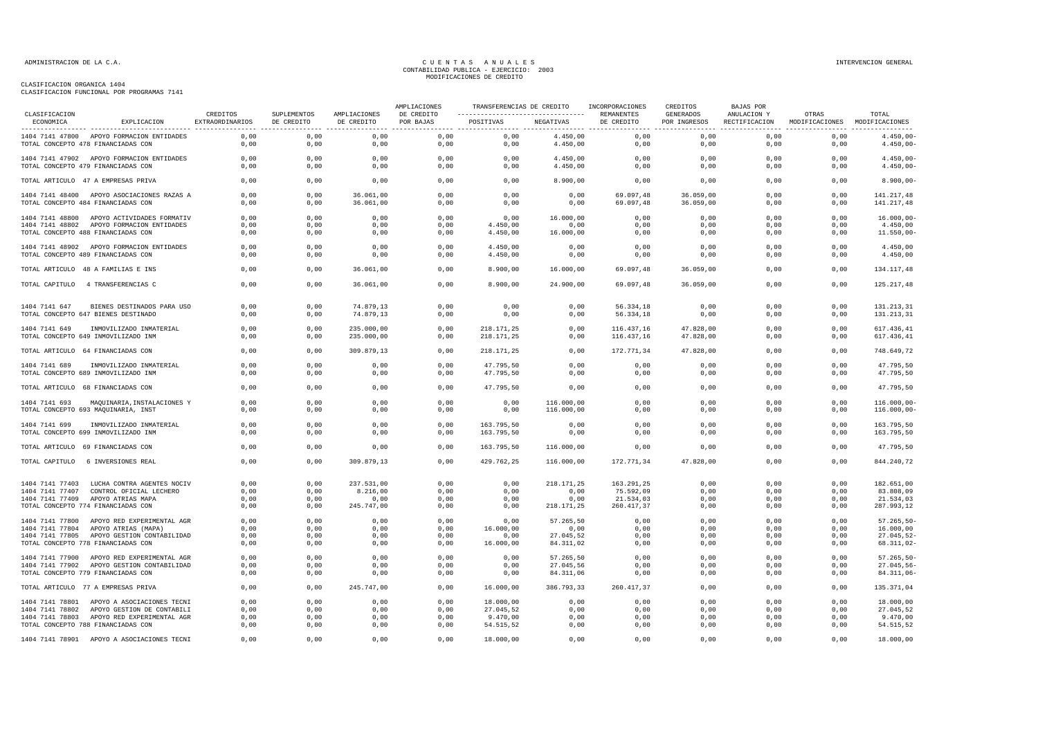CLASIFICACION ORGANICA 1404
CLASIFICACION FUNCIONAL POR PROGRAMAS 7141

| CLASIFICACION ECONOMICA | EXPLICACION | CREDITOS EXTRAORDINARIOS | SUPLEMENTOS DE CREDITO | AMPLIACIONES DE CREDITO | AMPLIACIONES DE CREDITO POR BAJAS | TRANSFERENCIAS DE CREDITO POSITIVAS | TRANSFERENCIAS DE CREDITO NEGATIVAS | INCORPORACIONES REMANENTES DE CREDITO | CREDITOS GENERADOS POR INGRESOS | BAJAS POR ANULACION Y RECTIFICACION | OTRAS MODIFICACIONES | TOTAL MODIFICACIONES |
|---|---|---|---|---|---|---|---|---|---|---|---|---|
| 1404 7141 47800 | APOYO FORMACION ENTIDADES | 0,00 | 0,00 | 0,00 | 0,00 | 0,00 | 4.450,00 | 0,00 | 0,00 | 0,00 | 0,00 | 4.450,00- |
| TOTAL CONCEPTO 478 FINANCIADAS CON | | 0,00 | 0,00 | 0,00 | 0,00 | 0,00 | 4.450,00 | 0,00 | 0,00 | 0,00 | 0,00 | 4.450,00- |
| 1404 7141 47902 | APOYO FORMACION ENTIDADES | 0,00 | 0,00 | 0,00 | 0,00 | 0,00 | 4.450,00 | 0,00 | 0,00 | 0,00 | 0,00 | 4.450,00- |
| TOTAL CONCEPTO 479 FINANCIADAS CON | | 0,00 | 0,00 | 0,00 | 0,00 | 0,00 | 4.450,00 | 0,00 | 0,00 | 0,00 | 0,00 | 4.450,00- |
| TOTAL ARTICULO 47 A EMPRESAS PRIVA | | 0,00 | 0,00 | 0,00 | 0,00 | 0,00 | 8.900,00 | 0,00 | 0,00 | 0,00 | 0,00 | 8.900,00- |
| 1404 7141 48400 | APOYO ASOCIACIONES RAZAS A | 0,00 | 0,00 | 36.061,00 | 0,00 | 0,00 | 0,00 | 69.097,48 | 36.059,00 | 0,00 | 0,00 | 141.217,48 |
| TOTAL CONCEPTO 484 FINANCIADAS CON | | 0,00 | 0,00 | 36.061,00 | 0,00 | 0,00 | 0,00 | 69.097,48 | 36.059,00 | 0,00 | 0,00 | 141.217,48 |
| 1404 7141 48800 | APOYO ACTIVIDADES FORMATIV | 0,00 | 0,00 | 0,00 | 0,00 | 0,00 | 16.000,00 | 0,00 | 0,00 | 0,00 | 0,00 | 16.000,00- |
| 1404 7141 48802 | APOYO FORMACION ENTIDADES | 0,00 | 0,00 | 0,00 | 0,00 | 4.450,00 | 0,00 | 0,00 | 0,00 | 0,00 | 0,00 | 4.450,00 |
| TOTAL CONCEPTO 488 FINANCIADAS CON | | 0,00 | 0,00 | 0,00 | 0,00 | 4.450,00 | 16.000,00 | 0,00 | 0,00 | 0,00 | 0,00 | 11.550,00- |
| 1404 7141 48902 | APOYO FORMACION ENTIDADES | 0,00 | 0,00 | 0,00 | 0,00 | 4.450,00 | 0,00 | 0,00 | 0,00 | 0,00 | 0,00 | 4.450,00 |
| TOTAL CONCEPTO 489 FINANCIADAS CON | | 0,00 | 0,00 | 0,00 | 0,00 | 4.450,00 | 0,00 | 0,00 | 0,00 | 0,00 | 0,00 | 4.450,00 |
| TOTAL ARTICULO 48 A FAMILIAS E INS | | 0,00 | 0,00 | 36.061,00 | 0,00 | 8.900,00 | 16.000,00 | 69.097,48 | 36.059,00 | 0,00 | 0,00 | 134.117,48 |
| TOTAL CAPITULO 4 TRANSFERENCIAS C | | 0,00 | 0,00 | 36.061,00 | 0,00 | 8.900,00 | 24.900,00 | 69.097,48 | 36.059,00 | 0,00 | 0,00 | 125.217,48 |
| 1404 7141 647 | BIENES DESTINADOS PARA USO | 0,00 | 0,00 | 74.879,13 | 0,00 | 0,00 | 0,00 | 56.334,18 | 0,00 | 0,00 | 0,00 | 131.213,31 |
| TOTAL CONCEPTO 647 BIENES DESTINADO | | 0,00 | 0,00 | 74.879,13 | 0,00 | 0,00 | 0,00 | 56.334,18 | 0,00 | 0,00 | 0,00 | 131.213,31 |
| 1404 7141 649 | INMOVILIZADO INMATERIAL | 0,00 | 0,00 | 235.000,00 | 0,00 | 218.171,25 | 0,00 | 116.437,16 | 47.828,00 | 0,00 | 0,00 | 617.436,41 |
| TOTAL CONCEPTO 649 INMOVILIZADO INM | | 0,00 | 0,00 | 235.000,00 | 0,00 | 218.171,25 | 0,00 | 116.437,16 | 47.828,00 | 0,00 | 0,00 | 617.436,41 |
| TOTAL ARTICULO 64 FINANCIADAS CON | | 0,00 | 0,00 | 309.879,13 | 0,00 | 218.171,25 | 0,00 | 172.771,34 | 47.828,00 | 0,00 | 0,00 | 748.649,72 |
| 1404 7141 689 | INMOVILIZADO INMATERIAL | 0,00 | 0,00 | 0,00 | 0,00 | 47.795,50 | 0,00 | 0,00 | 0,00 | 0,00 | 0,00 | 47.795,50 |
| TOTAL CONCEPTO 689 INMOVILIZADO INM | | 0,00 | 0,00 | 0,00 | 0,00 | 47.795,50 | 0,00 | 0,00 | 0,00 | 0,00 | 0,00 | 47.795,50 |
| TOTAL ARTICULO 68 FINANCIADAS CON | | 0,00 | 0,00 | 0,00 | 0,00 | 47.795,50 | 0,00 | 0,00 | 0,00 | 0,00 | 0,00 | 47.795,50 |
| 1404 7141 693 | MAQUINARIA,INSTALACIONES Y | 0,00 | 0,00 | 0,00 | 0,00 | 0,00 | 116.000,00 | 0,00 | 0,00 | 0,00 | 0,00 | 116.000,00- |
| TOTAL CONCEPTO 693 MAQUINARIA, INST | | 0,00 | 0,00 | 0,00 | 0,00 | 0,00 | 116.000,00 | 0,00 | 0,00 | 0,00 | 0,00 | 116.000,00- |
| 1404 7141 699 | INMOVILIZADO INMATERIAL | 0,00 | 0,00 | 0,00 | 0,00 | 163.795,50 | 0,00 | 0,00 | 0,00 | 0,00 | 0,00 | 163.795,50 |
| TOTAL CONCEPTO 699 INMOVILIZADO INM | | 0,00 | 0,00 | 0,00 | 0,00 | 163.795,50 | 0,00 | 0,00 | 0,00 | 0,00 | 0,00 | 163.795,50 |
| TOTAL ARTICULO 69 FINANCIADAS CON | | 0,00 | 0,00 | 0,00 | 0,00 | 163.795,50 | 116.000,00 | 0,00 | 0,00 | 0,00 | 0,00 | 47.795,50 |
| TOTAL CAPITULO 6 INVERSIONES REAL | | 0,00 | 0,00 | 309.879,13 | 0,00 | 429.762,25 | 116.000,00 | 172.771,34 | 47.828,00 | 0,00 | 0,00 | 844.240,72 |
| 1404 7141 77403 | LUCHA CONTRA AGENTES NOCIV | 0,00 | 0,00 | 237.531,00 | 0,00 | 0,00 | 218.171,25 | 163.291,25 | 0,00 | 0,00 | 0,00 | 182.651,00 |
| 1404 7141 77407 | CONTROL OFICIAL LECHERO | 0,00 | 0,00 | 8.216,00 | 0,00 | 0,00 | 0,00 | 75.592,09 | 0,00 | 0,00 | 0,00 | 83.808,09 |
| 1404 7141 77409 | APOYO ATRIAS MAPA | 0,00 | 0,00 | 0,00 | 0,00 | 0,00 | 0,00 | 21.534,03 | 0,00 | 0,00 | 0,00 | 21.534,03 |
| TOTAL CONCEPTO 774 FINANCIADAS CON | | 0,00 | 0,00 | 245.747,00 | 0,00 | 0,00 | 218.171,25 | 260.417,37 | 0,00 | 0,00 | 0,00 | 287.993,12 |
| 1404 7141 77800 | APOYO RED EXPERIMENTAL AGR | 0,00 | 0,00 | 0,00 | 0,00 | 0,00 | 57.265,50 | 0,00 | 0,00 | 0,00 | 0,00 | 57.265,50- |
| 1404 7141 77804 | APOYO ATRIAS (MAPA) | 0,00 | 0,00 | 0,00 | 0,00 | 16.000,00 | 0,00 | 0,00 | 0,00 | 0,00 | 0,00 | 16.000,00 |
| 1404 7141 77805 | APOYO GESTION CONTABILIDAD | 0,00 | 0,00 | 0,00 | 0,00 | 0,00 | 27.045,52 | 0,00 | 0,00 | 0,00 | 0,00 | 27.045,52- |
| TOTAL CONCEPTO 778 FINANCIADAS CON | | 0,00 | 0,00 | 0,00 | 0,00 | 16.000,00 | 84.311,02 | 0,00 | 0,00 | 0,00 | 0,00 | 68.311,02- |
| 1404 7141 77900 | APOYO RED EXPERIMENTAL AGR | 0,00 | 0,00 | 0,00 | 0,00 | 0,00 | 57.265,50 | 0,00 | 0,00 | 0,00 | 0,00 | 57.265,50- |
| 1404 7141 77902 | APOYO GESTION CONTABILIDAD | 0,00 | 0,00 | 0,00 | 0,00 | 0,00 | 27.045,56 | 0,00 | 0,00 | 0,00 | 0,00 | 27.045,56- |
| TOTAL CONCEPTO 779 FINANCIADAS CON | | 0,00 | 0,00 | 0,00 | 0,00 | 0,00 | 84.311,06 | 0,00 | 0,00 | 0,00 | 0,00 | 84.311,06- |
| TOTAL ARTICULO 77 A EMPRESAS PRIVA | | 0,00 | 0,00 | 245.747,00 | 0,00 | 16.000,00 | 386.793,33 | 260.417,37 | 0,00 | 0,00 | 0,00 | 135.371,04 |
| 1404 7141 78801 | APOYO A ASOCIACIONES TECNI | 0,00 | 0,00 | 0,00 | 0,00 | 18.000,00 | 0,00 | 0,00 | 0,00 | 0,00 | 0,00 | 18.000,00 |
| 1404 7141 78802 | APOYO GESTION DE CONTABILI | 0,00 | 0,00 | 0,00 | 0,00 | 27.045,52 | 0,00 | 0,00 | 0,00 | 0,00 | 0,00 | 27.045,52 |
| 1404 7141 78803 | APOYO RED EXPERIMENTAL AGR | 0,00 | 0,00 | 0,00 | 0,00 | 9.470,00 | 0,00 | 0,00 | 0,00 | 0,00 | 0,00 | 9.470,00 |
| TOTAL CONCEPTO 788 FINANCIADAS CON | | 0,00 | 0,00 | 0,00 | 0,00 | 54.515,52 | 0,00 | 0,00 | 0,00 | 0,00 | 0,00 | 54.515,52 |
| 1404 7141 78901 | APOYO A ASOCIACIONES TECNI | 0,00 | 0,00 | 0,00 | 0,00 | 18.000,00 | 0,00 | 0,00 | 0,00 | 0,00 | 0,00 | 18.000,00 |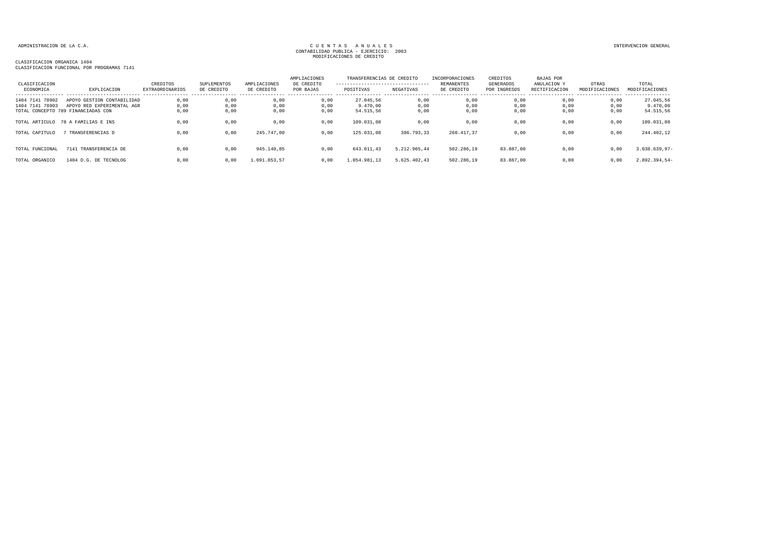ADMINISTRACION DE LA C.A.

CUENTAS ANUALES
CONTABILIDAD PUBLICA - EJERCICIO: 2003
MODIFICACIONES DE CREDITO

INTERVENCION GENERAL

CLASIFICACION ORGANICA 1404
CLASIFICACION FUNCIONAL POR PROGRAMAS 7141

| CLASIFICACION ECONOMICA | EXPLICACION | CREDITOS EXTRAORDINARIOS | SUPLEMENTOS DE CREDITO | AMPLIACIONES DE CREDITO | AMPLIACIONES DE CREDITO POR BAJAS | TRANSFERENCIAS DE CREDITO POSITIVAS | TRANSFERENCIAS DE CREDITO NEGATIVAS | INCORPORACIONES REMANENTES DE CREDITO | CREDITOS GENERADOS POR INGRESOS | BAJAS POR ANULACION Y RECTIFICACION | OTRAS MODIFICACIONES | TOTAL MODIFICACIONES |
|---|---|---|---|---|---|---|---|---|---|---|---|---|
| 1404 7141 78902 | APOYO GESTION CONTABILIDAD | 0,00 | 0,00 | 0,00 | 0,00 | 27.045,56 | 0,00 | 0,00 | 0,00 | 0,00 | 0,00 | 27.045,56 |
| 1404 7141 78903 | APOYO RED EXPERIMENTAL AGR | 0,00 | 0,00 | 0,00 | 0,00 | 9.470,00 | 0,00 | 0,00 | 0,00 | 0,00 | 0,00 | 9.470,00 |
| TOTAL CONCEPTO 789 | FINANCIADAS CON | 0,00 | 0,00 | 0,00 | 0,00 | 54.515,56 | 0,00 | 0,00 | 0,00 | 0,00 | 0,00 | 54.515,56 |
| TOTAL ARTICULO | 78 A FAMILIAS E INS | 0,00 | 0,00 | 0,00 | 0,00 | 109.031,08 | 0,00 | 0,00 | 0,00 | 0,00 | 0,00 | 109.031,08 |
| TOTAL CAPITULO | 7 TRANSFERENCIAS D | 0,00 | 0,00 | 245.747,00 | 0,00 | 125.031,08 | 386.793,33 | 260.417,37 | 0,00 | 0,00 | 0,00 | 244.402,12 |
| TOTAL FUNCIONAL | 7141 TRANSFERENCIA DE | 0,00 | 0,00 | 945.140,85 | 0,00 | 643.011,43 | 5.212.965,44 | 502.286,19 | 83.887,00 | 0,00 | 0,00 | 3.038.639,97- |
| TOTAL ORGANICO | 1404 D.G. DE TECNOLOG | 0,00 | 0,00 | 1.091.853,57 | 0,00 | 1.054.981,13 | 5.625.402,43 | 502.286,19 | 83.887,00 | 0,00 | 0,00 | 2.892.394,54- |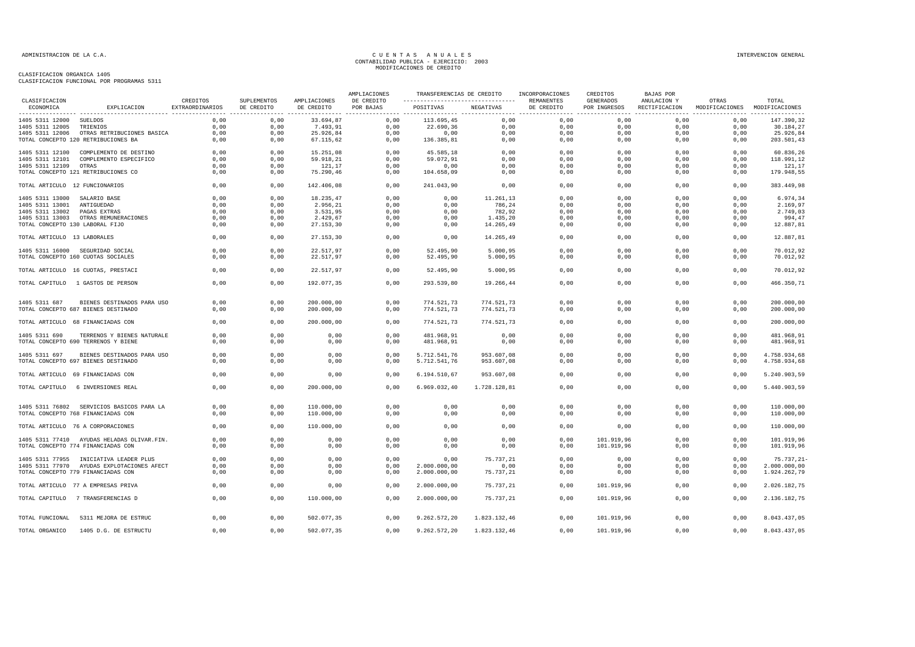ADMINISTRACION DE LA C.A.

# CUENTAS ANUALES
## CONTABILIDAD PUBLICA - EJERCICIO: 2003
## MODIFICACIONES DE CREDITO

INTERVENCION GENERAL

CLASIFICACION ORGANICA 1405
CLASIFICACION FUNCIONAL POR PROGRAMAS 5311

| CLASIFICACION ECONOMICA | EXPLICACION | CREDITOS EXTRAORDINARIOS | SUPLEMENTOS DE CREDITO | AMPLIACIONES DE CREDITO | AMPLIACIONES DE CREDITO POR BAJAS | TRANSFERENCIAS DE CREDITO POSITIVAS | TRANSFERENCIAS DE CREDITO NEGATIVAS | INCORPORACIONES REMANENTES DE CREDITO | CREDITOS GENERADOS POR INGRESOS | BAJAS POR ANULACION Y RECTIFICACION | OTRAS MODIFICACIONES | TOTAL MODIFICACIONES |
|---|---|---|---|---|---|---|---|---|---|---|---|---|
| 1405 5311 12000 | SUELDOS | 0,00 | 0,00 | 33.694,87 | 0,00 | 113.695,45 | 0,00 | 0,00 | 0,00 | 0,00 | 0,00 | 147.390,32 |
| 1405 5311 12005 | TRIENIOS | 0,00 | 0,00 | 7.493,91 | 0,00 | 22.690,36 | 0,00 | 0,00 | 0,00 | 0,00 | 0,00 | 30.184,27 |
| 1405 5311 12006 | OTRAS RETRIBUCIONES BASICA | 0,00 | 0,00 | 25.926,84 | 0,00 | 0,00 | 0,00 | 0,00 | 0,00 | 0,00 | 0,00 | 25.926,84 |
| TOTAL CONCEPTO 120 RETRIBUCIONES BA | | 0,00 | 0,00 | 67.115,62 | 0,00 | 136.385,81 | 0,00 | 0,00 | 0,00 | 0,00 | 0,00 | 203.501,43 |
| 1405 5311 12100 | COMPLEMENTO DE DESTINO | 0,00 | 0,00 | 15.251,08 | 0,00 | 45.585,18 | 0,00 | 0,00 | 0,00 | 0,00 | 0,00 | 60.836,26 |
| 1405 5311 12101 | COMPLEMENTO ESPECIFICO | 0,00 | 0,00 | 59.918,21 | 0,00 | 59.072,91 | 0,00 | 0,00 | 0,00 | 0,00 | 0,00 | 118.991,12 |
| 1405 5311 12109 | OTRAS | 0,00 | 0,00 | 121,17 | 0,00 | 0,00 | 0,00 | 0,00 | 0,00 | 0,00 | 0,00 | 121,17 |
| TOTAL CONCEPTO 121 RETRIBUCIONES CO | | 0,00 | 0,00 | 75.290,46 | 0,00 | 104.658,09 | 0,00 | 0,00 | 0,00 | 0,00 | 0,00 | 179.948,55 |
| TOTAL ARTICULO 12 FUNCIONARIOS | | 0,00 | 0,00 | 142.406,08 | 0,00 | 241.043,90 | 0,00 | 0,00 | 0,00 | 0,00 | 0,00 | 383.449,98 |
| 1405 5311 13000 | SALARIO BASE | 0,00 | 0,00 | 18.235,47 | 0,00 | 0,00 | 11.261,13 | 0,00 | 0,00 | 0,00 | 0,00 | 6.974,34 |
| 1405 5311 13001 | ANTIGUEDAD | 0,00 | 0,00 | 2.956,21 | 0,00 | 0,00 | 786,24 | 0,00 | 0,00 | 0,00 | 0,00 | 2.169,97 |
| 1405 5311 13002 | PAGAS EXTRAS | 0,00 | 0,00 | 3.531,95 | 0,00 | 0,00 | 782,92 | 0,00 | 0,00 | 0,00 | 0,00 | 2.749,03 |
| 1405 5311 13003 | OTRAS REMUNERACIONES | 0,00 | 0,00 | 2.429,67 | 0,00 | 0,00 | 1.435,20 | 0,00 | 0,00 | 0,00 | 0,00 | 994,47 |
| TOTAL CONCEPTO 130 LABORAL FIJO | | 0,00 | 0,00 | 27.153,30 | 0,00 | 0,00 | 14.265,49 | 0,00 | 0,00 | 0,00 | 0,00 | 12.887,81 |
| TOTAL ARTICULO 13 LABORALES | | 0,00 | 0,00 | 27.153,30 | 0,00 | 0,00 | 14.265,49 | 0,00 | 0,00 | 0,00 | 0,00 | 12.887,81 |
| 1405 5311 16000 | SEGURIDAD SOCIAL | 0,00 | 0,00 | 22.517,97 | 0,00 | 52.495,90 | 5.000,95 | 0,00 | 0,00 | 0,00 | 0,00 | 70.012,92 |
| TOTAL CONCEPTO 160 CUOTAS SOCIALES | | 0,00 | 0,00 | 22.517,97 | 0,00 | 52.495,90 | 5.000,95 | 0,00 | 0,00 | 0,00 | 0,00 | 70.012,92 |
| TOTAL ARTICULO 16 CUOTAS, PRESTACI | | 0,00 | 0,00 | 22.517,97 | 0,00 | 52.495,90 | 5.000,95 | 0,00 | 0,00 | 0,00 | 0,00 | 70.012,92 |
| TOTAL CAPITULO 1 GASTOS DE PERSON | | 0,00 | 0,00 | 192.077,35 | 0,00 | 293.539,80 | 19.266,44 | 0,00 | 0,00 | 0,00 | 0,00 | 466.350,71 |
| 1405 5311 687 | BIENES DESTINADOS PARA USO | 0,00 | 0,00 | 200.000,00 | 0,00 | 774.521,73 | 774.521,73 | 0,00 | 0,00 | 0,00 | 0,00 | 200.000,00 |
| TOTAL CONCEPTO 687 BIENES DESTINADO | | 0,00 | 0,00 | 200.000,00 | 0,00 | 774.521,73 | 774.521,73 | 0,00 | 0,00 | 0,00 | 0,00 | 200.000,00 |
| TOTAL ARTICULO 68 FINANCIADAS CON | | 0,00 | 0,00 | 200.000,00 | 0,00 | 774.521,73 | 774.521,73 | 0,00 | 0,00 | 0,00 | 0,00 | 200.000,00 |
| 1405 5311 690 | TERRENOS Y BIENES NATURALE | 0,00 | 0,00 | 0,00 | 0,00 | 481.968,91 | 0,00 | 0,00 | 0,00 | 0,00 | 0,00 | 481.968,91 |
| TOTAL CONCEPTO 690 TERRENOS Y BIENE | | 0,00 | 0,00 | 0,00 | 0,00 | 481.968,91 | 0,00 | 0,00 | 0,00 | 0,00 | 0,00 | 481.968,91 |
| 1405 5311 697 | BIENES DESTINADOS PARA USO | 0,00 | 0,00 | 0,00 | 0,00 | 5.712.541,76 | 953.607,08 | 0,00 | 0,00 | 0,00 | 0,00 | 4.758.934,68 |
| TOTAL CONCEPTO 697 BIENES DESTINADO | | 0,00 | 0,00 | 0,00 | 0,00 | 5.712.541,76 | 953.607,08 | 0,00 | 0,00 | 0,00 | 0,00 | 4.758.934,68 |
| TOTAL ARTICULO 69 FINANCIADAS CON | | 0,00 | 0,00 | 0,00 | 0,00 | 6.194.510,67 | 953.607,08 | 0,00 | 0,00 | 0,00 | 0,00 | 5.240.903,59 |
| TOTAL CAPITULO 6 INVERSIONES REAL | | 0,00 | 0,00 | 200.000,00 | 0,00 | 6.969.032,40 | 1.728.128,81 | 0,00 | 0,00 | 0,00 | 0,00 | 5.440.903,59 |
| 1405 5311 76802 | SERVICIOS BASICOS PARA LA | 0,00 | 0,00 | 110.000,00 | 0,00 | 0,00 | 0,00 | 0,00 | 0,00 | 0,00 | 0,00 | 110.000,00 |
| TOTAL CONCEPTO 768 FINANCIADAS CON | | 0,00 | 0,00 | 110.000,00 | 0,00 | 0,00 | 0,00 | 0,00 | 0,00 | 0,00 | 0,00 | 110.000,00 |
| TOTAL ARTICULO 76 A CORPORACIONES | | 0,00 | 0,00 | 110.000,00 | 0,00 | 0,00 | 0,00 | 0,00 | 0,00 | 0,00 | 0,00 | 110.000,00 |
| 1405 5311 77410 | AYUDAS HELADAS OLIVAR.FIN. | 0,00 | 0,00 | 0,00 | 0,00 | 0,00 | 0,00 | 0,00 | 101.919,96 | 0,00 | 0,00 | 101.919,96 |
| TOTAL CONCEPTO 774 FINANCIADAS CON | | 0,00 | 0,00 | 0,00 | 0,00 | 0,00 | 0,00 | 0,00 | 101.919,96 | 0,00 | 0,00 | 101.919,96 |
| 1405 5311 77955 | INICIATIVA LEADER PLUS | 0,00 | 0,00 | 0,00 | 0,00 | 0,00 | 75.737,21 | 0,00 | 0,00 | 0,00 | 0,00 | 75.737,21- |
| 1405 5311 77970 | AYUDAS EXPLOTACIONES AFECT | 0,00 | 0,00 | 0,00 | 0,00 | 2.000.000,00 | 0,00 | 0,00 | 0,00 | 0,00 | 0,00 | 2.000.000,00 |
| TOTAL CONCEPTO 779 FINANCIADAS CON | | 0,00 | 0,00 | 0,00 | 0,00 | 2.000.000,00 | 75.737,21 | 0,00 | 0,00 | 0,00 | 0,00 | 1.924.262,79 |
| TOTAL ARTICULO 77 A EMPRESAS PRIVA | | 0,00 | 0,00 | 0,00 | 0,00 | 2.000.000,00 | 75.737,21 | 0,00 | 101.919,96 | 0,00 | 0,00 | 2.026.182,75 |
| TOTAL CAPITULO 7 TRANSFERENCIAS D | | 0,00 | 0,00 | 110.000,00 | 0,00 | 2.000.000,00 | 75.737,21 | 0,00 | 101.919,96 | 0,00 | 0,00 | 2.136.182,75 |
| TOTAL FUNCIONAL | 5311 MEJORA DE ESTRUC | 0,00 | 0,00 | 502.077,35 | 0,00 | 9.262.572,20 | 1.823.132,46 | 0,00 | 101.919,96 | 0,00 | 0,00 | 8.043.437,05 |
| TOTAL ORGANICO | 1405 D.G. DE ESTRUCTU | 0,00 | 0,00 | 502.077,35 | 0,00 | 9.262.572,20 | 1.823.132,46 | 0,00 | 101.919,96 | 0,00 | 0,00 | 8.043.437,05 |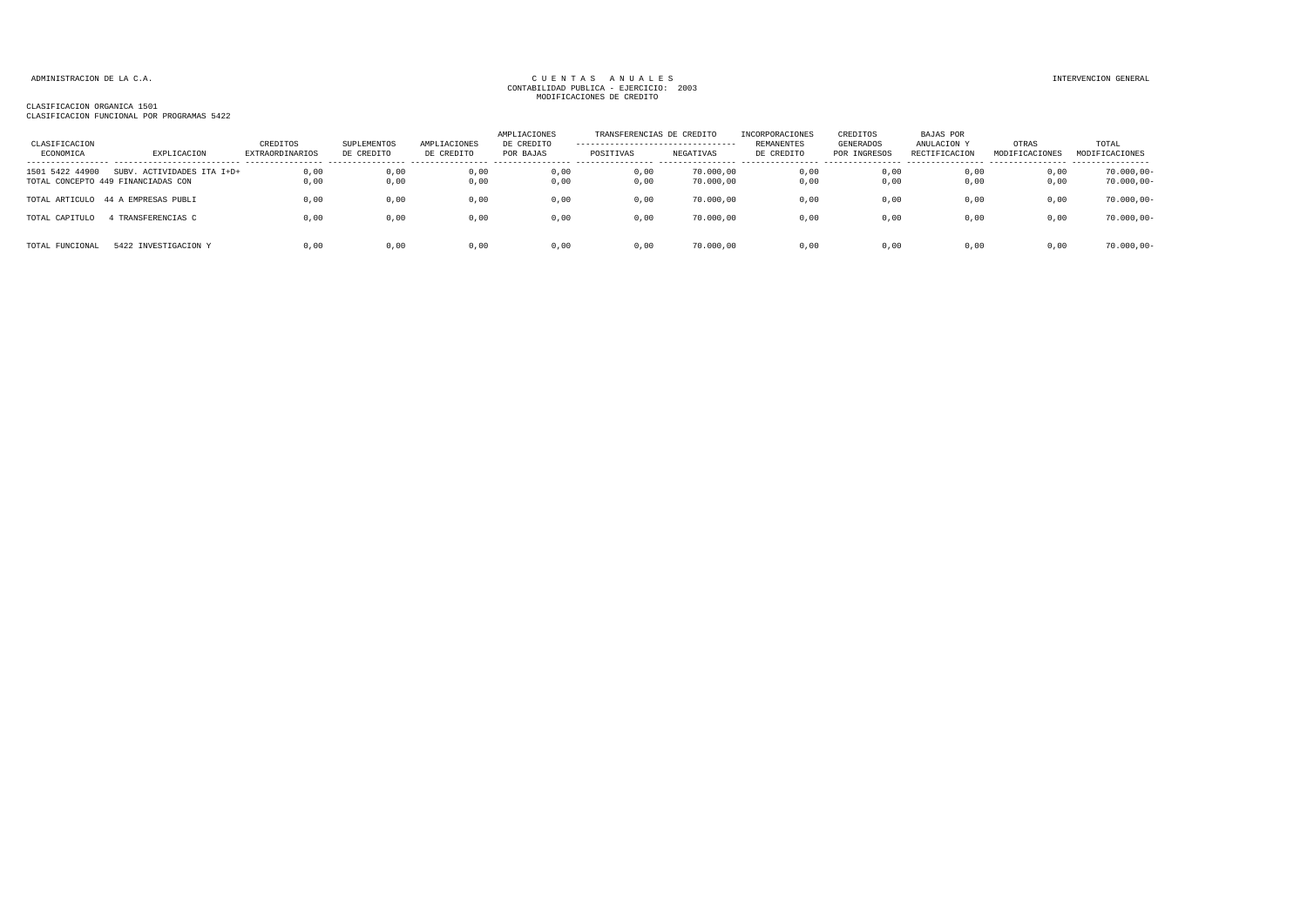ADMINISTRACION DE LA C.A.

CUENTAS ANUALES
CONTABILIDAD PUBLICA - EJERCICIO: 2003
MODIFICACIONES DE CREDITO

INTERVENCION GENERAL

CLASIFICACION ORGANICA 1501
CLASIFICACION FUNCIONAL POR PROGRAMAS 5422

| CLASIFICACION ECONOMICA | EXPLICACION | CREDITOS EXTRAORDINARIOS | SUPLEMENTOS DE CREDITO | AMPLIACIONES DE CREDITO | AMPLIACIONES DE CREDITO POR BAJAS | TRANSFERENCIAS DE CREDITO POSITIVAS | TRANSFERENCIAS DE CREDITO NEGATIVAS | INCORPORACIONES REMANENTES DE CREDITO | CREDITOS GENERADOS POR INGRESOS | BAJAS POR ANULACION Y RECTIFICACION | OTRAS MODIFICACIONES | TOTAL MODIFICACIONES |
|---|---|---|---|---|---|---|---|---|---|---|---|---|
| 1501 5422 44900 | SUBV. ACTIVIDADES ITA I+D+ | 0,00 | 0,00 | 0,00 | 0,00 | 0,00 | 70.000,00 | 0,00 | 0,00 | 0,00 | 0,00 | 70.000,00- |
| TOTAL CONCEPTO 449 | FINANCIADAS CON | 0,00 | 0,00 | 0,00 | 0,00 | 0,00 | 70.000,00 | 0,00 | 0,00 | 0,00 | 0,00 | 70.000,00- |
| TOTAL ARTICULO | 44 A EMPRESAS PUBLI | 0,00 | 0,00 | 0,00 | 0,00 | 0,00 | 70.000,00 | 0,00 | 0,00 | 0,00 | 0,00 | 70.000,00- |
| TOTAL CAPITULO | 4 TRANSFERENCIAS C | 0,00 | 0,00 | 0,00 | 0,00 | 0,00 | 70.000,00 | 0,00 | 0,00 | 0,00 | 0,00 | 70.000,00- |
| TOTAL FUNCIONAL | 5422 INVESTIGACION Y | 0,00 | 0,00 | 0,00 | 0,00 | 0,00 | 70.000,00 | 0,00 | 0,00 | 0,00 | 0,00 | 70.000,00- |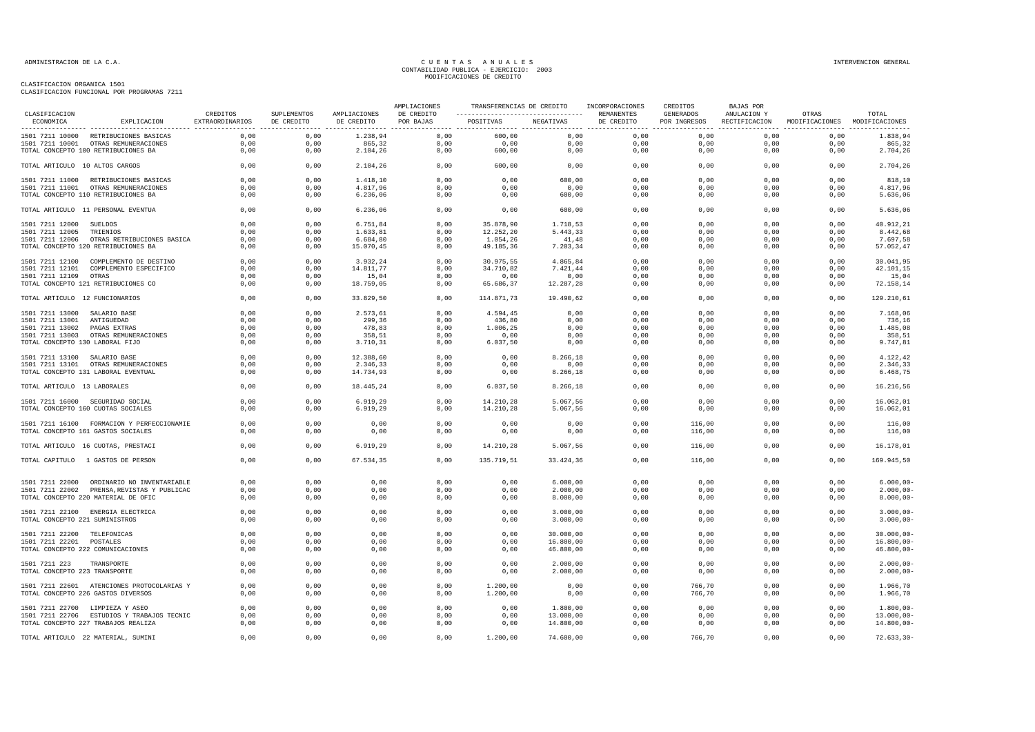CLASIFICACION ORGANICA 1501
CLASIFICACION FUNCIONAL POR PROGRAMAS 7211

| CLASIFICACION ECONOMICA | EXPLICACION | CREDITOS EXTRAORDINARIOS | SUPLEMENTOS DE CREDITO | AMPLIACIONES DE CREDITO | AMPLIACIONES DE CREDITO POR BAJAS | TRANSFERENCIAS DE CREDITO POSITIVAS | TRANSFERENCIAS DE CREDITO NEGATIVAS | INCORPORACIONES REMANENTES DE CREDITO | CREDITOS GENERADOS POR INGRESOS | BAJAS POR ANULACION Y RECTIFICACION | OTRAS MODIFICACIONES | TOTAL MODIFICACIONES |
|---|---|---|---|---|---|---|---|---|---|---|---|---|
| 1501 7211 10000 | RETRIBUCIONES BASICAS | 0,00 | 0,00 | 1.238,94 | 0,00 | 600,00 | 0,00 | 0,00 | 0,00 | 0,00 | 0,00 | 1.838,94 |
| 1501 7211 10001 | OTRAS REMUNERACIONES | 0,00 | 0,00 | 865,32 | 0,00 | 0,00 | 0,00 | 0,00 | 0,00 | 0,00 | 0,00 | 865,32 |
| TOTAL CONCEPTO 100 RETRIBUCIONES BA | | 0,00 | 0,00 | 2.104,26 | 0,00 | 600,00 | 0,00 | 0,00 | 0,00 | 0,00 | 0,00 | 2.704,26 |
| TOTAL ARTICULO 10 ALTOS CARGOS | | 0,00 | 0,00 | 2.104,26 | 0,00 | 600,00 | 0,00 | 0,00 | 0,00 | 0,00 | 0,00 | 2.704,26 |
| 1501 7211 11000 | RETRIBUCIONES BASICAS | 0,00 | 0,00 | 1.418,10 | 0,00 | 0,00 | 600,00 | 0,00 | 0,00 | 0,00 | 0,00 | 818,10 |
| 1501 7211 11001 | OTRAS REMUNERACIONES | 0,00 | 0,00 | 4.817,96 | 0,00 | 0,00 | 0,00 | 0,00 | 0,00 | 0,00 | 0,00 | 4.817,96 |
| TOTAL CONCEPTO 110 RETRIBUCIONES BA | | 0,00 | 0,00 | 6.236,06 | 0,00 | 0,00 | 600,00 | 0,00 | 0,00 | 0,00 | 0,00 | 5.636,06 |
| TOTAL ARTICULO 11 PERSONAL EVENTUA | | 0,00 | 0,00 | 6.236,06 | 0,00 | 0,00 | 600,00 | 0,00 | 0,00 | 0,00 | 0,00 | 5.636,06 |
| 1501 7211 12000 | SUELDOS | 0,00 | 0,00 | 6.751,84 | 0,00 | 35.878,90 | 1.718,53 | 0,00 | 0,00 | 0,00 | 0,00 | 40.912,21 |
| 1501 7211 12005 | TRIENIOS | 0,00 | 0,00 | 1.633,81 | 0,00 | 12.252,20 | 5.443,33 | 0,00 | 0,00 | 0,00 | 0,00 | 8.442,68 |
| 1501 7211 12006 | OTRAS RETRIBUCIONES BASICA | 0,00 | 0,00 | 6.684,80 | 0,00 | 1.054,26 | 41,48 | 0,00 | 0,00 | 0,00 | 0,00 | 7.697,58 |
| TOTAL CONCEPTO 120 RETRIBUCIONES BA | | 0,00 | 0,00 | 15.070,45 | 0,00 | 49.185,36 | 7.203,34 | 0,00 | 0,00 | 0,00 | 0,00 | 57.052,47 |
| 1501 7211 12100 | COMPLEMENTO DE DESTINO | 0,00 | 0,00 | 3.932,24 | 0,00 | 30.975,55 | 4.865,84 | 0,00 | 0,00 | 0,00 | 0,00 | 30.041,95 |
| 1501 7211 12101 | COMPLEMENTO ESPECIFICO | 0,00 | 0,00 | 14.811,77 | 0,00 | 34.710,82 | 7.421,44 | 0,00 | 0,00 | 0,00 | 0,00 | 42.101,15 |
| 1501 7211 12109 | OTRAS | 0,00 | 0,00 | 15,04 | 0,00 | 0,00 | 0,00 | 0,00 | 0,00 | 0,00 | 0,00 | 15,04 |
| TOTAL CONCEPTO 121 RETRIBUCIONES CO | | 0,00 | 0,00 | 18.759,05 | 0,00 | 65.686,37 | 12.287,28 | 0,00 | 0,00 | 0,00 | 0,00 | 72.158,14 |
| TOTAL ARTICULO 12 FUNCIONARIOS | | 0,00 | 0,00 | 33.829,50 | 0,00 | 114.871,73 | 19.490,62 | 0,00 | 0,00 | 0,00 | 0,00 | 129.210,61 |
| 1501 7211 13000 | SALARIO BASE | 0,00 | 0,00 | 2.573,61 | 0,00 | 4.594,45 | 0,00 | 0,00 | 0,00 | 0,00 | 0,00 | 7.168,06 |
| 1501 7211 13001 | ANTIGUEDAD | 0,00 | 0,00 | 299,36 | 0,00 | 436,80 | 0,00 | 0,00 | 0,00 | 0,00 | 0,00 | 736,16 |
| 1501 7211 13002 | PAGAS EXTRAS | 0,00 | 0,00 | 478,83 | 0,00 | 1.006,25 | 0,00 | 0,00 | 0,00 | 0,00 | 0,00 | 1.485,08 |
| 1501 7211 13003 | OTRAS REMUNERACIONES | 0,00 | 0,00 | 358,51 | 0,00 | 0,00 | 0,00 | 0,00 | 0,00 | 0,00 | 0,00 | 358,51 |
| TOTAL CONCEPTO 130 LABORAL FIJO | | 0,00 | 0,00 | 3.710,31 | 0,00 | 6.037,50 | 0,00 | 0,00 | 0,00 | 0,00 | 0,00 | 9.747,81 |
| 1501 7211 13100 | SALARIO BASE | 0,00 | 0,00 | 12.388,60 | 0,00 | 0,00 | 8.266,18 | 0,00 | 0,00 | 0,00 | 0,00 | 4.122,42 |
| 1501 7211 13101 | OTRAS REMUNERACIONES | 0,00 | 0,00 | 2.346,33 | 0,00 | 0,00 | 0,00 | 0,00 | 0,00 | 0,00 | 0,00 | 2.346,33 |
| TOTAL CONCEPTO 131 LABORAL EVENTUAL | | 0,00 | 0,00 | 14.734,93 | 0,00 | 0,00 | 8.266,18 | 0,00 | 0,00 | 0,00 | 0,00 | 6.468,75 |
| TOTAL ARTICULO 13 LABORALES | | 0,00 | 0,00 | 18.445,24 | 0,00 | 6.037,50 | 8.266,18 | 0,00 | 0,00 | 0,00 | 0,00 | 16.216,56 |
| 1501 7211 16000 | SEGURIDAD SOCIAL | 0,00 | 0,00 | 6.919,29 | 0,00 | 14.210,28 | 5.067,56 | 0,00 | 0,00 | 0,00 | 0,00 | 16.062,01 |
| TOTAL CONCEPTO 160 CUOTAS SOCIALES | | 0,00 | 0,00 | 6.919,29 | 0,00 | 14.210,28 | 5.067,56 | 0,00 | 0,00 | 0,00 | 0,00 | 16.062,01 |
| 1501 7211 16100 | FORMACION Y PERFECCIONAMIE | 0,00 | 0,00 | 0,00 | 0,00 | 0,00 | 0,00 | 0,00 | 116,00 | 0,00 | 0,00 | 116,00 |
| TOTAL CONCEPTO 161 GASTOS SOCIALES | | 0,00 | 0,00 | 0,00 | 0,00 | 0,00 | 0,00 | 0,00 | 116,00 | 0,00 | 0,00 | 116,00 |
| TOTAL ARTICULO 16 CUOTAS, PRESTACI | | 0,00 | 0,00 | 6.919,29 | 0,00 | 14.210,28 | 5.067,56 | 0,00 | 116,00 | 0,00 | 0,00 | 16.178,01 |
| TOTAL CAPITULO 1 GASTOS DE PERSON | | 0,00 | 0,00 | 67.534,35 | 0,00 | 135.719,51 | 33.424,36 | 0,00 | 116,00 | 0,00 | 0,00 | 169.945,50 |
| 1501 7211 22000 | ORDINARIO NO INVENTARIABLE | 0,00 | 0,00 | 0,00 | 0,00 | 0,00 | 6.000,00 | 0,00 | 0,00 | 0,00 | 0,00 | 6.000,00- |
| 1501 7211 22002 | PRENSA,REVISTAS Y PUBLICAC | 0,00 | 0,00 | 0,00 | 0,00 | 0,00 | 2.000,00 | 0,00 | 0,00 | 0,00 | 0,00 | 2.000,00- |
| TOTAL CONCEPTO 220 MATERIAL DE OFIC | | 0,00 | 0,00 | 0,00 | 0,00 | 0,00 | 8.000,00 | 0,00 | 0,00 | 0,00 | 0,00 | 8.000,00- |
| 1501 7211 22100 | ENERGIA ELECTRICA | 0,00 | 0,00 | 0,00 | 0,00 | 0,00 | 3.000,00 | 0,00 | 0,00 | 0,00 | 0,00 | 3.000,00- |
| TOTAL CONCEPTO 221 SUMINISTROS | | 0,00 | 0,00 | 0,00 | 0,00 | 0,00 | 3.000,00 | 0,00 | 0,00 | 0,00 | 0,00 | 3.000,00- |
| 1501 7211 22200 | TELEFONICAS | 0,00 | 0,00 | 0,00 | 0,00 | 0,00 | 30.000,00 | 0,00 | 0,00 | 0,00 | 0,00 | 30.000,00- |
| 1501 7211 22201 | POSTALES | 0,00 | 0,00 | 0,00 | 0,00 | 0,00 | 16.800,00 | 0,00 | 0,00 | 0,00 | 0,00 | 16.800,00- |
| TOTAL CONCEPTO 222 COMUNICACIONES | | 0,00 | 0,00 | 0,00 | 0,00 | 0,00 | 46.800,00 | 0,00 | 0,00 | 0,00 | 0,00 | 46.800,00- |
| 1501 7211 223 | TRANSPORTE | 0,00 | 0,00 | 0,00 | 0,00 | 0,00 | 2.000,00 | 0,00 | 0,00 | 0,00 | 0,00 | 2.000,00- |
| TOTAL CONCEPTO 223 TRANSPORTE | | 0,00 | 0,00 | 0,00 | 0,00 | 0,00 | 2.000,00 | 0,00 | 0,00 | 0,00 | 0,00 | 2.000,00- |
| 1501 7211 22601 | ATENCIONES PROTOCOLARIAS Y | 0,00 | 0,00 | 0,00 | 0,00 | 1.200,00 | 0,00 | 0,00 | 766,70 | 0,00 | 0,00 | 1.966,70 |
| TOTAL CONCEPTO 226 GASTOS DIVERSOS | | 0,00 | 0,00 | 0,00 | 0,00 | 1.200,00 | 0,00 | 0,00 | 766,70 | 0,00 | 0,00 | 1.966,70 |
| 1501 7211 22700 | LIMPIEZA Y ASEO | 0,00 | 0,00 | 0,00 | 0,00 | 0,00 | 1.800,00 | 0,00 | 0,00 | 0,00 | 0,00 | 1.800,00- |
| 1501 7211 22706 | ESTUDIOS Y TRABAJOS TECNIC | 0,00 | 0,00 | 0,00 | 0,00 | 0,00 | 13.000,00 | 0,00 | 0,00 | 0,00 | 0,00 | 13.000,00- |
| TOTAL CONCEPTO 227 TRABAJOS REALIZA | | 0,00 | 0,00 | 0,00 | 0,00 | 0,00 | 14.800,00 | 0,00 | 0,00 | 0,00 | 0,00 | 14.800,00- |
| TOTAL ARTICULO 22 MATERIAL, SUMINI | | 0,00 | 0,00 | 0,00 | 0,00 | 1.200,00 | 74.600,00 | 0,00 | 766,70 | 0,00 | 0,00 | 72.633,30- |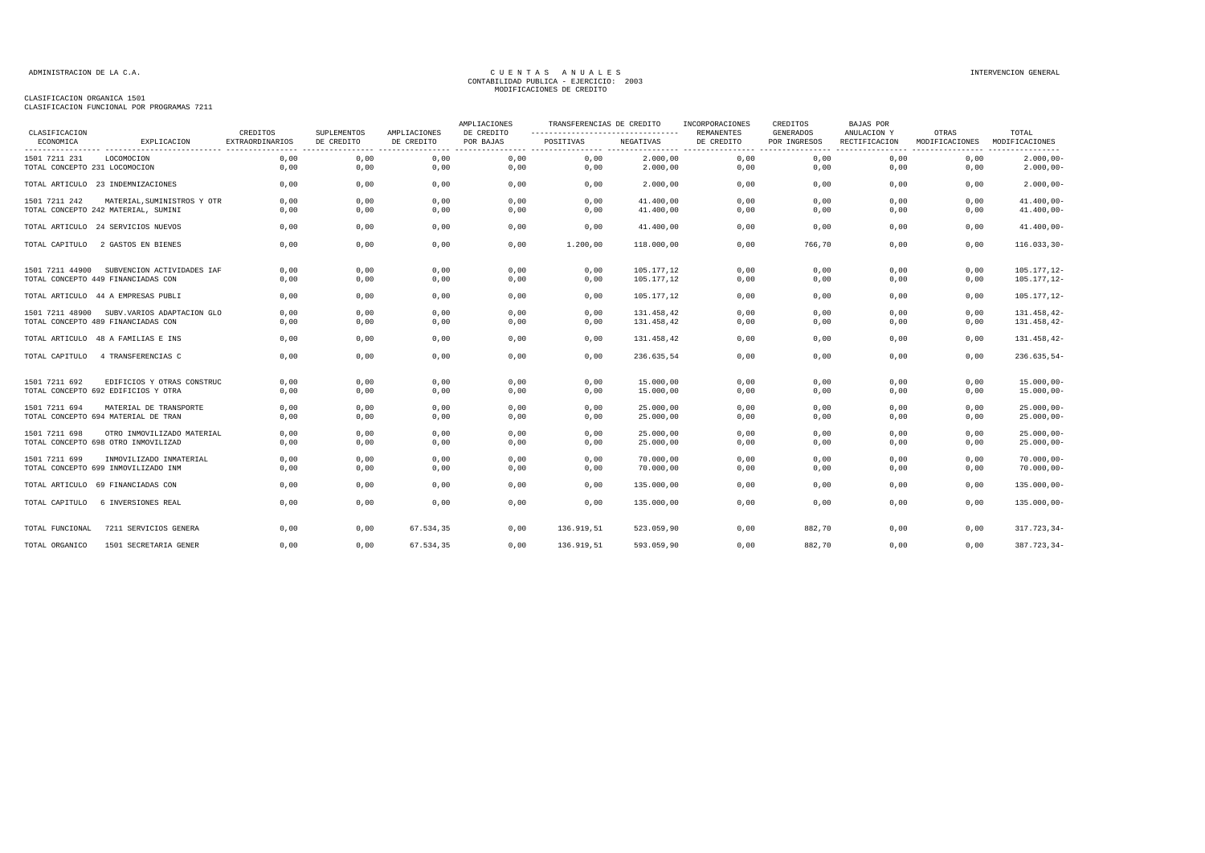ADMINISTRACION DE LA C.A.

# CUENTAS ANUALES
CONTABILIDAD PUBLICA - EJERCICIO: 2003
MODIFICACIONES DE CREDITO

INTERVENCION GENERAL

CLASIFICACION ORGANICA 1501
CLASIFICACION FUNCIONAL POR PROGRAMAS 7211

| CLASIFICACION ECONOMICA | EXPLICACION | CREDITOS EXTRAORDINARIOS | SUPLEMENTOS DE CREDITO | AMPLIACIONES DE CREDITO | AMPLIACIONES DE CREDITO POR BAJAS | TRANSFERENCIAS DE CREDITO POSITIVAS | TRANSFERENCIAS DE CREDITO NEGATIVAS | INCORPORACIONES REMANENTES DE CREDITO | CREDITOS GENERADOS POR INGRESOS | BAJAS POR ANULACION Y RECTIFICACION | OTRAS MODIFICACIONES | TOTAL MODIFICACIONES |
|---|---|---|---|---|---|---|---|---|---|---|---|---|
| 1501 7211 231 | LOCOMOCION | 0,00 | 0,00 | 0,00 | 0,00 | 0,00 | 2.000,00 | 0,00 | 0,00 | 0,00 | 0,00 | 2.000,00- |
| TOTAL CONCEPTO 231 LOCOMOCION | | 0,00 | 0,00 | 0,00 | 0,00 | 0,00 | 2.000,00 | 0,00 | 0,00 | 0,00 | 0,00 | 2.000,00- |
| TOTAL ARTICULO 23 INDEMNIZACIONES | | 0,00 | 0,00 | 0,00 | 0,00 | 0,00 | 2.000,00 | 0,00 | 0,00 | 0,00 | 0,00 | 2.000,00- |
| 1501 7211 242 | MATERIAL,SUMINISTROS Y OTR | 0,00 | 0,00 | 0,00 | 0,00 | 0,00 | 41.400,00 | 0,00 | 0,00 | 0,00 | 0,00 | 41.400,00- |
| TOTAL CONCEPTO 242 MATERIAL, SUMINI | | 0,00 | 0,00 | 0,00 | 0,00 | 0,00 | 41.400,00 | 0,00 | 0,00 | 0,00 | 0,00 | 41.400,00- |
| TOTAL ARTICULO 24 SERVICIOS NUEVOS | | 0,00 | 0,00 | 0,00 | 0,00 | 0,00 | 41.400,00 | 0,00 | 0,00 | 0,00 | 0,00 | 41.400,00- |
| TOTAL CAPITULO 2 GASTOS EN BIENES | | 0,00 | 0,00 | 0,00 | 0,00 | 1.200,00 | 118.000,00 | 0,00 | 766,70 | 0,00 | 0,00 | 116.033,30- |
| 1501 7211 44900 | SUBVENCION ACTIVIDADES IAF | 0,00 | 0,00 | 0,00 | 0,00 | 0,00 | 105.177,12 | 0,00 | 0,00 | 0,00 | 0,00 | 105.177,12- |
| TOTAL CONCEPTO 449 FINANCIADAS CON | | 0,00 | 0,00 | 0,00 | 0,00 | 0,00 | 105.177,12 | 0,00 | 0,00 | 0,00 | 0,00 | 105.177,12- |
| TOTAL ARTICULO 44 A EMPRESAS PUBLI | | 0,00 | 0,00 | 0,00 | 0,00 | 0,00 | 105.177,12 | 0,00 | 0,00 | 0,00 | 0,00 | 105.177,12- |
| 1501 7211 48900 | SUBV.VARIOS ADAPTACION GLO | 0,00 | 0,00 | 0,00 | 0,00 | 0,00 | 131.458,42 | 0,00 | 0,00 | 0,00 | 0,00 | 131.458,42- |
| TOTAL CONCEPTO 489 FINANCIADAS CON | | 0,00 | 0,00 | 0,00 | 0,00 | 0,00 | 131.458,42 | 0,00 | 0,00 | 0,00 | 0,00 | 131.458,42- |
| TOTAL ARTICULO 48 A FAMILIAS E INS | | 0,00 | 0,00 | 0,00 | 0,00 | 0,00 | 131.458,42 | 0,00 | 0,00 | 0,00 | 0,00 | 131.458,42- |
| TOTAL CAPITULO 4 TRANSFERENCIAS C | | 0,00 | 0,00 | 0,00 | 0,00 | 0,00 | 236.635,54 | 0,00 | 0,00 | 0,00 | 0,00 | 236.635,54- |
| 1501 7211 692 | EDIFICIOS Y OTRAS CONSTRUC | 0,00 | 0,00 | 0,00 | 0,00 | 0,00 | 15.000,00 | 0,00 | 0,00 | 0,00 | 0,00 | 15.000,00- |
| TOTAL CONCEPTO 692 EDIFICIOS Y OTRA | | 0,00 | 0,00 | 0,00 | 0,00 | 0,00 | 15.000,00 | 0,00 | 0,00 | 0,00 | 0,00 | 15.000,00- |
| 1501 7211 694 | MATERIAL DE TRANSPORTE | 0,00 | 0,00 | 0,00 | 0,00 | 0,00 | 25.000,00 | 0,00 | 0,00 | 0,00 | 0,00 | 25.000,00- |
| TOTAL CONCEPTO 694 MATERIAL DE TRAN | | 0,00 | 0,00 | 0,00 | 0,00 | 0,00 | 25.000,00 | 0,00 | 0,00 | 0,00 | 0,00 | 25.000,00- |
| 1501 7211 698 | OTRO INMOVILIZADO MATERIAL | 0,00 | 0,00 | 0,00 | 0,00 | 0,00 | 25.000,00 | 0,00 | 0,00 | 0,00 | 0,00 | 25.000,00- |
| TOTAL CONCEPTO 698 OTRO INMOVILIZAD | | 0,00 | 0,00 | 0,00 | 0,00 | 0,00 | 25.000,00 | 0,00 | 0,00 | 0,00 | 0,00 | 25.000,00- |
| 1501 7211 699 | INMOVILIZADO INMATERIAL | 0,00 | 0,00 | 0,00 | 0,00 | 0,00 | 70.000,00 | 0,00 | 0,00 | 0,00 | 0,00 | 70.000,00- |
| TOTAL CONCEPTO 699 INMOVILIZADO INM | | 0,00 | 0,00 | 0,00 | 0,00 | 0,00 | 70.000,00 | 0,00 | 0,00 | 0,00 | 0,00 | 70.000,00- |
| TOTAL ARTICULO 69 FINANCIADAS CON | | 0,00 | 0,00 | 0,00 | 0,00 | 0,00 | 135.000,00 | 0,00 | 0,00 | 0,00 | 0,00 | 135.000,00- |
| TOTAL CAPITULO 6 INVERSIONES REAL | | 0,00 | 0,00 | 0,00 | 0,00 | 0,00 | 135.000,00 | 0,00 | 0,00 | 0,00 | 0,00 | 135.000,00- |
| TOTAL FUNCIONAL 7211 SERVICIOS GENERA | | 0,00 | 0,00 | 67.534,35 | 0,00 | 136.919,51 | 523.059,90 | 0,00 | 882,70 | 0,00 | 0,00 | 317.723,34- |
| TOTAL ORGANICO 1501 SECRETARIA GENER | | 0,00 | 0,00 | 67.534,35 | 0,00 | 136.919,51 | 593.059,90 | 0,00 | 882,70 | 0,00 | 0,00 | 387.723,34- |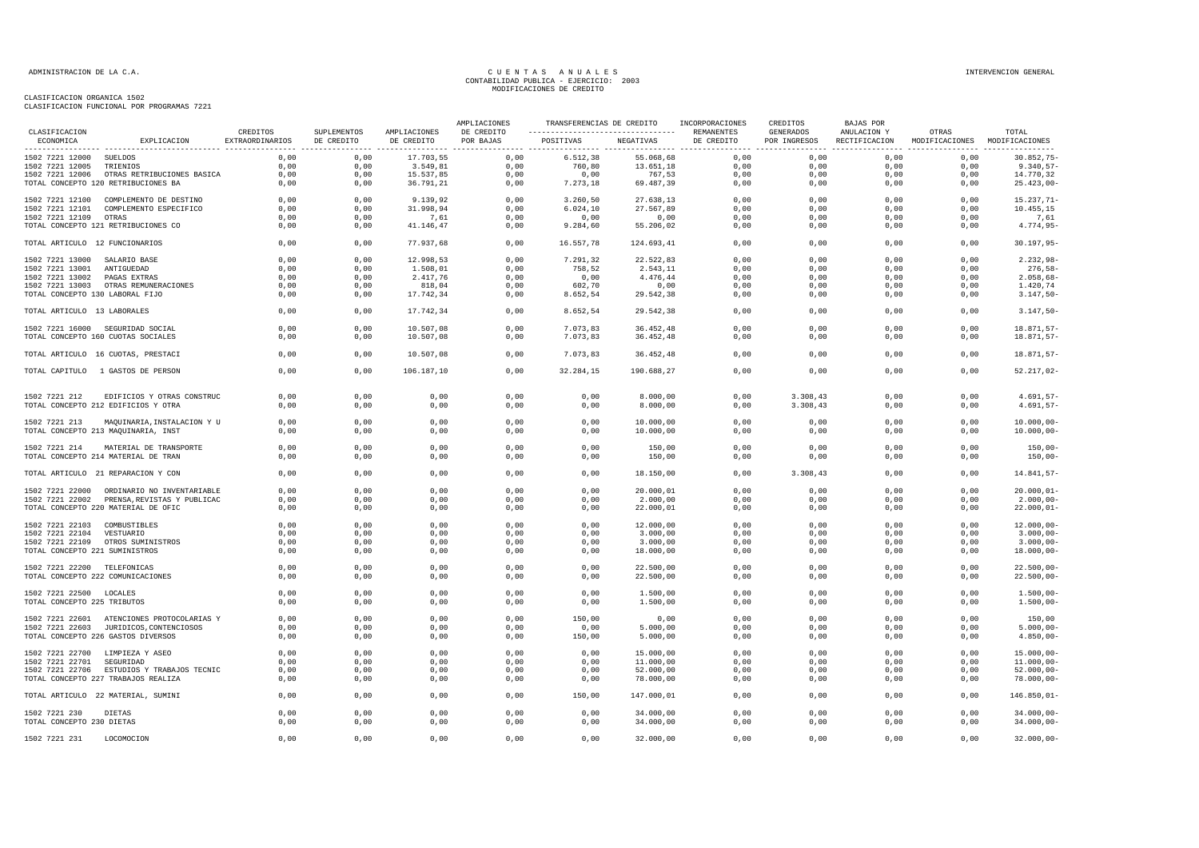ADMINISTRACION DE LA C.A.

# CUENTAS ANUALES
## CONTABILIDAD PUBLICA - EJERCICIO: 2003
## MODIFICACIONES DE CREDITO

INTERVENCION GENERAL

CLASIFICACION ORGANICA 1502
CLASIFICACION FUNCIONAL POR PROGRAMAS 7221

| CLASIFICACION ECONOMICA | EXPLICACION | CREDITOS EXTRAORDINARIOS | SUPLEMENTOS DE CREDITO | AMPLIACIONES DE CREDITO | AMPLIACIONES DE CREDITO POR BAJAS | TRANSFERENCIAS DE CREDITO POSITIVAS | TRANSFERENCIAS DE CREDITO NEGATIVAS | INCORPORACIONES REMANENTES DE CREDITO | CREDITOS GENERADOS POR INGRESOS | BAJAS POR ANULACION Y RECTIFICACION | OTRAS MODIFICACIONES | TOTAL MODIFICACIONES |
|---|---|---|---|---|---|---|---|---|---|---|---|---|
| 1502 7221 12000 | SUELDOS | 0,00 | 0,00 | 17.703,55 | 0,00 | 6.512,38 | 55.068,68 | 0,00 | 0,00 | 0,00 | 0,00 | 30.852,75- |
| 1502 7221 12005 | TRIENIOS | 0,00 | 0,00 | 3.549,81 | 0,00 | 760,80 | 13.651,18 | 0,00 | 0,00 | 0,00 | 0,00 | 9.340,57- |
| 1502 7221 12006 | OTRAS RETRIBUCIONES BASICA | 0,00 | 0,00 | 15.537,85 | 0,00 | 0,00 | 767,53 | 0,00 | 0,00 | 0,00 | 0,00 | 14.770,32 |
| TOTAL CONCEPTO 120 RETRIBUCIONES BA | | 0,00 | 0,00 | 36.791,21 | 0,00 | 7.273,18 | 69.487,39 | 0,00 | 0,00 | 0,00 | 0,00 | 25.423,00- |
| 1502 7221 12100 | COMPLEMENTO DE DESTINO | 0,00 | 0,00 | 9.139,92 | 0,00 | 3.260,50 | 27.638,13 | 0,00 | 0,00 | 0,00 | 0,00 | 15.237,71- |
| 1502 7221 12101 | COMPLEMENTO ESPECIFICO | 0,00 | 0,00 | 31.998,94 | 0,00 | 6.024,10 | 27.567,89 | 0,00 | 0,00 | 0,00 | 0,00 | 10.455,15 |
| 1502 7221 12109 | OTRAS | 0,00 | 0,00 | 7,61 | 0,00 | 0,00 | 0,00 | 0,00 | 0,00 | 0,00 | 0,00 | 7,61 |
| TOTAL CONCEPTO 121 RETRIBUCIONES CO | | 0,00 | 0,00 | 41.146,47 | 0,00 | 9.284,60 | 55.206,02 | 0,00 | 0,00 | 0,00 | 0,00 | 4.774,95- |
| TOTAL ARTICULO 12 FUNCIONARIOS | | 0,00 | 0,00 | 77.937,68 | 0,00 | 16.557,78 | 124.693,41 | 0,00 | 0,00 | 0,00 | 0,00 | 30.197,95- |
| 1502 7221 13000 | SALARIO BASE | 0,00 | 0,00 | 12.998,53 | 0,00 | 7.291,32 | 22.522,83 | 0,00 | 0,00 | 0,00 | 0,00 | 2.232,98- |
| 1502 7221 13001 | ANTIGUEDAD | 0,00 | 0,00 | 1.508,01 | 0,00 | 758,52 | 2.543,11 | 0,00 | 0,00 | 0,00 | 0,00 | 276,58- |
| 1502 7221 13002 | PAGAS EXTRAS | 0,00 | 0,00 | 2.417,76 | 0,00 | 0,00 | 4.476,44 | 0,00 | 0,00 | 0,00 | 0,00 | 2.058,68- |
| 1502 7221 13003 | OTRAS REMUNERACIONES | 0,00 | 0,00 | 818,04 | 0,00 | 602,70 | 0,00 | 0,00 | 0,00 | 0,00 | 0,00 | 1.420,74 |
| TOTAL CONCEPTO 130 LABORAL FIJO | | 0,00 | 0,00 | 17.742,34 | 0,00 | 8.652,54 | 29.542,38 | 0,00 | 0,00 | 0,00 | 0,00 | 3.147,50- |
| TOTAL ARTICULO 13 LABORALES | | 0,00 | 0,00 | 17.742,34 | 0,00 | 8.652,54 | 29.542,38 | 0,00 | 0,00 | 0,00 | 0,00 | 3.147,50- |
| 1502 7221 16000 | SEGURIDAD SOCIAL | 0,00 | 0,00 | 10.507,08 | 0,00 | 7.073,83 | 36.452,48 | 0,00 | 0,00 | 0,00 | 0,00 | 18.871,57- |
| TOTAL CONCEPTO 160 CUOTAS SOCIALES | | 0,00 | 0,00 | 10.507,08 | 0,00 | 7.073,83 | 36.452,48 | 0,00 | 0,00 | 0,00 | 0,00 | 18.871,57- |
| TOTAL ARTICULO 16 CUOTAS, PRESTACI | | 0,00 | 0,00 | 10.507,08 | 0,00 | 7.073,83 | 36.452,48 | 0,00 | 0,00 | 0,00 | 0,00 | 18.871,57- |
| TOTAL CAPITULO 1 GASTOS DE PERSON | | 0,00 | 0,00 | 106.187,10 | 0,00 | 32.284,15 | 190.688,27 | 0,00 | 0,00 | 0,00 | 0,00 | 52.217,02- |
| 1502 7221 212 | EDIFICIOS Y OTRAS CONSTRUC | 0,00 | 0,00 | 0,00 | 0,00 | 0,00 | 8.000,00 | 0,00 | 3.308,43 | 0,00 | 0,00 | 4.691,57- |
| TOTAL CONCEPTO 212 EDIFICIOS Y OTRA | | 0,00 | 0,00 | 0,00 | 0,00 | 0,00 | 8.000,00 | 0,00 | 3.308,43 | 0,00 | 0,00 | 4.691,57- |
| 1502 7221 213 | MAQUINARIA,INSTALACION Y U | 0,00 | 0,00 | 0,00 | 0,00 | 0,00 | 10.000,00 | 0,00 | 0,00 | 0,00 | 0,00 | 10.000,00- |
| TOTAL CONCEPTO 213 MAQUINARIA, INST | | 0,00 | 0,00 | 0,00 | 0,00 | 0,00 | 10.000,00 | 0,00 | 0,00 | 0,00 | 0,00 | 10.000,00- |
| 1502 7221 214 | MATERIAL DE TRANSPORTE | 0,00 | 0,00 | 0,00 | 0,00 | 0,00 | 150,00 | 0,00 | 0,00 | 0,00 | 0,00 | 150,00- |
| TOTAL CONCEPTO 214 MATERIAL DE TRAN | | 0,00 | 0,00 | 0,00 | 0,00 | 0,00 | 150,00 | 0,00 | 0,00 | 0,00 | 0,00 | 150,00- |
| TOTAL ARTICULO 21 REPARACION Y CON | | 0,00 | 0,00 | 0,00 | 0,00 | 0,00 | 18.150,00 | 0,00 | 3.308,43 | 0,00 | 0,00 | 14.841,57- |
| 1502 7221 22000 | ORDINARIO NO INVENTARIABLE | 0,00 | 0,00 | 0,00 | 0,00 | 0,00 | 20.000,01 | 0,00 | 0,00 | 0,00 | 0,00 | 20.000,01- |
| 1502 7221 22002 | PRENSA,REVISTAS Y PUBLICAC | 0,00 | 0,00 | 0,00 | 0,00 | 0,00 | 2.000,00 | 0,00 | 0,00 | 0,00 | 0,00 | 2.000,00- |
| TOTAL CONCEPTO 220 MATERIAL DE OFIC | | 0,00 | 0,00 | 0,00 | 0,00 | 0,00 | 22.000,01 | 0,00 | 0,00 | 0,00 | 0,00 | 22.000,01- |
| 1502 7221 22103 | COMBUSTIBLES | 0,00 | 0,00 | 0,00 | 0,00 | 0,00 | 12.000,00 | 0,00 | 0,00 | 0,00 | 0,00 | 12.000,00- |
| 1502 7221 22104 | VESTUARIO | 0,00 | 0,00 | 0,00 | 0,00 | 0,00 | 3.000,00 | 0,00 | 0,00 | 0,00 | 0,00 | 3.000,00- |
| 1502 7221 22109 | OTROS SUMINISTROS | 0,00 | 0,00 | 0,00 | 0,00 | 0,00 | 3.000,00 | 0,00 | 0,00 | 0,00 | 0,00 | 3.000,00- |
| TOTAL CONCEPTO 221 SUMINISTROS | | 0,00 | 0,00 | 0,00 | 0,00 | 0,00 | 18.000,00 | 0,00 | 0,00 | 0,00 | 0,00 | 18.000,00- |
| 1502 7221 22200 | TELEFONICAS | 0,00 | 0,00 | 0,00 | 0,00 | 0,00 | 22.500,00 | 0,00 | 0,00 | 0,00 | 0,00 | 22.500,00- |
| TOTAL CONCEPTO 222 COMUNICACIONES | | 0,00 | 0,00 | 0,00 | 0,00 | 0,00 | 22.500,00 | 0,00 | 0,00 | 0,00 | 0,00 | 22.500,00- |
| 1502 7221 22500 | LOCALES | 0,00 | 0,00 | 0,00 | 0,00 | 0,00 | 1.500,00 | 0,00 | 0,00 | 0,00 | 0,00 | 1.500,00- |
| TOTAL CONCEPTO 225 TRIBUTOS | | 0,00 | 0,00 | 0,00 | 0,00 | 0,00 | 1.500,00 | 0,00 | 0,00 | 0,00 | 0,00 | 1.500,00- |
| 1502 7221 22601 | ATENCIONES PROTOCOLARIAS Y | 0,00 | 0,00 | 0,00 | 0,00 | 150,00 | 0,00 | 0,00 | 0,00 | 0,00 | 0,00 | 150,00 |
| 1502 7221 22603 | JURIDICOS,CONTENCIOSOS | 0,00 | 0,00 | 0,00 | 0,00 | 0,00 | 5.000,00 | 0,00 | 0,00 | 0,00 | 0,00 | 5.000,00- |
| TOTAL CONCEPTO 226 GASTOS DIVERSOS | | 0,00 | 0,00 | 0,00 | 0,00 | 150,00 | 5.000,00 | 0,00 | 0,00 | 0,00 | 0,00 | 4.850,00- |
| 1502 7221 22700 | LIMPIEZA Y ASEO | 0,00 | 0,00 | 0,00 | 0,00 | 0,00 | 15.000,00 | 0,00 | 0,00 | 0,00 | 0,00 | 15.000,00- |
| 1502 7221 22701 | SEGURIDAD | 0,00 | 0,00 | 0,00 | 0,00 | 0,00 | 11.000,00 | 0,00 | 0,00 | 0,00 | 0,00 | 11.000,00- |
| 1502 7221 22706 | ESTUDIOS Y TRABAJOS TECNIC | 0,00 | 0,00 | 0,00 | 0,00 | 0,00 | 52.000,00 | 0,00 | 0,00 | 0,00 | 0,00 | 52.000,00- |
| TOTAL CONCEPTO 227 TRABAJOS REALIZA | | 0,00 | 0,00 | 0,00 | 0,00 | 0,00 | 78.000,00 | 0,00 | 0,00 | 0,00 | 0,00 | 78.000,00- |
| TOTAL ARTICULO 22 MATERIAL, SUMINI | | 0,00 | 0,00 | 0,00 | 0,00 | 150,00 | 147.000,01 | 0,00 | 0,00 | 0,00 | 0,00 | 146.850,01- |
| 1502 7221 230 | DIETAS | 0,00 | 0,00 | 0,00 | 0,00 | 0,00 | 34.000,00 | 0,00 | 0,00 | 0,00 | 0,00 | 34.000,00- |
| TOTAL CONCEPTO 230 DIETAS | | 0,00 | 0,00 | 0,00 | 0,00 | 0,00 | 34.000,00 | 0,00 | 0,00 | 0,00 | 0,00 | 34.000,00- |
| 1502 7221 231 | LOCOMOCION | 0,00 | 0,00 | 0,00 | 0,00 | 0,00 | 32.000,00 | 0,00 | 0,00 | 0,00 | 0,00 | 32.000,00- |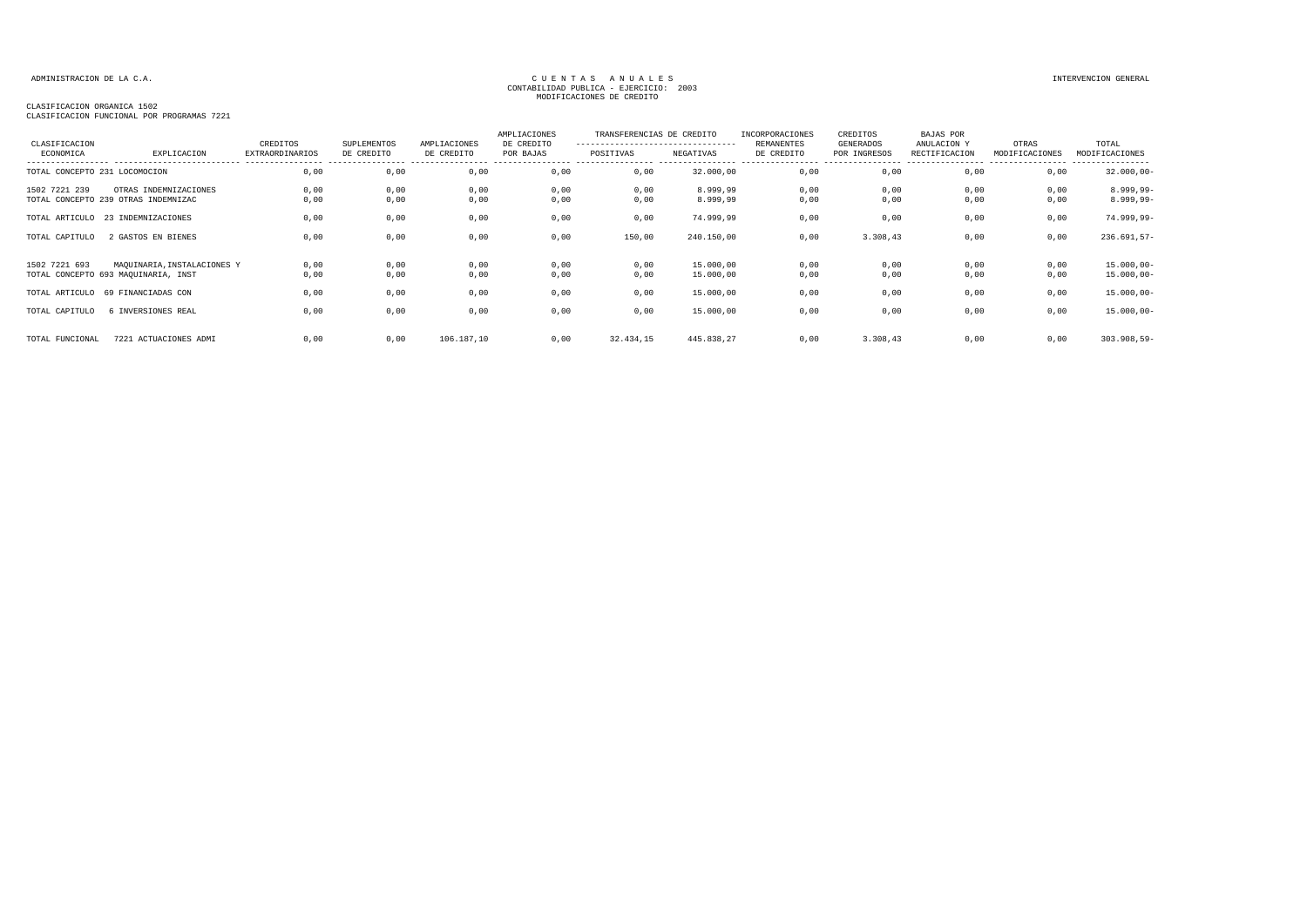CLASIFICACION ORGANICA 1502
CLASIFICACION FUNCIONAL POR PROGRAMAS 7221

| CLASIFICACION ECONOMICA | EXPLICACION | CREDITOS EXTRAORDINARIOS | SUPLEMENTOS DE CREDITO | AMPLIACIONES DE CREDITO | AMPLIACIONES DE CREDITO POR BAJAS | TRANSFERENCIAS DE CREDITO POSITIVAS | TRANSFERENCIAS DE CREDITO NEGATIVAS | INCORPORACIONES REMANENTES DE CREDITO | CREDITOS GENERADOS POR INGRESOS | BAJAS POR ANULACION Y RECTIFICACION | OTRAS MODIFICACIONES | TOTAL MODIFICACIONES |
|---|---|---|---|---|---|---|---|---|---|---|---|---|
| TOTAL CONCEPTO 231 LOCOMOCION | | 0,00 | 0,00 | 0,00 | 0,00 | 0,00 | 32.000,00 | 0,00 | 0,00 | 0,00 | 0,00 | 32.000,00- |
| 1502 7221 239 | OTRAS INDEMNIZACIONES | 0,00 | 0,00 | 0,00 | 0,00 | 0,00 | 8.999,99 | 0,00 | 0,00 | 0,00 | 0,00 | 8.999,99- |
| TOTAL CONCEPTO 239 OTRAS INDEMNIZAC | | 0,00 | 0,00 | 0,00 | 0,00 | 0,00 | 8.999,99 | 0,00 | 0,00 | 0,00 | 0,00 | 8.999,99- |
| TOTAL ARTICULO | 23 INDEMNIZACIONES | 0,00 | 0,00 | 0,00 | 0,00 | 0,00 | 74.999,99 | 0,00 | 0,00 | 0,00 | 0,00 | 74.999,99- |
| TOTAL CAPITULO | 2 GASTOS EN BIENES | 0,00 | 0,00 | 0,00 | 0,00 | 150,00 | 240.150,00 | 0,00 | 3.308,43 | 0,00 | 0,00 | 236.691,57- |
| 1502 7221 693 | MAQUINARIA,INSTALACIONES Y | 0,00 | 0,00 | 0,00 | 0,00 | 0,00 | 15.000,00 | 0,00 | 0,00 | 0,00 | 0,00 | 15.000,00- |
| TOTAL CONCEPTO 693 MAQUINARIA, INST | | 0,00 | 0,00 | 0,00 | 0,00 | 0,00 | 15.000,00 | 0,00 | 0,00 | 0,00 | 0,00 | 15.000,00- |
| TOTAL ARTICULO | 69 FINANCIADAS CON | 0,00 | 0,00 | 0,00 | 0,00 | 0,00 | 15.000,00 | 0,00 | 0,00 | 0,00 | 0,00 | 15.000,00- |
| TOTAL CAPITULO | 6 INVERSIONES REAL | 0,00 | 0,00 | 0,00 | 0,00 | 0,00 | 15.000,00 | 0,00 | 0,00 | 0,00 | 0,00 | 15.000,00- |
| TOTAL FUNCIONAL | 7221 ACTUACIONES ADMI | 0,00 | 0,00 | 106.187,10 | 0,00 | 32.434,15 | 445.838,27 | 0,00 | 3.308,43 | 0,00 | 0,00 | 303.908,59- |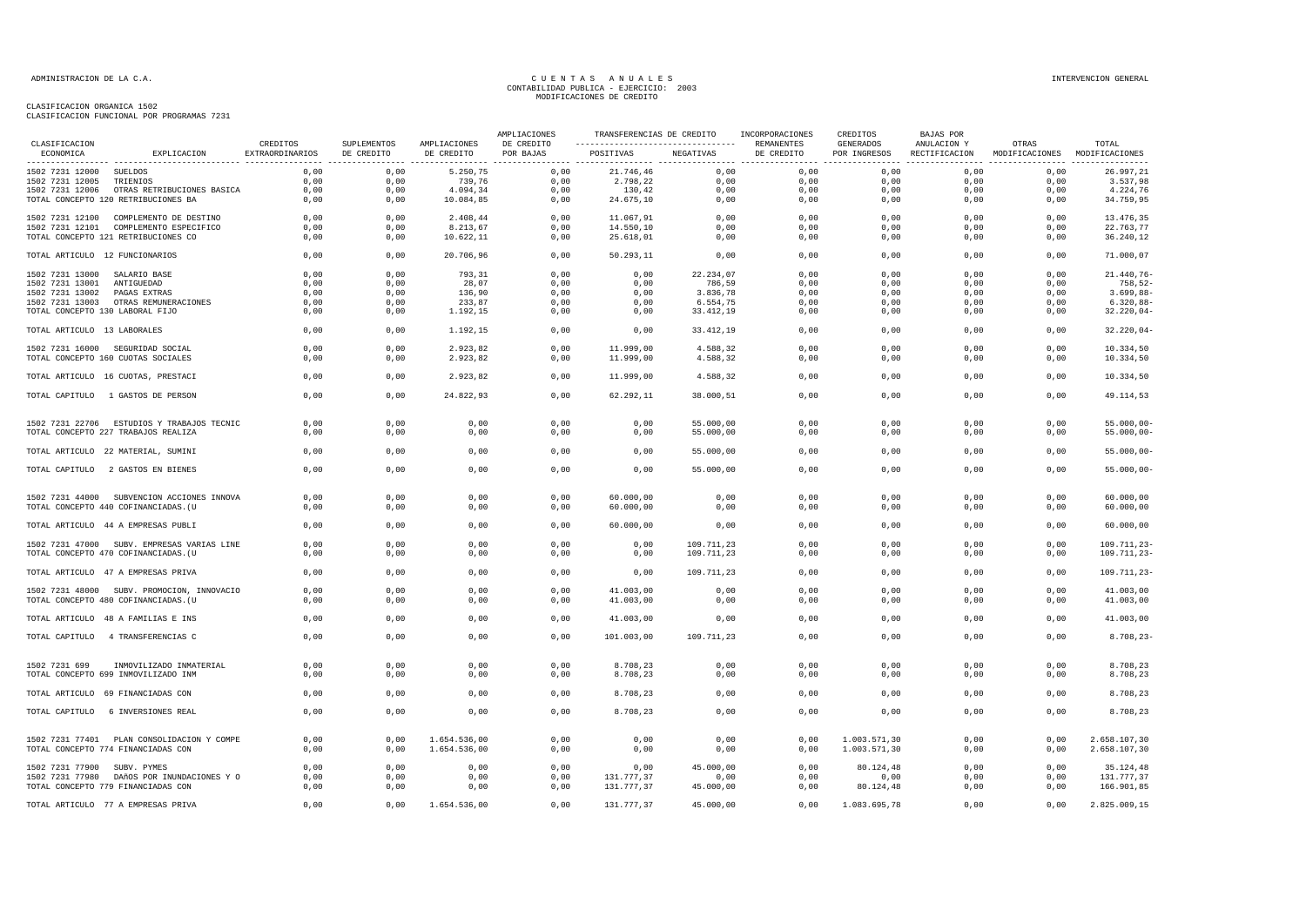CUENTAS ANUALES
CONTABILIDAD PUBLICA - EJERCICIO: 2003
MODIFICACIONES DE CREDITO

CLASIFICACION ORGANICA 1502
CLASIFICACION FUNCIONAL POR PROGRAMAS 7231

| CLASIFICACION ECONOMICA | EXPLICACION | CREDITOS EXTRAORDINARIOS | SUPLEMENTOS DE CREDITO | AMPLIACIONES DE CREDITO | AMPLIACIONES DE CREDITO POR BAJAS | TRANSFERENCIAS DE CREDITO POSITIVAS | TRANSFERENCIAS DE CREDITO NEGATIVAS | INCORPORACIONES REMANENTES DE CREDITO | CREDITOS GENERADOS POR INGRESOS | BAJAS POR ANULACION Y RECTIFICACION | OTRAS MODIFICACIONES | TOTAL MODIFICACIONES |
|---|---|---|---|---|---|---|---|---|---|---|---|---|
| 1502 7231 12000 | SUELDOS | 0,00 | 0,00 | 5.250,75 | 0,00 | 21.746,46 | 0,00 | 0,00 | 0,00 | 0,00 | 0,00 | 26.997,21 |
| 1502 7231 12005 | TRIENIOS | 0,00 | 0,00 | 739,76 | 0,00 | 2.798,22 | 0,00 | 0,00 | 0,00 | 0,00 | 0,00 | 3.537,98 |
| 1502 7231 12006 | OTRAS RETRIBUCIONES BASICA | 0,00 | 0,00 | 4.094,34 | 0,00 | 130,42 | 0,00 | 0,00 | 0,00 | 0,00 | 0,00 | 4.224,76 |
| TOTAL CONCEPTO 120 RETRIBUCIONES BA | | 0,00 | 0,00 | 10.084,85 | 0,00 | 24.675,10 | 0,00 | 0,00 | 0,00 | 0,00 | 0,00 | 34.759,95 |
| 1502 7231 12100 | COMPLEMENTO DE DESTINO | 0,00 | 0,00 | 2.408,44 | 0,00 | 11.067,91 | 0,00 | 0,00 | 0,00 | 0,00 | 0,00 | 13.476,35 |
| 1502 7231 12101 | COMPLEMENTO ESPECIFICO | 0,00 | 0,00 | 8.213,67 | 0,00 | 14.550,10 | 0,00 | 0,00 | 0,00 | 0,00 | 0,00 | 22.763,77 |
| TOTAL CONCEPTO 121 RETRIBUCIONES CO | | 0,00 | 0,00 | 10.622,11 | 0,00 | 25.618,01 | 0,00 | 0,00 | 0,00 | 0,00 | 0,00 | 36.240,12 |
| TOTAL ARTICULO 12 FUNCIONARIOS | | 0,00 | 0,00 | 20.706,96 | 0,00 | 50.293,11 | 0,00 | 0,00 | 0,00 | 0,00 | 0,00 | 71.000,07 |
| 1502 7231 13000 | SALARIO BASE | 0,00 | 0,00 | 793,31 | 0,00 | 0,00 | 22.234,07 | 0,00 | 0,00 | 0,00 | 0,00 | 21.440,76- |
| 1502 7231 13001 | ANTIGUEDAD | 0,00 | 0,00 | 28,07 | 0,00 | 0,00 | 786,59 | 0,00 | 0,00 | 0,00 | 0,00 | 758,52- |
| 1502 7231 13002 | PAGAS EXTRAS | 0,00 | 0,00 | 136,90 | 0,00 | 0,00 | 3.836,78 | 0,00 | 0,00 | 0,00 | 0,00 | 3.699,88- |
| 1502 7231 13003 | OTRAS REMUNERACIONES | 0,00 | 0,00 | 233,87 | 0,00 | 0,00 | 6.554,75 | 0,00 | 0,00 | 0,00 | 0,00 | 6.320,88- |
| TOTAL CONCEPTO 130 LABORAL FIJO | | 0,00 | 0,00 | 1.192,15 | 0,00 | 0,00 | 33.412,19 | 0,00 | 0,00 | 0,00 | 0,00 | 32.220,04- |
| TOTAL ARTICULO 13 LABORALES | | 0,00 | 0,00 | 1.192,15 | 0,00 | 0,00 | 33.412,19 | 0,00 | 0,00 | 0,00 | 0,00 | 32.220,04- |
| 1502 7231 16000 | SEGURIDAD SOCIAL | 0,00 | 0,00 | 2.923,82 | 0,00 | 11.999,00 | 4.588,32 | 0,00 | 0,00 | 0,00 | 0,00 | 10.334,50 |
| TOTAL CONCEPTO 160 CUOTAS SOCIALES | | 0,00 | 0,00 | 2.923,82 | 0,00 | 11.999,00 | 4.588,32 | 0,00 | 0,00 | 0,00 | 0,00 | 10.334,50 |
| TOTAL ARTICULO 16 CUOTAS, PRESTACI | | 0,00 | 0,00 | 2.923,82 | 0,00 | 11.999,00 | 4.588,32 | 0,00 | 0,00 | 0,00 | 0,00 | 10.334,50 |
| TOTAL CAPITULO 1 GASTOS DE PERSON | | 0,00 | 0,00 | 24.822,93 | 0,00 | 62.292,11 | 38.000,51 | 0,00 | 0,00 | 0,00 | 0,00 | 49.114,53 |
| 1502 7231 22706 | ESTUDIOS Y TRABAJOS TECNIC | 0,00 | 0,00 | 0,00 | 0,00 | 0,00 | 55.000,00 | 0,00 | 0,00 | 0,00 | 0,00 | 55.000,00- |
| TOTAL CONCEPTO 227 TRABAJOS REALIZA | | 0,00 | 0,00 | 0,00 | 0,00 | 0,00 | 55.000,00 | 0,00 | 0,00 | 0,00 | 0,00 | 55.000,00- |
| TOTAL ARTICULO 22 MATERIAL, SUMINI | | 0,00 | 0,00 | 0,00 | 0,00 | 0,00 | 55.000,00 | 0,00 | 0,00 | 0,00 | 0,00 | 55.000,00- |
| TOTAL CAPITULO 2 GASTOS EN BIENES | | 0,00 | 0,00 | 0,00 | 0,00 | 0,00 | 55.000,00 | 0,00 | 0,00 | 0,00 | 0,00 | 55.000,00- |
| 1502 7231 44000 | SUBVENCION ACCIONES INNOVA | 0,00 | 0,00 | 0,00 | 0,00 | 60.000,00 | 0,00 | 0,00 | 0,00 | 0,00 | 0,00 | 60.000,00 |
| TOTAL CONCEPTO 440 COFINANCIADAS.(U | | 0,00 | 0,00 | 0,00 | 0,00 | 60.000,00 | 0,00 | 0,00 | 0,00 | 0,00 | 0,00 | 60.000,00 |
| TOTAL ARTICULO 44 A EMPRESAS PUBLI | | 0,00 | 0,00 | 0,00 | 0,00 | 60.000,00 | 0,00 | 0,00 | 0,00 | 0,00 | 0,00 | 60.000,00 |
| 1502 7231 47000 | SUBV. EMPRESAS VARIAS LINE | 0,00 | 0,00 | 0,00 | 0,00 | 0,00 | 109.711,23 | 0,00 | 0,00 | 0,00 | 0,00 | 109.711,23- |
| TOTAL CONCEPTO 470 COFINANCIADAS.(U | | 0,00 | 0,00 | 0,00 | 0,00 | 0,00 | 109.711,23 | 0,00 | 0,00 | 0,00 | 0,00 | 109.711,23- |
| TOTAL ARTICULO 47 A EMPRESAS PRIVA | | 0,00 | 0,00 | 0,00 | 0,00 | 0,00 | 109.711,23 | 0,00 | 0,00 | 0,00 | 0,00 | 109.711,23- |
| 1502 7231 48000 | SUBV. PROMOCION, INNOVACIO | 0,00 | 0,00 | 0,00 | 0,00 | 41.003,00 | 0,00 | 0,00 | 0,00 | 0,00 | 0,00 | 41.003,00 |
| TOTAL CONCEPTO 480 COFINANCIADAS.(U | | 0,00 | 0,00 | 0,00 | 0,00 | 41.003,00 | 0,00 | 0,00 | 0,00 | 0,00 | 0,00 | 41.003,00 |
| TOTAL ARTICULO 48 A FAMILIAS E INS | | 0,00 | 0,00 | 0,00 | 0,00 | 41.003,00 | 0,00 | 0,00 | 0,00 | 0,00 | 0,00 | 41.003,00 |
| TOTAL CAPITULO 4 TRANSFERENCIAS C | | 0,00 | 0,00 | 0,00 | 0,00 | 101.003,00 | 109.711,23 | 0,00 | 0,00 | 0,00 | 0,00 | 8.708,23- |
| 1502 7231 699 | INMOVILIZADO INMATERIAL | 0,00 | 0,00 | 0,00 | 0,00 | 8.708,23 | 0,00 | 0,00 | 0,00 | 0,00 | 0,00 | 8.708,23 |
| TOTAL CONCEPTO 699 INMOVILIZADO INM | | 0,00 | 0,00 | 0,00 | 0,00 | 8.708,23 | 0,00 | 0,00 | 0,00 | 0,00 | 0,00 | 8.708,23 |
| TOTAL ARTICULO 69 FINANCIADAS CON | | 0,00 | 0,00 | 0,00 | 0,00 | 8.708,23 | 0,00 | 0,00 | 0,00 | 0,00 | 0,00 | 8.708,23 |
| TOTAL CAPITULO 6 INVERSIONES REAL | | 0,00 | 0,00 | 0,00 | 0,00 | 8.708,23 | 0,00 | 0,00 | 0,00 | 0,00 | 0,00 | 8.708,23 |
| 1502 7231 77401 | PLAN CONSOLIDACION Y COMPE | 0,00 | 0,00 | 1.654.536,00 | 0,00 | 0,00 | 0,00 | 0,00 | 1.003.571,30 | 0,00 | 0,00 | 2.658.107,30 |
| TOTAL CONCEPTO 774 FINANCIADAS CON | | 0,00 | 0,00 | 1.654.536,00 | 0,00 | 0,00 | 0,00 | 0,00 | 1.003.571,30 | 0,00 | 0,00 | 2.658.107,30 |
| 1502 7231 77900 | SUBV. PYMES | 0,00 | 0,00 | 0,00 | 0,00 | 0,00 | 45.000,00 | 0,00 | 80.124,48 | 0,00 | 0,00 | 35.124,48 |
| 1502 7231 77980 | DAñOS POR INUNDACIONES Y O | 0,00 | 0,00 | 0,00 | 0,00 | 131.777,37 | 0,00 | 0,00 | 0,00 | 0,00 | 0,00 | 131.777,37 |
| TOTAL CONCEPTO 779 FINANCIADAS CON | | 0,00 | 0,00 | 0,00 | 0,00 | 131.777,37 | 45.000,00 | 0,00 | 80.124,48 | 0,00 | 0,00 | 166.901,85 |
| TOTAL ARTICULO 77 A EMPRESAS PRIVA | | 0,00 | 0,00 | 1.654.536,00 | 0,00 | 131.777,37 | 45.000,00 | 0,00 | 1.083.695,78 | 0,00 | 0,00 | 2.825.009,15 |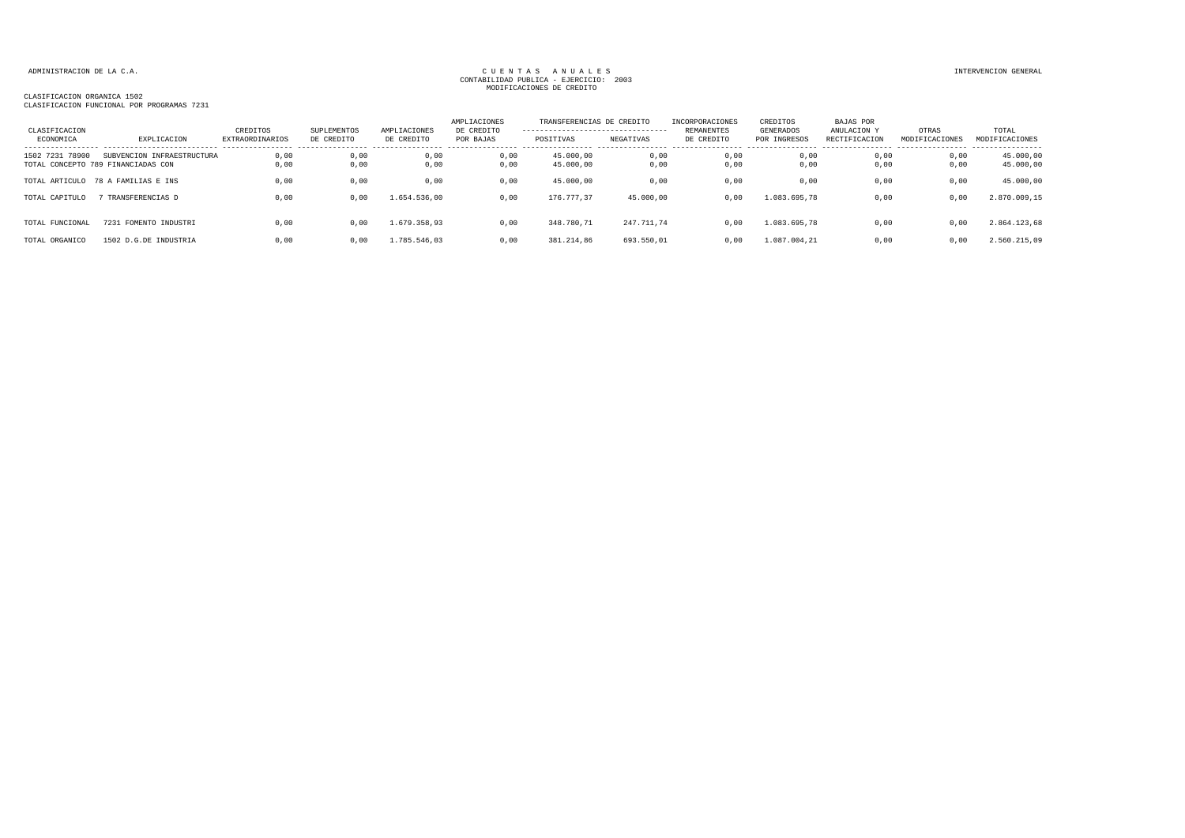ADMINISTRACION DE LA C.A.

CUENTAS ANUALES
CONTABILIDAD PUBLICA - EJERCICIO: 2003
MODIFICACIONES DE CREDITO

INTERVENCION GENERAL

CLASIFICACION ORGANICA 1502
CLASIFICACION FUNCIONAL POR PROGRAMAS 7231

| CLASIFICACION ECONOMICA | EXPLICACION | CREDITOS EXTRAORDINARIOS | SUPLEMENTOS DE CREDITO | AMPLIACIONES DE CREDITO | AMPLIACIONES DE CREDITO POR BAJAS | TRANSFERENCIAS DE CREDITO POSITIVAS | TRANSFERENCIAS DE CREDITO NEGATIVAS | INCORPORACIONES REMANENTES DE CREDITO | CREDITOS GENERADOS POR INGRESOS | BAJAS POR ANULACION Y RECTIFICACION | OTRAS MODIFICACIONES | TOTAL MODIFICACIONES |
|---|---|---|---|---|---|---|---|---|---|---|---|---|
| 1502 7231 78900 | SUBVENCION INFRAESTRUCTURA | 0,00 | 0,00 | 0,00 | 0,00 | 45.000,00 | 0,00 | 0,00 | 0,00 | 0,00 | 0,00 | 45.000,00 |
| TOTAL CONCEPTO 789 FINANCIADAS CON | | 0,00 | 0,00 | 0,00 | 0,00 | 45.000,00 | 0,00 | 0,00 | 0,00 | 0,00 | 0,00 | 45.000,00 |
| TOTAL ARTICULO | 78 A FAMILIAS E INS | 0,00 | 0,00 | 0,00 | 0,00 | 45.000,00 | 0,00 | 0,00 | 0,00 | 0,00 | 0,00 | 45.000,00 |
| TOTAL CAPITULO | 7 TRANSFERENCIAS D | 0,00 | 0,00 | 1.654.536,00 | 0,00 | 176.777,37 | 45.000,00 | 0,00 | 1.083.695,78 | 0,00 | 0,00 | 2.870.009,15 |
| TOTAL FUNCIONAL | 7231 FOMENTO INDUSTRI | 0,00 | 0,00 | 1.679.358,93 | 0,00 | 348.780,71 | 247.711,74 | 0,00 | 1.083.695,78 | 0,00 | 0,00 | 2.864.123,68 |
| TOTAL ORGANICO | 1502 D.G.DE INDUSTRIA | 0,00 | 0,00 | 1.785.546,03 | 0,00 | 381.214,86 | 693.550,01 | 0,00 | 1.087.004,21 | 0,00 | 0,00 | 2.560.215,09 |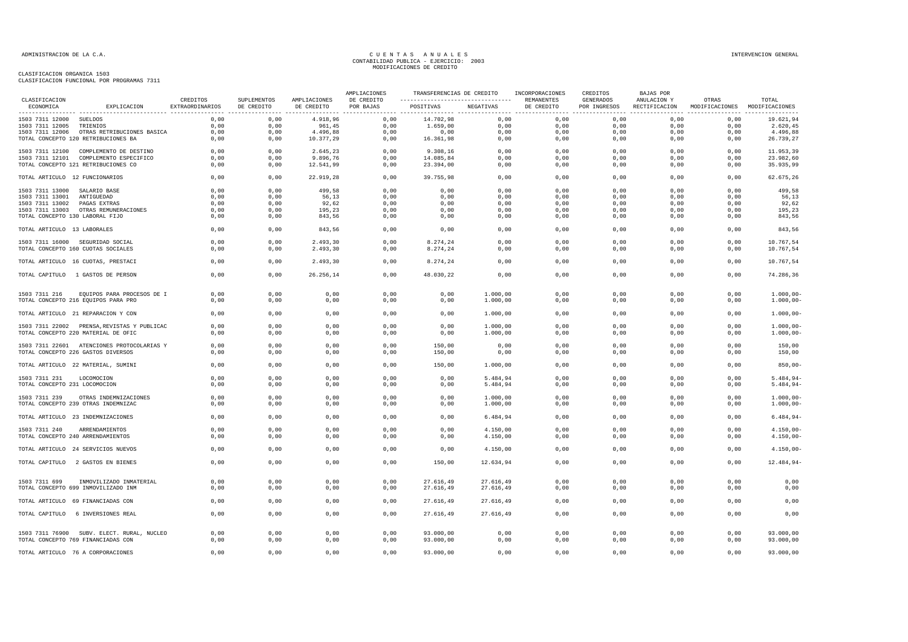ADMINISTRACION DE LA C.A.

# CUENTAS ANUALES
## CONTABILIDAD PUBLICA - EJERCICIO: 2003
## MODIFICACIONES DE CREDITO

INTERVENCION GENERAL

CLASIFICACION ORGANICA 1503
CLASIFICACION FUNCIONAL POR PROGRAMAS 7311

| CLASIFICACION ECONOMICA | EXPLICACION | CREDITOS EXTRAORDINARIOS | SUPLEMENTOS DE CREDITO | AMPLIACIONES DE CREDITO | AMPLIACIONES DE CREDITO POR BAJAS | TRANSFERENCIAS DE CREDITO POSITIVAS | TRANSFERENCIAS DE CREDITO NEGATIVAS | INCORPORACIONES REMANENTES DE CREDITO | CREDITOS GENERADOS POR INGRESOS | BAJAS POR ANULACION Y RECTIFICACION | OTRAS MODIFICACIONES | TOTAL MODIFICACIONES |
|---|---|---|---|---|---|---|---|---|---|---|---|---|
| 1503 7311 12000 | SUELDOS | 0,00 | 0,00 | 4.918,96 | 0,00 | 14.702,98 | 0,00 | 0,00 | 0,00 | 0,00 | 0,00 | 19.621,94 |
| 1503 7311 12005 | TRIENIOS | 0,00 | 0,00 | 961,45 | 0,00 | 1.659,00 | 0,00 | 0,00 | 0,00 | 0,00 | 0,00 | 2.620,45 |
| 1503 7311 12006 | OTRAS RETRIBUCIONES BASICA | 0,00 | 0,00 | 4.496,88 | 0,00 | 0,00 | 0,00 | 0,00 | 0,00 | 0,00 | 0,00 | 4.496,88 |
| TOTAL CONCEPTO 120 RETRIBUCIONES BA | | 0,00 | 0,00 | 10.377,29 | 0,00 | 16.361,98 | 0,00 | 0,00 | 0,00 | 0,00 | 0,00 | 26.739,27 |
| 1503 7311 12100 | COMPLEMENTO DE DESTINO | 0,00 | 0,00 | 2.645,23 | 0,00 | 9.308,16 | 0,00 | 0,00 | 0,00 | 0,00 | 0,00 | 11.953,39 |
| 1503 7311 12101 | COMPLEMENTO ESPECIFICO | 0,00 | 0,00 | 9.896,76 | 0,00 | 14.085,84 | 0,00 | 0,00 | 0,00 | 0,00 | 0,00 | 23.982,60 |
| TOTAL CONCEPTO 121 RETRIBUCIONES CO | | 0,00 | 0,00 | 12.541,99 | 0,00 | 23.394,00 | 0,00 | 0,00 | 0,00 | 0,00 | 0,00 | 35.935,99 |
| TOTAL ARTICULO 12 FUNCIONARIOS | | 0,00 | 0,00 | 22.919,28 | 0,00 | 39.755,98 | 0,00 | 0,00 | 0,00 | 0,00 | 0,00 | 62.675,26 |
| 1503 7311 13000 | SALARIO BASE | 0,00 | 0,00 | 499,58 | 0,00 | 0,00 | 0,00 | 0,00 | 0,00 | 0,00 | 0,00 | 499,58 |
| 1503 7311 13001 | ANTIGUEDAD | 0,00 | 0,00 | 56,13 | 0,00 | 0,00 | 0,00 | 0,00 | 0,00 | 0,00 | 0,00 | 56,13 |
| 1503 7311 13002 | PAGAS EXTRAS | 0,00 | 0,00 | 92,62 | 0,00 | 0,00 | 0,00 | 0,00 | 0,00 | 0,00 | 0,00 | 92,62 |
| 1503 7311 13003 | OTRAS REMUNERACIONES | 0,00 | 0,00 | 195,23 | 0,00 | 0,00 | 0,00 | 0,00 | 0,00 | 0,00 | 0,00 | 195,23 |
| TOTAL CONCEPTO 130 LABORAL FIJO | | 0,00 | 0,00 | 843,56 | 0,00 | 0,00 | 0,00 | 0,00 | 0,00 | 0,00 | 0,00 | 843,56 |
| TOTAL ARTICULO 13 LABORALES | | 0,00 | 0,00 | 843,56 | 0,00 | 0,00 | 0,00 | 0,00 | 0,00 | 0,00 | 0,00 | 843,56 |
| 1503 7311 16000 | SEGURIDAD SOCIAL | 0,00 | 0,00 | 2.493,30 | 0,00 | 8.274,24 | 0,00 | 0,00 | 0,00 | 0,00 | 0,00 | 10.767,54 |
| TOTAL CONCEPTO 160 CUOTAS SOCIALES | | 0,00 | 0,00 | 2.493,30 | 0,00 | 8.274,24 | 0,00 | 0,00 | 0,00 | 0,00 | 0,00 | 10.767,54 |
| TOTAL ARTICULO 16 CUOTAS, PRESTACI | | 0,00 | 0,00 | 2.493,30 | 0,00 | 8.274,24 | 0,00 | 0,00 | 0,00 | 0,00 | 0,00 | 10.767,54 |
| TOTAL CAPITULO 1 GASTOS DE PERSON | | 0,00 | 0,00 | 26.256,14 | 0,00 | 48.030,22 | 0,00 | 0,00 | 0,00 | 0,00 | 0,00 | 74.286,36 |
| 1503 7311 216 | EQUIPOS PARA PROCESOS DE I | 0,00 | 0,00 | 0,00 | 0,00 | 0,00 | 1.000,00 | 0,00 | 0,00 | 0,00 | 0,00 | 1.000,00- |
| TOTAL CONCEPTO 216 EQUIPOS PARA PRO | | 0,00 | 0,00 | 0,00 | 0,00 | 0,00 | 1.000,00 | 0,00 | 0,00 | 0,00 | 0,00 | 1.000,00- |
| TOTAL ARTICULO 21 REPARACION Y CON | | 0,00 | 0,00 | 0,00 | 0,00 | 0,00 | 1.000,00 | 0,00 | 0,00 | 0,00 | 0,00 | 1.000,00- |
| 1503 7311 22002 | PRENSA,REVISTAS Y PUBLICAC | 0,00 | 0,00 | 0,00 | 0,00 | 0,00 | 1.000,00 | 0,00 | 0,00 | 0,00 | 0,00 | 1.000,00- |
| TOTAL CONCEPTO 220 MATERIAL DE OFIC | | 0,00 | 0,00 | 0,00 | 0,00 | 0,00 | 1.000,00 | 0,00 | 0,00 | 0,00 | 0,00 | 1.000,00- |
| 1503 7311 22601 | ATENCIONES PROTOCOLARIAS Y | 0,00 | 0,00 | 0,00 | 0,00 | 150,00 | 0,00 | 0,00 | 0,00 | 0,00 | 0,00 | 150,00 |
| TOTAL CONCEPTO 226 GASTOS DIVERSOS | | 0,00 | 0,00 | 0,00 | 0,00 | 150,00 | 0,00 | 0,00 | 0,00 | 0,00 | 0,00 | 150,00 |
| TOTAL ARTICULO 22 MATERIAL, SUMINI | | 0,00 | 0,00 | 0,00 | 0,00 | 150,00 | 1.000,00 | 0,00 | 0,00 | 0,00 | 0,00 | 850,00- |
| 1503 7311 231 | LOCOMOCION | 0,00 | 0,00 | 0,00 | 0,00 | 0,00 | 5.484,94 | 0,00 | 0,00 | 0,00 | 0,00 | 5.484,94- |
| TOTAL CONCEPTO 231 LOCOMOCION | | 0,00 | 0,00 | 0,00 | 0,00 | 0,00 | 5.484,94 | 0,00 | 0,00 | 0,00 | 0,00 | 5.484,94- |
| 1503 7311 239 | OTRAS INDEMNIZACIONES | 0,00 | 0,00 | 0,00 | 0,00 | 0,00 | 1.000,00 | 0,00 | 0,00 | 0,00 | 0,00 | 1.000,00- |
| TOTAL CONCEPTO 239 OTRAS INDEMNIZAC | | 0,00 | 0,00 | 0,00 | 0,00 | 0,00 | 1.000,00 | 0,00 | 0,00 | 0,00 | 0,00 | 1.000,00- |
| TOTAL ARTICULO 23 INDEMNIZACIONES | | 0,00 | 0,00 | 0,00 | 0,00 | 0,00 | 6.484,94 | 0,00 | 0,00 | 0,00 | 0,00 | 6.484,94- |
| 1503 7311 240 | ARRENDAMIENTOS | 0,00 | 0,00 | 0,00 | 0,00 | 0,00 | 4.150,00 | 0,00 | 0,00 | 0,00 | 0,00 | 4.150,00- |
| TOTAL CONCEPTO 240 ARRENDAMIENTOS | | 0,00 | 0,00 | 0,00 | 0,00 | 0,00 | 4.150,00 | 0,00 | 0,00 | 0,00 | 0,00 | 4.150,00- |
| TOTAL ARTICULO 24 SERVICIOS NUEVOS | | 0,00 | 0,00 | 0,00 | 0,00 | 0,00 | 4.150,00 | 0,00 | 0,00 | 0,00 | 0,00 | 4.150,00- |
| TOTAL CAPITULO 2 GASTOS EN BIENES | | 0,00 | 0,00 | 0,00 | 0,00 | 150,00 | 12.634,94 | 0,00 | 0,00 | 0,00 | 0,00 | 12.484,94- |
| 1503 7311 699 | INMOVILIZADO INMATERIAL | 0,00 | 0,00 | 0,00 | 0,00 | 27.616,49 | 27.616,49 | 0,00 | 0,00 | 0,00 | 0,00 | 0,00 |
| TOTAL CONCEPTO 699 INMOVILIZADO INM | | 0,00 | 0,00 | 0,00 | 0,00 | 27.616,49 | 27.616,49 | 0,00 | 0,00 | 0,00 | 0,00 | 0,00 |
| TOTAL ARTICULO 69 FINANCIADAS CON | | 0,00 | 0,00 | 0,00 | 0,00 | 27.616,49 | 27.616,49 | 0,00 | 0,00 | 0,00 | 0,00 | 0,00 |
| TOTAL CAPITULO 6 INVERSIONES REAL | | 0,00 | 0,00 | 0,00 | 0,00 | 27.616,49 | 27.616,49 | 0,00 | 0,00 | 0,00 | 0,00 | 0,00 |
| 1503 7311 76900 | SUBV. ELECT. RURAL, NUCLEO | 0,00 | 0,00 | 0,00 | 0,00 | 93.000,00 | 0,00 | 0,00 | 0,00 | 0,00 | 0,00 | 93.000,00 |
| TOTAL CONCEPTO 769 FINANCIADAS CON | | 0,00 | 0,00 | 0,00 | 0,00 | 93.000,00 | 0,00 | 0,00 | 0,00 | 0,00 | 0,00 | 93.000,00 |
| TOTAL ARTICULO 76 A CORPORACIONES | | 0,00 | 0,00 | 0,00 | 0,00 | 93.000,00 | 0,00 | 0,00 | 0,00 | 0,00 | 0,00 | 93.000,00 |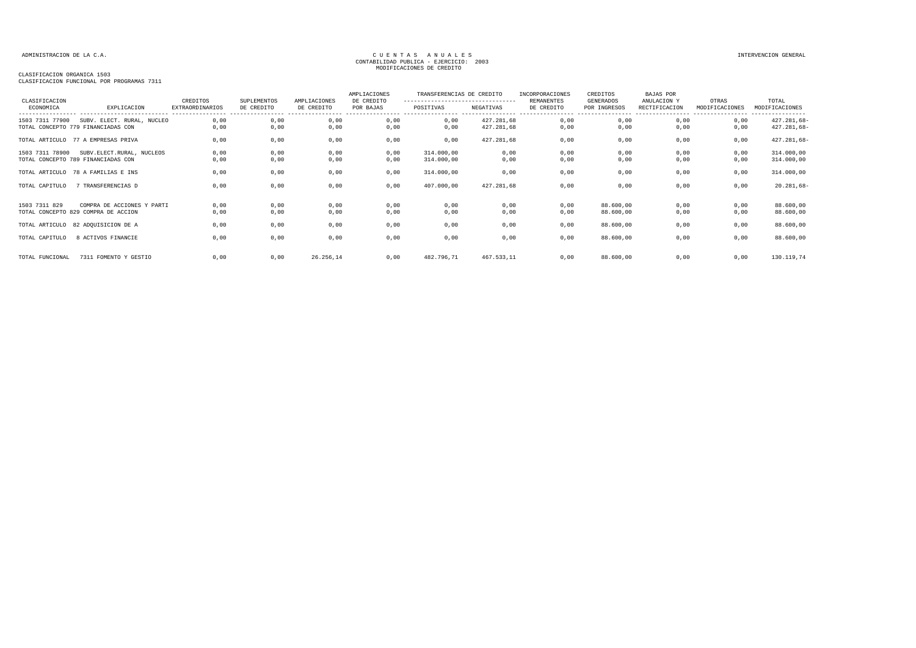ADMINISTRACION DE LA C.A.

CUENTAS ANUALES
CONTABILIDAD PUBLICA - EJERCICIO: 2003
MODIFICACIONES DE CREDITO

INTERVENCION GENERAL

CLASIFICACION ORGANICA 1503
CLASIFICACION FUNCIONAL POR PROGRAMAS 7311

| CLASIFICACION ECONOMICA | EXPLICACION | CREDITOS EXTRAORDINARIOS | SUPLEMENTOS DE CREDITO | AMPLIACIONES DE CREDITO | AMPLIACIONES DE CREDITO POR BAJAS | TRANSFERENCIAS DE CREDITO POSITIVAS | TRANSFERENCIAS DE CREDITO NEGATIVAS | INCORPORACIONES REMANENTES DE CREDITO | CREDITOS GENERADOS POR INGRESOS | BAJAS POR ANULACION Y RECTIFICACION | OTRAS MODIFICACIONES | TOTAL MODIFICACIONES |
|---|---|---|---|---|---|---|---|---|---|---|---|---|
| 1503 7311 77900 | SUBV. ELECT. RURAL, NUCLEO | 0,00 | 0,00 | 0,00 | 0,00 | 0,00 | 427.281,68 | 0,00 | 0,00 | 0,00 | 0,00 | 427.281,68- |
| TOTAL CONCEPTO 779 FINANCIADAS CON | | 0,00 | 0,00 | 0,00 | 0,00 | 0,00 | 427.281,68 | 0,00 | 0,00 | 0,00 | 0,00 | 427.281,68- |
| TOTAL ARTICULO | 77 A EMPRESAS PRIVA | 0,00 | 0,00 | 0,00 | 0,00 | 0,00 | 427.281,68 | 0,00 | 0,00 | 0,00 | 0,00 | 427.281,68- |
| 1503 7311 78900 | SUBV.ELECT.RURAL, NUCLEOS | 0,00 | 0,00 | 0,00 | 0,00 | 314.000,00 | 0,00 | 0,00 | 0,00 | 0,00 | 0,00 | 314.000,00 |
| TOTAL CONCEPTO 789 FINANCIADAS CON | | 0,00 | 0,00 | 0,00 | 0,00 | 314.000,00 | 0,00 | 0,00 | 0,00 | 0,00 | 0,00 | 314.000,00 |
| TOTAL ARTICULO | 78 A FAMILIAS E INS | 0,00 | 0,00 | 0,00 | 0,00 | 314.000,00 | 0,00 | 0,00 | 0,00 | 0,00 | 0,00 | 314.000,00 |
| TOTAL CAPITULO | 7 TRANSFERENCIAS D | 0,00 | 0,00 | 0,00 | 0,00 | 407.000,00 | 427.281,68 | 0,00 | 0,00 | 0,00 | 0,00 | 20.281,68- |
| 1503 7311 829 | COMPRA DE ACCIONES Y PARTI | 0,00 | 0,00 | 0,00 | 0,00 | 0,00 | 0,00 | 0,00 | 88.600,00 | 0,00 | 0,00 | 88.600,00 |
| TOTAL CONCEPTO 829 COMPRA DE ACCION | | 0,00 | 0,00 | 0,00 | 0,00 | 0,00 | 0,00 | 0,00 | 88.600,00 | 0,00 | 0,00 | 88.600,00 |
| TOTAL ARTICULO | 82 ADQUISICION DE A | 0,00 | 0,00 | 0,00 | 0,00 | 0,00 | 0,00 | 0,00 | 88.600,00 | 0,00 | 0,00 | 88.600,00 |
| TOTAL CAPITULO | 8 ACTIVOS FINANCIE | 0,00 | 0,00 | 0,00 | 0,00 | 0,00 | 0,00 | 0,00 | 88.600,00 | 0,00 | 0,00 | 88.600,00 |
| TOTAL FUNCIONAL | 7311 FOMENTO Y GESTIO | 0,00 | 0,00 | 26.256,14 | 0,00 | 482.796,71 | 467.533,11 | 0,00 | 88.600,00 | 0,00 | 0,00 | 130.119,74 |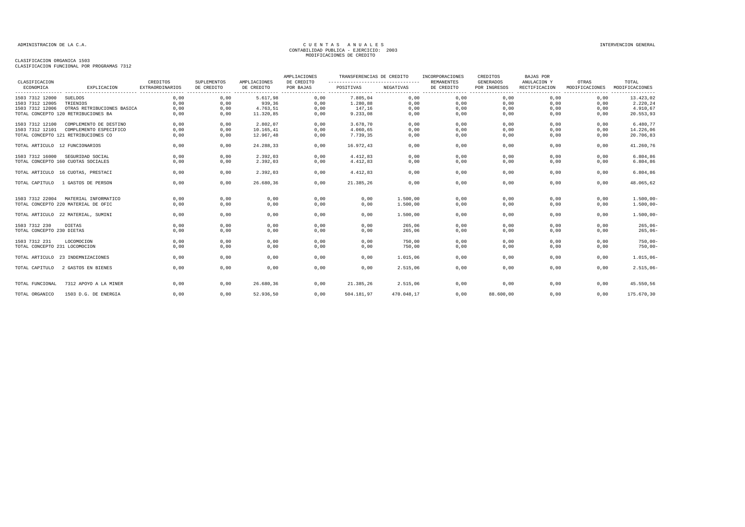ADMINISTRACION DE LA C.A.

# CUENTAS ANUALES
CONTABILIDAD PUBLICA - EJERCICIO: 2003
MODIFICACIONES DE CREDITO

INTERVENCION GENERAL

CLASIFICACION ORGANICA 1503
CLASIFICACION FUNCIONAL POR PROGRAMAS 7312

| CLASIFICACION ECONOMICA | EXPLICACION | CREDITOS EXTRAORDINARIOS | SUPLEMENTOS DE CREDITO | AMPLIACIONES DE CREDITO | AMPLIACIONES DE CREDITO POR BAJAS | TRANSFERENCIAS DE CREDITO POSITIVAS | TRANSFERENCIAS DE CREDITO NEGATIVAS | INCORPORACIONES REMANENTES DE CREDITO | CREDITOS GENERADOS POR INGRESOS | BAJAS POR ANULACION Y RECTIFICACION | OTRAS MODIFICACIONES | TOTAL MODIFICACIONES |
|---|---|---|---|---|---|---|---|---|---|---|---|---|
| 1503 7312 12000 | SUELDOS | 0,00 | 0,00 | 5.617,98 | 0,00 | 7.805,04 | 0,00 | 0,00 | 0,00 | 0,00 | 0,00 | 13.423,02 |
| 1503 7312 12005 | TRIENIOS | 0,00 | 0,00 | 939,36 | 0,00 | 1.280,88 | 0,00 | 0,00 | 0,00 | 0,00 | 0,00 | 2.220,24 |
| 1503 7312 12006 | OTRAS RETRIBUCIONES BASICA | 0,00 | 0,00 | 4.763,51 | 0,00 | 147,16 | 0,00 | 0,00 | 0,00 | 0,00 | 0,00 | 4.910,67 |
| TOTAL CONCEPTO 120 RETRIBUCIONES BA | | 0,00 | 0,00 | 11.320,85 | 0,00 | 9.233,08 | 0,00 | 0,00 | 0,00 | 0,00 | 0,00 | 20.553,93 |
| 1503 7312 12100 | COMPLEMENTO DE DESTINO | 0,00 | 0,00 | 2.802,07 | 0,00 | 3.678,70 | 0,00 | 0,00 | 0,00 | 0,00 | 0,00 | 6.480,77 |
| 1503 7312 12101 | COMPLEMENTO ESPECIFICO | 0,00 | 0,00 | 10.165,41 | 0,00 | 4.060,65 | 0,00 | 0,00 | 0,00 | 0,00 | 0,00 | 14.226,06 |
| TOTAL CONCEPTO 121 RETRIBUCIONES CO | | 0,00 | 0,00 | 12.967,48 | 0,00 | 7.739,35 | 0,00 | 0,00 | 0,00 | 0,00 | 0,00 | 20.706,83 |
| TOTAL ARTICULO 12 FUNCIONARIOS | | 0,00 | 0,00 | 24.288,33 | 0,00 | 16.972,43 | 0,00 | 0,00 | 0,00 | 0,00 | 0,00 | 41.260,76 |
| 1503 7312 16000 | SEGURIDAD SOCIAL | 0,00 | 0,00 | 2.392,03 | 0,00 | 4.412,83 | 0,00 | 0,00 | 0,00 | 0,00 | 0,00 | 6.804,86 |
| TOTAL CONCEPTO 160 CUOTAS SOCIALES | | 0,00 | 0,00 | 2.392,03 | 0,00 | 4.412,83 | 0,00 | 0,00 | 0,00 | 0,00 | 0,00 | 6.804,86 |
| TOTAL ARTICULO 16 CUOTAS, PRESTACI | | 0,00 | 0,00 | 2.392,03 | 0,00 | 4.412,83 | 0,00 | 0,00 | 0,00 | 0,00 | 0,00 | 6.804,86 |
| TOTAL CAPITULO 1 GASTOS DE PERSON | | 0,00 | 0,00 | 26.680,36 | 0,00 | 21.385,26 | 0,00 | 0,00 | 0,00 | 0,00 | 0,00 | 48.065,62 |
| 1503 7312 22004 | MATERIAL INFORMATICO | 0,00 | 0,00 | 0,00 | 0,00 | 0,00 | 1.500,00 | 0,00 | 0,00 | 0,00 | 0,00 | 1.500,00- |
| TOTAL CONCEPTO 220 MATERIAL DE OFIC | | 0,00 | 0,00 | 0,00 | 0,00 | 0,00 | 1.500,00 | 0,00 | 0,00 | 0,00 | 0,00 | 1.500,00- |
| TOTAL ARTICULO 22 MATERIAL, SUMINI | | 0,00 | 0,00 | 0,00 | 0,00 | 0,00 | 1.500,00 | 0,00 | 0,00 | 0,00 | 0,00 | 1.500,00- |
| 1503 7312 230 | DIETAS | 0,00 | 0,00 | 0,00 | 0,00 | 0,00 | 265,06 | 0,00 | 0,00 | 0,00 | 0,00 | 265,06- |
| TOTAL CONCEPTO 230 DIETAS | | 0,00 | 0,00 | 0,00 | 0,00 | 0,00 | 265,06 | 0,00 | 0,00 | 0,00 | 0,00 | 265,06- |
| 1503 7312 231 | LOCOMOCION | 0,00 | 0,00 | 0,00 | 0,00 | 0,00 | 750,00 | 0,00 | 0,00 | 0,00 | 0,00 | 750,00- |
| TOTAL CONCEPTO 231 LOCOMOCION | | 0,00 | 0,00 | 0,00 | 0,00 | 0,00 | 750,00 | 0,00 | 0,00 | 0,00 | 0,00 | 750,00- |
| TOTAL ARTICULO 23 INDEMNIZACIONES | | 0,00 | 0,00 | 0,00 | 0,00 | 0,00 | 1.015,06 | 0,00 | 0,00 | 0,00 | 0,00 | 1.015,06- |
| TOTAL CAPITULO 2 GASTOS EN BIENES | | 0,00 | 0,00 | 0,00 | 0,00 | 0,00 | 2.515,06 | 0,00 | 0,00 | 0,00 | 0,00 | 2.515,06- |
| TOTAL FUNCIONAL | 7312 APOYO A LA MINER | 0,00 | 0,00 | 26.680,36 | 0,00 | 21.385,26 | 2.515,06 | 0,00 | 0,00 | 0,00 | 0,00 | 45.550,56 |
| TOTAL ORGANICO | 1503 D.G. DE ENERGIA | 0,00 | 0,00 | 52.936,50 | 0,00 | 504.181,97 | 470.048,17 | 0,00 | 88.600,00 | 0,00 | 0,00 | 175.670,30 |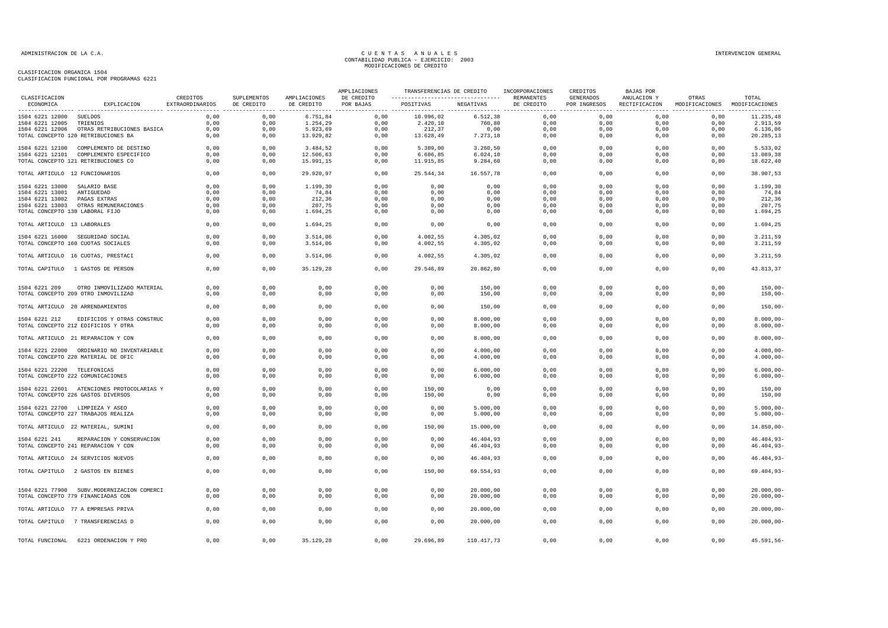ADMINISTRACION DE LA C.A.

CUENTAS ANUALES
CONTABILIDAD PUBLICA - EJERCICIO: 2003
MODIFICACIONES DE CREDITO

INTERVENCION GENERAL

CLASIFICACION ORGANICA 1504
CLASIFICACION FUNCIONAL POR PROGRAMAS 6221

| CLASIFICACION ECONOMICA | EXPLICACION | CREDITOS EXTRAORDINARIOS | SUPLEMENTOS DE CREDITO | AMPLIACIONES DE CREDITO | AMPLIACIONES DE CREDITO POR BAJAS | TRANSFERENCIAS DE CREDITO POSITIVAS | TRANSFERENCIAS DE CREDITO NEGATIVAS | INCORPORACIONES REMANENTES DE CREDITO | CREDITOS GENERADOS POR INGRESOS | BAJAS POR ANULACION Y RECTIFICACION | OTRAS MODIFICACIONES | TOTAL MODIFICACIONES |
|---|---|---|---|---|---|---|---|---|---|---|---|---|
| 1504 6221 12000 | SUELDOS | 0,00 | 0,00 | 6.751,84 | 0,00 | 10.996,02 | 6.512,38 | 0,00 | 0,00 | 0,00 | 0,00 | 11.235,48 |
| 1504 6221 12005 | TRIENIOS | 0,00 | 0,00 | 1.254,29 | 0,00 | 2.420,10 | 760,80 | 0,00 | 0,00 | 0,00 | 0,00 | 2.913,59 |
| 1504 6221 12006 | OTRAS RETRIBUCIONES BASICA | 0,00 | 0,00 | 5.923,69 | 0,00 | 212,37 | 0,00 | 0,00 | 0,00 | 0,00 | 0,00 | 6.136,06 |
| TOTAL CONCEPTO 120 | RETRIBUCIONES BA | 0,00 | 0,00 | 13.929,82 | 0,00 | 13.628,49 | 7.273,18 | 0,00 | 0,00 | 0,00 | 0,00 | 20.285,13 |
| 1504 6221 12100 | COMPLEMENTO DE DESTINO | 0,00 | 0,00 | 3.484,52 | 0,00 | 5.309,00 | 3.260,50 | 0,00 | 0,00 | 0,00 | 0,00 | 5.533,02 |
| 1504 6221 12101 | COMPLEMENTO ESPECIFICO | 0,00 | 0,00 | 12.506,63 | 0,00 | 6.606,85 | 6.024,10 | 0,00 | 0,00 | 0,00 | 0,00 | 13.089,38 |
| TOTAL CONCEPTO 121 | RETRIBUCIONES CO | 0,00 | 0,00 | 15.991,15 | 0,00 | 11.915,85 | 9.284,60 | 0,00 | 0,00 | 0,00 | 0,00 | 18.622,40 |
| TOTAL ARTICULO 12 | FUNCIONARIOS | 0,00 | 0,00 | 29.920,97 | 0,00 | 25.544,34 | 16.557,78 | 0,00 | 0,00 | 0,00 | 0,00 | 38.907,53 |
| 1504 6221 13000 | SALARIO BASE | 0,00 | 0,00 | 1.199,30 | 0,00 | 0,00 | 0,00 | 0,00 | 0,00 | 0,00 | 0,00 | 1.199,30 |
| 1504 6221 13001 | ANTIGUEDAD | 0,00 | 0,00 | 74,84 | 0,00 | 0,00 | 0,00 | 0,00 | 0,00 | 0,00 | 0,00 | 74,84 |
| 1504 6221 13002 | PAGAS EXTRAS | 0,00 | 0,00 | 212,36 | 0,00 | 0,00 | 0,00 | 0,00 | 0,00 | 0,00 | 0,00 | 212,36 |
| 1504 6221 13003 | OTRAS REMUNERACIONES | 0,00 | 0,00 | 207,75 | 0,00 | 0,00 | 0,00 | 0,00 | 0,00 | 0,00 | 0,00 | 207,75 |
| TOTAL CONCEPTO 130 | LABORAL FIJO | 0,00 | 0,00 | 1.694,25 | 0,00 | 0,00 | 0,00 | 0,00 | 0,00 | 0,00 | 0,00 | 1.694,25 |
| TOTAL ARTICULO 13 | LABORALES | 0,00 | 0,00 | 1.694,25 | 0,00 | 0,00 | 0,00 | 0,00 | 0,00 | 0,00 | 0,00 | 1.694,25 |
| 1504 6221 16000 | SEGURIDAD SOCIAL | 0,00 | 0,00 | 3.514,06 | 0,00 | 4.002,55 | 4.305,02 | 0,00 | 0,00 | 0,00 | 0,00 | 3.211,59 |
| TOTAL CONCEPTO 160 | CUOTAS SOCIALES | 0,00 | 0,00 | 3.514,06 | 0,00 | 4.002,55 | 4.305,02 | 0,00 | 0,00 | 0,00 | 0,00 | 3.211,59 |
| TOTAL ARTICULO 16 | CUOTAS, PRESTACI | 0,00 | 0,00 | 3.514,06 | 0,00 | 4.002,55 | 4.305,02 | 0,00 | 0,00 | 0,00 | 0,00 | 3.211,59 |
| TOTAL CAPITULO 1 | GASTOS DE PERSON | 0,00 | 0,00 | 35.129,28 | 0,00 | 29.546,89 | 20.862,80 | 0,00 | 0,00 | 0,00 | 0,00 | 43.813,37 |
| 1504 6221 209 | OTRO INMOVILIZADO MATERIAL | 0,00 | 0,00 | 0,00 | 0,00 | 0,00 | 150,00 | 0,00 | 0,00 | 0,00 | 0,00 | 150,00- |
| TOTAL CONCEPTO 209 | OTRO INMOVILIZADO | 0,00 | 0,00 | 0,00 | 0,00 | 0,00 | 150,00 | 0,00 | 0,00 | 0,00 | 0,00 | 150,00- |
| TOTAL ARTICULO 20 | ARRENDAMIENTOS | 0,00 | 0,00 | 0,00 | 0,00 | 0,00 | 150,00 | 0,00 | 0,00 | 0,00 | 0,00 | 150,00- |
| 1504 6221 212 | EDIFICIOS Y OTRAS CONSTRUC | 0,00 | 0,00 | 0,00 | 0,00 | 0,00 | 8.000,00 | 0,00 | 0,00 | 0,00 | 0,00 | 8.000,00- |
| TOTAL CONCEPTO 212 | EDIFICIOS Y OTRA | 0,00 | 0,00 | 0,00 | 0,00 | 0,00 | 8.000,00 | 0,00 | 0,00 | 0,00 | 0,00 | 8.000,00- |
| TOTAL ARTICULO 21 | REPARACION Y CON | 0,00 | 0,00 | 0,00 | 0,00 | 0,00 | 8.000,00 | 0,00 | 0,00 | 0,00 | 0,00 | 8.000,00- |
| 1504 6221 22000 | ORDINARIO NO INVENTARIABLE | 0,00 | 0,00 | 0,00 | 0,00 | 0,00 | 4.000,00 | 0,00 | 0,00 | 0,00 | 0,00 | 4.000,00- |
| TOTAL CONCEPTO 220 | MATERIAL DE OFIC | 0,00 | 0,00 | 0,00 | 0,00 | 0,00 | 4.000,00 | 0,00 | 0,00 | 0,00 | 0,00 | 4.000,00- |
| 1504 6221 22200 | TELEFONICAS | 0,00 | 0,00 | 0,00 | 0,00 | 0,00 | 6.000,00 | 0,00 | 0,00 | 0,00 | 0,00 | 6.000,00- |
| TOTAL CONCEPTO 222 | COMUNICACIONES | 0,00 | 0,00 | 0,00 | 0,00 | 0,00 | 6.000,00 | 0,00 | 0,00 | 0,00 | 0,00 | 6.000,00- |
| 1504 6221 22601 | ATENCIONES PROTOCOLARIAS Y | 0,00 | 0,00 | 0,00 | 0,00 | 150,00 | 0,00 | 0,00 | 0,00 | 0,00 | 0,00 | 150,00 |
| TOTAL CONCEPTO 226 | GASTOS DIVERSOS | 0,00 | 0,00 | 0,00 | 0,00 | 150,00 | 0,00 | 0,00 | 0,00 | 0,00 | 0,00 | 150,00 |
| 1504 6221 22700 | LIMPIEZA Y ASEO | 0,00 | 0,00 | 0,00 | 0,00 | 0,00 | 5.000,00 | 0,00 | 0,00 | 0,00 | 0,00 | 5.000,00- |
| TOTAL CONCEPTO 227 | TRABAJOS REALIZA | 0,00 | 0,00 | 0,00 | 0,00 | 0,00 | 5.000,00 | 0,00 | 0,00 | 0,00 | 0,00 | 5.000,00- |
| TOTAL ARTICULO 22 | MATERIAL, SUMINI | 0,00 | 0,00 | 0,00 | 0,00 | 150,00 | 15.000,00 | 0,00 | 0,00 | 0,00 | 0,00 | 14.850,00- |
| 1504 6221 241 | REPARACION Y CONSERVACION | 0,00 | 0,00 | 0,00 | 0,00 | 0,00 | 46.404,93 | 0,00 | 0,00 | 0,00 | 0,00 | 46.404,93- |
| TOTAL CONCEPTO 241 | REPARACION Y CON | 0,00 | 0,00 | 0,00 | 0,00 | 0,00 | 46.404,93 | 0,00 | 0,00 | 0,00 | 0,00 | 46.404,93- |
| TOTAL ARTICULO 24 | SERVICIOS NUEVOS | 0,00 | 0,00 | 0,00 | 0,00 | 0,00 | 46.404,93 | 0,00 | 0,00 | 0,00 | 0,00 | 46.404,93- |
| TOTAL CAPITULO 2 | GASTOS EN BIENES | 0,00 | 0,00 | 0,00 | 0,00 | 150,00 | 69.554,93 | 0,00 | 0,00 | 0,00 | 0,00 | 69.404,93- |
| 1504 6221 77900 | SUBV.MODERNIZACION COMERCI | 0,00 | 0,00 | 0,00 | 0,00 | 0,00 | 20.000,00 | 0,00 | 0,00 | 0,00 | 0,00 | 20.000,00- |
| TOTAL CONCEPTO 779 | FINANCIADAS CON | 0,00 | 0,00 | 0,00 | 0,00 | 0,00 | 20.000,00 | 0,00 | 0,00 | 0,00 | 0,00 | 20.000,00- |
| TOTAL ARTICULO 77 | A EMPRESAS PRIVA | 0,00 | 0,00 | 0,00 | 0,00 | 0,00 | 20.000,00 | 0,00 | 0,00 | 0,00 | 0,00 | 20.000,00- |
| TOTAL CAPITULO 7 | TRANSFERENCIAS D | 0,00 | 0,00 | 0,00 | 0,00 | 0,00 | 20.000,00 | 0,00 | 0,00 | 0,00 | 0,00 | 20.000,00- |
| TOTAL FUNCIONAL 6221 | ORDENACION Y PRO | 0,00 | 0,00 | 35.129,28 | 0,00 | 29.696,89 | 110.417,73 | 0,00 | 0,00 | 0,00 | 0,00 | 45.591,56- |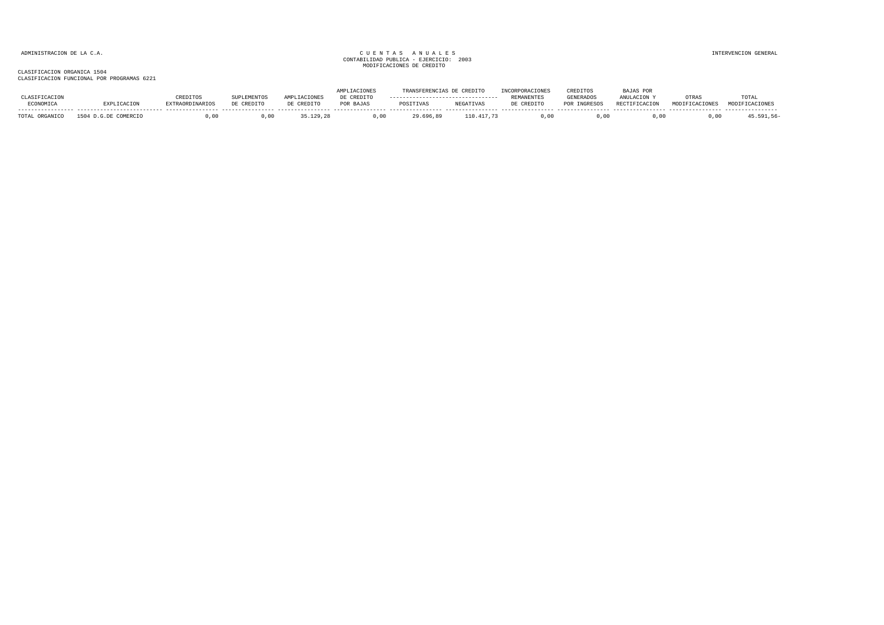ADMINISTRACION DE LA C.A.

C U E N T A S   A N U A L E S
CONTABILIDAD PUBLICA - EJERCICIO: 2003
MODIFICACIONES DE CREDITO

INTERVENCION GENERAL

CLASIFICACION ORGANICA 1504
CLASIFICACION FUNCIONAL POR PROGRAMAS 6221

| CLASIFICACION ECONOMICA | EXPLICACION | CREDITOS EXTRAORDINARIOS | SUPLEMENTOS DE CREDITO | AMPLIACIONES DE CREDITO | AMPLIACIONES DE CREDITO POR BAJAS | TRANSFERENCIAS DE CREDITO POSITIVAS | TRANSFERENCIAS DE CREDITO NEGATIVAS | INCORPORACIONES REMANENTES DE CREDITO | CREDITOS GENERADOS POR INGRESOS | BAJAS POR ANULACION Y RECTIFICACION | OTRAS MODIFICACIONES | TOTAL MODIFICACIONES |
|---|---|---|---|---|---|---|---|---|---|---|---|---|
| TOTAL ORGANICO | 1504 D.G.DE COMERCIO | 0,00 | 0,00 | 35.129,28 | 0,00 | 29.696,89 | 110.417,73 | 0,00 | 0,00 | 0,00 | 0,00 | 45.591,56- |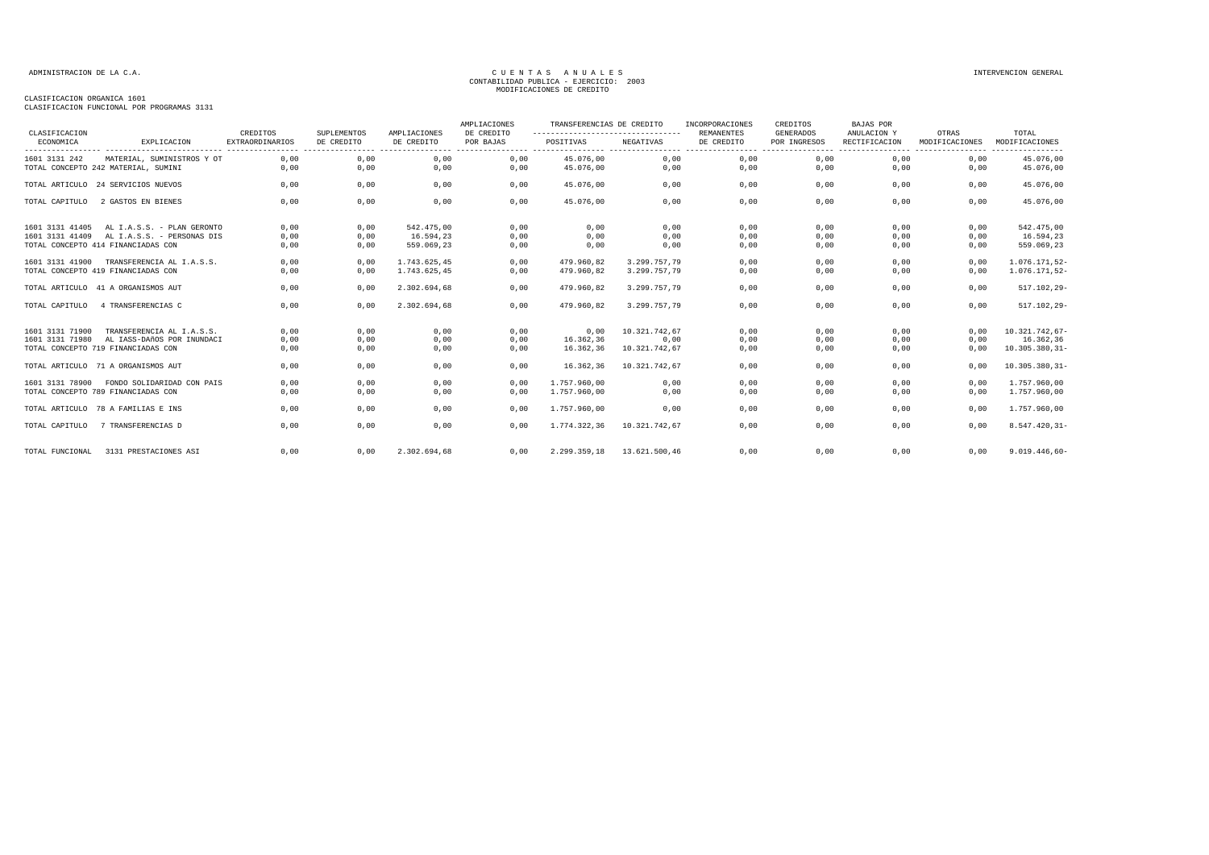ADMINISTRACION DE LA C.A.

CUENTAS ANUALES
CONTABILIDAD PUBLICA - EJERCICIO: 2003
MODIFICACIONES DE CREDITO

INTERVENCION GENERAL

CLASIFICACION ORGANICA 1601
CLASIFICACION FUNCIONAL POR PROGRAMAS 3131

| CLASIFICACION ECONOMICA | EXPLICACION | CREDITOS EXTRAORDINARIOS | SUPLEMENTOS DE CREDITO | AMPLIACIONES DE CREDITO | AMPLIACIONES DE CREDITO POR BAJAS | TRANSFERENCIAS DE CREDITO POSITIVAS | TRANSFERENCIAS DE CREDITO NEGATIVAS | INCORPORACIONES REMANENTES DE CREDITO | CREDITOS GENERADOS POR INGRESOS | BAJAS POR ANULACION Y RECTIFICACION | OTRAS MODIFICACIONES | TOTAL MODIFICACIONES |
|---|---|---|---|---|---|---|---|---|---|---|---|---|
| 1601 3131 242 | MATERIAL, SUMINISTROS Y OT | 0,00 | 0,00 | 0,00 | 0,00 | 45.076,00 | 0,00 | 0,00 | 0,00 | 0,00 | 0,00 | 45.076,00 |
| TOTAL CONCEPTO 242 MATERIAL, SUMINI | | 0,00 | 0,00 | 0,00 | 0,00 | 45.076,00 | 0,00 | 0,00 | 0,00 | 0,00 | 0,00 | 45.076,00 |
| TOTAL ARTICULO 24 SERVICIOS NUEVOS | | 0,00 | 0,00 | 0,00 | 0,00 | 45.076,00 | 0,00 | 0,00 | 0,00 | 0,00 | 0,00 | 45.076,00 |
| TOTAL CAPITULO 2 GASTOS EN BIENES | | 0,00 | 0,00 | 0,00 | 0,00 | 45.076,00 | 0,00 | 0,00 | 0,00 | 0,00 | 0,00 | 45.076,00 |
| 1601 3131 41405 | AL I.A.S.S. - PLAN GERONTO | 0,00 | 0,00 | 542.475,00 | 0,00 | 0,00 | 0,00 | 0,00 | 0,00 | 0,00 | 0,00 | 542.475,00 |
| 1601 3131 41409 | AL I.A.S.S. - PERSONAS DIS | 0,00 | 0,00 | 16.594,23 | 0,00 | 0,00 | 0,00 | 0,00 | 0,00 | 0,00 | 0,00 | 16.594,23 |
| TOTAL CONCEPTO 414 FINANCIADAS CON | | 0,00 | 0,00 | 559.069,23 | 0,00 | 0,00 | 0,00 | 0,00 | 0,00 | 0,00 | 0,00 | 559.069,23 |
| 1601 3131 41900 | TRANSFERENCIA AL I.A.S.S. | 0,00 | 0,00 | 1.743.625,45 | 0,00 | 479.960,82 | 3.299.757,79 | 0,00 | 0,00 | 0,00 | 0,00 | 1.076.171,52- |
| TOTAL CONCEPTO 419 FINANCIADAS CON | | 0,00 | 0,00 | 1.743.625,45 | 0,00 | 479.960,82 | 3.299.757,79 | 0,00 | 0,00 | 0,00 | 0,00 | 1.076.171,52- |
| TOTAL ARTICULO 41 A ORGANISMOS AUT | | 0,00 | 0,00 | 2.302.694,68 | 0,00 | 479.960,82 | 3.299.757,79 | 0,00 | 0,00 | 0,00 | 0,00 | 517.102,29- |
| TOTAL CAPITULO 4 TRANSFERENCIAS C | | 0,00 | 0,00 | 2.302.694,68 | 0,00 | 479.960,82 | 3.299.757,79 | 0,00 | 0,00 | 0,00 | 0,00 | 517.102,29- |
| 1601 3131 71900 | TRANSFERENCIA AL I.A.S.S. | 0,00 | 0,00 | 0,00 | 0,00 | 0,00 | 10.321.742,67 | 0,00 | 0,00 | 0,00 | 0,00 | 10.321.742,67- |
| 1601 3131 71980 | AL IASS-DAñOS POR INUNDACI | 0,00 | 0,00 | 0,00 | 0,00 | 16.362,36 | 0,00 | 0,00 | 0,00 | 0,00 | 0,00 | 16.362,36 |
| TOTAL CONCEPTO 719 FINANCIADAS CON | | 0,00 | 0,00 | 0,00 | 0,00 | 16.362,36 | 10.321.742,67 | 0,00 | 0,00 | 0,00 | 0,00 | 10.305.380,31- |
| TOTAL ARTICULO 71 A ORGANISMOS AUT | | 0,00 | 0,00 | 0,00 | 0,00 | 16.362,36 | 10.321.742,67 | 0,00 | 0,00 | 0,00 | 0,00 | 10.305.380,31- |
| 1601 3131 78900 | FONDO SOLIDARIDAD CON PAIS | 0,00 | 0,00 | 0,00 | 0,00 | 1.757.960,00 | 0,00 | 0,00 | 0,00 | 0,00 | 0,00 | 1.757.960,00 |
| TOTAL CONCEPTO 789 FINANCIADAS CON | | 0,00 | 0,00 | 0,00 | 0,00 | 1.757.960,00 | 0,00 | 0,00 | 0,00 | 0,00 | 0,00 | 1.757.960,00 |
| TOTAL ARTICULO 78 A FAMILIAS E INS | | 0,00 | 0,00 | 0,00 | 0,00 | 1.757.960,00 | 0,00 | 0,00 | 0,00 | 0,00 | 0,00 | 1.757.960,00 |
| TOTAL CAPITULO 7 TRANSFERENCIAS D | | 0,00 | 0,00 | 0,00 | 0,00 | 1.774.322,36 | 10.321.742,67 | 0,00 | 0,00 | 0,00 | 0,00 | 8.547.420,31- |
| TOTAL FUNCIONAL 3131 PRESTACIONES ASI | | 0,00 | 0,00 | 2.302.694,68 | 0,00 | 2.299.359,18 | 13.621.500,46 | 0,00 | 0,00 | 0,00 | 0,00 | 9.019.446,60- |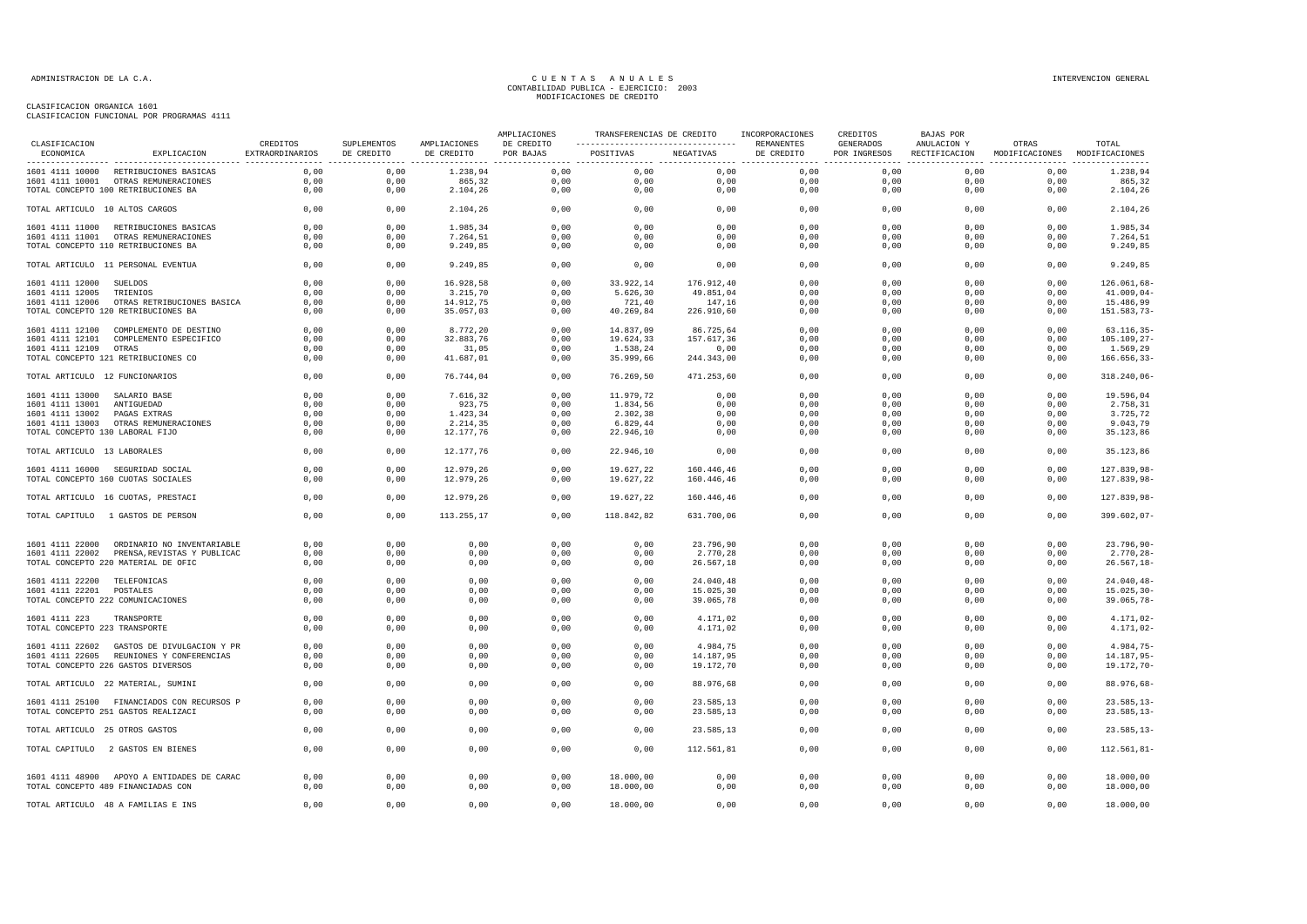ADMINISTRACION DE LA C.A.

# CUENTAS ANUALES
## CONTABILIDAD PUBLICA - EJERCICIO: 2003
## MODIFICACIONES DE CREDITO

INTERVENCION GENERAL

CLASIFICACION ORGANICA 1601
CLASIFICACION FUNCIONAL POR PROGRAMAS 4111

| CLASIFICACION ECONOMICA | EXPLICACION | CREDITOS EXTRAORDINARIOS | SUPLEMENTOS DE CREDITO | AMPLIACIONES DE CREDITO | AMPLIACIONES DE CREDITO POR BAJAS | TRANSFERENCIAS DE CREDITO POSITIVAS | TRANSFERENCIAS DE CREDITO NEGATIVAS | INCORPORACIONES REMANENTES DE CREDITO | CREDITOS GENERADOS POR INGRESOS | BAJAS POR ANULACION Y RECTIFICACION | OTRAS MODIFICACIONES | TOTAL MODIFICACIONES |
|---|---|---|---|---|---|---|---|---|---|---|---|---|
| 1601 4111 10000 | RETRIBUCIONES BASICAS | 0,00 | 0,00 | 1.238,94 | 0,00 | 0,00 | 0,00 | 0,00 | 0,00 | 0,00 | 0,00 | 1.238,94 |
| 1601 4111 10001 | OTRAS REMUNERACIONES | 0,00 | 0,00 | 865,32 | 0,00 | 0,00 | 0,00 | 0,00 | 0,00 | 0,00 | 0,00 | 865,32 |
| TOTAL CONCEPTO 100 RETRIBUCIONES BA | | 0,00 | 0,00 | 2.104,26 | 0,00 | 0,00 | 0,00 | 0,00 | 0,00 | 0,00 | 0,00 | 2.104,26 |
| TOTAL ARTICULO 10 ALTOS CARGOS | | 0,00 | 0,00 | 2.104,26 | 0,00 | 0,00 | 0,00 | 0,00 | 0,00 | 0,00 | 0,00 | 2.104,26 |
| 1601 4111 11000 | RETRIBUCIONES BASICAS | 0,00 | 0,00 | 1.985,34 | 0,00 | 0,00 | 0,00 | 0,00 | 0,00 | 0,00 | 0,00 | 1.985,34 |
| 1601 4111 11001 | OTRAS REMUNERACIONES | 0,00 | 0,00 | 7.264,51 | 0,00 | 0,00 | 0,00 | 0,00 | 0,00 | 0,00 | 0,00 | 7.264,51 |
| TOTAL CONCEPTO 110 RETRIBUCIONES BA | | 0,00 | 0,00 | 9.249,85 | 0,00 | 0,00 | 0,00 | 0,00 | 0,00 | 0,00 | 0,00 | 9.249,85 |
| TOTAL ARTICULO 11 PERSONAL EVENTUA | | 0,00 | 0,00 | 9.249,85 | 0,00 | 0,00 | 0,00 | 0,00 | 0,00 | 0,00 | 0,00 | 9.249,85 |
| 1601 4111 12000 | SUELDOS | 0,00 | 0,00 | 16.928,58 | 0,00 | 33.922,14 | 176.912,40 | 0,00 | 0,00 | 0,00 | 0,00 | 126.061,68- |
| 1601 4111 12005 | TRIENIOS | 0,00 | 0,00 | 3.215,70 | 0,00 | 5.626,30 | 49.851,04 | 0,00 | 0,00 | 0,00 | 0,00 | 41.009,04- |
| 1601 4111 12006 | OTRAS RETRIBUCIONES BASICA | 0,00 | 0,00 | 14.912,75 | 0,00 | 721,40 | 147,16 | 0,00 | 0,00 | 0,00 | 0,00 | 15.486,99 |
| TOTAL CONCEPTO 120 RETRIBUCIONES BA | | 0,00 | 0,00 | 35.057,03 | 0,00 | 40.269,84 | 226.910,60 | 0,00 | 0,00 | 0,00 | 0,00 | 151.583,73- |
| 1601 4111 12100 | COMPLEMENTO DE DESTINO | 0,00 | 0,00 | 8.772,20 | 0,00 | 14.837,09 | 86.725,64 | 0,00 | 0,00 | 0,00 | 0,00 | 63.116,35- |
| 1601 4111 12101 | COMPLEMENTO ESPECIFICO | 0,00 | 0,00 | 32.883,76 | 0,00 | 19.624,33 | 157.617,36 | 0,00 | 0,00 | 0,00 | 0,00 | 105.109,27- |
| 1601 4111 12109 | OTRAS | 0,00 | 0,00 | 31,05 | 0,00 | 1.538,24 | 0,00 | 0,00 | 0,00 | 0,00 | 0,00 | 1.569,29 |
| TOTAL CONCEPTO 121 RETRIBUCIONES CO | | 0,00 | 0,00 | 41.687,01 | 0,00 | 35.999,66 | 244.343,00 | 0,00 | 0,00 | 0,00 | 0,00 | 166.656,33- |
| TOTAL ARTICULO 12 FUNCIONARIOS | | 0,00 | 0,00 | 76.744,04 | 0,00 | 76.269,50 | 471.253,60 | 0,00 | 0,00 | 0,00 | 0,00 | 318.240,06- |
| 1601 4111 13000 | SALARIO BASE | 0,00 | 0,00 | 7.616,32 | 0,00 | 11.979,72 | 0,00 | 0,00 | 0,00 | 0,00 | 0,00 | 19.596,04 |
| 1601 4111 13001 | ANTIGUEDAD | 0,00 | 0,00 | 923,75 | 0,00 | 1.834,56 | 0,00 | 0,00 | 0,00 | 0,00 | 0,00 | 2.758,31 |
| 1601 4111 13002 | PAGAS EXTRAS | 0,00 | 0,00 | 1.423,34 | 0,00 | 2.302,38 | 0,00 | 0,00 | 0,00 | 0,00 | 0,00 | 3.725,72 |
| 1601 4111 13003 | OTRAS REMUNERACIONES | 0,00 | 0,00 | 2.214,35 | 0,00 | 6.829,44 | 0,00 | 0,00 | 0,00 | 0,00 | 0,00 | 9.043,79 |
| TOTAL CONCEPTO 130 LABORAL FIJO | | 0,00 | 0,00 | 12.177,76 | 0,00 | 22.946,10 | 0,00 | 0,00 | 0,00 | 0,00 | 0,00 | 35.123,86 |
| TOTAL ARTICULO 13 LABORALES | | 0,00 | 0,00 | 12.177,76 | 0,00 | 22.946,10 | 0,00 | 0,00 | 0,00 | 0,00 | 0,00 | 35.123,86 |
| 1601 4111 16000 | SEGURIDAD SOCIAL | 0,00 | 0,00 | 12.979,26 | 0,00 | 19.627,22 | 160.446,46 | 0,00 | 0,00 | 0,00 | 0,00 | 127.839,98- |
| TOTAL CONCEPTO 160 CUOTAS SOCIALES | | 0,00 | 0,00 | 12.979,26 | 0,00 | 19.627,22 | 160.446,46 | 0,00 | 0,00 | 0,00 | 0,00 | 127.839,98- |
| TOTAL ARTICULO 16 CUOTAS, PRESTACI | | 0,00 | 0,00 | 12.979,26 | 0,00 | 19.627,22 | 160.446,46 | 0,00 | 0,00 | 0,00 | 0,00 | 127.839,98- |
| TOTAL CAPITULO 1 GASTOS DE PERSON | | 0,00 | 0,00 | 113.255,17 | 0,00 | 118.842,82 | 631.700,06 | 0,00 | 0,00 | 0,00 | 0,00 | 399.602,07- |
| 1601 4111 22000 | ORDINARIO NO INVENTARIABLE | 0,00 | 0,00 | 0,00 | 0,00 | 0,00 | 23.796,90 | 0,00 | 0,00 | 0,00 | 0,00 | 23.796,90- |
| 1601 4111 22002 | PRENSA,REVISTAS Y PUBLICAC | 0,00 | 0,00 | 0,00 | 0,00 | 0,00 | 2.770,28 | 0,00 | 0,00 | 0,00 | 0,00 | 2.770,28- |
| TOTAL CONCEPTO 220 MATERIAL DE OFIC | | 0,00 | 0,00 | 0,00 | 0,00 | 0,00 | 26.567,18 | 0,00 | 0,00 | 0,00 | 0,00 | 26.567,18- |
| 1601 4111 22200 | TELEFONICAS | 0,00 | 0,00 | 0,00 | 0,00 | 0,00 | 24.040,48 | 0,00 | 0,00 | 0,00 | 0,00 | 24.040,48- |
| 1601 4111 22201 | POSTALES | 0,00 | 0,00 | 0,00 | 0,00 | 0,00 | 15.025,30 | 0,00 | 0,00 | 0,00 | 0,00 | 15.025,30- |
| TOTAL CONCEPTO 222 COMUNICACIONES | | 0,00 | 0,00 | 0,00 | 0,00 | 0,00 | 39.065,78 | 0,00 | 0,00 | 0,00 | 0,00 | 39.065,78- |
| 1601 4111 223 | TRANSPORTE | 0,00 | 0,00 | 0,00 | 0,00 | 0,00 | 4.171,02 | 0,00 | 0,00 | 0,00 | 0,00 | 4.171,02- |
| TOTAL CONCEPTO 223 TRANSPORTE | | 0,00 | 0,00 | 0,00 | 0,00 | 0,00 | 4.171,02 | 0,00 | 0,00 | 0,00 | 0,00 | 4.171,02- |
| 1601 4111 22602 | GASTOS DE DIVULGACION Y PR | 0,00 | 0,00 | 0,00 | 0,00 | 0,00 | 4.984,75 | 0,00 | 0,00 | 0,00 | 0,00 | 4.984,75- |
| 1601 4111 22605 | REUNIONES Y CONFERENCIAS | 0,00 | 0,00 | 0,00 | 0,00 | 0,00 | 14.187,95 | 0,00 | 0,00 | 0,00 | 0,00 | 14.187,95- |
| TOTAL CONCEPTO 226 GASTOS DIVERSOS | | 0,00 | 0,00 | 0,00 | 0,00 | 0,00 | 19.172,70 | 0,00 | 0,00 | 0,00 | 0,00 | 19.172,70- |
| TOTAL ARTICULO 22 MATERIAL, SUMINI | | 0,00 | 0,00 | 0,00 | 0,00 | 0,00 | 88.976,68 | 0,00 | 0,00 | 0,00 | 0,00 | 88.976,68- |
| 1601 4111 25100 | FINANCIADOS CON RECURSOS P | 0,00 | 0,00 | 0,00 | 0,00 | 0,00 | 23.585,13 | 0,00 | 0,00 | 0,00 | 0,00 | 23.585,13- |
| TOTAL CONCEPTO 251 GASTOS REALIZACI | | 0,00 | 0,00 | 0,00 | 0,00 | 0,00 | 23.585,13 | 0,00 | 0,00 | 0,00 | 0,00 | 23.585,13- |
| TOTAL ARTICULO 25 OTROS GASTOS | | 0,00 | 0,00 | 0,00 | 0,00 | 0,00 | 23.585,13 | 0,00 | 0,00 | 0,00 | 0,00 | 23.585,13- |
| TOTAL CAPITULO 2 GASTOS EN BIENES | | 0,00 | 0,00 | 0,00 | 0,00 | 0,00 | 112.561,81 | 0,00 | 0,00 | 0,00 | 0,00 | 112.561,81- |
| 1601 4111 48900 | APOYO A ENTIDADES DE CARAC | 0,00 | 0,00 | 0,00 | 0,00 | 18.000,00 | 0,00 | 0,00 | 0,00 | 0,00 | 0,00 | 18.000,00 |
| TOTAL CONCEPTO 489 FINANCIADAS CON | | 0,00 | 0,00 | 0,00 | 0,00 | 18.000,00 | 0,00 | 0,00 | 0,00 | 0,00 | 0,00 | 18.000,00 |
| TOTAL ARTICULO 48 A FAMILIAS E INS | | 0,00 | 0,00 | 0,00 | 0,00 | 18.000,00 | 0,00 | 0,00 | 0,00 | 0,00 | 0,00 | 18.000,00 |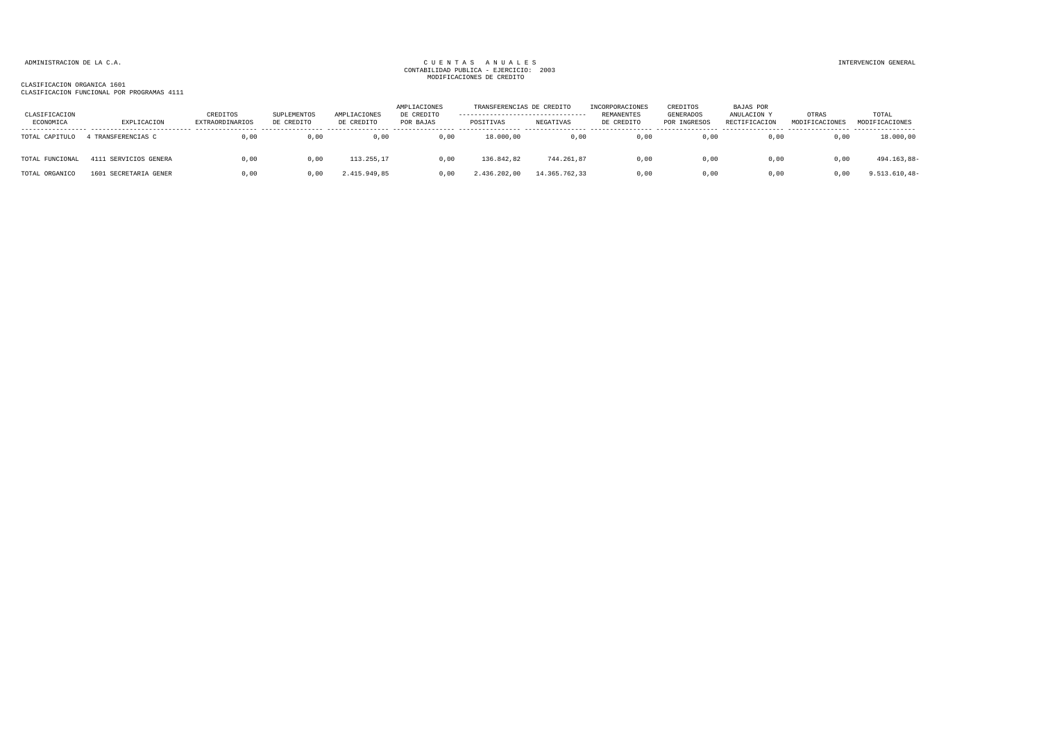CLASIFICACION ORGANICA 1601
CLASIFICACION FUNCIONAL POR PROGRAMAS 4111

| CLASIFICACION ECONOMICA | EXPLICACION | CREDITOS EXTRAORDINARIOS | SUPLEMENTOS DE CREDITO | AMPLIACIONES DE CREDITO | AMPLIACIONES DE CREDITO POR BAJAS | TRANSFERENCIAS DE CREDITO POSITIVAS | TRANSFERENCIAS DE CREDITO NEGATIVAS | INCORPORACIONES REMANENTES DE CREDITO | CREDITOS GENERADOS POR INGRESOS | BAJAS POR ANULACION Y RECTIFICACION | OTRAS MODIFICACIONES | TOTAL MODIFICACIONES |
|---|---|---|---|---|---|---|---|---|---|---|---|---|
| TOTAL CAPITULO | 4 TRANSFERENCIAS C | 0,00 | 0,00 | 0,00 | 0,00 | 18.000,00 | 0,00 | 0,00 | 0,00 | 0,00 | 0,00 | 18.000,00 |
| TOTAL FUNCIONAL | 4111 SERVICIOS GENERA | 0,00 | 0,00 | 113.255,17 | 0,00 | 136.842,82 | 744.261,87 | 0,00 | 0,00 | 0,00 | 0,00 | 494.163,88- |
| TOTAL ORGANICO | 1601 SECRETARIA GENER | 0,00 | 0,00 | 2.415.949,85 | 0,00 | 2.436.202,00 | 14.365.762,33 | 0,00 | 0,00 | 0,00 | 0,00 | 9.513.610,48- |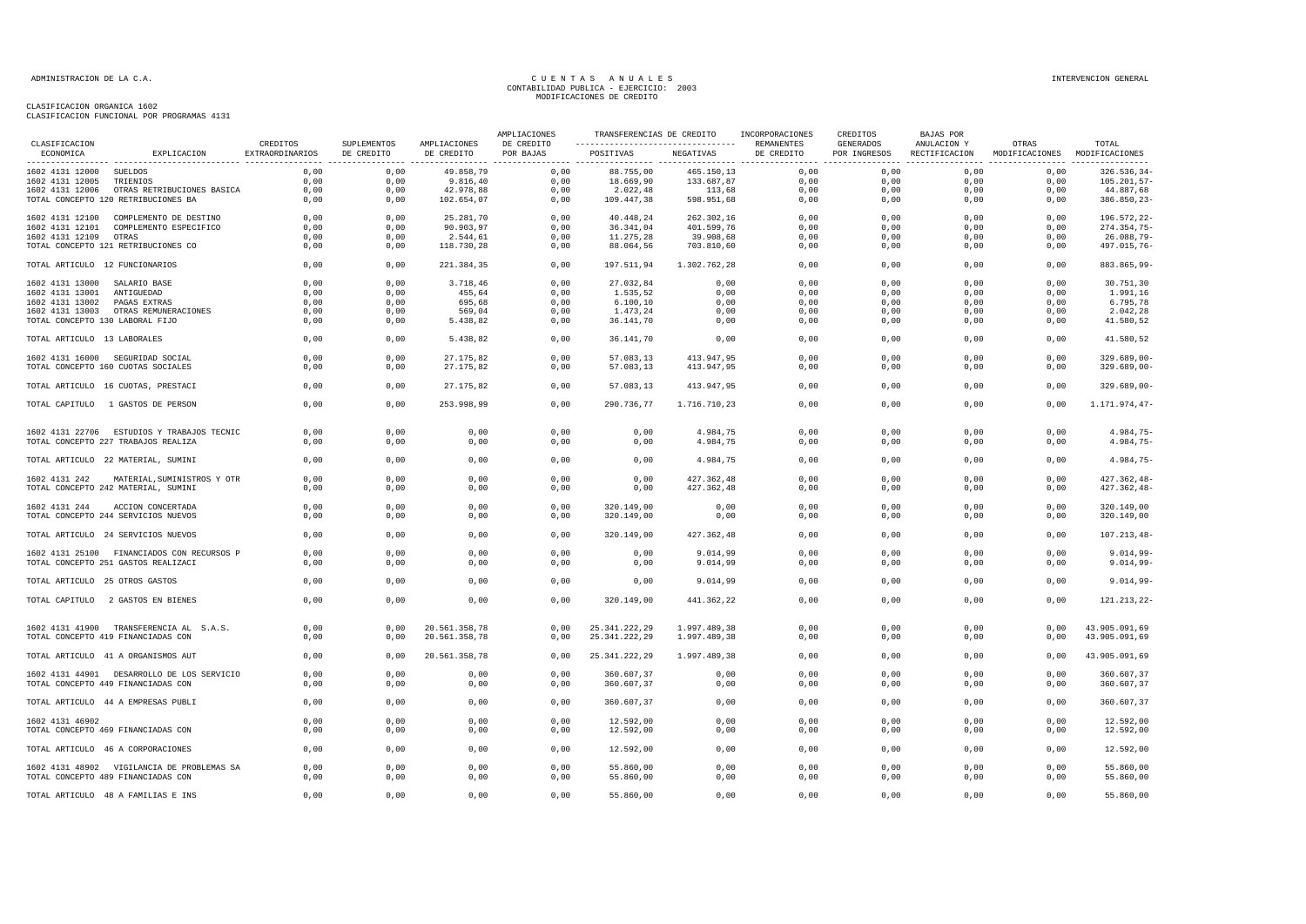ADMINISTRACION DE LA C.A.

# CUENTAS ANUALES
## CONTABILIDAD PUBLICA - EJERCICIO: 2003
## MODIFICACIONES DE CREDITO

INTERVENCION GENERAL

CLASIFICACION ORGANICA 1602
CLASIFICACION FUNCIONAL POR PROGRAMAS 4131

| CLASIFICACION ECONOMICA | EXPLICACION | CREDITOS EXTRAORDINARIOS | SUPLEMENTOS DE CREDITO | AMPLIACIONES DE CREDITO | AMPLIACIONES DE CREDITO POR BAJAS | TRANSFERENCIAS DE CREDITO POSITIVAS | TRANSFERENCIAS DE CREDITO NEGATIVAS | INCORPORACIONES REMANENTES DE CREDITO | CREDITOS GENERADOS POR INGRESOS | BAJAS POR ANULACION Y RECTIFICACION | OTRAS MODIFICACIONES | TOTAL MODIFICACIONES |
|---|---|---|---|---|---|---|---|---|---|---|---|---|
| 1602 4131 12000 | SUELDOS | 0,00 | 0,00 | 49.858,79 | 0,00 | 88.755,00 | 465.150,13 | 0,00 | 0,00 | 0,00 | 0,00 | 326.536,34- |
| 1602 4131 12005 | TRIENIOS | 0,00 | 0,00 | 9.816,40 | 0,00 | 18.669,90 | 133.687,87 | 0,00 | 0,00 | 0,00 | 0,00 | 105.201,57- |
| 1602 4131 12006 | OTRAS RETRIBUCIONES BASICA | 0,00 | 0,00 | 42.978,88 | 0,00 | 2.022,48 | 113,68 | 0,00 | 0,00 | 0,00 | 0,00 | 44.887,68 |
| TOTAL CONCEPTO 120 RETRIBUCIONES BA | | 0,00 | 0,00 | 102.654,07 | 0,00 | 109.447,38 | 598.951,68 | 0,00 | 0,00 | 0,00 | 0,00 | 386.850,23- |
| 1602 4131 12100 | COMPLEMENTO DE DESTINO | 0,00 | 0,00 | 25.281,70 | 0,00 | 40.448,24 | 262.302,16 | 0,00 | 0,00 | 0,00 | 0,00 | 196.572,22- |
| 1602 4131 12101 | COMPLEMENTO ESPECIFICO | 0,00 | 0,00 | 90.903,97 | 0,00 | 36.341,04 | 401.599,76 | 0,00 | 0,00 | 0,00 | 0,00 | 274.354,75- |
| 1602 4131 12109 | OTRAS | 0,00 | 0,00 | 2.544,61 | 0,00 | 11.275,28 | 39.908,68 | 0,00 | 0,00 | 0,00 | 0,00 | 26.088,79- |
| TOTAL CONCEPTO 121 RETRIBUCIONES CO | | 0,00 | 0,00 | 118.730,28 | 0,00 | 88.064,56 | 703.810,60 | 0,00 | 0,00 | 0,00 | 0,00 | 497.015,76- |
| TOTAL ARTICULO 12 FUNCIONARIOS | | 0,00 | 0,00 | 221.384,35 | 0,00 | 197.511,94 | 1.302.762,28 | 0,00 | 0,00 | 0,00 | 0,00 | 883.865,99- |
| 1602 4131 13000 | SALARIO BASE | 0,00 | 0,00 | 3.718,46 | 0,00 | 27.032,84 | 0,00 | 0,00 | 0,00 | 0,00 | 0,00 | 30.751,30 |
| 1602 4131 13001 | ANTIGUEDAD | 0,00 | 0,00 | 455,64 | 0,00 | 1.535,52 | 0,00 | 0,00 | 0,00 | 0,00 | 0,00 | 1.991,16 |
| 1602 4131 13002 | PAGAS EXTRAS | 0,00 | 0,00 | 695,68 | 0,00 | 6.100,10 | 0,00 | 0,00 | 0,00 | 0,00 | 0,00 | 6.795,78 |
| 1602 4131 13003 | OTRAS REMUNERACIONES | 0,00 | 0,00 | 569,04 | 0,00 | 1.473,24 | 0,00 | 0,00 | 0,00 | 0,00 | 0,00 | 2.042,28 |
| TOTAL CONCEPTO 130 LABORAL FIJO | | 0,00 | 0,00 | 5.438,82 | 0,00 | 36.141,70 | 0,00 | 0,00 | 0,00 | 0,00 | 0,00 | 41.580,52 |
| TOTAL ARTICULO 13 LABORALES | | 0,00 | 0,00 | 5.438,82 | 0,00 | 36.141,70 | 0,00 | 0,00 | 0,00 | 0,00 | 0,00 | 41.580,52 |
| 1602 4131 16000 | SEGURIDAD SOCIAL | 0,00 | 0,00 | 27.175,82 | 0,00 | 57.083,13 | 413.947,95 | 0,00 | 0,00 | 0,00 | 0,00 | 329.689,00- |
| TOTAL CONCEPTO 160 CUOTAS SOCIALES | | 0,00 | 0,00 | 27.175,82 | 0,00 | 57.083,13 | 413.947,95 | 0,00 | 0,00 | 0,00 | 0,00 | 329.689,00- |
| TOTAL ARTICULO 16 CUOTAS, PRESTACI | | 0,00 | 0,00 | 27.175,82 | 0,00 | 57.083,13 | 413.947,95 | 0,00 | 0,00 | 0,00 | 0,00 | 329.689,00- |
| TOTAL CAPITULO 1 GASTOS DE PERSON | | 0,00 | 0,00 | 253.998,99 | 0,00 | 290.736,77 | 1.716.710,23 | 0,00 | 0,00 | 0,00 | 0,00 | 1.171.974,47- |
| 1602 4131 22706 | ESTUDIOS Y TRABAJOS TECNIC | 0,00 | 0,00 | 0,00 | 0,00 | 0,00 | 4.984,75 | 0,00 | 0,00 | 0,00 | 0,00 | 4.984,75- |
| TOTAL CONCEPTO 227 TRABAJOS REALIZA | | 0,00 | 0,00 | 0,00 | 0,00 | 0,00 | 4.984,75 | 0,00 | 0,00 | 0,00 | 0,00 | 4.984,75- |
| TOTAL ARTICULO 22 MATERIAL, SUMINI | | 0,00 | 0,00 | 0,00 | 0,00 | 0,00 | 4.984,75 | 0,00 | 0,00 | 0,00 | 0,00 | 4.984,75- |
| 1602 4131 242 | MATERIAL,SUMINISTROS Y OTR | 0,00 | 0,00 | 0,00 | 0,00 | 0,00 | 427.362,48 | 0,00 | 0,00 | 0,00 | 0,00 | 427.362,48- |
| TOTAL CONCEPTO 242 MATERIAL, SUMINI | | 0,00 | 0,00 | 0,00 | 0,00 | 0,00 | 427.362,48 | 0,00 | 0,00 | 0,00 | 0,00 | 427.362,48- |
| 1602 4131 244 | ACCION CONCERTADA | 0,00 | 0,00 | 0,00 | 0,00 | 320.149,00 | 0,00 | 0,00 | 0,00 | 0,00 | 0,00 | 320.149,00 |
| TOTAL CONCEPTO 244 SERVICIOS NUEVOS | | 0,00 | 0,00 | 0,00 | 0,00 | 320.149,00 | 0,00 | 0,00 | 0,00 | 0,00 | 0,00 | 320.149,00 |
| TOTAL ARTICULO 24 SERVICIOS NUEVOS | | 0,00 | 0,00 | 0,00 | 0,00 | 320.149,00 | 427.362,48 | 0,00 | 0,00 | 0,00 | 0,00 | 107.213,48- |
| 1602 4131 25100 | FINANCIADOS CON RECURSOS P | 0,00 | 0,00 | 0,00 | 0,00 | 0,00 | 9.014,99 | 0,00 | 0,00 | 0,00 | 0,00 | 9.014,99- |
| TOTAL CONCEPTO 251 GASTOS REALIZACI | | 0,00 | 0,00 | 0,00 | 0,00 | 0,00 | 9.014,99 | 0,00 | 0,00 | 0,00 | 0,00 | 9.014,99- |
| TOTAL ARTICULO 25 OTROS GASTOS | | 0,00 | 0,00 | 0,00 | 0,00 | 0,00 | 9.014,99 | 0,00 | 0,00 | 0,00 | 0,00 | 9.014,99- |
| TOTAL CAPITULO 2 GASTOS EN BIENES | | 0,00 | 0,00 | 0,00 | 0,00 | 320.149,00 | 441.362,22 | 0,00 | 0,00 | 0,00 | 0,00 | 121.213,22- |
| 1602 4131 41900 | TRANSFERENCIA AL S.A.S. | 0,00 | 0,00 | 20.561.358,78 | 0,00 | 25.341.222,29 | 1.997.489,38 | 0,00 | 0,00 | 0,00 | 0,00 | 43.905.091,69 |
| TOTAL CONCEPTO 419 FINANCIADAS CON | | 0,00 | 0,00 | 20.561.358,78 | 0,00 | 25.341.222,29 | 1.997.489,38 | 0,00 | 0,00 | 0,00 | 0,00 | 43.905.091,69 |
| TOTAL ARTICULO 41 A ORGANISMOS AUT | | 0,00 | 0,00 | 20.561.358,78 | 0,00 | 25.341.222,29 | 1.997.489,38 | 0,00 | 0,00 | 0,00 | 0,00 | 43.905.091,69 |
| 1602 4131 44901 | DESARROLLO DE LOS SERVICIO | 0,00 | 0,00 | 0,00 | 0,00 | 360.607,37 | 0,00 | 0,00 | 0,00 | 0,00 | 0,00 | 360.607,37 |
| TOTAL CONCEPTO 449 FINANCIADAS CON | | 0,00 | 0,00 | 0,00 | 0,00 | 360.607,37 | 0,00 | 0,00 | 0,00 | 0,00 | 0,00 | 360.607,37 |
| TOTAL ARTICULO 44 A EMPRESAS PUBLI | | 0,00 | 0,00 | 0,00 | 0,00 | 360.607,37 | 0,00 | 0,00 | 0,00 | 0,00 | 0,00 | 360.607,37 |
| 1602 4131 46902 | | 0,00 | 0,00 | 0,00 | 0,00 | 12.592,00 | 0,00 | 0,00 | 0,00 | 0,00 | 0,00 | 12.592,00 |
| TOTAL CONCEPTO 469 FINANCIADAS CON | | 0,00 | 0,00 | 0,00 | 0,00 | 12.592,00 | 0,00 | 0,00 | 0,00 | 0,00 | 0,00 | 12.592,00 |
| TOTAL ARTICULO 46 A CORPORACIONES | | 0,00 | 0,00 | 0,00 | 0,00 | 12.592,00 | 0,00 | 0,00 | 0,00 | 0,00 | 0,00 | 12.592,00 |
| 1602 4131 48902 | VIGILANCIA DE PROBLEMAS SA | 0,00 | 0,00 | 0,00 | 0,00 | 55.860,00 | 0,00 | 0,00 | 0,00 | 0,00 | 0,00 | 55.860,00 |
| TOTAL CONCEPTO 489 FINANCIADAS CON | | 0,00 | 0,00 | 0,00 | 0,00 | 55.860,00 | 0,00 | 0,00 | 0,00 | 0,00 | 0,00 | 55.860,00 |
| TOTAL ARTICULO 48 A FAMILIAS E INS | | 0,00 | 0,00 | 0,00 | 0,00 | 55.860,00 | 0,00 | 0,00 | 0,00 | 0,00 | 0,00 | 55.860,00 |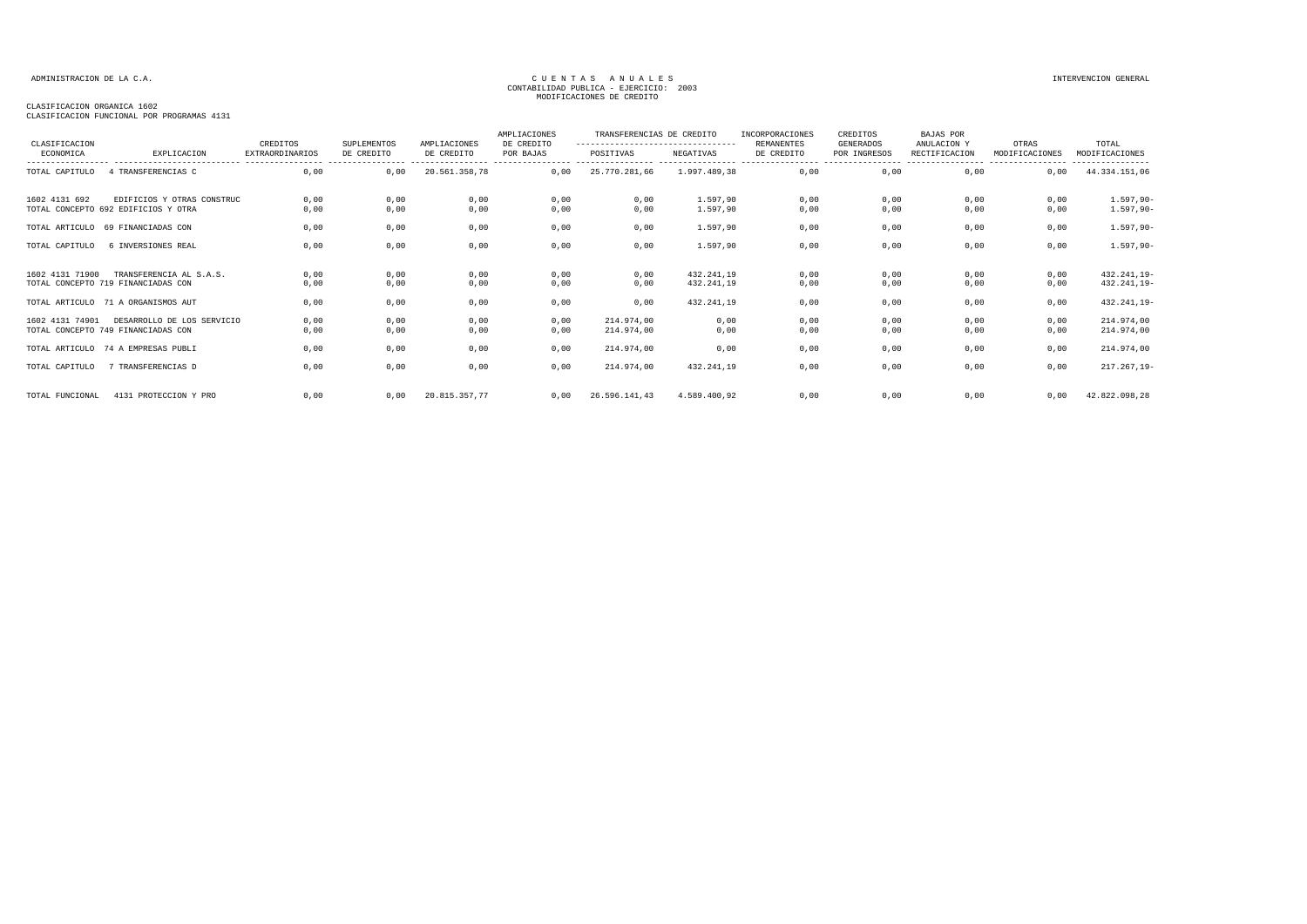ADMINISTRACION DE LA C.A.

CUENTAS ANUALES
CONTABILIDAD PUBLICA - EJERCICIO: 2003
MODIFICACIONES DE CREDITO

INTERVENCION GENERAL

CLASIFICACION ORGANICA 1602
CLASIFICACION FUNCIONAL POR PROGRAMAS 4131

| CLASIFICACION ECONOMICA | EXPLICACION | CREDITOS EXTRAORDINARIOS | SUPLEMENTOS DE CREDITO | AMPLIACIONES DE CREDITO | AMPLIACIONES DE CREDITO POR BAJAS | TRANSFERENCIAS DE CREDITO POSITIVAS | TRANSFERENCIAS DE CREDITO NEGATIVAS | INCORPORACIONES REMANENTES DE CREDITO | CREDITOS GENERADOS POR INGRESOS | BAJAS POR ANULACION Y RECTIFICACION | OTRAS MODIFICACIONES | TOTAL MODIFICACIONES |
|---|---|---|---|---|---|---|---|---|---|---|---|---|
| TOTAL CAPITULO | 4 TRANSFERENCIAS C | 0,00 | 0,00 | 20.561.358,78 | 0,00 | 25.770.281,66 | 1.997.489,38 | 0,00 | 0,00 | 0,00 | 0,00 | 44.334.151,06 |
| 1602 4131 692 | EDIFICIOS Y OTRAS CONSTRUC | 0,00 | 0,00 | 0,00 | 0,00 | 0,00 | 1.597,90 | 0,00 | 0,00 | 0,00 | 0,00 | 1.597,90- |
| TOTAL CONCEPTO 692 | EDIFICIOS Y OTRA | 0,00 | 0,00 | 0,00 | 0,00 | 0,00 | 1.597,90 | 0,00 | 0,00 | 0,00 | 0,00 | 1.597,90- |
| TOTAL ARTICULO | 69 FINANCIADAS CON | 0,00 | 0,00 | 0,00 | 0,00 | 0,00 | 1.597,90 | 0,00 | 0,00 | 0,00 | 0,00 | 1.597,90- |
| TOTAL CAPITULO | 6 INVERSIONES REAL | 0,00 | 0,00 | 0,00 | 0,00 | 0,00 | 1.597,90 | 0,00 | 0,00 | 0,00 | 0,00 | 1.597,90- |
| 1602 4131 71900 | TRANSFERENCIA AL S.A.S. | 0,00 | 0,00 | 0,00 | 0,00 | 0,00 | 432.241,19 | 0,00 | 0,00 | 0,00 | 0,00 | 432.241,19- |
| TOTAL CONCEPTO 719 | FINANCIADAS CON | 0,00 | 0,00 | 0,00 | 0,00 | 0,00 | 432.241,19 | 0,00 | 0,00 | 0,00 | 0,00 | 432.241,19- |
| TOTAL ARTICULO | 71 A ORGANISMOS AUT | 0,00 | 0,00 | 0,00 | 0,00 | 0,00 | 432.241,19 | 0,00 | 0,00 | 0,00 | 0,00 | 432.241,19- |
| 1602 4131 74901 | DESARROLLO DE LOS SERVICIO | 0,00 | 0,00 | 0,00 | 0,00 | 214.974,00 | 0,00 | 0,00 | 0,00 | 0,00 | 0,00 | 214.974,00 |
| TOTAL CONCEPTO 749 | FINANCIADAS CON | 0,00 | 0,00 | 0,00 | 0,00 | 214.974,00 | 0,00 | 0,00 | 0,00 | 0,00 | 0,00 | 214.974,00 |
| TOTAL ARTICULO | 74 A EMPRESAS PUBLI | 0,00 | 0,00 | 0,00 | 0,00 | 214.974,00 | 0,00 | 0,00 | 0,00 | 0,00 | 0,00 | 214.974,00 |
| TOTAL CAPITULO | 7 TRANSFERENCIAS D | 0,00 | 0,00 | 0,00 | 0,00 | 214.974,00 | 432.241,19 | 0,00 | 0,00 | 0,00 | 0,00 | 217.267,19- |
| TOTAL FUNCIONAL | 4131 PROTECCION Y PRO | 0,00 | 0,00 | 20.815.357,77 | 0,00 | 26.596.141,43 | 4.589.400,92 | 0,00 | 0,00 | 0,00 | 0,00 | 42.822.098,28 |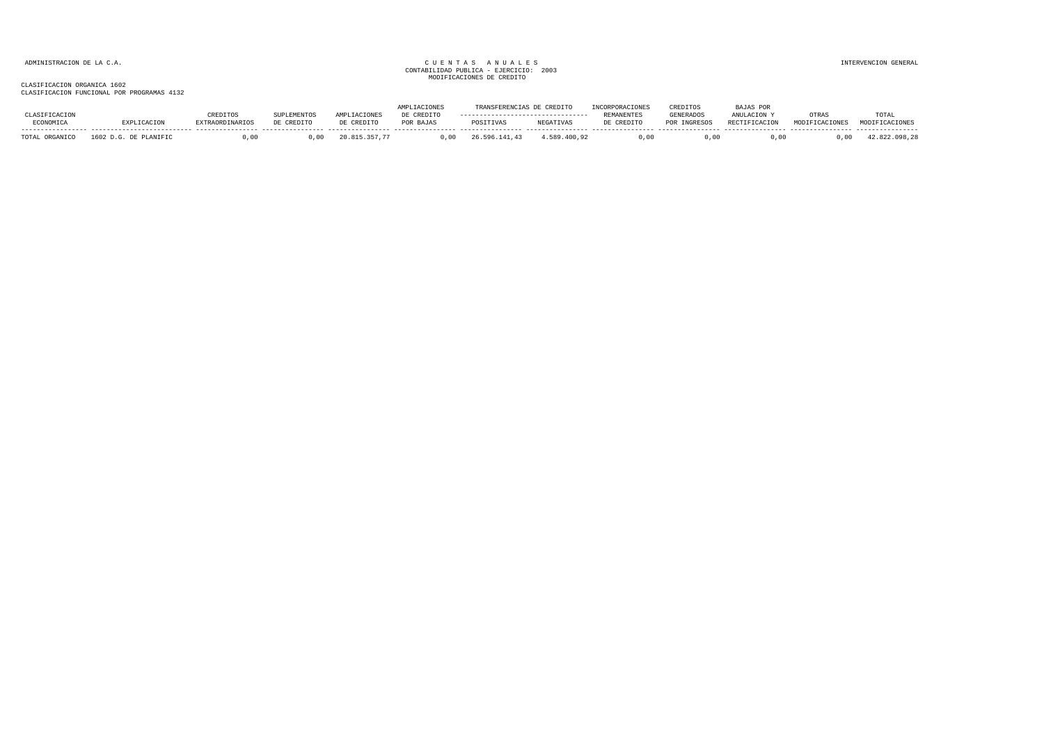ADMINISTRACION DE LA C.A.

CUENTAS ANUALES
CONTABILIDAD PUBLICA - EJERCICIO: 2003
MODIFICACIONES DE CREDITO

INTERVENCION GENERAL

CLASIFICACION ORGANICA 1602
CLASIFICACION FUNCIONAL POR PROGRAMAS 4132

| CLASIFICACION ECONOMICA | EXPLICACION | CREDITOS EXTRAORDINARIOS | SUPLEMENTOS DE CREDITO | AMPLIACIONES DE CREDITO | AMPLIACIONES DE CREDITO POR BAJAS | TRANSFERENCIAS DE CREDITO POSITIVAS | TRANSFERENCIAS DE CREDITO NEGATIVAS | INCORPORACIONES REMANENTES DE CREDITO | CREDITOS GENERADOS POR INGRESOS | BAJAS POR ANULACION Y RECTIFICACION | OTRAS MODIFICACIONES | TOTAL MODIFICACIONES |
|---|---|---|---|---|---|---|---|---|---|---|---|---|
| TOTAL ORGANICO | 1602 D.G. DE PLANIFIC | 0,00 | 0,00 | 20.815.357,77 | 0,00 | 26.596.141,43 | 4.589.400,92 | 0,00 | 0,00 | 0,00 | 0,00 | 42.822.098,28 |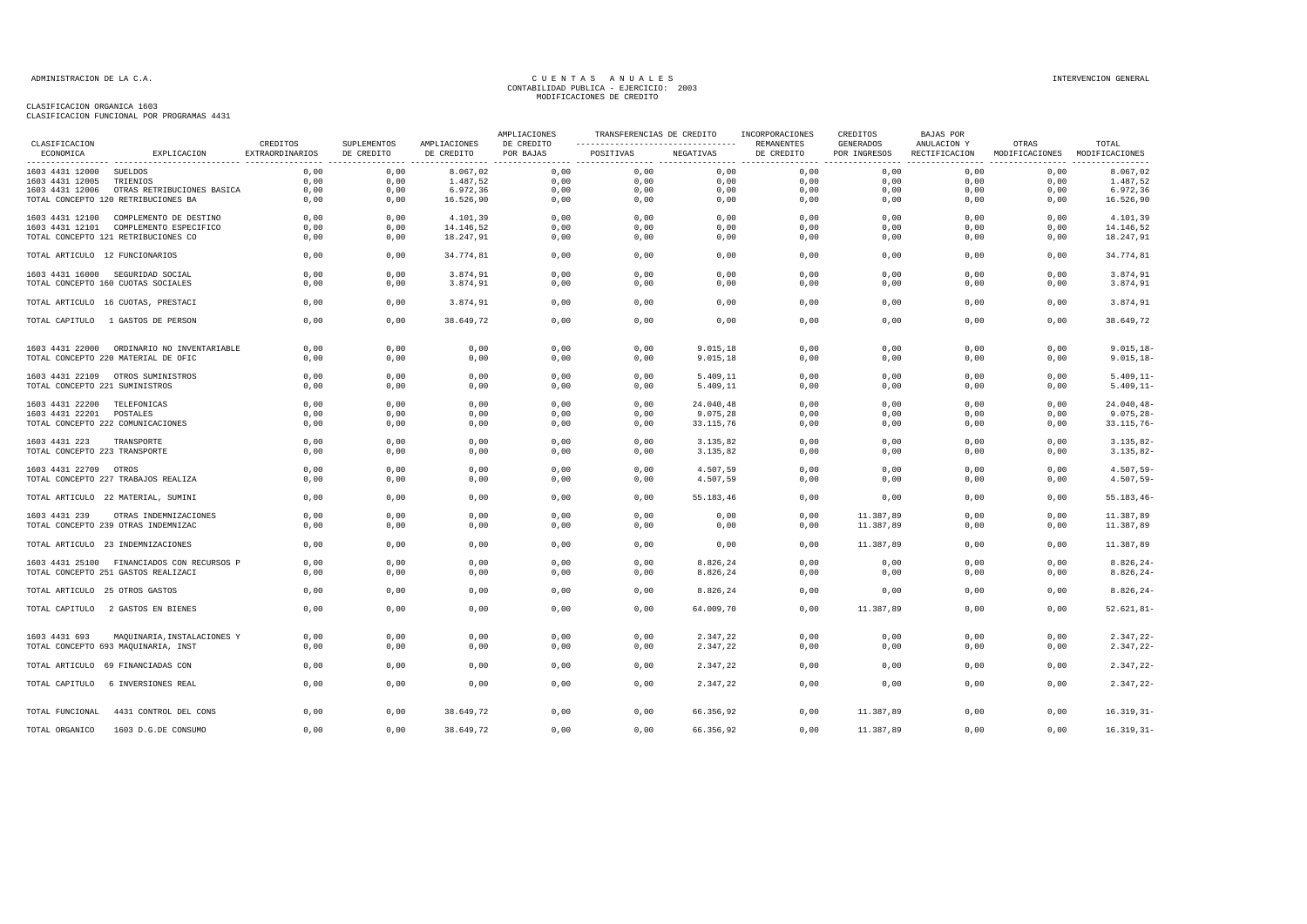ADMINISTRACION DE LA C.A.

CUENTAS ANUALES
CONTABILIDAD PUBLICA - EJERCICIO: 2003
MODIFICACIONES DE CREDITO

INTERVENCION GENERAL

CLASIFICACION ORGANICA 1603
CLASIFICACION FUNCIONAL POR PROGRAMAS 4431

| CLASIFICACION ECONOMICA | EXPLICACION | CREDITOS EXTRAORDINARIOS | SUPLEMENTOS DE CREDITO | AMPLIACIONES DE CREDITO | AMPLIACIONES DE CREDITO POR BAJAS | TRANSFERENCIAS DE CREDITO POSITIVAS | TRANSFERENCIAS DE CREDITO NEGATIVAS | INCORPORACIONES REMANENTES DE CREDITO | CREDITOS GENERADOS POR INGRESOS | BAJAS POR ANULACION Y RECTIFICACION | OTRAS MODIFICACIONES | TOTAL MODIFICACIONES |
|---|---|---|---|---|---|---|---|---|---|---|---|---|
| 1603 4431 12000 | SUELDOS | 0,00 | 0,00 | 8.067,02 | 0,00 | 0,00 | 0,00 | 0,00 | 0,00 | 0,00 | 0,00 | 8.067,02 |
| 1603 4431 12005 | TRIENIOS | 0,00 | 0,00 | 1.487,52 | 0,00 | 0,00 | 0,00 | 0,00 | 0,00 | 0,00 | 0,00 | 1.487,52 |
| 1603 4431 12006 | OTRAS RETRIBUCIONES BASICA | 0,00 | 0,00 | 6.972,36 | 0,00 | 0,00 | 0,00 | 0,00 | 0,00 | 0,00 | 0,00 | 6.972,36 |
| TOTAL CONCEPTO 120 RETRIBUCIONES BA | | 0,00 | 0,00 | 16.526,90 | 0,00 | 0,00 | 0,00 | 0,00 | 0,00 | 0,00 | 0,00 | 16.526,90 |
| 1603 4431 12100 | COMPLEMENTO DE DESTINO | 0,00 | 0,00 | 4.101,39 | 0,00 | 0,00 | 0,00 | 0,00 | 0,00 | 0,00 | 0,00 | 4.101,39 |
| 1603 4431 12101 | COMPLEMENTO ESPECIFICO | 0,00 | 0,00 | 14.146,52 | 0,00 | 0,00 | 0,00 | 0,00 | 0,00 | 0,00 | 0,00 | 14.146,52 |
| TOTAL CONCEPTO 121 RETRIBUCIONES CO | | 0,00 | 0,00 | 18.247,91 | 0,00 | 0,00 | 0,00 | 0,00 | 0,00 | 0,00 | 0,00 | 18.247,91 |
| TOTAL ARTICULO 12 FUNCIONARIOS | | 0,00 | 0,00 | 34.774,81 | 0,00 | 0,00 | 0,00 | 0,00 | 0,00 | 0,00 | 0,00 | 34.774,81 |
| 1603 4431 16000 | SEGURIDAD SOCIAL | 0,00 | 0,00 | 3.874,91 | 0,00 | 0,00 | 0,00 | 0,00 | 0,00 | 0,00 | 0,00 | 3.874,91 |
| TOTAL CONCEPTO 160 CUOTAS SOCIALES | | 0,00 | 0,00 | 3.874,91 | 0,00 | 0,00 | 0,00 | 0,00 | 0,00 | 0,00 | 0,00 | 3.874,91 |
| TOTAL ARTICULO 16 CUOTAS, PRESTACI | | 0,00 | 0,00 | 3.874,91 | 0,00 | 0,00 | 0,00 | 0,00 | 0,00 | 0,00 | 0,00 | 3.874,91 |
| TOTAL CAPITULO 1 GASTOS DE PERSON | | 0,00 | 0,00 | 38.649,72 | 0,00 | 0,00 | 0,00 | 0,00 | 0,00 | 0,00 | 0,00 | 38.649,72 |
| 1603 4431 22000 | ORDINARIO NO INVENTARIABLE | 0,00 | 0,00 | 0,00 | 0,00 | 0,00 | 9.015,18 | 0,00 | 0,00 | 0,00 | 0,00 | 9.015,18- |
| TOTAL CONCEPTO 220 MATERIAL DE OFIC | | 0,00 | 0,00 | 0,00 | 0,00 | 0,00 | 9.015,18 | 0,00 | 0,00 | 0,00 | 0,00 | 9.015,18- |
| 1603 4431 22109 | OTROS SUMINISTROS | 0,00 | 0,00 | 0,00 | 0,00 | 0,00 | 5.409,11 | 0,00 | 0,00 | 0,00 | 0,00 | 5.409,11- |
| TOTAL CONCEPTO 221 SUMINISTROS | | 0,00 | 0,00 | 0,00 | 0,00 | 0,00 | 5.409,11 | 0,00 | 0,00 | 0,00 | 0,00 | 5.409,11- |
| 1603 4431 22200 | TELEFONICAS | 0,00 | 0,00 | 0,00 | 0,00 | 0,00 | 24.040,48 | 0,00 | 0,00 | 0,00 | 0,00 | 24.040,48- |
| 1603 4431 22201 | POSTALES | 0,00 | 0,00 | 0,00 | 0,00 | 0,00 | 9.075,28 | 0,00 | 0,00 | 0,00 | 0,00 | 9.075,28- |
| TOTAL CONCEPTO 222 COMUNICACIONES | | 0,00 | 0,00 | 0,00 | 0,00 | 0,00 | 33.115,76 | 0,00 | 0,00 | 0,00 | 0,00 | 33.115,76- |
| 1603 4431 223 | TRANSPORTE | 0,00 | 0,00 | 0,00 | 0,00 | 0,00 | 3.135,82 | 0,00 | 0,00 | 0,00 | 0,00 | 3.135,82- |
| TOTAL CONCEPTO 223 TRANSPORTE | | 0,00 | 0,00 | 0,00 | 0,00 | 0,00 | 3.135,82 | 0,00 | 0,00 | 0,00 | 0,00 | 3.135,82- |
| 1603 4431 22709 | OTROS | 0,00 | 0,00 | 0,00 | 0,00 | 0,00 | 4.507,59 | 0,00 | 0,00 | 0,00 | 0,00 | 4.507,59- |
| TOTAL CONCEPTO 227 TRABAJOS REALIZA | | 0,00 | 0,00 | 0,00 | 0,00 | 0,00 | 4.507,59 | 0,00 | 0,00 | 0,00 | 0,00 | 4.507,59- |
| TOTAL ARTICULO 22 MATERIAL, SUMINI | | 0,00 | 0,00 | 0,00 | 0,00 | 0,00 | 55.183,46 | 0,00 | 0,00 | 0,00 | 0,00 | 55.183,46- |
| 1603 4431 239 | OTRAS INDEMNIZACIONES | 0,00 | 0,00 | 0,00 | 0,00 | 0,00 | 0,00 | 0,00 | 11.387,89 | 0,00 | 0,00 | 11.387,89 |
| TOTAL CONCEPTO 239 OTRAS INDEMNIZAC | | 0,00 | 0,00 | 0,00 | 0,00 | 0,00 | 0,00 | 0,00 | 11.387,89 | 0,00 | 0,00 | 11.387,89 |
| TOTAL ARTICULO 23 INDEMNIZACIONES | | 0,00 | 0,00 | 0,00 | 0,00 | 0,00 | 0,00 | 0,00 | 11.387,89 | 0,00 | 0,00 | 11.387,89 |
| 1603 4431 25100 | FINANCIADOS CON RECURSOS P | 0,00 | 0,00 | 0,00 | 0,00 | 0,00 | 8.826,24 | 0,00 | 0,00 | 0,00 | 0,00 | 8.826,24- |
| TOTAL CONCEPTO 251 GASTOS REALIZACI | | 0,00 | 0,00 | 0,00 | 0,00 | 0,00 | 8.826,24 | 0,00 | 0,00 | 0,00 | 0,00 | 8.826,24- |
| TOTAL ARTICULO 25 OTROS GASTOS | | 0,00 | 0,00 | 0,00 | 0,00 | 0,00 | 8.826,24 | 0,00 | 0,00 | 0,00 | 0,00 | 8.826,24- |
| TOTAL CAPITULO 2 GASTOS EN BIENES | | 0,00 | 0,00 | 0,00 | 0,00 | 0,00 | 64.009,70 | 0,00 | 11.387,89 | 0,00 | 0,00 | 52.621,81- |
| 1603 4431 693 | MAQUINARIA,INSTALACIONES Y | 0,00 | 0,00 | 0,00 | 0,00 | 0,00 | 2.347,22 | 0,00 | 0,00 | 0,00 | 0,00 | 2.347,22- |
| TOTAL CONCEPTO 693 MAQUINARIA, INST | | 0,00 | 0,00 | 0,00 | 0,00 | 0,00 | 2.347,22 | 0,00 | 0,00 | 0,00 | 0,00 | 2.347,22- |
| TOTAL ARTICULO 69 FINANCIADAS CON | | 0,00 | 0,00 | 0,00 | 0,00 | 0,00 | 2.347,22 | 0,00 | 0,00 | 0,00 | 0,00 | 2.347,22- |
| TOTAL CAPITULO 6 INVERSIONES REAL | | 0,00 | 0,00 | 0,00 | 0,00 | 0,00 | 2.347,22 | 0,00 | 0,00 | 0,00 | 0,00 | 2.347,22- |
| TOTAL FUNCIONAL | 4431 CONTROL DEL CONS | 0,00 | 0,00 | 38.649,72 | 0,00 | 0,00 | 66.356,92 | 0,00 | 11.387,89 | 0,00 | 0,00 | 16.319,31- |
| TOTAL ORGANICO | 1603 D.G.DE CONSUMO | 0,00 | 0,00 | 38.649,72 | 0,00 | 0,00 | 66.356,92 | 0,00 | 11.387,89 | 0,00 | 0,00 | 16.319,31- |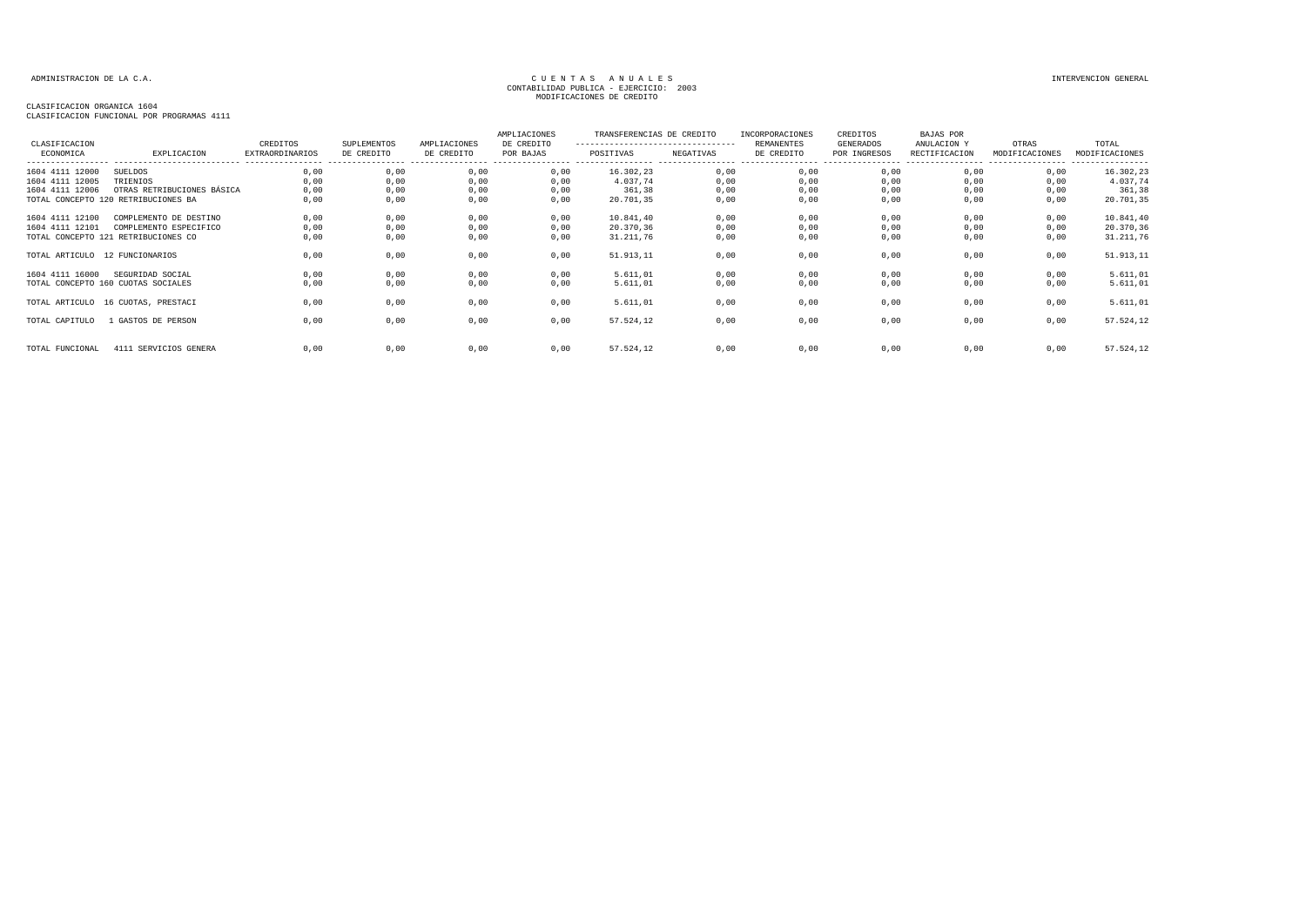ADMINISTRACION DE LA C.A.

CUENTAS ANUALES
CONTABILIDAD PUBLICA - EJERCICIO: 2003
MODIFICACIONES DE CREDITO

INTERVENCION GENERAL

CLASIFICACION ORGANICA 1604
CLASIFICACION FUNCIONAL POR PROGRAMAS 4111

| CLASIFICACION ECONOMICA | EXPLICACION | CREDITOS EXTRAORDINARIOS | SUPLEMENTOS DE CREDITO | AMPLIACIONES DE CREDITO | AMPLIACIONES DE CREDITO POR BAJAS | TRANSFERENCIAS DE CREDITO POSITIVAS | TRANSFERENCIAS DE CREDITO NEGATIVAS | INCORPORACIONES REMANENTES DE CREDITO | CREDITOS GENERADOS POR INGRESOS | BAJAS POR ANULACION Y RECTIFICACION | OTRAS MODIFICACIONES | TOTAL MODIFICACIONES |
|---|---|---|---|---|---|---|---|---|---|---|---|---|
| 1604 4111 12000 | SUELDOS | 0,00 | 0,00 | 0,00 | 0,00 | 16.302,23 | 0,00 | 0,00 | 0,00 | 0,00 | 0,00 | 16.302,23 |
| 1604 4111 12005 | TRIENIOS | 0,00 | 0,00 | 0,00 | 0,00 | 4.037,74 | 0,00 | 0,00 | 0,00 | 0,00 | 0,00 | 4.037,74 |
| 1604 4111 12006 | OTRAS RETRIBUCIONES BÁSICA | 0,00 | 0,00 | 0,00 | 0,00 | 361,38 | 0,00 | 0,00 | 0,00 | 0,00 | 0,00 | 361,38 |
| TOTAL CONCEPTO 120 | RETRIBUCIONES BA | 0,00 | 0,00 | 0,00 | 0,00 | 20.701,35 | 0,00 | 0,00 | 0,00 | 0,00 | 0,00 | 20.701,35 |
| 1604 4111 12100 | COMPLEMENTO DE DESTINO | 0,00 | 0,00 | 0,00 | 0,00 | 10.841,40 | 0,00 | 0,00 | 0,00 | 0,00 | 0,00 | 10.841,40 |
| 1604 4111 12101 | COMPLEMENTO ESPECIFICO | 0,00 | 0,00 | 0,00 | 0,00 | 20.370,36 | 0,00 | 0,00 | 0,00 | 0,00 | 0,00 | 20.370,36 |
| TOTAL CONCEPTO 121 | RETRIBUCIONES CO | 0,00 | 0,00 | 0,00 | 0,00 | 31.211,76 | 0,00 | 0,00 | 0,00 | 0,00 | 0,00 | 31.211,76 |
| TOTAL ARTICULO | 12 FUNCIONARIOS | 0,00 | 0,00 | 0,00 | 0,00 | 51.913,11 | 0,00 | 0,00 | 0,00 | 0,00 | 0,00 | 51.913,11 |
| 1604 4111 16000 | SEGURIDAD SOCIAL | 0,00 | 0,00 | 0,00 | 0,00 | 5.611,01 | 0,00 | 0,00 | 0,00 | 0,00 | 0,00 | 5.611,01 |
| TOTAL CONCEPTO 160 | CUOTAS SOCIALES | 0,00 | 0,00 | 0,00 | 0,00 | 5.611,01 | 0,00 | 0,00 | 0,00 | 0,00 | 0,00 | 5.611,01 |
| TOTAL ARTICULO | 16 CUOTAS, PRESTACI | 0,00 | 0,00 | 0,00 | 0,00 | 5.611,01 | 0,00 | 0,00 | 0,00 | 0,00 | 0,00 | 5.611,01 |
| TOTAL CAPITULO | 1 GASTOS DE PERSON | 0,00 | 0,00 | 0,00 | 0,00 | 57.524,12 | 0,00 | 0,00 | 0,00 | 0,00 | 0,00 | 57.524,12 |
| TOTAL FUNCIONAL | 4111 SERVICIOS GENERA | 0,00 | 0,00 | 0,00 | 0,00 | 57.524,12 | 0,00 | 0,00 | 0,00 | 0,00 | 0,00 | 57.524,12 |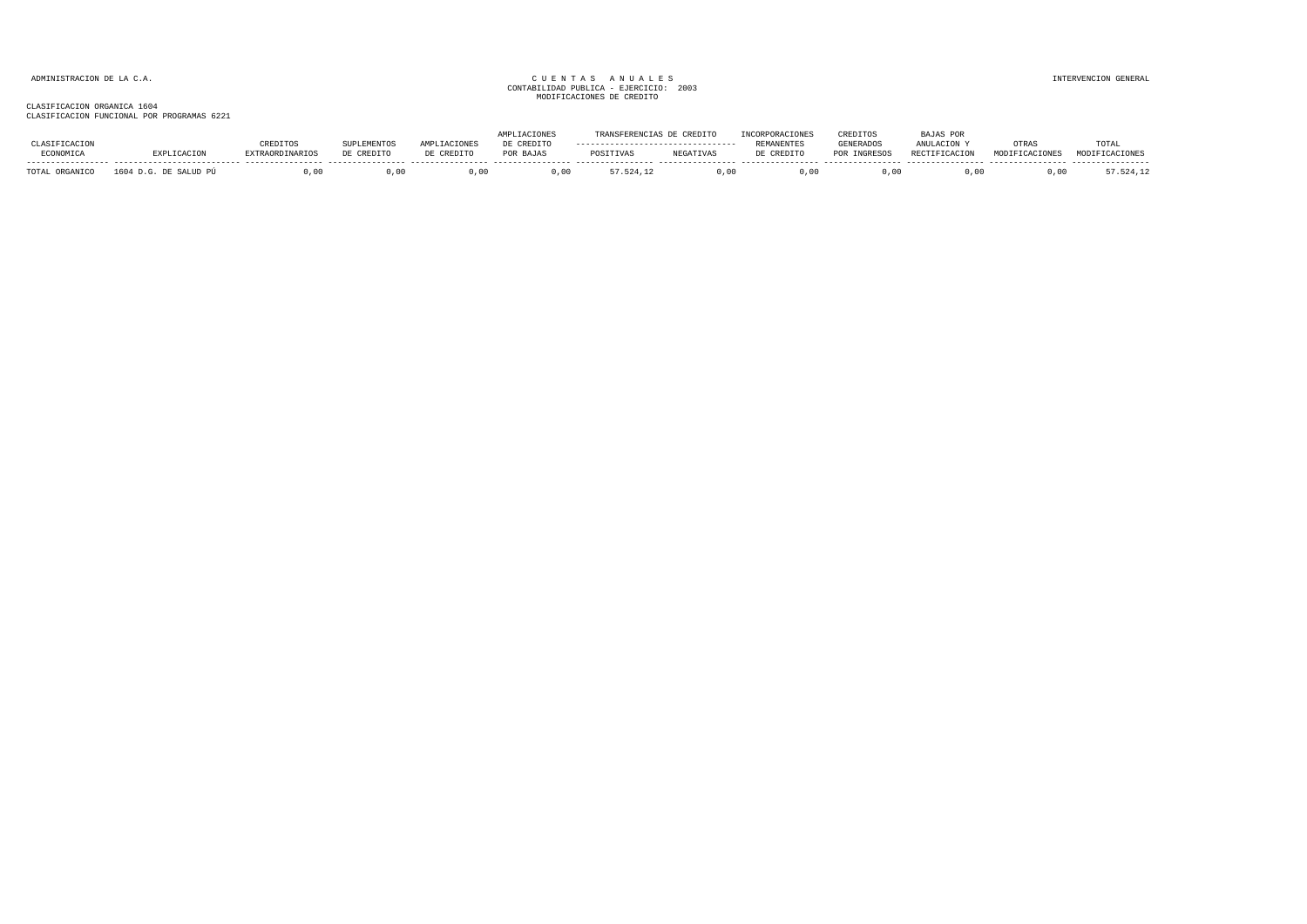ADMINISTRACION DE LA C.A.

CUENTAS ANUALES
CONTABILIDAD PUBLICA - EJERCICIO: 2003
MODIFICACIONES DE CREDITO

INTERVENCION GENERAL

CLASIFICACION ORGANICA 1604
CLASIFICACION FUNCIONAL POR PROGRAMAS 6221

| CLASIFICACION ECONOMICA | EXPLICACION | CREDITOS EXTRAORDINARIOS | SUPLEMENTOS DE CREDITO | AMPLIACIONES DE CREDITO | AMPLIACIONES DE CREDITO POR BAJAS | TRANSFERENCIAS DE CREDITO POSITIVAS | TRANSFERENCIAS DE CREDITO NEGATIVAS | INCORPORACIONES REMANENTES DE CREDITO | CREDITOS GENERADOS POR INGRESOS | BAJAS POR ANULACION Y RECTIFICACION | OTRAS MODIFICACIONES | TOTAL MODIFICACIONES |
|---|---|---|---|---|---|---|---|---|---|---|---|---|
| TOTAL ORGANICO | 1604 D.G. DE SALUD PÚ | 0,00 | 0,00 | 0,00 | 0,00 | 57.524,12 | 0,00 | 0,00 | 0,00 | 0,00 | 0,00 | 57.524,12 |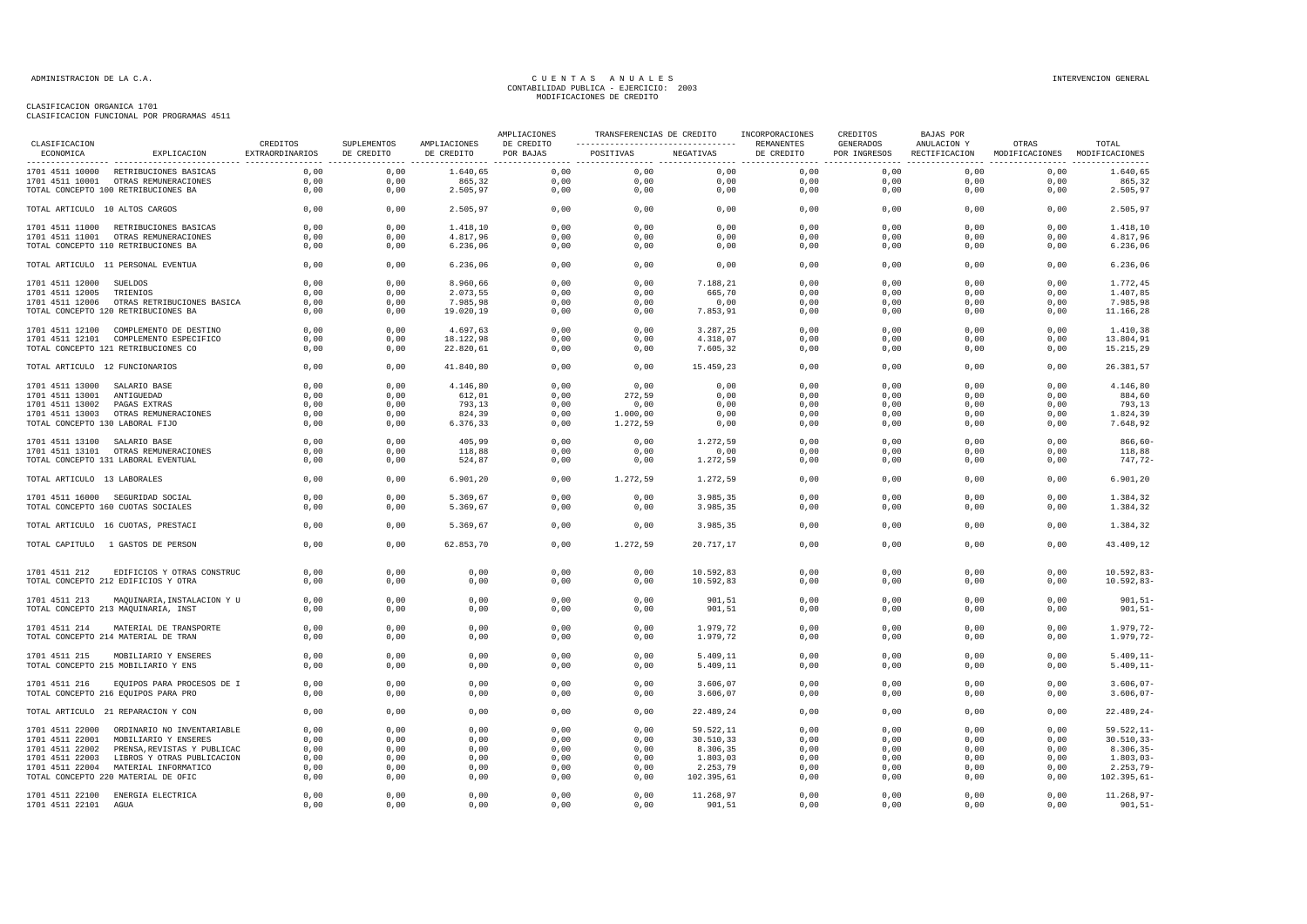CLASIFICACION ORGANICA 1701
CLASIFICACION FUNCIONAL POR PROGRAMAS 4511

CUENTAS ANUALES
CONTABILIDAD PUBLICA - EJERCICIO: 2003
MODIFICACIONES DE CREDITO

| CLASIFICACION ECONOMICA | EXPLICACION | CREDITOS EXTRAORDINARIOS | SUPLEMENTOS DE CREDITO | AMPLIACIONES DE CREDITO | AMPLIACIONES DE CREDITO POR BAJAS | TRANSFERENCIAS DE CREDITO POSITIVAS | TRANSFERENCIAS DE CREDITO NEGATIVAS | INCORPORACIONES REMANENTES DE CREDITO | CREDITOS GENERADOS POR INGRESOS | BAJAS POR ANULACION Y RECTIFICACION | OTRAS MODIFICACIONES | TOTAL MODIFICACIONES |
|---|---|---|---|---|---|---|---|---|---|---|---|---|
| 1701 4511 10000 | RETRIBUCIONES BASICAS | 0,00 | 0,00 | 1.640,65 | 0,00 | 0,00 | 0,00 | 0,00 | 0,00 | 0,00 | 0,00 | 1.640,65 |
| 1701 4511 10001 | OTRAS REMUNERACIONES | 0,00 | 0,00 | 865,32 | 0,00 | 0,00 | 0,00 | 0,00 | 0,00 | 0,00 | 0,00 | 865,32 |
| TOTAL CONCEPTO 100 RETRIBUCIONES BA | | 0,00 | 0,00 | 2.505,97 | 0,00 | 0,00 | 0,00 | 0,00 | 0,00 | 0,00 | 0,00 | 2.505,97 |
| TOTAL ARTICULO 10 ALTOS CARGOS | | 0,00 | 0,00 | 2.505,97 | 0,00 | 0,00 | 0,00 | 0,00 | 0,00 | 0,00 | 0,00 | 2.505,97 |
| 1701 4511 11000 | RETRIBUCIONES BASICAS | 0,00 | 0,00 | 1.418,10 | 0,00 | 0,00 | 0,00 | 0,00 | 0,00 | 0,00 | 0,00 | 1.418,10 |
| 1701 4511 11001 | OTRAS REMUNERACIONES | 0,00 | 0,00 | 4.817,96 | 0,00 | 0,00 | 0,00 | 0,00 | 0,00 | 0,00 | 0,00 | 4.817,96 |
| TOTAL CONCEPTO 110 RETRIBUCIONES BA | | 0,00 | 0,00 | 6.236,06 | 0,00 | 0,00 | 0,00 | 0,00 | 0,00 | 0,00 | 0,00 | 6.236,06 |
| TOTAL ARTICULO 11 PERSONAL EVENTUA | | 0,00 | 0,00 | 6.236,06 | 0,00 | 0,00 | 0,00 | 0,00 | 0,00 | 0,00 | 0,00 | 6.236,06 |
| 1701 4511 12000 | SUELDOS | 0,00 | 0,00 | 8.960,66 | 0,00 | 0,00 | 7.188,21 | 0,00 | 0,00 | 0,00 | 0,00 | 1.772,45 |
| 1701 4511 12005 | TRIENIOS | 0,00 | 0,00 | 2.073,55 | 0,00 | 0,00 | 665,70 | 0,00 | 0,00 | 0,00 | 0,00 | 1.407,85 |
| 1701 4511 12006 | OTRAS RETRIBUCIONES BASICA | 0,00 | 0,00 | 7.985,98 | 0,00 | 0,00 | 0,00 | 0,00 | 0,00 | 0,00 | 0,00 | 7.985,98 |
| TOTAL CONCEPTO 120 RETRIBUCIONES BA | | 0,00 | 0,00 | 19.020,19 | 0,00 | 0,00 | 7.853,91 | 0,00 | 0,00 | 0,00 | 0,00 | 11.166,28 |
| 1701 4511 12100 | COMPLEMENTO DE DESTINO | 0,00 | 0,00 | 4.697,63 | 0,00 | 0,00 | 3.287,25 | 0,00 | 0,00 | 0,00 | 0,00 | 1.410,38 |
| 1701 4511 12101 | COMPLEMENTO ESPECIFICO | 0,00 | 0,00 | 18.122,98 | 0,00 | 0,00 | 4.318,07 | 0,00 | 0,00 | 0,00 | 0,00 | 13.804,91 |
| TOTAL CONCEPTO 121 RETRIBUCIONES CO | | 0,00 | 0,00 | 22.820,61 | 0,00 | 0,00 | 7.605,32 | 0,00 | 0,00 | 0,00 | 0,00 | 15.215,29 |
| TOTAL ARTICULO 12 FUNCIONARIOS | | 0,00 | 0,00 | 41.840,80 | 0,00 | 0,00 | 15.459,23 | 0,00 | 0,00 | 0,00 | 0,00 | 26.381,57 |
| 1701 4511 13000 | SALARIO BASE | 0,00 | 0,00 | 4.146,80 | 0,00 | 0,00 | 0,00 | 0,00 | 0,00 | 0,00 | 0,00 | 4.146,80 |
| 1701 4511 13001 | ANTIGUEDAD | 0,00 | 0,00 | 612,01 | 0,00 | 272,59 | 0,00 | 0,00 | 0,00 | 0,00 | 0,00 | 884,60 |
| 1701 4511 13002 | PAGAS EXTRAS | 0,00 | 0,00 | 793,13 | 0,00 | 0,00 | 0,00 | 0,00 | 0,00 | 0,00 | 0,00 | 793,13 |
| 1701 4511 13003 | OTRAS REMUNERACIONES | 0,00 | 0,00 | 824,39 | 0,00 | 1.000,00 | 0,00 | 0,00 | 0,00 | 0,00 | 0,00 | 1.824,39 |
| TOTAL CONCEPTO 130 LABORAL FIJO | | 0,00 | 0,00 | 6.376,33 | 0,00 | 1.272,59 | 0,00 | 0,00 | 0,00 | 0,00 | 0,00 | 7.648,92 |
| 1701 4511 13100 | SALARIO BASE | 0,00 | 0,00 | 405,99 | 0,00 | 0,00 | 1.272,59 | 0,00 | 0,00 | 0,00 | 0,00 | 866,60- |
| 1701 4511 13101 | OTRAS REMUNERACIONES | 0,00 | 0,00 | 118,88 | 0,00 | 0,00 | 0,00 | 0,00 | 0,00 | 0,00 | 0,00 | 118,88 |
| TOTAL CONCEPTO 131 LABORAL EVENTUAL | | 0,00 | 0,00 | 524,87 | 0,00 | 0,00 | 1.272,59 | 0,00 | 0,00 | 0,00 | 0,00 | 747,72- |
| TOTAL ARTICULO 13 LABORALES | | 0,00 | 0,00 | 6.901,20 | 0,00 | 1.272,59 | 1.272,59 | 0,00 | 0,00 | 0,00 | 0,00 | 6.901,20 |
| 1701 4511 16000 | SEGURIDAD SOCIAL | 0,00 | 0,00 | 5.369,67 | 0,00 | 0,00 | 3.985,35 | 0,00 | 0,00 | 0,00 | 0,00 | 1.384,32 |
| TOTAL CONCEPTO 160 CUOTAS SOCIALES | | 0,00 | 0,00 | 5.369,67 | 0,00 | 0,00 | 3.985,35 | 0,00 | 0,00 | 0,00 | 0,00 | 1.384,32 |
| TOTAL ARTICULO 16 CUOTAS, PRESTACI | | 0,00 | 0,00 | 5.369,67 | 0,00 | 0,00 | 3.985,35 | 0,00 | 0,00 | 0,00 | 0,00 | 1.384,32 |
| TOTAL CAPITULO 1 GASTOS DE PERSON | | 0,00 | 0,00 | 62.853,70 | 0,00 | 1.272,59 | 20.717,17 | 0,00 | 0,00 | 0,00 | 0,00 | 43.409,12 |
| 1701 4511 212 | EDIFICIOS Y OTRAS CONSTRUC | 0,00 | 0,00 | 0,00 | 0,00 | 0,00 | 10.592,83 | 0,00 | 0,00 | 0,00 | 0,00 | 10.592,83- |
| TOTAL CONCEPTO 212 EDIFICIOS Y OTRA | | 0,00 | 0,00 | 0,00 | 0,00 | 0,00 | 10.592,83 | 0,00 | 0,00 | 0,00 | 0,00 | 10.592,83- |
| 1701 4511 213 | MAQUINARIA,INSTALACION Y U | 0,00 | 0,00 | 0,00 | 0,00 | 0,00 | 901,51 | 0,00 | 0,00 | 0,00 | 0,00 | 901,51- |
| TOTAL CONCEPTO 213 MAQUINARIA, INST | | 0,00 | 0,00 | 0,00 | 0,00 | 0,00 | 901,51 | 0,00 | 0,00 | 0,00 | 0,00 | 901,51- |
| 1701 4511 214 | MATERIAL DE TRANSPORTE | 0,00 | 0,00 | 0,00 | 0,00 | 0,00 | 1.979,72 | 0,00 | 0,00 | 0,00 | 0,00 | 1.979,72- |
| TOTAL CONCEPTO 214 MATERIAL DE TRAN | | 0,00 | 0,00 | 0,00 | 0,00 | 0,00 | 1.979,72 | 0,00 | 0,00 | 0,00 | 0,00 | 1.979,72- |
| 1701 4511 215 | MOBILIARIO Y ENSERES | 0,00 | 0,00 | 0,00 | 0,00 | 0,00 | 5.409,11 | 0,00 | 0,00 | 0,00 | 0,00 | 5.409,11- |
| TOTAL CONCEPTO 215 MOBILIARIO Y ENS | | 0,00 | 0,00 | 0,00 | 0,00 | 0,00 | 5.409,11 | 0,00 | 0,00 | 0,00 | 0,00 | 5.409,11- |
| 1701 4511 216 | EQUIPOS PARA PROCESOS DE I | 0,00 | 0,00 | 0,00 | 0,00 | 0,00 | 3.606,07 | 0,00 | 0,00 | 0,00 | 0,00 | 3.606,07- |
| TOTAL CONCEPTO 216 EQUIPOS PARA PRO | | 0,00 | 0,00 | 0,00 | 0,00 | 0,00 | 3.606,07 | 0,00 | 0,00 | 0,00 | 0,00 | 3.606,07- |
| TOTAL ARTICULO 21 REPARACION Y CON | | 0,00 | 0,00 | 0,00 | 0,00 | 0,00 | 22.489,24 | 0,00 | 0,00 | 0,00 | 0,00 | 22.489,24- |
| 1701 4511 22000 | ORDINARIO NO INVENTARIABLE | 0,00 | 0,00 | 0,00 | 0,00 | 0,00 | 59.522,11 | 0,00 | 0,00 | 0,00 | 0,00 | 59.522,11- |
| 1701 4511 22001 | MOBILIARIO Y ENSERES | 0,00 | 0,00 | 0,00 | 0,00 | 0,00 | 30.510,33 | 0,00 | 0,00 | 0,00 | 0,00 | 30.510,33- |
| 1701 4511 22002 | PRENSA,REVISTAS Y PUBLICAC | 0,00 | 0,00 | 0,00 | 0,00 | 0,00 | 8.306,35 | 0,00 | 0,00 | 0,00 | 0,00 | 8.306,35- |
| 1701 4511 22003 | LIBROS Y OTRAS PUBLICACION | 0,00 | 0,00 | 0,00 | 0,00 | 0,00 | 1.803,03 | 0,00 | 0,00 | 0,00 | 0,00 | 1.803,03- |
| 1701 4511 22004 | MATERIAL INFORMATICO | 0,00 | 0,00 | 0,00 | 0,00 | 0,00 | 2.253,79 | 0,00 | 0,00 | 0,00 | 0,00 | 2.253,79- |
| TOTAL CONCEPTO 220 MATERIAL DE OFIC | | 0,00 | 0,00 | 0,00 | 0,00 | 0,00 | 102.395,61 | 0,00 | 0,00 | 0,00 | 0,00 | 102.395,61- |
| 1701 4511 22100 | ENERGIA ELECTRICA | 0,00 | 0,00 | 0,00 | 0,00 | 0,00 | 11.268,97 | 0,00 | 0,00 | 0,00 | 0,00 | 11.268,97- |
| 1701 4511 22101 | AGUA | 0,00 | 0,00 | 0,00 | 0,00 | 0,00 | 901,51 | 0,00 | 0,00 | 0,00 | 0,00 | 901,51- |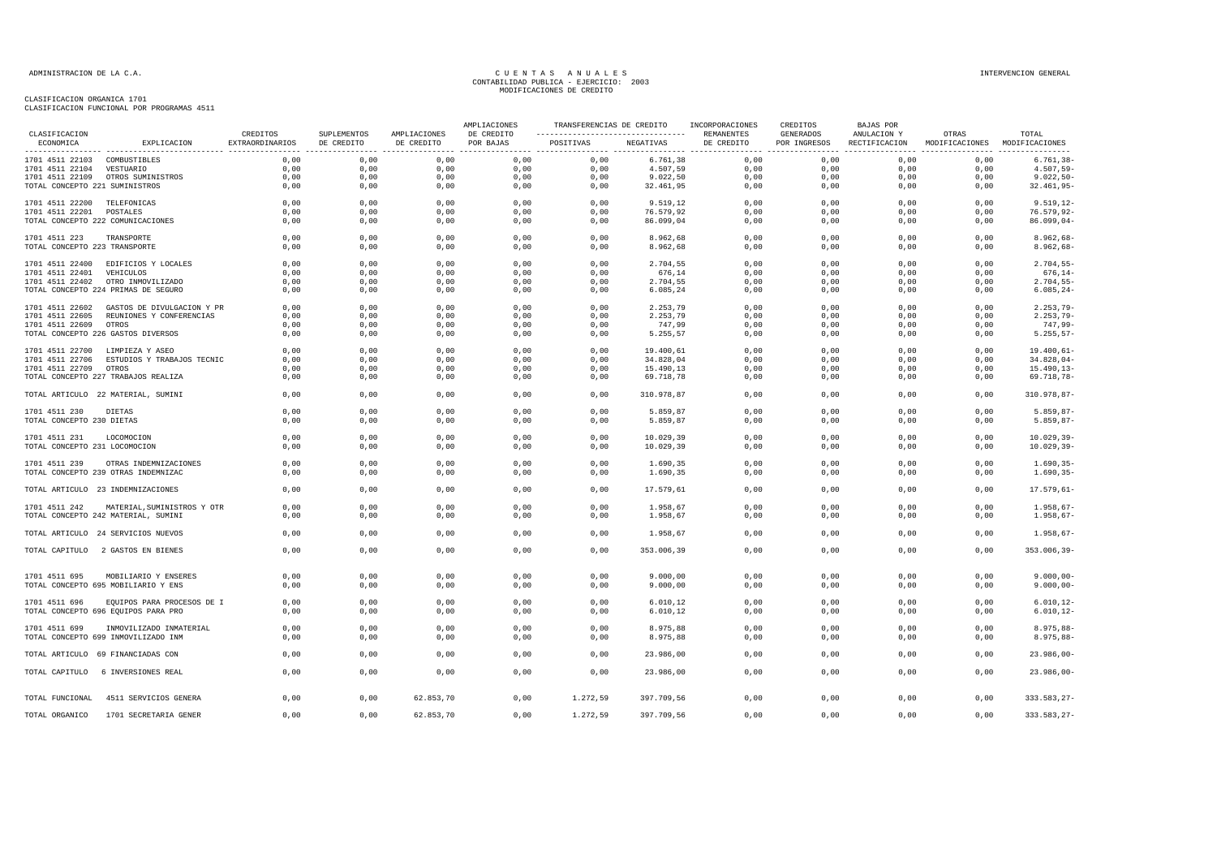ADMINISTRACION DE LA C.A.

# C U E N T A S   A N U A L E S
## CONTABILIDAD PUBLICA - EJERCICIO: 2003
## MODIFICACIONES DE CREDITO

INTERVENCION GENERAL

CLASIFICACION ORGANICA 1701
CLASIFICACION FUNCIONAL POR PROGRAMAS 4511

| CLASIFICACION ECONOMICA | EXPLICACION | CREDITOS EXTRAORDINARIOS | SUPLEMENTOS DE CREDITO | AMPLIACIONES DE CREDITO | AMPLIACIONES DE CREDITO POR BAJAS | TRANSFERENCIAS DE CREDITO POSITIVAS | TRANSFERENCIAS DE CREDITO NEGATIVAS | INCORPORACIONES REMANENTES DE CREDITO | CREDITOS GENERADOS POR INGRESOS | BAJAS POR ANULACION Y RECTIFICACION | OTRAS MODIFICACIONES | TOTAL MODIFICACIONES |
|---|---|---|---|---|---|---|---|---|---|---|---|---|
| 1701 4511 22103 | COMBUSTIBLES | 0,00 | 0,00 | 0,00 | 0,00 | 0,00 | 6.761,38 | 0,00 | 0,00 | 0,00 | 0,00 | 6.761,38- |
| 1701 4511 22104 | VESTUARIO | 0,00 | 0,00 | 0,00 | 0,00 | 0,00 | 4.507,59 | 0,00 | 0,00 | 0,00 | 0,00 | 4.507,59- |
| 1701 4511 22109 | OTROS SUMINISTROS | 0,00 | 0,00 | 0,00 | 0,00 | 0,00 | 9.022,50 | 0,00 | 0,00 | 0,00 | 0,00 | 9.022,50- |
| TOTAL CONCEPTO 221 SUMINISTROS | | 0,00 | 0,00 | 0,00 | 0,00 | 0,00 | 32.461,95 | 0,00 | 0,00 | 0,00 | 0,00 | 32.461,95- |
| 1701 4511 22200 | TELEFONICAS | 0,00 | 0,00 | 0,00 | 0,00 | 0,00 | 9.519,12 | 0,00 | 0,00 | 0,00 | 0,00 | 9.519,12- |
| 1701 4511 22201 | POSTALES | 0,00 | 0,00 | 0,00 | 0,00 | 0,00 | 76.579,92 | 0,00 | 0,00 | 0,00 | 0,00 | 76.579,92- |
| TOTAL CONCEPTO 222 COMUNICACIONES | | 0,00 | 0,00 | 0,00 | 0,00 | 0,00 | 86.099,04 | 0,00 | 0,00 | 0,00 | 0,00 | 86.099,04- |
| 1701 4511 223 | TRANSPORTE | 0,00 | 0,00 | 0,00 | 0,00 | 0,00 | 8.962,68 | 0,00 | 0,00 | 0,00 | 0,00 | 8.962,68- |
| TOTAL CONCEPTO 223 TRANSPORTE | | 0,00 | 0,00 | 0,00 | 0,00 | 0,00 | 8.962,68 | 0,00 | 0,00 | 0,00 | 0,00 | 8.962,68- |
| 1701 4511 22400 | EDIFICIOS Y LOCALES | 0,00 | 0,00 | 0,00 | 0,00 | 0,00 | 2.704,55 | 0,00 | 0,00 | 0,00 | 0,00 | 2.704,55- |
| 1701 4511 22401 | VEHICULOS | 0,00 | 0,00 | 0,00 | 0,00 | 0,00 | 676,14 | 0,00 | 0,00 | 0,00 | 0,00 | 676,14- |
| 1701 4511 22402 | OTRO INMOVILIZADO | 0,00 | 0,00 | 0,00 | 0,00 | 0,00 | 2.704,55 | 0,00 | 0,00 | 0,00 | 0,00 | 2.704,55- |
| TOTAL CONCEPTO 224 PRIMAS DE SEGURO | | 0,00 | 0,00 | 0,00 | 0,00 | 0,00 | 6.085,24 | 0,00 | 0,00 | 0,00 | 0,00 | 6.085,24- |
| 1701 4511 22602 | GASTOS DE DIVULGACION Y PR | 0,00 | 0,00 | 0,00 | 0,00 | 0,00 | 2.253,79 | 0,00 | 0,00 | 0,00 | 0,00 | 2.253,79- |
| 1701 4511 22605 | REUNIONES Y CONFERENCIAS | 0,00 | 0,00 | 0,00 | 0,00 | 0,00 | 2.253,79 | 0,00 | 0,00 | 0,00 | 0,00 | 2.253,79- |
| 1701 4511 22609 | OTROS | 0,00 | 0,00 | 0,00 | 0,00 | 0,00 | 747,99 | 0,00 | 0,00 | 0,00 | 0,00 | 747,99- |
| TOTAL CONCEPTO 226 GASTOS DIVERSOS | | 0,00 | 0,00 | 0,00 | 0,00 | 0,00 | 5.255,57 | 0,00 | 0,00 | 0,00 | 0,00 | 5.255,57- |
| 1701 4511 22700 | LIMPIEZA Y ASEO | 0,00 | 0,00 | 0,00 | 0,00 | 0,00 | 19.400,61 | 0,00 | 0,00 | 0,00 | 0,00 | 19.400,61- |
| 1701 4511 22706 | ESTUDIOS Y TRABAJOS TECNIC | 0,00 | 0,00 | 0,00 | 0,00 | 0,00 | 34.828,04 | 0,00 | 0,00 | 0,00 | 0,00 | 34.828,04- |
| 1701 4511 22709 | OTROS | 0,00 | 0,00 | 0,00 | 0,00 | 0,00 | 15.490,13 | 0,00 | 0,00 | 0,00 | 0,00 | 15.490,13- |
| TOTAL CONCEPTO 227 TRABAJOS REALIZA | | 0,00 | 0,00 | 0,00 | 0,00 | 0,00 | 69.718,78 | 0,00 | 0,00 | 0,00 | 0,00 | 69.718,78- |
| TOTAL ARTICULO 22 MATERIAL, SUMINI | | 0,00 | 0,00 | 0,00 | 0,00 | 0,00 | 310.978,87 | 0,00 | 0,00 | 0,00 | 0,00 | 310.978,87- |
| 1701 4511 230 | DIETAS | 0,00 | 0,00 | 0,00 | 0,00 | 0,00 | 5.859,87 | 0,00 | 0,00 | 0,00 | 0,00 | 5.859,87- |
| TOTAL CONCEPTO 230 DIETAS | | 0,00 | 0,00 | 0,00 | 0,00 | 0,00 | 5.859,87 | 0,00 | 0,00 | 0,00 | 0,00 | 5.859,87- |
| 1701 4511 231 | LOCOMOCION | 0,00 | 0,00 | 0,00 | 0,00 | 0,00 | 10.029,39 | 0,00 | 0,00 | 0,00 | 0,00 | 10.029,39- |
| TOTAL CONCEPTO 231 LOCOMOCION | | 0,00 | 0,00 | 0,00 | 0,00 | 0,00 | 10.029,39 | 0,00 | 0,00 | 0,00 | 0,00 | 10.029,39- |
| 1701 4511 239 | OTRAS INDEMNIZACIONES | 0,00 | 0,00 | 0,00 | 0,00 | 0,00 | 1.690,35 | 0,00 | 0,00 | 0,00 | 0,00 | 1.690,35- |
| TOTAL CONCEPTO 239 OTRAS INDEMNIZAC | | 0,00 | 0,00 | 0,00 | 0,00 | 0,00 | 1.690,35 | 0,00 | 0,00 | 0,00 | 0,00 | 1.690,35- |
| TOTAL ARTICULO 23 INDEMNIZACIONES | | 0,00 | 0,00 | 0,00 | 0,00 | 0,00 | 17.579,61 | 0,00 | 0,00 | 0,00 | 0,00 | 17.579,61- |
| 1701 4511 242 | MATERIAL,SUMINISTROS Y OTR | 0,00 | 0,00 | 0,00 | 0,00 | 0,00 | 1.958,67 | 0,00 | 0,00 | 0,00 | 0,00 | 1.958,67- |
| TOTAL CONCEPTO 242 MATERIAL, SUMINI | | 0,00 | 0,00 | 0,00 | 0,00 | 0,00 | 1.958,67 | 0,00 | 0,00 | 0,00 | 0,00 | 1.958,67- |
| TOTAL ARTICULO 24 SERVICIOS NUEVOS | | 0,00 | 0,00 | 0,00 | 0,00 | 0,00 | 1.958,67 | 0,00 | 0,00 | 0,00 | 0,00 | 1.958,67- |
| TOTAL CAPITULO 2 GASTOS EN BIENES | | 0,00 | 0,00 | 0,00 | 0,00 | 0,00 | 353.006,39 | 0,00 | 0,00 | 0,00 | 0,00 | 353.006,39- |
| 1701 4511 695 | MOBILIARIO Y ENSERES | 0,00 | 0,00 | 0,00 | 0,00 | 0,00 | 9.000,00 | 0,00 | 0,00 | 0,00 | 0,00 | 9.000,00- |
| TOTAL CONCEPTO 695 MOBILIARIO Y ENS | | 0,00 | 0,00 | 0,00 | 0,00 | 0,00 | 9.000,00 | 0,00 | 0,00 | 0,00 | 0,00 | 9.000,00- |
| 1701 4511 696 | EQUIPOS PARA PROCESOS DE I | 0,00 | 0,00 | 0,00 | 0,00 | 0,00 | 6.010,12 | 0,00 | 0,00 | 0,00 | 0,00 | 6.010,12- |
| TOTAL CONCEPTO 696 EQUIPOS PARA PRO | | 0,00 | 0,00 | 0,00 | 0,00 | 0,00 | 6.010,12 | 0,00 | 0,00 | 0,00 | 0,00 | 6.010,12- |
| 1701 4511 699 | INMOVILIZADO INMATERIAL | 0,00 | 0,00 | 0,00 | 0,00 | 0,00 | 8.975,88 | 0,00 | 0,00 | 0,00 | 0,00 | 8.975,88- |
| TOTAL CONCEPTO 699 INMOVILIZADO INM | | 0,00 | 0,00 | 0,00 | 0,00 | 0,00 | 8.975,88 | 0,00 | 0,00 | 0,00 | 0,00 | 8.975,88- |
| TOTAL ARTICULO 69 FINANCIADAS CON | | 0,00 | 0,00 | 0,00 | 0,00 | 0,00 | 23.986,00 | 0,00 | 0,00 | 0,00 | 0,00 | 23.986,00- |
| TOTAL CAPITULO 6 INVERSIONES REAL | | 0,00 | 0,00 | 0,00 | 0,00 | 0,00 | 23.986,00 | 0,00 | 0,00 | 0,00 | 0,00 | 23.986,00- |
| TOTAL FUNCIONAL | 4511 SERVICIOS GENERA | 0,00 | 0,00 | 62.853,70 | 0,00 | 1.272,59 | 397.709,56 | 0,00 | 0,00 | 0,00 | 0,00 | 333.583,27- |
| TOTAL ORGANICO | 1701 SECRETARIA GENER | 0,00 | 0,00 | 62.853,70 | 0,00 | 1.272,59 | 397.709,56 | 0,00 | 0,00 | 0,00 | 0,00 | 333.583,27- |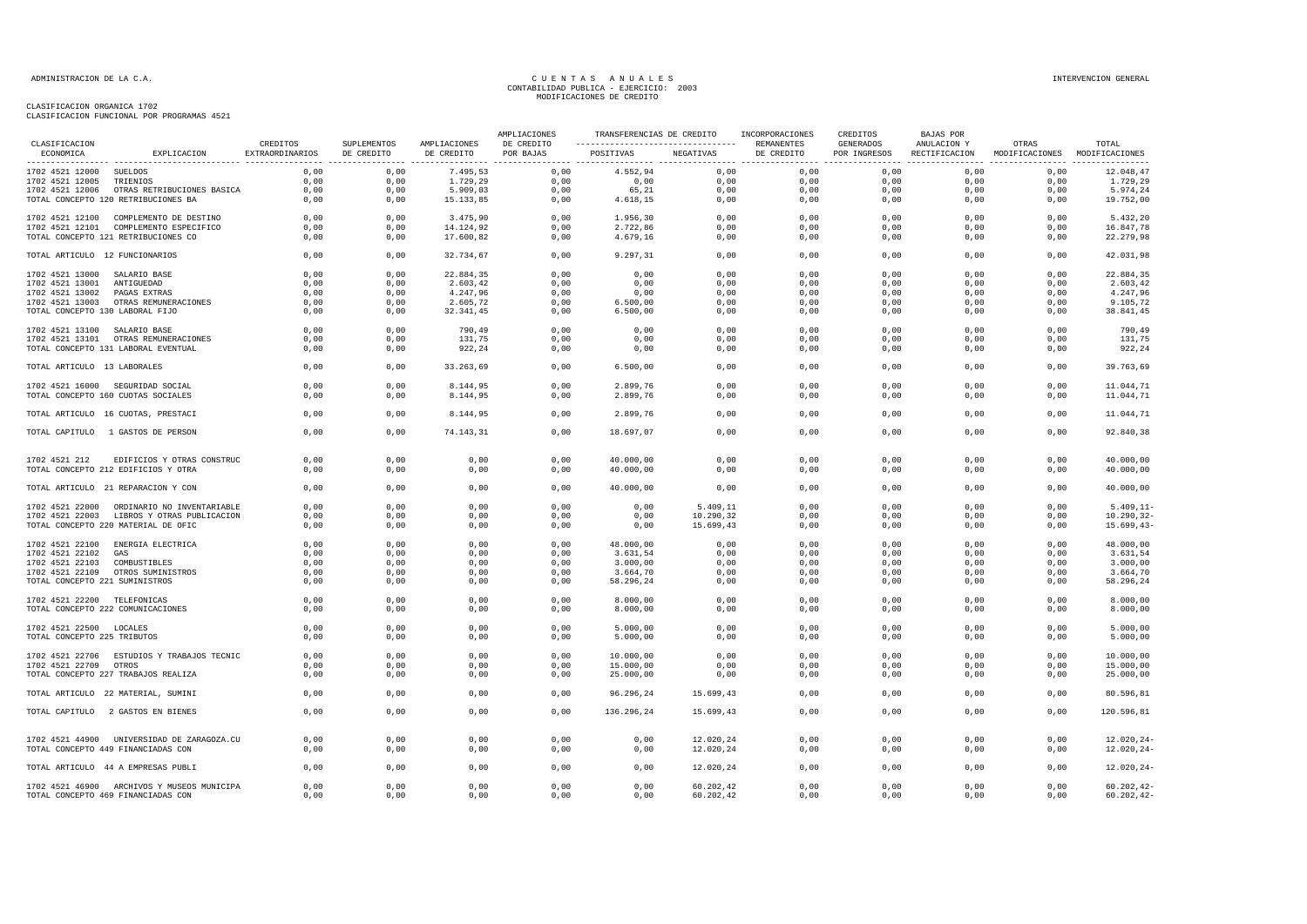ADMINISTRACION DE LA C.A.

# CUENTAS ANUALES
## CONTABILIDAD PUBLICA - EJERCICIO: 2003
## MODIFICACIONES DE CREDITO

INTERVENCION GENERAL

CLASIFICACION ORGANICA 1702
CLASIFICACION FUNCIONAL POR PROGRAMAS 4521

| CLASIFICACION ECONOMICA | EXPLICACION | CREDITOS EXTRAORDINARIOS | SUPLEMENTOS DE CREDITO | AMPLIACIONES DE CREDITO | AMPLIACIONES DE CREDITO POR BAJAS | TRANSFERENCIAS DE CREDITO POSITIVAS | TRANSFERENCIAS DE CREDITO NEGATIVAS | INCORPORACIONES REMANENTES DE CREDITO | CREDITOS GENERADOS POR INGRESOS | BAJAS POR ANULACION Y RECTIFICACION | OTRAS MODIFICACIONES | TOTAL MODIFICACIONES |
|---|---|---|---|---|---|---|---|---|---|---|---|---|
| 1702 4521 12000 | SUELDOS | 0,00 | 0,00 | 7.495,53 | 0,00 | 4.552,94 | 0,00 | 0,00 | 0,00 | 0,00 | 0,00 | 12.048,47 |
| 1702 4521 12005 | TRIENIOS | 0,00 | 0,00 | 1.729,29 | 0,00 | 0,00 | 0,00 | 0,00 | 0,00 | 0,00 | 0,00 | 1.729,29 |
| 1702 4521 12006 | OTRAS RETRIBUCIONES BASICA | 0,00 | 0,00 | 5.909,03 | 0,00 | 65,21 | 0,00 | 0,00 | 0,00 | 0,00 | 0,00 | 5.974,24 |
| TOTAL CONCEPTO 120 RETRIBUCIONES BA | | 0,00 | 0,00 | 15.133,85 | 0,00 | 4.618,15 | 0,00 | 0,00 | 0,00 | 0,00 | 0,00 | 19.752,00 |
| 1702 4521 12100 | COMPLEMENTO DE DESTINO | 0,00 | 0,00 | 3.475,90 | 0,00 | 1.956,30 | 0,00 | 0,00 | 0,00 | 0,00 | 0,00 | 5.432,20 |
| 1702 4521 12101 | COMPLEMENTO ESPECIFICO | 0,00 | 0,00 | 14.124,92 | 0,00 | 2.722,86 | 0,00 | 0,00 | 0,00 | 0,00 | 0,00 | 16.847,78 |
| TOTAL CONCEPTO 121 RETRIBUCIONES CO | | 0,00 | 0,00 | 17.600,82 | 0,00 | 4.679,16 | 0,00 | 0,00 | 0,00 | 0,00 | 0,00 | 22.279,98 |
| TOTAL ARTICULO 12 FUNCIONARIOS | | 0,00 | 0,00 | 32.734,67 | 0,00 | 9.297,31 | 0,00 | 0,00 | 0,00 | 0,00 | 0,00 | 42.031,98 |
| 1702 4521 13000 | SALARIO BASE | 0,00 | 0,00 | 22.884,35 | 0,00 | 0,00 | 0,00 | 0,00 | 0,00 | 0,00 | 0,00 | 22.884,35 |
| 1702 4521 13001 | ANTIGUEDAD | 0,00 | 0,00 | 2.603,42 | 0,00 | 0,00 | 0,00 | 0,00 | 0,00 | 0,00 | 0,00 | 2.603,42 |
| 1702 4521 13002 | PAGAS EXTRAS | 0,00 | 0,00 | 4.247,96 | 0,00 | 0,00 | 0,00 | 0,00 | 0,00 | 0,00 | 0,00 | 4.247,96 |
| 1702 4521 13003 | OTRAS REMUNERACIONES | 0,00 | 0,00 | 2.605,72 | 0,00 | 6.500,00 | 0,00 | 0,00 | 0,00 | 0,00 | 0,00 | 9.105,72 |
| TOTAL CONCEPTO 130 LABORAL FIJO | | 0,00 | 0,00 | 32.341,45 | 0,00 | 6.500,00 | 0,00 | 0,00 | 0,00 | 0,00 | 0,00 | 38.841,45 |
| 1702 4521 13100 | SALARIO BASE | 0,00 | 0,00 | 790,49 | 0,00 | 0,00 | 0,00 | 0,00 | 0,00 | 0,00 | 0,00 | 790,49 |
| 1702 4521 13101 | OTRAS REMUNERACIONES | 0,00 | 0,00 | 131,75 | 0,00 | 0,00 | 0,00 | 0,00 | 0,00 | 0,00 | 0,00 | 131,75 |
| TOTAL CONCEPTO 131 LABORAL EVENTUAL | | 0,00 | 0,00 | 922,24 | 0,00 | 0,00 | 0,00 | 0,00 | 0,00 | 0,00 | 0,00 | 922,24 |
| TOTAL ARTICULO 13 LABORALES | | 0,00 | 0,00 | 33.263,69 | 0,00 | 6.500,00 | 0,00 | 0,00 | 0,00 | 0,00 | 0,00 | 39.763,69 |
| 1702 4521 16000 | SEGURIDAD SOCIAL | 0,00 | 0,00 | 8.144,95 | 0,00 | 2.899,76 | 0,00 | 0,00 | 0,00 | 0,00 | 0,00 | 11.044,71 |
| TOTAL CONCEPTO 160 CUOTAS SOCIALES | | 0,00 | 0,00 | 8.144,95 | 0,00 | 2.899,76 | 0,00 | 0,00 | 0,00 | 0,00 | 0,00 | 11.044,71 |
| TOTAL ARTICULO 16 CUOTAS, PRESTACI | | 0,00 | 0,00 | 8.144,95 | 0,00 | 2.899,76 | 0,00 | 0,00 | 0,00 | 0,00 | 0,00 | 11.044,71 |
| TOTAL CAPITULO 1 GASTOS DE PERSON | | 0,00 | 0,00 | 74.143,31 | 0,00 | 18.697,07 | 0,00 | 0,00 | 0,00 | 0,00 | 0,00 | 92.840,38 |
| 1702 4521 212 | EDIFICIOS Y OTRAS CONSTRUC | 0,00 | 0,00 | 0,00 | 0,00 | 40.000,00 | 0,00 | 0,00 | 0,00 | 0,00 | 0,00 | 40.000,00 |
| TOTAL CONCEPTO 212 EDIFICIOS Y OTRA | | 0,00 | 0,00 | 0,00 | 0,00 | 40.000,00 | 0,00 | 0,00 | 0,00 | 0,00 | 0,00 | 40.000,00 |
| TOTAL ARTICULO 21 REPARACION Y CON | | 0,00 | 0,00 | 0,00 | 0,00 | 40.000,00 | 0,00 | 0,00 | 0,00 | 0,00 | 0,00 | 40.000,00 |
| 1702 4521 22000 | ORDINARIO NO INVENTARIABLE | 0,00 | 0,00 | 0,00 | 0,00 | 0,00 | 5.409,11 | 0,00 | 0,00 | 0,00 | 0,00 | 5.409,11- |
| 1702 4521 22003 | LIBROS Y OTRAS PUBLICACION | 0,00 | 0,00 | 0,00 | 0,00 | 0,00 | 10.290,32 | 0,00 | 0,00 | 0,00 | 0,00 | 10.290,32- |
| TOTAL CONCEPTO 220 MATERIAL DE OFIC | | 0,00 | 0,00 | 0,00 | 0,00 | 0,00 | 15.699,43 | 0,00 | 0,00 | 0,00 | 0,00 | 15.699,43- |
| 1702 4521 22100 | ENERGIA ELECTRICA | 0,00 | 0,00 | 0,00 | 0,00 | 48.000,00 | 0,00 | 0,00 | 0,00 | 0,00 | 0,00 | 48.000,00 |
| 1702 4521 22102 | GAS | 0,00 | 0,00 | 0,00 | 0,00 | 3.631,54 | 0,00 | 0,00 | 0,00 | 0,00 | 0,00 | 3.631,54 |
| 1702 4521 22103 | COMBUSTIBLES | 0,00 | 0,00 | 0,00 | 0,00 | 3.000,00 | 0,00 | 0,00 | 0,00 | 0,00 | 0,00 | 3.000,00 |
| 1702 4521 22109 | OTROS SUMINISTROS | 0,00 | 0,00 | 0,00 | 0,00 | 3.664,70 | 0,00 | 0,00 | 0,00 | 0,00 | 0,00 | 3.664,70 |
| TOTAL CONCEPTO 221 SUMINISTROS | | 0,00 | 0,00 | 0,00 | 0,00 | 58.296,24 | 0,00 | 0,00 | 0,00 | 0,00 | 0,00 | 58.296,24 |
| 1702 4521 22200 | TELEFONICAS | 0,00 | 0,00 | 0,00 | 0,00 | 8.000,00 | 0,00 | 0,00 | 0,00 | 0,00 | 0,00 | 8.000,00 |
| TOTAL CONCEPTO 222 COMUNICACIONES | | 0,00 | 0,00 | 0,00 | 0,00 | 8.000,00 | 0,00 | 0,00 | 0,00 | 0,00 | 0,00 | 8.000,00 |
| 1702 4521 22500 | LOCALES | 0,00 | 0,00 | 0,00 | 0,00 | 5.000,00 | 0,00 | 0,00 | 0,00 | 0,00 | 0,00 | 5.000,00 |
| TOTAL CONCEPTO 225 TRIBUTOS | | 0,00 | 0,00 | 0,00 | 0,00 | 5.000,00 | 0,00 | 0,00 | 0,00 | 0,00 | 0,00 | 5.000,00 |
| 1702 4521 22706 | ESTUDIOS Y TRABAJOS TECNIC | 0,00 | 0,00 | 0,00 | 0,00 | 10.000,00 | 0,00 | 0,00 | 0,00 | 0,00 | 0,00 | 10.000,00 |
| 1702 4521 22709 | OTROS | 0,00 | 0,00 | 0,00 | 0,00 | 15.000,00 | 0,00 | 0,00 | 0,00 | 0,00 | 0,00 | 15.000,00 |
| TOTAL CONCEPTO 227 TRABAJOS REALIZA | | 0,00 | 0,00 | 0,00 | 0,00 | 25.000,00 | 0,00 | 0,00 | 0,00 | 0,00 | 0,00 | 25.000,00 |
| TOTAL ARTICULO 22 MATERIAL, SUMINI | | 0,00 | 0,00 | 0,00 | 0,00 | 96.296,24 | 15.699,43 | 0,00 | 0,00 | 0,00 | 0,00 | 80.596,81 |
| TOTAL CAPITULO 2 GASTOS EN BIENES | | 0,00 | 0,00 | 0,00 | 0,00 | 136.296,24 | 15.699,43 | 0,00 | 0,00 | 0,00 | 0,00 | 120.596,81 |
| 1702 4521 44900 | UNIVERSIDAD DE ZARAGOZA.CU | 0,00 | 0,00 | 0,00 | 0,00 | 0,00 | 12.020,24 | 0,00 | 0,00 | 0,00 | 0,00 | 12.020,24- |
| TOTAL CONCEPTO 449 FINANCIADAS CON | | 0,00 | 0,00 | 0,00 | 0,00 | 0,00 | 12.020,24 | 0,00 | 0,00 | 0,00 | 0,00 | 12.020,24- |
| TOTAL ARTICULO 44 A EMPRESAS PUBLI | | 0,00 | 0,00 | 0,00 | 0,00 | 0,00 | 12.020,24 | 0,00 | 0,00 | 0,00 | 0,00 | 12.020,24- |
| 1702 4521 46900 | ARCHIVOS Y MUSEOS MUNICIPA | 0,00 | 0,00 | 0,00 | 0,00 | 0,00 | 60.202,42 | 0,00 | 0,00 | 0,00 | 0,00 | 60.202,42- |
| TOTAL CONCEPTO 469 FINANCIADAS CON | | 0,00 | 0,00 | 0,00 | 0,00 | 0,00 | 60.202,42 | 0,00 | 0,00 | 0,00 | 0,00 | 60.202,42- |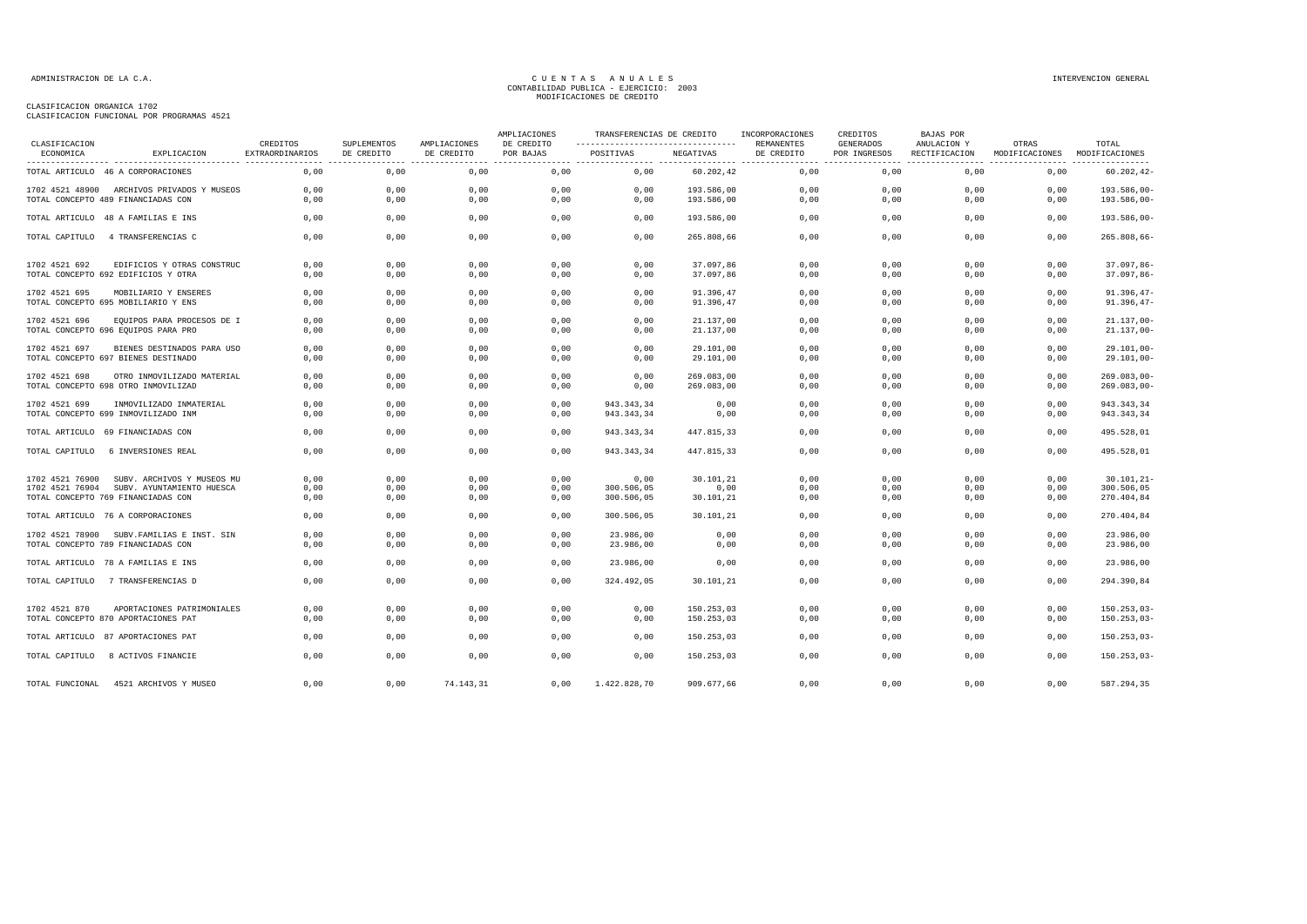CLASIFICACION ORGANICA 1702
CLASIFICACION FUNCIONAL POR PROGRAMAS 4521

| CLASIFICACION ECONOMICA | EXPLICACION | CREDITOS EXTRAORDINARIOS | SUPLEMENTOS DE CREDITO | AMPLIACIONES DE CREDITO | AMPLIACIONES DE CREDITO POR BAJAS | TRANSFERENCIAS DE CREDITO POSITIVAS | TRANSFERENCIAS DE CREDITO NEGATIVAS | INCORPORACIONES REMANENTES DE CREDITO | CREDITOS GENERADOS POR INGRESOS | BAJAS POR ANULACION Y RECTIFICACION | OTRAS MODIFICACIONES | TOTAL MODIFICACIONES |
|---|---|---|---|---|---|---|---|---|---|---|---|---|
| TOTAL ARTICULO 46 A CORPORACIONES | | 0,00 | 0,00 | 0,00 | 0,00 | 0,00 | 60.202,42 | 0,00 | 0,00 | 0,00 | 0,00 | 60.202,42- |
| 1702 4521 48900 | ARCHIVOS PRIVADOS Y MUSEOS | 0,00 | 0,00 | 0,00 | 0,00 | 0,00 | 193.586,00 | 0,00 | 0,00 | 0,00 | 0,00 | 193.586,00- |
| TOTAL CONCEPTO 489 FINANCIADAS CON | | 0,00 | 0,00 | 0,00 | 0,00 | 0,00 | 193.586,00 | 0,00 | 0,00 | 0,00 | 0,00 | 193.586,00- |
| TOTAL ARTICULO 48 A FAMILIAS E INS | | 0,00 | 0,00 | 0,00 | 0,00 | 0,00 | 193.586,00 | 0,00 | 0,00 | 0,00 | 0,00 | 193.586,00- |
| TOTAL CAPITULO 4 TRANSFERENCIAS C | | 0,00 | 0,00 | 0,00 | 0,00 | 0,00 | 265.808,66 | 0,00 | 0,00 | 0,00 | 0,00 | 265.808,66- |
| 1702 4521 692 | EDIFICIOS Y OTRAS CONSTRUC | 0,00 | 0,00 | 0,00 | 0,00 | 0,00 | 37.097,86 | 0,00 | 0,00 | 0,00 | 0,00 | 37.097,86- |
| TOTAL CONCEPTO 692 EDIFICIOS Y OTRA | | 0,00 | 0,00 | 0,00 | 0,00 | 0,00 | 37.097,86 | 0,00 | 0,00 | 0,00 | 0,00 | 37.097,86- |
| 1702 4521 695 | MOBILIARIO Y ENSERES | 0,00 | 0,00 | 0,00 | 0,00 | 0,00 | 91.396,47 | 0,00 | 0,00 | 0,00 | 0,00 | 91.396,47- |
| TOTAL CONCEPTO 695 MOBILIARIO Y ENS | | 0,00 | 0,00 | 0,00 | 0,00 | 0,00 | 91.396,47 | 0,00 | 0,00 | 0,00 | 0,00 | 91.396,47- |
| 1702 4521 696 | EQUIPOS PARA PROCESOS DE I | 0,00 | 0,00 | 0,00 | 0,00 | 0,00 | 21.137,00 | 0,00 | 0,00 | 0,00 | 0,00 | 21.137,00- |
| TOTAL CONCEPTO 696 EQUIPOS PARA PRO | | 0,00 | 0,00 | 0,00 | 0,00 | 0,00 | 21.137,00 | 0,00 | 0,00 | 0,00 | 0,00 | 21.137,00- |
| 1702 4521 697 | BIENES DESTINADOS PARA USO | 0,00 | 0,00 | 0,00 | 0,00 | 0,00 | 29.101,00 | 0,00 | 0,00 | 0,00 | 0,00 | 29.101,00- |
| TOTAL CONCEPTO 697 BIENES DESTINADO | | 0,00 | 0,00 | 0,00 | 0,00 | 0,00 | 29.101,00 | 0,00 | 0,00 | 0,00 | 0,00 | 29.101,00- |
| 1702 4521 698 | OTRO INMOVILIZADO MATERIAL | 0,00 | 0,00 | 0,00 | 0,00 | 0,00 | 269.083,00 | 0,00 | 0,00 | 0,00 | 0,00 | 269.083,00- |
| TOTAL CONCEPTO 698 OTRO INMOVILIZAD | | 0,00 | 0,00 | 0,00 | 0,00 | 0,00 | 269.083,00 | 0,00 | 0,00 | 0,00 | 0,00 | 269.083,00- |
| 1702 4521 699 | INMOVILIZADO INMATERIAL | 0,00 | 0,00 | 0,00 | 0,00 | 943.343,34 | 0,00 | 0,00 | 0,00 | 0,00 | 0,00 | 943.343,34 |
| TOTAL CONCEPTO 699 INMOVILIZADO INM | | 0,00 | 0,00 | 0,00 | 0,00 | 943.343,34 | 0,00 | 0,00 | 0,00 | 0,00 | 0,00 | 943.343,34 |
| TOTAL ARTICULO 69 FINANCIADAS CON | | 0,00 | 0,00 | 0,00 | 0,00 | 943.343,34 | 447.815,33 | 0,00 | 0,00 | 0,00 | 0,00 | 495.528,01 |
| TOTAL CAPITULO 6 INVERSIONES REAL | | 0,00 | 0,00 | 0,00 | 0,00 | 943.343,34 | 447.815,33 | 0,00 | 0,00 | 0,00 | 0,00 | 495.528,01 |
| 1702 4521 76900 | SUBV. ARCHIVOS Y MUSEOS MU | 0,00 | 0,00 | 0,00 | 0,00 | 0,00 | 30.101,21 | 0,00 | 0,00 | 0,00 | 0,00 | 30.101,21- |
| 1702 4521 76904 | SUBV. AYUNTAMIENTO HUESCA | 0,00 | 0,00 | 0,00 | 0,00 | 300.506,05 | 0,00 | 0,00 | 0,00 | 0,00 | 0,00 | 300.506,05 |
| TOTAL CONCEPTO 769 FINANCIADAS CON | | 0,00 | 0,00 | 0,00 | 0,00 | 300.506,05 | 30.101,21 | 0,00 | 0,00 | 0,00 | 0,00 | 270.404,84 |
| TOTAL ARTICULO 76 A CORPORACIONES | | 0,00 | 0,00 | 0,00 | 0,00 | 300.506,05 | 30.101,21 | 0,00 | 0,00 | 0,00 | 0,00 | 270.404,84 |
| 1702 4521 78900 | SUBV.FAMILIAS E INST. SIN | 0,00 | 0,00 | 0,00 | 0,00 | 23.986,00 | 0,00 | 0,00 | 0,00 | 0,00 | 0,00 | 23.986,00 |
| TOTAL CONCEPTO 789 FINANCIADAS CON | | 0,00 | 0,00 | 0,00 | 0,00 | 23.986,00 | 0,00 | 0,00 | 0,00 | 0,00 | 0,00 | 23.986,00 |
| TOTAL ARTICULO 78 A FAMILIAS E INS | | 0,00 | 0,00 | 0,00 | 0,00 | 23.986,00 | 0,00 | 0,00 | 0,00 | 0,00 | 0,00 | 23.986,00 |
| TOTAL CAPITULO 7 TRANSFERENCIAS D | | 0,00 | 0,00 | 0,00 | 0,00 | 324.492,05 | 30.101,21 | 0,00 | 0,00 | 0,00 | 0,00 | 294.390,84 |
| 1702 4521 870 | APORTACIONES PATRIMONIALES | 0,00 | 0,00 | 0,00 | 0,00 | 0,00 | 150.253,03 | 0,00 | 0,00 | 0,00 | 0,00 | 150.253,03- |
| TOTAL CONCEPTO 870 APORTACIONES PAT | | 0,00 | 0,00 | 0,00 | 0,00 | 0,00 | 150.253,03 | 0,00 | 0,00 | 0,00 | 0,00 | 150.253,03- |
| TOTAL ARTICULO 87 APORTACIONES PAT | | 0,00 | 0,00 | 0,00 | 0,00 | 0,00 | 150.253,03 | 0,00 | 0,00 | 0,00 | 0,00 | 150.253,03- |
| TOTAL CAPITULO 8 ACTIVOS FINANCIE | | 0,00 | 0,00 | 0,00 | 0,00 | 0,00 | 150.253,03 | 0,00 | 0,00 | 0,00 | 0,00 | 150.253,03- |
| TOTAL FUNCIONAL 4521 ARCHIVOS Y MUSEO | | 0,00 | 0,00 | 74.143,31 | 0,00 | 1.422.828,70 | 909.677,66 | 0,00 | 0,00 | 0,00 | 0,00 | 587.294,35 |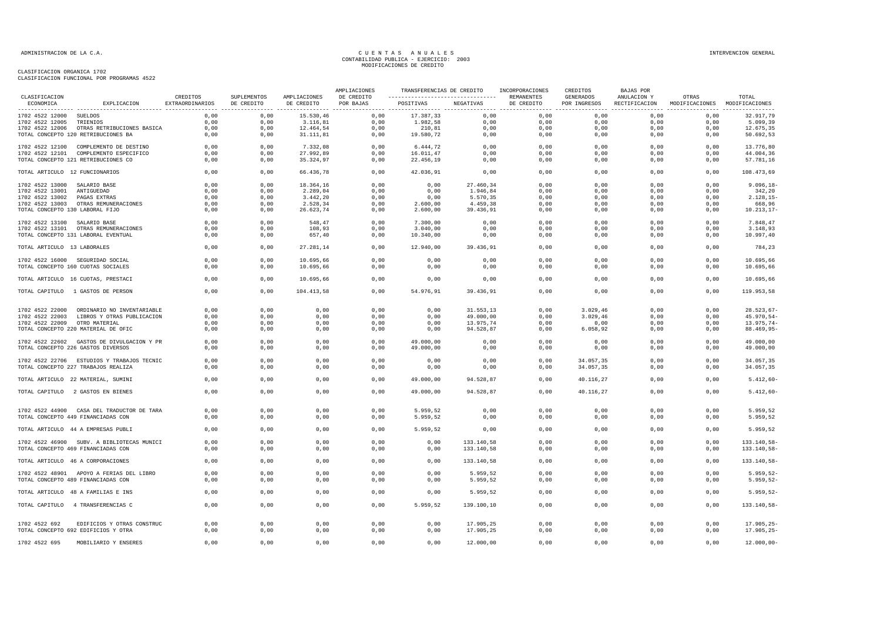CLASIFICACION ORGANICA 1702
CLASIFICACION FUNCIONAL POR PROGRAMAS 4522

| CLASIFICACION ECONOMICA | EXPLICACION | CREDITOS EXTRAORDINARIOS | SUPLEMENTOS DE CREDITO | AMPLIACIONES DE CREDITO | AMPLIACIONES DE CREDITO POR BAJAS | TRANSFERENCIAS DE CREDITO POSITIVAS | TRANSFERENCIAS DE CREDITO NEGATIVAS | INCORPORACIONES REMANENTES DE CREDITO | CREDITOS GENERADOS POR INGRESOS | BAJAS POR ANULACION Y RECTIFICACION | OTRAS MODIFICACIONES | TOTAL MODIFICACIONES |
|---|---|---|---|---|---|---|---|---|---|---|---|---|
| 1702 4522 12000 | SUELDOS | 0,00 | 0,00 | 15.530,46 | 0,00 | 17.387,33 | 0,00 | 0,00 | 0,00 | 0,00 | 0,00 | 32.917,79 |
| 1702 4522 12005 | TRIENIOS | 0,00 | 0,00 | 3.116,81 | 0,00 | 1.982,58 | 0,00 | 0,00 | 0,00 | 0,00 | 0,00 | 5.099,39 |
| 1702 4522 12006 | OTRAS RETRIBUCIONES BASICA | 0,00 | 0,00 | 12.464,54 | 0,00 | 210,81 | 0,00 | 0,00 | 0,00 | 0,00 | 0,00 | 12.675,35 |
| TOTAL CONCEPTO 120 RETRIBUCIONES BA | | 0,00 | 0,00 | 31.111,81 | 0,00 | 19.580,72 | 0,00 | 0,00 | 0,00 | 0,00 | 0,00 | 50.692,53 |
| 1702 4522 12100 | COMPLEMENTO DE DESTINO | 0,00 | 0,00 | 7.332,08 | 0,00 | 6.444,72 | 0,00 | 0,00 | 0,00 | 0,00 | 0,00 | 13.776,80 |
| 1702 4522 12101 | COMPLEMENTO ESPECIFICO | 0,00 | 0,00 | 27.992,89 | 0,00 | 16.011,47 | 0,00 | 0,00 | 0,00 | 0,00 | 0,00 | 44.004,36 |
| TOTAL CONCEPTO 121 RETRIBUCIONES CO | | 0,00 | 0,00 | 35.324,97 | 0,00 | 22.456,19 | 0,00 | 0,00 | 0,00 | 0,00 | 0,00 | 57.781,16 |
| TOTAL ARTICULO 12 FUNCIONARIOS | | 0,00 | 0,00 | 66.436,78 | 0,00 | 42.036,91 | 0,00 | 0,00 | 0,00 | 0,00 | 0,00 | 108.473,69 |
| 1702 4522 13000 | SALARIO BASE | 0,00 | 0,00 | 18.364,16 | 0,00 | 0,00 | 27.460,34 | 0,00 | 0,00 | 0,00 | 0,00 | 9.096,18- |
| 1702 4522 13001 | ANTIGUEDAD | 0,00 | 0,00 | 2.289,04 | 0,00 | 0,00 | 1.946,84 | 0,00 | 0,00 | 0,00 | 0,00 | 342,20 |
| 1702 4522 13002 | PAGAS EXTRAS | 0,00 | 0,00 | 3.442,20 | 0,00 | 0,00 | 5.570,35 | 0,00 | 0,00 | 0,00 | 0,00 | 2.128,15- |
| 1702 4522 13003 | OTRAS REMUNERACIONES | 0,00 | 0,00 | 2.528,34 | 0,00 | 2.600,00 | 4.459,38 | 0,00 | 0,00 | 0,00 | 0,00 | 668,96 |
| TOTAL CONCEPTO 130 LABORAL FIJO | | 0,00 | 0,00 | 26.623,74 | 0,00 | 2.600,00 | 39.436,91 | 0,00 | 0,00 | 0,00 | 0,00 | 10.213,17- |
| 1702 4522 13100 | SALARIO BASE | 0,00 | 0,00 | 548,47 | 0,00 | 7.300,00 | 0,00 | 0,00 | 0,00 | 0,00 | 0,00 | 7.848,47 |
| 1702 4522 13101 | OTRAS REMUNERACIONES | 0,00 | 0,00 | 108,93 | 0,00 | 3.040,00 | 0,00 | 0,00 | 0,00 | 0,00 | 0,00 | 3.148,93 |
| TOTAL CONCEPTO 131 LABORAL EVENTUAL | | 0,00 | 0,00 | 657,40 | 0,00 | 10.340,00 | 0,00 | 0,00 | 0,00 | 0,00 | 0,00 | 10.997,40 |
| TOTAL ARTICULO 13 LABORALES | | 0,00 | 0,00 | 27.281,14 | 0,00 | 12.940,00 | 39.436,91 | 0,00 | 0,00 | 0,00 | 0,00 | 784,23 |
| 1702 4522 16000 | SEGURIDAD SOCIAL | 0,00 | 0,00 | 10.695,66 | 0,00 | 0,00 | 0,00 | 0,00 | 0,00 | 0,00 | 0,00 | 10.695,66 |
| TOTAL CONCEPTO 160 CUOTAS SOCIALES | | 0,00 | 0,00 | 10.695,66 | 0,00 | 0,00 | 0,00 | 0,00 | 0,00 | 0,00 | 0,00 | 10.695,66 |
| TOTAL ARTICULO 16 CUOTAS, PRESTACI | | 0,00 | 0,00 | 10.695,66 | 0,00 | 0,00 | 0,00 | 0,00 | 0,00 | 0,00 | 0,00 | 10.695,66 |
| TOTAL CAPITULO 1 GASTOS DE PERSON | | 0,00 | 0,00 | 104.413,58 | 0,00 | 54.976,91 | 39.436,91 | 0,00 | 0,00 | 0,00 | 0,00 | 119.953,58 |
| 1702 4522 22000 | ORDINARIO NO INVENTARIABLE | 0,00 | 0,00 | 0,00 | 0,00 | 0,00 | 31.553,13 | 0,00 | 3.029,46 | 0,00 | 0,00 | 28.523,67- |
| 1702 4522 22003 | LIBROS Y OTRAS PUBLICACION | 0,00 | 0,00 | 0,00 | 0,00 | 0,00 | 49.000,00 | 0,00 | 3.029,46 | 0,00 | 0,00 | 45.970,54- |
| 1702 4522 22009 | OTRO MATERIAL | 0,00 | 0,00 | 0,00 | 0,00 | 0,00 | 13.975,74 | 0,00 | 0,00 | 0,00 | 0,00 | 13.975,74- |
| TOTAL CONCEPTO 220 MATERIAL DE OFIC | | 0,00 | 0,00 | 0,00 | 0,00 | 0,00 | 94.528,87 | 0,00 | 6.058,92 | 0,00 | 0,00 | 88.469,95- |
| 1702 4522 22602 | GASTOS DE DIVULGACION Y PR | 0,00 | 0,00 | 0,00 | 0,00 | 49.000,00 | 0,00 | 0,00 | 0,00 | 0,00 | 0,00 | 49.000,00 |
| TOTAL CONCEPTO 226 GASTOS DIVERSOS | | 0,00 | 0,00 | 0,00 | 0,00 | 49.000,00 | 0,00 | 0,00 | 0,00 | 0,00 | 0,00 | 49.000,00 |
| 1702 4522 22706 | ESTUDIOS Y TRABAJOS TECNIC | 0,00 | 0,00 | 0,00 | 0,00 | 0,00 | 0,00 | 0,00 | 34.057,35 | 0,00 | 0,00 | 34.057,35 |
| TOTAL CONCEPTO 227 TRABAJOS REALIZA | | 0,00 | 0,00 | 0,00 | 0,00 | 0,00 | 0,00 | 0,00 | 34.057,35 | 0,00 | 0,00 | 34.057,35 |
| TOTAL ARTICULO 22 MATERIAL, SUMINI | | 0,00 | 0,00 | 0,00 | 0,00 | 49.000,00 | 94.528,87 | 0,00 | 40.116,27 | 0,00 | 0,00 | 5.412,60- |
| TOTAL CAPITULO 2 GASTOS EN BIENES | | 0,00 | 0,00 | 0,00 | 0,00 | 49.000,00 | 94.528,87 | 0,00 | 40.116,27 | 0,00 | 0,00 | 5.412,60- |
| 1702 4522 44900 | CASA DEL TRADUCTOR DE TARA | 0,00 | 0,00 | 0,00 | 0,00 | 5.959,52 | 0,00 | 0,00 | 0,00 | 0,00 | 0,00 | 5.959,52 |
| TOTAL CONCEPTO 449 FINANCIADAS CON | | 0,00 | 0,00 | 0,00 | 0,00 | 5.959,52 | 0,00 | 0,00 | 0,00 | 0,00 | 0,00 | 5.959,52 |
| TOTAL ARTICULO 44 A EMPRESAS PUBLI | | 0,00 | 0,00 | 0,00 | 0,00 | 5.959,52 | 0,00 | 0,00 | 0,00 | 0,00 | 0,00 | 5.959,52 |
| 1702 4522 46900 | SUBV. A BIBLIOTECAS MUNICI | 0,00 | 0,00 | 0,00 | 0,00 | 0,00 | 133.140,58 | 0,00 | 0,00 | 0,00 | 0,00 | 133.140,58- |
| TOTAL CONCEPTO 469 FINANCIADAS CON | | 0,00 | 0,00 | 0,00 | 0,00 | 0,00 | 133.140,58 | 0,00 | 0,00 | 0,00 | 0,00 | 133.140,58- |
| TOTAL ARTICULO 46 A CORPORACIONES | | 0,00 | 0,00 | 0,00 | 0,00 | 0,00 | 133.140,58 | 0,00 | 0,00 | 0,00 | 0,00 | 133.140,58- |
| 1702 4522 48901 | APOYO A FERIAS DEL LIBRO | 0,00 | 0,00 | 0,00 | 0,00 | 0,00 | 5.959,52 | 0,00 | 0,00 | 0,00 | 0,00 | 5.959,52- |
| TOTAL CONCEPTO 489 FINANCIADAS CON | | 0,00 | 0,00 | 0,00 | 0,00 | 0,00 | 5.959,52 | 0,00 | 0,00 | 0,00 | 0,00 | 5.959,52- |
| TOTAL ARTICULO 48 A FAMILIAS E INS | | 0,00 | 0,00 | 0,00 | 0,00 | 0,00 | 5.959,52 | 0,00 | 0,00 | 0,00 | 0,00 | 5.959,52- |
| TOTAL CAPITULO 4 TRANSFERENCIAS C | | 0,00 | 0,00 | 0,00 | 0,00 | 5.959,52 | 139.100,10 | 0,00 | 0,00 | 0,00 | 0,00 | 133.140,58- |
| 1702 4522 692 | EDIFICIOS Y OTRAS CONSTRUC | 0,00 | 0,00 | 0,00 | 0,00 | 0,00 | 17.905,25 | 0,00 | 0,00 | 0,00 | 0,00 | 17.905,25- |
| TOTAL CONCEPTO 692 EDIFICIOS Y OTRA | | 0,00 | 0,00 | 0,00 | 0,00 | 0,00 | 17.905,25 | 0,00 | 0,00 | 0,00 | 0,00 | 17.905,25- |
| 1702 4522 695 | MOBILIARIO Y ENSERES | 0,00 | 0,00 | 0,00 | 0,00 | 0,00 | 12.000,00 | 0,00 | 0,00 | 0,00 | 0,00 | 12.000,00- |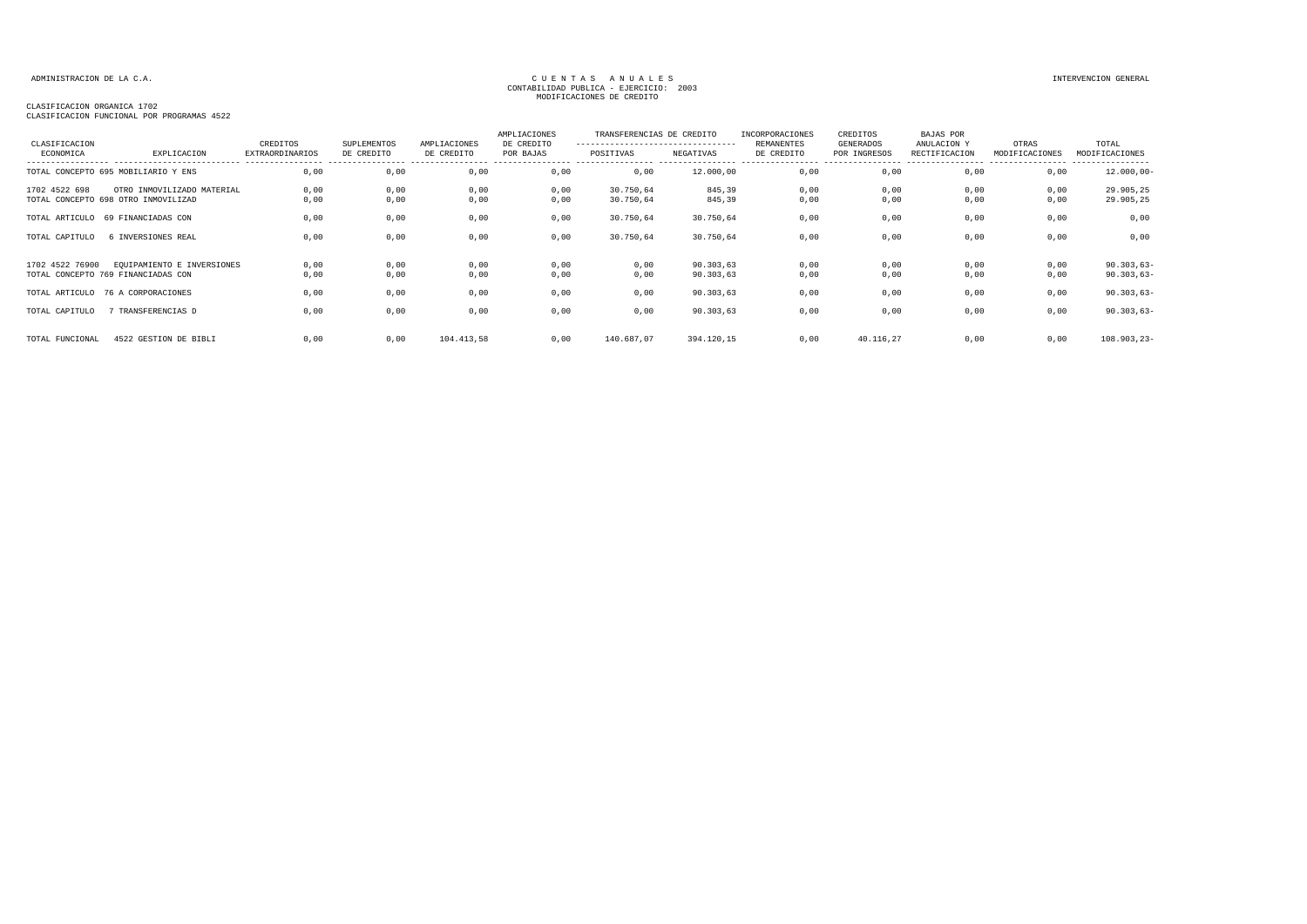ADMINISTRACION DE LA C.A.

CUENTAS ANUALES
CONTABILIDAD PUBLICA - EJERCICIO: 2003
MODIFICACIONES DE CREDITO

INTERVENCION GENERAL

CLASIFICACION ORGANICA 1702
CLASIFICACION FUNCIONAL POR PROGRAMAS 4522

| CLASIFICACION ECONOMICA | EXPLICACION | CREDITOS EXTRAORDINARIOS | SUPLEMENTOS DE CREDITO | AMPLIACIONES DE CREDITO | AMPLIACIONES DE CREDITO POR BAJAS | TRANSFERENCIAS DE CREDITO POSITIVAS | TRANSFERENCIAS DE CREDITO NEGATIVAS | INCORPORACIONES REMANENTES DE CREDITO | CREDITOS GENERADOS POR INGRESOS | BAJAS POR ANULACION Y RECTIFICACION | OTRAS MODIFICACIONES | TOTAL MODIFICACIONES |
|---|---|---|---|---|---|---|---|---|---|---|---|---|
| TOTAL CONCEPTO 695 | MOBILIARIO Y ENS | 0,00 | 0,00 | 0,00 | 0,00 | 0,00 | 12.000,00 | 0,00 | 0,00 | 0,00 | 0,00 | 12.000,00- |
| 1702 4522 698 | OTRO INMOVILIZADO MATERIAL | 0,00 | 0,00 | 0,00 | 0,00 | 30.750,64 | 845,39 | 0,00 | 0,00 | 0,00 | 0,00 | 29.905,25 |
| TOTAL CONCEPTO 698 | OTRO INMOVILIZAD | 0,00 | 0,00 | 0,00 | 0,00 | 30.750,64 | 845,39 | 0,00 | 0,00 | 0,00 | 0,00 | 29.905,25 |
| TOTAL ARTICULO | 69 FINANCIADAS CON | 0,00 | 0,00 | 0,00 | 0,00 | 30.750,64 | 30.750,64 | 0,00 | 0,00 | 0,00 | 0,00 | 0,00 |
| TOTAL CAPITULO | 6 INVERSIONES REAL | 0,00 | 0,00 | 0,00 | 0,00 | 30.750,64 | 30.750,64 | 0,00 | 0,00 | 0,00 | 0,00 | 0,00 |
| 1702 4522 76900 | EQUIPAMIENTO E INVERSIONES | 0,00 | 0,00 | 0,00 | 0,00 | 0,00 | 90.303,63 | 0,00 | 0,00 | 0,00 | 0,00 | 90.303,63- |
| TOTAL CONCEPTO 769 | FINANCIADAS CON | 0,00 | 0,00 | 0,00 | 0,00 | 0,00 | 90.303,63 | 0,00 | 0,00 | 0,00 | 0,00 | 90.303,63- |
| TOTAL ARTICULO | 76 A CORPORACIONES | 0,00 | 0,00 | 0,00 | 0,00 | 0,00 | 90.303,63 | 0,00 | 0,00 | 0,00 | 0,00 | 90.303,63- |
| TOTAL CAPITULO | 7 TRANSFERENCIAS D | 0,00 | 0,00 | 0,00 | 0,00 | 0,00 | 90.303,63 | 0,00 | 0,00 | 0,00 | 0,00 | 90.303,63- |
| TOTAL FUNCIONAL | 4522 GESTION DE BIBLI | 0,00 | 0,00 | 104.413,58 | 0,00 | 140.687,07 | 394.120,15 | 0,00 | 40.116,27 | 0,00 | 0,00 | 108.903,23- |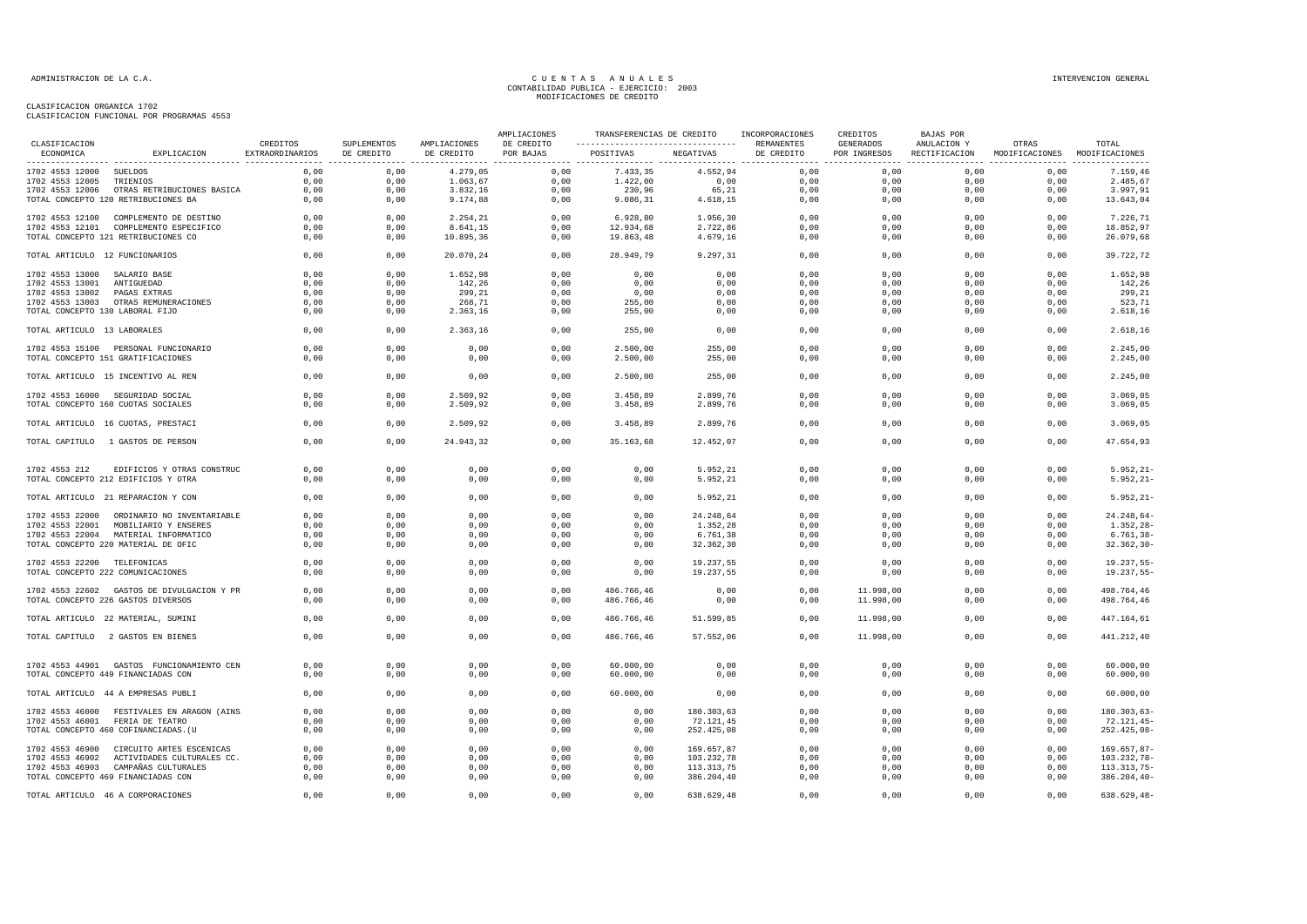ADMINISTRACION DE LA C.A.

# CUENTAS ANUALES
## CONTABILIDAD PUBLICA - EJERCICIO: 2003
## MODIFICACIONES DE CREDITO

INTERVENCION GENERAL

CLASIFICACION ORGANICA 1702
CLASIFICACION FUNCIONAL POR PROGRAMAS 4553

| CLASIFICACION ECONOMICA | EXPLICACION | CREDITOS EXTRAORDINARIOS | SUPLEMENTOS DE CREDITO | AMPLIACIONES DE CREDITO | AMPLIACIONES DE CREDITO POR BAJAS | TRANSFERENCIAS DE CREDITO POSITIVAS | TRANSFERENCIAS DE CREDITO NEGATIVAS | INCORPORACIONES REMANENTES DE CREDITO | CREDITOS GENERADOS POR INGRESOS | BAJAS POR ANULACION Y RECTIFICACION | OTRAS MODIFICACIONES | TOTAL MODIFICACIONES |
|---|---|---|---|---|---|---|---|---|---|---|---|---|
| 1702 4553 12000 | SUELDOS | 0,00 | 0,00 | 4.279,05 | 0,00 | 7.433,35 | 4.552,94 | 0,00 | 0,00 | 0,00 | 0,00 | 7.159,46 |
| 1702 4553 12005 | TRIENIOS | 0,00 | 0,00 | 1.063,67 | 0,00 | 1.422,00 | 0,00 | 0,00 | 0,00 | 0,00 | 0,00 | 2.485,67 |
| 1702 4553 12006 | OTRAS RETRIBUCIONES BASICA | 0,00 | 0,00 | 3.832,16 | 0,00 | 230,96 | 65,21 | 0,00 | 0,00 | 0,00 | 0,00 | 3.997,91 |
| TOTAL CONCEPTO 120 RETRIBUCIONES BA | | 0,00 | 0,00 | 9.174,88 | 0,00 | 9.086,31 | 4.618,15 | 0,00 | 0,00 | 0,00 | 0,00 | 13.643,04 |
| 1702 4553 12100 | COMPLEMENTO DE DESTINO | 0,00 | 0,00 | 2.254,21 | 0,00 | 6.928,80 | 1.956,30 | 0,00 | 0,00 | 0,00 | 0,00 | 7.226,71 |
| 1702 4553 12101 | COMPLEMENTO ESPECIFICO | 0,00 | 0,00 | 8.641,15 | 0,00 | 12.934,68 | 2.722,86 | 0,00 | 0,00 | 0,00 | 0,00 | 18.852,97 |
| TOTAL CONCEPTO 121 RETRIBUCIONES CO | | 0,00 | 0,00 | 10.895,36 | 0,00 | 19.863,48 | 4.679,16 | 0,00 | 0,00 | 0,00 | 0,00 | 26.079,68 |
| TOTAL ARTICULO 12 FUNCIONARIOS | | 0,00 | 0,00 | 20.070,24 | 0,00 | 28.949,79 | 9.297,31 | 0,00 | 0,00 | 0,00 | 0,00 | 39.722,72 |
| 1702 4553 13000 | SALARIO BASE | 0,00 | 0,00 | 1.652,98 | 0,00 | 0,00 | 0,00 | 0,00 | 0,00 | 0,00 | 0,00 | 1.652,98 |
| 1702 4553 13001 | ANTIGUEDAD | 0,00 | 0,00 | 142,26 | 0,00 | 0,00 | 0,00 | 0,00 | 0,00 | 0,00 | 0,00 | 142,26 |
| 1702 4553 13002 | PAGAS EXTRAS | 0,00 | 0,00 | 299,21 | 0,00 | 0,00 | 0,00 | 0,00 | 0,00 | 0,00 | 0,00 | 299,21 |
| 1702 4553 13003 | OTRAS REMUNERACIONES | 0,00 | 0,00 | 268,71 | 0,00 | 255,00 | 0,00 | 0,00 | 0,00 | 0,00 | 0,00 | 523,71 |
| TOTAL CONCEPTO 130 LABORAL FIJO | | 0,00 | 0,00 | 2.363,16 | 0,00 | 255,00 | 0,00 | 0,00 | 0,00 | 0,00 | 0,00 | 2.618,16 |
| TOTAL ARTICULO 13 LABORALES | | 0,00 | 0,00 | 2.363,16 | 0,00 | 255,00 | 0,00 | 0,00 | 0,00 | 0,00 | 0,00 | 2.618,16 |
| 1702 4553 15100 | PERSONAL FUNCIONARIO | 0,00 | 0,00 | 0,00 | 0,00 | 2.500,00 | 255,00 | 0,00 | 0,00 | 0,00 | 0,00 | 2.245,00 |
| TOTAL CONCEPTO 151 GRATIFICACIONES | | 0,00 | 0,00 | 0,00 | 0,00 | 2.500,00 | 255,00 | 0,00 | 0,00 | 0,00 | 0,00 | 2.245,00 |
| TOTAL ARTICULO 15 INCENTIVO AL REN | | 0,00 | 0,00 | 0,00 | 0,00 | 2.500,00 | 255,00 | 0,00 | 0,00 | 0,00 | 0,00 | 2.245,00 |
| 1702 4553 16000 | SEGURIDAD SOCIAL | 0,00 | 0,00 | 2.509,92 | 0,00 | 3.458,89 | 2.899,76 | 0,00 | 0,00 | 0,00 | 0,00 | 3.069,05 |
| TOTAL CONCEPTO 160 CUOTAS SOCIALES | | 0,00 | 0,00 | 2.509,92 | 0,00 | 3.458,89 | 2.899,76 | 0,00 | 0,00 | 0,00 | 0,00 | 3.069,05 |
| TOTAL ARTICULO 16 CUOTAS, PRESTACI | | 0,00 | 0,00 | 2.509,92 | 0,00 | 3.458,89 | 2.899,76 | 0,00 | 0,00 | 0,00 | 0,00 | 3.069,05 |
| TOTAL CAPITULO 1 GASTOS DE PERSON | | 0,00 | 0,00 | 24.943,32 | 0,00 | 35.163,68 | 12.452,07 | 0,00 | 0,00 | 0,00 | 0,00 | 47.654,93 |
| 1702 4553 212 | EDIFICIOS Y OTRAS CONSTRUC | 0,00 | 0,00 | 0,00 | 0,00 | 0,00 | 5.952,21 | 0,00 | 0,00 | 0,00 | 0,00 | 5.952,21- |
| TOTAL CONCEPTO 212 EDIFICIOS Y OTRA | | 0,00 | 0,00 | 0,00 | 0,00 | 0,00 | 5.952,21 | 0,00 | 0,00 | 0,00 | 0,00 | 5.952,21- |
| TOTAL ARTICULO 21 REPARACION Y CON | | 0,00 | 0,00 | 0,00 | 0,00 | 0,00 | 5.952,21 | 0,00 | 0,00 | 0,00 | 0,00 | 5.952,21- |
| 1702 4553 22000 | ORDINARIO NO INVENTARIABLE | 0,00 | 0,00 | 0,00 | 0,00 | 0,00 | 24.248,64 | 0,00 | 0,00 | 0,00 | 0,00 | 24.248,64- |
| 1702 4553 22001 | MOBILIARIO Y ENSERES | 0,00 | 0,00 | 0,00 | 0,00 | 0,00 | 1.352,28 | 0,00 | 0,00 | 0,00 | 0,00 | 1.352,28- |
| 1702 4553 22004 | MATERIAL INFORMATICO | 0,00 | 0,00 | 0,00 | 0,00 | 0,00 | 6.761,38 | 0,00 | 0,00 | 0,00 | 0,00 | 6.761,38- |
| TOTAL CONCEPTO 220 MATERIAL DE OFIC | | 0,00 | 0,00 | 0,00 | 0,00 | 0,00 | 32.362,30 | 0,00 | 0,00 | 0,00 | 0,00 | 32.362,30- |
| 1702 4553 22200 | TELEFONICAS | 0,00 | 0,00 | 0,00 | 0,00 | 0,00 | 19.237,55 | 0,00 | 0,00 | 0,00 | 0,00 | 19.237,55- |
| TOTAL CONCEPTO 222 COMUNICACIONES | | 0,00 | 0,00 | 0,00 | 0,00 | 0,00 | 19.237,55 | 0,00 | 0,00 | 0,00 | 0,00 | 19.237,55- |
| 1702 4553 22602 | GASTOS DE DIVULGACION Y PR | 0,00 | 0,00 | 0,00 | 0,00 | 486.766,46 | 0,00 | 0,00 | 11.998,00 | 0,00 | 0,00 | 498.764,46 |
| TOTAL CONCEPTO 226 GASTOS DIVERSOS | | 0,00 | 0,00 | 0,00 | 0,00 | 486.766,46 | 0,00 | 0,00 | 11.998,00 | 0,00 | 0,00 | 498.764,46 |
| TOTAL ARTICULO 22 MATERIAL, SUMINI | | 0,00 | 0,00 | 0,00 | 0,00 | 486.766,46 | 51.599,85 | 0,00 | 11.998,00 | 0,00 | 0,00 | 447.164,61 |
| TOTAL CAPITULO 2 GASTOS EN BIENES | | 0,00 | 0,00 | 0,00 | 0,00 | 486.766,46 | 57.552,06 | 0,00 | 11.998,00 | 0,00 | 0,00 | 441.212,40 |
| 1702 4553 44901 | GASTOS FUNCIONAMIENTO CEN | 0,00 | 0,00 | 0,00 | 0,00 | 60.000,00 | 0,00 | 0,00 | 0,00 | 0,00 | 0,00 | 60.000,00 |
| TOTAL CONCEPTO 449 FINANCIADAS CON | | 0,00 | 0,00 | 0,00 | 0,00 | 60.000,00 | 0,00 | 0,00 | 0,00 | 0,00 | 0,00 | 60.000,00 |
| TOTAL ARTICULO 44 A EMPRESAS PUBLI | | 0,00 | 0,00 | 0,00 | 0,00 | 60.000,00 | 0,00 | 0,00 | 0,00 | 0,00 | 0,00 | 60.000,00 |
| 1702 4553 46000 | FESTIVALES EN ARAGON (AINS | 0,00 | 0,00 | 0,00 | 0,00 | 0,00 | 180.303,63 | 0,00 | 0,00 | 0,00 | 0,00 | 180.303,63- |
| 1702 4553 46001 | FERIA DE TEATRO | 0,00 | 0,00 | 0,00 | 0,00 | 0,00 | 72.121,45 | 0,00 | 0,00 | 0,00 | 0,00 | 72.121,45- |
| TOTAL CONCEPTO 460 COFINANCIADAS.(U | | 0,00 | 0,00 | 0,00 | 0,00 | 0,00 | 252.425,08 | 0,00 | 0,00 | 0,00 | 0,00 | 252.425,08- |
| 1702 4553 46900 | CIRCUITO ARTES ESCENICAS | 0,00 | 0,00 | 0,00 | 0,00 | 0,00 | 169.657,87 | 0,00 | 0,00 | 0,00 | 0,00 | 169.657,87- |
| 1702 4553 46902 | ACTIVIDADES CULTURALES CC. | 0,00 | 0,00 | 0,00 | 0,00 | 0,00 | 103.232,78 | 0,00 | 0,00 | 0,00 | 0,00 | 103.232,78- |
| 1702 4553 46903 | CAMPAÑAS CULTURALES | 0,00 | 0,00 | 0,00 | 0,00 | 0,00 | 113.313,75 | 0,00 | 0,00 | 0,00 | 0,00 | 113.313,75- |
| TOTAL CONCEPTO 469 FINANCIADAS CON | | 0,00 | 0,00 | 0,00 | 0,00 | 0,00 | 386.204,40 | 0,00 | 0,00 | 0,00 | 0,00 | 386.204,40- |
| TOTAL ARTICULO 46 A CORPORACIONES | | 0,00 | 0,00 | 0,00 | 0,00 | 0,00 | 638.629,48 | 0,00 | 0,00 | 0,00 | 0,00 | 638.629,48- |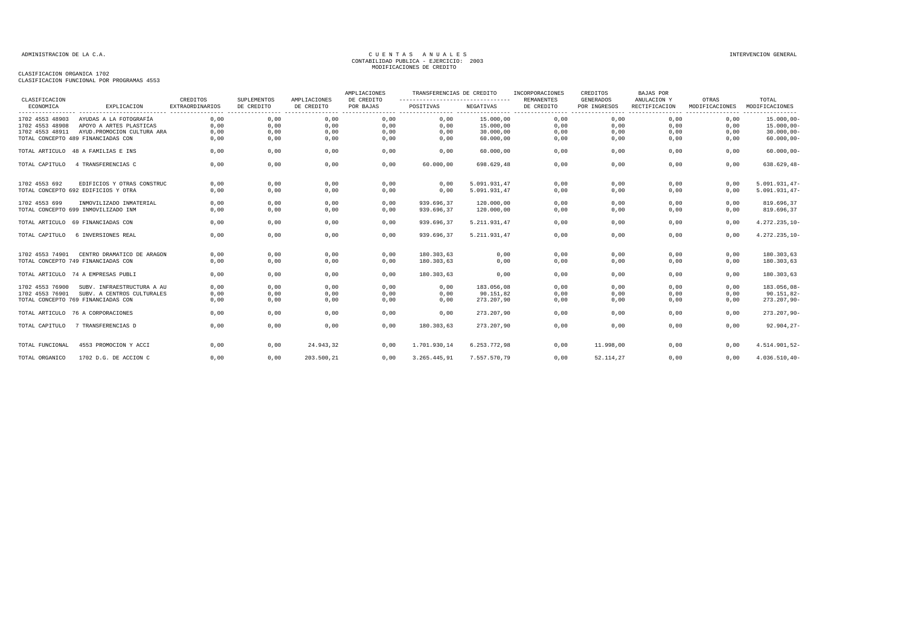ADMINISTRACION DE LA C.A.

CUENTAS ANUALES
CONTABILIDAD PUBLICA - EJERCICIO: 2003
MODIFICACIONES DE CREDITO

INTERVENCION GENERAL

CLASIFICACION ORGANICA 1702
CLASIFICACION FUNCIONAL POR PROGRAMAS 4553

| CLASIFICACION ECONOMICA | EXPLICACION | CREDITOS EXTRAORDINARIOS | SUPLEMENTOS DE CREDITO | AMPLIACIONES DE CREDITO | AMPLIACIONES DE CREDITO POR BAJAS | TRANSFERENCIAS DE CREDITO POSITIVAS | TRANSFERENCIAS DE CREDITO NEGATIVAS | INCORPORACIONES REMANENTES DE CREDITO | CREDITOS GENERADOS POR INGRESOS | BAJAS POR ANULACION Y RECTIFICACION | OTRAS MODIFICACIONES | TOTAL MODIFICACIONES |
|---|---|---|---|---|---|---|---|---|---|---|---|---|
| 1702 4553 48903 | AYUDAS A LA FOTOGRAFÍA | 0,00 | 0,00 | 0,00 | 0,00 | 0,00 | 15.000,00 | 0,00 | 0,00 | 0,00 | 0,00 | 15.000,00- |
| 1702 4553 48908 | APOYO A ARTES PLASTICAS | 0,00 | 0,00 | 0,00 | 0,00 | 0,00 | 15.000,00 | 0,00 | 0,00 | 0,00 | 0,00 | 15.000,00- |
| 1702 4553 48911 | AYUD.PROMOCION CULTURA ARA | 0,00 | 0,00 | 0,00 | 0,00 | 0,00 | 30.000,00 | 0,00 | 0,00 | 0,00 | 0,00 | 30.000,00- |
| TOTAL CONCEPTO 489 FINANCIADAS CON | | 0,00 | 0,00 | 0,00 | 0,00 | 0,00 | 60.000,00 | 0,00 | 0,00 | 0,00 | 0,00 | 60.000,00- |
| TOTAL ARTICULO 48 A FAMILIAS E INS | | 0,00 | 0,00 | 0,00 | 0,00 | 0,00 | 60.000,00 | 0,00 | 0,00 | 0,00 | 0,00 | 60.000,00- |
| TOTAL CAPITULO 4 TRANSFERENCIAS C | | 0,00 | 0,00 | 0,00 | 0,00 | 60.000,00 | 698.629,48 | 0,00 | 0,00 | 0,00 | 0,00 | 638.629,48- |
| 1702 4553 692 | EDIFICIOS Y OTRAS CONSTRUC | 0,00 | 0,00 | 0,00 | 0,00 | 0,00 | 5.091.931,47 | 0,00 | 0,00 | 0,00 | 0,00 | 5.091.931,47- |
| TOTAL CONCEPTO 692 EDIFICIOS Y OTRA | | 0,00 | 0,00 | 0,00 | 0,00 | 0,00 | 5.091.931,47 | 0,00 | 0,00 | 0,00 | 0,00 | 5.091.931,47- |
| 1702 4553 699 | INMOVILIZADO INMATERIAL | 0,00 | 0,00 | 0,00 | 0,00 | 939.696,37 | 120.000,00 | 0,00 | 0,00 | 0,00 | 0,00 | 819.696,37 |
| TOTAL CONCEPTO 699 INMOVILIZADO INM | | 0,00 | 0,00 | 0,00 | 0,00 | 939.696,37 | 120.000,00 | 0,00 | 0,00 | 0,00 | 0,00 | 819.696,37 |
| TOTAL ARTICULO 69 FINANCIADAS CON | | 0,00 | 0,00 | 0,00 | 0,00 | 939.696,37 | 5.211.931,47 | 0,00 | 0,00 | 0,00 | 0,00 | 4.272.235,10- |
| TOTAL CAPITULO 6 INVERSIONES REAL | | 0,00 | 0,00 | 0,00 | 0,00 | 939.696,37 | 5.211.931,47 | 0,00 | 0,00 | 0,00 | 0,00 | 4.272.235,10- |
| 1702 4553 74901 | CENTRO DRAMATICO DE ARAGON | 0,00 | 0,00 | 0,00 | 0,00 | 180.303,63 | 0,00 | 0,00 | 0,00 | 0,00 | 0,00 | 180.303,63 |
| TOTAL CONCEPTO 749 FINANCIADAS CON | | 0,00 | 0,00 | 0,00 | 0,00 | 180.303,63 | 0,00 | 0,00 | 0,00 | 0,00 | 0,00 | 180.303,63 |
| TOTAL ARTICULO 74 A EMPRESAS PUBLI | | 0,00 | 0,00 | 0,00 | 0,00 | 180.303,63 | 0,00 | 0,00 | 0,00 | 0,00 | 0,00 | 180.303,63 |
| 1702 4553 76900 | SUBV. INFRAESTRUCTURA A AU | 0,00 | 0,00 | 0,00 | 0,00 | 0,00 | 183.056,08 | 0,00 | 0,00 | 0,00 | 0,00 | 183.056,08- |
| 1702 4553 76901 | SUBV. A CENTROS CULTURALES | 0,00 | 0,00 | 0,00 | 0,00 | 0,00 | 90.151,82 | 0,00 | 0,00 | 0,00 | 0,00 | 90.151,82- |
| TOTAL CONCEPTO 769 FINANCIADAS CON | | 0,00 | 0,00 | 0,00 | 0,00 | 0,00 | 273.207,90 | 0,00 | 0,00 | 0,00 | 0,00 | 273.207,90- |
| TOTAL ARTICULO 76 A CORPORACIONES | | 0,00 | 0,00 | 0,00 | 0,00 | 0,00 | 273.207,90 | 0,00 | 0,00 | 0,00 | 0,00 | 273.207,90- |
| TOTAL CAPITULO 7 TRANSFERENCIAS D | | 0,00 | 0,00 | 0,00 | 0,00 | 180.303,63 | 273.207,90 | 0,00 | 0,00 | 0,00 | 0,00 | 92.904,27- |
| TOTAL FUNCIONAL | 4553 PROMOCION Y ACCI | 0,00 | 0,00 | 24.943,32 | 0,00 | 1.701.930,14 | 6.253.772,98 | 0,00 | 11.998,00 | 0,00 | 0,00 | 4.514.901,52- |
| TOTAL ORGANICO | 1702 D.G. DE ACCION C | 0,00 | 0,00 | 203.500,21 | 0,00 | 3.265.445,91 | 7.557.570,79 | 0,00 | 52.114,27 | 0,00 | 0,00 | 4.036.510,40- |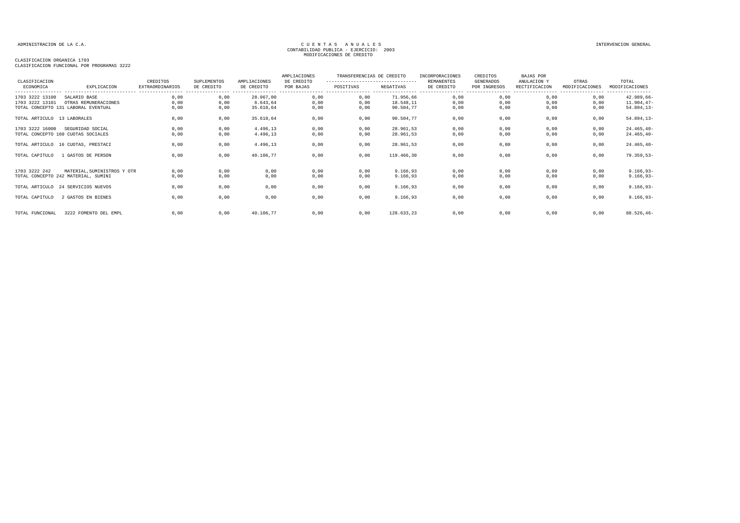ADMINISTRACION DE LA C.A.

CUENTAS ANUALES
CONTABILIDAD PUBLICA - EJERCICIO: 2003
MODIFICACIONES DE CREDITO

INTERVENCION GENERAL

CLASIFICACION ORGANICA 1703
CLASIFICACION FUNCIONAL POR PROGRAMAS 3222

| CLASIFICACION ECONOMICA | EXPLICACION | CREDITOS EXTRAORDINARIOS | SUPLEMENTOS DE CREDITO | AMPLIACIONES DE CREDITO | AMPLIACIONES DE CREDITO POR BAJAS | TRANSFERENCIAS DE CREDITO POSITIVAS | TRANSFERENCIAS DE CREDITO NEGATIVAS | INCORPORACIONES REMANENTES DE CREDITO | CREDITOS GENERADOS POR INGRESOS | BAJAS POR ANULACION Y RECTIFICACION | OTRAS MODIFICACIONES | TOTAL MODIFICACIONES |
|---|---|---|---|---|---|---|---|---|---|---|---|---|
| 1703 3222 13100 | SALARIO BASE | 0,00 | 0,00 | 28.967,00 | 0,00 | 0,00 | 71.956,66 | 0,00 | 0,00 | 0,00 | 0,00 | 42.989,66- |
| 1703 3222 13101 | OTRAS REMUNERACIONES | 0,00 | 0,00 | 6.643,64 | 0,00 | 0,00 | 18.548,11 | 0,00 | 0,00 | 0,00 | 0,00 | 11.904,47- |
| TOTAL CONCEPTO 131 LABORAL EVENTUAL | | 0,00 | 0,00 | 35.610,64 | 0,00 | 0,00 | 90.504,77 | 0,00 | 0,00 | 0,00 | 0,00 | 54.894,13- |
| TOTAL ARTICULO 13 LABORALES | | 0,00 | 0,00 | 35.610,64 | 0,00 | 0,00 | 90.504,77 | 0,00 | 0,00 | 0,00 | 0,00 | 54.894,13- |
| 1703 3222 16000 | SEGURIDAD SOCIAL | 0,00 | 0,00 | 4.496,13 | 0,00 | 0,00 | 28.961,53 | 0,00 | 0,00 | 0,00 | 0,00 | 24.465,40- |
| TOTAL CONCEPTO 160 CUOTAS SOCIALES | | 0,00 | 0,00 | 4.496,13 | 0,00 | 0,00 | 28.961,53 | 0,00 | 0,00 | 0,00 | 0,00 | 24.465,40- |
| TOTAL ARTICULO 16 CUOTAS, PRESTACI | | 0,00 | 0,00 | 4.496,13 | 0,00 | 0,00 | 28.961,53 | 0,00 | 0,00 | 0,00 | 0,00 | 24.465,40- |
| TOTAL CAPITULO 1 GASTOS DE PERSON | | 0,00 | 0,00 | 40.106,77 | 0,00 | 0,00 | 119.466,30 | 0,00 | 0,00 | 0,00 | 0,00 | 79.359,53- |
| 1703 3222 242 | MATERIAL,SUMINISTROS Y OTR | 0,00 | 0,00 | 0,00 | 0,00 | 0,00 | 9.166,93 | 0,00 | 0,00 | 0,00 | 0,00 | 9.166,93- |
| TOTAL CONCEPTO 242 MATERIAL, SUMINI | | 0,00 | 0,00 | 0,00 | 0,00 | 0,00 | 9.166,93 | 0,00 | 0,00 | 0,00 | 0,00 | 9.166,93- |
| TOTAL ARTICULO 24 SERVICIOS NUEVOS | | 0,00 | 0,00 | 0,00 | 0,00 | 0,00 | 9.166,93 | 0,00 | 0,00 | 0,00 | 0,00 | 9.166,93- |
| TOTAL CAPITULO 2 GASTOS EN BIENES | | 0,00 | 0,00 | 0,00 | 0,00 | 0,00 | 9.166,93 | 0,00 | 0,00 | 0,00 | 0,00 | 9.166,93- |
| TOTAL FUNCIONAL 3222 FOMENTO DEL EMPL | | 0,00 | 0,00 | 40.106,77 | 0,00 | 0,00 | 128.633,23 | 0,00 | 0,00 | 0,00 | 0,00 | 88.526,46- |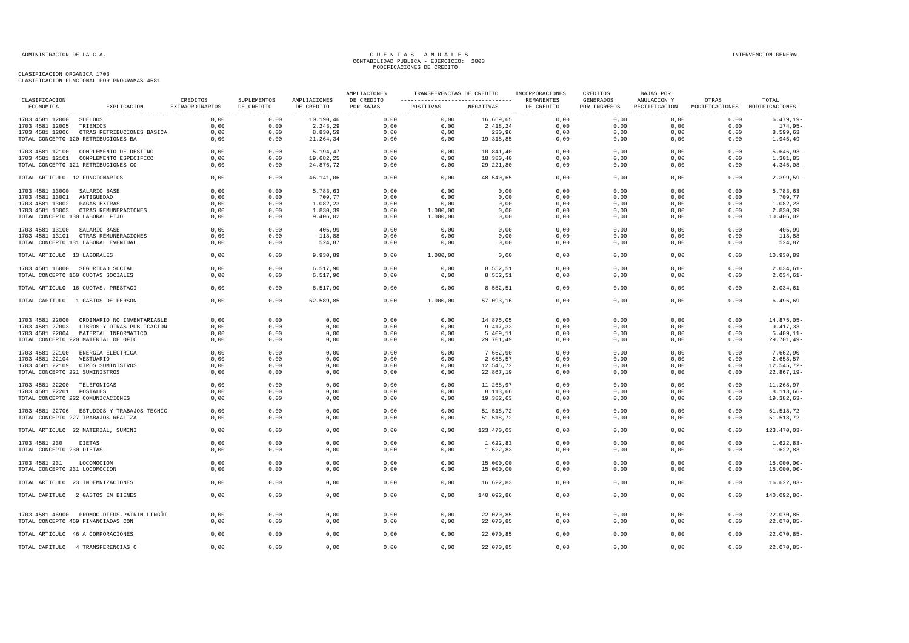ADMINISTRACION DE LA C.A.

# CUENTAS ANUALES
## CONTABILIDAD PUBLICA - EJERCICIO: 2003
## MODIFICACIONES DE CREDITO

INTERVENCION GENERAL

CLASIFICACION ORGANICA 1703
CLASIFICACION FUNCIONAL POR PROGRAMAS 4581

| CLASIFICACION ECONOMICA | EXPLICACION | CREDITOS EXTRAORDINARIOS | SUPLEMENTOS DE CREDITO | AMPLIACIONES DE CREDITO | AMPLIACIONES DE CREDITO POR BAJAS | TRANSFERENCIAS DE CREDITO POSITIVAS | TRANSFERENCIAS DE CREDITO NEGATIVAS | INCORPORACIONES REMANENTES DE CREDITO | CREDITOS GENERADOS POR INGRESOS | BAJAS POR ANULACION Y RECTIFICACION | OTRAS MODIFICACIONES | TOTAL MODIFICACIONES |
|---|---|---|---|---|---|---|---|---|---|---|---|---|
| 1703 4581 12000 | SUELDOS | 0,00 | 0,00 | 10.190,46 | 0,00 | 0,00 | 16.669,65 | 0,00 | 0,00 | 0,00 | 0,00 | 6.479,19- |
| 1703 4581 12005 | TRIENIOS | 0,00 | 0,00 | 2.243,29 | 0,00 | 0,00 | 2.418,24 | 0,00 | 0,00 | 0,00 | 0,00 | 174,95- |
| 1703 4581 12006 | OTRAS RETRIBUCIONES BASICA | 0,00 | 0,00 | 8.830,59 | 0,00 | 0,00 | 230,96 | 0,00 | 0,00 | 0,00 | 0,00 | 8.599,63 |
| TOTAL CONCEPTO 120 RETRIBUCIONES BA | | 0,00 | 0,00 | 21.264,34 | 0,00 | 0,00 | 19.318,85 | 0,00 | 0,00 | 0,00 | 0,00 | 1.945,49 |
| 1703 4581 12100 | COMPLEMENTO DE DESTINO | 0,00 | 0,00 | 5.194,47 | 0,00 | 0,00 | 10.841,40 | 0,00 | 0,00 | 0,00 | 0,00 | 5.646,93- |
| 1703 4581 12101 | COMPLEMENTO ESPECIFICO | 0,00 | 0,00 | 19.682,25 | 0,00 | 0,00 | 18.380,40 | 0,00 | 0,00 | 0,00 | 0,00 | 1.301,85 |
| TOTAL CONCEPTO 121 RETRIBUCIONES CO | | 0,00 | 0,00 | 24.876,72 | 0,00 | 0,00 | 29.221,80 | 0,00 | 0,00 | 0,00 | 0,00 | 4.345,08- |
| TOTAL ARTICULO 12 FUNCIONARIOS | | 0,00 | 0,00 | 46.141,06 | 0,00 | 0,00 | 48.540,65 | 0,00 | 0,00 | 0,00 | 0,00 | 2.399,59- |
| 1703 4581 13000 | SALARIO BASE | 0,00 | 0,00 | 5.783,63 | 0,00 | 0,00 | 0,00 | 0,00 | 0,00 | 0,00 | 0,00 | 5.783,63 |
| 1703 4581 13001 | ANTIGUEDAD | 0,00 | 0,00 | 709,77 | 0,00 | 0,00 | 0,00 | 0,00 | 0,00 | 0,00 | 0,00 | 709,77 |
| 1703 4581 13002 | PAGAS EXTRAS | 0,00 | 0,00 | 1.082,23 | 0,00 | 0,00 | 0,00 | 0,00 | 0,00 | 0,00 | 0,00 | 1.082,23 |
| 1703 4581 13003 | OTRAS REMUNERACIONES | 0,00 | 0,00 | 1.830,39 | 0,00 | 1.000,00 | 0,00 | 0,00 | 0,00 | 0,00 | 0,00 | 2.830,39 |
| TOTAL CONCEPTO 130 LABORAL FIJO | | 0,00 | 0,00 | 9.406,02 | 0,00 | 1.000,00 | 0,00 | 0,00 | 0,00 | 0,00 | 0,00 | 10.406,02 |
| 1703 4581 13100 | SALARIO BASE | 0,00 | 0,00 | 405,99 | 0,00 | 0,00 | 0,00 | 0,00 | 0,00 | 0,00 | 0,00 | 405,99 |
| 1703 4581 13101 | OTRAS REMUNERACIONES | 0,00 | 0,00 | 118,88 | 0,00 | 0,00 | 0,00 | 0,00 | 0,00 | 0,00 | 0,00 | 118,88 |
| TOTAL CONCEPTO 131 LABORAL EVENTUAL | | 0,00 | 0,00 | 524,87 | 0,00 | 0,00 | 0,00 | 0,00 | 0,00 | 0,00 | 0,00 | 524,87 |
| TOTAL ARTICULO 13 LABORALES | | 0,00 | 0,00 | 9.930,89 | 0,00 | 1.000,00 | 0,00 | 0,00 | 0,00 | 0,00 | 0,00 | 10.930,89 |
| 1703 4581 16000 | SEGURIDAD SOCIAL | 0,00 | 0,00 | 6.517,90 | 0,00 | 0,00 | 8.552,51 | 0,00 | 0,00 | 0,00 | 0,00 | 2.034,61- |
| TOTAL CONCEPTO 160 CUOTAS SOCIALES | | 0,00 | 0,00 | 6.517,90 | 0,00 | 0,00 | 8.552,51 | 0,00 | 0,00 | 0,00 | 0,00 | 2.034,61- |
| TOTAL ARTICULO 16 CUOTAS, PRESTACI | | 0,00 | 0,00 | 6.517,90 | 0,00 | 0,00 | 8.552,51 | 0,00 | 0,00 | 0,00 | 0,00 | 2.034,61- |
| TOTAL CAPITULO 1 GASTOS DE PERSON | | 0,00 | 0,00 | 62.589,85 | 0,00 | 1.000,00 | 57.093,16 | 0,00 | 0,00 | 0,00 | 0,00 | 6.496,69 |
| 1703 4581 22000 | ORDINARIO NO INVENTARIABLE | 0,00 | 0,00 | 0,00 | 0,00 | 0,00 | 14.875,05 | 0,00 | 0,00 | 0,00 | 0,00 | 14.875,05- |
| 1703 4581 22003 | LIBROS Y OTRAS PUBLICACION | 0,00 | 0,00 | 0,00 | 0,00 | 0,00 | 9.417,33 | 0,00 | 0,00 | 0,00 | 0,00 | 9.417,33- |
| 1703 4581 22004 | MATERIAL INFORMATICO | 0,00 | 0,00 | 0,00 | 0,00 | 0,00 | 5.409,11 | 0,00 | 0,00 | 0,00 | 0,00 | 5.409,11- |
| TOTAL CONCEPTO 220 MATERIAL DE OFIC | | 0,00 | 0,00 | 0,00 | 0,00 | 0,00 | 29.701,49 | 0,00 | 0,00 | 0,00 | 0,00 | 29.701,49- |
| 1703 4581 22100 | ENERGIA ELECTRICA | 0,00 | 0,00 | 0,00 | 0,00 | 0,00 | 7.662,90 | 0,00 | 0,00 | 0,00 | 0,00 | 7.662,90- |
| 1703 4581 22104 | VESTUARIO | 0,00 | 0,00 | 0,00 | 0,00 | 0,00 | 2.658,57 | 0,00 | 0,00 | 0,00 | 0,00 | 2.658,57- |
| 1703 4581 22109 | OTROS SUMINISTROS | 0,00 | 0,00 | 0,00 | 0,00 | 0,00 | 12.545,72 | 0,00 | 0,00 | 0,00 | 0,00 | 12.545,72- |
| TOTAL CONCEPTO 221 SUMINISTROS | | 0,00 | 0,00 | 0,00 | 0,00 | 0,00 | 22.867,19 | 0,00 | 0,00 | 0,00 | 0,00 | 22.867,19- |
| 1703 4581 22200 | TELEFONICAS | 0,00 | 0,00 | 0,00 | 0,00 | 0,00 | 11.268,97 | 0,00 | 0,00 | 0,00 | 0,00 | 11.268,97- |
| 1703 4581 22201 | POSTALES | 0,00 | 0,00 | 0,00 | 0,00 | 0,00 | 8.113,66 | 0,00 | 0,00 | 0,00 | 0,00 | 8.113,66- |
| TOTAL CONCEPTO 222 COMUNICACIONES | | 0,00 | 0,00 | 0,00 | 0,00 | 0,00 | 19.382,63 | 0,00 | 0,00 | 0,00 | 0,00 | 19.382,63- |
| 1703 4581 22706 | ESTUDIOS Y TRABAJOS TECNIC | 0,00 | 0,00 | 0,00 | 0,00 | 0,00 | 51.518,72 | 0,00 | 0,00 | 0,00 | 0,00 | 51.518,72- |
| TOTAL CONCEPTO 227 TRABAJOS REALIZA | | 0,00 | 0,00 | 0,00 | 0,00 | 0,00 | 51.518,72 | 0,00 | 0,00 | 0,00 | 0,00 | 51.518,72- |
| TOTAL ARTICULO 22 MATERIAL, SUMINI | | 0,00 | 0,00 | 0,00 | 0,00 | 0,00 | 123.470,03 | 0,00 | 0,00 | 0,00 | 0,00 | 123.470,03- |
| 1703 4581 230 | DIETAS | 0,00 | 0,00 | 0,00 | 0,00 | 0,00 | 1.622,83 | 0,00 | 0,00 | 0,00 | 0,00 | 1.622,83- |
| TOTAL CONCEPTO 230 DIETAS | | 0,00 | 0,00 | 0,00 | 0,00 | 0,00 | 1.622,83 | 0,00 | 0,00 | 0,00 | 0,00 | 1.622,83- |
| 1703 4581 231 | LOCOMOCION | 0,00 | 0,00 | 0,00 | 0,00 | 0,00 | 15.000,00 | 0,00 | 0,00 | 0,00 | 0,00 | 15.000,00- |
| TOTAL CONCEPTO 231 LOCOMOCION | | 0,00 | 0,00 | 0,00 | 0,00 | 0,00 | 15.000,00 | 0,00 | 0,00 | 0,00 | 0,00 | 15.000,00- |
| TOTAL ARTICULO 23 INDEMNIZACIONES | | 0,00 | 0,00 | 0,00 | 0,00 | 0,00 | 16.622,83 | 0,00 | 0,00 | 0,00 | 0,00 | 16.622,83- |
| TOTAL CAPITULO 2 GASTOS EN BIENES | | 0,00 | 0,00 | 0,00 | 0,00 | 0,00 | 140.092,86 | 0,00 | 0,00 | 0,00 | 0,00 | 140.092,86- |
| 1703 4581 46900 | PROMOC.DIFUS.PATRIM.LINGÜI | 0,00 | 0,00 | 0,00 | 0,00 | 0,00 | 22.070,85 | 0,00 | 0,00 | 0,00 | 0,00 | 22.070,85- |
| TOTAL CONCEPTO 469 FINANCIADAS CON | | 0,00 | 0,00 | 0,00 | 0,00 | 0,00 | 22.070,85 | 0,00 | 0,00 | 0,00 | 0,00 | 22.070,85- |
| TOTAL ARTICULO 46 A CORPORACIONES | | 0,00 | 0,00 | 0,00 | 0,00 | 0,00 | 22.070,85 | 0,00 | 0,00 | 0,00 | 0,00 | 22.070,85- |
| TOTAL CAPITULO 4 TRANSFERENCIAS C | | 0,00 | 0,00 | 0,00 | 0,00 | 0,00 | 22.070,85 | 0,00 | 0,00 | 0,00 | 0,00 | 22.070,85- |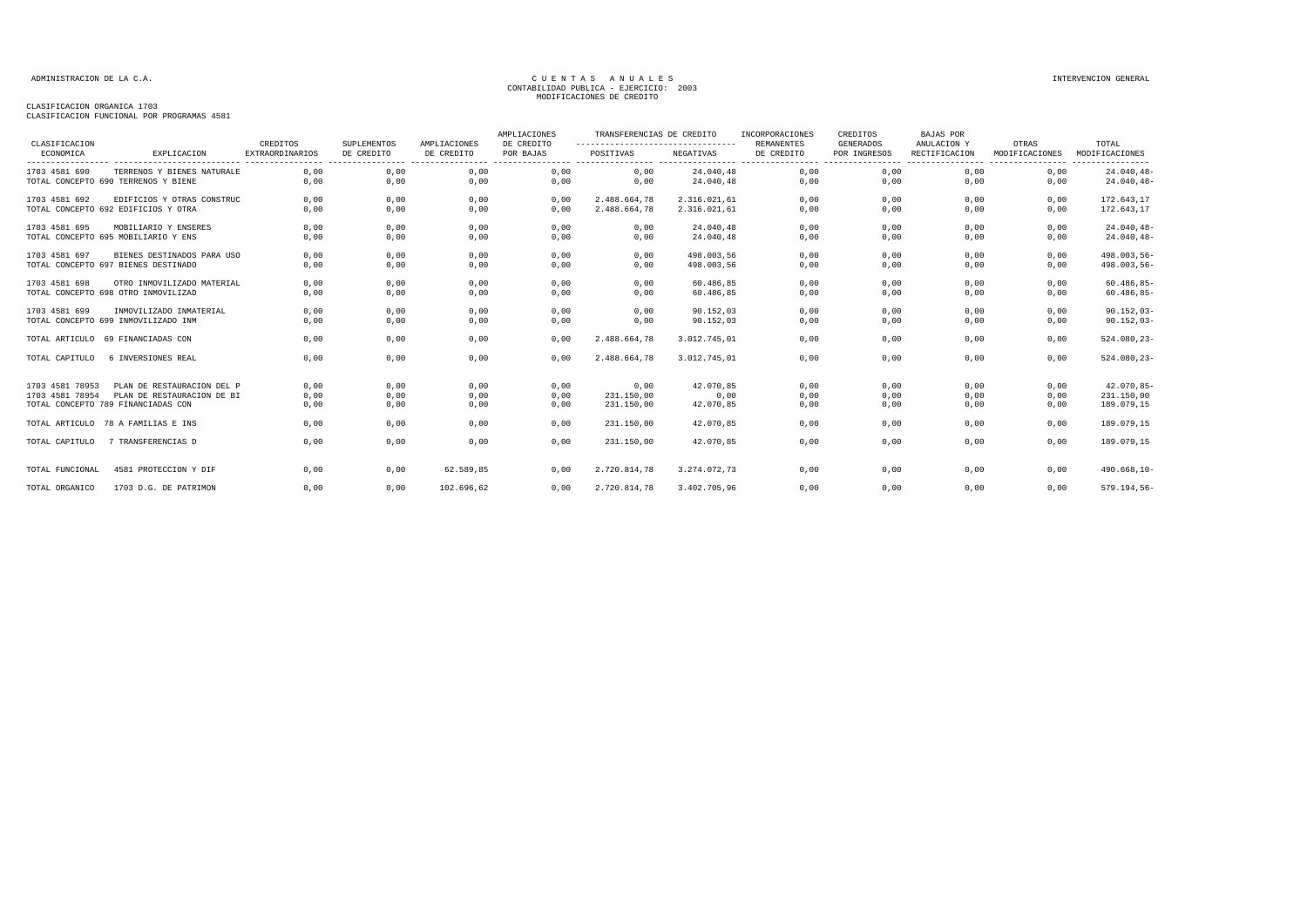ADMINISTRACION DE LA C.A.

# CUENTAS ANUALES
CONTABILIDAD PUBLICA - EJERCICIO: 2003
MODIFICACIONES DE CREDITO

INTERVENCION GENERAL

CLASIFICACION ORGANICA 1703
CLASIFICACION FUNCIONAL POR PROGRAMAS 4581

| CLASIFICACION ECONOMICA | EXPLICACION | CREDITOS EXTRAORDINARIOS | SUPLEMENTOS DE CREDITO | AMPLIACIONES DE CREDITO | AMPLIACIONES DE CREDITO POR BAJAS | TRANSFERENCIAS DE CREDITO POSITIVAS | TRANSFERENCIAS DE CREDITO NEGATIVAS | INCORPORACIONES REMANENTES DE CREDITO | CREDITOS GENERADOS POR INGRESOS | BAJAS POR ANULACION Y RECTIFICACION | OTRAS MODIFICACIONES | TOTAL MODIFICACIONES |
|---|---|---|---|---|---|---|---|---|---|---|---|---|
| 1703 4581 690 | TERRENOS Y BIENES NATURALE | 0,00 | 0,00 | 0,00 | 0,00 | 0,00 | 24.040,48 | 0,00 | 0,00 | 0,00 | 0,00 | 24.040,48- |
| TOTAL CONCEPTO 690 TERRENOS Y BIENE | | 0,00 | 0,00 | 0,00 | 0,00 | 0,00 | 24.040,48 | 0,00 | 0,00 | 0,00 | 0,00 | 24.040,48- |
| 1703 4581 692 | EDIFICIOS Y OTRAS CONSTRUC | 0,00 | 0,00 | 0,00 | 0,00 | 2.488.664,78 | 2.316.021,61 | 0,00 | 0,00 | 0,00 | 0,00 | 172.643,17 |
| TOTAL CONCEPTO 692 EDIFICIOS Y OTRA | | 0,00 | 0,00 | 0,00 | 0,00 | 2.488.664,78 | 2.316.021,61 | 0,00 | 0,00 | 0,00 | 0,00 | 172.643,17 |
| 1703 4581 695 | MOBILIARIO Y ENSERES | 0,00 | 0,00 | 0,00 | 0,00 | 0,00 | 24.040,48 | 0,00 | 0,00 | 0,00 | 0,00 | 24.040,48- |
| TOTAL CONCEPTO 695 MOBILIARIO Y ENS | | 0,00 | 0,00 | 0,00 | 0,00 | 0,00 | 24.040,48 | 0,00 | 0,00 | 0,00 | 0,00 | 24.040,48- |
| 1703 4581 697 | BIENES DESTINADOS PARA USO | 0,00 | 0,00 | 0,00 | 0,00 | 0,00 | 498.003,56 | 0,00 | 0,00 | 0,00 | 0,00 | 498.003,56- |
| TOTAL CONCEPTO 697 BIENES DESTINADO | | 0,00 | 0,00 | 0,00 | 0,00 | 0,00 | 498.003,56 | 0,00 | 0,00 | 0,00 | 0,00 | 498.003,56- |
| 1703 4581 698 | OTRO INMOVILIZADO MATERIAL | 0,00 | 0,00 | 0,00 | 0,00 | 0,00 | 60.486,85 | 0,00 | 0,00 | 0,00 | 0,00 | 60.486,85- |
| TOTAL CONCEPTO 698 OTRO INMOVILIZAD | | 0,00 | 0,00 | 0,00 | 0,00 | 0,00 | 60.486,85 | 0,00 | 0,00 | 0,00 | 0,00 | 60.486,85- |
| 1703 4581 699 | INMOVILIZADO INMATERIAL | 0,00 | 0,00 | 0,00 | 0,00 | 0,00 | 90.152,03 | 0,00 | 0,00 | 0,00 | 0,00 | 90.152,03- |
| TOTAL CONCEPTO 699 INMOVILIZADO INM | | 0,00 | 0,00 | 0,00 | 0,00 | 0,00 | 90.152,03 | 0,00 | 0,00 | 0,00 | 0,00 | 90.152,03- |
| TOTAL ARTICULO 69 FINANCIADAS CON | | 0,00 | 0,00 | 0,00 | 0,00 | 2.488.664,78 | 3.012.745,01 | 0,00 | 0,00 | 0,00 | 0,00 | 524.080,23- |
| TOTAL CAPITULO 6 INVERSIONES REAL | | 0,00 | 0,00 | 0,00 | 0,00 | 2.488.664,78 | 3.012.745,01 | 0,00 | 0,00 | 0,00 | 0,00 | 524.080,23- |
| 1703 4581 78953 | PLAN DE RESTAURACION DEL P | 0,00 | 0,00 | 0,00 | 0,00 | 0,00 | 42.070,85 | 0,00 | 0,00 | 0,00 | 0,00 | 42.070,85- |
| 1703 4581 78954 | PLAN DE RESTAURACION DE BI | 0,00 | 0,00 | 0,00 | 0,00 | 231.150,00 | 0,00 | 0,00 | 0,00 | 0,00 | 0,00 | 231.150,00 |
| TOTAL CONCEPTO 789 FINANCIADAS CON | | 0,00 | 0,00 | 0,00 | 0,00 | 231.150,00 | 42.070,85 | 0,00 | 0,00 | 0,00 | 0,00 | 189.079,15 |
| TOTAL ARTICULO 78 A FAMILIAS E INS | | 0,00 | 0,00 | 0,00 | 0,00 | 231.150,00 | 42.070,85 | 0,00 | 0,00 | 0,00 | 0,00 | 189.079,15 |
| TOTAL CAPITULO 7 TRANSFERENCIAS D | | 0,00 | 0,00 | 0,00 | 0,00 | 231.150,00 | 42.070,85 | 0,00 | 0,00 | 0,00 | 0,00 | 189.079,15 |
| TOTAL FUNCIONAL | 4581 PROTECCION Y DIF | 0,00 | 0,00 | 62.589,85 | 0,00 | 2.720.814,78 | 3.274.072,73 | 0,00 | 0,00 | 0,00 | 0,00 | 490.668,10- |
| TOTAL ORGANICO | 1703 D.G. DE PATRIMON | 0,00 | 0,00 | 102.696,62 | 0,00 | 2.720.814,78 | 3.402.705,96 | 0,00 | 0,00 | 0,00 | 0,00 | 579.194,56- |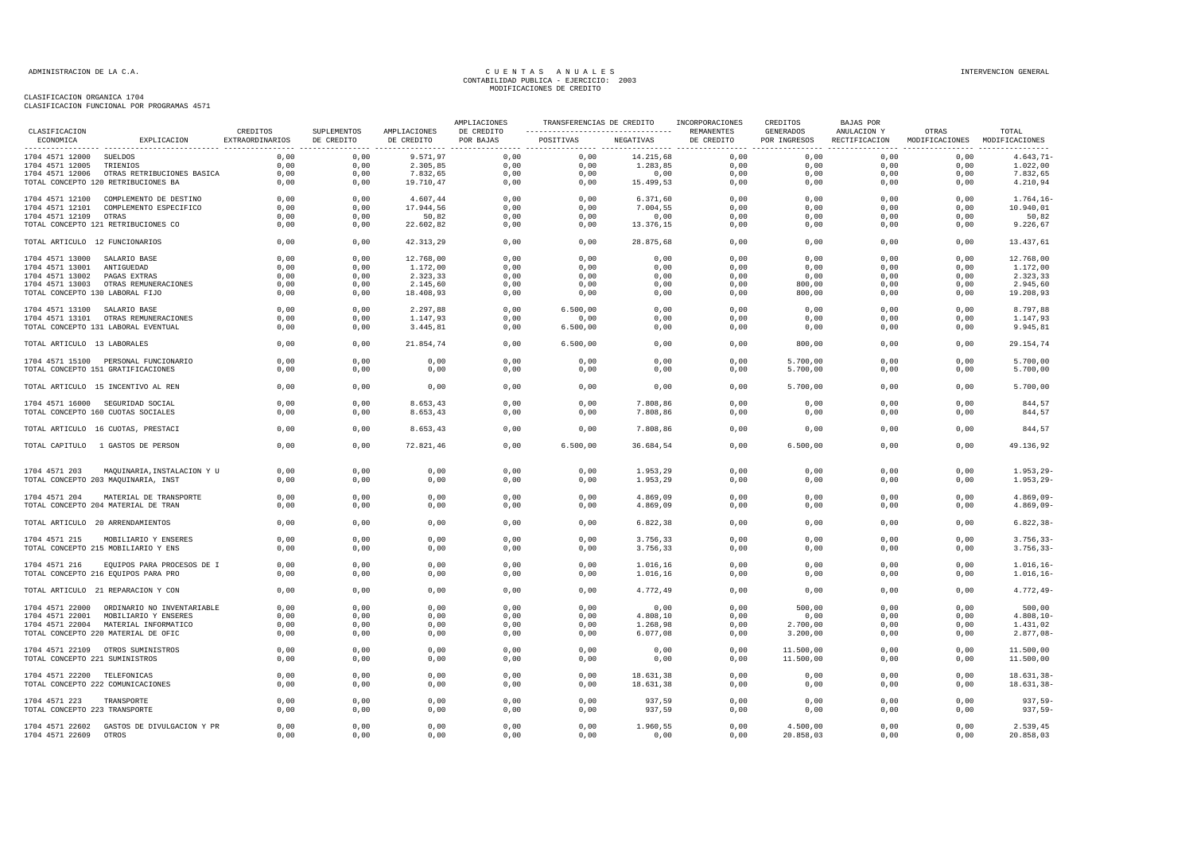ADMINISTRACION DE LA C.A.

# CUENTAS ANUALES
## CONTABILIDAD PUBLICA - EJERCICIO: 2003
## MODIFICACIONES DE CREDITO

INTERVENCION GENERAL

CLASIFICACION ORGANICA 1704
CLASIFICACION FUNCIONAL POR PROGRAMAS 4571

| CLASIFICACION ECONOMICA | EXPLICACION | CREDITOS EXTRAORDINARIOS | SUPLEMENTOS DE CREDITO | AMPLIACIONES DE CREDITO | AMPLIACIONES DE CREDITO POR BAJAS | TRANSFERENCIAS DE CREDITO POSITIVAS | TRANSFERENCIAS DE CREDITO NEGATIVAS | INCORPORACIONES REMANENTES DE CREDITO | CREDITOS GENERADOS POR INGRESOS | BAJAS POR ANULACION Y RECTIFICACION | OTRAS MODIFICACIONES | TOTAL MODIFICACIONES |
|---|---|---|---|---|---|---|---|---|---|---|---|---|
| 1704 4571 12000 | SUELDOS | 0,00 | 0,00 | 9.571,97 | 0,00 | 0,00 | 14.215,68 | 0,00 | 0,00 | 0,00 | 0,00 | 4.643,71- |
| 1704 4571 12005 | TRIENIOS | 0,00 | 0,00 | 2.305,85 | 0,00 | 0,00 | 1.283,85 | 0,00 | 0,00 | 0,00 | 0,00 | 1.022,00 |
| 1704 4571 12006 | OTRAS RETRIBUCIONES BASICA | 0,00 | 0,00 | 7.832,65 | 0,00 | 0,00 | 0,00 | 0,00 | 0,00 | 0,00 | 0,00 | 7.832,65 |
| TOTAL CONCEPTO 120 RETRIBUCIONES BA | | 0,00 | 0,00 | 19.710,47 | 0,00 | 0,00 | 15.499,53 | 0,00 | 0,00 | 0,00 | 0,00 | 4.210,94 |
| 1704 4571 12100 | COMPLEMENTO DE DESTINO | 0,00 | 0,00 | 4.607,44 | 0,00 | 0,00 | 6.371,60 | 0,00 | 0,00 | 0,00 | 0,00 | 1.764,16- |
| 1704 4571 12101 | COMPLEMENTO ESPECIFICO | 0,00 | 0,00 | 17.944,56 | 0,00 | 0,00 | 7.004,55 | 0,00 | 0,00 | 0,00 | 0,00 | 10.940,01 |
| 1704 4571 12109 | OTRAS | 0,00 | 0,00 | 50,82 | 0,00 | 0,00 | 0,00 | 0,00 | 0,00 | 0,00 | 0,00 | 50,82 |
| TOTAL CONCEPTO 121 RETRIBUCIONES CO | | 0,00 | 0,00 | 22.602,82 | 0,00 | 0,00 | 13.376,15 | 0,00 | 0,00 | 0,00 | 0,00 | 9.226,67 |
| TOTAL ARTICULO 12 FUNCIONARIOS | | 0,00 | 0,00 | 42.313,29 | 0,00 | 0,00 | 28.875,68 | 0,00 | 0,00 | 0,00 | 0,00 | 13.437,61 |
| 1704 4571 13000 | SALARIO BASE | 0,00 | 0,00 | 12.768,00 | 0,00 | 0,00 | 0,00 | 0,00 | 0,00 | 0,00 | 0,00 | 12.768,00 |
| 1704 4571 13001 | ANTIGUEDAD | 0,00 | 0,00 | 1.172,00 | 0,00 | 0,00 | 0,00 | 0,00 | 0,00 | 0,00 | 0,00 | 1.172,00 |
| 1704 4571 13002 | PAGAS EXTRAS | 0,00 | 0,00 | 2.323,33 | 0,00 | 0,00 | 0,00 | 0,00 | 0,00 | 0,00 | 0,00 | 2.323,33 |
| 1704 4571 13003 | OTRAS REMUNERACIONES | 0,00 | 0,00 | 2.145,60 | 0,00 | 0,00 | 0,00 | 0,00 | 800,00 | 0,00 | 0,00 | 2.945,60 |
| TOTAL CONCEPTO 130 LABORAL FIJO | | 0,00 | 0,00 | 18.408,93 | 0,00 | 0,00 | 0,00 | 0,00 | 800,00 | 0,00 | 0,00 | 19.208,93 |
| 1704 4571 13100 | SALARIO BASE | 0,00 | 0,00 | 2.297,88 | 0,00 | 6.500,00 | 0,00 | 0,00 | 0,00 | 0,00 | 0,00 | 8.797,88 |
| 1704 4571 13101 | OTRAS REMUNERACIONES | 0,00 | 0,00 | 1.147,93 | 0,00 | 0,00 | 0,00 | 0,00 | 0,00 | 0,00 | 0,00 | 1.147,93 |
| TOTAL CONCEPTO 131 LABORAL EVENTUAL | | 0,00 | 0,00 | 3.445,81 | 0,00 | 6.500,00 | 0,00 | 0,00 | 0,00 | 0,00 | 0,00 | 9.945,81 |
| TOTAL ARTICULO 13 LABORALES | | 0,00 | 0,00 | 21.854,74 | 0,00 | 6.500,00 | 0,00 | 0,00 | 800,00 | 0,00 | 0,00 | 29.154,74 |
| 1704 4571 15100 | PERSONAL FUNCIONARIO | 0,00 | 0,00 | 0,00 | 0,00 | 0,00 | 0,00 | 0,00 | 5.700,00 | 0,00 | 0,00 | 5.700,00 |
| TOTAL CONCEPTO 151 GRATIFICACIONES | | 0,00 | 0,00 | 0,00 | 0,00 | 0,00 | 0,00 | 0,00 | 5.700,00 | 0,00 | 0,00 | 5.700,00 |
| TOTAL ARTICULO 15 INCENTIVO AL REN | | 0,00 | 0,00 | 0,00 | 0,00 | 0,00 | 0,00 | 0,00 | 5.700,00 | 0,00 | 0,00 | 5.700,00 |
| 1704 4571 16000 | SEGURIDAD SOCIAL | 0,00 | 0,00 | 8.653,43 | 0,00 | 0,00 | 7.808,86 | 0,00 | 0,00 | 0,00 | 0,00 | 844,57 |
| TOTAL CONCEPTO 160 CUOTAS SOCIALES | | 0,00 | 0,00 | 8.653,43 | 0,00 | 0,00 | 7.808,86 | 0,00 | 0,00 | 0,00 | 0,00 | 844,57 |
| TOTAL ARTICULO 16 CUOTAS, PRESTACI | | 0,00 | 0,00 | 8.653,43 | 0,00 | 0,00 | 7.808,86 | 0,00 | 0,00 | 0,00 | 0,00 | 844,57 |
| TOTAL CAPITULO 1 GASTOS DE PERSON | | 0,00 | 0,00 | 72.821,46 | 0,00 | 6.500,00 | 36.684,54 | 0,00 | 6.500,00 | 0,00 | 0,00 | 49.136,92 |
| 1704 4571 203 | MAQUINARIA,INSTALACION Y U | 0,00 | 0,00 | 0,00 | 0,00 | 0,00 | 1.953,29 | 0,00 | 0,00 | 0,00 | 0,00 | 1.953,29- |
| TOTAL CONCEPTO 203 MAQUINARIA, INST | | 0,00 | 0,00 | 0,00 | 0,00 | 0,00 | 1.953,29 | 0,00 | 0,00 | 0,00 | 0,00 | 1.953,29- |
| 1704 4571 204 | MATERIAL DE TRANSPORTE | 0,00 | 0,00 | 0,00 | 0,00 | 0,00 | 4.869,09 | 0,00 | 0,00 | 0,00 | 0,00 | 4.869,09- |
| TOTAL CONCEPTO 204 MATERIAL DE TRAN | | 0,00 | 0,00 | 0,00 | 0,00 | 0,00 | 4.869,09 | 0,00 | 0,00 | 0,00 | 0,00 | 4.869,09- |
| TOTAL ARTICULO 20 ARRENDAMIENTOS | | 0,00 | 0,00 | 0,00 | 0,00 | 0,00 | 6.822,38 | 0,00 | 0,00 | 0,00 | 0,00 | 6.822,38- |
| 1704 4571 215 | MOBILIARIO Y ENSERES | 0,00 | 0,00 | 0,00 | 0,00 | 0,00 | 3.756,33 | 0,00 | 0,00 | 0,00 | 0,00 | 3.756,33- |
| TOTAL CONCEPTO 215 MOBILIARIO Y ENS | | 0,00 | 0,00 | 0,00 | 0,00 | 0,00 | 3.756,33 | 0,00 | 0,00 | 0,00 | 0,00 | 3.756,33- |
| 1704 4571 216 | EQUIPOS PARA PROCESOS DE I | 0,00 | 0,00 | 0,00 | 0,00 | 0,00 | 1.016,16 | 0,00 | 0,00 | 0,00 | 0,00 | 1.016,16- |
| TOTAL CONCEPTO 216 EQUIPOS PARA PRO | | 0,00 | 0,00 | 0,00 | 0,00 | 0,00 | 1.016,16 | 0,00 | 0,00 | 0,00 | 0,00 | 1.016,16- |
| TOTAL ARTICULO 21 REPARACION Y CON | | 0,00 | 0,00 | 0,00 | 0,00 | 0,00 | 4.772,49 | 0,00 | 0,00 | 0,00 | 0,00 | 4.772,49- |
| 1704 4571 22000 | ORDINARIO NO INVENTARIABLE | 0,00 | 0,00 | 0,00 | 0,00 | 0,00 | 0,00 | 0,00 | 500,00 | 0,00 | 0,00 | 500,00 |
| 1704 4571 22001 | MOBILIARIO Y ENSERES | 0,00 | 0,00 | 0,00 | 0,00 | 0,00 | 4.808,10 | 0,00 | 0,00 | 0,00 | 0,00 | 4.808,10- |
| 1704 4571 22004 | MATERIAL INFORMATICO | 0,00 | 0,00 | 0,00 | 0,00 | 0,00 | 1.268,98 | 0,00 | 2.700,00 | 0,00 | 0,00 | 1.431,02 |
| TOTAL CONCEPTO 220 MATERIAL DE OFIC | | 0,00 | 0,00 | 0,00 | 0,00 | 0,00 | 6.077,08 | 0,00 | 3.200,00 | 0,00 | 0,00 | 2.877,08- |
| 1704 4571 22109 | OTROS SUMINISTROS | 0,00 | 0,00 | 0,00 | 0,00 | 0,00 | 0,00 | 0,00 | 11.500,00 | 0,00 | 0,00 | 11.500,00 |
| TOTAL CONCEPTO 221 SUMINISTROS | | 0,00 | 0,00 | 0,00 | 0,00 | 0,00 | 0,00 | 0,00 | 11.500,00 | 0,00 | 0,00 | 11.500,00 |
| 1704 4571 22200 | TELEFONICAS | 0,00 | 0,00 | 0,00 | 0,00 | 0,00 | 18.631,38 | 0,00 | 0,00 | 0,00 | 0,00 | 18.631,38- |
| TOTAL CONCEPTO 222 COMUNICACIONES | | 0,00 | 0,00 | 0,00 | 0,00 | 0,00 | 18.631,38 | 0,00 | 0,00 | 0,00 | 0,00 | 18.631,38- |
| 1704 4571 223 | TRANSPORTE | 0,00 | 0,00 | 0,00 | 0,00 | 0,00 | 937,59 | 0,00 | 0,00 | 0,00 | 0,00 | 937,59- |
| TOTAL CONCEPTO 223 TRANSPORTE | | 0,00 | 0,00 | 0,00 | 0,00 | 0,00 | 937,59 | 0,00 | 0,00 | 0,00 | 0,00 | 937,59- |
| 1704 4571 22602 | GASTOS DE DIVULGACION Y PR | 0,00 | 0,00 | 0,00 | 0,00 | 0,00 | 1.960,55 | 0,00 | 4.500,00 | 0,00 | 0,00 | 2.539,45 |
| 1704 4571 22609 | OTROS | 0,00 | 0,00 | 0,00 | 0,00 | 0,00 | 0,00 | 0,00 | 20.858,03 | 0,00 | 0,00 | 20.858,03 |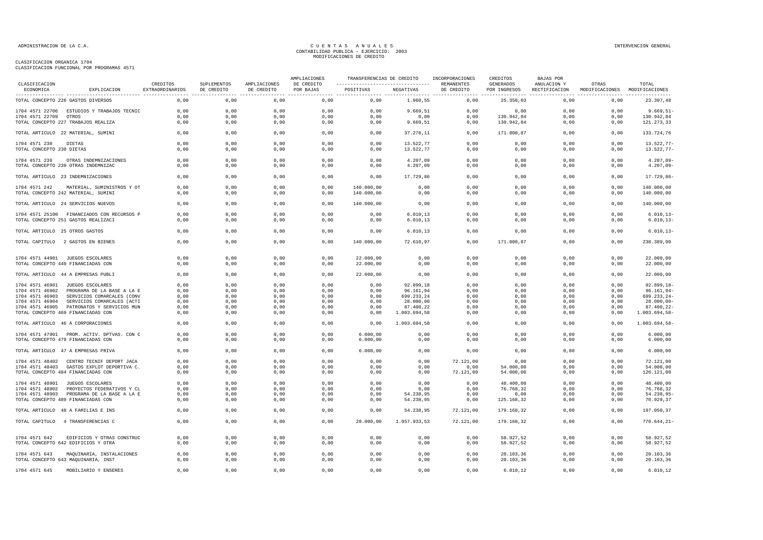CLASIFICACION ORGANICA 1704
CLASIFICACION FUNCIONAL POR PROGRAMAS 4571

ADMINISTRACION DE LA C.A.

CUENTAS ANUALES
CONTABILIDAD PUBLICA - EJERCICIO: 2003
MODIFICACIONES DE CREDITO

INTERVENCION GENERAL

| CLASIFICACION ECONOMICA | EXPLICACION | CREDITOS EXTRAORDINARIOS | SUPLEMENTOS DE CREDITO | AMPLIACIONES DE CREDITO | AMPLIACIONES DE CREDITO POR BAJAS | TRANSFERENCIAS DE CREDITO POSITIVAS | TRANSFERENCIAS DE CREDITO NEGATIVAS | INCORPORACIONES REMANENTES DE CREDITO | CREDITOS GENERADOS POR INGRESOS | BAJAS POR ANULACION Y RECTIFICACION | OTRAS MODIFICACIONES | TOTAL MODIFICACIONES |
|---|---|---|---|---|---|---|---|---|---|---|---|---|
| TOTAL CONCEPTO 226 | GASTOS DIVERSOS | 0,00 | 0,00 | 0,00 | 0,00 | 0,00 | 1.960,55 | 0,00 | 25.358,03 | 0,00 | 0,00 | 23.397,48 |
| 1704 4571 22706 | ESTUDIOS Y TRABAJOS TECNIC | 0,00 | 0,00 | 0,00 | 0,00 | 0,00 | 9.669,51 | 0,00 | 0,00 | 0,00 | 0,00 | 9.669,51- |
| 1704 4571 22709 | OTROS | 0,00 | 0,00 | 0,00 | 0,00 | 0,00 | 0,00 | 0,00 | 130.942,84 | 0,00 | 0,00 | 130.942,84 |
| TOTAL CONCEPTO 227 | TRABAJOS REALIZA | 0,00 | 0,00 | 0,00 | 0,00 | 0,00 | 9.669,51 | 0,00 | 130.942,84 | 0,00 | 0,00 | 121.273,33 |
| TOTAL ARTICULO 22 | MATERIAL, SUMINI | 0,00 | 0,00 | 0,00 | 0,00 | 0,00 | 37.276,11 | 0,00 | 171.000,87 | 0,00 | 0,00 | 133.724,76 |
| 1704 4571 230 | DIETAS | 0,00 | 0,00 | 0,00 | 0,00 | 0,00 | 13.522,77 | 0,00 | 0,00 | 0,00 | 0,00 | 13.522,77- |
| TOTAL CONCEPTO 230 | DIETAS | 0,00 | 0,00 | 0,00 | 0,00 | 0,00 | 13.522,77 | 0,00 | 0,00 | 0,00 | 0,00 | 13.522,77- |
| 1704 4571 239 | OTRAS INDEMNIZACIONES | 0,00 | 0,00 | 0,00 | 0,00 | 0,00 | 4.207,09 | 0,00 | 0,00 | 0,00 | 0,00 | 4.207,09- |
| TOTAL CONCEPTO 239 | OTRAS INDEMNIZAC | 0,00 | 0,00 | 0,00 | 0,00 | 0,00 | 4.207,09 | 0,00 | 0,00 | 0,00 | 0,00 | 4.207,09- |
| TOTAL ARTICULO 23 | INDEMNIZACIONES | 0,00 | 0,00 | 0,00 | 0,00 | 0,00 | 17.729,86 | 0,00 | 0,00 | 0,00 | 0,00 | 17.729,86- |
| 1704 4571 242 | MATERIAL, SUMINISTROS Y OT | 0,00 | 0,00 | 0,00 | 0,00 | 140.000,00 | 0,00 | 0,00 | 0,00 | 0,00 | 0,00 | 140.000,00 |
| TOTAL CONCEPTO 242 | MATERIAL, SUMINI | 0,00 | 0,00 | 0,00 | 0,00 | 140.000,00 | 0,00 | 0,00 | 0,00 | 0,00 | 0,00 | 140.000,00 |
| TOTAL ARTICULO 24 | SERVICIOS NUEVOS | 0,00 | 0,00 | 0,00 | 0,00 | 140.000,00 | 0,00 | 0,00 | 0,00 | 0,00 | 0,00 | 140.000,00 |
| 1704 4571 25100 | FINANCIADOS CON RECURSOS P | 0,00 | 0,00 | 0,00 | 0,00 | 0,00 | 6.010,13 | 0,00 | 0,00 | 0,00 | 0,00 | 6.010,13- |
| TOTAL CONCEPTO 251 | GASTOS REALIZACI | 0,00 | 0,00 | 0,00 | 0,00 | 0,00 | 6.010,13 | 0,00 | 0,00 | 0,00 | 0,00 | 6.010,13- |
| TOTAL ARTICULO 25 | OTROS GASTOS | 0,00 | 0,00 | 0,00 | 0,00 | 0,00 | 6.010,13 | 0,00 | 0,00 | 0,00 | 0,00 | 6.010,13- |
| TOTAL CAPITULO 2 | GASTOS EN BIENES | 0,00 | 0,00 | 0,00 | 0,00 | 140.000,00 | 72.610,97 | 0,00 | 171.000,87 | 0,00 | 0,00 | 238.389,90 |
| 1704 4571 44901 | JUEGOS ESCOLARES | 0,00 | 0,00 | 0,00 | 0,00 | 22.000,00 | 0,00 | 0,00 | 0,00 | 0,00 | 0,00 | 22.000,00 |
| TOTAL CONCEPTO 449 | FINANCIADAS CON | 0,00 | 0,00 | 0,00 | 0,00 | 22.000,00 | 0,00 | 0,00 | 0,00 | 0,00 | 0,00 | 22.000,00 |
| TOTAL ARTICULO 44 | A EMPRESAS PUBLI | 0,00 | 0,00 | 0,00 | 0,00 | 22.000,00 | 0,00 | 0,00 | 0,00 | 0,00 | 0,00 | 22.000,00 |
| 1704 4571 46901 | JUEGOS ESCOLARES | 0,00 | 0,00 | 0,00 | 0,00 | 0,00 | 92.899,18 | 0,00 | 0,00 | 0,00 | 0,00 | 92.899,18- |
| 1704 4571 46902 | PROGRAMA DE LA BASE A LA E | 0,00 | 0,00 | 0,00 | 0,00 | 0,00 | 96.161,94 | 0,00 | 0,00 | 0,00 | 0,00 | 96.161,94- |
| 1704 4571 46903 | SERVICIOS COMARCALES (CONV | 0,00 | 0,00 | 0,00 | 0,00 | 0,00 | 699.233,24 | 0,00 | 0,00 | 0,00 | 0,00 | 699.233,24- |
| 1704 4571 46904 | SERVICIOS COMARCALES (ACTI | 0,00 | 0,00 | 0,00 | 0,00 | 0,00 | 28.000,00 | 0,00 | 0,00 | 0,00 | 0,00 | 28.000,00- |
| 1704 4571 46905 | PATRONATOS Y SERVICIOS MUN | 0,00 | 0,00 | 0,00 | 0,00 | 0,00 | 87.400,22 | 0,00 | 0,00 | 0,00 | 0,00 | 87.400,22- |
| TOTAL CONCEPTO 469 | FINANCIADAS CON | 0,00 | 0,00 | 0,00 | 0,00 | 0,00 | 1.003.694,58 | 0,00 | 0,00 | 0,00 | 0,00 | 1.003.694,58- |
| TOTAL ARTICULO 46 | A CORPORACIONES | 0,00 | 0,00 | 0,00 | 0,00 | 0,00 | 1.003.694,58 | 0,00 | 0,00 | 0,00 | 0,00 | 1.003.694,58- |
| 1704 4571 47901 | PROM. ACTIV. DPTVAS. CON C | 0,00 | 0,00 | 0,00 | 0,00 | 6.000,00 | 0,00 | 0,00 | 0,00 | 0,00 | 0,00 | 6.000,00 |
| TOTAL CONCEPTO 479 | FINANCIADAS CON | 0,00 | 0,00 | 0,00 | 0,00 | 6.000,00 | 0,00 | 0,00 | 0,00 | 0,00 | 0,00 | 6.000,00 |
| TOTAL ARTICULO 47 | A EMPRESAS PRIVA | 0,00 | 0,00 | 0,00 | 0,00 | 6.000,00 | 0,00 | 0,00 | 0,00 | 0,00 | 0,00 | 6.000,00 |
| 1704 4571 48402 | CENTRO TECNIF DEPORT JACA | 0,00 | 0,00 | 0,00 | 0,00 | 0,00 | 0,00 | 72.121,00 | 0,00 | 0,00 | 0,00 | 72.121,00 |
| 1704 4571 48403 | GASTOS EXPLOT DEPORTIVA C. | 0,00 | 0,00 | 0,00 | 0,00 | 0,00 | 0,00 | 0,00 | 54.000,00 | 0,00 | 0,00 | 54.000,00 |
| TOTAL CONCEPTO 484 | FINANCIADAS CON | 0,00 | 0,00 | 0,00 | 0,00 | 0,00 | 0,00 | 72.121,00 | 54.000,00 | 0,00 | 0,00 | 126.121,00 |
| 1704 4571 48901 | JUEGOS ESCOLARES | 0,00 | 0,00 | 0,00 | 0,00 | 0,00 | 0,00 | 0,00 | 48.400,00 | 0,00 | 0,00 | 48.400,00 |
| 1704 4571 48902 | PROYECTOS FEDERATIVOS Y CL | 0,00 | 0,00 | 0,00 | 0,00 | 0,00 | 0,00 | 0,00 | 76.768,32 | 0,00 | 0,00 | 76.768,32 |
| 1704 4571 48903 | PROGRAMA DE LA BASE A LA E | 0,00 | 0,00 | 0,00 | 0,00 | 0,00 | 54.238,95 | 0,00 | 0,00 | 0,00 | 0,00 | 54.238,95- |
| TOTAL CONCEPTO 489 | FINANCIADAS CON | 0,00 | 0,00 | 0,00 | 0,00 | 0,00 | 54.238,95 | 0,00 | 125.168,32 | 0,00 | 0,00 | 70.929,37 |
| TOTAL ARTICULO 48 | A FAMILIAS E INS | 0,00 | 0,00 | 0,00 | 0,00 | 0,00 | 54.238,95 | 72.121,00 | 179.168,32 | 0,00 | 0,00 | 197.050,37 |
| TOTAL CAPITULO 4 | TRANSFERENCIAS C | 0,00 | 0,00 | 0,00 | 0,00 | 28.000,00 | 1.057.933,53 | 72.121,00 | 179.168,32 | 0,00 | 0,00 | 778.644,21- |
| 1704 4571 642 | EDIFICIOS Y OTRAS CONSTRUC | 0,00 | 0,00 | 0,00 | 0,00 | 0,00 | 0,00 | 0,00 | 58.927,52 | 0,00 | 0,00 | 58.927,52 |
| TOTAL CONCEPTO 642 | EDIFICIOS Y OTRA | 0,00 | 0,00 | 0,00 | 0,00 | 0,00 | 0,00 | 0,00 | 58.927,52 | 0,00 | 0,00 | 58.927,52 |
| 1704 4571 643 | MAQUINARIA, INSTALACIONES | 0,00 | 0,00 | 0,00 | 0,00 | 0,00 | 0,00 | 0,00 | 20.103,36 | 0,00 | 0,00 | 20.103,36 |
| TOTAL CONCEPTO 643 | MAQUINARIA, INST | 0,00 | 0,00 | 0,00 | 0,00 | 0,00 | 0,00 | 0,00 | 20.103,36 | 0,00 | 0,00 | 20.103,36 |
| 1704 4571 645 | MOBILIARIO Y ENSERES | 0,00 | 0,00 | 0,00 | 0,00 | 0,00 | 0,00 | 0,00 | 6.010,12 | 0,00 | 0,00 | 6.010,12 |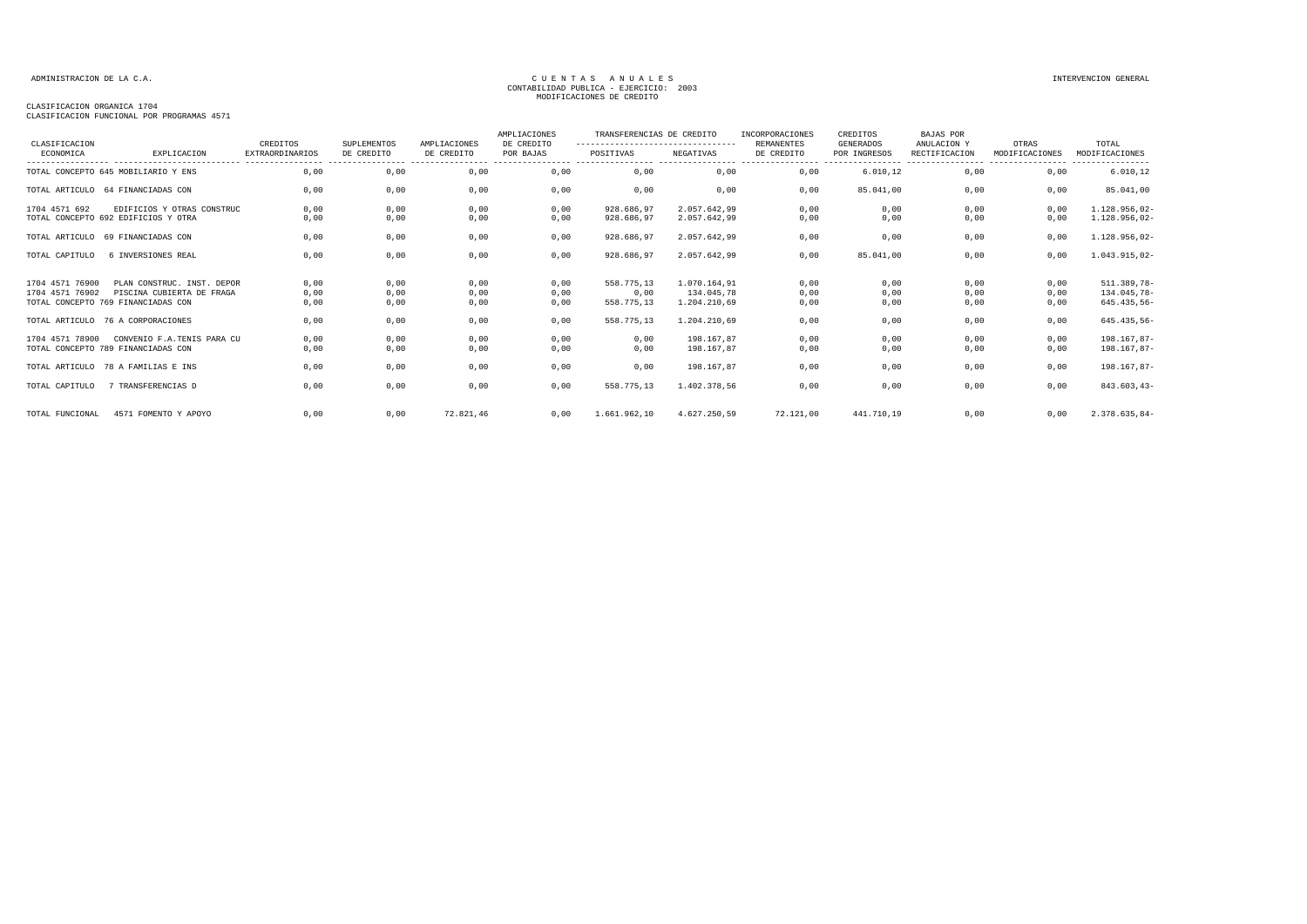ADMINISTRACION DE LA C.A.

CUENTAS ANUALES
CONTABILIDAD PUBLICA - EJERCICIO: 2003
MODIFICACIONES DE CREDITO

INTERVENCION GENERAL

CLASIFICACION ORGANICA 1704
CLASIFICACION FUNCIONAL POR PROGRAMAS 4571

| CLASIFICACION ECONOMICA | EXPLICACION | CREDITOS EXTRAORDINARIOS | SUPLEMENTOS DE CREDITO | AMPLIACIONES DE CREDITO | AMPLIACIONES DE CREDITO POR BAJAS | TRANSFERENCIAS DE CREDITO POSITIVAS | TRANSFERENCIAS DE CREDITO NEGATIVAS | INCORPORACIONES REMANENTES DE CREDITO | CREDITOS GENERADOS POR INGRESOS | BAJAS POR ANULACION Y RECTIFICACION | OTRAS MODIFICACIONES | TOTAL MODIFICACIONES |
|---|---|---|---|---|---|---|---|---|---|---|---|---|
| TOTAL CONCEPTO 645 | MOBILIARIO Y ENS | 0,00 | 0,00 | 0,00 | 0,00 | 0,00 | 0,00 | 0,00 | 6.010,12 | 0,00 | 0,00 | 6.010,12 |
| TOTAL ARTICULO 64 | FINANCIADAS CON | 0,00 | 0,00 | 0,00 | 0,00 | 0,00 | 0,00 | 0,00 | 85.041,00 | 0,00 | 0,00 | 85.041,00 |
| 1704 4571 692 | EDIFICIOS Y OTRAS CONSTRUC | 0,00 | 0,00 | 0,00 | 0,00 | 928.686,97 | 2.057.642,99 | 0,00 | 0,00 | 0,00 | 0,00 | 1.128.956,02- |
| TOTAL CONCEPTO 692 | EDIFICIOS Y OTRA | 0,00 | 0,00 | 0,00 | 0,00 | 928.686,97 | 2.057.642,99 | 0,00 | 0,00 | 0,00 | 0,00 | 1.128.956,02- |
| TOTAL ARTICULO 69 | FINANCIADAS CON | 0,00 | 0,00 | 0,00 | 0,00 | 928.686,97 | 2.057.642,99 | 0,00 | 0,00 | 0,00 | 0,00 | 1.128.956,02- |
| TOTAL CAPITULO 6 | INVERSIONES REAL | 0,00 | 0,00 | 0,00 | 0,00 | 928.686,97 | 2.057.642,99 | 0,00 | 85.041,00 | 0,00 | 0,00 | 1.043.915,02- |
| 1704 4571 76900 | PLAN CONSTRUC. INST. DEPOR | 0,00 | 0,00 | 0,00 | 0,00 | 558.775,13 | 1.070.164,91 | 0,00 | 0,00 | 0,00 | 0,00 | 511.389,78- |
| 1704 4571 76902 | PISCINA CUBIERTA DE FRAGA | 0,00 | 0,00 | 0,00 | 0,00 | 0,00 | 134.045,78 | 0,00 | 0,00 | 0,00 | 0,00 | 134.045,78- |
| TOTAL CONCEPTO 769 | FINANCIADAS CON | 0,00 | 0,00 | 0,00 | 0,00 | 558.775,13 | 1.204.210,69 | 0,00 | 0,00 | 0,00 | 0,00 | 645.435,56- |
| TOTAL ARTICULO 76 | A CORPORACIONES | 0,00 | 0,00 | 0,00 | 0,00 | 558.775,13 | 1.204.210,69 | 0,00 | 0,00 | 0,00 | 0,00 | 645.435,56- |
| 1704 4571 78900 | CONVENIO F.A.TENIS PARA CU | 0,00 | 0,00 | 0,00 | 0,00 | 0,00 | 198.167,87 | 0,00 | 0,00 | 0,00 | 0,00 | 198.167,87- |
| TOTAL CONCEPTO 789 | FINANCIADAS CON | 0,00 | 0,00 | 0,00 | 0,00 | 0,00 | 198.167,87 | 0,00 | 0,00 | 0,00 | 0,00 | 198.167,87- |
| TOTAL ARTICULO 78 | A FAMILIAS E INS | 0,00 | 0,00 | 0,00 | 0,00 | 0,00 | 198.167,87 | 0,00 | 0,00 | 0,00 | 0,00 | 198.167,87- |
| TOTAL CAPITULO 7 | TRANSFERENCIAS D | 0,00 | 0,00 | 0,00 | 0,00 | 558.775,13 | 1.402.378,56 | 0,00 | 0,00 | 0,00 | 0,00 | 843.603,43- |
| TOTAL FUNCIONAL | 4571 FOMENTO Y APOYO | 0,00 | 0,00 | 72.821,46 | 0,00 | 1.661.962,10 | 4.627.250,59 | 72.121,00 | 441.710,19 | 0,00 | 0,00 | 2.378.635,84- |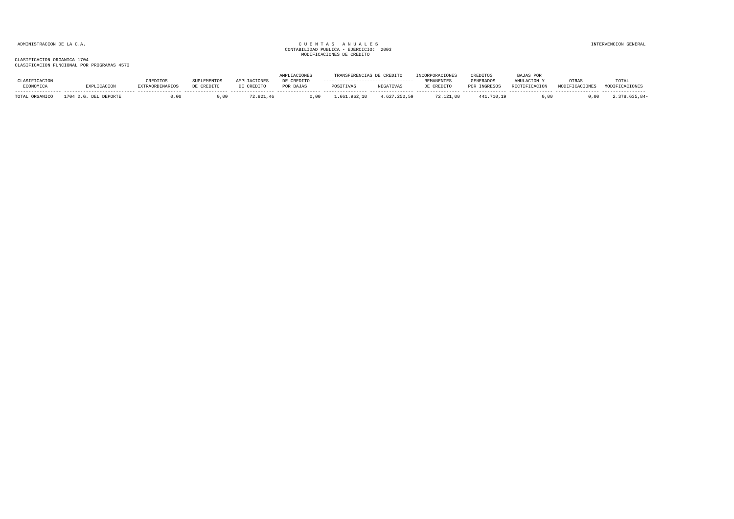ADMINISTRACION DE LA C.A.

CUENTAS ANUALES
CONTABILIDAD PUBLICA - EJERCICIO: 2003
MODIFICACIONES DE CREDITO

INTERVENCION GENERAL

CLASIFICACION ORGANICA 1704
CLASIFICACION FUNCIONAL POR PROGRAMAS 4573

| CLASIFICACION ECONOMICA | EXPLICACION | CREDITOS EXTRAORDINARIOS | SUPLEMENTOS DE CREDITO | AMPLIACIONES DE CREDITO | AMPLIACIONES DE CREDITO POR BAJAS | TRANSFERENCIAS DE CREDITO POSITIVAS | TRANSFERENCIAS DE CREDITO NEGATIVAS | INCORPORACIONES REMANENTES DE CREDITO | CREDITOS GENERADOS POR INGRESOS | BAJAS POR ANULACION Y RECTIFICACION | OTRAS MODIFICACIONES | TOTAL MODIFICACIONES |
|---|---|---|---|---|---|---|---|---|---|---|---|---|
| TOTAL ORGANICO | 1704 D.G. DEL DEPORTE | 0,00 | 0,00 | 72.821,46 | 0,00 | 1.661.962,10 | 4.627.250,59 | 72.121,00 | 441.710,19 | 0,00 | 0,00 | 2.378.635,84- |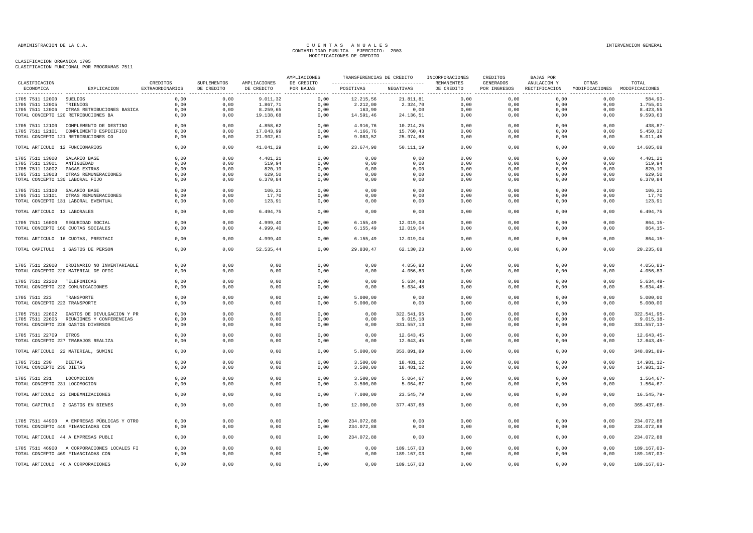CLASIFICACION ORGANICA 1705
CLASIFICACION FUNCIONAL POR PROGRAMAS 7511

| CLASIFICACION ECONOMICA | EXPLICACION | CREDITOS EXTRAORDINARIOS | SUPLEMENTOS DE CREDITO | AMPLIACIONES DE CREDITO | AMPLIACIONES DE CREDITO POR BAJAS | TRANSFERENCIAS DE CREDITO POSITIVAS | TRANSFERENCIAS DE CREDITO NEGATIVAS | INCORPORACIONES REMANENTES DE CREDITO | CREDITOS GENERADOS POR INGRESOS | BAJAS POR ANULACION Y RECTIFICACION | OTRAS MODIFICACIONES | TOTAL MODIFICACIONES |
|---|---|---|---|---|---|---|---|---|---|---|---|---|
| 1705 7511 12000 | SUELDOS | 0,00 | 0,00 | 9.011,32 | 0,00 | 12.215,56 | 21.811,81 | 0,00 | 0,00 | 0,00 | 0,00 | 584,93- |
| 1705 7511 12005 | TRIENIOS | 0,00 | 0,00 | 1.867,71 | 0,00 | 2.212,00 | 2.324,70 | 0,00 | 0,00 | 0,00 | 0,00 | 1.755,01 |
| 1705 7511 12006 | OTRAS RETRIBUCIONES BASICA | 0,00 | 0,00 | 8.259,65 | 0,00 | 163,90 | 0,00 | 0,00 | 0,00 | 0,00 | 0,00 | 8.423,55 |
| TOTAL CONCEPTO 120 RETRIBUCIONES BA | | 0,00 | 0,00 | 19.138,68 | 0,00 | 14.591,46 | 24.136,51 | 0,00 | 0,00 | 0,00 | 0,00 | 9.593,63 |
| 1705 7511 12100 | COMPLEMENTO DE DESTINO | 0,00 | 0,00 | 4.858,62 | 0,00 | 4.916,76 | 10.214,25 | 0,00 | 0,00 | 0,00 | 0,00 | 438,87- |
| 1705 7511 12101 | COMPLEMENTO ESPECIFICO | 0,00 | 0,00 | 17.043,99 | 0,00 | 4.166,76 | 15.760,43 | 0,00 | 0,00 | 0,00 | 0,00 | 5.450,32 |
| TOTAL CONCEPTO 121 RETRIBUCIONES CO | | 0,00 | 0,00 | 21.902,61 | 0,00 | 9.083,52 | 25.974,68 | 0,00 | 0,00 | 0,00 | 0,00 | 5.011,45 |
| TOTAL ARTICULO 12 FUNCIONARIOS | | 0,00 | 0,00 | 41.041,29 | 0,00 | 23.674,98 | 50.111,19 | 0,00 | 0,00 | 0,00 | 0,00 | 14.605,08 |
| 1705 7511 13000 | SALARIO BASE | 0,00 | 0,00 | 4.401,21 | 0,00 | 0,00 | 0,00 | 0,00 | 0,00 | 0,00 | 0,00 | 4.401,21 |
| 1705 7511 13001 | ANTIGUEDAD | 0,00 | 0,00 | 519,94 | 0,00 | 0,00 | 0,00 | 0,00 | 0,00 | 0,00 | 0,00 | 519,94 |
| 1705 7511 13002 | PAGAS EXTRAS | 0,00 | 0,00 | 820,19 | 0,00 | 0,00 | 0,00 | 0,00 | 0,00 | 0,00 | 0,00 | 820,19 |
| 1705 7511 13003 | OTRAS REMUNERACIONES | 0,00 | 0,00 | 629,50 | 0,00 | 0,00 | 0,00 | 0,00 | 0,00 | 0,00 | 0,00 | 629,50 |
| TOTAL CONCEPTO 130 LABORAL FIJO | | 0,00 | 0,00 | 6.370,84 | 0,00 | 0,00 | 0,00 | 0,00 | 0,00 | 0,00 | 0,00 | 6.370,84 |
| 1705 7511 13100 | SALARIO BASE | 0,00 | 0,00 | 106,21 | 0,00 | 0,00 | 0,00 | 0,00 | 0,00 | 0,00 | 0,00 | 106,21 |
| 1705 7511 13101 | OTRAS REMUNERACIONES | 0,00 | 0,00 | 17,70 | 0,00 | 0,00 | 0,00 | 0,00 | 0,00 | 0,00 | 0,00 | 17,70 |
| TOTAL CONCEPTO 131 LABORAL EVENTUAL | | 0,00 | 0,00 | 123,91 | 0,00 | 0,00 | 0,00 | 0,00 | 0,00 | 0,00 | 0,00 | 123,91 |
| TOTAL ARTICULO 13 LABORALES | | 0,00 | 0,00 | 6.494,75 | 0,00 | 0,00 | 0,00 | 0,00 | 0,00 | 0,00 | 0,00 | 6.494,75 |
| 1705 7511 16000 | SEGURIDAD SOCIAL | 0,00 | 0,00 | 4.999,40 | 0,00 | 6.155,49 | 12.019,04 | 0,00 | 0,00 | 0,00 | 0,00 | 864,15- |
| TOTAL CONCEPTO 160 CUOTAS SOCIALES | | 0,00 | 0,00 | 4.999,40 | 0,00 | 6.155,49 | 12.019,04 | 0,00 | 0,00 | 0,00 | 0,00 | 864,15- |
| TOTAL ARTICULO 16 CUOTAS, PRESTACI | | 0,00 | 0,00 | 4.999,40 | 0,00 | 6.155,49 | 12.019,04 | 0,00 | 0,00 | 0,00 | 0,00 | 864,15- |
| TOTAL CAPITULO 1 GASTOS DE PERSON | | 0,00 | 0,00 | 52.535,44 | 0,00 | 29.830,47 | 62.130,23 | 0,00 | 0,00 | 0,00 | 0,00 | 20.235,68 |
| 1705 7511 22000 | ORDINARIO NO INVENTARIABLE | 0,00 | 0,00 | 0,00 | 0,00 | 0,00 | 4.056,83 | 0,00 | 0,00 | 0,00 | 0,00 | 4.056,83- |
| TOTAL CONCEPTO 220 MATERIAL DE OFIC | | 0,00 | 0,00 | 0,00 | 0,00 | 0,00 | 4.056,83 | 0,00 | 0,00 | 0,00 | 0,00 | 4.056,83- |
| 1705 7511 22200 | TELEFONICAS | 0,00 | 0,00 | 0,00 | 0,00 | 0,00 | 5.634,48 | 0,00 | 0,00 | 0,00 | 0,00 | 5.634,48- |
| TOTAL CONCEPTO 222 COMUNICACIONES | | 0,00 | 0,00 | 0,00 | 0,00 | 0,00 | 5.634,48 | 0,00 | 0,00 | 0,00 | 0,00 | 5.634,48- |
| 1705 7511 223 | TRANSPORTE | 0,00 | 0,00 | 0,00 | 0,00 | 5.000,00 | 0,00 | 0,00 | 0,00 | 0,00 | 0,00 | 5.000,00 |
| TOTAL CONCEPTO 223 TRANSPORTE | | 0,00 | 0,00 | 0,00 | 0,00 | 5.000,00 | 0,00 | 0,00 | 0,00 | 0,00 | 0,00 | 5.000,00 |
| 1705 7511 22602 | GASTOS DE DIVULGACION Y PR | 0,00 | 0,00 | 0,00 | 0,00 | 0,00 | 322.541,95 | 0,00 | 0,00 | 0,00 | 0,00 | 322.541,95- |
| 1705 7511 22605 | REUNIONES Y CONFERENCIAS | 0,00 | 0,00 | 0,00 | 0,00 | 0,00 | 9.015,18 | 0,00 | 0,00 | 0,00 | 0,00 | 9.015,18- |
| TOTAL CONCEPTO 226 GASTOS DIVERSOS | | 0,00 | 0,00 | 0,00 | 0,00 | 0,00 | 331.557,13 | 0,00 | 0,00 | 0,00 | 0,00 | 331.557,13- |
| 1705 7511 22709 | OTROS | 0,00 | 0,00 | 0,00 | 0,00 | 0,00 | 12.643,45 | 0,00 | 0,00 | 0,00 | 0,00 | 12.643,45- |
| TOTAL CONCEPTO 227 TRABAJOS REALIZA | | 0,00 | 0,00 | 0,00 | 0,00 | 0,00 | 12.643,45 | 0,00 | 0,00 | 0,00 | 0,00 | 12.643,45- |
| TOTAL ARTICULO 22 MATERIAL, SUMINI | | 0,00 | 0,00 | 0,00 | 0,00 | 5.000,00 | 353.891,89 | 0,00 | 0,00 | 0,00 | 0,00 | 348.891,89- |
| 1705 7511 230 | DIETAS | 0,00 | 0,00 | 0,00 | 0,00 | 3.500,00 | 18.481,12 | 0,00 | 0,00 | 0,00 | 0,00 | 14.981,12- |
| TOTAL CONCEPTO 230 DIETAS | | 0,00 | 0,00 | 0,00 | 0,00 | 3.500,00 | 18.481,12 | 0,00 | 0,00 | 0,00 | 0,00 | 14.981,12- |
| 1705 7511 231 | LOCOMOCION | 0,00 | 0,00 | 0,00 | 0,00 | 3.500,00 | 5.064,67 | 0,00 | 0,00 | 0,00 | 0,00 | 1.564,67- |
| TOTAL CONCEPTO 231 LOCOMOCION | | 0,00 | 0,00 | 0,00 | 0,00 | 3.500,00 | 5.064,67 | 0,00 | 0,00 | 0,00 | 0,00 | 1.564,67- |
| TOTAL ARTICULO 23 INDEMNIZACIONES | | 0,00 | 0,00 | 0,00 | 0,00 | 7.000,00 | 23.545,79 | 0,00 | 0,00 | 0,00 | 0,00 | 16.545,79- |
| TOTAL CAPITULO 2 GASTOS EN BIENES | | 0,00 | 0,00 | 0,00 | 0,00 | 12.000,00 | 377.437,68 | 0,00 | 0,00 | 0,00 | 0,00 | 365.437,68- |
| 1705 7511 44900 | A EMPRESAS PÚBLICAS Y OTRO | 0,00 | 0,00 | 0,00 | 0,00 | 234.072,88 | 0,00 | 0,00 | 0,00 | 0,00 | 0,00 | 234.072,88 |
| TOTAL CONCEPTO 449 FINANCIADAS CON | | 0,00 | 0,00 | 0,00 | 0,00 | 234.072,88 | 0,00 | 0,00 | 0,00 | 0,00 | 0,00 | 234.072,88 |
| TOTAL ARTICULO 44 A EMPRESAS PUBLI | | 0,00 | 0,00 | 0,00 | 0,00 | 234.072,88 | 0,00 | 0,00 | 0,00 | 0,00 | 0,00 | 234.072,88 |
| 1705 7511 46900 | A CORPORACIONES LOCALES FI | 0,00 | 0,00 | 0,00 | 0,00 | 0,00 | 189.167,03 | 0,00 | 0,00 | 0,00 | 0,00 | 189.167,03- |
| TOTAL CONCEPTO 469 FINANCIADAS CON | | 0,00 | 0,00 | 0,00 | 0,00 | 0,00 | 189.167,03 | 0,00 | 0,00 | 0,00 | 0,00 | 189.167,03- |
| TOTAL ARTICULO 46 A CORPORACIONES | | 0,00 | 0,00 | 0,00 | 0,00 | 0,00 | 189.167,03 | 0,00 | 0,00 | 0,00 | 0,00 | 189.167,03- |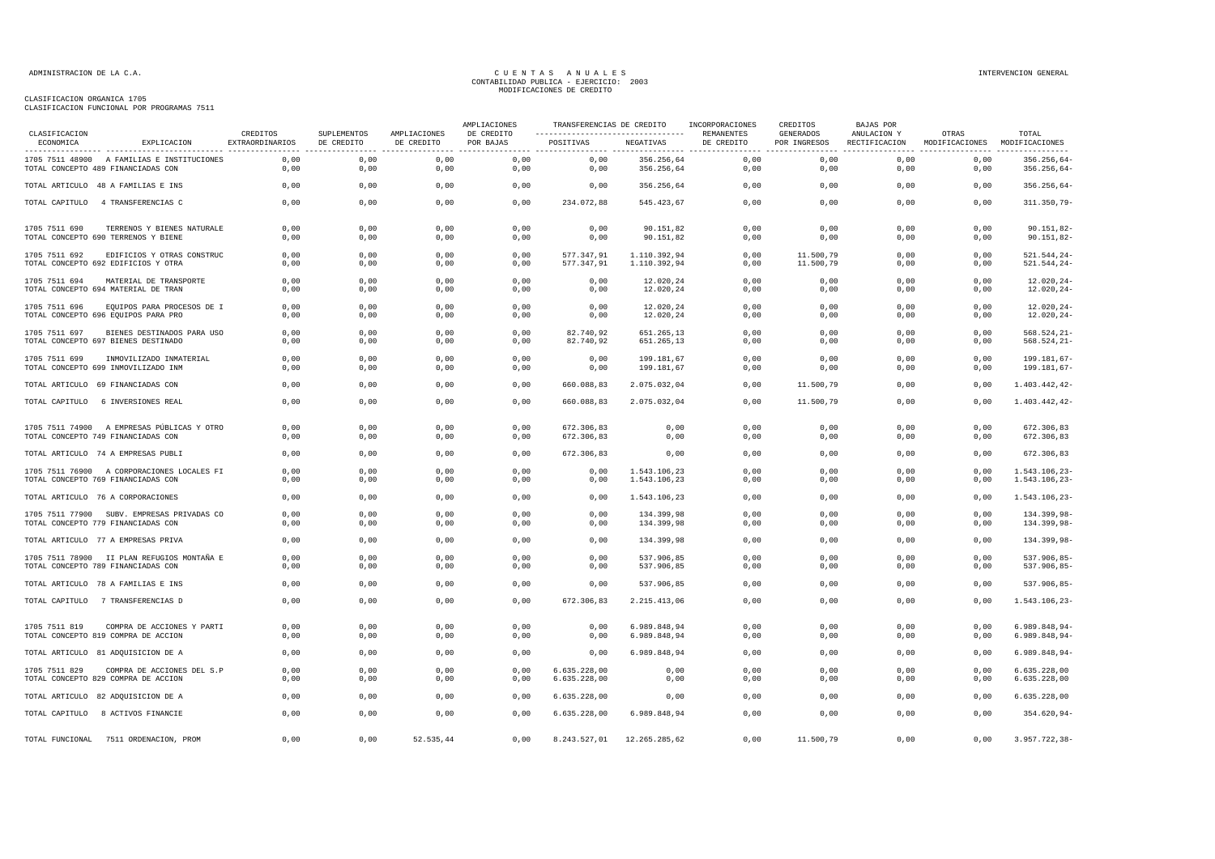CLASIFICACION ORGANICA 1705
CLASIFICACION FUNCIONAL POR PROGRAMAS 7511

CUENTAS ANUALES
CONTABILIDAD PUBLICA - EJERCICIO: 2003
MODIFICACIONES DE CREDITO

| CLASIFICACION ECONOMICA | EXPLICACION | CREDITOS EXTRAORDINARIOS | SUPLEMENTOS DE CREDITO | AMPLIACIONES DE CREDITO | AMPLIACIONES DE CREDITO POR BAJAS | TRANSFERENCIAS DE CREDITO POSITIVAS | TRANSFERENCIAS DE CREDITO NEGATIVAS | INCORPORACIONES REMANENTES DE CREDITO | CREDITOS GENERADOS POR INGRESOS | BAJAS POR ANULACION Y RECTIFICACION | OTRAS MODIFICACIONES | TOTAL MODIFICACIONES |
|---|---|---|---|---|---|---|---|---|---|---|---|---|
| 1705 7511 48900 | A FAMILIAS E INSTITUCIONES | 0,00 | 0,00 | 0,00 | 0,00 | 0,00 | 356.256,64 | 0,00 | 0,00 | 0,00 | 0,00 | 356.256,64- |
| TOTAL CONCEPTO 489 FINANCIADAS CON | | 0,00 | 0,00 | 0,00 | 0,00 | 0,00 | 356.256,64 | 0,00 | 0,00 | 0,00 | 0,00 | 356.256,64- |
| TOTAL ARTICULO 48 A FAMILIAS E INS | | 0,00 | 0,00 | 0,00 | 0,00 | 0,00 | 356.256,64 | 0,00 | 0,00 | 0,00 | 0,00 | 356.256,64- |
| TOTAL CAPITULO 4 TRANSFERENCIAS C | | 0,00 | 0,00 | 0,00 | 0,00 | 234.072,88 | 545.423,67 | 0,00 | 0,00 | 0,00 | 0,00 | 311.350,79- |
| 1705 7511 690 | TERRENOS Y BIENES NATURALE | 0,00 | 0,00 | 0,00 | 0,00 | 0,00 | 90.151,82 | 0,00 | 0,00 | 0,00 | 0,00 | 90.151,82- |
| TOTAL CONCEPTO 690 TERRENOS Y BIENE | | 0,00 | 0,00 | 0,00 | 0,00 | 0,00 | 90.151,82 | 0,00 | 0,00 | 0,00 | 0,00 | 90.151,82- |
| 1705 7511 692 | EDIFICIOS Y OTRAS CONSTRUC | 0,00 | 0,00 | 0,00 | 0,00 | 577.347,91 | 1.110.392,94 | 0,00 | 11.500,79 | 0,00 | 0,00 | 521.544,24- |
| TOTAL CONCEPTO 692 EDIFICIOS Y OTRA | | 0,00 | 0,00 | 0,00 | 0,00 | 577.347,91 | 1.110.392,94 | 0,00 | 11.500,79 | 0,00 | 0,00 | 521.544,24- |
| 1705 7511 694 | MATERIAL DE TRANSPORTE | 0,00 | 0,00 | 0,00 | 0,00 | 0,00 | 12.020,24 | 0,00 | 0,00 | 0,00 | 0,00 | 12.020,24- |
| TOTAL CONCEPTO 694 MATERIAL DE TRAN | | 0,00 | 0,00 | 0,00 | 0,00 | 0,00 | 12.020,24 | 0,00 | 0,00 | 0,00 | 0,00 | 12.020,24- |
| 1705 7511 696 | EQUIPOS PARA PROCESOS DE I | 0,00 | 0,00 | 0,00 | 0,00 | 0,00 | 12.020,24 | 0,00 | 0,00 | 0,00 | 0,00 | 12.020,24- |
| TOTAL CONCEPTO 696 EQUIPOS PARA PRO | | 0,00 | 0,00 | 0,00 | 0,00 | 0,00 | 12.020,24 | 0,00 | 0,00 | 0,00 | 0,00 | 12.020,24- |
| 1705 7511 697 | BIENES DESTINADOS PARA USO | 0,00 | 0,00 | 0,00 | 0,00 | 82.740,92 | 651.265,13 | 0,00 | 0,00 | 0,00 | 0,00 | 568.524,21- |
| TOTAL CONCEPTO 697 BIENES DESTINADO | | 0,00 | 0,00 | 0,00 | 0,00 | 82.740,92 | 651.265,13 | 0,00 | 0,00 | 0,00 | 0,00 | 568.524,21- |
| 1705 7511 699 | INMOVILIZADO INMATERIAL | 0,00 | 0,00 | 0,00 | 0,00 | 0,00 | 199.181,67 | 0,00 | 0,00 | 0,00 | 0,00 | 199.181,67- |
| TOTAL CONCEPTO 699 INMOVILIZADO INM | | 0,00 | 0,00 | 0,00 | 0,00 | 0,00 | 199.181,67 | 0,00 | 0,00 | 0,00 | 0,00 | 199.181,67- |
| TOTAL ARTICULO 69 FINANCIADAS CON | | 0,00 | 0,00 | 0,00 | 0,00 | 660.088,83 | 2.075.032,04 | 0,00 | 11.500,79 | 0,00 | 0,00 | 1.403.442,42- |
| TOTAL CAPITULO 6 INVERSIONES REAL | | 0,00 | 0,00 | 0,00 | 0,00 | 660.088,83 | 2.075.032,04 | 0,00 | 11.500,79 | 0,00 | 0,00 | 1.403.442,42- |
| 1705 7511 74900 | A EMPRESAS PÚBLICAS Y OTRO | 0,00 | 0,00 | 0,00 | 0,00 | 672.306,83 | 0,00 | 0,00 | 0,00 | 0,00 | 0,00 | 672.306,83 |
| TOTAL CONCEPTO 749 FINANCIADAS CON | | 0,00 | 0,00 | 0,00 | 0,00 | 672.306,83 | 0,00 | 0,00 | 0,00 | 0,00 | 0,00 | 672.306,83 |
| TOTAL ARTICULO 74 A EMPRESAS PUBLI | | 0,00 | 0,00 | 0,00 | 0,00 | 672.306,83 | 0,00 | 0,00 | 0,00 | 0,00 | 0,00 | 672.306,83 |
| 1705 7511 76900 | A CORPORACIONES LOCALES FI | 0,00 | 0,00 | 0,00 | 0,00 | 0,00 | 1.543.106,23 | 0,00 | 0,00 | 0,00 | 0,00 | 1.543.106,23- |
| TOTAL CONCEPTO 769 FINANCIADAS CON | | 0,00 | 0,00 | 0,00 | 0,00 | 0,00 | 1.543.106,23 | 0,00 | 0,00 | 0,00 | 0,00 | 1.543.106,23- |
| TOTAL ARTICULO 76 A CORPORACIONES | | 0,00 | 0,00 | 0,00 | 0,00 | 0,00 | 1.543.106,23 | 0,00 | 0,00 | 0,00 | 0,00 | 1.543.106,23- |
| 1705 7511 77900 | SUBV. EMPRESAS PRIVADAS CO | 0,00 | 0,00 | 0,00 | 0,00 | 0,00 | 134.399,98 | 0,00 | 0,00 | 0,00 | 0,00 | 134.399,98- |
| TOTAL CONCEPTO 779 FINANCIADAS CON | | 0,00 | 0,00 | 0,00 | 0,00 | 0,00 | 134.399,98 | 0,00 | 0,00 | 0,00 | 0,00 | 134.399,98- |
| TOTAL ARTICULO 77 A EMPRESAS PRIVA | | 0,00 | 0,00 | 0,00 | 0,00 | 0,00 | 134.399,98 | 0,00 | 0,00 | 0,00 | 0,00 | 134.399,98- |
| 1705 7511 78900 | II PLAN REFUGIOS MONTAÑA E | 0,00 | 0,00 | 0,00 | 0,00 | 0,00 | 537.906,85 | 0,00 | 0,00 | 0,00 | 0,00 | 537.906,85- |
| TOTAL CONCEPTO 789 FINANCIADAS CON | | 0,00 | 0,00 | 0,00 | 0,00 | 0,00 | 537.906,85 | 0,00 | 0,00 | 0,00 | 0,00 | 537.906,85- |
| TOTAL ARTICULO 78 A FAMILIAS E INS | | 0,00 | 0,00 | 0,00 | 0,00 | 0,00 | 537.906,85 | 0,00 | 0,00 | 0,00 | 0,00 | 537.906,85- |
| TOTAL CAPITULO 7 TRANSFERENCIAS D | | 0,00 | 0,00 | 0,00 | 0,00 | 672.306,83 | 2.215.413,06 | 0,00 | 0,00 | 0,00 | 0,00 | 1.543.106,23- |
| 1705 7511 819 | COMPRA DE ACCIONES Y PARTI | 0,00 | 0,00 | 0,00 | 0,00 | 0,00 | 6.989.848,94 | 0,00 | 0,00 | 0,00 | 0,00 | 6.989.848,94- |
| TOTAL CONCEPTO 819 COMPRA DE ACCION | | 0,00 | 0,00 | 0,00 | 0,00 | 0,00 | 6.989.848,94 | 0,00 | 0,00 | 0,00 | 0,00 | 6.989.848,94- |
| TOTAL ARTICULO 81 ADQUISICION DE A | | 0,00 | 0,00 | 0,00 | 0,00 | 0,00 | 6.989.848,94 | 0,00 | 0,00 | 0,00 | 0,00 | 6.989.848,94- |
| 1705 7511 829 | COMPRA DE ACCIONES DEL S.P | 0,00 | 0,00 | 0,00 | 0,00 | 6.635.228,00 | 0,00 | 0,00 | 0,00 | 0,00 | 0,00 | 6.635.228,00 |
| TOTAL CONCEPTO 829 COMPRA DE ACCION | | 0,00 | 0,00 | 0,00 | 0,00 | 6.635.228,00 | 0,00 | 0,00 | 0,00 | 0,00 | 0,00 | 6.635.228,00 |
| TOTAL ARTICULO 82 ADQUISICION DE A | | 0,00 | 0,00 | 0,00 | 0,00 | 6.635.228,00 | 0,00 | 0,00 | 0,00 | 0,00 | 0,00 | 6.635.228,00 |
| TOTAL CAPITULO 8 ACTIVOS FINANCIE | | 0,00 | 0,00 | 0,00 | 0,00 | 6.635.228,00 | 6.989.848,94 | 0,00 | 0,00 | 0,00 | 0,00 | 354.620,94- |
| TOTAL FUNCIONAL 7511 ORDENACION, PROM | | 0,00 | 0,00 | 52.535,44 | 0,00 | 8.243.527,01 | 12.265.285,62 | 0,00 | 11.500,79 | 0,00 | 0,00 | 3.957.722,38- |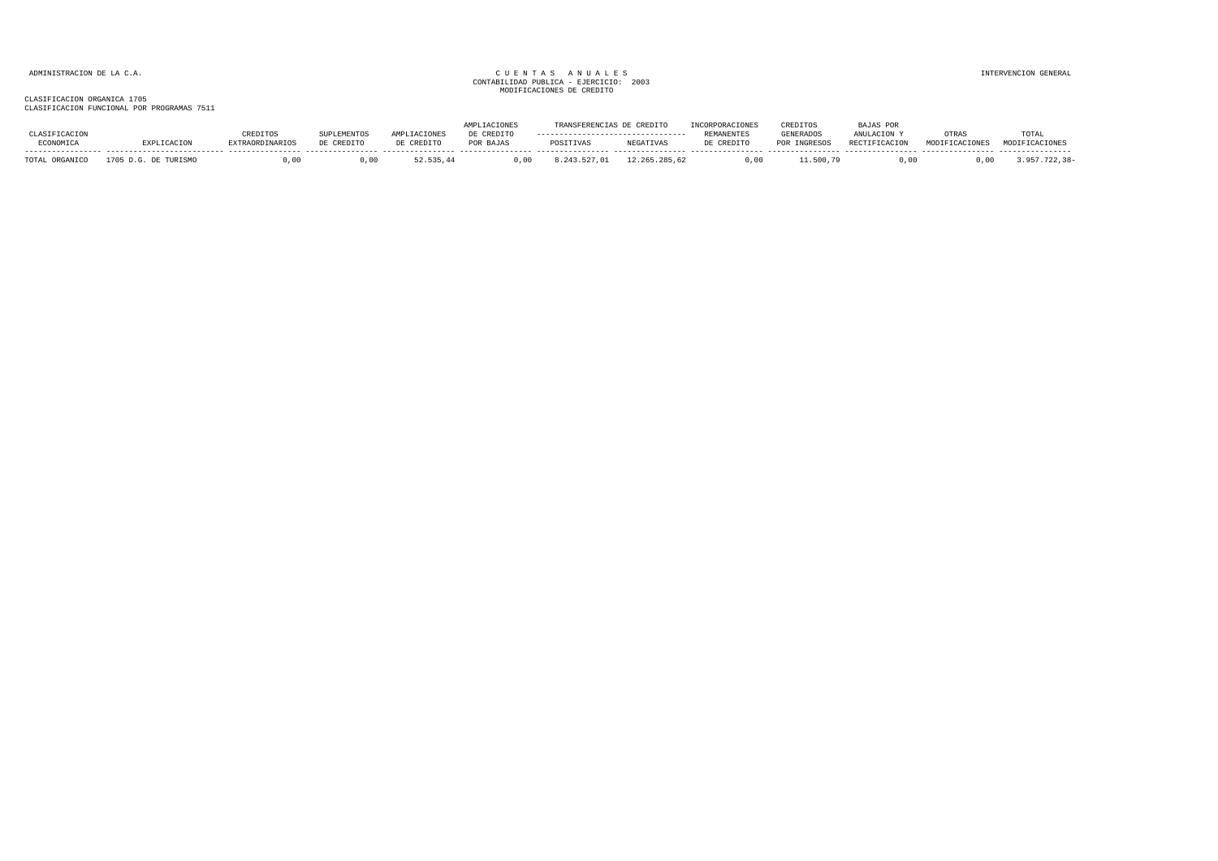ADMINISTRACION DE LA C.A.

CUENTAS ANUALES
CONTABILIDAD PUBLICA - EJERCICIO: 2003
MODIFICACIONES DE CREDITO

INTERVENCION GENERAL

CLASIFICACION ORGANICA 1705
CLASIFICACION FUNCIONAL POR PROGRAMAS 7511

| CLASIFICACION ECONOMICA | EXPLICACION | CREDITOS EXTRAORDINARIOS | SUPLEMENTOS DE CREDITO | AMPLIACIONES DE CREDITO | AMPLIACIONES DE CREDITO POR BAJAS | TRANSFERENCIAS DE CREDITO POSITIVAS | TRANSFERENCIAS DE CREDITO NEGATIVAS | INCORPORACIONES REMANENTES DE CREDITO | CREDITOS GENERADOS POR INGRESOS | BAJAS POR ANULACION Y RECTIFICACION | OTRAS MODIFICACIONES | TOTAL MODIFICACIONES |
|---|---|---|---|---|---|---|---|---|---|---|---|---|
| TOTAL ORGANICO | 1705 D.G. DE TURISMO | 0,00 | 0,00 | 52.535,44 | 0,00 | 8.243.527,01 | 12.265.285,62 | 0,00 | 11.500,79 | 0,00 | 0,00 | 3.957.722,38- |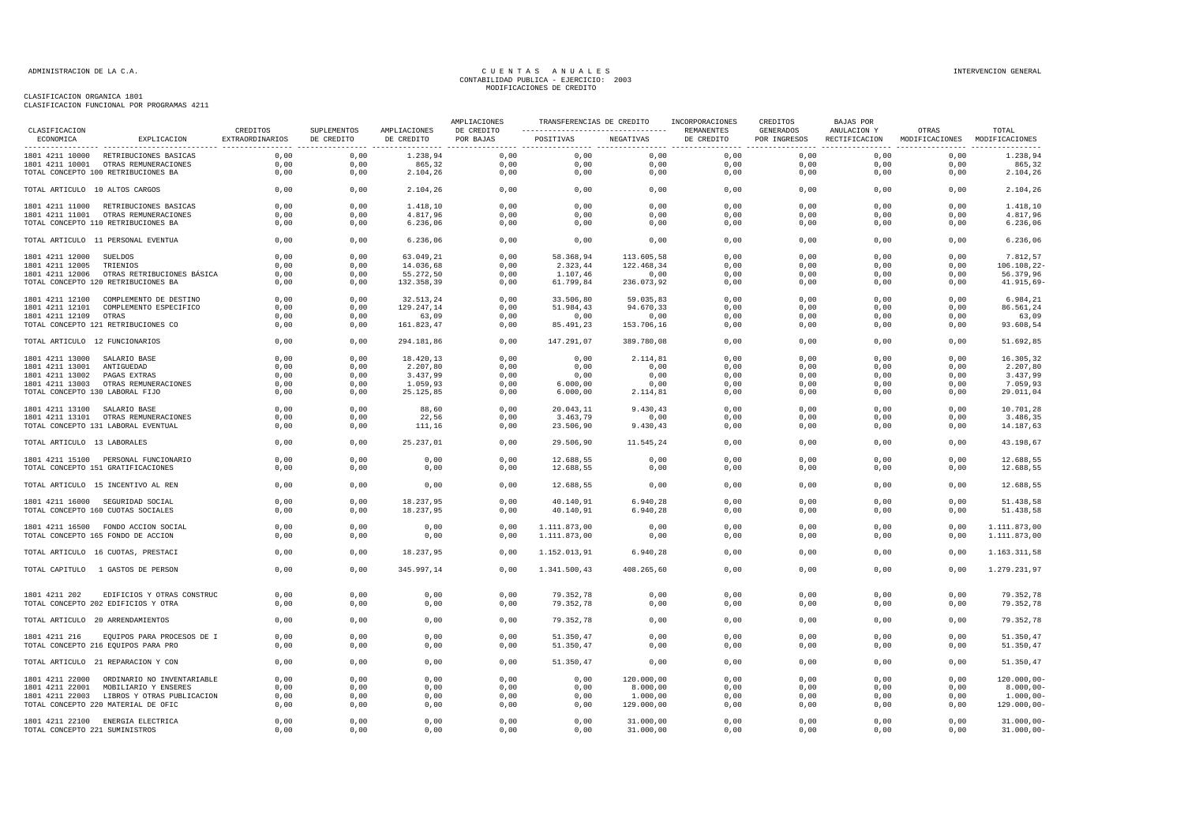ADMINISTRACION DE LA C.A.

CUENTAS ANUALES
CONTABILIDAD PUBLICA - EJERCICIO: 2003
MODIFICACIONES DE CREDITO

INTERVENCION GENERAL

CLASIFICACION ORGANICA 1801
CLASIFICACION FUNCIONAL POR PROGRAMAS 4211

| CLASIFICACION ECONOMICA | EXPLICACION | CREDITOS EXTRAORDINARIOS | SUPLEMENTOS DE CREDITO | AMPLIACIONES DE CREDITO | AMPLIACIONES DE CREDITO POR BAJAS | TRANSFERENCIAS DE CREDITO POSITIVAS | TRANSFERENCIAS DE CREDITO NEGATIVAS | INCORPORACIONES REMANENTES DE CREDITO | CREDITOS GENERADOS POR INGRESOS | BAJAS POR ANULACION Y RECTIFICACION | OTRAS MODIFICACIONES | TOTAL MODIFICACIONES |
|---|---|---|---|---|---|---|---|---|---|---|---|---|
| 1801 4211 10000 | RETRIBUCIONES BASICAS | 0,00 | 0,00 | 1.238,94 | 0,00 | 0,00 | 0,00 | 0,00 | 0,00 | 0,00 | 0,00 | 1.238,94 |
| 1801 4211 10001 | OTRAS REMUNERACIONES | 0,00 | 0,00 | 865,32 | 0,00 | 0,00 | 0,00 | 0,00 | 0,00 | 0,00 | 0,00 | 865,32 |
| TOTAL CONCEPTO 100 RETRIBUCIONES BA | | 0,00 | 0,00 | 2.104,26 | 0,00 | 0,00 | 0,00 | 0,00 | 0,00 | 0,00 | 0,00 | 2.104,26 |
| TOTAL ARTICULO 10 ALTOS CARGOS | | 0,00 | 0,00 | 2.104,26 | 0,00 | 0,00 | 0,00 | 0,00 | 0,00 | 0,00 | 0,00 | 2.104,26 |
| 1801 4211 11000 | RETRIBUCIONES BASICAS | 0,00 | 0,00 | 1.418,10 | 0,00 | 0,00 | 0,00 | 0,00 | 0,00 | 0,00 | 0,00 | 1.418,10 |
| 1801 4211 11001 | OTRAS REMUNERACIONES | 0,00 | 0,00 | 4.817,96 | 0,00 | 0,00 | 0,00 | 0,00 | 0,00 | 0,00 | 0,00 | 4.817,96 |
| TOTAL CONCEPTO 110 RETRIBUCIONES BA | | 0,00 | 0,00 | 6.236,06 | 0,00 | 0,00 | 0,00 | 0,00 | 0,00 | 0,00 | 0,00 | 6.236,06 |
| TOTAL ARTICULO 11 PERSONAL EVENTUA | | 0,00 | 0,00 | 6.236,06 | 0,00 | 0,00 | 0,00 | 0,00 | 0,00 | 0,00 | 0,00 | 6.236,06 |
| 1801 4211 12000 | SUELDOS | 0,00 | 0,00 | 63.049,21 | 0,00 | 58.368,94 | 113.605,58 | 0,00 | 0,00 | 0,00 | 0,00 | 7.812,57 |
| 1801 4211 12005 | TRIENIOS | 0,00 | 0,00 | 14.036,68 | 0,00 | 2.323,44 | 122.468,34 | 0,00 | 0,00 | 0,00 | 0,00 | 106.108,22- |
| 1801 4211 12006 | OTRAS RETRIBUCIONES BÁSICA | 0,00 | 0,00 | 55.272,50 | 0,00 | 1.107,46 | 0,00 | 0,00 | 0,00 | 0,00 | 0,00 | 56.379,96 |
| TOTAL CONCEPTO 120 RETRIBUCIONES BA | | 0,00 | 0,00 | 132.358,39 | 0,00 | 61.799,84 | 236.073,92 | 0,00 | 0,00 | 0,00 | 0,00 | 41.915,69- |
| 1801 4211 12100 | COMPLEMENTO DE DESTINO | 0,00 | 0,00 | 32.513,24 | 0,00 | 33.506,80 | 59.035,83 | 0,00 | 0,00 | 0,00 | 0,00 | 6.984,21 |
| 1801 4211 12101 | COMPLEMENTO ESPECIFICO | 0,00 | 0,00 | 129.247,14 | 0,00 | 51.984,43 | 94.670,33 | 0,00 | 0,00 | 0,00 | 0,00 | 86.561,24 |
| 1801 4211 12109 | OTRAS | 0,00 | 0,00 | 63,09 | 0,00 | 0,00 | 0,00 | 0,00 | 0,00 | 0,00 | 0,00 | 63,09 |
| TOTAL CONCEPTO 121 RETRIBUCIONES CO | | 0,00 | 0,00 | 161.823,47 | 0,00 | 85.491,23 | 153.706,16 | 0,00 | 0,00 | 0,00 | 0,00 | 93.608,54 |
| TOTAL ARTICULO 12 FUNCIONARIOS | | 0,00 | 0,00 | 294.181,86 | 0,00 | 147.291,07 | 389.780,08 | 0,00 | 0,00 | 0,00 | 0,00 | 51.692,85 |
| 1801 4211 13000 | SALARIO BASE | 0,00 | 0,00 | 18.420,13 | 0,00 | 0,00 | 2.114,81 | 0,00 | 0,00 | 0,00 | 0,00 | 16.305,32 |
| 1801 4211 13001 | ANTIGUEDAD | 0,00 | 0,00 | 2.207,80 | 0,00 | 0,00 | 0,00 | 0,00 | 0,00 | 0,00 | 0,00 | 2.207,80 |
| 1801 4211 13002 | PAGAS EXTRAS | 0,00 | 0,00 | 3.437,99 | 0,00 | 0,00 | 0,00 | 0,00 | 0,00 | 0,00 | 0,00 | 3.437,99 |
| 1801 4211 13003 | OTRAS REMUNERACIONES | 0,00 | 0,00 | 1.059,93 | 0,00 | 6.000,00 | 0,00 | 0,00 | 0,00 | 0,00 | 0,00 | 7.059,93 |
| TOTAL CONCEPTO 130 LABORAL FIJO | | 0,00 | 0,00 | 25.125,85 | 0,00 | 6.000,00 | 2.114,81 | 0,00 | 0,00 | 0,00 | 0,00 | 29.011,04 |
| 1801 4211 13100 | SALARIO BASE | 0,00 | 0,00 | 88,60 | 0,00 | 20.043,11 | 9.430,43 | 0,00 | 0,00 | 0,00 | 0,00 | 10.701,28 |
| 1801 4211 13101 | OTRAS REMUNERACIONES | 0,00 | 0,00 | 22,56 | 0,00 | 3.463,79 | 0,00 | 0,00 | 0,00 | 0,00 | 0,00 | 3.486,35 |
| TOTAL CONCEPTO 131 LABORAL EVENTUAL | | 0,00 | 0,00 | 111,16 | 0,00 | 23.506,90 | 9.430,43 | 0,00 | 0,00 | 0,00 | 0,00 | 14.187,63 |
| TOTAL ARTICULO 13 LABORALES | | 0,00 | 0,00 | 25.237,01 | 0,00 | 29.506,90 | 11.545,24 | 0,00 | 0,00 | 0,00 | 0,00 | 43.198,67 |
| 1801 4211 15100 | PERSONAL FUNCIONARIO | 0,00 | 0,00 | 0,00 | 0,00 | 12.688,55 | 0,00 | 0,00 | 0,00 | 0,00 | 0,00 | 12.688,55 |
| TOTAL CONCEPTO 151 GRATIFICACIONES | | 0,00 | 0,00 | 0,00 | 0,00 | 12.688,55 | 0,00 | 0,00 | 0,00 | 0,00 | 0,00 | 12.688,55 |
| TOTAL ARTICULO 15 INCENTIVO AL REN | | 0,00 | 0,00 | 0,00 | 0,00 | 12.688,55 | 0,00 | 0,00 | 0,00 | 0,00 | 0,00 | 12.688,55 |
| 1801 4211 16000 | SEGURIDAD SOCIAL | 0,00 | 0,00 | 18.237,95 | 0,00 | 40.140,91 | 6.940,28 | 0,00 | 0,00 | 0,00 | 0,00 | 51.438,58 |
| TOTAL CONCEPTO 160 CUOTAS SOCIALES | | 0,00 | 0,00 | 18.237,95 | 0,00 | 40.140,91 | 6.940,28 | 0,00 | 0,00 | 0,00 | 0,00 | 51.438,58 |
| 1801 4211 16500 | FONDO ACCION SOCIAL | 0,00 | 0,00 | 0,00 | 0,00 | 1.111.873,00 | 0,00 | 0,00 | 0,00 | 0,00 | 0,00 | 1.111.873,00 |
| TOTAL CONCEPTO 165 FONDO DE ACCION | | 0,00 | 0,00 | 0,00 | 0,00 | 1.111.873,00 | 0,00 | 0,00 | 0,00 | 0,00 | 0,00 | 1.111.873,00 |
| TOTAL ARTICULO 16 CUOTAS, PRESTACI | | 0,00 | 0,00 | 18.237,95 | 0,00 | 1.152.013,91 | 6.940,28 | 0,00 | 0,00 | 0,00 | 0,00 | 1.163.311,58 |
| TOTAL CAPITULO 1 GASTOS DE PERSON | | 0,00 | 0,00 | 345.997,14 | 0,00 | 1.341.500,43 | 408.265,60 | 0,00 | 0,00 | 0,00 | 0,00 | 1.279.231,97 |
| 1801 4211 202 | EDIFICIOS Y OTRAS CONSTRUC | 0,00 | 0,00 | 0,00 | 0,00 | 79.352,78 | 0,00 | 0,00 | 0,00 | 0,00 | 0,00 | 79.352,78 |
| TOTAL CONCEPTO 202 EDIFICIOS Y OTRA | | 0,00 | 0,00 | 0,00 | 0,00 | 79.352,78 | 0,00 | 0,00 | 0,00 | 0,00 | 0,00 | 79.352,78 |
| TOTAL ARTICULO 20 ARRENDAMIENTOS | | 0,00 | 0,00 | 0,00 | 0,00 | 79.352,78 | 0,00 | 0,00 | 0,00 | 0,00 | 0,00 | 79.352,78 |
| 1801 4211 216 | EQUIPOS PARA PROCESOS DE I | 0,00 | 0,00 | 0,00 | 0,00 | 51.350,47 | 0,00 | 0,00 | 0,00 | 0,00 | 0,00 | 51.350,47 |
| TOTAL CONCEPTO 216 EQUIPOS PARA PRO | | 0,00 | 0,00 | 0,00 | 0,00 | 51.350,47 | 0,00 | 0,00 | 0,00 | 0,00 | 0,00 | 51.350,47 |
| TOTAL ARTICULO 21 REPARACION Y CON | | 0,00 | 0,00 | 0,00 | 0,00 | 51.350,47 | 0,00 | 0,00 | 0,00 | 0,00 | 0,00 | 51.350,47 |
| 1801 4211 22000 | ORDINARIO NO INVENTARIABLE | 0,00 | 0,00 | 0,00 | 0,00 | 0,00 | 120.000,00 | 0,00 | 0,00 | 0,00 | 0,00 | 120.000,00- |
| 1801 4211 22001 | MOBILIARIO Y ENSERES | 0,00 | 0,00 | 0,00 | 0,00 | 0,00 | 8.000,00 | 0,00 | 0,00 | 0,00 | 0,00 | 8.000,00- |
| 1801 4211 22003 | LIBROS Y OTRAS PUBLICACION | 0,00 | 0,00 | 0,00 | 0,00 | 0,00 | 1.000,00 | 0,00 | 0,00 | 0,00 | 0,00 | 1.000,00- |
| TOTAL CONCEPTO 220 MATERIAL DE OFIC | | 0,00 | 0,00 | 0,00 | 0,00 | 0,00 | 129.000,00 | 0,00 | 0,00 | 0,00 | 0,00 | 129.000,00- |
| 1801 4211 22100 | ENERGIA ELECTRICA | 0,00 | 0,00 | 0,00 | 0,00 | 0,00 | 31.000,00 | 0,00 | 0,00 | 0,00 | 0,00 | 31.000,00- |
| TOTAL CONCEPTO 221 SUMINISTROS | | 0,00 | 0,00 | 0,00 | 0,00 | 0,00 | 31.000,00 | 0,00 | 0,00 | 0,00 | 0,00 | 31.000,00- |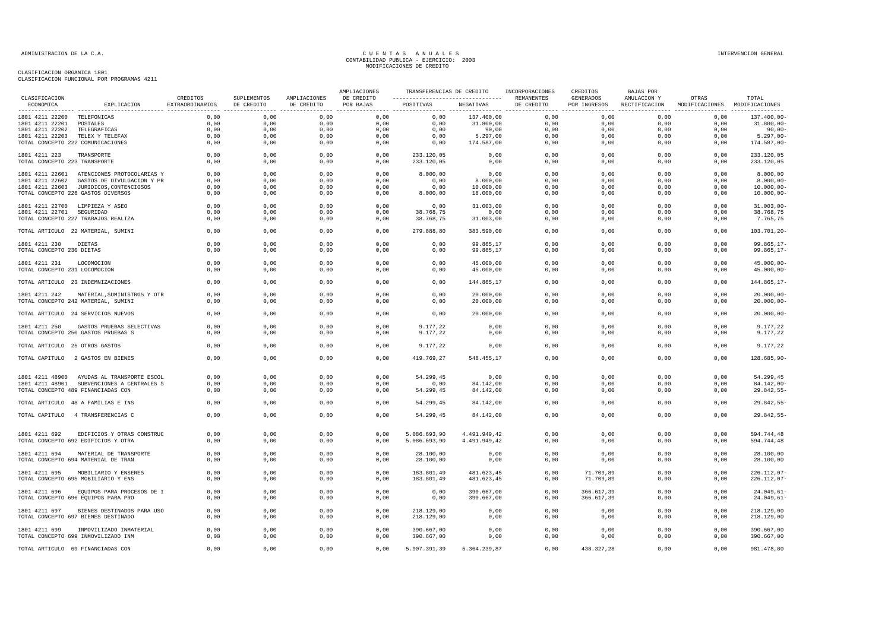ADMINISTRACION DE LA C.A. — CUENTAS ANUALES — CONTABILIDAD PUBLICA - EJERCICIO: 2003 — MODIFICACIONES DE CREDITO — INTERVENCION GENERAL

CLASIFICACION ORGANICA 1801
CLASIFICACION FUNCIONAL POR PROGRAMAS 4211

| CLASIFICACION ECONOMICA | EXPLICACION | CREDITOS EXTRAORDINARIOS | SUPLEMENTOS DE CREDITO | AMPLIACIONES DE CREDITO | AMPLIACIONES DE CREDITO POR BAJAS | TRANSFERENCIAS DE CREDITO POSITIVAS | TRANSFERENCIAS DE CREDITO NEGATIVAS | INCORPORACIONES REMANENTES DE CREDITO | CREDITOS GENERADOS POR INGRESOS | BAJAS POR ANULACION Y RECTIFICACION | OTRAS MODIFICACIONES | TOTAL MODIFICACIONES |
|---|---|---|---|---|---|---|---|---|---|---|---|---|
| 1801 4211 22200 | TELEFONICAS | 0,00 | 0,00 | 0,00 | 0,00 | 0,00 | 137.400,00 | 0,00 | 0,00 | 0,00 | 0,00 | 137.400,00- |
| 1801 4211 22201 | POSTALES | 0,00 | 0,00 | 0,00 | 0,00 | 0,00 | 31.800,00 | 0,00 | 0,00 | 0,00 | 0,00 | 31.800,00- |
| 1801 4211 22202 | TELEGRAFICAS | 0,00 | 0,00 | 0,00 | 0,00 | 0,00 | 90,00 | 0,00 | 0,00 | 0,00 | 0,00 | 90,00- |
| 1801 4211 22203 | TELEX Y TELEFAX | 0,00 | 0,00 | 0,00 | 0,00 | 0,00 | 5.297,00 | 0,00 | 0,00 | 0,00 | 0,00 | 5.297,00- |
| TOTAL CONCEPTO 222 COMUNICACIONES | | 0,00 | 0,00 | 0,00 | 0,00 | 0,00 | 174.587,00 | 0,00 | 0,00 | 0,00 | 0,00 | 174.587,00- |
| 1801 4211 223 | TRANSPORTE | 0,00 | 0,00 | 0,00 | 0,00 | 233.120,05 | 0,00 | 0,00 | 0,00 | 0,00 | 0,00 | 233.120,05 |
| TOTAL CONCEPTO 223 TRANSPORTE | | 0,00 | 0,00 | 0,00 | 0,00 | 233.120,05 | 0,00 | 0,00 | 0,00 | 0,00 | 0,00 | 233.120,05 |
| 1801 4211 22601 | ATENCIONES PROTOCOLARIAS Y | 0,00 | 0,00 | 0,00 | 0,00 | 8.000,00 | 0,00 | 0,00 | 0,00 | 0,00 | 0,00 | 8.000,00 |
| 1801 4211 22602 | GASTOS DE DIVULGACION Y PR | 0,00 | 0,00 | 0,00 | 0,00 | 0,00 | 8.000,00 | 0,00 | 0,00 | 0,00 | 0,00 | 8.000,00- |
| 1801 4211 22603 | JURIDICOS,CONTENCIOSOS | 0,00 | 0,00 | 0,00 | 0,00 | 0,00 | 10.000,00 | 0,00 | 0,00 | 0,00 | 0,00 | 10.000,00- |
| TOTAL CONCEPTO 226 GASTOS DIVERSOS | | 0,00 | 0,00 | 0,00 | 0,00 | 8.000,00 | 18.000,00 | 0,00 | 0,00 | 0,00 | 0,00 | 10.000,00- |
| 1801 4211 22700 | LIMPIEZA Y ASEO | 0,00 | 0,00 | 0,00 | 0,00 | 0,00 | 31.003,00 | 0,00 | 0,00 | 0,00 | 0,00 | 31.003,00- |
| 1801 4211 22701 | SEGURIDAD | 0,00 | 0,00 | 0,00 | 0,00 | 38.768,75 | 0,00 | 0,00 | 0,00 | 0,00 | 0,00 | 38.768,75 |
| TOTAL CONCEPTO 227 TRABAJOS REALIZA | | 0,00 | 0,00 | 0,00 | 0,00 | 38.768,75 | 31.003,00 | 0,00 | 0,00 | 0,00 | 0,00 | 7.765,75 |
| TOTAL ARTICULO 22 MATERIAL, SUMINI | | 0,00 | 0,00 | 0,00 | 0,00 | 279.888,80 | 383.590,00 | 0,00 | 0,00 | 0,00 | 0,00 | 103.701,20- |
| 1801 4211 230 | DIETAS | 0,00 | 0,00 | 0,00 | 0,00 | 0,00 | 99.865,17 | 0,00 | 0,00 | 0,00 | 0,00 | 99.865,17- |
| TOTAL CONCEPTO 230 DIETAS | | 0,00 | 0,00 | 0,00 | 0,00 | 0,00 | 99.865,17 | 0,00 | 0,00 | 0,00 | 0,00 | 99.865,17- |
| 1801 4211 231 | LOCOMOCION | 0,00 | 0,00 | 0,00 | 0,00 | 0,00 | 45.000,00 | 0,00 | 0,00 | 0,00 | 0,00 | 45.000,00- |
| TOTAL CONCEPTO 231 LOCOMOCION | | 0,00 | 0,00 | 0,00 | 0,00 | 0,00 | 45.000,00 | 0,00 | 0,00 | 0,00 | 0,00 | 45.000,00- |
| TOTAL ARTICULO 23 INDEMNIZACIONES | | 0,00 | 0,00 | 0,00 | 0,00 | 0,00 | 144.865,17 | 0,00 | 0,00 | 0,00 | 0,00 | 144.865,17- |
| 1801 4211 242 | MATERIAL,SUMINISTROS Y OTR | 0,00 | 0,00 | 0,00 | 0,00 | 0,00 | 20.000,00 | 0,00 | 0,00 | 0,00 | 0,00 | 20.000,00- |
| TOTAL CONCEPTO 242 MATERIAL, SUMINI | | 0,00 | 0,00 | 0,00 | 0,00 | 0,00 | 20.000,00 | 0,00 | 0,00 | 0,00 | 0,00 | 20.000,00- |
| TOTAL ARTICULO 24 SERVICIOS NUEVOS | | 0,00 | 0,00 | 0,00 | 0,00 | 0,00 | 20.000,00 | 0,00 | 0,00 | 0,00 | 0,00 | 20.000,00- |
| 1801 4211 250 | GASTOS PRUEBAS SELECTIVAS | 0,00 | 0,00 | 0,00 | 0,00 | 9.177,22 | 0,00 | 0,00 | 0,00 | 0,00 | 0,00 | 9.177,22 |
| TOTAL CONCEPTO 250 GASTOS PRUEBAS S | | 0,00 | 0,00 | 0,00 | 0,00 | 9.177,22 | 0,00 | 0,00 | 0,00 | 0,00 | 0,00 | 9.177,22 |
| TOTAL ARTICULO 25 OTROS GASTOS | | 0,00 | 0,00 | 0,00 | 0,00 | 9.177,22 | 0,00 | 0,00 | 0,00 | 0,00 | 0,00 | 9.177,22 |
| TOTAL CAPITULO 2 GASTOS EN BIENES | | 0,00 | 0,00 | 0,00 | 0,00 | 419.769,27 | 548.455,17 | 0,00 | 0,00 | 0,00 | 0,00 | 128.685,90- |
| 1801 4211 48900 | AYUDAS AL TRANSPORTE ESCOL | 0,00 | 0,00 | 0,00 | 0,00 | 54.299,45 | 0,00 | 0,00 | 0,00 | 0,00 | 0,00 | 54.299,45 |
| 1801 4211 48901 | SUBVENCIONES A CENTRALES S | 0,00 | 0,00 | 0,00 | 0,00 | 0,00 | 84.142,00 | 0,00 | 0,00 | 0,00 | 0,00 | 84.142,00- |
| TOTAL CONCEPTO 489 FINANCIADAS CON | | 0,00 | 0,00 | 0,00 | 0,00 | 54.299,45 | 84.142,00 | 0,00 | 0,00 | 0,00 | 0,00 | 29.842,55- |
| TOTAL ARTICULO 48 A FAMILIAS E INS | | 0,00 | 0,00 | 0,00 | 0,00 | 54.299,45 | 84.142,00 | 0,00 | 0,00 | 0,00 | 0,00 | 29.842,55- |
| TOTAL CAPITULO 4 TRANSFERENCIAS C | | 0,00 | 0,00 | 0,00 | 0,00 | 54.299,45 | 84.142,00 | 0,00 | 0,00 | 0,00 | 0,00 | 29.842,55- |
| 1801 4211 692 | EDIFICIOS Y OTRAS CONSTRUC | 0,00 | 0,00 | 0,00 | 0,00 | 5.086.693,90 | 4.491.949,42 | 0,00 | 0,00 | 0,00 | 0,00 | 594.744,48 |
| TOTAL CONCEPTO 692 EDIFICIOS Y OTRA | | 0,00 | 0,00 | 0,00 | 0,00 | 5.086.693,90 | 4.491.949,42 | 0,00 | 0,00 | 0,00 | 0,00 | 594.744,48 |
| 1801 4211 694 | MATERIAL DE TRANSPORTE | 0,00 | 0,00 | 0,00 | 0,00 | 28.100,00 | 0,00 | 0,00 | 0,00 | 0,00 | 0,00 | 28.100,00 |
| TOTAL CONCEPTO 694 MATERIAL DE TRAN | | 0,00 | 0,00 | 0,00 | 0,00 | 28.100,00 | 0,00 | 0,00 | 0,00 | 0,00 | 0,00 | 28.100,00 |
| 1801 4211 695 | MOBILIARIO Y ENSERES | 0,00 | 0,00 | 0,00 | 0,00 | 183.801,49 | 481.623,45 | 0,00 | 71.709,89 | 0,00 | 0,00 | 226.112,07- |
| TOTAL CONCEPTO 695 MOBILIARIO Y ENS | | 0,00 | 0,00 | 0,00 | 0,00 | 183.801,49 | 481.623,45 | 0,00 | 71.709,89 | 0,00 | 0,00 | 226.112,07- |
| 1801 4211 696 | EQUIPOS PARA PROCESOS DE I | 0,00 | 0,00 | 0,00 | 0,00 | 0,00 | 390.667,00 | 0,00 | 366.617,39 | 0,00 | 0,00 | 24.049,61- |
| TOTAL CONCEPTO 696 EQUIPOS PARA PRO | | 0,00 | 0,00 | 0,00 | 0,00 | 0,00 | 390.667,00 | 0,00 | 366.617,39 | 0,00 | 0,00 | 24.049,61- |
| 1801 4211 697 | BIENES DESTINADOS PARA USO | 0,00 | 0,00 | 0,00 | 0,00 | 218.129,00 | 0,00 | 0,00 | 0,00 | 0,00 | 0,00 | 218.129,00 |
| TOTAL CONCEPTO 697 BIENES DESTINADO | | 0,00 | 0,00 | 0,00 | 0,00 | 218.129,00 | 0,00 | 0,00 | 0,00 | 0,00 | 0,00 | 218.129,00 |
| 1801 4211 699 | INMOVILIZADO INMATERIAL | 0,00 | 0,00 | 0,00 | 0,00 | 390.667,00 | 0,00 | 0,00 | 0,00 | 0,00 | 0,00 | 390.667,00 |
| TOTAL CONCEPTO 699 INMOVILIZADO INM | | 0,00 | 0,00 | 0,00 | 0,00 | 390.667,00 | 0,00 | 0,00 | 0,00 | 0,00 | 0,00 | 390.667,00 |
| TOTAL ARTICULO 69 FINANCIADAS CON | | 0,00 | 0,00 | 0,00 | 0,00 | 5.907.391,39 | 5.364.239,87 | 0,00 | 438.327,28 | 0,00 | 0,00 | 981.478,80 |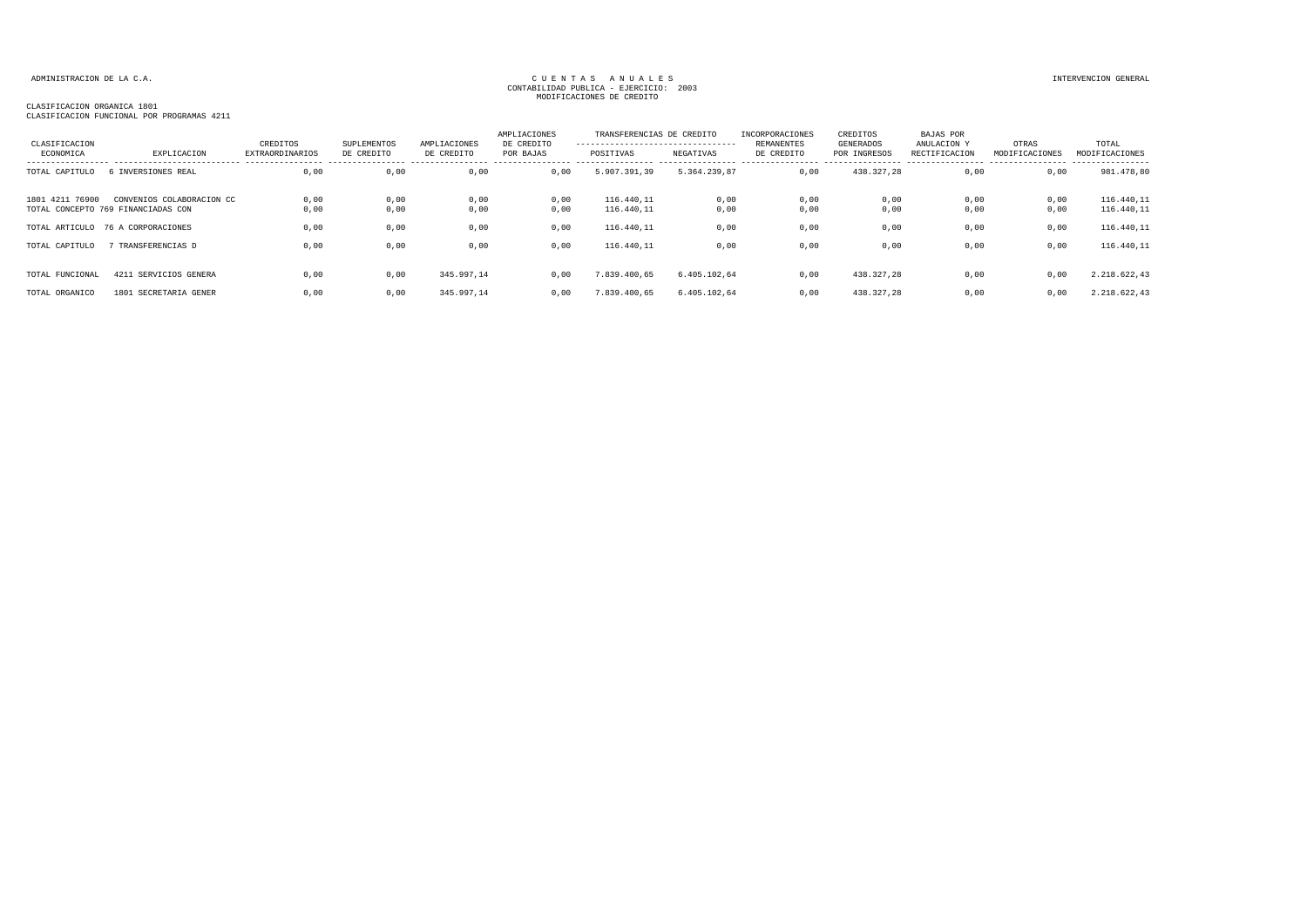ADMINISTRACION DE LA C.A.

CUENTAS ANUALES
CONTABILIDAD PUBLICA - EJERCICIO: 2003
MODIFICACIONES DE CREDITO

INTERVENCION GENERAL

CLASIFICACION ORGANICA 1801
CLASIFICACION FUNCIONAL POR PROGRAMAS 4211

| CLASIFICACION ECONOMICA | EXPLICACION | CREDITOS EXTRAORDINARIOS | SUPLEMENTOS DE CREDITO | AMPLIACIONES DE CREDITO | AMPLIACIONES DE CREDITO POR BAJAS | TRANSFERENCIAS DE CREDITO POSITIVAS | TRANSFERENCIAS DE CREDITO NEGATIVAS | INCORPORACIONES REMANENTES DE CREDITO | CREDITOS GENERADOS POR INGRESOS | BAJAS POR ANULACION Y RECTIFICACION | OTRAS MODIFICACIONES | TOTAL MODIFICACIONES |
|---|---|---|---|---|---|---|---|---|---|---|---|---|
| TOTAL CAPITULO | 6 INVERSIONES REAL | 0,00 | 0,00 | 0,00 | 0,00 | 5.907.391,39 | 5.364.239,87 | 0,00 | 438.327,28 | 0,00 | 0,00 | 981.478,80 |
| 1801 4211 76900 | CONVENIOS COLABORACION CC | 0,00 | 0,00 | 0,00 | 0,00 | 116.440,11 | 0,00 | 0,00 | 0,00 | 0,00 | 0,00 | 116.440,11 |
| TOTAL CONCEPTO 769 FINANCIADAS CON | | 0,00 | 0,00 | 0,00 | 0,00 | 116.440,11 | 0,00 | 0,00 | 0,00 | 0,00 | 0,00 | 116.440,11 |
| TOTAL ARTICULO | 76 A CORPORACIONES | 0,00 | 0,00 | 0,00 | 0,00 | 116.440,11 | 0,00 | 0,00 | 0,00 | 0,00 | 0,00 | 116.440,11 |
| TOTAL CAPITULO | 7 TRANSFERENCIAS D | 0,00 | 0,00 | 0,00 | 0,00 | 116.440,11 | 0,00 | 0,00 | 0,00 | 0,00 | 0,00 | 116.440,11 |
| TOTAL FUNCIONAL | 4211 SERVICIOS GENERA | 0,00 | 0,00 | 345.997,14 | 0,00 | 7.839.400,65 | 6.405.102,64 | 0,00 | 438.327,28 | 0,00 | 0,00 | 2.218.622,43 |
| TOTAL ORGANICO | 1801 SECRETARIA GENER | 0,00 | 0,00 | 345.997,14 | 0,00 | 7.839.400,65 | 6.405.102,64 | 0,00 | 438.327,28 | 0,00 | 0,00 | 2.218.622,43 |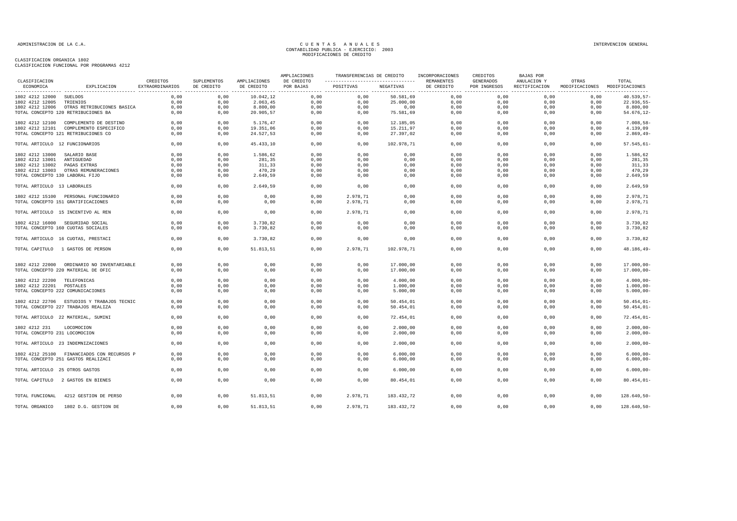ADMINISTRACION DE LA C.A.

# C U E N T A S   A N U A L E S
## CONTABILIDAD PUBLICA - EJERCICIO: 2003
## MODIFICACIONES DE CREDITO

INTERVENCION GENERAL

CLASIFICACION ORGANICA 1802
CLASIFICACION FUNCIONAL POR PROGRAMAS 4212

| CLASIFICACION ECONOMICA | EXPLICACION | CREDITOS EXTRAORDINARIOS | SUPLEMENTOS DE CREDITO | AMPLIACIONES DE CREDITO | AMPLIACIONES DE CREDITO POR BAJAS | TRANSFERENCIAS DE CREDITO POSITIVAS | TRANSFERENCIAS DE CREDITO NEGATIVAS | INCORPORACIONES REMANENTES DE CREDITO | CREDITOS GENERADOS POR INGRESOS | BAJAS POR ANULACION Y RECTIFICACION | OTRAS MODIFICACIONES | TOTAL MODIFICACIONES |
|---|---|---|---|---|---|---|---|---|---|---|---|---|
| 1802 4212 12000 | SUELDOS | 0,00 | 0,00 | 10.042,12 | 0,00 | 0,00 | 50.581,69 | 0,00 | 0,00 | 0,00 | 0,00 | 40.539,57- |
| 1802 4212 12005 | TRIENIOS | 0,00 | 0,00 | 2.063,45 | 0,00 | 0,00 | 25.000,00 | 0,00 | 0,00 | 0,00 | 0,00 | 22.936,55- |
| 1802 4212 12006 | OTRAS RETRIBUCIONES BASICA | 0,00 | 0,00 | 8.800,00 | 0,00 | 0,00 | 0,00 | 0,00 | 0,00 | 0,00 | 0,00 | 8.800,00 |
| TOTAL CONCEPTO 120 RETRIBUCIONES BA | | 0,00 | 0,00 | 20.905,57 | 0,00 | 0,00 | 75.581,69 | 0,00 | 0,00 | 0,00 | 0,00 | 54.676,12- |
| 1802 4212 12100 | COMPLEMENTO DE DESTINO | 0,00 | 0,00 | 5.176,47 | 0,00 | 0,00 | 12.185,05 | 0,00 | 0,00 | 0,00 | 0,00 | 7.008,58- |
| 1802 4212 12101 | COMPLEMENTO ESPECIFICO | 0,00 | 0,00 | 19.351,06 | 0,00 | 0,00 | 15.211,97 | 0,00 | 0,00 | 0,00 | 0,00 | 4.139,09 |
| TOTAL CONCEPTO 121 RETRIBUCIONES CO | | 0,00 | 0,00 | 24.527,53 | 0,00 | 0,00 | 27.397,02 | 0,00 | 0,00 | 0,00 | 0,00 | 2.869,49- |
| TOTAL ARTICULO 12 FUNCIONARIOS | | 0,00 | 0,00 | 45.433,10 | 0,00 | 0,00 | 102.978,71 | 0,00 | 0,00 | 0,00 | 0,00 | 57.545,61- |
| 1802 4212 13000 | SALARIO BASE | 0,00 | 0,00 | 1.586,62 | 0,00 | 0,00 | 0,00 | 0,00 | 0,00 | 0,00 | 0,00 | 1.586,62 |
| 1802 4212 13001 | ANTIGUEDAD | 0,00 | 0,00 | 281,35 | 0,00 | 0,00 | 0,00 | 0,00 | 0,00 | 0,00 | 0,00 | 281,35 |
| 1802 4212 13002 | PAGAS EXTRAS | 0,00 | 0,00 | 311,33 | 0,00 | 0,00 | 0,00 | 0,00 | 0,00 | 0,00 | 0,00 | 311,33 |
| 1802 4212 13003 | OTRAS REMUNERACIONES | 0,00 | 0,00 | 470,29 | 0,00 | 0,00 | 0,00 | 0,00 | 0,00 | 0,00 | 0,00 | 470,29 |
| TOTAL CONCEPTO 130 LABORAL FIJO | | 0,00 | 0,00 | 2.649,59 | 0,00 | 0,00 | 0,00 | 0,00 | 0,00 | 0,00 | 0,00 | 2.649,59 |
| TOTAL ARTICULO 13 LABORALES | | 0,00 | 0,00 | 2.649,59 | 0,00 | 0,00 | 0,00 | 0,00 | 0,00 | 0,00 | 0,00 | 2.649,59 |
| 1802 4212 15100 | PERSONAL FUNCIONARIO | 0,00 | 0,00 | 0,00 | 0,00 | 2.978,71 | 0,00 | 0,00 | 0,00 | 0,00 | 0,00 | 2.978,71 |
| TOTAL CONCEPTO 151 GRATIFICACIONES | | 0,00 | 0,00 | 0,00 | 0,00 | 2.978,71 | 0,00 | 0,00 | 0,00 | 0,00 | 0,00 | 2.978,71 |
| TOTAL ARTICULO 15 INCENTIVO AL REN | | 0,00 | 0,00 | 0,00 | 0,00 | 2.978,71 | 0,00 | 0,00 | 0,00 | 0,00 | 0,00 | 2.978,71 |
| 1802 4212 16000 | SEGURIDAD SOCIAL | 0,00 | 0,00 | 3.730,82 | 0,00 | 0,00 | 0,00 | 0,00 | 0,00 | 0,00 | 0,00 | 3.730,82 |
| TOTAL CONCEPTO 160 CUOTAS SOCIALES | | 0,00 | 0,00 | 3.730,82 | 0,00 | 0,00 | 0,00 | 0,00 | 0,00 | 0,00 | 0,00 | 3.730,82 |
| TOTAL ARTICULO 16 CUOTAS, PRESTACI | | 0,00 | 0,00 | 3.730,82 | 0,00 | 0,00 | 0,00 | 0,00 | 0,00 | 0,00 | 0,00 | 3.730,82 |
| TOTAL CAPITULO 1 GASTOS DE PERSON | | 0,00 | 0,00 | 51.813,51 | 0,00 | 2.978,71 | 102.978,71 | 0,00 | 0,00 | 0,00 | 0,00 | 48.186,49- |
| 1802 4212 22000 | ORDINARIO NO INVENTARIABLE | 0,00 | 0,00 | 0,00 | 0,00 | 0,00 | 17.000,00 | 0,00 | 0,00 | 0,00 | 0,00 | 17.000,00- |
| TOTAL CONCEPTO 220 MATERIAL DE OFIC | | 0,00 | 0,00 | 0,00 | 0,00 | 0,00 | 17.000,00 | 0,00 | 0,00 | 0,00 | 0,00 | 17.000,00- |
| 1802 4212 22200 | TELEFONICAS | 0,00 | 0,00 | 0,00 | 0,00 | 0,00 | 4.000,00 | 0,00 | 0,00 | 0,00 | 0,00 | 4.000,00- |
| 1802 4212 22201 | POSTALES | 0,00 | 0,00 | 0,00 | 0,00 | 0,00 | 1.000,00 | 0,00 | 0,00 | 0,00 | 0,00 | 1.000,00- |
| TOTAL CONCEPTO 222 COMUNICACIONES | | 0,00 | 0,00 | 0,00 | 0,00 | 0,00 | 5.000,00 | 0,00 | 0,00 | 0,00 | 0,00 | 5.000,00- |
| 1802 4212 22706 | ESTUDIOS Y TRABAJOS TECNIC | 0,00 | 0,00 | 0,00 | 0,00 | 0,00 | 50.454,01 | 0,00 | 0,00 | 0,00 | 0,00 | 50.454,01- |
| TOTAL CONCEPTO 227 TRABAJOS REALIZA | | 0,00 | 0,00 | 0,00 | 0,00 | 0,00 | 50.454,01 | 0,00 | 0,00 | 0,00 | 0,00 | 50.454,01- |
| TOTAL ARTICULO 22 MATERIAL, SUMINI | | 0,00 | 0,00 | 0,00 | 0,00 | 0,00 | 72.454,01 | 0,00 | 0,00 | 0,00 | 0,00 | 72.454,01- |
| 1802 4212 231 | LOCOMOCION | 0,00 | 0,00 | 0,00 | 0,00 | 0,00 | 2.000,00 | 0,00 | 0,00 | 0,00 | 0,00 | 2.000,00- |
| TOTAL CONCEPTO 231 LOCOMOCION | | 0,00 | 0,00 | 0,00 | 0,00 | 0,00 | 2.000,00 | 0,00 | 0,00 | 0,00 | 0,00 | 2.000,00- |
| TOTAL ARTICULO 23 INDEMNIZACIONES | | 0,00 | 0,00 | 0,00 | 0,00 | 0,00 | 2.000,00 | 0,00 | 0,00 | 0,00 | 0,00 | 2.000,00- |
| 1802 4212 25100 | FINANCIADOS CON RECURSOS P | 0,00 | 0,00 | 0,00 | 0,00 | 0,00 | 6.000,00 | 0,00 | 0,00 | 0,00 | 0,00 | 6.000,00- |
| TOTAL CONCEPTO 251 GASTOS REALIZACI | | 0,00 | 0,00 | 0,00 | 0,00 | 0,00 | 6.000,00 | 0,00 | 0,00 | 0,00 | 0,00 | 6.000,00- |
| TOTAL ARTICULO 25 OTROS GASTOS | | 0,00 | 0,00 | 0,00 | 0,00 | 0,00 | 6.000,00 | 0,00 | 0,00 | 0,00 | 0,00 | 6.000,00- |
| TOTAL CAPITULO 2 GASTOS EN BIENES | | 0,00 | 0,00 | 0,00 | 0,00 | 0,00 | 80.454,01 | 0,00 | 0,00 | 0,00 | 0,00 | 80.454,01- |
| TOTAL FUNCIONAL | 4212 GESTION DE PERSO | 0,00 | 0,00 | 51.813,51 | 0,00 | 2.978,71 | 183.432,72 | 0,00 | 0,00 | 0,00 | 0,00 | 128.640,50- |
| TOTAL ORGANICO | 1802 D.G. GESTION DE | 0,00 | 0,00 | 51.813,51 | 0,00 | 2.978,71 | 183.432,72 | 0,00 | 0,00 | 0,00 | 0,00 | 128.640,50- |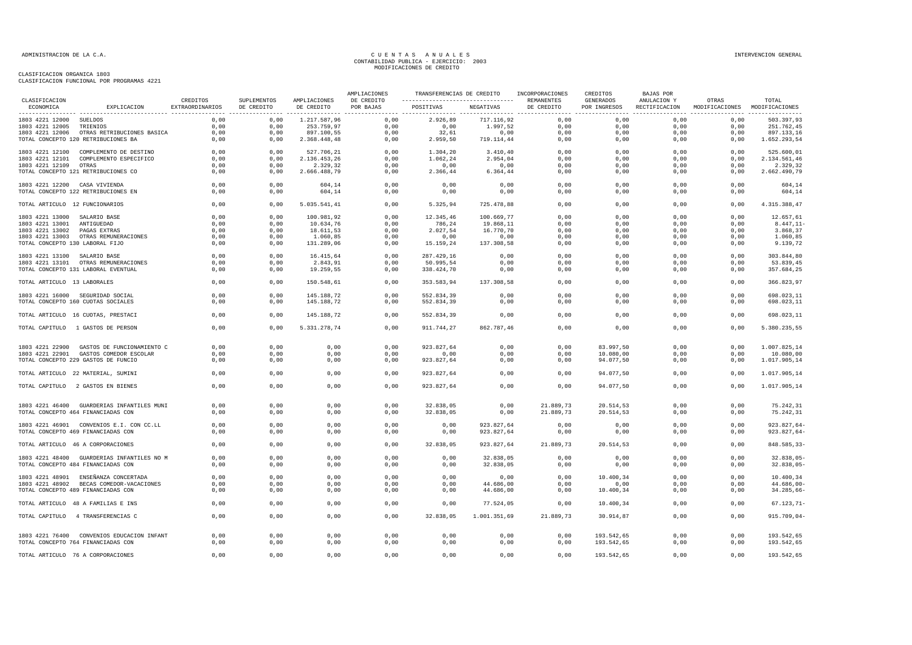ADMINISTRACION DE LA C.A.

CUENTAS ANUALES
CONTABILIDAD PUBLICA - EJERCICIO: 2003
MODIFICACIONES DE CREDITO

INTERVENCION GENERAL

CLASIFICACION ORGANICA 1803
CLASIFICACION FUNCIONAL POR PROGRAMAS 4221

| CLASIFICACION ECONOMICA | EXPLICACION | CREDITOS EXTRAORDINARIOS | SUPLEMENTOS DE CREDITO | AMPLIACIONES DE CREDITO | AMPLIACIONES DE CREDITO POR BAJAS | TRANSFERENCIAS DE CREDITO POSITIVAS | TRANSFERENCIAS DE CREDITO NEGATIVAS | INCORPORACIONES REMANENTES DE CREDITO | CREDITOS GENERADOS POR INGRESOS | BAJAS POR ANULACION Y RECTIFICACION | OTRAS MODIFICACIONES | TOTAL MODIFICACIONES |
|---|---|---|---|---|---|---|---|---|---|---|---|---|
| 1803 4221 12000 | SUELDOS | 0,00 | 0,00 | 1.217.587,96 | 0,00 | 2.926,89 | 717.116,92 | 0,00 | 0,00 | 0,00 | 0,00 | 503.397,93 |
| 1803 4221 12005 | TRIENIOS | 0,00 | 0,00 | 253.759,97 | 0,00 | 0,00 | 1.997,52 | 0,00 | 0,00 | 0,00 | 0,00 | 251.762,45 |
| 1803 4221 12006 | OTRAS RETRIBUCIONES BASICA | 0,00 | 0,00 | 897.100,55 | 0,00 | 32,61 | 0,00 | 0,00 | 0,00 | 0,00 | 0,00 | 897.133,16 |
| TOTAL CONCEPTO 120 RETRIBUCIONES BA | | 0,00 | 0,00 | 2.368.448,48 | 0,00 | 2.959,50 | 719.114,44 | 0,00 | 0,00 | 0,00 | 0,00 | 1.652.293,54 |
| 1803 4221 12100 | COMPLEMENTO DE DESTINO | 0,00 | 0,00 | 527.706,21 | 0,00 | 1.304,20 | 3.410,40 | 0,00 | 0,00 | 0,00 | 0,00 | 525.600,01 |
| 1803 4221 12101 | COMPLEMENTO ESPECIFICO | 0,00 | 0,00 | 2.136.453,26 | 0,00 | 1.062,24 | 2.954,04 | 0,00 | 0,00 | 0,00 | 0,00 | 2.134.561,46 |
| 1803 4221 12109 | OTRAS | 0,00 | 0,00 | 2.329,32 | 0,00 | 0,00 | 0,00 | 0,00 | 0,00 | 0,00 | 0,00 | 2.329,32 |
| TOTAL CONCEPTO 121 RETRIBUCIONES CO | | 0,00 | 0,00 | 2.666.488,79 | 0,00 | 2.366,44 | 6.364,44 | 0,00 | 0,00 | 0,00 | 0,00 | 2.662.490,79 |
| 1803 4221 12200 | CASA VIVIENDA | 0,00 | 0,00 | 604,14 | 0,00 | 0,00 | 0,00 | 0,00 | 0,00 | 0,00 | 0,00 | 604,14 |
| TOTAL CONCEPTO 122 RETRIBUCIONES EN | | 0,00 | 0,00 | 604,14 | 0,00 | 0,00 | 0,00 | 0,00 | 0,00 | 0,00 | 0,00 | 604,14 |
| TOTAL ARTICULO 12 FUNCIONARIOS | | 0,00 | 0,00 | 5.035.541,41 | 0,00 | 5.325,94 | 725.478,88 | 0,00 | 0,00 | 0,00 | 0,00 | 4.315.388,47 |
| 1803 4221 13000 | SALARIO BASE | 0,00 | 0,00 | 100.981,92 | 0,00 | 12.345,46 | 100.669,77 | 0,00 | 0,00 | 0,00 | 0,00 | 12.657,61 |
| 1803 4221 13001 | ANTIGUEDAD | 0,00 | 0,00 | 10.634,76 | 0,00 | 786,24 | 19.868,11 | 0,00 | 0,00 | 0,00 | 0,00 | 8.447,11- |
| 1803 4221 13002 | PAGAS EXTRAS | 0,00 | 0,00 | 18.611,53 | 0,00 | 2.027,54 | 16.770,70 | 0,00 | 0,00 | 0,00 | 0,00 | 3.868,37 |
| 1803 4221 13003 | OTRAS REMUNERACIONES | 0,00 | 0,00 | 1.060,85 | 0,00 | 0,00 | 0,00 | 0,00 | 0,00 | 0,00 | 0,00 | 1.060,85 |
| TOTAL CONCEPTO 130 LABORAL FIJO | | 0,00 | 0,00 | 131.289,06 | 0,00 | 15.159,24 | 137.308,58 | 0,00 | 0,00 | 0,00 | 0,00 | 9.139,72 |
| 1803 4221 13100 | SALARIO BASE | 0,00 | 0,00 | 16.415,64 | 0,00 | 287.429,16 | 0,00 | 0,00 | 0,00 | 0,00 | 0,00 | 303.844,80 |
| 1803 4221 13101 | OTRAS REMUNERACIONES | 0,00 | 0,00 | 2.843,91 | 0,00 | 50.995,54 | 0,00 | 0,00 | 0,00 | 0,00 | 0,00 | 53.839,45 |
| TOTAL CONCEPTO 131 LABORAL EVENTUAL | | 0,00 | 0,00 | 19.259,55 | 0,00 | 338.424,70 | 0,00 | 0,00 | 0,00 | 0,00 | 0,00 | 357.684,25 |
| TOTAL ARTICULO 13 LABORALES | | 0,00 | 0,00 | 150.548,61 | 0,00 | 353.583,94 | 137.308,58 | 0,00 | 0,00 | 0,00 | 0,00 | 366.823,97 |
| 1803 4221 16000 | SEGURIDAD SOCIAL | 0,00 | 0,00 | 145.188,72 | 0,00 | 552.834,39 | 0,00 | 0,00 | 0,00 | 0,00 | 0,00 | 698.023,11 |
| TOTAL CONCEPTO 160 CUOTAS SOCIALES | | 0,00 | 0,00 | 145.188,72 | 0,00 | 552.834,39 | 0,00 | 0,00 | 0,00 | 0,00 | 0,00 | 698.023,11 |
| TOTAL ARTICULO 16 CUOTAS, PRESTACI | | 0,00 | 0,00 | 145.188,72 | 0,00 | 552.834,39 | 0,00 | 0,00 | 0,00 | 0,00 | 0,00 | 698.023,11 |
| TOTAL CAPITULO 1 GASTOS DE PERSON | | 0,00 | 0,00 | 5.331.278,74 | 0,00 | 911.744,27 | 862.787,46 | 0,00 | 0,00 | 0,00 | 0,00 | 5.380.235,55 |
| 1803 4221 22900 | GASTOS DE FUNCIONAMIENTO C | 0,00 | 0,00 | 0,00 | 0,00 | 923.827,64 | 0,00 | 0,00 | 83.997,50 | 0,00 | 0,00 | 1.007.825,14 |
| 1803 4221 22901 | GASTOS COMEDOR ESCOLAR | 0,00 | 0,00 | 0,00 | 0,00 | 0,00 | 0,00 | 0,00 | 10.080,00 | 0,00 | 0,00 | 10.080,00 |
| TOTAL CONCEPTO 229 GASTOS DE FUNCIO | | 0,00 | 0,00 | 0,00 | 0,00 | 923.827,64 | 0,00 | 0,00 | 94.077,50 | 0,00 | 0,00 | 1.017.905,14 |
| TOTAL ARTICULO 22 MATERIAL, SUMINI | | 0,00 | 0,00 | 0,00 | 0,00 | 923.827,64 | 0,00 | 0,00 | 94.077,50 | 0,00 | 0,00 | 1.017.905,14 |
| TOTAL CAPITULO 2 GASTOS EN BIENES | | 0,00 | 0,00 | 0,00 | 0,00 | 923.827,64 | 0,00 | 0,00 | 94.077,50 | 0,00 | 0,00 | 1.017.905,14 |
| 1803 4221 46400 | GUARDERIAS INFANTILES MUNI | 0,00 | 0,00 | 0,00 | 0,00 | 32.838,05 | 0,00 | 21.889,73 | 20.514,53 | 0,00 | 0,00 | 75.242,31 |
| TOTAL CONCEPTO 464 FINANCIADAS CON | | 0,00 | 0,00 | 0,00 | 0,00 | 32.838,05 | 0,00 | 21.889,73 | 20.514,53 | 0,00 | 0,00 | 75.242,31 |
| 1803 4221 46901 | CONVENIOS E.I. CON CC.LL | 0,00 | 0,00 | 0,00 | 0,00 | 0,00 | 923.827,64 | 0,00 | 0,00 | 0,00 | 0,00 | 923.827,64- |
| TOTAL CONCEPTO 469 FINANCIADAS CON | | 0,00 | 0,00 | 0,00 | 0,00 | 0,00 | 923.827,64 | 0,00 | 0,00 | 0,00 | 0,00 | 923.827,64- |
| TOTAL ARTICULO 46 A CORPORACIONES | | 0,00 | 0,00 | 0,00 | 0,00 | 32.838,05 | 923.827,64 | 21.889,73 | 20.514,53 | 0,00 | 0,00 | 848.585,33- |
| 1803 4221 48400 | GUARDERIAS INFANTILES NO M | 0,00 | 0,00 | 0,00 | 0,00 | 0,00 | 32.838,05 | 0,00 | 0,00 | 0,00 | 0,00 | 32.838,05- |
| TOTAL CONCEPTO 484 FINANCIADAS CON | | 0,00 | 0,00 | 0,00 | 0,00 | 0,00 | 32.838,05 | 0,00 | 0,00 | 0,00 | 0,00 | 32.838,05- |
| 1803 4221 48901 | ENSEÑANZA CONCERTADA | 0,00 | 0,00 | 0,00 | 0,00 | 0,00 | 0,00 | 0,00 | 10.400,34 | 0,00 | 0,00 | 10.400,34 |
| 1803 4221 48902 | BECAS COMEDOR-VACACIONES | 0,00 | 0,00 | 0,00 | 0,00 | 0,00 | 44.686,00 | 0,00 | 0,00 | 0,00 | 0,00 | 44.686,00- |
| TOTAL CONCEPTO 489 FINANCIADAS CON | | 0,00 | 0,00 | 0,00 | 0,00 | 0,00 | 44.686,00 | 0,00 | 10.400,34 | 0,00 | 0,00 | 34.285,66- |
| TOTAL ARTICULO 48 A FAMILIAS E INS | | 0,00 | 0,00 | 0,00 | 0,00 | 0,00 | 77.524,05 | 0,00 | 10.400,34 | 0,00 | 0,00 | 67.123,71- |
| TOTAL CAPITULO 4 TRANSFERENCIAS C | | 0,00 | 0,00 | 0,00 | 0,00 | 32.838,05 | 1.001.351,69 | 21.889,73 | 30.914,87 | 0,00 | 0,00 | 915.709,04- |
| 1803 4221 76400 | CONVENIOS EDUCACION INFANT | 0,00 | 0,00 | 0,00 | 0,00 | 0,00 | 0,00 | 0,00 | 193.542,65 | 0,00 | 0,00 | 193.542,65 |
| TOTAL CONCEPTO 764 FINANCIADAS CON | | 0,00 | 0,00 | 0,00 | 0,00 | 0,00 | 0,00 | 0,00 | 193.542,65 | 0,00 | 0,00 | 193.542,65 |
| TOTAL ARTICULO 76 A CORPORACIONES | | 0,00 | 0,00 | 0,00 | 0,00 | 0,00 | 0,00 | 0,00 | 193.542,65 | 0,00 | 0,00 | 193.542,65 |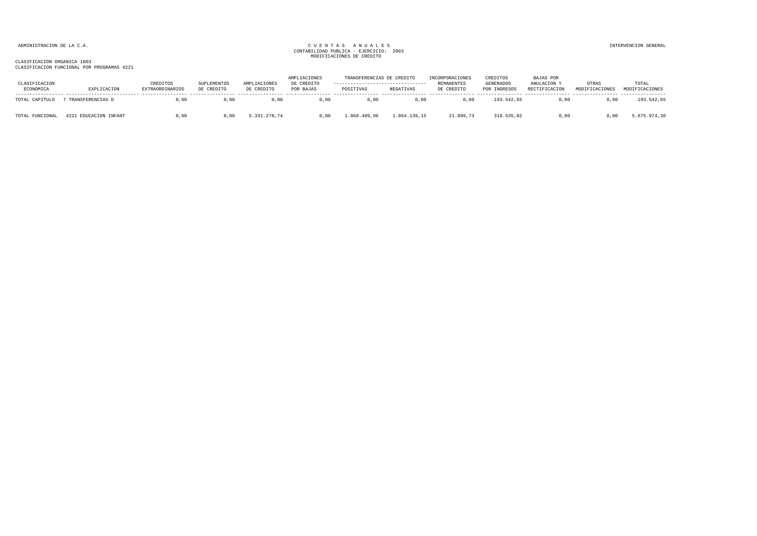ADMINISTRACION DE LA C.A.

CUENTAS ANUALES
CONTABILIDAD PUBLICA - EJERCICIO: 2003
MODIFICACIONES DE CREDITO

INTERVENCION GENERAL

CLASIFICACION ORGANICA 1803
CLASIFICACION FUNCIONAL POR PROGRAMAS 4221

| CLASIFICACION ECONOMICA | EXPLICACION | CREDITOS EXTRAORDINARIOS | SUPLEMENTOS DE CREDITO | AMPLIACIONES DE CREDITO | AMPLIACIONES DE CREDITO POR BAJAS | TRANSFERENCIAS DE CREDITO POSITIVAS | TRANSFERENCIAS DE CREDITO NEGATIVAS | INCORPORACIONES REMANENTES DE CREDITO | CREDITOS GENERADOS POR INGRESOS | BAJAS POR ANULACION Y RECTIFICACION | OTRAS MODIFICACIONES | TOTAL MODIFICACIONES |
|---|---|---|---|---|---|---|---|---|---|---|---|---|
| TOTAL CAPITULO | 7 TRANSFERENCIAS D | 0,00 | 0,00 | 0,00 | 0,00 | 0,00 | 0,00 | 0,00 | 193.542,65 | 0,00 | 0,00 | 193.542,65 |
| TOTAL FUNCIONAL | 4221 EDUCACION INFANT | 0,00 | 0,00 | 5.331.278,74 | 0,00 | 1.868.409,96 | 1.864.139,15 | 21.889,73 | 318.535,02 | 0,00 | 0,00 | 5.675.974,30 |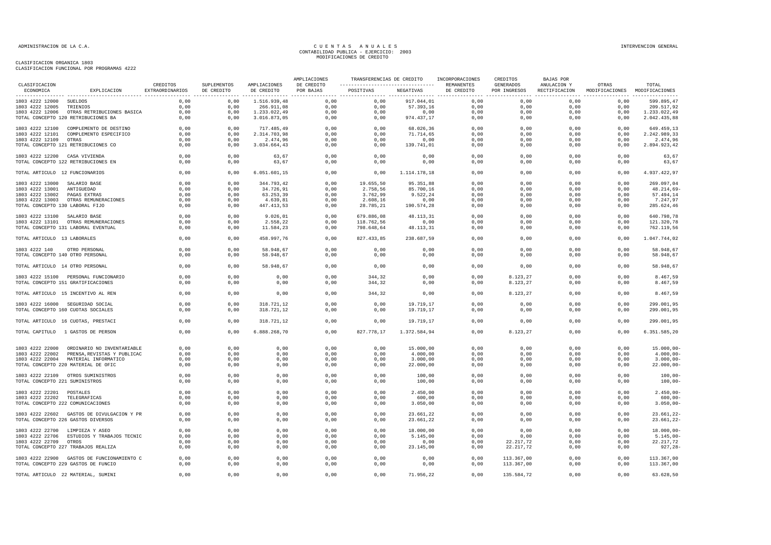ADMINISTRACION DE LA C.A.

# CUENTAS ANUALES
## CONTABILIDAD PUBLICA - EJERCICIO: 2003
## MODIFICACIONES DE CREDITO

INTERVENCION GENERAL

CLASIFICACION ORGANICA 1803
CLASIFICACION FUNCIONAL POR PROGRAMAS 4222

| CLASIFICACION ECONOMICA | EXPLICACION | CREDITOS EXTRAORDINARIOS | SUPLEMENTOS DE CREDITO | AMPLIACIONES DE CREDITO | AMPLIACIONES DE CREDITO POR BAJAS | TRANSFERENCIAS DE CREDITO POSITIVAS | TRANSFERENCIAS DE CREDITO NEGATIVAS | INCORPORACIONES REMANENTES DE CREDITO | CREDITOS GENERADOS POR INGRESOS | BAJAS POR ANULACION Y RECTIFICACION | OTRAS MODIFICACIONES | TOTAL MODIFICACIONES |
|---|---|---|---|---|---|---|---|---|---|---|---|---|
| 1803 4222 12000 | SUELDOS | 0,00 | 0,00 | 1.516.939,48 | 0,00 | 0,00 | 917.044,01 | 0,00 | 0,00 | 0,00 | 0,00 | 599.895,47 |
| 1803 4222 12005 | TRIENIOS | 0,00 | 0,00 | 266.911,08 | 0,00 | 0,00 | 57.393,16 | 0,00 | 0,00 | 0,00 | 0,00 | 209.517,92 |
| 1803 4222 12006 | OTRAS RETRIBUCIONES BASICA | 0,00 | 0,00 | 1.233.022,49 | 0,00 | 0,00 | 0,00 | 0,00 | 0,00 | 0,00 | 0,00 | 1.233.022,49 |
| TOTAL CONCEPTO 120 RETRIBUCIONES BA | | 0,00 | 0,00 | 3.016.873,05 | 0,00 | 0,00 | 974.437,17 | 0,00 | 0,00 | 0,00 | 0,00 | 2.042.435,88 |
| 1803 4222 12100 | COMPLEMENTO DE DESTINO | 0,00 | 0,00 | 717.485,49 | 0,00 | 0,00 | 68.026,36 | 0,00 | 0,00 | 0,00 | 0,00 | 649.459,13 |
| 1803 4222 12101 | COMPLEMENTO ESPECIFICO | 0,00 | 0,00 | 2.314.703,98 | 0,00 | 0,00 | 71.714,65 | 0,00 | 0,00 | 0,00 | 0,00 | 2.242.989,33 |
| 1803 4222 12109 | OTRAS | 0,00 | 0,00 | 2.474,96 | 0,00 | 0,00 | 0,00 | 0,00 | 0,00 | 0,00 | 0,00 | 2.474,96 |
| TOTAL CONCEPTO 121 RETRIBUCIONES CO | | 0,00 | 0,00 | 3.034.664,43 | 0,00 | 0,00 | 139.741,01 | 0,00 | 0,00 | 0,00 | 0,00 | 2.894.923,42 |
| 1803 4222 12200 | CASA VIVIENDA | 0,00 | 0,00 | 63,67 | 0,00 | 0,00 | 0,00 | 0,00 | 0,00 | 0,00 | 0,00 | 63,67 |
| TOTAL CONCEPTO 122 RETRIBUCIONES EN | | 0,00 | 0,00 | 63,67 | 0,00 | 0,00 | 0,00 | 0,00 | 0,00 | 0,00 | 0,00 | 63,67 |
| TOTAL ARTICULO 12 FUNCIONARIOS | | 0,00 | 0,00 | 6.051.601,15 | 0,00 | 0,00 | 1.114.178,18 | 0,00 | 0,00 | 0,00 | 0,00 | 4.937.422,97 |
| 1803 4222 13000 | SALARIO BASE | 0,00 | 0,00 | 344.793,42 | 0,00 | 19.655,50 | 95.351,88 | 0,00 | 0,00 | 0,00 | 0,00 | 269.097,04 |
| 1803 4222 13001 | ANTIGUEDAD | 0,00 | 0,00 | 34.726,91 | 0,00 | 2.758,56 | 85.700,16 | 0,00 | 0,00 | 0,00 | 0,00 | 48.214,69- |
| 1803 4222 13002 | PAGAS EXTRAS | 0,00 | 0,00 | 63.253,39 | 0,00 | 3.762,99 | 9.522,24 | 0,00 | 0,00 | 0,00 | 0,00 | 57.494,14 |
| 1803 4222 13003 | OTRAS REMUNERACIONES | 0,00 | 0,00 | 4.639,81 | 0,00 | 2.608,16 | 0,00 | 0,00 | 0,00 | 0,00 | 0,00 | 7.247,97 |
| TOTAL CONCEPTO 130 LABORAL FIJO | | 0,00 | 0,00 | 447.413,53 | 0,00 | 28.785,21 | 190.574,28 | 0,00 | 0,00 | 0,00 | 0,00 | 285.624,46 |
| 1803 4222 13100 | SALARIO BASE | 0,00 | 0,00 | 9.026,01 | 0,00 | 679.886,08 | 48.113,31 | 0,00 | 0,00 | 0,00 | 0,00 | 640.798,78 |
| 1803 4222 13101 | OTRAS REMUNERACIONES | 0,00 | 0,00 | 2.558,22 | 0,00 | 118.762,56 | 0,00 | 0,00 | 0,00 | 0,00 | 0,00 | 121.320,78 |
| TOTAL CONCEPTO 131 LABORAL EVENTUAL | | 0,00 | 0,00 | 11.584,23 | 0,00 | 798.648,64 | 48.113,31 | 0,00 | 0,00 | 0,00 | 0,00 | 762.119,56 |
| TOTAL ARTICULO 13 LABORALES | | 0,00 | 0,00 | 458.997,76 | 0,00 | 827.433,85 | 238.687,59 | 0,00 | 0,00 | 0,00 | 0,00 | 1.047.744,02 |
| 1803 4222 140 | OTRO PERSONAL | 0,00 | 0,00 | 58.948,67 | 0,00 | 0,00 | 0,00 | 0,00 | 0,00 | 0,00 | 0,00 | 58.948,67 |
| TOTAL CONCEPTO 140 OTRO PERSONAL | | 0,00 | 0,00 | 58.948,67 | 0,00 | 0,00 | 0,00 | 0,00 | 0,00 | 0,00 | 0,00 | 58.948,67 |
| TOTAL ARTICULO 14 OTRO PERSONAL | | 0,00 | 0,00 | 58.948,67 | 0,00 | 0,00 | 0,00 | 0,00 | 0,00 | 0,00 | 0,00 | 58.948,67 |
| 1803 4222 15100 | PERSONAL FUNCIONARIO | 0,00 | 0,00 | 0,00 | 0,00 | 344,32 | 0,00 | 0,00 | 8.123,27 | 0,00 | 0,00 | 8.467,59 |
| TOTAL CONCEPTO 151 GRATIFICACIONES | | 0,00 | 0,00 | 0,00 | 0,00 | 344,32 | 0,00 | 0,00 | 8.123,27 | 0,00 | 0,00 | 8.467,59 |
| TOTAL ARTICULO 15 INCENTIVO AL REN | | 0,00 | 0,00 | 0,00 | 0,00 | 344,32 | 0,00 | 0,00 | 8.123,27 | 0,00 | 0,00 | 8.467,59 |
| 1803 4222 16000 | SEGURIDAD SOCIAL | 0,00 | 0,00 | 318.721,12 | 0,00 | 0,00 | 19.719,17 | 0,00 | 0,00 | 0,00 | 0,00 | 299.001,95 |
| TOTAL CONCEPTO 160 CUOTAS SOCIALES | | 0,00 | 0,00 | 318.721,12 | 0,00 | 0,00 | 19.719,17 | 0,00 | 0,00 | 0,00 | 0,00 | 299.001,95 |
| TOTAL ARTICULO 16 CUOTAS, PRESTACI | | 0,00 | 0,00 | 318.721,12 | 0,00 | 0,00 | 19.719,17 | 0,00 | 0,00 | 0,00 | 0,00 | 299.001,95 |
| TOTAL CAPITULO 1 GASTOS DE PERSON | | 0,00 | 0,00 | 6.888.268,70 | 0,00 | 827.778,17 | 1.372.584,94 | 0,00 | 8.123,27 | 0,00 | 0,00 | 6.351.585,20 |
| 1803 4222 22000 | ORDINARIO NO INVENTARIABLE | 0,00 | 0,00 | 0,00 | 0,00 | 0,00 | 15.000,00 | 0,00 | 0,00 | 0,00 | 0,00 | 15.000,00- |
| 1803 4222 22002 | PRENSA,REVISTAS Y PUBLICAC | 0,00 | 0,00 | 0,00 | 0,00 | 0,00 | 4.000,00 | 0,00 | 0,00 | 0,00 | 0,00 | 4.000,00- |
| 1803 4222 22004 | MATERIAL INFORMATICO | 0,00 | 0,00 | 0,00 | 0,00 | 0,00 | 3.000,00 | 0,00 | 0,00 | 0,00 | 0,00 | 3.000,00- |
| TOTAL CONCEPTO 220 MATERIAL DE OFIC | | 0,00 | 0,00 | 0,00 | 0,00 | 0,00 | 22.000,00 | 0,00 | 0,00 | 0,00 | 0,00 | 22.000,00- |
| 1803 4222 22109 | OTROS SUMINISTROS | 0,00 | 0,00 | 0,00 | 0,00 | 0,00 | 100,00 | 0,00 | 0,00 | 0,00 | 0,00 | 100,00- |
| TOTAL CONCEPTO 221 SUMINISTROS | | 0,00 | 0,00 | 0,00 | 0,00 | 0,00 | 100,00 | 0,00 | 0,00 | 0,00 | 0,00 | 100,00- |
| 1803 4222 22201 | POSTALES | 0,00 | 0,00 | 0,00 | 0,00 | 0,00 | 2.450,00 | 0,00 | 0,00 | 0,00 | 0,00 | 2.450,00- |
| 1803 4222 22202 | TELEGRAFICAS | 0,00 | 0,00 | 0,00 | 0,00 | 0,00 | 600,00 | 0,00 | 0,00 | 0,00 | 0,00 | 600,00- |
| TOTAL CONCEPTO 222 COMUNICACIONES | | 0,00 | 0,00 | 0,00 | 0,00 | 0,00 | 3.050,00 | 0,00 | 0,00 | 0,00 | 0,00 | 3.050,00- |
| 1803 4222 22602 | GASTOS DE DIVULGACION Y PR | 0,00 | 0,00 | 0,00 | 0,00 | 0,00 | 23.661,22 | 0,00 | 0,00 | 0,00 | 0,00 | 23.661,22- |
| TOTAL CONCEPTO 226 GASTOS DIVERSOS | | 0,00 | 0,00 | 0,00 | 0,00 | 0,00 | 23.661,22 | 0,00 | 0,00 | 0,00 | 0,00 | 23.661,22- |
| 1803 4222 22700 | LIMPIEZA Y ASEO | 0,00 | 0,00 | 0,00 | 0,00 | 0,00 | 18.000,00 | 0,00 | 0,00 | 0,00 | 0,00 | 18.000,00- |
| 1803 4222 22706 | ESTUDIOS Y TRABAJOS TECNIC | 0,00 | 0,00 | 0,00 | 0,00 | 0,00 | 5.145,00 | 0,00 | 0,00 | 0,00 | 0,00 | 5.145,00- |
| 1803 4222 22709 | OTROS | 0,00 | 0,00 | 0,00 | 0,00 | 0,00 | 0,00 | 0,00 | 22.217,72 | 0,00 | 0,00 | 22.217,72 |
| TOTAL CONCEPTO 227 TRABAJOS REALIZA | | 0,00 | 0,00 | 0,00 | 0,00 | 0,00 | 23.145,00 | 0,00 | 22.217,72 | 0,00 | 0,00 | 927,28- |
| 1803 4222 22900 | GASTOS DE FUNCIONAMIENTO C | 0,00 | 0,00 | 0,00 | 0,00 | 0,00 | 0,00 | 0,00 | 113.367,00 | 0,00 | 0,00 | 113.367,00 |
| TOTAL CONCEPTO 229 GASTOS DE FUNCIO | | 0,00 | 0,00 | 0,00 | 0,00 | 0,00 | 0,00 | 0,00 | 113.367,00 | 0,00 | 0,00 | 113.367,00 |
| TOTAL ARTICULO 22 MATERIAL, SUMINI | | 0,00 | 0,00 | 0,00 | 0,00 | 0,00 | 71.956,22 | 0,00 | 135.584,72 | 0,00 | 0,00 | 63.628,50 |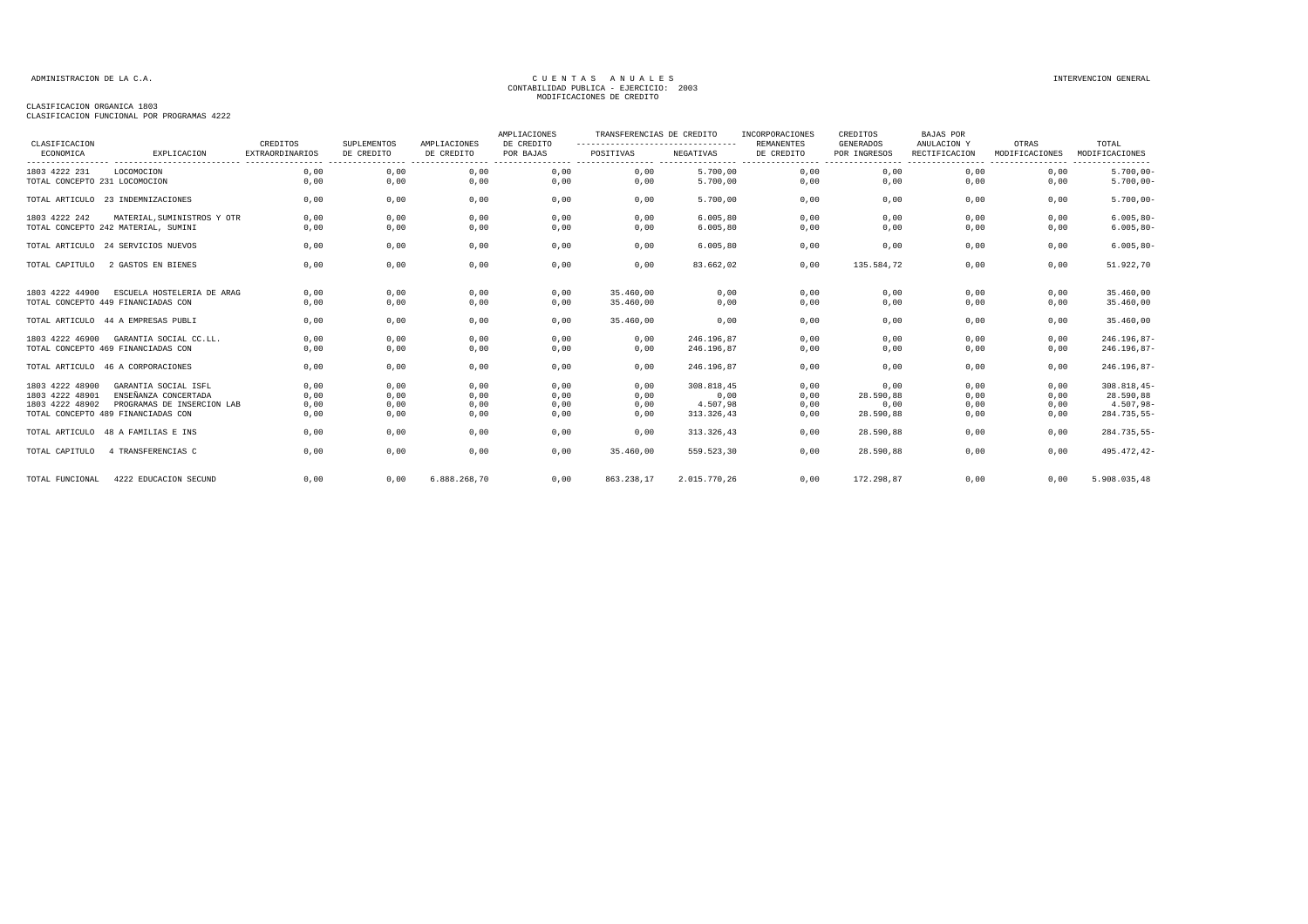ADMINISTRACION DE LA C.A.

CUENTAS ANUALES
CONTABILIDAD PUBLICA - EJERCICIO: 2003
MODIFICACIONES DE CREDITO

INTERVENCION GENERAL

CLASIFICACION ORGANICA 1803
CLASIFICACION FUNCIONAL POR PROGRAMAS 4222

| CLASIFICACION ECONOMICA | EXPLICACION | CREDITOS EXTRAORDINARIOS | SUPLEMENTOS DE CREDITO | AMPLIACIONES DE CREDITO | AMPLIACIONES DE CREDITO POR BAJAS | TRANSFERENCIAS DE CREDITO POSITIVAS | TRANSFERENCIAS DE CREDITO NEGATIVAS | INCORPORACIONES REMANENTES DE CREDITO | CREDITOS GENERADOS POR INGRESOS | BAJAS POR ANULACION Y RECTIFICACION | OTRAS MODIFICACIONES | TOTAL MODIFICACIONES |
|---|---|---|---|---|---|---|---|---|---|---|---|---|
| 1803 4222 231 | LOCOMOCION | 0,00 | 0,00 | 0,00 | 0,00 | 0,00 | 5.700,00 | 0,00 | 0,00 | 0,00 | 0,00 | 5.700,00- |
| TOTAL CONCEPTO 231 LOCOMOCION | | 0,00 | 0,00 | 0,00 | 0,00 | 0,00 | 5.700,00 | 0,00 | 0,00 | 0,00 | 0,00 | 5.700,00- |
| TOTAL ARTICULO 23 INDEMNIZACIONES | | 0,00 | 0,00 | 0,00 | 0,00 | 0,00 | 5.700,00 | 0,00 | 0,00 | 0,00 | 0,00 | 5.700,00- |
| 1803 4222 242 | MATERIAL,SUMINISTROS Y OTR | 0,00 | 0,00 | 0,00 | 0,00 | 0,00 | 6.005,80 | 0,00 | 0,00 | 0,00 | 0,00 | 6.005,80- |
| TOTAL CONCEPTO 242 MATERIAL, SUMINI | | 0,00 | 0,00 | 0,00 | 0,00 | 0,00 | 6.005,80 | 0,00 | 0,00 | 0,00 | 0,00 | 6.005,80- |
| TOTAL ARTICULO 24 SERVICIOS NUEVOS | | 0,00 | 0,00 | 0,00 | 0,00 | 0,00 | 6.005,80 | 0,00 | 0,00 | 0,00 | 0,00 | 6.005,80- |
| TOTAL CAPITULO 2 GASTOS EN BIENES | | 0,00 | 0,00 | 0,00 | 0,00 | 0,00 | 83.662,02 | 0,00 | 135.584,72 | 0,00 | 0,00 | 51.922,70 |
| 1803 4222 44900 | ESCUELA HOSTELERIA DE ARAG | 0,00 | 0,00 | 0,00 | 0,00 | 35.460,00 | 0,00 | 0,00 | 0,00 | 0,00 | 0,00 | 35.460,00 |
| TOTAL CONCEPTO 449 FINANCIADAS CON | | 0,00 | 0,00 | 0,00 | 0,00 | 35.460,00 | 0,00 | 0,00 | 0,00 | 0,00 | 0,00 | 35.460,00 |
| TOTAL ARTICULO 44 A EMPRESAS PUBLI | | 0,00 | 0,00 | 0,00 | 0,00 | 35.460,00 | 0,00 | 0,00 | 0,00 | 0,00 | 0,00 | 35.460,00 |
| 1803 4222 46900 | GARANTIA SOCIAL CC.LL. | 0,00 | 0,00 | 0,00 | 0,00 | 0,00 | 246.196,87 | 0,00 | 0,00 | 0,00 | 0,00 | 246.196,87- |
| TOTAL CONCEPTO 469 FINANCIADAS CON | | 0,00 | 0,00 | 0,00 | 0,00 | 0,00 | 246.196,87 | 0,00 | 0,00 | 0,00 | 0,00 | 246.196,87- |
| TOTAL ARTICULO 46 A CORPORACIONES | | 0,00 | 0,00 | 0,00 | 0,00 | 0,00 | 246.196,87 | 0,00 | 0,00 | 0,00 | 0,00 | 246.196,87- |
| 1803 4222 48900 | GARANTIA SOCIAL ISFL | 0,00 | 0,00 | 0,00 | 0,00 | 0,00 | 308.818,45 | 0,00 | 0,00 | 0,00 | 0,00 | 308.818,45- |
| 1803 4222 48901 | ENSEÑANZA CONCERTADA | 0,00 | 0,00 | 0,00 | 0,00 | 0,00 | 0,00 | 0,00 | 28.590,88 | 0,00 | 0,00 | 28.590,88 |
| 1803 4222 48902 | PROGRAMAS DE INSERCION LAB | 0,00 | 0,00 | 0,00 | 0,00 | 0,00 | 4.507,98 | 0,00 | 0,00 | 0,00 | 0,00 | 4.507,98- |
| TOTAL CONCEPTO 489 FINANCIADAS CON | | 0,00 | 0,00 | 0,00 | 0,00 | 0,00 | 313.326,43 | 0,00 | 28.590,88 | 0,00 | 0,00 | 284.735,55- |
| TOTAL ARTICULO 48 A FAMILIAS E INS | | 0,00 | 0,00 | 0,00 | 0,00 | 0,00 | 313.326,43 | 0,00 | 28.590,88 | 0,00 | 0,00 | 284.735,55- |
| TOTAL CAPITULO 4 TRANSFERENCIAS C | | 0,00 | 0,00 | 0,00 | 0,00 | 35.460,00 | 559.523,30 | 0,00 | 28.590,88 | 0,00 | 0,00 | 495.472,42- |
| TOTAL FUNCIONAL 4222 EDUCACION SECUND | | 0,00 | 0,00 | 6.888.268,70 | 0,00 | 863.238,17 | 2.015.770,26 | 0,00 | 172.298,87 | 0,00 | 0,00 | 5.908.035,48 |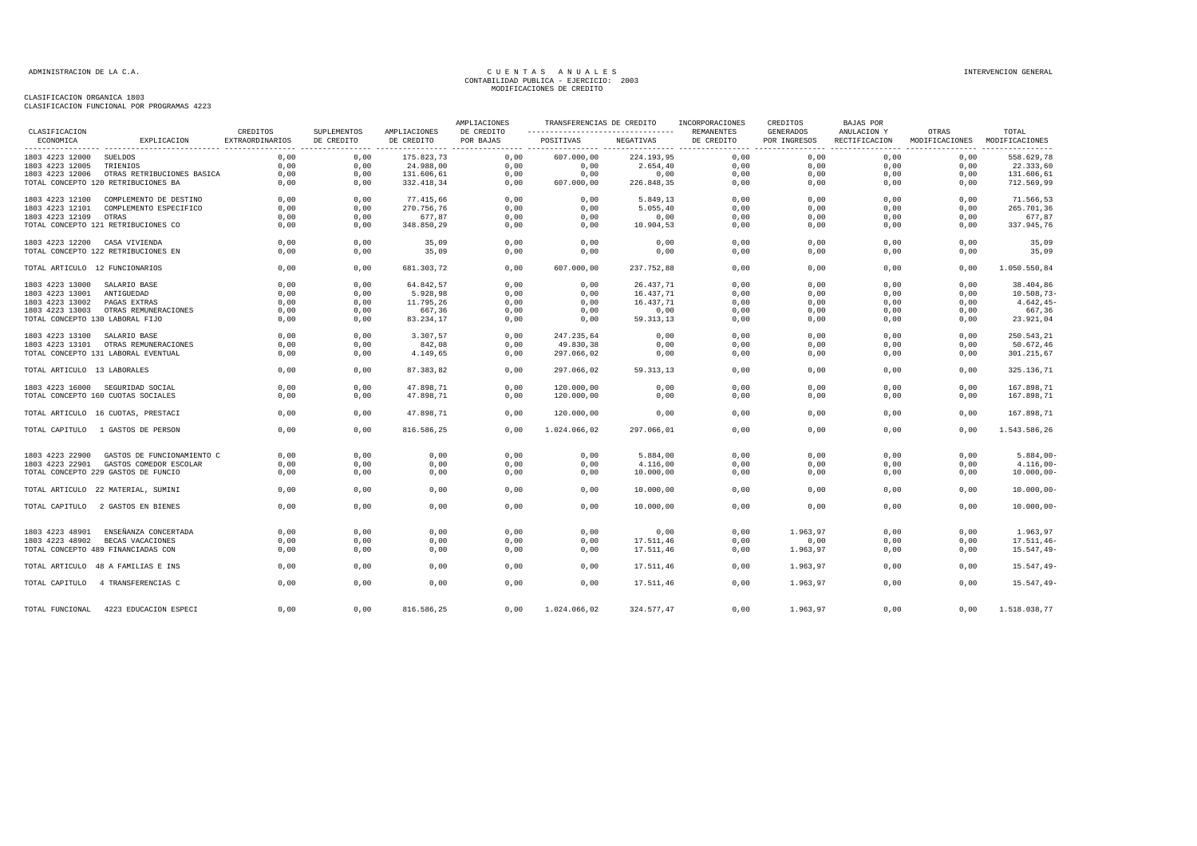ADMINISTRACION DE LA C.A.

# CUENTAS ANUALES
## CONTABILIDAD PUBLICA - EJERCICIO: 2003
## MODIFICACIONES DE CREDITO

INTERVENCION GENERAL

CLASIFICACION ORGANICA 1803
CLASIFICACION FUNCIONAL POR PROGRAMAS 4223

| CLASIFICACION ECONOMICA | EXPLICACION | CREDITOS EXTRAORDINARIOS | SUPLEMENTOS DE CREDITO | AMPLIACIONES DE CREDITO | AMPLIACIONES DE CREDITO POR BAJAS | TRANSFERENCIAS DE CREDITO POSITIVAS | TRANSFERENCIAS DE CREDITO NEGATIVAS | INCORPORACIONES REMANENTES DE CREDITO | CREDITOS GENERADOS POR INGRESOS | BAJAS POR ANULACION Y RECTIFICACION | OTRAS MODIFICACIONES | TOTAL MODIFICACIONES |
|---|---|---|---|---|---|---|---|---|---|---|---|---|
| 1803 4223 12000 | SUELDOS | 0,00 | 0,00 | 175.823,73 | 0,00 | 607.000,00 | 224.193,95 | 0,00 | 0,00 | 0,00 | 0,00 | 558.629,78 |
| 1803 4223 12005 | TRIENIOS | 0,00 | 0,00 | 24.988,00 | 0,00 | 0,00 | 2.654,40 | 0,00 | 0,00 | 0,00 | 0,00 | 22.333,60 |
| 1803 4223 12006 | OTRAS RETRIBUCIONES BASICA | 0,00 | 0,00 | 131.606,61 | 0,00 | 0,00 | 0,00 | 0,00 | 0,00 | 0,00 | 0,00 | 131.606,61 |
| TOTAL CONCEPTO 120 RETRIBUCIONES BA | | 0,00 | 0,00 | 332.418,34 | 0,00 | 607.000,00 | 226.848,35 | 0,00 | 0,00 | 0,00 | 0,00 | 712.569,99 |
| 1803 4223 12100 | COMPLEMENTO DE DESTINO | 0,00 | 0,00 | 77.415,66 | 0,00 | 0,00 | 5.849,13 | 0,00 | 0,00 | 0,00 | 0,00 | 71.566,53 |
| 1803 4223 12101 | COMPLEMENTO ESPECIFICO | 0,00 | 0,00 | 270.756,76 | 0,00 | 0,00 | 5.055,40 | 0,00 | 0,00 | 0,00 | 0,00 | 265.701,36 |
| 1803 4223 12109 | OTRAS | 0,00 | 0,00 | 677,87 | 0,00 | 0,00 | 0,00 | 0,00 | 0,00 | 0,00 | 0,00 | 677,87 |
| TOTAL CONCEPTO 121 RETRIBUCIONES CO | | 0,00 | 0,00 | 348.850,29 | 0,00 | 0,00 | 10.904,53 | 0,00 | 0,00 | 0,00 | 0,00 | 337.945,76 |
| 1803 4223 12200 | CASA VIVIENDA | 0,00 | 0,00 | 35,09 | 0,00 | 0,00 | 0,00 | 0,00 | 0,00 | 0,00 | 0,00 | 35,09 |
| TOTAL CONCEPTO 122 RETRIBUCIONES EN | | 0,00 | 0,00 | 35,09 | 0,00 | 0,00 | 0,00 | 0,00 | 0,00 | 0,00 | 0,00 | 35,09 |
| TOTAL ARTICULO 12 FUNCIONARIOS | | 0,00 | 0,00 | 681.303,72 | 0,00 | 607.000,00 | 237.752,88 | 0,00 | 0,00 | 0,00 | 0,00 | 1.050.550,84 |
| 1803 4223 13000 | SALARIO BASE | 0,00 | 0,00 | 64.842,57 | 0,00 | 0,00 | 26.437,71 | 0,00 | 0,00 | 0,00 | 0,00 | 38.404,86 |
| 1803 4223 13001 | ANTIGUEDAD | 0,00 | 0,00 | 5.928,98 | 0,00 | 0,00 | 16.437,71 | 0,00 | 0,00 | 0,00 | 0,00 | 10.508,73- |
| 1803 4223 13002 | PAGAS EXTRAS | 0,00 | 0,00 | 11.795,26 | 0,00 | 0,00 | 16.437,71 | 0,00 | 0,00 | 0,00 | 0,00 | 4.642,45- |
| 1803 4223 13003 | OTRAS REMUNERACIONES | 0,00 | 0,00 | 667,36 | 0,00 | 0,00 | 0,00 | 0,00 | 0,00 | 0,00 | 0,00 | 667,36 |
| TOTAL CONCEPTO 130 LABORAL FIJO | | 0,00 | 0,00 | 83.234,17 | 0,00 | 0,00 | 59.313,13 | 0,00 | 0,00 | 0,00 | 0,00 | 23.921,04 |
| 1803 4223 13100 | SALARIO BASE | 0,00 | 0,00 | 3.307,57 | 0,00 | 247.235,64 | 0,00 | 0,00 | 0,00 | 0,00 | 0,00 | 250.543,21 |
| 1803 4223 13101 | OTRAS REMUNERACIONES | 0,00 | 0,00 | 842,08 | 0,00 | 49.830,38 | 0,00 | 0,00 | 0,00 | 0,00 | 0,00 | 50.672,46 |
| TOTAL CONCEPTO 131 LABORAL EVENTUAL | | 0,00 | 0,00 | 4.149,65 | 0,00 | 297.066,02 | 0,00 | 0,00 | 0,00 | 0,00 | 0,00 | 301.215,67 |
| TOTAL ARTICULO 13 LABORALES | | 0,00 | 0,00 | 87.383,82 | 0,00 | 297.066,02 | 59.313,13 | 0,00 | 0,00 | 0,00 | 0,00 | 325.136,71 |
| 1803 4223 16000 | SEGURIDAD SOCIAL | 0,00 | 0,00 | 47.898,71 | 0,00 | 120.000,00 | 0,00 | 0,00 | 0,00 | 0,00 | 0,00 | 167.898,71 |
| TOTAL CONCEPTO 160 CUOTAS SOCIALES | | 0,00 | 0,00 | 47.898,71 | 0,00 | 120.000,00 | 0,00 | 0,00 | 0,00 | 0,00 | 0,00 | 167.898,71 |
| TOTAL ARTICULO 16 CUOTAS, PRESTACI | | 0,00 | 0,00 | 47.898,71 | 0,00 | 120.000,00 | 0,00 | 0,00 | 0,00 | 0,00 | 0,00 | 167.898,71 |
| TOTAL CAPITULO 1 GASTOS DE PERSON | | 0,00 | 0,00 | 816.586,25 | 0,00 | 1.024.066,02 | 297.066,01 | 0,00 | 0,00 | 0,00 | 0,00 | 1.543.586,26 |
| 1803 4223 22900 | GASTOS DE FUNCIONAMIENTO C | 0,00 | 0,00 | 0,00 | 0,00 | 0,00 | 5.884,00 | 0,00 | 0,00 | 0,00 | 0,00 | 5.884,00- |
| 1803 4223 22901 | GASTOS COMEDOR ESCOLAR | 0,00 | 0,00 | 0,00 | 0,00 | 0,00 | 4.116,00 | 0,00 | 0,00 | 0,00 | 0,00 | 4.116,00- |
| TOTAL CONCEPTO 229 GASTOS DE FUNCIO | | 0,00 | 0,00 | 0,00 | 0,00 | 0,00 | 10.000,00 | 0,00 | 0,00 | 0,00 | 0,00 | 10.000,00- |
| TOTAL ARTICULO 22 MATERIAL, SUMINI | | 0,00 | 0,00 | 0,00 | 0,00 | 0,00 | 10.000,00 | 0,00 | 0,00 | 0,00 | 0,00 | 10.000,00- |
| TOTAL CAPITULO 2 GASTOS EN BIENES | | 0,00 | 0,00 | 0,00 | 0,00 | 0,00 | 10.000,00 | 0,00 | 0,00 | 0,00 | 0,00 | 10.000,00- |
| 1803 4223 48901 | ENSEÑANZA CONCERTADA | 0,00 | 0,00 | 0,00 | 0,00 | 0,00 | 0,00 | 0,00 | 1.963,97 | 0,00 | 0,00 | 1.963,97 |
| 1803 4223 48902 | BECAS VACACIONES | 0,00 | 0,00 | 0,00 | 0,00 | 0,00 | 17.511,46 | 0,00 | 0,00 | 0,00 | 0,00 | 17.511,46- |
| TOTAL CONCEPTO 489 FINANCIADAS CON | | 0,00 | 0,00 | 0,00 | 0,00 | 0,00 | 17.511,46 | 0,00 | 1.963,97 | 0,00 | 0,00 | 15.547,49- |
| TOTAL ARTICULO 48 A FAMILIAS E INS | | 0,00 | 0,00 | 0,00 | 0,00 | 0,00 | 17.511,46 | 0,00 | 1.963,97 | 0,00 | 0,00 | 15.547,49- |
| TOTAL CAPITULO 4 TRANSFERENCIAS C | | 0,00 | 0,00 | 0,00 | 0,00 | 0,00 | 17.511,46 | 0,00 | 1.963,97 | 0,00 | 0,00 | 15.547,49- |
| TOTAL FUNCIONAL 4223 EDUCACION ESPECI | | 0,00 | 0,00 | 816.586,25 | 0,00 | 1.024.066,02 | 324.577,47 | 0,00 | 1.963,97 | 0,00 | 0,00 | 1.518.038,77 |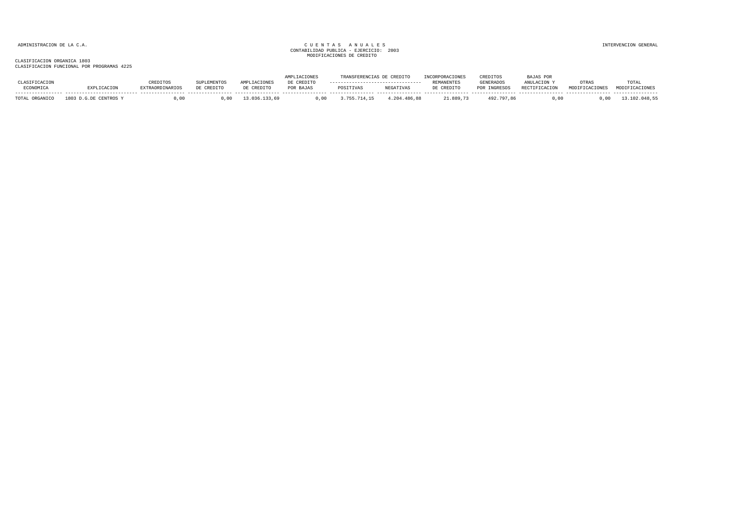ADMINISTRACION DE LA C.A.

CUENTAS ANUALES
CONTABILIDAD PUBLICA - EJERCICIO: 2003
MODIFICACIONES DE CREDITO

INTERVENCION GENERAL

CLASIFICACION ORGANICA 1803
CLASIFICACION FUNCIONAL POR PROGRAMAS 4225

| CLASIFICACION ECONOMICA | EXPLICACION | CREDITOS EXTRAORDINARIOS | SUPLEMENTOS DE CREDITO | AMPLIACIONES DE CREDITO | AMPLIACIONES DE CREDITO POR BAJAS | TRANSFERENCIAS DE CREDITO POSITIVAS | TRANSFERENCIAS DE CREDITO NEGATIVAS | INCORPORACIONES REMANENTES DE CREDITO | CREDITOS GENERADOS POR INGRESOS | BAJAS POR ANULACION Y RECTIFICACION | OTRAS MODIFICACIONES | TOTAL MODIFICACIONES |
|---|---|---|---|---|---|---|---|---|---|---|---|---|
| TOTAL ORGANICO | 1803 D.G.DE CENTROS Y | 0,00 | 0,00 | 13.036.133,69 | 0,00 | 3.755.714,15 | 4.204.486,88 | 21.889,73 | 492.797,86 | 0,00 | 0,00 | 13.102.048,55 |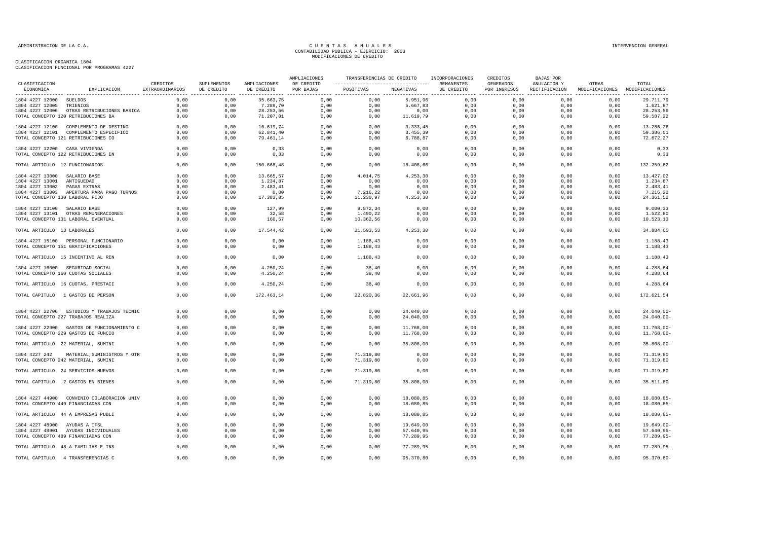CLASIFICACION ORGANICA 1804
CLASIFICACION FUNCIONAL POR PROGRAMAS 4227

CUENTAS ANUALES
CONTABILIDAD PUBLICA - EJERCICIO: 2003
MODIFICACIONES DE CREDITO

| CLASIFICACION ECONOMICA | EXPLICACION | CREDITOS EXTRAORDINARIOS | SUPLEMENTOS DE CREDITO | AMPLIACIONES DE CREDITO | AMPLIACIONES DE CREDITO POR BAJAS | TRANSFERENCIAS DE CREDITO POSITIVAS | TRANSFERENCIAS DE CREDITO NEGATIVAS | INCORPORACIONES REMANENTES DE CREDITO | CREDITOS GENERADOS POR INGRESOS | BAJAS POR ANULACION Y RECTIFICACION | OTRAS MODIFICACIONES | TOTAL MODIFICACIONES |
|---|---|---|---|---|---|---|---|---|---|---|---|---|
| 1804 4227 12000 | SUELDOS | 0,00 | 0,00 | 35.663,75 | 0,00 | 0,00 | 5.951,96 | 0,00 | 0,00 | 0,00 | 0,00 | 29.711,79 |
| 1804 4227 12005 | TRIENIOS | 0,00 | 0,00 | 7.289,70 | 0,00 | 0,00 | 5.667,83 | 0,00 | 0,00 | 0,00 | 0,00 | 1.621,87 |
| 1804 4227 12006 | OTRAS RETRIBUCIONES BASICA | 0,00 | 0,00 | 28.253,56 | 0,00 | 0,00 | 0,00 | 0,00 | 0,00 | 0,00 | 0,00 | 28.253,56 |
| TOTAL CONCEPTO 120 RETRIBUCIONES BA | | 0,00 | 0,00 | 71.207,01 | 0,00 | 0,00 | 11.619,79 | 0,00 | 0,00 | 0,00 | 0,00 | 59.587,22 |
| 1804 4227 12100 | COMPLEMENTO DE DESTINO | 0,00 | 0,00 | 16.619,74 | 0,00 | 0,00 | 3.333,48 | 0,00 | 0,00 | 0,00 | 0,00 | 13.286,26 |
| 1804 4227 12101 | COMPLEMENTO ESPECIFICO | 0,00 | 0,00 | 62.841,40 | 0,00 | 0,00 | 3.455,39 | 0,00 | 0,00 | 0,00 | 0,00 | 59.386,01 |
| TOTAL CONCEPTO 121 RETRIBUCIONES CO | | 0,00 | 0,00 | 79.461,14 | 0,00 | 0,00 | 6.788,87 | 0,00 | 0,00 | 0,00 | 0,00 | 72.672,27 |
| 1804 4227 12200 | CASA VIVIENDA | 0,00 | 0,00 | 0,33 | 0,00 | 0,00 | 0,00 | 0,00 | 0,00 | 0,00 | 0,00 | 0,33 |
| TOTAL CONCEPTO 122 RETRIBUCIONES EN | | 0,00 | 0,00 | 0,33 | 0,00 | 0,00 | 0,00 | 0,00 | 0,00 | 0,00 | 0,00 | 0,33 |
| TOTAL ARTICULO 12 FUNCIONARIOS | | 0,00 | 0,00 | 150.668,48 | 0,00 | 0,00 | 18.408,66 | 0,00 | 0,00 | 0,00 | 0,00 | 132.259,82 |
| 1804 4227 13000 | SALARIO BASE | 0,00 | 0,00 | 13.665,57 | 0,00 | 4.014,75 | 4.253,30 | 0,00 | 0,00 | 0,00 | 0,00 | 13.427,02 |
| 1804 4227 13001 | ANTIGUEDAD | 0,00 | 0,00 | 1.234,87 | 0,00 | 0,00 | 0,00 | 0,00 | 0,00 | 0,00 | 0,00 | 1.234,87 |
| 1804 4227 13002 | PAGAS EXTRAS | 0,00 | 0,00 | 2.483,41 | 0,00 | 0,00 | 0,00 | 0,00 | 0,00 | 0,00 | 0,00 | 2.483,41 |
| 1804 4227 13003 | APERTURA PARA PAGO TURNOS | 0,00 | 0,00 | 0,00 | 0,00 | 7.216,22 | 0,00 | 0,00 | 0,00 | 0,00 | 0,00 | 7.216,22 |
| TOTAL CONCEPTO 130 LABORAL FIJO | | 0,00 | 0,00 | 17.383,85 | 0,00 | 11.230,97 | 4.253,30 | 0,00 | 0,00 | 0,00 | 0,00 | 24.361,52 |
| 1804 4227 13100 | SALARIO BASE | 0,00 | 0,00 | 127,99 | 0,00 | 8.872,34 | 0,00 | 0,00 | 0,00 | 0,00 | 0,00 | 9.000,33 |
| 1804 4227 13101 | OTRAS REMUNERACIONES | 0,00 | 0,00 | 32,58 | 0,00 | 1.490,22 | 0,00 | 0,00 | 0,00 | 0,00 | 0,00 | 1.522,80 |
| TOTAL CONCEPTO 131 LABORAL EVENTUAL | | 0,00 | 0,00 | 160,57 | 0,00 | 10.362,56 | 0,00 | 0,00 | 0,00 | 0,00 | 0,00 | 10.523,13 |
| TOTAL ARTICULO 13 LABORALES | | 0,00 | 0,00 | 17.544,42 | 0,00 | 21.593,53 | 4.253,30 | 0,00 | 0,00 | 0,00 | 0,00 | 34.884,65 |
| 1804 4227 15100 | PERSONAL FUNCIONARIO | 0,00 | 0,00 | 0,00 | 0,00 | 1.188,43 | 0,00 | 0,00 | 0,00 | 0,00 | 0,00 | 1.188,43 |
| TOTAL CONCEPTO 151 GRATIFICACIONES | | 0,00 | 0,00 | 0,00 | 0,00 | 1.188,43 | 0,00 | 0,00 | 0,00 | 0,00 | 0,00 | 1.188,43 |
| TOTAL ARTICULO 15 INCENTIVO AL REN | | 0,00 | 0,00 | 0,00 | 0,00 | 1.188,43 | 0,00 | 0,00 | 0,00 | 0,00 | 0,00 | 1.188,43 |
| 1804 4227 16000 | SEGURIDAD SOCIAL | 0,00 | 0,00 | 4.250,24 | 0,00 | 38,40 | 0,00 | 0,00 | 0,00 | 0,00 | 0,00 | 4.288,64 |
| TOTAL CONCEPTO 160 CUOTAS SOCIALES | | 0,00 | 0,00 | 4.250,24 | 0,00 | 38,40 | 0,00 | 0,00 | 0,00 | 0,00 | 0,00 | 4.288,64 |
| TOTAL ARTICULO 16 CUOTAS, PRESTACI | | 0,00 | 0,00 | 4.250,24 | 0,00 | 38,40 | 0,00 | 0,00 | 0,00 | 0,00 | 0,00 | 4.288,64 |
| TOTAL CAPITULO 1 GASTOS DE PERSON | | 0,00 | 0,00 | 172.463,14 | 0,00 | 22.820,36 | 22.661,96 | 0,00 | 0,00 | 0,00 | 0,00 | 172.621,54 |
| 1804 4227 22706 | ESTUDIOS Y TRABAJOS TECNIC | 0,00 | 0,00 | 0,00 | 0,00 | 0,00 | 24.040,00 | 0,00 | 0,00 | 0,00 | 0,00 | 24.040,00- |
| TOTAL CONCEPTO 227 TRABAJOS REALIZA | | 0,00 | 0,00 | 0,00 | 0,00 | 0,00 | 24.040,00 | 0,00 | 0,00 | 0,00 | 0,00 | 24.040,00- |
| 1804 4227 22900 | GASTOS DE FUNCIONAMIENTO C | 0,00 | 0,00 | 0,00 | 0,00 | 0,00 | 11.768,00 | 0,00 | 0,00 | 0,00 | 0,00 | 11.768,00- |
| TOTAL CONCEPTO 229 GASTOS DE FUNCIO | | 0,00 | 0,00 | 0,00 | 0,00 | 0,00 | 11.768,00 | 0,00 | 0,00 | 0,00 | 0,00 | 11.768,00- |
| TOTAL ARTICULO 22 MATERIAL, SUMINI | | 0,00 | 0,00 | 0,00 | 0,00 | 0,00 | 35.808,00 | 0,00 | 0,00 | 0,00 | 0,00 | 35.808,00- |
| 1804 4227 242 | MATERIAL,SUMINISTROS Y OTR | 0,00 | 0,00 | 0,00 | 0,00 | 71.319,80 | 0,00 | 0,00 | 0,00 | 0,00 | 0,00 | 71.319,80 |
| TOTAL CONCEPTO 242 MATERIAL, SUMINI | | 0,00 | 0,00 | 0,00 | 0,00 | 71.319,80 | 0,00 | 0,00 | 0,00 | 0,00 | 0,00 | 71.319,80 |
| TOTAL ARTICULO 24 SERVICIOS NUEVOS | | 0,00 | 0,00 | 0,00 | 0,00 | 71.319,80 | 0,00 | 0,00 | 0,00 | 0,00 | 0,00 | 71.319,80 |
| TOTAL CAPITULO 2 GASTOS EN BIENES | | 0,00 | 0,00 | 0,00 | 0,00 | 71.319,80 | 35.808,00 | 0,00 | 0,00 | 0,00 | 0,00 | 35.511,80 |
| 1804 4227 44900 | CONVENIO COLABORACION UNIV | 0,00 | 0,00 | 0,00 | 0,00 | 0,00 | 18.080,85 | 0,00 | 0,00 | 0,00 | 0,00 | 18.080,85- |
| TOTAL CONCEPTO 449 FINANCIADAS CON | | 0,00 | 0,00 | 0,00 | 0,00 | 0,00 | 18.080,85 | 0,00 | 0,00 | 0,00 | 0,00 | 18.080,85- |
| TOTAL ARTICULO 44 A EMPRESAS PUBLI | | 0,00 | 0,00 | 0,00 | 0,00 | 0,00 | 18.080,85 | 0,00 | 0,00 | 0,00 | 0,00 | 18.080,85- |
| 1804 4227 48900 | AYUDAS A IFSL | 0,00 | 0,00 | 0,00 | 0,00 | 0,00 | 19.649,00 | 0,00 | 0,00 | 0,00 | 0,00 | 19.649,00- |
| 1804 4227 48901 | AYUDAS INDIVIDUALES | 0,00 | 0,00 | 0,00 | 0,00 | 0,00 | 57.640,95 | 0,00 | 0,00 | 0,00 | 0,00 | 57.640,95- |
| TOTAL CONCEPTO 489 FINANCIADAS CON | | 0,00 | 0,00 | 0,00 | 0,00 | 0,00 | 77.289,95 | 0,00 | 0,00 | 0,00 | 0,00 | 77.289,95- |
| TOTAL ARTICULO 48 A FAMILIAS E INS | | 0,00 | 0,00 | 0,00 | 0,00 | 0,00 | 77.289,95 | 0,00 | 0,00 | 0,00 | 0,00 | 77.289,95- |
| TOTAL CAPITULO 4 TRANSFERENCIAS C | | 0,00 | 0,00 | 0,00 | 0,00 | 0,00 | 95.370,80 | 0,00 | 0,00 | 0,00 | 0,00 | 95.370,80- |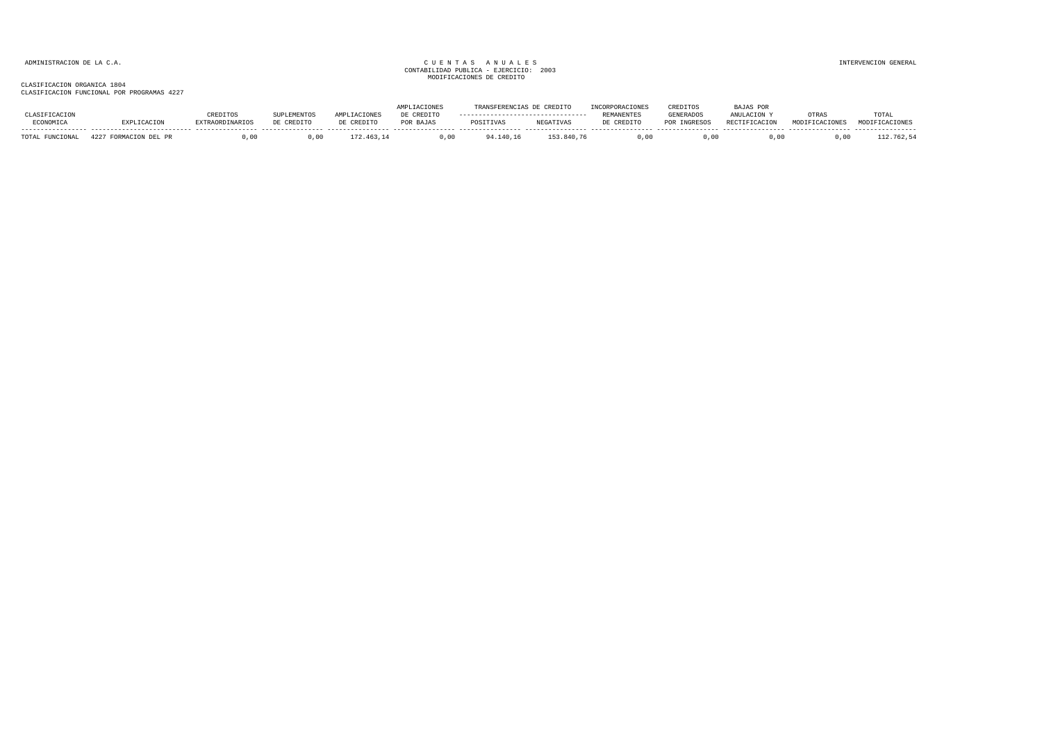ADMINISTRACION DE LA C.A.

CUENTAS ANUALES
CONTABILIDAD PUBLICA - EJERCICIO: 2003
MODIFICACIONES DE CREDITO

INTERVENCION GENERAL

CLASIFICACION ORGANICA 1804
CLASIFICACION FUNCIONAL POR PROGRAMAS 4227

| CLASIFICACION ECONOMICA | EXPLICACION | CREDITOS EXTRAORDINARIOS | SUPLEMENTOS DE CREDITO | AMPLIACIONES DE CREDITO | AMPLIACIONES DE CREDITO POR BAJAS | TRANSFERENCIAS DE CREDITO POSITIVAS | TRANSFERENCIAS DE CREDITO NEGATIVAS | INCORPORACIONES REMANENTES DE CREDITO | CREDITOS GENERADOS POR INGRESOS | BAJAS POR ANULACION Y RECTIFICACION | OTRAS MODIFICACIONES | TOTAL MODIFICACIONES |
|---|---|---|---|---|---|---|---|---|---|---|---|---|
| TOTAL FUNCIONAL | 4227 FORMACION DEL PR | 0,00 | 0,00 | 172.463,14 | 0,00 | 94.140,16 | 153.840,76 | 0,00 | 0,00 | 0,00 | 0,00 | 112.762,54 |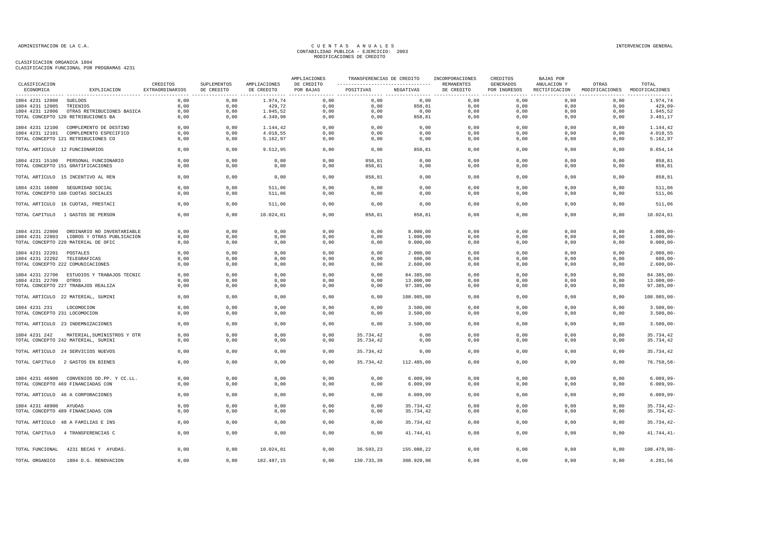ADMINISTRACION DE LA C.A.

# CUENTAS ANUALES
CONTABILIDAD PUBLICA - EJERCICIO: 2003
MODIFICACIONES DE CREDITO

INTERVENCION GENERAL

CLASIFICACION ORGANICA 1804
CLASIFICACION FUNCIONAL POR PROGRAMAS 4231

| CLASIFICACION ECONOMICA | EXPLICACION | CREDITOS EXTRAORDINARIOS | SUPLEMENTOS DE CREDITO | AMPLIACIONES DE CREDITO | AMPLIACIONES DE CREDITO POR BAJAS | TRANSFERENCIAS DE CREDITO POSITIVAS | TRANSFERENCIAS DE CREDITO NEGATIVAS | INCORPORACIONES REMANENTES DE CREDITO | CREDITOS GENERADOS POR INGRESOS | BAJAS POR ANULACION Y RECTIFICACION | OTRAS MODIFICACIONES | TOTAL MODIFICACIONES |
|---|---|---|---|---|---|---|---|---|---|---|---|---|
| 1804 4231 12000 | SUELDOS | 0,00 | 0,00 | 1.974,74 | 0,00 | 0,00 | 0,00 | 0,00 | 0,00 | 0,00 | 0,00 | 1.974,74 |
| 1804 4231 12005 | TRIENIOS | 0,00 | 0,00 | 429,72 | 0,00 | 0,00 | 858,81 | 0,00 | 0,00 | 0,00 | 0,00 | 429,09- |
| 1804 4231 12006 | OTRAS RETRIBUCIONES BASICA | 0,00 | 0,00 | 1.945,52 | 0,00 | 0,00 | 0,00 | 0,00 | 0,00 | 0,00 | 0,00 | 1.945,52 |
| TOTAL CONCEPTO 120 RETRIBUCIONES BA | | 0,00 | 0,00 | 4.349,98 | 0,00 | 0,00 | 858,81 | 0,00 | 0,00 | 0,00 | 0,00 | 3.491,17 |
| 1804 4231 12100 | COMPLEMENTO DE DESTINO | 0,00 | 0,00 | 1.144,42 | 0,00 | 0,00 | 0,00 | 0,00 | 0,00 | 0,00 | 0,00 | 1.144,42 |
| 1804 4231 12101 | COMPLEMENTO ESPECIFICO | 0,00 | 0,00 | 4.018,55 | 0,00 | 0,00 | 0,00 | 0,00 | 0,00 | 0,00 | 0,00 | 4.018,55 |
| TOTAL CONCEPTO 121 RETRIBUCIONES CO | | 0,00 | 0,00 | 5.162,97 | 0,00 | 0,00 | 0,00 | 0,00 | 0,00 | 0,00 | 0,00 | 5.162,97 |
| TOTAL ARTICULO 12 FUNCIONARIOS | | 0,00 | 0,00 | 9.512,95 | 0,00 | 0,00 | 858,81 | 0,00 | 0,00 | 0,00 | 0,00 | 8.654,14 |
| 1804 4231 15100 | PERSONAL FUNCIONARIO | 0,00 | 0,00 | 0,00 | 0,00 | 858,81 | 0,00 | 0,00 | 0,00 | 0,00 | 0,00 | 858,81 |
| TOTAL CONCEPTO 151 GRATIFICACIONES | | 0,00 | 0,00 | 0,00 | 0,00 | 858,81 | 0,00 | 0,00 | 0,00 | 0,00 | 0,00 | 858,81 |
| TOTAL ARTICULO 15 INCENTIVO AL REN | | 0,00 | 0,00 | 0,00 | 0,00 | 858,81 | 0,00 | 0,00 | 0,00 | 0,00 | 0,00 | 858,81 |
| 1804 4231 16000 | SEGURIDAD SOCIAL | 0,00 | 0,00 | 511,06 | 0,00 | 0,00 | 0,00 | 0,00 | 0,00 | 0,00 | 0,00 | 511,06 |
| TOTAL CONCEPTO 160 CUOTAS SOCIALES | | 0,00 | 0,00 | 511,06 | 0,00 | 0,00 | 0,00 | 0,00 | 0,00 | 0,00 | 0,00 | 511,06 |
| TOTAL ARTICULO 16 CUOTAS, PRESTACI | | 0,00 | 0,00 | 511,06 | 0,00 | 0,00 | 0,00 | 0,00 | 0,00 | 0,00 | 0,00 | 511,06 |
| TOTAL CAPITULO 1 GASTOS DE PERSON | | 0,00 | 0,00 | 10.024,01 | 0,00 | 858,81 | 858,81 | 0,00 | 0,00 | 0,00 | 0,00 | 10.024,01 |
| 1804 4231 22000 | ORDINARIO NO INVENTARIABLE | 0,00 | 0,00 | 0,00 | 0,00 | 0,00 | 8.000,00 | 0,00 | 0,00 | 0,00 | 0,00 | 8.000,00- |
| 1804 4231 22003 | LIBROS Y OTRAS PUBLICACION | 0,00 | 0,00 | 0,00 | 0,00 | 0,00 | 1.000,00 | 0,00 | 0,00 | 0,00 | 0,00 | 1.000,00- |
| TOTAL CONCEPTO 220 MATERIAL DE OFIC | | 0,00 | 0,00 | 0,00 | 0,00 | 0,00 | 9.000,00 | 0,00 | 0,00 | 0,00 | 0,00 | 9.000,00- |
| 1804 4231 22201 | POSTALES | 0,00 | 0,00 | 0,00 | 0,00 | 0,00 | 2.000,00 | 0,00 | 0,00 | 0,00 | 0,00 | 2.000,00- |
| 1804 4231 22202 | TELEGRAFICAS | 0,00 | 0,00 | 0,00 | 0,00 | 0,00 | 600,00 | 0,00 | 0,00 | 0,00 | 0,00 | 600,00- |
| TOTAL CONCEPTO 222 COMUNICACIONES | | 0,00 | 0,00 | 0,00 | 0,00 | 0,00 | 2.600,00 | 0,00 | 0,00 | 0,00 | 0,00 | 2.600,00- |
| 1804 4231 22706 | ESTUDIOS Y TRABAJOS TECNIC | 0,00 | 0,00 | 0,00 | 0,00 | 0,00 | 84.385,00 | 0,00 | 0,00 | 0,00 | 0,00 | 84.385,00- |
| 1804 4231 22709 | OTROS | 0,00 | 0,00 | 0,00 | 0,00 | 0,00 | 13.000,00 | 0,00 | 0,00 | 0,00 | 0,00 | 13.000,00- |
| TOTAL CONCEPTO 227 TRABAJOS REALIZA | | 0,00 | 0,00 | 0,00 | 0,00 | 0,00 | 97.385,00 | 0,00 | 0,00 | 0,00 | 0,00 | 97.385,00- |
| TOTAL ARTICULO 22 MATERIAL, SUMINI | | 0,00 | 0,00 | 0,00 | 0,00 | 0,00 | 108.985,00 | 0,00 | 0,00 | 0,00 | 0,00 | 108.985,00- |
| 1804 4231 231 | LOCOMOCION | 0,00 | 0,00 | 0,00 | 0,00 | 0,00 | 3.500,00 | 0,00 | 0,00 | 0,00 | 0,00 | 3.500,00- |
| TOTAL CONCEPTO 231 LOCOMOCION | | 0,00 | 0,00 | 0,00 | 0,00 | 0,00 | 3.500,00 | 0,00 | 0,00 | 0,00 | 0,00 | 3.500,00- |
| TOTAL ARTICULO 23 INDEMNIZACIONES | | 0,00 | 0,00 | 0,00 | 0,00 | 0,00 | 3.500,00 | 0,00 | 0,00 | 0,00 | 0,00 | 3.500,00- |
| 1804 4231 242 | MATERIAL,SUMINISTROS Y OTR | 0,00 | 0,00 | 0,00 | 0,00 | 35.734,42 | 0,00 | 0,00 | 0,00 | 0,00 | 0,00 | 35.734,42 |
| TOTAL CONCEPTO 242 MATERIAL, SUMINI | | 0,00 | 0,00 | 0,00 | 0,00 | 35.734,42 | 0,00 | 0,00 | 0,00 | 0,00 | 0,00 | 35.734,42 |
| TOTAL ARTICULO 24 SERVICIOS NUEVOS | | 0,00 | 0,00 | 0,00 | 0,00 | 35.734,42 | 0,00 | 0,00 | 0,00 | 0,00 | 0,00 | 35.734,42 |
| TOTAL CAPITULO 2 GASTOS EN BIENES | | 0,00 | 0,00 | 0,00 | 0,00 | 35.734,42 | 112.485,00 | 0,00 | 0,00 | 0,00 | 0,00 | 76.750,58- |
| 1804 4231 46900 | CONVENIOS DD.PP. Y CC.LL. | 0,00 | 0,00 | 0,00 | 0,00 | 0,00 | 6.009,99 | 0,00 | 0,00 | 0,00 | 0,00 | 6.009,99- |
| TOTAL CONCEPTO 469 FINANCIADAS CON | | 0,00 | 0,00 | 0,00 | 0,00 | 0,00 | 6.009,99 | 0,00 | 0,00 | 0,00 | 0,00 | 6.009,99- |
| TOTAL ARTICULO 46 A CORPORACIONES | | 0,00 | 0,00 | 0,00 | 0,00 | 0,00 | 6.009,99 | 0,00 | 0,00 | 0,00 | 0,00 | 6.009,99- |
| 1804 4231 48900 | AYUDAS | 0,00 | 0,00 | 0,00 | 0,00 | 0,00 | 35.734,42 | 0,00 | 0,00 | 0,00 | 0,00 | 35.734,42- |
| TOTAL CONCEPTO 489 FINANCIADAS CON | | 0,00 | 0,00 | 0,00 | 0,00 | 0,00 | 35.734,42 | 0,00 | 0,00 | 0,00 | 0,00 | 35.734,42- |
| TOTAL ARTICULO 48 A FAMILIAS E INS | | 0,00 | 0,00 | 0,00 | 0,00 | 0,00 | 35.734,42 | 0,00 | 0,00 | 0,00 | 0,00 | 35.734,42- |
| TOTAL CAPITULO 4 TRANSFERENCIAS C | | 0,00 | 0,00 | 0,00 | 0,00 | 0,00 | 41.744,41 | 0,00 | 0,00 | 0,00 | 0,00 | 41.744,41- |
| TOTAL FUNCIONAL | 4231 BECAS Y AYUDAS. | 0,00 | 0,00 | 10.024,01 | 0,00 | 36.593,23 | 155.088,22 | 0,00 | 0,00 | 0,00 | 0,00 | 108.470,98- |
| TOTAL ORGANICO | 1804 D.G. RENOVACION | 0,00 | 0,00 | 182.487,15 | 0,00 | 130.733,39 | 308.928,98 | 0,00 | 0,00 | 0,00 | 0,00 | 4.291,56 |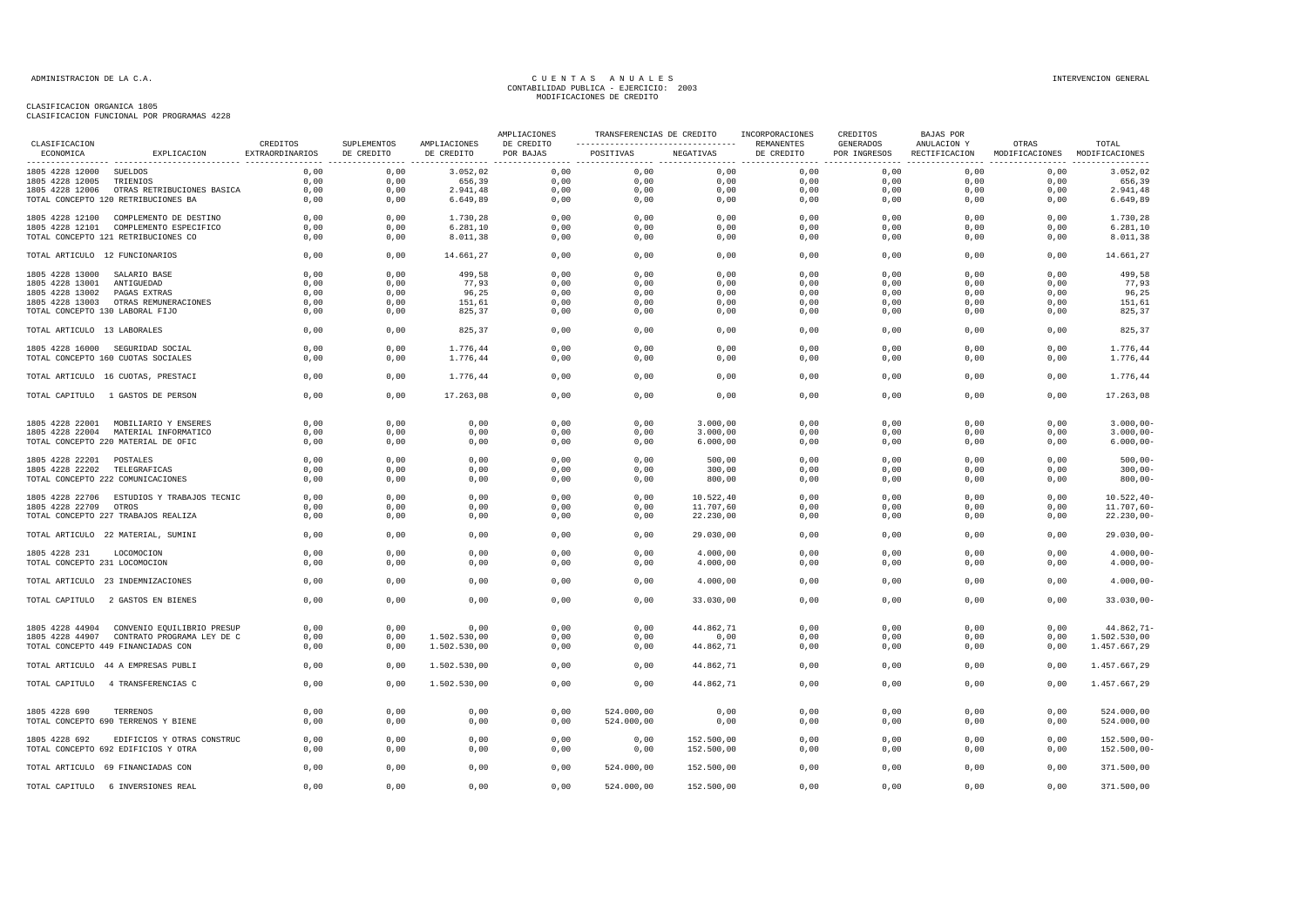ADMINISTRACION DE LA C.A.

# CUENTAS ANUALES
## CONTABILIDAD PUBLICA - EJERCICIO: 2003
## MODIFICACIONES DE CREDITO

INTERVENCION GENERAL

CLASIFICACION ORGANICA 1805
CLASIFICACION FUNCIONAL POR PROGRAMAS 4228

| CLASIFICACION ECONOMICA | EXPLICACION | CREDITOS EXTRAORDINARIOS | SUPLEMENTOS DE CREDITO | AMPLIACIONES DE CREDITO | AMPLIACIONES DE CREDITO POR BAJAS | TRANSFERENCIAS DE CREDITO POSITIVAS | TRANSFERENCIAS DE CREDITO NEGATIVAS | INCORPORACIONES REMANENTES DE CREDITO | CREDITOS GENERADOS POR INGRESOS | BAJAS POR ANULACION Y RECTIFICACION | OTRAS MODIFICACIONES | TOTAL MODIFICACIONES |
|---|---|---|---|---|---|---|---|---|---|---|---|---|
| 1805 4228 12000 | SUELDOS | 0,00 | 0,00 | 3.052,02 | 0,00 | 0,00 | 0,00 | 0,00 | 0,00 | 0,00 | 0,00 | 3.052,02 |
| 1805 4228 12005 | TRIENIOS | 0,00 | 0,00 | 656,39 | 0,00 | 0,00 | 0,00 | 0,00 | 0,00 | 0,00 | 0,00 | 656,39 |
| 1805 4228 12006 | OTRAS RETRIBUCIONES BASICA | 0,00 | 0,00 | 2.941,48 | 0,00 | 0,00 | 0,00 | 0,00 | 0,00 | 0,00 | 0,00 | 2.941,48 |
| TOTAL CONCEPTO 120 RETRIBUCIONES BA | | 0,00 | 0,00 | 6.649,89 | 0,00 | 0,00 | 0,00 | 0,00 | 0,00 | 0,00 | 0,00 | 6.649,89 |
| 1805 4228 12100 | COMPLEMENTO DE DESTINO | 0,00 | 0,00 | 1.730,28 | 0,00 | 0,00 | 0,00 | 0,00 | 0,00 | 0,00 | 0,00 | 1.730,28 |
| 1805 4228 12101 | COMPLEMENTO ESPECIFICO | 0,00 | 0,00 | 6.281,10 | 0,00 | 0,00 | 0,00 | 0,00 | 0,00 | 0,00 | 0,00 | 6.281,10 |
| TOTAL CONCEPTO 121 RETRIBUCIONES CO | | 0,00 | 0,00 | 8.011,38 | 0,00 | 0,00 | 0,00 | 0,00 | 0,00 | 0,00 | 0,00 | 8.011,38 |
| TOTAL ARTICULO 12 FUNCIONARIOS | | 0,00 | 0,00 | 14.661,27 | 0,00 | 0,00 | 0,00 | 0,00 | 0,00 | 0,00 | 0,00 | 14.661,27 |
| 1805 4228 13000 | SALARIO BASE | 0,00 | 0,00 | 499,58 | 0,00 | 0,00 | 0,00 | 0,00 | 0,00 | 0,00 | 0,00 | 499,58 |
| 1805 4228 13001 | ANTIGUEDAD | 0,00 | 0,00 | 77,93 | 0,00 | 0,00 | 0,00 | 0,00 | 0,00 | 0,00 | 0,00 | 77,93 |
| 1805 4228 13002 | PAGAS EXTRAS | 0,00 | 0,00 | 96,25 | 0,00 | 0,00 | 0,00 | 0,00 | 0,00 | 0,00 | 0,00 | 96,25 |
| 1805 4228 13003 | OTRAS REMUNERACIONES | 0,00 | 0,00 | 151,61 | 0,00 | 0,00 | 0,00 | 0,00 | 0,00 | 0,00 | 0,00 | 151,61 |
| TOTAL CONCEPTO 130 LABORAL FIJO | | 0,00 | 0,00 | 825,37 | 0,00 | 0,00 | 0,00 | 0,00 | 0,00 | 0,00 | 0,00 | 825,37 |
| TOTAL ARTICULO 13 LABORALES | | 0,00 | 0,00 | 825,37 | 0,00 | 0,00 | 0,00 | 0,00 | 0,00 | 0,00 | 0,00 | 825,37 |
| 1805 4228 16000 | SEGURIDAD SOCIAL | 0,00 | 0,00 | 1.776,44 | 0,00 | 0,00 | 0,00 | 0,00 | 0,00 | 0,00 | 0,00 | 1.776,44 |
| TOTAL CONCEPTO 160 CUOTAS SOCIALES | | 0,00 | 0,00 | 1.776,44 | 0,00 | 0,00 | 0,00 | 0,00 | 0,00 | 0,00 | 0,00 | 1.776,44 |
| TOTAL ARTICULO 16 CUOTAS, PRESTACI | | 0,00 | 0,00 | 1.776,44 | 0,00 | 0,00 | 0,00 | 0,00 | 0,00 | 0,00 | 0,00 | 1.776,44 |
| TOTAL CAPITULO 1 GASTOS DE PERSON | | 0,00 | 0,00 | 17.263,08 | 0,00 | 0,00 | 0,00 | 0,00 | 0,00 | 0,00 | 0,00 | 17.263,08 |
| 1805 4228 22001 | MOBILIARIO Y ENSERES | 0,00 | 0,00 | 0,00 | 0,00 | 0,00 | 3.000,00 | 0,00 | 0,00 | 0,00 | 0,00 | 3.000,00- |
| 1805 4228 22004 | MATERIAL INFORMATICO | 0,00 | 0,00 | 0,00 | 0,00 | 0,00 | 3.000,00 | 0,00 | 0,00 | 0,00 | 0,00 | 3.000,00- |
| TOTAL CONCEPTO 220 MATERIAL DE OFIC | | 0,00 | 0,00 | 0,00 | 0,00 | 0,00 | 6.000,00 | 0,00 | 0,00 | 0,00 | 0,00 | 6.000,00- |
| 1805 4228 22201 | POSTALES | 0,00 | 0,00 | 0,00 | 0,00 | 0,00 | 500,00 | 0,00 | 0,00 | 0,00 | 0,00 | 500,00- |
| 1805 4228 22202 | TELEGRAFICAS | 0,00 | 0,00 | 0,00 | 0,00 | 0,00 | 300,00 | 0,00 | 0,00 | 0,00 | 0,00 | 300,00- |
| TOTAL CONCEPTO 222 COMUNICACIONES | | 0,00 | 0,00 | 0,00 | 0,00 | 0,00 | 800,00 | 0,00 | 0,00 | 0,00 | 0,00 | 800,00- |
| 1805 4228 22706 | ESTUDIOS Y TRABAJOS TECNIC | 0,00 | 0,00 | 0,00 | 0,00 | 0,00 | 10.522,40 | 0,00 | 0,00 | 0,00 | 0,00 | 10.522,40- |
| 1805 4228 22709 | OTROS | 0,00 | 0,00 | 0,00 | 0,00 | 0,00 | 11.707,60 | 0,00 | 0,00 | 0,00 | 0,00 | 11.707,60- |
| TOTAL CONCEPTO 227 TRABAJOS REALIZA | | 0,00 | 0,00 | 0,00 | 0,00 | 0,00 | 22.230,00 | 0,00 | 0,00 | 0,00 | 0,00 | 22.230,00- |
| TOTAL ARTICULO 22 MATERIAL, SUMINI | | 0,00 | 0,00 | 0,00 | 0,00 | 0,00 | 29.030,00 | 0,00 | 0,00 | 0,00 | 0,00 | 29.030,00- |
| 1805 4228 231 | LOCOMOCION | 0,00 | 0,00 | 0,00 | 0,00 | 0,00 | 4.000,00 | 0,00 | 0,00 | 0,00 | 0,00 | 4.000,00- |
| TOTAL CONCEPTO 231 LOCOMOCION | | 0,00 | 0,00 | 0,00 | 0,00 | 0,00 | 4.000,00 | 0,00 | 0,00 | 0,00 | 0,00 | 4.000,00- |
| TOTAL ARTICULO 23 INDEMNIZACIONES | | 0,00 | 0,00 | 0,00 | 0,00 | 0,00 | 4.000,00 | 0,00 | 0,00 | 0,00 | 0,00 | 4.000,00- |
| TOTAL CAPITULO 2 GASTOS EN BIENES | | 0,00 | 0,00 | 0,00 | 0,00 | 0,00 | 33.030,00 | 0,00 | 0,00 | 0,00 | 0,00 | 33.030,00- |
| 1805 4228 44904 | CONVENIO EQUILIBRIO PRESUP | 0,00 | 0,00 | 0,00 | 0,00 | 0,00 | 44.862,71 | 0,00 | 0,00 | 0,00 | 0,00 | 44.862,71- |
| 1805 4228 44907 | CONTRATO PROGRAMA LEY DE C | 0,00 | 0,00 | 1.502.530,00 | 0,00 | 0,00 | 0,00 | 0,00 | 0,00 | 0,00 | 0,00 | 1.502.530,00 |
| TOTAL CONCEPTO 449 FINANCIADAS CON | | 0,00 | 0,00 | 1.502.530,00 | 0,00 | 0,00 | 44.862,71 | 0,00 | 0,00 | 0,00 | 0,00 | 1.457.667,29 |
| TOTAL ARTICULO 44 A EMPRESAS PUBLI | | 0,00 | 0,00 | 1.502.530,00 | 0,00 | 0,00 | 44.862,71 | 0,00 | 0,00 | 0,00 | 0,00 | 1.457.667,29 |
| TOTAL CAPITULO 4 TRANSFERENCIAS C | | 0,00 | 0,00 | 1.502.530,00 | 0,00 | 0,00 | 44.862,71 | 0,00 | 0,00 | 0,00 | 0,00 | 1.457.667,29 |
| 1805 4228 690 | TERRENOS | 0,00 | 0,00 | 0,00 | 0,00 | 524.000,00 | 0,00 | 0,00 | 0,00 | 0,00 | 0,00 | 524.000,00 |
| TOTAL CONCEPTO 690 TERRENOS Y BIENE | | 0,00 | 0,00 | 0,00 | 0,00 | 524.000,00 | 0,00 | 0,00 | 0,00 | 0,00 | 0,00 | 524.000,00 |
| 1805 4228 692 | EDIFICIOS Y OTRAS CONSTRUC | 0,00 | 0,00 | 0,00 | 0,00 | 0,00 | 152.500,00 | 0,00 | 0,00 | 0,00 | 0,00 | 152.500,00- |
| TOTAL CONCEPTO 692 EDIFICIOS Y OTRA | | 0,00 | 0,00 | 0,00 | 0,00 | 0,00 | 152.500,00 | 0,00 | 0,00 | 0,00 | 0,00 | 152.500,00- |
| TOTAL ARTICULO 69 FINANCIADAS CON | | 0,00 | 0,00 | 0,00 | 0,00 | 524.000,00 | 152.500,00 | 0,00 | 0,00 | 0,00 | 0,00 | 371.500,00 |
| TOTAL CAPITULO 6 INVERSIONES REAL | | 0,00 | 0,00 | 0,00 | 0,00 | 524.000,00 | 152.500,00 | 0,00 | 0,00 | 0,00 | 0,00 | 371.500,00 |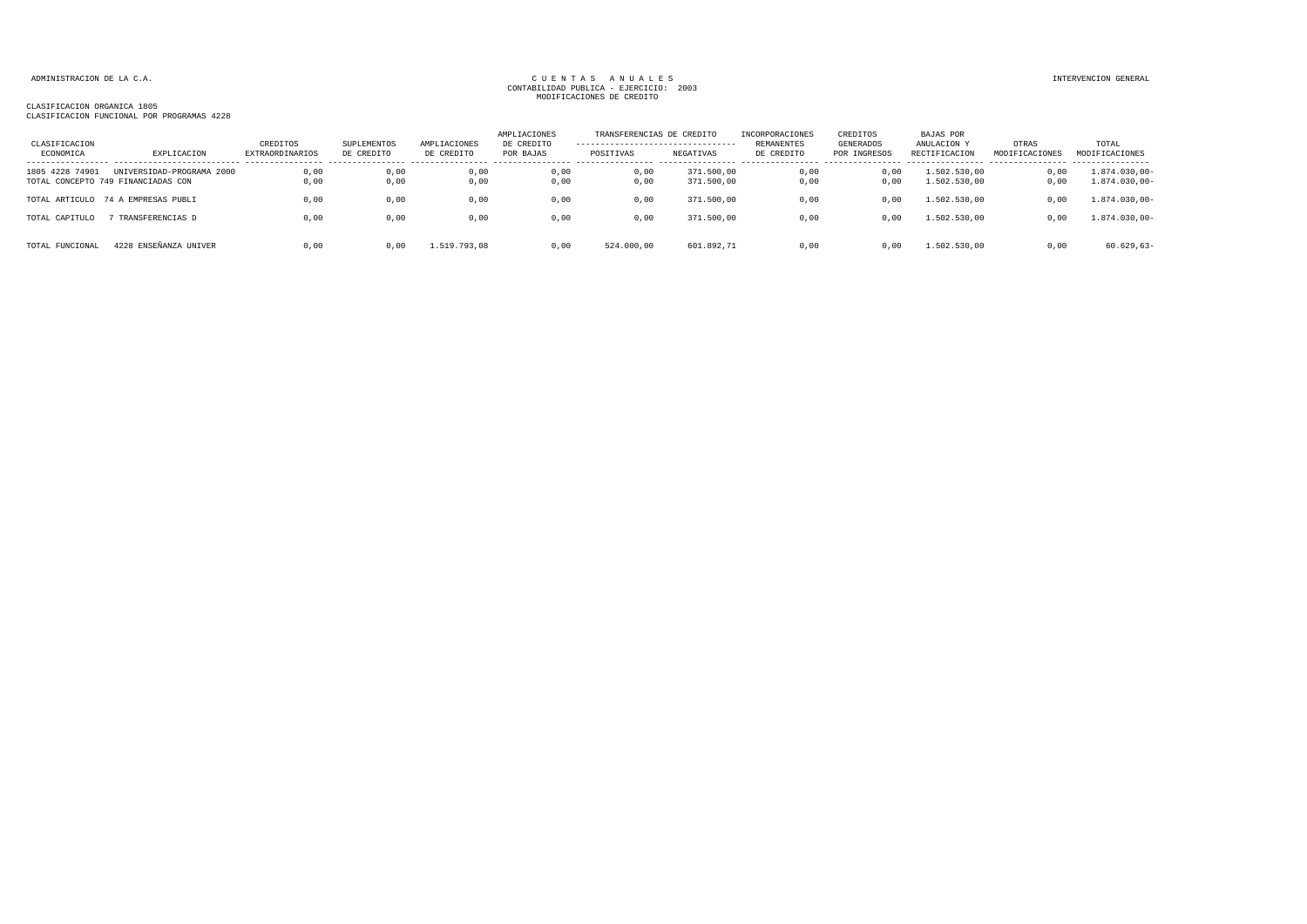ADMINISTRACION DE LA C.A.

CUENTAS ANUALES
CONTABILIDAD PUBLICA - EJERCICIO: 2003
MODIFICACIONES DE CREDITO

INTERVENCION GENERAL

CLASIFICACION ORGANICA 1805
CLASIFICACION FUNCIONAL POR PROGRAMAS 4228

| CLASIFICACION ECONOMICA | EXPLICACION | CREDITOS EXTRAORDINARIOS | SUPLEMENTOS DE CREDITO | AMPLIACIONES DE CREDITO | AMPLIACIONES DE CREDITO POR BAJAS | TRANSFERENCIAS DE CREDITO POSITIVAS | TRANSFERENCIAS DE CREDITO NEGATIVAS | INCORPORACIONES REMANENTES DE CREDITO | CREDITOS GENERADOS POR INGRESOS | BAJAS POR ANULACION Y RECTIFICACION | OTRAS MODIFICACIONES | TOTAL MODIFICACIONES |
|---|---|---|---|---|---|---|---|---|---|---|---|---|
| 1805 4228 74901 | UNIVERSIDAD-PROGRAMA 2000 | 0,00 | 0,00 | 0,00 | 0,00 | 0,00 | 371.500,00 | 0,00 | 0,00 | 1.502.530,00 | 0,00 | 1.874.030,00- |
| TOTAL CONCEPTO 749 | FINANCIADAS CON | 0,00 | 0,00 | 0,00 | 0,00 | 0,00 | 371.500,00 | 0,00 | 0,00 | 1.502.530,00 | 0,00 | 1.874.030,00- |
| TOTAL ARTICULO | 74 A EMPRESAS PUBLI | 0,00 | 0,00 | 0,00 | 0,00 | 0,00 | 371.500,00 | 0,00 | 0,00 | 1.502.530,00 | 0,00 | 1.874.030,00- |
| TOTAL CAPITULO | 7 TRANSFERENCIAS D | 0,00 | 0,00 | 0,00 | 0,00 | 0,00 | 371.500,00 | 0,00 | 0,00 | 1.502.530,00 | 0,00 | 1.874.030,00- |
| TOTAL FUNCIONAL | 4228 ENSEÑANZA UNIVER | 0,00 | 0,00 | 1.519.793,08 | 0,00 | 524.000,00 | 601.892,71 | 0,00 | 0,00 | 1.502.530,00 | 0,00 | 60.629,63- |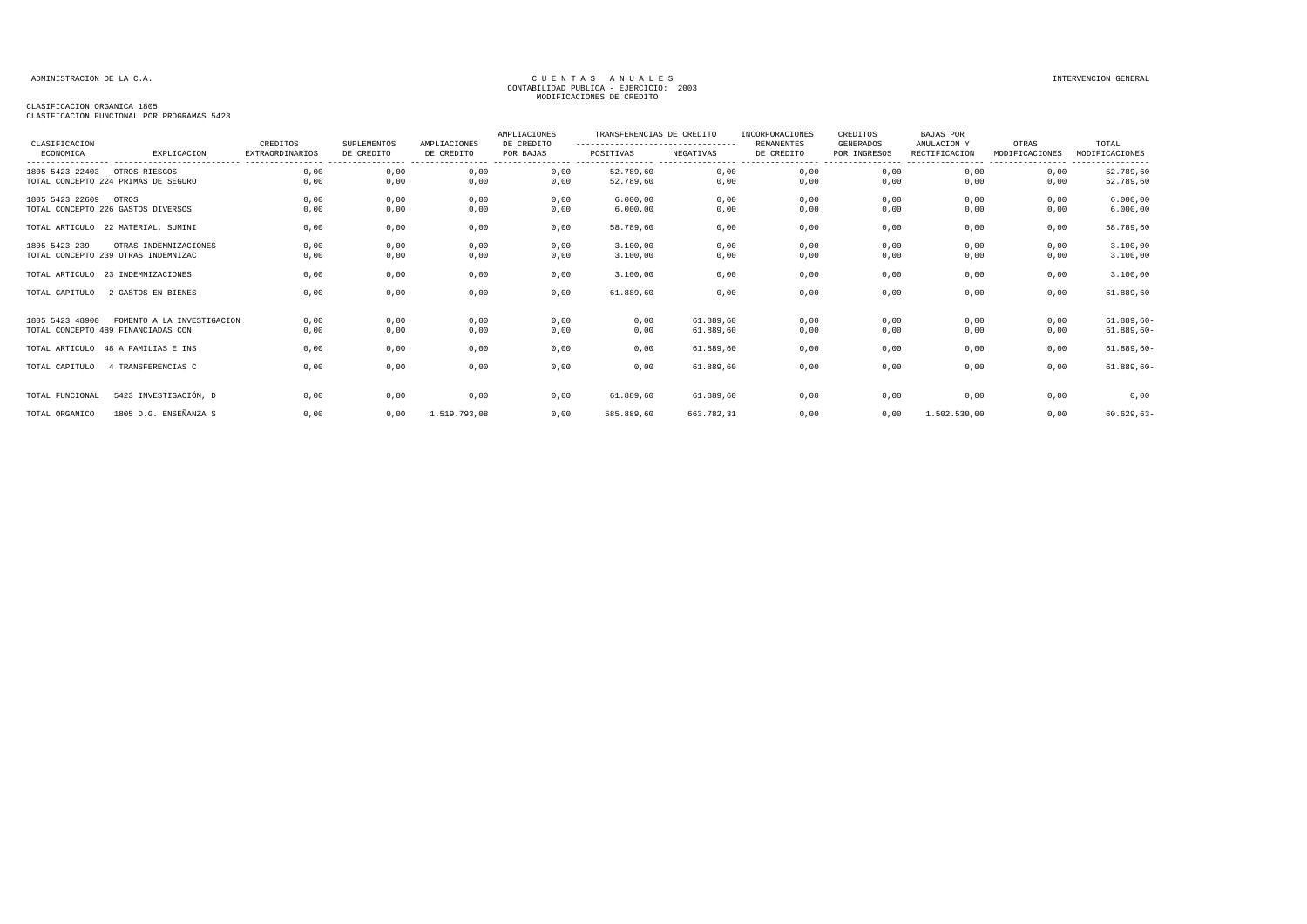ADMINISTRACION DE LA C.A. — CUENTAS ANUALES — INTERVENCION GENERAL

CONTABILIDAD PUBLICA - EJERCICIO: 2003

MODIFICACIONES DE CREDITO

CLASIFICACION ORGANICA 1805

CLASIFICACION FUNCIONAL POR PROGRAMAS 5423

| CLASIFICACION ECONOMICA | EXPLICACION | CREDITOS EXTRAORDINARIOS | SUPLEMENTOS DE CREDITO | AMPLIACIONES DE CREDITO | AMPLIACIONES DE CREDITO POR BAJAS | TRANSFERENCIAS DE CREDITO POSITIVAS | TRANSFERENCIAS DE CREDITO NEGATIVAS | INCORPORACIONES REMANENTES DE CREDITO | CREDITOS GENERADOS POR INGRESOS | BAJAS POR ANULACION Y RECTIFICACION | OTRAS MODIFICACIONES | TOTAL MODIFICACIONES |
|---|---|---|---|---|---|---|---|---|---|---|---|---|
| 1805 5423 22403 | OTROS RIESGOS | 0,00 | 0,00 | 0,00 | 0,00 | 52.789,60 | 0,00 | 0,00 | 0,00 | 0,00 | 0,00 | 52.789,60 |
| TOTAL CONCEPTO 224 | PRIMAS DE SEGURO | 0,00 | 0,00 | 0,00 | 0,00 | 52.789,60 | 0,00 | 0,00 | 0,00 | 0,00 | 0,00 | 52.789,60 |
| 1805 5423 22609 | OTROS | 0,00 | 0,00 | 0,00 | 0,00 | 6.000,00 | 0,00 | 0,00 | 0,00 | 0,00 | 0,00 | 6.000,00 |
| TOTAL CONCEPTO 226 | GASTOS DIVERSOS | 0,00 | 0,00 | 0,00 | 0,00 | 6.000,00 | 0,00 | 0,00 | 0,00 | 0,00 | 0,00 | 6.000,00 |
| TOTAL ARTICULO | 22 MATERIAL, SUMINI | 0,00 | 0,00 | 0,00 | 0,00 | 58.789,60 | 0,00 | 0,00 | 0,00 | 0,00 | 0,00 | 58.789,60 |
| 1805 5423 239 | OTRAS INDEMNIZACIONES | 0,00 | 0,00 | 0,00 | 0,00 | 3.100,00 | 0,00 | 0,00 | 0,00 | 0,00 | 0,00 | 3.100,00 |
| TOTAL CONCEPTO 239 | OTRAS INDEMNIZAC | 0,00 | 0,00 | 0,00 | 0,00 | 3.100,00 | 0,00 | 0,00 | 0,00 | 0,00 | 0,00 | 3.100,00 |
| TOTAL ARTICULO | 23 INDEMNIZACIONES | 0,00 | 0,00 | 0,00 | 0,00 | 3.100,00 | 0,00 | 0,00 | 0,00 | 0,00 | 0,00 | 3.100,00 |
| TOTAL CAPITULO | 2 GASTOS EN BIENES | 0,00 | 0,00 | 0,00 | 0,00 | 61.889,60 | 0,00 | 0,00 | 0,00 | 0,00 | 0,00 | 61.889,60 |
| 1805 5423 48900 | FOMENTO A LA INVESTIGACION | 0,00 | 0,00 | 0,00 | 0,00 | 0,00 | 61.889,60 | 0,00 | 0,00 | 0,00 | 0,00 | 61.889,60- |
| TOTAL CONCEPTO 489 | FINANCIADAS CON | 0,00 | 0,00 | 0,00 | 0,00 | 0,00 | 61.889,60 | 0,00 | 0,00 | 0,00 | 0,00 | 61.889,60- |
| TOTAL ARTICULO | 48 A FAMILIAS E INS | 0,00 | 0,00 | 0,00 | 0,00 | 0,00 | 61.889,60 | 0,00 | 0,00 | 0,00 | 0,00 | 61.889,60- |
| TOTAL CAPITULO | 4 TRANSFERENCIAS C | 0,00 | 0,00 | 0,00 | 0,00 | 0,00 | 61.889,60 | 0,00 | 0,00 | 0,00 | 0,00 | 61.889,60- |
| TOTAL FUNCIONAL | 5423 INVESTIGACIÓN, D | 0,00 | 0,00 | 0,00 | 0,00 | 61.889,60 | 61.889,60 | 0,00 | 0,00 | 0,00 | 0,00 | 0,00 |
| TOTAL ORGANICO | 1805 D.G. ENSEÑANZA S | 0,00 | 0,00 | 1.519.793,08 | 0,00 | 585.889,60 | 663.782,31 | 0,00 | 0,00 | 1.502.530,00 | 0,00 | 60.629,63- |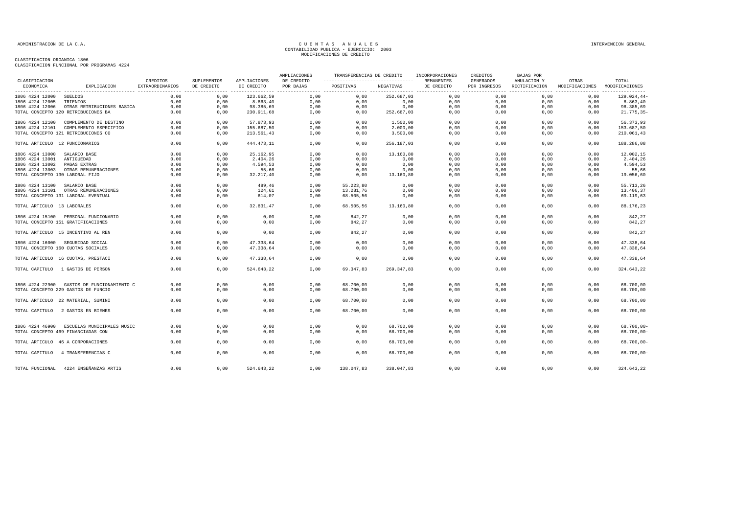ADMINISTRACION DE LA C.A.

# CUENTAS ANUALES
## CONTABILIDAD PUBLICA - EJERCICIO: 2003
## MODIFICACIONES DE CREDITO

INTERVENCION GENERAL

CLASIFICACION ORGANICA 1806
CLASIFICACION FUNCIONAL POR PROGRAMAS 4224

| CLASIFICACION ECONOMICA | EXPLICACION | CREDITOS EXTRAORDINARIOS | SUPLEMENTOS DE CREDITO | AMPLIACIONES DE CREDITO | AMPLIACIONES DE CREDITO POR BAJAS | TRANSFERENCIAS DE CREDITO POSITIVAS | TRANSFERENCIAS DE CREDITO NEGATIVAS | INCORPORACIONES REMANENTES DE CREDITO | CREDITOS GENERADOS POR INGRESOS | BAJAS POR ANULACION Y RECTIFICACION | OTRAS MODIFICACIONES | TOTAL MODIFICACIONES |
|---|---|---|---|---|---|---|---|---|---|---|---|---|
| 1806 4224 12000 | SUELDOS | 0,00 | 0,00 | 123.662,59 | 0,00 | 0,00 | 252.687,03 | 0,00 | 0,00 | 0,00 | 0,00 | 129.024,44- |
| 1806 4224 12005 | TRIENIOS | 0,00 | 0,00 | 8.863,40 | 0,00 | 0,00 | 0,00 | 0,00 | 0,00 | 0,00 | 0,00 | 8.863,40 |
| 1806 4224 12006 | OTRAS RETRIBUCIONES BASICA | 0,00 | 0,00 | 98.385,69 | 0,00 | 0,00 | 0,00 | 0,00 | 0,00 | 0,00 | 0,00 | 98.385,69 |
| TOTAL CONCEPTO 120 RETRIBUCIONES BA | | 0,00 | 0,00 | 230.911,68 | 0,00 | 0,00 | 252.687,03 | 0,00 | 0,00 | 0,00 | 0,00 | 21.775,35- |
| 1806 4224 12100 | COMPLEMENTO DE DESTINO | 0,00 | 0,00 | 57.873,93 | 0,00 | 0,00 | 1.500,00 | 0,00 | 0,00 | 0,00 | 0,00 | 56.373,93 |
| 1806 4224 12101 | COMPLEMENTO ESPECIFICO | 0,00 | 0,00 | 155.687,50 | 0,00 | 0,00 | 2.000,00 | 0,00 | 0,00 | 0,00 | 0,00 | 153.687,50 |
| TOTAL CONCEPTO 121 RETRIBUCIONES CO | | 0,00 | 0,00 | 213.561,43 | 0,00 | 0,00 | 3.500,00 | 0,00 | 0,00 | 0,00 | 0,00 | 210.061,43 |
| TOTAL ARTICULO 12 FUNCIONARIOS | | 0,00 | 0,00 | 444.473,11 | 0,00 | 0,00 | 256.187,03 | 0,00 | 0,00 | 0,00 | 0,00 | 188.286,08 |
| 1806 4224 13000 | SALARIO BASE | 0,00 | 0,00 | 25.162,95 | 0,00 | 0,00 | 13.160,80 | 0,00 | 0,00 | 0,00 | 0,00 | 12.002,15 |
| 1806 4224 13001 | ANTIGUEDAD | 0,00 | 0,00 | 2.404,26 | 0,00 | 0,00 | 0,00 | 0,00 | 0,00 | 0,00 | 0,00 | 2.404,26 |
| 1806 4224 13002 | PAGAS EXTRAS | 0,00 | 0,00 | 4.594,53 | 0,00 | 0,00 | 0,00 | 0,00 | 0,00 | 0,00 | 0,00 | 4.594,53 |
| 1806 4224 13003 | OTRAS REMUNERACIONES | 0,00 | 0,00 | 55,66 | 0,00 | 0,00 | 0,00 | 0,00 | 0,00 | 0,00 | 0,00 | 55,66 |
| TOTAL CONCEPTO 130 LABORAL FIJO | | 0,00 | 0,00 | 32.217,40 | 0,00 | 0,00 | 13.160,80 | 0,00 | 0,00 | 0,00 | 0,00 | 19.056,60 |
| 1806 4224 13100 | SALARIO BASE | 0,00 | 0,00 | 489,46 | 0,00 | 55.223,80 | 0,00 | 0,00 | 0,00 | 0,00 | 0,00 | 55.713,26 |
| 1806 4224 13101 | OTRAS REMUNERACIONES | 0,00 | 0,00 | 124,61 | 0,00 | 13.281,76 | 0,00 | 0,00 | 0,00 | 0,00 | 0,00 | 13.406,37 |
| TOTAL CONCEPTO 131 LABORAL EVENTUAL | | 0,00 | 0,00 | 614,07 | 0,00 | 68.505,56 | 0,00 | 0,00 | 0,00 | 0,00 | 0,00 | 69.119,63 |
| TOTAL ARTICULO 13 LABORALES | | 0,00 | 0,00 | 32.831,47 | 0,00 | 68.505,56 | 13.160,80 | 0,00 | 0,00 | 0,00 | 0,00 | 88.176,23 |
| 1806 4224 15100 | PERSONAL FUNCIONARIO | 0,00 | 0,00 | 0,00 | 0,00 | 842,27 | 0,00 | 0,00 | 0,00 | 0,00 | 0,00 | 842,27 |
| TOTAL CONCEPTO 151 GRATIFICACIONES | | 0,00 | 0,00 | 0,00 | 0,00 | 842,27 | 0,00 | 0,00 | 0,00 | 0,00 | 0,00 | 842,27 |
| TOTAL ARTICULO 15 INCENTIVO AL REN | | 0,00 | 0,00 | 0,00 | 0,00 | 842,27 | 0,00 | 0,00 | 0,00 | 0,00 | 0,00 | 842,27 |
| 1806 4224 16000 | SEGURIDAD SOCIAL | 0,00 | 0,00 | 47.338,64 | 0,00 | 0,00 | 0,00 | 0,00 | 0,00 | 0,00 | 0,00 | 47.338,64 |
| TOTAL CONCEPTO 160 CUOTAS SOCIALES | | 0,00 | 0,00 | 47.338,64 | 0,00 | 0,00 | 0,00 | 0,00 | 0,00 | 0,00 | 0,00 | 47.338,64 |
| TOTAL ARTICULO 16 CUOTAS, PRESTACI | | 0,00 | 0,00 | 47.338,64 | 0,00 | 0,00 | 0,00 | 0,00 | 0,00 | 0,00 | 0,00 | 47.338,64 |
| TOTAL CAPITULO 1 GASTOS DE PERSON | | 0,00 | 0,00 | 524.643,22 | 0,00 | 69.347,83 | 269.347,83 | 0,00 | 0,00 | 0,00 | 0,00 | 324.643,22 |
| 1806 4224 22900 | GASTOS DE FUNCIONAMIENTO C | 0,00 | 0,00 | 0,00 | 0,00 | 68.700,00 | 0,00 | 0,00 | 0,00 | 0,00 | 0,00 | 68.700,00 |
| TOTAL CONCEPTO 229 GASTOS DE FUNCIO | | 0,00 | 0,00 | 0,00 | 0,00 | 68.700,00 | 0,00 | 0,00 | 0,00 | 0,00 | 0,00 | 68.700,00 |
| TOTAL ARTICULO 22 MATERIAL, SUMINI | | 0,00 | 0,00 | 0,00 | 0,00 | 68.700,00 | 0,00 | 0,00 | 0,00 | 0,00 | 0,00 | 68.700,00 |
| TOTAL CAPITULO 2 GASTOS EN BIENES | | 0,00 | 0,00 | 0,00 | 0,00 | 68.700,00 | 0,00 | 0,00 | 0,00 | 0,00 | 0,00 | 68.700,00 |
| 1806 4224 46900 | ESCUELAS MUNICIPALES MUSIC | 0,00 | 0,00 | 0,00 | 0,00 | 0,00 | 68.700,00 | 0,00 | 0,00 | 0,00 | 0,00 | 68.700,00- |
| TOTAL CONCEPTO 469 FINANCIADAS CON | | 0,00 | 0,00 | 0,00 | 0,00 | 0,00 | 68.700,00 | 0,00 | 0,00 | 0,00 | 0,00 | 68.700,00- |
| TOTAL ARTICULO 46 A CORPORACIONES | | 0,00 | 0,00 | 0,00 | 0,00 | 0,00 | 68.700,00 | 0,00 | 0,00 | 0,00 | 0,00 | 68.700,00- |
| TOTAL CAPITULO 4 TRANSFERENCIAS C | | 0,00 | 0,00 | 0,00 | 0,00 | 0,00 | 68.700,00 | 0,00 | 0,00 | 0,00 | 0,00 | 68.700,00- |
| TOTAL FUNCIONAL 4224 ENSEÑANZAS ARTIS | | 0,00 | 0,00 | 524.643,22 | 0,00 | 138.047,83 | 338.047,83 | 0,00 | 0,00 | 0,00 | 0,00 | 324.643,22 |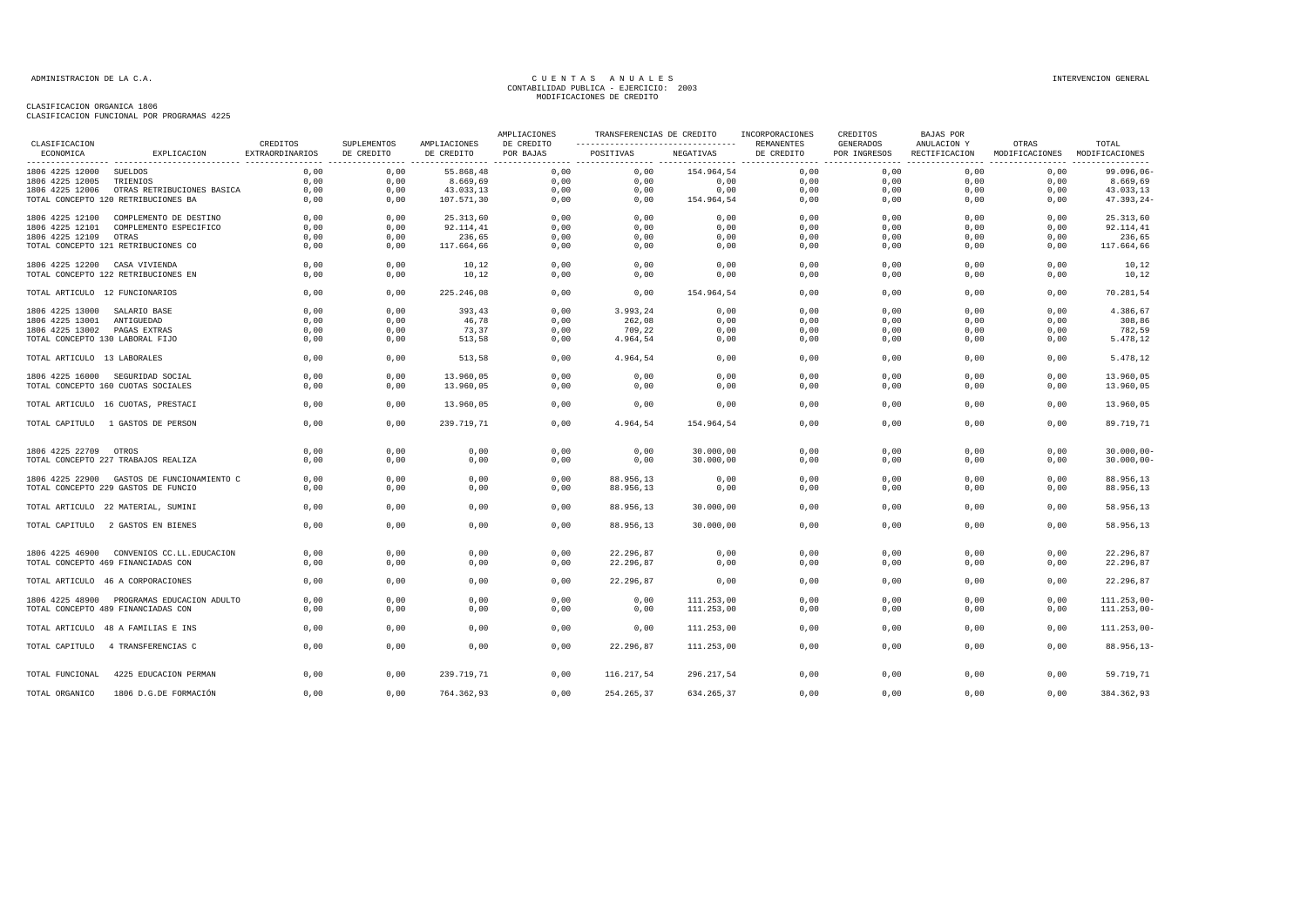ADMINISTRACION DE LA C.A.

CUENTAS ANUALES
CONTABILIDAD PUBLICA - EJERCICIO: 2003
MODIFICACIONES DE CREDITO

INTERVENCION GENERAL

CLASIFICACION ORGANICA 1806
CLASIFICACION FUNCIONAL POR PROGRAMAS 4225

| CLASIFICACION ECONOMICA | EXPLICACION | CREDITOS EXTRAORDINARIOS | SUPLEMENTOS DE CREDITO | AMPLIACIONES DE CREDITO | AMPLIACIONES DE CREDITO POR BAJAS | TRANSFERENCIAS DE CREDITO POSITIVAS | TRANSFERENCIAS DE CREDITO NEGATIVAS | INCORPORACIONES REMANENTES DE CREDITO | CREDITOS GENERADOS POR INGRESOS | BAJAS POR ANULACION Y RECTIFICACION | OTRAS MODIFICACIONES | TOTAL MODIFICACIONES |
|---|---|---|---|---|---|---|---|---|---|---|---|---|
| 1806 4225 12000 | SUELDOS | 0,00 | 0,00 | 55.868,48 | 0,00 | 0,00 | 154.964,54 | 0,00 | 0,00 | 0,00 | 0,00 | 99.096,06- |
| 1806 4225 12005 | TRIENIOS | 0,00 | 0,00 | 8.669,69 | 0,00 | 0,00 | 0,00 | 0,00 | 0,00 | 0,00 | 0,00 | 8.669,69 |
| 1806 4225 12006 | OTRAS RETRIBUCIONES BASICA | 0,00 | 0,00 | 43.033,13 | 0,00 | 0,00 | 0,00 | 0,00 | 0,00 | 0,00 | 0,00 | 43.033,13 |
| TOTAL CONCEPTO 120 RETRIBUCIONES BA | | 0,00 | 0,00 | 107.571,30 | 0,00 | 0,00 | 154.964,54 | 0,00 | 0,00 | 0,00 | 0,00 | 47.393,24- |
| 1806 4225 12100 | COMPLEMENTO DE DESTINO | 0,00 | 0,00 | 25.313,60 | 0,00 | 0,00 | 0,00 | 0,00 | 0,00 | 0,00 | 0,00 | 25.313,60 |
| 1806 4225 12101 | COMPLEMENTO ESPECIFICO | 0,00 | 0,00 | 92.114,41 | 0,00 | 0,00 | 0,00 | 0,00 | 0,00 | 0,00 | 0,00 | 92.114,41 |
| 1806 4225 12109 | OTRAS | 0,00 | 0,00 | 236,65 | 0,00 | 0,00 | 0,00 | 0,00 | 0,00 | 0,00 | 0,00 | 236,65 |
| TOTAL CONCEPTO 121 RETRIBUCIONES CO | | 0,00 | 0,00 | 117.664,66 | 0,00 | 0,00 | 0,00 | 0,00 | 0,00 | 0,00 | 0,00 | 117.664,66 |
| 1806 4225 12200 | CASA VIVIENDA | 0,00 | 0,00 | 10,12 | 0,00 | 0,00 | 0,00 | 0,00 | 0,00 | 0,00 | 0,00 | 10,12 |
| TOTAL CONCEPTO 122 RETRIBUCIONES EN | | 0,00 | 0,00 | 10,12 | 0,00 | 0,00 | 0,00 | 0,00 | 0,00 | 0,00 | 0,00 | 10,12 |
| TOTAL ARTICULO 12 FUNCIONARIOS | | 0,00 | 0,00 | 225.246,08 | 0,00 | 0,00 | 154.964,54 | 0,00 | 0,00 | 0,00 | 0,00 | 70.281,54 |
| 1806 4225 13000 | SALARIO BASE | 0,00 | 0,00 | 393,43 | 0,00 | 3.993,24 | 0,00 | 0,00 | 0,00 | 0,00 | 0,00 | 4.386,67 |
| 1806 4225 13001 | ANTIGUEDAD | 0,00 | 0,00 | 46,78 | 0,00 | 262,08 | 0,00 | 0,00 | 0,00 | 0,00 | 0,00 | 308,86 |
| 1806 4225 13002 | PAGAS EXTRAS | 0,00 | 0,00 | 73,37 | 0,00 | 709,22 | 0,00 | 0,00 | 0,00 | 0,00 | 0,00 | 782,59 |
| TOTAL CONCEPTO 130 LABORAL FIJO | | 0,00 | 0,00 | 513,58 | 0,00 | 4.964,54 | 0,00 | 0,00 | 0,00 | 0,00 | 0,00 | 5.478,12 |
| TOTAL ARTICULO 13 LABORALES | | 0,00 | 0,00 | 513,58 | 0,00 | 4.964,54 | 0,00 | 0,00 | 0,00 | 0,00 | 0,00 | 5.478,12 |
| 1806 4225 16000 | SEGURIDAD SOCIAL | 0,00 | 0,00 | 13.960,05 | 0,00 | 0,00 | 0,00 | 0,00 | 0,00 | 0,00 | 0,00 | 13.960,05 |
| TOTAL CONCEPTO 160 CUOTAS SOCIALES | | 0,00 | 0,00 | 13.960,05 | 0,00 | 0,00 | 0,00 | 0,00 | 0,00 | 0,00 | 0,00 | 13.960,05 |
| TOTAL ARTICULO 16 CUOTAS, PRESTACI | | 0,00 | 0,00 | 13.960,05 | 0,00 | 0,00 | 0,00 | 0,00 | 0,00 | 0,00 | 0,00 | 13.960,05 |
| TOTAL CAPITULO 1 GASTOS DE PERSON | | 0,00 | 0,00 | 239.719,71 | 0,00 | 4.964,54 | 154.964,54 | 0,00 | 0,00 | 0,00 | 0,00 | 89.719,71 |
| 1806 4225 22709 | OTROS | 0,00 | 0,00 | 0,00 | 0,00 | 0,00 | 30.000,00 | 0,00 | 0,00 | 0,00 | 0,00 | 30.000,00- |
| TOTAL CONCEPTO 227 TRABAJOS REALIZA | | 0,00 | 0,00 | 0,00 | 0,00 | 0,00 | 30.000,00 | 0,00 | 0,00 | 0,00 | 0,00 | 30.000,00- |
| 1806 4225 22900 | GASTOS DE FUNCIONAMIENTO C | 0,00 | 0,00 | 0,00 | 0,00 | 88.956,13 | 0,00 | 0,00 | 0,00 | 0,00 | 0,00 | 88.956,13 |
| TOTAL CONCEPTO 229 GASTOS DE FUNCIO | | 0,00 | 0,00 | 0,00 | 0,00 | 88.956,13 | 0,00 | 0,00 | 0,00 | 0,00 | 0,00 | 88.956,13 |
| TOTAL ARTICULO 22 MATERIAL, SUMINI | | 0,00 | 0,00 | 0,00 | 0,00 | 88.956,13 | 30.000,00 | 0,00 | 0,00 | 0,00 | 0,00 | 58.956,13 |
| TOTAL CAPITULO 2 GASTOS EN BIENES | | 0,00 | 0,00 | 0,00 | 0,00 | 88.956,13 | 30.000,00 | 0,00 | 0,00 | 0,00 | 0,00 | 58.956,13 |
| 1806 4225 46900 | CONVENIOS CC.LL.EDUCACION | 0,00 | 0,00 | 0,00 | 0,00 | 22.296,87 | 0,00 | 0,00 | 0,00 | 0,00 | 0,00 | 22.296,87 |
| TOTAL CONCEPTO 469 FINANCIADAS CON | | 0,00 | 0,00 | 0,00 | 0,00 | 22.296,87 | 0,00 | 0,00 | 0,00 | 0,00 | 0,00 | 22.296,87 |
| TOTAL ARTICULO 46 A CORPORACIONES | | 0,00 | 0,00 | 0,00 | 0,00 | 22.296,87 | 0,00 | 0,00 | 0,00 | 0,00 | 0,00 | 22.296,87 |
| 1806 4225 48900 | PROGRAMAS EDUCACION ADULTO | 0,00 | 0,00 | 0,00 | 0,00 | 0,00 | 111.253,00 | 0,00 | 0,00 | 0,00 | 0,00 | 111.253,00- |
| TOTAL CONCEPTO 489 FINANCIADAS CON | | 0,00 | 0,00 | 0,00 | 0,00 | 0,00 | 111.253,00 | 0,00 | 0,00 | 0,00 | 0,00 | 111.253,00- |
| TOTAL ARTICULO 48 A FAMILIAS E INS | | 0,00 | 0,00 | 0,00 | 0,00 | 0,00 | 111.253,00 | 0,00 | 0,00 | 0,00 | 0,00 | 111.253,00- |
| TOTAL CAPITULO 4 TRANSFERENCIAS C | | 0,00 | 0,00 | 0,00 | 0,00 | 22.296,87 | 111.253,00 | 0,00 | 0,00 | 0,00 | 0,00 | 88.956,13- |
| TOTAL FUNCIONAL | 4225 EDUCACION PERMAN | 0,00 | 0,00 | 239.719,71 | 0,00 | 116.217,54 | 296.217,54 | 0,00 | 0,00 | 0,00 | 0,00 | 59.719,71 |
| TOTAL ORGANICO | 1806 D.G.DE FORMACIÓN | 0,00 | 0,00 | 764.362,93 | 0,00 | 254.265,37 | 634.265,37 | 0,00 | 0,00 | 0,00 | 0,00 | 384.362,93 |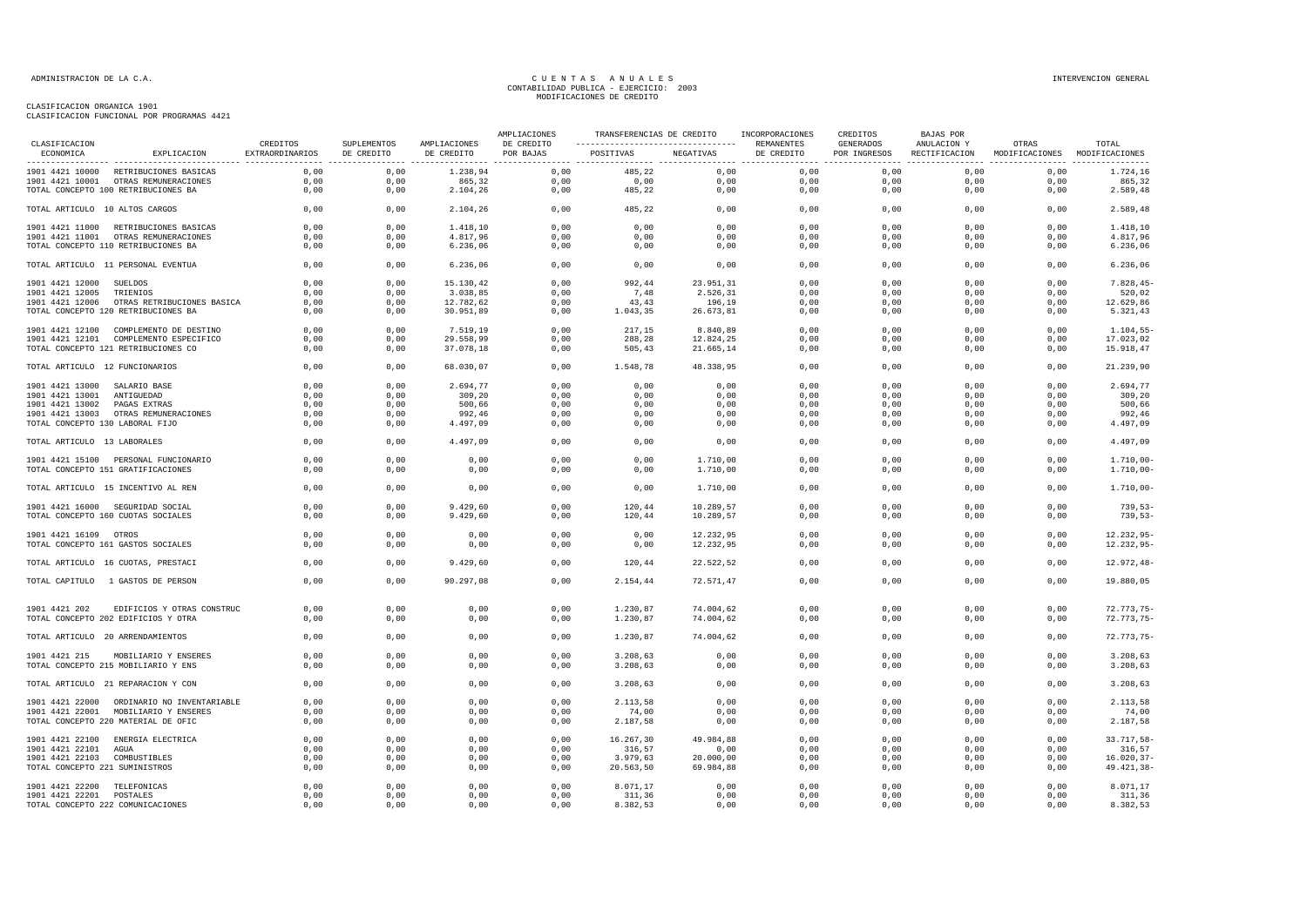CLASIFICACION ORGANICA 1901
CLASIFICACION FUNCIONAL POR PROGRAMAS 4421

| CLASIFICACION ECONOMICA | EXPLICACION | CREDITOS EXTRAORDINARIOS | SUPLEMENTOS DE CREDITO | AMPLIACIONES DE CREDITO | AMPLIACIONES DE CREDITO POR BAJAS | TRANSFERENCIAS DE CREDITO POSITIVAS | TRANSFERENCIAS DE CREDITO NEGATIVAS | INCORPORACIONES REMANENTES DE CREDITO | CREDITOS GENERADOS POR INGRESOS | BAJAS POR ANULACION Y RECTIFICACION | OTRAS MODIFICACIONES | TOTAL MODIFICACIONES |
|---|---|---|---|---|---|---|---|---|---|---|---|---|
| 1901 4421 10000 | RETRIBUCIONES BASICAS | 0,00 | 0,00 | 1.238,94 | 0,00 | 485,22 | 0,00 | 0,00 | 0,00 | 0,00 | 0,00 | 1.724,16 |
| 1901 4421 10001 | OTRAS REMUNERACIONES | 0,00 | 0,00 | 865,32 | 0,00 | 0,00 | 0,00 | 0,00 | 0,00 | 0,00 | 0,00 | 865,32 |
| TOTAL CONCEPTO 100 RETRIBUCIONES BA | | 0,00 | 0,00 | 2.104,26 | 0,00 | 485,22 | 0,00 | 0,00 | 0,00 | 0,00 | 0,00 | 2.589,48 |
| TOTAL ARTICULO 10 ALTOS CARGOS | | 0,00 | 0,00 | 2.104,26 | 0,00 | 485,22 | 0,00 | 0,00 | 0,00 | 0,00 | 0,00 | 2.589,48 |
| 1901 4421 11000 | RETRIBUCIONES BASICAS | 0,00 | 0,00 | 1.418,10 | 0,00 | 0,00 | 0,00 | 0,00 | 0,00 | 0,00 | 0,00 | 1.418,10 |
| 1901 4421 11001 | OTRAS REMUNERACIONES | 0,00 | 0,00 | 4.817,96 | 0,00 | 0,00 | 0,00 | 0,00 | 0,00 | 0,00 | 0,00 | 4.817,96 |
| TOTAL CONCEPTO 110 RETRIBUCIONES BA | | 0,00 | 0,00 | 6.236,06 | 0,00 | 0,00 | 0,00 | 0,00 | 0,00 | 0,00 | 0,00 | 6.236,06 |
| TOTAL ARTICULO 11 PERSONAL EVENTUA | | 0,00 | 0,00 | 6.236,06 | 0,00 | 0,00 | 0,00 | 0,00 | 0,00 | 0,00 | 0,00 | 6.236,06 |
| 1901 4421 12000 | SUELDOS | 0,00 | 0,00 | 15.130,42 | 0,00 | 992,44 | 23.951,31 | 0,00 | 0,00 | 0,00 | 0,00 | 7.828,45- |
| 1901 4421 12005 | TRIENIOS | 0,00 | 0,00 | 3.038,85 | 0,00 | 7,48 | 2.526,31 | 0,00 | 0,00 | 0,00 | 0,00 | 520,02 |
| 1901 4421 12006 | OTRAS RETRIBUCIONES BASICA | 0,00 | 0,00 | 12.782,62 | 0,00 | 43,43 | 196,19 | 0,00 | 0,00 | 0,00 | 0,00 | 12.629,86 |
| TOTAL CONCEPTO 120 RETRIBUCIONES BA | | 0,00 | 0,00 | 30.951,89 | 0,00 | 1.043,35 | 26.673,81 | 0,00 | 0,00 | 0,00 | 0,00 | 5.321,43 |
| 1901 4421 12100 | COMPLEMENTO DE DESTINO | 0,00 | 0,00 | 7.519,19 | 0,00 | 217,15 | 8.840,89 | 0,00 | 0,00 | 0,00 | 0,00 | 1.104,55- |
| 1901 4421 12101 | COMPLEMENTO ESPECIFICO | 0,00 | 0,00 | 29.558,99 | 0,00 | 288,28 | 12.824,25 | 0,00 | 0,00 | 0,00 | 0,00 | 17.023,02 |
| TOTAL CONCEPTO 121 RETRIBUCIONES CO | | 0,00 | 0,00 | 37.078,18 | 0,00 | 505,43 | 21.665,14 | 0,00 | 0,00 | 0,00 | 0,00 | 15.918,47 |
| TOTAL ARTICULO 12 FUNCIONARIOS | | 0,00 | 0,00 | 68.030,07 | 0,00 | 1.548,78 | 48.338,95 | 0,00 | 0,00 | 0,00 | 0,00 | 21.239,90 |
| 1901 4421 13000 | SALARIO BASE | 0,00 | 0,00 | 2.694,77 | 0,00 | 0,00 | 0,00 | 0,00 | 0,00 | 0,00 | 0,00 | 2.694,77 |
| 1901 4421 13001 | ANTIGUEDAD | 0,00 | 0,00 | 309,20 | 0,00 | 0,00 | 0,00 | 0,00 | 0,00 | 0,00 | 0,00 | 309,20 |
| 1901 4421 13002 | PAGAS EXTRAS | 0,00 | 0,00 | 500,66 | 0,00 | 0,00 | 0,00 | 0,00 | 0,00 | 0,00 | 0,00 | 500,66 |
| 1901 4421 13003 | OTRAS REMUNERACIONES | 0,00 | 0,00 | 992,46 | 0,00 | 0,00 | 0,00 | 0,00 | 0,00 | 0,00 | 0,00 | 992,46 |
| TOTAL CONCEPTO 130 LABORAL FIJO | | 0,00 | 0,00 | 4.497,09 | 0,00 | 0,00 | 0,00 | 0,00 | 0,00 | 0,00 | 0,00 | 4.497,09 |
| TOTAL ARTICULO 13 LABORALES | | 0,00 | 0,00 | 4.497,09 | 0,00 | 0,00 | 0,00 | 0,00 | 0,00 | 0,00 | 0,00 | 4.497,09 |
| 1901 4421 15100 | PERSONAL FUNCIONARIO | 0,00 | 0,00 | 0,00 | 0,00 | 0,00 | 1.710,00 | 0,00 | 0,00 | 0,00 | 0,00 | 1.710,00- |
| TOTAL CONCEPTO 151 GRATIFICACIONES | | 0,00 | 0,00 | 0,00 | 0,00 | 0,00 | 1.710,00 | 0,00 | 0,00 | 0,00 | 0,00 | 1.710,00- |
| TOTAL ARTICULO 15 INCENTIVO AL REN | | 0,00 | 0,00 | 0,00 | 0,00 | 0,00 | 1.710,00 | 0,00 | 0,00 | 0,00 | 0,00 | 1.710,00- |
| 1901 4421 16000 | SEGURIDAD SOCIAL | 0,00 | 0,00 | 9.429,60 | 0,00 | 120,44 | 10.289,57 | 0,00 | 0,00 | 0,00 | 0,00 | 739,53- |
| TOTAL CONCEPTO 160 CUOTAS SOCIALES | | 0,00 | 0,00 | 9.429,60 | 0,00 | 120,44 | 10.289,57 | 0,00 | 0,00 | 0,00 | 0,00 | 739,53- |
| 1901 4421 16109 | OTROS | 0,00 | 0,00 | 0,00 | 0,00 | 0,00 | 12.232,95 | 0,00 | 0,00 | 0,00 | 0,00 | 12.232,95- |
| TOTAL CONCEPTO 161 GASTOS SOCIALES | | 0,00 | 0,00 | 0,00 | 0,00 | 0,00 | 12.232,95 | 0,00 | 0,00 | 0,00 | 0,00 | 12.232,95- |
| TOTAL ARTICULO 16 CUOTAS, PRESTACI | | 0,00 | 0,00 | 9.429,60 | 0,00 | 120,44 | 22.522,52 | 0,00 | 0,00 | 0,00 | 0,00 | 12.972,48- |
| TOTAL CAPITULO 1 GASTOS DE PERSON | | 0,00 | 0,00 | 90.297,08 | 0,00 | 2.154,44 | 72.571,47 | 0,00 | 0,00 | 0,00 | 0,00 | 19.880,05 |
| 1901 4421 202 | EDIFICIOS Y OTRAS CONSTRUC | 0,00 | 0,00 | 0,00 | 0,00 | 1.230,87 | 74.004,62 | 0,00 | 0,00 | 0,00 | 0,00 | 72.773,75- |
| TOTAL CONCEPTO 202 EDIFICIOS Y OTRA | | 0,00 | 0,00 | 0,00 | 0,00 | 1.230,87 | 74.004,62 | 0,00 | 0,00 | 0,00 | 0,00 | 72.773,75- |
| TOTAL ARTICULO 20 ARRENDAMIENTOS | | 0,00 | 0,00 | 0,00 | 0,00 | 1.230,87 | 74.004,62 | 0,00 | 0,00 | 0,00 | 0,00 | 72.773,75- |
| 1901 4421 215 | MOBILIARIO Y ENSERES | 0,00 | 0,00 | 0,00 | 0,00 | 3.208,63 | 0,00 | 0,00 | 0,00 | 0,00 | 0,00 | 3.208,63 |
| TOTAL CONCEPTO 215 MOBILIARIO Y ENS | | 0,00 | 0,00 | 0,00 | 0,00 | 3.208,63 | 0,00 | 0,00 | 0,00 | 0,00 | 0,00 | 3.208,63 |
| TOTAL ARTICULO 21 REPARACION Y CON | | 0,00 | 0,00 | 0,00 | 0,00 | 3.208,63 | 0,00 | 0,00 | 0,00 | 0,00 | 0,00 | 3.208,63 |
| 1901 4421 22000 | ORDINARIO NO INVENTARIABLE | 0,00 | 0,00 | 0,00 | 0,00 | 2.113,58 | 0,00 | 0,00 | 0,00 | 0,00 | 0,00 | 2.113,58 |
| 1901 4421 22001 | MOBILIARIO Y ENSERES | 0,00 | 0,00 | 0,00 | 0,00 | 74,00 | 0,00 | 0,00 | 0,00 | 0,00 | 0,00 | 74,00 |
| TOTAL CONCEPTO 220 MATERIAL DE OFIC | | 0,00 | 0,00 | 0,00 | 0,00 | 2.187,58 | 0,00 | 0,00 | 0,00 | 0,00 | 0,00 | 2.187,58 |
| 1901 4421 22100 | ENERGIA ELECTRICA | 0,00 | 0,00 | 0,00 | 0,00 | 16.267,30 | 49.984,88 | 0,00 | 0,00 | 0,00 | 0,00 | 33.717,58- |
| 1901 4421 22101 | AGUA | 0,00 | 0,00 | 0,00 | 0,00 | 316,57 | 0,00 | 0,00 | 0,00 | 0,00 | 0,00 | 316,57 |
| 1901 4421 22103 | COMBUSTIBLES | 0,00 | 0,00 | 0,00 | 0,00 | 3.979,63 | 20.000,00 | 0,00 | 0,00 | 0,00 | 0,00 | 16.020,37- |
| TOTAL CONCEPTO 221 SUMINISTROS | | 0,00 | 0,00 | 0,00 | 0,00 | 20.563,50 | 69.984,88 | 0,00 | 0,00 | 0,00 | 0,00 | 49.421,38- |
| 1901 4421 22200 | TELEFONICAS | 0,00 | 0,00 | 0,00 | 0,00 | 8.071,17 | 0,00 | 0,00 | 0,00 | 0,00 | 0,00 | 8.071,17 |
| 1901 4421 22201 | POSTALES | 0,00 | 0,00 | 0,00 | 0,00 | 311,36 | 0,00 | 0,00 | 0,00 | 0,00 | 0,00 | 311,36 |
| TOTAL CONCEPTO 222 COMUNICACIONES | | 0,00 | 0,00 | 0,00 | 0,00 | 8.382,53 | 0,00 | 0,00 | 0,00 | 0,00 | 0,00 | 8.382,53 |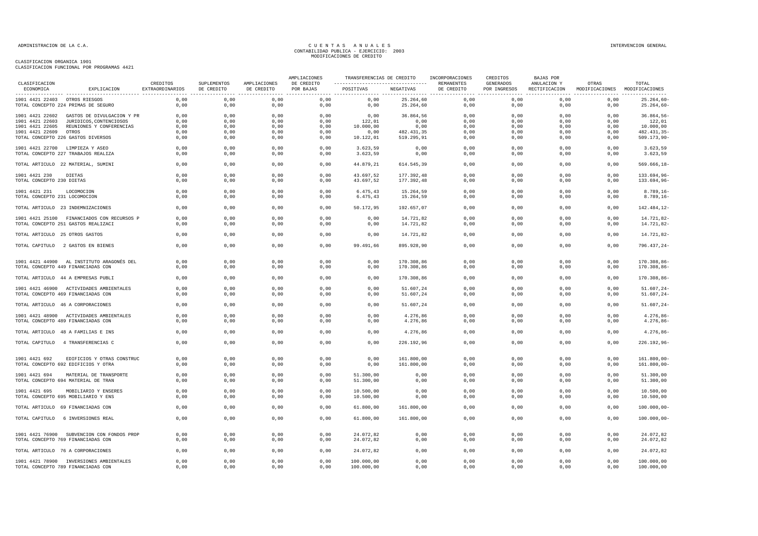CLASIFICACION ORGANICA 1901
CLASIFICACION FUNCIONAL POR PROGRAMAS 4421

| CLASIFICACION ECONOMICA | EXPLICACION | CREDITOS EXTRAORDINARIOS | SUPLEMENTOS DE CREDITO | AMPLIACIONES DE CREDITO | AMPLIACIONES DE CREDITO POR BAJAS | TRANSFERENCIAS DE CREDITO POSITIVAS | TRANSFERENCIAS DE CREDITO NEGATIVAS | INCORPORACIONES REMANENTES DE CREDITO | CREDITOS GENERADOS POR INGRESOS | BAJAS POR ANULACION Y RECTIFICACION | OTRAS MODIFICACIONES | TOTAL MODIFICACIONES |
|---|---|---|---|---|---|---|---|---|---|---|---|---|
| 1901 4421 22403 | OTROS RIESGOS | 0,00 | 0,00 | 0,00 | 0,00 | 0,00 | 25.264,60 | 0,00 | 0,00 | 0,00 | 0,00 | 25.264,60- |
| TOTAL CONCEPTO 224 | PRIMAS DE SEGURO | 0,00 | 0,00 | 0,00 | 0,00 | 0,00 | 25.264,60 | 0,00 | 0,00 | 0,00 | 0,00 | 25.264,60- |
| 1901 4421 22602 | GASTOS DE DIVULGACION Y PR | 0,00 | 0,00 | 0,00 | 0,00 | 0,00 | 36.864,56 | 0,00 | 0,00 | 0,00 | 0,00 | 36.864,56- |
| 1901 4421 22603 | JURIDICOS,CONTENCIOSOS | 0,00 | 0,00 | 0,00 | 0,00 | 122,01 | 0,00 | 0,00 | 0,00 | 0,00 | 0,00 | 122,01 |
| 1901 4421 22605 | REUNIONES Y CONFERENCIAS | 0,00 | 0,00 | 0,00 | 0,00 | 10.000,00 | 0,00 | 0,00 | 0,00 | 0,00 | 0,00 | 10.000,00 |
| 1901 4421 22609 | OTROS | 0,00 | 0,00 | 0,00 | 0,00 | 0,00 | 482.431,35 | 0,00 | 0,00 | 0,00 | 0,00 | 482.431,35- |
| TOTAL CONCEPTO 226 | GASTOS DIVERSOS | 0,00 | 0,00 | 0,00 | 0,00 | 10.122,01 | 519.295,91 | 0,00 | 0,00 | 0,00 | 0,00 | 509.173,90- |
| 1901 4421 22700 | LIMPIEZA Y ASEO | 0,00 | 0,00 | 0,00 | 0,00 | 3.623,59 | 0,00 | 0,00 | 0,00 | 0,00 | 0,00 | 3.623,59 |
| TOTAL CONCEPTO 227 | TRABAJOS REALIZA | 0,00 | 0,00 | 0,00 | 0,00 | 3.623,59 | 0,00 | 0,00 | 0,00 | 0,00 | 0,00 | 3.623,59 |
| TOTAL ARTICULO 22 | MATERIAL, SUMINI | 0,00 | 0,00 | 0,00 | 0,00 | 44.879,21 | 614.545,39 | 0,00 | 0,00 | 0,00 | 0,00 | 569.666,18- |
| 1901 4421 230 | DIETAS | 0,00 | 0,00 | 0,00 | 0,00 | 43.697,52 | 177.392,48 | 0,00 | 0,00 | 0,00 | 0,00 | 133.694,96- |
| TOTAL CONCEPTO 230 | DIETAS | 0,00 | 0,00 | 0,00 | 0,00 | 43.697,52 | 177.392,48 | 0,00 | 0,00 | 0,00 | 0,00 | 133.694,96- |
| 1901 4421 231 | LOCOMOCION | 0,00 | 0,00 | 0,00 | 0,00 | 6.475,43 | 15.264,59 | 0,00 | 0,00 | 0,00 | 0,00 | 8.789,16- |
| TOTAL CONCEPTO 231 | LOCOMOCION | 0,00 | 0,00 | 0,00 | 0,00 | 6.475,43 | 15.264,59 | 0,00 | 0,00 | 0,00 | 0,00 | 8.789,16- |
| TOTAL ARTICULO 23 | INDEMNIZACIONES | 0,00 | 0,00 | 0,00 | 0,00 | 50.172,95 | 192.657,07 | 0,00 | 0,00 | 0,00 | 0,00 | 142.484,12- |
| 1901 4421 25100 | FINANCIADOS CON RECURSOS P | 0,00 | 0,00 | 0,00 | 0,00 | 0,00 | 14.721,82 | 0,00 | 0,00 | 0,00 | 0,00 | 14.721,82- |
| TOTAL CONCEPTO 251 | GASTOS REALIZACI | 0,00 | 0,00 | 0,00 | 0,00 | 0,00 | 14.721,82 | 0,00 | 0,00 | 0,00 | 0,00 | 14.721,82- |
| TOTAL ARTICULO 25 | OTROS GASTOS | 0,00 | 0,00 | 0,00 | 0,00 | 0,00 | 14.721,82 | 0,00 | 0,00 | 0,00 | 0,00 | 14.721,82- |
| TOTAL CAPITULO 2 | GASTOS EN BIENES | 0,00 | 0,00 | 0,00 | 0,00 | 99.491,66 | 895.928,90 | 0,00 | 0,00 | 0,00 | 0,00 | 796.437,24- |
| 1901 4421 44900 | AL INSTITUTO ARAGONÉS DEL | 0,00 | 0,00 | 0,00 | 0,00 | 0,00 | 170.308,86 | 0,00 | 0,00 | 0,00 | 0,00 | 170.308,86- |
| TOTAL CONCEPTO 449 | FINANCIADAS CON | 0,00 | 0,00 | 0,00 | 0,00 | 0,00 | 170.308,86 | 0,00 | 0,00 | 0,00 | 0,00 | 170.308,86- |
| TOTAL ARTICULO 44 | A EMPRESAS PUBLI | 0,00 | 0,00 | 0,00 | 0,00 | 0,00 | 170.308,86 | 0,00 | 0,00 | 0,00 | 0,00 | 170.308,86- |
| 1901 4421 46900 | ACTIVIDADES AMBIENTALES | 0,00 | 0,00 | 0,00 | 0,00 | 0,00 | 51.607,24 | 0,00 | 0,00 | 0,00 | 0,00 | 51.607,24- |
| TOTAL CONCEPTO 469 | FINANCIADAS CON | 0,00 | 0,00 | 0,00 | 0,00 | 0,00 | 51.607,24 | 0,00 | 0,00 | 0,00 | 0,00 | 51.607,24- |
| TOTAL ARTICULO 46 | A CORPORACIONES | 0,00 | 0,00 | 0,00 | 0,00 | 0,00 | 51.607,24 | 0,00 | 0,00 | 0,00 | 0,00 | 51.607,24- |
| 1901 4421 48900 | ACTIVIDADES AMBIENTALES | 0,00 | 0,00 | 0,00 | 0,00 | 0,00 | 4.276,86 | 0,00 | 0,00 | 0,00 | 0,00 | 4.276,86- |
| TOTAL CONCEPTO 489 | FINANCIADAS CON | 0,00 | 0,00 | 0,00 | 0,00 | 0,00 | 4.276,86 | 0,00 | 0,00 | 0,00 | 0,00 | 4.276,86- |
| TOTAL ARTICULO 48 | A FAMILIAS E INS | 0,00 | 0,00 | 0,00 | 0,00 | 0,00 | 4.276,86 | 0,00 | 0,00 | 0,00 | 0,00 | 4.276,86- |
| TOTAL CAPITULO 4 | TRANSFERENCIAS C | 0,00 | 0,00 | 0,00 | 0,00 | 0,00 | 226.192,96 | 0,00 | 0,00 | 0,00 | 0,00 | 226.192,96- |
| 1901 4421 692 | EDIFICIOS Y OTRAS CONSTRUC | 0,00 | 0,00 | 0,00 | 0,00 | 0,00 | 161.800,00 | 0,00 | 0,00 | 0,00 | 0,00 | 161.800,00- |
| TOTAL CONCEPTO 692 | EDIFICIOS Y OTRA | 0,00 | 0,00 | 0,00 | 0,00 | 0,00 | 161.800,00 | 0,00 | 0,00 | 0,00 | 0,00 | 161.800,00- |
| 1901 4421 694 | MATERIAL DE TRANSPORTE | 0,00 | 0,00 | 0,00 | 0,00 | 51.300,00 | 0,00 | 0,00 | 0,00 | 0,00 | 0,00 | 51.300,00 |
| TOTAL CONCEPTO 694 | MATERIAL DE TRAN | 0,00 | 0,00 | 0,00 | 0,00 | 51.300,00 | 0,00 | 0,00 | 0,00 | 0,00 | 0,00 | 51.300,00 |
| 1901 4421 695 | MOBILIARIO Y ENSERES | 0,00 | 0,00 | 0,00 | 0,00 | 10.500,00 | 0,00 | 0,00 | 0,00 | 0,00 | 0,00 | 10.500,00 |
| TOTAL CONCEPTO 695 | MOBILIARIO Y ENS | 0,00 | 0,00 | 0,00 | 0,00 | 10.500,00 | 0,00 | 0,00 | 0,00 | 0,00 | 0,00 | 10.500,00 |
| TOTAL ARTICULO 69 | FINANCIADAS CON | 0,00 | 0,00 | 0,00 | 0,00 | 61.800,00 | 161.800,00 | 0,00 | 0,00 | 0,00 | 0,00 | 100.000,00- |
| TOTAL CAPITULO 6 | INVERSIONES REAL | 0,00 | 0,00 | 0,00 | 0,00 | 61.800,00 | 161.800,00 | 0,00 | 0,00 | 0,00 | 0,00 | 100.000,00- |
| 1901 4421 76900 | SUBVENCION CON FONDOS PROP | 0,00 | 0,00 | 0,00 | 0,00 | 24.072,82 | 0,00 | 0,00 | 0,00 | 0,00 | 0,00 | 24.072,82 |
| TOTAL CONCEPTO 769 | FINANCIADAS CON | 0,00 | 0,00 | 0,00 | 0,00 | 24.072,82 | 0,00 | 0,00 | 0,00 | 0,00 | 0,00 | 24.072,82 |
| TOTAL ARTICULO 76 | A CORPORACIONES | 0,00 | 0,00 | 0,00 | 0,00 | 24.072,82 | 0,00 | 0,00 | 0,00 | 0,00 | 0,00 | 24.072,82 |
| 1901 4421 78900 | INVERSIONES AMBIENTALES | 0,00 | 0,00 | 0,00 | 0,00 | 100.000,00 | 0,00 | 0,00 | 0,00 | 0,00 | 0,00 | 100.000,00 |
| TOTAL CONCEPTO 789 | FINANCIADAS CON | 0,00 | 0,00 | 0,00 | 0,00 | 100.000,00 | 0,00 | 0,00 | 0,00 | 0,00 | 0,00 | 100.000,00 |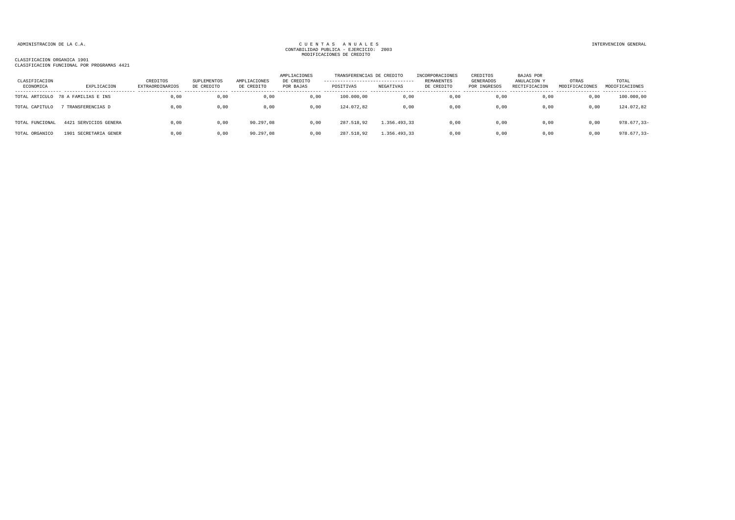ADMINISTRACION DE LA C.A.

CUENTAS ANUALES
CONTABILIDAD PUBLICA - EJERCICIO: 2003
MODIFICACIONES DE CREDITO

INTERVENCION GENERAL

CLASIFICACION ORGANICA 1901
CLASIFICACION FUNCIONAL POR PROGRAMAS 4421

| CLASIFICACION ECONOMICA | EXPLICACION | CREDITOS EXTRAORDINARIOS | SUPLEMENTOS DE CREDITO | AMPLIACIONES DE CREDITO | AMPLIACIONES DE CREDITO POR BAJAS | TRANSFERENCIAS DE CREDITO POSITIVAS | TRANSFERENCIAS DE CREDITO NEGATIVAS | INCORPORACIONES REMANENTES DE CREDITO | CREDITOS GENERADOS POR INGRESOS | BAJAS POR ANULACION Y RECTIFICACION | OTRAS MODIFICACIONES | TOTAL MODIFICACIONES |
|---|---|---|---|---|---|---|---|---|---|---|---|---|
| TOTAL ARTICULO | 78 A FAMILIAS E INS | 0,00 | 0,00 | 0,00 | 0,00 | 100.000,00 | 0,00 | 0,00 | 0,00 | 0,00 | 0,00 | 100.000,00 |
| TOTAL CAPITULO | 7 TRANSFERENCIAS D | 0,00 | 0,00 | 0,00 | 0,00 | 124.072,82 | 0,00 | 0,00 | 0,00 | 0,00 | 0,00 | 124.072,82 |
| TOTAL FUNCIONAL | 4421 SERVICIOS GENERA | 0,00 | 0,00 | 90.297,08 | 0,00 | 287.518,92 | 1.356.493,33 | 0,00 | 0,00 | 0,00 | 0,00 | 978.677,33- |
| TOTAL ORGANICO | 1901 SECRETARIA GENER | 0,00 | 0,00 | 90.297,08 | 0,00 | 287.518,92 | 1.356.493,33 | 0,00 | 0,00 | 0,00 | 0,00 | 978.677,33- |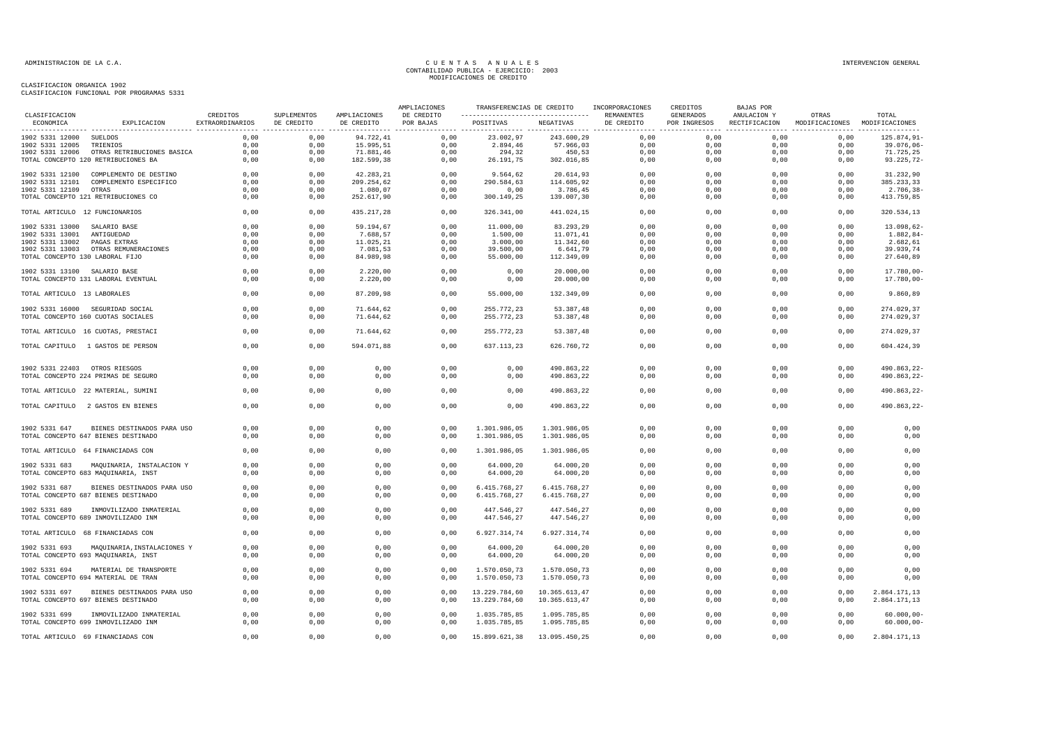ADMINISTRACION DE LA C.A.

# CUENTAS ANUALES
## CONTABILIDAD PUBLICA - EJERCICIO: 2003
## MODIFICACIONES DE CREDITO

INTERVENCION GENERAL

CLASIFICACION ORGANICA 1902
CLASIFICACION FUNCIONAL POR PROGRAMAS 5331

| CLASIFICACION ECONOMICA | EXPLICACION | CREDITOS EXTRAORDINARIOS | SUPLEMENTOS DE CREDITO | AMPLIACIONES DE CREDITO | AMPLIACIONES DE CREDITO POR BAJAS | TRANSFERENCIAS DE CREDITO POSITIVAS | TRANSFERENCIAS DE CREDITO NEGATIVAS | INCORPORACIONES REMANENTES DE CREDITO | CREDITOS GENERADOS POR INGRESOS | BAJAS POR ANULACION Y RECTIFICACION | OTRAS MODIFICACIONES | TOTAL MODIFICACIONES |
|---|---|---|---|---|---|---|---|---|---|---|---|---|
| 1902 5331 12000 | SUELDOS | 0,00 | 0,00 | 94.722,41 | 0,00 | 23.002,97 | 243.600,29 | 0,00 | 0,00 | 0,00 | 0,00 | 125.874,91- |
| 1902 5331 12005 | TRIENIOS | 0,00 | 0,00 | 15.995,51 | 0,00 | 2.894,46 | 57.966,03 | 0,00 | 0,00 | 0,00 | 0,00 | 39.076,06- |
| 1902 5331 12006 | OTRAS RETRIBUCIONES BASICA | 0,00 | 0,00 | 71.881,46 | 0,00 | 294,32 | 450,53 | 0,00 | 0,00 | 0,00 | 0,00 | 71.725,25 |
| TOTAL CONCEPTO 120 RETRIBUCIONES BA | | 0,00 | 0,00 | 182.599,38 | 0,00 | 26.191,75 | 302.016,85 | 0,00 | 0,00 | 0,00 | 0,00 | 93.225,72- |
| 1902 5331 12100 | COMPLEMENTO DE DESTINO | 0,00 | 0,00 | 42.283,21 | 0,00 | 9.564,62 | 20.614,93 | 0,00 | 0,00 | 0,00 | 0,00 | 31.232,90 |
| 1902 5331 12101 | COMPLEMENTO ESPECIFICO | 0,00 | 0,00 | 209.254,62 | 0,00 | 290.584,63 | 114.605,92 | 0,00 | 0,00 | 0,00 | 0,00 | 385.233,33 |
| 1902 5331 12109 | OTRAS | 0,00 | 0,00 | 1.080,07 | 0,00 | 0,00 | 3.786,45 | 0,00 | 0,00 | 0,00 | 0,00 | 2.706,38- |
| TOTAL CONCEPTO 121 RETRIBUCIONES CO | | 0,00 | 0,00 | 252.617,90 | 0,00 | 300.149,25 | 139.007,30 | 0,00 | 0,00 | 0,00 | 0,00 | 413.759,85 |
| TOTAL ARTICULO 12 FUNCIONARIOS | | 0,00 | 0,00 | 435.217,28 | 0,00 | 326.341,00 | 441.024,15 | 0,00 | 0,00 | 0,00 | 0,00 | 320.534,13 |
| 1902 5331 13000 | SALARIO BASE | 0,00 | 0,00 | 59.194,67 | 0,00 | 11.000,00 | 83.293,29 | 0,00 | 0,00 | 0,00 | 0,00 | 13.098,62- |
| 1902 5331 13001 | ANTIGUEDAD | 0,00 | 0,00 | 7.688,57 | 0,00 | 1.500,00 | 11.071,41 | 0,00 | 0,00 | 0,00 | 0,00 | 1.882,84- |
| 1902 5331 13002 | PAGAS EXTRAS | 0,00 | 0,00 | 11.025,21 | 0,00 | 3.000,00 | 11.342,60 | 0,00 | 0,00 | 0,00 | 0,00 | 2.682,61 |
| 1902 5331 13003 | OTRAS REMUNERACIONES | 0,00 | 0,00 | 7.081,53 | 0,00 | 39.500,00 | 6.641,79 | 0,00 | 0,00 | 0,00 | 0,00 | 39.939,74 |
| TOTAL CONCEPTO 130 LABORAL FIJO | | 0,00 | 0,00 | 84.989,98 | 0,00 | 55.000,00 | 112.349,09 | 0,00 | 0,00 | 0,00 | 0,00 | 27.640,89 |
| 1902 5331 13100 | SALARIO BASE | 0,00 | 0,00 | 2.220,00 | 0,00 | 0,00 | 20.000,00 | 0,00 | 0,00 | 0,00 | 0,00 | 17.780,00- |
| TOTAL CONCEPTO 131 LABORAL EVENTUAL | | 0,00 | 0,00 | 2.220,00 | 0,00 | 0,00 | 20.000,00 | 0,00 | 0,00 | 0,00 | 0,00 | 17.780,00- |
| TOTAL ARTICULO 13 LABORALES | | 0,00 | 0,00 | 87.209,98 | 0,00 | 55.000,00 | 132.349,09 | 0,00 | 0,00 | 0,00 | 0,00 | 9.860,89 |
| 1902 5331 16000 | SEGURIDAD SOCIAL | 0,00 | 0,00 | 71.644,62 | 0,00 | 255.772,23 | 53.387,48 | 0,00 | 0,00 | 0,00 | 0,00 | 274.029,37 |
| TOTAL CONCEPTO 160 CUOTAS SOCIALES | | 0,00 | 0,00 | 71.644,62 | 0,00 | 255.772,23 | 53.387,48 | 0,00 | 0,00 | 0,00 | 0,00 | 274.029,37 |
| TOTAL ARTICULO 16 CUOTAS, PRESTACI | | 0,00 | 0,00 | 71.644,62 | 0,00 | 255.772,23 | 53.387,48 | 0,00 | 0,00 | 0,00 | 0,00 | 274.029,37 |
| TOTAL CAPITULO 1 GASTOS DE PERSON | | 0,00 | 0,00 | 594.071,88 | 0,00 | 637.113,23 | 626.760,72 | 0,00 | 0,00 | 0,00 | 0,00 | 604.424,39 |
| 1902 5331 22403 | OTROS RIESGOS | 0,00 | 0,00 | 0,00 | 0,00 | 0,00 | 490.863,22 | 0,00 | 0,00 | 0,00 | 0,00 | 490.863,22- |
| TOTAL CONCEPTO 224 PRIMAS DE SEGURO | | 0,00 | 0,00 | 0,00 | 0,00 | 0,00 | 490.863,22 | 0,00 | 0,00 | 0,00 | 0,00 | 490.863,22- |
| TOTAL ARTICULO 22 MATERIAL, SUMINI | | 0,00 | 0,00 | 0,00 | 0,00 | 0,00 | 490.863,22 | 0,00 | 0,00 | 0,00 | 0,00 | 490.863,22- |
| TOTAL CAPITULO 2 GASTOS EN BIENES | | 0,00 | 0,00 | 0,00 | 0,00 | 0,00 | 490.863,22 | 0,00 | 0,00 | 0,00 | 0,00 | 490.863,22- |
| 1902 5331 647 | BIENES DESTINADOS PARA USO | 0,00 | 0,00 | 0,00 | 0,00 | 1.301.986,05 | 1.301.986,05 | 0,00 | 0,00 | 0,00 | 0,00 | 0,00 |
| TOTAL CONCEPTO 647 BIENES DESTINADO | | 0,00 | 0,00 | 0,00 | 0,00 | 1.301.986,05 | 1.301.986,05 | 0,00 | 0,00 | 0,00 | 0,00 | 0,00 |
| TOTAL ARTICULO 64 FINANCIADAS CON | | 0,00 | 0,00 | 0,00 | 0,00 | 1.301.986,05 | 1.301.986,05 | 0,00 | 0,00 | 0,00 | 0,00 | 0,00 |
| 1902 5331 683 | MAQUINARIA, INSTALACION Y | 0,00 | 0,00 | 0,00 | 0,00 | 64.000,20 | 64.000,20 | 0,00 | 0,00 | 0,00 | 0,00 | 0,00 |
| TOTAL CONCEPTO 683 MAQUINARIA, INST | | 0,00 | 0,00 | 0,00 | 0,00 | 64.000,20 | 64.000,20 | 0,00 | 0,00 | 0,00 | 0,00 | 0,00 |
| 1902 5331 687 | BIENES DESTINADOS PARA USO | 0,00 | 0,00 | 0,00 | 0,00 | 6.415.768,27 | 6.415.768,27 | 0,00 | 0,00 | 0,00 | 0,00 | 0,00 |
| TOTAL CONCEPTO 687 BIENES DESTINADO | | 0,00 | 0,00 | 0,00 | 0,00 | 6.415.768,27 | 6.415.768,27 | 0,00 | 0,00 | 0,00 | 0,00 | 0,00 |
| 1902 5331 689 | INMOVILIZADO INMATERIAL | 0,00 | 0,00 | 0,00 | 0,00 | 447.546,27 | 447.546,27 | 0,00 | 0,00 | 0,00 | 0,00 | 0,00 |
| TOTAL CONCEPTO 689 INMOVILIZADO INM | | 0,00 | 0,00 | 0,00 | 0,00 | 447.546,27 | 447.546,27 | 0,00 | 0,00 | 0,00 | 0,00 | 0,00 |
| TOTAL ARTICULO 68 FINANCIADAS CON | | 0,00 | 0,00 | 0,00 | 0,00 | 6.927.314,74 | 6.927.314,74 | 0,00 | 0,00 | 0,00 | 0,00 | 0,00 |
| 1902 5331 693 | MAQUINARIA,INSTALACIONES Y | 0,00 | 0,00 | 0,00 | 0,00 | 64.000,20 | 64.000,20 | 0,00 | 0,00 | 0,00 | 0,00 | 0,00 |
| TOTAL CONCEPTO 693 MAQUINARIA, INST | | 0,00 | 0,00 | 0,00 | 0,00 | 64.000,20 | 64.000,20 | 0,00 | 0,00 | 0,00 | 0,00 | 0,00 |
| 1902 5331 694 | MATERIAL DE TRANSPORTE | 0,00 | 0,00 | 0,00 | 0,00 | 1.570.050,73 | 1.570.050,73 | 0,00 | 0,00 | 0,00 | 0,00 | 0,00 |
| TOTAL CONCEPTO 694 MATERIAL DE TRAN | | 0,00 | 0,00 | 0,00 | 0,00 | 1.570.050,73 | 1.570.050,73 | 0,00 | 0,00 | 0,00 | 0,00 | 0,00 |
| 1902 5331 697 | BIENES DESTINADOS PARA USO | 0,00 | 0,00 | 0,00 | 0,00 | 13.229.784,60 | 10.365.613,47 | 0,00 | 0,00 | 0,00 | 0,00 | 2.864.171,13 |
| TOTAL CONCEPTO 697 BIENES DESTINADO | | 0,00 | 0,00 | 0,00 | 0,00 | 13.229.784,60 | 10.365.613,47 | 0,00 | 0,00 | 0,00 | 0,00 | 2.864.171,13 |
| 1902 5331 699 | INMOVILIZADO INMATERIAL | 0,00 | 0,00 | 0,00 | 0,00 | 1.035.785,85 | 1.095.785,85 | 0,00 | 0,00 | 0,00 | 0,00 | 60.000,00- |
| TOTAL CONCEPTO 699 INMOVILIZADO INM | | 0,00 | 0,00 | 0,00 | 0,00 | 1.035.785,85 | 1.095.785,85 | 0,00 | 0,00 | 0,00 | 0,00 | 60.000,00- |
| TOTAL ARTICULO 69 FINANCIADAS CON | | 0,00 | 0,00 | 0,00 | 0,00 | 15.899.621,38 | 13.095.450,25 | 0,00 | 0,00 | 0,00 | 0,00 | 2.804.171,13 |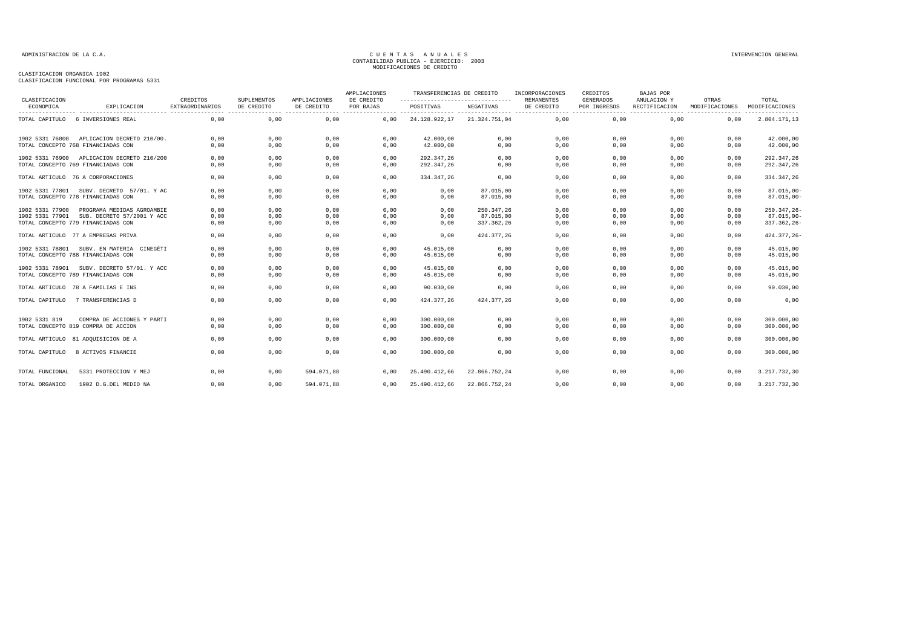ADMINISTRACION DE LA C.A.

# CUENTAS ANUALES
## CONTABILIDAD PUBLICA - EJERCICIO: 2003
## MODIFICACIONES DE CREDITO

INTERVENCION GENERAL

CLASIFICACION ORGANICA 1902
CLASIFICACION FUNCIONAL POR PROGRAMAS 5331

| CLASIFICACION ECONOMICA | EXPLICACION | CREDITOS EXTRAORDINARIOS | SUPLEMENTOS DE CREDITO | AMPLIACIONES DE CREDITO | AMPLIACIONES DE CREDITO POR BAJAS | TRANSFERENCIAS DE CREDITO POSITIVAS | TRANSFERENCIAS DE CREDITO NEGATIVAS | INCORPORACIONES REMANENTES DE CREDITO | CREDITOS GENERADOS POR INGRESOS | BAJAS POR ANULACION Y RECTIFICACION | OTRAS MODIFICACIONES | TOTAL MODIFICACIONES |
|---|---|---|---|---|---|---|---|---|---|---|---|---|
| TOTAL CAPITULO | 6 INVERSIONES REAL | 0,00 | 0,00 | 0,00 | 0,00 | 24.128.922,17 | 21.324.751,04 | 0,00 | 0,00 | 0,00 | 0,00 | 2.804.171,13 |
| 1902 5331 76800 | APLICACION DECRETO 210/00. | 0,00 | 0,00 | 0,00 | 0,00 | 42.000,00 | 0,00 | 0,00 | 0,00 | 0,00 | 0,00 | 42.000,00 |
| TOTAL CONCEPTO 768 FINANCIADAS CON | | 0,00 | 0,00 | 0,00 | 0,00 | 42.000,00 | 0,00 | 0,00 | 0,00 | 0,00 | 0,00 | 42.000,00 |
| 1902 5331 76900 | APLICACION DECRETO 210/200 | 0,00 | 0,00 | 0,00 | 0,00 | 292.347,26 | 0,00 | 0,00 | 0,00 | 0,00 | 0,00 | 292.347,26 |
| TOTAL CONCEPTO 769 FINANCIADAS CON | | 0,00 | 0,00 | 0,00 | 0,00 | 292.347,26 | 0,00 | 0,00 | 0,00 | 0,00 | 0,00 | 292.347,26 |
| TOTAL ARTICULO 76 A CORPORACIONES | | 0,00 | 0,00 | 0,00 | 0,00 | 334.347,26 | 0,00 | 0,00 | 0,00 | 0,00 | 0,00 | 334.347,26 |
| 1902 5331 77801 | SUBV. DECRETO 57/01. Y AC | 0,00 | 0,00 | 0,00 | 0,00 | 0,00 | 87.015,00 | 0,00 | 0,00 | 0,00 | 0,00 | 87.015,00- |
| TOTAL CONCEPTO 778 FINANCIADAS CON | | 0,00 | 0,00 | 0,00 | 0,00 | 0,00 | 87.015,00 | 0,00 | 0,00 | 0,00 | 0,00 | 87.015,00- |
| 1902 5331 77900 | PROGRAMA MEDIDAS AGROAMBIE | 0,00 | 0,00 | 0,00 | 0,00 | 0,00 | 250.347,26 | 0,00 | 0,00 | 0,00 | 0,00 | 250.347,26- |
| 1902 5331 77901 | SUB. DECRETO 57/2001 Y ACC | 0,00 | 0,00 | 0,00 | 0,00 | 0,00 | 87.015,00 | 0,00 | 0,00 | 0,00 | 0,00 | 87.015,00- |
| TOTAL CONCEPTO 779 FINANCIADAS CON | | 0,00 | 0,00 | 0,00 | 0,00 | 0,00 | 337.362,26 | 0,00 | 0,00 | 0,00 | 0,00 | 337.362,26- |
| TOTAL ARTICULO 77 A EMPRESAS PRIVA | | 0,00 | 0,00 | 0,00 | 0,00 | 0,00 | 424.377,26 | 0,00 | 0,00 | 0,00 | 0,00 | 424.377,26- |
| 1902 5331 78801 | SUBV. EN MATERIA CINEGÉTI | 0,00 | 0,00 | 0,00 | 0,00 | 45.015,00 | 0,00 | 0,00 | 0,00 | 0,00 | 0,00 | 45.015,00 |
| TOTAL CONCEPTO 788 FINANCIADAS CON | | 0,00 | 0,00 | 0,00 | 0,00 | 45.015,00 | 0,00 | 0,00 | 0,00 | 0,00 | 0,00 | 45.015,00 |
| 1902 5331 78901 | SUBV. DECRETO 57/01. Y ACC | 0,00 | 0,00 | 0,00 | 0,00 | 45.015,00 | 0,00 | 0,00 | 0,00 | 0,00 | 0,00 | 45.015,00 |
| TOTAL CONCEPTO 789 FINANCIADAS CON | | 0,00 | 0,00 | 0,00 | 0,00 | 45.015,00 | 0,00 | 0,00 | 0,00 | 0,00 | 0,00 | 45.015,00 |
| TOTAL ARTICULO 78 A FAMILIAS E INS | | 0,00 | 0,00 | 0,00 | 0,00 | 90.030,00 | 0,00 | 0,00 | 0,00 | 0,00 | 0,00 | 90.030,00 |
| TOTAL CAPITULO | 7 TRANSFERENCIAS D | 0,00 | 0,00 | 0,00 | 0,00 | 424.377,26 | 424.377,26 | 0,00 | 0,00 | 0,00 | 0,00 | 0,00 |
| 1902 5331 819 | COMPRA DE ACCIONES Y PARTI | 0,00 | 0,00 | 0,00 | 0,00 | 300.000,00 | 0,00 | 0,00 | 0,00 | 0,00 | 0,00 | 300.000,00 |
| TOTAL CONCEPTO 819 COMPRA DE ACCION | | 0,00 | 0,00 | 0,00 | 0,00 | 300.000,00 | 0,00 | 0,00 | 0,00 | 0,00 | 0,00 | 300.000,00 |
| TOTAL ARTICULO 81 ADQUISICION DE A | | 0,00 | 0,00 | 0,00 | 0,00 | 300.000,00 | 0,00 | 0,00 | 0,00 | 0,00 | 0,00 | 300.000,00 |
| TOTAL CAPITULO | 8 ACTIVOS FINANCIE | 0,00 | 0,00 | 0,00 | 0,00 | 300.000,00 | 0,00 | 0,00 | 0,00 | 0,00 | 0,00 | 300.000,00 |
| TOTAL FUNCIONAL | 5331 PROTECCION Y MEJ | 0,00 | 0,00 | 594.071,88 | 0,00 | 25.490.412,66 | 22.866.752,24 | 0,00 | 0,00 | 0,00 | 0,00 | 3.217.732,30 |
| TOTAL ORGANICO | 1902 D.G.DEL MEDIO NA | 0,00 | 0,00 | 594.071,88 | 0,00 | 25.490.412,66 | 22.866.752,24 | 0,00 | 0,00 | 0,00 | 0,00 | 3.217.732,30 |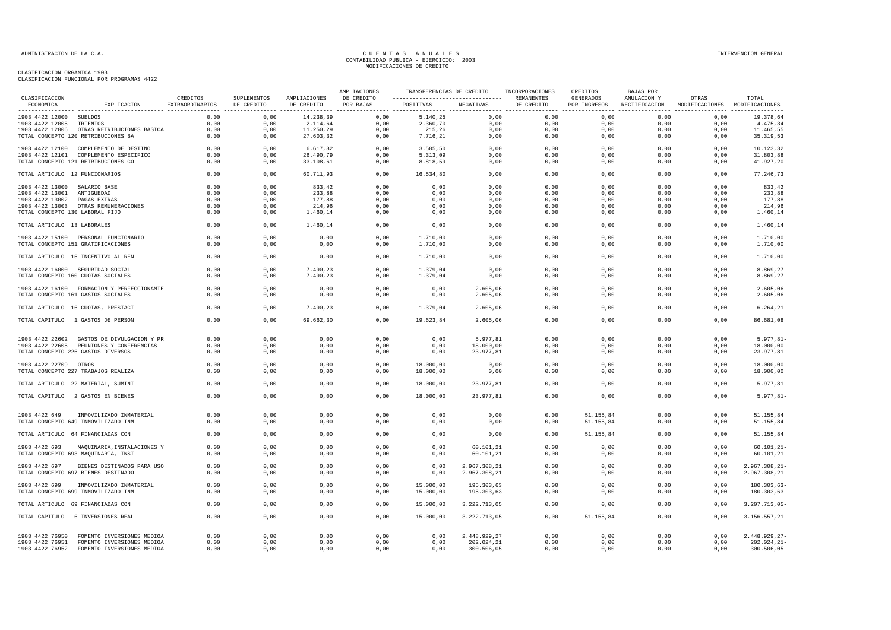ADMINISTRACION DE LA C.A.

# CUENTAS ANUALES
## CONTABILIDAD PUBLICA - EJERCICIO: 2003
## MODIFICACIONES DE CREDITO

INTERVENCION GENERAL

CLASIFICACION ORGANICA 1903
CLASIFICACION FUNCIONAL POR PROGRAMAS 4422

| CLASIFICACION ECONOMICA | EXPLICACION | CREDITOS EXTRAORDINARIOS | SUPLEMENTOS DE CREDITO | AMPLIACIONES DE CREDITO | AMPLIACIONES DE CREDITO POR BAJAS | TRANSFERENCIAS DE CREDITO POSITIVAS | TRANSFERENCIAS DE CREDITO NEGATIVAS | INCORPORACIONES REMANENTES DE CREDITO | CREDITOS GENERADOS POR INGRESOS | BAJAS POR ANULACION Y RECTIFICACION | OTRAS MODIFICACIONES | TOTAL MODIFICACIONES |
|---|---|---|---|---|---|---|---|---|---|---|---|---|
| 1903 4422 12000 | SUELDOS | 0,00 | 0,00 | 14.238,39 | 0,00 | 5.140,25 | 0,00 | 0,00 | 0,00 | 0,00 | 0,00 | 19.378,64 |
| 1903 4422 12005 | TRIENIOS | 0,00 | 0,00 | 2.114,64 | 0,00 | 2.360,70 | 0,00 | 0,00 | 0,00 | 0,00 | 0,00 | 4.475,34 |
| 1903 4422 12006 | OTRAS RETRIBUCIONES BASICA | 0,00 | 0,00 | 11.250,29 | 0,00 | 215,26 | 0,00 | 0,00 | 0,00 | 0,00 | 0,00 | 11.465,55 |
| TOTAL CONCEPTO 120 RETRIBUCIONES BA | | 0,00 | 0,00 | 27.603,32 | 0,00 | 7.716,21 | 0,00 | 0,00 | 0,00 | 0,00 | 0,00 | 35.319,53 |
| 1903 4422 12100 | COMPLEMENTO DE DESTINO | 0,00 | 0,00 | 6.617,82 | 0,00 | 3.505,50 | 0,00 | 0,00 | 0,00 | 0,00 | 0,00 | 10.123,32 |
| 1903 4422 12101 | COMPLEMENTO ESPECIFICO | 0,00 | 0,00 | 26.490,79 | 0,00 | 5.313,09 | 0,00 | 0,00 | 0,00 | 0,00 | 0,00 | 31.803,88 |
| TOTAL CONCEPTO 121 RETRIBUCIONES CO | | 0,00 | 0,00 | 33.108,61 | 0,00 | 8.818,59 | 0,00 | 0,00 | 0,00 | 0,00 | 0,00 | 41.927,20 |
| TOTAL ARTICULO 12 FUNCIONARIOS | | 0,00 | 0,00 | 60.711,93 | 0,00 | 16.534,80 | 0,00 | 0,00 | 0,00 | 0,00 | 0,00 | 77.246,73 |
| 1903 4422 13000 | SALARIO BASE | 0,00 | 0,00 | 833,42 | 0,00 | 0,00 | 0,00 | 0,00 | 0,00 | 0,00 | 0,00 | 833,42 |
| 1903 4422 13001 | ANTIGUEDAD | 0,00 | 0,00 | 233,88 | 0,00 | 0,00 | 0,00 | 0,00 | 0,00 | 0,00 | 0,00 | 233,88 |
| 1903 4422 13002 | PAGAS EXTRAS | 0,00 | 0,00 | 177,88 | 0,00 | 0,00 | 0,00 | 0,00 | 0,00 | 0,00 | 0,00 | 177,88 |
| 1903 4422 13003 | OTRAS REMUNERACIONES | 0,00 | 0,00 | 214,96 | 0,00 | 0,00 | 0,00 | 0,00 | 0,00 | 0,00 | 0,00 | 214,96 |
| TOTAL CONCEPTO 130 LABORAL FIJO | | 0,00 | 0,00 | 1.460,14 | 0,00 | 0,00 | 0,00 | 0,00 | 0,00 | 0,00 | 0,00 | 1.460,14 |
| TOTAL ARTICULO 13 LABORALES | | 0,00 | 0,00 | 1.460,14 | 0,00 | 0,00 | 0,00 | 0,00 | 0,00 | 0,00 | 0,00 | 1.460,14 |
| 1903 4422 15100 | PERSONAL FUNCIONARIO | 0,00 | 0,00 | 0,00 | 0,00 | 1.710,00 | 0,00 | 0,00 | 0,00 | 0,00 | 0,00 | 1.710,00 |
| TOTAL CONCEPTO 151 GRATIFICACIONES | | 0,00 | 0,00 | 0,00 | 0,00 | 1.710,00 | 0,00 | 0,00 | 0,00 | 0,00 | 0,00 | 1.710,00 |
| TOTAL ARTICULO 15 INCENTIVO AL REN | | 0,00 | 0,00 | 0,00 | 0,00 | 1.710,00 | 0,00 | 0,00 | 0,00 | 0,00 | 0,00 | 1.710,00 |
| 1903 4422 16000 | SEGURIDAD SOCIAL | 0,00 | 0,00 | 7.490,23 | 0,00 | 1.379,04 | 0,00 | 0,00 | 0,00 | 0,00 | 0,00 | 8.869,27 |
| TOTAL CONCEPTO 160 CUOTAS SOCIALES | | 0,00 | 0,00 | 7.490,23 | 0,00 | 1.379,04 | 0,00 | 0,00 | 0,00 | 0,00 | 0,00 | 8.869,27 |
| 1903 4422 16100 | FORMACION Y PERFECCIONAMIE | 0,00 | 0,00 | 0,00 | 0,00 | 0,00 | 2.605,06 | 0,00 | 0,00 | 0,00 | 0,00 | 2.605,06- |
| TOTAL CONCEPTO 161 GASTOS SOCIALES | | 0,00 | 0,00 | 0,00 | 0,00 | 0,00 | 2.605,06 | 0,00 | 0,00 | 0,00 | 0,00 | 2.605,06- |
| TOTAL ARTICULO 16 CUOTAS, PRESTACI | | 0,00 | 0,00 | 7.490,23 | 0,00 | 1.379,04 | 2.605,06 | 0,00 | 0,00 | 0,00 | 0,00 | 6.264,21 |
| TOTAL CAPITULO 1 GASTOS DE PERSON | | 0,00 | 0,00 | 69.662,30 | 0,00 | 19.623,84 | 2.605,06 | 0,00 | 0,00 | 0,00 | 0,00 | 86.681,08 |
| 1903 4422 22602 | GASTOS DE DIVULGACION Y PR | 0,00 | 0,00 | 0,00 | 0,00 | 0,00 | 5.977,81 | 0,00 | 0,00 | 0,00 | 0,00 | 5.977,81- |
| 1903 4422 22605 | REUNIONES Y CONFERENCIAS | 0,00 | 0,00 | 0,00 | 0,00 | 0,00 | 18.000,00 | 0,00 | 0,00 | 0,00 | 0,00 | 18.000,00- |
| TOTAL CONCEPTO 226 GASTOS DIVERSOS | | 0,00 | 0,00 | 0,00 | 0,00 | 0,00 | 23.977,81 | 0,00 | 0,00 | 0,00 | 0,00 | 23.977,81- |
| 1903 4422 22709 | OTROS | 0,00 | 0,00 | 0,00 | 0,00 | 18.000,00 | 0,00 | 0,00 | 0,00 | 0,00 | 0,00 | 18.000,00 |
| TOTAL CONCEPTO 227 TRABAJOS REALIZA | | 0,00 | 0,00 | 0,00 | 0,00 | 18.000,00 | 0,00 | 0,00 | 0,00 | 0,00 | 0,00 | 18.000,00 |
| TOTAL ARTICULO 22 MATERIAL, SUMINI | | 0,00 | 0,00 | 0,00 | 0,00 | 18.000,00 | 23.977,81 | 0,00 | 0,00 | 0,00 | 0,00 | 5.977,81- |
| TOTAL CAPITULO 2 GASTOS EN BIENES | | 0,00 | 0,00 | 0,00 | 0,00 | 18.000,00 | 23.977,81 | 0,00 | 0,00 | 0,00 | 0,00 | 5.977,81- |
| 1903 4422 649 | INMOVILIZADO INMATERIAL | 0,00 | 0,00 | 0,00 | 0,00 | 0,00 | 0,00 | 0,00 | 51.155,84 | 0,00 | 0,00 | 51.155,84 |
| TOTAL CONCEPTO 649 INMOVILIZADO INM | | 0,00 | 0,00 | 0,00 | 0,00 | 0,00 | 0,00 | 0,00 | 51.155,84 | 0,00 | 0,00 | 51.155,84 |
| TOTAL ARTICULO 64 FINANCIADAS CON | | 0,00 | 0,00 | 0,00 | 0,00 | 0,00 | 0,00 | 0,00 | 51.155,84 | 0,00 | 0,00 | 51.155,84 |
| 1903 4422 693 | MAQUINARIA,INSTALACIONES Y | 0,00 | 0,00 | 0,00 | 0,00 | 0,00 | 60.101,21 | 0,00 | 0,00 | 0,00 | 0,00 | 60.101,21- |
| TOTAL CONCEPTO 693 MAQUINARIA, INST | | 0,00 | 0,00 | 0,00 | 0,00 | 0,00 | 60.101,21 | 0,00 | 0,00 | 0,00 | 0,00 | 60.101,21- |
| 1903 4422 697 | BIENES DESTINADOS PARA USO | 0,00 | 0,00 | 0,00 | 0,00 | 0,00 | 2.967.308,21 | 0,00 | 0,00 | 0,00 | 0,00 | 2.967.308,21- |
| TOTAL CONCEPTO 697 BIENES DESTINADO | | 0,00 | 0,00 | 0,00 | 0,00 | 0,00 | 2.967.308,21 | 0,00 | 0,00 | 0,00 | 0,00 | 2.967.308,21- |
| 1903 4422 699 | INMOVILIZADO INMATERIAL | 0,00 | 0,00 | 0,00 | 0,00 | 15.000,00 | 195.303,63 | 0,00 | 0,00 | 0,00 | 0,00 | 180.303,63- |
| TOTAL CONCEPTO 699 INMOVILIZADO INM | | 0,00 | 0,00 | 0,00 | 0,00 | 15.000,00 | 195.303,63 | 0,00 | 0,00 | 0,00 | 0,00 | 180.303,63- |
| TOTAL ARTICULO 69 FINANCIADAS CON | | 0,00 | 0,00 | 0,00 | 0,00 | 15.000,00 | 3.222.713,05 | 0,00 | 0,00 | 0,00 | 0,00 | 3.207.713,05- |
| TOTAL CAPITULO 6 INVERSIONES REAL | | 0,00 | 0,00 | 0,00 | 0,00 | 15.000,00 | 3.222.713,05 | 0,00 | 51.155,84 | 0,00 | 0,00 | 3.156.557,21- |
| 1903 4422 76950 | FOMENTO INVERSIONES MEDIOA | 0,00 | 0,00 | 0,00 | 0,00 | 0,00 | 2.448.929,27 | 0,00 | 0,00 | 0,00 | 0,00 | 2.448.929,27- |
| 1903 4422 76951 | FOMENTO INVERSIONES MEDIOA | 0,00 | 0,00 | 0,00 | 0,00 | 0,00 | 202.024,21 | 0,00 | 0,00 | 0,00 | 0,00 | 202.024,21- |
| 1903 4422 76952 | FOMENTO INVERSIONES MEDIOA | 0,00 | 0,00 | 0,00 | 0,00 | 0,00 | 300.506,05 | 0,00 | 0,00 | 0,00 | 0,00 | 300.506,05- |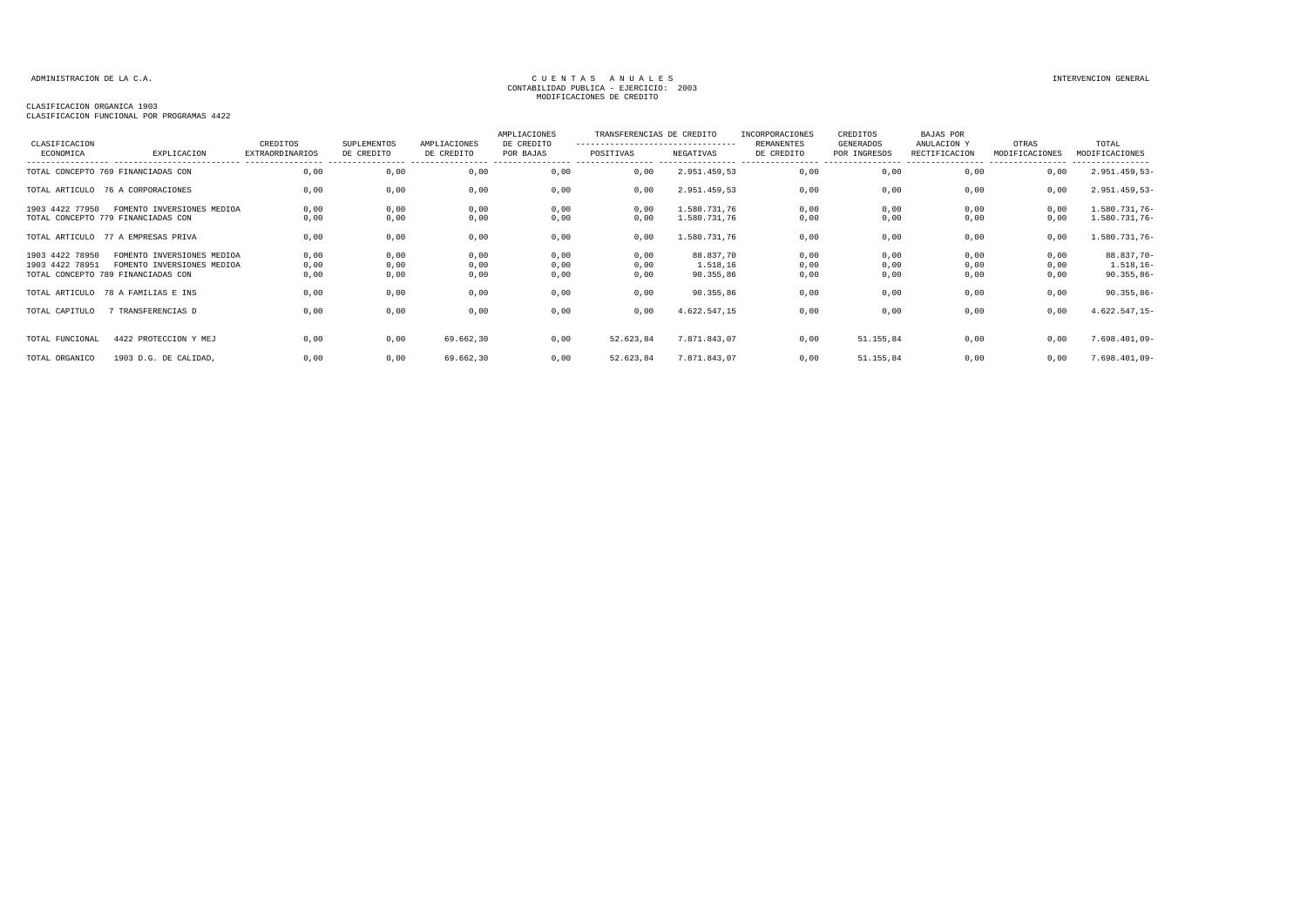ADMINISTRACION DE LA C.A.

CUENTAS ANUALES
CONTABILIDAD PUBLICA - EJERCICIO: 2003
MODIFICACIONES DE CREDITO

INTERVENCION GENERAL

CLASIFICACION ORGANICA 1903
CLASIFICACION FUNCIONAL POR PROGRAMAS 4422

| CLASIFICACION ECONOMICA | EXPLICACION | CREDITOS EXTRAORDINARIOS | SUPLEMENTOS DE CREDITO | AMPLIACIONES DE CREDITO | AMPLIACIONES DE CREDITO POR BAJAS | TRANSFERENCIAS DE CREDITO POSITIVAS | TRANSFERENCIAS DE CREDITO NEGATIVAS | INCORPORACIONES REMANENTES DE CREDITO | CREDITOS GENERADOS POR INGRESOS | BAJAS POR ANULACION Y RECTIFICACION | OTRAS MODIFICACIONES | TOTAL MODIFICACIONES |
|---|---|---|---|---|---|---|---|---|---|---|---|---|
| TOTAL CONCEPTO 769 | FINANCIADAS CON | 0,00 | 0,00 | 0,00 | 0,00 | 0,00 | 2.951.459,53 | 0,00 | 0,00 | 0,00 | 0,00 | 2.951.459,53- |
| TOTAL ARTICULO 76 | A CORPORACIONES | 0,00 | 0,00 | 0,00 | 0,00 | 0,00 | 2.951.459,53 | 0,00 | 0,00 | 0,00 | 0,00 | 2.951.459,53- |
| 1903 4422 77950 | FOMENTO INVERSIONES MEDIOA | 0,00 | 0,00 | 0,00 | 0,00 | 0,00 | 1.580.731,76 | 0,00 | 0,00 | 0,00 | 0,00 | 1.580.731,76- |
| TOTAL CONCEPTO 779 | FINANCIADAS CON | 0,00 | 0,00 | 0,00 | 0,00 | 0,00 | 1.580.731,76 | 0,00 | 0,00 | 0,00 | 0,00 | 1.580.731,76- |
| TOTAL ARTICULO 77 | A EMPRESAS PRIVA | 0,00 | 0,00 | 0,00 | 0,00 | 0,00 | 1.580.731,76 | 0,00 | 0,00 | 0,00 | 0,00 | 1.580.731,76- |
| 1903 4422 78950 | FOMENTO INVERSIONES MEDIOA | 0,00 | 0,00 | 0,00 | 0,00 | 0,00 | 88.837,70 | 0,00 | 0,00 | 0,00 | 0,00 | 88.837,70- |
| 1903 4422 78951 | FOMENTO INVERSIONES MEDIOA | 0,00 | 0,00 | 0,00 | 0,00 | 0,00 | 1.518,16 | 0,00 | 0,00 | 0,00 | 0,00 | 1.518,16- |
| TOTAL CONCEPTO 789 | FINANCIADAS CON | 0,00 | 0,00 | 0,00 | 0,00 | 0,00 | 90.355,86 | 0,00 | 0,00 | 0,00 | 0,00 | 90.355,86- |
| TOTAL ARTICULO 78 | A FAMILIAS E INS | 0,00 | 0,00 | 0,00 | 0,00 | 0,00 | 90.355,86 | 0,00 | 0,00 | 0,00 | 0,00 | 90.355,86- |
| TOTAL CAPITULO 7 | TRANSFERENCIAS D | 0,00 | 0,00 | 0,00 | 0,00 | 0,00 | 4.622.547,15 | 0,00 | 0,00 | 0,00 | 0,00 | 4.622.547,15- |
| TOTAL FUNCIONAL | 4422 PROTECCION Y MEJ | 0,00 | 0,00 | 69.662,30 | 0,00 | 52.623,84 | 7.871.843,07 | 0,00 | 51.155,84 | 0,00 | 0,00 | 7.698.401,09- |
| TOTAL ORGANICO | 1903 D.G. DE CALIDAD, | 0,00 | 0,00 | 69.662,30 | 0,00 | 52.623,84 | 7.871.843,07 | 0,00 | 51.155,84 | 0,00 | 0,00 | 7.698.401,09- |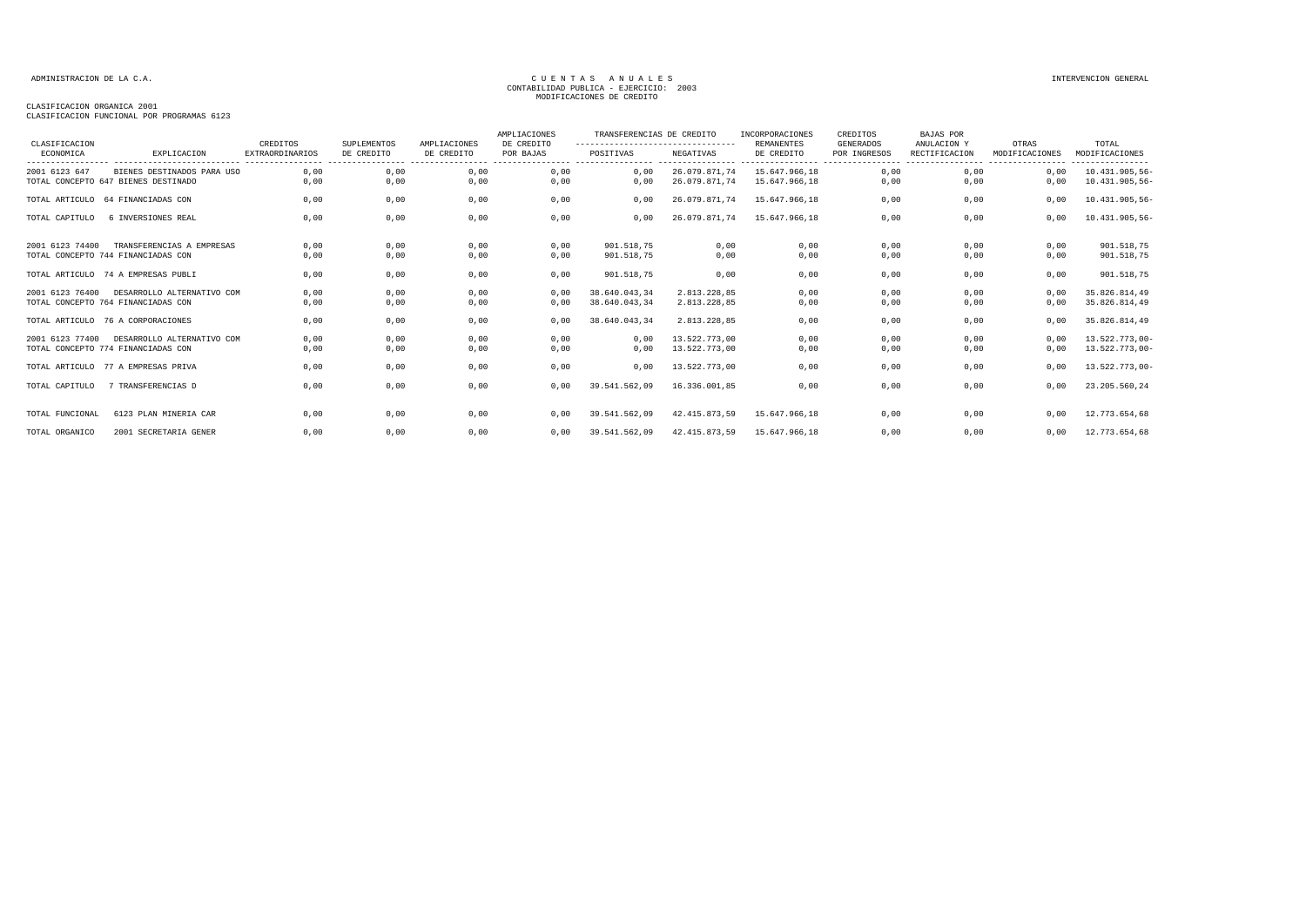ADMINISTRACION DE LA C.A.

# C U E N T A S   A N U A L E S
CONTABILIDAD PUBLICA - EJERCICIO: 2003
MODIFICACIONES DE CREDITO

INTERVENCION GENERAL

CLASIFICACION ORGANICA 2001
CLASIFICACION FUNCIONAL POR PROGRAMAS 6123

| CLASIFICACION ECONOMICA | EXPLICACION | CREDITOS EXTRAORDINARIOS | SUPLEMENTOS DE CREDITO | AMPLIACIONES DE CREDITO | AMPLIACIONES DE CREDITO POR BAJAS | TRANSFERENCIAS DE CREDITO POSITIVAS | TRANSFERENCIAS DE CREDITO NEGATIVAS | INCORPORACIONES REMANENTES DE CREDITO | CREDITOS GENERADOS POR INGRESOS | BAJAS POR ANULACION Y RECTIFICACION | OTRAS MODIFICACIONES | TOTAL MODIFICACIONES |
|---|---|---|---|---|---|---|---|---|---|---|---|---|
| 2001 6123 647 | BIENES DESTINADOS PARA USO | 0,00 | 0,00 | 0,00 | 0,00 | 0,00 | 26.079.871,74 | 15.647.966,18 | 0,00 | 0,00 | 0,00 | 10.431.905,56- |
| TOTAL CONCEPTO 647 | BIENES DESTINADO | 0,00 | 0,00 | 0,00 | 0,00 | 0,00 | 26.079.871,74 | 15.647.966,18 | 0,00 | 0,00 | 0,00 | 10.431.905,56- |
| TOTAL ARTICULO 64 | FINANCIADAS CON | 0,00 | 0,00 | 0,00 | 0,00 | 0,00 | 26.079.871,74 | 15.647.966,18 | 0,00 | 0,00 | 0,00 | 10.431.905,56- |
| TOTAL CAPITULO 6 | INVERSIONES REAL | 0,00 | 0,00 | 0,00 | 0,00 | 0,00 | 26.079.871,74 | 15.647.966,18 | 0,00 | 0,00 | 0,00 | 10.431.905,56- |
| 2001 6123 74400 | TRANSFERENCIAS A EMPRESAS | 0,00 | 0,00 | 0,00 | 0,00 | 901.518,75 | 0,00 | 0,00 | 0,00 | 0,00 | 0,00 | 901.518,75 |
| TOTAL CONCEPTO 744 | FINANCIADAS CON | 0,00 | 0,00 | 0,00 | 0,00 | 901.518,75 | 0,00 | 0,00 | 0,00 | 0,00 | 0,00 | 901.518,75 |
| TOTAL ARTICULO 74 | A EMPRESAS PUBLI | 0,00 | 0,00 | 0,00 | 0,00 | 901.518,75 | 0,00 | 0,00 | 0,00 | 0,00 | 0,00 | 901.518,75 |
| 2001 6123 76400 | DESARROLLO ALTERNATIVO COM | 0,00 | 0,00 | 0,00 | 0,00 | 38.640.043,34 | 2.813.228,85 | 0,00 | 0,00 | 0,00 | 0,00 | 35.826.814,49 |
| TOTAL CONCEPTO 764 | FINANCIADAS CON | 0,00 | 0,00 | 0,00 | 0,00 | 38.640.043,34 | 2.813.228,85 | 0,00 | 0,00 | 0,00 | 0,00 | 35.826.814,49 |
| TOTAL ARTICULO 76 | A CORPORACIONES | 0,00 | 0,00 | 0,00 | 0,00 | 38.640.043,34 | 2.813.228,85 | 0,00 | 0,00 | 0,00 | 0,00 | 35.826.814,49 |
| 2001 6123 77400 | DESARROLLO ALTERNATIVO COM | 0,00 | 0,00 | 0,00 | 0,00 | 0,00 | 13.522.773,00 | 0,00 | 0,00 | 0,00 | 0,00 | 13.522.773,00- |
| TOTAL CONCEPTO 774 | FINANCIADAS CON | 0,00 | 0,00 | 0,00 | 0,00 | 0,00 | 13.522.773,00 | 0,00 | 0,00 | 0,00 | 0,00 | 13.522.773,00- |
| TOTAL ARTICULO 77 | A EMPRESAS PRIVA | 0,00 | 0,00 | 0,00 | 0,00 | 0,00 | 13.522.773,00 | 0,00 | 0,00 | 0,00 | 0,00 | 13.522.773,00- |
| TOTAL CAPITULO 7 | TRANSFERENCIAS D | 0,00 | 0,00 | 0,00 | 0,00 | 39.541.562,09 | 16.336.001,85 | 0,00 | 0,00 | 0,00 | 0,00 | 23.205.560,24 |
| TOTAL FUNCIONAL | 6123 PLAN MINERIA CAR | 0,00 | 0,00 | 0,00 | 0,00 | 39.541.562,09 | 42.415.873,59 | 15.647.966,18 | 0,00 | 0,00 | 0,00 | 12.773.654,68 |
| TOTAL ORGANICO | 2001 SECRETARIA GENER | 0,00 | 0,00 | 0,00 | 0,00 | 39.541.562,09 | 42.415.873,59 | 15.647.966,18 | 0,00 | 0,00 | 0,00 | 12.773.654,68 |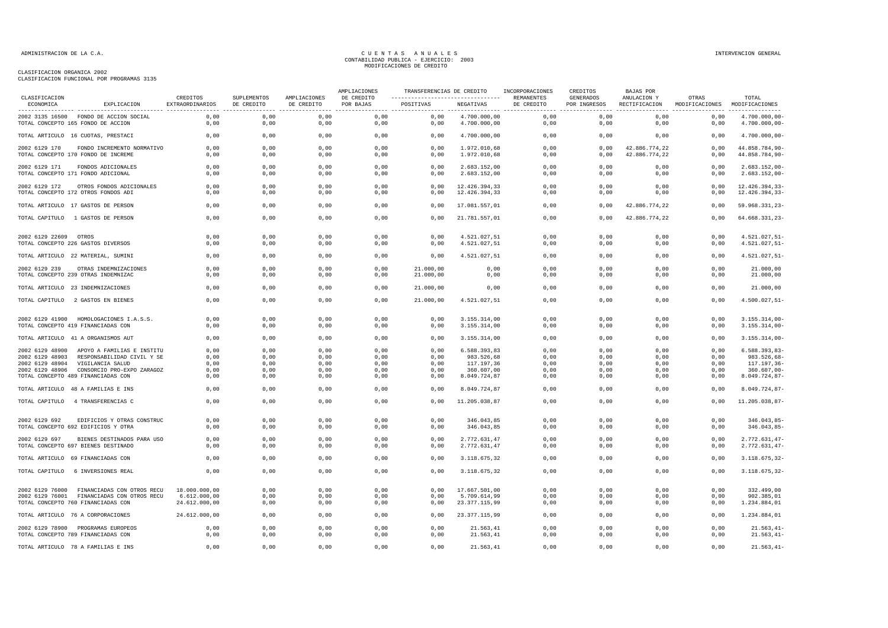CLASIFICACION ORGANICA 2002
CLASIFICACION FUNCIONAL POR PROGRAMAS 3135

| CLASIFICACION ECONOMICA | EXPLICACION | CREDITOS EXTRAORDINARIOS | SUPLEMENTOS DE CREDITO | AMPLIACIONES DE CREDITO | AMPLIACIONES DE CREDITO POR BAJAS | TRANSFERENCIAS DE CREDITO POSITIVAS | TRANSFERENCIAS DE CREDITO NEGATIVAS | INCORPORACIONES REMANENTES DE CREDITO | CREDITOS GENERADOS POR INGRESOS | BAJAS POR ANULACION Y RECTIFICACION | OTRAS MODIFICACIONES | TOTAL MODIFICACIONES |
|---|---|---|---|---|---|---|---|---|---|---|---|---|
| 2002 3135 16500 | FONDO DE ACCION SOCIAL | 0,00 | 0,00 | 0,00 | 0,00 | 0,00 | 4.700.000,00 | 0,00 | 0,00 | 0,00 | 0,00 | 4.700.000,00- |
| TOTAL CONCEPTO 165 FONDO DE ACCION | | 0,00 | 0,00 | 0,00 | 0,00 | 0,00 | 4.700.000,00 | 0,00 | 0,00 | 0,00 | 0,00 | 4.700.000,00- |
| TOTAL ARTICULO 16 CUOTAS, PRESTACI | | 0,00 | 0,00 | 0,00 | 0,00 | 0,00 | 4.700.000,00 | 0,00 | 0,00 | 0,00 | 0,00 | 4.700.000,00- |
| 2002 6129 170 | FONDO INCREMENTO NORMATIVO | 0,00 | 0,00 | 0,00 | 0,00 | 0,00 | 1.972.010,68 | 0,00 | 0,00 | 42.886.774,22 | 0,00 | 44.858.784,90- |
| TOTAL CONCEPTO 170 FONDO DE INCREME | | 0,00 | 0,00 | 0,00 | 0,00 | 0,00 | 1.972.010,68 | 0,00 | 0,00 | 42.886.774,22 | 0,00 | 44.858.784,90- |
| 2002 6129 171 | FONDOS ADICIONALES | 0,00 | 0,00 | 0,00 | 0,00 | 0,00 | 2.683.152,00 | 0,00 | 0,00 | 0,00 | 0,00 | 2.683.152,00- |
| TOTAL CONCEPTO 171 FONDO ADICIONAL | | 0,00 | 0,00 | 0,00 | 0,00 | 0,00 | 2.683.152,00 | 0,00 | 0,00 | 0,00 | 0,00 | 2.683.152,00- |
| 2002 6129 172 | OTROS FONDOS ADICIONALES | 0,00 | 0,00 | 0,00 | 0,00 | 0,00 | 12.426.394,33 | 0,00 | 0,00 | 0,00 | 0,00 | 12.426.394,33- |
| TOTAL CONCEPTO 172 OTROS FONDOS ADI | | 0,00 | 0,00 | 0,00 | 0,00 | 0,00 | 12.426.394,33 | 0,00 | 0,00 | 0,00 | 0,00 | 12.426.394,33- |
| TOTAL ARTICULO 17 GASTOS DE PERSON | | 0,00 | 0,00 | 0,00 | 0,00 | 0,00 | 17.081.557,01 | 0,00 | 0,00 | 42.886.774,22 | 0,00 | 59.968.331,23- |
| TOTAL CAPITULO 1 GASTOS DE PERSON | | 0,00 | 0,00 | 0,00 | 0,00 | 0,00 | 21.781.557,01 | 0,00 | 0,00 | 42.886.774,22 | 0,00 | 64.668.331,23- |
| 2002 6129 22609 | OTROS | 0,00 | 0,00 | 0,00 | 0,00 | 0,00 | 4.521.027,51 | 0,00 | 0,00 | 0,00 | 0,00 | 4.521.027,51- |
| TOTAL CONCEPTO 226 GASTOS DIVERSOS | | 0,00 | 0,00 | 0,00 | 0,00 | 0,00 | 4.521.027,51 | 0,00 | 0,00 | 0,00 | 0,00 | 4.521.027,51- |
| TOTAL ARTICULO 22 MATERIAL, SUMINI | | 0,00 | 0,00 | 0,00 | 0,00 | 0,00 | 4.521.027,51 | 0,00 | 0,00 | 0,00 | 0,00 | 4.521.027,51- |
| 2002 6129 239 | OTRAS INDEMNIZACIONES | 0,00 | 0,00 | 0,00 | 0,00 | 21.000,00 | 0,00 | 0,00 | 0,00 | 0,00 | 0,00 | 21.000,00 |
| TOTAL CONCEPTO 239 OTRAS INDEMNIZAC | | 0,00 | 0,00 | 0,00 | 0,00 | 21.000,00 | 0,00 | 0,00 | 0,00 | 0,00 | 0,00 | 21.000,00 |
| TOTAL ARTICULO 23 INDEMNIZACIONES | | 0,00 | 0,00 | 0,00 | 0,00 | 21.000,00 | 0,00 | 0,00 | 0,00 | 0,00 | 0,00 | 21.000,00 |
| TOTAL CAPITULO 2 GASTOS EN BIENES | | 0,00 | 0,00 | 0,00 | 0,00 | 21.000,00 | 4.521.027,51 | 0,00 | 0,00 | 0,00 | 0,00 | 4.500.027,51- |
| 2002 6129 41900 | HOMOLOGACIONES I.A.S.S. | 0,00 | 0,00 | 0,00 | 0,00 | 0,00 | 3.155.314,00 | 0,00 | 0,00 | 0,00 | 0,00 | 3.155.314,00- |
| TOTAL CONCEPTO 419 FINANCIADAS CON | | 0,00 | 0,00 | 0,00 | 0,00 | 0,00 | 3.155.314,00 | 0,00 | 0,00 | 0,00 | 0,00 | 3.155.314,00- |
| TOTAL ARTICULO 41 A ORGANISMOS AUT | | 0,00 | 0,00 | 0,00 | 0,00 | 0,00 | 3.155.314,00 | 0,00 | 0,00 | 0,00 | 0,00 | 3.155.314,00- |
| 2002 6129 48900 | APOYO A FAMILIAS E INSTITU | 0,00 | 0,00 | 0,00 | 0,00 | 0,00 | 6.588.393,83 | 0,00 | 0,00 | 0,00 | 0,00 | 6.588.393,83- |
| 2002 6129 48903 | RESPONSABILIDAD CIVIL Y SE | 0,00 | 0,00 | 0,00 | 0,00 | 0,00 | 983.526,68 | 0,00 | 0,00 | 0,00 | 0,00 | 983.526,68- |
| 2002 6129 48904 | VIGILANCIA SALUD | 0,00 | 0,00 | 0,00 | 0,00 | 0,00 | 117.197,36 | 0,00 | 0,00 | 0,00 | 0,00 | 117.197,36- |
| 2002 6129 48906 | CONSORCIO PRO-EXPO ZARAGOZ | 0,00 | 0,00 | 0,00 | 0,00 | 0,00 | 360.607,00 | 0,00 | 0,00 | 0,00 | 0,00 | 360.607,00- |
| TOTAL CONCEPTO 489 FINANCIADAS CON | | 0,00 | 0,00 | 0,00 | 0,00 | 0,00 | 8.049.724,87 | 0,00 | 0,00 | 0,00 | 0,00 | 8.049.724,87- |
| TOTAL ARTICULO 48 A FAMILIAS E INS | | 0,00 | 0,00 | 0,00 | 0,00 | 0,00 | 8.049.724,87 | 0,00 | 0,00 | 0,00 | 0,00 | 8.049.724,87- |
| TOTAL CAPITULO 4 TRANSFERENCIAS C | | 0,00 | 0,00 | 0,00 | 0,00 | 0,00 | 11.205.038,87 | 0,00 | 0,00 | 0,00 | 0,00 | 11.205.038,87- |
| 2002 6129 692 | EDIFICIOS Y OTRAS CONSTRUC | 0,00 | 0,00 | 0,00 | 0,00 | 0,00 | 346.043,85 | 0,00 | 0,00 | 0,00 | 0,00 | 346.043,85- |
| TOTAL CONCEPTO 692 EDIFICIOS Y OTRA | | 0,00 | 0,00 | 0,00 | 0,00 | 0,00 | 346.043,85 | 0,00 | 0,00 | 0,00 | 0,00 | 346.043,85- |
| 2002 6129 697 | BIENES DESTINADOS PARA USO | 0,00 | 0,00 | 0,00 | 0,00 | 0,00 | 2.772.631,47 | 0,00 | 0,00 | 0,00 | 0,00 | 2.772.631,47- |
| TOTAL CONCEPTO 697 BIENES DESTINADO | | 0,00 | 0,00 | 0,00 | 0,00 | 0,00 | 2.772.631,47 | 0,00 | 0,00 | 0,00 | 0,00 | 2.772.631,47- |
| TOTAL ARTICULO 69 FINANCIADAS CON | | 0,00 | 0,00 | 0,00 | 0,00 | 0,00 | 3.118.675,32 | 0,00 | 0,00 | 0,00 | 0,00 | 3.118.675,32- |
| TOTAL CAPITULO 6 INVERSIONES REAL | | 0,00 | 0,00 | 0,00 | 0,00 | 0,00 | 3.118.675,32 | 0,00 | 0,00 | 0,00 | 0,00 | 3.118.675,32- |
| 2002 6129 76000 | FINANCIADAS CON OTROS RECU | 18.000.000,00 | 0,00 | 0,00 | 0,00 | 0,00 | 17.667.501,00 | 0,00 | 0,00 | 0,00 | 0,00 | 332.499,00 |
| 2002 6129 76001 | FINANCIADAS CON OTROS RECU | 6.612.000,00 | 0,00 | 0,00 | 0,00 | 0,00 | 5.709.614,99 | 0,00 | 0,00 | 0,00 | 0,00 | 902.385,01 |
| TOTAL CONCEPTO 760 FINANCIADAS CON | | 24.612.000,00 | 0,00 | 0,00 | 0,00 | 0,00 | 23.377.115,99 | 0,00 | 0,00 | 0,00 | 0,00 | 1.234.884,01 |
| TOTAL ARTICULO 76 A CORPORACIONES | | 24.612.000,00 | 0,00 | 0,00 | 0,00 | 0,00 | 23.377.115,99 | 0,00 | 0,00 | 0,00 | 0,00 | 1.234.884,01 |
| 2002 6129 78900 | PROGRAMAS EUROPEOS | 0,00 | 0,00 | 0,00 | 0,00 | 0,00 | 21.563,41 | 0,00 | 0,00 | 0,00 | 0,00 | 21.563,41- |
| TOTAL CONCEPTO 789 FINANCIADAS CON | | 0,00 | 0,00 | 0,00 | 0,00 | 0,00 | 21.563,41 | 0,00 | 0,00 | 0,00 | 0,00 | 21.563,41- |
| TOTAL ARTICULO 78 A FAMILIAS E INS | | 0,00 | 0,00 | 0,00 | 0,00 | 0,00 | 21.563,41 | 0,00 | 0,00 | 0,00 | 0,00 | 21.563,41- |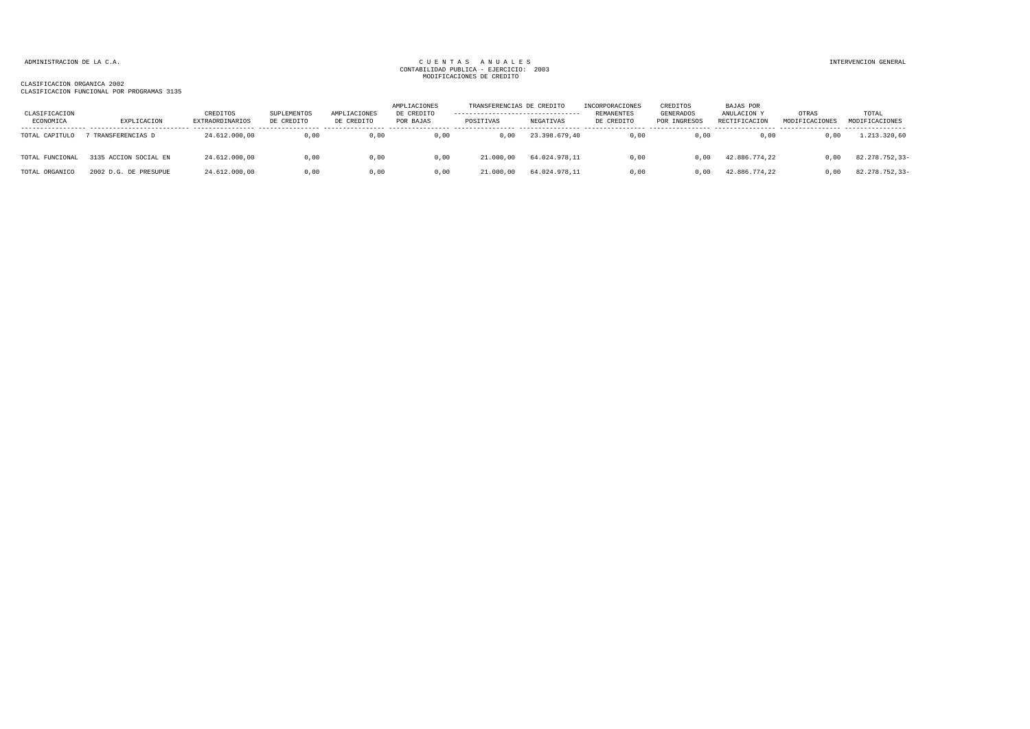ADMINISTRACION DE LA C.A.

CUENTAS ANUALES
CONTABILIDAD PUBLICA - EJERCICIO: 2003
MODIFICACIONES DE CREDITO

INTERVENCION GENERAL

CLASIFICACION ORGANICA 2002
CLASIFICACION FUNCIONAL POR PROGRAMAS 3135

| CLASIFICACION ECONOMICA | EXPLICACION | CREDITOS EXTRAORDINARIOS | SUPLEMENTOS DE CREDITO | AMPLIACIONES DE CREDITO | AMPLIACIONES DE CREDITO POR BAJAS | TRANSFERENCIAS DE CREDITO POSITIVAS | TRANSFERENCIAS DE CREDITO NEGATIVAS | INCORPORACIONES REMANENTES DE CREDITO | CREDITOS GENERADOS POR INGRESOS | BAJAS POR ANULACION Y RECTIFICACION | OTRAS MODIFICACIONES | TOTAL MODIFICACIONES |
|---|---|---|---|---|---|---|---|---|---|---|---|---|
| TOTAL CAPITULO | 7 TRANSFERENCIAS D | 24.612.000,00 | 0,00 | 0,00 | 0,00 | 0,00 | 23.398.679,40 | 0,00 | 0,00 | 0,00 | 0,00 | 1.213.320,60 |
| TOTAL FUNCIONAL | 3135 ACCION SOCIAL EN | 24.612.000,00 | 0,00 | 0,00 | 0,00 | 21.000,00 | 64.024.978,11 | 0,00 | 0,00 | 42.886.774,22 | 0,00 | 82.278.752,33- |
| TOTAL ORGANICO | 2002 D.G. DE PRESUPUE | 24.612.000,00 | 0,00 | 0,00 | 0,00 | 21.000,00 | 64.024.978,11 | 0,00 | 0,00 | 42.886.774,22 | 0,00 | 82.278.752,33- |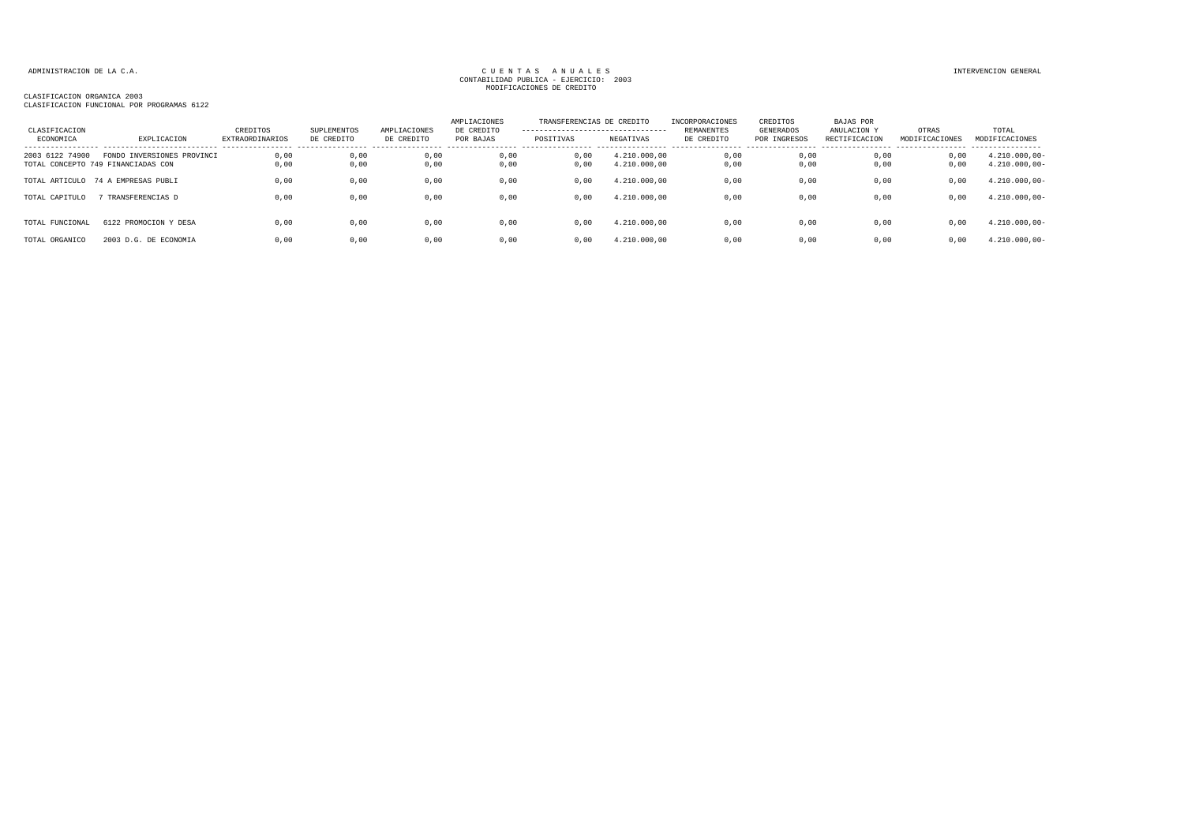ADMINISTRACION DE LA C.A.

CUENTAS ANUALES
CONTABILIDAD PUBLICA - EJERCICIO: 2003
MODIFICACIONES DE CREDITO

INTERVENCION GENERAL

CLASIFICACION ORGANICA 2003
CLASIFICACION FUNCIONAL POR PROGRAMAS 6122

| CLASIFICACION ECONOMICA | EXPLICACION | CREDITOS EXTRAORDINARIOS | SUPLEMENTOS DE CREDITO | AMPLIACIONES DE CREDITO | AMPLIACIONES DE CREDITO POR BAJAS | TRANSFERENCIAS DE CREDITO POSITIVAS | TRANSFERENCIAS DE CREDITO NEGATIVAS | INCORPORACIONES REMANENTES DE CREDITO | CREDITOS GENERADOS POR INGRESOS | BAJAS POR ANULACION Y RECTIFICACION | OTRAS MODIFICACIONES | TOTAL MODIFICACIONES |
|---|---|---|---|---|---|---|---|---|---|---|---|---|
| 2003 6122 74900 | FONDO INVERSIONES PROVINCI | 0,00 | 0,00 | 0,00 | 0,00 | 0,00 | 4.210.000,00 | 0,00 | 0,00 | 0,00 | 0,00 | 4.210.000,00- |
| TOTAL CONCEPTO 749 | FINANCIADAS CON | 0,00 | 0,00 | 0,00 | 0,00 | 0,00 | 4.210.000,00 | 0,00 | 0,00 | 0,00 | 0,00 | 4.210.000,00- |
| TOTAL ARTICULO | 74 A EMPRESAS PUBLI | 0,00 | 0,00 | 0,00 | 0,00 | 0,00 | 4.210.000,00 | 0,00 | 0,00 | 0,00 | 0,00 | 4.210.000,00- |
| TOTAL CAPITULO | 7 TRANSFERENCIAS D | 0,00 | 0,00 | 0,00 | 0,00 | 0,00 | 4.210.000,00 | 0,00 | 0,00 | 0,00 | 0,00 | 4.210.000,00- |
| TOTAL FUNCIONAL | 6122 PROMOCION Y DESA | 0,00 | 0,00 | 0,00 | 0,00 | 0,00 | 4.210.000,00 | 0,00 | 0,00 | 0,00 | 0,00 | 4.210.000,00- |
| TOTAL ORGANICO | 2003 D.G. DE ECONOMIA | 0,00 | 0,00 | 0,00 | 0,00 | 0,00 | 4.210.000,00 | 0,00 | 0,00 | 0,00 | 0,00 | 4.210.000,00- |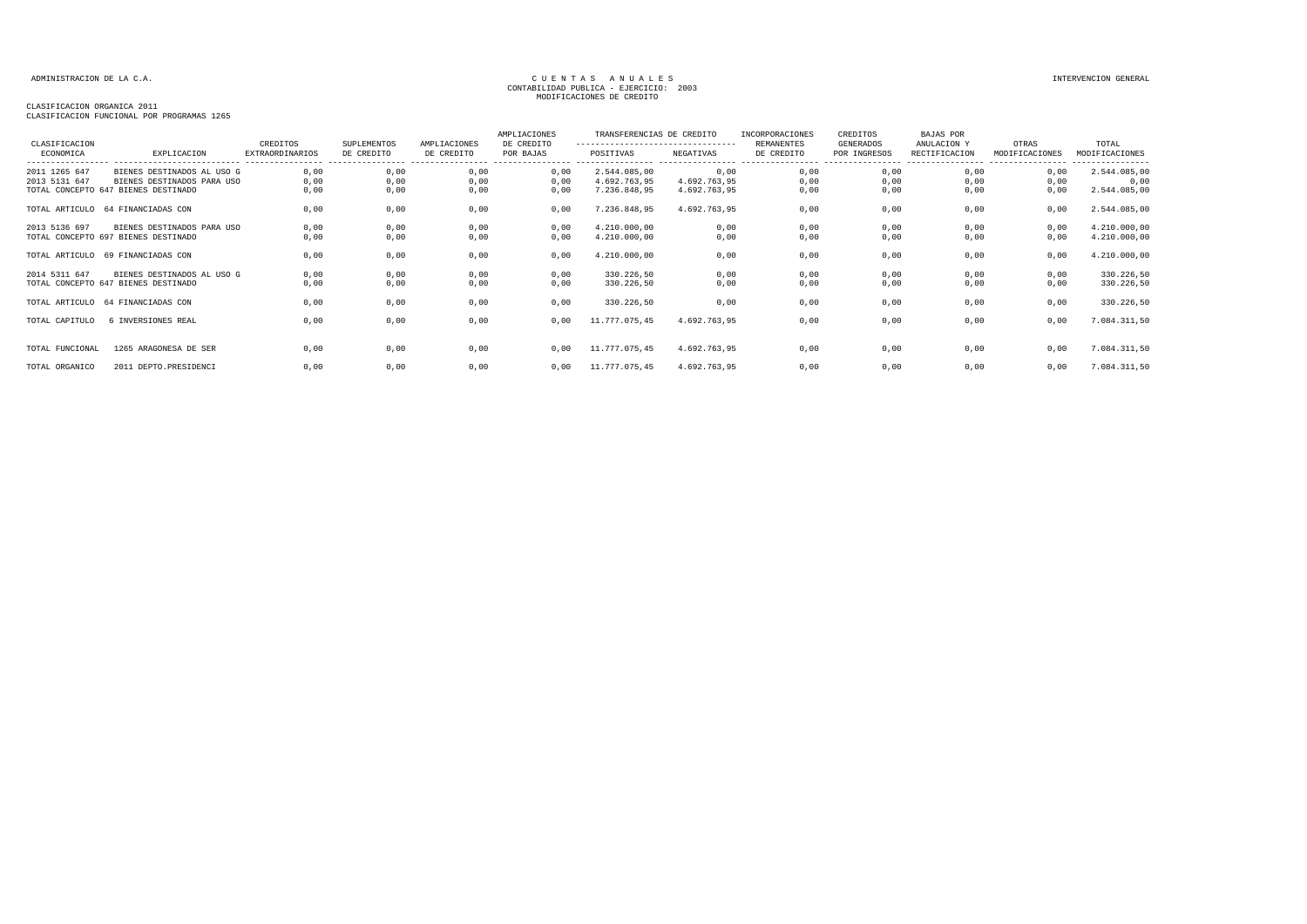ADMINISTRACION DE LA C.A.

C U E N T A S   A N U A L E S
CONTABILIDAD PUBLICA - EJERCICIO: 2003
MODIFICACIONES DE CREDITO

INTERVENCION GENERAL

CLASIFICACION ORGANICA 2011
CLASIFICACION FUNCIONAL POR PROGRAMAS 1265

| CLASIFICACION ECONOMICA | EXPLICACION | CREDITOS EXTRAORDINARIOS | SUPLEMENTOS DE CREDITO | AMPLIACIONES DE CREDITO | AMPLIACIONES DE CREDITO POR BAJAS | TRANSFERENCIAS DE CREDITO POSITIVAS | TRANSFERENCIAS DE CREDITO NEGATIVAS | INCORPORACIONES REMANENTES DE CREDITO | CREDITOS GENERADOS POR INGRESOS | BAJAS POR ANULACION Y RECTIFICACION | OTRAS MODIFICACIONES | TOTAL MODIFICACIONES |
|---|---|---|---|---|---|---|---|---|---|---|---|---|
| 2011 1265 647 | BIENES DESTINADOS AL USO G | 0,00 | 0,00 | 0,00 | 0,00 | 2.544.085,00 | 0,00 | 0,00 | 0,00 | 0,00 | 0,00 | 2.544.085,00 |
| 2013 5131 647 | BIENES DESTINADOS PARA USO | 0,00 | 0,00 | 0,00 | 0,00 | 4.692.763,95 | 4.692.763,95 | 0,00 | 0,00 | 0,00 | 0,00 | 0,00 |
| TOTAL CONCEPTO 647 | BIENES DESTINADO | 0,00 | 0,00 | 0,00 | 0,00 | 7.236.848,95 | 4.692.763,95 | 0,00 | 0,00 | 0,00 | 0,00 | 2.544.085,00 |
| TOTAL ARTICULO | 64 FINANCIADAS CON | 0,00 | 0,00 | 0,00 | 0,00 | 7.236.848,95 | 4.692.763,95 | 0,00 | 0,00 | 0,00 | 0,00 | 2.544.085,00 |
| 2013 5136 697 | BIENES DESTINADOS PARA USO | 0,00 | 0,00 | 0,00 | 0,00 | 4.210.000,00 | 0,00 | 0,00 | 0,00 | 0,00 | 0,00 | 4.210.000,00 |
| TOTAL CONCEPTO 697 | BIENES DESTINADO | 0,00 | 0,00 | 0,00 | 0,00 | 4.210.000,00 | 0,00 | 0,00 | 0,00 | 0,00 | 0,00 | 4.210.000,00 |
| TOTAL ARTICULO | 69 FINANCIADAS CON | 0,00 | 0,00 | 0,00 | 0,00 | 4.210.000,00 | 0,00 | 0,00 | 0,00 | 0,00 | 0,00 | 4.210.000,00 |
| 2014 5311 647 | BIENES DESTINADOS AL USO G | 0,00 | 0,00 | 0,00 | 0,00 | 330.226,50 | 0,00 | 0,00 | 0,00 | 0,00 | 0,00 | 330.226,50 |
| TOTAL CONCEPTO 647 | BIENES DESTINADO | 0,00 | 0,00 | 0,00 | 0,00 | 330.226,50 | 0,00 | 0,00 | 0,00 | 0,00 | 0,00 | 330.226,50 |
| TOTAL ARTICULO | 64 FINANCIADAS CON | 0,00 | 0,00 | 0,00 | 0,00 | 330.226,50 | 0,00 | 0,00 | 0,00 | 0,00 | 0,00 | 330.226,50 |
| TOTAL CAPITULO | 6 INVERSIONES REAL | 0,00 | 0,00 | 0,00 | 0,00 | 11.777.075,45 | 4.692.763,95 | 0,00 | 0,00 | 0,00 | 0,00 | 7.084.311,50 |
| TOTAL FUNCIONAL | 1265 ARAGONESA DE SER | 0,00 | 0,00 | 0,00 | 0,00 | 11.777.075,45 | 4.692.763,95 | 0,00 | 0,00 | 0,00 | 0,00 | 7.084.311,50 |
| TOTAL ORGANICO | 2011 DEPTO.PRESIDENCI | 0,00 | 0,00 | 0,00 | 0,00 | 11.777.075,45 | 4.692.763,95 | 0,00 | 0,00 | 0,00 | 0,00 | 7.084.311,50 |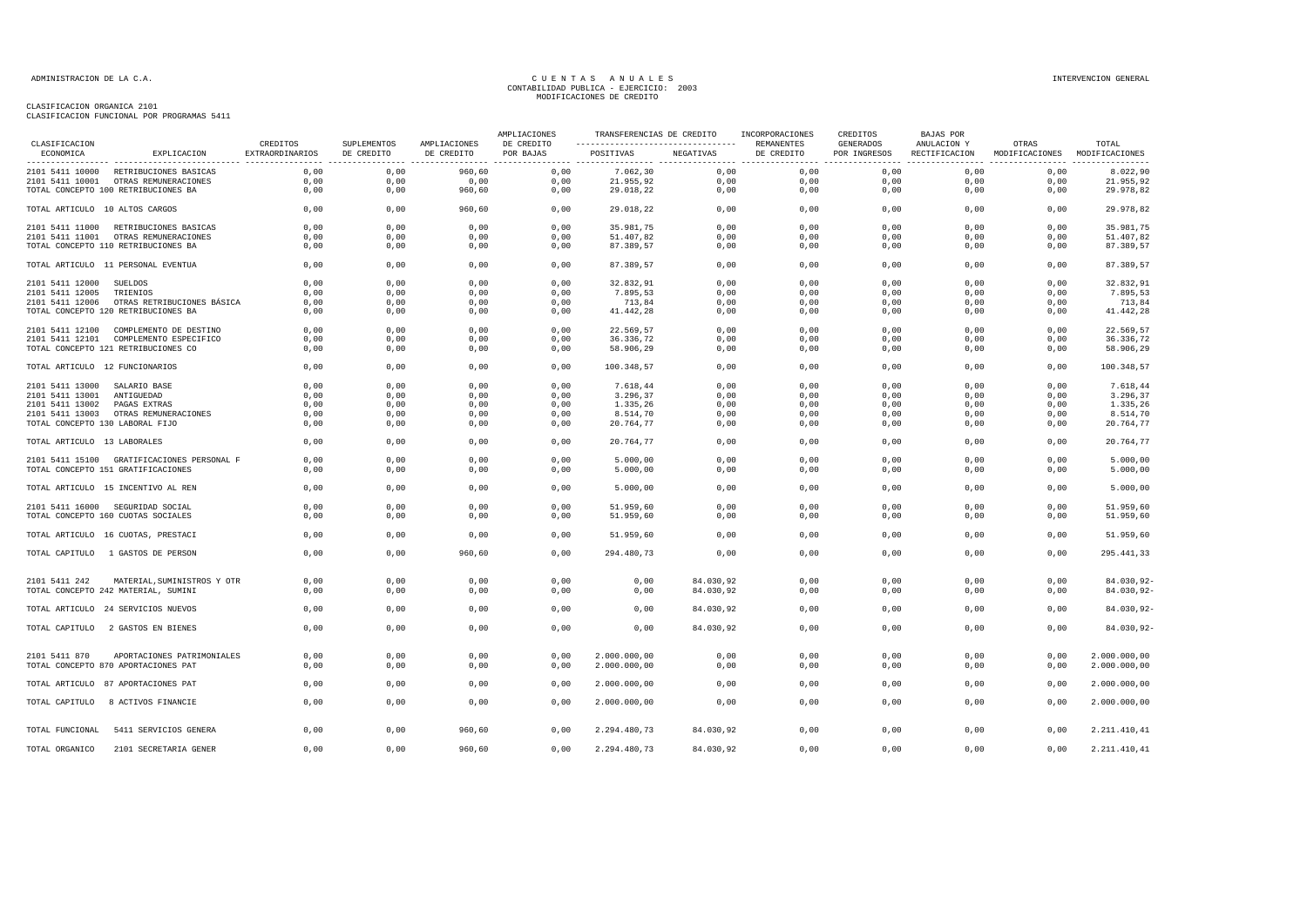ADMINISTRACION DE LA C.A.

# CUENTAS ANUALES
## CONTABILIDAD PUBLICA - EJERCICIO: 2003
## MODIFICACIONES DE CREDITO

INTERVENCION GENERAL

CLASIFICACION ORGANICA 2101
CLASIFICACION FUNCIONAL POR PROGRAMAS 5411

| CLASIFICACION ECONOMICA | EXPLICACION | CREDITOS EXTRAORDINARIOS | SUPLEMENTOS DE CREDITO | AMPLIACIONES DE CREDITO | AMPLIACIONES DE CREDITO POR BAJAS | TRANSFERENCIAS DE CREDITO POSITIVAS | TRANSFERENCIAS DE CREDITO NEGATIVAS | INCORPORACIONES REMANENTES DE CREDITO | CREDITOS GENERADOS POR INGRESOS | BAJAS POR ANULACION Y RECTIFICACION | OTRAS MODIFICACIONES | TOTAL MODIFICACIONES |
|---|---|---|---|---|---|---|---|---|---|---|---|---|
| 2101 5411 10000 | RETRIBUCIONES BASICAS | 0,00 | 0,00 | 960,60 | 0,00 | 7.062,30 | 0,00 | 0,00 | 0,00 | 0,00 | 0,00 | 8.022,90 |
| 2101 5411 10001 | OTRAS REMUNERACIONES | 0,00 | 0,00 | 0,00 | 0,00 | 21.955,92 | 0,00 | 0,00 | 0,00 | 0,00 | 0,00 | 21.955,92 |
| TOTAL CONCEPTO 100 RETRIBUCIONES BA | | 0,00 | 0,00 | 960,60 | 0,00 | 29.018,22 | 0,00 | 0,00 | 0,00 | 0,00 | 0,00 | 29.978,82 |
| TOTAL ARTICULO 10 ALTOS CARGOS | | 0,00 | 0,00 | 960,60 | 0,00 | 29.018,22 | 0,00 | 0,00 | 0,00 | 0,00 | 0,00 | 29.978,82 |
| 2101 5411 11000 | RETRIBUCIONES BASICAS | 0,00 | 0,00 | 0,00 | 0,00 | 35.981,75 | 0,00 | 0,00 | 0,00 | 0,00 | 0,00 | 35.981,75 |
| 2101 5411 11001 | OTRAS REMUNERACIONES | 0,00 | 0,00 | 0,00 | 0,00 | 51.407,82 | 0,00 | 0,00 | 0,00 | 0,00 | 0,00 | 51.407,82 |
| TOTAL CONCEPTO 110 RETRIBUCIONES BA | | 0,00 | 0,00 | 0,00 | 0,00 | 87.389,57 | 0,00 | 0,00 | 0,00 | 0,00 | 0,00 | 87.389,57 |
| TOTAL ARTICULO 11 PERSONAL EVENTUA | | 0,00 | 0,00 | 0,00 | 0,00 | 87.389,57 | 0,00 | 0,00 | 0,00 | 0,00 | 0,00 | 87.389,57 |
| 2101 5411 12000 | SUELDOS | 0,00 | 0,00 | 0,00 | 0,00 | 32.832,91 | 0,00 | 0,00 | 0,00 | 0,00 | 0,00 | 32.832,91 |
| 2101 5411 12005 | TRIENIOS | 0,00 | 0,00 | 0,00 | 0,00 | 7.895,53 | 0,00 | 0,00 | 0,00 | 0,00 | 0,00 | 7.895,53 |
| 2101 5411 12006 | OTRAS RETRIBUCIONES BÁSICA | 0,00 | 0,00 | 0,00 | 0,00 | 713,84 | 0,00 | 0,00 | 0,00 | 0,00 | 0,00 | 713,84 |
| TOTAL CONCEPTO 120 RETRIBUCIONES BA | | 0,00 | 0,00 | 0,00 | 0,00 | 41.442,28 | 0,00 | 0,00 | 0,00 | 0,00 | 0,00 | 41.442,28 |
| 2101 5411 12100 | COMPLEMENTO DE DESTINO | 0,00 | 0,00 | 0,00 | 0,00 | 22.569,57 | 0,00 | 0,00 | 0,00 | 0,00 | 0,00 | 22.569,57 |
| 2101 5411 12101 | COMPLEMENTO ESPECIFICO | 0,00 | 0,00 | 0,00 | 0,00 | 36.336,72 | 0,00 | 0,00 | 0,00 | 0,00 | 0,00 | 36.336,72 |
| TOTAL CONCEPTO 121 RETRIBUCIONES CO | | 0,00 | 0,00 | 0,00 | 0,00 | 58.906,29 | 0,00 | 0,00 | 0,00 | 0,00 | 0,00 | 58.906,29 |
| TOTAL ARTICULO 12 FUNCIONARIOS | | 0,00 | 0,00 | 0,00 | 0,00 | 100.348,57 | 0,00 | 0,00 | 0,00 | 0,00 | 0,00 | 100.348,57 |
| 2101 5411 13000 | SALARIO BASE | 0,00 | 0,00 | 0,00 | 0,00 | 7.618,44 | 0,00 | 0,00 | 0,00 | 0,00 | 0,00 | 7.618,44 |
| 2101 5411 13001 | ANTIGUEDAD | 0,00 | 0,00 | 0,00 | 0,00 | 3.296,37 | 0,00 | 0,00 | 0,00 | 0,00 | 0,00 | 3.296,37 |
| 2101 5411 13002 | PAGAS EXTRAS | 0,00 | 0,00 | 0,00 | 0,00 | 1.335,26 | 0,00 | 0,00 | 0,00 | 0,00 | 0,00 | 1.335,26 |
| 2101 5411 13003 | OTRAS REMUNERACIONES | 0,00 | 0,00 | 0,00 | 0,00 | 8.514,70 | 0,00 | 0,00 | 0,00 | 0,00 | 0,00 | 8.514,70 |
| TOTAL CONCEPTO 130 LABORAL FIJO | | 0,00 | 0,00 | 0,00 | 0,00 | 20.764,77 | 0,00 | 0,00 | 0,00 | 0,00 | 0,00 | 20.764,77 |
| TOTAL ARTICULO 13 LABORALES | | 0,00 | 0,00 | 0,00 | 0,00 | 20.764,77 | 0,00 | 0,00 | 0,00 | 0,00 | 0,00 | 20.764,77 |
| 2101 5411 15100 | GRATIFICACIONES PERSONAL F | 0,00 | 0,00 | 0,00 | 0,00 | 5.000,00 | 0,00 | 0,00 | 0,00 | 0,00 | 0,00 | 5.000,00 |
| TOTAL CONCEPTO 151 GRATIFICACIONES | | 0,00 | 0,00 | 0,00 | 0,00 | 5.000,00 | 0,00 | 0,00 | 0,00 | 0,00 | 0,00 | 5.000,00 |
| TOTAL ARTICULO 15 INCENTIVO AL REN | | 0,00 | 0,00 | 0,00 | 0,00 | 5.000,00 | 0,00 | 0,00 | 0,00 | 0,00 | 0,00 | 5.000,00 |
| 2101 5411 16000 | SEGURIDAD SOCIAL | 0,00 | 0,00 | 0,00 | 0,00 | 51.959,60 | 0,00 | 0,00 | 0,00 | 0,00 | 0,00 | 51.959,60 |
| TOTAL CONCEPTO 160 CUOTAS SOCIALES | | 0,00 | 0,00 | 0,00 | 0,00 | 51.959,60 | 0,00 | 0,00 | 0,00 | 0,00 | 0,00 | 51.959,60 |
| TOTAL ARTICULO 16 CUOTAS, PRESTACI | | 0,00 | 0,00 | 0,00 | 0,00 | 51.959,60 | 0,00 | 0,00 | 0,00 | 0,00 | 0,00 | 51.959,60 |
| TOTAL CAPITULO 1 GASTOS DE PERSON | | 0,00 | 0,00 | 960,60 | 0,00 | 294.480,73 | 0,00 | 0,00 | 0,00 | 0,00 | 0,00 | 295.441,33 |
| 2101 5411 242 | MATERIAL,SUMINISTROS Y OTR | 0,00 | 0,00 | 0,00 | 0,00 | 0,00 | 84.030,92 | 0,00 | 0,00 | 0,00 | 0,00 | 84.030,92- |
| TOTAL CONCEPTO 242 MATERIAL, SUMINI | | 0,00 | 0,00 | 0,00 | 0,00 | 0,00 | 84.030,92 | 0,00 | 0,00 | 0,00 | 0,00 | 84.030,92- |
| TOTAL ARTICULO 24 SERVICIOS NUEVOS | | 0,00 | 0,00 | 0,00 | 0,00 | 0,00 | 84.030,92 | 0,00 | 0,00 | 0,00 | 0,00 | 84.030,92- |
| TOTAL CAPITULO 2 GASTOS EN BIENES | | 0,00 | 0,00 | 0,00 | 0,00 | 0,00 | 84.030,92 | 0,00 | 0,00 | 0,00 | 0,00 | 84.030,92- |
| 2101 5411 870 | APORTACIONES PATRIMONIALES | 0,00 | 0,00 | 0,00 | 0,00 | 2.000.000,00 | 0,00 | 0,00 | 0,00 | 0,00 | 0,00 | 2.000.000,00 |
| TOTAL CONCEPTO 870 APORTACIONES PAT | | 0,00 | 0,00 | 0,00 | 0,00 | 2.000.000,00 | 0,00 | 0,00 | 0,00 | 0,00 | 0,00 | 2.000.000,00 |
| TOTAL ARTICULO 87 APORTACIONES PAT | | 0,00 | 0,00 | 0,00 | 0,00 | 2.000.000,00 | 0,00 | 0,00 | 0,00 | 0,00 | 0,00 | 2.000.000,00 |
| TOTAL CAPITULO 8 ACTIVOS FINANCIE | | 0,00 | 0,00 | 0,00 | 0,00 | 2.000.000,00 | 0,00 | 0,00 | 0,00 | 0,00 | 0,00 | 2.000.000,00 |
| TOTAL FUNCIONAL | 5411 SERVICIOS GENERA | 0,00 | 0,00 | 960,60 | 0,00 | 2.294.480,73 | 84.030,92 | 0,00 | 0,00 | 0,00 | 0,00 | 2.211.410,41 |
| TOTAL ORGANICO | 2101 SECRETARIA GENER | 0,00 | 0,00 | 960,60 | 0,00 | 2.294.480,73 | 84.030,92 | 0,00 | 0,00 | 0,00 | 0,00 | 2.211.410,41 |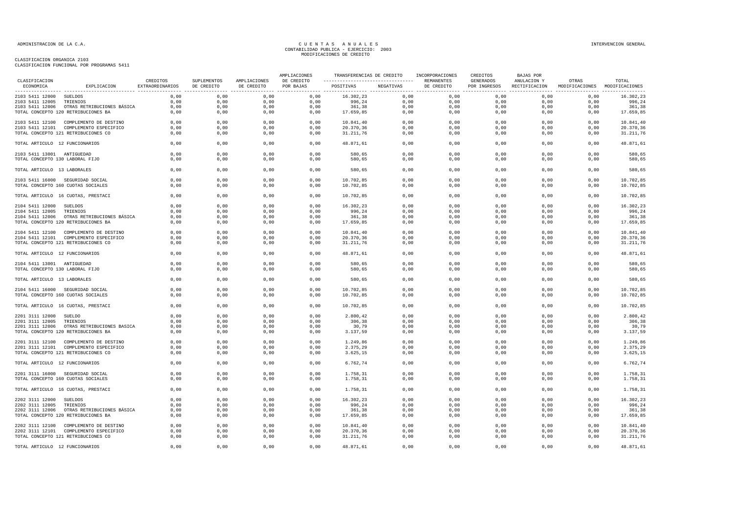ADMINISTRACION DE LA C.A.

CUENTAS ANUALES
CONTABILIDAD PUBLICA - EJERCICIO: 2003
MODIFICACIONES DE CREDITO

INTERVENCION GENERAL

CLASIFICACION ORGANICA 2103
CLASIFICACION FUNCIONAL POR PROGRAMAS 5411

| CLASIFICACION ECONOMICA | EXPLICACION | CREDITOS EXTRAORDINARIOS | SUPLEMENTOS DE CREDITO | AMPLIACIONES DE CREDITO | AMPLIACIONES DE CREDITO POR BAJAS | TRANSFERENCIAS DE CREDITO POSITIVAS | TRANSFERENCIAS DE CREDITO NEGATIVAS | INCORPORACIONES REMANENTES DE CREDITO | CREDITOS GENERADOS POR INGRESOS | BAJAS POR ANULACION Y RECTIFICACION | OTRAS MODIFICACIONES | TOTAL MODIFICACIONES |
|---|---|---|---|---|---|---|---|---|---|---|---|---|
| 2103 5411 12000 | SUELDOS | 0,00 | 0,00 | 0,00 | 0,00 | 16.302,23 | 0,00 | 0,00 | 0,00 | 0,00 | 0,00 | 16.302,23 |
| 2103 5411 12005 | TRIENIOS | 0,00 | 0,00 | 0,00 | 0,00 | 996,24 | 0,00 | 0,00 | 0,00 | 0,00 | 0,00 | 996,24 |
| 2103 5411 12006 | OTRAS RETRIBUCIONES BÁSICA | 0,00 | 0,00 | 0,00 | 0,00 | 361,38 | 0,00 | 0,00 | 0,00 | 0,00 | 0,00 | 361,38 |
| TOTAL CONCEPTO 120 RETRIBUCIONES BA | | 0,00 | 0,00 | 0,00 | 0,00 | 17.659,85 | 0,00 | 0,00 | 0,00 | 0,00 | 0,00 | 17.659,85 |
| 2103 5411 12100 | COMPLEMENTO DE DESTINO | 0,00 | 0,00 | 0,00 | 0,00 | 10.841,40 | 0,00 | 0,00 | 0,00 | 0,00 | 0,00 | 10.841,40 |
| 2103 5411 12101 | COMPLEMENTO ESPECIFICO | 0,00 | 0,00 | 0,00 | 0,00 | 20.370,36 | 0,00 | 0,00 | 0,00 | 0,00 | 0,00 | 20.370,36 |
| TOTAL CONCEPTO 121 RETRIBUCIONES CO | | 0,00 | 0,00 | 0,00 | 0,00 | 31.211,76 | 0,00 | 0,00 | 0,00 | 0,00 | 0,00 | 31.211,76 |
| TOTAL ARTICULO 12 FUNCIONARIOS | | 0,00 | 0,00 | 0,00 | 0,00 | 48.871,61 | 0,00 | 0,00 | 0,00 | 0,00 | 0,00 | 48.871,61 |
| 2103 5411 13001 | ANTIGUEDAD | 0,00 | 0,00 | 0,00 | 0,00 | 580,65 | 0,00 | 0,00 | 0,00 | 0,00 | 0,00 | 580,65 |
| TOTAL CONCEPTO 130 LABORAL FIJO | | 0,00 | 0,00 | 0,00 | 0,00 | 580,65 | 0,00 | 0,00 | 0,00 | 0,00 | 0,00 | 580,65 |
| TOTAL ARTICULO 13 LABORALES | | 0,00 | 0,00 | 0,00 | 0,00 | 580,65 | 0,00 | 0,00 | 0,00 | 0,00 | 0,00 | 580,65 |
| 2103 5411 16000 | SEGURIDAD SOCIAL | 0,00 | 0,00 | 0,00 | 0,00 | 10.702,85 | 0,00 | 0,00 | 0,00 | 0,00 | 0,00 | 10.702,85 |
| TOTAL CONCEPTO 160 CUOTAS SOCIALES | | 0,00 | 0,00 | 0,00 | 0,00 | 10.702,85 | 0,00 | 0,00 | 0,00 | 0,00 | 0,00 | 10.702,85 |
| TOTAL ARTICULO 16 CUOTAS, PRESTACI | | 0,00 | 0,00 | 0,00 | 0,00 | 10.702,85 | 0,00 | 0,00 | 0,00 | 0,00 | 0,00 | 10.702,85 |
| 2104 5411 12000 | SUELDOS | 0,00 | 0,00 | 0,00 | 0,00 | 16.302,23 | 0,00 | 0,00 | 0,00 | 0,00 | 0,00 | 16.302,23 |
| 2104 5411 12005 | TRIENIOS | 0,00 | 0,00 | 0,00 | 0,00 | 996,24 | 0,00 | 0,00 | 0,00 | 0,00 | 0,00 | 996,24 |
| 2104 5411 12006 | OTRAS RETRIBUCIONES BÁSICA | 0,00 | 0,00 | 0,00 | 0,00 | 361,38 | 0,00 | 0,00 | 0,00 | 0,00 | 0,00 | 361,38 |
| TOTAL CONCEPTO 120 RETRIBUCIONES BA | | 0,00 | 0,00 | 0,00 | 0,00 | 17.659,85 | 0,00 | 0,00 | 0,00 | 0,00 | 0,00 | 17.659,85 |
| 2104 5411 12100 | COMPLEMENTO DE DESTINO | 0,00 | 0,00 | 0,00 | 0,00 | 10.841,40 | 0,00 | 0,00 | 0,00 | 0,00 | 0,00 | 10.841,40 |
| 2104 5411 12101 | COMPLEMENTO ESPECIFICO | 0,00 | 0,00 | 0,00 | 0,00 | 20.370,36 | 0,00 | 0,00 | 0,00 | 0,00 | 0,00 | 20.370,36 |
| TOTAL CONCEPTO 121 RETRIBUCIONES CO | | 0,00 | 0,00 | 0,00 | 0,00 | 31.211,76 | 0,00 | 0,00 | 0,00 | 0,00 | 0,00 | 31.211,76 |
| TOTAL ARTICULO 12 FUNCIONARIOS | | 0,00 | 0,00 | 0,00 | 0,00 | 48.871,61 | 0,00 | 0,00 | 0,00 | 0,00 | 0,00 | 48.871,61 |
| 2104 5411 13001 | ANTIGUEDAD | 0,00 | 0,00 | 0,00 | 0,00 | 580,65 | 0,00 | 0,00 | 0,00 | 0,00 | 0,00 | 580,65 |
| TOTAL CONCEPTO 130 LABORAL FIJO | | 0,00 | 0,00 | 0,00 | 0,00 | 580,65 | 0,00 | 0,00 | 0,00 | 0,00 | 0,00 | 580,65 |
| TOTAL ARTICULO 13 LABORALES | | 0,00 | 0,00 | 0,00 | 0,00 | 580,65 | 0,00 | 0,00 | 0,00 | 0,00 | 0,00 | 580,65 |
| 2104 5411 16000 | SEGURIDAD SOCIAL | 0,00 | 0,00 | 0,00 | 0,00 | 10.702,85 | 0,00 | 0,00 | 0,00 | 0,00 | 0,00 | 10.702,85 |
| TOTAL CONCEPTO 160 CUOTAS SOCIALES | | 0,00 | 0,00 | 0,00 | 0,00 | 10.702,85 | 0,00 | 0,00 | 0,00 | 0,00 | 0,00 | 10.702,85 |
| TOTAL ARTICULO 16 CUOTAS, PRESTACI | | 0,00 | 0,00 | 0,00 | 0,00 | 10.702,85 | 0,00 | 0,00 | 0,00 | 0,00 | 0,00 | 10.702,85 |
| 2201 3111 12000 | SUELDO | 0,00 | 0,00 | 0,00 | 0,00 | 2.800,42 | 0,00 | 0,00 | 0,00 | 0,00 | 0,00 | 2.800,42 |
| 2201 3111 12005 | TRIENIOS | 0,00 | 0,00 | 0,00 | 0,00 | 306,38 | 0,00 | 0,00 | 0,00 | 0,00 | 0,00 | 306,38 |
| 2201 3111 12006 | OTRAS RETRIBUCIONES BASICA | 0,00 | 0,00 | 0,00 | 0,00 | 30,79 | 0,00 | 0,00 | 0,00 | 0,00 | 0,00 | 30,79 |
| TOTAL CONCEPTO 120 RETRIBUCIONES BA | | 0,00 | 0,00 | 0,00 | 0,00 | 3.137,59 | 0,00 | 0,00 | 0,00 | 0,00 | 0,00 | 3.137,59 |
| 2201 3111 12100 | COMPLEMENTO DE DESTINO | 0,00 | 0,00 | 0,00 | 0,00 | 1.249,86 | 0,00 | 0,00 | 0,00 | 0,00 | 0,00 | 1.249,86 |
| 2201 3111 12101 | COMPLEMENTO ESPECIFICO | 0,00 | 0,00 | 0,00 | 0,00 | 2.375,29 | 0,00 | 0,00 | 0,00 | 0,00 | 0,00 | 2.375,29 |
| TOTAL CONCEPTO 121 RETRIBUCIONES CO | | 0,00 | 0,00 | 0,00 | 0,00 | 3.625,15 | 0,00 | 0,00 | 0,00 | 0,00 | 0,00 | 3.625,15 |
| TOTAL ARTICULO 12 FUNCIONARIOS | | 0,00 | 0,00 | 0,00 | 0,00 | 6.762,74 | 0,00 | 0,00 | 0,00 | 0,00 | 0,00 | 6.762,74 |
| 2201 3111 16000 | SEGURIDAD SOCIAL | 0,00 | 0,00 | 0,00 | 0,00 | 1.758,31 | 0,00 | 0,00 | 0,00 | 0,00 | 0,00 | 1.758,31 |
| TOTAL CONCEPTO 160 CUOTAS SOCIALES | | 0,00 | 0,00 | 0,00 | 0,00 | 1.758,31 | 0,00 | 0,00 | 0,00 | 0,00 | 0,00 | 1.758,31 |
| TOTAL ARTICULO 16 CUOTAS, PRESTACI | | 0,00 | 0,00 | 0,00 | 0,00 | 1.758,31 | 0,00 | 0,00 | 0,00 | 0,00 | 0,00 | 1.758,31 |
| 2202 3111 12000 | SUELDOS | 0,00 | 0,00 | 0,00 | 0,00 | 16.302,23 | 0,00 | 0,00 | 0,00 | 0,00 | 0,00 | 16.302,23 |
| 2202 3111 12005 | TRIENIOS | 0,00 | 0,00 | 0,00 | 0,00 | 996,24 | 0,00 | 0,00 | 0,00 | 0,00 | 0,00 | 996,24 |
| 2202 3111 12006 | OTRAS RETRIBUCIONES BÁSICA | 0,00 | 0,00 | 0,00 | 0,00 | 361,38 | 0,00 | 0,00 | 0,00 | 0,00 | 0,00 | 361,38 |
| TOTAL CONCEPTO 120 RETRIBUCIONES BA | | 0,00 | 0,00 | 0,00 | 0,00 | 17.659,85 | 0,00 | 0,00 | 0,00 | 0,00 | 0,00 | 17.659,85 |
| 2202 3111 12100 | COMPLEMENTO DE DESTINO | 0,00 | 0,00 | 0,00 | 0,00 | 10.841,40 | 0,00 | 0,00 | 0,00 | 0,00 | 0,00 | 10.841,40 |
| 2202 3111 12101 | COMPLEMENTO ESPECIFICO | 0,00 | 0,00 | 0,00 | 0,00 | 20.370,36 | 0,00 | 0,00 | 0,00 | 0,00 | 0,00 | 20.370,36 |
| TOTAL CONCEPTO 121 RETRIBUCIONES CO | | 0,00 | 0,00 | 0,00 | 0,00 | 31.211,76 | 0,00 | 0,00 | 0,00 | 0,00 | 0,00 | 31.211,76 |
| TOTAL ARTICULO 12 FUNCIONARIOS | | 0,00 | 0,00 | 0,00 | 0,00 | 48.871,61 | 0,00 | 0,00 | 0,00 | 0,00 | 0,00 | 48.871,61 |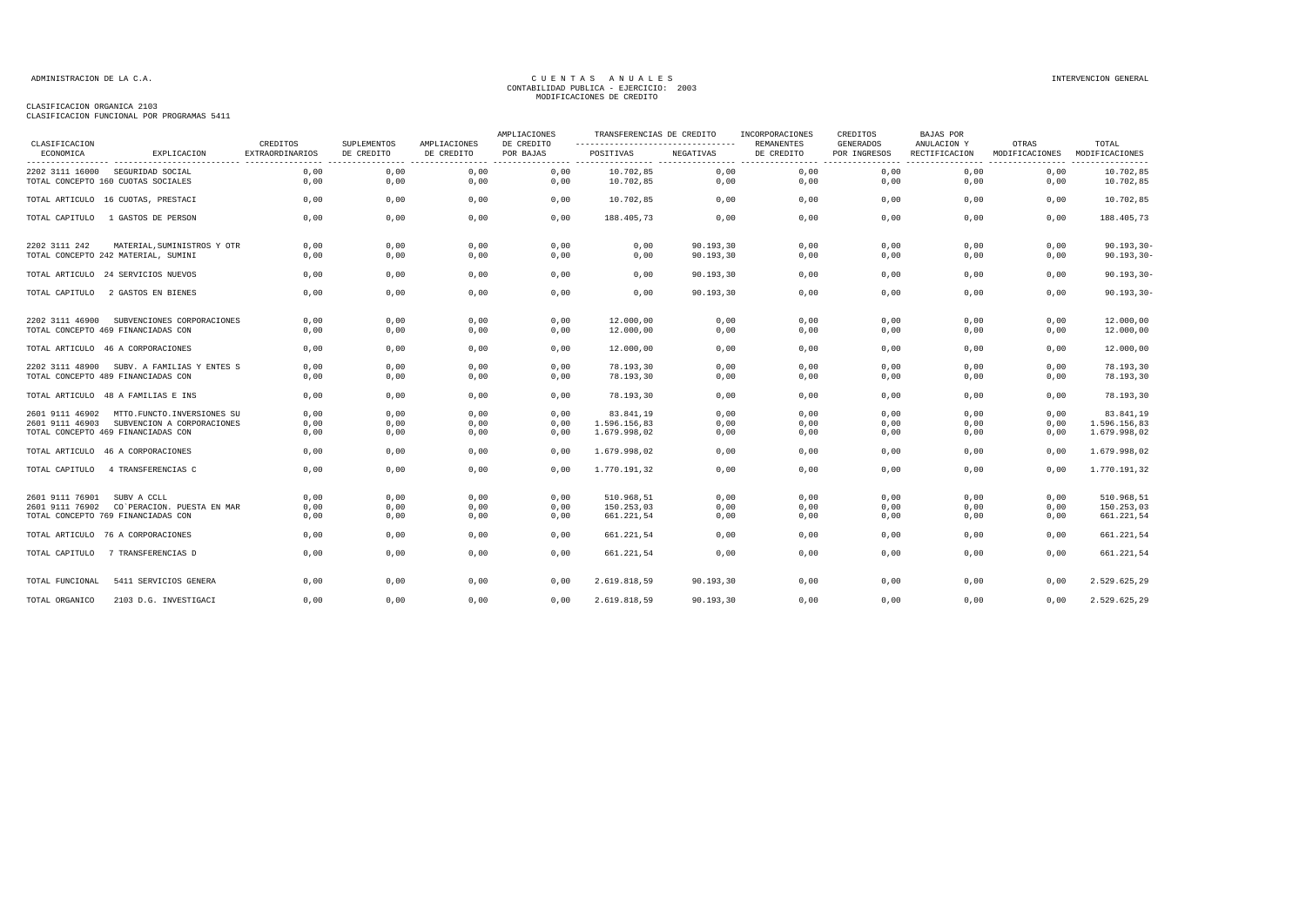ADMINISTRACION DE LA C.A.

# CUENTAS ANUALES
## CONTABILIDAD PUBLICA - EJERCICIO: 2003
## MODIFICACIONES DE CREDITO

INTERVENCION GENERAL

CLASIFICACION ORGANICA 2103
CLASIFICACION FUNCIONAL POR PROGRAMAS 5411

| CLASIFICACION ECONOMICA | EXPLICACION | CREDITOS EXTRAORDINARIOS | SUPLEMENTOS DE CREDITO | AMPLIACIONES DE CREDITO | AMPLIACIONES DE CREDITO POR BAJAS | TRANSFERENCIAS DE CREDITO POSITIVAS | TRANSFERENCIAS DE CREDITO NEGATIVAS | INCORPORACIONES REMANENTES DE CREDITO | CREDITOS GENERADOS POR INGRESOS | BAJAS POR ANULACION Y RECTIFICACION | OTRAS MODIFICACIONES | TOTAL MODIFICACIONES |
|---|---|---|---|---|---|---|---|---|---|---|---|---|
| 2202 3111 16000 | SEGURIDAD SOCIAL | 0,00 | 0,00 | 0,00 | 0,00 | 10.702,85 | 0,00 | 0,00 | 0,00 | 0,00 | 0,00 | 10.702,85 |
| TOTAL CONCEPTO 160 CUOTAS SOCIALES | | 0,00 | 0,00 | 0,00 | 0,00 | 10.702,85 | 0,00 | 0,00 | 0,00 | 0,00 | 0,00 | 10.702,85 |
| TOTAL ARTICULO 16 CUOTAS, PRESTACI | | 0,00 | 0,00 | 0,00 | 0,00 | 10.702,85 | 0,00 | 0,00 | 0,00 | 0,00 | 0,00 | 10.702,85 |
| TOTAL CAPITULO 1 GASTOS DE PERSON | | 0,00 | 0,00 | 0,00 | 0,00 | 188.405,73 | 0,00 | 0,00 | 0,00 | 0,00 | 0,00 | 188.405,73 |
| 2202 3111 242 | MATERIAL,SUMINISTROS Y OTR | 0,00 | 0,00 | 0,00 | 0,00 | 0,00 | 90.193,30 | 0,00 | 0,00 | 0,00 | 0,00 | 90.193,30- |
| TOTAL CONCEPTO 242 MATERIAL, SUMINI | | 0,00 | 0,00 | 0,00 | 0,00 | 0,00 | 90.193,30 | 0,00 | 0,00 | 0,00 | 0,00 | 90.193,30- |
| TOTAL ARTICULO 24 SERVICIOS NUEVOS | | 0,00 | 0,00 | 0,00 | 0,00 | 0,00 | 90.193,30 | 0,00 | 0,00 | 0,00 | 0,00 | 90.193,30- |
| TOTAL CAPITULO 2 GASTOS EN BIENES | | 0,00 | 0,00 | 0,00 | 0,00 | 0,00 | 90.193,30 | 0,00 | 0,00 | 0,00 | 0,00 | 90.193,30- |
| 2202 3111 46900 | SUBVENCIONES CORPORACIONES | 0,00 | 0,00 | 0,00 | 0,00 | 12.000,00 | 0,00 | 0,00 | 0,00 | 0,00 | 0,00 | 12.000,00 |
| TOTAL CONCEPTO 469 FINANCIADAS CON | | 0,00 | 0,00 | 0,00 | 0,00 | 12.000,00 | 0,00 | 0,00 | 0,00 | 0,00 | 0,00 | 12.000,00 |
| TOTAL ARTICULO 46 A CORPORACIONES | | 0,00 | 0,00 | 0,00 | 0,00 | 12.000,00 | 0,00 | 0,00 | 0,00 | 0,00 | 0,00 | 12.000,00 |
| 2202 3111 48900 | SUBV. A FAMILIAS Y ENTES S | 0,00 | 0,00 | 0,00 | 0,00 | 78.193,30 | 0,00 | 0,00 | 0,00 | 0,00 | 0,00 | 78.193,30 |
| TOTAL CONCEPTO 489 FINANCIADAS CON | | 0,00 | 0,00 | 0,00 | 0,00 | 78.193,30 | 0,00 | 0,00 | 0,00 | 0,00 | 0,00 | 78.193,30 |
| TOTAL ARTICULO 48 A FAMILIAS E INS | | 0,00 | 0,00 | 0,00 | 0,00 | 78.193,30 | 0,00 | 0,00 | 0,00 | 0,00 | 0,00 | 78.193,30 |
| 2601 9111 46902 | MTTO.FUNCTO.INVERSIONES SU | 0,00 | 0,00 | 0,00 | 0,00 | 83.841,19 | 0,00 | 0,00 | 0,00 | 0,00 | 0,00 | 83.841,19 |
| 2601 9111 46903 | SUBVENCION A CORPORACIONES | 0,00 | 0,00 | 0,00 | 0,00 | 1.596.156,83 | 0,00 | 0,00 | 0,00 | 0,00 | 0,00 | 1.596.156,83 |
| TOTAL CONCEPTO 469 FINANCIADAS CON | | 0,00 | 0,00 | 0,00 | 0,00 | 1.679.998,02 | 0,00 | 0,00 | 0,00 | 0,00 | 0,00 | 1.679.998,02 |
| TOTAL ARTICULO 46 A CORPORACIONES | | 0,00 | 0,00 | 0,00 | 0,00 | 1.679.998,02 | 0,00 | 0,00 | 0,00 | 0,00 | 0,00 | 1.679.998,02 |
| TOTAL CAPITULO 4 TRANSFERENCIAS C | | 0,00 | 0,00 | 0,00 | 0,00 | 1.770.191,32 | 0,00 | 0,00 | 0,00 | 0,00 | 0,00 | 1.770.191,32 |
| 2601 9111 76901 | SUBV A CCLL | 0,00 | 0,00 | 0,00 | 0,00 | 510.968,51 | 0,00 | 0,00 | 0,00 | 0,00 | 0,00 | 510.968,51 |
| 2601 9111 76902 | CO`PERACION. PUESTA EN MAR | 0,00 | 0,00 | 0,00 | 0,00 | 150.253,03 | 0,00 | 0,00 | 0,00 | 0,00 | 0,00 | 150.253,03 |
| TOTAL CONCEPTO 769 FINANCIADAS CON | | 0,00 | 0,00 | 0,00 | 0,00 | 661.221,54 | 0,00 | 0,00 | 0,00 | 0,00 | 0,00 | 661.221,54 |
| TOTAL ARTICULO 76 A CORPORACIONES | | 0,00 | 0,00 | 0,00 | 0,00 | 661.221,54 | 0,00 | 0,00 | 0,00 | 0,00 | 0,00 | 661.221,54 |
| TOTAL CAPITULO 7 TRANSFERENCIAS D | | 0,00 | 0,00 | 0,00 | 0,00 | 661.221,54 | 0,00 | 0,00 | 0,00 | 0,00 | 0,00 | 661.221,54 |
| TOTAL FUNCIONAL | 5411 SERVICIOS GENERA | 0,00 | 0,00 | 0,00 | 0,00 | 2.619.818,59 | 90.193,30 | 0,00 | 0,00 | 0,00 | 0,00 | 2.529.625,29 |
| TOTAL ORGANICO | 2103 D.G. INVESTIGACI | 0,00 | 0,00 | 0,00 | 0,00 | 2.619.818,59 | 90.193,30 | 0,00 | 0,00 | 0,00 | 0,00 | 2.529.625,29 |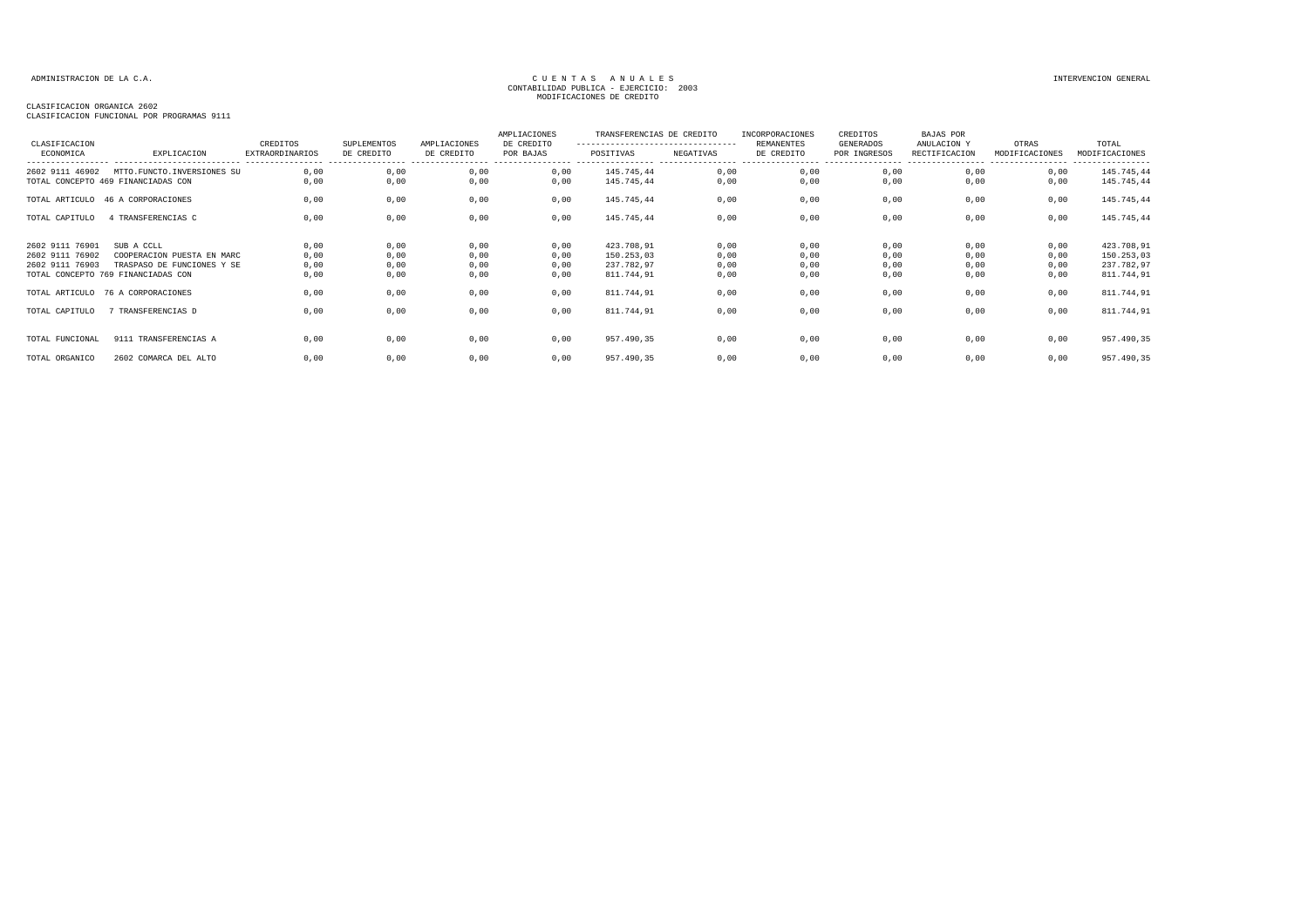ADMINISTRACION DE LA C.A.

CUENTAS ANUALES
CONTABILIDAD PUBLICA - EJERCICIO: 2003
MODIFICACIONES DE CREDITO

INTERVENCION GENERAL

CLASIFICACION ORGANICA 2602
CLASIFICACION FUNCIONAL POR PROGRAMAS 9111

| CLASIFICACION ECONOMICA | EXPLICACION | CREDITOS EXTRAORDINARIOS | SUPLEMENTOS DE CREDITO | AMPLIACIONES DE CREDITO | AMPLIACIONES DE CREDITO POR BAJAS | TRANSFERENCIAS DE CREDITO POSITIVAS | TRANSFERENCIAS DE CREDITO NEGATIVAS | INCORPORACIONES REMANENTES DE CREDITO | CREDITOS GENERADOS POR INGRESOS | BAJAS POR ANULACION Y RECTIFICACION | OTRAS MODIFICACIONES | TOTAL MODIFICACIONES |
|---|---|---|---|---|---|---|---|---|---|---|---|---|
| 2602 9111 46902 | MTTO.FUNCTO.INVERSIONES SU | 0,00 | 0,00 | 0,00 | 0,00 | 145.745,44 | 0,00 | 0,00 | 0,00 | 0,00 | 0,00 | 145.745,44 |
| TOTAL CONCEPTO 469 FINANCIADAS CON | | 0,00 | 0,00 | 0,00 | 0,00 | 145.745,44 | 0,00 | 0,00 | 0,00 | 0,00 | 0,00 | 145.745,44 |
| TOTAL ARTICULO | 46 A CORPORACIONES | 0,00 | 0,00 | 0,00 | 0,00 | 145.745,44 | 0,00 | 0,00 | 0,00 | 0,00 | 0,00 | 145.745,44 |
| TOTAL CAPITULO | 4 TRANSFERENCIAS C | 0,00 | 0,00 | 0,00 | 0,00 | 145.745,44 | 0,00 | 0,00 | 0,00 | 0,00 | 0,00 | 145.745,44 |
| 2602 9111 76901 | SUB A CCLL | 0,00 | 0,00 | 0,00 | 0,00 | 423.708,91 | 0,00 | 0,00 | 0,00 | 0,00 | 0,00 | 423.708,91 |
| 2602 9111 76902 | COOPERACION PUESTA EN MARC | 0,00 | 0,00 | 0,00 | 0,00 | 150.253,03 | 0,00 | 0,00 | 0,00 | 0,00 | 0,00 | 150.253,03 |
| 2602 9111 76903 | TRASPASO DE FUNCIONES Y SE | 0,00 | 0,00 | 0,00 | 0,00 | 237.782,97 | 0,00 | 0,00 | 0,00 | 0,00 | 0,00 | 237.782,97 |
| TOTAL CONCEPTO 769 FINANCIADAS CON | | 0,00 | 0,00 | 0,00 | 0,00 | 811.744,91 | 0,00 | 0,00 | 0,00 | 0,00 | 0,00 | 811.744,91 |
| TOTAL ARTICULO | 76 A CORPORACIONES | 0,00 | 0,00 | 0,00 | 0,00 | 811.744,91 | 0,00 | 0,00 | 0,00 | 0,00 | 0,00 | 811.744,91 |
| TOTAL CAPITULO | 7 TRANSFERENCIAS D | 0,00 | 0,00 | 0,00 | 0,00 | 811.744,91 | 0,00 | 0,00 | 0,00 | 0,00 | 0,00 | 811.744,91 |
| TOTAL FUNCIONAL | 9111 TRANSFERENCIAS A | 0,00 | 0,00 | 0,00 | 0,00 | 957.490,35 | 0,00 | 0,00 | 0,00 | 0,00 | 0,00 | 957.490,35 |
| TOTAL ORGANICO | 2602 COMARCA DEL ALTO | 0,00 | 0,00 | 0,00 | 0,00 | 957.490,35 | 0,00 | 0,00 | 0,00 | 0,00 | 0,00 | 957.490,35 |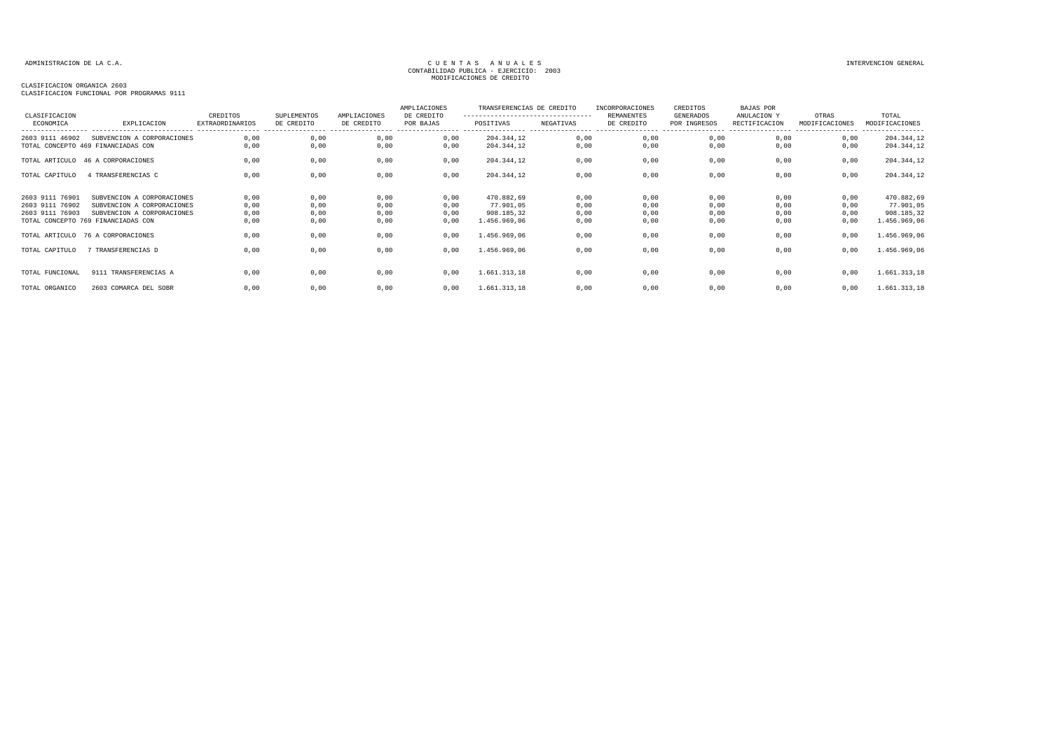ADMINISTRACION DE LA C.A.

C U E N T A S   A N U A L E S
CONTABILIDAD PUBLICA - EJERCICIO: 2003
MODIFICACIONES DE CREDITO

INTERVENCION GENERAL

CLASIFICACION ORGANICA 2603
CLASIFICACION FUNCIONAL POR PROGRAMAS 9111

| CLASIFICACION ECONOMICA | EXPLICACION | CREDITOS EXTRAORDINARIOS | SUPLEMENTOS DE CREDITO | AMPLIACIONES DE CREDITO | AMPLIACIONES DE CREDITO POR BAJAS | TRANSFERENCIAS DE CREDITO POSITIVAS | TRANSFERENCIAS DE CREDITO NEGATIVAS | INCORPORACIONES REMANENTES DE CREDITO | CREDITOS GENERADOS POR INGRESOS | BAJAS POR ANULACION Y RECTIFICACION | OTRAS MODIFICACIONES | TOTAL MODIFICACIONES |
|---|---|---|---|---|---|---|---|---|---|---|---|---|
| 2603 9111 46902 | SUBVENCION A CORPORACIONES | 0,00 | 0,00 | 0,00 | 0,00 | 204.344,12 | 0,00 | 0,00 | 0,00 | 0,00 | 0,00 | 204.344,12 |
| TOTAL CONCEPTO 469 FINANCIADAS CON | | 0,00 | 0,00 | 0,00 | 0,00 | 204.344,12 | 0,00 | 0,00 | 0,00 | 0,00 | 0,00 | 204.344,12 |
| TOTAL ARTICULO | 46 A CORPORACIONES | 0,00 | 0,00 | 0,00 | 0,00 | 204.344,12 | 0,00 | 0,00 | 0,00 | 0,00 | 0,00 | 204.344,12 |
| TOTAL CAPITULO | 4 TRANSFERENCIAS C | 0,00 | 0,00 | 0,00 | 0,00 | 204.344,12 | 0,00 | 0,00 | 0,00 | 0,00 | 0,00 | 204.344,12 |
| 2603 9111 76901 | SUBVENCION A CORPORACIONES | 0,00 | 0,00 | 0,00 | 0,00 | 470.882,69 | 0,00 | 0,00 | 0,00 | 0,00 | 0,00 | 470.882,69 |
| 2603 9111 76902 | SUBVENCION A CORPORACIONES | 0,00 | 0,00 | 0,00 | 0,00 | 77.901,05 | 0,00 | 0,00 | 0,00 | 0,00 | 0,00 | 77.901,05 |
| 2603 9111 76903 | SUBVENCION A CORPORACIONES | 0,00 | 0,00 | 0,00 | 0,00 | 908.185,32 | 0,00 | 0,00 | 0,00 | 0,00 | 0,00 | 908.185,32 |
| TOTAL CONCEPTO 769 FINANCIADAS CON | | 0,00 | 0,00 | 0,00 | 0,00 | 1.456.969,06 | 0,00 | 0,00 | 0,00 | 0,00 | 0,00 | 1.456.969,06 |
| TOTAL ARTICULO | 76 A CORPORACIONES | 0,00 | 0,00 | 0,00 | 0,00 | 1.456.969,06 | 0,00 | 0,00 | 0,00 | 0,00 | 0,00 | 1.456.969,06 |
| TOTAL CAPITULO | 7 TRANSFERENCIAS D | 0,00 | 0,00 | 0,00 | 0,00 | 1.456.969,06 | 0,00 | 0,00 | 0,00 | 0,00 | 0,00 | 1.456.969,06 |
| TOTAL FUNCIONAL | 9111 TRANSFERENCIAS A | 0,00 | 0,00 | 0,00 | 0,00 | 1.661.313,18 | 0,00 | 0,00 | 0,00 | 0,00 | 0,00 | 1.661.313,18 |
| TOTAL ORGANICO | 2603 COMARCA DEL SOBR | 0,00 | 0,00 | 0,00 | 0,00 | 1.661.313,18 | 0,00 | 0,00 | 0,00 | 0,00 | 0,00 | 1.661.313,18 |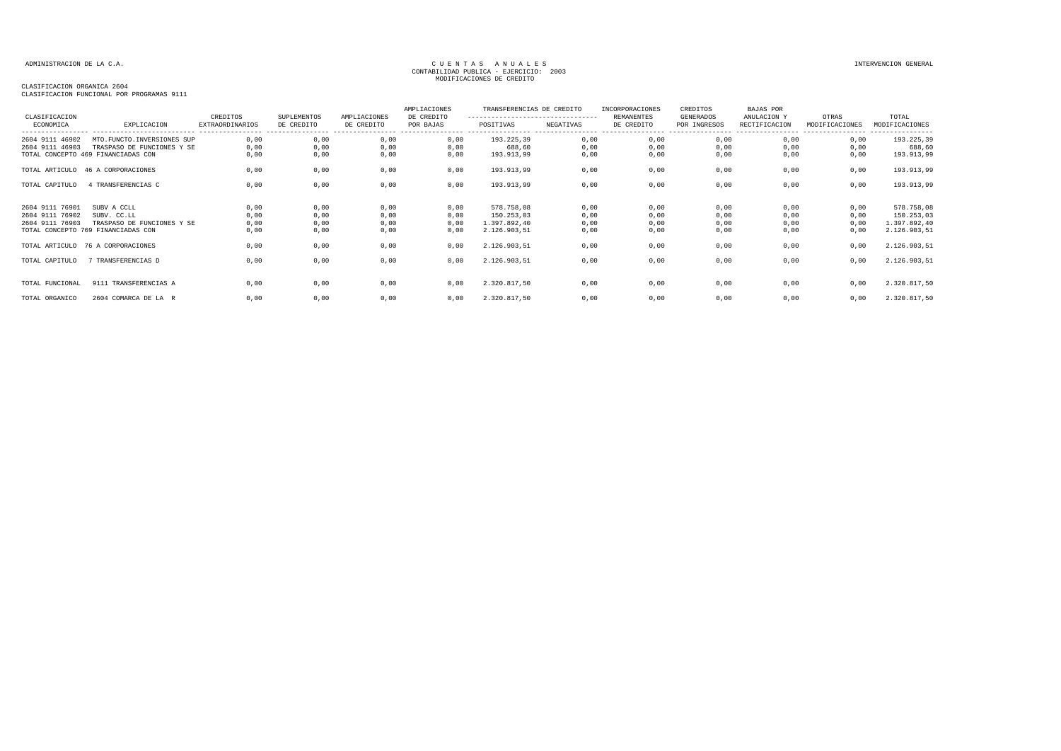ADMINISTRACION DE LA C.A.

CUENTAS ANUALES
CONTABILIDAD PUBLICA - EJERCICIO: 2003
MODIFICACIONES DE CREDITO

INTERVENCION GENERAL

CLASIFICACION ORGANICA 2604
CLASIFICACION FUNCIONAL POR PROGRAMAS 9111

| CLASIFICACION ECONOMICA | EXPLICACION | CREDITOS EXTRAORDINARIOS | SUPLEMENTOS DE CREDITO | AMPLIACIONES DE CREDITO | AMPLIACIONES DE CREDITO POR BAJAS | TRANSFERENCIAS DE CREDITO POSITIVAS | TRANSFERENCIAS DE CREDITO NEGATIVAS | INCORPORACIONES REMANENTES DE CREDITO | CREDITOS GENERADOS POR INGRESOS | BAJAS POR ANULACION Y RECTIFICACION | OTRAS MODIFICACIONES | TOTAL MODIFICACIONES |
|---|---|---|---|---|---|---|---|---|---|---|---|---|
| 2604 9111 46902 | MTO.FUNCTO.INVERSIONES SUP | 0,00 | 0,00 | 0,00 | 0,00 | 193.225,39 | 0,00 | 0,00 | 0,00 | 0,00 | 0,00 | 193.225,39 |
| 2604 9111 46903 | TRASPASO DE FUNCIONES Y SE | 0,00 | 0,00 | 0,00 | 0,00 | 688,60 | 0,00 | 0,00 | 0,00 | 0,00 | 0,00 | 688,60 |
| TOTAL CONCEPTO 469 FINANCIADAS CON | | 0,00 | 0,00 | 0,00 | 0,00 | 193.913,99 | 0,00 | 0,00 | 0,00 | 0,00 | 0,00 | 193.913,99 |
| TOTAL ARTICULO | 46 A CORPORACIONES | 0,00 | 0,00 | 0,00 | 0,00 | 193.913,99 | 0,00 | 0,00 | 0,00 | 0,00 | 0,00 | 193.913,99 |
| TOTAL CAPITULO | 4 TRANSFERENCIAS C | 0,00 | 0,00 | 0,00 | 0,00 | 193.913,99 | 0,00 | 0,00 | 0,00 | 0,00 | 0,00 | 193.913,99 |
| 2604 9111 76901 | SUBV A CCLL | 0,00 | 0,00 | 0,00 | 0,00 | 578.758,08 | 0,00 | 0,00 | 0,00 | 0,00 | 0,00 | 578.758,08 |
| 2604 9111 76902 | SUBV. CC.LL | 0,00 | 0,00 | 0,00 | 0,00 | 150.253,03 | 0,00 | 0,00 | 0,00 | 0,00 | 0,00 | 150.253,03 |
| 2604 9111 76903 | TRASPASO DE FUNCIONES Y SE | 0,00 | 0,00 | 0,00 | 0,00 | 1.397.892,40 | 0,00 | 0,00 | 0,00 | 0,00 | 0,00 | 1.397.892,40 |
| TOTAL CONCEPTO 769 FINANCIADAS CON | | 0,00 | 0,00 | 0,00 | 0,00 | 2.126.903,51 | 0,00 | 0,00 | 0,00 | 0,00 | 0,00 | 2.126.903,51 |
| TOTAL ARTICULO | 76 A CORPORACIONES | 0,00 | 0,00 | 0,00 | 0,00 | 2.126.903,51 | 0,00 | 0,00 | 0,00 | 0,00 | 0,00 | 2.126.903,51 |
| TOTAL CAPITULO | 7 TRANSFERENCIAS D | 0,00 | 0,00 | 0,00 | 0,00 | 2.126.903,51 | 0,00 | 0,00 | 0,00 | 0,00 | 0,00 | 2.126.903,51 |
| TOTAL FUNCIONAL | 9111 TRANSFERENCIAS A | 0,00 | 0,00 | 0,00 | 0,00 | 2.320.817,50 | 0,00 | 0,00 | 0,00 | 0,00 | 0,00 | 2.320.817,50 |
| TOTAL ORGANICO | 2604 COMARCA DE LA R | 0,00 | 0,00 | 0,00 | 0,00 | 2.320.817,50 | 0,00 | 0,00 | 0,00 | 0,00 | 0,00 | 2.320.817,50 |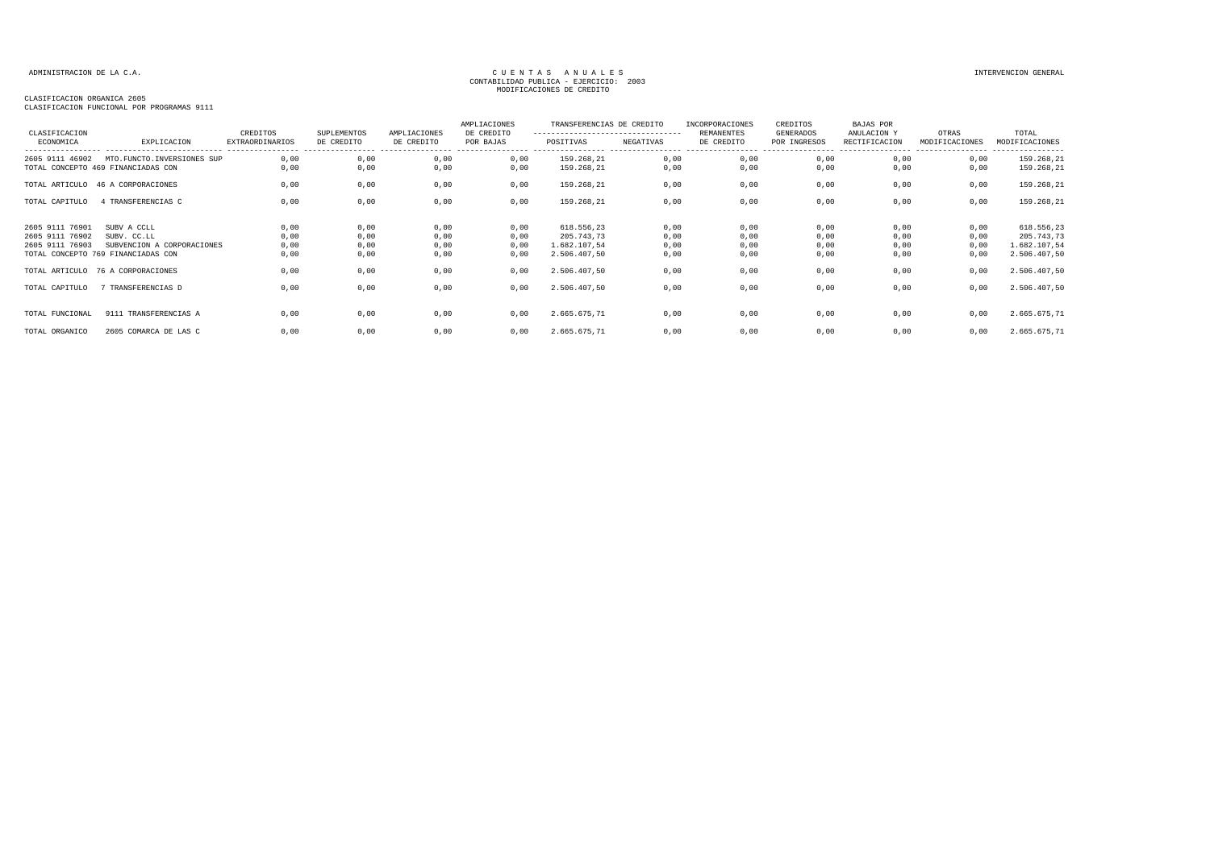ADMINISTRACION DE LA C.A.

CUENTAS ANUALES
CONTABILIDAD PUBLICA - EJERCICIO: 2003
MODIFICACIONES DE CREDITO

INTERVENCION GENERAL

CLASIFICACION ORGANICA 2605
CLASIFICACION FUNCIONAL POR PROGRAMAS 9111

| CLASIFICACION ECONOMICA | EXPLICACION | CREDITOS EXTRAORDINARIOS | SUPLEMENTOS DE CREDITO | AMPLIACIONES DE CREDITO | AMPLIACIONES DE CREDITO POR BAJAS | TRANSFERENCIAS DE CREDITO POSITIVAS | TRANSFERENCIAS DE CREDITO NEGATIVAS | INCORPORACIONES REMANENTES DE CREDITO | CREDITOS GENERADOS POR INGRESOS | BAJAS POR ANULACION Y RECTIFICACION | OTRAS MODIFICACIONES | TOTAL MODIFICACIONES |
|---|---|---|---|---|---|---|---|---|---|---|---|---|
| 2605 9111 46902 | MTO.FUNCTO.INVERSIONES SUP | 0,00 | 0,00 | 0,00 | 0,00 | 159.268,21 | 0,00 | 0,00 | 0,00 | 0,00 | 0,00 | 159.268,21 |
| TOTAL CONCEPTO 469 FINANCIADAS CON | | 0,00 | 0,00 | 0,00 | 0,00 | 159.268,21 | 0,00 | 0,00 | 0,00 | 0,00 | 0,00 | 159.268,21 |
| TOTAL ARTICULO | 46 A CORPORACIONES | 0,00 | 0,00 | 0,00 | 0,00 | 159.268,21 | 0,00 | 0,00 | 0,00 | 0,00 | 0,00 | 159.268,21 |
| TOTAL CAPITULO | 4 TRANSFERENCIAS C | 0,00 | 0,00 | 0,00 | 0,00 | 159.268,21 | 0,00 | 0,00 | 0,00 | 0,00 | 0,00 | 159.268,21 |
| 2605 9111 76901 | SUBV A CCLL | 0,00 | 0,00 | 0,00 | 0,00 | 618.556,23 | 0,00 | 0,00 | 0,00 | 0,00 | 0,00 | 618.556,23 |
| 2605 9111 76902 | SUBV. CC.LL | 0,00 | 0,00 | 0,00 | 0,00 | 205.743,73 | 0,00 | 0,00 | 0,00 | 0,00 | 0,00 | 205.743,73 |
| 2605 9111 76903 | SUBVENCION A CORPORACIONES | 0,00 | 0,00 | 0,00 | 0,00 | 1.682.107,54 | 0,00 | 0,00 | 0,00 | 0,00 | 0,00 | 1.682.107,54 |
| TOTAL CONCEPTO 769 FINANCIADAS CON | | 0,00 | 0,00 | 0,00 | 0,00 | 2.506.407,50 | 0,00 | 0,00 | 0,00 | 0,00 | 0,00 | 2.506.407,50 |
| TOTAL ARTICULO | 76 A CORPORACIONES | 0,00 | 0,00 | 0,00 | 0,00 | 2.506.407,50 | 0,00 | 0,00 | 0,00 | 0,00 | 0,00 | 2.506.407,50 |
| TOTAL CAPITULO | 7 TRANSFERENCIAS D | 0,00 | 0,00 | 0,00 | 0,00 | 2.506.407,50 | 0,00 | 0,00 | 0,00 | 0,00 | 0,00 | 2.506.407,50 |
| TOTAL FUNCIONAL | 9111 TRANSFERENCIAS A | 0,00 | 0,00 | 0,00 | 0,00 | 2.665.675,71 | 0,00 | 0,00 | 0,00 | 0,00 | 0,00 | 2.665.675,71 |
| TOTAL ORGANICO | 2605 COMARCA DE LAS C | 0,00 | 0,00 | 0,00 | 0,00 | 2.665.675,71 | 0,00 | 0,00 | 0,00 | 0,00 | 0,00 | 2.665.675,71 |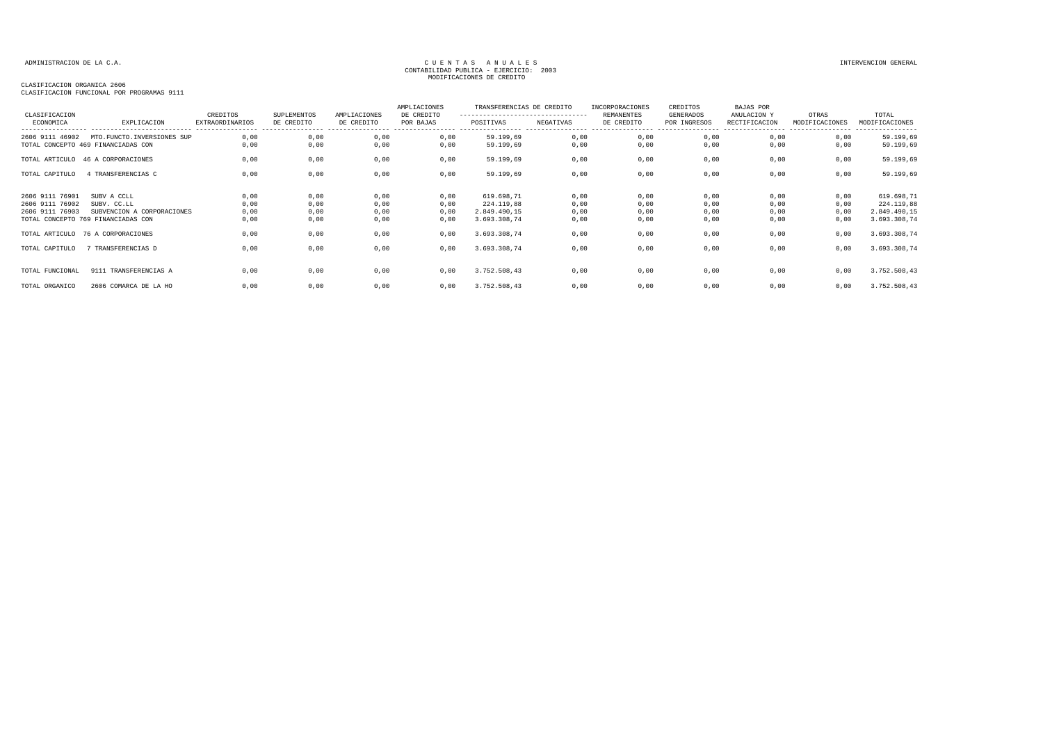ADMINISTRACION DE LA C.A.

CUENTAS ANUALES
CONTABILIDAD PUBLICA - EJERCICIO: 2003
MODIFICACIONES DE CREDITO

INTERVENCION GENERAL

CLASIFICACION ORGANICA 2606
CLASIFICACION FUNCIONAL POR PROGRAMAS 9111

| CLASIFICACION ECONOMICA | EXPLICACION | CREDITOS EXTRAORDINARIOS | SUPLEMENTOS DE CREDITO | AMPLIACIONES DE CREDITO | AMPLIACIONES DE CREDITO POR BAJAS | TRANSFERENCIAS DE CREDITO POSITIVAS | TRANSFERENCIAS DE CREDITO NEGATIVAS | INCORPORACIONES REMANENTES DE CREDITO | CREDITOS GENERADOS POR INGRESOS | BAJAS POR ANULACION Y RECTIFICACION | OTRAS MODIFICACIONES | TOTAL MODIFICACIONES |
|---|---|---|---|---|---|---|---|---|---|---|---|---|
| 2606 9111 46902 | MTO.FUNCTO.INVERSIONES SUP | 0,00 | 0,00 | 0,00 | 0,00 | 59.199,69 | 0,00 | 0,00 | 0,00 | 0,00 | 0,00 | 59.199,69 |
| TOTAL CONCEPTO 469 FINANCIADAS CON | | 0,00 | 0,00 | 0,00 | 0,00 | 59.199,69 | 0,00 | 0,00 | 0,00 | 0,00 | 0,00 | 59.199,69 |
| TOTAL ARTICULO | 46 A CORPORACIONES | 0,00 | 0,00 | 0,00 | 0,00 | 59.199,69 | 0,00 | 0,00 | 0,00 | 0,00 | 0,00 | 59.199,69 |
| TOTAL CAPITULO | 4 TRANSFERENCIAS C | 0,00 | 0,00 | 0,00 | 0,00 | 59.199,69 | 0,00 | 0,00 | 0,00 | 0,00 | 0,00 | 59.199,69 |
| 2606 9111 76901 | SUBV A CCLL | 0,00 | 0,00 | 0,00 | 0,00 | 619.698,71 | 0,00 | 0,00 | 0,00 | 0,00 | 0,00 | 619.698,71 |
| 2606 9111 76902 | SUBV. CC.LL | 0,00 | 0,00 | 0,00 | 0,00 | 224.119,88 | 0,00 | 0,00 | 0,00 | 0,00 | 0,00 | 224.119,88 |
| 2606 9111 76903 | SUBVENCION A CORPORACIONES | 0,00 | 0,00 | 0,00 | 0,00 | 2.849.490,15 | 0,00 | 0,00 | 0,00 | 0,00 | 0,00 | 2.849.490,15 |
| TOTAL CONCEPTO 769 FINANCIADAS CON | | 0,00 | 0,00 | 0,00 | 0,00 | 3.693.308,74 | 0,00 | 0,00 | 0,00 | 0,00 | 0,00 | 3.693.308,74 |
| TOTAL ARTICULO | 76 A CORPORACIONES | 0,00 | 0,00 | 0,00 | 0,00 | 3.693.308,74 | 0,00 | 0,00 | 0,00 | 0,00 | 0,00 | 3.693.308,74 |
| TOTAL CAPITULO | 7 TRANSFERENCIAS D | 0,00 | 0,00 | 0,00 | 0,00 | 3.693.308,74 | 0,00 | 0,00 | 0,00 | 0,00 | 0,00 | 3.693.308,74 |
| TOTAL FUNCIONAL | 9111 TRANSFERENCIAS A | 0,00 | 0,00 | 0,00 | 0,00 | 3.752.508,43 | 0,00 | 0,00 | 0,00 | 0,00 | 0,00 | 3.752.508,43 |
| TOTAL ORGANICO | 2606 COMARCA DE LA HO | 0,00 | 0,00 | 0,00 | 0,00 | 3.752.508,43 | 0,00 | 0,00 | 0,00 | 0,00 | 0,00 | 3.752.508,43 |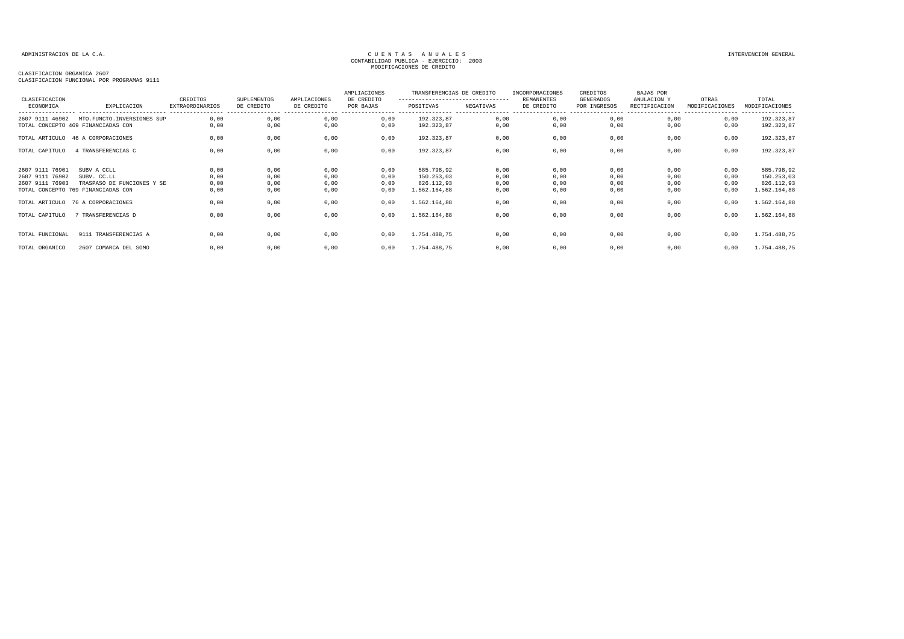ADMINISTRACION DE LA C.A.

CUENTAS ANUALES
CONTABILIDAD PUBLICA - EJERCICIO: 2003
MODIFICACIONES DE CREDITO

INTERVENCION GENERAL

CLASIFICACION ORGANICA 2607
CLASIFICACION FUNCIONAL POR PROGRAMAS 9111

| CLASIFICACION ECONOMICA | EXPLICACION | CREDITOS EXTRAORDINARIOS | SUPLEMENTOS DE CREDITO | AMPLIACIONES DE CREDITO | AMPLIACIONES DE CREDITO POR BAJAS | TRANSFERENCIAS DE CREDITO POSITIVAS | TRANSFERENCIAS DE CREDITO NEGATIVAS | INCORPORACIONES REMANENTES DE CREDITO | CREDITOS GENERADOS POR INGRESOS | BAJAS POR ANULACION Y RECTIFICACION | OTRAS MODIFICACIONES | TOTAL MODIFICACIONES |
|---|---|---|---|---|---|---|---|---|---|---|---|---|
| 2607 9111 46902 | MTO.FUNCTO.INVERSIONES SUP | 0,00 | 0,00 | 0,00 | 0,00 | 192.323,87 | 0,00 | 0,00 | 0,00 | 0,00 | 0,00 | 192.323,87 |
| TOTAL CONCEPTO 469 FINANCIADAS CON | | 0,00 | 0,00 | 0,00 | 0,00 | 192.323,87 | 0,00 | 0,00 | 0,00 | 0,00 | 0,00 | 192.323,87 |
| TOTAL ARTICULO | 46 A CORPORACIONES | 0,00 | 0,00 | 0,00 | 0,00 | 192.323,87 | 0,00 | 0,00 | 0,00 | 0,00 | 0,00 | 192.323,87 |
| TOTAL CAPITULO | 4 TRANSFERENCIAS C | 0,00 | 0,00 | 0,00 | 0,00 | 192.323,87 | 0,00 | 0,00 | 0,00 | 0,00 | 0,00 | 192.323,87 |
| 2607 9111 76901 | SUBV A CCLL | 0,00 | 0,00 | 0,00 | 0,00 | 585.798,92 | 0,00 | 0,00 | 0,00 | 0,00 | 0,00 | 585.798,92 |
| 2607 9111 76902 | SUBV. CC.LL | 0,00 | 0,00 | 0,00 | 0,00 | 150.253,03 | 0,00 | 0,00 | 0,00 | 0,00 | 0,00 | 150.253,03 |
| 2607 9111 76903 | TRASPASO DE FUNCIONES Y SE | 0,00 | 0,00 | 0,00 | 0,00 | 826.112,93 | 0,00 | 0,00 | 0,00 | 0,00 | 0,00 | 826.112,93 |
| TOTAL CONCEPTO 769 FINANCIADAS CON | | 0,00 | 0,00 | 0,00 | 0,00 | 1.562.164,88 | 0,00 | 0,00 | 0,00 | 0,00 | 0,00 | 1.562.164,88 |
| TOTAL ARTICULO | 76 A CORPORACIONES | 0,00 | 0,00 | 0,00 | 0,00 | 1.562.164,88 | 0,00 | 0,00 | 0,00 | 0,00 | 0,00 | 1.562.164,88 |
| TOTAL CAPITULO | 7 TRANSFERENCIAS D | 0,00 | 0,00 | 0,00 | 0,00 | 1.562.164,88 | 0,00 | 0,00 | 0,00 | 0,00 | 0,00 | 1.562.164,88 |
| TOTAL FUNCIONAL | 9111 TRANSFERENCIAS A | 0,00 | 0,00 | 0,00 | 0,00 | 1.754.488,75 | 0,00 | 0,00 | 0,00 | 0,00 | 0,00 | 1.754.488,75 |
| TOTAL ORGANICO | 2607 COMARCA DEL SOMO | 0,00 | 0,00 | 0,00 | 0,00 | 1.754.488,75 | 0,00 | 0,00 | 0,00 | 0,00 | 0,00 | 1.754.488,75 |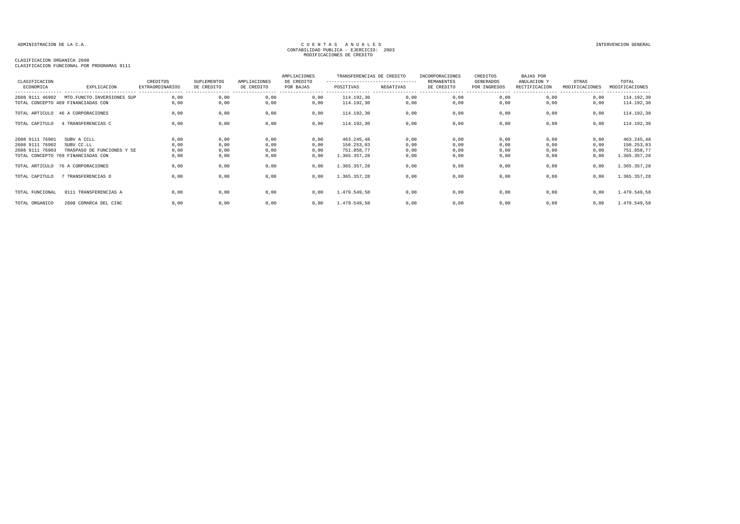ADMINISTRACION DE LA C.A.

CUENTAS ANUALES
CONTABILIDAD PUBLICA - EJERCICIO: 2003
MODIFICACIONES DE CREDITO

INTERVENCION GENERAL

CLASIFICACION ORGANICA 2608
CLASIFICACION FUNCIONAL POR PROGRAMAS 9111

| CLASIFICACION ECONOMICA | EXPLICACION | CREDITOS EXTRAORDINARIOS | SUPLEMENTOS DE CREDITO | AMPLIACIONES DE CREDITO | AMPLIACIONES DE CREDITO POR BAJAS | TRANSFERENCIAS DE CREDITO POSITIVAS | TRANSFERENCIAS DE CREDITO NEGATIVAS | INCORPORACIONES REMANENTES DE CREDITO | CREDITOS GENERADOS POR INGRESOS | BAJAS POR ANULACION Y RECTIFICACION | OTRAS MODIFICACIONES | TOTAL MODIFICACIONES |
|---|---|---|---|---|---|---|---|---|---|---|---|---|
| 2608 9111 46902 | MTO.FUNCTO.INVERSIONES SUP | 0,00 | 0,00 | 0,00 | 0,00 | 114.192,30 | 0,00 | 0,00 | 0,00 | 0,00 | 0,00 | 114.192,30 |
| TOTAL CONCEPTO 469 FINANCIADAS CON | | 0,00 | 0,00 | 0,00 | 0,00 | 114.192,30 | 0,00 | 0,00 | 0,00 | 0,00 | 0,00 | 114.192,30 |
| TOTAL ARTICULO | 46 A CORPORACIONES | 0,00 | 0,00 | 0,00 | 0,00 | 114.192,30 | 0,00 | 0,00 | 0,00 | 0,00 | 0,00 | 114.192,30 |
| TOTAL CAPITULO | 4 TRANSFERENCIAS C | 0,00 | 0,00 | 0,00 | 0,00 | 114.192,30 | 0,00 | 0,00 | 0,00 | 0,00 | 0,00 | 114.192,30 |
| 2608 9111 76901 | SUBV A CCLL | 0,00 | 0,00 | 0,00 | 0,00 | 463.245,48 | 0,00 | 0,00 | 0,00 | 0,00 | 0,00 | 463.245,48 |
| 2608 9111 76902 | SUBV CC.LL | 0,00 | 0,00 | 0,00 | 0,00 | 150.253,03 | 0,00 | 0,00 | 0,00 | 0,00 | 0,00 | 150.253,03 |
| 2608 9111 76903 | TRASPASO DE FUNCIONES Y SE | 0,00 | 0,00 | 0,00 | 0,00 | 751.858,77 | 0,00 | 0,00 | 0,00 | 0,00 | 0,00 | 751.858,77 |
| TOTAL CONCEPTO 769 FINANCIADAS CON | | 0,00 | 0,00 | 0,00 | 0,00 | 1.365.357,28 | 0,00 | 0,00 | 0,00 | 0,00 | 0,00 | 1.365.357,28 |
| TOTAL ARTICULO | 76 A CORPORACIONES | 0,00 | 0,00 | 0,00 | 0,00 | 1.365.357,28 | 0,00 | 0,00 | 0,00 | 0,00 | 0,00 | 1.365.357,28 |
| TOTAL CAPITULO | 7 TRANSFERENCIAS D | 0,00 | 0,00 | 0,00 | 0,00 | 1.365.357,28 | 0,00 | 0,00 | 0,00 | 0,00 | 0,00 | 1.365.357,28 |
| TOTAL FUNCIONAL | 9111 TRANSFERENCIAS A | 0,00 | 0,00 | 0,00 | 0,00 | 1.479.549,58 | 0,00 | 0,00 | 0,00 | 0,00 | 0,00 | 1.479.549,58 |
| TOTAL ORGANICO | 2608 COMARCA DEL CINC | 0,00 | 0,00 | 0,00 | 0,00 | 1.479.549,58 | 0,00 | 0,00 | 0,00 | 0,00 | 0,00 | 1.479.549,58 |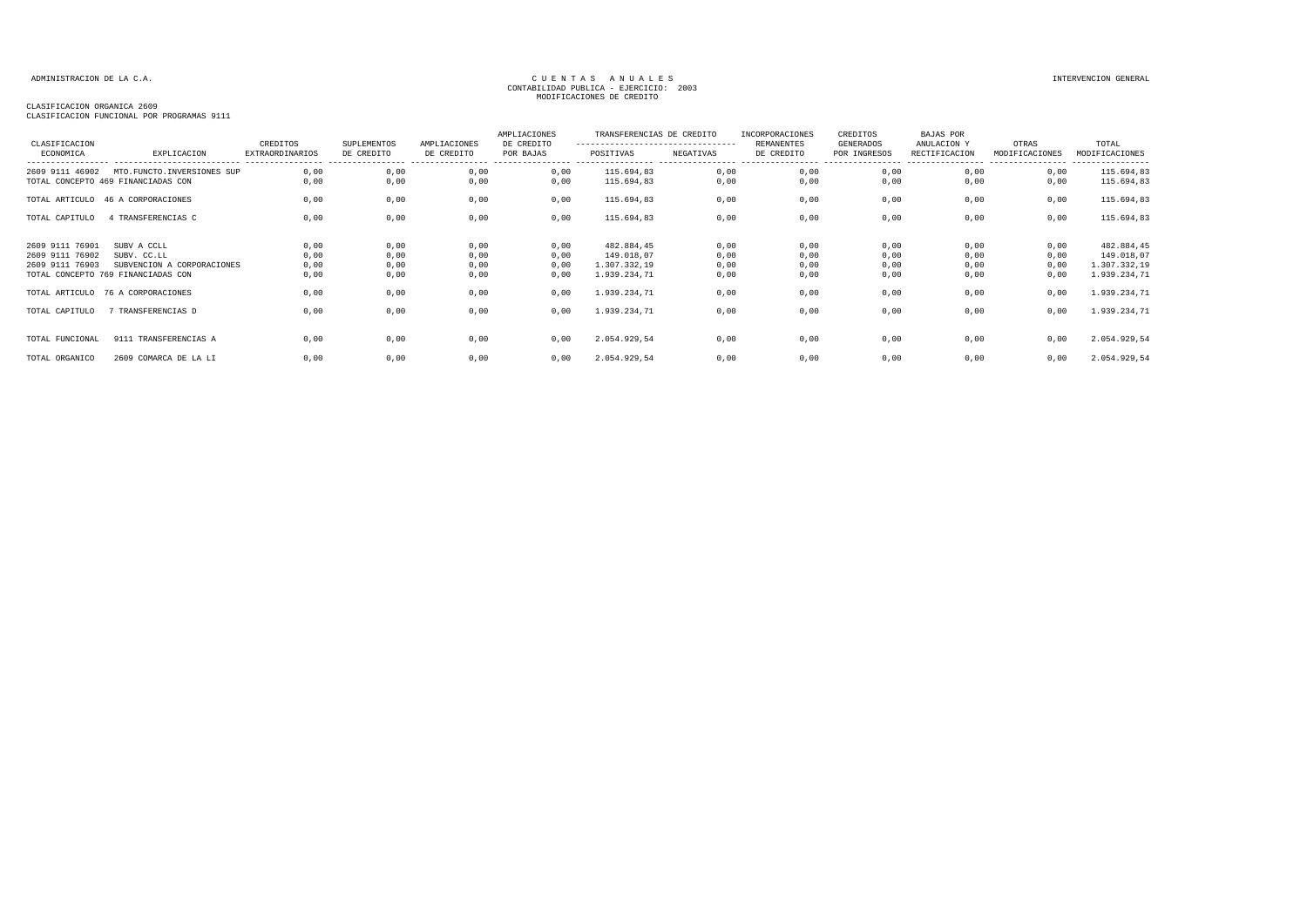ADMINISTRACION DE LA C.A.

CUENTAS ANUALES
CONTABILIDAD PUBLICA - EJERCICIO: 2003
MODIFICACIONES DE CREDITO

INTERVENCION GENERAL

CLASIFICACION ORGANICA 2609
CLASIFICACION FUNCIONAL POR PROGRAMAS 9111

| CLASIFICACION ECONOMICA | EXPLICACION | CREDITOS EXTRAORDINARIOS | SUPLEMENTOS DE CREDITO | AMPLIACIONES DE CREDITO | AMPLIACIONES DE CREDITO POR BAJAS | TRANSFERENCIAS DE CREDITO POSITIVAS | TRANSFERENCIAS DE CREDITO NEGATIVAS | INCORPORACIONES REMANENTES DE CREDITO | CREDITOS GENERADOS POR INGRESOS | BAJAS POR ANULACION Y RECTIFICACION | OTRAS MODIFICACIONES | TOTAL MODIFICACIONES |
|---|---|---|---|---|---|---|---|---|---|---|---|---|
| 2609 9111 46902 | MTO.FUNCTO.INVERSIONES SUP | 0,00 | 0,00 | 0,00 | 0,00 | 115.694,83 | 0,00 | 0,00 | 0,00 | 0,00 | 0,00 | 115.694,83 |
| TOTAL CONCEPTO 469 FINANCIADAS CON | | 0,00 | 0,00 | 0,00 | 0,00 | 115.694,83 | 0,00 | 0,00 | 0,00 | 0,00 | 0,00 | 115.694,83 |
| TOTAL ARTICULO | 46 A CORPORACIONES | 0,00 | 0,00 | 0,00 | 0,00 | 115.694,83 | 0,00 | 0,00 | 0,00 | 0,00 | 0,00 | 115.694,83 |
| TOTAL CAPITULO | 4 TRANSFERENCIAS C | 0,00 | 0,00 | 0,00 | 0,00 | 115.694,83 | 0,00 | 0,00 | 0,00 | 0,00 | 0,00 | 115.694,83 |
| 2609 9111 76901 | SUBV A CCLL | 0,00 | 0,00 | 0,00 | 0,00 | 482.884,45 | 0,00 | 0,00 | 0,00 | 0,00 | 0,00 | 482.884,45 |
| 2609 9111 76902 | SUBV. CC.LL | 0,00 | 0,00 | 0,00 | 0,00 | 149.018,07 | 0,00 | 0,00 | 0,00 | 0,00 | 0,00 | 149.018,07 |
| 2609 9111 76903 | SUBVENCION A CORPORACIONES | 0,00 | 0,00 | 0,00 | 0,00 | 1.307.332,19 | 0,00 | 0,00 | 0,00 | 0,00 | 0,00 | 1.307.332,19 |
| TOTAL CONCEPTO 769 FINANCIADAS CON | | 0,00 | 0,00 | 0,00 | 0,00 | 1.939.234,71 | 0,00 | 0,00 | 0,00 | 0,00 | 0,00 | 1.939.234,71 |
| TOTAL ARTICULO | 76 A CORPORACIONES | 0,00 | 0,00 | 0,00 | 0,00 | 1.939.234,71 | 0,00 | 0,00 | 0,00 | 0,00 | 0,00 | 1.939.234,71 |
| TOTAL CAPITULO | 7 TRANSFERENCIAS D | 0,00 | 0,00 | 0,00 | 0,00 | 1.939.234,71 | 0,00 | 0,00 | 0,00 | 0,00 | 0,00 | 1.939.234,71 |
| TOTAL FUNCIONAL | 9111 TRANSFERENCIAS A | 0,00 | 0,00 | 0,00 | 0,00 | 2.054.929,54 | 0,00 | 0,00 | 0,00 | 0,00 | 0,00 | 2.054.929,54 |
| TOTAL ORGANICO | 2609 COMARCA DE LA LI | 0,00 | 0,00 | 0,00 | 0,00 | 2.054.929,54 | 0,00 | 0,00 | 0,00 | 0,00 | 0,00 | 2.054.929,54 |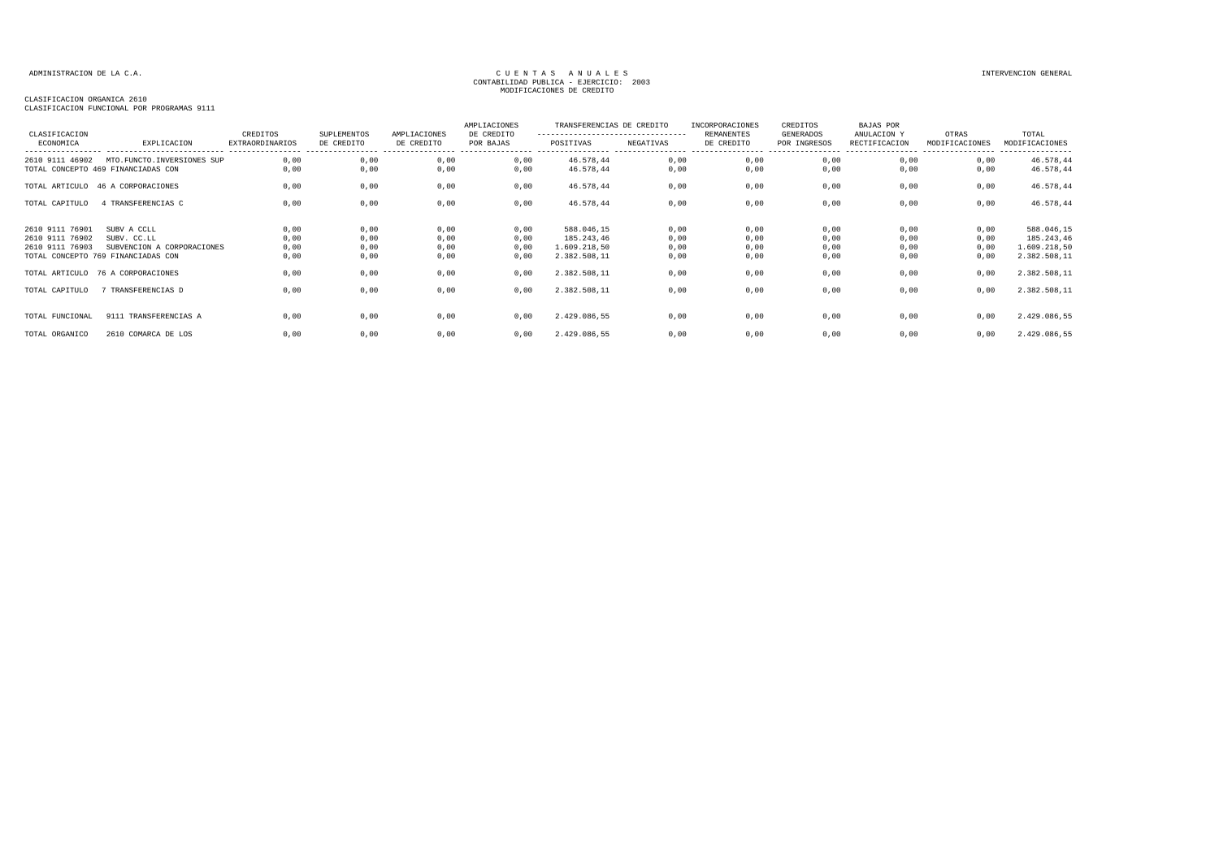ADMINISTRACION DE LA C.A.

CUENTAS ANUALES
CONTABILIDAD PUBLICA - EJERCICIO: 2003
MODIFICACIONES DE CREDITO

INTERVENCION GENERAL

CLASIFICACION ORGANICA 2610
CLASIFICACION FUNCIONAL POR PROGRAMAS 9111

| CLASIFICACION ECONOMICA | EXPLICACION | CREDITOS EXTRAORDINARIOS | SUPLEMENTOS DE CREDITO | AMPLIACIONES DE CREDITO | AMPLIACIONES DE CREDITO POR BAJAS | TRANSFERENCIAS DE CREDITO POSITIVAS | TRANSFERENCIAS DE CREDITO NEGATIVAS | INCORPORACIONES REMANENTES DE CREDITO | CREDITOS GENERADOS POR INGRESOS | BAJAS POR ANULACION Y RECTIFICACION | OTRAS MODIFICACIONES | TOTAL MODIFICACIONES |
|---|---|---|---|---|---|---|---|---|---|---|---|---|
| 2610 9111 46902 | MTO.FUNCTO.INVERSIONES SUP | 0,00 | 0,00 | 0,00 | 0,00 | 46.578,44 | 0,00 | 0,00 | 0,00 | 0,00 | 0,00 | 46.578,44 |
| TOTAL CONCEPTO 469 FINANCIADAS CON | | 0,00 | 0,00 | 0,00 | 0,00 | 46.578,44 | 0,00 | 0,00 | 0,00 | 0,00 | 0,00 | 46.578,44 |
| TOTAL ARTICULO | 46 A CORPORACIONES | 0,00 | 0,00 | 0,00 | 0,00 | 46.578,44 | 0,00 | 0,00 | 0,00 | 0,00 | 0,00 | 46.578,44 |
| TOTAL CAPITULO | 4 TRANSFERENCIAS C | 0,00 | 0,00 | 0,00 | 0,00 | 46.578,44 | 0,00 | 0,00 | 0,00 | 0,00 | 0,00 | 46.578,44 |
| 2610 9111 76901 | SUBV A CCLL | 0,00 | 0,00 | 0,00 | 0,00 | 588.046,15 | 0,00 | 0,00 | 0,00 | 0,00 | 0,00 | 588.046,15 |
| 2610 9111 76902 | SUBV. CC.LL | 0,00 | 0,00 | 0,00 | 0,00 | 185.243,46 | 0,00 | 0,00 | 0,00 | 0,00 | 0,00 | 185.243,46 |
| 2610 9111 76903 | SUBVENCION A CORPORACIONES | 0,00 | 0,00 | 0,00 | 0,00 | 1.609.218,50 | 0,00 | 0,00 | 0,00 | 0,00 | 0,00 | 1.609.218,50 |
| TOTAL CONCEPTO 769 FINANCIADAS CON | | 0,00 | 0,00 | 0,00 | 0,00 | 2.382.508,11 | 0,00 | 0,00 | 0,00 | 0,00 | 0,00 | 2.382.508,11 |
| TOTAL ARTICULO | 76 A CORPORACIONES | 0,00 | 0,00 | 0,00 | 0,00 | 2.382.508,11 | 0,00 | 0,00 | 0,00 | 0,00 | 0,00 | 2.382.508,11 |
| TOTAL CAPITULO | 7 TRANSFERENCIAS D | 0,00 | 0,00 | 0,00 | 0,00 | 2.382.508,11 | 0,00 | 0,00 | 0,00 | 0,00 | 0,00 | 2.382.508,11 |
| TOTAL FUNCIONAL | 9111 TRANSFERENCIAS A | 0,00 | 0,00 | 0,00 | 0,00 | 2.429.086,55 | 0,00 | 0,00 | 0,00 | 0,00 | 0,00 | 2.429.086,55 |
| TOTAL ORGANICO | 2610 COMARCA DE LOS | 0,00 | 0,00 | 0,00 | 0,00 | 2.429.086,55 | 0,00 | 0,00 | 0,00 | 0,00 | 0,00 | 2.429.086,55 |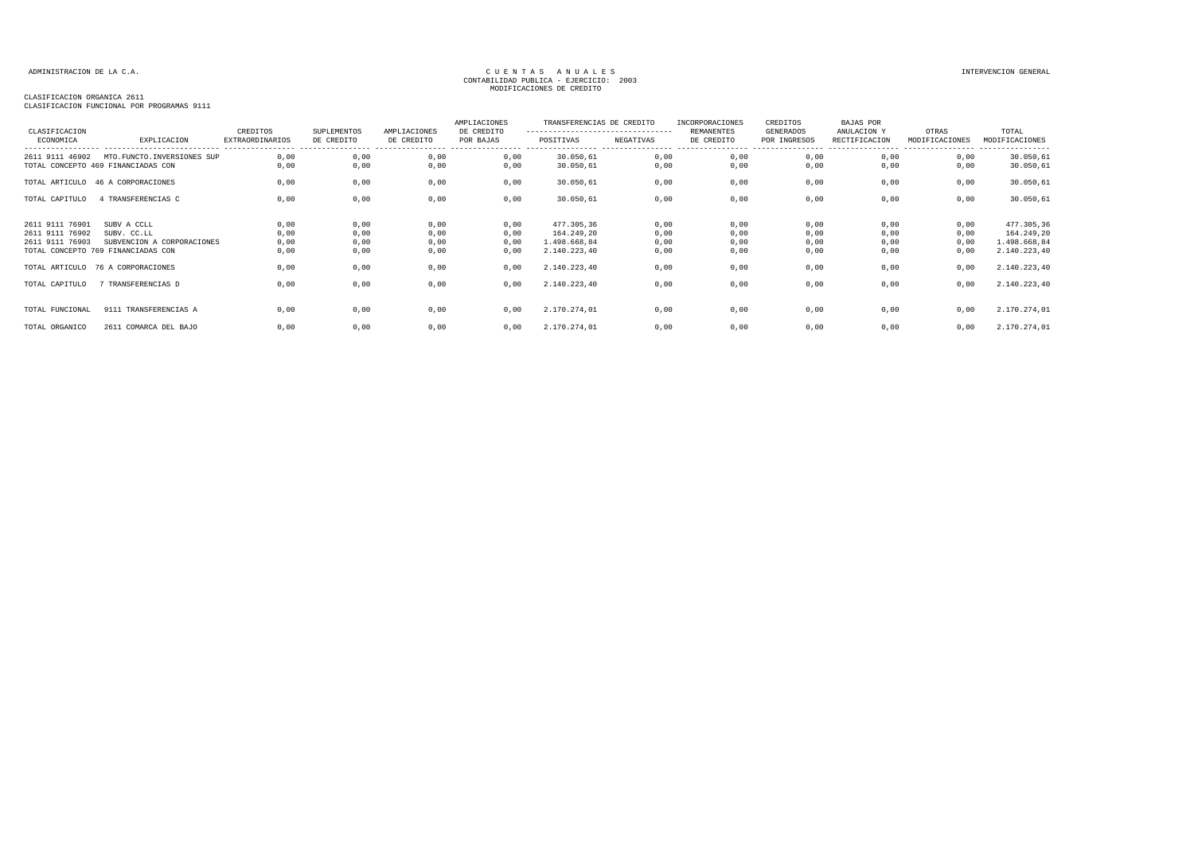ADMINISTRACION DE LA C.A.

CUENTAS ANUALES
CONTABILIDAD PUBLICA - EJERCICIO: 2003
MODIFICACIONES DE CREDITO

INTERVENCION GENERAL

CLASIFICACION ORGANICA 2611
CLASIFICACION FUNCIONAL POR PROGRAMAS 9111

| CLASIFICACION ECONOMICA | EXPLICACION | CREDITOS EXTRAORDINARIOS | SUPLEMENTOS DE CREDITO | AMPLIACIONES DE CREDITO | AMPLIACIONES DE CREDITO POR BAJAS | TRANSFERENCIAS DE CREDITO POSITIVAS | TRANSFERENCIAS DE CREDITO NEGATIVAS | INCORPORACIONES REMANENTES DE CREDITO | CREDITOS GENERADOS POR INGRESOS | BAJAS POR ANULACION Y RECTIFICACION | OTRAS MODIFICACIONES | TOTAL MODIFICACIONES |
|---|---|---|---|---|---|---|---|---|---|---|---|---|
| 2611 9111 46902 | MTO.FUNCTO.INVERSIONES SUP | 0,00 | 0,00 | 0,00 | 0,00 | 30.050,61 | 0,00 | 0,00 | 0,00 | 0,00 | 0,00 | 30.050,61 |
| TOTAL CONCEPTO 469 FINANCIADAS CON | | 0,00 | 0,00 | 0,00 | 0,00 | 30.050,61 | 0,00 | 0,00 | 0,00 | 0,00 | 0,00 | 30.050,61 |
| TOTAL ARTICULO | 46 A CORPORACIONES | 0,00 | 0,00 | 0,00 | 0,00 | 30.050,61 | 0,00 | 0,00 | 0,00 | 0,00 | 0,00 | 30.050,61 |
| TOTAL CAPITULO | 4 TRANSFERENCIAS C | 0,00 | 0,00 | 0,00 | 0,00 | 30.050,61 | 0,00 | 0,00 | 0,00 | 0,00 | 0,00 | 30.050,61 |
| 2611 9111 76901 | SUBV A CCLL | 0,00 | 0,00 | 0,00 | 0,00 | 477.305,36 | 0,00 | 0,00 | 0,00 | 0,00 | 0,00 | 477.305,36 |
| 2611 9111 76902 | SUBV. CC.LL | 0,00 | 0,00 | 0,00 | 0,00 | 164.249,20 | 0,00 | 0,00 | 0,00 | 0,00 | 0,00 | 164.249,20 |
| 2611 9111 76903 | SUBVENCION A CORPORACIONES | 0,00 | 0,00 | 0,00 | 0,00 | 1.498.668,84 | 0,00 | 0,00 | 0,00 | 0,00 | 0,00 | 1.498.668,84 |
| TOTAL CONCEPTO 769 FINANCIADAS CON | | 0,00 | 0,00 | 0,00 | 0,00 | 2.140.223,40 | 0,00 | 0,00 | 0,00 | 0,00 | 0,00 | 2.140.223,40 |
| TOTAL ARTICULO | 76 A CORPORACIONES | 0,00 | 0,00 | 0,00 | 0,00 | 2.140.223,40 | 0,00 | 0,00 | 0,00 | 0,00 | 0,00 | 2.140.223,40 |
| TOTAL CAPITULO | 7 TRANSFERENCIAS D | 0,00 | 0,00 | 0,00 | 0,00 | 2.140.223,40 | 0,00 | 0,00 | 0,00 | 0,00 | 0,00 | 2.140.223,40 |
| TOTAL FUNCIONAL | 9111 TRANSFERENCIAS A | 0,00 | 0,00 | 0,00 | 0,00 | 2.170.274,01 | 0,00 | 0,00 | 0,00 | 0,00 | 0,00 | 2.170.274,01 |
| TOTAL ORGANICO | 2611 COMARCA DEL BAJO | 0,00 | 0,00 | 0,00 | 0,00 | 2.170.274,01 | 0,00 | 0,00 | 0,00 | 0,00 | 0,00 | 2.170.274,01 |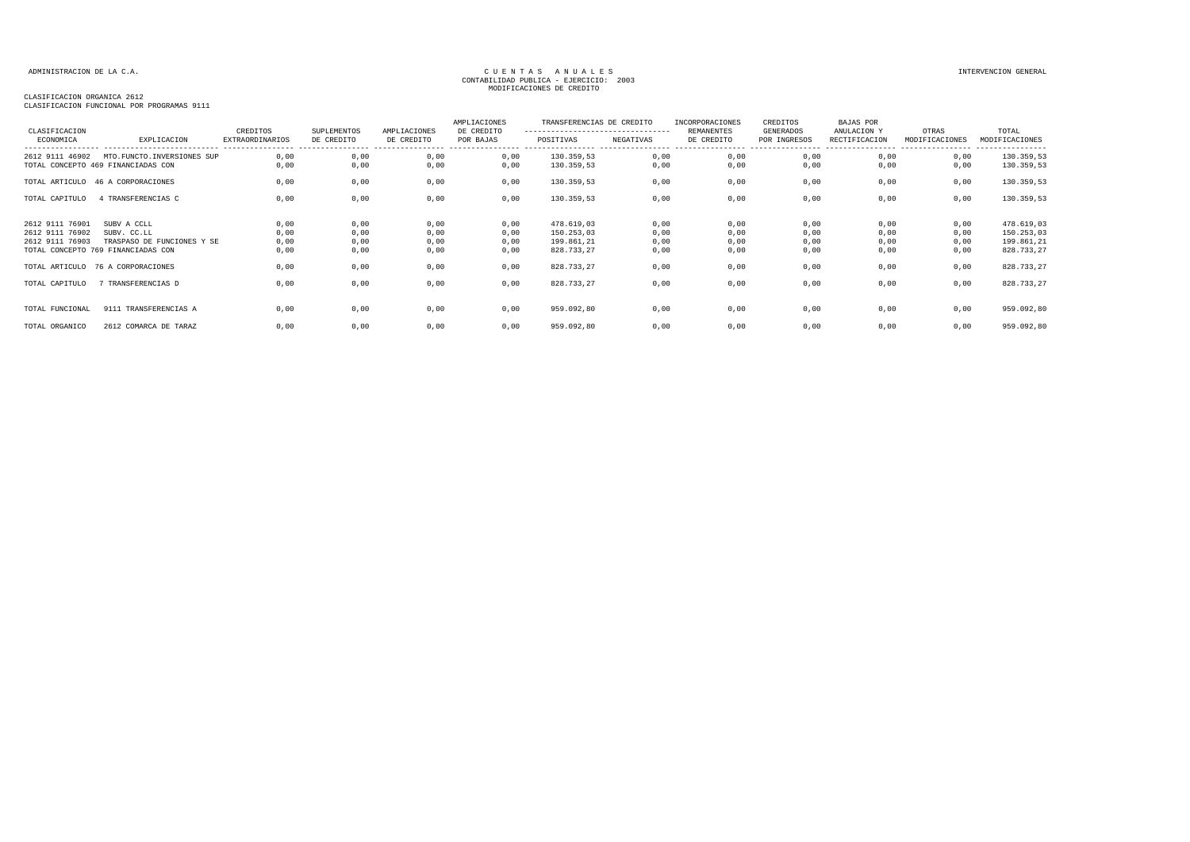ADMINISTRACION DE LA C.A.

CUENTAS ANUALES
CONTABILIDAD PUBLICA - EJERCICIO: 2003
MODIFICACIONES DE CREDITO

INTERVENCION GENERAL

CLASIFICACION ORGANICA 2612
CLASIFICACION FUNCIONAL POR PROGRAMAS 9111

| CLASIFICACION ECONOMICA | EXPLICACION | CREDITOS EXTRAORDINARIOS | SUPLEMENTOS DE CREDITO | AMPLIACIONES DE CREDITO | AMPLIACIONES DE CREDITO POR BAJAS | TRANSFERENCIAS DE CREDITO POSITIVAS | TRANSFERENCIAS DE CREDITO NEGATIVAS | INCORPORACIONES REMANENTES DE CREDITO | CREDITOS GENERADOS POR INGRESOS | BAJAS POR ANULACION Y RECTIFICACION | OTRAS MODIFICACIONES | TOTAL MODIFICACIONES |
|---|---|---|---|---|---|---|---|---|---|---|---|---|
| 2612 9111 46902 | MTO.FUNCTO.INVERSIONES SUP | 0,00 | 0,00 | 0,00 | 0,00 | 130.359,53 | 0,00 | 0,00 | 0,00 | 0,00 | 0,00 | 130.359,53 |
| TOTAL CONCEPTO 469 FINANCIADAS CON | | 0,00 | 0,00 | 0,00 | 0,00 | 130.359,53 | 0,00 | 0,00 | 0,00 | 0,00 | 0,00 | 130.359,53 |
| TOTAL ARTICULO | 46 A CORPORACIONES | 0,00 | 0,00 | 0,00 | 0,00 | 130.359,53 | 0,00 | 0,00 | 0,00 | 0,00 | 0,00 | 130.359,53 |
| TOTAL CAPITULO | 4 TRANSFERENCIAS C | 0,00 | 0,00 | 0,00 | 0,00 | 130.359,53 | 0,00 | 0,00 | 0,00 | 0,00 | 0,00 | 130.359,53 |
| 2612 9111 76901 | SUBV A CCLL | 0,00 | 0,00 | 0,00 | 0,00 | 478.619,03 | 0,00 | 0,00 | 0,00 | 0,00 | 0,00 | 478.619,03 |
| 2612 9111 76902 | SUBV. CC.LL | 0,00 | 0,00 | 0,00 | 0,00 | 150.253,03 | 0,00 | 0,00 | 0,00 | 0,00 | 0,00 | 150.253,03 |
| 2612 9111 76903 | TRASPASO DE FUNCIONES Y SE | 0,00 | 0,00 | 0,00 | 0,00 | 199.861,21 | 0,00 | 0,00 | 0,00 | 0,00 | 0,00 | 199.861,21 |
| TOTAL CONCEPTO 769 FINANCIADAS CON | | 0,00 | 0,00 | 0,00 | 0,00 | 828.733,27 | 0,00 | 0,00 | 0,00 | 0,00 | 0,00 | 828.733,27 |
| TOTAL ARTICULO | 76 A CORPORACIONES | 0,00 | 0,00 | 0,00 | 0,00 | 828.733,27 | 0,00 | 0,00 | 0,00 | 0,00 | 0,00 | 828.733,27 |
| TOTAL CAPITULO | 7 TRANSFERENCIAS D | 0,00 | 0,00 | 0,00 | 0,00 | 828.733,27 | 0,00 | 0,00 | 0,00 | 0,00 | 0,00 | 828.733,27 |
| TOTAL FUNCIONAL | 9111 TRANSFERENCIAS A | 0,00 | 0,00 | 0,00 | 0,00 | 959.092,80 | 0,00 | 0,00 | 0,00 | 0,00 | 0,00 | 959.092,80 |
| TOTAL ORGANICO | 2612 COMARCA DE TARAZ | 0,00 | 0,00 | 0,00 | 0,00 | 959.092,80 | 0,00 | 0,00 | 0,00 | 0,00 | 0,00 | 959.092,80 |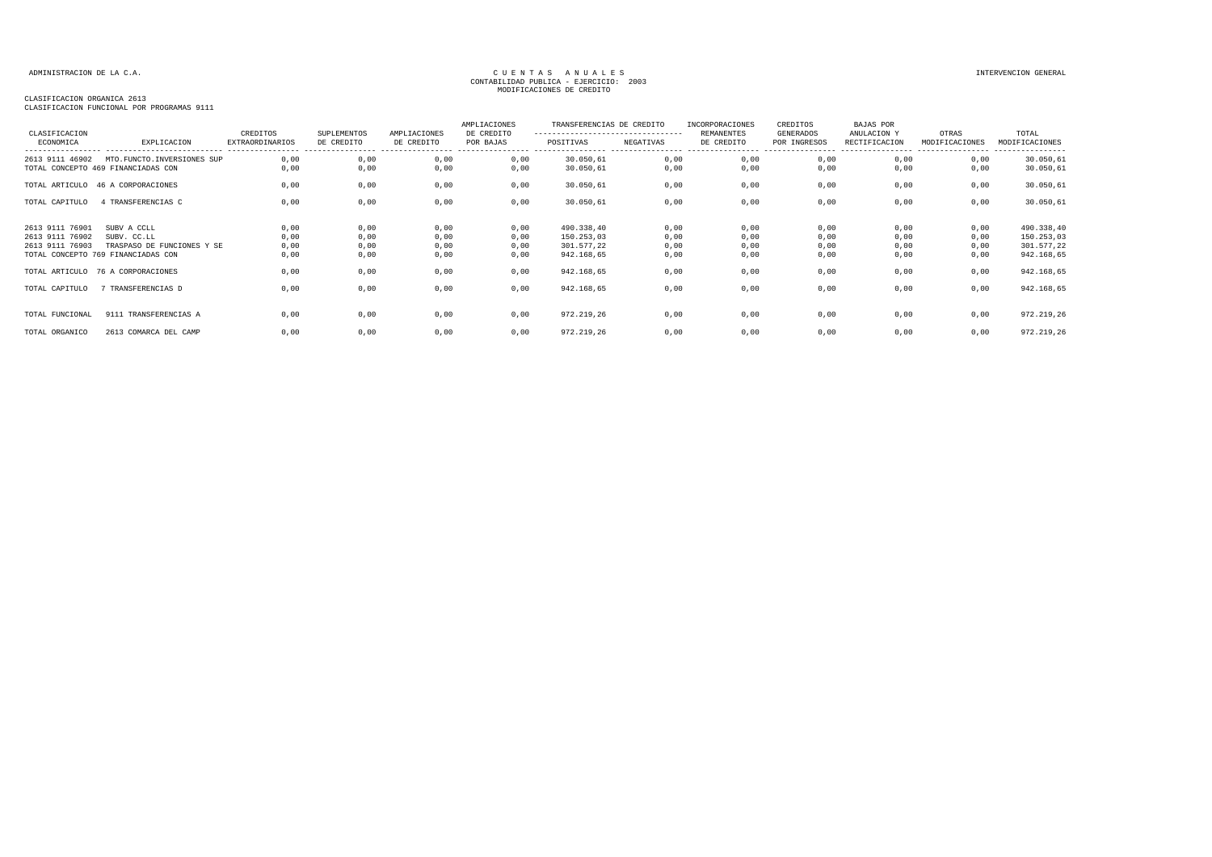ADMINISTRACION DE LA C.A.

CUENTAS ANUALES
CONTABILIDAD PUBLICA - EJERCICIO: 2003
MODIFICACIONES DE CREDITO

INTERVENCION GENERAL

CLASIFICACION ORGANICA 2613
CLASIFICACION FUNCIONAL POR PROGRAMAS 9111

| CLASIFICACION ECONOMICA | EXPLICACION | CREDITOS EXTRAORDINARIOS | SUPLEMENTOS DE CREDITO | AMPLIACIONES DE CREDITO | AMPLIACIONES DE CREDITO POR BAJAS | TRANSFERENCIAS DE CREDITO POSITIVAS | TRANSFERENCIAS DE CREDITO NEGATIVAS | INCORPORACIONES REMANENTES DE CREDITO | CREDITOS GENERADOS POR INGRESOS | BAJAS POR ANULACION Y RECTIFICACION | OTRAS MODIFICACIONES | TOTAL MODIFICACIONES |
|---|---|---|---|---|---|---|---|---|---|---|---|---|
| 2613 9111 46902 | MTO.FUNCTO.INVERSIONES SUP | 0,00 | 0,00 | 0,00 | 0,00 | 30.050,61 | 0,00 | 0,00 | 0,00 | 0,00 | 0,00 | 30.050,61 |
| TOTAL CONCEPTO 469 FINANCIADAS CON | | 0,00 | 0,00 | 0,00 | 0,00 | 30.050,61 | 0,00 | 0,00 | 0,00 | 0,00 | 0,00 | 30.050,61 |
| TOTAL ARTICULO | 46 A CORPORACIONES | 0,00 | 0,00 | 0,00 | 0,00 | 30.050,61 | 0,00 | 0,00 | 0,00 | 0,00 | 0,00 | 30.050,61 |
| TOTAL CAPITULO | 4 TRANSFERENCIAS C | 0,00 | 0,00 | 0,00 | 0,00 | 30.050,61 | 0,00 | 0,00 | 0,00 | 0,00 | 0,00 | 30.050,61 |
| 2613 9111 76901 | SUBV A CCLL | 0,00 | 0,00 | 0,00 | 0,00 | 490.338,40 | 0,00 | 0,00 | 0,00 | 0,00 | 0,00 | 490.338,40 |
| 2613 9111 76902 | SUBV. CC.LL | 0,00 | 0,00 | 0,00 | 0,00 | 150.253,03 | 0,00 | 0,00 | 0,00 | 0,00 | 0,00 | 150.253,03 |
| 2613 9111 76903 | TRASPASO DE FUNCIONES Y SE | 0,00 | 0,00 | 0,00 | 0,00 | 301.577,22 | 0,00 | 0,00 | 0,00 | 0,00 | 0,00 | 301.577,22 |
| TOTAL CONCEPTO 769 FINANCIADAS CON | | 0,00 | 0,00 | 0,00 | 0,00 | 942.168,65 | 0,00 | 0,00 | 0,00 | 0,00 | 0,00 | 942.168,65 |
| TOTAL ARTICULO | 76 A CORPORACIONES | 0,00 | 0,00 | 0,00 | 0,00 | 942.168,65 | 0,00 | 0,00 | 0,00 | 0,00 | 0,00 | 942.168,65 |
| TOTAL CAPITULO | 7 TRANSFERENCIAS D | 0,00 | 0,00 | 0,00 | 0,00 | 942.168,65 | 0,00 | 0,00 | 0,00 | 0,00 | 0,00 | 942.168,65 |
| TOTAL FUNCIONAL | 9111 TRANSFERENCIAS A | 0,00 | 0,00 | 0,00 | 0,00 | 972.219,26 | 0,00 | 0,00 | 0,00 | 0,00 | 0,00 | 972.219,26 |
| TOTAL ORGANICO | 2613 COMARCA DEL CAMP | 0,00 | 0,00 | 0,00 | 0,00 | 972.219,26 | 0,00 | 0,00 | 0,00 | 0,00 | 0,00 | 972.219,26 |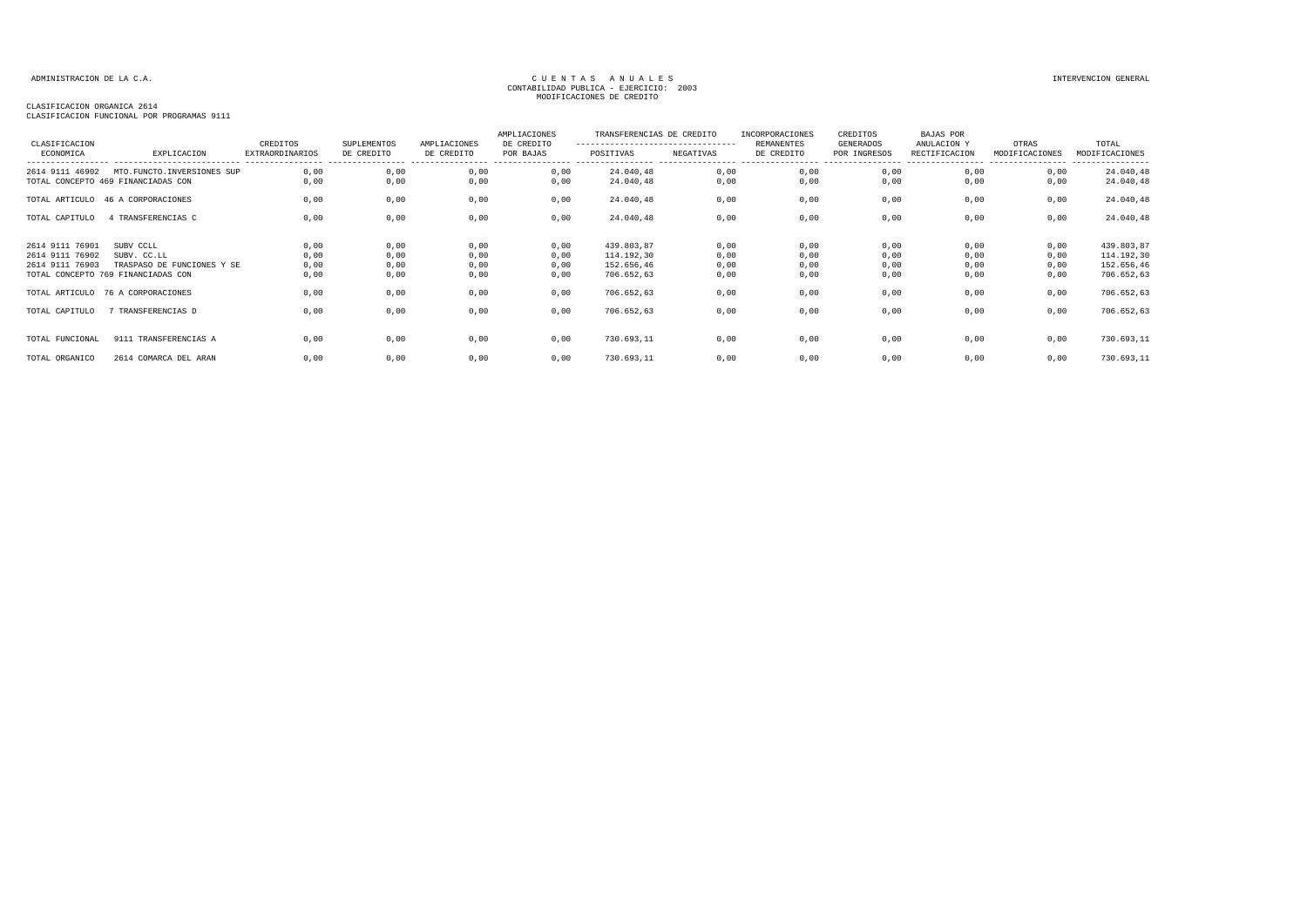ADMINISTRACION DE LA C.A.

# CUENTAS ANUALES
CONTABILIDAD PUBLICA - EJERCICIO: 2003
MODIFICACIONES DE CREDITO

INTERVENCION GENERAL

CLASIFICACION ORGANICA 2614
CLASIFICACION FUNCIONAL POR PROGRAMAS 9111

| CLASIFICACION ECONOMICA | EXPLICACION | CREDITOS EXTRAORDINARIOS | SUPLEMENTOS DE CREDITO | AMPLIACIONES DE CREDITO | AMPLIACIONES DE CREDITO POR BAJAS | TRANSFERENCIAS DE CREDITO POSITIVAS | TRANSFERENCIAS DE CREDITO NEGATIVAS | INCORPORACIONES REMANENTES DE CREDITO | CREDITOS GENERADOS POR INGRESOS | BAJAS POR ANULACION Y RECTIFICACION | OTRAS MODIFICACIONES | TOTAL MODIFICACIONES |
|---|---|---|---|---|---|---|---|---|---|---|---|---|
| 2614 9111 46902 | MTO.FUNCTO.INVERSIONES SUP | 0,00 | 0,00 | 0,00 | 0,00 | 24.040,48 | 0,00 | 0,00 | 0,00 | 0,00 | 0,00 | 24.040,48 |
| TOTAL CONCEPTO 469 FINANCIADAS CON | | 0,00 | 0,00 | 0,00 | 0,00 | 24.040,48 | 0,00 | 0,00 | 0,00 | 0,00 | 0,00 | 24.040,48 |
| TOTAL ARTICULO | 46 A CORPORACIONES | 0,00 | 0,00 | 0,00 | 0,00 | 24.040,48 | 0,00 | 0,00 | 0,00 | 0,00 | 0,00 | 24.040,48 |
| TOTAL CAPITULO | 4 TRANSFERENCIAS C | 0,00 | 0,00 | 0,00 | 0,00 | 24.040,48 | 0,00 | 0,00 | 0,00 | 0,00 | 0,00 | 24.040,48 |
| 2614 9111 76901 | SUBV CCLL | 0,00 | 0,00 | 0,00 | 0,00 | 439.803,87 | 0,00 | 0,00 | 0,00 | 0,00 | 0,00 | 439.803,87 |
| 2614 9111 76902 | SUBV. CC.LL | 0,00 | 0,00 | 0,00 | 0,00 | 114.192,30 | 0,00 | 0,00 | 0,00 | 0,00 | 0,00 | 114.192,30 |
| 2614 9111 76903 | TRASPASO DE FUNCIONES Y SE | 0,00 | 0,00 | 0,00 | 0,00 | 152.656,46 | 0,00 | 0,00 | 0,00 | 0,00 | 0,00 | 152.656,46 |
| TOTAL CONCEPTO 769 FINANCIADAS CON | | 0,00 | 0,00 | 0,00 | 0,00 | 706.652,63 | 0,00 | 0,00 | 0,00 | 0,00 | 0,00 | 706.652,63 |
| TOTAL ARTICULO | 76 A CORPORACIONES | 0,00 | 0,00 | 0,00 | 0,00 | 706.652,63 | 0,00 | 0,00 | 0,00 | 0,00 | 0,00 | 706.652,63 |
| TOTAL CAPITULO | 7 TRANSFERENCIAS D | 0,00 | 0,00 | 0,00 | 0,00 | 706.652,63 | 0,00 | 0,00 | 0,00 | 0,00 | 0,00 | 706.652,63 |
| TOTAL FUNCIONAL | 9111 TRANSFERENCIAS A | 0,00 | 0,00 | 0,00 | 0,00 | 730.693,11 | 0,00 | 0,00 | 0,00 | 0,00 | 0,00 | 730.693,11 |
| TOTAL ORGANICO | 2614 COMARCA DEL ARAN | 0,00 | 0,00 | 0,00 | 0,00 | 730.693,11 | 0,00 | 0,00 | 0,00 | 0,00 | 0,00 | 730.693,11 |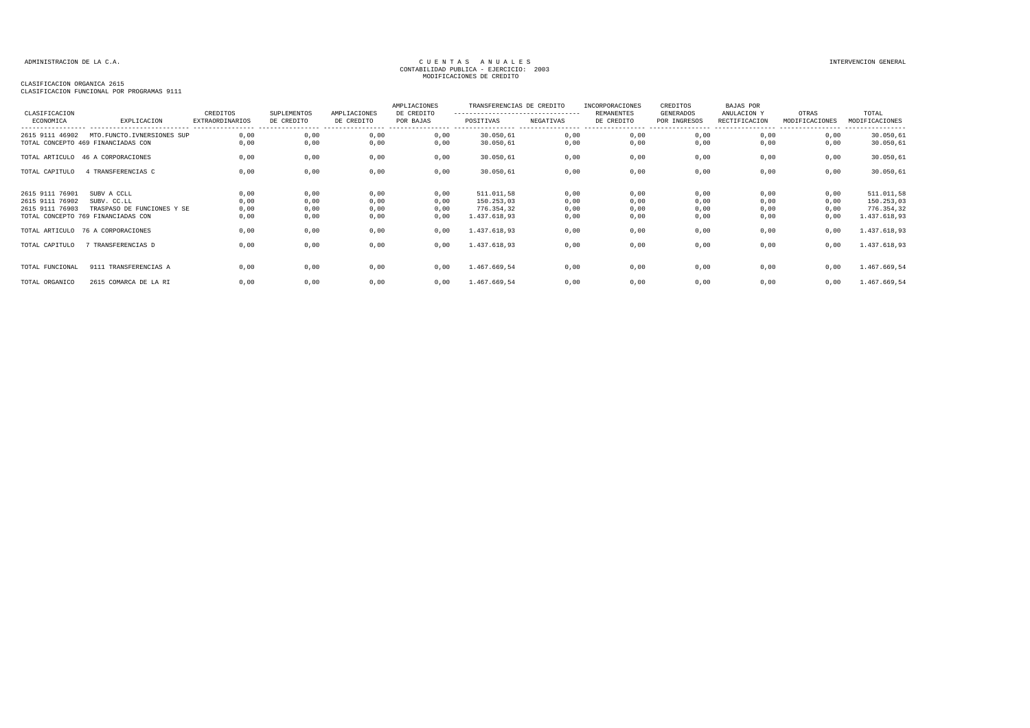ADMINISTRACION DE LA C.A.

CUENTAS ANUALES
CONTABILIDAD PUBLICA - EJERCICIO: 2003
MODIFICACIONES DE CREDITO

INTERVENCION GENERAL

CLASIFICACION ORGANICA 2615
CLASIFICACION FUNCIONAL POR PROGRAMAS 9111

| CLASIFICACION ECONOMICA | EXPLICACION | CREDITOS EXTRAORDINARIOS | SUPLEMENTOS DE CREDITO | AMPLIACIONES DE CREDITO | AMPLIACIONES DE CREDITO POR BAJAS | TRANSFERENCIAS DE CREDITO POSITIVAS | TRANSFERENCIAS DE CREDITO NEGATIVAS | INCORPORACIONES REMANENTES DE CREDITO | CREDITOS GENERADOS POR INGRESOS | BAJAS POR ANULACION Y RECTIFICACION | OTRAS MODIFICACIONES | TOTAL MODIFICACIONES |
|---|---|---|---|---|---|---|---|---|---|---|---|---|
| 2615 9111 46902 | MTO.FUNCTO.IVNERSIONES SUP | 0,00 | 0,00 | 0,00 | 0,00 | 30.050,61 | 0,00 | 0,00 | 0,00 | 0,00 | 0,00 | 30.050,61 |
| TOTAL CONCEPTO 469 FINANCIADAS CON | | 0,00 | 0,00 | 0,00 | 0,00 | 30.050,61 | 0,00 | 0,00 | 0,00 | 0,00 | 0,00 | 30.050,61 |
| TOTAL ARTICULO | 46 A CORPORACIONES | 0,00 | 0,00 | 0,00 | 0,00 | 30.050,61 | 0,00 | 0,00 | 0,00 | 0,00 | 0,00 | 30.050,61 |
| TOTAL CAPITULO | 4 TRANSFERENCIAS C | 0,00 | 0,00 | 0,00 | 0,00 | 30.050,61 | 0,00 | 0,00 | 0,00 | 0,00 | 0,00 | 30.050,61 |
| 2615 9111 76901 | SUBV A CCLL | 0,00 | 0,00 | 0,00 | 0,00 | 511.011,58 | 0,00 | 0,00 | 0,00 | 0,00 | 0,00 | 511.011,58 |
| 2615 9111 76902 | SUBV. CC.LL | 0,00 | 0,00 | 0,00 | 0,00 | 150.253,03 | 0,00 | 0,00 | 0,00 | 0,00 | 0,00 | 150.253,03 |
| 2615 9111 76903 | TRASPASO DE FUNCIONES Y SE | 0,00 | 0,00 | 0,00 | 0,00 | 776.354,32 | 0,00 | 0,00 | 0,00 | 0,00 | 0,00 | 776.354,32 |
| TOTAL CONCEPTO 769 FINANCIADAS CON | | 0,00 | 0,00 | 0,00 | 0,00 | 1.437.618,93 | 0,00 | 0,00 | 0,00 | 0,00 | 0,00 | 1.437.618,93 |
| TOTAL ARTICULO | 76 A CORPORACIONES | 0,00 | 0,00 | 0,00 | 0,00 | 1.437.618,93 | 0,00 | 0,00 | 0,00 | 0,00 | 0,00 | 1.437.618,93 |
| TOTAL CAPITULO | 7 TRANSFERENCIAS D | 0,00 | 0,00 | 0,00 | 0,00 | 1.437.618,93 | 0,00 | 0,00 | 0,00 | 0,00 | 0,00 | 1.437.618,93 |
| TOTAL FUNCIONAL | 9111 TRANSFERENCIAS A | 0,00 | 0,00 | 0,00 | 0,00 | 1.467.669,54 | 0,00 | 0,00 | 0,00 | 0,00 | 0,00 | 1.467.669,54 |
| TOTAL ORGANICO | 2615 COMARCA DE LA RI | 0,00 | 0,00 | 0,00 | 0,00 | 1.467.669,54 | 0,00 | 0,00 | 0,00 | 0,00 | 0,00 | 1.467.669,54 |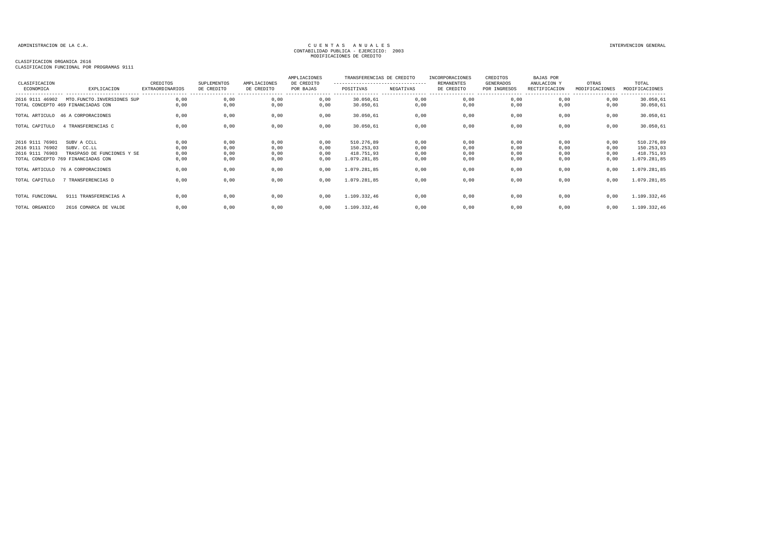ADMINISTRACION DE LA C.A.

# C U E N T A S   A N U A L E S
CONTABILIDAD PUBLICA - EJERCICIO: 2003
MODIFICACIONES DE CREDITO

INTERVENCION GENERAL

CLASIFICACION ORGANICA 2616
CLASIFICACION FUNCIONAL POR PROGRAMAS 9111

| CLASIFICACION ECONOMICA | EXPLICACION | CREDITOS EXTRAORDINARIOS | SUPLEMENTOS DE CREDITO | AMPLIACIONES DE CREDITO | AMPLIACIONES DE CREDITO POR BAJAS | TRANSFERENCIAS DE CREDITO POSITIVAS | TRANSFERENCIAS DE CREDITO NEGATIVAS | INCORPORACIONES REMANENTES DE CREDITO | CREDITOS GENERADOS POR INGRESOS | BAJAS POR ANULACION Y RECTIFICACION | OTRAS MODIFICACIONES | TOTAL MODIFICACIONES |
|---|---|---|---|---|---|---|---|---|---|---|---|---|
| 2616 9111 46902 | MTO.FUNCTO.INVERSIONES SUP | 0,00 | 0,00 | 0,00 | 0,00 | 30.050,61 | 0,00 | 0,00 | 0,00 | 0,00 | 0,00 | 30.050,61 |
| TOTAL CONCEPTO 469 FINANCIADAS CON | | 0,00 | 0,00 | 0,00 | 0,00 | 30.050,61 | 0,00 | 0,00 | 0,00 | 0,00 | 0,00 | 30.050,61 |
| TOTAL ARTICULO | 46 A CORPORACIONES | 0,00 | 0,00 | 0,00 | 0,00 | 30.050,61 | 0,00 | 0,00 | 0,00 | 0,00 | 0,00 | 30.050,61 |
| TOTAL CAPITULO | 4 TRANSFERENCIAS C | 0,00 | 0,00 | 0,00 | 0,00 | 30.050,61 | 0,00 | 0,00 | 0,00 | 0,00 | 0,00 | 30.050,61 |
| 2616 9111 76901 | SUBV A CCLL | 0,00 | 0,00 | 0,00 | 0,00 | 510.276,89 | 0,00 | 0,00 | 0,00 | 0,00 | 0,00 | 510.276,89 |
| 2616 9111 76902 | SUBV. CC.LL | 0,00 | 0,00 | 0,00 | 0,00 | 150.253,03 | 0,00 | 0,00 | 0,00 | 0,00 | 0,00 | 150.253,03 |
| 2616 9111 76903 | TRASPASO DE FUNCIONES Y SE | 0,00 | 0,00 | 0,00 | 0,00 | 418.751,93 | 0,00 | 0,00 | 0,00 | 0,00 | 0,00 | 418.751,93 |
| TOTAL CONCEPTO 769 FINANCIADAS CON | | 0,00 | 0,00 | 0,00 | 0,00 | 1.079.281,85 | 0,00 | 0,00 | 0,00 | 0,00 | 0,00 | 1.079.281,85 |
| TOTAL ARTICULO | 76 A CORPORACIONES | 0,00 | 0,00 | 0,00 | 0,00 | 1.079.281,85 | 0,00 | 0,00 | 0,00 | 0,00 | 0,00 | 1.079.281,85 |
| TOTAL CAPITULO | 7 TRANSFERENCIAS D | 0,00 | 0,00 | 0,00 | 0,00 | 1.079.281,85 | 0,00 | 0,00 | 0,00 | 0,00 | 0,00 | 1.079.281,85 |
| TOTAL FUNCIONAL | 9111 TRANSFERENCIAS A | 0,00 | 0,00 | 0,00 | 0,00 | 1.109.332,46 | 0,00 | 0,00 | 0,00 | 0,00 | 0,00 | 1.109.332,46 |
| TOTAL ORGANICO | 2616 COMARCA DE VALDE | 0,00 | 0,00 | 0,00 | 0,00 | 1.109.332,46 | 0,00 | 0,00 | 0,00 | 0,00 | 0,00 | 1.109.332,46 |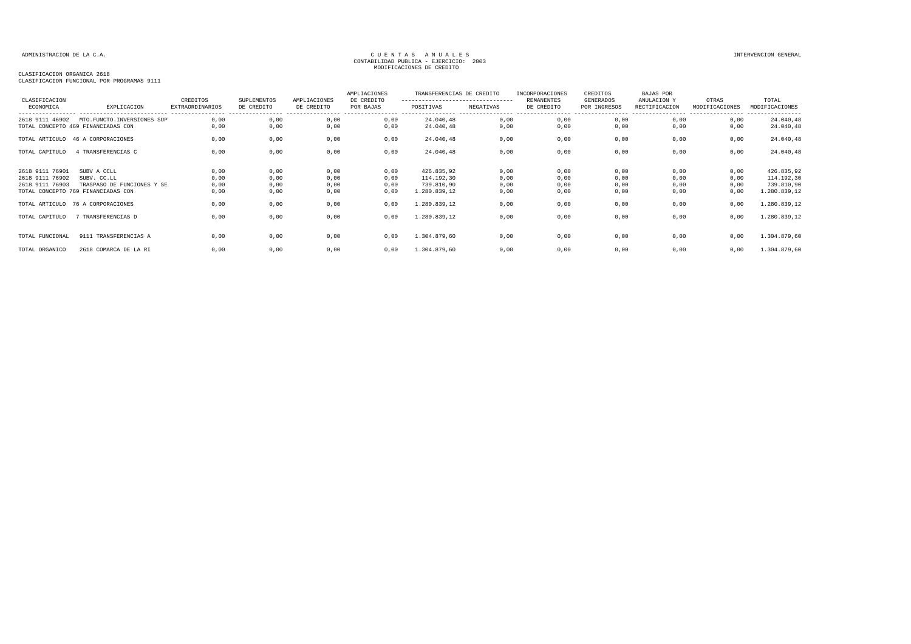ADMINISTRACION DE LA C.A.

CUENTAS ANUALES
CONTABILIDAD PUBLICA - EJERCICIO: 2003
MODIFICACIONES DE CREDITO

INTERVENCION GENERAL

CLASIFICACION ORGANICA 2618
CLASIFICACION FUNCIONAL POR PROGRAMAS 9111

| CLASIFICACION ECONOMICA | EXPLICACION | CREDITOS EXTRAORDINARIOS | SUPLEMENTOS DE CREDITO | AMPLIACIONES DE CREDITO | AMPLIACIONES DE CREDITO POR BAJAS | TRANSFERENCIAS DE CREDITO POSITIVAS | TRANSFERENCIAS DE CREDITO NEGATIVAS | INCORPORACIONES REMANENTES DE CREDITO | CREDITOS GENERADOS POR INGRESOS | BAJAS POR ANULACION Y RECTIFICACION | OTRAS MODIFICACIONES | TOTAL MODIFICACIONES |
|---|---|---|---|---|---|---|---|---|---|---|---|---|
| 2618 9111 46902 | MTO.FUNCTO.INVERSIONES SUP | 0,00 | 0,00 | 0,00 | 0,00 | 24.040,48 | 0,00 | 0,00 | 0,00 | 0,00 | 0,00 | 24.040,48 |
| TOTAL CONCEPTO 469 FINANCIADAS CON | | 0,00 | 0,00 | 0,00 | 0,00 | 24.040,48 | 0,00 | 0,00 | 0,00 | 0,00 | 0,00 | 24.040,48 |
| TOTAL ARTICULO | 46 A CORPORACIONES | 0,00 | 0,00 | 0,00 | 0,00 | 24.040,48 | 0,00 | 0,00 | 0,00 | 0,00 | 0,00 | 24.040,48 |
| TOTAL CAPITULO | 4 TRANSFERENCIAS C | 0,00 | 0,00 | 0,00 | 0,00 | 24.040,48 | 0,00 | 0,00 | 0,00 | 0,00 | 0,00 | 24.040,48 |
| 2618 9111 76901 | SUBV A CCLL | 0,00 | 0,00 | 0,00 | 0,00 | 426.835,92 | 0,00 | 0,00 | 0,00 | 0,00 | 0,00 | 426.835,92 |
| 2618 9111 76902 | SUBV. CC.LL | 0,00 | 0,00 | 0,00 | 0,00 | 114.192,30 | 0,00 | 0,00 | 0,00 | 0,00 | 0,00 | 114.192,30 |
| 2618 9111 76903 | TRASPASO DE FUNCIONES Y SE | 0,00 | 0,00 | 0,00 | 0,00 | 739.810,90 | 0,00 | 0,00 | 0,00 | 0,00 | 0,00 | 739.810,90 |
| TOTAL CONCEPTO 769 FINANCIADAS CON | | 0,00 | 0,00 | 0,00 | 0,00 | 1.280.839,12 | 0,00 | 0,00 | 0,00 | 0,00 | 0,00 | 1.280.839,12 |
| TOTAL ARTICULO | 76 A CORPORACIONES | 0,00 | 0,00 | 0,00 | 0,00 | 1.280.839,12 | 0,00 | 0,00 | 0,00 | 0,00 | 0,00 | 1.280.839,12 |
| TOTAL CAPITULO | 7 TRANSFERENCIAS D | 0,00 | 0,00 | 0,00 | 0,00 | 1.280.839,12 | 0,00 | 0,00 | 0,00 | 0,00 | 0,00 | 1.280.839,12 |
| TOTAL FUNCIONAL | 9111 TRANSFERENCIAS A | 0,00 | 0,00 | 0,00 | 0,00 | 1.304.879,60 | 0,00 | 0,00 | 0,00 | 0,00 | 0,00 | 1.304.879,60 |
| TOTAL ORGANICO | 2618 COMARCA DE LA RI | 0,00 | 0,00 | 0,00 | 0,00 | 1.304.879,60 | 0,00 | 0,00 | 0,00 | 0,00 | 0,00 | 1.304.879,60 |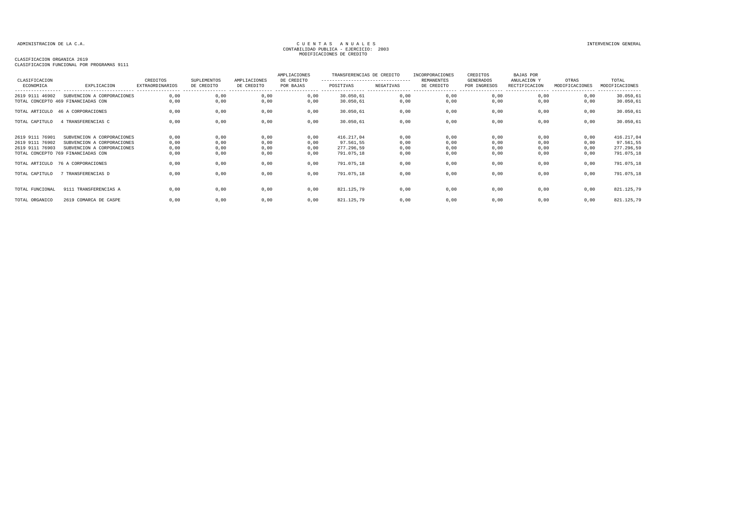ADMINISTRACION DE LA C.A.

CUENTAS ANUALES
CONTABILIDAD PUBLICA - EJERCICIO: 2003
MODIFICACIONES DE CREDITO

INTERVENCION GENERAL

CLASIFICACION ORGANICA 2619
CLASIFICACION FUNCIONAL POR PROGRAMAS 9111

| CLASIFICACION ECONOMICA | EXPLICACION | CREDITOS EXTRAORDINARIOS | SUPLEMENTOS DE CREDITO | AMPLIACIONES DE CREDITO | AMPLIACIONES DE CREDITO POR BAJAS | TRANSFERENCIAS DE CREDITO POSITIVAS | TRANSFERENCIAS DE CREDITO NEGATIVAS | INCORPORACIONES REMANENTES DE CREDITO | CREDITOS GENERADOS POR INGRESOS | BAJAS POR ANULACION Y RECTIFICACION | OTRAS MODIFICACIONES | TOTAL MODIFICACIONES |
|---|---|---|---|---|---|---|---|---|---|---|---|---|
| 2619 9111 46902 | SUBVENCION A CORPORACIONES | 0,00 | 0,00 | 0,00 | 0,00 | 30.050,61 | 0,00 | 0,00 | 0,00 | 0,00 | 0,00 | 30.050,61 |
| TOTAL CONCEPTO 469 FINANCIADAS CON | | 0,00 | 0,00 | 0,00 | 0,00 | 30.050,61 | 0,00 | 0,00 | 0,00 | 0,00 | 0,00 | 30.050,61 |
| TOTAL ARTICULO | 46 A CORPORACIONES | 0,00 | 0,00 | 0,00 | 0,00 | 30.050,61 | 0,00 | 0,00 | 0,00 | 0,00 | 0,00 | 30.050,61 |
| TOTAL CAPITULO | 4 TRANSFERENCIAS C | 0,00 | 0,00 | 0,00 | 0,00 | 30.050,61 | 0,00 | 0,00 | 0,00 | 0,00 | 0,00 | 30.050,61 |
| 2619 9111 76901 | SUBVENCION A CORPORACIONES | 0,00 | 0,00 | 0,00 | 0,00 | 416.217,04 | 0,00 | 0,00 | 0,00 | 0,00 | 0,00 | 416.217,04 |
| 2619 9111 76902 | SUBVENCION A CORPORACIONES | 0,00 | 0,00 | 0,00 | 0,00 | 97.561,55 | 0,00 | 0,00 | 0,00 | 0,00 | 0,00 | 97.561,55 |
| 2619 9111 76903 | SUBVENCION A CORPORACIONES | 0,00 | 0,00 | 0,00 | 0,00 | 277.296,59 | 0,00 | 0,00 | 0,00 | 0,00 | 0,00 | 277.296,59 |
| TOTAL CONCEPTO 769 FINANCIADAS CON | | 0,00 | 0,00 | 0,00 | 0,00 | 791.075,18 | 0,00 | 0,00 | 0,00 | 0,00 | 0,00 | 791.075,18 |
| TOTAL ARTICULO | 76 A CORPORACIONES | 0,00 | 0,00 | 0,00 | 0,00 | 791.075,18 | 0,00 | 0,00 | 0,00 | 0,00 | 0,00 | 791.075,18 |
| TOTAL CAPITULO | 7 TRANSFERENCIAS D | 0,00 | 0,00 | 0,00 | 0,00 | 791.075,18 | 0,00 | 0,00 | 0,00 | 0,00 | 0,00 | 791.075,18 |
| TOTAL FUNCIONAL | 9111 TRANSFERENCIAS A | 0,00 | 0,00 | 0,00 | 0,00 | 821.125,79 | 0,00 | 0,00 | 0,00 | 0,00 | 0,00 | 821.125,79 |
| TOTAL ORGANICO | 2619 COMARCA DE CASPE | 0,00 | 0,00 | 0,00 | 0,00 | 821.125,79 | 0,00 | 0,00 | 0,00 | 0,00 | 0,00 | 821.125,79 |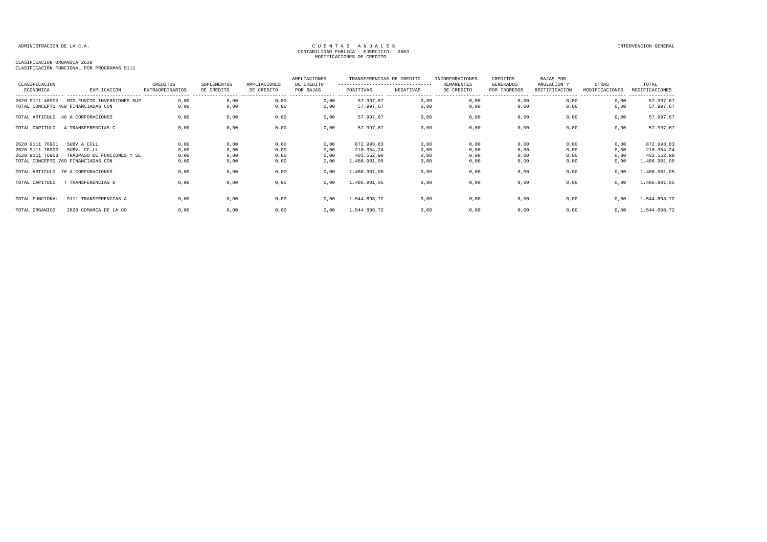ADMINISTRACION DE LA C.A.

CUENTAS ANUALES
CONTABILIDAD PUBLICA - EJERCICIO: 2003
MODIFICACIONES DE CREDITO

INTERVENCION GENERAL

CLASIFICACION ORGANICA 2620
CLASIFICACION FUNCIONAL POR PROGRAMAS 9111

| CLASIFICACION ECONOMICA | EXPLICACION | CREDITOS EXTRAORDINARIOS | SUPLEMENTOS DE CREDITO | AMPLIACIONES DE CREDITO | AMPLIACIONES DE CREDITO POR BAJAS | TRANSFERENCIAS DE CREDITO POSITIVAS | TRANSFERENCIAS DE CREDITO NEGATIVAS | INCORPORACIONES REMANENTES DE CREDITO | CREDITOS GENERADOS POR INGRESOS | BAJAS POR ANULACION Y RECTIFICACION | OTRAS MODIFICACIONES | TOTAL MODIFICACIONES |
|---|---|---|---|---|---|---|---|---|---|---|---|---|
| 2620 9111 46902 | MTO.FUNCTO.INVERSIONES SUP | 0,00 | 0,00 | 0,00 | 0,00 | 57.997,67 | 0,00 | 0,00 | 0,00 | 0,00 | 0,00 | 57.997,67 |
| TOTAL CONCEPTO 469 FINANCIADAS CON | | 0,00 | 0,00 | 0,00 | 0,00 | 57.997,67 | 0,00 | 0,00 | 0,00 | 0,00 | 0,00 | 57.997,67 |
| TOTAL ARTICULO | 46 A CORPORACIONES | 0,00 | 0,00 | 0,00 | 0,00 | 57.997,67 | 0,00 | 0,00 | 0,00 | 0,00 | 0,00 | 57.997,67 |
| TOTAL CAPITULO | 4 TRANSFERENCIAS C | 0,00 | 0,00 | 0,00 | 0,00 | 57.997,67 | 0,00 | 0,00 | 0,00 | 0,00 | 0,00 | 57.997,67 |
| 2620 9111 76901 | SUBV A CCLL | 0,00 | 0,00 | 0,00 | 0,00 | 872.993,83 | 0,00 | 0,00 | 0,00 | 0,00 | 0,00 | 872.993,83 |
| 2620 9111 76902 | SUBV. CC.LL | 0,00 | 0,00 | 0,00 | 0,00 | 210.354,24 | 0,00 | 0,00 | 0,00 | 0,00 | 0,00 | 210.354,24 |
| 2620 9111 76903 | TRASPASO DE FUNCIONES Y SE | 0,00 | 0,00 | 0,00 | 0,00 | 403.552,98 | 0,00 | 0,00 | 0,00 | 0,00 | 0,00 | 403.552,98 |
| TOTAL CONCEPTO 769 FINANCIADAS CON | | 0,00 | 0,00 | 0,00 | 0,00 | 1.486.901,05 | 0,00 | 0,00 | 0,00 | 0,00 | 0,00 | 1.486.901,05 |
| TOTAL ARTICULO | 76 A CORPORACIONES | 0,00 | 0,00 | 0,00 | 0,00 | 1.486.901,05 | 0,00 | 0,00 | 0,00 | 0,00 | 0,00 | 1.486.901,05 |
| TOTAL CAPITULO | 7 TRANSFERENCIAS D | 0,00 | 0,00 | 0,00 | 0,00 | 1.486.901,05 | 0,00 | 0,00 | 0,00 | 0,00 | 0,00 | 1.486.901,05 |
| TOTAL FUNCIONAL | 9111 TRANSFERENCIAS A | 0,00 | 0,00 | 0,00 | 0,00 | 1.544.898,72 | 0,00 | 0,00 | 0,00 | 0,00 | 0,00 | 1.544.898,72 |
| TOTAL ORGANICO | 2620 COMARCA DE LA CO | 0,00 | 0,00 | 0,00 | 0,00 | 1.544.898,72 | 0,00 | 0,00 | 0,00 | 0,00 | 0,00 | 1.544.898,72 |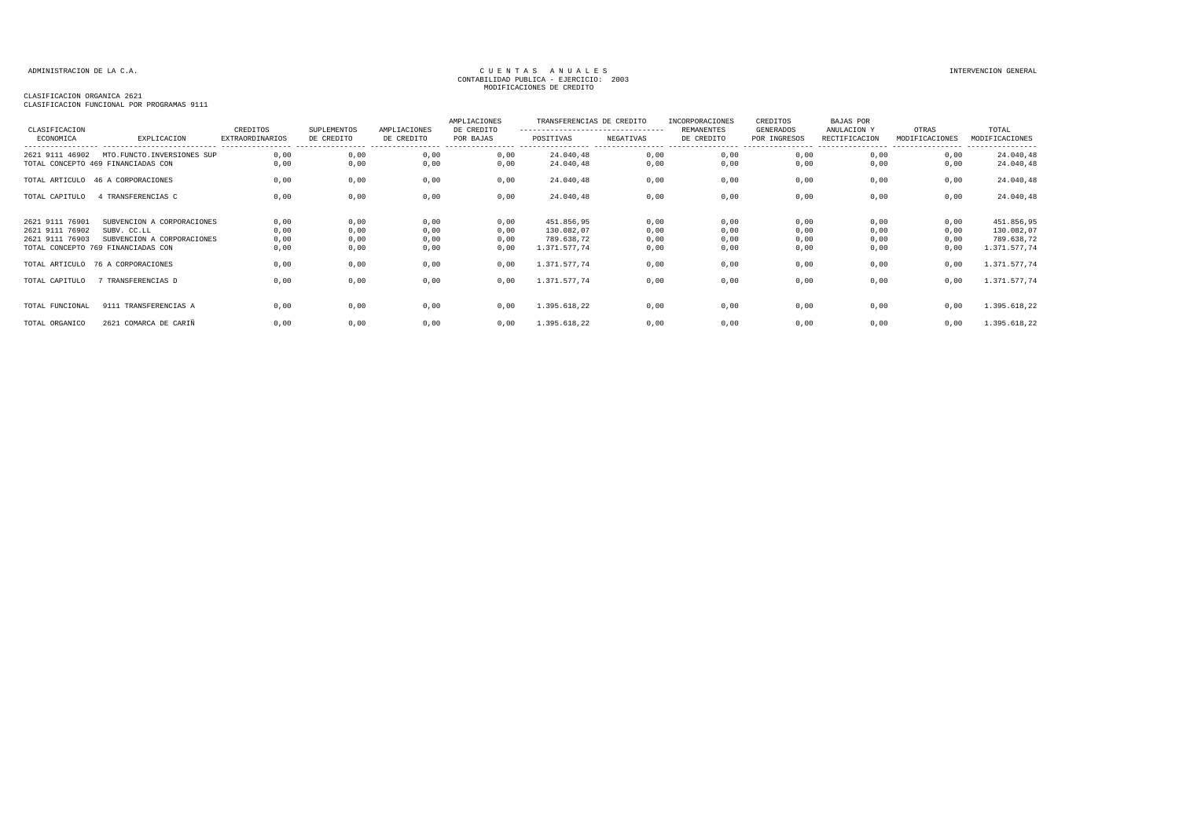ADMINISTRACION DE LA C.A.

CUENTAS ANUALES
CONTABILIDAD PUBLICA - EJERCICIO: 2003
MODIFICACIONES DE CREDITO

INTERVENCION GENERAL

CLASIFICACION ORGANICA 2621
CLASIFICACION FUNCIONAL POR PROGRAMAS 9111

| CLASIFICACION ECONOMICA | EXPLICACION | CREDITOS EXTRAORDINARIOS | SUPLEMENTOS DE CREDITO | AMPLIACIONES DE CREDITO | AMPLIACIONES DE CREDITO POR BAJAS | TRANSFERENCIAS DE CREDITO POSITIVAS | TRANSFERENCIAS DE CREDITO NEGATIVAS | INCORPORACIONES REMANENTES DE CREDITO | CREDITOS GENERADOS POR INGRESOS | BAJAS POR ANULACION Y RECTIFICACION | OTRAS MODIFICACIONES | TOTAL MODIFICACIONES |
|---|---|---|---|---|---|---|---|---|---|---|---|---|
| 2621 9111 46902 | MTO.FUNCTO.INVERSIONES SUP | 0,00 | 0,00 | 0,00 | 0,00 | 24.040,48 | 0,00 | 0,00 | 0,00 | 0,00 | 0,00 | 24.040,48 |
| TOTAL CONCEPTO 469 FINANCIADAS CON | | 0,00 | 0,00 | 0,00 | 0,00 | 24.040,48 | 0,00 | 0,00 | 0,00 | 0,00 | 0,00 | 24.040,48 |
| TOTAL ARTICULO | 46 A CORPORACIONES | 0,00 | 0,00 | 0,00 | 0,00 | 24.040,48 | 0,00 | 0,00 | 0,00 | 0,00 | 0,00 | 24.040,48 |
| TOTAL CAPITULO | 4 TRANSFERENCIAS C | 0,00 | 0,00 | 0,00 | 0,00 | 24.040,48 | 0,00 | 0,00 | 0,00 | 0,00 | 0,00 | 24.040,48 |
| 2621 9111 76901 | SUBVENCION A CORPORACIONES | 0,00 | 0,00 | 0,00 | 0,00 | 451.856,95 | 0,00 | 0,00 | 0,00 | 0,00 | 0,00 | 451.856,95 |
| 2621 9111 76902 | SUBV. CC.LL | 0,00 | 0,00 | 0,00 | 0,00 | 130.082,07 | 0,00 | 0,00 | 0,00 | 0,00 | 0,00 | 130.082,07 |
| 2621 9111 76903 | SUBVENCION A CORPORACIONES | 0,00 | 0,00 | 0,00 | 0,00 | 789.638,72 | 0,00 | 0,00 | 0,00 | 0,00 | 0,00 | 789.638,72 |
| TOTAL CONCEPTO 769 FINANCIADAS CON | | 0,00 | 0,00 | 0,00 | 0,00 | 1.371.577,74 | 0,00 | 0,00 | 0,00 | 0,00 | 0,00 | 1.371.577,74 |
| TOTAL ARTICULO | 76 A CORPORACIONES | 0,00 | 0,00 | 0,00 | 0,00 | 1.371.577,74 | 0,00 | 0,00 | 0,00 | 0,00 | 0,00 | 1.371.577,74 |
| TOTAL CAPITULO | 7 TRANSFERENCIAS D | 0,00 | 0,00 | 0,00 | 0,00 | 1.371.577,74 | 0,00 | 0,00 | 0,00 | 0,00 | 0,00 | 1.371.577,74 |
| TOTAL FUNCIONAL | 9111 TRANSFERENCIAS A | 0,00 | 0,00 | 0,00 | 0,00 | 1.395.618,22 | 0,00 | 0,00 | 0,00 | 0,00 | 0,00 | 1.395.618,22 |
| TOTAL ORGANICO | 2621 COMARCA DE CARIÑ | 0,00 | 0,00 | 0,00 | 0,00 | 1.395.618,22 | 0,00 | 0,00 | 0,00 | 0,00 | 0,00 | 1.395.618,22 |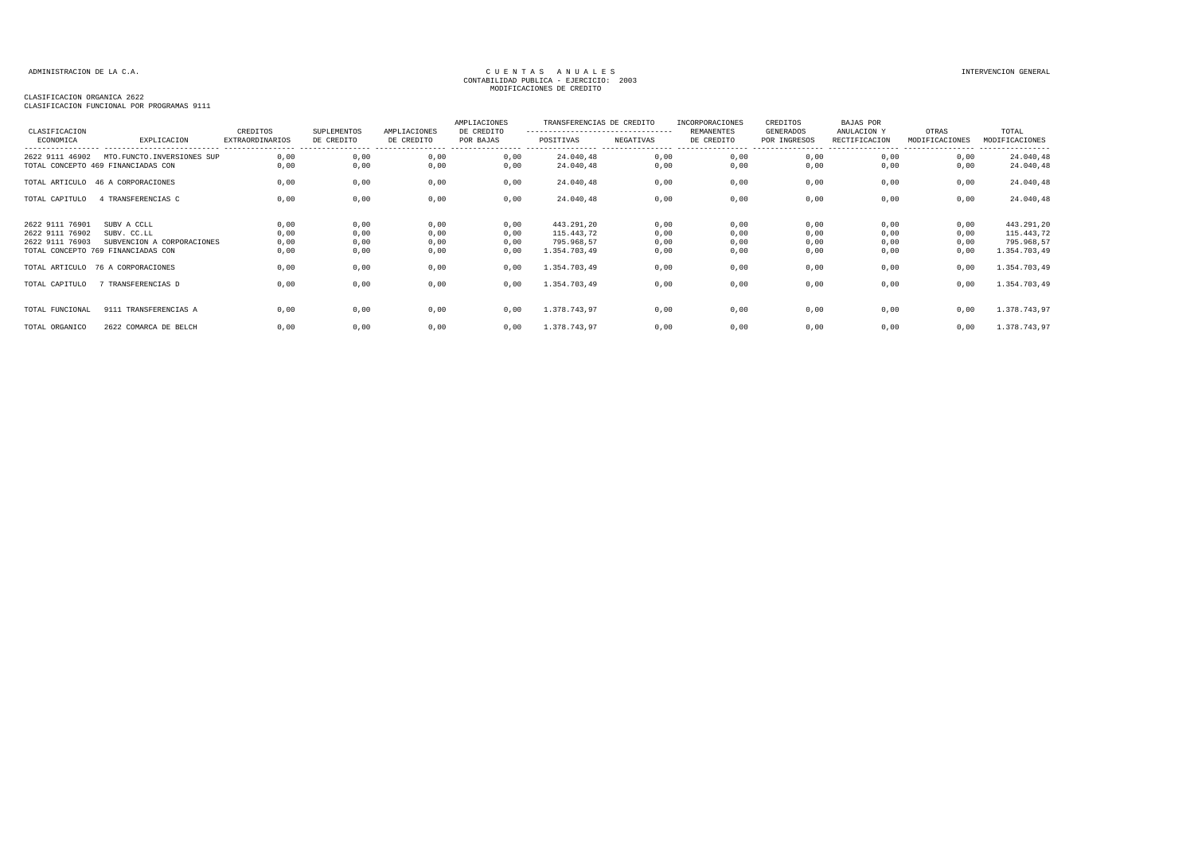ADMINISTRACION DE LA C.A.

CUENTAS ANUALES
CONTABILIDAD PUBLICA - EJERCICIO: 2003
MODIFICACIONES DE CREDITO

INTERVENCION GENERAL

CLASIFICACION ORGANICA 2622
CLASIFICACION FUNCIONAL POR PROGRAMAS 9111

| CLASIFICACION ECONOMICA | EXPLICACION | CREDITOS EXTRAORDINARIOS | SUPLEMENTOS DE CREDITO | AMPLIACIONES DE CREDITO | AMPLIACIONES DE CREDITO POR BAJAS | TRANSFERENCIAS DE CREDITO POSITIVAS | TRANSFERENCIAS DE CREDITO NEGATIVAS | INCORPORACIONES REMANENTES DE CREDITO | CREDITOS GENERADOS POR INGRESOS | BAJAS POR ANULACION Y RECTIFICACION | OTRAS MODIFICACIONES | TOTAL MODIFICACIONES |
|---|---|---|---|---|---|---|---|---|---|---|---|---|
| 2622 9111 46902 | MTO.FUNCTO.INVERSIONES SUP | 0,00 | 0,00 | 0,00 | 0,00 | 24.040,48 | 0,00 | 0,00 | 0,00 | 0,00 | 0,00 | 24.040,48 |
| TOTAL CONCEPTO 469 FINANCIADAS CON | | 0,00 | 0,00 | 0,00 | 0,00 | 24.040,48 | 0,00 | 0,00 | 0,00 | 0,00 | 0,00 | 24.040,48 |
| TOTAL ARTICULO | 46 A CORPORACIONES | 0,00 | 0,00 | 0,00 | 0,00 | 24.040,48 | 0,00 | 0,00 | 0,00 | 0,00 | 0,00 | 24.040,48 |
| TOTAL CAPITULO | 4 TRANSFERENCIAS C | 0,00 | 0,00 | 0,00 | 0,00 | 24.040,48 | 0,00 | 0,00 | 0,00 | 0,00 | 0,00 | 24.040,48 |
| 2622 9111 76901 | SUBV A CCLL | 0,00 | 0,00 | 0,00 | 0,00 | 443.291,20 | 0,00 | 0,00 | 0,00 | 0,00 | 0,00 | 443.291,20 |
| 2622 9111 76902 | SUBV. CC.LL | 0,00 | 0,00 | 0,00 | 0,00 | 115.443,72 | 0,00 | 0,00 | 0,00 | 0,00 | 0,00 | 115.443,72 |
| 2622 9111 76903 | SUBVENCION A CORPORACIONES | 0,00 | 0,00 | 0,00 | 0,00 | 795.968,57 | 0,00 | 0,00 | 0,00 | 0,00 | 0,00 | 795.968,57 |
| TOTAL CONCEPTO 769 FINANCIADAS CON | | 0,00 | 0,00 | 0,00 | 0,00 | 1.354.703,49 | 0,00 | 0,00 | 0,00 | 0,00 | 0,00 | 1.354.703,49 |
| TOTAL ARTICULO | 76 A CORPORACIONES | 0,00 | 0,00 | 0,00 | 0,00 | 1.354.703,49 | 0,00 | 0,00 | 0,00 | 0,00 | 0,00 | 1.354.703,49 |
| TOTAL CAPITULO | 7 TRANSFERENCIAS D | 0,00 | 0,00 | 0,00 | 0,00 | 1.354.703,49 | 0,00 | 0,00 | 0,00 | 0,00 | 0,00 | 1.354.703,49 |
| TOTAL FUNCIONAL | 9111 TRANSFERENCIAS A | 0,00 | 0,00 | 0,00 | 0,00 | 1.378.743,97 | 0,00 | 0,00 | 0,00 | 0,00 | 0,00 | 1.378.743,97 |
| TOTAL ORGANICO | 2622 COMARCA DE BELCH | 0,00 | 0,00 | 0,00 | 0,00 | 1.378.743,97 | 0,00 | 0,00 | 0,00 | 0,00 | 0,00 | 1.378.743,97 |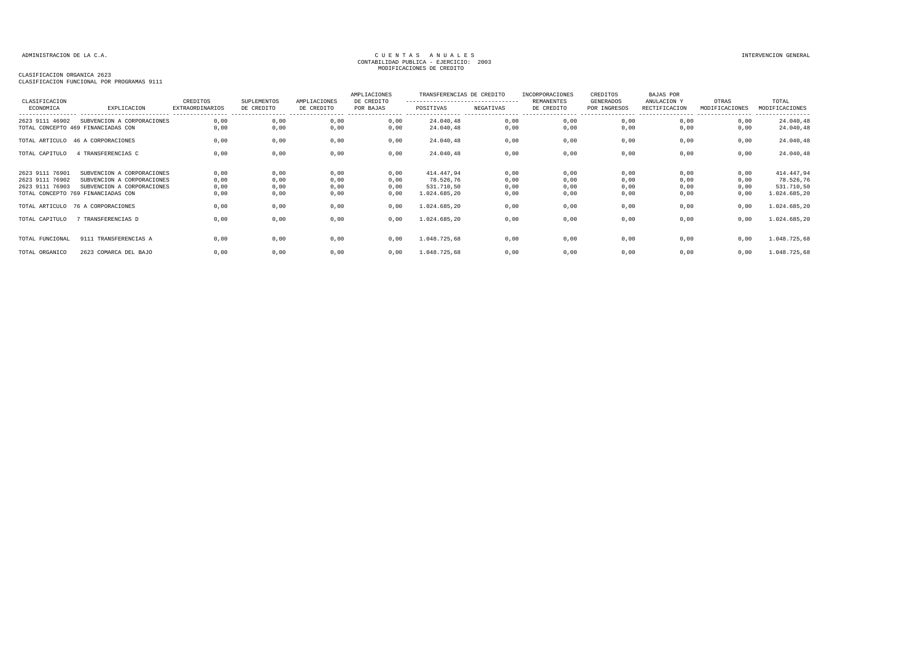ADMINISTRACION DE LA C.A.

CUENTAS ANUALES
CONTABILIDAD PUBLICA - EJERCICIO: 2003
MODIFICACIONES DE CREDITO

INTERVENCION GENERAL

CLASIFICACION ORGANICA 2623
CLASIFICACION FUNCIONAL POR PROGRAMAS 9111

| CLASIFICACION ECONOMICA | EXPLICACION | CREDITOS EXTRAORDINARIOS | SUPLEMENTOS DE CREDITO | AMPLIACIONES DE CREDITO | AMPLIACIONES DE CREDITO POR BAJAS | TRANSFERENCIAS DE CREDITO POSITIVAS | TRANSFERENCIAS DE CREDITO NEGATIVAS | INCORPORACIONES REMANENTES DE CREDITO | CREDITOS GENERADOS POR INGRESOS | BAJAS POR ANULACION Y RECTIFICACION | OTRAS MODIFICACIONES | TOTAL MODIFICACIONES |
|---|---|---|---|---|---|---|---|---|---|---|---|---|
| 2623 9111 46902 | SUBVENCION A CORPORACIONES | 0,00 | 0,00 | 0,00 | 0,00 | 24.040,48 | 0,00 | 0,00 | 0,00 | 0,00 | 0,00 | 24.040,48 |
| TOTAL CONCEPTO 469 FINANCIADAS CON | | 0,00 | 0,00 | 0,00 | 0,00 | 24.040,48 | 0,00 | 0,00 | 0,00 | 0,00 | 0,00 | 24.040,48 |
| TOTAL ARTICULO | 46 A CORPORACIONES | 0,00 | 0,00 | 0,00 | 0,00 | 24.040,48 | 0,00 | 0,00 | 0,00 | 0,00 | 0,00 | 24.040,48 |
| TOTAL CAPITULO | 4 TRANSFERENCIAS C | 0,00 | 0,00 | 0,00 | 0,00 | 24.040,48 | 0,00 | 0,00 | 0,00 | 0,00 | 0,00 | 24.040,48 |
| 2623 9111 76901 | SUBVENCION A CORPORACIONES | 0,00 | 0,00 | 0,00 | 0,00 | 414.447,94 | 0,00 | 0,00 | 0,00 | 0,00 | 0,00 | 414.447,94 |
| 2623 9111 76902 | SUBVENCION A CORPORACIONES | 0,00 | 0,00 | 0,00 | 0,00 | 78.526,76 | 0,00 | 0,00 | 0,00 | 0,00 | 0,00 | 78.526,76 |
| 2623 9111 76903 | SUBVENCION A CORPORACIONES | 0,00 | 0,00 | 0,00 | 0,00 | 531.710,50 | 0,00 | 0,00 | 0,00 | 0,00 | 0,00 | 531.710,50 |
| TOTAL CONCEPTO 769 FINANCIADAS CON | | 0,00 | 0,00 | 0,00 | 0,00 | 1.024.685,20 | 0,00 | 0,00 | 0,00 | 0,00 | 0,00 | 1.024.685,20 |
| TOTAL ARTICULO | 76 A CORPORACIONES | 0,00 | 0,00 | 0,00 | 0,00 | 1.024.685,20 | 0,00 | 0,00 | 0,00 | 0,00 | 0,00 | 1.024.685,20 |
| TOTAL CAPITULO | 7 TRANSFERENCIAS D | 0,00 | 0,00 | 0,00 | 0,00 | 1.024.685,20 | 0,00 | 0,00 | 0,00 | 0,00 | 0,00 | 1.024.685,20 |
| TOTAL FUNCIONAL | 9111 TRANSFERENCIAS A | 0,00 | 0,00 | 0,00 | 0,00 | 1.048.725,68 | 0,00 | 0,00 | 0,00 | 0,00 | 0,00 | 1.048.725,68 |
| TOTAL ORGANICO | 2623 COMARCA DEL BAJO | 0,00 | 0,00 | 0,00 | 0,00 | 1.048.725,68 | 0,00 | 0,00 | 0,00 | 0,00 | 0,00 | 1.048.725,68 |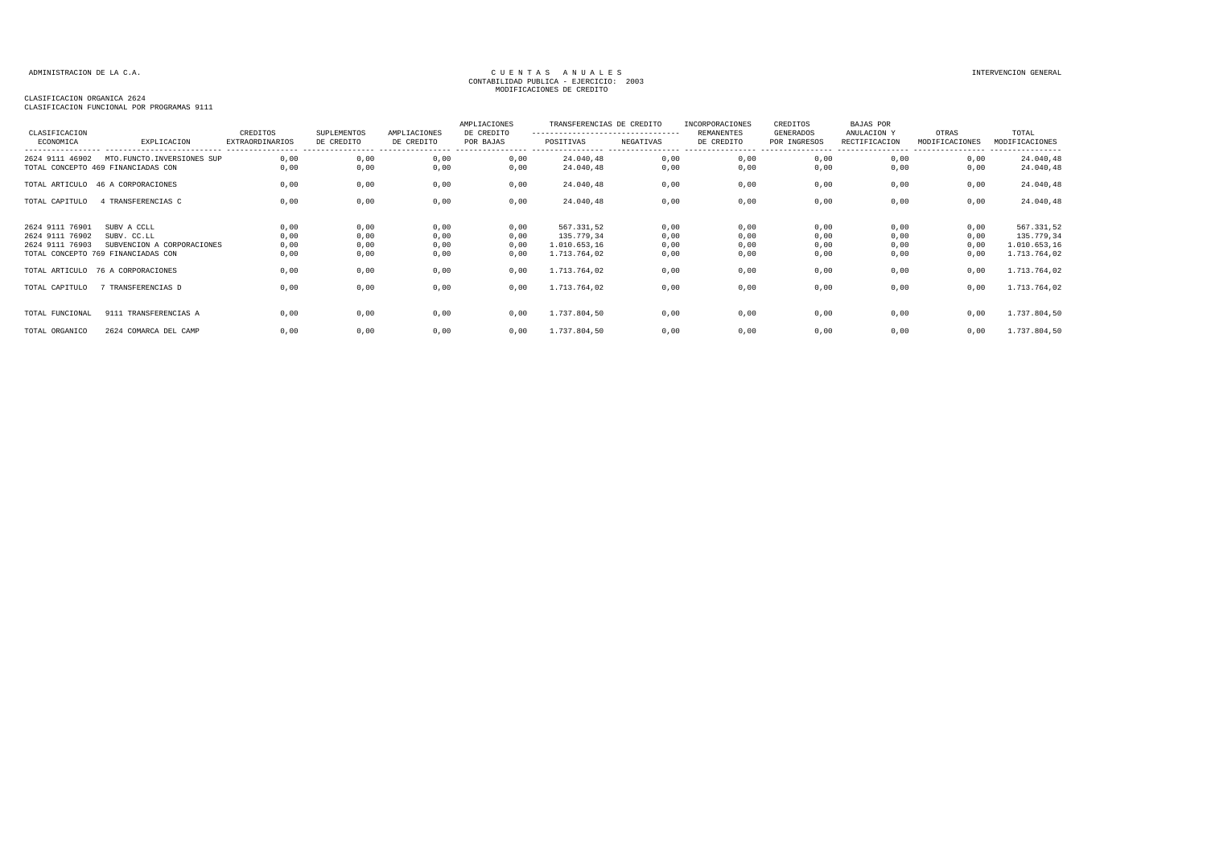ADMINISTRACION DE LA C.A.

# C U E N T A S   A N U A L E S
CONTABILIDAD PUBLICA - EJERCICIO: 2003
MODIFICACIONES DE CREDITO

INTERVENCION GENERAL

CLASIFICACION ORGANICA 2624
CLASIFICACION FUNCIONAL POR PROGRAMAS 9111

| CLASIFICACION ECONOMICA | EXPLICACION | CREDITOS EXTRAORDINARIOS | SUPLEMENTOS DE CREDITO | AMPLIACIONES DE CREDITO | AMPLIACIONES DE CREDITO POR BAJAS | TRANSFERENCIAS DE CREDITO POSITIVAS | TRANSFERENCIAS DE CREDITO NEGATIVAS | INCORPORACIONES REMANENTES DE CREDITO | CREDITOS GENERADOS POR INGRESOS | BAJAS POR ANULACION Y RECTIFICACION | OTRAS MODIFICACIONES | TOTAL MODIFICACIONES |
|---|---|---|---|---|---|---|---|---|---|---|---|---|
| 2624 9111 46902 | MTO.FUNCTO.INVERSIONES SUP | 0,00 | 0,00 | 0,00 | 0,00 | 24.040,48 | 0,00 | 0,00 | 0,00 | 0,00 | 0,00 | 24.040,48 |
| TOTAL CONCEPTO 469 FINANCIADAS CON | | 0,00 | 0,00 | 0,00 | 0,00 | 24.040,48 | 0,00 | 0,00 | 0,00 | 0,00 | 0,00 | 24.040,48 |
| TOTAL ARTICULO | 46 A CORPORACIONES | 0,00 | 0,00 | 0,00 | 0,00 | 24.040,48 | 0,00 | 0,00 | 0,00 | 0,00 | 0,00 | 24.040,48 |
| TOTAL CAPITULO | 4 TRANSFERENCIAS C | 0,00 | 0,00 | 0,00 | 0,00 | 24.040,48 | 0,00 | 0,00 | 0,00 | 0,00 | 0,00 | 24.040,48 |
| 2624 9111 76901 | SUBV A CCLL | 0,00 | 0,00 | 0,00 | 0,00 | 567.331,52 | 0,00 | 0,00 | 0,00 | 0,00 | 0,00 | 567.331,52 |
| 2624 9111 76902 | SUBV. CC.LL | 0,00 | 0,00 | 0,00 | 0,00 | 135.779,34 | 0,00 | 0,00 | 0,00 | 0,00 | 0,00 | 135.779,34 |
| 2624 9111 76903 | SUBVENCION A CORPORACIONES | 0,00 | 0,00 | 0,00 | 0,00 | 1.010.653,16 | 0,00 | 0,00 | 0,00 | 0,00 | 0,00 | 1.010.653,16 |
| TOTAL CONCEPTO 769 FINANCIADAS CON | | 0,00 | 0,00 | 0,00 | 0,00 | 1.713.764,02 | 0,00 | 0,00 | 0,00 | 0,00 | 0,00 | 1.713.764,02 |
| TOTAL ARTICULO | 76 A CORPORACIONES | 0,00 | 0,00 | 0,00 | 0,00 | 1.713.764,02 | 0,00 | 0,00 | 0,00 | 0,00 | 0,00 | 1.713.764,02 |
| TOTAL CAPITULO | 7 TRANSFERENCIAS D | 0,00 | 0,00 | 0,00 | 0,00 | 1.713.764,02 | 0,00 | 0,00 | 0,00 | 0,00 | 0,00 | 1.713.764,02 |
| TOTAL FUNCIONAL | 9111 TRANSFERENCIAS A | 0,00 | 0,00 | 0,00 | 0,00 | 1.737.804,50 | 0,00 | 0,00 | 0,00 | 0,00 | 0,00 | 1.737.804,50 |
| TOTAL ORGANICO | 2624 COMARCA DEL CAMP | 0,00 | 0,00 | 0,00 | 0,00 | 1.737.804,50 | 0,00 | 0,00 | 0,00 | 0,00 | 0,00 | 1.737.804,50 |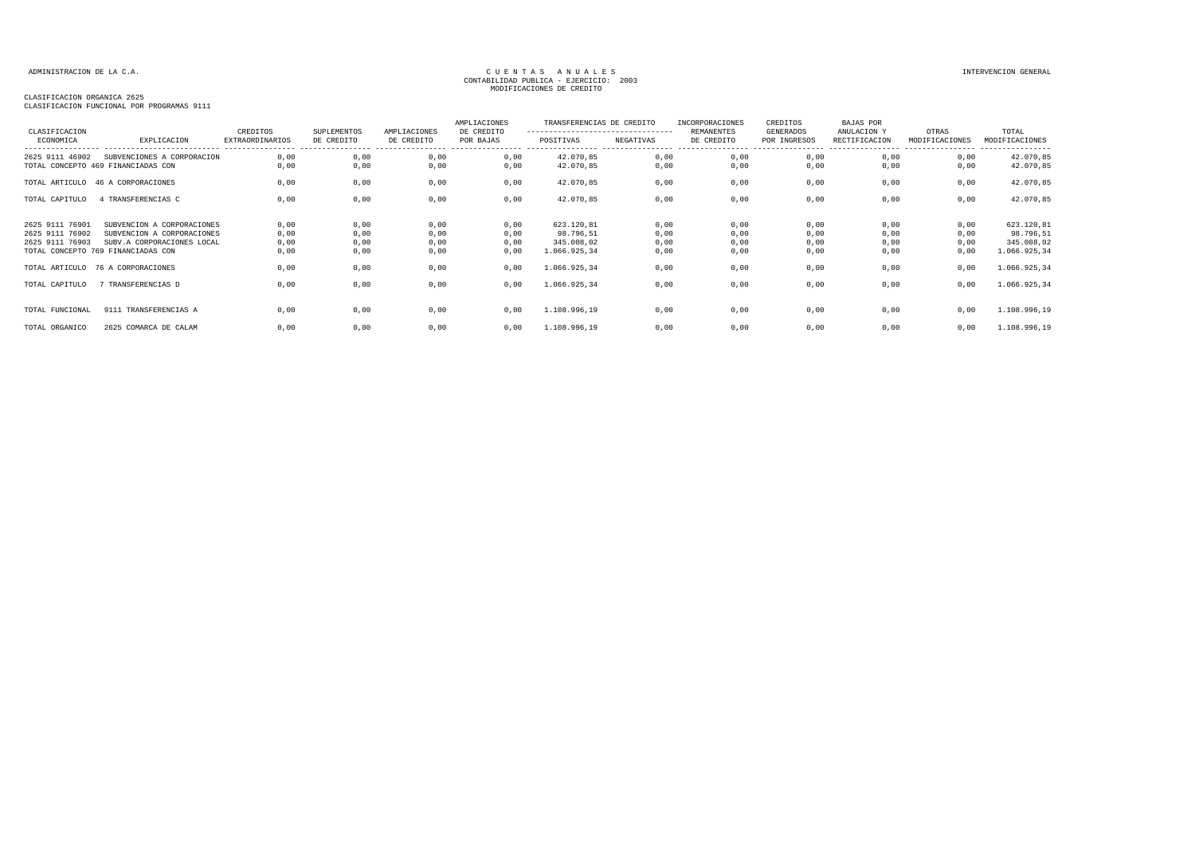ADMINISTRACION DE LA C.A.

CUENTAS ANUALES
CONTABILIDAD PUBLICA - EJERCICIO: 2003
MODIFICACIONES DE CREDITO

INTERVENCION GENERAL

CLASIFICACION ORGANICA 2625
CLASIFICACION FUNCIONAL POR PROGRAMAS 9111

| CLASIFICACION ECONOMICA | EXPLICACION | CREDITOS EXTRAORDINARIOS | SUPLEMENTOS DE CREDITO | AMPLIACIONES DE CREDITO | AMPLIACIONES DE CREDITO POR BAJAS | TRANSFERENCIAS DE CREDITO POSITIVAS | TRANSFERENCIAS DE CREDITO NEGATIVAS | INCORPORACIONES REMANENTES DE CREDITO | CREDITOS GENERADOS POR INGRESOS | BAJAS POR ANULACION Y RECTIFICACION | OTRAS MODIFICACIONES | TOTAL MODIFICACIONES |
|---|---|---|---|---|---|---|---|---|---|---|---|---|
| 2625 9111 46902 | SUBVENCIONES A CORPORACION | 0,00 | 0,00 | 0,00 | 0,00 | 42.070,85 | 0,00 | 0,00 | 0,00 | 0,00 | 0,00 | 42.070,85 |
| TOTAL CONCEPTO 469 FINANCIADAS CON | | 0,00 | 0,00 | 0,00 | 0,00 | 42.070,85 | 0,00 | 0,00 | 0,00 | 0,00 | 0,00 | 42.070,85 |
| TOTAL ARTICULO | 46 A CORPORACIONES | 0,00 | 0,00 | 0,00 | 0,00 | 42.070,85 | 0,00 | 0,00 | 0,00 | 0,00 | 0,00 | 42.070,85 |
| TOTAL CAPITULO | 4 TRANSFERENCIAS C | 0,00 | 0,00 | 0,00 | 0,00 | 42.070,85 | 0,00 | 0,00 | 0,00 | 0,00 | 0,00 | 42.070,85 |
| 2625 9111 76901 | SUBVENCION A CORPORACIONES | 0,00 | 0,00 | 0,00 | 0,00 | 623.120,81 | 0,00 | 0,00 | 0,00 | 0,00 | 0,00 | 623.120,81 |
| 2625 9111 76902 | SUBVENCION A CORPORACIONES | 0,00 | 0,00 | 0,00 | 0,00 | 98.796,51 | 0,00 | 0,00 | 0,00 | 0,00 | 0,00 | 98.796,51 |
| 2625 9111 76903 | SUBV.A CORPORACIONES LOCAL | 0,00 | 0,00 | 0,00 | 0,00 | 345.008,02 | 0,00 | 0,00 | 0,00 | 0,00 | 0,00 | 345.008,02 |
| TOTAL CONCEPTO 769 FINANCIADAS CON | | 0,00 | 0,00 | 0,00 | 0,00 | 1.066.925,34 | 0,00 | 0,00 | 0,00 | 0,00 | 0,00 | 1.066.925,34 |
| TOTAL ARTICULO | 76 A CORPORACIONES | 0,00 | 0,00 | 0,00 | 0,00 | 1.066.925,34 | 0,00 | 0,00 | 0,00 | 0,00 | 0,00 | 1.066.925,34 |
| TOTAL CAPITULO | 7 TRANSFERENCIAS D | 0,00 | 0,00 | 0,00 | 0,00 | 1.066.925,34 | 0,00 | 0,00 | 0,00 | 0,00 | 0,00 | 1.066.925,34 |
| TOTAL FUNCIONAL | 9111 TRANSFERENCIAS A | 0,00 | 0,00 | 0,00 | 0,00 | 1.108.996,19 | 0,00 | 0,00 | 0,00 | 0,00 | 0,00 | 1.108.996,19 |
| TOTAL ORGANICO | 2625 COMARCA DE CALAM | 0,00 | 0,00 | 0,00 | 0,00 | 1.108.996,19 | 0,00 | 0,00 | 0,00 | 0,00 | 0,00 | 1.108.996,19 |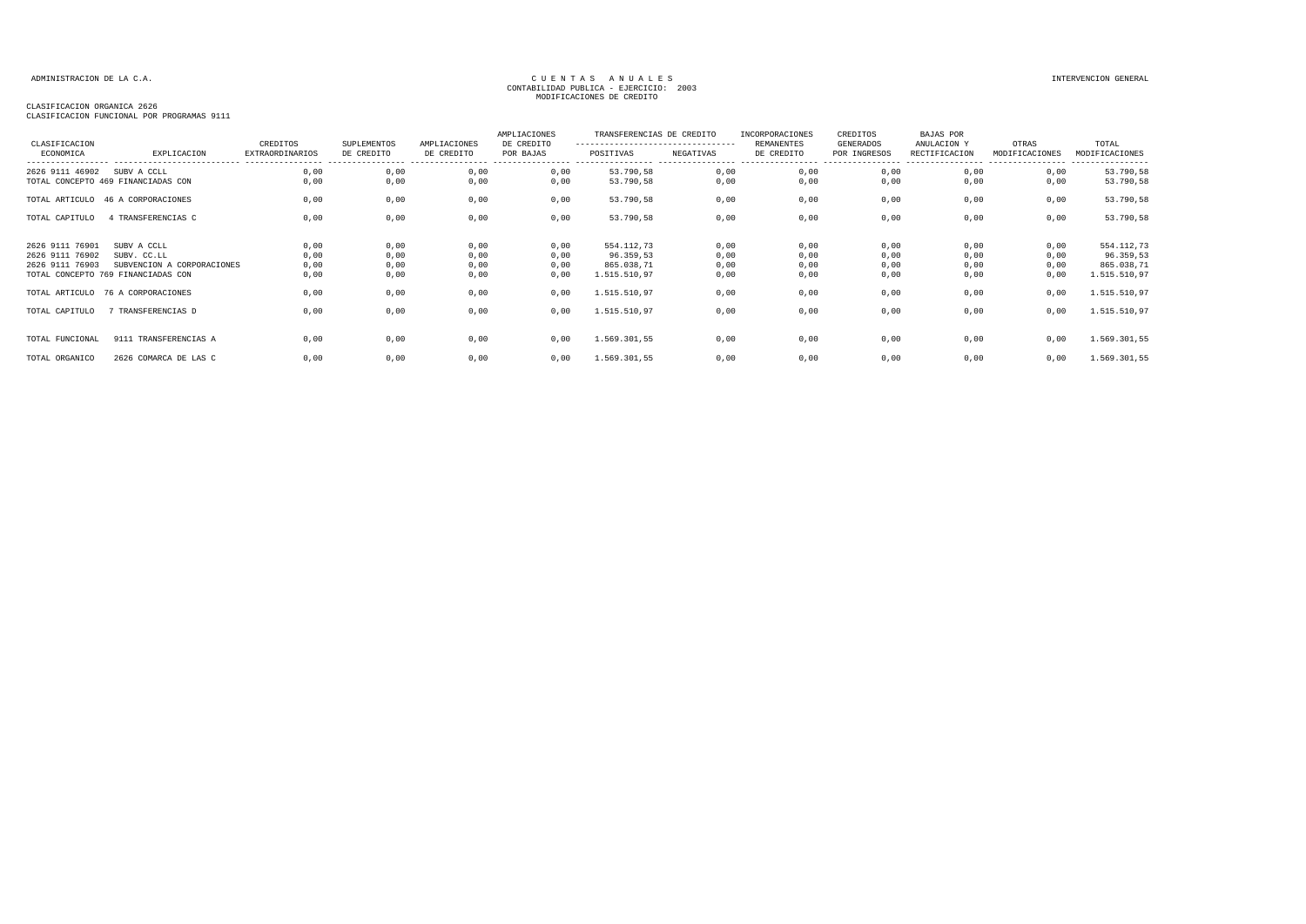ADMINISTRACION DE LA C.A.

CUENTAS ANUALES
CONTABILIDAD PUBLICA - EJERCICIO: 2003
MODIFICACIONES DE CREDITO

INTERVENCION GENERAL

CLASIFICACION ORGANICA 2626
CLASIFICACION FUNCIONAL POR PROGRAMAS 9111

| CLASIFICACION ECONOMICA | EXPLICACION | CREDITOS EXTRAORDINARIOS | SUPLEMENTOS DE CREDITO | AMPLIACIONES DE CREDITO | AMPLIACIONES DE CREDITO POR BAJAS | TRANSFERENCIAS DE CREDITO POSITIVAS | TRANSFERENCIAS DE CREDITO NEGATIVAS | INCORPORACIONES REMANENTES DE CREDITO | CREDITOS GENERADOS POR INGRESOS | BAJAS POR ANULACION Y RECTIFICACION | OTRAS MODIFICACIONES | TOTAL MODIFICACIONES |
|---|---|---|---|---|---|---|---|---|---|---|---|---|
| 2626 9111 46902 | SUBV A CCLL | 0,00 | 0,00 | 0,00 | 0,00 | 53.790,58 | 0,00 | 0,00 | 0,00 | 0,00 | 0,00 | 53.790,58 |
| TOTAL CONCEPTO 469 FINANCIADAS CON | | 0,00 | 0,00 | 0,00 | 0,00 | 53.790,58 | 0,00 | 0,00 | 0,00 | 0,00 | 0,00 | 53.790,58 |
| TOTAL ARTICULO | 46 A CORPORACIONES | 0,00 | 0,00 | 0,00 | 0,00 | 53.790,58 | 0,00 | 0,00 | 0,00 | 0,00 | 0,00 | 53.790,58 |
| TOTAL CAPITULO | 4 TRANSFERENCIAS C | 0,00 | 0,00 | 0,00 | 0,00 | 53.790,58 | 0,00 | 0,00 | 0,00 | 0,00 | 0,00 | 53.790,58 |
| 2626 9111 76901 | SUBV A CCLL | 0,00 | 0,00 | 0,00 | 0,00 | 554.112,73 | 0,00 | 0,00 | 0,00 | 0,00 | 0,00 | 554.112,73 |
| 2626 9111 76902 | SUBV. CC.LL | 0,00 | 0,00 | 0,00 | 0,00 | 96.359,53 | 0,00 | 0,00 | 0,00 | 0,00 | 0,00 | 96.359,53 |
| 2626 9111 76903 | SUBVENCION A CORPORACIONES | 0,00 | 0,00 | 0,00 | 0,00 | 865.038,71 | 0,00 | 0,00 | 0,00 | 0,00 | 0,00 | 865.038,71 |
| TOTAL CONCEPTO 769 FINANCIADAS CON | | 0,00 | 0,00 | 0,00 | 0,00 | 1.515.510,97 | 0,00 | 0,00 | 0,00 | 0,00 | 0,00 | 1.515.510,97 |
| TOTAL ARTICULO | 76 A CORPORACIONES | 0,00 | 0,00 | 0,00 | 0,00 | 1.515.510,97 | 0,00 | 0,00 | 0,00 | 0,00 | 0,00 | 1.515.510,97 |
| TOTAL CAPITULO | 7 TRANSFERENCIAS D | 0,00 | 0,00 | 0,00 | 0,00 | 1.515.510,97 | 0,00 | 0,00 | 0,00 | 0,00 | 0,00 | 1.515.510,97 |
| TOTAL FUNCIONAL | 9111 TRANSFERENCIAS A | 0,00 | 0,00 | 0,00 | 0,00 | 1.569.301,55 | 0,00 | 0,00 | 0,00 | 0,00 | 0,00 | 1.569.301,55 |
| TOTAL ORGANICO | 2626 COMARCA DE LAS C | 0,00 | 0,00 | 0,00 | 0,00 | 1.569.301,55 | 0,00 | 0,00 | 0,00 | 0,00 | 0,00 | 1.569.301,55 |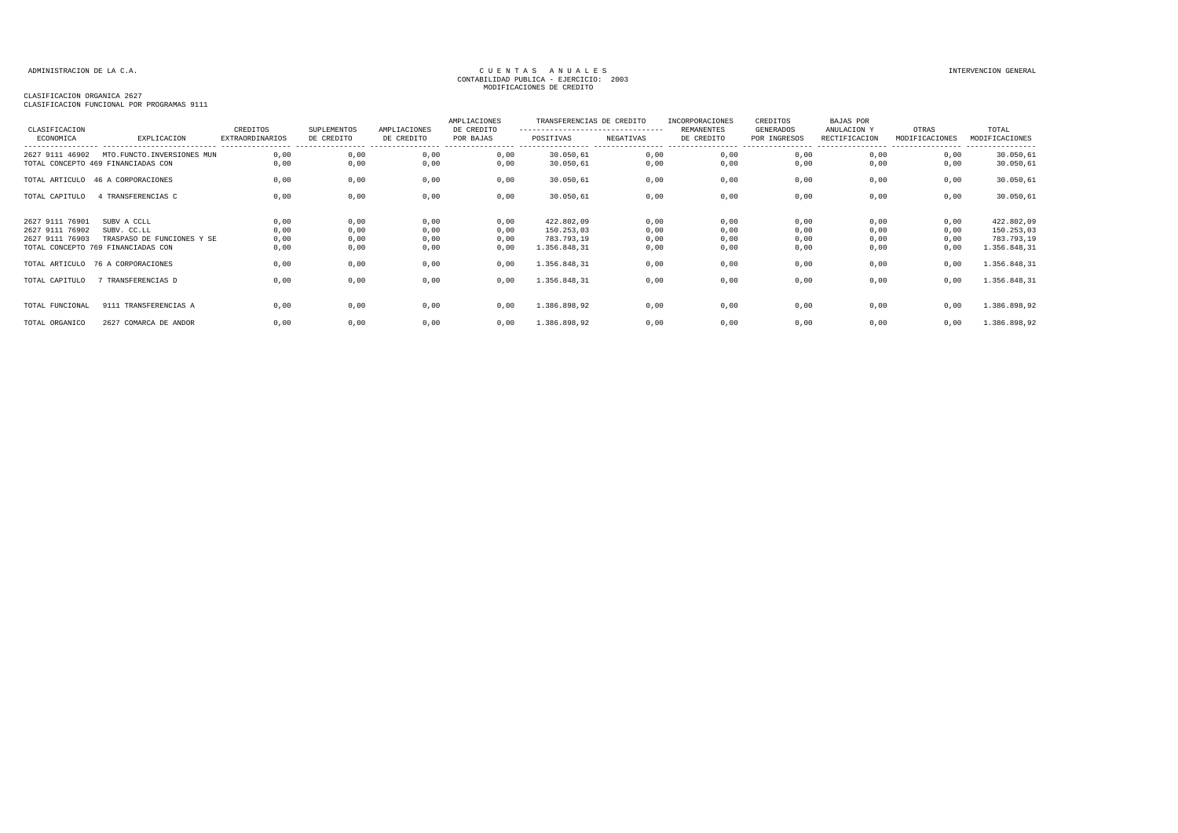ADMINISTRACION DE LA C.A.

CUENTAS ANUALES
CONTABILIDAD PUBLICA - EJERCICIO: 2003
MODIFICACIONES DE CREDITO

INTERVENCION GENERAL

CLASIFICACION ORGANICA 2627
CLASIFICACION FUNCIONAL POR PROGRAMAS 9111

| CLASIFICACION ECONOMICA | EXPLICACION | CREDITOS EXTRAORDINARIOS | SUPLEMENTOS DE CREDITO | AMPLIACIONES DE CREDITO | AMPLIACIONES DE CREDITO POR BAJAS | TRANSFERENCIAS DE CREDITO POSITIVAS | TRANSFERENCIAS DE CREDITO NEGATIVAS | INCORPORACIONES REMANENTES DE CREDITO | CREDITOS GENERADOS POR INGRESOS | BAJAS POR ANULACION Y RECTIFICACION | OTRAS MODIFICACIONES | TOTAL MODIFICACIONES |
|---|---|---|---|---|---|---|---|---|---|---|---|---|
| 2627 9111 46902 | MTO.FUNCTO.INVERSIONES MUN | 0,00 | 0,00 | 0,00 | 0,00 | 30.050,61 | 0,00 | 0,00 | 0,00 | 0,00 | 0,00 | 30.050,61 |
| TOTAL CONCEPTO 469 FINANCIADAS CON | | 0,00 | 0,00 | 0,00 | 0,00 | 30.050,61 | 0,00 | 0,00 | 0,00 | 0,00 | 0,00 | 30.050,61 |
| TOTAL ARTICULO | 46 A CORPORACIONES | 0,00 | 0,00 | 0,00 | 0,00 | 30.050,61 | 0,00 | 0,00 | 0,00 | 0,00 | 0,00 | 30.050,61 |
| TOTAL CAPITULO | 4 TRANSFERENCIAS C | 0,00 | 0,00 | 0,00 | 0,00 | 30.050,61 | 0,00 | 0,00 | 0,00 | 0,00 | 0,00 | 30.050,61 |
| 2627 9111 76901 | SUBV A CCLL | 0,00 | 0,00 | 0,00 | 0,00 | 422.802,09 | 0,00 | 0,00 | 0,00 | 0,00 | 0,00 | 422.802,09 |
| 2627 9111 76902 | SUBV. CC.LL | 0,00 | 0,00 | 0,00 | 0,00 | 150.253,03 | 0,00 | 0,00 | 0,00 | 0,00 | 0,00 | 150.253,03 |
| 2627 9111 76903 | TRASPASO DE FUNCIONES Y SE | 0,00 | 0,00 | 0,00 | 0,00 | 783.793,19 | 0,00 | 0,00 | 0,00 | 0,00 | 0,00 | 783.793,19 |
| TOTAL CONCEPTO 769 FINANCIADAS CON | | 0,00 | 0,00 | 0,00 | 0,00 | 1.356.848,31 | 0,00 | 0,00 | 0,00 | 0,00 | 0,00 | 1.356.848,31 |
| TOTAL ARTICULO | 76 A CORPORACIONES | 0,00 | 0,00 | 0,00 | 0,00 | 1.356.848,31 | 0,00 | 0,00 | 0,00 | 0,00 | 0,00 | 1.356.848,31 |
| TOTAL CAPITULO | 7 TRANSFERENCIAS D | 0,00 | 0,00 | 0,00 | 0,00 | 1.356.848,31 | 0,00 | 0,00 | 0,00 | 0,00 | 0,00 | 1.356.848,31 |
| TOTAL FUNCIONAL | 9111 TRANSFERENCIAS A | 0,00 | 0,00 | 0,00 | 0,00 | 1.386.898,92 | 0,00 | 0,00 | 0,00 | 0,00 | 0,00 | 1.386.898,92 |
| TOTAL ORGANICO | 2627 COMARCA DE ANDOR | 0,00 | 0,00 | 0,00 | 0,00 | 1.386.898,92 | 0,00 | 0,00 | 0,00 | 0,00 | 0,00 | 1.386.898,92 |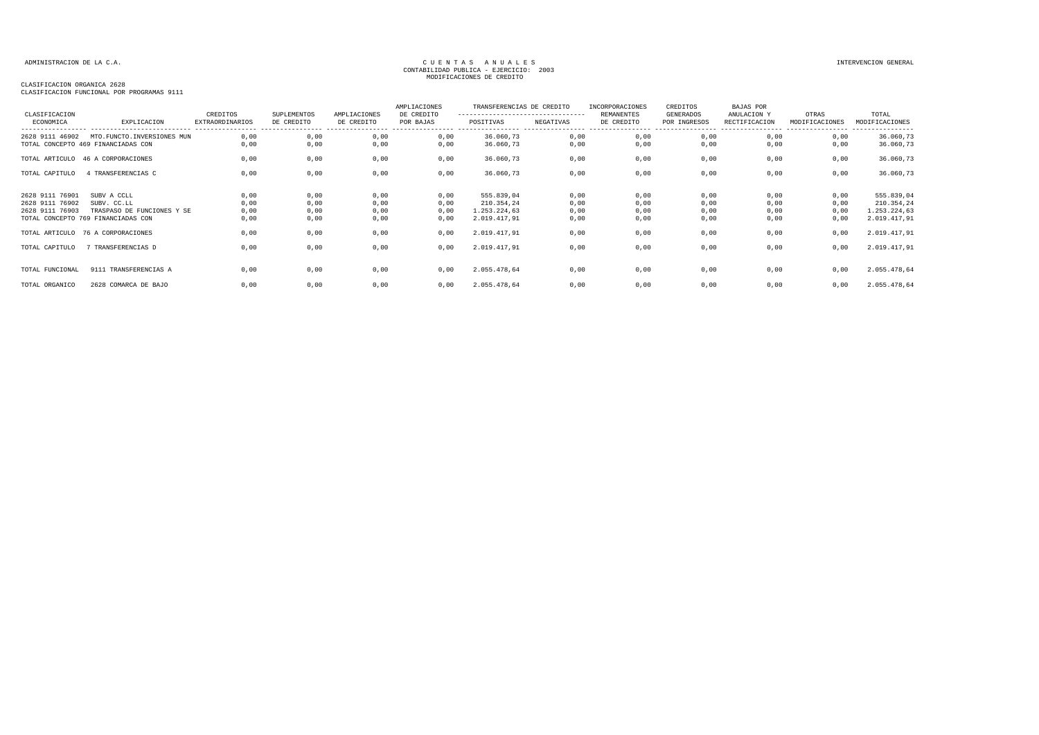ADMINISTRACION DE LA C.A.

CUENTAS ANUALES
CONTABILIDAD PUBLICA - EJERCICIO: 2003
MODIFICACIONES DE CREDITO

INTERVENCION GENERAL

CLASIFICACION ORGANICA 2628
CLASIFICACION FUNCIONAL POR PROGRAMAS 9111

| CLASIFICACION ECONOMICA | EXPLICACION | CREDITOS EXTRAORDINARIOS | SUPLEMENTOS DE CREDITO | AMPLIACIONES DE CREDITO | AMPLIACIONES DE CREDITO POR BAJAS | TRANSFERENCIAS DE CREDITO POSITIVAS | TRANSFERENCIAS DE CREDITO NEGATIVAS | INCORPORACIONES REMANENTES DE CREDITO | CREDITOS GENERADOS POR INGRESOS | BAJAS POR ANULACION Y RECTIFICACION | OTRAS MODIFICACIONES | TOTAL MODIFICACIONES |
|---|---|---|---|---|---|---|---|---|---|---|---|---|
| 2628 9111 46902 | MTO.FUNCTO.INVERSIONES MUN | 0,00 | 0,00 | 0,00 | 0,00 | 36.060,73 | 0,00 | 0,00 | 0,00 | 0,00 | 0,00 | 36.060,73 |
| TOTAL CONCEPTO 469 FINANCIADAS CON | | 0,00 | 0,00 | 0,00 | 0,00 | 36.060,73 | 0,00 | 0,00 | 0,00 | 0,00 | 0,00 | 36.060,73 |
| TOTAL ARTICULO | 46 A CORPORACIONES | 0,00 | 0,00 | 0,00 | 0,00 | 36.060,73 | 0,00 | 0,00 | 0,00 | 0,00 | 0,00 | 36.060,73 |
| TOTAL CAPITULO | 4 TRANSFERENCIAS C | 0,00 | 0,00 | 0,00 | 0,00 | 36.060,73 | 0,00 | 0,00 | 0,00 | 0,00 | 0,00 | 36.060,73 |
| 2628 9111 76901 | SUBV A CCLL | 0,00 | 0,00 | 0,00 | 0,00 | 555.839,04 | 0,00 | 0,00 | 0,00 | 0,00 | 0,00 | 555.839,04 |
| 2628 9111 76902 | SUBV. CC.LL | 0,00 | 0,00 | 0,00 | 0,00 | 210.354,24 | 0,00 | 0,00 | 0,00 | 0,00 | 0,00 | 210.354,24 |
| 2628 9111 76903 | TRASPASO DE FUNCIONES Y SE | 0,00 | 0,00 | 0,00 | 0,00 | 1.253.224,63 | 0,00 | 0,00 | 0,00 | 0,00 | 0,00 | 1.253.224,63 |
| TOTAL CONCEPTO 769 FINANCIADAS CON | | 0,00 | 0,00 | 0,00 | 0,00 | 2.019.417,91 | 0,00 | 0,00 | 0,00 | 0,00 | 0,00 | 2.019.417,91 |
| TOTAL ARTICULO | 76 A CORPORACIONES | 0,00 | 0,00 | 0,00 | 0,00 | 2.019.417,91 | 0,00 | 0,00 | 0,00 | 0,00 | 0,00 | 2.019.417,91 |
| TOTAL CAPITULO | 7 TRANSFERENCIAS D | 0,00 | 0,00 | 0,00 | 0,00 | 2.019.417,91 | 0,00 | 0,00 | 0,00 | 0,00 | 0,00 | 2.019.417,91 |
| TOTAL FUNCIONAL | 9111 TRANSFERENCIAS A | 0,00 | 0,00 | 0,00 | 0,00 | 2.055.478,64 | 0,00 | 0,00 | 0,00 | 0,00 | 0,00 | 2.055.478,64 |
| TOTAL ORGANICO | 2628 COMARCA DE BAJO | 0,00 | 0,00 | 0,00 | 0,00 | 2.055.478,64 | 0,00 | 0,00 | 0,00 | 0,00 | 0,00 | 2.055.478,64 |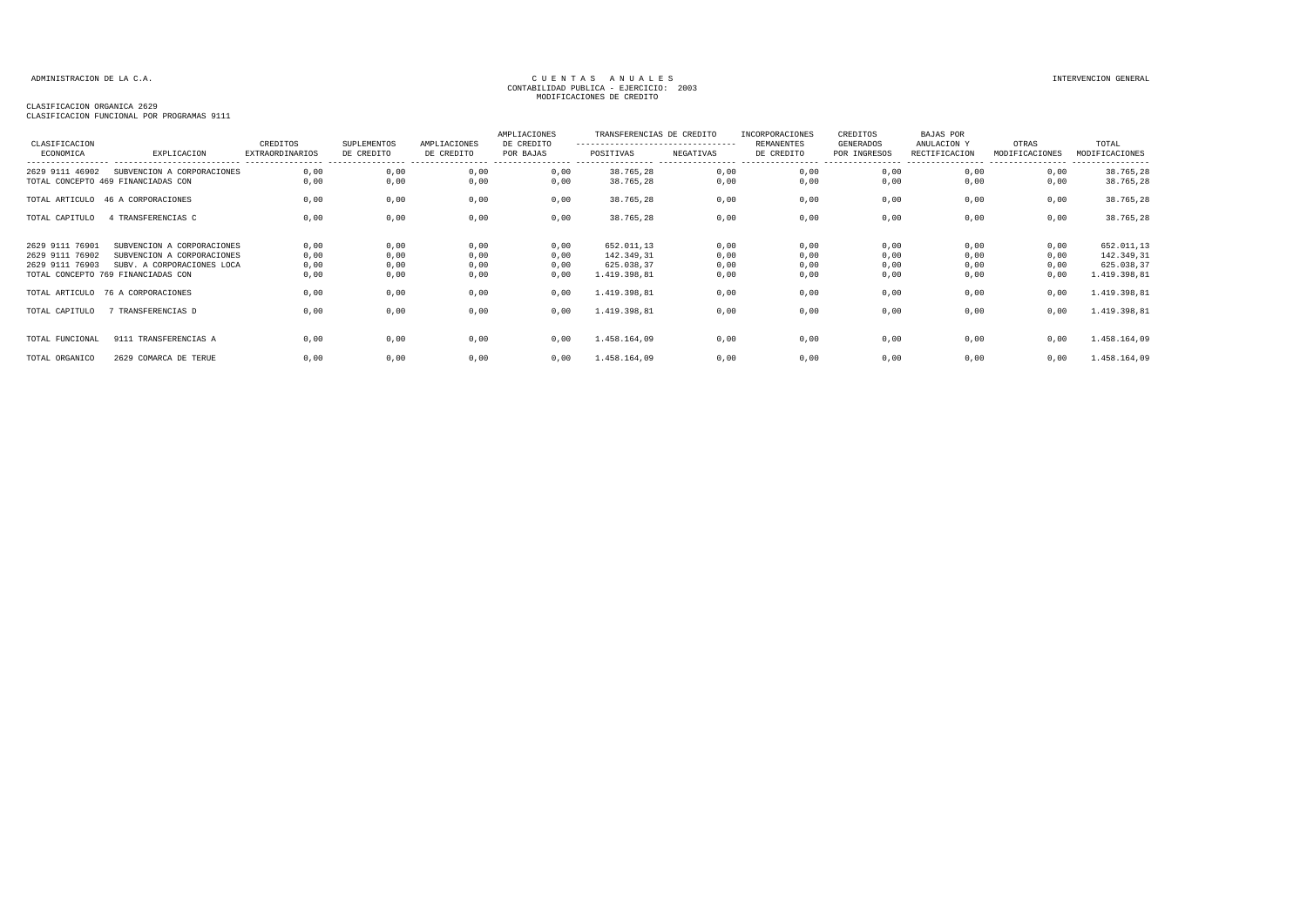ADMINISTRACION DE LA C.A.

C U E N T A S   A N U A L E S
CONTABILIDAD PUBLICA - EJERCICIO: 2003
MODIFICACIONES DE CREDITO

INTERVENCION GENERAL

CLASIFICACION ORGANICA 2629
CLASIFICACION FUNCIONAL POR PROGRAMAS 9111

| CLASIFICACION ECONOMICA | EXPLICACION | CREDITOS EXTRAORDINARIOS | SUPLEMENTOS DE CREDITO | AMPLIACIONES DE CREDITO | AMPLIACIONES DE CREDITO POR BAJAS | TRANSFERENCIAS DE CREDITO POSITIVAS | TRANSFERENCIAS DE CREDITO NEGATIVAS | INCORPORACIONES REMANENTES DE CREDITO | CREDITOS GENERADOS POR INGRESOS | BAJAS POR ANULACION Y RECTIFICACION | OTRAS MODIFICACIONES | TOTAL MODIFICACIONES |
|---|---|---|---|---|---|---|---|---|---|---|---|---|
| 2629 9111 46902 | SUBVENCION A CORPORACIONES | 0,00 | 0,00 | 0,00 | 0,00 | 38.765,28 | 0,00 | 0,00 | 0,00 | 0,00 | 0,00 | 38.765,28 |
| TOTAL CONCEPTO 469 FINANCIADAS CON | | 0,00 | 0,00 | 0,00 | 0,00 | 38.765,28 | 0,00 | 0,00 | 0,00 | 0,00 | 0,00 | 38.765,28 |
| TOTAL ARTICULO | 46 A CORPORACIONES | 0,00 | 0,00 | 0,00 | 0,00 | 38.765,28 | 0,00 | 0,00 | 0,00 | 0,00 | 0,00 | 38.765,28 |
| TOTAL CAPITULO | 4 TRANSFERENCIAS C | 0,00 | 0,00 | 0,00 | 0,00 | 38.765,28 | 0,00 | 0,00 | 0,00 | 0,00 | 0,00 | 38.765,28 |
| 2629 9111 76901 | SUBVENCION A CORPORACIONES | 0,00 | 0,00 | 0,00 | 0,00 | 652.011,13 | 0,00 | 0,00 | 0,00 | 0,00 | 0,00 | 652.011,13 |
| 2629 9111 76902 | SUBVENCION A CORPORACIONES | 0,00 | 0,00 | 0,00 | 0,00 | 142.349,31 | 0,00 | 0,00 | 0,00 | 0,00 | 0,00 | 142.349,31 |
| 2629 9111 76903 | SUBV. A CORPORACIONES LOCA | 0,00 | 0,00 | 0,00 | 0,00 | 625.038,37 | 0,00 | 0,00 | 0,00 | 0,00 | 0,00 | 625.038,37 |
| TOTAL CONCEPTO 769 FINANCIADAS CON | | 0,00 | 0,00 | 0,00 | 0,00 | 1.419.398,81 | 0,00 | 0,00 | 0,00 | 0,00 | 0,00 | 1.419.398,81 |
| TOTAL ARTICULO | 76 A CORPORACIONES | 0,00 | 0,00 | 0,00 | 0,00 | 1.419.398,81 | 0,00 | 0,00 | 0,00 | 0,00 | 0,00 | 1.419.398,81 |
| TOTAL CAPITULO | 7 TRANSFERENCIAS D | 0,00 | 0,00 | 0,00 | 0,00 | 1.419.398,81 | 0,00 | 0,00 | 0,00 | 0,00 | 0,00 | 1.419.398,81 |
| TOTAL FUNCIONAL | 9111 TRANSFERENCIAS A | 0,00 | 0,00 | 0,00 | 0,00 | 1.458.164,09 | 0,00 | 0,00 | 0,00 | 0,00 | 0,00 | 1.458.164,09 |
| TOTAL ORGANICO | 2629 COMARCA DE TERUE | 0,00 | 0,00 | 0,00 | 0,00 | 1.458.164,09 | 0,00 | 0,00 | 0,00 | 0,00 | 0,00 | 1.458.164,09 |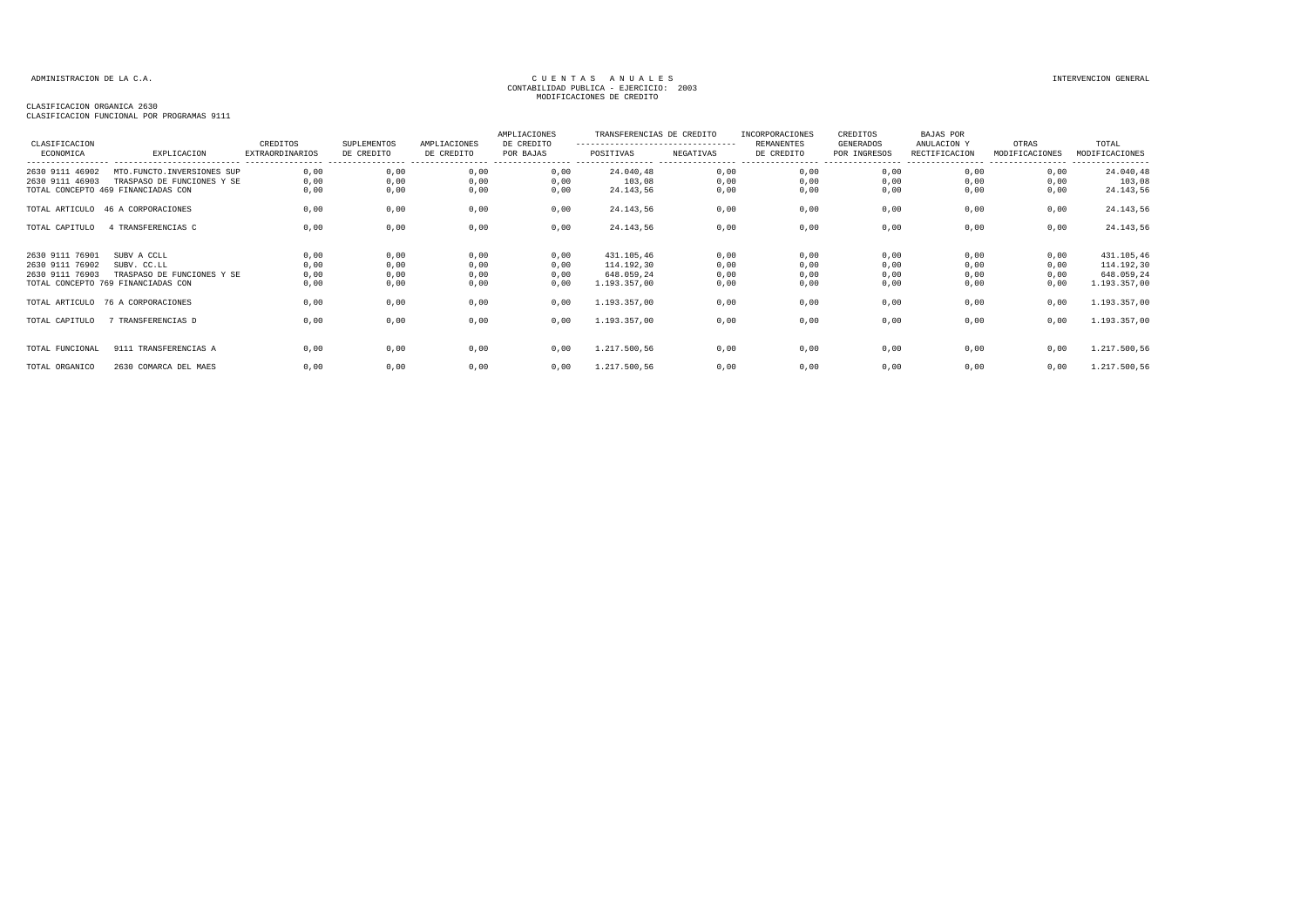ADMINISTRACION DE LA C.A.

CUENTAS ANUALES
CONTABILIDAD PUBLICA - EJERCICIO: 2003
MODIFICACIONES DE CREDITO

INTERVENCION GENERAL

CLASIFICACION ORGANICA 2630
CLASIFICACION FUNCIONAL POR PROGRAMAS 9111

| CLASIFICACION ECONOMICA | EXPLICACION | CREDITOS EXTRAORDINARIOS | SUPLEMENTOS DE CREDITO | AMPLIACIONES DE CREDITO | AMPLIACIONES DE CREDITO POR BAJAS | TRANSFERENCIAS DE CREDITO POSITIVAS | TRANSFERENCIAS DE CREDITO NEGATIVAS | INCORPORACIONES REMANENTES DE CREDITO | CREDITOS GENERADOS POR INGRESOS | BAJAS POR ANULACION Y RECTIFICACION | OTRAS MODIFICACIONES | TOTAL MODIFICACIONES |
|---|---|---|---|---|---|---|---|---|---|---|---|---|
| 2630 9111 46902 | MTO.FUNCTO.INVERSIONES SUP | 0,00 | 0,00 | 0,00 | 0,00 | 24.040,48 | 0,00 | 0,00 | 0,00 | 0,00 | 0,00 | 24.040,48 |
| 2630 9111 46903 | TRASPASO DE FUNCIONES Y SE | 0,00 | 0,00 | 0,00 | 0,00 | 103,08 | 0,00 | 0,00 | 0,00 | 0,00 | 0,00 | 103,08 |
| TOTAL CONCEPTO 469 FINANCIADAS CON | | 0,00 | 0,00 | 0,00 | 0,00 | 24.143,56 | 0,00 | 0,00 | 0,00 | 0,00 | 0,00 | 24.143,56 |
| TOTAL ARTICULO | 46 A CORPORACIONES | 0,00 | 0,00 | 0,00 | 0,00 | 24.143,56 | 0,00 | 0,00 | 0,00 | 0,00 | 0,00 | 24.143,56 |
| TOTAL CAPITULO | 4 TRANSFERENCIAS C | 0,00 | 0,00 | 0,00 | 0,00 | 24.143,56 | 0,00 | 0,00 | 0,00 | 0,00 | 0,00 | 24.143,56 |
| 2630 9111 76901 | SUBV A CCLL | 0,00 | 0,00 | 0,00 | 0,00 | 431.105,46 | 0,00 | 0,00 | 0,00 | 0,00 | 0,00 | 431.105,46 |
| 2630 9111 76902 | SUBV. CC.LL | 0,00 | 0,00 | 0,00 | 0,00 | 114.192,30 | 0,00 | 0,00 | 0,00 | 0,00 | 0,00 | 114.192,30 |
| 2630 9111 76903 | TRASPASO DE FUNCIONES Y SE | 0,00 | 0,00 | 0,00 | 0,00 | 648.059,24 | 0,00 | 0,00 | 0,00 | 0,00 | 0,00 | 648.059,24 |
| TOTAL CONCEPTO 769 FINANCIADAS CON | | 0,00 | 0,00 | 0,00 | 0,00 | 1.193.357,00 | 0,00 | 0,00 | 0,00 | 0,00 | 0,00 | 1.193.357,00 |
| TOTAL ARTICULO | 76 A CORPORACIONES | 0,00 | 0,00 | 0,00 | 0,00 | 1.193.357,00 | 0,00 | 0,00 | 0,00 | 0,00 | 0,00 | 1.193.357,00 |
| TOTAL CAPITULO | 7 TRANSFERENCIAS D | 0,00 | 0,00 | 0,00 | 0,00 | 1.193.357,00 | 0,00 | 0,00 | 0,00 | 0,00 | 0,00 | 1.193.357,00 |
| TOTAL FUNCIONAL | 9111 TRANSFERENCIAS A | 0,00 | 0,00 | 0,00 | 0,00 | 1.217.500,56 | 0,00 | 0,00 | 0,00 | 0,00 | 0,00 | 1.217.500,56 |
| TOTAL ORGANICO | 2630 COMARCA DEL MAES | 0,00 | 0,00 | 0,00 | 0,00 | 1.217.500,56 | 0,00 | 0,00 | 0,00 | 0,00 | 0,00 | 1.217.500,56 |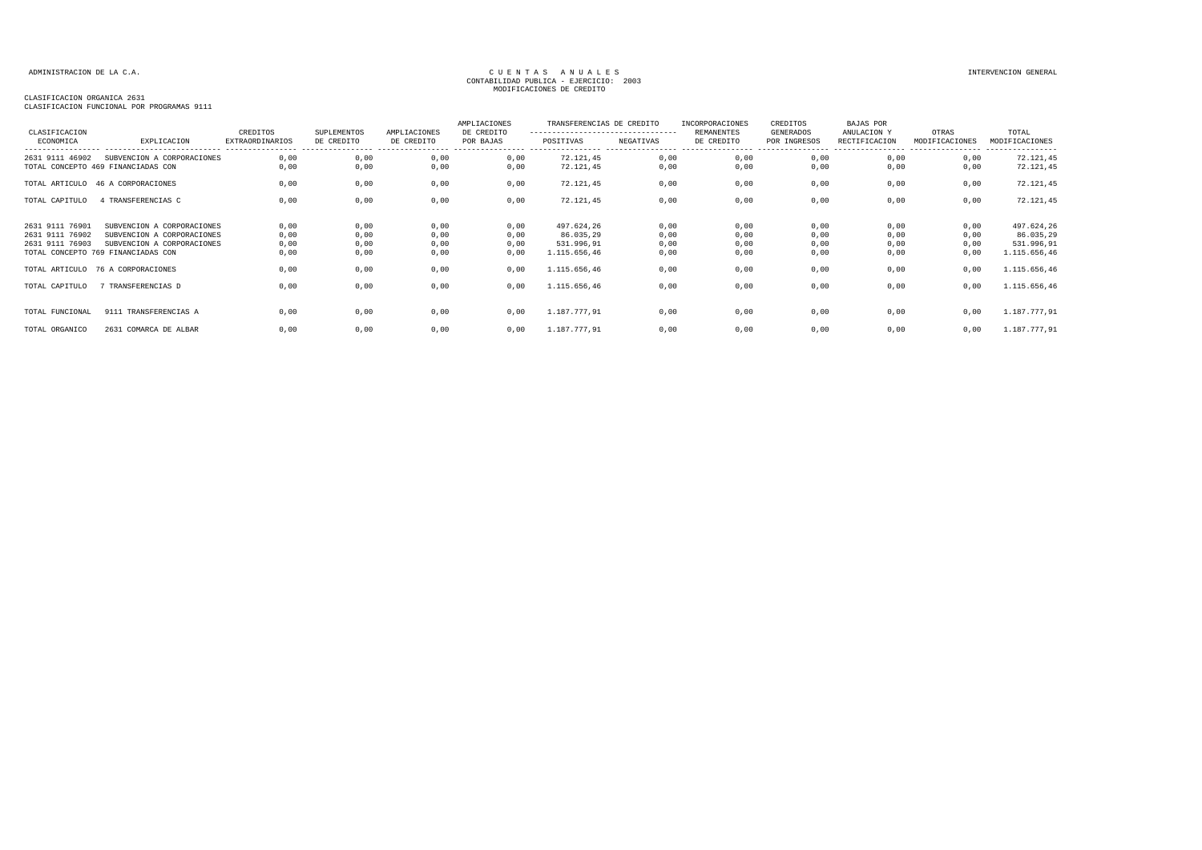ADMINISTRACION DE LA C.A.

CUENTAS ANUALES
CONTABILIDAD PUBLICA - EJERCICIO: 2003
MODIFICACIONES DE CREDITO

INTERVENCION GENERAL

CLASIFICACION ORGANICA 2631
CLASIFICACION FUNCIONAL POR PROGRAMAS 9111

| CLASIFICACION ECONOMICA | EXPLICACION | CREDITOS EXTRAORDINARIOS | SUPLEMENTOS DE CREDITO | AMPLIACIONES DE CREDITO | AMPLIACIONES DE CREDITO POR BAJAS | TRANSFERENCIAS DE CREDITO POSITIVAS | TRANSFERENCIAS DE CREDITO NEGATIVAS | INCORPORACIONES REMANENTES DE CREDITO | CREDITOS GENERADOS POR INGRESOS | BAJAS POR ANULACION Y RECTIFICACION | OTRAS MODIFICACIONES | TOTAL MODIFICACIONES |
|---|---|---|---|---|---|---|---|---|---|---|---|---|
| 2631 9111 46902 | SUBVENCION A CORPORACIONES | 0,00 | 0,00 | 0,00 | 0,00 | 72.121,45 | 0,00 | 0,00 | 0,00 | 0,00 | 0,00 | 72.121,45 |
| TOTAL CONCEPTO 469 FINANCIADAS CON | | 0,00 | 0,00 | 0,00 | 0,00 | 72.121,45 | 0,00 | 0,00 | 0,00 | 0,00 | 0,00 | 72.121,45 |
| TOTAL ARTICULO | 46 A CORPORACIONES | 0,00 | 0,00 | 0,00 | 0,00 | 72.121,45 | 0,00 | 0,00 | 0,00 | 0,00 | 0,00 | 72.121,45 |
| TOTAL CAPITULO | 4 TRANSFERENCIAS C | 0,00 | 0,00 | 0,00 | 0,00 | 72.121,45 | 0,00 | 0,00 | 0,00 | 0,00 | 0,00 | 72.121,45 |
| 2631 9111 76901 | SUBVENCION A CORPORACIONES | 0,00 | 0,00 | 0,00 | 0,00 | 497.624,26 | 0,00 | 0,00 | 0,00 | 0,00 | 0,00 | 497.624,26 |
| 2631 9111 76902 | SUBVENCION A CORPORACIONES | 0,00 | 0,00 | 0,00 | 0,00 | 86.035,29 | 0,00 | 0,00 | 0,00 | 0,00 | 0,00 | 86.035,29 |
| 2631 9111 76903 | SUBVENCION A CORPORACIONES | 0,00 | 0,00 | 0,00 | 0,00 | 531.996,91 | 0,00 | 0,00 | 0,00 | 0,00 | 0,00 | 531.996,91 |
| TOTAL CONCEPTO 769 FINANCIADAS CON | | 0,00 | 0,00 | 0,00 | 0,00 | 1.115.656,46 | 0,00 | 0,00 | 0,00 | 0,00 | 0,00 | 1.115.656,46 |
| TOTAL ARTICULO | 76 A CORPORACIONES | 0,00 | 0,00 | 0,00 | 0,00 | 1.115.656,46 | 0,00 | 0,00 | 0,00 | 0,00 | 0,00 | 1.115.656,46 |
| TOTAL CAPITULO | 7 TRANSFERENCIAS D | 0,00 | 0,00 | 0,00 | 0,00 | 1.115.656,46 | 0,00 | 0,00 | 0,00 | 0,00 | 0,00 | 1.115.656,46 |
| TOTAL FUNCIONAL | 9111 TRANSFERENCIAS A | 0,00 | 0,00 | 0,00 | 0,00 | 1.187.777,91 | 0,00 | 0,00 | 0,00 | 0,00 | 0,00 | 1.187.777,91 |
| TOTAL ORGANICO | 2631 COMARCA DE ALBAR | 0,00 | 0,00 | 0,00 | 0,00 | 1.187.777,91 | 0,00 | 0,00 | 0,00 | 0,00 | 0,00 | 1.187.777,91 |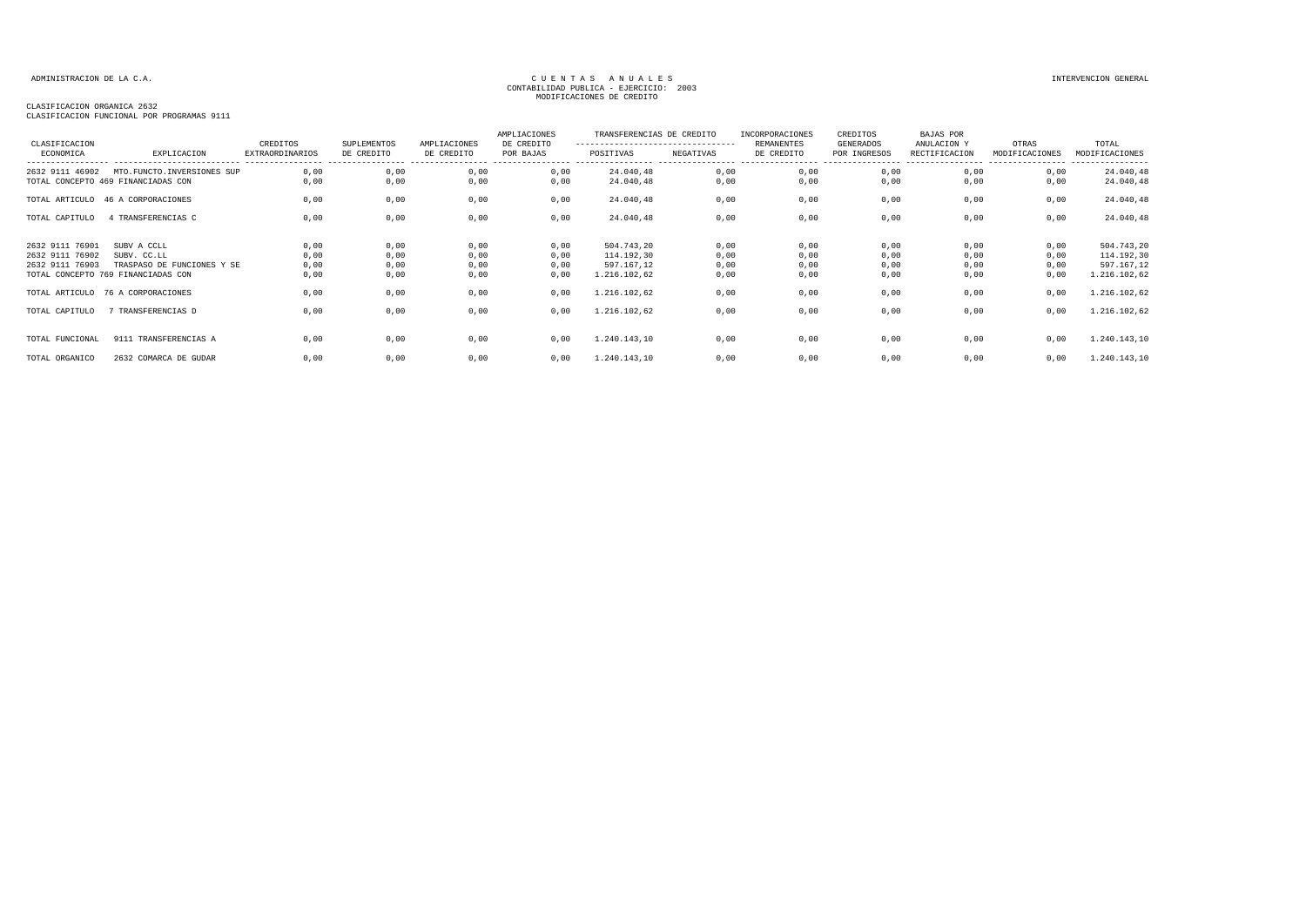ADMINISTRACION DE LA C.A.

CUENTAS ANUALES
CONTABILIDAD PUBLICA - EJERCICIO: 2003
MODIFICACIONES DE CREDITO

INTERVENCION GENERAL

CLASIFICACION ORGANICA 2632
CLASIFICACION FUNCIONAL POR PROGRAMAS 9111

| CLASIFICACION ECONOMICA | EXPLICACION | CREDITOS EXTRAORDINARIOS | SUPLEMENTOS DE CREDITO | AMPLIACIONES DE CREDITO | AMPLIACIONES DE CREDITO POR BAJAS | TRANSFERENCIAS DE CREDITO POSITIVAS | TRANSFERENCIAS DE CREDITO NEGATIVAS | INCORPORACIONES REMANENTES DE CREDITO | CREDITOS GENERADOS POR INGRESOS | BAJAS POR ANULACION Y RECTIFICACION | OTRAS MODIFICACIONES | TOTAL MODIFICACIONES |
|---|---|---|---|---|---|---|---|---|---|---|---|---|
| 2632 9111 46902 | MTO.FUNCTO.INVERSIONES SUP | 0,00 | 0,00 | 0,00 | 0,00 | 24.040,48 | 0,00 | 0,00 | 0,00 | 0,00 | 0,00 | 24.040,48 |
| TOTAL CONCEPTO 469 FINANCIADAS CON | | 0,00 | 0,00 | 0,00 | 0,00 | 24.040,48 | 0,00 | 0,00 | 0,00 | 0,00 | 0,00 | 24.040,48 |
| TOTAL ARTICULO | 46 A CORPORACIONES | 0,00 | 0,00 | 0,00 | 0,00 | 24.040,48 | 0,00 | 0,00 | 0,00 | 0,00 | 0,00 | 24.040,48 |
| TOTAL CAPITULO | 4 TRANSFERENCIAS C | 0,00 | 0,00 | 0,00 | 0,00 | 24.040,48 | 0,00 | 0,00 | 0,00 | 0,00 | 0,00 | 24.040,48 |
| 2632 9111 76901 | SUBV A CCLL | 0,00 | 0,00 | 0,00 | 0,00 | 504.743,20 | 0,00 | 0,00 | 0,00 | 0,00 | 0,00 | 504.743,20 |
| 2632 9111 76902 | SUBV. CC.LL | 0,00 | 0,00 | 0,00 | 0,00 | 114.192,30 | 0,00 | 0,00 | 0,00 | 0,00 | 0,00 | 114.192,30 |
| 2632 9111 76903 | TRASPASO DE FUNCIONES Y SE | 0,00 | 0,00 | 0,00 | 0,00 | 597.167,12 | 0,00 | 0,00 | 0,00 | 0,00 | 0,00 | 597.167,12 |
| TOTAL CONCEPTO 769 FINANCIADAS CON | | 0,00 | 0,00 | 0,00 | 0,00 | 1.216.102,62 | 0,00 | 0,00 | 0,00 | 0,00 | 0,00 | 1.216.102,62 |
| TOTAL ARTICULO | 76 A CORPORACIONES | 0,00 | 0,00 | 0,00 | 0,00 | 1.216.102,62 | 0,00 | 0,00 | 0,00 | 0,00 | 0,00 | 1.216.102,62 |
| TOTAL CAPITULO | 7 TRANSFERENCIAS D | 0,00 | 0,00 | 0,00 | 0,00 | 1.216.102,62 | 0,00 | 0,00 | 0,00 | 0,00 | 0,00 | 1.216.102,62 |
| TOTAL FUNCIONAL | 9111 TRANSFERENCIAS A | 0,00 | 0,00 | 0,00 | 0,00 | 1.240.143,10 | 0,00 | 0,00 | 0,00 | 0,00 | 0,00 | 1.240.143,10 |
| TOTAL ORGANICO | 2632 COMARCA DE GUDAR | 0,00 | 0,00 | 0,00 | 0,00 | 1.240.143,10 | 0,00 | 0,00 | 0,00 | 0,00 | 0,00 | 1.240.143,10 |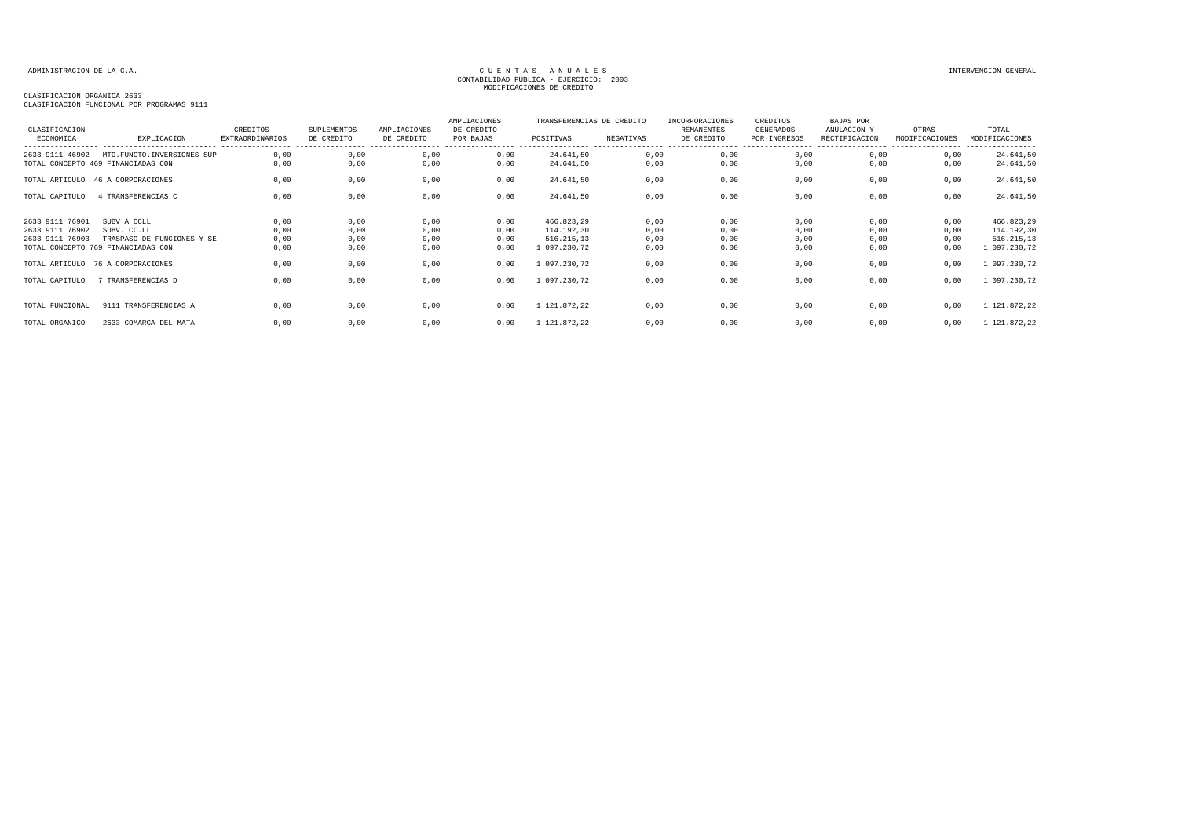ADMINISTRACION DE LA C.A.

CUENTAS ANUALES
CONTABILIDAD PUBLICA - EJERCICIO: 2003
MODIFICACIONES DE CREDITO

INTERVENCION GENERAL

CLASIFICACION ORGANICA 2633
CLASIFICACION FUNCIONAL POR PROGRAMAS 9111

| CLASIFICACION ECONOMICA | EXPLICACION | CREDITOS EXTRAORDINARIOS | SUPLEMENTOS DE CREDITO | AMPLIACIONES DE CREDITO | AMPLIACIONES DE CREDITO POR BAJAS | TRANSFERENCIAS DE CREDITO POSITIVAS | TRANSFERENCIAS DE CREDITO NEGATIVAS | INCORPORACIONES REMANENTES DE CREDITO | CREDITOS GENERADOS POR INGRESOS | BAJAS POR ANULACION Y RECTIFICACION | OTRAS MODIFICACIONES | TOTAL MODIFICACIONES |
|---|---|---|---|---|---|---|---|---|---|---|---|---|
| 2633 9111 46902 | MTO.FUNCTO.INVERSIONES SUP | 0,00 | 0,00 | 0,00 | 0,00 | 24.641,50 | 0,00 | 0,00 | 0,00 | 0,00 | 0,00 | 24.641,50 |
| TOTAL CONCEPTO 469 FINANCIADAS CON | | 0,00 | 0,00 | 0,00 | 0,00 | 24.641,50 | 0,00 | 0,00 | 0,00 | 0,00 | 0,00 | 24.641,50 |
| TOTAL ARTICULO | 46 A CORPORACIONES | 0,00 | 0,00 | 0,00 | 0,00 | 24.641,50 | 0,00 | 0,00 | 0,00 | 0,00 | 0,00 | 24.641,50 |
| TOTAL CAPITULO | 4 TRANSFERENCIAS C | 0,00 | 0,00 | 0,00 | 0,00 | 24.641,50 | 0,00 | 0,00 | 0,00 | 0,00 | 0,00 | 24.641,50 |
| 2633 9111 76901 | SUBV A CCLL | 0,00 | 0,00 | 0,00 | 0,00 | 466.823,29 | 0,00 | 0,00 | 0,00 | 0,00 | 0,00 | 466.823,29 |
| 2633 9111 76902 | SUBV. CC.LL | 0,00 | 0,00 | 0,00 | 0,00 | 114.192,30 | 0,00 | 0,00 | 0,00 | 0,00 | 0,00 | 114.192,30 |
| 2633 9111 76903 | TRASPASO DE FUNCIONES Y SE | 0,00 | 0,00 | 0,00 | 0,00 | 516.215,13 | 0,00 | 0,00 | 0,00 | 0,00 | 0,00 | 516.215,13 |
| TOTAL CONCEPTO 769 FINANCIADAS CON | | 0,00 | 0,00 | 0,00 | 0,00 | 1.097.230,72 | 0,00 | 0,00 | 0,00 | 0,00 | 0,00 | 1.097.230,72 |
| TOTAL ARTICULO | 76 A CORPORACIONES | 0,00 | 0,00 | 0,00 | 0,00 | 1.097.230,72 | 0,00 | 0,00 | 0,00 | 0,00 | 0,00 | 1.097.230,72 |
| TOTAL CAPITULO | 7 TRANSFERENCIAS D | 0,00 | 0,00 | 0,00 | 0,00 | 1.097.230,72 | 0,00 | 0,00 | 0,00 | 0,00 | 0,00 | 1.097.230,72 |
| TOTAL FUNCIONAL | 9111 TRANSFERENCIAS A | 0,00 | 0,00 | 0,00 | 0,00 | 1.121.872,22 | 0,00 | 0,00 | 0,00 | 0,00 | 0,00 | 1.121.872,22 |
| TOTAL ORGANICO | 2633 COMARCA DEL MATA | 0,00 | 0,00 | 0,00 | 0,00 | 1.121.872,22 | 0,00 | 0,00 | 0,00 | 0,00 | 0,00 | 1.121.872,22 |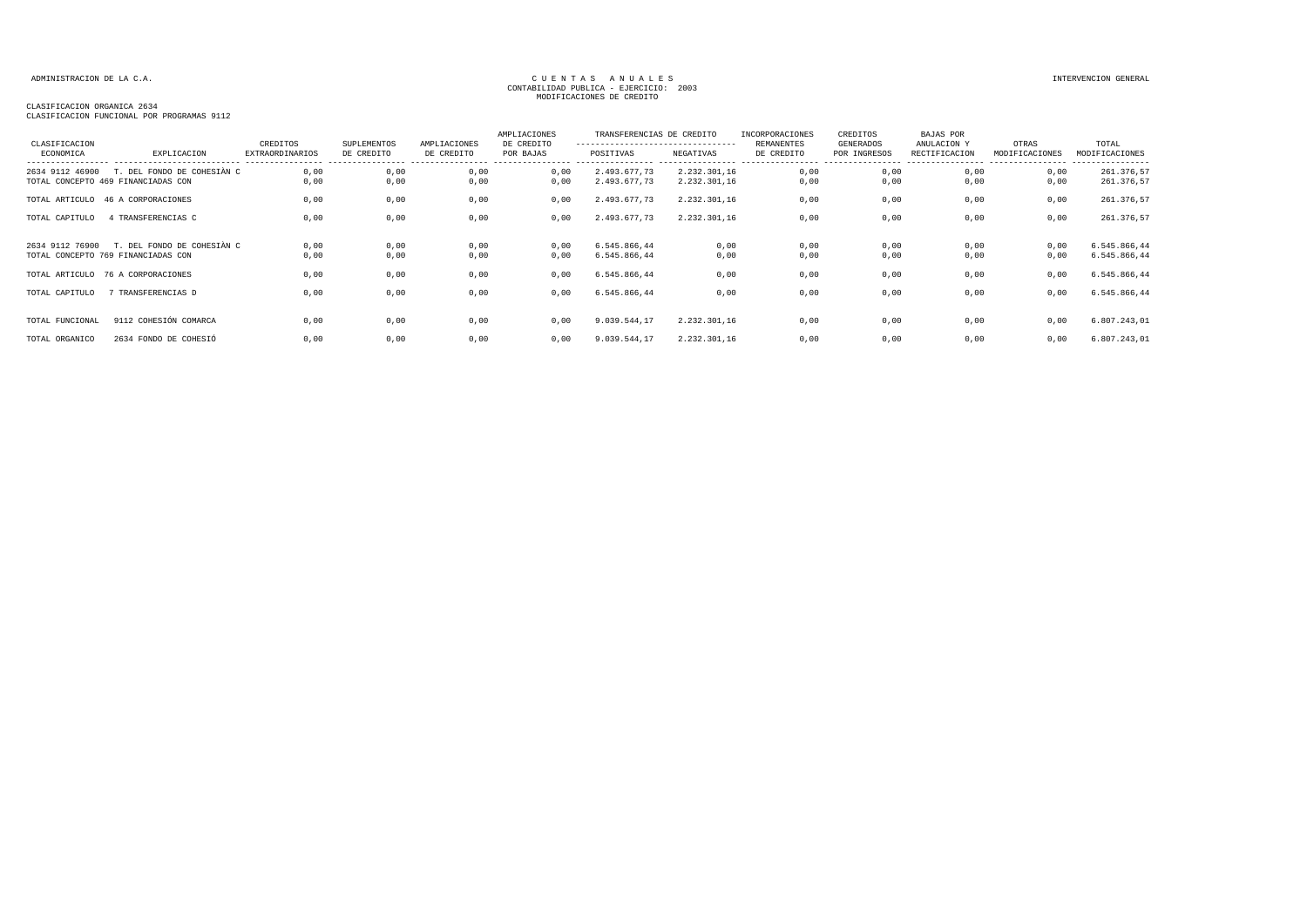ADMINISTRACION DE LA C.A.

CUENTAS ANUALES
CONTABILIDAD PUBLICA - EJERCICIO: 2003
MODIFICACIONES DE CREDITO

INTERVENCION GENERAL

CLASIFICACION ORGANICA 2634
CLASIFICACION FUNCIONAL POR PROGRAMAS 9112

| CLASIFICACION ECONOMICA | EXPLICACION | CREDITOS EXTRAORDINARIOS | SUPLEMENTOS DE CREDITO | AMPLIACIONES DE CREDITO | AMPLIACIONES DE CREDITO POR BAJAS | TRANSFERENCIAS DE CREDITO POSITIVAS | TRANSFERENCIAS DE CREDITO NEGATIVAS | INCORPORACIONES REMANENTES DE CREDITO | CREDITOS GENERADOS POR INGRESOS | BAJAS POR ANULACION Y RECTIFICACION | OTRAS MODIFICACIONES | TOTAL MODIFICACIONES |
|---|---|---|---|---|---|---|---|---|---|---|---|---|
| 2634 9112 46900 | T. DEL FONDO DE COHESIÀN C | 0,00 | 0,00 | 0,00 | 0,00 | 2.493.677,73 | 2.232.301,16 | 0,00 | 0,00 | 0,00 | 0,00 | 261.376,57 |
| TOTAL CONCEPTO 469 FINANCIADAS CON | | 0,00 | 0,00 | 0,00 | 0,00 | 2.493.677,73 | 2.232.301,16 | 0,00 | 0,00 | 0,00 | 0,00 | 261.376,57 |
| TOTAL ARTICULO | 46 A CORPORACIONES | 0,00 | 0,00 | 0,00 | 0,00 | 2.493.677,73 | 2.232.301,16 | 0,00 | 0,00 | 0,00 | 0,00 | 261.376,57 |
| TOTAL CAPITULO | 4 TRANSFERENCIAS C | 0,00 | 0,00 | 0,00 | 0,00 | 2.493.677,73 | 2.232.301,16 | 0,00 | 0,00 | 0,00 | 0,00 | 261.376,57 |
| 2634 9112 76900 | T. DEL FONDO DE COHESIÀN C | 0,00 | 0,00 | 0,00 | 0,00 | 6.545.866,44 | 0,00 | 0,00 | 0,00 | 0,00 | 0,00 | 6.545.866,44 |
| TOTAL CONCEPTO 769 FINANCIADAS CON | | 0,00 | 0,00 | 0,00 | 0,00 | 6.545.866,44 | 0,00 | 0,00 | 0,00 | 0,00 | 0,00 | 6.545.866,44 |
| TOTAL ARTICULO | 76 A CORPORACIONES | 0,00 | 0,00 | 0,00 | 0,00 | 6.545.866,44 | 0,00 | 0,00 | 0,00 | 0,00 | 0,00 | 6.545.866,44 |
| TOTAL CAPITULO | 7 TRANSFERENCIAS D | 0,00 | 0,00 | 0,00 | 0,00 | 6.545.866,44 | 0,00 | 0,00 | 0,00 | 0,00 | 0,00 | 6.545.866,44 |
| TOTAL FUNCIONAL | 9112 COHESIÓN COMARCA | 0,00 | 0,00 | 0,00 | 0,00 | 9.039.544,17 | 2.232.301,16 | 0,00 | 0,00 | 0,00 | 0,00 | 6.807.243,01 |
| TOTAL ORGANICO | 2634 FONDO DE COHESIÓ | 0,00 | 0,00 | 0,00 | 0,00 | 9.039.544,17 | 2.232.301,16 | 0,00 | 0,00 | 0,00 | 0,00 | 6.807.243,01 |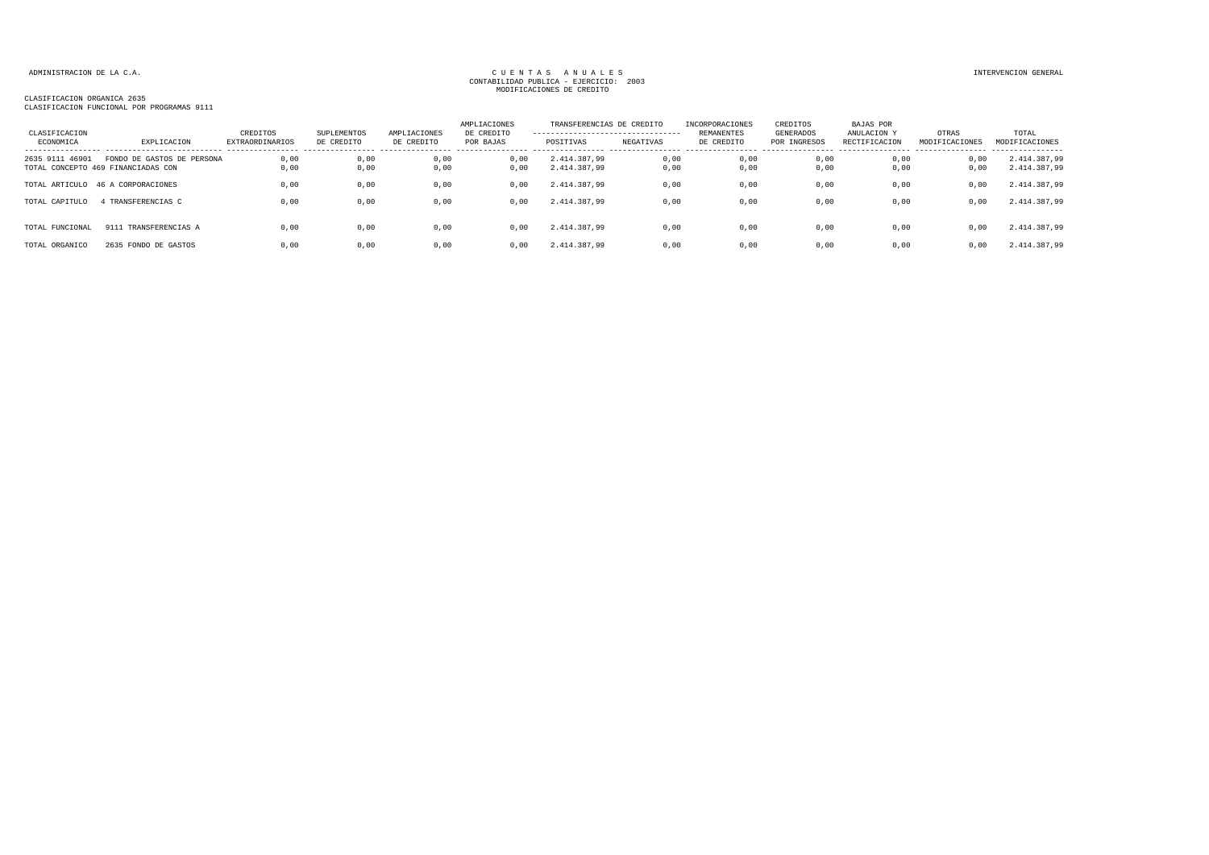ADMINISTRACION DE LA C.A.

CUENTAS ANUALES
CONTABILIDAD PUBLICA - EJERCICIO: 2003
MODIFICACIONES DE CREDITO

INTERVENCION GENERAL

CLASIFICACION ORGANICA 2635
CLASIFICACION FUNCIONAL POR PROGRAMAS 9111

| CLASIFICACION ECONOMICA | EXPLICACION | CREDITOS EXTRAORDINARIOS | SUPLEMENTOS DE CREDITO | AMPLIACIONES DE CREDITO | AMPLIACIONES DE CREDITO POR BAJAS | TRANSFERENCIAS DE CREDITO POSITIVAS | TRANSFERENCIAS DE CREDITO NEGATIVAS | INCORPORACIONES REMANENTES DE CREDITO | CREDITOS GENERADOS POR INGRESOS | BAJAS POR ANULACION Y RECTIFICACION | OTRAS MODIFICACIONES | TOTAL MODIFICACIONES |
|---|---|---|---|---|---|---|---|---|---|---|---|---|
| 2635 9111 46901 | FONDO DE GASTOS DE PERSONA | 0,00 | 0,00 | 0,00 | 0,00 | 2.414.387,99 | 0,00 | 0,00 | 0,00 | 0,00 | 0,00 | 2.414.387,99 |
| TOTAL CONCEPTO 469 | FINANCIADAS CON | 0,00 | 0,00 | 0,00 | 0,00 | 2.414.387,99 | 0,00 | 0,00 | 0,00 | 0,00 | 0,00 | 2.414.387,99 |
| TOTAL ARTICULO | 46 A CORPORACIONES | 0,00 | 0,00 | 0,00 | 0,00 | 2.414.387,99 | 0,00 | 0,00 | 0,00 | 0,00 | 0,00 | 2.414.387,99 |
| TOTAL CAPITULO | 4 TRANSFERENCIAS C | 0,00 | 0,00 | 0,00 | 0,00 | 2.414.387,99 | 0,00 | 0,00 | 0,00 | 0,00 | 0,00 | 2.414.387,99 |
| TOTAL FUNCIONAL | 9111 TRANSFERENCIAS A | 0,00 | 0,00 | 0,00 | 0,00 | 2.414.387,99 | 0,00 | 0,00 | 0,00 | 0,00 | 0,00 | 2.414.387,99 |
| TOTAL ORGANICO | 2635 FONDO DE GASTOS | 0,00 | 0,00 | 0,00 | 0,00 | 2.414.387,99 | 0,00 | 0,00 | 0,00 | 0,00 | 0,00 | 2.414.387,99 |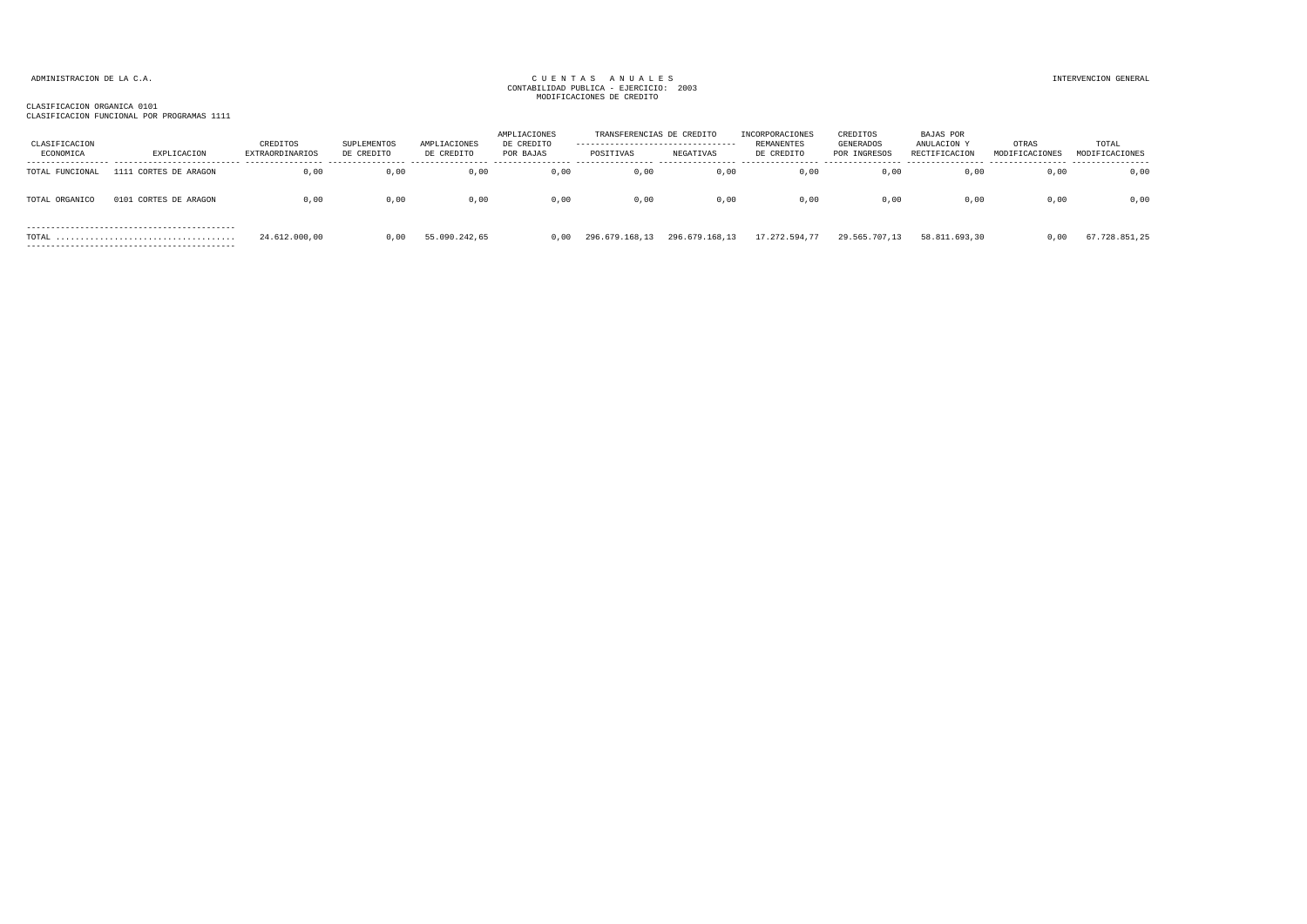ADMINISTRACION DE LA C.A.

CUENTAS ANUALES
CONTABILIDAD PUBLICA - EJERCICIO: 2003
MODIFICACIONES DE CREDITO

INTERVENCION GENERAL

CLASIFICACION ORGANICA 0101
CLASIFICACION FUNCIONAL POR PROGRAMAS 1111

| CLASIFICACION ECONOMICA | EXPLICACION | CREDITOS EXTRAORDINARIOS | SUPLEMENTOS DE CREDITO | AMPLIACIONES DE CREDITO | AMPLIACIONES DE CREDITO POR BAJAS | TRANSFERENCIAS DE CREDITO POSITIVAS | TRANSFERENCIAS DE CREDITO NEGATIVAS | INCORPORACIONES REMANENTES DE CREDITO | CREDITOS GENERADOS POR INGRESOS | BAJAS POR ANULACION Y RECTIFICACION | OTRAS MODIFICACIONES | TOTAL MODIFICACIONES |
|---|---|---|---|---|---|---|---|---|---|---|---|---|
| TOTAL FUNCIONAL | 1111 CORTES DE ARAGON | 0,00 | 0,00 | 0,00 | 0,00 | 0,00 | 0,00 | 0,00 | 0,00 | 0,00 | 0,00 | 0,00 |
| TOTAL ORGANICO | 0101 CORTES DE ARAGON | 0,00 | 0,00 | 0,00 | 0,00 | 0,00 | 0,00 | 0,00 | 0,00 | 0,00 | 0,00 | 0,00 |
| TOTAL ..................................... | | 24.612.000,00 | 0,00 | 55.090.242,65 | 0,00 | 296.679.168,13 | 296.679.168,13 | 17.272.594,77 | 29.565.707,13 | 58.811.693,30 | 0,00 | 67.728.851,25 |